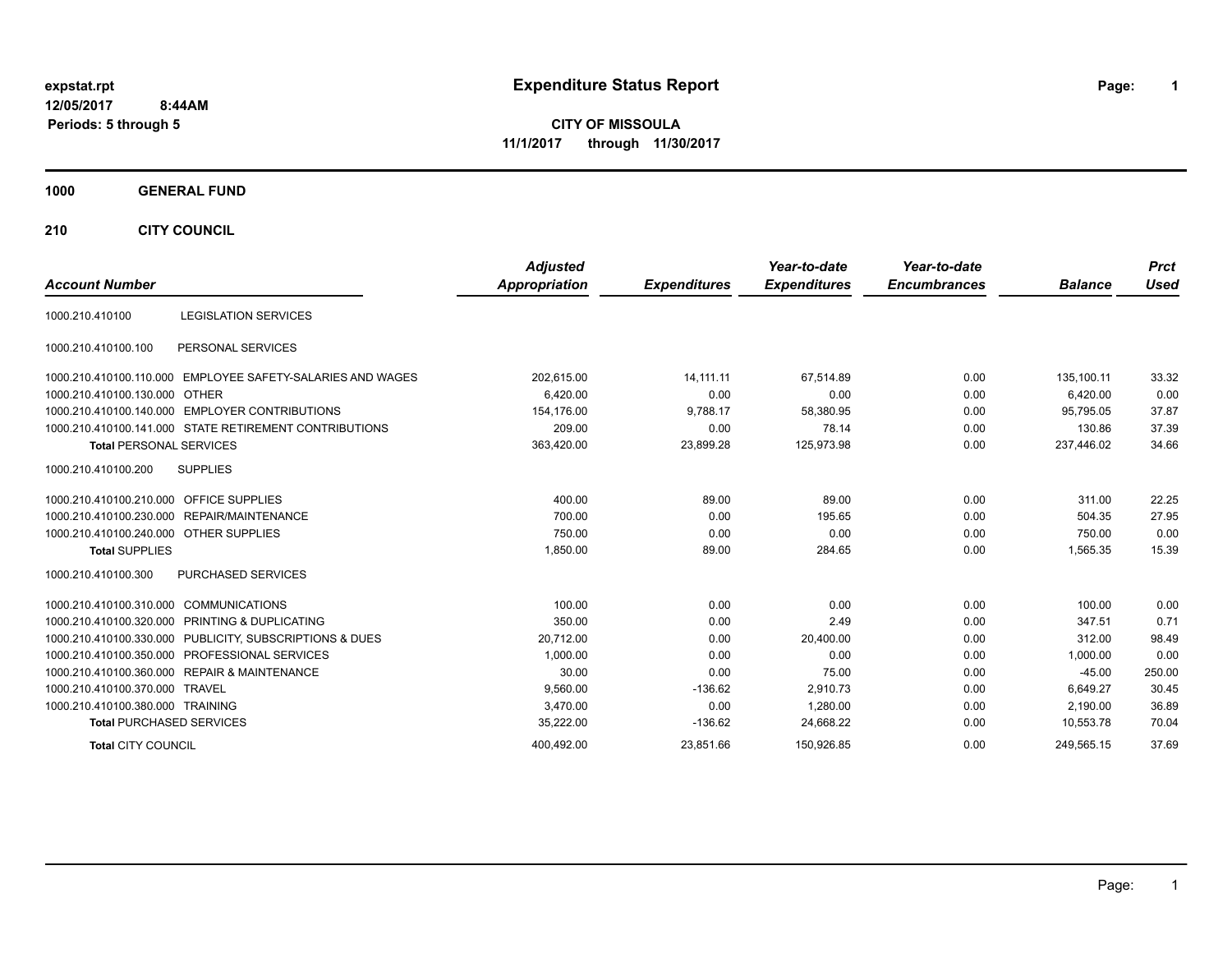expstat.rpt
12/05/2017 8:44AM
Periods: 5 through 5

# Expenditure Status Report

**CITY OF MISSOULA**
**11/1/2017 through 11/30/2017**

**1000 GENERAL FUND**

**210 CITY COUNCIL**

| Account Number | | Adjusted Appropriation | Expenditures | Year-to-date Expenditures | Year-to-date Encumbrances | Balance | Prct Used |
|---|---|---|---|---|---|---|---|
| 1000.210.410100 | LEGISLATION SERVICES | | | | | | |
| 1000.210.410100.100 | PERSONAL SERVICES | | | | | | |
| 1000.210.410100.110.000 | EMPLOYEE SAFETY-SALARIES AND WAGES | 202,615.00 | 14,111.11 | 67,514.89 | 0.00 | 135,100.11 | 33.32 |
| 1000.210.410100.130.000 | OTHER | 6,420.00 | 0.00 | 0.00 | 0.00 | 6,420.00 | 0.00 |
| 1000.210.410100.140.000 | EMPLOYER CONTRIBUTIONS | 154,176.00 | 9,788.17 | 58,380.95 | 0.00 | 95,795.05 | 37.87 |
| 1000.210.410100.141.000 | STATE RETIREMENT CONTRIBUTIONS | 209.00 | 0.00 | 78.14 | 0.00 | 130.86 | 37.39 |
| **Total** PERSONAL SERVICES | | 363,420.00 | 23,899.28 | 125,973.98 | 0.00 | 237,446.02 | 34.66 |
| 1000.210.410100.200 | SUPPLIES | | | | | | |
| 1000.210.410100.210.000 | OFFICE SUPPLIES | 400.00 | 89.00 | 89.00 | 0.00 | 311.00 | 22.25 |
| 1000.210.410100.230.000 | REPAIR/MAINTENANCE | 700.00 | 0.00 | 195.65 | 0.00 | 504.35 | 27.95 |
| 1000.210.410100.240.000 | OTHER SUPPLIES | 750.00 | 0.00 | 0.00 | 0.00 | 750.00 | 0.00 |
| **Total** SUPPLIES | | 1,850.00 | 89.00 | 284.65 | 0.00 | 1,565.35 | 15.39 |
| 1000.210.410100.300 | PURCHASED SERVICES | | | | | | |
| 1000.210.410100.310.000 | COMMUNICATIONS | 100.00 | 0.00 | 0.00 | 0.00 | 100.00 | 0.00 |
| 1000.210.410100.320.000 | PRINTING & DUPLICATING | 350.00 | 0.00 | 2.49 | 0.00 | 347.51 | 0.71 |
| 1000.210.410100.330.000 | PUBLICITY, SUBSCRIPTIONS & DUES | 20,712.00 | 0.00 | 20,400.00 | 0.00 | 312.00 | 98.49 |
| 1000.210.410100.350.000 | PROFESSIONAL SERVICES | 1,000.00 | 0.00 | 0.00 | 0.00 | 1,000.00 | 0.00 |
| 1000.210.410100.360.000 | REPAIR & MAINTENANCE | 30.00 | 0.00 | 75.00 | 0.00 | -45.00 | 250.00 |
| 1000.210.410100.370.000 | TRAVEL | 9,560.00 | -136.62 | 2,910.73 | 0.00 | 6,649.27 | 30.45 |
| 1000.210.410100.380.000 | TRAINING | 3,470.00 | 0.00 | 1,280.00 | 0.00 | 2,190.00 | 36.89 |
| **Total** PURCHASED SERVICES | | 35,222.00 | -136.62 | 24,668.22 | 0.00 | 10,553.78 | 70.04 |
| **Total** CITY COUNCIL | | 400,492.00 | 23,851.66 | 150,926.85 | 0.00 | 249,565.15 | 37.69 |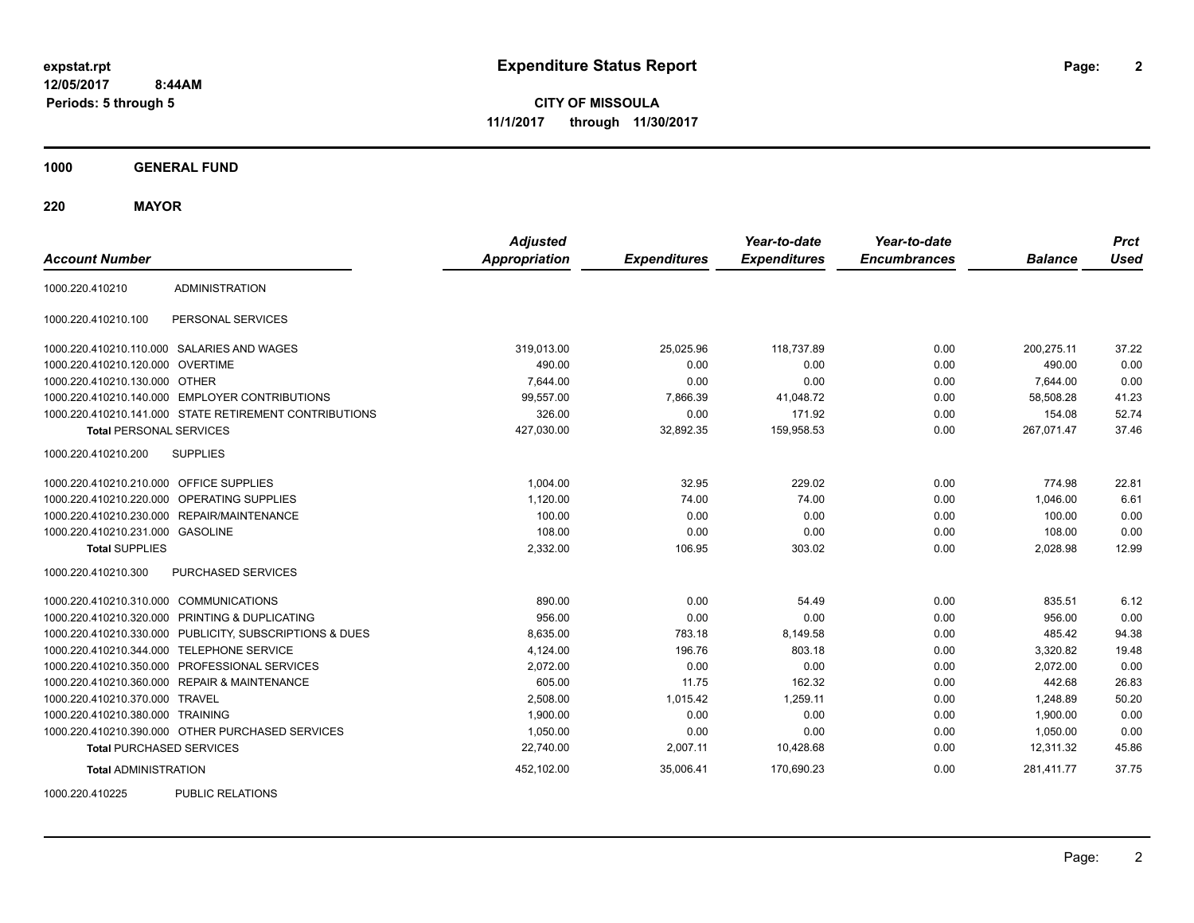**expstat.rpt**
**12/05/2017 8:44AM**
**Periods: 5 through 5**

# Expenditure Status Report

**CITY OF MISSOULA**
**11/1/2017 through 11/30/2017**

**1000 GENERAL FUND**

**220 MAYOR**

| Account Number | | Adjusted Appropriation | Expenditures | Year-to-date Expenditures | Year-to-date Encumbrances | Balance | Prct Used |
|---|---|---|---|---|---|---|---|
| 1000.220.410210 | ADMINISTRATION | | | | | | |
| 1000.220.410210.100 | PERSONAL SERVICES | | | | | | |
| 1000.220.410210.110.000 | SALARIES AND WAGES | 319,013.00 | 25,025.96 | 118,737.89 | 0.00 | 200,275.11 | 37.22 |
| 1000.220.410210.120.000 | OVERTIME | 490.00 | 0.00 | 0.00 | 0.00 | 490.00 | 0.00 |
| 1000.220.410210.130.000 | OTHER | 7,644.00 | 0.00 | 0.00 | 0.00 | 7,644.00 | 0.00 |
| 1000.220.410210.140.000 | EMPLOYER CONTRIBUTIONS | 99,557.00 | 7,866.39 | 41,048.72 | 0.00 | 58,508.28 | 41.23 |
| 1000.220.410210.141.000 | STATE RETIREMENT CONTRIBUTIONS | 326.00 | 0.00 | 171.92 | 0.00 | 154.08 | 52.74 |
| **Total** PERSONAL SERVICES | | 427,030.00 | 32,892.35 | 159,958.53 | 0.00 | 267,071.47 | 37.46 |
| 1000.220.410210.200 | SUPPLIES | | | | | | |
| 1000.220.410210.210.000 | OFFICE SUPPLIES | 1,004.00 | 32.95 | 229.02 | 0.00 | 774.98 | 22.81 |
| 1000.220.410210.220.000 | OPERATING SUPPLIES | 1,120.00 | 74.00 | 74.00 | 0.00 | 1,046.00 | 6.61 |
| 1000.220.410210.230.000 | REPAIR/MAINTENANCE | 100.00 | 0.00 | 0.00 | 0.00 | 100.00 | 0.00 |
| 1000.220.410210.231.000 | GASOLINE | 108.00 | 0.00 | 0.00 | 0.00 | 108.00 | 0.00 |
| **Total** SUPPLIES | | 2,332.00 | 106.95 | 303.02 | 0.00 | 2,028.98 | 12.99 |
| 1000.220.410210.300 | PURCHASED SERVICES | | | | | | |
| 1000.220.410210.310.000 | COMMUNICATIONS | 890.00 | 0.00 | 54.49 | 0.00 | 835.51 | 6.12 |
| 1000.220.410210.320.000 | PRINTING & DUPLICATING | 956.00 | 0.00 | 0.00 | 0.00 | 956.00 | 0.00 |
| 1000.220.410210.330.000 | PUBLICITY, SUBSCRIPTIONS & DUES | 8,635.00 | 783.18 | 8,149.58 | 0.00 | 485.42 | 94.38 |
| 1000.220.410210.344.000 | TELEPHONE SERVICE | 4,124.00 | 196.76 | 803.18 | 0.00 | 3,320.82 | 19.48 |
| 1000.220.410210.350.000 | PROFESSIONAL SERVICES | 2,072.00 | 0.00 | 0.00 | 0.00 | 2,072.00 | 0.00 |
| 1000.220.410210.360.000 | REPAIR & MAINTENANCE | 605.00 | 11.75 | 162.32 | 0.00 | 442.68 | 26.83 |
| 1000.220.410210.370.000 | TRAVEL | 2,508.00 | 1,015.42 | 1,259.11 | 0.00 | 1,248.89 | 50.20 |
| 1000.220.410210.380.000 | TRAINING | 1,900.00 | 0.00 | 0.00 | 0.00 | 1,900.00 | 0.00 |
| 1000.220.410210.390.000 | OTHER PURCHASED SERVICES | 1,050.00 | 0.00 | 0.00 | 0.00 | 1,050.00 | 0.00 |
| **Total** PURCHASED SERVICES | | 22,740.00 | 2,007.11 | 10,428.68 | 0.00 | 12,311.32 | 45.86 |
| **Total** ADMINISTRATION | | 452,102.00 | 35,006.41 | 170,690.23 | 0.00 | 281,411.77 | 37.75 |
| 1000.220.410225 | PUBLIC RELATIONS | | | | | | |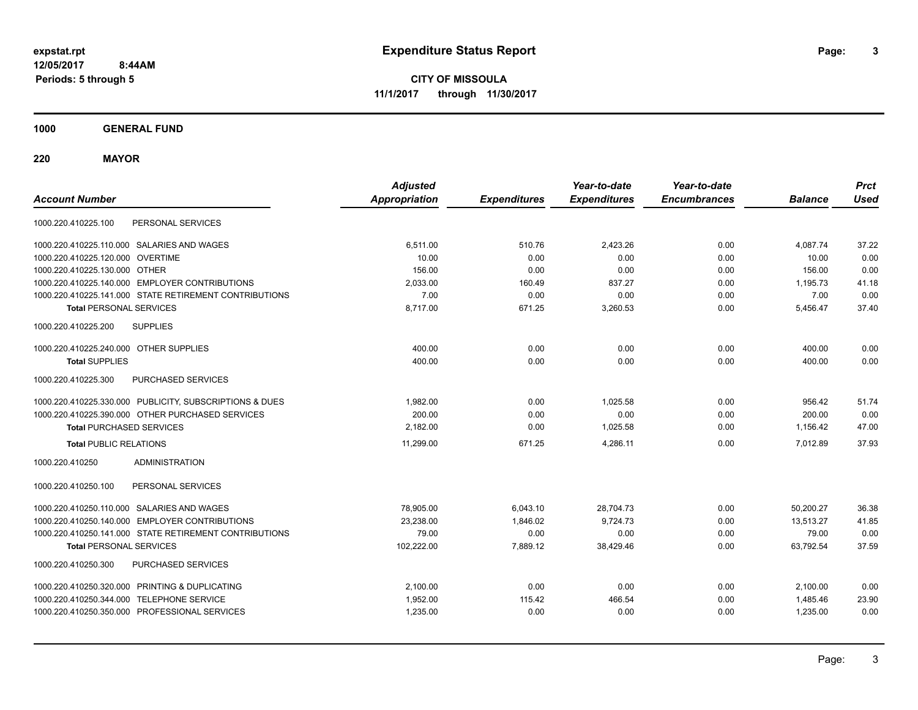# Expenditure Status Report

expstat.rpt
12/05/2017 8:44AM
Periods: 5 through 5

**CITY OF MISSOULA**
**11/1/2017 through 11/30/2017**

**1000 GENERAL FUND**

**220 MAYOR**

| Account Number | | Adjusted Appropriation | Expenditures | Year-to-date Expenditures | Year-to-date Encumbrances | Balance | Prct Used |
|---|---|---|---|---|---|---|---|
| 1000.220.410225.100 | PERSONAL SERVICES | | | | | | |
| 1000.220.410225.110.000 | SALARIES AND WAGES | 6,511.00 | 510.76 | 2,423.26 | 0.00 | 4,087.74 | 37.22 |
| 1000.220.410225.120.000 | OVERTIME | 10.00 | 0.00 | 0.00 | 0.00 | 10.00 | 0.00 |
| 1000.220.410225.130.000 | OTHER | 156.00 | 0.00 | 0.00 | 0.00 | 156.00 | 0.00 |
| 1000.220.410225.140.000 | EMPLOYER CONTRIBUTIONS | 2,033.00 | 160.49 | 837.27 | 0.00 | 1,195.73 | 41.18 |
| 1000.220.410225.141.000 | STATE RETIREMENT CONTRIBUTIONS | 7.00 | 0.00 | 0.00 | 0.00 | 7.00 | 0.00 |
| **Total** PERSONAL SERVICES | | 8,717.00 | 671.25 | 3,260.53 | 0.00 | 5,456.47 | 37.40 |
| 1000.220.410225.200 | SUPPLIES | | | | | | |
| 1000.220.410225.240.000 | OTHER SUPPLIES | 400.00 | 0.00 | 0.00 | 0.00 | 400.00 | 0.00 |
| **Total** SUPPLIES | | 400.00 | 0.00 | 0.00 | 0.00 | 400.00 | 0.00 |
| 1000.220.410225.300 | PURCHASED SERVICES | | | | | | |
| 1000.220.410225.330.000 | PUBLICITY, SUBSCRIPTIONS & DUES | 1,982.00 | 0.00 | 1,025.58 | 0.00 | 956.42 | 51.74 |
| 1000.220.410225.390.000 | OTHER PURCHASED SERVICES | 200.00 | 0.00 | 0.00 | 0.00 | 200.00 | 0.00 |
| **Total** PURCHASED SERVICES | | 2,182.00 | 0.00 | 1,025.58 | 0.00 | 1,156.42 | 47.00 |
| **Total** PUBLIC RELATIONS | | 11,299.00 | 671.25 | 4,286.11 | 0.00 | 7,012.89 | 37.93 |
| 1000.220.410250 | ADMINISTRATION | | | | | | |
| 1000.220.410250.100 | PERSONAL SERVICES | | | | | | |
| 1000.220.410250.110.000 | SALARIES AND WAGES | 78,905.00 | 6,043.10 | 28,704.73 | 0.00 | 50,200.27 | 36.38 |
| 1000.220.410250.140.000 | EMPLOYER CONTRIBUTIONS | 23,238.00 | 1,846.02 | 9,724.73 | 0.00 | 13,513.27 | 41.85 |
| 1000.220.410250.141.000 | STATE RETIREMENT CONTRIBUTIONS | 79.00 | 0.00 | 0.00 | 0.00 | 79.00 | 0.00 |
| **Total** PERSONAL SERVICES | | 102,222.00 | 7,889.12 | 38,429.46 | 0.00 | 63,792.54 | 37.59 |
| 1000.220.410250.300 | PURCHASED SERVICES | | | | | | |
| 1000.220.410250.320.000 | PRINTING & DUPLICATING | 2,100.00 | 0.00 | 0.00 | 0.00 | 2,100.00 | 0.00 |
| 1000.220.410250.344.000 | TELEPHONE SERVICE | 1,952.00 | 115.42 | 466.54 | 0.00 | 1,485.46 | 23.90 |
| 1000.220.410250.350.000 | PROFESSIONAL SERVICES | 1,235.00 | 0.00 | 0.00 | 0.00 | 1,235.00 | 0.00 |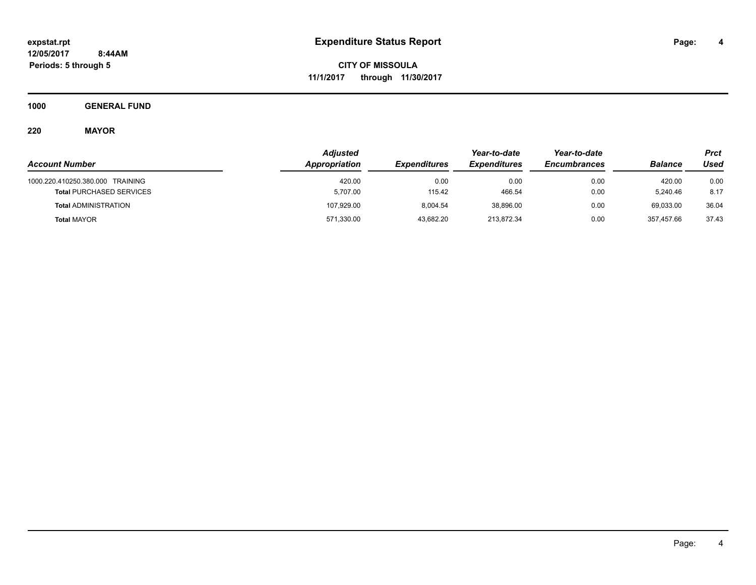# Expenditure Status Report

expstat.rpt
12/05/2017 8:44AM
Periods: 5 through 5

**CITY OF MISSOULA**
**11/1/2017 through 11/30/2017**

**1000 GENERAL FUND**

**220 MAYOR**

| Account Number | Adjusted Appropriation | Expenditures | Year-to-date Expenditures | Year-to-date Encumbrances | Balance | Prct Used |
|---|---|---|---|---|---|---|
| 1000.220.410250.380.000 TRAINING | 420.00 | 0.00 | 0.00 | 0.00 | 420.00 | 0.00 |
| **Total** PURCHASED SERVICES | 5,707.00 | 115.42 | 466.54 | 0.00 | 5,240.46 | 8.17 |
| **Total** ADMINISTRATION | 107,929.00 | 8,004.54 | 38,896.00 | 0.00 | 69,033.00 | 36.04 |
| **Total** MAYOR | 571,330.00 | 43,682.20 | 213,872.34 | 0.00 | 357,457.66 | 37.43 |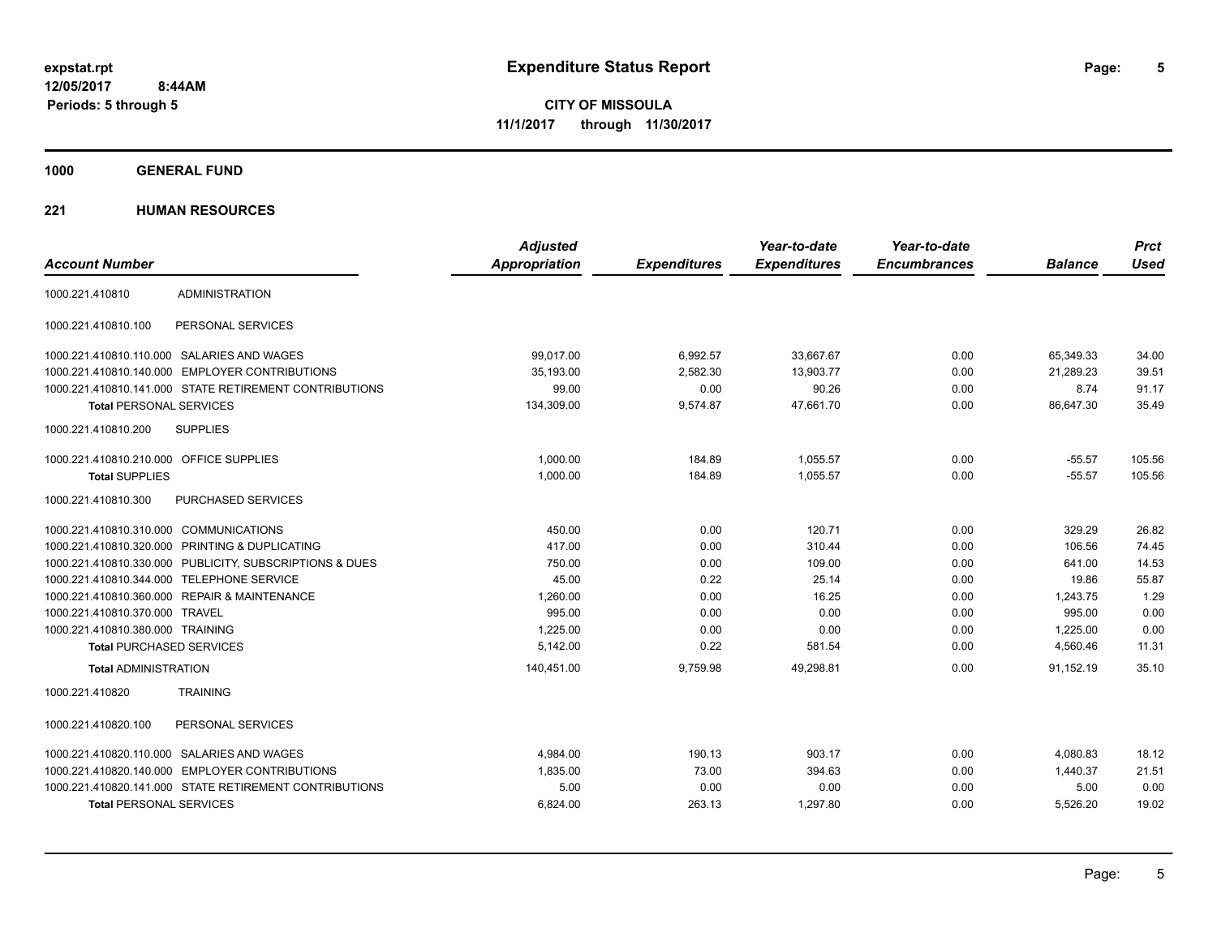**CITY OF MISSOULA**

**11/1/2017 through 11/30/2017**

**1000 GENERAL FUND**

**221 HUMAN RESOURCES**

| Account Number | | Adjusted Appropriation | Expenditures | Year-to-date Expenditures | Year-to-date Encumbrances | Balance | Prct Used |
|---|---|---|---|---|---|---|---|
| 1000.221.410810 | ADMINISTRATION | | | | | | |
| 1000.221.410810.100 | PERSONAL SERVICES | | | | | | |
| 1000.221.410810.110.000 | SALARIES AND WAGES | 99,017.00 | 6,992.57 | 33,667.67 | 0.00 | 65,349.33 | 34.00 |
| 1000.221.410810.140.000 | EMPLOYER CONTRIBUTIONS | 35,193.00 | 2,582.30 | 13,903.77 | 0.00 | 21,289.23 | 39.51 |
| 1000.221.410810.141.000 | STATE RETIREMENT CONTRIBUTIONS | 99.00 | 0.00 | 90.26 | 0.00 | 8.74 | 91.17 |
| **Total** PERSONAL SERVICES | | 134,309.00 | 9,574.87 | 47,661.70 | 0.00 | 86,647.30 | 35.49 |
| 1000.221.410810.200 | SUPPLIES | | | | | | |
| 1000.221.410810.210.000 | OFFICE SUPPLIES | 1,000.00 | 184.89 | 1,055.57 | 0.00 | -55.57 | 105.56 |
| **Total** SUPPLIES | | 1,000.00 | 184.89 | 1,055.57 | 0.00 | -55.57 | 105.56 |
| 1000.221.410810.300 | PURCHASED SERVICES | | | | | | |
| 1000.221.410810.310.000 | COMMUNICATIONS | 450.00 | 0.00 | 120.71 | 0.00 | 329.29 | 26.82 |
| 1000.221.410810.320.000 | PRINTING & DUPLICATING | 417.00 | 0.00 | 310.44 | 0.00 | 106.56 | 74.45 |
| 1000.221.410810.330.000 | PUBLICITY, SUBSCRIPTIONS & DUES | 750.00 | 0.00 | 109.00 | 0.00 | 641.00 | 14.53 |
| 1000.221.410810.344.000 | TELEPHONE SERVICE | 45.00 | 0.22 | 25.14 | 0.00 | 19.86 | 55.87 |
| 1000.221.410810.360.000 | REPAIR & MAINTENANCE | 1,260.00 | 0.00 | 16.25 | 0.00 | 1,243.75 | 1.29 |
| 1000.221.410810.370.000 | TRAVEL | 995.00 | 0.00 | 0.00 | 0.00 | 995.00 | 0.00 |
| 1000.221.410810.380.000 | TRAINING | 1,225.00 | 0.00 | 0.00 | 0.00 | 1,225.00 | 0.00 |
| **Total** PURCHASED SERVICES | | 5,142.00 | 0.22 | 581.54 | 0.00 | 4,560.46 | 11.31 |
| **Total** ADMINISTRATION | | 140,451.00 | 9,759.98 | 49,298.81 | 0.00 | 91,152.19 | 35.10 |
| 1000.221.410820 | TRAINING | | | | | | |
| 1000.221.410820.100 | PERSONAL SERVICES | | | | | | |
| 1000.221.410820.110.000 | SALARIES AND WAGES | 4,984.00 | 190.13 | 903.17 | 0.00 | 4,080.83 | 18.12 |
| 1000.221.410820.140.000 | EMPLOYER CONTRIBUTIONS | 1,835.00 | 73.00 | 394.63 | 0.00 | 1,440.37 | 21.51 |
| 1000.221.410820.141.000 | STATE RETIREMENT CONTRIBUTIONS | 5.00 | 0.00 | 0.00 | 0.00 | 5.00 | 0.00 |
| **Total** PERSONAL SERVICES | | 6,824.00 | 263.13 | 1,297.80 | 0.00 | 5,526.20 | 19.02 |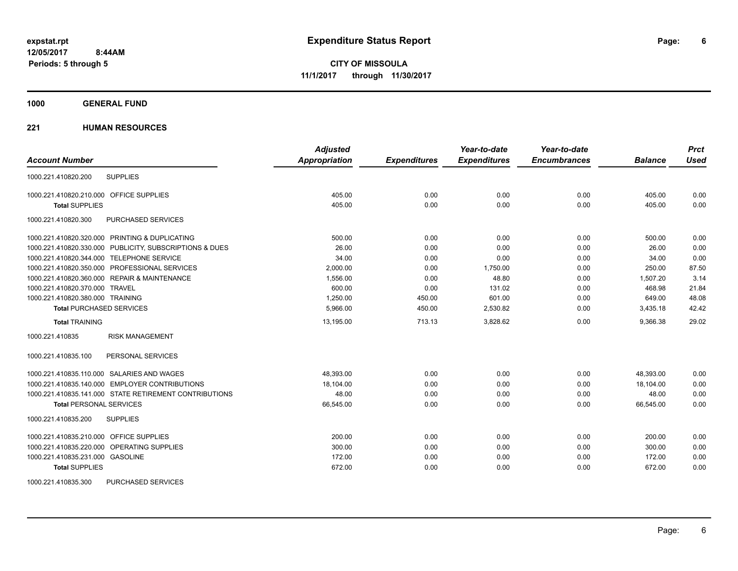# Expenditure Status Report

expstat.rpt
12/05/2017 8:44AM
Periods: 5 through 5

**CITY OF MISSOULA**
**11/1/2017 through 11/30/2017**

## 1000 GENERAL FUND

### 221 HUMAN RESOURCES

| Account Number | Adjusted Appropriation | Expenditures | Year-to-date Expenditures | Year-to-date Encumbrances | Balance | Prct Used |
|---|---|---|---|---|---|---|
| 1000.221.410820.200 SUPPLIES | | | | | | |
| 1000.221.410820.210.000 OFFICE SUPPLIES | 405.00 | 0.00 | 0.00 | 0.00 | 405.00 | 0.00 |
| **Total** SUPPLIES | 405.00 | 0.00 | 0.00 | 0.00 | 405.00 | 0.00 |
| 1000.221.410820.300 PURCHASED SERVICES | | | | | | |
| 1000.221.410820.320.000 PRINTING & DUPLICATING | 500.00 | 0.00 | 0.00 | 0.00 | 500.00 | 0.00 |
| 1000.221.410820.330.000 PUBLICITY, SUBSCRIPTIONS & DUES | 26.00 | 0.00 | 0.00 | 0.00 | 26.00 | 0.00 |
| 1000.221.410820.344.000 TELEPHONE SERVICE | 34.00 | 0.00 | 0.00 | 0.00 | 34.00 | 0.00 |
| 1000.221.410820.350.000 PROFESSIONAL SERVICES | 2,000.00 | 0.00 | 1,750.00 | 0.00 | 250.00 | 87.50 |
| 1000.221.410820.360.000 REPAIR & MAINTENANCE | 1,556.00 | 0.00 | 48.80 | 0.00 | 1,507.20 | 3.14 |
| 1000.221.410820.370.000 TRAVEL | 600.00 | 0.00 | 131.02 | 0.00 | 468.98 | 21.84 |
| 1000.221.410820.380.000 TRAINING | 1,250.00 | 450.00 | 601.00 | 0.00 | 649.00 | 48.08 |
| **Total** PURCHASED SERVICES | 5,966.00 | 450.00 | 2,530.82 | 0.00 | 3,435.18 | 42.42 |
| **Total** TRAINING | 13,195.00 | 713.13 | 3,828.62 | 0.00 | 9,366.38 | 29.02 |
| 1000.221.410835 RISK MANAGEMENT | | | | | | |
| 1000.221.410835.100 PERSONAL SERVICES | | | | | | |
| 1000.221.410835.110.000 SALARIES AND WAGES | 48,393.00 | 0.00 | 0.00 | 0.00 | 48,393.00 | 0.00 |
| 1000.221.410835.140.000 EMPLOYER CONTRIBUTIONS | 18,104.00 | 0.00 | 0.00 | 0.00 | 18,104.00 | 0.00 |
| 1000.221.410835.141.000 STATE RETIREMENT CONTRIBUTIONS | 48.00 | 0.00 | 0.00 | 0.00 | 48.00 | 0.00 |
| **Total** PERSONAL SERVICES | 66,545.00 | 0.00 | 0.00 | 0.00 | 66,545.00 | 0.00 |
| 1000.221.410835.200 SUPPLIES | | | | | | |
| 1000.221.410835.210.000 OFFICE SUPPLIES | 200.00 | 0.00 | 0.00 | 0.00 | 200.00 | 0.00 |
| 1000.221.410835.220.000 OPERATING SUPPLIES | 300.00 | 0.00 | 0.00 | 0.00 | 300.00 | 0.00 |
| 1000.221.410835.231.000 GASOLINE | 172.00 | 0.00 | 0.00 | 0.00 | 172.00 | 0.00 |
| **Total** SUPPLIES | 672.00 | 0.00 | 0.00 | 0.00 | 672.00 | 0.00 |
| 1000.221.410835.300 PURCHASED SERVICES | | | | | | |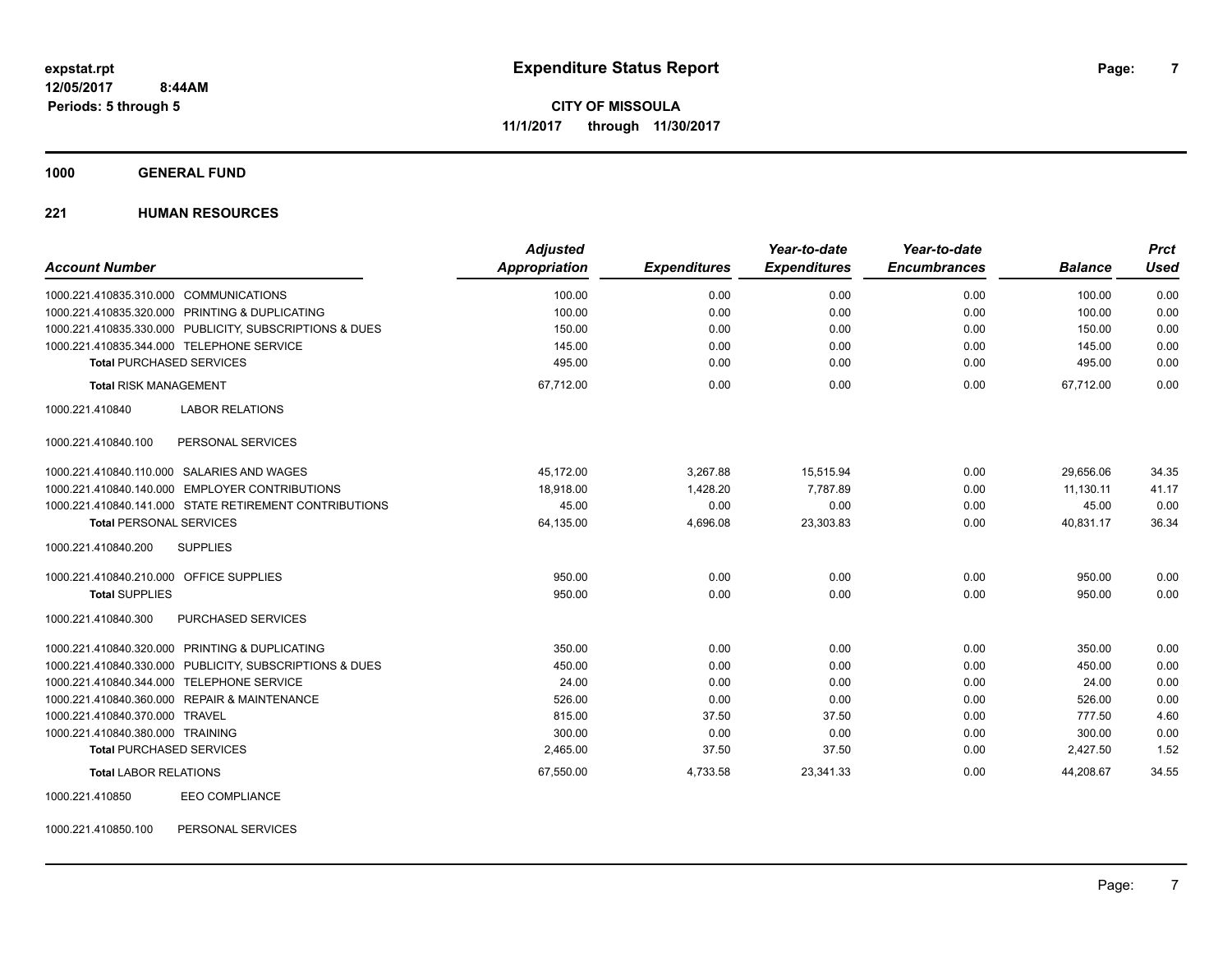**expstat.rpt**
**12/05/2017 8:44AM**
**Periods: 5 through 5**

# Expenditure Status Report

**CITY OF MISSOULA**
**11/1/2017 through 11/30/2017**

## 1000 GENERAL FUND

### 221 HUMAN RESOURCES

| Account Number | Adjusted Appropriation | Expenditures | Year-to-date Expenditures | Year-to-date Encumbrances | Balance | Prct Used |
|---|---|---|---|---|---|---|
| 1000.221.410835.310.000 COMMUNICATIONS | 100.00 | 0.00 | 0.00 | 0.00 | 100.00 | 0.00 |
| 1000.221.410835.320.000 PRINTING & DUPLICATING | 100.00 | 0.00 | 0.00 | 0.00 | 100.00 | 0.00 |
| 1000.221.410835.330.000 PUBLICITY, SUBSCRIPTIONS & DUES | 150.00 | 0.00 | 0.00 | 0.00 | 150.00 | 0.00 |
| 1000.221.410835.344.000 TELEPHONE SERVICE | 145.00 | 0.00 | 0.00 | 0.00 | 145.00 | 0.00 |
| **Total** PURCHASED SERVICES | 495.00 | 0.00 | 0.00 | 0.00 | 495.00 | 0.00 |
| **Total** RISK MANAGEMENT | 67,712.00 | 0.00 | 0.00 | 0.00 | 67,712.00 | 0.00 |
| 1000.221.410840 LABOR RELATIONS | | | | | | |
| 1000.221.410840.100 PERSONAL SERVICES | | | | | | |
| 1000.221.410840.110.000 SALARIES AND WAGES | 45,172.00 | 3,267.88 | 15,515.94 | 0.00 | 29,656.06 | 34.35 |
| 1000.221.410840.140.000 EMPLOYER CONTRIBUTIONS | 18,918.00 | 1,428.20 | 7,787.89 | 0.00 | 11,130.11 | 41.17 |
| 1000.221.410840.141.000 STATE RETIREMENT CONTRIBUTIONS | 45.00 | 0.00 | 0.00 | 0.00 | 45.00 | 0.00 |
| **Total** PERSONAL SERVICES | 64,135.00 | 4,696.08 | 23,303.83 | 0.00 | 40,831.17 | 36.34 |
| 1000.221.410840.200 SUPPLIES | | | | | | |
| 1000.221.410840.210.000 OFFICE SUPPLIES | 950.00 | 0.00 | 0.00 | 0.00 | 950.00 | 0.00 |
| **Total** SUPPLIES | 950.00 | 0.00 | 0.00 | 0.00 | 950.00 | 0.00 |
| 1000.221.410840.300 PURCHASED SERVICES | | | | | | |
| 1000.221.410840.320.000 PRINTING & DUPLICATING | 350.00 | 0.00 | 0.00 | 0.00 | 350.00 | 0.00 |
| 1000.221.410840.330.000 PUBLICITY, SUBSCRIPTIONS & DUES | 450.00 | 0.00 | 0.00 | 0.00 | 450.00 | 0.00 |
| 1000.221.410840.344.000 TELEPHONE SERVICE | 24.00 | 0.00 | 0.00 | 0.00 | 24.00 | 0.00 |
| 1000.221.410840.360.000 REPAIR & MAINTENANCE | 526.00 | 0.00 | 0.00 | 0.00 | 526.00 | 0.00 |
| 1000.221.410840.370.000 TRAVEL | 815.00 | 37.50 | 37.50 | 0.00 | 777.50 | 4.60 |
| 1000.221.410840.380.000 TRAINING | 300.00 | 0.00 | 0.00 | 0.00 | 300.00 | 0.00 |
| **Total** PURCHASED SERVICES | 2,465.00 | 37.50 | 37.50 | 0.00 | 2,427.50 | 1.52 |
| **Total** LABOR RELATIONS | 67,550.00 | 4,733.58 | 23,341.33 | 0.00 | 44,208.67 | 34.55 |
| 1000.221.410850 EEO COMPLIANCE | | | | | | |
| 1000.221.410850.100 PERSONAL SERVICES | | | | | | |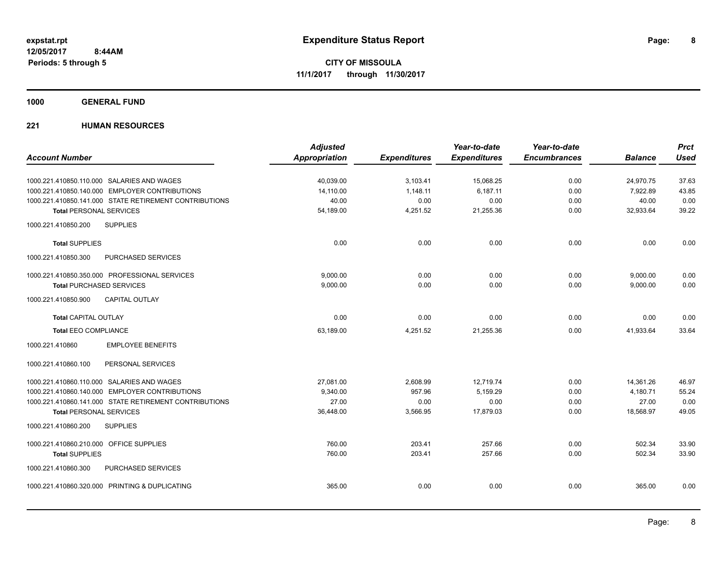**expstat.rpt**
**12/05/2017 8:44AM**
**Periods: 5 through 5**

# Expenditure Status Report

**CITY OF MISSOULA**
**11/1/2017 through 11/30/2017**

## 1000 GENERAL FUND

### 221 HUMAN RESOURCES

| Account Number | Adjusted Appropriation | Expenditures | Year-to-date Expenditures | Year-to-date Encumbrances | Balance | Prct Used |
|---|---|---|---|---|---|---|
| 1000.221.410850.110.000 SALARIES AND WAGES | 40,039.00 | 3,103.41 | 15,068.25 | 0.00 | 24,970.75 | 37.63 |
| 1000.221.410850.140.000 EMPLOYER CONTRIBUTIONS | 14,110.00 | 1,148.11 | 6,187.11 | 0.00 | 7,922.89 | 43.85 |
| 1000.221.410850.141.000 STATE RETIREMENT CONTRIBUTIONS | 40.00 | 0.00 | 0.00 | 0.00 | 40.00 | 0.00 |
| **Total** PERSONAL SERVICES | 54,189.00 | 4,251.52 | 21,255.36 | 0.00 | 32,933.64 | 39.22 |
| 1000.221.410850.200 SUPPLIES | | | | | | |
| **Total** SUPPLIES | 0.00 | 0.00 | 0.00 | 0.00 | 0.00 | 0.00 |
| 1000.221.410850.300 PURCHASED SERVICES | | | | | | |
| 1000.221.410850.350.000 PROFESSIONAL SERVICES | 9,000.00 | 0.00 | 0.00 | 0.00 | 9,000.00 | 0.00 |
| **Total** PURCHASED SERVICES | 9,000.00 | 0.00 | 0.00 | 0.00 | 9,000.00 | 0.00 |
| 1000.221.410850.900 CAPITAL OUTLAY | | | | | | |
| **Total** CAPITAL OUTLAY | 0.00 | 0.00 | 0.00 | 0.00 | 0.00 | 0.00 |
| **Total** EEO COMPLIANCE | 63,189.00 | 4,251.52 | 21,255.36 | 0.00 | 41,933.64 | 33.64 |
| 1000.221.410860 EMPLOYEE BENEFITS | | | | | | |
| 1000.221.410860.100 PERSONAL SERVICES | | | | | | |
| 1000.221.410860.110.000 SALARIES AND WAGES | 27,081.00 | 2,608.99 | 12,719.74 | 0.00 | 14,361.26 | 46.97 |
| 1000.221.410860.140.000 EMPLOYER CONTRIBUTIONS | 9,340.00 | 957.96 | 5,159.29 | 0.00 | 4,180.71 | 55.24 |
| 1000.221.410860.141.000 STATE RETIREMENT CONTRIBUTIONS | 27.00 | 0.00 | 0.00 | 0.00 | 27.00 | 0.00 |
| **Total** PERSONAL SERVICES | 36,448.00 | 3,566.95 | 17,879.03 | 0.00 | 18,568.97 | 49.05 |
| 1000.221.410860.200 SUPPLIES | | | | | | |
| 1000.221.410860.210.000 OFFICE SUPPLIES | 760.00 | 203.41 | 257.66 | 0.00 | 502.34 | 33.90 |
| **Total** SUPPLIES | 760.00 | 203.41 | 257.66 | 0.00 | 502.34 | 33.90 |
| 1000.221.410860.300 PURCHASED SERVICES | | | | | | |
| 1000.221.410860.320.000 PRINTING & DUPLICATING | 365.00 | 0.00 | 0.00 | 0.00 | 365.00 | 0.00 |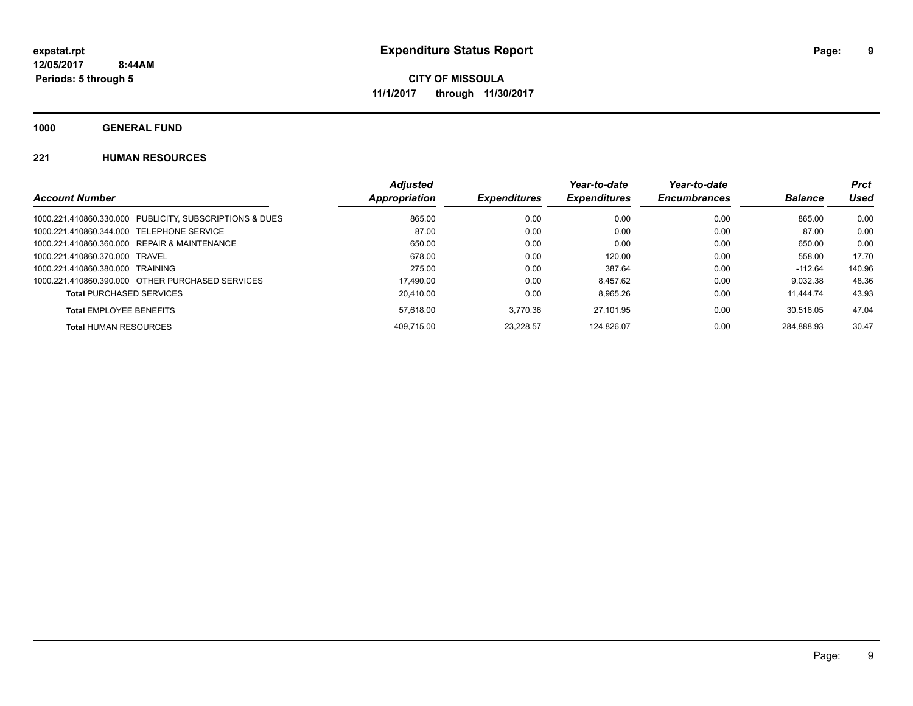**expstat.rpt**
**12/05/2017 8:44AM**
**Periods: 5 through 5**

# Expenditure Status Report

**CITY OF MISSOULA**
**11/1/2017 through 11/30/2017**

## 1000 GENERAL FUND

### 221 HUMAN RESOURCES

| Account Number | Adjusted Appropriation | Expenditures | Year-to-date Expenditures | Year-to-date Encumbrances | Balance | Prct Used |
|---|---|---|---|---|---|---|
| 1000.221.410860.330.000 PUBLICITY, SUBSCRIPTIONS & DUES | 865.00 | 0.00 | 0.00 | 0.00 | 865.00 | 0.00 |
| 1000.221.410860.344.000 TELEPHONE SERVICE | 87.00 | 0.00 | 0.00 | 0.00 | 87.00 | 0.00 |
| 1000.221.410860.360.000 REPAIR & MAINTENANCE | 650.00 | 0.00 | 0.00 | 0.00 | 650.00 | 0.00 |
| 1000.221.410860.370.000 TRAVEL | 678.00 | 0.00 | 120.00 | 0.00 | 558.00 | 17.70 |
| 1000.221.410860.380.000 TRAINING | 275.00 | 0.00 | 387.64 | 0.00 | -112.64 | 140.96 |
| 1000.221.410860.390.000 OTHER PURCHASED SERVICES | 17,490.00 | 0.00 | 8,457.62 | 0.00 | 9,032.38 | 48.36 |
| **Total** PURCHASED SERVICES | 20,410.00 | 0.00 | 8,965.26 | 0.00 | 11,444.74 | 43.93 |
| **Total** EMPLOYEE BENEFITS | 57,618.00 | 3,770.36 | 27,101.95 | 0.00 | 30,516.05 | 47.04 |
| **Total** HUMAN RESOURCES | 409,715.00 | 23,228.57 | 124,826.07 | 0.00 | 284,888.93 | 30.47 |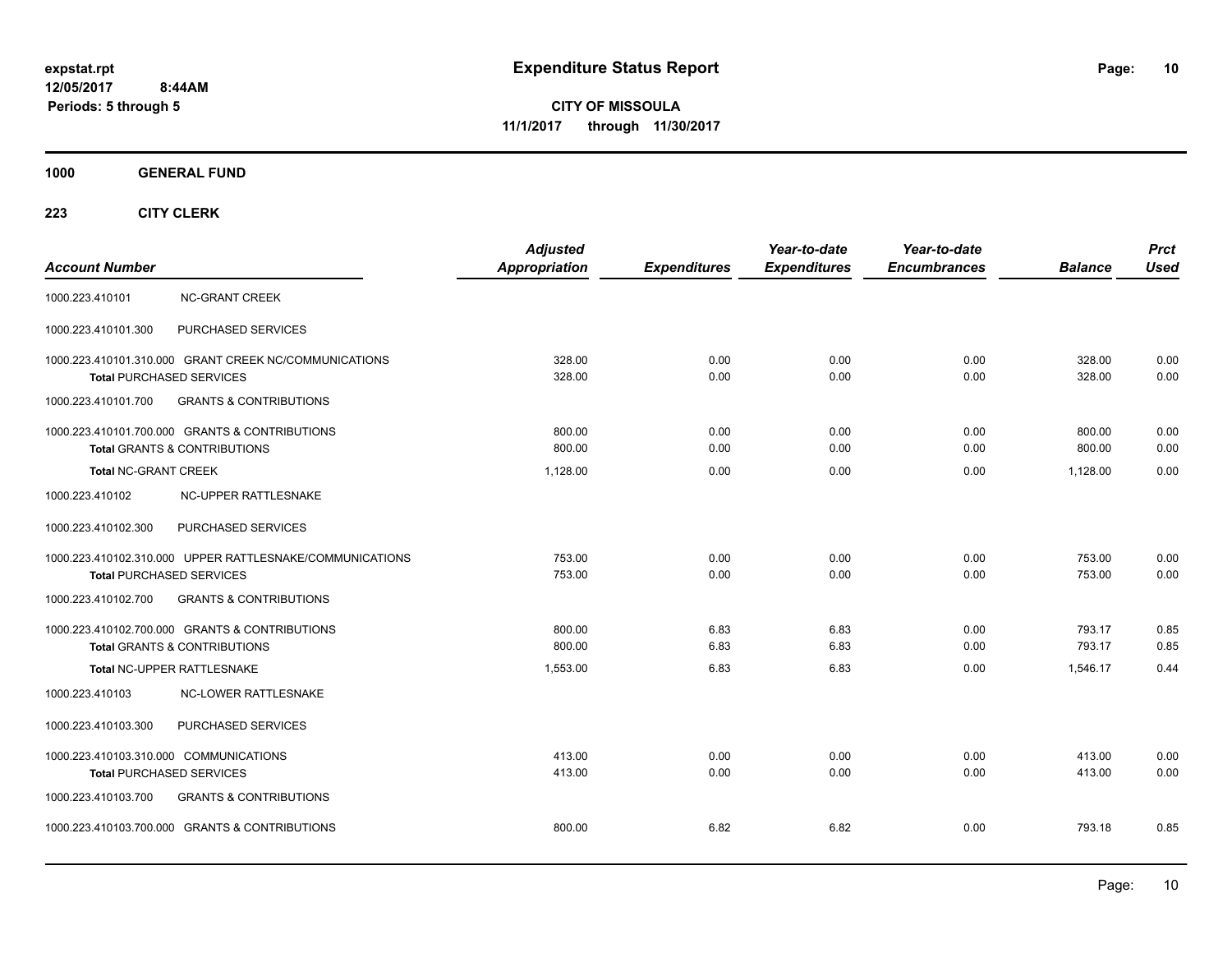**expstat.rpt**
**12/05/2017 8:44AM**
**Periods: 5 through 5**

# Expenditure Status Report

**CITY OF MISSOULA**
**11/1/2017 through 11/30/2017**

**1000 GENERAL FUND**

**223 CITY CLERK**

| Account Number | | Adjusted Appropriation | Expenditures | Year-to-date Expenditures | Year-to-date Encumbrances | Balance | Prct Used |
|---|---|---|---|---|---|---|---|
| 1000.223.410101 | NC-GRANT CREEK | | | | | | |
| 1000.223.410101.300 | PURCHASED SERVICES | | | | | | |
| 1000.223.410101.310.000 GRANT CREEK NC/COMMUNICATIONS | | 328.00 | 0.00 | 0.00 | 0.00 | 328.00 | 0.00 |
| **Total** PURCHASED SERVICES | | 328.00 | 0.00 | 0.00 | 0.00 | 328.00 | 0.00 |
| 1000.223.410101.700 | GRANTS & CONTRIBUTIONS | | | | | | |
| 1000.223.410101.700.000 GRANTS & CONTRIBUTIONS | | 800.00 | 0.00 | 0.00 | 0.00 | 800.00 | 0.00 |
| **Total** GRANTS & CONTRIBUTIONS | | 800.00 | 0.00 | 0.00 | 0.00 | 800.00 | 0.00 |
| **Total** NC-GRANT CREEK | | 1,128.00 | 0.00 | 0.00 | 0.00 | 1,128.00 | 0.00 |
| 1000.223.410102 | NC-UPPER RATTLESNAKE | | | | | | |
| 1000.223.410102.300 | PURCHASED SERVICES | | | | | | |
| 1000.223.410102.310.000 UPPER RATTLESNAKE/COMMUNICATIONS | | 753.00 | 0.00 | 0.00 | 0.00 | 753.00 | 0.00 |
| **Total** PURCHASED SERVICES | | 753.00 | 0.00 | 0.00 | 0.00 | 753.00 | 0.00 |
| 1000.223.410102.700 | GRANTS & CONTRIBUTIONS | | | | | | |
| 1000.223.410102.700.000 GRANTS & CONTRIBUTIONS | | 800.00 | 6.83 | 6.83 | 0.00 | 793.17 | 0.85 |
| **Total** GRANTS & CONTRIBUTIONS | | 800.00 | 6.83 | 6.83 | 0.00 | 793.17 | 0.85 |
| **Total** NC-UPPER RATTLESNAKE | | 1,553.00 | 6.83 | 6.83 | 0.00 | 1,546.17 | 0.44 |
| 1000.223.410103 | NC-LOWER RATTLESNAKE | | | | | | |
| 1000.223.410103.300 | PURCHASED SERVICES | | | | | | |
| 1000.223.410103.310.000 COMMUNICATIONS | | 413.00 | 0.00 | 0.00 | 0.00 | 413.00 | 0.00 |
| **Total** PURCHASED SERVICES | | 413.00 | 0.00 | 0.00 | 0.00 | 413.00 | 0.00 |
| 1000.223.410103.700 | GRANTS & CONTRIBUTIONS | | | | | | |
| 1000.223.410103.700.000 GRANTS & CONTRIBUTIONS | | 800.00 | 6.82 | 6.82 | 0.00 | 793.18 | 0.85 |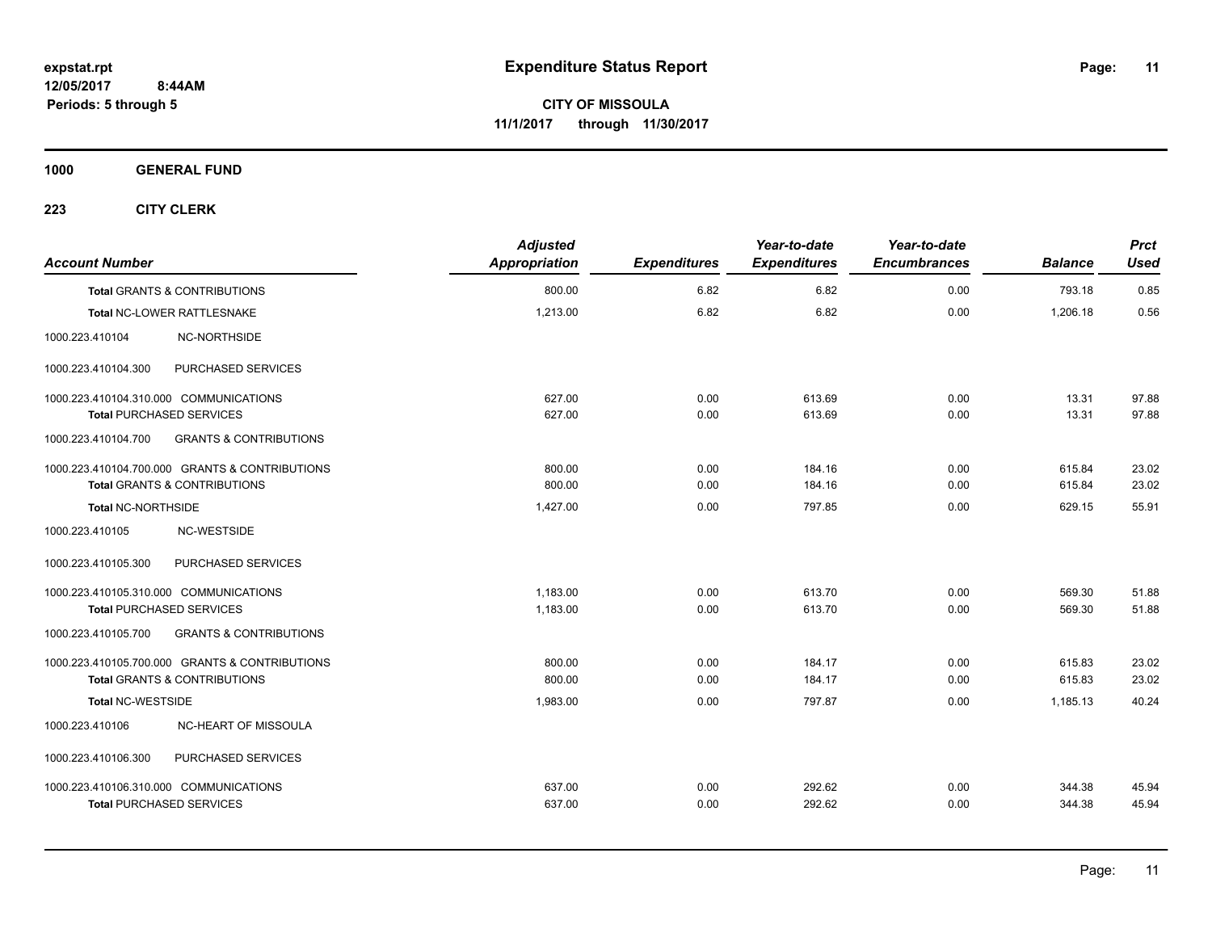**expstat.rpt**
**12/05/2017 8:44AM**
**Periods: 5 through 5**

# Expenditure Status Report

**CITY OF MISSOULA**
**11/1/2017 through 11/30/2017**

## 1000 GENERAL FUND

### 223 CITY CLERK

| Account Number | | Adjusted Appropriation | Expenditures | Year-to-date Expenditures | Year-to-date Encumbrances | Balance | Prct Used |
|---|---|---|---|---|---|---|---|
| **Total** GRANTS & CONTRIBUTIONS | | 800.00 | 6.82 | 6.82 | 0.00 | 793.18 | 0.85 |
| **Total** NC-LOWER RATTLESNAKE | | 1,213.00 | 6.82 | 6.82 | 0.00 | 1,206.18 | 0.56 |
| 1000.223.410104 | NC-NORTHSIDE | | | | | | |
| 1000.223.410104.300 | PURCHASED SERVICES | | | | | | |
| 1000.223.410104.310.000 COMMUNICATIONS | | 627.00 | 0.00 | 613.69 | 0.00 | 13.31 | 97.88 |
| **Total** PURCHASED SERVICES | | 627.00 | 0.00 | 613.69 | 0.00 | 13.31 | 97.88 |
| 1000.223.410104.700 | GRANTS & CONTRIBUTIONS | | | | | | |
| 1000.223.410104.700.000 GRANTS & CONTRIBUTIONS | | 800.00 | 0.00 | 184.16 | 0.00 | 615.84 | 23.02 |
| **Total** GRANTS & CONTRIBUTIONS | | 800.00 | 0.00 | 184.16 | 0.00 | 615.84 | 23.02 |
| **Total** NC-NORTHSIDE | | 1,427.00 | 0.00 | 797.85 | 0.00 | 629.15 | 55.91 |
| 1000.223.410105 | NC-WESTSIDE | | | | | | |
| 1000.223.410105.300 | PURCHASED SERVICES | | | | | | |
| 1000.223.410105.310.000 COMMUNICATIONS | | 1,183.00 | 0.00 | 613.70 | 0.00 | 569.30 | 51.88 |
| **Total** PURCHASED SERVICES | | 1,183.00 | 0.00 | 613.70 | 0.00 | 569.30 | 51.88 |
| 1000.223.410105.700 | GRANTS & CONTRIBUTIONS | | | | | | |
| 1000.223.410105.700.000 GRANTS & CONTRIBUTIONS | | 800.00 | 0.00 | 184.17 | 0.00 | 615.83 | 23.02 |
| **Total** GRANTS & CONTRIBUTIONS | | 800.00 | 0.00 | 184.17 | 0.00 | 615.83 | 23.02 |
| **Total** NC-WESTSIDE | | 1,983.00 | 0.00 | 797.87 | 0.00 | 1,185.13 | 40.24 |
| 1000.223.410106 | NC-HEART OF MISSOULA | | | | | | |
| 1000.223.410106.300 | PURCHASED SERVICES | | | | | | |
| 1000.223.410106.310.000 COMMUNICATIONS | | 637.00 | 0.00 | 292.62 | 0.00 | 344.38 | 45.94 |
| **Total** PURCHASED SERVICES | | 637.00 | 0.00 | 292.62 | 0.00 | 344.38 | 45.94 |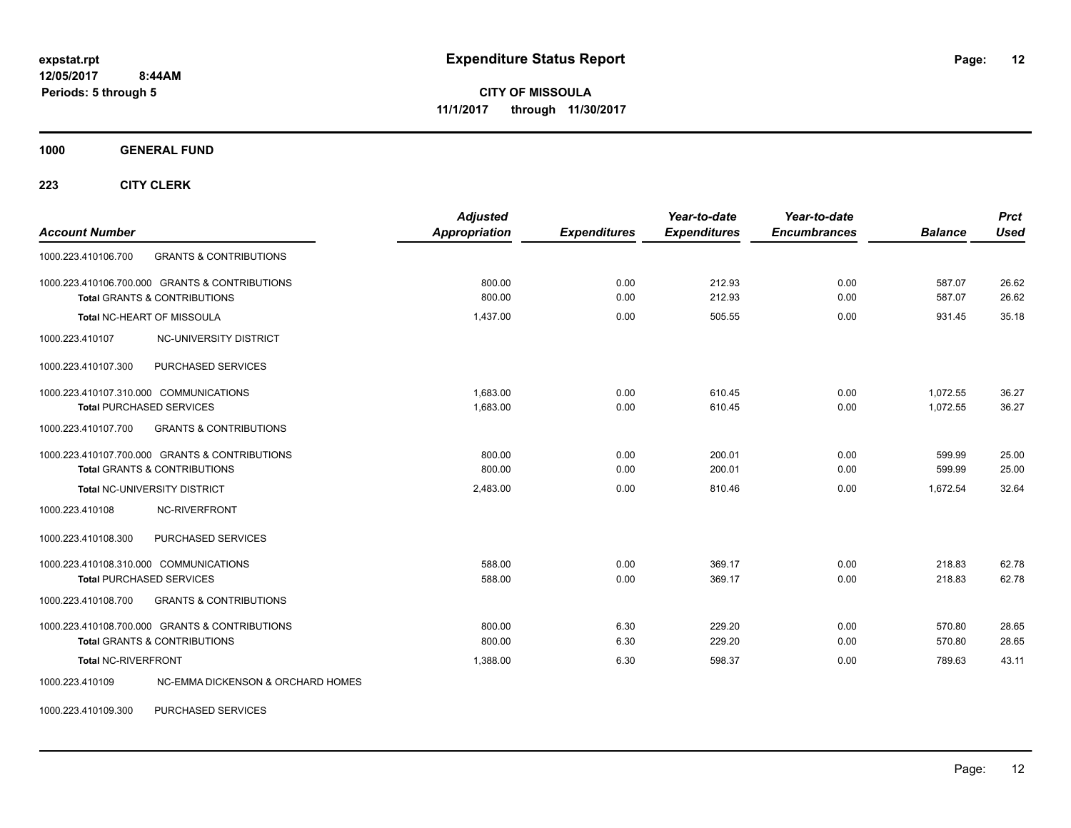**expstat.rpt**
**12/05/2017 8:44AM**
**Periods: 5 through 5**

# Expenditure Status Report

**CITY OF MISSOULA**
**11/1/2017 through 11/30/2017**

## 1000 GENERAL FUND

### 223 CITY CLERK

| Account Number | | Adjusted Appropriation | Expenditures | Year-to-date Expenditures | Year-to-date Encumbrances | Balance | Prct Used |
|---|---|---|---|---|---|---|---|
| 1000.223.410106.700 | GRANTS & CONTRIBUTIONS | | | | | | |
| 1000.223.410106.700.000 | GRANTS & CONTRIBUTIONS | 800.00 | 0.00 | 212.93 | 0.00 | 587.07 | 26.62 |
| **Total** GRANTS & CONTRIBUTIONS | | 800.00 | 0.00 | 212.93 | 0.00 | 587.07 | 26.62 |
| **Total** NC-HEART OF MISSOULA | | 1,437.00 | 0.00 | 505.55 | 0.00 | 931.45 | 35.18 |
| 1000.223.410107 | NC-UNIVERSITY DISTRICT | | | | | | |
| 1000.223.410107.300 | PURCHASED SERVICES | | | | | | |
| 1000.223.410107.310.000 | COMMUNICATIONS | 1,683.00 | 0.00 | 610.45 | 0.00 | 1,072.55 | 36.27 |
| **Total** PURCHASED SERVICES | | 1,683.00 | 0.00 | 610.45 | 0.00 | 1,072.55 | 36.27 |
| 1000.223.410107.700 | GRANTS & CONTRIBUTIONS | | | | | | |
| 1000.223.410107.700.000 | GRANTS & CONTRIBUTIONS | 800.00 | 0.00 | 200.01 | 0.00 | 599.99 | 25.00 |
| **Total** GRANTS & CONTRIBUTIONS | | 800.00 | 0.00 | 200.01 | 0.00 | 599.99 | 25.00 |
| **Total** NC-UNIVERSITY DISTRICT | | 2,483.00 | 0.00 | 810.46 | 0.00 | 1,672.54 | 32.64 |
| 1000.223.410108 | NC-RIVERFRONT | | | | | | |
| 1000.223.410108.300 | PURCHASED SERVICES | | | | | | |
| 1000.223.410108.310.000 | COMMUNICATIONS | 588.00 | 0.00 | 369.17 | 0.00 | 218.83 | 62.78 |
| **Total** PURCHASED SERVICES | | 588.00 | 0.00 | 369.17 | 0.00 | 218.83 | 62.78 |
| 1000.223.410108.700 | GRANTS & CONTRIBUTIONS | | | | | | |
| 1000.223.410108.700.000 | GRANTS & CONTRIBUTIONS | 800.00 | 6.30 | 229.20 | 0.00 | 570.80 | 28.65 |
| **Total** GRANTS & CONTRIBUTIONS | | 800.00 | 6.30 | 229.20 | 0.00 | 570.80 | 28.65 |
| **Total** NC-RIVERFRONT | | 1,388.00 | 6.30 | 598.37 | 0.00 | 789.63 | 43.11 |
| 1000.223.410109 | NC-EMMA DICKENSON & ORCHARD HOMES | | | | | | |
| 1000.223.410109.300 | PURCHASED SERVICES | | | | | | |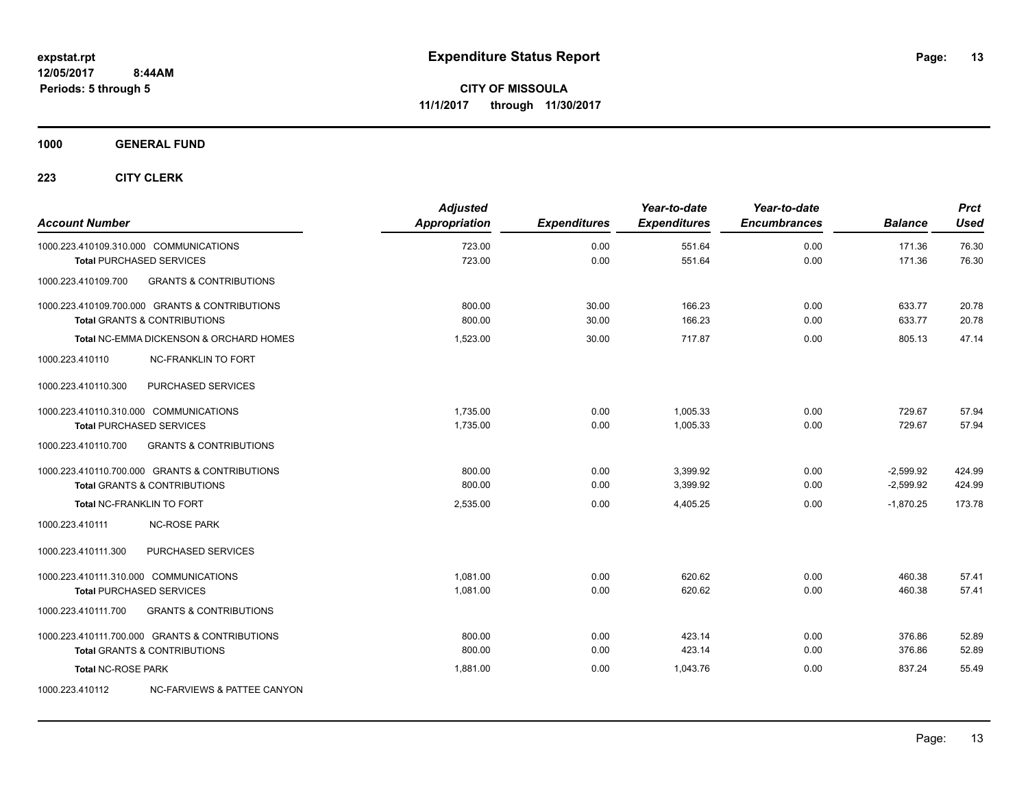# Expenditure Status Report

**CITY OF MISSOULA**
**11/1/2017 through 11/30/2017**

expstat.rpt
12/05/2017 8:44AM
Periods: 5 through 5

## 1000 GENERAL FUND

### 223 CITY CLERK

| Account Number | Adjusted Appropriation | Expenditures | Year-to-date Expenditures | Year-to-date Encumbrances | Balance | Prct Used |
|---|---|---|---|---|---|---|
| 1000.223.410109.310.000 COMMUNICATIONS | 723.00 | 0.00 | 551.64 | 0.00 | 171.36 | 76.30 |
| **Total** PURCHASED SERVICES | 723.00 | 0.00 | 551.64 | 0.00 | 171.36 | 76.30 |
| 1000.223.410109.700 GRANTS & CONTRIBUTIONS | | | | | | |
| 1000.223.410109.700.000 GRANTS & CONTRIBUTIONS | 800.00 | 30.00 | 166.23 | 0.00 | 633.77 | 20.78 |
| **Total** GRANTS & CONTRIBUTIONS | 800.00 | 30.00 | 166.23 | 0.00 | 633.77 | 20.78 |
| **Total** NC-EMMA DICKENSON & ORCHARD HOMES | 1,523.00 | 30.00 | 717.87 | 0.00 | 805.13 | 47.14 |
| 1000.223.410110 NC-FRANKLIN TO FORT | | | | | | |
| 1000.223.410110.300 PURCHASED SERVICES | | | | | | |
| 1000.223.410110.310.000 COMMUNICATIONS | 1,735.00 | 0.00 | 1,005.33 | 0.00 | 729.67 | 57.94 |
| **Total** PURCHASED SERVICES | 1,735.00 | 0.00 | 1,005.33 | 0.00 | 729.67 | 57.94 |
| 1000.223.410110.700 GRANTS & CONTRIBUTIONS | | | | | | |
| 1000.223.410110.700.000 GRANTS & CONTRIBUTIONS | 800.00 | 0.00 | 3,399.92 | 0.00 | -2,599.92 | 424.99 |
| **Total** GRANTS & CONTRIBUTIONS | 800.00 | 0.00 | 3,399.92 | 0.00 | -2,599.92 | 424.99 |
| **Total** NC-FRANKLIN TO FORT | 2,535.00 | 0.00 | 4,405.25 | 0.00 | -1,870.25 | 173.78 |
| 1000.223.410111 NC-ROSE PARK | | | | | | |
| 1000.223.410111.300 PURCHASED SERVICES | | | | | | |
| 1000.223.410111.310.000 COMMUNICATIONS | 1,081.00 | 0.00 | 620.62 | 0.00 | 460.38 | 57.41 |
| **Total** PURCHASED SERVICES | 1,081.00 | 0.00 | 620.62 | 0.00 | 460.38 | 57.41 |
| 1000.223.410111.700 GRANTS & CONTRIBUTIONS | | | | | | |
| 1000.223.410111.700.000 GRANTS & CONTRIBUTIONS | 800.00 | 0.00 | 423.14 | 0.00 | 376.86 | 52.89 |
| **Total** GRANTS & CONTRIBUTIONS | 800.00 | 0.00 | 423.14 | 0.00 | 376.86 | 52.89 |
| **Total** NC-ROSE PARK | 1,881.00 | 0.00 | 1,043.76 | 0.00 | 837.24 | 55.49 |
| 1000.223.410112 NC-FARVIEWS & PATTEE CANYON | | | | | | |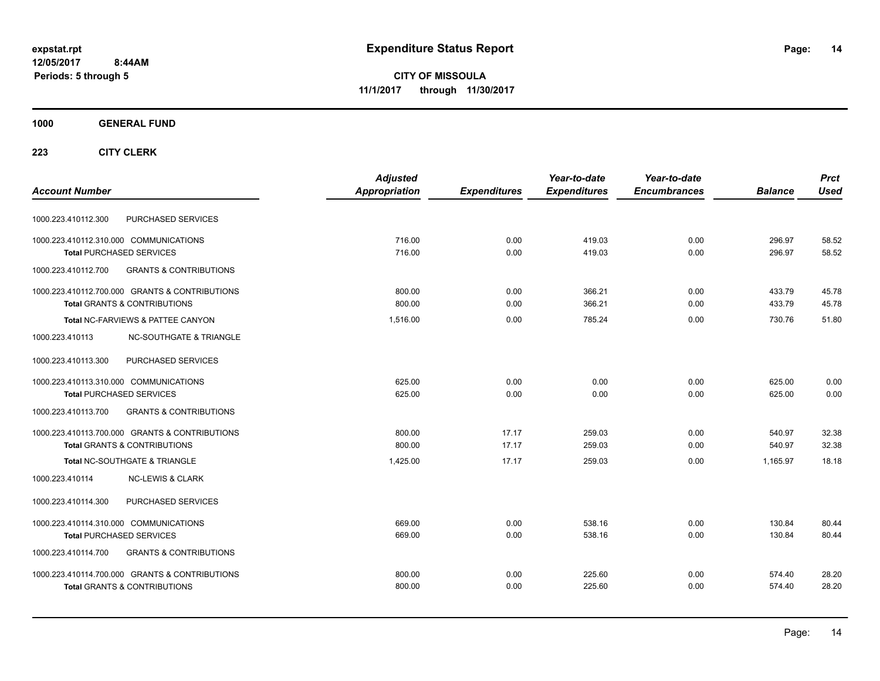**expstat.rpt**
**12/05/2017 8:44AM**
**Periods: 5 through 5**

# Expenditure Status Report

**CITY OF MISSOULA**
**11/1/2017 through 11/30/2017**

## 1000 GENERAL FUND

## 223 CITY CLERK

| Account Number | | Adjusted Appropriation | Expenditures | Year-to-date Expenditures | Year-to-date Encumbrances | Balance | Prct Used |
|---|---|---|---|---|---|---|---|
| 1000.223.410112.300 | PURCHASED SERVICES | | | | | | |
| 1000.223.410112.310.000 | COMMUNICATIONS | 716.00 | 0.00 | 419.03 | 0.00 | 296.97 | 58.52 |
| **Total** PURCHASED SERVICES | | 716.00 | 0.00 | 419.03 | 0.00 | 296.97 | 58.52 |
| 1000.223.410112.700 | GRANTS & CONTRIBUTIONS | | | | | | |
| 1000.223.410112.700.000 | GRANTS & CONTRIBUTIONS | 800.00 | 0.00 | 366.21 | 0.00 | 433.79 | 45.78 |
| **Total** GRANTS & CONTRIBUTIONS | | 800.00 | 0.00 | 366.21 | 0.00 | 433.79 | 45.78 |
| **Total** NC-FARVIEWS & PATTEE CANYON | | 1,516.00 | 0.00 | 785.24 | 0.00 | 730.76 | 51.80 |
| 1000.223.410113 | NC-SOUTHGATE & TRIANGLE | | | | | | |
| 1000.223.410113.300 | PURCHASED SERVICES | | | | | | |
| 1000.223.410113.310.000 | COMMUNICATIONS | 625.00 | 0.00 | 0.00 | 0.00 | 625.00 | 0.00 |
| **Total** PURCHASED SERVICES | | 625.00 | 0.00 | 0.00 | 0.00 | 625.00 | 0.00 |
| 1000.223.410113.700 | GRANTS & CONTRIBUTIONS | | | | | | |
| 1000.223.410113.700.000 | GRANTS & CONTRIBUTIONS | 800.00 | 17.17 | 259.03 | 0.00 | 540.97 | 32.38 |
| **Total** GRANTS & CONTRIBUTIONS | | 800.00 | 17.17 | 259.03 | 0.00 | 540.97 | 32.38 |
| **Total** NC-SOUTHGATE & TRIANGLE | | 1,425.00 | 17.17 | 259.03 | 0.00 | 1,165.97 | 18.18 |
| 1000.223.410114 | NC-LEWIS & CLARK | | | | | | |
| 1000.223.410114.300 | PURCHASED SERVICES | | | | | | |
| 1000.223.410114.310.000 | COMMUNICATIONS | 669.00 | 0.00 | 538.16 | 0.00 | 130.84 | 80.44 |
| **Total** PURCHASED SERVICES | | 669.00 | 0.00 | 538.16 | 0.00 | 130.84 | 80.44 |
| 1000.223.410114.700 | GRANTS & CONTRIBUTIONS | | | | | | |
| 1000.223.410114.700.000 | GRANTS & CONTRIBUTIONS | 800.00 | 0.00 | 225.60 | 0.00 | 574.40 | 28.20 |
| **Total** GRANTS & CONTRIBUTIONS | | 800.00 | 0.00 | 225.60 | 0.00 | 574.40 | 28.20 |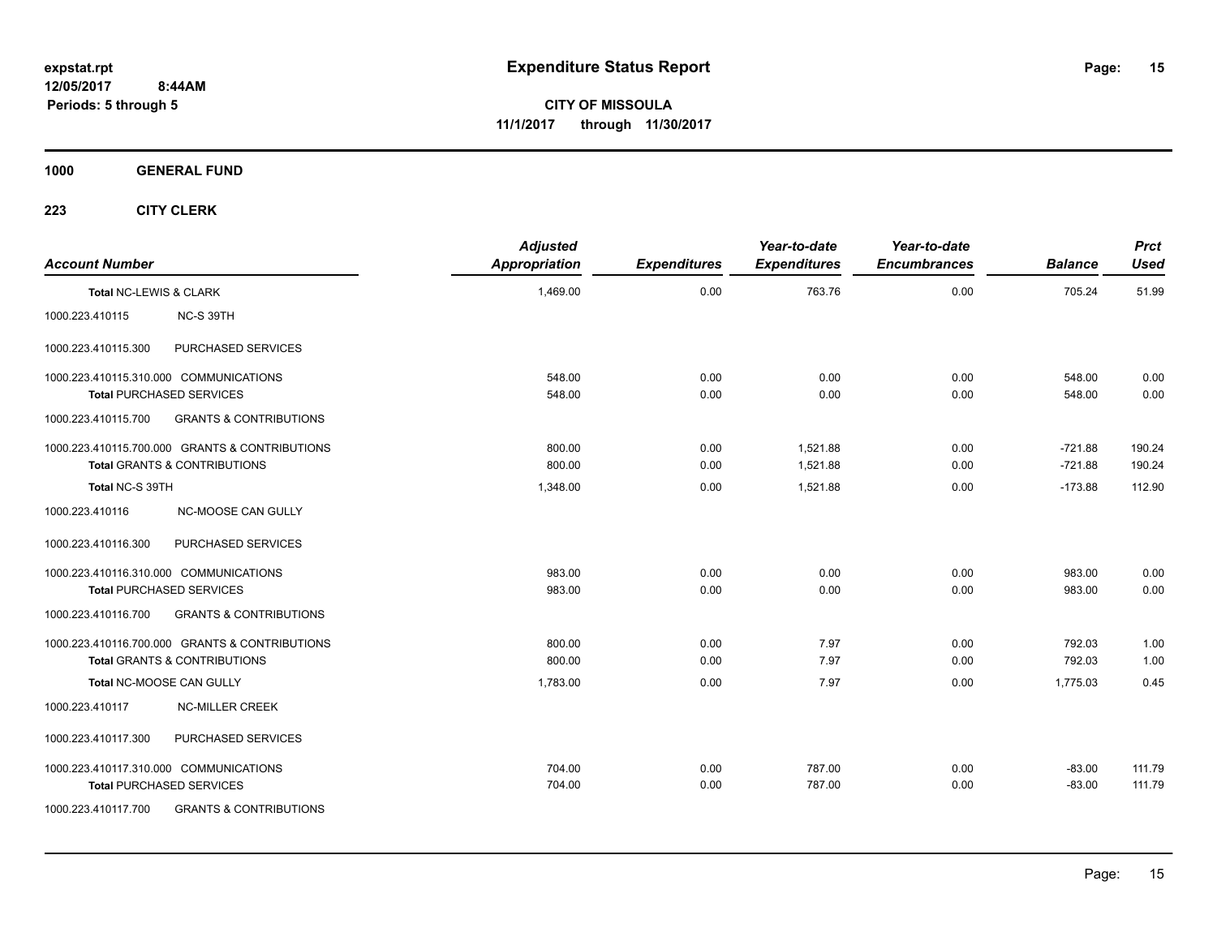# Expenditure Status Report

expstat.rpt
12/05/2017 8:44AM
Periods: 5 through 5

**CITY OF MISSOULA**
**11/1/2017 through 11/30/2017**

**1000 GENERAL FUND**

**223 CITY CLERK**

| Account Number | | Adjusted Appropriation | Expenditures | Year-to-date Expenditures | Year-to-date Encumbrances | Balance | Prct Used |
|---|---|---|---|---|---|---|---|
| **Total NC-LEWIS & CLARK** | | 1,469.00 | 0.00 | 763.76 | 0.00 | 705.24 | 51.99 |
| 1000.223.410115 | NC-S 39TH | | | | | | |
| 1000.223.410115.300 | PURCHASED SERVICES | | | | | | |
| 1000.223.410115.310.000 COMMUNICATIONS | | 548.00 | 0.00 | 0.00 | 0.00 | 548.00 | 0.00 |
| **Total PURCHASED SERVICES** | | 548.00 | 0.00 | 0.00 | 0.00 | 548.00 | 0.00 |
| 1000.223.410115.700 | GRANTS & CONTRIBUTIONS | | | | | | |
| 1000.223.410115.700.000 GRANTS & CONTRIBUTIONS | | 800.00 | 0.00 | 1,521.88 | 0.00 | -721.88 | 190.24 |
| **Total GRANTS & CONTRIBUTIONS** | | 800.00 | 0.00 | 1,521.88 | 0.00 | -721.88 | 190.24 |
| **Total NC-S 39TH** | | 1,348.00 | 0.00 | 1,521.88 | 0.00 | -173.88 | 112.90 |
| 1000.223.410116 | NC-MOOSE CAN GULLY | | | | | | |
| 1000.223.410116.300 | PURCHASED SERVICES | | | | | | |
| 1000.223.410116.310.000 COMMUNICATIONS | | 983.00 | 0.00 | 0.00 | 0.00 | 983.00 | 0.00 |
| **Total PURCHASED SERVICES** | | 983.00 | 0.00 | 0.00 | 0.00 | 983.00 | 0.00 |
| 1000.223.410116.700 | GRANTS & CONTRIBUTIONS | | | | | | |
| 1000.223.410116.700.000 GRANTS & CONTRIBUTIONS | | 800.00 | 0.00 | 7.97 | 0.00 | 792.03 | 1.00 |
| **Total GRANTS & CONTRIBUTIONS** | | 800.00 | 0.00 | 7.97 | 0.00 | 792.03 | 1.00 |
| **Total NC-MOOSE CAN GULLY** | | 1,783.00 | 0.00 | 7.97 | 0.00 | 1,775.03 | 0.45 |
| 1000.223.410117 | NC-MILLER CREEK | | | | | | |
| 1000.223.410117.300 | PURCHASED SERVICES | | | | | | |
| 1000.223.410117.310.000 COMMUNICATIONS | | 704.00 | 0.00 | 787.00 | 0.00 | -83.00 | 111.79 |
| **Total PURCHASED SERVICES** | | 704.00 | 0.00 | 787.00 | 0.00 | -83.00 | 111.79 |
| 1000.223.410117.700 | GRANTS & CONTRIBUTIONS | | | | | | |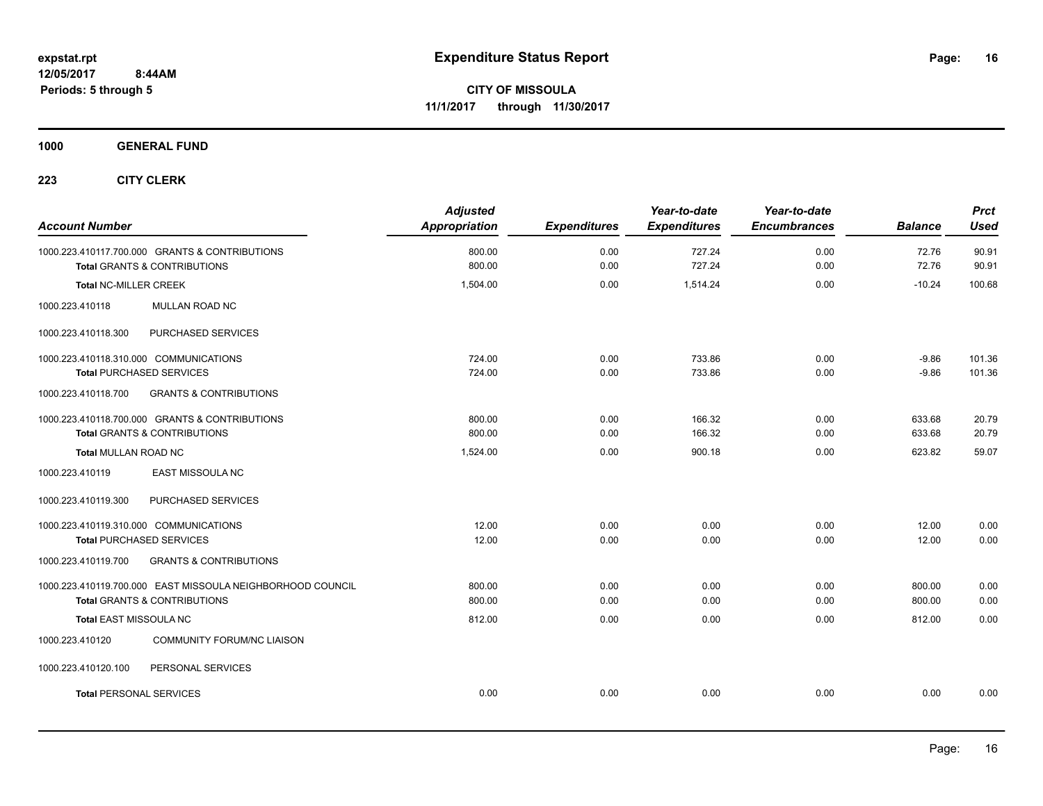# Expenditure Status Report

expstat.rpt
12/05/2017 8:44AM
Periods: 5 through 5

**CITY OF MISSOULA**
**11/1/2017 through 11/30/2017**

**1000 GENERAL FUND**

**223 CITY CLERK**

| Account Number | Adjusted Appropriation | Expenditures | Year-to-date Expenditures | Year-to-date Encumbrances | Balance | Prct Used |
|---|---|---|---|---|---|---|
| 1000.223.410117.700.000 GRANTS & CONTRIBUTIONS | 800.00 | 0.00 | 727.24 | 0.00 | 72.76 | 90.91 |
| **Total** GRANTS & CONTRIBUTIONS | 800.00 | 0.00 | 727.24 | 0.00 | 72.76 | 90.91 |
| **Total** NC-MILLER CREEK | 1,504.00 | 0.00 | 1,514.24 | 0.00 | -10.24 | 100.68 |
| 1000.223.410118 MULLAN ROAD NC | | | | | | |
| 1000.223.410118.300 PURCHASED SERVICES | | | | | | |
| 1000.223.410118.310.000 COMMUNICATIONS | 724.00 | 0.00 | 733.86 | 0.00 | -9.86 | 101.36 |
| **Total** PURCHASED SERVICES | 724.00 | 0.00 | 733.86 | 0.00 | -9.86 | 101.36 |
| 1000.223.410118.700 GRANTS & CONTRIBUTIONS | | | | | | |
| 1000.223.410118.700.000 GRANTS & CONTRIBUTIONS | 800.00 | 0.00 | 166.32 | 0.00 | 633.68 | 20.79 |
| **Total** GRANTS & CONTRIBUTIONS | 800.00 | 0.00 | 166.32 | 0.00 | 633.68 | 20.79 |
| **Total** MULLAN ROAD NC | 1,524.00 | 0.00 | 900.18 | 0.00 | 623.82 | 59.07 |
| 1000.223.410119 EAST MISSOULA NC | | | | | | |
| 1000.223.410119.300 PURCHASED SERVICES | | | | | | |
| 1000.223.410119.310.000 COMMUNICATIONS | 12.00 | 0.00 | 0.00 | 0.00 | 12.00 | 0.00 |
| **Total** PURCHASED SERVICES | 12.00 | 0.00 | 0.00 | 0.00 | 12.00 | 0.00 |
| 1000.223.410119.700 GRANTS & CONTRIBUTIONS | | | | | | |
| 1000.223.410119.700.000 EAST MISSOULA NEIGHBORHOOD COUNCIL | 800.00 | 0.00 | 0.00 | 0.00 | 800.00 | 0.00 |
| **Total** GRANTS & CONTRIBUTIONS | 800.00 | 0.00 | 0.00 | 0.00 | 800.00 | 0.00 |
| **Total** EAST MISSOULA NC | 812.00 | 0.00 | 0.00 | 0.00 | 812.00 | 0.00 |
| 1000.223.410120 COMMUNITY FORUM/NC LIAISON | | | | | | |
| 1000.223.410120.100 PERSONAL SERVICES | | | | | | |
| **Total** PERSONAL SERVICES | 0.00 | 0.00 | 0.00 | 0.00 | 0.00 | 0.00 |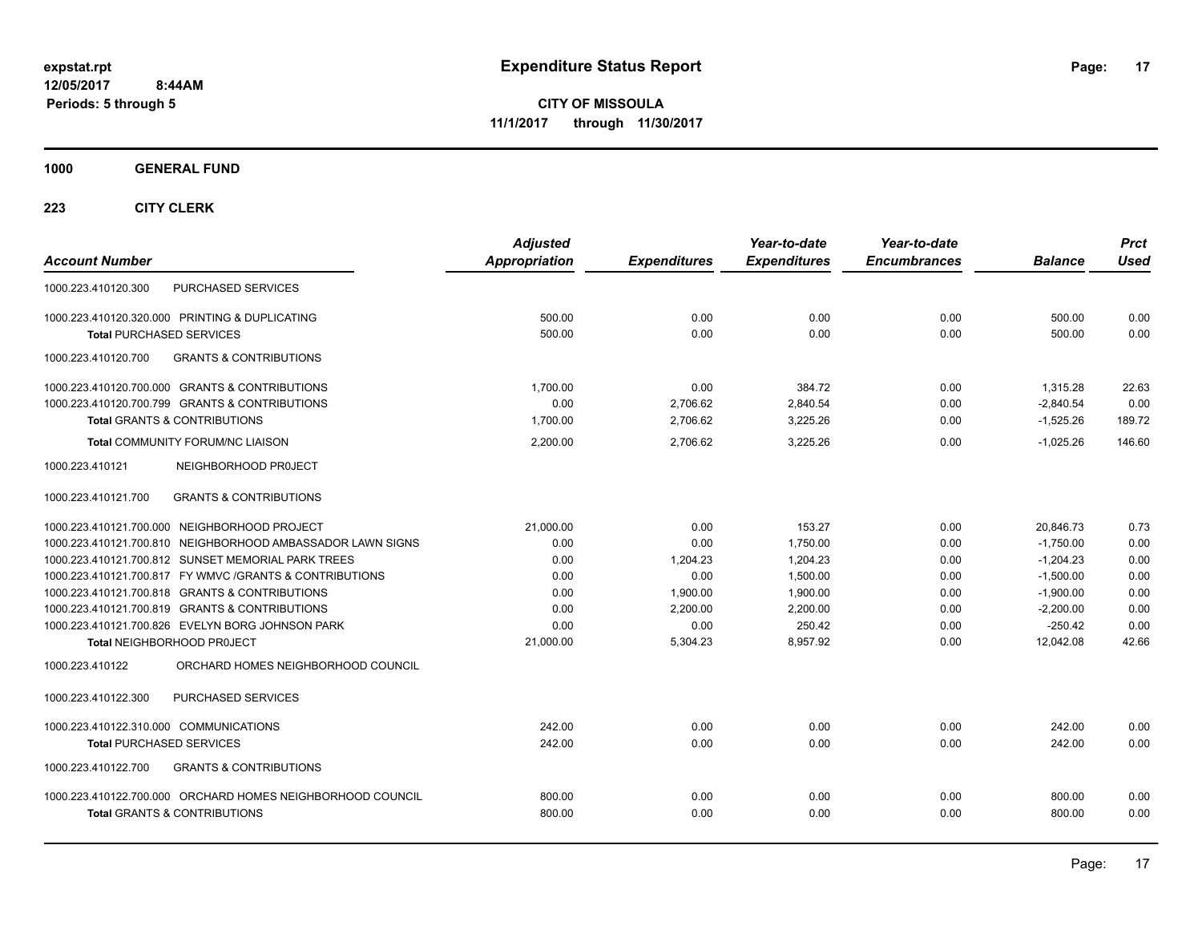**expstat.rpt**
**12/05/2017 8:44AM**
**Periods: 5 through 5**

# Expenditure Status Report

**CITY OF MISSOULA**
**11/1/2017 through 11/30/2017**

**1000 GENERAL FUND**

**223 CITY CLERK**

| Account Number | Adjusted Appropriation | Expenditures | Year-to-date Expenditures | Year-to-date Encumbrances | Balance | Prct Used |
|---|---|---|---|---|---|---|
| 1000.223.410120.300 PURCHASED SERVICES | | | | | | |
| 1000.223.410120.320.000 PRINTING & DUPLICATING | 500.00 | 0.00 | 0.00 | 0.00 | 500.00 | 0.00 |
| **Total** PURCHASED SERVICES | 500.00 | 0.00 | 0.00 | 0.00 | 500.00 | 0.00 |
| 1000.223.410120.700 GRANTS & CONTRIBUTIONS | | | | | | |
| 1000.223.410120.700.000 GRANTS & CONTRIBUTIONS | 1,700.00 | 0.00 | 384.72 | 0.00 | 1,315.28 | 22.63 |
| 1000.223.410120.700.799 GRANTS & CONTRIBUTIONS | 0.00 | 2,706.62 | 2,840.54 | 0.00 | -2,840.54 | 0.00 |
| **Total** GRANTS & CONTRIBUTIONS | 1,700.00 | 2,706.62 | 3,225.26 | 0.00 | -1,525.26 | 189.72 |
| **Total** COMMUNITY FORUM/NC LIAISON | 2,200.00 | 2,706.62 | 3,225.26 | 0.00 | -1,025.26 | 146.60 |
| 1000.223.410121 NEIGHBORHOOD PR0JECT | | | | | | |
| 1000.223.410121.700 GRANTS & CONTRIBUTIONS | | | | | | |
| 1000.223.410121.700.000 NEIGHBORHOOD PROJECT | 21,000.00 | 0.00 | 153.27 | 0.00 | 20,846.73 | 0.73 |
| 1000.223.410121.700.810 NEIGHBORHOOD AMBASSADOR LAWN SIGNS | 0.00 | 0.00 | 1,750.00 | 0.00 | -1,750.00 | 0.00 |
| 1000.223.410121.700.812 SUNSET MEMORIAL PARK TREES | 0.00 | 1,204.23 | 1,204.23 | 0.00 | -1,204.23 | 0.00 |
| 1000.223.410121.700.817 FY WMVC /GRANTS & CONTRIBUTIONS | 0.00 | 0.00 | 1,500.00 | 0.00 | -1,500.00 | 0.00 |
| 1000.223.410121.700.818 GRANTS & CONTRIBUTIONS | 0.00 | 1,900.00 | 1,900.00 | 0.00 | -1,900.00 | 0.00 |
| 1000.223.410121.700.819 GRANTS & CONTRIBUTIONS | 0.00 | 2,200.00 | 2,200.00 | 0.00 | -2,200.00 | 0.00 |
| 1000.223.410121.700.826 EVELYN BORG JOHNSON PARK | 0.00 | 0.00 | 250.42 | 0.00 | -250.42 | 0.00 |
| **Total** NEIGHBORHOOD PR0JECT | 21,000.00 | 5,304.23 | 8,957.92 | 0.00 | 12,042.08 | 42.66 |
| 1000.223.410122 ORCHARD HOMES NEIGHBORHOOD COUNCIL | | | | | | |
| 1000.223.410122.300 PURCHASED SERVICES | | | | | | |
| 1000.223.410122.310.000 COMMUNICATIONS | 242.00 | 0.00 | 0.00 | 0.00 | 242.00 | 0.00 |
| **Total** PURCHASED SERVICES | 242.00 | 0.00 | 0.00 | 0.00 | 242.00 | 0.00 |
| 1000.223.410122.700 GRANTS & CONTRIBUTIONS | | | | | | |
| 1000.223.410122.700.000 ORCHARD HOMES NEIGHBORHOOD COUNCIL | 800.00 | 0.00 | 0.00 | 0.00 | 800.00 | 0.00 |
| **Total** GRANTS & CONTRIBUTIONS | 800.00 | 0.00 | 0.00 | 0.00 | 800.00 | 0.00 |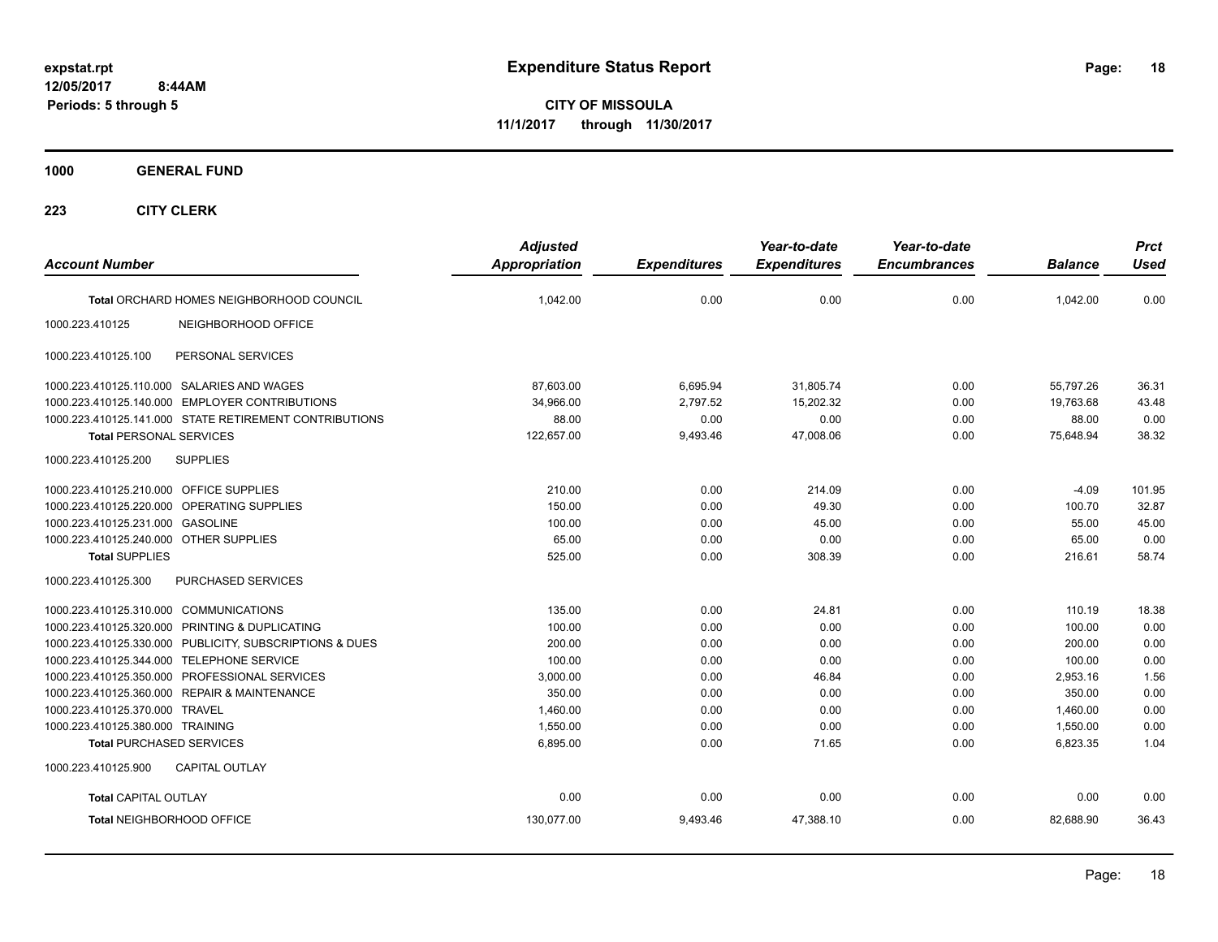# Expenditure Status Report

expstat.rpt
12/05/2017 8:44AM
Periods: 5 through 5

**CITY OF MISSOULA**
**11/1/2017 through 11/30/2017**

## 1000 GENERAL FUND

## 223 CITY CLERK

| Account Number | Adjusted Appropriation | Expenditures | Year-to-date Expenditures | Year-to-date Encumbrances | Balance | Prct Used |
|---|---|---|---|---|---|---|
| **Total** ORCHARD HOMES NEIGHBORHOOD COUNCIL | 1,042.00 | 0.00 | 0.00 | 0.00 | 1,042.00 | 0.00 |
| 1000.223.410125 NEIGHBORHOOD OFFICE | | | | | | |
| 1000.223.410125.100 PERSONAL SERVICES | | | | | | |
| 1000.223.410125.110.000 SALARIES AND WAGES | 87,603.00 | 6,695.94 | 31,805.74 | 0.00 | 55,797.26 | 36.31 |
| 1000.223.410125.140.000 EMPLOYER CONTRIBUTIONS | 34,966.00 | 2,797.52 | 15,202.32 | 0.00 | 19,763.68 | 43.48 |
| 1000.223.410125.141.000 STATE RETIREMENT CONTRIBUTIONS | 88.00 | 0.00 | 0.00 | 0.00 | 88.00 | 0.00 |
| **Total** PERSONAL SERVICES | 122,657.00 | 9,493.46 | 47,008.06 | 0.00 | 75,648.94 | 38.32 |
| 1000.223.410125.200 SUPPLIES | | | | | | |
| 1000.223.410125.210.000 OFFICE SUPPLIES | 210.00 | 0.00 | 214.09 | 0.00 | -4.09 | 101.95 |
| 1000.223.410125.220.000 OPERATING SUPPLIES | 150.00 | 0.00 | 49.30 | 0.00 | 100.70 | 32.87 |
| 1000.223.410125.231.000 GASOLINE | 100.00 | 0.00 | 45.00 | 0.00 | 55.00 | 45.00 |
| 1000.223.410125.240.000 OTHER SUPPLIES | 65.00 | 0.00 | 0.00 | 0.00 | 65.00 | 0.00 |
| **Total** SUPPLIES | 525.00 | 0.00 | 308.39 | 0.00 | 216.61 | 58.74 |
| 1000.223.410125.300 PURCHASED SERVICES | | | | | | |
| 1000.223.410125.310.000 COMMUNICATIONS | 135.00 | 0.00 | 24.81 | 0.00 | 110.19 | 18.38 |
| 1000.223.410125.320.000 PRINTING & DUPLICATING | 100.00 | 0.00 | 0.00 | 0.00 | 100.00 | 0.00 |
| 1000.223.410125.330.000 PUBLICITY, SUBSCRIPTIONS & DUES | 200.00 | 0.00 | 0.00 | 0.00 | 200.00 | 0.00 |
| 1000.223.410125.344.000 TELEPHONE SERVICE | 100.00 | 0.00 | 0.00 | 0.00 | 100.00 | 0.00 |
| 1000.223.410125.350.000 PROFESSIONAL SERVICES | 3,000.00 | 0.00 | 46.84 | 0.00 | 2,953.16 | 1.56 |
| 1000.223.410125.360.000 REPAIR & MAINTENANCE | 350.00 | 0.00 | 0.00 | 0.00 | 350.00 | 0.00 |
| 1000.223.410125.370.000 TRAVEL | 1,460.00 | 0.00 | 0.00 | 0.00 | 1,460.00 | 0.00 |
| 1000.223.410125.380.000 TRAINING | 1,550.00 | 0.00 | 0.00 | 0.00 | 1,550.00 | 0.00 |
| **Total** PURCHASED SERVICES | 6,895.00 | 0.00 | 71.65 | 0.00 | 6,823.35 | 1.04 |
| 1000.223.410125.900 CAPITAL OUTLAY | | | | | | |
| **Total** CAPITAL OUTLAY | 0.00 | 0.00 | 0.00 | 0.00 | 0.00 | 0.00 |
| **Total** NEIGHBORHOOD OFFICE | 130,077.00 | 9,493.46 | 47,388.10 | 0.00 | 82,688.90 | 36.43 |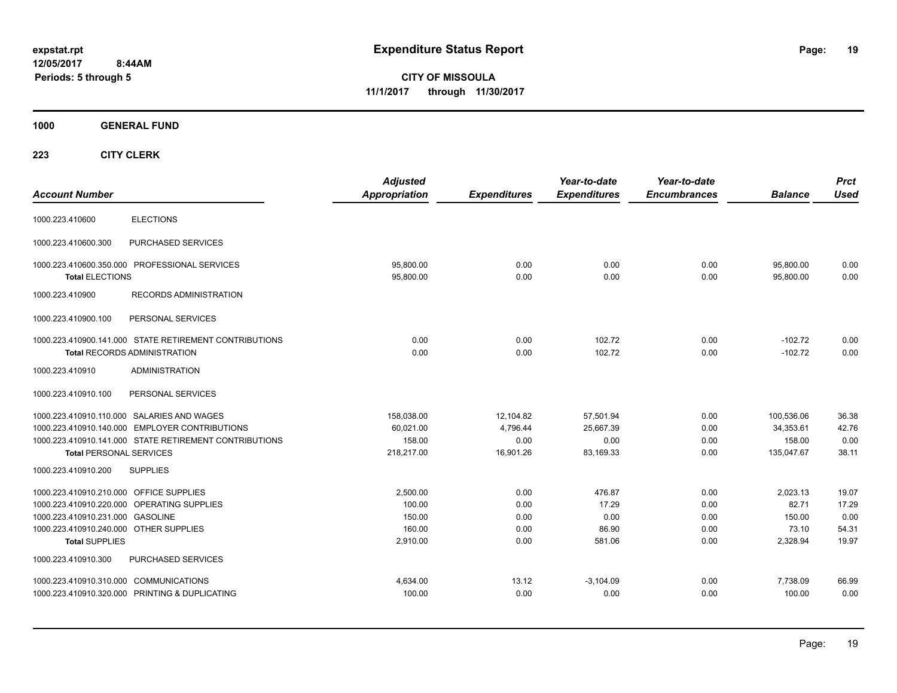**Expenditure Status Report**

**CITY OF MISSOULA**

**11/1/2017 through 11/30/2017**

expstat.rpt
12/05/2017 8:44AM
Periods: 5 through 5

**1000 GENERAL FUND**

**223 CITY CLERK**

| Account Number | | Adjusted Appropriation | Expenditures | Year-to-date Expenditures | Year-to-date Encumbrances | Balance | Prct Used |
|---|---|---|---|---|---|---|---|
| 1000.223.410600 | ELECTIONS | | | | | | |
| 1000.223.410600.300 | PURCHASED SERVICES | | | | | | |
| 1000.223.410600.350.000 | PROFESSIONAL SERVICES | 95,800.00 | 0.00 | 0.00 | 0.00 | 95,800.00 | 0.00 |
| **Total** ELECTIONS | | 95,800.00 | 0.00 | 0.00 | 0.00 | 95,800.00 | 0.00 |
| 1000.223.410900 | RECORDS ADMINISTRATION | | | | | | |
| 1000.223.410900.100 | PERSONAL SERVICES | | | | | | |
| 1000.223.410900.141.000 | STATE RETIREMENT CONTRIBUTIONS | 0.00 | 0.00 | 102.72 | 0.00 | -102.72 | 0.00 |
| **Total** RECORDS ADMINISTRATION | | 0.00 | 0.00 | 102.72 | 0.00 | -102.72 | 0.00 |
| 1000.223.410910 | ADMINISTRATION | | | | | | |
| 1000.223.410910.100 | PERSONAL SERVICES | | | | | | |
| 1000.223.410910.110.000 | SALARIES AND WAGES | 158,038.00 | 12,104.82 | 57,501.94 | 0.00 | 100,536.06 | 36.38 |
| 1000.223.410910.140.000 | EMPLOYER CONTRIBUTIONS | 60,021.00 | 4,796.44 | 25,667.39 | 0.00 | 34,353.61 | 42.76 |
| 1000.223.410910.141.000 | STATE RETIREMENT CONTRIBUTIONS | 158.00 | 0.00 | 0.00 | 0.00 | 158.00 | 0.00 |
| **Total** PERSONAL SERVICES | | 218,217.00 | 16,901.26 | 83,169.33 | 0.00 | 135,047.67 | 38.11 |
| 1000.223.410910.200 | SUPPLIES | | | | | | |
| 1000.223.410910.210.000 | OFFICE SUPPLIES | 2,500.00 | 0.00 | 476.87 | 0.00 | 2,023.13 | 19.07 |
| 1000.223.410910.220.000 | OPERATING SUPPLIES | 100.00 | 0.00 | 17.29 | 0.00 | 82.71 | 17.29 |
| 1000.223.410910.231.000 | GASOLINE | 150.00 | 0.00 | 0.00 | 0.00 | 150.00 | 0.00 |
| 1000.223.410910.240.000 | OTHER SUPPLIES | 160.00 | 0.00 | 86.90 | 0.00 | 73.10 | 54.31 |
| **Total** SUPPLIES | | 2,910.00 | 0.00 | 581.06 | 0.00 | 2,328.94 | 19.97 |
| 1000.223.410910.300 | PURCHASED SERVICES | | | | | | |
| 1000.223.410910.310.000 | COMMUNICATIONS | 4,634.00 | 13.12 | -3,104.09 | 0.00 | 7,738.09 | 66.99 |
| 1000.223.410910.320.000 | PRINTING & DUPLICATING | 100.00 | 0.00 | 0.00 | 0.00 | 100.00 | 0.00 |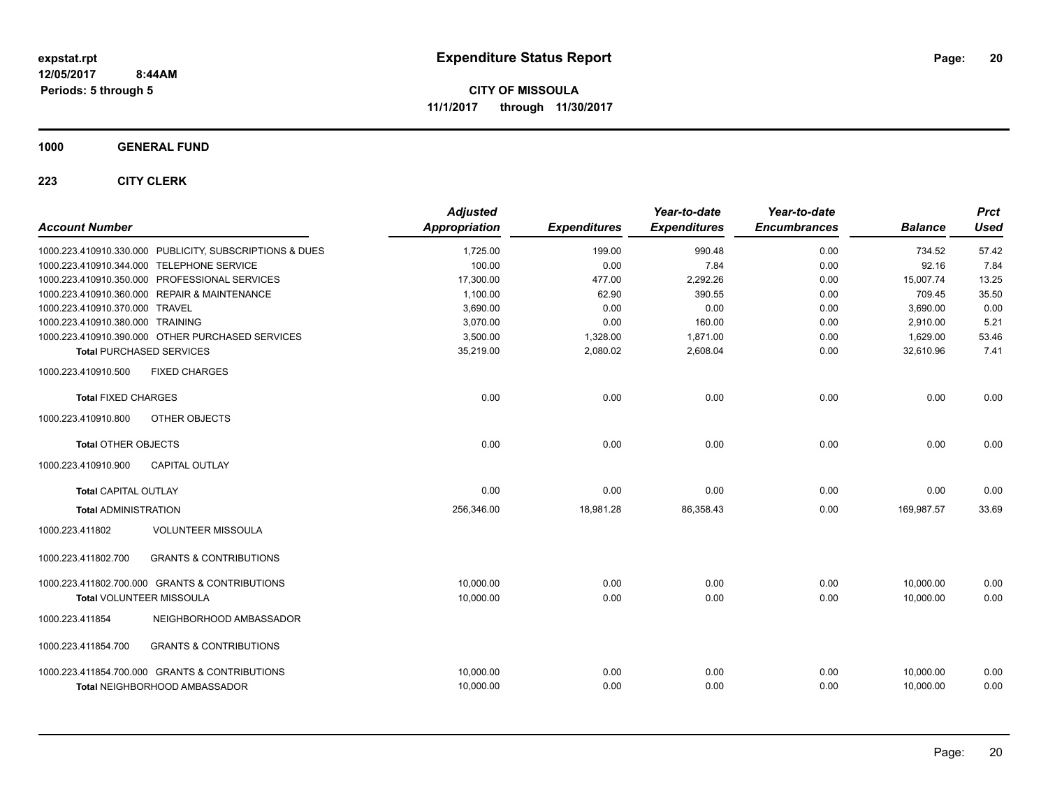# Expenditure Status Report

**CITY OF MISSOULA**

**11/1/2017 through 11/30/2017**

expstat.rpt
12/05/2017 8:44AM
Periods: 5 through 5

**1000 GENERAL FUND**

**223 CITY CLERK**

| Account Number | Adjusted Appropriation | Expenditures | Year-to-date Expenditures | Year-to-date Encumbrances | Balance | Prct Used |
|---|---|---|---|---|---|---|
| 1000.223.410910.330.000 PUBLICITY, SUBSCRIPTIONS & DUES | 1,725.00 | 199.00 | 990.48 | 0.00 | 734.52 | 57.42 |
| 1000.223.410910.344.000 TELEPHONE SERVICE | 100.00 | 0.00 | 7.84 | 0.00 | 92.16 | 7.84 |
| 1000.223.410910.350.000 PROFESSIONAL SERVICES | 17,300.00 | 477.00 | 2,292.26 | 0.00 | 15,007.74 | 13.25 |
| 1000.223.410910.360.000 REPAIR & MAINTENANCE | 1,100.00 | 62.90 | 390.55 | 0.00 | 709.45 | 35.50 |
| 1000.223.410910.370.000 TRAVEL | 3,690.00 | 0.00 | 0.00 | 0.00 | 3,690.00 | 0.00 |
| 1000.223.410910.380.000 TRAINING | 3,070.00 | 0.00 | 160.00 | 0.00 | 2,910.00 | 5.21 |
| 1000.223.410910.390.000 OTHER PURCHASED SERVICES | 3,500.00 | 1,328.00 | 1,871.00 | 0.00 | 1,629.00 | 53.46 |
| **Total** PURCHASED SERVICES | 35,219.00 | 2,080.02 | 2,608.04 | 0.00 | 32,610.96 | 7.41 |
| 1000.223.410910.500 FIXED CHARGES | | | | | | |
| **Total** FIXED CHARGES | 0.00 | 0.00 | 0.00 | 0.00 | 0.00 | 0.00 |
| 1000.223.410910.800 OTHER OBJECTS | | | | | | |
| **Total** OTHER OBJECTS | 0.00 | 0.00 | 0.00 | 0.00 | 0.00 | 0.00 |
| 1000.223.410910.900 CAPITAL OUTLAY | | | | | | |
| **Total** CAPITAL OUTLAY | 0.00 | 0.00 | 0.00 | 0.00 | 0.00 | 0.00 |
| **Total** ADMINISTRATION | 256,346.00 | 18,981.28 | 86,358.43 | 0.00 | 169,987.57 | 33.69 |
| 1000.223.411802 VOLUNTEER MISSOULA | | | | | | |
| 1000.223.411802.700 GRANTS & CONTRIBUTIONS | | | | | | |
| 1000.223.411802.700.000 GRANTS & CONTRIBUTIONS | 10,000.00 | 0.00 | 0.00 | 0.00 | 10,000.00 | 0.00 |
| **Total** VOLUNTEER MISSOULA | 10,000.00 | 0.00 | 0.00 | 0.00 | 10,000.00 | 0.00 |
| 1000.223.411854 NEIGHBORHOOD AMBASSADOR | | | | | | |
| 1000.223.411854.700 GRANTS & CONTRIBUTIONS | | | | | | |
| 1000.223.411854.700.000 GRANTS & CONTRIBUTIONS | 10,000.00 | 0.00 | 0.00 | 0.00 | 10,000.00 | 0.00 |
| **Total** NEIGHBORHOOD AMBASSADOR | 10,000.00 | 0.00 | 0.00 | 0.00 | 10,000.00 | 0.00 |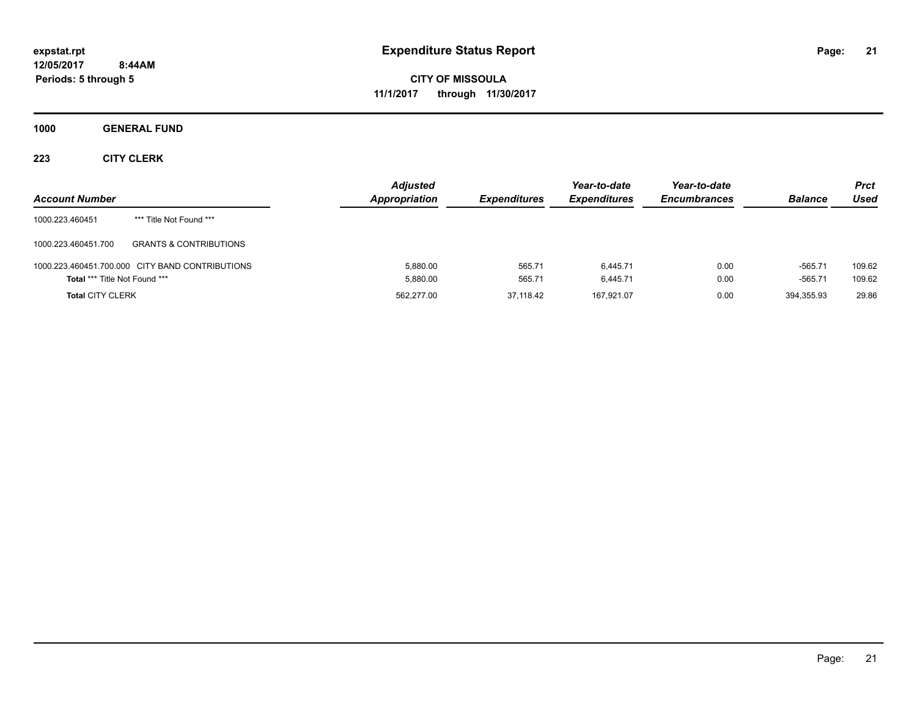expstat.rpt
12/05/2017 8:44AM
Periods: 5 through 5

# Expenditure Status Report

**CITY OF MISSOULA**
**11/1/2017 through 11/30/2017**

## 1000 GENERAL FUND

### 223 CITY CLERK

| Account Number | | Adjusted Appropriation | Expenditures | Year-to-date Expenditures | Year-to-date Encumbrances | Balance | Prct Used |
|---|---|---|---|---|---|---|---|
| 1000.223.460451 | *** Title Not Found *** | | | | | | |
| 1000.223.460451.700 | GRANTS & CONTRIBUTIONS | | | | | | |
| 1000.223.460451.700.000 | CITY BAND CONTRIBUTIONS | 5,880.00 | 565.71 | 6,445.71 | 0.00 | -565.71 | 109.62 |
| **Total** *** Title Not Found *** | | 5,880.00 | 565.71 | 6,445.71 | 0.00 | -565.71 | 109.62 |
| **Total** CITY CLERK | | 562,277.00 | 37,118.42 | 167,921.07 | 0.00 | 394,355.93 | 29.86 |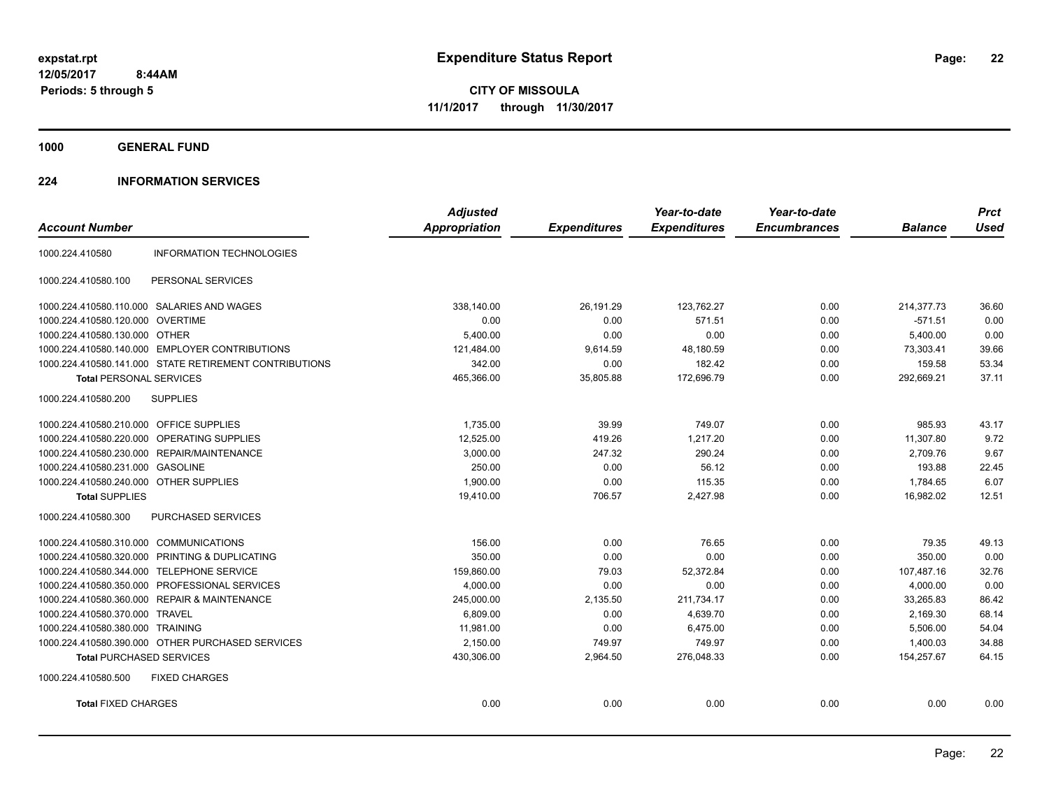**expstat.rpt**
**12/05/2017 8:44AM**
**Periods: 5 through 5**

# Expenditure Status Report

**CITY OF MISSOULA**
**11/1/2017 through 11/30/2017**

## 1000 GENERAL FUND

## 224 INFORMATION SERVICES

| Account Number | | Adjusted Appropriation | Expenditures | Year-to-date Expenditures | Year-to-date Encumbrances | Balance | Prct Used |
|---|---|---|---|---|---|---|---|
| 1000.224.410580 | INFORMATION TECHNOLOGIES | | | | | | |
| 1000.224.410580.100 | PERSONAL SERVICES | | | | | | |
| 1000.224.410580.110.000 | SALARIES AND WAGES | 338,140.00 | 26,191.29 | 123,762.27 | 0.00 | 214,377.73 | 36.60 |
| 1000.224.410580.120.000 | OVERTIME | 0.00 | 0.00 | 571.51 | 0.00 | -571.51 | 0.00 |
| 1000.224.410580.130.000 | OTHER | 5,400.00 | 0.00 | 0.00 | 0.00 | 5,400.00 | 0.00 |
| 1000.224.410580.140.000 | EMPLOYER CONTRIBUTIONS | 121,484.00 | 9,614.59 | 48,180.59 | 0.00 | 73,303.41 | 39.66 |
| 1000.224.410580.141.000 | STATE RETIREMENT CONTRIBUTIONS | 342.00 | 0.00 | 182.42 | 0.00 | 159.58 | 53.34 |
| **Total** PERSONAL SERVICES | | 465,366.00 | 35,805.88 | 172,696.79 | 0.00 | 292,669.21 | 37.11 |
| 1000.224.410580.200 | SUPPLIES | | | | | | |
| 1000.224.410580.210.000 | OFFICE SUPPLIES | 1,735.00 | 39.99 | 749.07 | 0.00 | 985.93 | 43.17 |
| 1000.224.410580.220.000 | OPERATING SUPPLIES | 12,525.00 | 419.26 | 1,217.20 | 0.00 | 11,307.80 | 9.72 |
| 1000.224.410580.230.000 | REPAIR/MAINTENANCE | 3,000.00 | 247.32 | 290.24 | 0.00 | 2,709.76 | 9.67 |
| 1000.224.410580.231.000 | GASOLINE | 250.00 | 0.00 | 56.12 | 0.00 | 193.88 | 22.45 |
| 1000.224.410580.240.000 | OTHER SUPPLIES | 1,900.00 | 0.00 | 115.35 | 0.00 | 1,784.65 | 6.07 |
| **Total** SUPPLIES | | 19,410.00 | 706.57 | 2,427.98 | 0.00 | 16,982.02 | 12.51 |
| 1000.224.410580.300 | PURCHASED SERVICES | | | | | | |
| 1000.224.410580.310.000 | COMMUNICATIONS | 156.00 | 0.00 | 76.65 | 0.00 | 79.35 | 49.13 |
| 1000.224.410580.320.000 | PRINTING & DUPLICATING | 350.00 | 0.00 | 0.00 | 0.00 | 350.00 | 0.00 |
| 1000.224.410580.344.000 | TELEPHONE SERVICE | 159,860.00 | 79.03 | 52,372.84 | 0.00 | 107,487.16 | 32.76 |
| 1000.224.410580.350.000 | PROFESSIONAL SERVICES | 4,000.00 | 0.00 | 0.00 | 0.00 | 4,000.00 | 0.00 |
| 1000.224.410580.360.000 | REPAIR & MAINTENANCE | 245,000.00 | 2,135.50 | 211,734.17 | 0.00 | 33,265.83 | 86.42 |
| 1000.224.410580.370.000 | TRAVEL | 6,809.00 | 0.00 | 4,639.70 | 0.00 | 2,169.30 | 68.14 |
| 1000.224.410580.380.000 | TRAINING | 11,981.00 | 0.00 | 6,475.00 | 0.00 | 5,506.00 | 54.04 |
| 1000.224.410580.390.000 | OTHER PURCHASED SERVICES | 2,150.00 | 749.97 | 749.97 | 0.00 | 1,400.03 | 34.88 |
| **Total** PURCHASED SERVICES | | 430,306.00 | 2,964.50 | 276,048.33 | 0.00 | 154,257.67 | 64.15 |
| 1000.224.410580.500 | FIXED CHARGES | | | | | | |
| **Total** FIXED CHARGES | | 0.00 | 0.00 | 0.00 | 0.00 | 0.00 | 0.00 |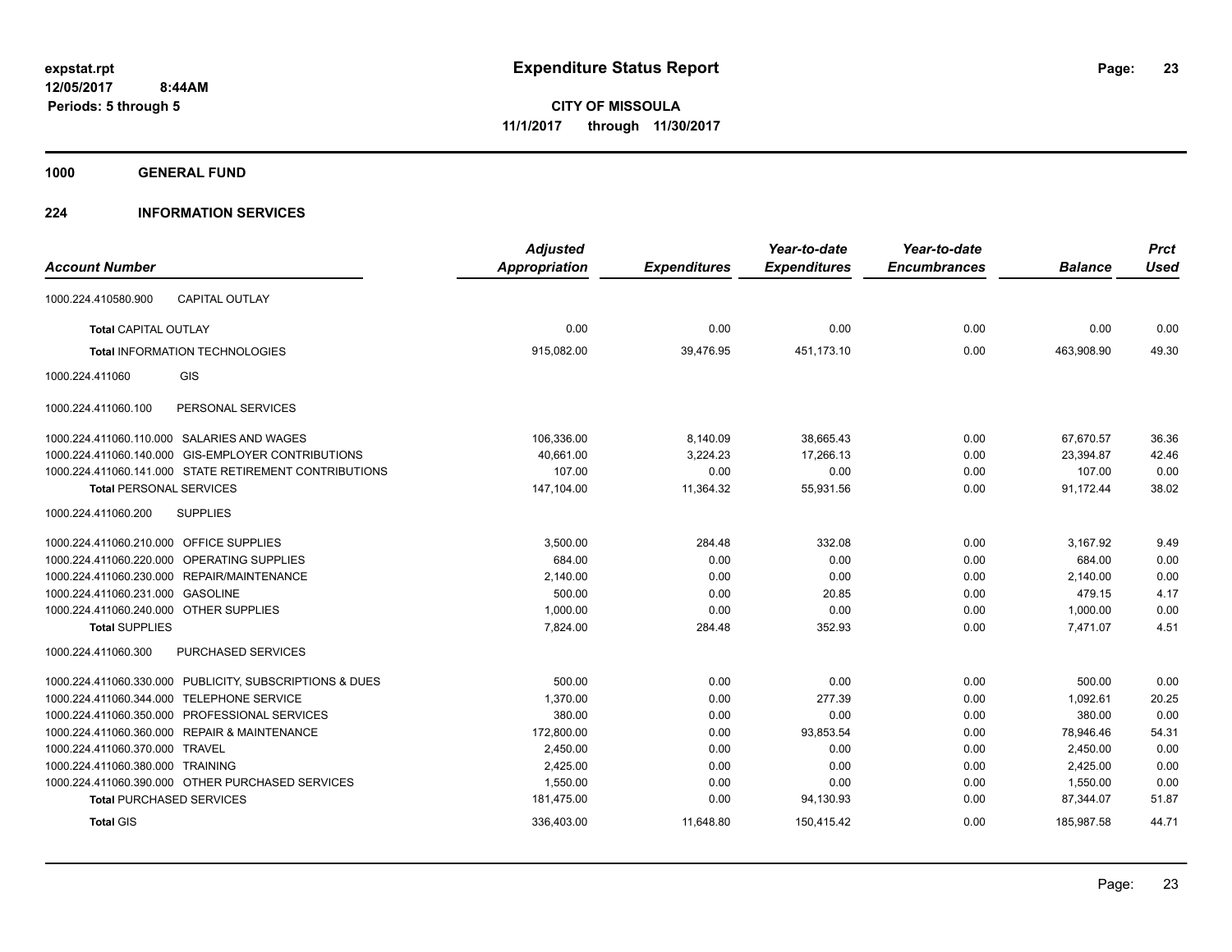# Expenditure Status Report

expstat.rpt
12/05/2017 8:44AM
Periods: 5 through 5

**CITY OF MISSOULA**
**11/1/2017 through 11/30/2017**

## 1000 GENERAL FUND

## 224 INFORMATION SERVICES

| Account Number | | Adjusted Appropriation | Expenditures | Year-to-date Expenditures | Year-to-date Encumbrances | Balance | Prct Used |
|---|---|---|---|---|---|---|---|
| 1000.224.410580.900 | CAPITAL OUTLAY | | | | | | |
| **Total** CAPITAL OUTLAY | | 0.00 | 0.00 | 0.00 | 0.00 | 0.00 | 0.00 |
| **Total** INFORMATION TECHNOLOGIES | | 915,082.00 | 39,476.95 | 451,173.10 | 0.00 | 463,908.90 | 49.30 |
| 1000.224.411060 | GIS | | | | | | |
| 1000.224.411060.100 | PERSONAL SERVICES | | | | | | |
| 1000.224.411060.110.000 | SALARIES AND WAGES | 106,336.00 | 8,140.09 | 38,665.43 | 0.00 | 67,670.57 | 36.36 |
| 1000.224.411060.140.000 | GIS-EMPLOYER CONTRIBUTIONS | 40,661.00 | 3,224.23 | 17,266.13 | 0.00 | 23,394.87 | 42.46 |
| 1000.224.411060.141.000 | STATE RETIREMENT CONTRIBUTIONS | 107.00 | 0.00 | 0.00 | 0.00 | 107.00 | 0.00 |
| **Total** PERSONAL SERVICES | | 147,104.00 | 11,364.32 | 55,931.56 | 0.00 | 91,172.44 | 38.02 |
| 1000.224.411060.200 | SUPPLIES | | | | | | |
| 1000.224.411060.210.000 | OFFICE SUPPLIES | 3,500.00 | 284.48 | 332.08 | 0.00 | 3,167.92 | 9.49 |
| 1000.224.411060.220.000 | OPERATING SUPPLIES | 684.00 | 0.00 | 0.00 | 0.00 | 684.00 | 0.00 |
| 1000.224.411060.230.000 | REPAIR/MAINTENANCE | 2,140.00 | 0.00 | 0.00 | 0.00 | 2,140.00 | 0.00 |
| 1000.224.411060.231.000 | GASOLINE | 500.00 | 0.00 | 20.85 | 0.00 | 479.15 | 4.17 |
| 1000.224.411060.240.000 | OTHER SUPPLIES | 1,000.00 | 0.00 | 0.00 | 0.00 | 1,000.00 | 0.00 |
| **Total** SUPPLIES | | 7,824.00 | 284.48 | 352.93 | 0.00 | 7,471.07 | 4.51 |
| 1000.224.411060.300 | PURCHASED SERVICES | | | | | | |
| 1000.224.411060.330.000 | PUBLICITY, SUBSCRIPTIONS & DUES | 500.00 | 0.00 | 0.00 | 0.00 | 500.00 | 0.00 |
| 1000.224.411060.344.000 | TELEPHONE SERVICE | 1,370.00 | 0.00 | 277.39 | 0.00 | 1,092.61 | 20.25 |
| 1000.224.411060.350.000 | PROFESSIONAL SERVICES | 380.00 | 0.00 | 0.00 | 0.00 | 380.00 | 0.00 |
| 1000.224.411060.360.000 | REPAIR & MAINTENANCE | 172,800.00 | 0.00 | 93,853.54 | 0.00 | 78,946.46 | 54.31 |
| 1000.224.411060.370.000 | TRAVEL | 2,450.00 | 0.00 | 0.00 | 0.00 | 2,450.00 | 0.00 |
| 1000.224.411060.380.000 | TRAINING | 2,425.00 | 0.00 | 0.00 | 0.00 | 2,425.00 | 0.00 |
| 1000.224.411060.390.000 | OTHER PURCHASED SERVICES | 1,550.00 | 0.00 | 0.00 | 0.00 | 1,550.00 | 0.00 |
| **Total** PURCHASED SERVICES | | 181,475.00 | 0.00 | 94,130.93 | 0.00 | 87,344.07 | 51.87 |
| **Total** GIS | | 336,403.00 | 11,648.80 | 150,415.42 | 0.00 | 185,987.58 | 44.71 |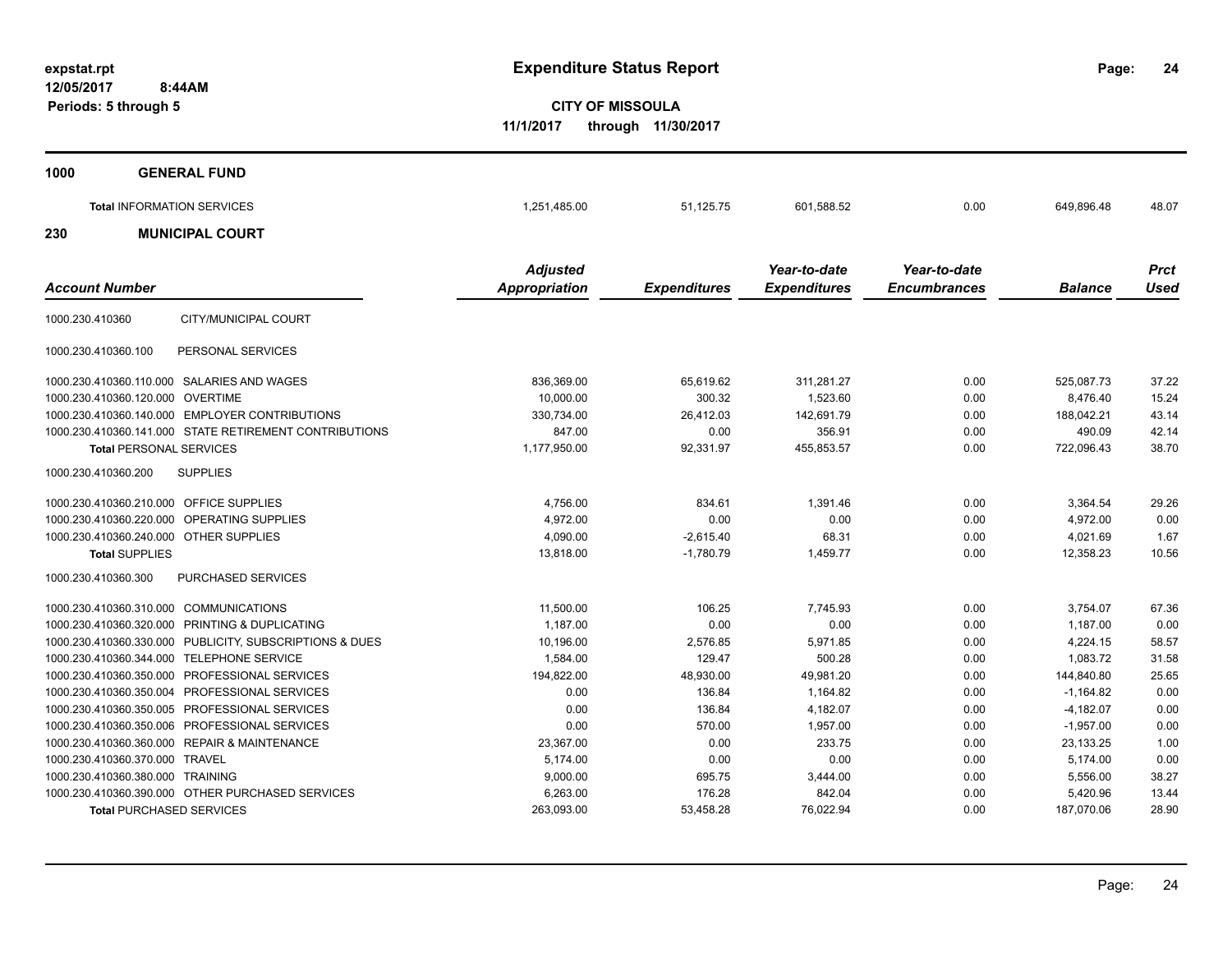**Expenditure Status Report**

**CITY OF MISSOULA**

**11/1/2017 through 11/30/2017**

expstat.rpt
12/05/2017 8:44AM
Periods: 5 through 5

## 1000 GENERAL FUND

| | Adjusted Appropriation | Expenditures | Year-to-date Expenditures | Year-to-date Encumbrances | Balance | Prct Used |
|---|---|---|---|---|---|---|
| **Total** INFORMATION SERVICES | 1,251,485.00 | 51,125.75 | 601,588.52 | 0.00 | 649,896.48 | 48.07 |

## 230 MUNICIPAL COURT

| Account Number | | Adjusted Appropriation | Expenditures | Year-to-date Expenditures | Year-to-date Encumbrances | Balance | Prct Used |
|---|---|---|---|---|---|---|---|
| 1000.230.410360 | CITY/MUNICIPAL COURT | | | | | | |
| 1000.230.410360.100 | PERSONAL SERVICES | | | | | | |
| 1000.230.410360.110.000 | SALARIES AND WAGES | 836,369.00 | 65,619.62 | 311,281.27 | 0.00 | 525,087.73 | 37.22 |
| 1000.230.410360.120.000 | OVERTIME | 10,000.00 | 300.32 | 1,523.60 | 0.00 | 8,476.40 | 15.24 |
| 1000.230.410360.140.000 | EMPLOYER CONTRIBUTIONS | 330,734.00 | 26,412.03 | 142,691.79 | 0.00 | 188,042.21 | 43.14 |
| 1000.230.410360.141.000 | STATE RETIREMENT CONTRIBUTIONS | 847.00 | 0.00 | 356.91 | 0.00 | 490.09 | 42.14 |
| **Total** PERSONAL SERVICES | | 1,177,950.00 | 92,331.97 | 455,853.57 | 0.00 | 722,096.43 | 38.70 |
| 1000.230.410360.200 | SUPPLIES | | | | | | |
| 1000.230.410360.210.000 | OFFICE SUPPLIES | 4,756.00 | 834.61 | 1,391.46 | 0.00 | 3,364.54 | 29.26 |
| 1000.230.410360.220.000 | OPERATING SUPPLIES | 4,972.00 | 0.00 | 0.00 | 0.00 | 4,972.00 | 0.00 |
| 1000.230.410360.240.000 | OTHER SUPPLIES | 4,090.00 | -2,615.40 | 68.31 | 0.00 | 4,021.69 | 1.67 |
| **Total** SUPPLIES | | 13,818.00 | -1,780.79 | 1,459.77 | 0.00 | 12,358.23 | 10.56 |
| 1000.230.410360.300 | PURCHASED SERVICES | | | | | | |
| 1000.230.410360.310.000 | COMMUNICATIONS | 11,500.00 | 106.25 | 7,745.93 | 0.00 | 3,754.07 | 67.36 |
| 1000.230.410360.320.000 | PRINTING & DUPLICATING | 1,187.00 | 0.00 | 0.00 | 0.00 | 1,187.00 | 0.00 |
| 1000.230.410360.330.000 | PUBLICITY, SUBSCRIPTIONS & DUES | 10,196.00 | 2,576.85 | 5,971.85 | 0.00 | 4,224.15 | 58.57 |
| 1000.230.410360.344.000 | TELEPHONE SERVICE | 1,584.00 | 129.47 | 500.28 | 0.00 | 1,083.72 | 31.58 |
| 1000.230.410360.350.000 | PROFESSIONAL SERVICES | 194,822.00 | 48,930.00 | 49,981.20 | 0.00 | 144,840.80 | 25.65 |
| 1000.230.410360.350.004 | PROFESSIONAL SERVICES | 0.00 | 136.84 | 1,164.82 | 0.00 | -1,164.82 | 0.00 |
| 1000.230.410360.350.005 | PROFESSIONAL SERVICES | 0.00 | 136.84 | 4,182.07 | 0.00 | -4,182.07 | 0.00 |
| 1000.230.410360.350.006 | PROFESSIONAL SERVICES | 0.00 | 570.00 | 1,957.00 | 0.00 | -1,957.00 | 0.00 |
| 1000.230.410360.360.000 | REPAIR & MAINTENANCE | 23,367.00 | 0.00 | 233.75 | 0.00 | 23,133.25 | 1.00 |
| 1000.230.410360.370.000 | TRAVEL | 5,174.00 | 0.00 | 0.00 | 0.00 | 5,174.00 | 0.00 |
| 1000.230.410360.380.000 | TRAINING | 9,000.00 | 695.75 | 3,444.00 | 0.00 | 5,556.00 | 38.27 |
| 1000.230.410360.390.000 | OTHER PURCHASED SERVICES | 6,263.00 | 176.28 | 842.04 | 0.00 | 5,420.96 | 13.44 |
| **Total** PURCHASED SERVICES | | 263,093.00 | 53,458.28 | 76,022.94 | 0.00 | 187,070.06 | 28.90 |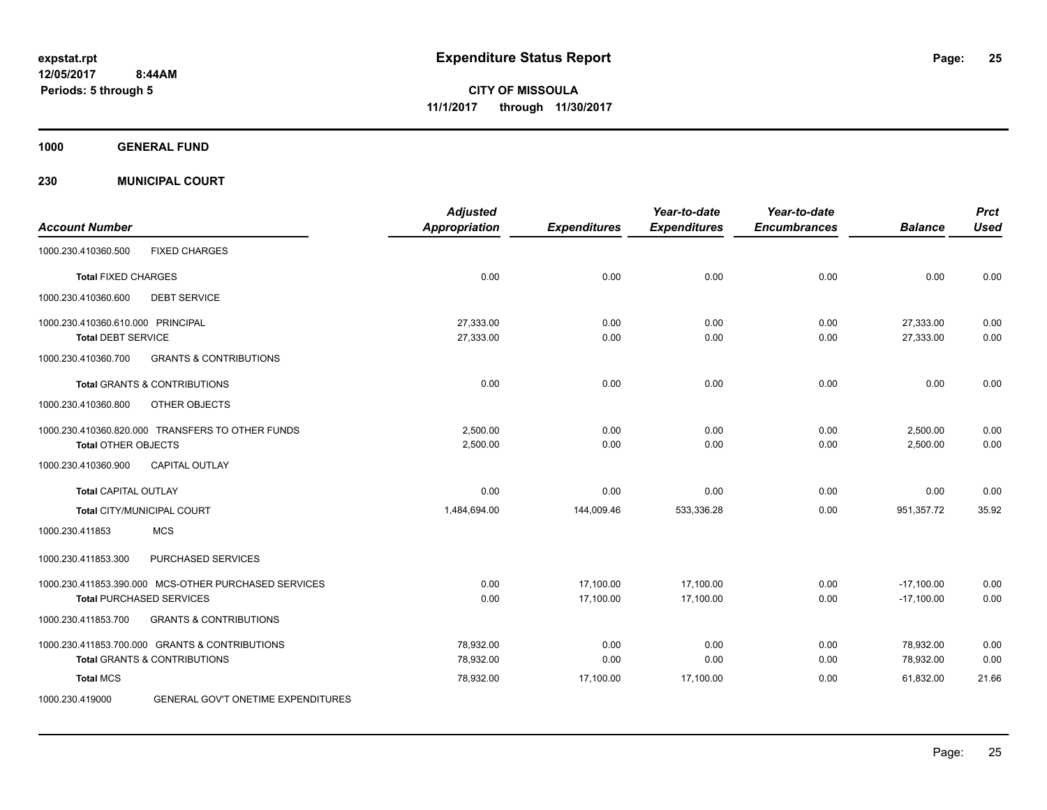**Expenditure Status Report**

**CITY OF MISSOULA**
**11/1/2017 through 11/30/2017**

expstat.rpt
12/05/2017 8:44AM
Periods: 5 through 5

**1000 GENERAL FUND**

**230 MUNICIPAL COURT**

| Account Number | | Adjusted Appropriation | Expenditures | Year-to-date Expenditures | Year-to-date Encumbrances | Balance | Prct Used |
|---|---|---|---|---|---|---|---|
| 1000.230.410360.500 | FIXED CHARGES | | | | | | |
| **Total** FIXED CHARGES | | 0.00 | 0.00 | 0.00 | 0.00 | 0.00 | 0.00 |
| 1000.230.410360.600 | DEBT SERVICE | | | | | | |
| 1000.230.410360.610.000 | PRINCIPAL | 27,333.00 | 0.00 | 0.00 | 0.00 | 27,333.00 | 0.00 |
| **Total** DEBT SERVICE | | 27,333.00 | 0.00 | 0.00 | 0.00 | 27,333.00 | 0.00 |
| 1000.230.410360.700 | GRANTS & CONTRIBUTIONS | | | | | | |
| **Total** GRANTS & CONTRIBUTIONS | | 0.00 | 0.00 | 0.00 | 0.00 | 0.00 | 0.00 |
| 1000.230.410360.800 | OTHER OBJECTS | | | | | | |
| 1000.230.410360.820.000 | TRANSFERS TO OTHER FUNDS | 2,500.00 | 0.00 | 0.00 | 0.00 | 2,500.00 | 0.00 |
| **Total** OTHER OBJECTS | | 2,500.00 | 0.00 | 0.00 | 0.00 | 2,500.00 | 0.00 |
| 1000.230.410360.900 | CAPITAL OUTLAY | | | | | | |
| **Total** CAPITAL OUTLAY | | 0.00 | 0.00 | 0.00 | 0.00 | 0.00 | 0.00 |
| **Total** CITY/MUNICIPAL COURT | | 1,484,694.00 | 144,009.46 | 533,336.28 | 0.00 | 951,357.72 | 35.92 |
| 1000.230.411853 | MCS | | | | | | |
| 1000.230.411853.300 | PURCHASED SERVICES | | | | | | |
| 1000.230.411853.390.000 | MCS-OTHER PURCHASED SERVICES | 0.00 | 17,100.00 | 17,100.00 | 0.00 | -17,100.00 | 0.00 |
| **Total** PURCHASED SERVICES | | 0.00 | 17,100.00 | 17,100.00 | 0.00 | -17,100.00 | 0.00 |
| 1000.230.411853.700 | GRANTS & CONTRIBUTIONS | | | | | | |
| 1000.230.411853.700.000 | GRANTS & CONTRIBUTIONS | 78,932.00 | 0.00 | 0.00 | 0.00 | 78,932.00 | 0.00 |
| **Total** GRANTS & CONTRIBUTIONS | | 78,932.00 | 0.00 | 0.00 | 0.00 | 78,932.00 | 0.00 |
| **Total** MCS | | 78,932.00 | 17,100.00 | 17,100.00 | 0.00 | 61,832.00 | 21.66 |
| 1000.230.419000 | GENERAL GOV'T ONETIME EXPENDITURES | | | | | | |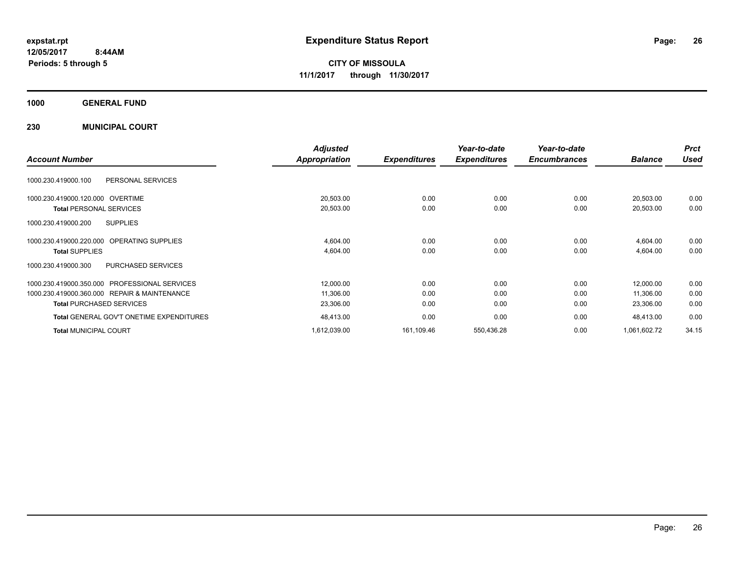# Expenditure Status Report

**expstat.rpt**
**12/05/2017 8:44AM**
**Periods: 5 through 5**

**CITY OF MISSOULA**
**11/1/2017 through 11/30/2017**

## 1000 GENERAL FUND

### 230 MUNICIPAL COURT

| Account Number | | Adjusted Appropriation | Expenditures | Year-to-date Expenditures | Year-to-date Encumbrances | Balance | Prct Used |
|---|---|---|---|---|---|---|---|
| 1000.230.419000.100 | PERSONAL SERVICES | | | | | | |
| 1000.230.419000.120.000 | OVERTIME | 20,503.00 | 0.00 | 0.00 | 0.00 | 20,503.00 | 0.00 |
| **Total** PERSONAL SERVICES | | 20,503.00 | 0.00 | 0.00 | 0.00 | 20,503.00 | 0.00 |
| 1000.230.419000.200 | SUPPLIES | | | | | | |
| 1000.230.419000.220.000 | OPERATING SUPPLIES | 4,604.00 | 0.00 | 0.00 | 0.00 | 4,604.00 | 0.00 |
| **Total** SUPPLIES | | 4,604.00 | 0.00 | 0.00 | 0.00 | 4,604.00 | 0.00 |
| 1000.230.419000.300 | PURCHASED SERVICES | | | | | | |
| 1000.230.419000.350.000 | PROFESSIONAL SERVICES | 12,000.00 | 0.00 | 0.00 | 0.00 | 12,000.00 | 0.00 |
| 1000.230.419000.360.000 | REPAIR & MAINTENANCE | 11,306.00 | 0.00 | 0.00 | 0.00 | 11,306.00 | 0.00 |
| **Total** PURCHASED SERVICES | | 23,306.00 | 0.00 | 0.00 | 0.00 | 23,306.00 | 0.00 |
| **Total** GENERAL GOV'T ONETIME EXPENDITURES | | 48,413.00 | 0.00 | 0.00 | 0.00 | 48,413.00 | 0.00 |
| **Total** MUNICIPAL COURT | | 1,612,039.00 | 161,109.46 | 550,436.28 | 0.00 | 1,061,602.72 | 34.15 |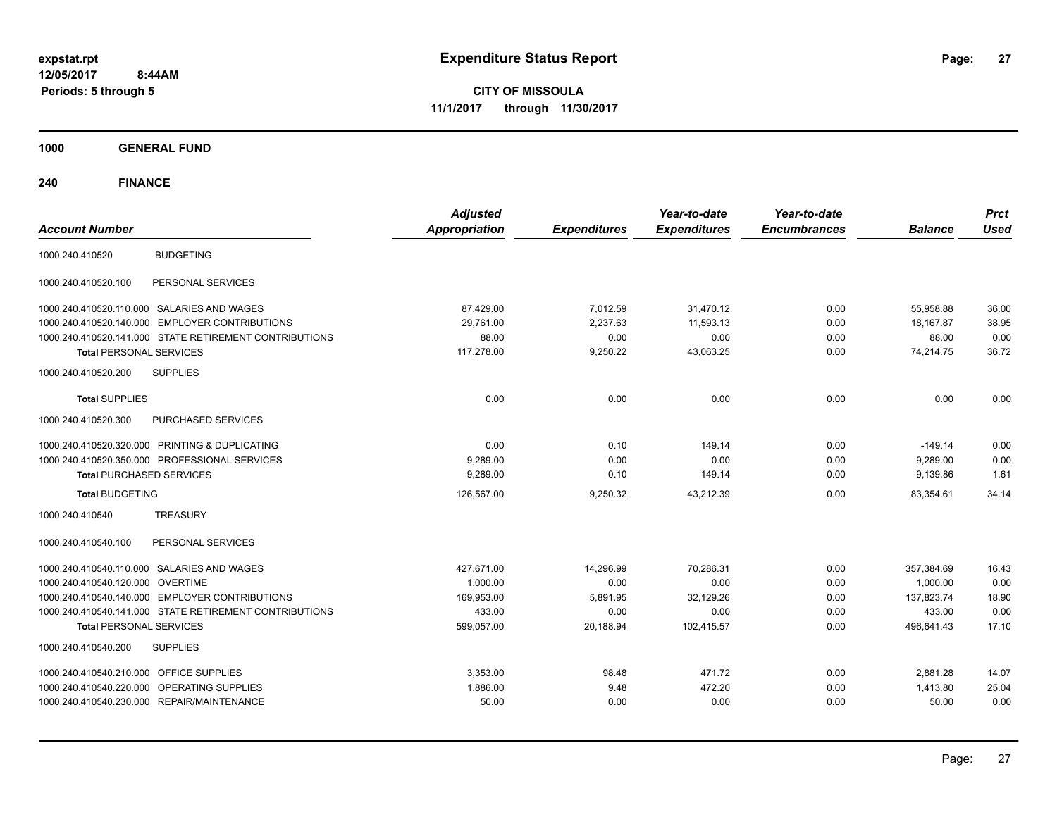# Expenditure Status Report

**CITY OF MISSOULA**

**11/1/2017 through 11/30/2017**

expstat.rpt
12/05/2017 8:44AM
Periods: 5 through 5

## 1000 GENERAL FUND

## 240 FINANCE

| Account Number | | Adjusted Appropriation | Expenditures | Year-to-date Expenditures | Year-to-date Encumbrances | Balance | Prct Used |
|---|---|---|---|---|---|---|---|
| 1000.240.410520 | BUDGETING | | | | | | |
| 1000.240.410520.100 | PERSONAL SERVICES | | | | | | |
| 1000.240.410520.110.000 | SALARIES AND WAGES | 87,429.00 | 7,012.59 | 31,470.12 | 0.00 | 55,958.88 | 36.00 |
| 1000.240.410520.140.000 | EMPLOYER CONTRIBUTIONS | 29,761.00 | 2,237.63 | 11,593.13 | 0.00 | 18,167.87 | 38.95 |
| 1000.240.410520.141.000 | STATE RETIREMENT CONTRIBUTIONS | 88.00 | 0.00 | 0.00 | 0.00 | 88.00 | 0.00 |
| **Total** PERSONAL SERVICES | | 117,278.00 | 9,250.22 | 43,063.25 | 0.00 | 74,214.75 | 36.72 |
| 1000.240.410520.200 | SUPPLIES | | | | | | |
| **Total** SUPPLIES | | 0.00 | 0.00 | 0.00 | 0.00 | 0.00 | 0.00 |
| 1000.240.410520.300 | PURCHASED SERVICES | | | | | | |
| 1000.240.410520.320.000 | PRINTING & DUPLICATING | 0.00 | 0.10 | 149.14 | 0.00 | -149.14 | 0.00 |
| 1000.240.410520.350.000 | PROFESSIONAL SERVICES | 9,289.00 | 0.00 | 0.00 | 0.00 | 9,289.00 | 0.00 |
| **Total** PURCHASED SERVICES | | 9,289.00 | 0.10 | 149.14 | 0.00 | 9,139.86 | 1.61 |
| **Total** BUDGETING | | 126,567.00 | 9,250.32 | 43,212.39 | 0.00 | 83,354.61 | 34.14 |
| 1000.240.410540 | TREASURY | | | | | | |
| 1000.240.410540.100 | PERSONAL SERVICES | | | | | | |
| 1000.240.410540.110.000 | SALARIES AND WAGES | 427,671.00 | 14,296.99 | 70,286.31 | 0.00 | 357,384.69 | 16.43 |
| 1000.240.410540.120.000 | OVERTIME | 1,000.00 | 0.00 | 0.00 | 0.00 | 1,000.00 | 0.00 |
| 1000.240.410540.140.000 | EMPLOYER CONTRIBUTIONS | 169,953.00 | 5,891.95 | 32,129.26 | 0.00 | 137,823.74 | 18.90 |
| 1000.240.410540.141.000 | STATE RETIREMENT CONTRIBUTIONS | 433.00 | 0.00 | 0.00 | 0.00 | 433.00 | 0.00 |
| **Total** PERSONAL SERVICES | | 599,057.00 | 20,188.94 | 102,415.57 | 0.00 | 496,641.43 | 17.10 |
| 1000.240.410540.200 | SUPPLIES | | | | | | |
| 1000.240.410540.210.000 | OFFICE SUPPLIES | 3,353.00 | 98.48 | 471.72 | 0.00 | 2,881.28 | 14.07 |
| 1000.240.410540.220.000 | OPERATING SUPPLIES | 1,886.00 | 9.48 | 472.20 | 0.00 | 1,413.80 | 25.04 |
| 1000.240.410540.230.000 | REPAIR/MAINTENANCE | 50.00 | 0.00 | 0.00 | 0.00 | 50.00 | 0.00 |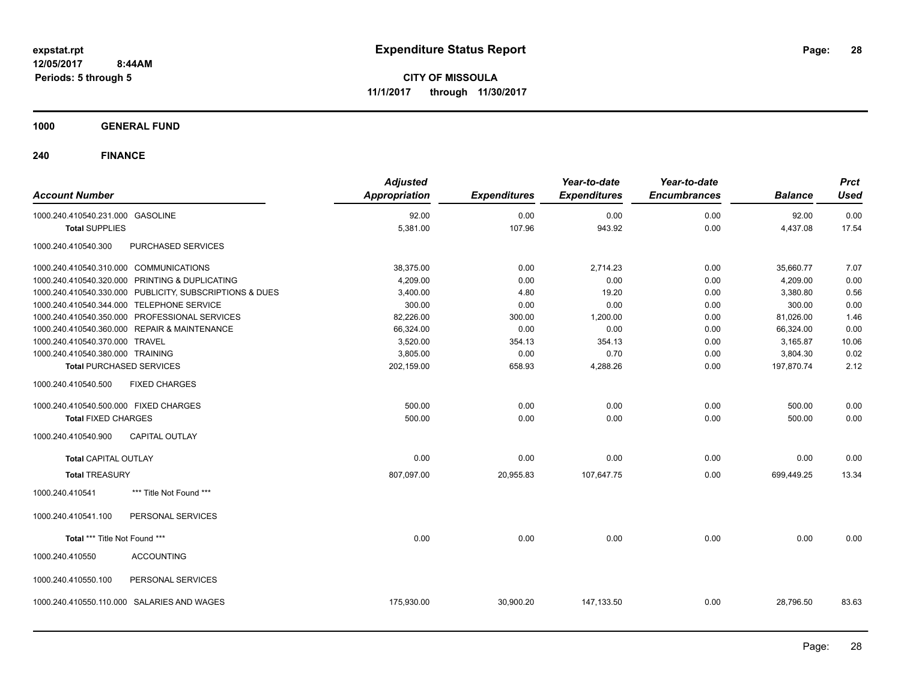# Expenditure Status Report

**CITY OF MISSOULA**
**11/1/2017 through 11/30/2017**

expstat.rpt
12/05/2017 8:44AM
Periods: 5 through 5

## 1000 GENERAL FUND

## 240 FINANCE

| Account Number | Adjusted Appropriation | Expenditures | Year-to-date Expenditures | Year-to-date Encumbrances | Balance | Prct Used |
|---|---|---|---|---|---|---|
| 1000.240.410540.231.000 GASOLINE | 92.00 | 0.00 | 0.00 | 0.00 | 92.00 | 0.00 |
| **Total** SUPPLIES | 5,381.00 | 107.96 | 943.92 | 0.00 | 4,437.08 | 17.54 |
| 1000.240.410540.300 PURCHASED SERVICES | | | | | | |
| 1000.240.410540.310.000 COMMUNICATIONS | 38,375.00 | 0.00 | 2,714.23 | 0.00 | 35,660.77 | 7.07 |
| 1000.240.410540.320.000 PRINTING & DUPLICATING | 4,209.00 | 0.00 | 0.00 | 0.00 | 4,209.00 | 0.00 |
| 1000.240.410540.330.000 PUBLICITY, SUBSCRIPTIONS & DUES | 3,400.00 | 4.80 | 19.20 | 0.00 | 3,380.80 | 0.56 |
| 1000.240.410540.344.000 TELEPHONE SERVICE | 300.00 | 0.00 | 0.00 | 0.00 | 300.00 | 0.00 |
| 1000.240.410540.350.000 PROFESSIONAL SERVICES | 82,226.00 | 300.00 | 1,200.00 | 0.00 | 81,026.00 | 1.46 |
| 1000.240.410540.360.000 REPAIR & MAINTENANCE | 66,324.00 | 0.00 | 0.00 | 0.00 | 66,324.00 | 0.00 |
| 1000.240.410540.370.000 TRAVEL | 3,520.00 | 354.13 | 354.13 | 0.00 | 3,165.87 | 10.06 |
| 1000.240.410540.380.000 TRAINING | 3,805.00 | 0.00 | 0.70 | 0.00 | 3,804.30 | 0.02 |
| **Total** PURCHASED SERVICES | 202,159.00 | 658.93 | 4,288.26 | 0.00 | 197,870.74 | 2.12 |
| 1000.240.410540.500 FIXED CHARGES | | | | | | |
| 1000.240.410540.500.000 FIXED CHARGES | 500.00 | 0.00 | 0.00 | 0.00 | 500.00 | 0.00 |
| **Total** FIXED CHARGES | 500.00 | 0.00 | 0.00 | 0.00 | 500.00 | 0.00 |
| 1000.240.410540.900 CAPITAL OUTLAY | | | | | | |
| **Total** CAPITAL OUTLAY | 0.00 | 0.00 | 0.00 | 0.00 | 0.00 | 0.00 |
| **Total** TREASURY | 807,097.00 | 20,955.83 | 107,647.75 | 0.00 | 699,449.25 | 13.34 |
| 1000.240.410541 *** Title Not Found *** | | | | | | |
| 1000.240.410541.100 PERSONAL SERVICES | | | | | | |
| **Total** *** Title Not Found *** | 0.00 | 0.00 | 0.00 | 0.00 | 0.00 | 0.00 |
| 1000.240.410550 ACCOUNTING | | | | | | |
| 1000.240.410550.100 PERSONAL SERVICES | | | | | | |
| 1000.240.410550.110.000 SALARIES AND WAGES | 175,930.00 | 30,900.20 | 147,133.50 | 0.00 | 28,796.50 | 83.63 |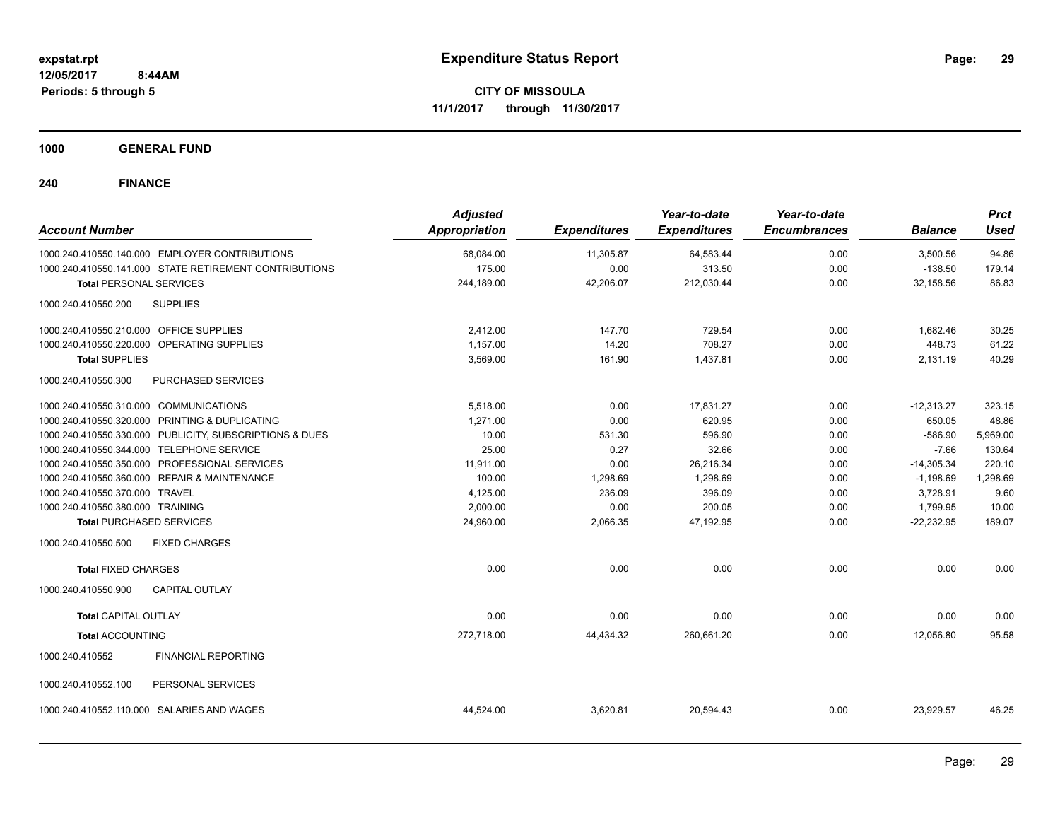expstat.rpt
12/05/2017 8:44AM
Periods: 5 through 5

# Expenditure Status Report

**CITY OF MISSOULA**
**11/1/2017 through 11/30/2017**

**1000 GENERAL FUND**

**240 FINANCE**

| Account Number | Adjusted Appropriation | Expenditures | Year-to-date Expenditures | Year-to-date Encumbrances | Balance | Prct Used |
|---|---|---|---|---|---|---|
| 1000.240.410550.140.000 EMPLOYER CONTRIBUTIONS | 68,084.00 | 11,305.87 | 64,583.44 | 0.00 | 3,500.56 | 94.86 |
| 1000.240.410550.141.000 STATE RETIREMENT CONTRIBUTIONS | 175.00 | 0.00 | 313.50 | 0.00 | -138.50 | 179.14 |
| **Total** PERSONAL SERVICES | 244,189.00 | 42,206.07 | 212,030.44 | 0.00 | 32,158.56 | 86.83 |
| 1000.240.410550.200 SUPPLIES | | | | | | |
| 1000.240.410550.210.000 OFFICE SUPPLIES | 2,412.00 | 147.70 | 729.54 | 0.00 | 1,682.46 | 30.25 |
| 1000.240.410550.220.000 OPERATING SUPPLIES | 1,157.00 | 14.20 | 708.27 | 0.00 | 448.73 | 61.22 |
| **Total SUPPLIES** | 3,569.00 | 161.90 | 1,437.81 | 0.00 | 2,131.19 | 40.29 |
| 1000.240.410550.300 PURCHASED SERVICES | | | | | | |
| 1000.240.410550.310.000 COMMUNICATIONS | 5,518.00 | 0.00 | 17,831.27 | 0.00 | -12,313.27 | 323.15 |
| 1000.240.410550.320.000 PRINTING & DUPLICATING | 1,271.00 | 0.00 | 620.95 | 0.00 | 650.05 | 48.86 |
| 1000.240.410550.330.000 PUBLICITY, SUBSCRIPTIONS & DUES | 10.00 | 531.30 | 596.90 | 0.00 | -586.90 | 5,969.00 |
| 1000.240.410550.344.000 TELEPHONE SERVICE | 25.00 | 0.27 | 32.66 | 0.00 | -7.66 | 130.64 |
| 1000.240.410550.350.000 PROFESSIONAL SERVICES | 11,911.00 | 0.00 | 26,216.34 | 0.00 | -14,305.34 | 220.10 |
| 1000.240.410550.360.000 REPAIR & MAINTENANCE | 100.00 | 1,298.69 | 1,298.69 | 0.00 | -1,198.69 | 1,298.69 |
| 1000.240.410550.370.000 TRAVEL | 4,125.00 | 236.09 | 396.09 | 0.00 | 3,728.91 | 9.60 |
| 1000.240.410550.380.000 TRAINING | 2,000.00 | 0.00 | 200.05 | 0.00 | 1,799.95 | 10.00 |
| **Total PURCHASED SERVICES** | 24,960.00 | 2,066.35 | 47,192.95 | 0.00 | -22,232.95 | 189.07 |
| 1000.240.410550.500 FIXED CHARGES | | | | | | |
| **Total FIXED CHARGES** | 0.00 | 0.00 | 0.00 | 0.00 | 0.00 | 0.00 |
| 1000.240.410550.900 CAPITAL OUTLAY | | | | | | |
| **Total CAPITAL OUTLAY** | 0.00 | 0.00 | 0.00 | 0.00 | 0.00 | 0.00 |
| **Total ACCOUNTING** | 272,718.00 | 44,434.32 | 260,661.20 | 0.00 | 12,056.80 | 95.58 |
| 1000.240.410552 FINANCIAL REPORTING | | | | | | |
| 1000.240.410552.100 PERSONAL SERVICES | | | | | | |
| 1000.240.410552.110.000 SALARIES AND WAGES | 44,524.00 | 3,620.81 | 20,594.43 | 0.00 | 23,929.57 | 46.25 |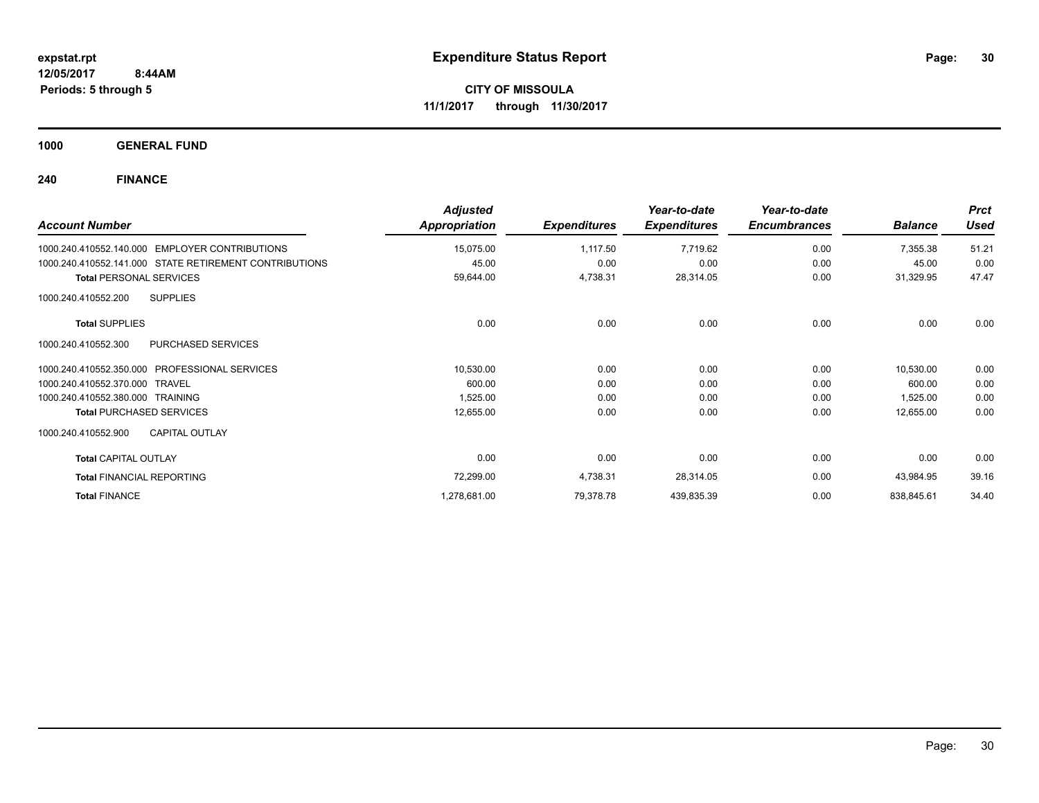**expstat.rpt**
**12/05/2017 8:44AM**
**Periods: 5 through 5**

# Expenditure Status Report

**CITY OF MISSOULA**
**11/1/2017 through 11/30/2017**

## 1000 GENERAL FUND

## 240 FINANCE

| Account Number | Adjusted Appropriation | Expenditures | Year-to-date Expenditures | Year-to-date Encumbrances | Balance | Prct Used |
|---|---|---|---|---|---|---|
| 1000.240.410552.140.000 EMPLOYER CONTRIBUTIONS | 15,075.00 | 1,117.50 | 7,719.62 | 0.00 | 7,355.38 | 51.21 |
| 1000.240.410552.141.000 STATE RETIREMENT CONTRIBUTIONS | 45.00 | 0.00 | 0.00 | 0.00 | 45.00 | 0.00 |
| **Total** PERSONAL SERVICES | 59,644.00 | 4,738.31 | 28,314.05 | 0.00 | 31,329.95 | 47.47 |
| 1000.240.410552.200 SUPPLIES | | | | | | |
| **Total** SUPPLIES | 0.00 | 0.00 | 0.00 | 0.00 | 0.00 | 0.00 |
| 1000.240.410552.300 PURCHASED SERVICES | | | | | | |
| 1000.240.410552.350.000 PROFESSIONAL SERVICES | 10,530.00 | 0.00 | 0.00 | 0.00 | 10,530.00 | 0.00 |
| 1000.240.410552.370.000 TRAVEL | 600.00 | 0.00 | 0.00 | 0.00 | 600.00 | 0.00 |
| 1000.240.410552.380.000 TRAINING | 1,525.00 | 0.00 | 0.00 | 0.00 | 1,525.00 | 0.00 |
| **Total** PURCHASED SERVICES | 12,655.00 | 0.00 | 0.00 | 0.00 | 12,655.00 | 0.00 |
| 1000.240.410552.900 CAPITAL OUTLAY | | | | | | |
| **Total** CAPITAL OUTLAY | 0.00 | 0.00 | 0.00 | 0.00 | 0.00 | 0.00 |
| **Total** FINANCIAL REPORTING | 72,299.00 | 4,738.31 | 28,314.05 | 0.00 | 43,984.95 | 39.16 |
| **Total** FINANCE | 1,278,681.00 | 79,378.78 | 439,835.39 | 0.00 | 838,845.61 | 34.40 |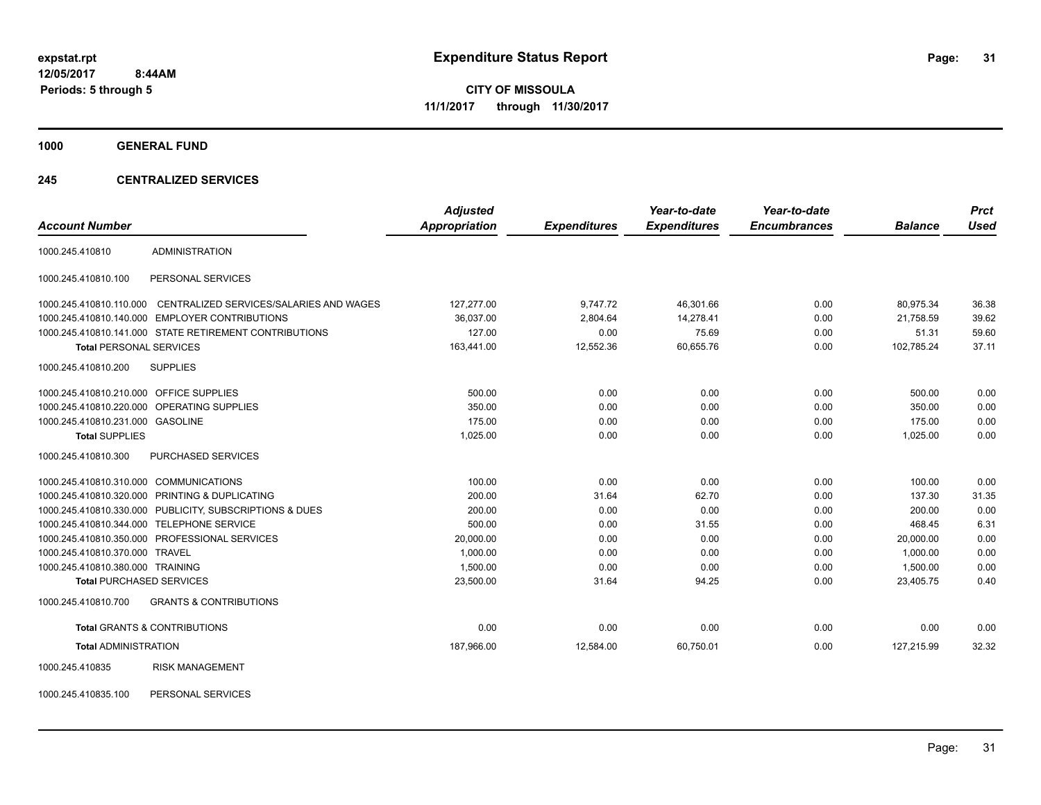**expstat.rpt**
**12/05/2017 8:44AM**
**Periods: 5 through 5**

# Expenditure Status Report

**CITY OF MISSOULA**
**11/1/2017 through 11/30/2017**

## 1000 GENERAL FUND

### 245 CENTRALIZED SERVICES

| Account Number | | Adjusted Appropriation | Expenditures | Year-to-date Expenditures | Year-to-date Encumbrances | Balance | Prct Used |
|---|---|---|---|---|---|---|---|
| 1000.245.410810 | ADMINISTRATION | | | | | | |
| 1000.245.410810.100 | PERSONAL SERVICES | | | | | | |
| 1000.245.410810.110.000 | CENTRALIZED SERVICES/SALARIES AND WAGES | 127,277.00 | 9,747.72 | 46,301.66 | 0.00 | 80,975.34 | 36.38 |
| 1000.245.410810.140.000 | EMPLOYER CONTRIBUTIONS | 36,037.00 | 2,804.64 | 14,278.41 | 0.00 | 21,758.59 | 39.62 |
| 1000.245.410810.141.000 | STATE RETIREMENT CONTRIBUTIONS | 127.00 | 0.00 | 75.69 | 0.00 | 51.31 | 59.60 |
| **Total** PERSONAL SERVICES | | 163,441.00 | 12,552.36 | 60,655.76 | 0.00 | 102,785.24 | 37.11 |
| 1000.245.410810.200 | SUPPLIES | | | | | | |
| 1000.245.410810.210.000 | OFFICE SUPPLIES | 500.00 | 0.00 | 0.00 | 0.00 | 500.00 | 0.00 |
| 1000.245.410810.220.000 | OPERATING SUPPLIES | 350.00 | 0.00 | 0.00 | 0.00 | 350.00 | 0.00 |
| 1000.245.410810.231.000 | GASOLINE | 175.00 | 0.00 | 0.00 | 0.00 | 175.00 | 0.00 |
| **Total** SUPPLIES | | 1,025.00 | 0.00 | 0.00 | 0.00 | 1,025.00 | 0.00 |
| 1000.245.410810.300 | PURCHASED SERVICES | | | | | | |
| 1000.245.410810.310.000 | COMMUNICATIONS | 100.00 | 0.00 | 0.00 | 0.00 | 100.00 | 0.00 |
| 1000.245.410810.320.000 | PRINTING & DUPLICATING | 200.00 | 31.64 | 62.70 | 0.00 | 137.30 | 31.35 |
| 1000.245.410810.330.000 | PUBLICITY, SUBSCRIPTIONS & DUES | 200.00 | 0.00 | 0.00 | 0.00 | 200.00 | 0.00 |
| 1000.245.410810.344.000 | TELEPHONE SERVICE | 500.00 | 0.00 | 31.55 | 0.00 | 468.45 | 6.31 |
| 1000.245.410810.350.000 | PROFESSIONAL SERVICES | 20,000.00 | 0.00 | 0.00 | 0.00 | 20,000.00 | 0.00 |
| 1000.245.410810.370.000 | TRAVEL | 1,000.00 | 0.00 | 0.00 | 0.00 | 1,000.00 | 0.00 |
| 1000.245.410810.380.000 | TRAINING | 1,500.00 | 0.00 | 0.00 | 0.00 | 1,500.00 | 0.00 |
| **Total** PURCHASED SERVICES | | 23,500.00 | 31.64 | 94.25 | 0.00 | 23,405.75 | 0.40 |
| 1000.245.410810.700 | GRANTS & CONTRIBUTIONS | | | | | | |
| **Total** GRANTS & CONTRIBUTIONS | | 0.00 | 0.00 | 0.00 | 0.00 | 0.00 | 0.00 |
| **Total** ADMINISTRATION | | 187,966.00 | 12,584.00 | 60,750.01 | 0.00 | 127,215.99 | 32.32 |
| 1000.245.410835 | RISK MANAGEMENT | | | | | | |
| 1000.245.410835.100 | PERSONAL SERVICES | | | | | | |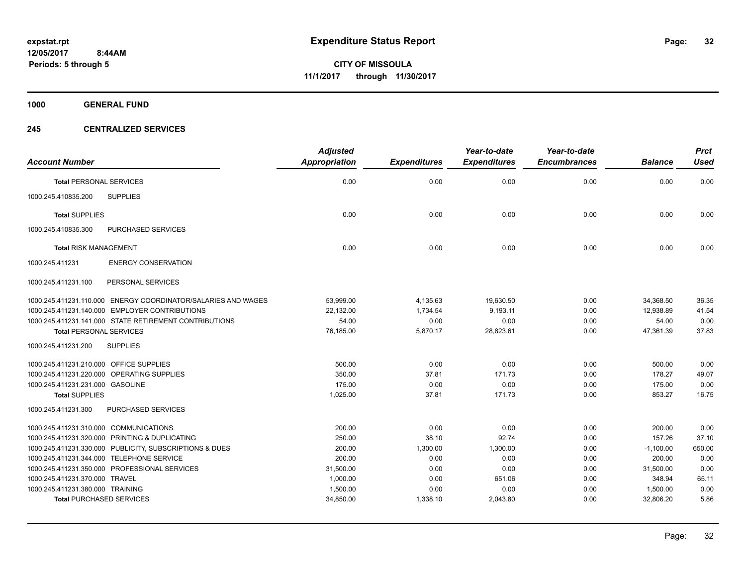**expstat.rpt**
**12/05/2017 8:44AM**
**Periods: 5 through 5**

# Expenditure Status Report

**CITY OF MISSOULA**
**11/1/2017 through 11/30/2017**

## 1000 GENERAL FUND

## 245 CENTRALIZED SERVICES

| Account Number | | Adjusted Appropriation | Expenditures | Year-to-date Expenditures | Year-to-date Encumbrances | Balance | Prct Used |
|---|---|---|---|---|---|---|---|
| **Total** PERSONAL SERVICES | | 0.00 | 0.00 | 0.00 | 0.00 | 0.00 | 0.00 |
| 1000.245.410835.200 | SUPPLIES | | | | | | |
| **Total** SUPPLIES | | 0.00 | 0.00 | 0.00 | 0.00 | 0.00 | 0.00 |
| 1000.245.410835.300 | PURCHASED SERVICES | | | | | | |
| **Total** RISK MANAGEMENT | | 0.00 | 0.00 | 0.00 | 0.00 | 0.00 | 0.00 |
| 1000.245.411231 | ENERGY CONSERVATION | | | | | | |
| 1000.245.411231.100 | PERSONAL SERVICES | | | | | | |
| 1000.245.411231.110.000 | ENERGY COORDINATOR/SALARIES AND WAGES | 53,999.00 | 4,135.63 | 19,630.50 | 0.00 | 34,368.50 | 36.35 |
| 1000.245.411231.140.000 | EMPLOYER CONTRIBUTIONS | 22,132.00 | 1,734.54 | 9,193.11 | 0.00 | 12,938.89 | 41.54 |
| 1000.245.411231.141.000 | STATE RETIREMENT CONTRIBUTIONS | 54.00 | 0.00 | 0.00 | 0.00 | 54.00 | 0.00 |
| **Total** PERSONAL SERVICES | | 76,185.00 | 5,870.17 | 28,823.61 | 0.00 | 47,361.39 | 37.83 |
| 1000.245.411231.200 | SUPPLIES | | | | | | |
| 1000.245.411231.210.000 | OFFICE SUPPLIES | 500.00 | 0.00 | 0.00 | 0.00 | 500.00 | 0.00 |
| 1000.245.411231.220.000 | OPERATING SUPPLIES | 350.00 | 37.81 | 171.73 | 0.00 | 178.27 | 49.07 |
| 1000.245.411231.231.000 | GASOLINE | 175.00 | 0.00 | 0.00 | 0.00 | 175.00 | 0.00 |
| **Total** SUPPLIES | | 1,025.00 | 37.81 | 171.73 | 0.00 | 853.27 | 16.75 |
| 1000.245.411231.300 | PURCHASED SERVICES | | | | | | |
| 1000.245.411231.310.000 | COMMUNICATIONS | 200.00 | 0.00 | 0.00 | 0.00 | 200.00 | 0.00 |
| 1000.245.411231.320.000 | PRINTING & DUPLICATING | 250.00 | 38.10 | 92.74 | 0.00 | 157.26 | 37.10 |
| 1000.245.411231.330.000 | PUBLICITY, SUBSCRIPTIONS & DUES | 200.00 | 1,300.00 | 1,300.00 | 0.00 | -1,100.00 | 650.00 |
| 1000.245.411231.344.000 | TELEPHONE SERVICE | 200.00 | 0.00 | 0.00 | 0.00 | 200.00 | 0.00 |
| 1000.245.411231.350.000 | PROFESSIONAL SERVICES | 31,500.00 | 0.00 | 0.00 | 0.00 | 31,500.00 | 0.00 |
| 1000.245.411231.370.000 | TRAVEL | 1,000.00 | 0.00 | 651.06 | 0.00 | 348.94 | 65.11 |
| 1000.245.411231.380.000 | TRAINING | 1,500.00 | 0.00 | 0.00 | 0.00 | 1,500.00 | 0.00 |
| **Total** PURCHASED SERVICES | | 34,850.00 | 1,338.10 | 2,043.80 | 0.00 | 32,806.20 | 5.86 |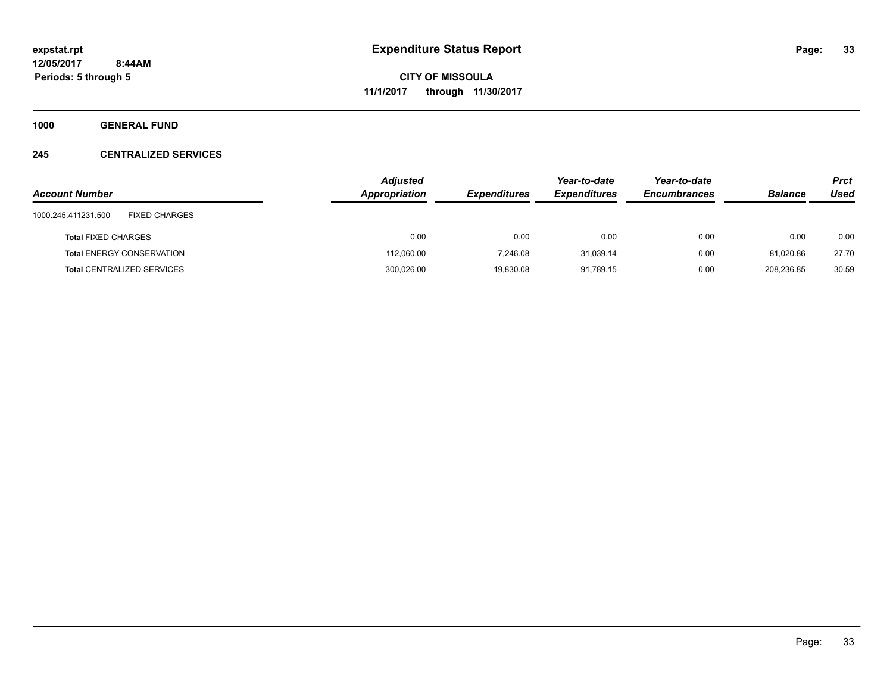**expstat.rpt**
**12/05/2017 8:44AM**
**Periods: 5 through 5**

# Expenditure Status Report

**CITY OF MISSOULA**
**11/1/2017 through 11/30/2017**

**1000 GENERAL FUND**

**245 CENTRALIZED SERVICES**

| Account Number | | Adjusted Appropriation | Expenditures | Year-to-date Expenditures | Year-to-date Encumbrances | Balance | Prct Used |
|---|---|---|---|---|---|---|---|
| 1000.245.411231.500 | FIXED CHARGES | | | | | | |
| **Total** FIXED CHARGES | | 0.00 | 0.00 | 0.00 | 0.00 | 0.00 | 0.00 |
| **Total** ENERGY CONSERVATION | | 112,060.00 | 7,246.08 | 31,039.14 | 0.00 | 81,020.86 | 27.70 |
| **Total** CENTRALIZED SERVICES | | 300,026.00 | 19,830.08 | 91,789.15 | 0.00 | 208,236.85 | 30.59 |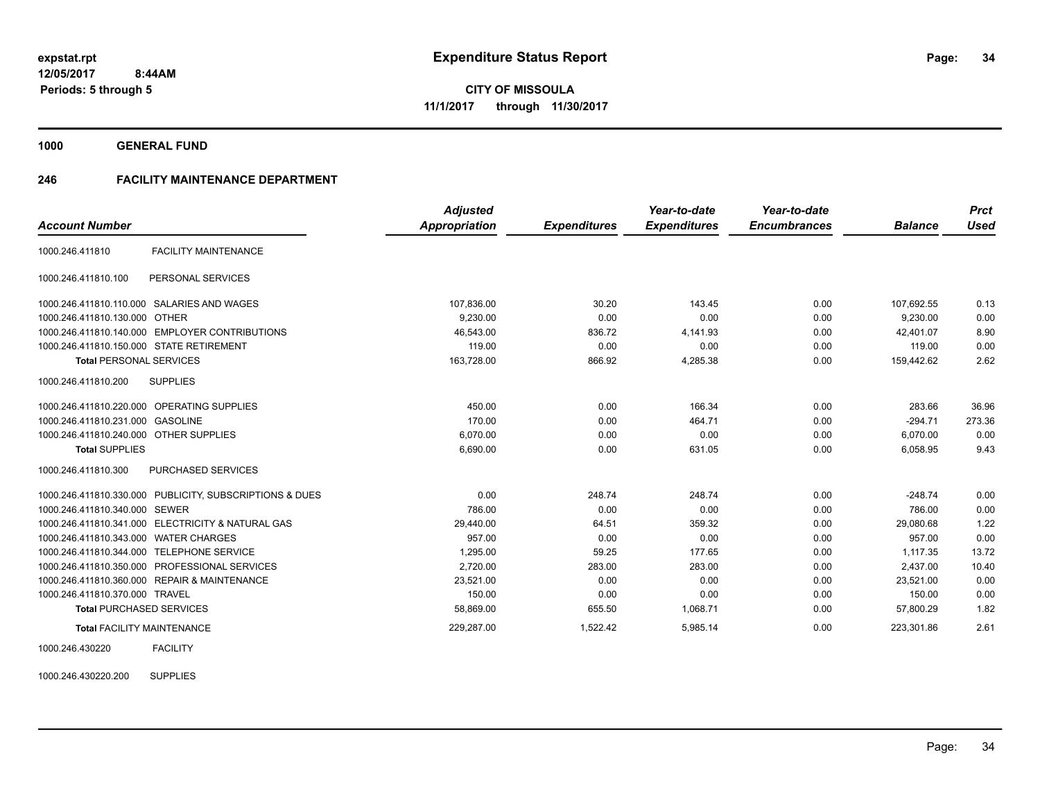**expstat.rpt**
**12/05/2017 8:44AM**
**Periods: 5 through 5**

# Expenditure Status Report

**CITY OF MISSOULA**
**11/1/2017 through 11/30/2017**

**1000 GENERAL FUND**

**246 FACILITY MAINTENANCE DEPARTMENT**

| Account Number | | Adjusted Appropriation | Expenditures | Year-to-date Expenditures | Year-to-date Encumbrances | Balance | Prct Used |
|---|---|---|---|---|---|---|---|
| 1000.246.411810 | FACILITY MAINTENANCE | | | | | | |
| 1000.246.411810.100 | PERSONAL SERVICES | | | | | | |
| 1000.246.411810.110.000 | SALARIES AND WAGES | 107,836.00 | 30.20 | 143.45 | 0.00 | 107,692.55 | 0.13 |
| 1000.246.411810.130.000 | OTHER | 9,230.00 | 0.00 | 0.00 | 0.00 | 9,230.00 | 0.00 |
| 1000.246.411810.140.000 | EMPLOYER CONTRIBUTIONS | 46,543.00 | 836.72 | 4,141.93 | 0.00 | 42,401.07 | 8.90 |
| 1000.246.411810.150.000 | STATE RETIREMENT | 119.00 | 0.00 | 0.00 | 0.00 | 119.00 | 0.00 |
| **Total** PERSONAL SERVICES | | 163,728.00 | 866.92 | 4,285.38 | 0.00 | 159,442.62 | 2.62 |
| 1000.246.411810.200 | SUPPLIES | | | | | | |
| 1000.246.411810.220.000 | OPERATING SUPPLIES | 450.00 | 0.00 | 166.34 | 0.00 | 283.66 | 36.96 |
| 1000.246.411810.231.000 | GASOLINE | 170.00 | 0.00 | 464.71 | 0.00 | -294.71 | 273.36 |
| 1000.246.411810.240.000 | OTHER SUPPLIES | 6,070.00 | 0.00 | 0.00 | 0.00 | 6,070.00 | 0.00 |
| **Total** SUPPLIES | | 6,690.00 | 0.00 | 631.05 | 0.00 | 6,058.95 | 9.43 |
| 1000.246.411810.300 | PURCHASED SERVICES | | | | | | |
| 1000.246.411810.330.000 | PUBLICITY, SUBSCRIPTIONS & DUES | 0.00 | 248.74 | 248.74 | 0.00 | -248.74 | 0.00 |
| 1000.246.411810.340.000 | SEWER | 786.00 | 0.00 | 0.00 | 0.00 | 786.00 | 0.00 |
| 1000.246.411810.341.000 | ELECTRICITY & NATURAL GAS | 29,440.00 | 64.51 | 359.32 | 0.00 | 29,080.68 | 1.22 |
| 1000.246.411810.343.000 | WATER CHARGES | 957.00 | 0.00 | 0.00 | 0.00 | 957.00 | 0.00 |
| 1000.246.411810.344.000 | TELEPHONE SERVICE | 1,295.00 | 59.25 | 177.65 | 0.00 | 1,117.35 | 13.72 |
| 1000.246.411810.350.000 | PROFESSIONAL SERVICES | 2,720.00 | 283.00 | 283.00 | 0.00 | 2,437.00 | 10.40 |
| 1000.246.411810.360.000 | REPAIR & MAINTENANCE | 23,521.00 | 0.00 | 0.00 | 0.00 | 23,521.00 | 0.00 |
| 1000.246.411810.370.000 | TRAVEL | 150.00 | 0.00 | 0.00 | 0.00 | 150.00 | 0.00 |
| **Total** PURCHASED SERVICES | | 58,869.00 | 655.50 | 1,068.71 | 0.00 | 57,800.29 | 1.82 |
| **Total** FACILITY MAINTENANCE | | 229,287.00 | 1,522.42 | 5,985.14 | 0.00 | 223,301.86 | 2.61 |
| 1000.246.430220 | FACILITY | | | | | | |
| 1000.246.430220.200 | SUPPLIES | | | | | | |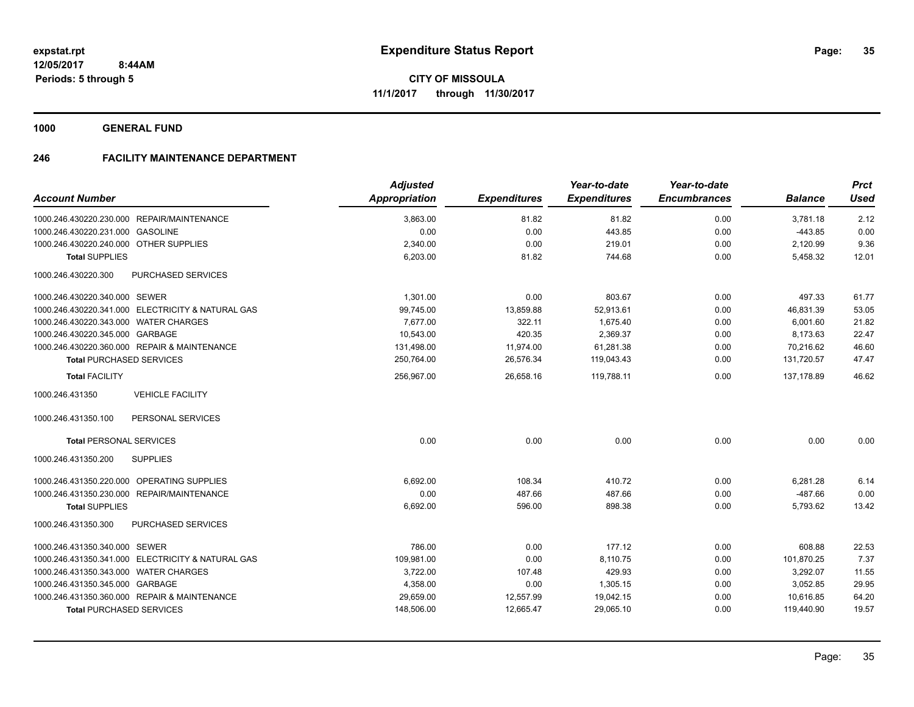**expstat.rpt**
**12/05/2017 8:44AM**
**Periods: 5 through 5**

# Expenditure Status Report

**CITY OF MISSOULA**
**11/1/2017 through 11/30/2017**

**1000 GENERAL FUND**

## 246 FACILITY MAINTENANCE DEPARTMENT

| Account Number | | Adjusted Appropriation | Expenditures | Year-to-date Expenditures | Year-to-date Encumbrances | Balance | Prct Used |
|---|---|---|---|---|---|---|---|
| 1000.246.430220.230.000 | REPAIR/MAINTENANCE | 3,863.00 | 81.82 | 81.82 | 0.00 | 3,781.18 | 2.12 |
| 1000.246.430220.231.000 | GASOLINE | 0.00 | 0.00 | 443.85 | 0.00 | -443.85 | 0.00 |
| 1000.246.430220.240.000 | OTHER SUPPLIES | 2,340.00 | 0.00 | 219.01 | 0.00 | 2,120.99 | 9.36 |
| **Total** SUPPLIES | | 6,203.00 | 81.82 | 744.68 | 0.00 | 5,458.32 | 12.01 |
| 1000.246.430220.300 | PURCHASED SERVICES | | | | | | |
| 1000.246.430220.340.000 | SEWER | 1,301.00 | 0.00 | 803.67 | 0.00 | 497.33 | 61.77 |
| 1000.246.430220.341.000 | ELECTRICITY & NATURAL GAS | 99,745.00 | 13,859.88 | 52,913.61 | 0.00 | 46,831.39 | 53.05 |
| 1000.246.430220.343.000 | WATER CHARGES | 7,677.00 | 322.11 | 1,675.40 | 0.00 | 6,001.60 | 21.82 |
| 1000.246.430220.345.000 | GARBAGE | 10,543.00 | 420.35 | 2,369.37 | 0.00 | 8,173.63 | 22.47 |
| 1000.246.430220.360.000 | REPAIR & MAINTENANCE | 131,498.00 | 11,974.00 | 61,281.38 | 0.00 | 70,216.62 | 46.60 |
| **Total** PURCHASED SERVICES | | 250,764.00 | 26,576.34 | 119,043.43 | 0.00 | 131,720.57 | 47.47 |
| **Total** FACILITY | | 256,967.00 | 26,658.16 | 119,788.11 | 0.00 | 137,178.89 | 46.62 |
| 1000.246.431350 | VEHICLE FACILITY | | | | | | |
| 1000.246.431350.100 | PERSONAL SERVICES | | | | | | |
| **Total** PERSONAL SERVICES | | 0.00 | 0.00 | 0.00 | 0.00 | 0.00 | 0.00 |
| 1000.246.431350.200 | SUPPLIES | | | | | | |
| 1000.246.431350.220.000 | OPERATING SUPPLIES | 6,692.00 | 108.34 | 410.72 | 0.00 | 6,281.28 | 6.14 |
| 1000.246.431350.230.000 | REPAIR/MAINTENANCE | 0.00 | 487.66 | 487.66 | 0.00 | -487.66 | 0.00 |
| **Total** SUPPLIES | | 6,692.00 | 596.00 | 898.38 | 0.00 | 5,793.62 | 13.42 |
| 1000.246.431350.300 | PURCHASED SERVICES | | | | | | |
| 1000.246.431350.340.000 | SEWER | 786.00 | 0.00 | 177.12 | 0.00 | 608.88 | 22.53 |
| 1000.246.431350.341.000 | ELECTRICITY & NATURAL GAS | 109,981.00 | 0.00 | 8,110.75 | 0.00 | 101,870.25 | 7.37 |
| 1000.246.431350.343.000 | WATER CHARGES | 3,722.00 | 107.48 | 429.93 | 0.00 | 3,292.07 | 11.55 |
| 1000.246.431350.345.000 | GARBAGE | 4,358.00 | 0.00 | 1,305.15 | 0.00 | 3,052.85 | 29.95 |
| 1000.246.431350.360.000 | REPAIR & MAINTENANCE | 29,659.00 | 12,557.99 | 19,042.15 | 0.00 | 10,616.85 | 64.20 |
| **Total** PURCHASED SERVICES | | 148,506.00 | 12,665.47 | 29,065.10 | 0.00 | 119,440.90 | 19.57 |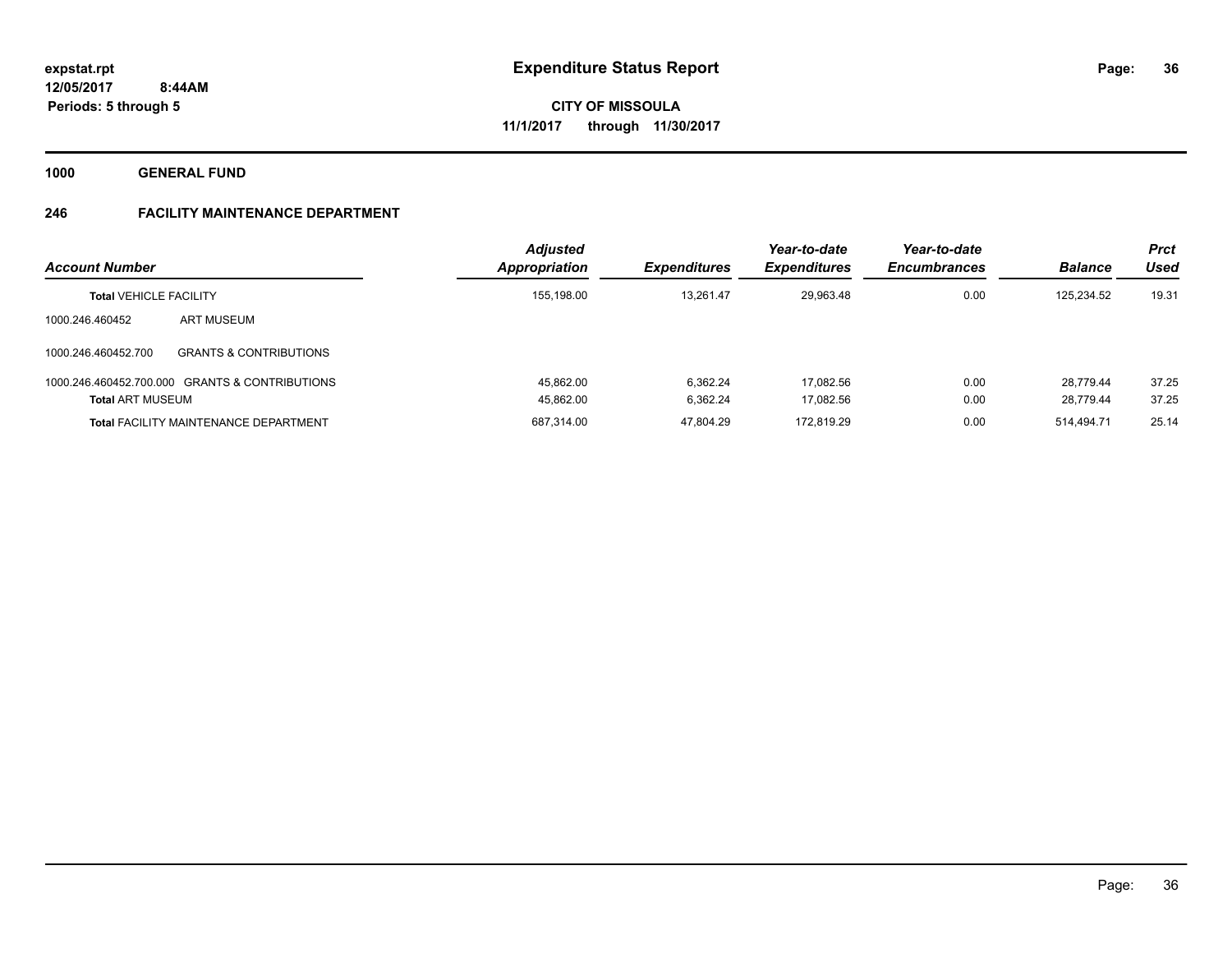**expstat.rpt**
**12/05/2017 8:44AM**
**Periods: 5 through 5**

# Expenditure Status Report

**CITY OF MISSOULA**
**11/1/2017 through 11/30/2017**

**1000 GENERAL FUND**

**246 FACILITY MAINTENANCE DEPARTMENT**

| Account Number | | Adjusted Appropriation | Expenditures | Year-to-date Expenditures | Year-to-date Encumbrances | Balance | Prct Used |
|---|---|---|---|---|---|---|---|
| **Total** VEHICLE FACILITY | | 155,198.00 | 13,261.47 | 29,963.48 | 0.00 | 125,234.52 | 19.31 |
| 1000.246.460452 | ART MUSEUM | | | | | | |
| 1000.246.460452.700 | GRANTS & CONTRIBUTIONS | | | | | | |
| 1000.246.460452.700.000 | GRANTS & CONTRIBUTIONS | 45,862.00 | 6,362.24 | 17,082.56 | 0.00 | 28,779.44 | 37.25 |
| **Total** ART MUSEUM | | 45,862.00 | 6,362.24 | 17,082.56 | 0.00 | 28,779.44 | 37.25 |
| **Total** FACILITY MAINTENANCE DEPARTMENT | | 687,314.00 | 47,804.29 | 172,819.29 | 0.00 | 514,494.71 | 25.14 |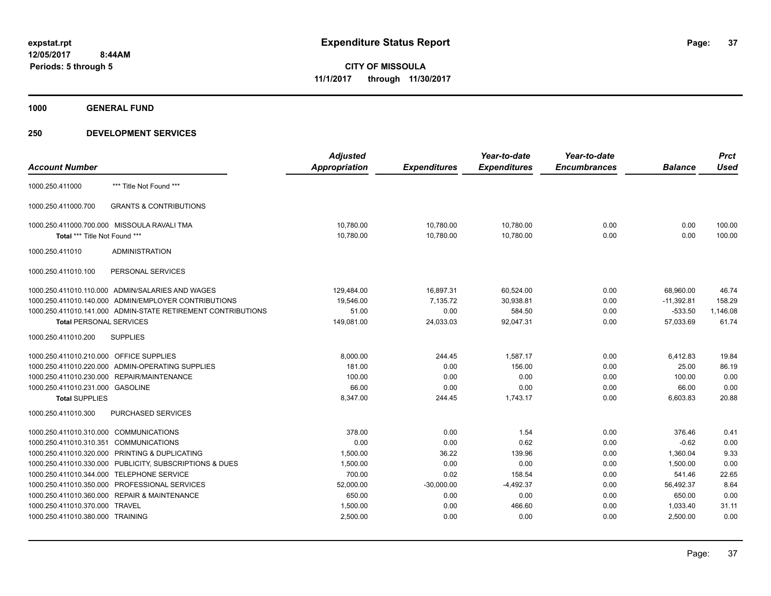**expstat.rpt**
**12/05/2017 8:44AM**
**Periods: 5 through 5**

# Expenditure Status Report

**CITY OF MISSOULA**
**11/1/2017 through 11/30/2017**

## 1000 GENERAL FUND

## 250 DEVELOPMENT SERVICES

| Account Number | | Adjusted Appropriation | Expenditures | Year-to-date Expenditures | Year-to-date Encumbrances | Balance | Prct Used |
|---|---|---|---|---|---|---|---|
| 1000.250.411000 | *** Title Not Found *** | | | | | | |
| 1000.250.411000.700 | GRANTS & CONTRIBUTIONS | | | | | | |
| 1000.250.411000.700.000 | MISSOULA RAVALI TMA | 10,780.00 | 10,780.00 | 10,780.00 | 0.00 | 0.00 | 100.00 |
| **Total** *** Title Not Found *** | | 10,780.00 | 10,780.00 | 10,780.00 | 0.00 | 0.00 | 100.00 |
| 1000.250.411010 | ADMINISTRATION | | | | | | |
| 1000.250.411010.100 | PERSONAL SERVICES | | | | | | |
| 1000.250.411010.110.000 | ADMIN/SALARIES AND WAGES | 129,484.00 | 16,897.31 | 60,524.00 | 0.00 | 68,960.00 | 46.74 |
| 1000.250.411010.140.000 | ADMIN/EMPLOYER CONTRIBUTIONS | 19,546.00 | 7,135.72 | 30,938.81 | 0.00 | -11,392.81 | 158.29 |
| 1000.250.411010.141.000 | ADMIN-STATE RETIREMENT CONTRIBUTIONS | 51.00 | 0.00 | 584.50 | 0.00 | -533.50 | 1,146.08 |
| **Total PERSONAL SERVICES** | | 149,081.00 | 24,033.03 | 92,047.31 | 0.00 | 57,033.69 | 61.74 |
| 1000.250.411010.200 | SUPPLIES | | | | | | |
| 1000.250.411010.210.000 | OFFICE SUPPLIES | 8,000.00 | 244.45 | 1,587.17 | 0.00 | 6,412.83 | 19.84 |
| 1000.250.411010.220.000 | ADMIN-OPERATING SUPPLIES | 181.00 | 0.00 | 156.00 | 0.00 | 25.00 | 86.19 |
| 1000.250.411010.230.000 | REPAIR/MAINTENANCE | 100.00 | 0.00 | 0.00 | 0.00 | 100.00 | 0.00 |
| 1000.250.411010.231.000 | GASOLINE | 66.00 | 0.00 | 0.00 | 0.00 | 66.00 | 0.00 |
| **Total SUPPLIES** | | 8,347.00 | 244.45 | 1,743.17 | 0.00 | 6,603.83 | 20.88 |
| 1000.250.411010.300 | PURCHASED SERVICES | | | | | | |
| 1000.250.411010.310.000 | COMMUNICATIONS | 378.00 | 0.00 | 1.54 | 0.00 | 376.46 | 0.41 |
| 1000.250.411010.310.351 | COMMUNICATIONS | 0.00 | 0.00 | 0.62 | 0.00 | -0.62 | 0.00 |
| 1000.250.411010.320.000 | PRINTING & DUPLICATING | 1,500.00 | 36.22 | 139.96 | 0.00 | 1,360.04 | 9.33 |
| 1000.250.411010.330.000 | PUBLICITY, SUBSCRIPTIONS & DUES | 1,500.00 | 0.00 | 0.00 | 0.00 | 1,500.00 | 0.00 |
| 1000.250.411010.344.000 | TELEPHONE SERVICE | 700.00 | 0.02 | 158.54 | 0.00 | 541.46 | 22.65 |
| 1000.250.411010.350.000 | PROFESSIONAL SERVICES | 52,000.00 | -30,000.00 | -4,492.37 | 0.00 | 56,492.37 | 8.64 |
| 1000.250.411010.360.000 | REPAIR & MAINTENANCE | 650.00 | 0.00 | 0.00 | 0.00 | 650.00 | 0.00 |
| 1000.250.411010.370.000 | TRAVEL | 1,500.00 | 0.00 | 466.60 | 0.00 | 1,033.40 | 31.11 |
| 1000.250.411010.380.000 | TRAINING | 2,500.00 | 0.00 | 0.00 | 0.00 | 2,500.00 | 0.00 |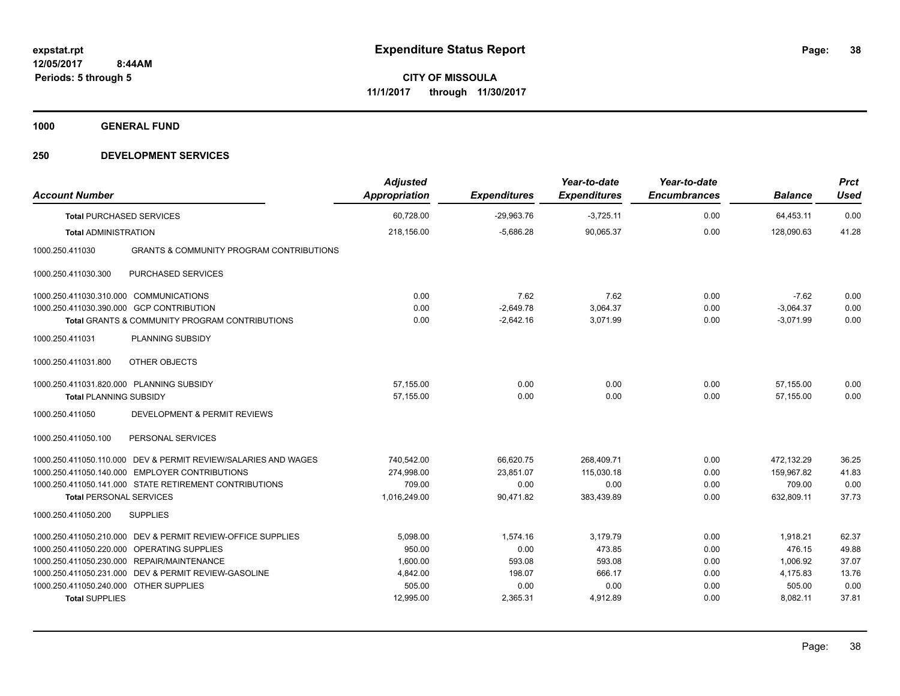**expstat.rpt**
**12/05/2017 8:44AM**
**Periods: 5 through 5**

# Expenditure Status Report

**CITY OF MISSOULA**
**11/1/2017 through 11/30/2017**

## 1000 GENERAL FUND

## 250 DEVELOPMENT SERVICES

| Account Number | | Adjusted Appropriation | Expenditures | Year-to-date Expenditures | Year-to-date Encumbrances | Balance | Prct Used |
|---|---|---|---|---|---|---|---|
| **Total** PURCHASED SERVICES | | 60,728.00 | -29,963.76 | -3,725.11 | 0.00 | 64,453.11 | 0.00 |
| **Total** ADMINISTRATION | | 218,156.00 | -5,686.28 | 90,065.37 | 0.00 | 128,090.63 | 41.28 |
| 1000.250.411030 | GRANTS & COMMUNITY PROGRAM CONTRIBUTIONS | | | | | | |
| 1000.250.411030.300 | PURCHASED SERVICES | | | | | | |
| 1000.250.411030.310.000 | COMMUNICATIONS | 0.00 | 7.62 | 7.62 | 0.00 | -7.62 | 0.00 |
| 1000.250.411030.390.000 | GCP CONTRIBUTION | 0.00 | -2,649.78 | 3,064.37 | 0.00 | -3,064.37 | 0.00 |
| **Total** GRANTS & COMMUNITY PROGRAM CONTRIBUTIONS | | 0.00 | -2,642.16 | 3,071.99 | 0.00 | -3,071.99 | 0.00 |
| 1000.250.411031 | PLANNING SUBSIDY | | | | | | |
| 1000.250.411031.800 | OTHER OBJECTS | | | | | | |
| 1000.250.411031.820.000 | PLANNING SUBSIDY | 57,155.00 | 0.00 | 0.00 | 0.00 | 57,155.00 | 0.00 |
| **Total** PLANNING SUBSIDY | | 57,155.00 | 0.00 | 0.00 | 0.00 | 57,155.00 | 0.00 |
| 1000.250.411050 | DEVELOPMENT & PERMIT REVIEWS | | | | | | |
| 1000.250.411050.100 | PERSONAL SERVICES | | | | | | |
| 1000.250.411050.110.000 | DEV & PERMIT REVIEW/SALARIES AND WAGES | 740,542.00 | 66,620.75 | 268,409.71 | 0.00 | 472,132.29 | 36.25 |
| 1000.250.411050.140.000 | EMPLOYER CONTRIBUTIONS | 274,998.00 | 23,851.07 | 115,030.18 | 0.00 | 159,967.82 | 41.83 |
| 1000.250.411050.141.000 | STATE RETIREMENT CONTRIBUTIONS | 709.00 | 0.00 | 0.00 | 0.00 | 709.00 | 0.00 |
| **Total** PERSONAL SERVICES | | 1,016,249.00 | 90,471.82 | 383,439.89 | 0.00 | 632,809.11 | 37.73 |
| 1000.250.411050.200 | SUPPLIES | | | | | | |
| 1000.250.411050.210.000 | DEV & PERMIT REVIEW-OFFICE SUPPLIES | 5,098.00 | 1,574.16 | 3,179.79 | 0.00 | 1,918.21 | 62.37 |
| 1000.250.411050.220.000 | OPERATING SUPPLIES | 950.00 | 0.00 | 473.85 | 0.00 | 476.15 | 49.88 |
| 1000.250.411050.230.000 | REPAIR/MAINTENANCE | 1,600.00 | 593.08 | 593.08 | 0.00 | 1,006.92 | 37.07 |
| 1000.250.411050.231.000 | DEV & PERMIT REVIEW-GASOLINE | 4,842.00 | 198.07 | 666.17 | 0.00 | 4,175.83 | 13.76 |
| 1000.250.411050.240.000 | OTHER SUPPLIES | 505.00 | 0.00 | 0.00 | 0.00 | 505.00 | 0.00 |
| **Total** SUPPLIES | | 12,995.00 | 2,365.31 | 4,912.89 | 0.00 | 8,082.11 | 37.81 |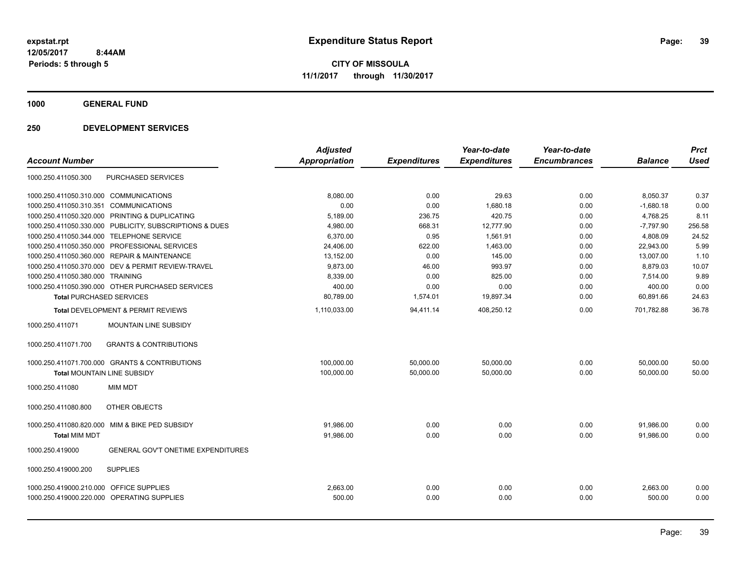**expstat.rpt**
**12/05/2017 8:44AM**
**Periods: 5 through 5**

# Expenditure Status Report

**CITY OF MISSOULA**
**11/1/2017 through 11/30/2017**

## 1000 GENERAL FUND

## 250 DEVELOPMENT SERVICES

| Account Number | | Adjusted Appropriation | Expenditures | Year-to-date Expenditures | Year-to-date Encumbrances | Balance | Prct Used |
|---|---|---|---|---|---|---|---|
| 1000.250.411050.300 | PURCHASED SERVICES | | | | | | |
| 1000.250.411050.310.000 | COMMUNICATIONS | 8,080.00 | 0.00 | 29.63 | 0.00 | 8,050.37 | 0.37 |
| 1000.250.411050.310.351 | COMMUNICATIONS | 0.00 | 0.00 | 1,680.18 | 0.00 | -1,680.18 | 0.00 |
| 1000.250.411050.320.000 | PRINTING & DUPLICATING | 5,189.00 | 236.75 | 420.75 | 0.00 | 4,768.25 | 8.11 |
| 1000.250.411050.330.000 | PUBLICITY, SUBSCRIPTIONS & DUES | 4,980.00 | 668.31 | 12,777.90 | 0.00 | -7,797.90 | 256.58 |
| 1000.250.411050.344.000 | TELEPHONE SERVICE | 6,370.00 | 0.95 | 1,561.91 | 0.00 | 4,808.09 | 24.52 |
| 1000.250.411050.350.000 | PROFESSIONAL SERVICES | 24,406.00 | 622.00 | 1,463.00 | 0.00 | 22,943.00 | 5.99 |
| 1000.250.411050.360.000 | REPAIR & MAINTENANCE | 13,152.00 | 0.00 | 145.00 | 0.00 | 13,007.00 | 1.10 |
| 1000.250.411050.370.000 | DEV & PERMIT REVIEW-TRAVEL | 9,873.00 | 46.00 | 993.97 | 0.00 | 8,879.03 | 10.07 |
| 1000.250.411050.380.000 | TRAINING | 8,339.00 | 0.00 | 825.00 | 0.00 | 7,514.00 | 9.89 |
| 1000.250.411050.390.000 | OTHER PURCHASED SERVICES | 400.00 | 0.00 | 0.00 | 0.00 | 400.00 | 0.00 |
| **Total** PURCHASED SERVICES | | 80,789.00 | 1,574.01 | 19,897.34 | 0.00 | 60,891.66 | 24.63 |
| **Total** DEVELOPMENT & PERMIT REVIEWS | | 1,110,033.00 | 94,411.14 | 408,250.12 | 0.00 | 701,782.88 | 36.78 |
| 1000.250.411071 | MOUNTAIN LINE SUBSIDY | | | | | | |
| 1000.250.411071.700 | GRANTS & CONTRIBUTIONS | | | | | | |
| 1000.250.411071.700.000 | GRANTS & CONTRIBUTIONS | 100,000.00 | 50,000.00 | 50,000.00 | 0.00 | 50,000.00 | 50.00 |
| **Total** MOUNTAIN LINE SUBSIDY | | 100,000.00 | 50,000.00 | 50,000.00 | 0.00 | 50,000.00 | 50.00 |
| 1000.250.411080 | MIM MDT | | | | | | |
| 1000.250.411080.800 | OTHER OBJECTS | | | | | | |
| 1000.250.411080.820.000 | MIM & BIKE PED SUBSIDY | 91,986.00 | 0.00 | 0.00 | 0.00 | 91,986.00 | 0.00 |
| **Total** MIM MDT | | 91,986.00 | 0.00 | 0.00 | 0.00 | 91,986.00 | 0.00 |
| 1000.250.419000 | GENERAL GOV'T ONETIME EXPENDITURES | | | | | | |
| 1000.250.419000.200 | SUPPLIES | | | | | | |
| 1000.250.419000.210.000 | OFFICE SUPPLIES | 2,663.00 | 0.00 | 0.00 | 0.00 | 2,663.00 | 0.00 |
| 1000.250.419000.220.000 | OPERATING SUPPLIES | 500.00 | 0.00 | 0.00 | 0.00 | 500.00 | 0.00 |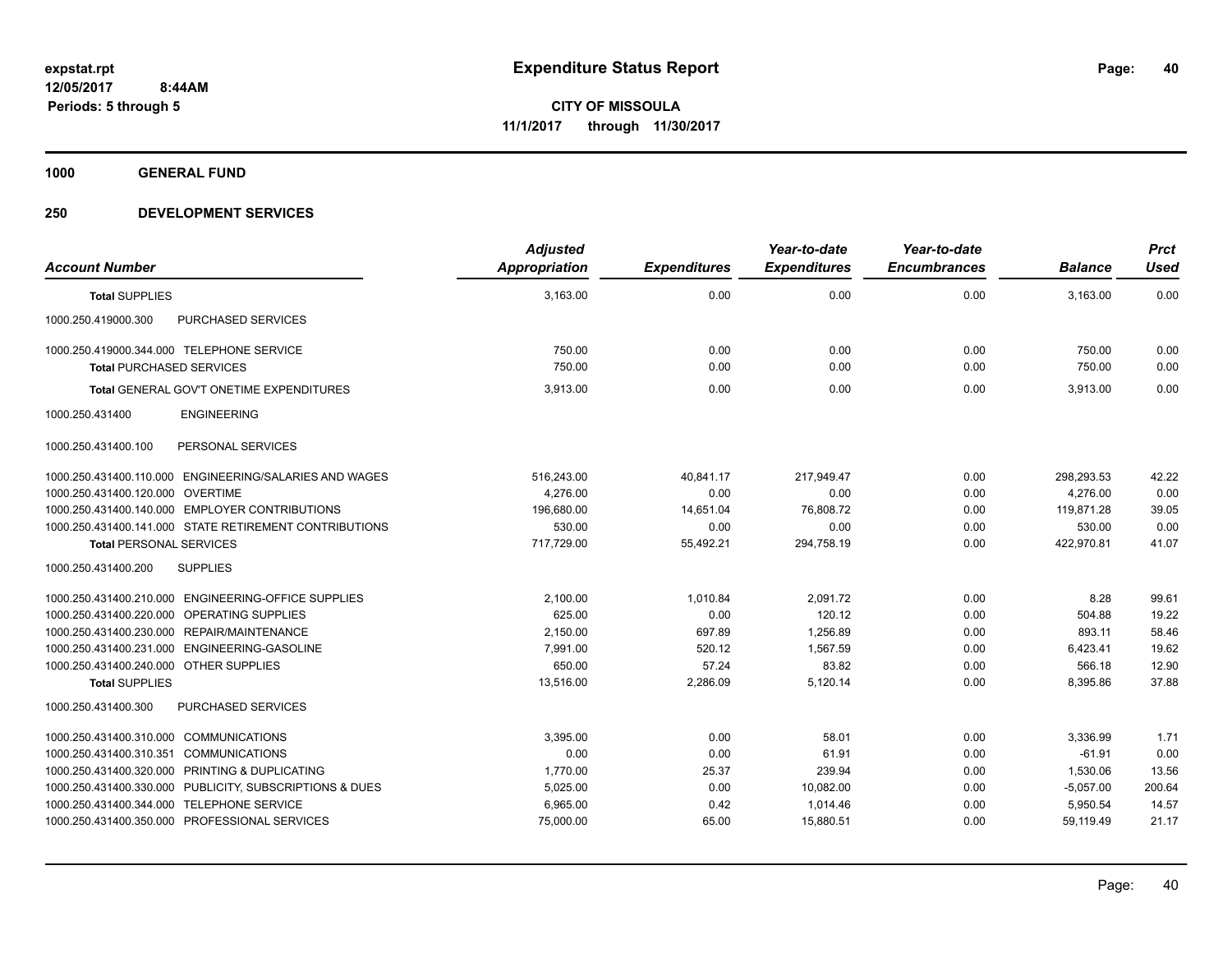**expstat.rpt**
**12/05/2017 8:44AM**
**Periods: 5 through 5**

# Expenditure Status Report

**CITY OF MISSOULA**
**11/1/2017 through 11/30/2017**

## 1000 GENERAL FUND

## 250 DEVELOPMENT SERVICES

| Account Number | Adjusted Appropriation | Expenditures | Year-to-date Expenditures | Year-to-date Encumbrances | Balance | Prct Used |
|---|---|---|---|---|---|---|
| **Total SUPPLIES** | 3,163.00 | 0.00 | 0.00 | 0.00 | 3,163.00 | 0.00 |
| 1000.250.419000.300 PURCHASED SERVICES | | | | | | |
| 1000.250.419000.344.000 TELEPHONE SERVICE | 750.00 | 0.00 | 0.00 | 0.00 | 750.00 | 0.00 |
| **Total PURCHASED SERVICES** | 750.00 | 0.00 | 0.00 | 0.00 | 750.00 | 0.00 |
| **Total GENERAL GOV'T ONETIME EXPENDITURES** | 3,913.00 | 0.00 | 0.00 | 0.00 | 3,913.00 | 0.00 |
| 1000.250.431400 ENGINEERING | | | | | | |
| 1000.250.431400.100 PERSONAL SERVICES | | | | | | |
| 1000.250.431400.110.000 ENGINEERING/SALARIES AND WAGES | 516,243.00 | 40,841.17 | 217,949.47 | 0.00 | 298,293.53 | 42.22 |
| 1000.250.431400.120.000 OVERTIME | 4,276.00 | 0.00 | 0.00 | 0.00 | 4,276.00 | 0.00 |
| 1000.250.431400.140.000 EMPLOYER CONTRIBUTIONS | 196,680.00 | 14,651.04 | 76,808.72 | 0.00 | 119,871.28 | 39.05 |
| 1000.250.431400.141.000 STATE RETIREMENT CONTRIBUTIONS | 530.00 | 0.00 | 0.00 | 0.00 | 530.00 | 0.00 |
| **Total PERSONAL SERVICES** | 717,729.00 | 55,492.21 | 294,758.19 | 0.00 | 422,970.81 | 41.07 |
| 1000.250.431400.200 SUPPLIES | | | | | | |
| 1000.250.431400.210.000 ENGINEERING-OFFICE SUPPLIES | 2,100.00 | 1,010.84 | 2,091.72 | 0.00 | 8.28 | 99.61 |
| 1000.250.431400.220.000 OPERATING SUPPLIES | 625.00 | 0.00 | 120.12 | 0.00 | 504.88 | 19.22 |
| 1000.250.431400.230.000 REPAIR/MAINTENANCE | 2,150.00 | 697.89 | 1,256.89 | 0.00 | 893.11 | 58.46 |
| 1000.250.431400.231.000 ENGINEERING-GASOLINE | 7,991.00 | 520.12 | 1,567.59 | 0.00 | 6,423.41 | 19.62 |
| 1000.250.431400.240.000 OTHER SUPPLIES | 650.00 | 57.24 | 83.82 | 0.00 | 566.18 | 12.90 |
| **Total SUPPLIES** | 13,516.00 | 2,286.09 | 5,120.14 | 0.00 | 8,395.86 | 37.88 |
| 1000.250.431400.300 PURCHASED SERVICES | | | | | | |
| 1000.250.431400.310.000 COMMUNICATIONS | 3,395.00 | 0.00 | 58.01 | 0.00 | 3,336.99 | 1.71 |
| 1000.250.431400.310.351 COMMUNICATIONS | 0.00 | 0.00 | 61.91 | 0.00 | -61.91 | 0.00 |
| 1000.250.431400.320.000 PRINTING & DUPLICATING | 1,770.00 | 25.37 | 239.94 | 0.00 | 1,530.06 | 13.56 |
| 1000.250.431400.330.000 PUBLICITY, SUBSCRIPTIONS & DUES | 5,025.00 | 0.00 | 10,082.00 | 0.00 | -5,057.00 | 200.64 |
| 1000.250.431400.344.000 TELEPHONE SERVICE | 6,965.00 | 0.42 | 1,014.46 | 0.00 | 5,950.54 | 14.57 |
| 1000.250.431400.350.000 PROFESSIONAL SERVICES | 75,000.00 | 65.00 | 15,880.51 | 0.00 | 59,119.49 | 21.17 |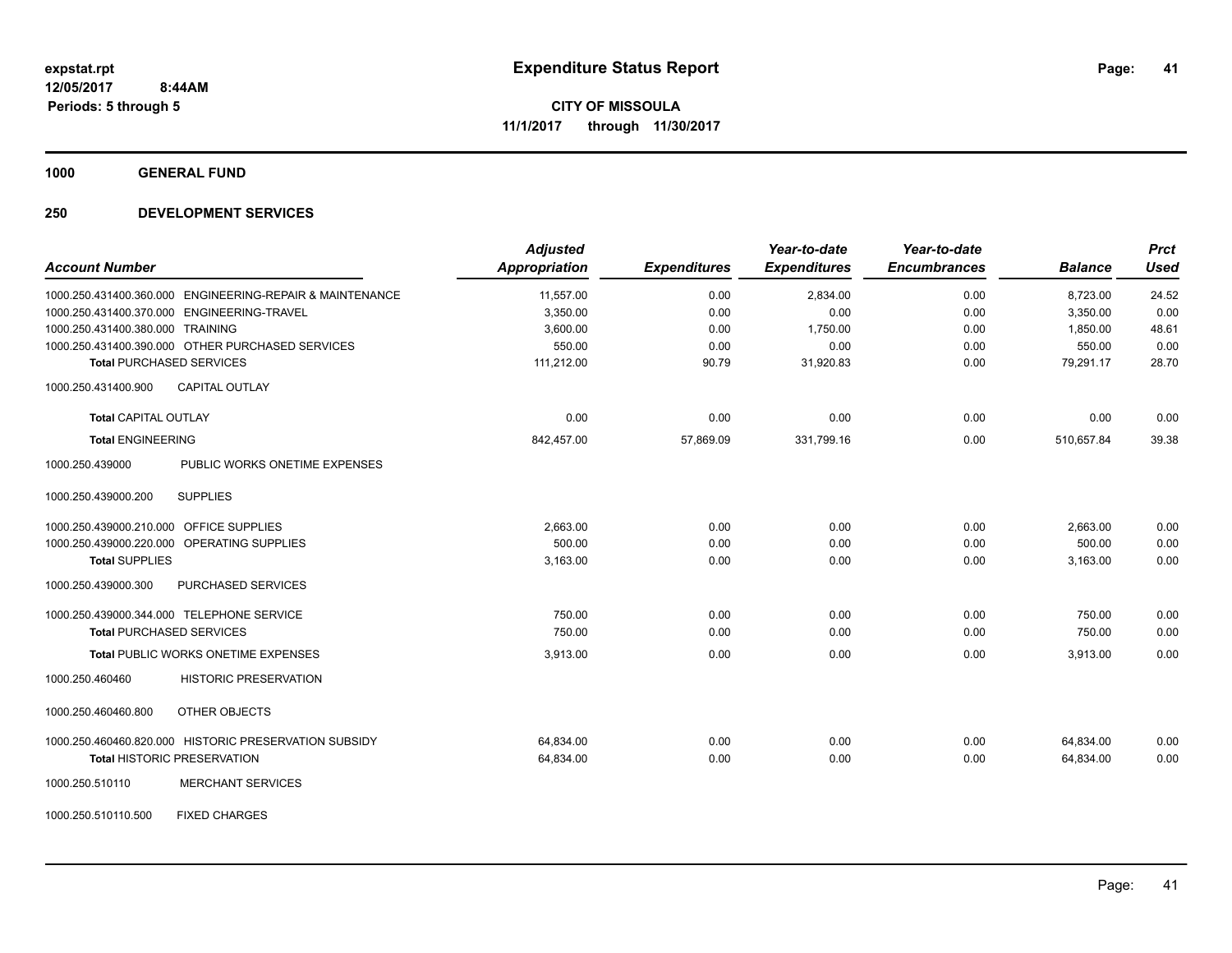**expstat.rpt**
**12/05/2017 8:44AM**
**Periods: 5 through 5**

# Expenditure Status Report

**CITY OF MISSOULA**
**11/1/2017 through 11/30/2017**

## 1000 GENERAL FUND

## 250 DEVELOPMENT SERVICES

| Account Number | Adjusted Appropriation | Expenditures | Year-to-date Expenditures | Year-to-date Encumbrances | Balance | Prct Used |
|---|---|---|---|---|---|---|
| 1000.250.431400.360.000 ENGINEERING-REPAIR & MAINTENANCE | 11,557.00 | 0.00 | 2,834.00 | 0.00 | 8,723.00 | 24.52 |
| 1000.250.431400.370.000 ENGINEERING-TRAVEL | 3,350.00 | 0.00 | 0.00 | 0.00 | 3,350.00 | 0.00 |
| 1000.250.431400.380.000 TRAINING | 3,600.00 | 0.00 | 1,750.00 | 0.00 | 1,850.00 | 48.61 |
| 1000.250.431400.390.000 OTHER PURCHASED SERVICES | 550.00 | 0.00 | 0.00 | 0.00 | 550.00 | 0.00 |
| **Total** PURCHASED SERVICES | 111,212.00 | 90.79 | 31,920.83 | 0.00 | 79,291.17 | 28.70 |
| 1000.250.431400.900 CAPITAL OUTLAY | | | | | | |
| **Total** CAPITAL OUTLAY | 0.00 | 0.00 | 0.00 | 0.00 | 0.00 | 0.00 |
| **Total** ENGINEERING | 842,457.00 | 57,869.09 | 331,799.16 | 0.00 | 510,657.84 | 39.38 |
| 1000.250.439000 PUBLIC WORKS ONETIME EXPENSES | | | | | | |
| 1000.250.439000.200 SUPPLIES | | | | | | |
| 1000.250.439000.210.000 OFFICE SUPPLIES | 2,663.00 | 0.00 | 0.00 | 0.00 | 2,663.00 | 0.00 |
| 1000.250.439000.220.000 OPERATING SUPPLIES | 500.00 | 0.00 | 0.00 | 0.00 | 500.00 | 0.00 |
| **Total** SUPPLIES | 3,163.00 | 0.00 | 0.00 | 0.00 | 3,163.00 | 0.00 |
| 1000.250.439000.300 PURCHASED SERVICES | | | | | | |
| 1000.250.439000.344.000 TELEPHONE SERVICE | 750.00 | 0.00 | 0.00 | 0.00 | 750.00 | 0.00 |
| **Total** PURCHASED SERVICES | 750.00 | 0.00 | 0.00 | 0.00 | 750.00 | 0.00 |
| **Total** PUBLIC WORKS ONETIME EXPENSES | 3,913.00 | 0.00 | 0.00 | 0.00 | 3,913.00 | 0.00 |
| 1000.250.460460 HISTORIC PRESERVATION | | | | | | |
| 1000.250.460460.800 OTHER OBJECTS | | | | | | |
| 1000.250.460460.820.000 HISTORIC PRESERVATION SUBSIDY | 64,834.00 | 0.00 | 0.00 | 0.00 | 64,834.00 | 0.00 |
| **Total** HISTORIC PRESERVATION | 64,834.00 | 0.00 | 0.00 | 0.00 | 64,834.00 | 0.00 |
| 1000.250.510110 MERCHANT SERVICES | | | | | | |
| 1000.250.510110.500 FIXED CHARGES | | | | | | |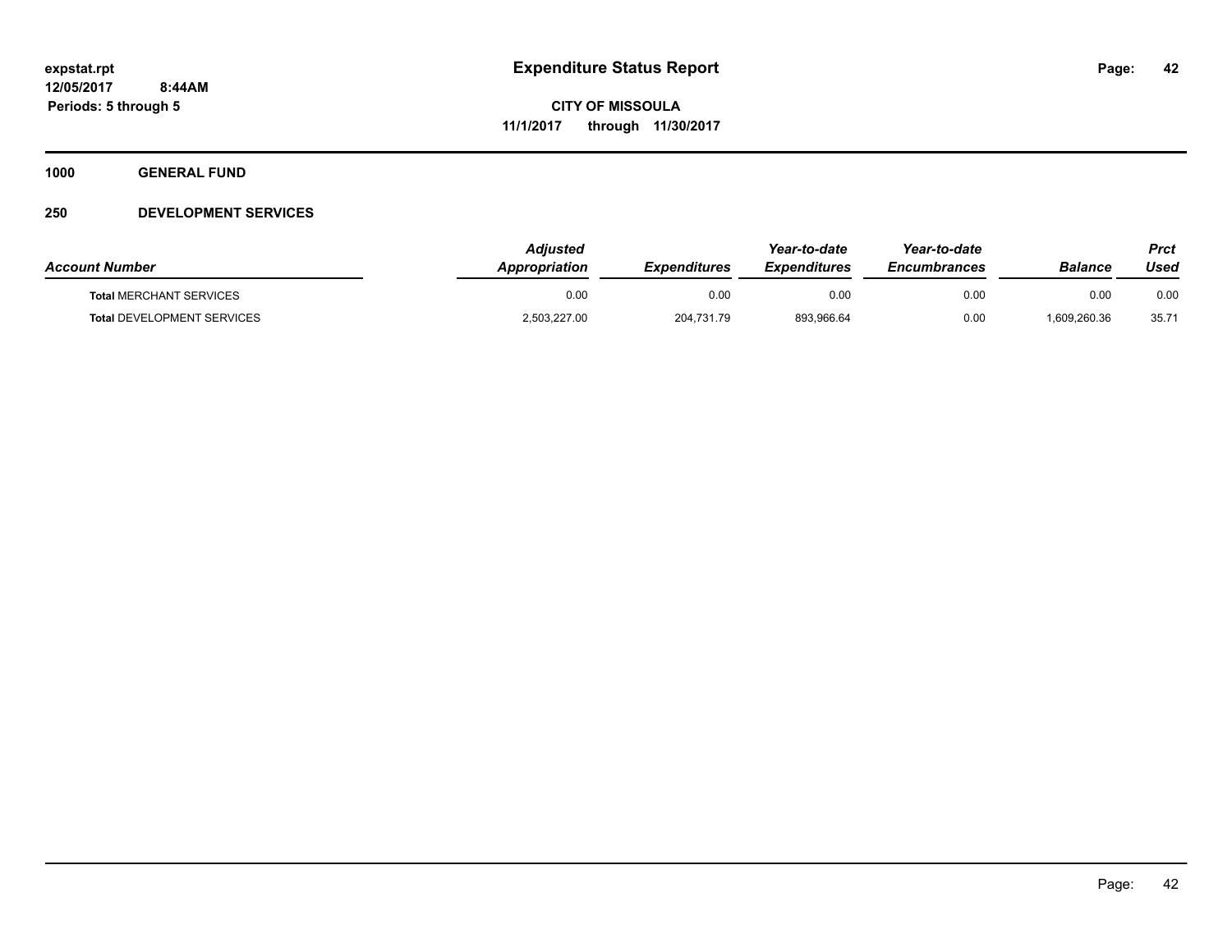# Expenditure Status Report

expstat.rpt
12/05/2017 8:44AM
Periods: 5 through 5

**CITY OF MISSOULA**
**11/1/2017 through 11/30/2017**

**1000 GENERAL FUND**

**250 DEVELOPMENT SERVICES**

| Account Number | Adjusted Appropriation | Expenditures | Year-to-date Expenditures | Year-to-date Encumbrances | Balance | Prct Used |
|---|---|---|---|---|---|---|
| **Total** MERCHANT SERVICES | 0.00 | 0.00 | 0.00 | 0.00 | 0.00 | 0.00 |
| **Total** DEVELOPMENT SERVICES | 2,503,227.00 | 204,731.79 | 893,966.64 | 0.00 | 1,609,260.36 | 35.71 |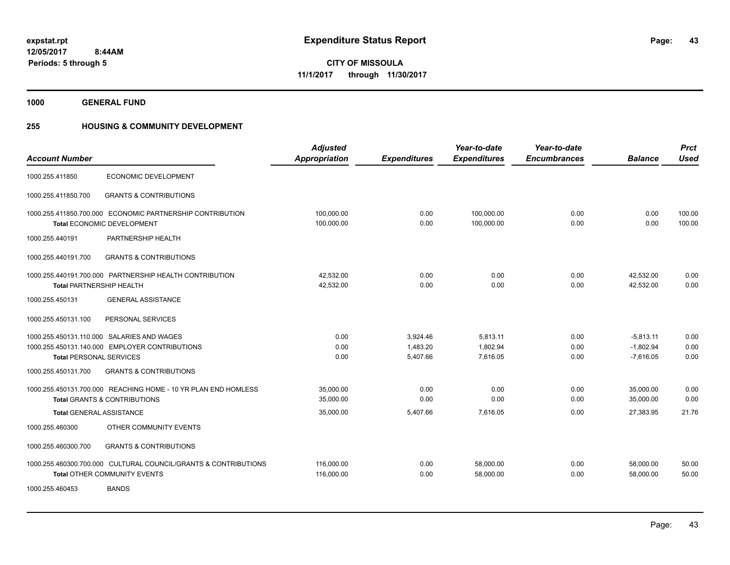**expstat.rpt**
**12/05/2017 8:44AM**
**Periods: 5 through 5**

# Expenditure Status Report

**CITY OF MISSOULA**
**11/1/2017 through 11/30/2017**

**1000 GENERAL FUND**

**255 HOUSING & COMMUNITY DEVELOPMENT**

| Account Number | | Adjusted Appropriation | Expenditures | Year-to-date Expenditures | Year-to-date Encumbrances | Balance | Prct Used |
|---|---|---|---|---|---|---|---|
| 1000.255.411850 | ECONOMIC DEVELOPMENT | | | | | | |
| 1000.255.411850.700 | GRANTS & CONTRIBUTIONS | | | | | | |
| 1000.255.411850.700.000 | ECONOMIC PARTNERSHIP CONTRIBUTION | 100,000.00 | 0.00 | 100,000.00 | 0.00 | 0.00 | 100.00 |
| **Total** ECONOMIC DEVELOPMENT | | 100,000.00 | 0.00 | 100,000.00 | 0.00 | 0.00 | 100.00 |
| 1000.255.440191 | PARTNERSHIP HEALTH | | | | | | |
| 1000.255.440191.700 | GRANTS & CONTRIBUTIONS | | | | | | |
| 1000.255.440191.700.000 | PARTNERSHIP HEALTH CONTRIBUTION | 42,532.00 | 0.00 | 0.00 | 0.00 | 42,532.00 | 0.00 |
| **Total** PARTNERSHIP HEALTH | | 42,532.00 | 0.00 | 0.00 | 0.00 | 42,532.00 | 0.00 |
| 1000.255.450131 | GENERAL ASSISTANCE | | | | | | |
| 1000.255.450131.100 | PERSONAL SERVICES | | | | | | |
| 1000.255.450131.110.000 | SALARIES AND WAGES | 0.00 | 3,924.46 | 5,813.11 | 0.00 | -5,813.11 | 0.00 |
| 1000.255.450131.140.000 | EMPLOYER CONTRIBUTIONS | 0.00 | 1,483.20 | 1,802.94 | 0.00 | -1,802.94 | 0.00 |
| **Total** PERSONAL SERVICES | | 0.00 | 5,407.66 | 7,616.05 | 0.00 | -7,616.05 | 0.00 |
| 1000.255.450131.700 | GRANTS & CONTRIBUTIONS | | | | | | |
| 1000.255.450131.700.000 | REACHING HOME - 10 YR PLAN END HOMLESS | 35,000.00 | 0.00 | 0.00 | 0.00 | 35,000.00 | 0.00 |
| **Total** GRANTS & CONTRIBUTIONS | | 35,000.00 | 0.00 | 0.00 | 0.00 | 35,000.00 | 0.00 |
| **Total** GENERAL ASSISTANCE | | 35,000.00 | 5,407.66 | 7,616.05 | 0.00 | 27,383.95 | 21.76 |
| 1000.255.460300 | OTHER COMMUNITY EVENTS | | | | | | |
| 1000.255.460300.700 | GRANTS & CONTRIBUTIONS | | | | | | |
| 1000.255.460300.700.000 | CULTURAL COUNCIL/GRANTS & CONTRIBUTIONS | 116,000.00 | 0.00 | 58,000.00 | 0.00 | 58,000.00 | 50.00 |
| **Total** OTHER COMMUNITY EVENTS | | 116,000.00 | 0.00 | 58,000.00 | 0.00 | 58,000.00 | 50.00 |
| 1000.255.460453 | BANDS | | | | | | |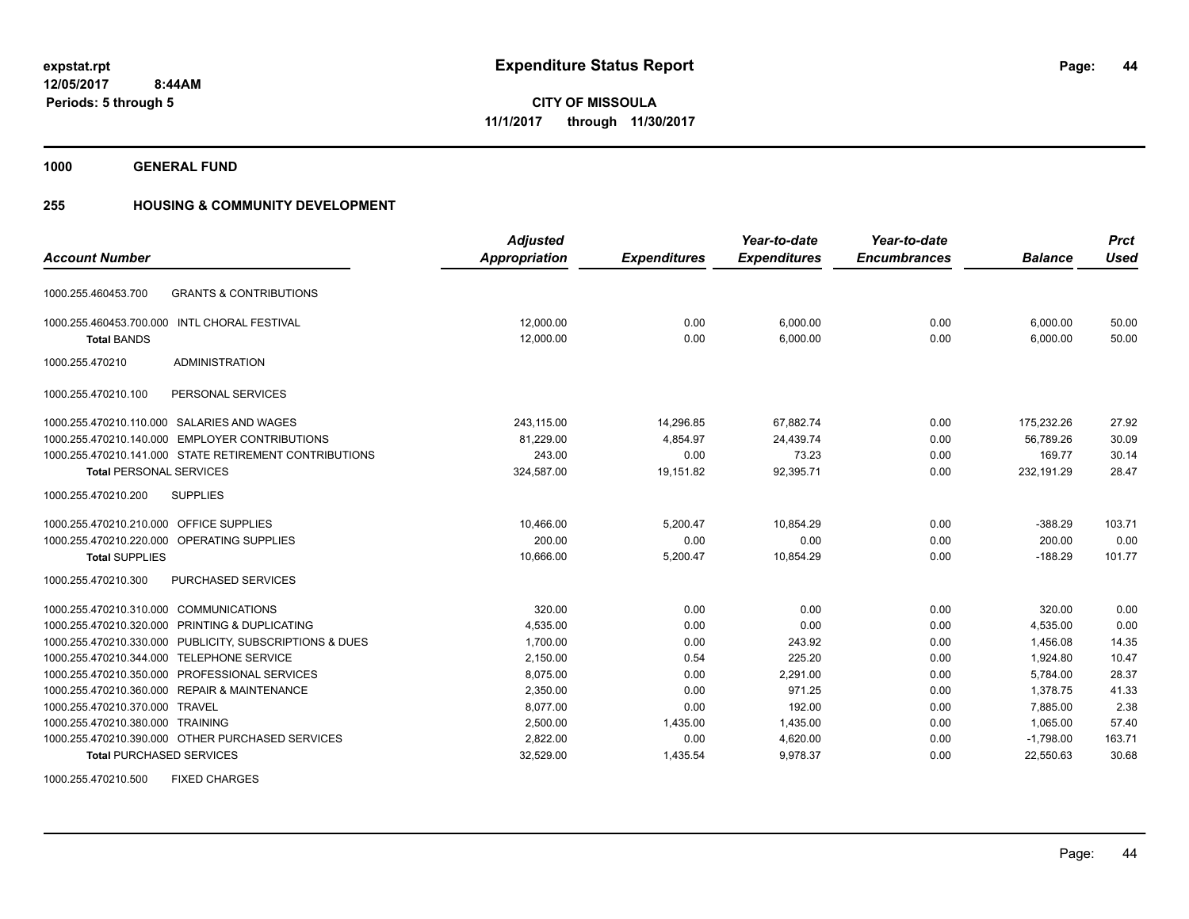**expstat.rpt**
**12/05/2017 8:44AM**
**Periods: 5 through 5**

# Expenditure Status Report

**CITY OF MISSOULA**
**11/1/2017 through 11/30/2017**

**1000 GENERAL FUND**

**255 HOUSING & COMMUNITY DEVELOPMENT**

| Account Number | | Adjusted Appropriation | Expenditures | Year-to-date Expenditures | Year-to-date Encumbrances | Balance | Prct Used |
|---|---|---|---|---|---|---|---|
| 1000.255.460453.700 | GRANTS & CONTRIBUTIONS | | | | | | |
| 1000.255.460453.700.000 | INTL CHORAL FESTIVAL | 12,000.00 | 0.00 | 6,000.00 | 0.00 | 6,000.00 | 50.00 |
| **Total** BANDS | | 12,000.00 | 0.00 | 6,000.00 | 0.00 | 6,000.00 | 50.00 |
| 1000.255.470210 | ADMINISTRATION | | | | | | |
| 1000.255.470210.100 | PERSONAL SERVICES | | | | | | |
| 1000.255.470210.110.000 | SALARIES AND WAGES | 243,115.00 | 14,296.85 | 67,882.74 | 0.00 | 175,232.26 | 27.92 |
| 1000.255.470210.140.000 | EMPLOYER CONTRIBUTIONS | 81,229.00 | 4,854.97 | 24,439.74 | 0.00 | 56,789.26 | 30.09 |
| 1000.255.470210.141.000 | STATE RETIREMENT CONTRIBUTIONS | 243.00 | 0.00 | 73.23 | 0.00 | 169.77 | 30.14 |
| **Total** PERSONAL SERVICES | | 324,587.00 | 19,151.82 | 92,395.71 | 0.00 | 232,191.29 | 28.47 |
| 1000.255.470210.200 | SUPPLIES | | | | | | |
| 1000.255.470210.210.000 | OFFICE SUPPLIES | 10,466.00 | 5,200.47 | 10,854.29 | 0.00 | -388.29 | 103.71 |
| 1000.255.470210.220.000 | OPERATING SUPPLIES | 200.00 | 0.00 | 0.00 | 0.00 | 200.00 | 0.00 |
| **Total** SUPPLIES | | 10,666.00 | 5,200.47 | 10,854.29 | 0.00 | -188.29 | 101.77 |
| 1000.255.470210.300 | PURCHASED SERVICES | | | | | | |
| 1000.255.470210.310.000 | COMMUNICATIONS | 320.00 | 0.00 | 0.00 | 0.00 | 320.00 | 0.00 |
| 1000.255.470210.320.000 | PRINTING & DUPLICATING | 4,535.00 | 0.00 | 0.00 | 0.00 | 4,535.00 | 0.00 |
| 1000.255.470210.330.000 | PUBLICITY, SUBSCRIPTIONS & DUES | 1,700.00 | 0.00 | 243.92 | 0.00 | 1,456.08 | 14.35 |
| 1000.255.470210.344.000 | TELEPHONE SERVICE | 2,150.00 | 0.54 | 225.20 | 0.00 | 1,924.80 | 10.47 |
| 1000.255.470210.350.000 | PROFESSIONAL SERVICES | 8,075.00 | 0.00 | 2,291.00 | 0.00 | 5,784.00 | 28.37 |
| 1000.255.470210.360.000 | REPAIR & MAINTENANCE | 2,350.00 | 0.00 | 971.25 | 0.00 | 1,378.75 | 41.33 |
| 1000.255.470210.370.000 | TRAVEL | 8,077.00 | 0.00 | 192.00 | 0.00 | 7,885.00 | 2.38 |
| 1000.255.470210.380.000 | TRAINING | 2,500.00 | 1,435.00 | 1,435.00 | 0.00 | 1,065.00 | 57.40 |
| 1000.255.470210.390.000 | OTHER PURCHASED SERVICES | 2,822.00 | 0.00 | 4,620.00 | 0.00 | -1,798.00 | 163.71 |
| **Total** PURCHASED SERVICES | | 32,529.00 | 1,435.54 | 9,978.37 | 0.00 | 22,550.63 | 30.68 |
| 1000.255.470210.500 | FIXED CHARGES | | | | | | |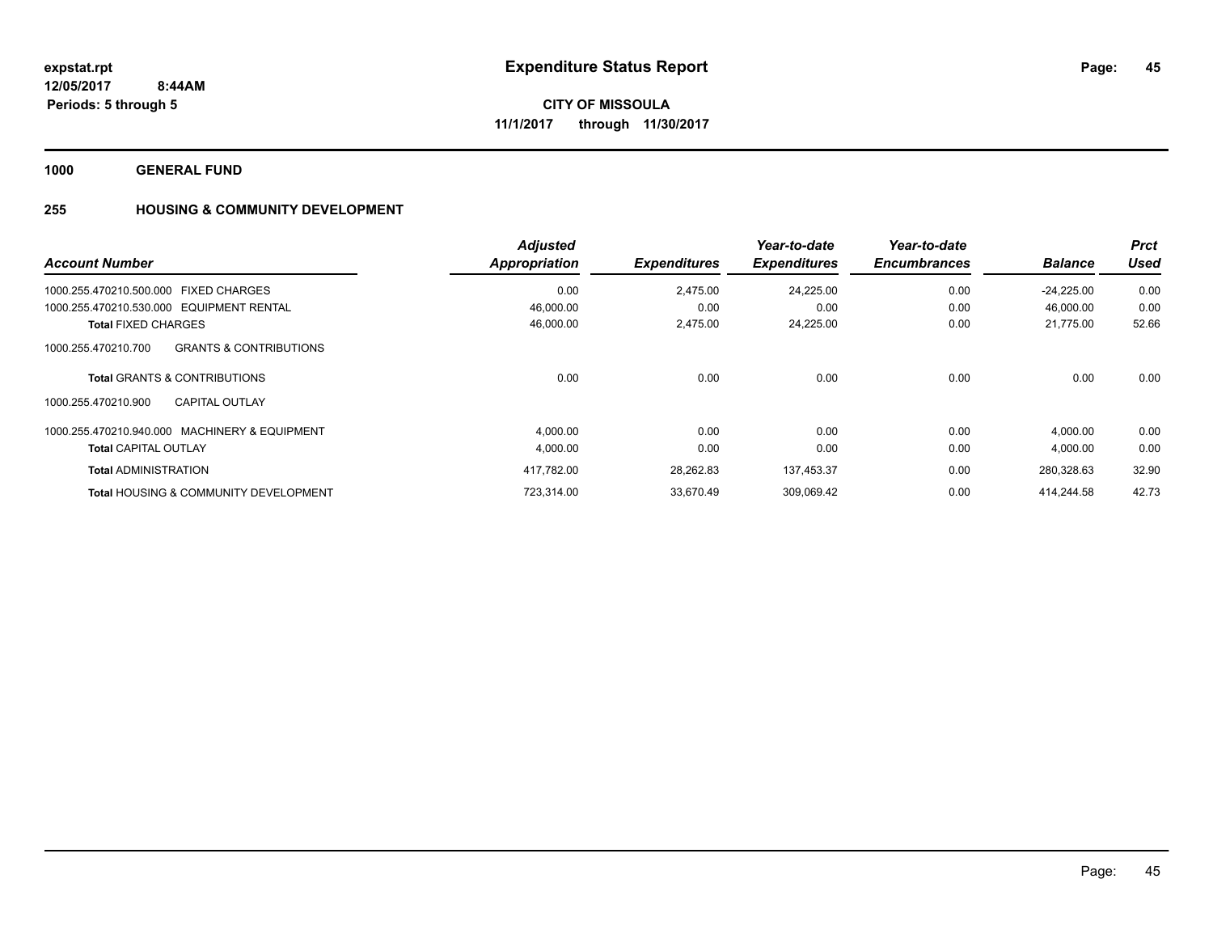**expstat.rpt**
**12/05/2017 8:44AM**
**Periods: 5 through 5**

# Expenditure Status Report

**CITY OF MISSOULA**
**11/1/2017 through 11/30/2017**

**1000 GENERAL FUND**

## 255 HOUSING & COMMUNITY DEVELOPMENT

| Account Number | Adjusted Appropriation | Expenditures | Year-to-date Expenditures | Year-to-date Encumbrances | Balance | Prct Used |
|---|---|---|---|---|---|---|
| 1000.255.470210.500.000 FIXED CHARGES | 0.00 | 2,475.00 | 24,225.00 | 0.00 | -24,225.00 | 0.00 |
| 1000.255.470210.530.000 EQUIPMENT RENTAL | 46,000.00 | 0.00 | 0.00 | 0.00 | 46,000.00 | 0.00 |
| **Total** FIXED CHARGES | 46,000.00 | 2,475.00 | 24,225.00 | 0.00 | 21,775.00 | 52.66 |
| 1000.255.470210.700 GRANTS & CONTRIBUTIONS | | | | | | |
| **Total** GRANTS & CONTRIBUTIONS | 0.00 | 0.00 | 0.00 | 0.00 | 0.00 | 0.00 |
| 1000.255.470210.900 CAPITAL OUTLAY | | | | | | |
| 1000.255.470210.940.000 MACHINERY & EQUIPMENT | 4,000.00 | 0.00 | 0.00 | 0.00 | 4,000.00 | 0.00 |
| **Total** CAPITAL OUTLAY | 4,000.00 | 0.00 | 0.00 | 0.00 | 4,000.00 | 0.00 |
| **Total** ADMINISTRATION | 417,782.00 | 28,262.83 | 137,453.37 | 0.00 | 280,328.63 | 32.90 |
| **Total** HOUSING & COMMUNITY DEVELOPMENT | 723,314.00 | 33,670.49 | 309,069.42 | 0.00 | 414,244.58 | 42.73 |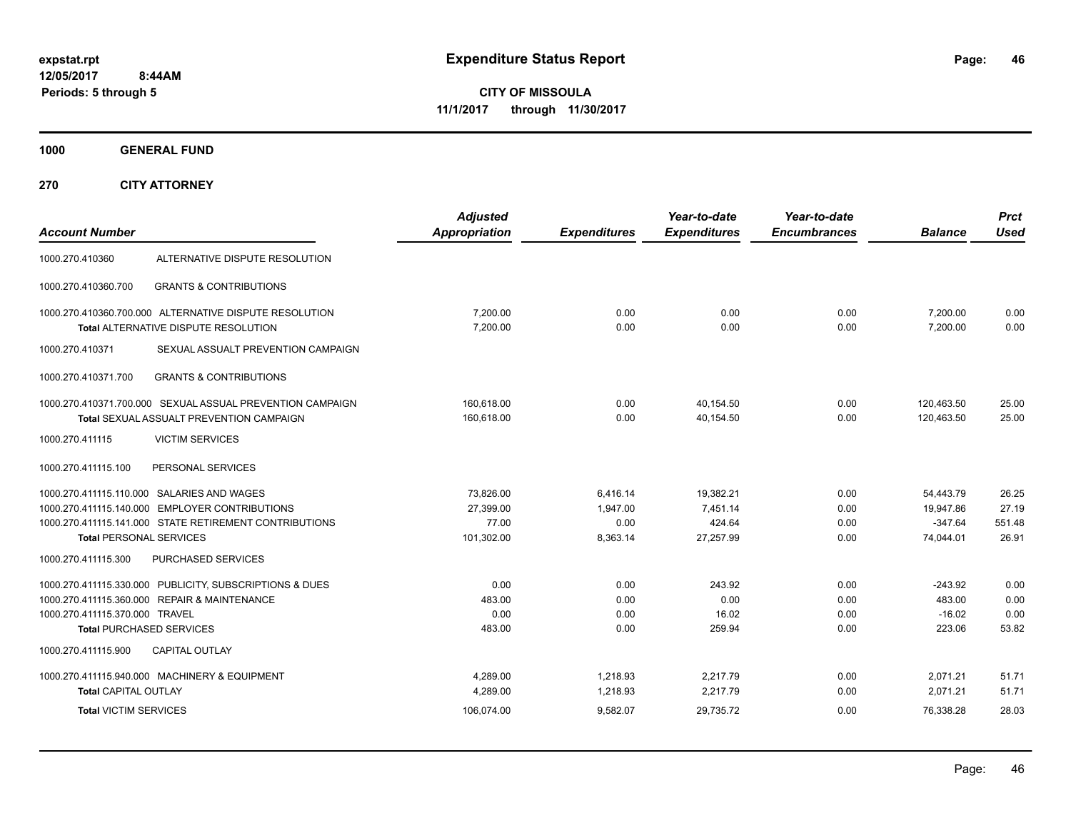**expstat.rpt**
**12/05/2017 8:44AM**
**Periods: 5 through 5**

# Expenditure Status Report

**CITY OF MISSOULA**
**11/1/2017 through 11/30/2017**

## 1000 GENERAL FUND

## 270 CITY ATTORNEY

| Account Number | | Adjusted Appropriation | Expenditures | Year-to-date Expenditures | Year-to-date Encumbrances | Balance | Prct Used |
|---|---|---|---|---|---|---|---|
| 1000.270.410360 | ALTERNATIVE DISPUTE RESOLUTION | | | | | | |
| 1000.270.410360.700 | GRANTS & CONTRIBUTIONS | | | | | | |
| 1000.270.410360.700.000 | ALTERNATIVE DISPUTE RESOLUTION | 7,200.00 | 0.00 | 0.00 | 0.00 | 7,200.00 | 0.00 |
| **Total** ALTERNATIVE DISPUTE RESOLUTION | | 7,200.00 | 0.00 | 0.00 | 0.00 | 7,200.00 | 0.00 |
| 1000.270.410371 | SEXUAL ASSAULT PREVENTION CAMPAIGN | | | | | | |
| 1000.270.410371.700 | GRANTS & CONTRIBUTIONS | | | | | | |
| 1000.270.410371.700.000 | SEXUAL ASSUAL PREVENTION CAMPAIGN | 160,618.00 | 0.00 | 40,154.50 | 0.00 | 120,463.50 | 25.00 |
| **Total** SEXUAL ASSUALT PREVENTION CAMPAIGN | | 160,618.00 | 0.00 | 40,154.50 | 0.00 | 120,463.50 | 25.00 |
| 1000.270.411115 | VICTIM SERVICES | | | | | | |
| 1000.270.411115.100 | PERSONAL SERVICES | | | | | | |
| 1000.270.411115.110.000 | SALARIES AND WAGES | 73,826.00 | 6,416.14 | 19,382.21 | 0.00 | 54,443.79 | 26.25 |
| 1000.270.411115.140.000 | EMPLOYER CONTRIBUTIONS | 27,399.00 | 1,947.00 | 7,451.14 | 0.00 | 19,947.86 | 27.19 |
| 1000.270.411115.141.000 | STATE RETIREMENT CONTRIBUTIONS | 77.00 | 0.00 | 424.64 | 0.00 | -347.64 | 551.48 |
| **Total** PERSONAL SERVICES | | 101,302.00 | 8,363.14 | 27,257.99 | 0.00 | 74,044.01 | 26.91 |
| 1000.270.411115.300 | PURCHASED SERVICES | | | | | | |
| 1000.270.411115.330.000 | PUBLICITY, SUBSCRIPTIONS & DUES | 0.00 | 0.00 | 243.92 | 0.00 | -243.92 | 0.00 |
| 1000.270.411115.360.000 | REPAIR & MAINTENANCE | 483.00 | 0.00 | 0.00 | 0.00 | 483.00 | 0.00 |
| 1000.270.411115.370.000 | TRAVEL | 0.00 | 0.00 | 16.02 | 0.00 | -16.02 | 0.00 |
| **Total** PURCHASED SERVICES | | 483.00 | 0.00 | 259.94 | 0.00 | 223.06 | 53.82 |
| 1000.270.411115.900 | CAPITAL OUTLAY | | | | | | |
| 1000.270.411115.940.000 | MACHINERY & EQUIPMENT | 4,289.00 | 1,218.93 | 2,217.79 | 0.00 | 2,071.21 | 51.71 |
| **Total** CAPITAL OUTLAY | | 4,289.00 | 1,218.93 | 2,217.79 | 0.00 | 2,071.21 | 51.71 |
| **Total** VICTIM SERVICES | | 106,074.00 | 9,582.07 | 29,735.72 | 0.00 | 76,338.28 | 28.03 |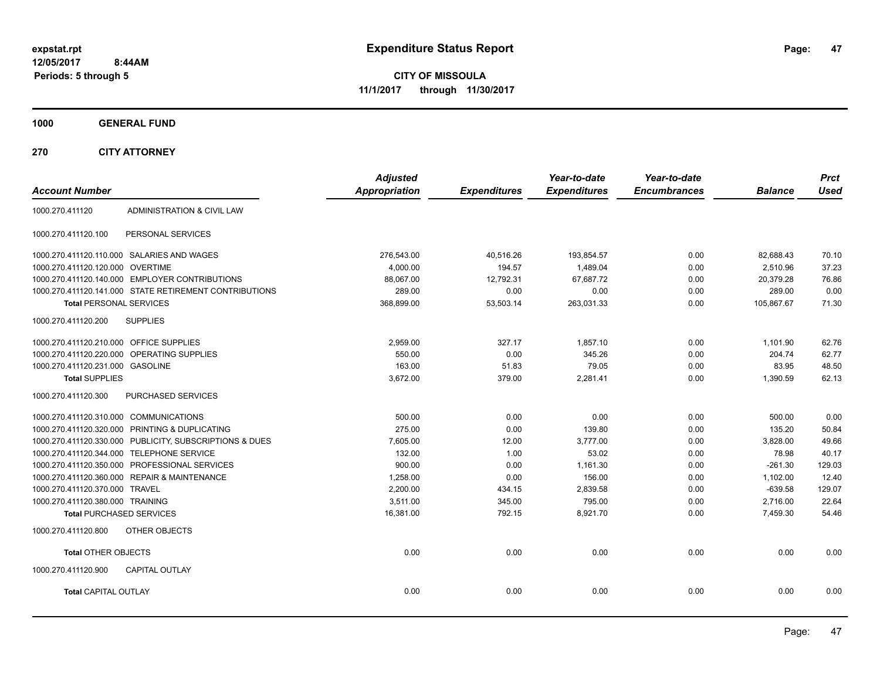**expstat.rpt**
**12/05/2017 8:44AM**
**Periods: 5 through 5**

# Expenditure Status Report

**CITY OF MISSOULA**
**11/1/2017 through 11/30/2017**

**1000 GENERAL FUND**

**270 CITY ATTORNEY**

| Account Number | | Adjusted Appropriation | Expenditures | Year-to-date Expenditures | Year-to-date Encumbrances | Balance | Prct Used |
|---|---|---|---|---|---|---|---|
| 1000.270.411120 | ADMINISTRATION & CIVIL LAW | | | | | | |
| 1000.270.411120.100 | PERSONAL SERVICES | | | | | | |
| 1000.270.411120.110.000 | SALARIES AND WAGES | 276,543.00 | 40,516.26 | 193,854.57 | 0.00 | 82,688.43 | 70.10 |
| 1000.270.411120.120.000 | OVERTIME | 4,000.00 | 194.57 | 1,489.04 | 0.00 | 2,510.96 | 37.23 |
| 1000.270.411120.140.000 | EMPLOYER CONTRIBUTIONS | 88,067.00 | 12,792.31 | 67,687.72 | 0.00 | 20,379.28 | 76.86 |
| 1000.270.411120.141.000 | STATE RETIREMENT CONTRIBUTIONS | 289.00 | 0.00 | 0.00 | 0.00 | 289.00 | 0.00 |
| **Total** PERSONAL SERVICES | | 368,899.00 | 53,503.14 | 263,031.33 | 0.00 | 105,867.67 | 71.30 |
| 1000.270.411120.200 | SUPPLIES | | | | | | |
| 1000.270.411120.210.000 | OFFICE SUPPLIES | 2,959.00 | 327.17 | 1,857.10 | 0.00 | 1,101.90 | 62.76 |
| 1000.270.411120.220.000 | OPERATING SUPPLIES | 550.00 | 0.00 | 345.26 | 0.00 | 204.74 | 62.77 |
| 1000.270.411120.231.000 | GASOLINE | 163.00 | 51.83 | 79.05 | 0.00 | 83.95 | 48.50 |
| **Total** SUPPLIES | | 3,672.00 | 379.00 | 2,281.41 | 0.00 | 1,390.59 | 62.13 |
| 1000.270.411120.300 | PURCHASED SERVICES | | | | | | |
| 1000.270.411120.310.000 | COMMUNICATIONS | 500.00 | 0.00 | 0.00 | 0.00 | 500.00 | 0.00 |
| 1000.270.411120.320.000 | PRINTING & DUPLICATING | 275.00 | 0.00 | 139.80 | 0.00 | 135.20 | 50.84 |
| 1000.270.411120.330.000 | PUBLICITY, SUBSCRIPTIONS & DUES | 7,605.00 | 12.00 | 3,777.00 | 0.00 | 3,828.00 | 49.66 |
| 1000.270.411120.344.000 | TELEPHONE SERVICE | 132.00 | 1.00 | 53.02 | 0.00 | 78.98 | 40.17 |
| 1000.270.411120.350.000 | PROFESSIONAL SERVICES | 900.00 | 0.00 | 1,161.30 | 0.00 | -261.30 | 129.03 |
| 1000.270.411120.360.000 | REPAIR & MAINTENANCE | 1,258.00 | 0.00 | 156.00 | 0.00 | 1,102.00 | 12.40 |
| 1000.270.411120.370.000 | TRAVEL | 2,200.00 | 434.15 | 2,839.58 | 0.00 | -639.58 | 129.07 |
| 1000.270.411120.380.000 | TRAINING | 3,511.00 | 345.00 | 795.00 | 0.00 | 2,716.00 | 22.64 |
| **Total** PURCHASED SERVICES | | 16,381.00 | 792.15 | 8,921.70 | 0.00 | 7,459.30 | 54.46 |
| 1000.270.411120.800 | OTHER OBJECTS | | | | | | |
| **Total** OTHER OBJECTS | | 0.00 | 0.00 | 0.00 | 0.00 | 0.00 | 0.00 |
| 1000.270.411120.900 | CAPITAL OUTLAY | | | | | | |
| **Total** CAPITAL OUTLAY | | 0.00 | 0.00 | 0.00 | 0.00 | 0.00 | 0.00 |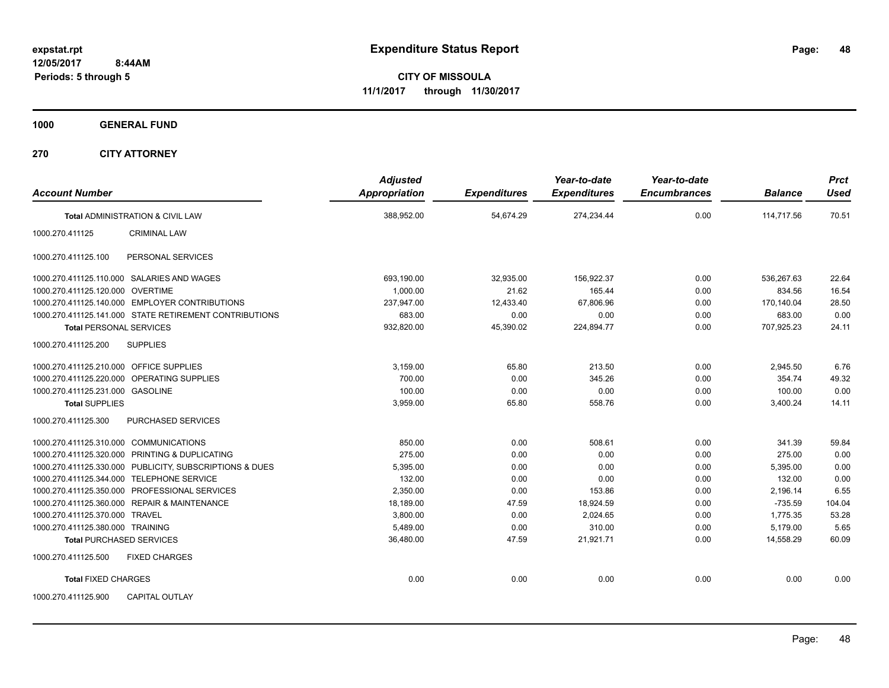# Expenditure Status Report

expstat.rpt
12/05/2017 8:44AM
Periods: 5 through 5

**CITY OF MISSOULA**
**11/1/2017 through 11/30/2017**

**1000 GENERAL FUND**

**270 CITY ATTORNEY**

| Account Number | | Adjusted Appropriation | Expenditures | Year-to-date Expenditures | Year-to-date Encumbrances | Balance | Prct Used |
|---|---|---|---|---|---|---|---|
| **Total** ADMINISTRATION & CIVIL LAW | | 388,952.00 | 54,674.29 | 274,234.44 | 0.00 | 114,717.56 | 70.51 |
| 1000.270.411125 | CRIMINAL LAW | | | | | | |
| 1000.270.411125.100 | PERSONAL SERVICES | | | | | | |
| 1000.270.411125.110.000 | SALARIES AND WAGES | 693,190.00 | 32,935.00 | 156,922.37 | 0.00 | 536,267.63 | 22.64 |
| 1000.270.411125.120.000 | OVERTIME | 1,000.00 | 21.62 | 165.44 | 0.00 | 834.56 | 16.54 |
| 1000.270.411125.140.000 | EMPLOYER CONTRIBUTIONS | 237,947.00 | 12,433.40 | 67,806.96 | 0.00 | 170,140.04 | 28.50 |
| 1000.270.411125.141.000 | STATE RETIREMENT CONTRIBUTIONS | 683.00 | 0.00 | 0.00 | 0.00 | 683.00 | 0.00 |
| **Total** PERSONAL SERVICES | | 932,820.00 | 45,390.02 | 224,894.77 | 0.00 | 707,925.23 | 24.11 |
| 1000.270.411125.200 | SUPPLIES | | | | | | |
| 1000.270.411125.210.000 | OFFICE SUPPLIES | 3,159.00 | 65.80 | 213.50 | 0.00 | 2,945.50 | 6.76 |
| 1000.270.411125.220.000 | OPERATING SUPPLIES | 700.00 | 0.00 | 345.26 | 0.00 | 354.74 | 49.32 |
| 1000.270.411125.231.000 | GASOLINE | 100.00 | 0.00 | 0.00 | 0.00 | 100.00 | 0.00 |
| **Total** SUPPLIES | | 3,959.00 | 65.80 | 558.76 | 0.00 | 3,400.24 | 14.11 |
| 1000.270.411125.300 | PURCHASED SERVICES | | | | | | |
| 1000.270.411125.310.000 | COMMUNICATIONS | 850.00 | 0.00 | 508.61 | 0.00 | 341.39 | 59.84 |
| 1000.270.411125.320.000 | PRINTING & DUPLICATING | 275.00 | 0.00 | 0.00 | 0.00 | 275.00 | 0.00 |
| 1000.270.411125.330.000 | PUBLICITY, SUBSCRIPTIONS & DUES | 5,395.00 | 0.00 | 0.00 | 0.00 | 5,395.00 | 0.00 |
| 1000.270.411125.344.000 | TELEPHONE SERVICE | 132.00 | 0.00 | 0.00 | 0.00 | 132.00 | 0.00 |
| 1000.270.411125.350.000 | PROFESSIONAL SERVICES | 2,350.00 | 0.00 | 153.86 | 0.00 | 2,196.14 | 6.55 |
| 1000.270.411125.360.000 | REPAIR & MAINTENANCE | 18,189.00 | 47.59 | 18,924.59 | 0.00 | -735.59 | 104.04 |
| 1000.270.411125.370.000 | TRAVEL | 3,800.00 | 0.00 | 2,024.65 | 0.00 | 1,775.35 | 53.28 |
| 1000.270.411125.380.000 | TRAINING | 5,489.00 | 0.00 | 310.00 | 0.00 | 5,179.00 | 5.65 |
| **Total** PURCHASED SERVICES | | 36,480.00 | 47.59 | 21,921.71 | 0.00 | 14,558.29 | 60.09 |
| 1000.270.411125.500 | FIXED CHARGES | | | | | | |
| **Total** FIXED CHARGES | | 0.00 | 0.00 | 0.00 | 0.00 | 0.00 | 0.00 |
| 1000.270.411125.900 | CAPITAL OUTLAY | | | | | | |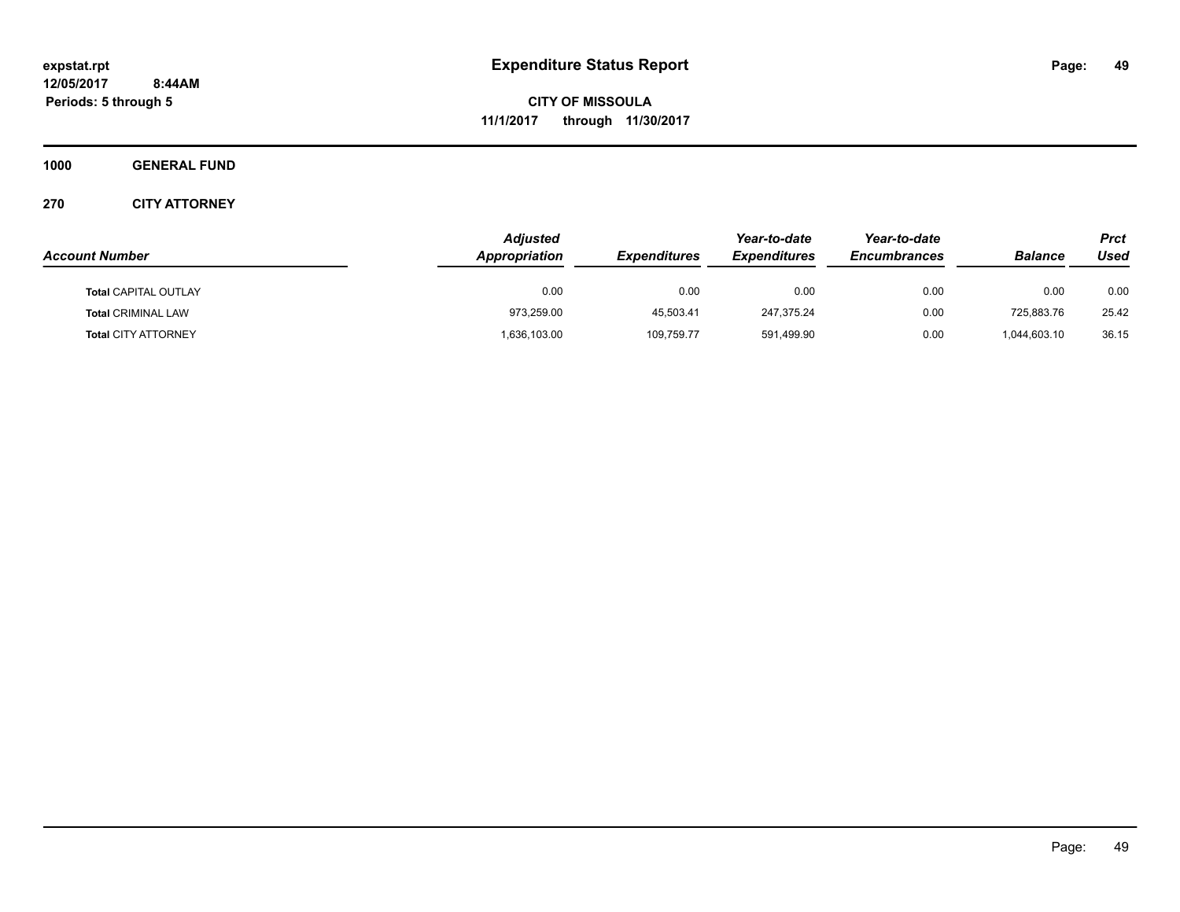# Expenditure Status Report

expstat.rpt
12/05/2017 8:44AM
Periods: 5 through 5

**CITY OF MISSOULA**
**11/1/2017 through 11/30/2017**

## 1000 GENERAL FUND

### 270 CITY ATTORNEY

| Account Number | Adjusted Appropriation | Expenditures | Year-to-date Expenditures | Year-to-date Encumbrances | Balance | Prct Used |
|---|---|---|---|---|---|---|
| **Total** CAPITAL OUTLAY | 0.00 | 0.00 | 0.00 | 0.00 | 0.00 | 0.00 |
| **Total** CRIMINAL LAW | 973,259.00 | 45,503.41 | 247,375.24 | 0.00 | 725,883.76 | 25.42 |
| **Total** CITY ATTORNEY | 1,636,103.00 | 109,759.77 | 591,499.90 | 0.00 | 1,044,603.10 | 36.15 |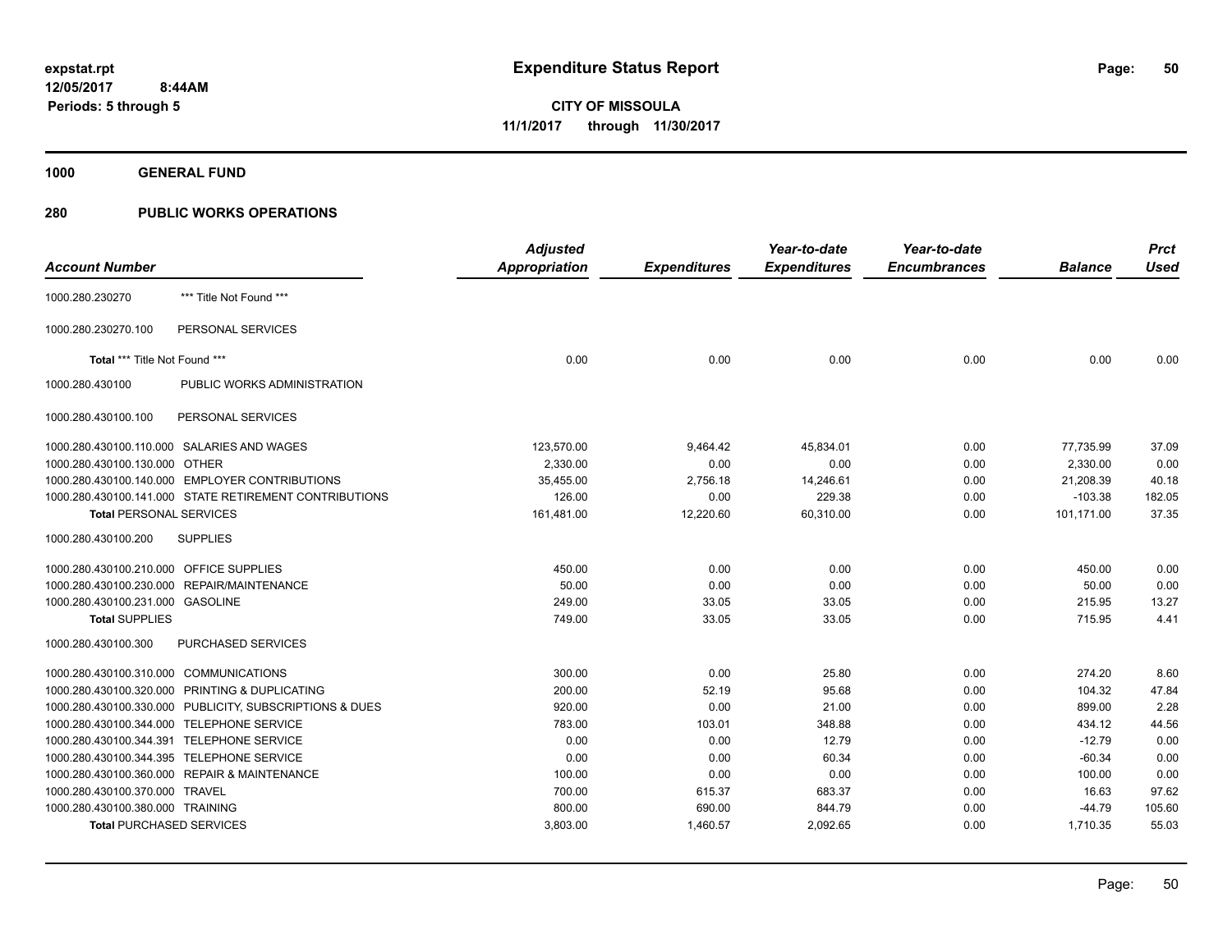**expstat.rpt**
**12/05/2017 8:44AM**
**Periods: 5 through 5**

# Expenditure Status Report

**CITY OF MISSOULA**
**11/1/2017 through 11/30/2017**

**1000 GENERAL FUND**

**280 PUBLIC WORKS OPERATIONS**

| Account Number | | Adjusted Appropriation | Expenditures | Year-to-date Expenditures | Year-to-date Encumbrances | Balance | Prct Used |
|---|---|---|---|---|---|---|---|
| 1000.280.230270 | *** Title Not Found *** | | | | | | |
| 1000.280.230270.100 | PERSONAL SERVICES | | | | | | |
| **Total** *** Title Not Found *** | | 0.00 | 0.00 | 0.00 | 0.00 | 0.00 | 0.00 |
| 1000.280.430100 | PUBLIC WORKS ADMINISTRATION | | | | | | |
| 1000.280.430100.100 | PERSONAL SERVICES | | | | | | |
| 1000.280.430100.110.000 | SALARIES AND WAGES | 123,570.00 | 9,464.42 | 45,834.01 | 0.00 | 77,735.99 | 37.09 |
| 1000.280.430100.130.000 | OTHER | 2,330.00 | 0.00 | 0.00 | 0.00 | 2,330.00 | 0.00 |
| 1000.280.430100.140.000 | EMPLOYER CONTRIBUTIONS | 35,455.00 | 2,756.18 | 14,246.61 | 0.00 | 21,208.39 | 40.18 |
| 1000.280.430100.141.000 | STATE RETIREMENT CONTRIBUTIONS | 126.00 | 0.00 | 229.38 | 0.00 | -103.38 | 182.05 |
| **Total** PERSONAL SERVICES | | 161,481.00 | 12,220.60 | 60,310.00 | 0.00 | 101,171.00 | 37.35 |
| 1000.280.430100.200 | SUPPLIES | | | | | | |
| 1000.280.430100.210.000 | OFFICE SUPPLIES | 450.00 | 0.00 | 0.00 | 0.00 | 450.00 | 0.00 |
| 1000.280.430100.230.000 | REPAIR/MAINTENANCE | 50.00 | 0.00 | 0.00 | 0.00 | 50.00 | 0.00 |
| 1000.280.430100.231.000 | GASOLINE | 249.00 | 33.05 | 33.05 | 0.00 | 215.95 | 13.27 |
| **Total** SUPPLIES | | 749.00 | 33.05 | 33.05 | 0.00 | 715.95 | 4.41 |
| 1000.280.430100.300 | PURCHASED SERVICES | | | | | | |
| 1000.280.430100.310.000 | COMMUNICATIONS | 300.00 | 0.00 | 25.80 | 0.00 | 274.20 | 8.60 |
| 1000.280.430100.320.000 | PRINTING & DUPLICATING | 200.00 | 52.19 | 95.68 | 0.00 | 104.32 | 47.84 |
| 1000.280.430100.330.000 | PUBLICITY, SUBSCRIPTIONS & DUES | 920.00 | 0.00 | 21.00 | 0.00 | 899.00 | 2.28 |
| 1000.280.430100.344.000 | TELEPHONE SERVICE | 783.00 | 103.01 | 348.88 | 0.00 | 434.12 | 44.56 |
| 1000.280.430100.344.391 | TELEPHONE SERVICE | 0.00 | 0.00 | 12.79 | 0.00 | -12.79 | 0.00 |
| 1000.280.430100.344.395 | TELEPHONE SERVICE | 0.00 | 0.00 | 60.34 | 0.00 | -60.34 | 0.00 |
| 1000.280.430100.360.000 | REPAIR & MAINTENANCE | 100.00 | 0.00 | 0.00 | 0.00 | 100.00 | 0.00 |
| 1000.280.430100.370.000 | TRAVEL | 700.00 | 615.37 | 683.37 | 0.00 | 16.63 | 97.62 |
| 1000.280.430100.380.000 | TRAINING | 800.00 | 690.00 | 844.79 | 0.00 | -44.79 | 105.60 |
| **Total** PURCHASED SERVICES | | 3,803.00 | 1,460.57 | 2,092.65 | 0.00 | 1,710.35 | 55.03 |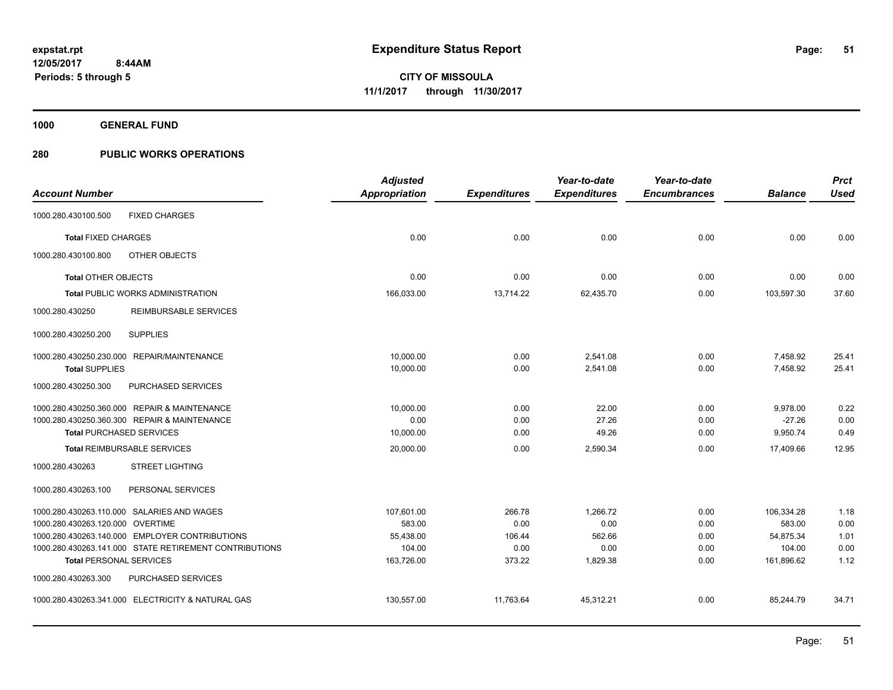**expstat.rpt**
**12/05/2017 8:44AM**
**Periods: 5 through 5**

# Expenditure Status Report

**CITY OF MISSOULA**
**11/1/2017 through 11/30/2017**

**1000 GENERAL FUND**

**280 PUBLIC WORKS OPERATIONS**

| Account Number | Adjusted Appropriation | Expenditures | Year-to-date Expenditures | Year-to-date Encumbrances | Balance | Prct Used |
|---|---|---|---|---|---|---|
| 1000.280.430100.500 FIXED CHARGES | | | | | | |
| **Total** FIXED CHARGES | 0.00 | 0.00 | 0.00 | 0.00 | 0.00 | 0.00 |
| 1000.280.430100.800 OTHER OBJECTS | | | | | | |
| **Total** OTHER OBJECTS | 0.00 | 0.00 | 0.00 | 0.00 | 0.00 | 0.00 |
| **Total** PUBLIC WORKS ADMINISTRATION | 166,033.00 | 13,714.22 | 62,435.70 | 0.00 | 103,597.30 | 37.60 |
| 1000.280.430250 REIMBURSABLE SERVICES | | | | | | |
| 1000.280.430250.200 SUPPLIES | | | | | | |
| 1000.280.430250.230.000 REPAIR/MAINTENANCE | 10,000.00 | 0.00 | 2,541.08 | 0.00 | 7,458.92 | 25.41 |
| **Total** SUPPLIES | 10,000.00 | 0.00 | 2,541.08 | 0.00 | 7,458.92 | 25.41 |
| 1000.280.430250.300 PURCHASED SERVICES | | | | | | |
| 1000.280.430250.360.000 REPAIR & MAINTENANCE | 10,000.00 | 0.00 | 22.00 | 0.00 | 9,978.00 | 0.22 |
| 1000.280.430250.360.300 REPAIR & MAINTENANCE | 0.00 | 0.00 | 27.26 | 0.00 | -27.26 | 0.00 |
| **Total** PURCHASED SERVICES | 10,000.00 | 0.00 | 49.26 | 0.00 | 9,950.74 | 0.49 |
| **Total** REIMBURSABLE SERVICES | 20,000.00 | 0.00 | 2,590.34 | 0.00 | 17,409.66 | 12.95 |
| 1000.280.430263 STREET LIGHTING | | | | | | |
| 1000.280.430263.100 PERSONAL SERVICES | | | | | | |
| 1000.280.430263.110.000 SALARIES AND WAGES | 107,601.00 | 266.78 | 1,266.72 | 0.00 | 106,334.28 | 1.18 |
| 1000.280.430263.120.000 OVERTIME | 583.00 | 0.00 | 0.00 | 0.00 | 583.00 | 0.00 |
| 1000.280.430263.140.000 EMPLOYER CONTRIBUTIONS | 55,438.00 | 106.44 | 562.66 | 0.00 | 54,875.34 | 1.01 |
| 1000.280.430263.141.000 STATE RETIREMENT CONTRIBUTIONS | 104.00 | 0.00 | 0.00 | 0.00 | 104.00 | 0.00 |
| **Total** PERSONAL SERVICES | 163,726.00 | 373.22 | 1,829.38 | 0.00 | 161,896.62 | 1.12 |
| 1000.280.430263.300 PURCHASED SERVICES | | | | | | |
| 1000.280.430263.341.000 ELECTRICITY & NATURAL GAS | 130,557.00 | 11,763.64 | 45,312.21 | 0.00 | 85,244.79 | 34.71 |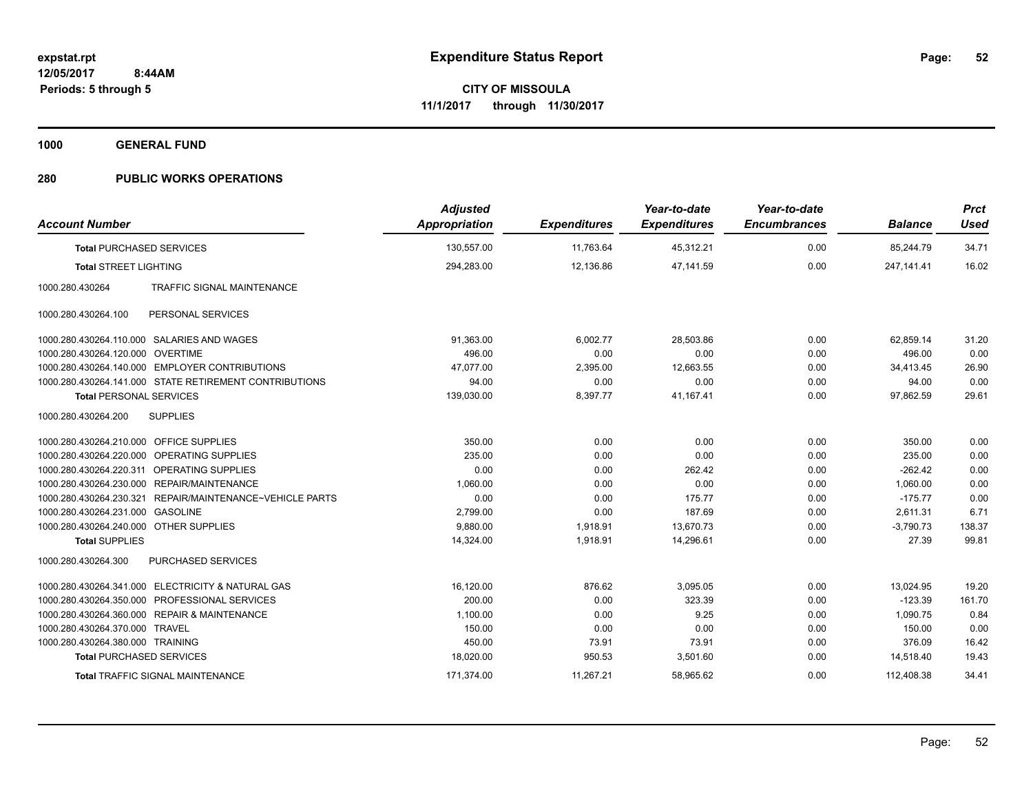# Expenditure Status Report

expstat.rpt
12/05/2017 8:44AM
Periods: 5 through 5

**CITY OF MISSOULA**
**11/1/2017 through 11/30/2017**

## 1000 GENERAL FUND

## 280 PUBLIC WORKS OPERATIONS

| Account Number | | Adjusted Appropriation | Expenditures | Year-to-date Expenditures | Year-to-date Encumbrances | Balance | Prct Used |
|---|---|---|---|---|---|---|---|
| **Total** PURCHASED SERVICES | | 130,557.00 | 11,763.64 | 45,312.21 | 0.00 | 85,244.79 | 34.71 |
| **Total** STREET LIGHTING | | 294,283.00 | 12,136.86 | 47,141.59 | 0.00 | 247,141.41 | 16.02 |
| 1000.280.430264 | TRAFFIC SIGNAL MAINTENANCE | | | | | | |
| 1000.280.430264.100 | PERSONAL SERVICES | | | | | | |
| 1000.280.430264.110.000 | SALARIES AND WAGES | 91,363.00 | 6,002.77 | 28,503.86 | 0.00 | 62,859.14 | 31.20 |
| 1000.280.430264.120.000 | OVERTIME | 496.00 | 0.00 | 0.00 | 0.00 | 496.00 | 0.00 |
| 1000.280.430264.140.000 | EMPLOYER CONTRIBUTIONS | 47,077.00 | 2,395.00 | 12,663.55 | 0.00 | 34,413.45 | 26.90 |
| 1000.280.430264.141.000 | STATE RETIREMENT CONTRIBUTIONS | 94.00 | 0.00 | 0.00 | 0.00 | 94.00 | 0.00 |
| **Total** PERSONAL SERVICES | | 139,030.00 | 8,397.77 | 41,167.41 | 0.00 | 97,862.59 | 29.61 |
| 1000.280.430264.200 | SUPPLIES | | | | | | |
| 1000.280.430264.210.000 | OFFICE SUPPLIES | 350.00 | 0.00 | 0.00 | 0.00 | 350.00 | 0.00 |
| 1000.280.430264.220.000 | OPERATING SUPPLIES | 235.00 | 0.00 | 0.00 | 0.00 | 235.00 | 0.00 |
| 1000.280.430264.220.311 | OPERATING SUPPLIES | 0.00 | 0.00 | 262.42 | 0.00 | -262.42 | 0.00 |
| 1000.280.430264.230.000 | REPAIR/MAINTENANCE | 1,060.00 | 0.00 | 0.00 | 0.00 | 1,060.00 | 0.00 |
| 1000.280.430264.230.321 | REPAIR/MAINTENANCE~VEHICLE PARTS | 0.00 | 0.00 | 175.77 | 0.00 | -175.77 | 0.00 |
| 1000.280.430264.231.000 | GASOLINE | 2,799.00 | 0.00 | 187.69 | 0.00 | 2,611.31 | 6.71 |
| 1000.280.430264.240.000 | OTHER SUPPLIES | 9,880.00 | 1,918.91 | 13,670.73 | 0.00 | -3,790.73 | 138.37 |
| **Total** SUPPLIES | | 14,324.00 | 1,918.91 | 14,296.61 | 0.00 | 27.39 | 99.81 |
| 1000.280.430264.300 | PURCHASED SERVICES | | | | | | |
| 1000.280.430264.341.000 | ELECTRICITY & NATURAL GAS | 16,120.00 | 876.62 | 3,095.05 | 0.00 | 13,024.95 | 19.20 |
| 1000.280.430264.350.000 | PROFESSIONAL SERVICES | 200.00 | 0.00 | 323.39 | 0.00 | -123.39 | 161.70 |
| 1000.280.430264.360.000 | REPAIR & MAINTENANCE | 1,100.00 | 0.00 | 9.25 | 0.00 | 1,090.75 | 0.84 |
| 1000.280.430264.370.000 | TRAVEL | 150.00 | 0.00 | 0.00 | 0.00 | 150.00 | 0.00 |
| 1000.280.430264.380.000 | TRAINING | 450.00 | 73.91 | 73.91 | 0.00 | 376.09 | 16.42 |
| **Total** PURCHASED SERVICES | | 18,020.00 | 950.53 | 3,501.60 | 0.00 | 14,518.40 | 19.43 |
| **Total** TRAFFIC SIGNAL MAINTENANCE | | 171,374.00 | 11,267.21 | 58,965.62 | 0.00 | 112,408.38 | 34.41 |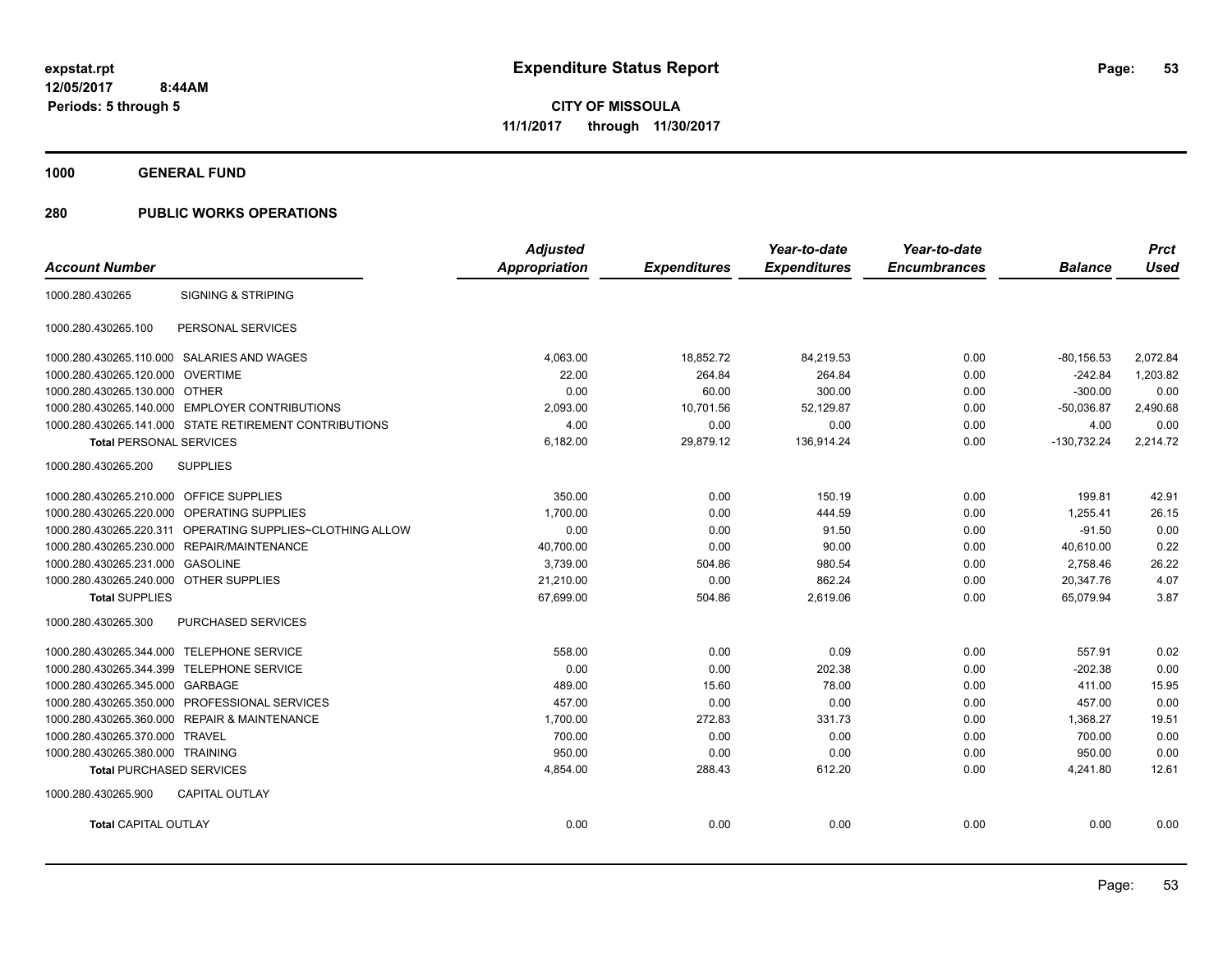**expstat.rpt**
**12/05/2017 8:44AM**
**Periods: 5 through 5**

# Expenditure Status Report

**CITY OF MISSOULA**
**11/1/2017 through 11/30/2017**

## 1000 GENERAL FUND

## 280 PUBLIC WORKS OPERATIONS

| Account Number | | Adjusted Appropriation | Expenditures | Year-to-date Expenditures | Year-to-date Encumbrances | Balance | Prct Used |
|---|---|---|---|---|---|---|---|
| 1000.280.430265 | SIGNING & STRIPING | | | | | | |
| 1000.280.430265.100 | PERSONAL SERVICES | | | | | | |
| 1000.280.430265.110.000 | SALARIES AND WAGES | 4,063.00 | 18,852.72 | 84,219.53 | 0.00 | -80,156.53 | 2,072.84 |
| 1000.280.430265.120.000 | OVERTIME | 22.00 | 264.84 | 264.84 | 0.00 | -242.84 | 1,203.82 |
| 1000.280.430265.130.000 | OTHER | 0.00 | 60.00 | 300.00 | 0.00 | -300.00 | 0.00 |
| 1000.280.430265.140.000 | EMPLOYER CONTRIBUTIONS | 2,093.00 | 10,701.56 | 52,129.87 | 0.00 | -50,036.87 | 2,490.68 |
| 1000.280.430265.141.000 | STATE RETIREMENT CONTRIBUTIONS | 4.00 | 0.00 | 0.00 | 0.00 | 4.00 | 0.00 |
| **Total** PERSONAL SERVICES | | 6,182.00 | 29,879.12 | 136,914.24 | 0.00 | -130,732.24 | 2,214.72 |
| 1000.280.430265.200 | SUPPLIES | | | | | | |
| 1000.280.430265.210.000 | OFFICE SUPPLIES | 350.00 | 0.00 | 150.19 | 0.00 | 199.81 | 42.91 |
| 1000.280.430265.220.000 | OPERATING SUPPLIES | 1,700.00 | 0.00 | 444.59 | 0.00 | 1,255.41 | 26.15 |
| 1000.280.430265.220.311 | OPERATING SUPPLIES~CLOTHING ALLOW | 0.00 | 0.00 | 91.50 | 0.00 | -91.50 | 0.00 |
| 1000.280.430265.230.000 | REPAIR/MAINTENANCE | 40,700.00 | 0.00 | 90.00 | 0.00 | 40,610.00 | 0.22 |
| 1000.280.430265.231.000 | GASOLINE | 3,739.00 | 504.86 | 980.54 | 0.00 | 2,758.46 | 26.22 |
| 1000.280.430265.240.000 | OTHER SUPPLIES | 21,210.00 | 0.00 | 862.24 | 0.00 | 20,347.76 | 4.07 |
| **Total** SUPPLIES | | 67,699.00 | 504.86 | 2,619.06 | 0.00 | 65,079.94 | 3.87 |
| 1000.280.430265.300 | PURCHASED SERVICES | | | | | | |
| 1000.280.430265.344.000 | TELEPHONE SERVICE | 558.00 | 0.00 | 0.09 | 0.00 | 557.91 | 0.02 |
| 1000.280.430265.344.399 | TELEPHONE SERVICE | 0.00 | 0.00 | 202.38 | 0.00 | -202.38 | 0.00 |
| 1000.280.430265.345.000 | GARBAGE | 489.00 | 15.60 | 78.00 | 0.00 | 411.00 | 15.95 |
| 1000.280.430265.350.000 | PROFESSIONAL SERVICES | 457.00 | 0.00 | 0.00 | 0.00 | 457.00 | 0.00 |
| 1000.280.430265.360.000 | REPAIR & MAINTENANCE | 1,700.00 | 272.83 | 331.73 | 0.00 | 1,368.27 | 19.51 |
| 1000.280.430265.370.000 | TRAVEL | 700.00 | 0.00 | 0.00 | 0.00 | 700.00 | 0.00 |
| 1000.280.430265.380.000 | TRAINING | 950.00 | 0.00 | 0.00 | 0.00 | 950.00 | 0.00 |
| **Total** PURCHASED SERVICES | | 4,854.00 | 288.43 | 612.20 | 0.00 | 4,241.80 | 12.61 |
| 1000.280.430265.900 | CAPITAL OUTLAY | | | | | | |
| **Total** CAPITAL OUTLAY | | 0.00 | 0.00 | 0.00 | 0.00 | 0.00 | 0.00 |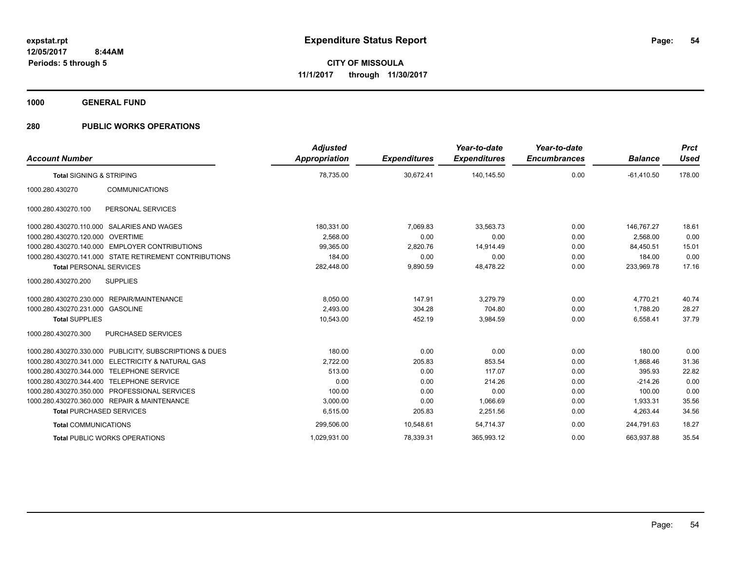# Expenditure Status Report

expstat.rpt
12/05/2017 8:44AM
Periods: 5 through 5

**CITY OF MISSOULA**
**11/1/2017 through 11/30/2017**

**1000 GENERAL FUND**

**280 PUBLIC WORKS OPERATIONS**

| Account Number | | Adjusted Appropriation | Expenditures | Year-to-date Expenditures | Year-to-date Encumbrances | Balance | Prct Used |
|---|---|---|---|---|---|---|---|
| **Total** SIGNING & STRIPING | | 78,735.00 | 30,672.41 | 140,145.50 | 0.00 | -61,410.50 | 178.00 |
| 1000.280.430270 | COMMUNICATIONS | | | | | | |
| 1000.280.430270.100 | PERSONAL SERVICES | | | | | | |
| 1000.280.430270.110.000 | SALARIES AND WAGES | 180,331.00 | 7,069.83 | 33,563.73 | 0.00 | 146,767.27 | 18.61 |
| 1000.280.430270.120.000 | OVERTIME | 2,568.00 | 0.00 | 0.00 | 0.00 | 2,568.00 | 0.00 |
| 1000.280.430270.140.000 | EMPLOYER CONTRIBUTIONS | 99,365.00 | 2,820.76 | 14,914.49 | 0.00 | 84,450.51 | 15.01 |
| 1000.280.430270.141.000 | STATE RETIREMENT CONTRIBUTIONS | 184.00 | 0.00 | 0.00 | 0.00 | 184.00 | 0.00 |
| **Total** PERSONAL SERVICES | | 282,448.00 | 9,890.59 | 48,478.22 | 0.00 | 233,969.78 | 17.16 |
| 1000.280.430270.200 | SUPPLIES | | | | | | |
| 1000.280.430270.230.000 | REPAIR/MAINTENANCE | 8,050.00 | 147.91 | 3,279.79 | 0.00 | 4,770.21 | 40.74 |
| 1000.280.430270.231.000 | GASOLINE | 2,493.00 | 304.28 | 704.80 | 0.00 | 1,788.20 | 28.27 |
| **Total** SUPPLIES | | 10,543.00 | 452.19 | 3,984.59 | 0.00 | 6,558.41 | 37.79 |
| 1000.280.430270.300 | PURCHASED SERVICES | | | | | | |
| 1000.280.430270.330.000 | PUBLICITY, SUBSCRIPTIONS & DUES | 180.00 | 0.00 | 0.00 | 0.00 | 180.00 | 0.00 |
| 1000.280.430270.341.000 | ELECTRICITY & NATURAL GAS | 2,722.00 | 205.83 | 853.54 | 0.00 | 1,868.46 | 31.36 |
| 1000.280.430270.344.000 | TELEPHONE SERVICE | 513.00 | 0.00 | 117.07 | 0.00 | 395.93 | 22.82 |
| 1000.280.430270.344.400 | TELEPHONE SERVICE | 0.00 | 0.00 | 214.26 | 0.00 | -214.26 | 0.00 |
| 1000.280.430270.350.000 | PROFESSIONAL SERVICES | 100.00 | 0.00 | 0.00 | 0.00 | 100.00 | 0.00 |
| 1000.280.430270.360.000 | REPAIR & MAINTENANCE | 3,000.00 | 0.00 | 1,066.69 | 0.00 | 1,933.31 | 35.56 |
| **Total** PURCHASED SERVICES | | 6,515.00 | 205.83 | 2,251.56 | 0.00 | 4,263.44 | 34.56 |
| **Total** COMMUNICATIONS | | 299,506.00 | 10,548.61 | 54,714.37 | 0.00 | 244,791.63 | 18.27 |
| **Total** PUBLIC WORKS OPERATIONS | | 1,029,931.00 | 78,339.31 | 365,993.12 | 0.00 | 663,937.88 | 35.54 |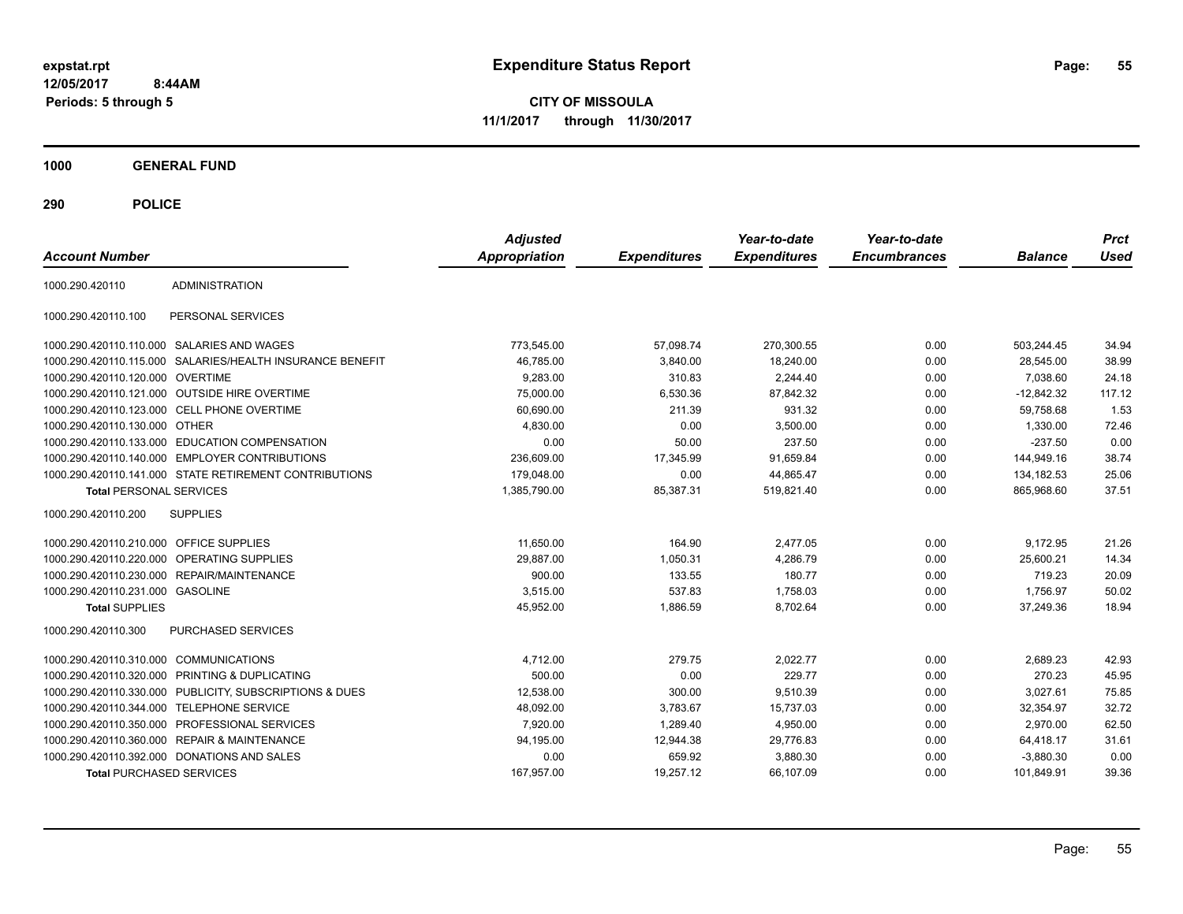**expstat.rpt**
**12/05/2017 8:44AM**
**Periods: 5 through 5**

# Expenditure Status Report

**CITY OF MISSOULA**
**11/1/2017 through 11/30/2017**

## 1000 GENERAL FUND

### 290 POLICE

| Account Number | | Adjusted Appropriation | Expenditures | Year-to-date Expenditures | Year-to-date Encumbrances | Balance | Prct Used |
|---|---|---|---|---|---|---|---|
| 1000.290.420110 | ADMINISTRATION | | | | | | |
| 1000.290.420110.100 | PERSONAL SERVICES | | | | | | |
| 1000.290.420110.110.000 | SALARIES AND WAGES | 773,545.00 | 57,098.74 | 270,300.55 | 0.00 | 503,244.45 | 34.94 |
| 1000.290.420110.115.000 | SALARIES/HEALTH INSURANCE BENEFIT | 46,785.00 | 3,840.00 | 18,240.00 | 0.00 | 28,545.00 | 38.99 |
| 1000.290.420110.120.000 | OVERTIME | 9,283.00 | 310.83 | 2,244.40 | 0.00 | 7,038.60 | 24.18 |
| 1000.290.420110.121.000 | OUTSIDE HIRE OVERTIME | 75,000.00 | 6,530.36 | 87,842.32 | 0.00 | -12,842.32 | 117.12 |
| 1000.290.420110.123.000 | CELL PHONE OVERTIME | 60,690.00 | 211.39 | 931.32 | 0.00 | 59,758.68 | 1.53 |
| 1000.290.420110.130.000 | OTHER | 4,830.00 | 0.00 | 3,500.00 | 0.00 | 1,330.00 | 72.46 |
| 1000.290.420110.133.000 | EDUCATION COMPENSATION | 0.00 | 50.00 | 237.50 | 0.00 | -237.50 | 0.00 |
| 1000.290.420110.140.000 | EMPLOYER CONTRIBUTIONS | 236,609.00 | 17,345.99 | 91,659.84 | 0.00 | 144,949.16 | 38.74 |
| 1000.290.420110.141.000 | STATE RETIREMENT CONTRIBUTIONS | 179,048.00 | 0.00 | 44,865.47 | 0.00 | 134,182.53 | 25.06 |
| **Total** PERSONAL SERVICES | | 1,385,790.00 | 85,387.31 | 519,821.40 | 0.00 | 865,968.60 | 37.51 |
| 1000.290.420110.200 | SUPPLIES | | | | | | |
| 1000.290.420110.210.000 | OFFICE SUPPLIES | 11,650.00 | 164.90 | 2,477.05 | 0.00 | 9,172.95 | 21.26 |
| 1000.290.420110.220.000 | OPERATING SUPPLIES | 29,887.00 | 1,050.31 | 4,286.79 | 0.00 | 25,600.21 | 14.34 |
| 1000.290.420110.230.000 | REPAIR/MAINTENANCE | 900.00 | 133.55 | 180.77 | 0.00 | 719.23 | 20.09 |
| 1000.290.420110.231.000 | GASOLINE | 3,515.00 | 537.83 | 1,758.03 | 0.00 | 1,756.97 | 50.02 |
| **Total** SUPPLIES | | 45,952.00 | 1,886.59 | 8,702.64 | 0.00 | 37,249.36 | 18.94 |
| 1000.290.420110.300 | PURCHASED SERVICES | | | | | | |
| 1000.290.420110.310.000 | COMMUNICATIONS | 4,712.00 | 279.75 | 2,022.77 | 0.00 | 2,689.23 | 42.93 |
| 1000.290.420110.320.000 | PRINTING & DUPLICATING | 500.00 | 0.00 | 229.77 | 0.00 | 270.23 | 45.95 |
| 1000.290.420110.330.000 | PUBLICITY, SUBSCRIPTIONS & DUES | 12,538.00 | 300.00 | 9,510.39 | 0.00 | 3,027.61 | 75.85 |
| 1000.290.420110.344.000 | TELEPHONE SERVICE | 48,092.00 | 3,783.67 | 15,737.03 | 0.00 | 32,354.97 | 32.72 |
| 1000.290.420110.350.000 | PROFESSIONAL SERVICES | 7,920.00 | 1,289.40 | 4,950.00 | 0.00 | 2,970.00 | 62.50 |
| 1000.290.420110.360.000 | REPAIR & MAINTENANCE | 94,195.00 | 12,944.38 | 29,776.83 | 0.00 | 64,418.17 | 31.61 |
| 1000.290.420110.392.000 | DONATIONS AND SALES | 0.00 | 659.92 | 3,880.30 | 0.00 | -3,880.30 | 0.00 |
| **Total** PURCHASED SERVICES | | 167,957.00 | 19,257.12 | 66,107.09 | 0.00 | 101,849.91 | 39.36 |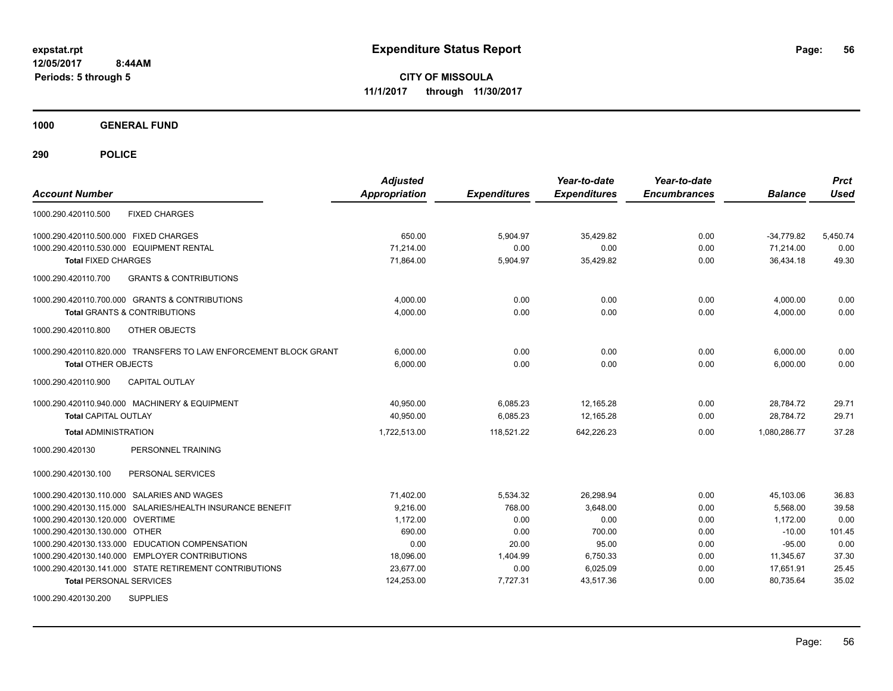**expstat.rpt**
**12/05/2017 8:44AM**
**Periods: 5 through 5**

# Expenditure Status Report

**CITY OF MISSOULA**
**11/1/2017 through 11/30/2017**

## 1000 GENERAL FUND

## 290 POLICE

| Account Number | Adjusted Appropriation | Expenditures | Year-to-date Expenditures | Year-to-date Encumbrances | Balance | Prct Used |
|---|---|---|---|---|---|---|
| 1000.290.420110.500 FIXED CHARGES | | | | | | |
| 1000.290.420110.500.000 FIXED CHARGES | 650.00 | 5,904.97 | 35,429.82 | 0.00 | -34,779.82 | 5,450.74 |
| 1000.290.420110.530.000 EQUIPMENT RENTAL | 71,214.00 | 0.00 | 0.00 | 0.00 | 71,214.00 | 0.00 |
| **Total** FIXED CHARGES | 71,864.00 | 5,904.97 | 35,429.82 | 0.00 | 36,434.18 | 49.30 |
| 1000.290.420110.700 GRANTS & CONTRIBUTIONS | | | | | | |
| 1000.290.420110.700.000 GRANTS & CONTRIBUTIONS | 4,000.00 | 0.00 | 0.00 | 0.00 | 4,000.00 | 0.00 |
| **Total** GRANTS & CONTRIBUTIONS | 4,000.00 | 0.00 | 0.00 | 0.00 | 4,000.00 | 0.00 |
| 1000.290.420110.800 OTHER OBJECTS | | | | | | |
| 1000.290.420110.820.000 TRANSFERS TO LAW ENFORCEMENT BLOCK GRANT | 6,000.00 | 0.00 | 0.00 | 0.00 | 6,000.00 | 0.00 |
| **Total** OTHER OBJECTS | 6,000.00 | 0.00 | 0.00 | 0.00 | 6,000.00 | 0.00 |
| 1000.290.420110.900 CAPITAL OUTLAY | | | | | | |
| 1000.290.420110.940.000 MACHINERY & EQUIPMENT | 40,950.00 | 6,085.23 | 12,165.28 | 0.00 | 28,784.72 | 29.71 |
| **Total** CAPITAL OUTLAY | 40,950.00 | 6,085.23 | 12,165.28 | 0.00 | 28,784.72 | 29.71 |
| **Total** ADMINISTRATION | 1,722,513.00 | 118,521.22 | 642,226.23 | 0.00 | 1,080,286.77 | 37.28 |
| 1000.290.420130 PERSONNEL TRAINING | | | | | | |
| 1000.290.420130.100 PERSONAL SERVICES | | | | | | |
| 1000.290.420130.110.000 SALARIES AND WAGES | 71,402.00 | 5,534.32 | 26,298.94 | 0.00 | 45,103.06 | 36.83 |
| 1000.290.420130.115.000 SALARIES/HEALTH INSURANCE BENEFIT | 9,216.00 | 768.00 | 3,648.00 | 0.00 | 5,568.00 | 39.58 |
| 1000.290.420130.120.000 OVERTIME | 1,172.00 | 0.00 | 0.00 | 0.00 | 1,172.00 | 0.00 |
| 1000.290.420130.130.000 OTHER | 690.00 | 0.00 | 700.00 | 0.00 | -10.00 | 101.45 |
| 1000.290.420130.133.000 EDUCATION COMPENSATION | 0.00 | 20.00 | 95.00 | 0.00 | -95.00 | 0.00 |
| 1000.290.420130.140.000 EMPLOYER CONTRIBUTIONS | 18,096.00 | 1,404.99 | 6,750.33 | 0.00 | 11,345.67 | 37.30 |
| 1000.290.420130.141.000 STATE RETIREMENT CONTRIBUTIONS | 23,677.00 | 0.00 | 6,025.09 | 0.00 | 17,651.91 | 25.45 |
| **Total** PERSONAL SERVICES | 124,253.00 | 7,727.31 | 43,517.36 | 0.00 | 80,735.64 | 35.02 |
| 1000.290.420130.200 SUPPLIES | | | | | | |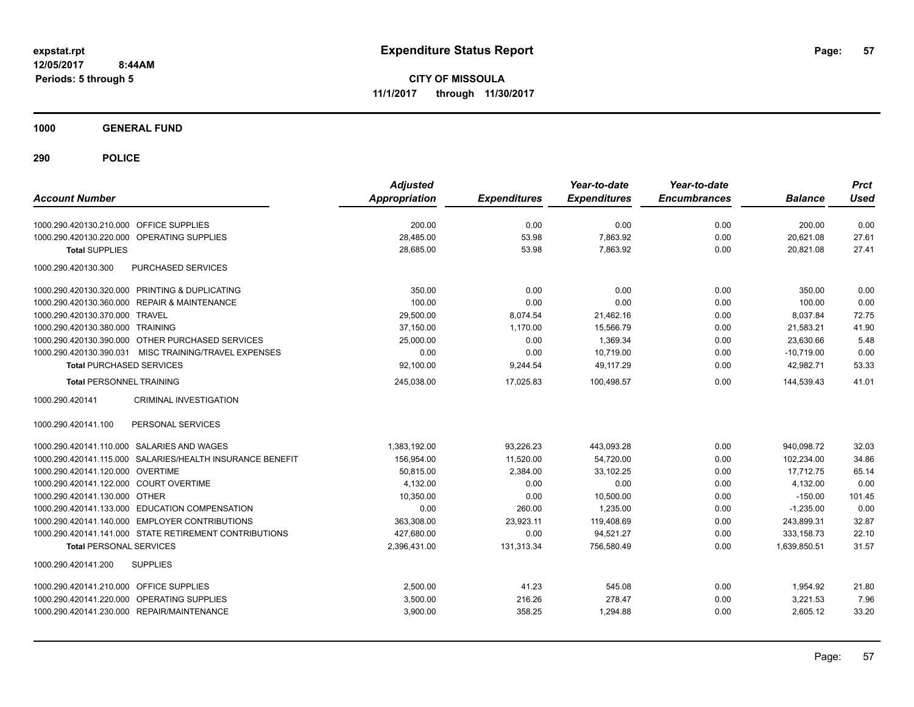**expstat.rpt**
**12/05/2017 8:44AM**
**Periods: 5 through 5**

# Expenditure Status Report

**CITY OF MISSOULA**
**11/1/2017 through 11/30/2017**

## 1000 GENERAL FUND

## 290 POLICE

| Account Number | Adjusted Appropriation | Expenditures | Year-to-date Expenditures | Year-to-date Encumbrances | Balance | Prct Used |
|---|---|---|---|---|---|---|
| 1000.290.420130.210.000 OFFICE SUPPLIES | 200.00 | 0.00 | 0.00 | 0.00 | 200.00 | 0.00 |
| 1000.290.420130.220.000 OPERATING SUPPLIES | 28,485.00 | 53.98 | 7,863.92 | 0.00 | 20,621.08 | 27.61 |
| **Total SUPPLIES** | 28,685.00 | 53.98 | 7,863.92 | 0.00 | 20,821.08 | 27.41 |
| 1000.290.420130.300 PURCHASED SERVICES | | | | | | |
| 1000.290.420130.320.000 PRINTING & DUPLICATING | 350.00 | 0.00 | 0.00 | 0.00 | 350.00 | 0.00 |
| 1000.290.420130.360.000 REPAIR & MAINTENANCE | 100.00 | 0.00 | 0.00 | 0.00 | 100.00 | 0.00 |
| 1000.290.420130.370.000 TRAVEL | 29,500.00 | 8,074.54 | 21,462.16 | 0.00 | 8,037.84 | 72.75 |
| 1000.290.420130.380.000 TRAINING | 37,150.00 | 1,170.00 | 15,566.79 | 0.00 | 21,583.21 | 41.90 |
| 1000.290.420130.390.000 OTHER PURCHASED SERVICES | 25,000.00 | 0.00 | 1,369.34 | 0.00 | 23,630.66 | 5.48 |
| 1000.290.420130.390.031 MISC TRAINING/TRAVEL EXPENSES | 0.00 | 0.00 | 10,719.00 | 0.00 | -10,719.00 | 0.00 |
| **Total PURCHASED SERVICES** | 92,100.00 | 9,244.54 | 49,117.29 | 0.00 | 42,982.71 | 53.33 |
| **Total PERSONNEL TRAINING** | 245,038.00 | 17,025.83 | 100,498.57 | 0.00 | 144,539.43 | 41.01 |
| 1000.290.420141 CRIMINAL INVESTIGATION | | | | | | |
| 1000.290.420141.100 PERSONAL SERVICES | | | | | | |
| 1000.290.420141.110.000 SALARIES AND WAGES | 1,383,192.00 | 93,226.23 | 443,093.28 | 0.00 | 940,098.72 | 32.03 |
| 1000.290.420141.115.000 SALARIES/HEALTH INSURANCE BENEFIT | 156,954.00 | 11,520.00 | 54,720.00 | 0.00 | 102,234.00 | 34.86 |
| 1000.290.420141.120.000 OVERTIME | 50,815.00 | 2,384.00 | 33,102.25 | 0.00 | 17,712.75 | 65.14 |
| 1000.290.420141.122.000 COURT OVERTIME | 4,132.00 | 0.00 | 0.00 | 0.00 | 4,132.00 | 0.00 |
| 1000.290.420141.130.000 OTHER | 10,350.00 | 0.00 | 10,500.00 | 0.00 | -150.00 | 101.45 |
| 1000.290.420141.133.000 EDUCATION COMPENSATION | 0.00 | 260.00 | 1,235.00 | 0.00 | -1,235.00 | 0.00 |
| 1000.290.420141.140.000 EMPLOYER CONTRIBUTIONS | 363,308.00 | 23,923.11 | 119,408.69 | 0.00 | 243,899.31 | 32.87 |
| 1000.290.420141.141.000 STATE RETIREMENT CONTRIBUTIONS | 427,680.00 | 0.00 | 94,521.27 | 0.00 | 333,158.73 | 22.10 |
| **Total PERSONAL SERVICES** | 2,396,431.00 | 131,313.34 | 756,580.49 | 0.00 | 1,639,850.51 | 31.57 |
| 1000.290.420141.200 SUPPLIES | | | | | | |
| 1000.290.420141.210.000 OFFICE SUPPLIES | 2,500.00 | 41.23 | 545.08 | 0.00 | 1,954.92 | 21.80 |
| 1000.290.420141.220.000 OPERATING SUPPLIES | 3,500.00 | 216.26 | 278.47 | 0.00 | 3,221.53 | 7.96 |
| 1000.290.420141.230.000 REPAIR/MAINTENANCE | 3,900.00 | 358.25 | 1,294.88 | 0.00 | 2,605.12 | 33.20 |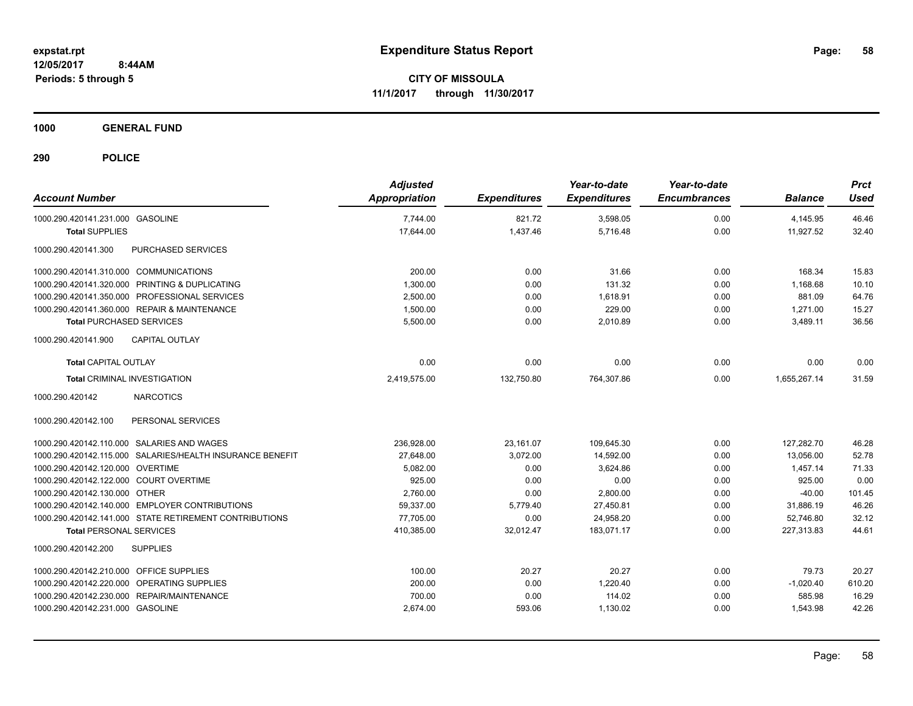expstat.rpt
12/05/2017 8:44AM
Periods: 5 through 5

# Expenditure Status Report

**CITY OF MISSOULA**
**11/1/2017 through 11/30/2017**

**1000 GENERAL FUND**

**290 POLICE**

| Account Number | Adjusted Appropriation | Expenditures | Year-to-date Expenditures | Year-to-date Encumbrances | Balance | Prct Used |
|---|---|---|---|---|---|---|
| 1000.290.420141.231.000 GASOLINE | 7,744.00 | 821.72 | 3,598.05 | 0.00 | 4,145.95 | 46.46 |
| **Total** SUPPLIES | 17,644.00 | 1,437.46 | 5,716.48 | 0.00 | 11,927.52 | 32.40 |
| 1000.290.420141.300 PURCHASED SERVICES | | | | | | |
| 1000.290.420141.310.000 COMMUNICATIONS | 200.00 | 0.00 | 31.66 | 0.00 | 168.34 | 15.83 |
| 1000.290.420141.320.000 PRINTING & DUPLICATING | 1,300.00 | 0.00 | 131.32 | 0.00 | 1,168.68 | 10.10 |
| 1000.290.420141.350.000 PROFESSIONAL SERVICES | 2,500.00 | 0.00 | 1,618.91 | 0.00 | 881.09 | 64.76 |
| 1000.290.420141.360.000 REPAIR & MAINTENANCE | 1,500.00 | 0.00 | 229.00 | 0.00 | 1,271.00 | 15.27 |
| **Total** PURCHASED SERVICES | 5,500.00 | 0.00 | 2,010.89 | 0.00 | 3,489.11 | 36.56 |
| 1000.290.420141.900 CAPITAL OUTLAY | | | | | | |
| **Total** CAPITAL OUTLAY | 0.00 | 0.00 | 0.00 | 0.00 | 0.00 | 0.00 |
| **Total** CRIMINAL INVESTIGATION | 2,419,575.00 | 132,750.80 | 764,307.86 | 0.00 | 1,655,267.14 | 31.59 |
| 1000.290.420142 NARCOTICS | | | | | | |
| 1000.290.420142.100 PERSONAL SERVICES | | | | | | |
| 1000.290.420142.110.000 SALARIES AND WAGES | 236,928.00 | 23,161.07 | 109,645.30 | 0.00 | 127,282.70 | 46.28 |
| 1000.290.420142.115.000 SALARIES/HEALTH INSURANCE BENEFIT | 27,648.00 | 3,072.00 | 14,592.00 | 0.00 | 13,056.00 | 52.78 |
| 1000.290.420142.120.000 OVERTIME | 5,082.00 | 0.00 | 3,624.86 | 0.00 | 1,457.14 | 71.33 |
| 1000.290.420142.122.000 COURT OVERTIME | 925.00 | 0.00 | 0.00 | 0.00 | 925.00 | 0.00 |
| 1000.290.420142.130.000 OTHER | 2,760.00 | 0.00 | 2,800.00 | 0.00 | -40.00 | 101.45 |
| 1000.290.420142.140.000 EMPLOYER CONTRIBUTIONS | 59,337.00 | 5,779.40 | 27,450.81 | 0.00 | 31,886.19 | 46.26 |
| 1000.290.420142.141.000 STATE RETIREMENT CONTRIBUTIONS | 77,705.00 | 0.00 | 24,958.20 | 0.00 | 52,746.80 | 32.12 |
| **Total** PERSONAL SERVICES | 410,385.00 | 32,012.47 | 183,071.17 | 0.00 | 227,313.83 | 44.61 |
| 1000.290.420142.200 SUPPLIES | | | | | | |
| 1000.290.420142.210.000 OFFICE SUPPLIES | 100.00 | 20.27 | 20.27 | 0.00 | 79.73 | 20.27 |
| 1000.290.420142.220.000 OPERATING SUPPLIES | 200.00 | 0.00 | 1,220.40 | 0.00 | -1,020.40 | 610.20 |
| 1000.290.420142.230.000 REPAIR/MAINTENANCE | 700.00 | 0.00 | 114.02 | 0.00 | 585.98 | 16.29 |
| 1000.290.420142.231.000 GASOLINE | 2,674.00 | 593.06 | 1,130.02 | 0.00 | 1,543.98 | 42.26 |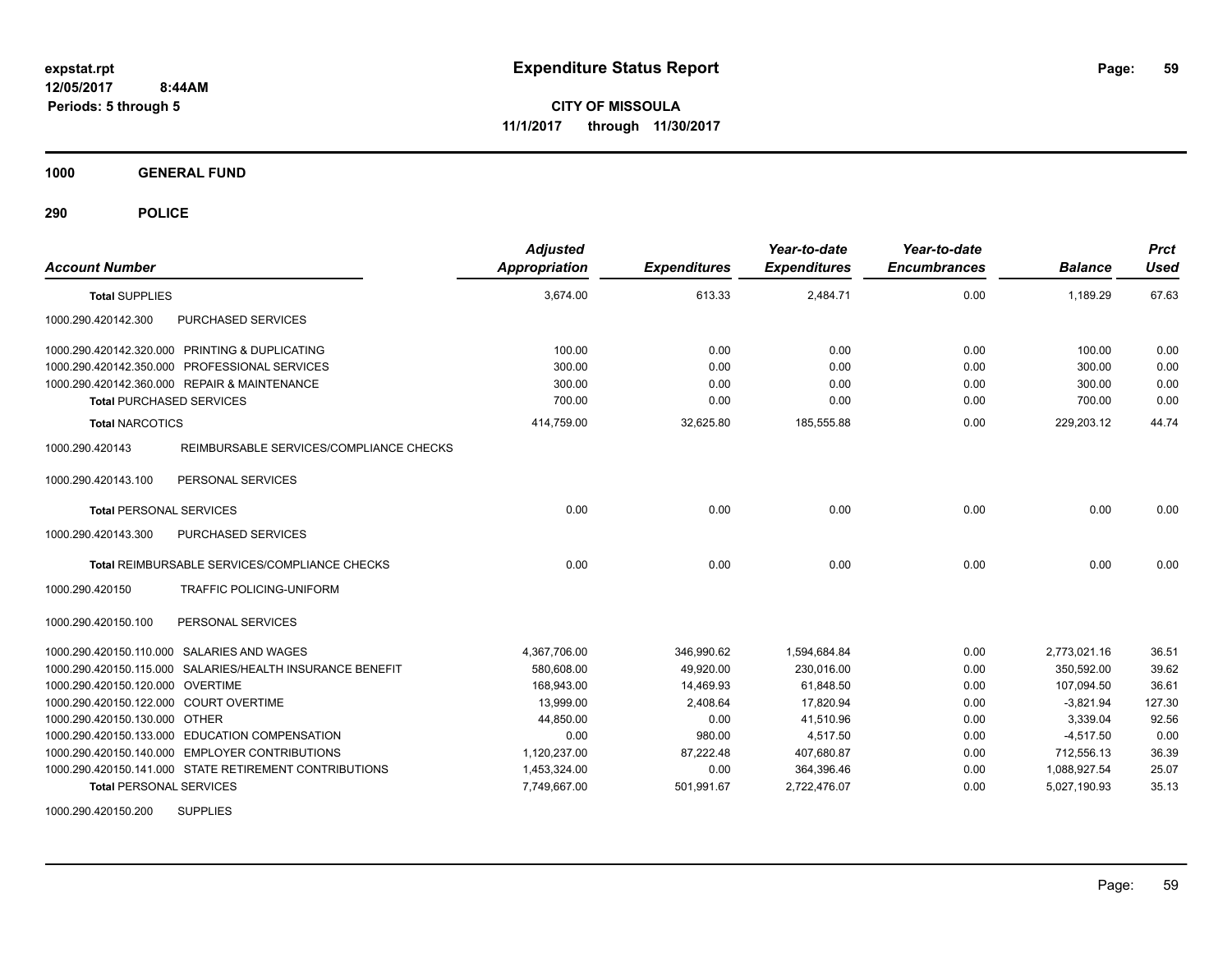**CITY OF MISSOULA**
**11/1/2017 through 11/30/2017**

**Expenditure Status Report**

expstat.rpt
12/05/2017 8:44AM
Periods: 5 through 5

## 1000 GENERAL FUND

## 290 POLICE

| Account Number | | Adjusted Appropriation | Expenditures | Year-to-date Expenditures | Year-to-date Encumbrances | Balance | Prct Used |
|---|---|---|---|---|---|---|---|
| **Total** SUPPLIES | | 3,674.00 | 613.33 | 2,484.71 | 0.00 | 1,189.29 | 67.63 |
| 1000.290.420142.300 | PURCHASED SERVICES | | | | | | |
| 1000.290.420142.320.000 | PRINTING & DUPLICATING | 100.00 | 0.00 | 0.00 | 0.00 | 100.00 | 0.00 |
| 1000.290.420142.350.000 | PROFESSIONAL SERVICES | 300.00 | 0.00 | 0.00 | 0.00 | 300.00 | 0.00 |
| 1000.290.420142.360.000 | REPAIR & MAINTENANCE | 300.00 | 0.00 | 0.00 | 0.00 | 300.00 | 0.00 |
| **Total** PURCHASED SERVICES | | 700.00 | 0.00 | 0.00 | 0.00 | 700.00 | 0.00 |
| **Total** NARCOTICS | | 414,759.00 | 32,625.80 | 185,555.88 | 0.00 | 229,203.12 | 44.74 |
| 1000.290.420143 | REIMBURSABLE SERVICES/COMPLIANCE CHECKS | | | | | | |
| 1000.290.420143.100 | PERSONAL SERVICES | | | | | | |
| **Total** PERSONAL SERVICES | | 0.00 | 0.00 | 0.00 | 0.00 | 0.00 | 0.00 |
| 1000.290.420143.300 | PURCHASED SERVICES | | | | | | |
| **Total** REIMBURSABLE SERVICES/COMPLIANCE CHECKS | | 0.00 | 0.00 | 0.00 | 0.00 | 0.00 | 0.00 |
| 1000.290.420150 | TRAFFIC POLICING-UNIFORM | | | | | | |
| 1000.290.420150.100 | PERSONAL SERVICES | | | | | | |
| 1000.290.420150.110.000 | SALARIES AND WAGES | 4,367,706.00 | 346,990.62 | 1,594,684.84 | 0.00 | 2,773,021.16 | 36.51 |
| 1000.290.420150.115.000 | SALARIES/HEALTH INSURANCE BENEFIT | 580,608.00 | 49,920.00 | 230,016.00 | 0.00 | 350,592.00 | 39.62 |
| 1000.290.420150.120.000 | OVERTIME | 168,943.00 | 14,469.93 | 61,848.50 | 0.00 | 107,094.50 | 36.61 |
| 1000.290.420150.122.000 | COURT OVERTIME | 13,999.00 | 2,408.64 | 17,820.94 | 0.00 | -3,821.94 | 127.30 |
| 1000.290.420150.130.000 | OTHER | 44,850.00 | 0.00 | 41,510.96 | 0.00 | 3,339.04 | 92.56 |
| 1000.290.420150.133.000 | EDUCATION COMPENSATION | 0.00 | 980.00 | 4,517.50 | 0.00 | -4,517.50 | 0.00 |
| 1000.290.420150.140.000 | EMPLOYER CONTRIBUTIONS | 1,120,237.00 | 87,222.48 | 407,680.87 | 0.00 | 712,556.13 | 36.39 |
| 1000.290.420150.141.000 | STATE RETIREMENT CONTRIBUTIONS | 1,453,324.00 | 0.00 | 364,396.46 | 0.00 | 1,088,927.54 | 25.07 |
| **Total** PERSONAL SERVICES | | 7,749,667.00 | 501,991.67 | 2,722,476.07 | 0.00 | 5,027,190.93 | 35.13 |
| 1000.290.420150.200 | SUPPLIES | | | | | | |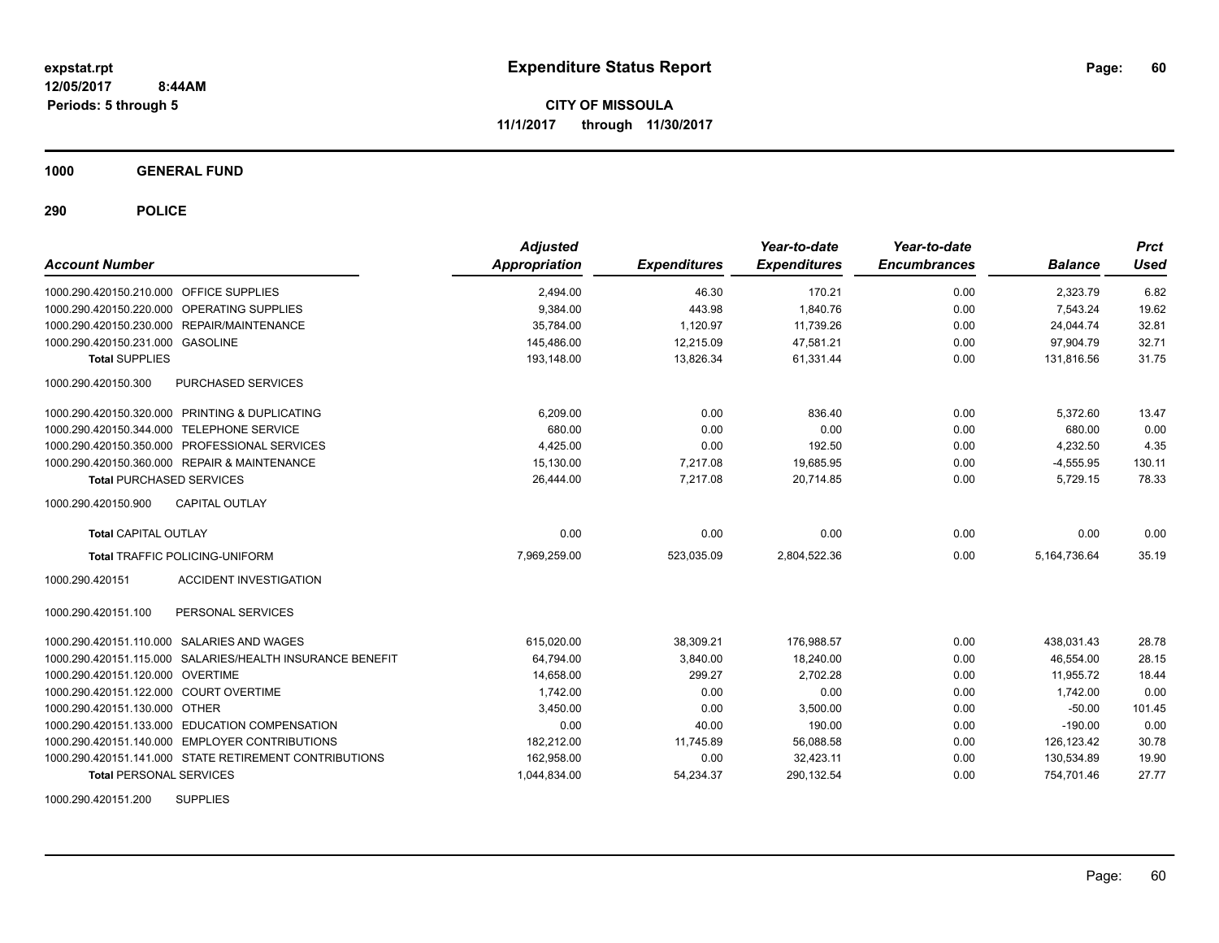**expstat.rpt**
**12/05/2017 8:44AM**
**Periods: 5 through 5**

# Expenditure Status Report

**CITY OF MISSOULA**
**11/1/2017 through 11/30/2017**

## 1000 GENERAL FUND

## 290 POLICE

| Account Number | | Adjusted Appropriation | Expenditures | Year-to-date Expenditures | Year-to-date Encumbrances | Balance | Prct Used |
|---|---|---|---|---|---|---|---|
| 1000.290.420150.210.000 | OFFICE SUPPLIES | 2,494.00 | 46.30 | 170.21 | 0.00 | 2,323.79 | 6.82 |
| 1000.290.420150.220.000 | OPERATING SUPPLIES | 9,384.00 | 443.98 | 1,840.76 | 0.00 | 7,543.24 | 19.62 |
| 1000.290.420150.230.000 | REPAIR/MAINTENANCE | 35,784.00 | 1,120.97 | 11,739.26 | 0.00 | 24,044.74 | 32.81 |
| 1000.290.420150.231.000 | GASOLINE | 145,486.00 | 12,215.09 | 47,581.21 | 0.00 | 97,904.79 | 32.71 |
| **Total SUPPLIES** | | 193,148.00 | 13,826.34 | 61,331.44 | 0.00 | 131,816.56 | 31.75 |
| 1000.290.420150.300 | PURCHASED SERVICES | | | | | | |
| 1000.290.420150.320.000 | PRINTING & DUPLICATING | 6,209.00 | 0.00 | 836.40 | 0.00 | 5,372.60 | 13.47 |
| 1000.290.420150.344.000 | TELEPHONE SERVICE | 680.00 | 0.00 | 0.00 | 0.00 | 680.00 | 0.00 |
| 1000.290.420150.350.000 | PROFESSIONAL SERVICES | 4,425.00 | 0.00 | 192.50 | 0.00 | 4,232.50 | 4.35 |
| 1000.290.420150.360.000 | REPAIR & MAINTENANCE | 15,130.00 | 7,217.08 | 19,685.95 | 0.00 | -4,555.95 | 130.11 |
| **Total PURCHASED SERVICES** | | 26,444.00 | 7,217.08 | 20,714.85 | 0.00 | 5,729.15 | 78.33 |
| 1000.290.420150.900 | CAPITAL OUTLAY | | | | | | |
| **Total CAPITAL OUTLAY** | | 0.00 | 0.00 | 0.00 | 0.00 | 0.00 | 0.00 |
| **Total TRAFFIC POLICING-UNIFORM** | | 7,969,259.00 | 523,035.09 | 2,804,522.36 | 0.00 | 5,164,736.64 | 35.19 |
| 1000.290.420151 | ACCIDENT INVESTIGATION | | | | | | |
| 1000.290.420151.100 | PERSONAL SERVICES | | | | | | |
| 1000.290.420151.110.000 | SALARIES AND WAGES | 615,020.00 | 38,309.21 | 176,988.57 | 0.00 | 438,031.43 | 28.78 |
| 1000.290.420151.115.000 | SALARIES/HEALTH INSURANCE BENEFIT | 64,794.00 | 3,840.00 | 18,240.00 | 0.00 | 46,554.00 | 28.15 |
| 1000.290.420151.120.000 | OVERTIME | 14,658.00 | 299.27 | 2,702.28 | 0.00 | 11,955.72 | 18.44 |
| 1000.290.420151.122.000 | COURT OVERTIME | 1,742.00 | 0.00 | 0.00 | 0.00 | 1,742.00 | 0.00 |
| 1000.290.420151.130.000 | OTHER | 3,450.00 | 0.00 | 3,500.00 | 0.00 | -50.00 | 101.45 |
| 1000.290.420151.133.000 | EDUCATION COMPENSATION | 0.00 | 40.00 | 190.00 | 0.00 | -190.00 | 0.00 |
| 1000.290.420151.140.000 | EMPLOYER CONTRIBUTIONS | 182,212.00 | 11,745.89 | 56,088.58 | 0.00 | 126,123.42 | 30.78 |
| 1000.290.420151.141.000 | STATE RETIREMENT CONTRIBUTIONS | 162,958.00 | 0.00 | 32,423.11 | 0.00 | 130,534.89 | 19.90 |
| **Total PERSONAL SERVICES** | | 1,044,834.00 | 54,234.37 | 290,132.54 | 0.00 | 754,701.46 | 27.77 |
| 1000.290.420151.200 | SUPPLIES | | | | | | |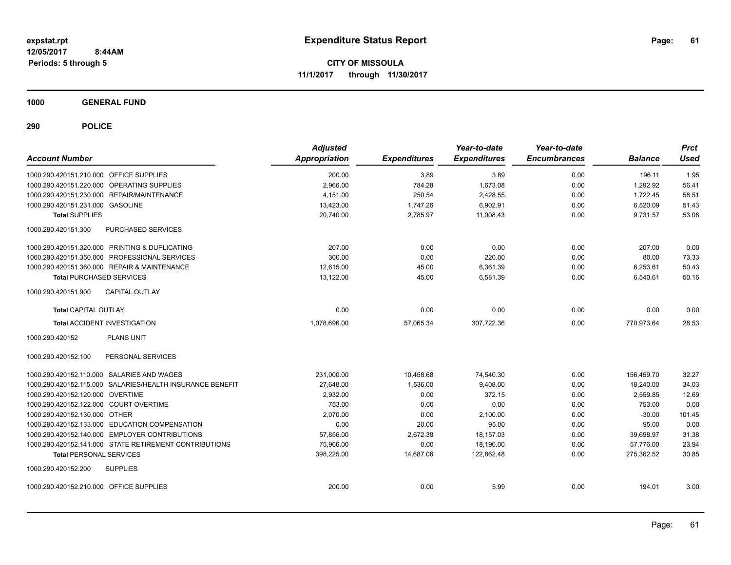# Expenditure Status Report

**CITY OF MISSOULA**

**11/1/2017 through 11/30/2017**

expstat.rpt
12/05/2017 8:44AM
Periods: 5 through 5

## 1000 GENERAL FUND

## 290 POLICE

| Account Number | | Adjusted Appropriation | Expenditures | Year-to-date Expenditures | Year-to-date Encumbrances | Balance | Prct Used |
|---|---|---|---|---|---|---|---|
| 1000.290.420151.210.000 | OFFICE SUPPLIES | 200.00 | 3.89 | 3.89 | 0.00 | 196.11 | 1.95 |
| 1000.290.420151.220.000 | OPERATING SUPPLIES | 2,966.00 | 784.28 | 1,673.08 | 0.00 | 1,292.92 | 56.41 |
| 1000.290.420151.230.000 | REPAIR/MAINTENANCE | 4,151.00 | 250.54 | 2,428.55 | 0.00 | 1,722.45 | 58.51 |
| 1000.290.420151.231.000 | GASOLINE | 13,423.00 | 1,747.26 | 6,902.91 | 0.00 | 6,520.09 | 51.43 |
| **Total SUPPLIES** | | 20,740.00 | 2,785.97 | 11,008.43 | 0.00 | 9,731.57 | 53.08 |
| 1000.290.420151.300 | PURCHASED SERVICES | | | | | | |
| 1000.290.420151.320.000 | PRINTING & DUPLICATING | 207.00 | 0.00 | 0.00 | 0.00 | 207.00 | 0.00 |
| 1000.290.420151.350.000 | PROFESSIONAL SERVICES | 300.00 | 0.00 | 220.00 | 0.00 | 80.00 | 73.33 |
| 1000.290.420151.360.000 | REPAIR & MAINTENANCE | 12,615.00 | 45.00 | 6,361.39 | 0.00 | 6,253.61 | 50.43 |
| **Total PURCHASED SERVICES** | | 13,122.00 | 45.00 | 6,581.39 | 0.00 | 6,540.61 | 50.16 |
| 1000.290.420151.900 | CAPITAL OUTLAY | | | | | | |
| **Total CAPITAL OUTLAY** | | 0.00 | 0.00 | 0.00 | 0.00 | 0.00 | 0.00 |
| **Total ACCIDENT INVESTIGATION** | | 1,078,696.00 | 57,065.34 | 307,722.36 | 0.00 | 770,973.64 | 28.53 |
| 1000.290.420152 | PLANS UNIT | | | | | | |
| 1000.290.420152.100 | PERSONAL SERVICES | | | | | | |
| 1000.290.420152.110.000 | SALARIES AND WAGES | 231,000.00 | 10,458.68 | 74,540.30 | 0.00 | 156,459.70 | 32.27 |
| 1000.290.420152.115.000 | SALARIES/HEALTH INSURANCE BENEFIT | 27,648.00 | 1,536.00 | 9,408.00 | 0.00 | 18,240.00 | 34.03 |
| 1000.290.420152.120.000 | OVERTIME | 2,932.00 | 0.00 | 372.15 | 0.00 | 2,559.85 | 12.69 |
| 1000.290.420152.122.000 | COURT OVERTIME | 753.00 | 0.00 | 0.00 | 0.00 | 753.00 | 0.00 |
| 1000.290.420152.130.000 | OTHER | 2,070.00 | 0.00 | 2,100.00 | 0.00 | -30.00 | 101.45 |
| 1000.290.420152.133.000 | EDUCATION COMPENSATION | 0.00 | 20.00 | 95.00 | 0.00 | -95.00 | 0.00 |
| 1000.290.420152.140.000 | EMPLOYER CONTRIBUTIONS | 57,856.00 | 2,672.38 | 18,157.03 | 0.00 | 39,698.97 | 31.38 |
| 1000.290.420152.141.000 | STATE RETIREMENT CONTRIBUTIONS | 75,966.00 | 0.00 | 18,190.00 | 0.00 | 57,776.00 | 23.94 |
| **Total PERSONAL SERVICES** | | 398,225.00 | 14,687.06 | 122,862.48 | 0.00 | 275,362.52 | 30.85 |
| 1000.290.420152.200 | SUPPLIES | | | | | | |
| 1000.290.420152.210.000 | OFFICE SUPPLIES | 200.00 | 0.00 | 5.99 | 0.00 | 194.01 | 3.00 |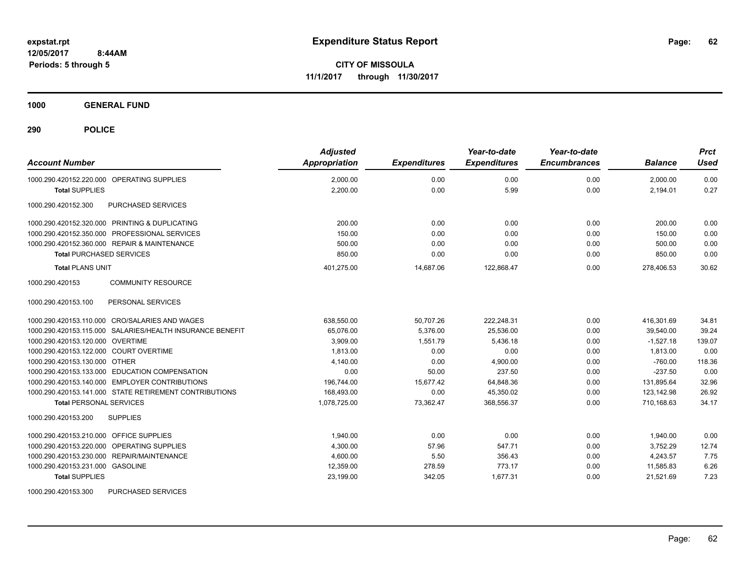**expstat.rpt**
**12/05/2017 8:44AM**
**Periods: 5 through 5**

# Expenditure Status Report

**CITY OF MISSOULA**
**11/1/2017 through 11/30/2017**

## 1000 GENERAL FUND

## 290 POLICE

| Account Number | Adjusted Appropriation | Expenditures | Year-to-date Expenditures | Year-to-date Encumbrances | Balance | Prct Used |
|---|---|---|---|---|---|---|
| 1000.290.420152.220.000 OPERATING SUPPLIES | 2,000.00 | 0.00 | 0.00 | 0.00 | 2,000.00 | 0.00 |
| **Total** SUPPLIES | 2,200.00 | 0.00 | 5.99 | 0.00 | 2,194.01 | 0.27 |
| 1000.290.420152.300 PURCHASED SERVICES | | | | | | |
| 1000.290.420152.320.000 PRINTING & DUPLICATING | 200.00 | 0.00 | 0.00 | 0.00 | 200.00 | 0.00 |
| 1000.290.420152.350.000 PROFESSIONAL SERVICES | 150.00 | 0.00 | 0.00 | 0.00 | 150.00 | 0.00 |
| 1000.290.420152.360.000 REPAIR & MAINTENANCE | 500.00 | 0.00 | 0.00 | 0.00 | 500.00 | 0.00 |
| **Total** PURCHASED SERVICES | 850.00 | 0.00 | 0.00 | 0.00 | 850.00 | 0.00 |
| **Total** PLANS UNIT | 401,275.00 | 14,687.06 | 122,868.47 | 0.00 | 278,406.53 | 30.62 |
| 1000.290.420153 COMMUNITY RESOURCE | | | | | | |
| 1000.290.420153.100 PERSONAL SERVICES | | | | | | |
| 1000.290.420153.110.000 CRO/SALARIES AND WAGES | 638,550.00 | 50,707.26 | 222,248.31 | 0.00 | 416,301.69 | 34.81 |
| 1000.290.420153.115.000 SALARIES/HEALTH INSURANCE BENEFIT | 65,076.00 | 5,376.00 | 25,536.00 | 0.00 | 39,540.00 | 39.24 |
| 1000.290.420153.120.000 OVERTIME | 3,909.00 | 1,551.79 | 5,436.18 | 0.00 | -1,527.18 | 139.07 |
| 1000.290.420153.122.000 COURT OVERTIME | 1,813.00 | 0.00 | 0.00 | 0.00 | 1,813.00 | 0.00 |
| 1000.290.420153.130.000 OTHER | 4,140.00 | 0.00 | 4,900.00 | 0.00 | -760.00 | 118.36 |
| 1000.290.420153.133.000 EDUCATION COMPENSATION | 0.00 | 50.00 | 237.50 | 0.00 | -237.50 | 0.00 |
| 1000.290.420153.140.000 EMPLOYER CONTRIBUTIONS | 196,744.00 | 15,677.42 | 64,848.36 | 0.00 | 131,895.64 | 32.96 |
| 1000.290.420153.141.000 STATE RETIREMENT CONTRIBUTIONS | 168,493.00 | 0.00 | 45,350.02 | 0.00 | 123,142.98 | 26.92 |
| **Total** PERSONAL SERVICES | 1,078,725.00 | 73,362.47 | 368,556.37 | 0.00 | 710,168.63 | 34.17 |
| 1000.290.420153.200 SUPPLIES | | | | | | |
| 1000.290.420153.210.000 OFFICE SUPPLIES | 1,940.00 | 0.00 | 0.00 | 0.00 | 1,940.00 | 0.00 |
| 1000.290.420153.220.000 OPERATING SUPPLIES | 4,300.00 | 57.96 | 547.71 | 0.00 | 3,752.29 | 12.74 |
| 1000.290.420153.230.000 REPAIR/MAINTENANCE | 4,600.00 | 5.50 | 356.43 | 0.00 | 4,243.57 | 7.75 |
| 1000.290.420153.231.000 GASOLINE | 12,359.00 | 278.59 | 773.17 | 0.00 | 11,585.83 | 6.26 |
| **Total** SUPPLIES | 23,199.00 | 342.05 | 1,677.31 | 0.00 | 21,521.69 | 7.23 |
| 1000.290.420153.300 PURCHASED SERVICES | | | | | | |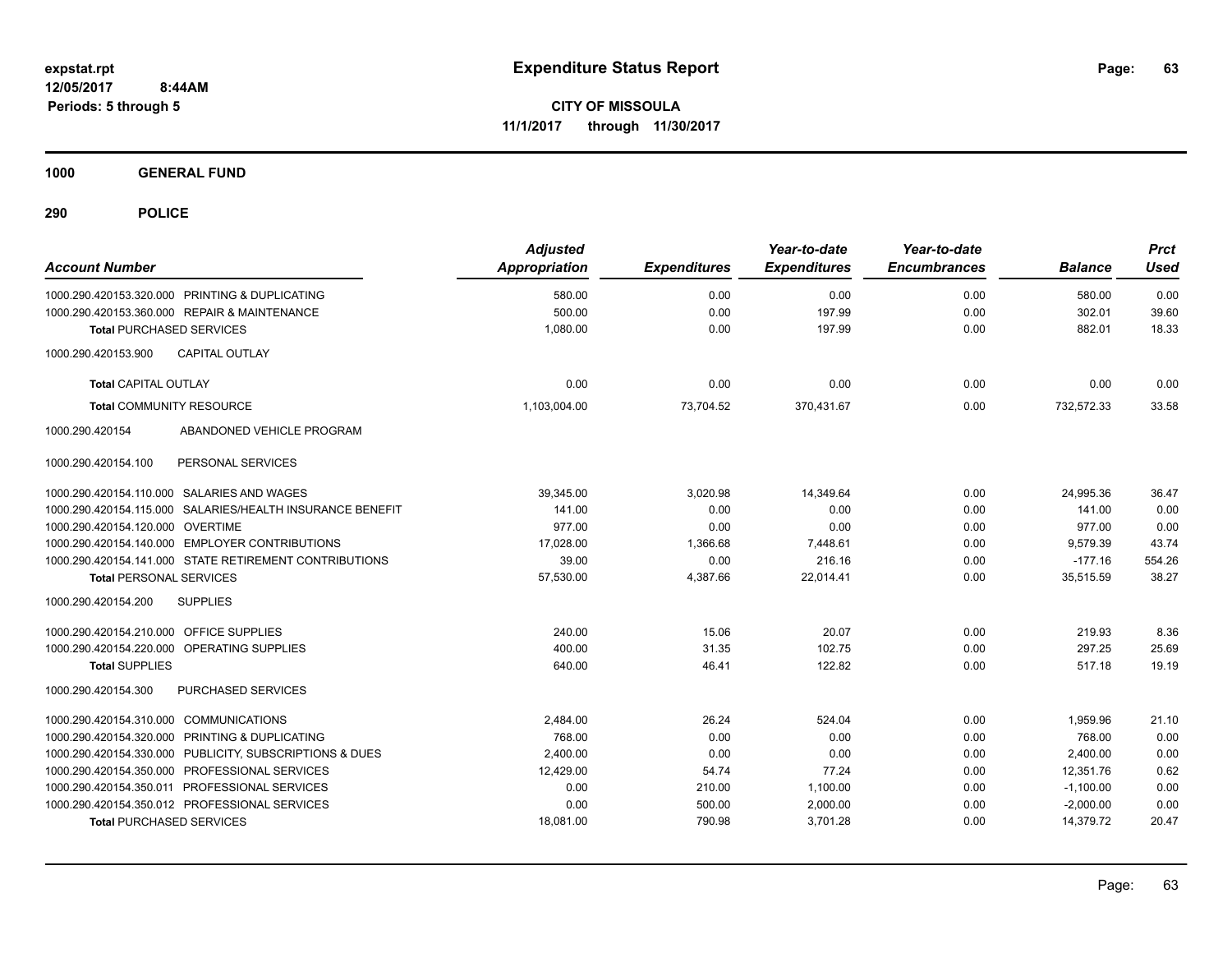# Expenditure Status Report

expstat.rpt
12/05/2017 8:44AM
Periods: 5 through 5

**CITY OF MISSOULA**
**11/1/2017 through 11/30/2017**

## 1000 GENERAL FUND

## 290 POLICE

| Account Number | Adjusted Appropriation | Expenditures | Year-to-date Expenditures | Year-to-date Encumbrances | Balance | Prct Used |
|---|---|---|---|---|---|---|
| 1000.290.420153.320.000 PRINTING & DUPLICATING | 580.00 | 0.00 | 0.00 | 0.00 | 580.00 | 0.00 |
| 1000.290.420153.360.000 REPAIR & MAINTENANCE | 500.00 | 0.00 | 197.99 | 0.00 | 302.01 | 39.60 |
| **Total** PURCHASED SERVICES | 1,080.00 | 0.00 | 197.99 | 0.00 | 882.01 | 18.33 |
| 1000.290.420153.900 CAPITAL OUTLAY | | | | | | |
| **Total** CAPITAL OUTLAY | 0.00 | 0.00 | 0.00 | 0.00 | 0.00 | 0.00 |
| **Total** COMMUNITY RESOURCE | 1,103,004.00 | 73,704.52 | 370,431.67 | 0.00 | 732,572.33 | 33.58 |
| 1000.290.420154 ABANDONED VEHICLE PROGRAM | | | | | | |
| 1000.290.420154.100 PERSONAL SERVICES | | | | | | |
| 1000.290.420154.110.000 SALARIES AND WAGES | 39,345.00 | 3,020.98 | 14,349.64 | 0.00 | 24,995.36 | 36.47 |
| 1000.290.420154.115.000 SALARIES/HEALTH INSURANCE BENEFIT | 141.00 | 0.00 | 0.00 | 0.00 | 141.00 | 0.00 |
| 1000.290.420154.120.000 OVERTIME | 977.00 | 0.00 | 0.00 | 0.00 | 977.00 | 0.00 |
| 1000.290.420154.140.000 EMPLOYER CONTRIBUTIONS | 17,028.00 | 1,366.68 | 7,448.61 | 0.00 | 9,579.39 | 43.74 |
| 1000.290.420154.141.000 STATE RETIREMENT CONTRIBUTIONS | 39.00 | 0.00 | 216.16 | 0.00 | -177.16 | 554.26 |
| **Total** PERSONAL SERVICES | 57,530.00 | 4,387.66 | 22,014.41 | 0.00 | 35,515.59 | 38.27 |
| 1000.290.420154.200 SUPPLIES | | | | | | |
| 1000.290.420154.210.000 OFFICE SUPPLIES | 240.00 | 15.06 | 20.07 | 0.00 | 219.93 | 8.36 |
| 1000.290.420154.220.000 OPERATING SUPPLIES | 400.00 | 31.35 | 102.75 | 0.00 | 297.25 | 25.69 |
| **Total** SUPPLIES | 640.00 | 46.41 | 122.82 | 0.00 | 517.18 | 19.19 |
| 1000.290.420154.300 PURCHASED SERVICES | | | | | | |
| 1000.290.420154.310.000 COMMUNICATIONS | 2,484.00 | 26.24 | 524.04 | 0.00 | 1,959.96 | 21.10 |
| 1000.290.420154.320.000 PRINTING & DUPLICATING | 768.00 | 0.00 | 0.00 | 0.00 | 768.00 | 0.00 |
| 1000.290.420154.330.000 PUBLICITY, SUBSCRIPTIONS & DUES | 2,400.00 | 0.00 | 0.00 | 0.00 | 2,400.00 | 0.00 |
| 1000.290.420154.350.000 PROFESSIONAL SERVICES | 12,429.00 | 54.74 | 77.24 | 0.00 | 12,351.76 | 0.62 |
| 1000.290.420154.350.011 PROFESSIONAL SERVICES | 0.00 | 210.00 | 1,100.00 | 0.00 | -1,100.00 | 0.00 |
| 1000.290.420154.350.012 PROFESSIONAL SERVICES | 0.00 | 500.00 | 2,000.00 | 0.00 | -2,000.00 | 0.00 |
| **Total** PURCHASED SERVICES | 18,081.00 | 790.98 | 3,701.28 | 0.00 | 14,379.72 | 20.47 |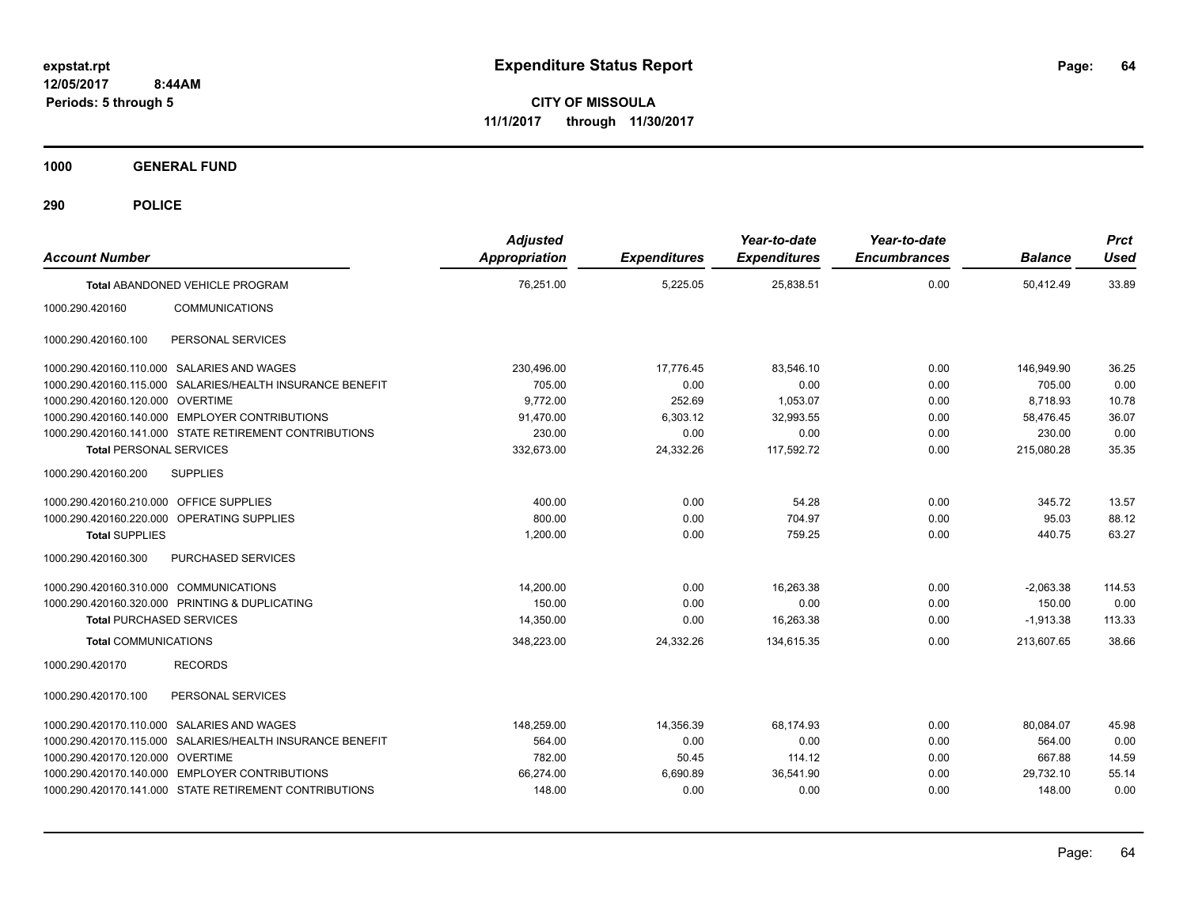**expstat.rpt**
**12/05/2017 8:44AM**
**Periods: 5 through 5**

# Expenditure Status Report

**CITY OF MISSOULA**
**11/1/2017 through 11/30/2017**

## 1000 GENERAL FUND

## 290 POLICE

| Account Number | | Adjusted Appropriation | Expenditures | Year-to-date Expenditures | Year-to-date Encumbrances | Balance | Prct Used |
|---|---|---|---|---|---|---|---|
| **Total** ABANDONED VEHICLE PROGRAM | | 76,251.00 | 5,225.05 | 25,838.51 | 0.00 | 50,412.49 | 33.89 |
| 1000.290.420160 | COMMUNICATIONS | | | | | | |
| 1000.290.420160.100 | PERSONAL SERVICES | | | | | | |
| 1000.290.420160.110.000 | SALARIES AND WAGES | 230,496.00 | 17,776.45 | 83,546.10 | 0.00 | 146,949.90 | 36.25 |
| 1000.290.420160.115.000 | SALARIES/HEALTH INSURANCE BENEFIT | 705.00 | 0.00 | 0.00 | 0.00 | 705.00 | 0.00 |
| 1000.290.420160.120.000 | OVERTIME | 9,772.00 | 252.69 | 1,053.07 | 0.00 | 8,718.93 | 10.78 |
| 1000.290.420160.140.000 | EMPLOYER CONTRIBUTIONS | 91,470.00 | 6,303.12 | 32,993.55 | 0.00 | 58,476.45 | 36.07 |
| 1000.290.420160.141.000 | STATE RETIREMENT CONTRIBUTIONS | 230.00 | 0.00 | 0.00 | 0.00 | 230.00 | 0.00 |
| **Total** PERSONAL SERVICES | | 332,673.00 | 24,332.26 | 117,592.72 | 0.00 | 215,080.28 | 35.35 |
| 1000.290.420160.200 | SUPPLIES | | | | | | |
| 1000.290.420160.210.000 | OFFICE SUPPLIES | 400.00 | 0.00 | 54.28 | 0.00 | 345.72 | 13.57 |
| 1000.290.420160.220.000 | OPERATING SUPPLIES | 800.00 | 0.00 | 704.97 | 0.00 | 95.03 | 88.12 |
| **Total** SUPPLIES | | 1,200.00 | 0.00 | 759.25 | 0.00 | 440.75 | 63.27 |
| 1000.290.420160.300 | PURCHASED SERVICES | | | | | | |
| 1000.290.420160.310.000 | COMMUNICATIONS | 14,200.00 | 0.00 | 16,263.38 | 0.00 | -2,063.38 | 114.53 |
| 1000.290.420160.320.000 | PRINTING & DUPLICATING | 150.00 | 0.00 | 0.00 | 0.00 | 150.00 | 0.00 |
| **Total** PURCHASED SERVICES | | 14,350.00 | 0.00 | 16,263.38 | 0.00 | -1,913.38 | 113.33 |
| **Total** COMMUNICATIONS | | 348,223.00 | 24,332.26 | 134,615.35 | 0.00 | 213,607.65 | 38.66 |
| 1000.290.420170 | RECORDS | | | | | | |
| 1000.290.420170.100 | PERSONAL SERVICES | | | | | | |
| 1000.290.420170.110.000 | SALARIES AND WAGES | 148,259.00 | 14,356.39 | 68,174.93 | 0.00 | 80,084.07 | 45.98 |
| 1000.290.420170.115.000 | SALARIES/HEALTH INSURANCE BENEFIT | 564.00 | 0.00 | 0.00 | 0.00 | 564.00 | 0.00 |
| 1000.290.420170.120.000 | OVERTIME | 782.00 | 50.45 | 114.12 | 0.00 | 667.88 | 14.59 |
| 1000.290.420170.140.000 | EMPLOYER CONTRIBUTIONS | 66,274.00 | 6,690.89 | 36,541.90 | 0.00 | 29,732.10 | 55.14 |
| 1000.290.420170.141.000 | STATE RETIREMENT CONTRIBUTIONS | 148.00 | 0.00 | 0.00 | 0.00 | 148.00 | 0.00 |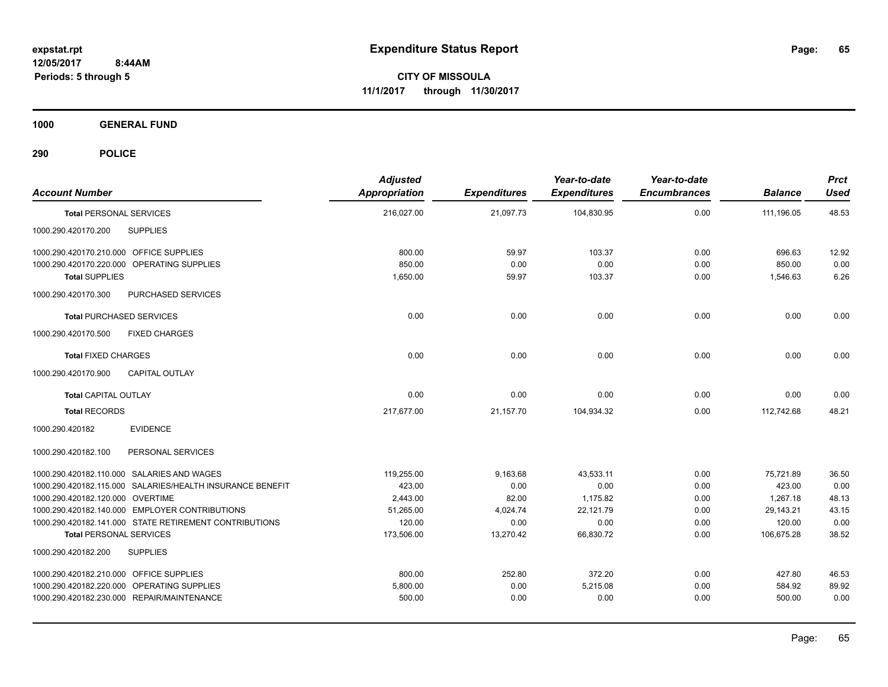**expstat.rpt**
**12/05/2017 8:44AM**
**Periods: 5 through 5**

# Expenditure Status Report

**CITY OF MISSOULA**
**11/1/2017 through 11/30/2017**

## 1000 GENERAL FUND

### 290 POLICE

| Account Number | Adjusted Appropriation | Expenditures | Year-to-date Expenditures | Year-to-date Encumbrances | Balance | Prct Used |
|---|---|---|---|---|---|---|
| **Total** PERSONAL SERVICES | 216,027.00 | 21,097.73 | 104,830.95 | 0.00 | 111,196.05 | 48.53 |
| 1000.290.420170.200 SUPPLIES | | | | | | |
| 1000.290.420170.210.000 OFFICE SUPPLIES | 800.00 | 59.97 | 103.37 | 0.00 | 696.63 | 12.92 |
| 1000.290.420170.220.000 OPERATING SUPPLIES | 850.00 | 0.00 | 0.00 | 0.00 | 850.00 | 0.00 |
| **Total** SUPPLIES | 1,650.00 | 59.97 | 103.37 | 0.00 | 1,546.63 | 6.26 |
| 1000.290.420170.300 PURCHASED SERVICES | | | | | | |
| **Total** PURCHASED SERVICES | 0.00 | 0.00 | 0.00 | 0.00 | 0.00 | 0.00 |
| 1000.290.420170.500 FIXED CHARGES | | | | | | |
| **Total** FIXED CHARGES | 0.00 | 0.00 | 0.00 | 0.00 | 0.00 | 0.00 |
| 1000.290.420170.900 CAPITAL OUTLAY | | | | | | |
| **Total** CAPITAL OUTLAY | 0.00 | 0.00 | 0.00 | 0.00 | 0.00 | 0.00 |
| **Total** RECORDS | 217,677.00 | 21,157.70 | 104,934.32 | 0.00 | 112,742.68 | 48.21 |
| 1000.290.420182 EVIDENCE | | | | | | |
| 1000.290.420182.100 PERSONAL SERVICES | | | | | | |
| 1000.290.420182.110.000 SALARIES AND WAGES | 119,255.00 | 9,163.68 | 43,533.11 | 0.00 | 75,721.89 | 36.50 |
| 1000.290.420182.115.000 SALARIES/HEALTH INSURANCE BENEFIT | 423.00 | 0.00 | 0.00 | 0.00 | 423.00 | 0.00 |
| 1000.290.420182.120.000 OVERTIME | 2,443.00 | 82.00 | 1,175.82 | 0.00 | 1,267.18 | 48.13 |
| 1000.290.420182.140.000 EMPLOYER CONTRIBUTIONS | 51,265.00 | 4,024.74 | 22,121.79 | 0.00 | 29,143.21 | 43.15 |
| 1000.290.420182.141.000 STATE RETIREMENT CONTRIBUTIONS | 120.00 | 0.00 | 0.00 | 0.00 | 120.00 | 0.00 |
| **Total** PERSONAL SERVICES | 173,506.00 | 13,270.42 | 66,830.72 | 0.00 | 106,675.28 | 38.52 |
| 1000.290.420182.200 SUPPLIES | | | | | | |
| 1000.290.420182.210.000 OFFICE SUPPLIES | 800.00 | 252.80 | 372.20 | 0.00 | 427.80 | 46.53 |
| 1000.290.420182.220.000 OPERATING SUPPLIES | 5,800.00 | 0.00 | 5,215.08 | 0.00 | 584.92 | 89.92 |
| 1000.290.420182.230.000 REPAIR/MAINTENANCE | 500.00 | 0.00 | 0.00 | 0.00 | 500.00 | 0.00 |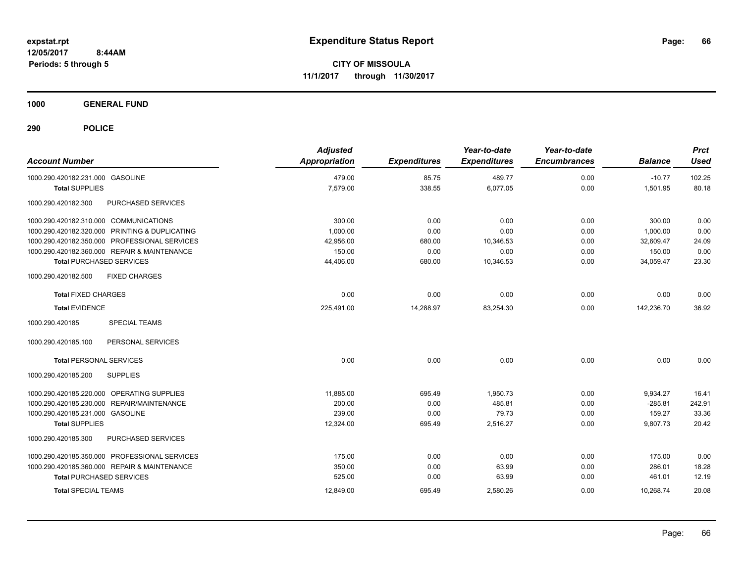expstat.rpt
12/05/2017 8:44AM
Periods: 5 through 5

# Expenditure Status Report

**CITY OF MISSOULA**
**11/1/2017 through 11/30/2017**

**1000 GENERAL FUND**

**290 POLICE**

| Account Number | Adjusted Appropriation | Expenditures | Year-to-date Expenditures | Year-to-date Encumbrances | Balance | Prct Used |
|---|---|---|---|---|---|---|
| 1000.290.420182.231.000 GASOLINE | 479.00 | 85.75 | 489.77 | 0.00 | -10.77 | 102.25 |
| **Total** SUPPLIES | 7,579.00 | 338.55 | 6,077.05 | 0.00 | 1,501.95 | 80.18 |
| 1000.290.420182.300 PURCHASED SERVICES | | | | | | |
| 1000.290.420182.310.000 COMMUNICATIONS | 300.00 | 0.00 | 0.00 | 0.00 | 300.00 | 0.00 |
| 1000.290.420182.320.000 PRINTING & DUPLICATING | 1,000.00 | 0.00 | 0.00 | 0.00 | 1,000.00 | 0.00 |
| 1000.290.420182.350.000 PROFESSIONAL SERVICES | 42,956.00 | 680.00 | 10,346.53 | 0.00 | 32,609.47 | 24.09 |
| 1000.290.420182.360.000 REPAIR & MAINTENANCE | 150.00 | 0.00 | 0.00 | 0.00 | 150.00 | 0.00 |
| **Total** PURCHASED SERVICES | 44,406.00 | 680.00 | 10,346.53 | 0.00 | 34,059.47 | 23.30 |
| 1000.290.420182.500 FIXED CHARGES | | | | | | |
| **Total** FIXED CHARGES | 0.00 | 0.00 | 0.00 | 0.00 | 0.00 | 0.00 |
| **Total** EVIDENCE | 225,491.00 | 14,288.97 | 83,254.30 | 0.00 | 142,236.70 | 36.92 |
| 1000.290.420185 SPECIAL TEAMS | | | | | | |
| 1000.290.420185.100 PERSONAL SERVICES | | | | | | |
| **Total** PERSONAL SERVICES | 0.00 | 0.00 | 0.00 | 0.00 | 0.00 | 0.00 |
| 1000.290.420185.200 SUPPLIES | | | | | | |
| 1000.290.420185.220.000 OPERATING SUPPLIES | 11,885.00 | 695.49 | 1,950.73 | 0.00 | 9,934.27 | 16.41 |
| 1000.290.420185.230.000 REPAIR/MAINTENANCE | 200.00 | 0.00 | 485.81 | 0.00 | -285.81 | 242.91 |
| 1000.290.420185.231.000 GASOLINE | 239.00 | 0.00 | 79.73 | 0.00 | 159.27 | 33.36 |
| **Total** SUPPLIES | 12,324.00 | 695.49 | 2,516.27 | 0.00 | 9,807.73 | 20.42 |
| 1000.290.420185.300 PURCHASED SERVICES | | | | | | |
| 1000.290.420185.350.000 PROFESSIONAL SERVICES | 175.00 | 0.00 | 0.00 | 0.00 | 175.00 | 0.00 |
| 1000.290.420185.360.000 REPAIR & MAINTENANCE | 350.00 | 0.00 | 63.99 | 0.00 | 286.01 | 18.28 |
| **Total** PURCHASED SERVICES | 525.00 | 0.00 | 63.99 | 0.00 | 461.01 | 12.19 |
| **Total** SPECIAL TEAMS | 12,849.00 | 695.49 | 2,580.26 | 0.00 | 10,268.74 | 20.08 |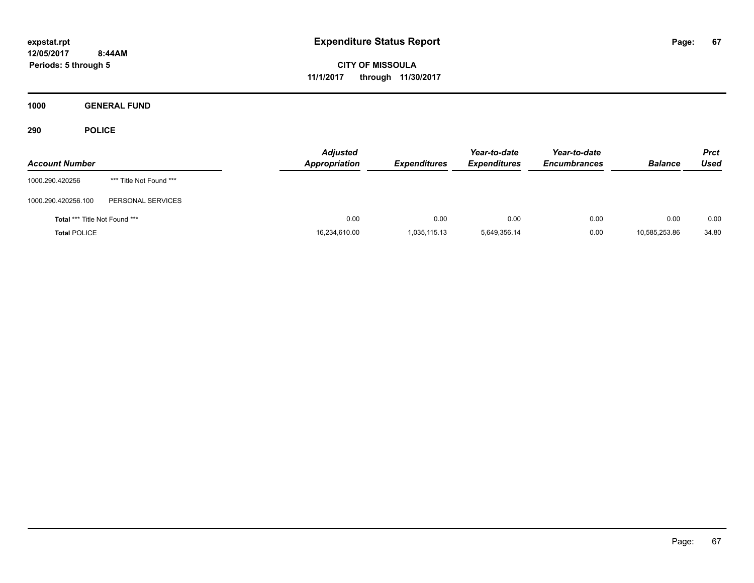expstat.rpt
12/05/2017 8:44AM
Periods: 5 through 5

# Expenditure Status Report

**CITY OF MISSOULA**
**11/1/2017 through 11/30/2017**

## 1000 GENERAL FUND

### 290 POLICE

| Account Number | | Adjusted Appropriation | Expenditures | Year-to-date Expenditures | Year-to-date Encumbrances | Balance | Prct Used |
|---|---|---|---|---|---|---|---|
| 1000.290.420256 | *** Title Not Found *** | | | | | | |
| 1000.290.420256.100 | PERSONAL SERVICES | | | | | | |
| **Total** *** Title Not Found *** | | 0.00 | 0.00 | 0.00 | 0.00 | 0.00 | 0.00 |
| **Total** POLICE | | 16,234,610.00 | 1,035,115.13 | 5,649,356.14 | 0.00 | 10,585,253.86 | 34.80 |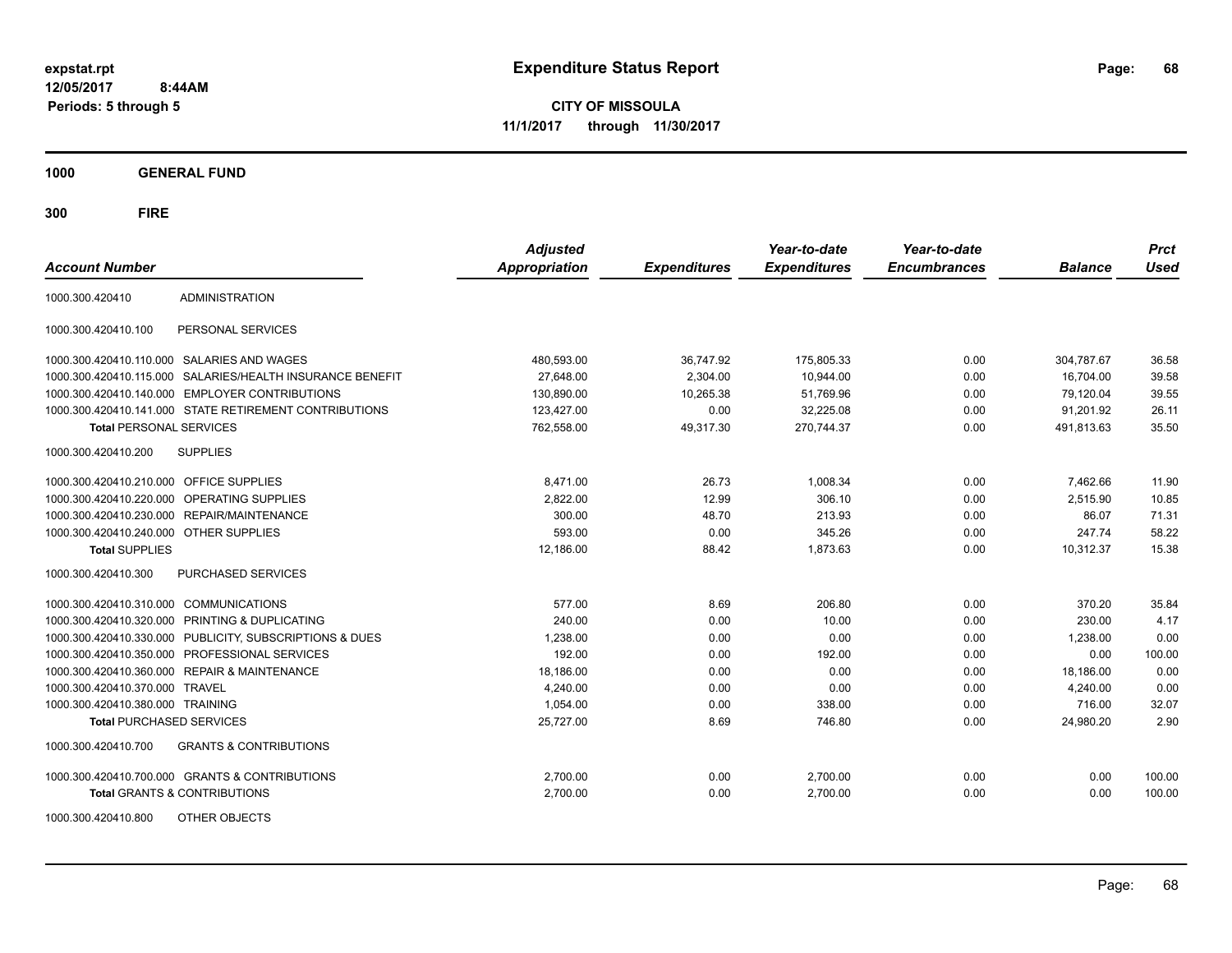**expstat.rpt**
**12/05/2017 8:44AM**
**Periods: 5 through 5**

# Expenditure Status Report

**CITY OF MISSOULA**
**11/1/2017 through 11/30/2017**

## 1000 GENERAL FUND

## 300 FIRE

| Account Number | | Adjusted Appropriation | Expenditures | Year-to-date Expenditures | Year-to-date Encumbrances | Balance | Prct Used |
|---|---|---|---|---|---|---|---|
| 1000.300.420410 | ADMINISTRATION | | | | | | |
| 1000.300.420410.100 | PERSONAL SERVICES | | | | | | |
| 1000.300.420410.110.000 | SALARIES AND WAGES | 480,593.00 | 36,747.92 | 175,805.33 | 0.00 | 304,787.67 | 36.58 |
| 1000.300.420410.115.000 | SALARIES/HEALTH INSURANCE BENEFIT | 27,648.00 | 2,304.00 | 10,944.00 | 0.00 | 16,704.00 | 39.58 |
| 1000.300.420410.140.000 | EMPLOYER CONTRIBUTIONS | 130,890.00 | 10,265.38 | 51,769.96 | 0.00 | 79,120.04 | 39.55 |
| 1000.300.420410.141.000 | STATE RETIREMENT CONTRIBUTIONS | 123,427.00 | 0.00 | 32,225.08 | 0.00 | 91,201.92 | 26.11 |
| **Total** PERSONAL SERVICES | | 762,558.00 | 49,317.30 | 270,744.37 | 0.00 | 491,813.63 | 35.50 |
| 1000.300.420410.200 | SUPPLIES | | | | | | |
| 1000.300.420410.210.000 | OFFICE SUPPLIES | 8,471.00 | 26.73 | 1,008.34 | 0.00 | 7,462.66 | 11.90 |
| 1000.300.420410.220.000 | OPERATING SUPPLIES | 2,822.00 | 12.99 | 306.10 | 0.00 | 2,515.90 | 10.85 |
| 1000.300.420410.230.000 | REPAIR/MAINTENANCE | 300.00 | 48.70 | 213.93 | 0.00 | 86.07 | 71.31 |
| 1000.300.420410.240.000 | OTHER SUPPLIES | 593.00 | 0.00 | 345.26 | 0.00 | 247.74 | 58.22 |
| **Total** SUPPLIES | | 12,186.00 | 88.42 | 1,873.63 | 0.00 | 10,312.37 | 15.38 |
| 1000.300.420410.300 | PURCHASED SERVICES | | | | | | |
| 1000.300.420410.310.000 | COMMUNICATIONS | 577.00 | 8.69 | 206.80 | 0.00 | 370.20 | 35.84 |
| 1000.300.420410.320.000 | PRINTING & DUPLICATING | 240.00 | 0.00 | 10.00 | 0.00 | 230.00 | 4.17 |
| 1000.300.420410.330.000 | PUBLICITY, SUBSCRIPTIONS & DUES | 1,238.00 | 0.00 | 0.00 | 0.00 | 1,238.00 | 0.00 |
| 1000.300.420410.350.000 | PROFESSIONAL SERVICES | 192.00 | 0.00 | 192.00 | 0.00 | 0.00 | 100.00 |
| 1000.300.420410.360.000 | REPAIR & MAINTENANCE | 18,186.00 | 0.00 | 0.00 | 0.00 | 18,186.00 | 0.00 |
| 1000.300.420410.370.000 | TRAVEL | 4,240.00 | 0.00 | 0.00 | 0.00 | 4,240.00 | 0.00 |
| 1000.300.420410.380.000 | TRAINING | 1,054.00 | 0.00 | 338.00 | 0.00 | 716.00 | 32.07 |
| **Total** PURCHASED SERVICES | | 25,727.00 | 8.69 | 746.80 | 0.00 | 24,980.20 | 2.90 |
| 1000.300.420410.700 | GRANTS & CONTRIBUTIONS | | | | | | |
| 1000.300.420410.700.000 | GRANTS & CONTRIBUTIONS | 2,700.00 | 0.00 | 2,700.00 | 0.00 | 0.00 | 100.00 |
| **Total** GRANTS & CONTRIBUTIONS | | 2,700.00 | 0.00 | 2,700.00 | 0.00 | 0.00 | 100.00 |
| 1000.300.420410.800 | OTHER OBJECTS | | | | | | |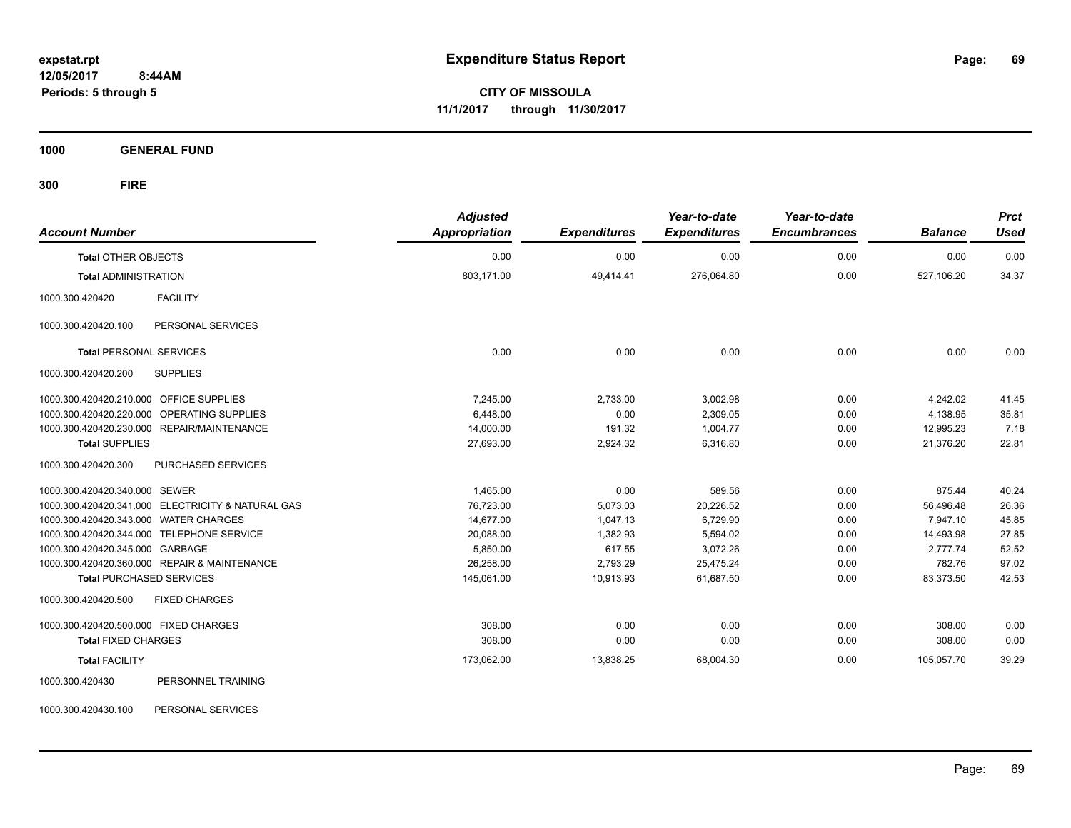expstat.rpt
12/05/2017 8:44AM
Periods: 5 through 5

# Expenditure Status Report

**CITY OF MISSOULA**
**11/1/2017 through 11/30/2017**

**1000 GENERAL FUND**

**300 FIRE**

| Account Number | | Adjusted Appropriation | Expenditures | Year-to-date Expenditures | Year-to-date Encumbrances | Balance | Prct Used |
|---|---|---|---|---|---|---|---|
| **Total** OTHER OBJECTS | | 0.00 | 0.00 | 0.00 | 0.00 | 0.00 | 0.00 |
| **Total** ADMINISTRATION | | 803,171.00 | 49,414.41 | 276,064.80 | 0.00 | 527,106.20 | 34.37 |
| 1000.300.420420 | FACILITY | | | | | | |
| 1000.300.420420.100 | PERSONAL SERVICES | | | | | | |
| **Total** PERSONAL SERVICES | | 0.00 | 0.00 | 0.00 | 0.00 | 0.00 | 0.00 |
| 1000.300.420420.200 | SUPPLIES | | | | | | |
| 1000.300.420420.210.000 | OFFICE SUPPLIES | 7,245.00 | 2,733.00 | 3,002.98 | 0.00 | 4,242.02 | 41.45 |
| 1000.300.420420.220.000 | OPERATING SUPPLIES | 6,448.00 | 0.00 | 2,309.05 | 0.00 | 4,138.95 | 35.81 |
| 1000.300.420420.230.000 | REPAIR/MAINTENANCE | 14,000.00 | 191.32 | 1,004.77 | 0.00 | 12,995.23 | 7.18 |
| **Total** SUPPLIES | | 27,693.00 | 2,924.32 | 6,316.80 | 0.00 | 21,376.20 | 22.81 |
| 1000.300.420420.300 | PURCHASED SERVICES | | | | | | |
| 1000.300.420420.340.000 | SEWER | 1,465.00 | 0.00 | 589.56 | 0.00 | 875.44 | 40.24 |
| 1000.300.420420.341.000 | ELECTRICITY & NATURAL GAS | 76,723.00 | 5,073.03 | 20,226.52 | 0.00 | 56,496.48 | 26.36 |
| 1000.300.420420.343.000 | WATER CHARGES | 14,677.00 | 1,047.13 | 6,729.90 | 0.00 | 7,947.10 | 45.85 |
| 1000.300.420420.344.000 | TELEPHONE SERVICE | 20,088.00 | 1,382.93 | 5,594.02 | 0.00 | 14,493.98 | 27.85 |
| 1000.300.420420.345.000 | GARBAGE | 5,850.00 | 617.55 | 3,072.26 | 0.00 | 2,777.74 | 52.52 |
| 1000.300.420420.360.000 | REPAIR & MAINTENANCE | 26,258.00 | 2,793.29 | 25,475.24 | 0.00 | 782.76 | 97.02 |
| **Total** PURCHASED SERVICES | | 145,061.00 | 10,913.93 | 61,687.50 | 0.00 | 83,373.50 | 42.53 |
| 1000.300.420420.500 | FIXED CHARGES | | | | | | |
| 1000.300.420420.500.000 | FIXED CHARGES | 308.00 | 0.00 | 0.00 | 0.00 | 308.00 | 0.00 |
| **Total** FIXED CHARGES | | 308.00 | 0.00 | 0.00 | 0.00 | 308.00 | 0.00 |
| **Total** FACILITY | | 173,062.00 | 13,838.25 | 68,004.30 | 0.00 | 105,057.70 | 39.29 |
| 1000.300.420430 | PERSONNEL TRAINING | | | | | | |
| 1000.300.420430.100 | PERSONAL SERVICES | | | | | | |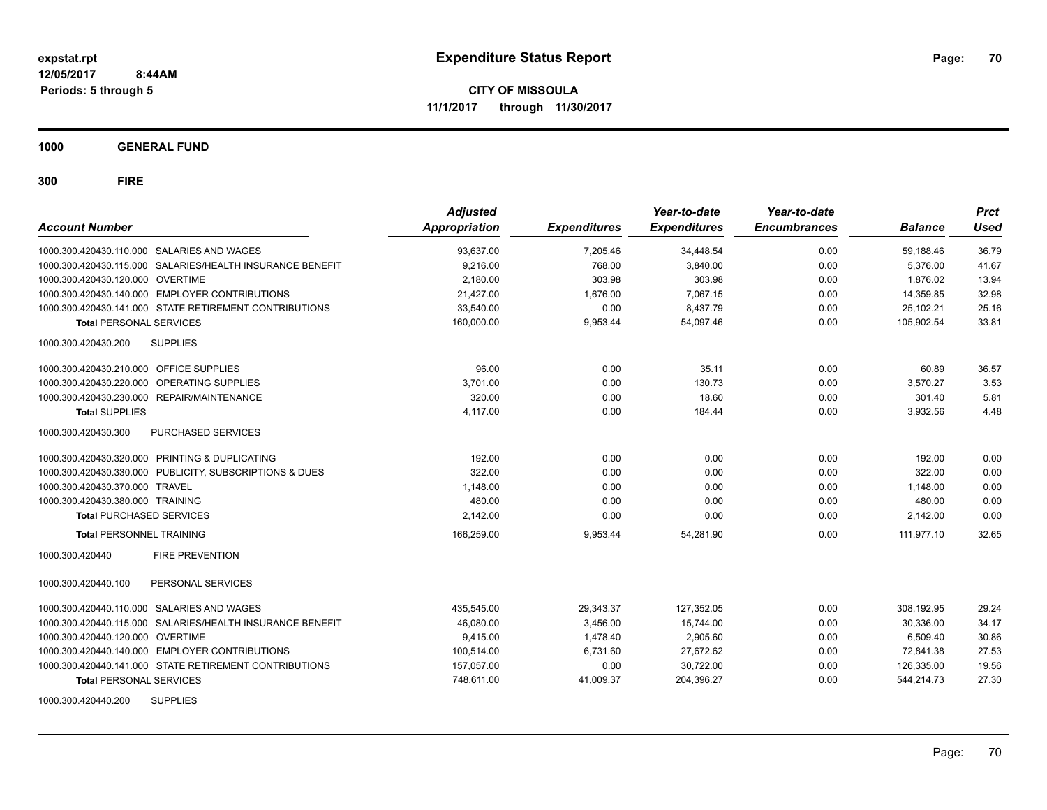**expstat.rpt**
**12/05/2017 8:44AM**
**Periods: 5 through 5**

# Expenditure Status Report

**CITY OF MISSOULA**
**11/1/2017 through 11/30/2017**

**1000 GENERAL FUND**

**300 FIRE**

| Account Number | Adjusted Appropriation | Expenditures | Year-to-date Expenditures | Year-to-date Encumbrances | Balance | Prct Used |
|---|---|---|---|---|---|---|
| 1000.300.420430.110.000 SALARIES AND WAGES | 93,637.00 | 7,205.46 | 34,448.54 | 0.00 | 59,188.46 | 36.79 |
| 1000.300.420430.115.000 SALARIES/HEALTH INSURANCE BENEFIT | 9,216.00 | 768.00 | 3,840.00 | 0.00 | 5,376.00 | 41.67 |
| 1000.300.420430.120.000 OVERTIME | 2,180.00 | 303.98 | 303.98 | 0.00 | 1,876.02 | 13.94 |
| 1000.300.420430.140.000 EMPLOYER CONTRIBUTIONS | 21,427.00 | 1,676.00 | 7,067.15 | 0.00 | 14,359.85 | 32.98 |
| 1000.300.420430.141.000 STATE RETIREMENT CONTRIBUTIONS | 33,540.00 | 0.00 | 8,437.79 | 0.00 | 25,102.21 | 25.16 |
| **Total** PERSONAL SERVICES | 160,000.00 | 9,953.44 | 54,097.46 | 0.00 | 105,902.54 | 33.81 |
| 1000.300.420430.200 SUPPLIES | | | | | | |
| 1000.300.420430.210.000 OFFICE SUPPLIES | 96.00 | 0.00 | 35.11 | 0.00 | 60.89 | 36.57 |
| 1000.300.420430.220.000 OPERATING SUPPLIES | 3,701.00 | 0.00 | 130.73 | 0.00 | 3,570.27 | 3.53 |
| 1000.300.420430.230.000 REPAIR/MAINTENANCE | 320.00 | 0.00 | 18.60 | 0.00 | 301.40 | 5.81 |
| **Total** SUPPLIES | 4,117.00 | 0.00 | 184.44 | 0.00 | 3,932.56 | 4.48 |
| 1000.300.420430.300 PURCHASED SERVICES | | | | | | |
| 1000.300.420430.320.000 PRINTING & DUPLICATING | 192.00 | 0.00 | 0.00 | 0.00 | 192.00 | 0.00 |
| 1000.300.420430.330.000 PUBLICITY, SUBSCRIPTIONS & DUES | 322.00 | 0.00 | 0.00 | 0.00 | 322.00 | 0.00 |
| 1000.300.420430.370.000 TRAVEL | 1,148.00 | 0.00 | 0.00 | 0.00 | 1,148.00 | 0.00 |
| 1000.300.420430.380.000 TRAINING | 480.00 | 0.00 | 0.00 | 0.00 | 480.00 | 0.00 |
| **Total** PURCHASED SERVICES | 2,142.00 | 0.00 | 0.00 | 0.00 | 2,142.00 | 0.00 |
| **Total** PERSONNEL TRAINING | 166,259.00 | 9,953.44 | 54,281.90 | 0.00 | 111,977.10 | 32.65 |
| 1000.300.420440 FIRE PREVENTION | | | | | | |
| 1000.300.420440.100 PERSONAL SERVICES | | | | | | |
| 1000.300.420440.110.000 SALARIES AND WAGES | 435,545.00 | 29,343.37 | 127,352.05 | 0.00 | 308,192.95 | 29.24 |
| 1000.300.420440.115.000 SALARIES/HEALTH INSURANCE BENEFIT | 46,080.00 | 3,456.00 | 15,744.00 | 0.00 | 30,336.00 | 34.17 |
| 1000.300.420440.120.000 OVERTIME | 9,415.00 | 1,478.40 | 2,905.60 | 0.00 | 6,509.40 | 30.86 |
| 1000.300.420440.140.000 EMPLOYER CONTRIBUTIONS | 100,514.00 | 6,731.60 | 27,672.62 | 0.00 | 72,841.38 | 27.53 |
| 1000.300.420440.141.000 STATE RETIREMENT CONTRIBUTIONS | 157,057.00 | 0.00 | 30,722.00 | 0.00 | 126,335.00 | 19.56 |
| **Total** PERSONAL SERVICES | 748,611.00 | 41,009.37 | 204,396.27 | 0.00 | 544,214.73 | 27.30 |
| 1000.300.420440.200 SUPPLIES | | | | | | |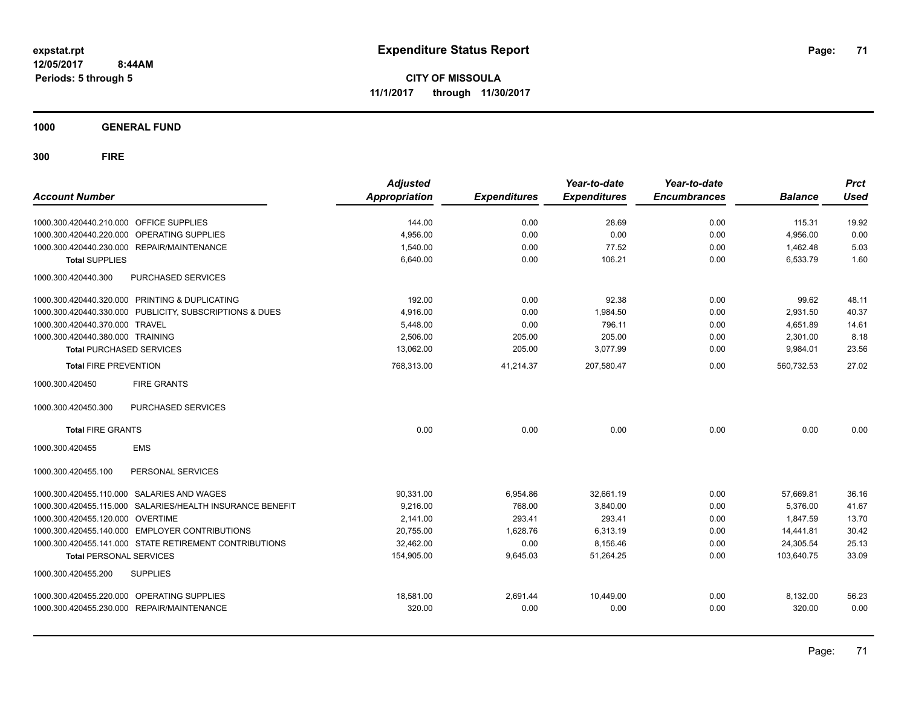**expstat.rpt**
**12/05/2017 8:44AM**
**Periods: 5 through 5**

# Expenditure Status Report

**CITY OF MISSOULA**
**11/1/2017 through 11/30/2017**

## 1000 GENERAL FUND

## 300 FIRE

| Account Number | | Adjusted Appropriation | Expenditures | Year-to-date Expenditures | Year-to-date Encumbrances | Balance | Prct Used |
|---|---|---|---|---|---|---|---|
| 1000.300.420440.210.000 | OFFICE SUPPLIES | 144.00 | 0.00 | 28.69 | 0.00 | 115.31 | 19.92 |
| 1000.300.420440.220.000 | OPERATING SUPPLIES | 4,956.00 | 0.00 | 0.00 | 0.00 | 4,956.00 | 0.00 |
| 1000.300.420440.230.000 | REPAIR/MAINTENANCE | 1,540.00 | 0.00 | 77.52 | 0.00 | 1,462.48 | 5.03 |
| **Total SUPPLIES** | | 6,640.00 | 0.00 | 106.21 | 0.00 | 6,533.79 | 1.60 |
| 1000.300.420440.300 | PURCHASED SERVICES | | | | | | |
| 1000.300.420440.320.000 | PRINTING & DUPLICATING | 192.00 | 0.00 | 92.38 | 0.00 | 99.62 | 48.11 |
| 1000.300.420440.330.000 | PUBLICITY, SUBSCRIPTIONS & DUES | 4,916.00 | 0.00 | 1,984.50 | 0.00 | 2,931.50 | 40.37 |
| 1000.300.420440.370.000 | TRAVEL | 5,448.00 | 0.00 | 796.11 | 0.00 | 4,651.89 | 14.61 |
| 1000.300.420440.380.000 | TRAINING | 2,506.00 | 205.00 | 205.00 | 0.00 | 2,301.00 | 8.18 |
| **Total PURCHASED SERVICES** | | 13,062.00 | 205.00 | 3,077.99 | 0.00 | 9,984.01 | 23.56 |
| **Total FIRE PREVENTION** | | 768,313.00 | 41,214.37 | 207,580.47 | 0.00 | 560,732.53 | 27.02 |
| 1000.300.420450 | FIRE GRANTS | | | | | | |
| 1000.300.420450.300 | PURCHASED SERVICES | | | | | | |
| **Total FIRE GRANTS** | | 0.00 | 0.00 | 0.00 | 0.00 | 0.00 | 0.00 |
| 1000.300.420455 | EMS | | | | | | |
| 1000.300.420455.100 | PERSONAL SERVICES | | | | | | |
| 1000.300.420455.110.000 | SALARIES AND WAGES | 90,331.00 | 6,954.86 | 32,661.19 | 0.00 | 57,669.81 | 36.16 |
| 1000.300.420455.115.000 | SALARIES/HEALTH INSURANCE BENEFIT | 9,216.00 | 768.00 | 3,840.00 | 0.00 | 5,376.00 | 41.67 |
| 1000.300.420455.120.000 | OVERTIME | 2,141.00 | 293.41 | 293.41 | 0.00 | 1,847.59 | 13.70 |
| 1000.300.420455.140.000 | EMPLOYER CONTRIBUTIONS | 20,755.00 | 1,628.76 | 6,313.19 | 0.00 | 14,441.81 | 30.42 |
| 1000.300.420455.141.000 | STATE RETIREMENT CONTRIBUTIONS | 32,462.00 | 0.00 | 8,156.46 | 0.00 | 24,305.54 | 25.13 |
| **Total PERSONAL SERVICES** | | 154,905.00 | 9,645.03 | 51,264.25 | 0.00 | 103,640.75 | 33.09 |
| 1000.300.420455.200 | SUPPLIES | | | | | | |
| 1000.300.420455.220.000 | OPERATING SUPPLIES | 18,581.00 | 2,691.44 | 10,449.00 | 0.00 | 8,132.00 | 56.23 |
| 1000.300.420455.230.000 | REPAIR/MAINTENANCE | 320.00 | 0.00 | 0.00 | 0.00 | 320.00 | 0.00 |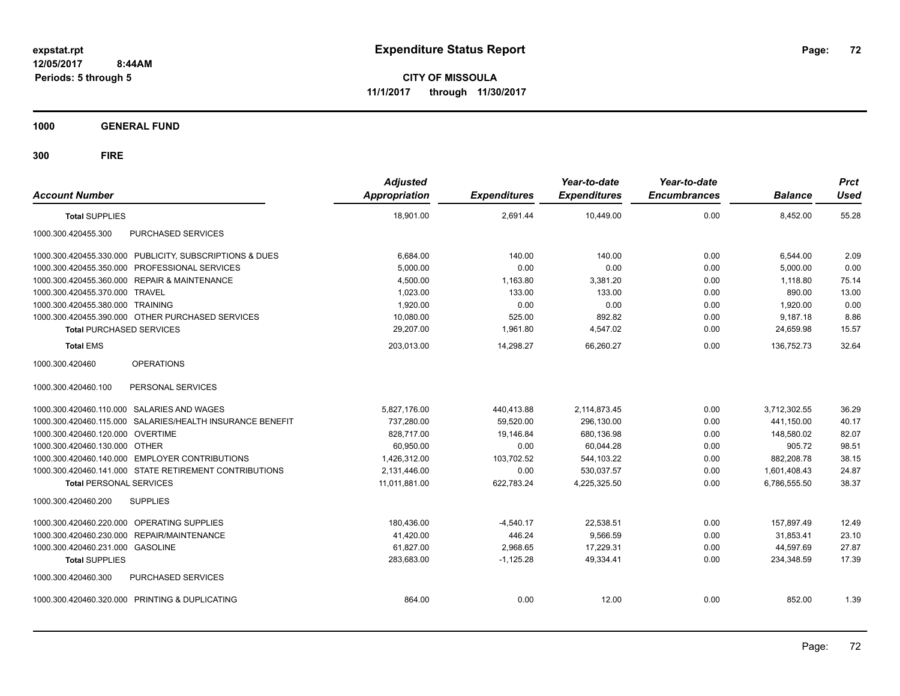expstat.rpt
12/05/2017 8:44AM
Periods: 5 through 5

# Expenditure Status Report

**CITY OF MISSOULA**
**11/1/2017 through 11/30/2017**

## 1000 GENERAL FUND

## 300 FIRE

| Account Number | Adjusted Appropriation | Expenditures | Year-to-date Expenditures | Year-to-date Encumbrances | Balance | Prct Used |
|---|---|---|---|---|---|---|
| **Total SUPPLIES** | 18,901.00 | 2,691.44 | 10,449.00 | 0.00 | 8,452.00 | 55.28 |
| 1000.300.420455.300 PURCHASED SERVICES | | | | | | |
| 1000.300.420455.330.000 PUBLICITY, SUBSCRIPTIONS & DUES | 6,684.00 | 140.00 | 140.00 | 0.00 | 6,544.00 | 2.09 |
| 1000.300.420455.350.000 PROFESSIONAL SERVICES | 5,000.00 | 0.00 | 0.00 | 0.00 | 5,000.00 | 0.00 |
| 1000.300.420455.360.000 REPAIR & MAINTENANCE | 4,500.00 | 1,163.80 | 3,381.20 | 0.00 | 1,118.80 | 75.14 |
| 1000.300.420455.370.000 TRAVEL | 1,023.00 | 133.00 | 133.00 | 0.00 | 890.00 | 13.00 |
| 1000.300.420455.380.000 TRAINING | 1,920.00 | 0.00 | 0.00 | 0.00 | 1,920.00 | 0.00 |
| 1000.300.420455.390.000 OTHER PURCHASED SERVICES | 10,080.00 | 525.00 | 892.82 | 0.00 | 9,187.18 | 8.86 |
| **Total PURCHASED SERVICES** | 29,207.00 | 1,961.80 | 4,547.02 | 0.00 | 24,659.98 | 15.57 |
| **Total EMS** | 203,013.00 | 14,298.27 | 66,260.27 | 0.00 | 136,752.73 | 32.64 |
| 1000.300.420460 OPERATIONS | | | | | | |
| 1000.300.420460.100 PERSONAL SERVICES | | | | | | |
| 1000.300.420460.110.000 SALARIES AND WAGES | 5,827,176.00 | 440,413.88 | 2,114,873.45 | 0.00 | 3,712,302.55 | 36.29 |
| 1000.300.420460.115.000 SALARIES/HEALTH INSURANCE BENEFIT | 737,280.00 | 59,520.00 | 296,130.00 | 0.00 | 441,150.00 | 40.17 |
| 1000.300.420460.120.000 OVERTIME | 828,717.00 | 19,146.84 | 680,136.98 | 0.00 | 148,580.02 | 82.07 |
| 1000.300.420460.130.000 OTHER | 60,950.00 | 0.00 | 60,044.28 | 0.00 | 905.72 | 98.51 |
| 1000.300.420460.140.000 EMPLOYER CONTRIBUTIONS | 1,426,312.00 | 103,702.52 | 544,103.22 | 0.00 | 882,208.78 | 38.15 |
| 1000.300.420460.141.000 STATE RETIREMENT CONTRIBUTIONS | 2,131,446.00 | 0.00 | 530,037.57 | 0.00 | 1,601,408.43 | 24.87 |
| **Total PERSONAL SERVICES** | 11,011,881.00 | 622,783.24 | 4,225,325.50 | 0.00 | 6,786,555.50 | 38.37 |
| 1000.300.420460.200 SUPPLIES | | | | | | |
| 1000.300.420460.220.000 OPERATING SUPPLIES | 180,436.00 | -4,540.17 | 22,538.51 | 0.00 | 157,897.49 | 12.49 |
| 1000.300.420460.230.000 REPAIR/MAINTENANCE | 41,420.00 | 446.24 | 9,566.59 | 0.00 | 31,853.41 | 23.10 |
| 1000.300.420460.231.000 GASOLINE | 61,827.00 | 2,968.65 | 17,229.31 | 0.00 | 44,597.69 | 27.87 |
| **Total SUPPLIES** | 283,683.00 | -1,125.28 | 49,334.41 | 0.00 | 234,348.59 | 17.39 |
| 1000.300.420460.300 PURCHASED SERVICES | | | | | | |
| 1000.300.420460.320.000 PRINTING & DUPLICATING | 864.00 | 0.00 | 12.00 | 0.00 | 852.00 | 1.39 |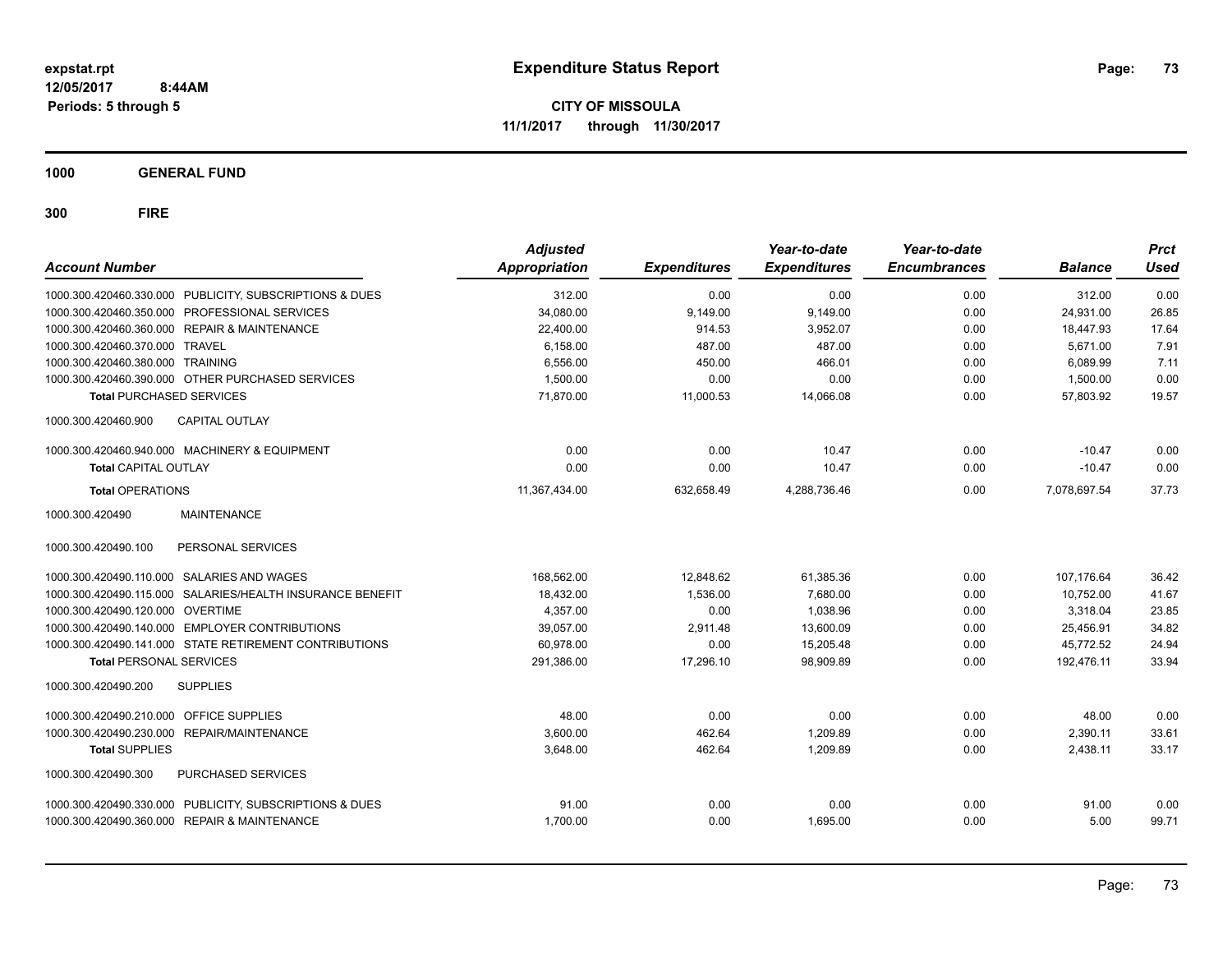**expstat.rpt**
**12/05/2017 8:44AM**
**Periods: 5 through 5**

# Expenditure Status Report

**CITY OF MISSOULA**
**11/1/2017 through 11/30/2017**

## 1000 GENERAL FUND

## 300 FIRE

| Account Number | Adjusted Appropriation | Expenditures | Year-to-date Expenditures | Year-to-date Encumbrances | Balance | Prct Used |
|---|---|---|---|---|---|---|
| 1000.300.420460.330.000 PUBLICITY, SUBSCRIPTIONS & DUES | 312.00 | 0.00 | 0.00 | 0.00 | 312.00 | 0.00 |
| 1000.300.420460.350.000 PROFESSIONAL SERVICES | 34,080.00 | 9,149.00 | 9,149.00 | 0.00 | 24,931.00 | 26.85 |
| 1000.300.420460.360.000 REPAIR & MAINTENANCE | 22,400.00 | 914.53 | 3,952.07 | 0.00 | 18,447.93 | 17.64 |
| 1000.300.420460.370.000 TRAVEL | 6,158.00 | 487.00 | 487.00 | 0.00 | 5,671.00 | 7.91 |
| 1000.300.420460.380.000 TRAINING | 6,556.00 | 450.00 | 466.01 | 0.00 | 6,089.99 | 7.11 |
| 1000.300.420460.390.000 OTHER PURCHASED SERVICES | 1,500.00 | 0.00 | 0.00 | 0.00 | 1,500.00 | 0.00 |
| **Total** PURCHASED SERVICES | 71,870.00 | 11,000.53 | 14,066.08 | 0.00 | 57,803.92 | 19.57 |
| 1000.300.420460.900 CAPITAL OUTLAY | | | | | | |
| 1000.300.420460.940.000 MACHINERY & EQUIPMENT | 0.00 | 0.00 | 10.47 | 0.00 | -10.47 | 0.00 |
| **Total** CAPITAL OUTLAY | 0.00 | 0.00 | 10.47 | 0.00 | -10.47 | 0.00 |
| **Total** OPERATIONS | 11,367,434.00 | 632,658.49 | 4,288,736.46 | 0.00 | 7,078,697.54 | 37.73 |
| 1000.300.420490 MAINTENANCE | | | | | | |
| 1000.300.420490.100 PERSONAL SERVICES | | | | | | |
| 1000.300.420490.110.000 SALARIES AND WAGES | 168,562.00 | 12,848.62 | 61,385.36 | 0.00 | 107,176.64 | 36.42 |
| 1000.300.420490.115.000 SALARIES/HEALTH INSURANCE BENEFIT | 18,432.00 | 1,536.00 | 7,680.00 | 0.00 | 10,752.00 | 41.67 |
| 1000.300.420490.120.000 OVERTIME | 4,357.00 | 0.00 | 1,038.96 | 0.00 | 3,318.04 | 23.85 |
| 1000.300.420490.140.000 EMPLOYER CONTRIBUTIONS | 39,057.00 | 2,911.48 | 13,600.09 | 0.00 | 25,456.91 | 34.82 |
| 1000.300.420490.141.000 STATE RETIREMENT CONTRIBUTIONS | 60,978.00 | 0.00 | 15,205.48 | 0.00 | 45,772.52 | 24.94 |
| **Total** PERSONAL SERVICES | 291,386.00 | 17,296.10 | 98,909.89 | 0.00 | 192,476.11 | 33.94 |
| 1000.300.420490.200 SUPPLIES | | | | | | |
| 1000.300.420490.210.000 OFFICE SUPPLIES | 48.00 | 0.00 | 0.00 | 0.00 | 48.00 | 0.00 |
| 1000.300.420490.230.000 REPAIR/MAINTENANCE | 3,600.00 | 462.64 | 1,209.89 | 0.00 | 2,390.11 | 33.61 |
| **Total** SUPPLIES | 3,648.00 | 462.64 | 1,209.89 | 0.00 | 2,438.11 | 33.17 |
| 1000.300.420490.300 PURCHASED SERVICES | | | | | | |
| 1000.300.420490.330.000 PUBLICITY, SUBSCRIPTIONS & DUES | 91.00 | 0.00 | 0.00 | 0.00 | 91.00 | 0.00 |
| 1000.300.420490.360.000 REPAIR & MAINTENANCE | 1,700.00 | 0.00 | 1,695.00 | 0.00 | 5.00 | 99.71 |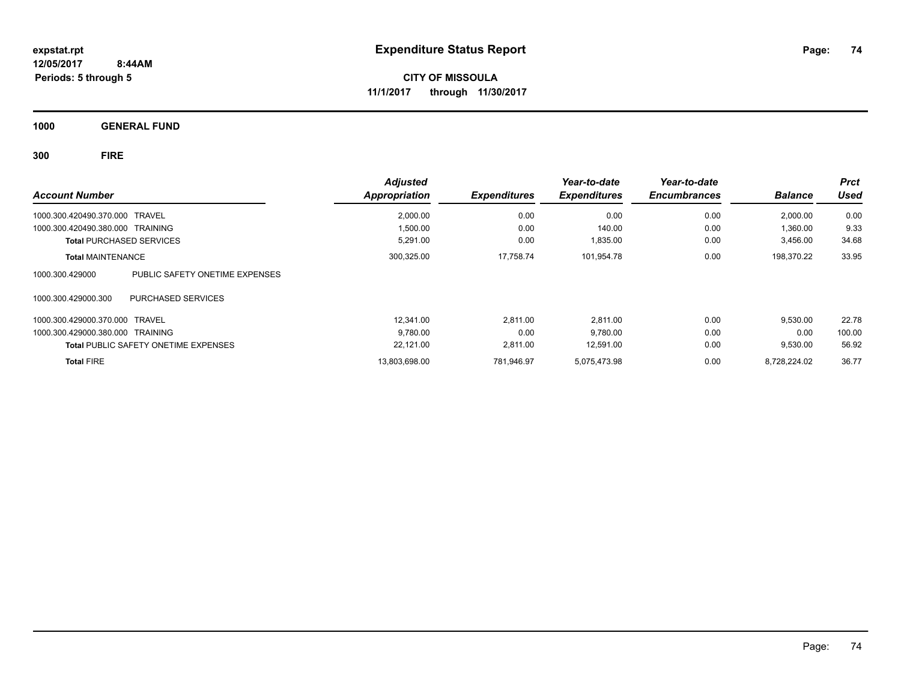# Expenditure Status Report

**CITY OF MISSOULA**

**11/1/2017 through 11/30/2017**

expstat.rpt
12/05/2017 8:44AM
Periods: 5 through 5

**1000 GENERAL FUND**

**300 FIRE**

| Account Number | | Adjusted Appropriation | Expenditures | Year-to-date Expenditures | Year-to-date Encumbrances | Balance | Prct Used |
|---|---|---|---|---|---|---|---|
| 1000.300.420490.370.000 | TRAVEL | 2,000.00 | 0.00 | 0.00 | 0.00 | 2,000.00 | 0.00 |
| 1000.300.420490.380.000 | TRAINING | 1,500.00 | 0.00 | 140.00 | 0.00 | 1,360.00 | 9.33 |
| **Total** PURCHASED SERVICES | | 5,291.00 | 0.00 | 1,835.00 | 0.00 | 3,456.00 | 34.68 |
| **Total** MAINTENANCE | | 300,325.00 | 17,758.74 | 101,954.78 | 0.00 | 198,370.22 | 33.95 |
| 1000.300.429000 | PUBLIC SAFETY ONETIME EXPENSES | | | | | | |
| 1000.300.429000.300 | PURCHASED SERVICES | | | | | | |
| 1000.300.429000.370.000 | TRAVEL | 12,341.00 | 2,811.00 | 2,811.00 | 0.00 | 9,530.00 | 22.78 |
| 1000.300.429000.380.000 | TRAINING | 9,780.00 | 0.00 | 9,780.00 | 0.00 | 0.00 | 100.00 |
| **Total** PUBLIC SAFETY ONETIME EXPENSES | | 22,121.00 | 2,811.00 | 12,591.00 | 0.00 | 9,530.00 | 56.92 |
| **Total** FIRE | | 13,803,698.00 | 781,946.97 | 5,075,473.98 | 0.00 | 8,728,224.02 | 36.77 |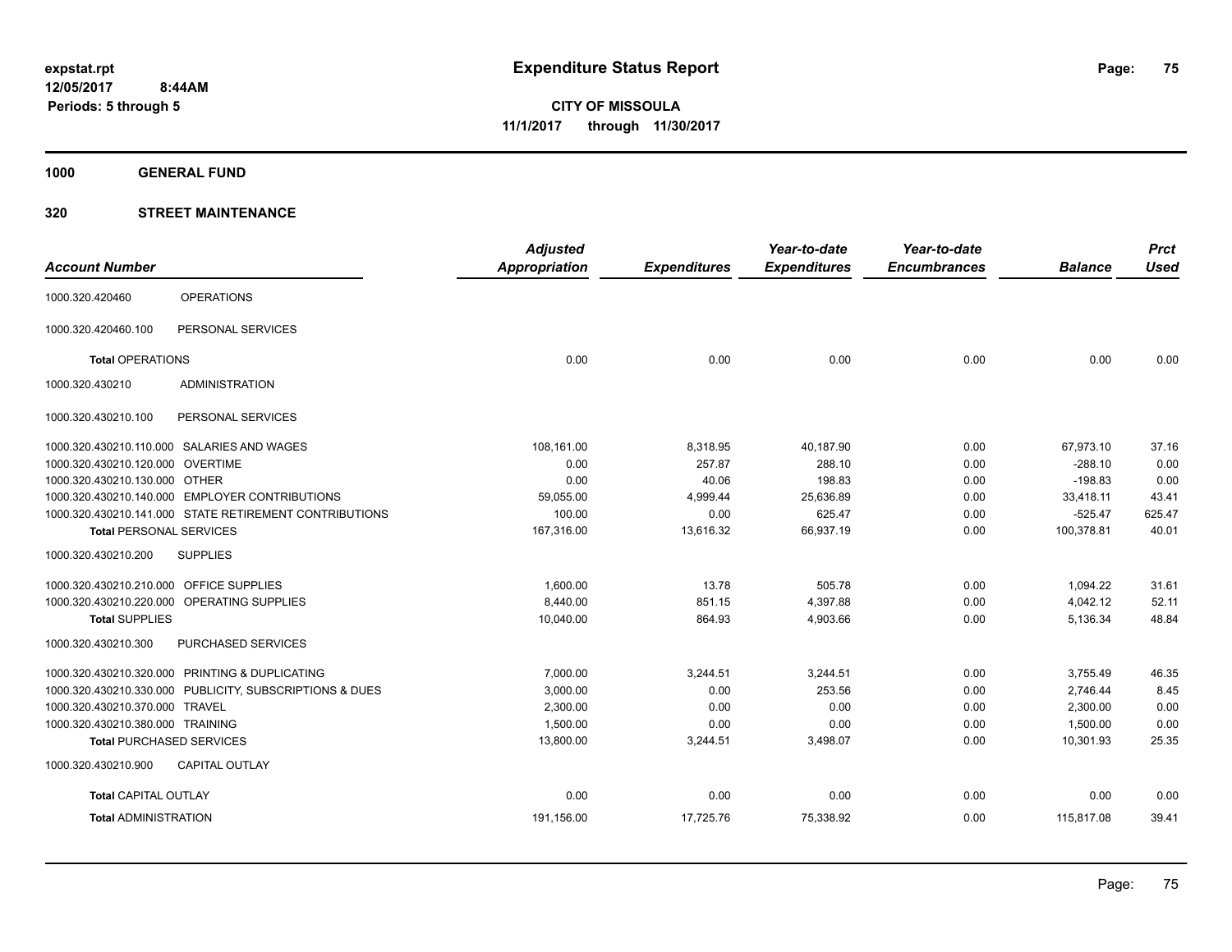**expstat.rpt**
**12/05/2017 8:44AM**
**Periods: 5 through 5**

# Expenditure Status Report

**CITY OF MISSOULA**
**11/1/2017 through 11/30/2017**

**1000 GENERAL FUND**

**320 STREET MAINTENANCE**

| Account Number | | Adjusted Appropriation | Expenditures | Year-to-date Expenditures | Year-to-date Encumbrances | Balance | Prct Used |
|---|---|---|---|---|---|---|---|
| 1000.320.420460 | OPERATIONS | | | | | | |
| 1000.320.420460.100 | PERSONAL SERVICES | | | | | | |
| **Total** OPERATIONS | | 0.00 | 0.00 | 0.00 | 0.00 | 0.00 | 0.00 |
| 1000.320.430210 | ADMINISTRATION | | | | | | |
| 1000.320.430210.100 | PERSONAL SERVICES | | | | | | |
| 1000.320.430210.110.000 | SALARIES AND WAGES | 108,161.00 | 8,318.95 | 40,187.90 | 0.00 | 67,973.10 | 37.16 |
| 1000.320.430210.120.000 | OVERTIME | 0.00 | 257.87 | 288.10 | 0.00 | -288.10 | 0.00 |
| 1000.320.430210.130.000 | OTHER | 0.00 | 40.06 | 198.83 | 0.00 | -198.83 | 0.00 |
| 1000.320.430210.140.000 | EMPLOYER CONTRIBUTIONS | 59,055.00 | 4,999.44 | 25,636.89 | 0.00 | 33,418.11 | 43.41 |
| 1000.320.430210.141.000 | STATE RETIREMENT CONTRIBUTIONS | 100.00 | 0.00 | 625.47 | 0.00 | -525.47 | 625.47 |
| **Total** PERSONAL SERVICES | | 167,316.00 | 13,616.32 | 66,937.19 | 0.00 | 100,378.81 | 40.01 |
| 1000.320.430210.200 | SUPPLIES | | | | | | |
| 1000.320.430210.210.000 | OFFICE SUPPLIES | 1,600.00 | 13.78 | 505.78 | 0.00 | 1,094.22 | 31.61 |
| 1000.320.430210.220.000 | OPERATING SUPPLIES | 8,440.00 | 851.15 | 4,397.88 | 0.00 | 4,042.12 | 52.11 |
| **Total** SUPPLIES | | 10,040.00 | 864.93 | 4,903.66 | 0.00 | 5,136.34 | 48.84 |
| 1000.320.430210.300 | PURCHASED SERVICES | | | | | | |
| 1000.320.430210.320.000 | PRINTING & DUPLICATING | 7,000.00 | 3,244.51 | 3,244.51 | 0.00 | 3,755.49 | 46.35 |
| 1000.320.430210.330.000 | PUBLICITY, SUBSCRIPTIONS & DUES | 3,000.00 | 0.00 | 253.56 | 0.00 | 2,746.44 | 8.45 |
| 1000.320.430210.370.000 | TRAVEL | 2,300.00 | 0.00 | 0.00 | 0.00 | 2,300.00 | 0.00 |
| 1000.320.430210.380.000 | TRAINING | 1,500.00 | 0.00 | 0.00 | 0.00 | 1,500.00 | 0.00 |
| **Total** PURCHASED SERVICES | | 13,800.00 | 3,244.51 | 3,498.07 | 0.00 | 10,301.93 | 25.35 |
| 1000.320.430210.900 | CAPITAL OUTLAY | | | | | | |
| **Total** CAPITAL OUTLAY | | 0.00 | 0.00 | 0.00 | 0.00 | 0.00 | 0.00 |
| **Total** ADMINISTRATION | | 191,156.00 | 17,725.76 | 75,338.92 | 0.00 | 115,817.08 | 39.41 |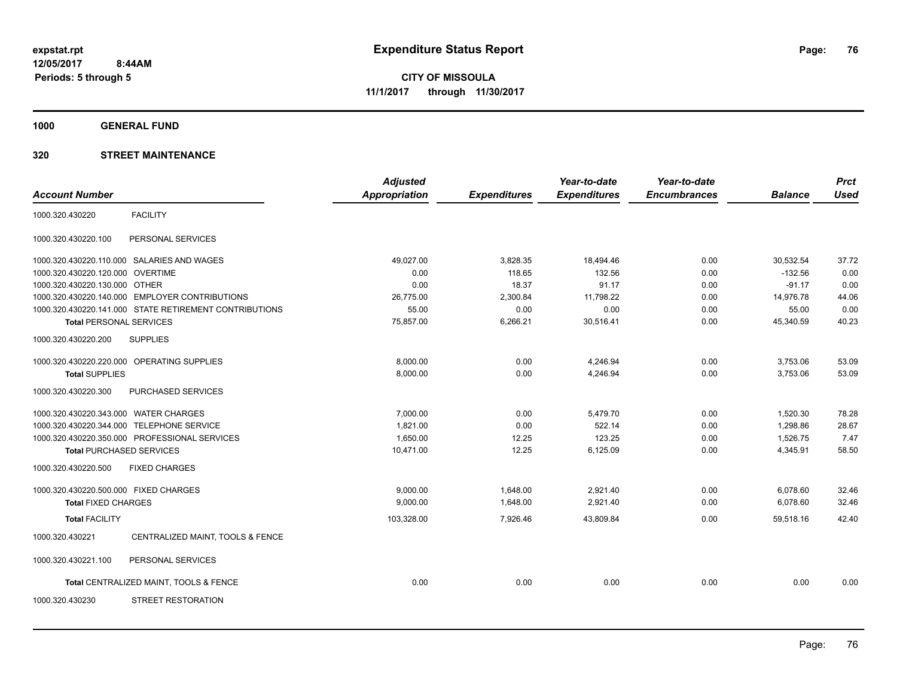**expstat.rpt**
**12/05/2017 8:44AM**
**Periods: 5 through 5**

# Expenditure Status Report

**CITY OF MISSOULA**
**11/1/2017 through 11/30/2017**

## 1000 GENERAL FUND

## 320 STREET MAINTENANCE

| Account Number | | Adjusted Appropriation | Expenditures | Year-to-date Expenditures | Year-to-date Encumbrances | Balance | Prct Used |
|---|---|---|---|---|---|---|---|
| 1000.320.430220 | FACILITY | | | | | | |
| 1000.320.430220.100 | PERSONAL SERVICES | | | | | | |
| 1000.320.430220.110.000 | SALARIES AND WAGES | 49,027.00 | 3,828.35 | 18,494.46 | 0.00 | 30,532.54 | 37.72 |
| 1000.320.430220.120.000 | OVERTIME | 0.00 | 118.65 | 132.56 | 0.00 | -132.56 | 0.00 |
| 1000.320.430220.130.000 | OTHER | 0.00 | 18.37 | 91.17 | 0.00 | -91.17 | 0.00 |
| 1000.320.430220.140.000 | EMPLOYER CONTRIBUTIONS | 26,775.00 | 2,300.84 | 11,798.22 | 0.00 | 14,976.78 | 44.06 |
| 1000.320.430220.141.000 | STATE RETIREMENT CONTRIBUTIONS | 55.00 | 0.00 | 0.00 | 0.00 | 55.00 | 0.00 |
| **Total** PERSONAL SERVICES | | 75,857.00 | 6,266.21 | 30,516.41 | 0.00 | 45,340.59 | 40.23 |
| 1000.320.430220.200 | SUPPLIES | | | | | | |
| 1000.320.430220.220.000 | OPERATING SUPPLIES | 8,000.00 | 0.00 | 4,246.94 | 0.00 | 3,753.06 | 53.09 |
| **Total** SUPPLIES | | 8,000.00 | 0.00 | 4,246.94 | 0.00 | 3,753.06 | 53.09 |
| 1000.320.430220.300 | PURCHASED SERVICES | | | | | | |
| 1000.320.430220.343.000 | WATER CHARGES | 7,000.00 | 0.00 | 5,479.70 | 0.00 | 1,520.30 | 78.28 |
| 1000.320.430220.344.000 | TELEPHONE SERVICE | 1,821.00 | 0.00 | 522.14 | 0.00 | 1,298.86 | 28.67 |
| 1000.320.430220.350.000 | PROFESSIONAL SERVICES | 1,650.00 | 12.25 | 123.25 | 0.00 | 1,526.75 | 7.47 |
| **Total** PURCHASED SERVICES | | 10,471.00 | 12.25 | 6,125.09 | 0.00 | 4,345.91 | 58.50 |
| 1000.320.430220.500 | FIXED CHARGES | | | | | | |
| 1000.320.430220.500.000 | FIXED CHARGES | 9,000.00 | 1,648.00 | 2,921.40 | 0.00 | 6,078.60 | 32.46 |
| **Total** FIXED CHARGES | | 9,000.00 | 1,648.00 | 2,921.40 | 0.00 | 6,078.60 | 32.46 |
| **Total** FACILITY | | 103,328.00 | 7,926.46 | 43,809.84 | 0.00 | 59,518.16 | 42.40 |
| 1000.320.430221 | CENTRALIZED MAINT, TOOLS & FENCE | | | | | | |
| 1000.320.430221.100 | PERSONAL SERVICES | | | | | | |
| **Total** CENTRALIZED MAINT, TOOLS & FENCE | | 0.00 | 0.00 | 0.00 | 0.00 | 0.00 | 0.00 |
| 1000.320.430230 | STREET RESTORATION | | | | | | |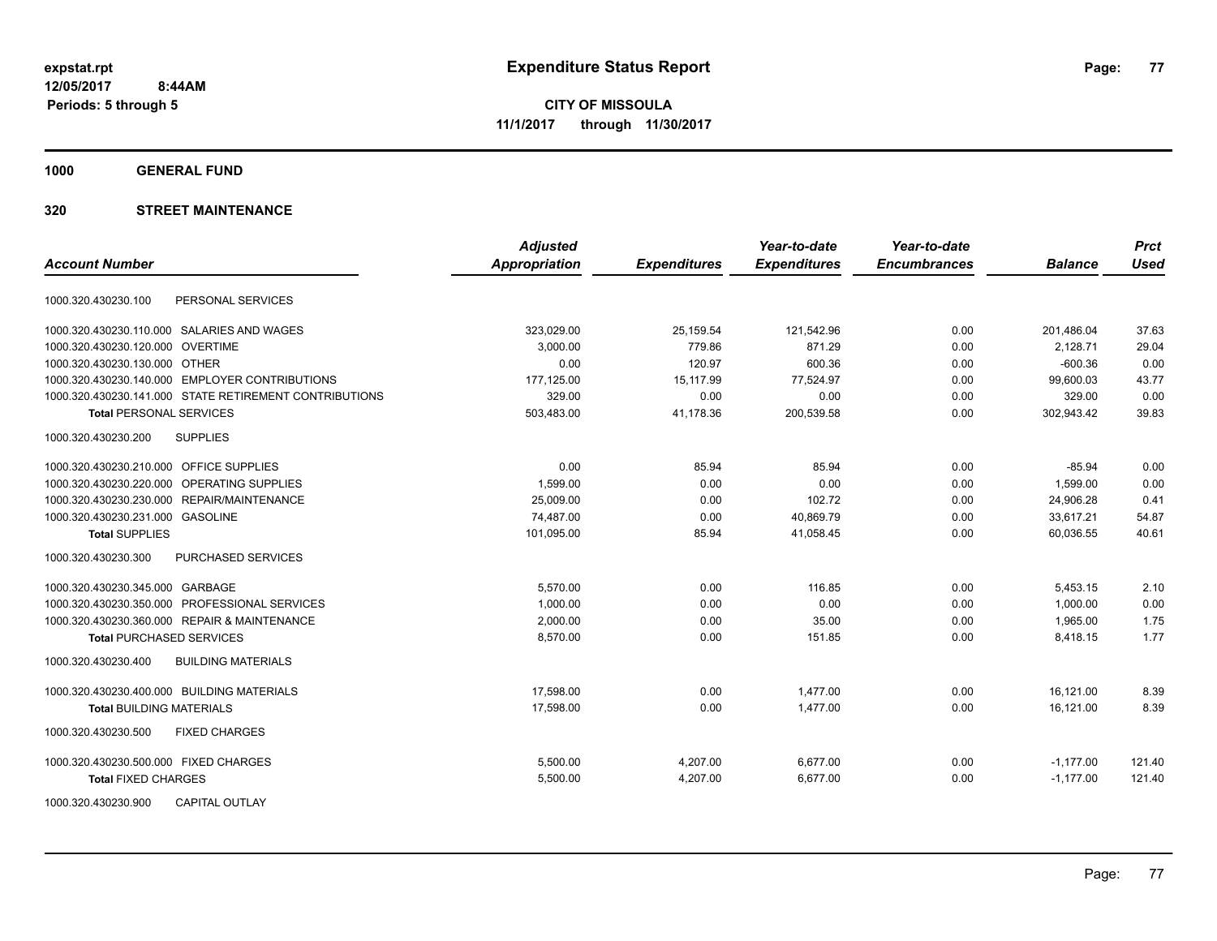# Expenditure Status Report

expstat.rpt
12/05/2017 8:44AM
Periods: 5 through 5

**CITY OF MISSOULA**
**11/1/2017 through 11/30/2017**

## 1000 GENERAL FUND

### 320 STREET MAINTENANCE

| Account Number | Adjusted Appropriation | Expenditures | Year-to-date Expenditures | Year-to-date Encumbrances | Balance | Prct Used |
|---|---|---|---|---|---|---|
| 1000.320.430230.100 PERSONAL SERVICES | | | | | | |
| 1000.320.430230.110.000 SALARIES AND WAGES | 323,029.00 | 25,159.54 | 121,542.96 | 0.00 | 201,486.04 | 37.63 |
| 1000.320.430230.120.000 OVERTIME | 3,000.00 | 779.86 | 871.29 | 0.00 | 2,128.71 | 29.04 |
| 1000.320.430230.130.000 OTHER | 0.00 | 120.97 | 600.36 | 0.00 | -600.36 | 0.00 |
| 1000.320.430230.140.000 EMPLOYER CONTRIBUTIONS | 177,125.00 | 15,117.99 | 77,524.97 | 0.00 | 99,600.03 | 43.77 |
| 1000.320.430230.141.000 STATE RETIREMENT CONTRIBUTIONS | 329.00 | 0.00 | 0.00 | 0.00 | 329.00 | 0.00 |
| **Total** PERSONAL SERVICES | 503,483.00 | 41,178.36 | 200,539.58 | 0.00 | 302,943.42 | 39.83 |
| 1000.320.430230.200 SUPPLIES | | | | | | |
| 1000.320.430230.210.000 OFFICE SUPPLIES | 0.00 | 85.94 | 85.94 | 0.00 | -85.94 | 0.00 |
| 1000.320.430230.220.000 OPERATING SUPPLIES | 1,599.00 | 0.00 | 0.00 | 0.00 | 1,599.00 | 0.00 |
| 1000.320.430230.230.000 REPAIR/MAINTENANCE | 25,009.00 | 0.00 | 102.72 | 0.00 | 24,906.28 | 0.41 |
| 1000.320.430230.231.000 GASOLINE | 74,487.00 | 0.00 | 40,869.79 | 0.00 | 33,617.21 | 54.87 |
| **Total** SUPPLIES | 101,095.00 | 85.94 | 41,058.45 | 0.00 | 60,036.55 | 40.61 |
| 1000.320.430230.300 PURCHASED SERVICES | | | | | | |
| 1000.320.430230.345.000 GARBAGE | 5,570.00 | 0.00 | 116.85 | 0.00 | 5,453.15 | 2.10 |
| 1000.320.430230.350.000 PROFESSIONAL SERVICES | 1,000.00 | 0.00 | 0.00 | 0.00 | 1,000.00 | 0.00 |
| 1000.320.430230.360.000 REPAIR & MAINTENANCE | 2,000.00 | 0.00 | 35.00 | 0.00 | 1,965.00 | 1.75 |
| **Total** PURCHASED SERVICES | 8,570.00 | 0.00 | 151.85 | 0.00 | 8,418.15 | 1.77 |
| 1000.320.430230.400 BUILDING MATERIALS | | | | | | |
| 1000.320.430230.400.000 BUILDING MATERIALS | 17,598.00 | 0.00 | 1,477.00 | 0.00 | 16,121.00 | 8.39 |
| **Total** BUILDING MATERIALS | 17,598.00 | 0.00 | 1,477.00 | 0.00 | 16,121.00 | 8.39 |
| 1000.320.430230.500 FIXED CHARGES | | | | | | |
| 1000.320.430230.500.000 FIXED CHARGES | 5,500.00 | 4,207.00 | 6,677.00 | 0.00 | -1,177.00 | 121.40 |
| **Total** FIXED CHARGES | 5,500.00 | 4,207.00 | 6,677.00 | 0.00 | -1,177.00 | 121.40 |
| 1000.320.430230.900 CAPITAL OUTLAY | | | | | | |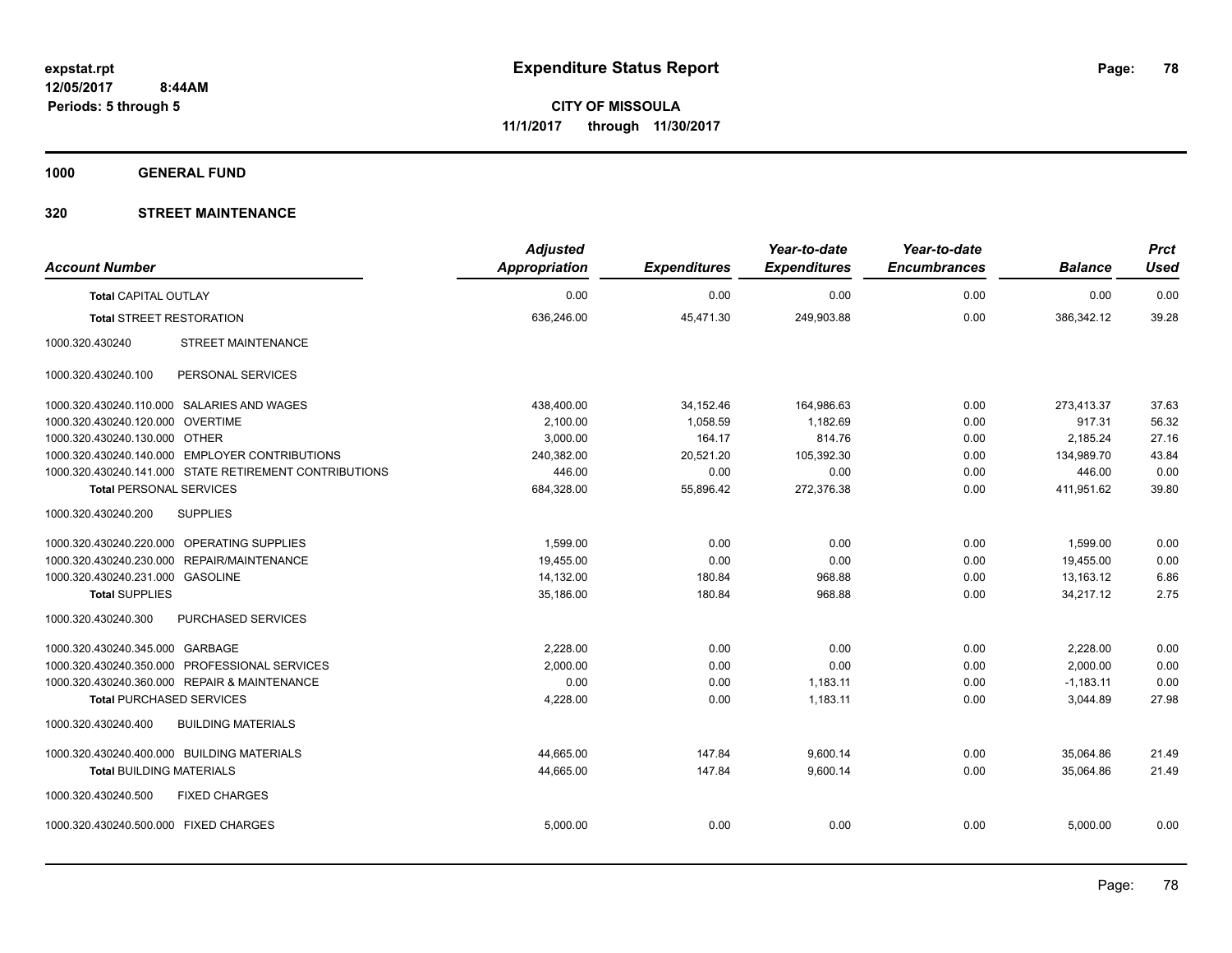**expstat.rpt**
**12/05/2017 8:44AM**
**Periods: 5 through 5**

# Expenditure Status Report

**CITY OF MISSOULA**
**11/1/2017 through 11/30/2017**

**1000 GENERAL FUND**

**320 STREET MAINTENANCE**

| Account Number | Adjusted Appropriation | Expenditures | Year-to-date Expenditures | Year-to-date Encumbrances | Balance | Prct Used |
|---|---|---|---|---|---|---|
| **Total** CAPITAL OUTLAY | 0.00 | 0.00 | 0.00 | 0.00 | 0.00 | 0.00 |
| **Total** STREET RESTORATION | 636,246.00 | 45,471.30 | 249,903.88 | 0.00 | 386,342.12 | 39.28 |
| 1000.320.430240 STREET MAINTENANCE | | | | | | |
| 1000.320.430240.100 PERSONAL SERVICES | | | | | | |
| 1000.320.430240.110.000 SALARIES AND WAGES | 438,400.00 | 34,152.46 | 164,986.63 | 0.00 | 273,413.37 | 37.63 |
| 1000.320.430240.120.000 OVERTIME | 2,100.00 | 1,058.59 | 1,182.69 | 0.00 | 917.31 | 56.32 |
| 1000.320.430240.130.000 OTHER | 3,000.00 | 164.17 | 814.76 | 0.00 | 2,185.24 | 27.16 |
| 1000.320.430240.140.000 EMPLOYER CONTRIBUTIONS | 240,382.00 | 20,521.20 | 105,392.30 | 0.00 | 134,989.70 | 43.84 |
| 1000.320.430240.141.000 STATE RETIREMENT CONTRIBUTIONS | 446.00 | 0.00 | 0.00 | 0.00 | 446.00 | 0.00 |
| **Total** PERSONAL SERVICES | 684,328.00 | 55,896.42 | 272,376.38 | 0.00 | 411,951.62 | 39.80 |
| 1000.320.430240.200 SUPPLIES | | | | | | |
| 1000.320.430240.220.000 OPERATING SUPPLIES | 1,599.00 | 0.00 | 0.00 | 0.00 | 1,599.00 | 0.00 |
| 1000.320.430240.230.000 REPAIR/MAINTENANCE | 19,455.00 | 0.00 | 0.00 | 0.00 | 19,455.00 | 0.00 |
| 1000.320.430240.231.000 GASOLINE | 14,132.00 | 180.84 | 968.88 | 0.00 | 13,163.12 | 6.86 |
| **Total** SUPPLIES | 35,186.00 | 180.84 | 968.88 | 0.00 | 34,217.12 | 2.75 |
| 1000.320.430240.300 PURCHASED SERVICES | | | | | | |
| 1000.320.430240.345.000 GARBAGE | 2,228.00 | 0.00 | 0.00 | 0.00 | 2,228.00 | 0.00 |
| 1000.320.430240.350.000 PROFESSIONAL SERVICES | 2,000.00 | 0.00 | 0.00 | 0.00 | 2,000.00 | 0.00 |
| 1000.320.430240.360.000 REPAIR & MAINTENANCE | 0.00 | 0.00 | 1,183.11 | 0.00 | -1,183.11 | 0.00 |
| **Total** PURCHASED SERVICES | 4,228.00 | 0.00 | 1,183.11 | 0.00 | 3,044.89 | 27.98 |
| 1000.320.430240.400 BUILDING MATERIALS | | | | | | |
| 1000.320.430240.400.000 BUILDING MATERIALS | 44,665.00 | 147.84 | 9,600.14 | 0.00 | 35,064.86 | 21.49 |
| **Total** BUILDING MATERIALS | 44,665.00 | 147.84 | 9,600.14 | 0.00 | 35,064.86 | 21.49 |
| 1000.320.430240.500 FIXED CHARGES | | | | | | |
| 1000.320.430240.500.000 FIXED CHARGES | 5,000.00 | 0.00 | 0.00 | 0.00 | 5,000.00 | 0.00 |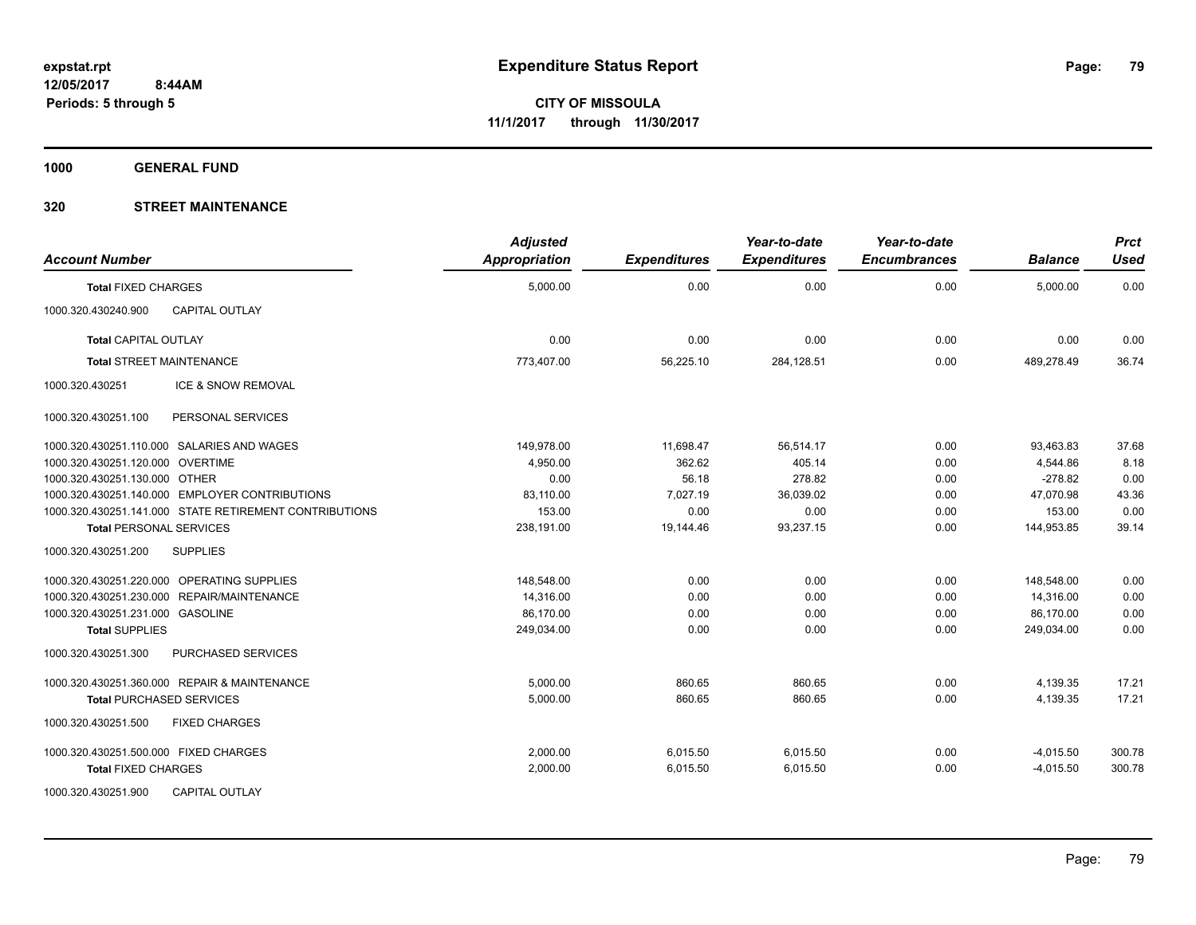**expstat.rpt**
**12/05/2017 8:44AM**
**Periods: 5 through 5**

# Expenditure Status Report

**CITY OF MISSOULA**
**11/1/2017 through 11/30/2017**

## 1000 GENERAL FUND

## 320 STREET MAINTENANCE

| Account Number | | Adjusted Appropriation | Expenditures | Year-to-date Expenditures | Year-to-date Encumbrances | Balance | Prct Used |
|---|---|---|---|---|---|---|---|
| **Total** FIXED CHARGES | | 5,000.00 | 0.00 | 0.00 | 0.00 | 5,000.00 | 0.00 |
| 1000.320.430240.900 | CAPITAL OUTLAY | | | | | | |
| **Total** CAPITAL OUTLAY | | 0.00 | 0.00 | 0.00 | 0.00 | 0.00 | 0.00 |
| **Total** STREET MAINTENANCE | | 773,407.00 | 56,225.10 | 284,128.51 | 0.00 | 489,278.49 | 36.74 |
| 1000.320.430251 | ICE & SNOW REMOVAL | | | | | | |
| 1000.320.430251.100 | PERSONAL SERVICES | | | | | | |
| 1000.320.430251.110.000 | SALARIES AND WAGES | 149,978.00 | 11,698.47 | 56,514.17 | 0.00 | 93,463.83 | 37.68 |
| 1000.320.430251.120.000 | OVERTIME | 4,950.00 | 362.62 | 405.14 | 0.00 | 4,544.86 | 8.18 |
| 1000.320.430251.130.000 | OTHER | 0.00 | 56.18 | 278.82 | 0.00 | -278.82 | 0.00 |
| 1000.320.430251.140.000 | EMPLOYER CONTRIBUTIONS | 83,110.00 | 7,027.19 | 36,039.02 | 0.00 | 47,070.98 | 43.36 |
| 1000.320.430251.141.000 | STATE RETIREMENT CONTRIBUTIONS | 153.00 | 0.00 | 0.00 | 0.00 | 153.00 | 0.00 |
| **Total** PERSONAL SERVICES | | 238,191.00 | 19,144.46 | 93,237.15 | 0.00 | 144,953.85 | 39.14 |
| 1000.320.430251.200 | SUPPLIES | | | | | | |
| 1000.320.430251.220.000 | OPERATING SUPPLIES | 148,548.00 | 0.00 | 0.00 | 0.00 | 148,548.00 | 0.00 |
| 1000.320.430251.230.000 | REPAIR/MAINTENANCE | 14,316.00 | 0.00 | 0.00 | 0.00 | 14,316.00 | 0.00 |
| 1000.320.430251.231.000 | GASOLINE | 86,170.00 | 0.00 | 0.00 | 0.00 | 86,170.00 | 0.00 |
| **Total** SUPPLIES | | 249,034.00 | 0.00 | 0.00 | 0.00 | 249,034.00 | 0.00 |
| 1000.320.430251.300 | PURCHASED SERVICES | | | | | | |
| 1000.320.430251.360.000 | REPAIR & MAINTENANCE | 5,000.00 | 860.65 | 860.65 | 0.00 | 4,139.35 | 17.21 |
| **Total** PURCHASED SERVICES | | 5,000.00 | 860.65 | 860.65 | 0.00 | 4,139.35 | 17.21 |
| 1000.320.430251.500 | FIXED CHARGES | | | | | | |
| 1000.320.430251.500.000 | FIXED CHARGES | 2,000.00 | 6,015.50 | 6,015.50 | 0.00 | -4,015.50 | 300.78 |
| **Total** FIXED CHARGES | | 2,000.00 | 6,015.50 | 6,015.50 | 0.00 | -4,015.50 | 300.78 |
| 1000.320.430251.900 | CAPITAL OUTLAY | | | | | | |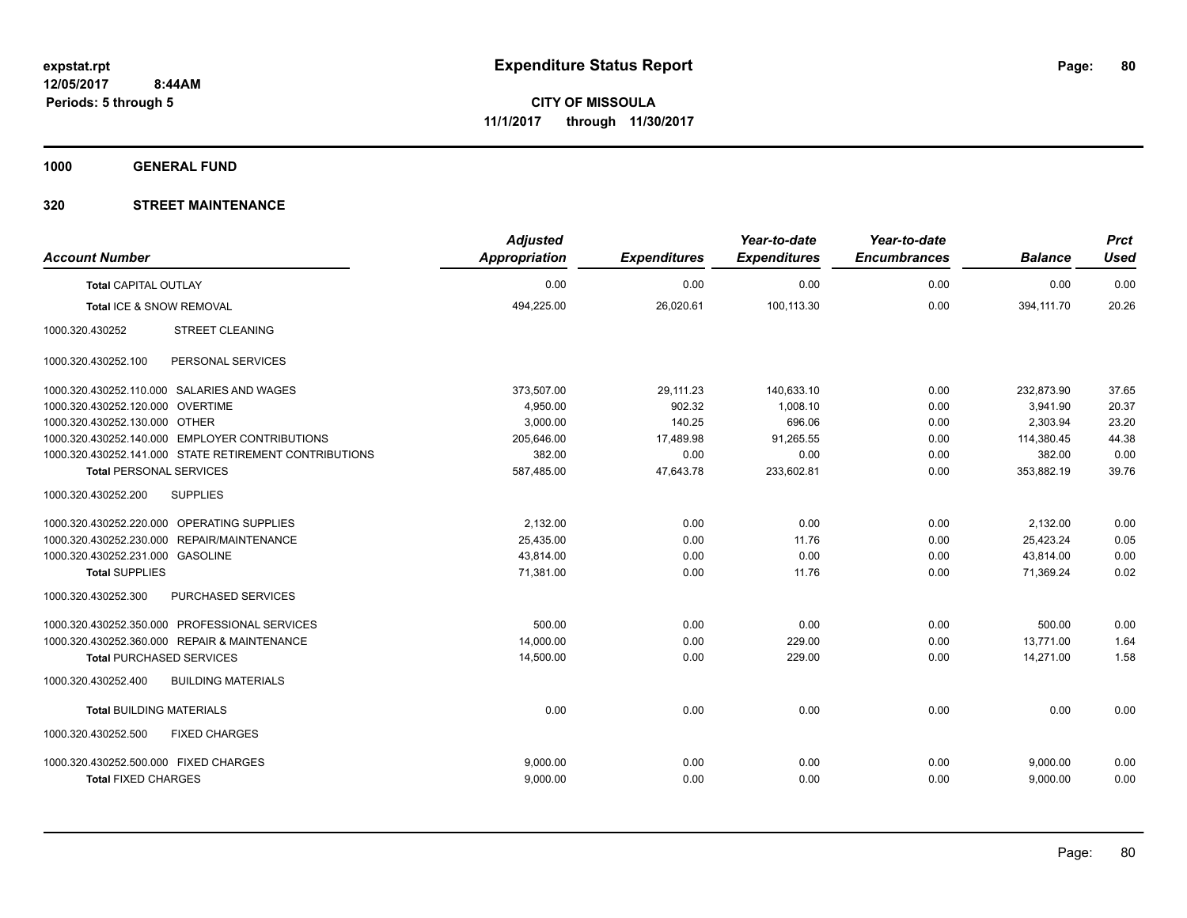**expstat.rpt**
**12/05/2017 8:44AM**
**Periods: 5 through 5**

# Expenditure Status Report

**CITY OF MISSOULA**
**11/1/2017 through 11/30/2017**

**1000 GENERAL FUND**

**320 STREET MAINTENANCE**

| Account Number | Adjusted Appropriation | Expenditures | Year-to-date Expenditures | Year-to-date Encumbrances | Balance | Prct Used |
|---|---|---|---|---|---|---|
| **Total** CAPITAL OUTLAY | 0.00 | 0.00 | 0.00 | 0.00 | 0.00 | 0.00 |
| **Total** ICE & SNOW REMOVAL | 494,225.00 | 26,020.61 | 100,113.30 | 0.00 | 394,111.70 | 20.26 |
| 1000.320.430252 STREET CLEANING | | | | | | |
| 1000.320.430252.100 PERSONAL SERVICES | | | | | | |
| 1000.320.430252.110.000 SALARIES AND WAGES | 373,507.00 | 29,111.23 | 140,633.10 | 0.00 | 232,873.90 | 37.65 |
| 1000.320.430252.120.000 OVERTIME | 4,950.00 | 902.32 | 1,008.10 | 0.00 | 3,941.90 | 20.37 |
| 1000.320.430252.130.000 OTHER | 3,000.00 | 140.25 | 696.06 | 0.00 | 2,303.94 | 23.20 |
| 1000.320.430252.140.000 EMPLOYER CONTRIBUTIONS | 205,646.00 | 17,489.98 | 91,265.55 | 0.00 | 114,380.45 | 44.38 |
| 1000.320.430252.141.000 STATE RETIREMENT CONTRIBUTIONS | 382.00 | 0.00 | 0.00 | 0.00 | 382.00 | 0.00 |
| **Total** PERSONAL SERVICES | 587,485.00 | 47,643.78 | 233,602.81 | 0.00 | 353,882.19 | 39.76 |
| 1000.320.430252.200 SUPPLIES | | | | | | |
| 1000.320.430252.220.000 OPERATING SUPPLIES | 2,132.00 | 0.00 | 0.00 | 0.00 | 2,132.00 | 0.00 |
| 1000.320.430252.230.000 REPAIR/MAINTENANCE | 25,435.00 | 0.00 | 11.76 | 0.00 | 25,423.24 | 0.05 |
| 1000.320.430252.231.000 GASOLINE | 43,814.00 | 0.00 | 0.00 | 0.00 | 43,814.00 | 0.00 |
| **Total** SUPPLIES | 71,381.00 | 0.00 | 11.76 | 0.00 | 71,369.24 | 0.02 |
| 1000.320.430252.300 PURCHASED SERVICES | | | | | | |
| 1000.320.430252.350.000 PROFESSIONAL SERVICES | 500.00 | 0.00 | 0.00 | 0.00 | 500.00 | 0.00 |
| 1000.320.430252.360.000 REPAIR & MAINTENANCE | 14,000.00 | 0.00 | 229.00 | 0.00 | 13,771.00 | 1.64 |
| **Total** PURCHASED SERVICES | 14,500.00 | 0.00 | 229.00 | 0.00 | 14,271.00 | 1.58 |
| 1000.320.430252.400 BUILDING MATERIALS | | | | | | |
| **Total** BUILDING MATERIALS | 0.00 | 0.00 | 0.00 | 0.00 | 0.00 | 0.00 |
| 1000.320.430252.500 FIXED CHARGES | | | | | | |
| 1000.320.430252.500.000 FIXED CHARGES | 9,000.00 | 0.00 | 0.00 | 0.00 | 9,000.00 | 0.00 |
| **Total** FIXED CHARGES | 9,000.00 | 0.00 | 0.00 | 0.00 | 9,000.00 | 0.00 |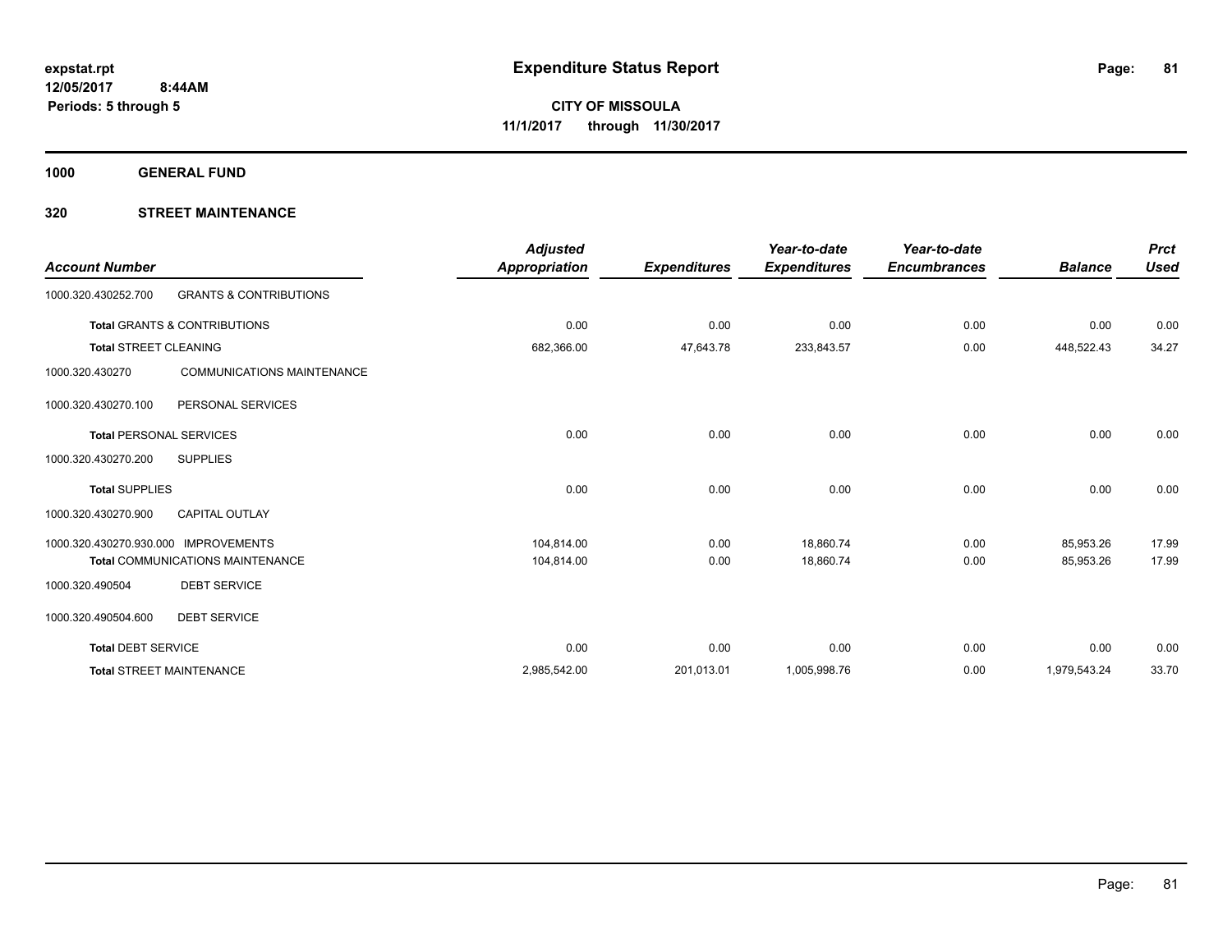**Expenditure Status Report**

**CITY OF MISSOULA**

**11/1/2017 through 11/30/2017**

expstat.rpt
12/05/2017 8:44AM
Periods: 5 through 5

## 1000 GENERAL FUND

## 320 STREET MAINTENANCE

| Account Number | | Adjusted Appropriation | Expenditures | Year-to-date Expenditures | Year-to-date Encumbrances | Balance | Prct Used |
|---|---|---|---|---|---|---|---|
| 1000.320.430252.700 | GRANTS & CONTRIBUTIONS | | | | | | |
| **Total** GRANTS & CONTRIBUTIONS | | 0.00 | 0.00 | 0.00 | 0.00 | 0.00 | 0.00 |
| **Total** STREET CLEANING | | 682,366.00 | 47,643.78 | 233,843.57 | 0.00 | 448,522.43 | 34.27 |
| 1000.320.430270 | COMMUNICATIONS MAINTENANCE | | | | | | |
| 1000.320.430270.100 | PERSONAL SERVICES | | | | | | |
| **Total** PERSONAL SERVICES | | 0.00 | 0.00 | 0.00 | 0.00 | 0.00 | 0.00 |
| 1000.320.430270.200 | SUPPLIES | | | | | | |
| **Total** SUPPLIES | | 0.00 | 0.00 | 0.00 | 0.00 | 0.00 | 0.00 |
| 1000.320.430270.900 | CAPITAL OUTLAY | | | | | | |
| 1000.320.430270.930.000 | IMPROVEMENTS | 104,814.00 | 0.00 | 18,860.74 | 0.00 | 85,953.26 | 17.99 |
| **Total** COMMUNICATIONS MAINTENANCE | | 104,814.00 | 0.00 | 18,860.74 | 0.00 | 85,953.26 | 17.99 |
| 1000.320.490504 | DEBT SERVICE | | | | | | |
| 1000.320.490504.600 | DEBT SERVICE | | | | | | |
| **Total** DEBT SERVICE | | 0.00 | 0.00 | 0.00 | 0.00 | 0.00 | 0.00 |
| **Total** STREET MAINTENANCE | | 2,985,542.00 | 201,013.01 | 1,005,998.76 | 0.00 | 1,979,543.24 | 33.70 |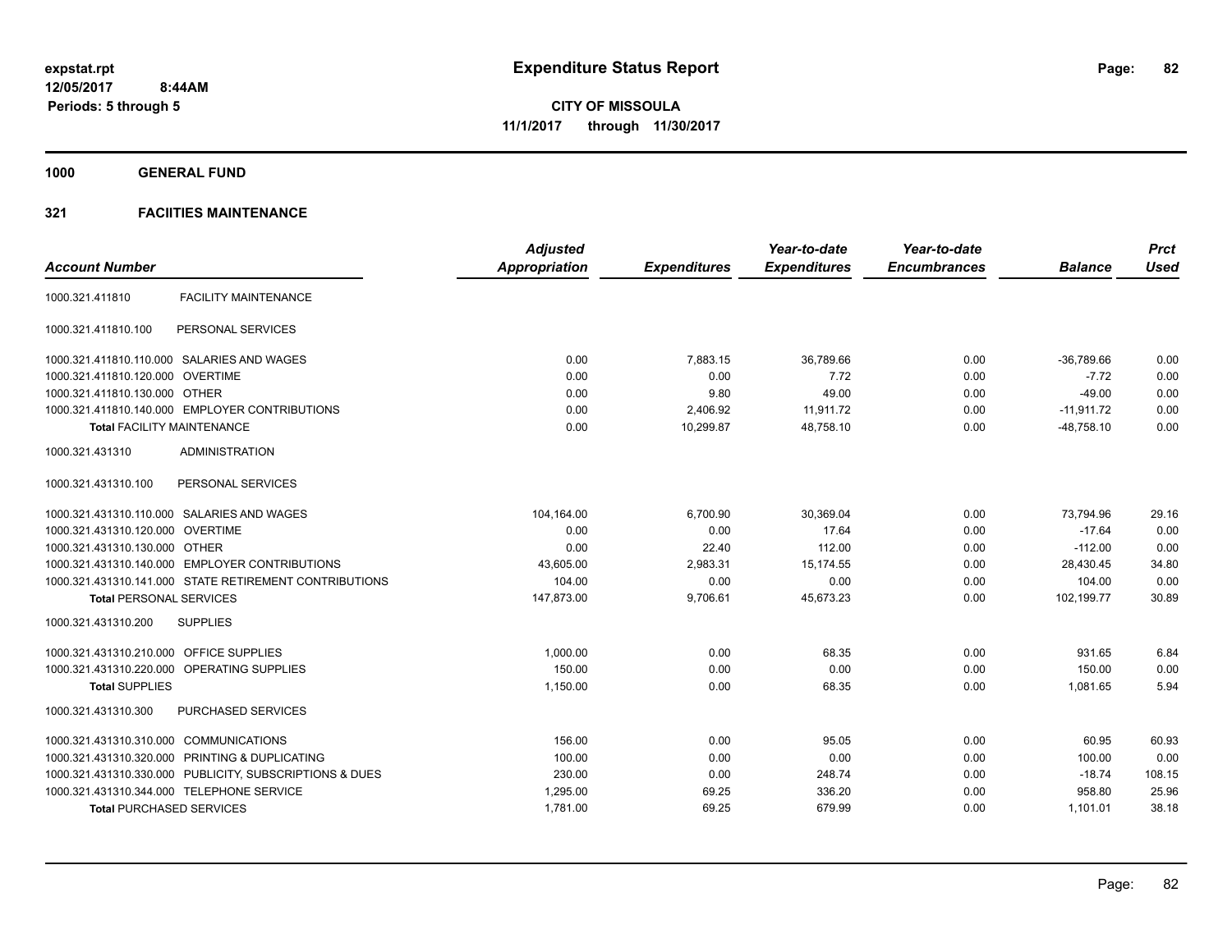expstat.rpt
12/05/2017 8:44AM
Periods: 5 through 5

# Expenditure Status Report

**CITY OF MISSOULA**
**11/1/2017 through 11/30/2017**

## 1000 GENERAL FUND

### 321 FACIITIES MAINTENANCE

| Account Number | | Adjusted Appropriation | Expenditures | Year-to-date Expenditures | Year-to-date Encumbrances | Balance | Prct Used |
|---|---|---|---|---|---|---|---|
| 1000.321.411810 | FACILITY MAINTENANCE | | | | | | |
| 1000.321.411810.100 | PERSONAL SERVICES | | | | | | |
| 1000.321.411810.110.000 | SALARIES AND WAGES | 0.00 | 7,883.15 | 36,789.66 | 0.00 | -36,789.66 | 0.00 |
| 1000.321.411810.120.000 | OVERTIME | 0.00 | 0.00 | 7.72 | 0.00 | -7.72 | 0.00 |
| 1000.321.411810.130.000 | OTHER | 0.00 | 9.80 | 49.00 | 0.00 | -49.00 | 0.00 |
| 1000.321.411810.140.000 | EMPLOYER CONTRIBUTIONS | 0.00 | 2,406.92 | 11,911.72 | 0.00 | -11,911.72 | 0.00 |
| **Total** FACILITY MAINTENANCE | | 0.00 | 10,299.87 | 48,758.10 | 0.00 | -48,758.10 | 0.00 |
| 1000.321.431310 | ADMINISTRATION | | | | | | |
| 1000.321.431310.100 | PERSONAL SERVICES | | | | | | |
| 1000.321.431310.110.000 | SALARIES AND WAGES | 104,164.00 | 6,700.90 | 30,369.04 | 0.00 | 73,794.96 | 29.16 |
| 1000.321.431310.120.000 | OVERTIME | 0.00 | 0.00 | 17.64 | 0.00 | -17.64 | 0.00 |
| 1000.321.431310.130.000 | OTHER | 0.00 | 22.40 | 112.00 | 0.00 | -112.00 | 0.00 |
| 1000.321.431310.140.000 | EMPLOYER CONTRIBUTIONS | 43,605.00 | 2,983.31 | 15,174.55 | 0.00 | 28,430.45 | 34.80 |
| 1000.321.431310.141.000 | STATE RETIREMENT CONTRIBUTIONS | 104.00 | 0.00 | 0.00 | 0.00 | 104.00 | 0.00 |
| **Total** PERSONAL SERVICES | | 147,873.00 | 9,706.61 | 45,673.23 | 0.00 | 102,199.77 | 30.89 |
| 1000.321.431310.200 | SUPPLIES | | | | | | |
| 1000.321.431310.210.000 | OFFICE SUPPLIES | 1,000.00 | 0.00 | 68.35 | 0.00 | 931.65 | 6.84 |
| 1000.321.431310.220.000 | OPERATING SUPPLIES | 150.00 | 0.00 | 0.00 | 0.00 | 150.00 | 0.00 |
| **Total** SUPPLIES | | 1,150.00 | 0.00 | 68.35 | 0.00 | 1,081.65 | 5.94 |
| 1000.321.431310.300 | PURCHASED SERVICES | | | | | | |
| 1000.321.431310.310.000 | COMMUNICATIONS | 156.00 | 0.00 | 95.05 | 0.00 | 60.95 | 60.93 |
| 1000.321.431310.320.000 | PRINTING & DUPLICATING | 100.00 | 0.00 | 0.00 | 0.00 | 100.00 | 0.00 |
| 1000.321.431310.330.000 | PUBLICITY, SUBSCRIPTIONS & DUES | 230.00 | 0.00 | 248.74 | 0.00 | -18.74 | 108.15 |
| 1000.321.431310.344.000 | TELEPHONE SERVICE | 1,295.00 | 69.25 | 336.20 | 0.00 | 958.80 | 25.96 |
| **Total** PURCHASED SERVICES | | 1,781.00 | 69.25 | 679.99 | 0.00 | 1,101.01 | 38.18 |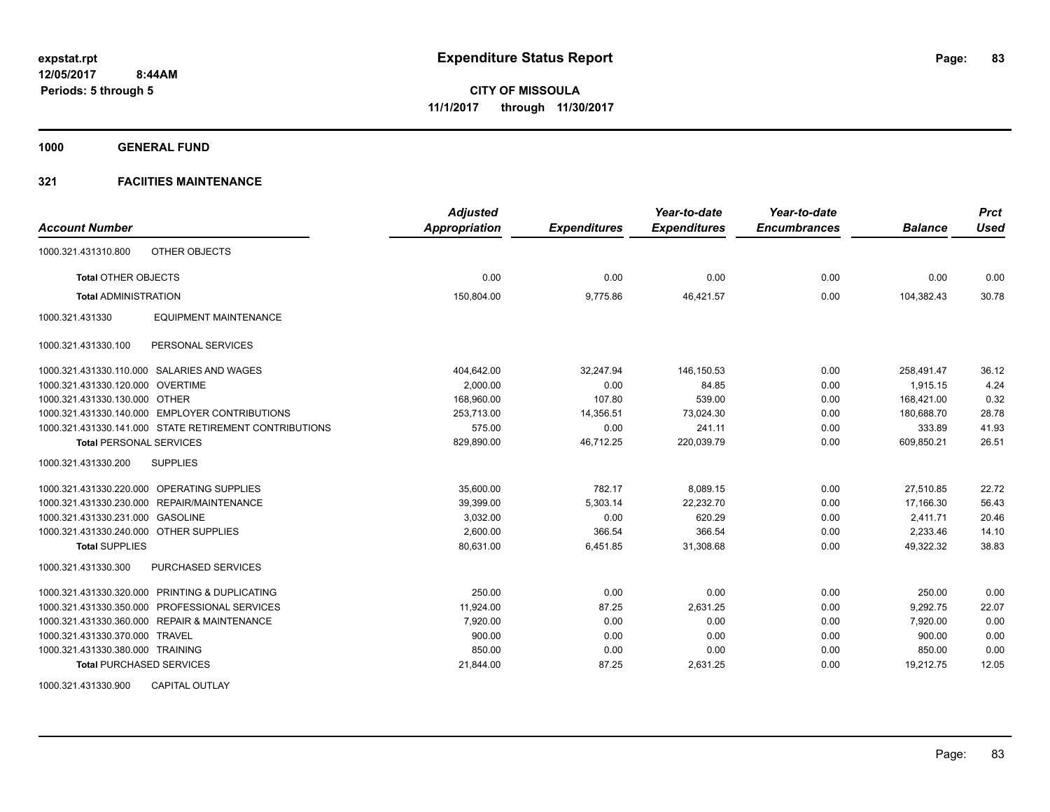# Expenditure Status Report

expstat.rpt
12/05/2017 8:44AM
Periods: 5 through 5

**CITY OF MISSOULA**
**11/1/2017 through 11/30/2017**

**1000 GENERAL FUND**

**321 FACIITIES MAINTENANCE**

| Account Number | | Adjusted Appropriation | Expenditures | Year-to-date Expenditures | Year-to-date Encumbrances | Balance | Prct Used |
|---|---|---|---|---|---|---|---|
| 1000.321.431310.800 | OTHER OBJECTS | | | | | | |
| **Total** OTHER OBJECTS | | 0.00 | 0.00 | 0.00 | 0.00 | 0.00 | 0.00 |
| **Total** ADMINISTRATION | | 150,804.00 | 9,775.86 | 46,421.57 | 0.00 | 104,382.43 | 30.78 |
| 1000.321.431330 | EQUIPMENT MAINTENANCE | | | | | | |
| 1000.321.431330.100 | PERSONAL SERVICES | | | | | | |
| 1000.321.431330.110.000 | SALARIES AND WAGES | 404,642.00 | 32,247.94 | 146,150.53 | 0.00 | 258,491.47 | 36.12 |
| 1000.321.431330.120.000 | OVERTIME | 2,000.00 | 0.00 | 84.85 | 0.00 | 1,915.15 | 4.24 |
| 1000.321.431330.130.000 | OTHER | 168,960.00 | 107.80 | 539.00 | 0.00 | 168,421.00 | 0.32 |
| 1000.321.431330.140.000 | EMPLOYER CONTRIBUTIONS | 253,713.00 | 14,356.51 | 73,024.30 | 0.00 | 180,688.70 | 28.78 |
| 1000.321.431330.141.000 | STATE RETIREMENT CONTRIBUTIONS | 575.00 | 0.00 | 241.11 | 0.00 | 333.89 | 41.93 |
| **Total** PERSONAL SERVICES | | 829,890.00 | 46,712.25 | 220,039.79 | 0.00 | 609,850.21 | 26.51 |
| 1000.321.431330.200 | SUPPLIES | | | | | | |
| 1000.321.431330.220.000 | OPERATING SUPPLIES | 35,600.00 | 782.17 | 8,089.15 | 0.00 | 27,510.85 | 22.72 |
| 1000.321.431330.230.000 | REPAIR/MAINTENANCE | 39,399.00 | 5,303.14 | 22,232.70 | 0.00 | 17,166.30 | 56.43 |
| 1000.321.431330.231.000 | GASOLINE | 3,032.00 | 0.00 | 620.29 | 0.00 | 2,411.71 | 20.46 |
| 1000.321.431330.240.000 | OTHER SUPPLIES | 2,600.00 | 366.54 | 366.54 | 0.00 | 2,233.46 | 14.10 |
| **Total** SUPPLIES | | 80,631.00 | 6,451.85 | 31,308.68 | 0.00 | 49,322.32 | 38.83 |
| 1000.321.431330.300 | PURCHASED SERVICES | | | | | | |
| 1000.321.431330.320.000 | PRINTING & DUPLICATING | 250.00 | 0.00 | 0.00 | 0.00 | 250.00 | 0.00 |
| 1000.321.431330.350.000 | PROFESSIONAL SERVICES | 11,924.00 | 87.25 | 2,631.25 | 0.00 | 9,292.75 | 22.07 |
| 1000.321.431330.360.000 | REPAIR & MAINTENANCE | 7,920.00 | 0.00 | 0.00 | 0.00 | 7,920.00 | 0.00 |
| 1000.321.431330.370.000 | TRAVEL | 900.00 | 0.00 | 0.00 | 0.00 | 900.00 | 0.00 |
| 1000.321.431330.380.000 | TRAINING | 850.00 | 0.00 | 0.00 | 0.00 | 850.00 | 0.00 |
| **Total** PURCHASED SERVICES | | 21,844.00 | 87.25 | 2,631.25 | 0.00 | 19,212.75 | 12.05 |
| 1000.321.431330.900 | CAPITAL OUTLAY | | | | | | |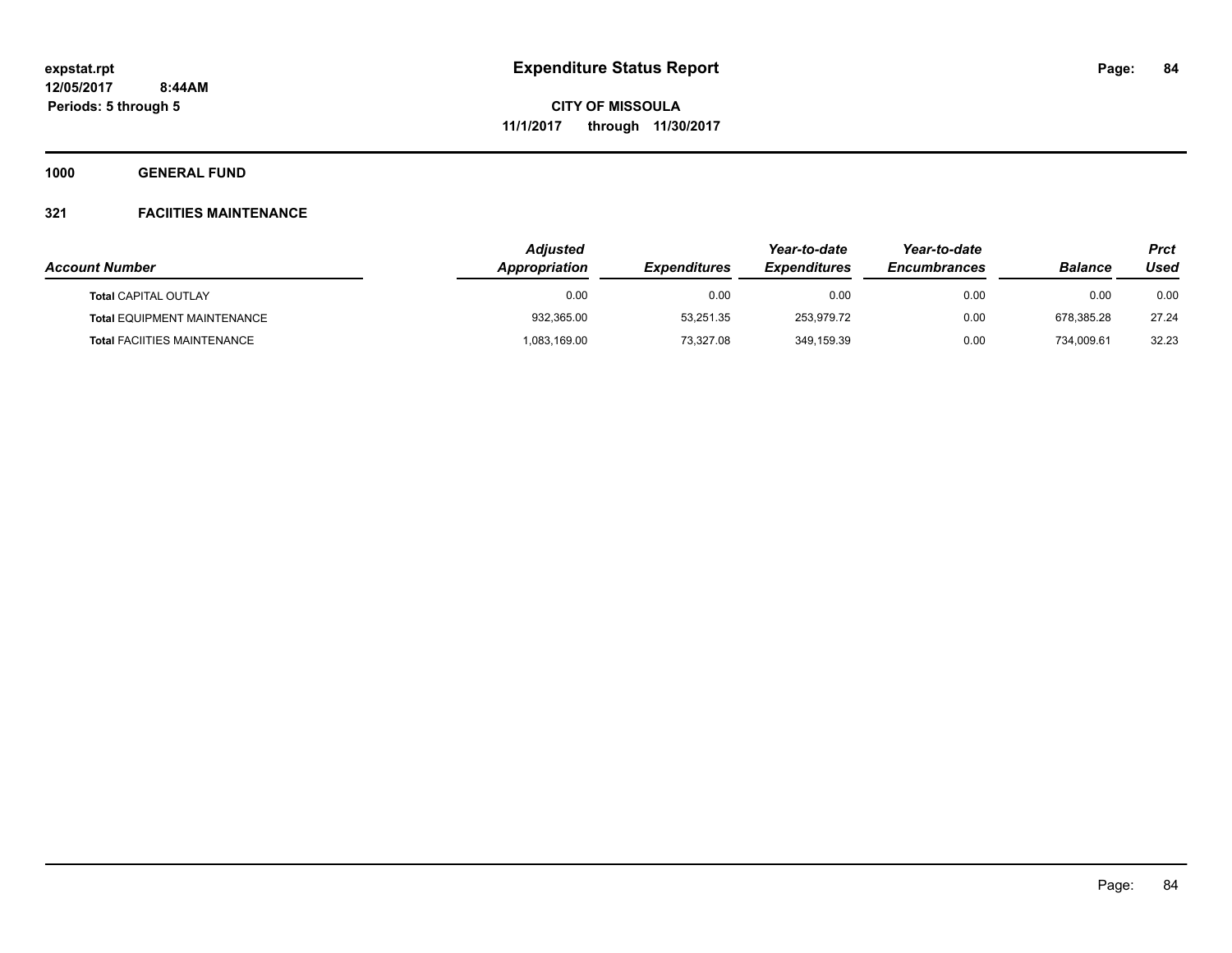**Expenditure Status Report**

**CITY OF MISSOULA**

**11/1/2017 through 11/30/2017**

expstat.rpt
12/05/2017 8:44AM
Periods: 5 through 5

## 1000 GENERAL FUND

### 321 FACIITIES MAINTENANCE

| Account Number | Adjusted Appropriation | Expenditures | Year-to-date Expenditures | Year-to-date Encumbrances | Balance | Prct Used |
|---|---|---|---|---|---|---|
| **Total** CAPITAL OUTLAY | 0.00 | 0.00 | 0.00 | 0.00 | 0.00 | 0.00 |
| **Total** EQUIPMENT MAINTENANCE | 932,365.00 | 53,251.35 | 253,979.72 | 0.00 | 678,385.28 | 27.24 |
| **Total** FACIITIES MAINTENANCE | 1,083,169.00 | 73,327.08 | 349,159.39 | 0.00 | 734,009.61 | 32.23 |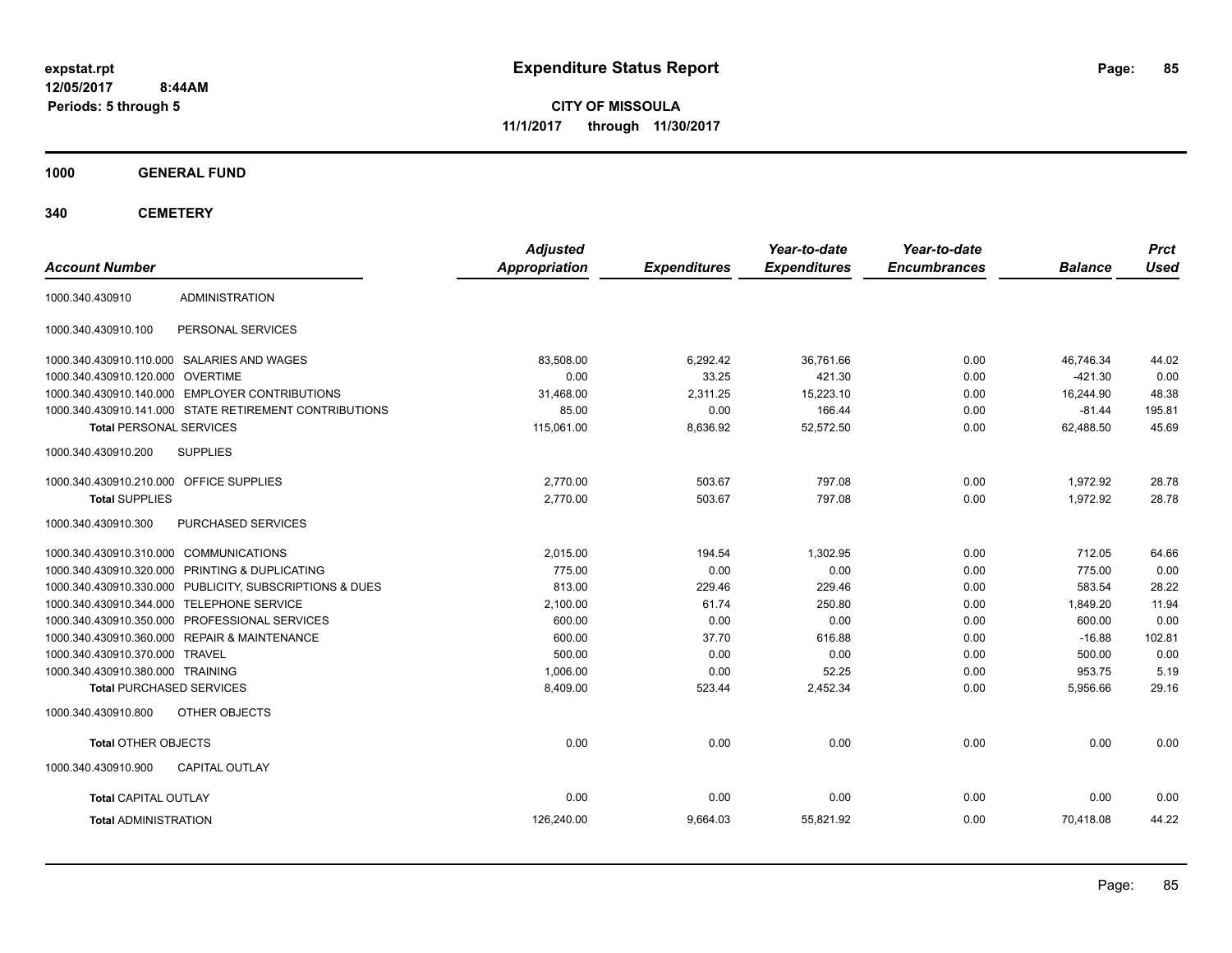**expstat.rpt**
**12/05/2017 8:44AM**
**Periods: 5 through 5**

# Expenditure Status Report

**CITY OF MISSOULA**
**11/1/2017 through 11/30/2017**

## 1000 GENERAL FUND

## 340 CEMETERY

| Account Number | | Adjusted Appropriation | Expenditures | Year-to-date Expenditures | Year-to-date Encumbrances | Balance | Prct Used |
|---|---|---|---|---|---|---|---|
| 1000.340.430910 | ADMINISTRATION | | | | | | |
| 1000.340.430910.100 | PERSONAL SERVICES | | | | | | |
| 1000.340.430910.110.000 | SALARIES AND WAGES | 83,508.00 | 6,292.42 | 36,761.66 | 0.00 | 46,746.34 | 44.02 |
| 1000.340.430910.120.000 | OVERTIME | 0.00 | 33.25 | 421.30 | 0.00 | -421.30 | 0.00 |
| 1000.340.430910.140.000 | EMPLOYER CONTRIBUTIONS | 31,468.00 | 2,311.25 | 15,223.10 | 0.00 | 16,244.90 | 48.38 |
| 1000.340.430910.141.000 | STATE RETIREMENT CONTRIBUTIONS | 85.00 | 0.00 | 166.44 | 0.00 | -81.44 | 195.81 |
| **Total** PERSONAL SERVICES | | 115,061.00 | 8,636.92 | 52,572.50 | 0.00 | 62,488.50 | 45.69 |
| 1000.340.430910.200 | SUPPLIES | | | | | | |
| 1000.340.430910.210.000 | OFFICE SUPPLIES | 2,770.00 | 503.67 | 797.08 | 0.00 | 1,972.92 | 28.78 |
| **Total** SUPPLIES | | 2,770.00 | 503.67 | 797.08 | 0.00 | 1,972.92 | 28.78 |
| 1000.340.430910.300 | PURCHASED SERVICES | | | | | | |
| 1000.340.430910.310.000 | COMMUNICATIONS | 2,015.00 | 194.54 | 1,302.95 | 0.00 | 712.05 | 64.66 |
| 1000.340.430910.320.000 | PRINTING & DUPLICATING | 775.00 | 0.00 | 0.00 | 0.00 | 775.00 | 0.00 |
| 1000.340.430910.330.000 | PUBLICITY, SUBSCRIPTIONS & DUES | 813.00 | 229.46 | 229.46 | 0.00 | 583.54 | 28.22 |
| 1000.340.430910.344.000 | TELEPHONE SERVICE | 2,100.00 | 61.74 | 250.80 | 0.00 | 1,849.20 | 11.94 |
| 1000.340.430910.350.000 | PROFESSIONAL SERVICES | 600.00 | 0.00 | 0.00 | 0.00 | 600.00 | 0.00 |
| 1000.340.430910.360.000 | REPAIR & MAINTENANCE | 600.00 | 37.70 | 616.88 | 0.00 | -16.88 | 102.81 |
| 1000.340.430910.370.000 | TRAVEL | 500.00 | 0.00 | 0.00 | 0.00 | 500.00 | 0.00 |
| 1000.340.430910.380.000 | TRAINING | 1,006.00 | 0.00 | 52.25 | 0.00 | 953.75 | 5.19 |
| **Total** PURCHASED SERVICES | | 8,409.00 | 523.44 | 2,452.34 | 0.00 | 5,956.66 | 29.16 |
| 1000.340.430910.800 | OTHER OBJECTS | | | | | | |
| **Total** OTHER OBJECTS | | 0.00 | 0.00 | 0.00 | 0.00 | 0.00 | 0.00 |
| 1000.340.430910.900 | CAPITAL OUTLAY | | | | | | |
| **Total** CAPITAL OUTLAY | | 0.00 | 0.00 | 0.00 | 0.00 | 0.00 | 0.00 |
| **Total** ADMINISTRATION | | 126,240.00 | 9,664.03 | 55,821.92 | 0.00 | 70,418.08 | 44.22 |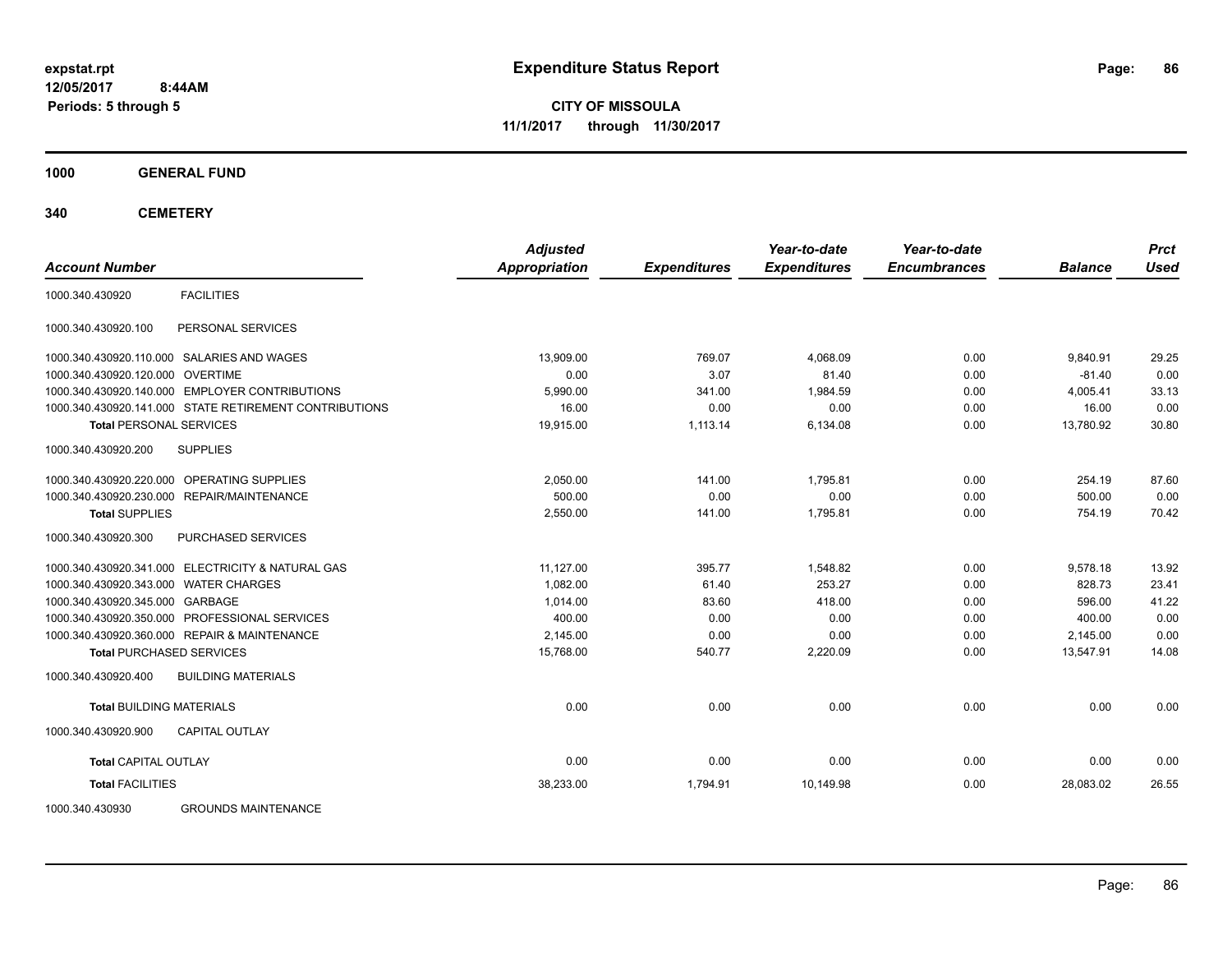expstat.rpt
12/05/2017 8:44AM
Periods: 5 through 5

# Expenditure Status Report

**CITY OF MISSOULA**
**11/1/2017 through 11/30/2017**

**1000 GENERAL FUND**

**340 CEMETERY**

| Account Number | | Adjusted Appropriation | Expenditures | Year-to-date Expenditures | Year-to-date Encumbrances | Balance | Prct Used |
|---|---|---|---|---|---|---|---|
| 1000.340.430920 | FACILITIES | | | | | | |
| 1000.340.430920.100 | PERSONAL SERVICES | | | | | | |
| 1000.340.430920.110.000 | SALARIES AND WAGES | 13,909.00 | 769.07 | 4,068.09 | 0.00 | 9,840.91 | 29.25 |
| 1000.340.430920.120.000 | OVERTIME | 0.00 | 3.07 | 81.40 | 0.00 | -81.40 | 0.00 |
| 1000.340.430920.140.000 | EMPLOYER CONTRIBUTIONS | 5,990.00 | 341.00 | 1,984.59 | 0.00 | 4,005.41 | 33.13 |
| 1000.340.430920.141.000 | STATE RETIREMENT CONTRIBUTIONS | 16.00 | 0.00 | 0.00 | 0.00 | 16.00 | 0.00 |
| **Total** PERSONAL SERVICES | | 19,915.00 | 1,113.14 | 6,134.08 | 0.00 | 13,780.92 | 30.80 |
| 1000.340.430920.200 | SUPPLIES | | | | | | |
| 1000.340.430920.220.000 | OPERATING SUPPLIES | 2,050.00 | 141.00 | 1,795.81 | 0.00 | 254.19 | 87.60 |
| 1000.340.430920.230.000 | REPAIR/MAINTENANCE | 500.00 | 0.00 | 0.00 | 0.00 | 500.00 | 0.00 |
| **Total** SUPPLIES | | 2,550.00 | 141.00 | 1,795.81 | 0.00 | 754.19 | 70.42 |
| 1000.340.430920.300 | PURCHASED SERVICES | | | | | | |
| 1000.340.430920.341.000 | ELECTRICITY & NATURAL GAS | 11,127.00 | 395.77 | 1,548.82 | 0.00 | 9,578.18 | 13.92 |
| 1000.340.430920.343.000 | WATER CHARGES | 1,082.00 | 61.40 | 253.27 | 0.00 | 828.73 | 23.41 |
| 1000.340.430920.345.000 | GARBAGE | 1,014.00 | 83.60 | 418.00 | 0.00 | 596.00 | 41.22 |
| 1000.340.430920.350.000 | PROFESSIONAL SERVICES | 400.00 | 0.00 | 0.00 | 0.00 | 400.00 | 0.00 |
| 1000.340.430920.360.000 | REPAIR & MAINTENANCE | 2,145.00 | 0.00 | 0.00 | 0.00 | 2,145.00 | 0.00 |
| **Total** PURCHASED SERVICES | | 15,768.00 | 540.77 | 2,220.09 | 0.00 | 13,547.91 | 14.08 |
| 1000.340.430920.400 | BUILDING MATERIALS | | | | | | |
| **Total** BUILDING MATERIALS | | 0.00 | 0.00 | 0.00 | 0.00 | 0.00 | 0.00 |
| 1000.340.430920.900 | CAPITAL OUTLAY | | | | | | |
| **Total** CAPITAL OUTLAY | | 0.00 | 0.00 | 0.00 | 0.00 | 0.00 | 0.00 |
| **Total** FACILITIES | | 38,233.00 | 1,794.91 | 10,149.98 | 0.00 | 28,083.02 | 26.55 |
| 1000.340.430930 | GROUNDS MAINTENANCE | | | | | | |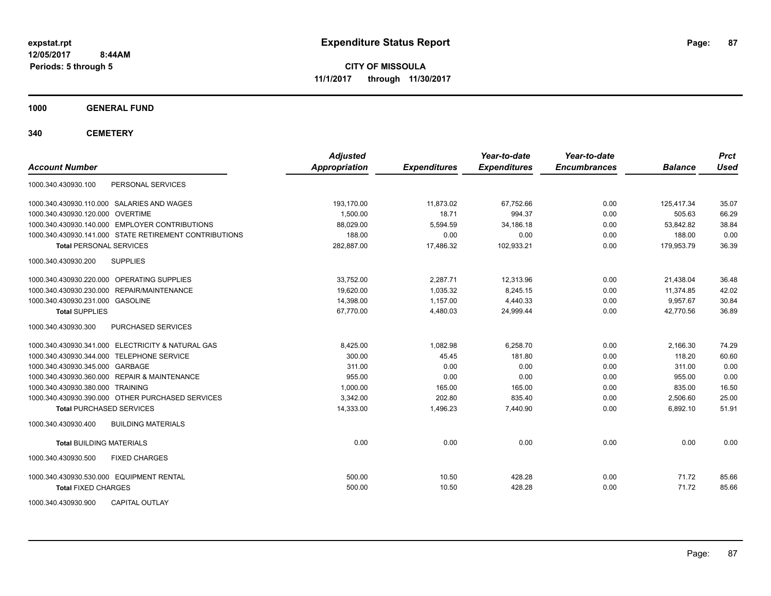# Expenditure Status Report

expstat.rpt
12/05/2017 8:44AM
Periods: 5 through 5

**CITY OF MISSOULA**
**11/1/2017 through 11/30/2017**

## 1000 GENERAL FUND

## 340 CEMETERY

| Account Number | | Adjusted Appropriation | Expenditures | Year-to-date Expenditures | Year-to-date Encumbrances | Balance | Prct Used |
|---|---|---|---|---|---|---|---|
| 1000.340.430930.100 | PERSONAL SERVICES | | | | | | |
| 1000.340.430930.110.000 | SALARIES AND WAGES | 193,170.00 | 11,873.02 | 67,752.66 | 0.00 | 125,417.34 | 35.07 |
| 1000.340.430930.120.000 | OVERTIME | 1,500.00 | 18.71 | 994.37 | 0.00 | 505.63 | 66.29 |
| 1000.340.430930.140.000 | EMPLOYER CONTRIBUTIONS | 88,029.00 | 5,594.59 | 34,186.18 | 0.00 | 53,842.82 | 38.84 |
| 1000.340.430930.141.000 | STATE RETIREMENT CONTRIBUTIONS | 188.00 | 0.00 | 0.00 | 0.00 | 188.00 | 0.00 |
| **Total** PERSONAL SERVICES | | 282,887.00 | 17,486.32 | 102,933.21 | 0.00 | 179,953.79 | 36.39 |
| 1000.340.430930.200 | SUPPLIES | | | | | | |
| 1000.340.430930.220.000 | OPERATING SUPPLIES | 33,752.00 | 2,287.71 | 12,313.96 | 0.00 | 21,438.04 | 36.48 |
| 1000.340.430930.230.000 | REPAIR/MAINTENANCE | 19,620.00 | 1,035.32 | 8,245.15 | 0.00 | 11,374.85 | 42.02 |
| 1000.340.430930.231.000 | GASOLINE | 14,398.00 | 1,157.00 | 4,440.33 | 0.00 | 9,957.67 | 30.84 |
| **Total** SUPPLIES | | 67,770.00 | 4,480.03 | 24,999.44 | 0.00 | 42,770.56 | 36.89 |
| 1000.340.430930.300 | PURCHASED SERVICES | | | | | | |
| 1000.340.430930.341.000 | ELECTRICITY & NATURAL GAS | 8,425.00 | 1,082.98 | 6,258.70 | 0.00 | 2,166.30 | 74.29 |
| 1000.340.430930.344.000 | TELEPHONE SERVICE | 300.00 | 45.45 | 181.80 | 0.00 | 118.20 | 60.60 |
| 1000.340.430930.345.000 | GARBAGE | 311.00 | 0.00 | 0.00 | 0.00 | 311.00 | 0.00 |
| 1000.340.430930.360.000 | REPAIR & MAINTENANCE | 955.00 | 0.00 | 0.00 | 0.00 | 955.00 | 0.00 |
| 1000.340.430930.380.000 | TRAINING | 1,000.00 | 165.00 | 165.00 | 0.00 | 835.00 | 16.50 |
| 1000.340.430930.390.000 | OTHER PURCHASED SERVICES | 3,342.00 | 202.80 | 835.40 | 0.00 | 2,506.60 | 25.00 |
| **Total** PURCHASED SERVICES | | 14,333.00 | 1,496.23 | 7,440.90 | 0.00 | 6,892.10 | 51.91 |
| 1000.340.430930.400 | BUILDING MATERIALS | | | | | | |
| **Total** BUILDING MATERIALS | | 0.00 | 0.00 | 0.00 | 0.00 | 0.00 | 0.00 |
| 1000.340.430930.500 | FIXED CHARGES | | | | | | |
| 1000.340.430930.530.000 | EQUIPMENT RENTAL | 500.00 | 10.50 | 428.28 | 0.00 | 71.72 | 85.66 |
| **Total** FIXED CHARGES | | 500.00 | 10.50 | 428.28 | 0.00 | 71.72 | 85.66 |
| 1000.340.430930.900 | CAPITAL OUTLAY | | | | | | |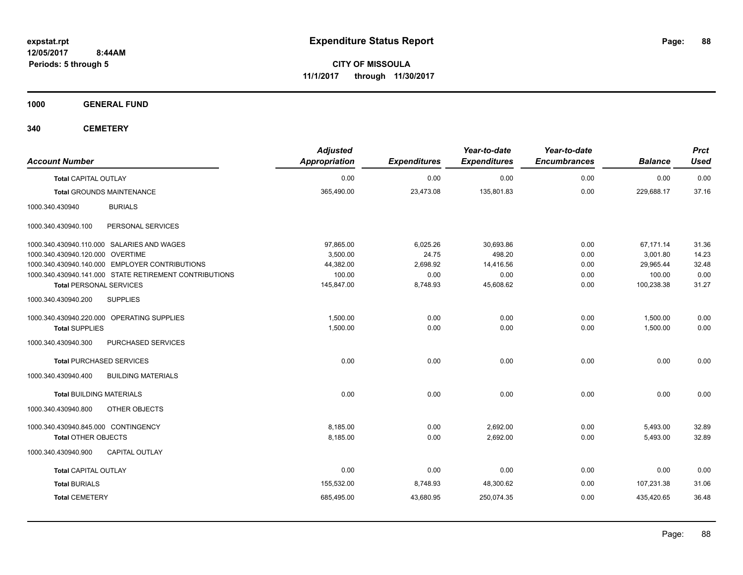**expstat.rpt**
**12/05/2017 8:44AM**
**Periods: 5 through 5**

# Expenditure Status Report

**CITY OF MISSOULA**
**11/1/2017 through 11/30/2017**

**1000 GENERAL FUND**

**340 CEMETERY**

| Account Number | Adjusted Appropriation | Expenditures | Year-to-date Expenditures | Year-to-date Encumbrances | Balance | Prct Used |
|---|---|---|---|---|---|---|
| **Total** CAPITAL OUTLAY | 0.00 | 0.00 | 0.00 | 0.00 | 0.00 | 0.00 |
| **Total** GROUNDS MAINTENANCE | 365,490.00 | 23,473.08 | 135,801.83 | 0.00 | 229,688.17 | 37.16 |
| 1000.340.430940 BURIALS | | | | | | |
| 1000.340.430940.100 PERSONAL SERVICES | | | | | | |
| 1000.340.430940.110.000 SALARIES AND WAGES | 97,865.00 | 6,025.26 | 30,693.86 | 0.00 | 67,171.14 | 31.36 |
| 1000.340.430940.120.000 OVERTIME | 3,500.00 | 24.75 | 498.20 | 0.00 | 3,001.80 | 14.23 |
| 1000.340.430940.140.000 EMPLOYER CONTRIBUTIONS | 44,382.00 | 2,698.92 | 14,416.56 | 0.00 | 29,965.44 | 32.48 |
| 1000.340.430940.141.000 STATE RETIREMENT CONTRIBUTIONS | 100.00 | 0.00 | 0.00 | 0.00 | 100.00 | 0.00 |
| **Total** PERSONAL SERVICES | 145,847.00 | 8,748.93 | 45,608.62 | 0.00 | 100,238.38 | 31.27 |
| 1000.340.430940.200 SUPPLIES | | | | | | |
| 1000.340.430940.220.000 OPERATING SUPPLIES | 1,500.00 | 0.00 | 0.00 | 0.00 | 1,500.00 | 0.00 |
| **Total** SUPPLIES | 1,500.00 | 0.00 | 0.00 | 0.00 | 1,500.00 | 0.00 |
| 1000.340.430940.300 PURCHASED SERVICES | | | | | | |
| **Total** PURCHASED SERVICES | 0.00 | 0.00 | 0.00 | 0.00 | 0.00 | 0.00 |
| 1000.340.430940.400 BUILDING MATERIALS | | | | | | |
| **Total** BUILDING MATERIALS | 0.00 | 0.00 | 0.00 | 0.00 | 0.00 | 0.00 |
| 1000.340.430940.800 OTHER OBJECTS | | | | | | |
| 1000.340.430940.845.000 CONTINGENCY | 8,185.00 | 0.00 | 2,692.00 | 0.00 | 5,493.00 | 32.89 |
| **Total** OTHER OBJECTS | 8,185.00 | 0.00 | 2,692.00 | 0.00 | 5,493.00 | 32.89 |
| 1000.340.430940.900 CAPITAL OUTLAY | | | | | | |
| **Total** CAPITAL OUTLAY | 0.00 | 0.00 | 0.00 | 0.00 | 0.00 | 0.00 |
| **Total** BURIALS | 155,532.00 | 8,748.93 | 48,300.62 | 0.00 | 107,231.38 | 31.06 |
| **Total** CEMETERY | 685,495.00 | 43,680.95 | 250,074.35 | 0.00 | 435,420.65 | 36.48 |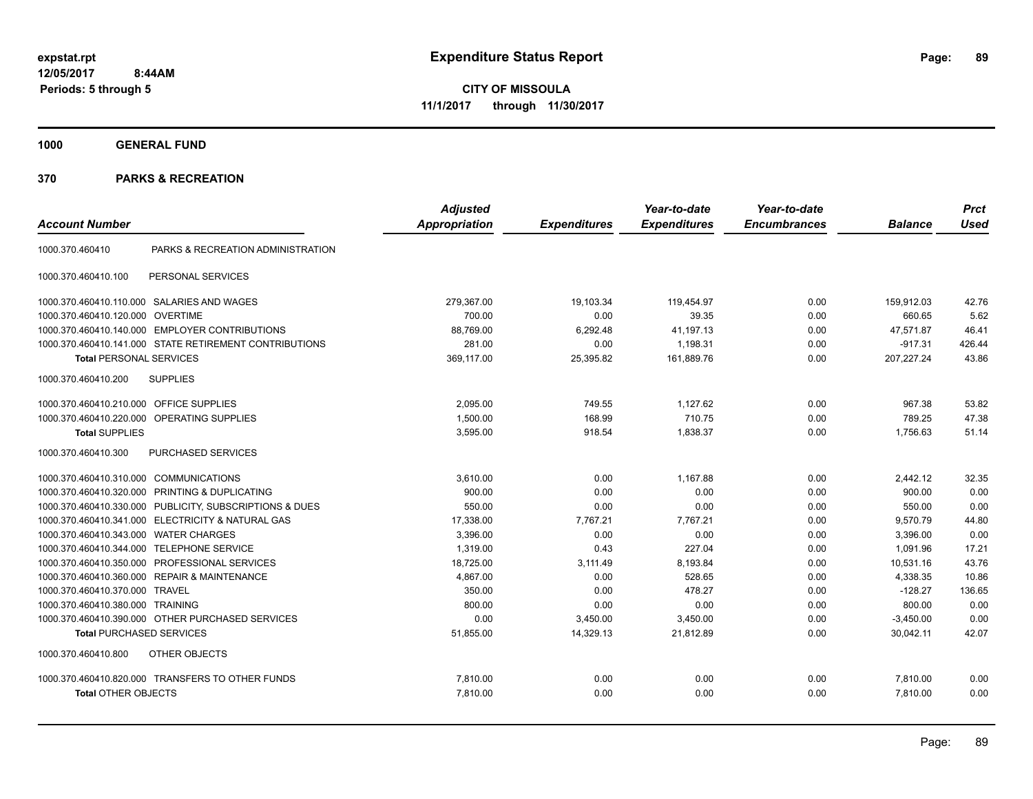**expstat.rpt**
**12/05/2017 8:44AM**
**Periods: 5 through 5**

# Expenditure Status Report

**CITY OF MISSOULA**
**11/1/2017 through 11/30/2017**

## 1000 GENERAL FUND

## 370 PARKS & RECREATION

| Account Number | | Adjusted Appropriation | Expenditures | Year-to-date Expenditures | Year-to-date Encumbrances | Balance | Prct Used |
|---|---|---|---|---|---|---|---|
| 1000.370.460410 | PARKS & RECREATION ADMINISTRATION | | | | | | |
| 1000.370.460410.100 | PERSONAL SERVICES | | | | | | |
| 1000.370.460410.110.000 | SALARIES AND WAGES | 279,367.00 | 19,103.34 | 119,454.97 | 0.00 | 159,912.03 | 42.76 |
| 1000.370.460410.120.000 | OVERTIME | 700.00 | 0.00 | 39.35 | 0.00 | 660.65 | 5.62 |
| 1000.370.460410.140.000 | EMPLOYER CONTRIBUTIONS | 88,769.00 | 6,292.48 | 41,197.13 | 0.00 | 47,571.87 | 46.41 |
| 1000.370.460410.141.000 | STATE RETIREMENT CONTRIBUTIONS | 281.00 | 0.00 | 1,198.31 | 0.00 | -917.31 | 426.44 |
| **Total** PERSONAL SERVICES | | 369,117.00 | 25,395.82 | 161,889.76 | 0.00 | 207,227.24 | 43.86 |
| 1000.370.460410.200 | SUPPLIES | | | | | | |
| 1000.370.460410.210.000 | OFFICE SUPPLIES | 2,095.00 | 749.55 | 1,127.62 | 0.00 | 967.38 | 53.82 |
| 1000.370.460410.220.000 | OPERATING SUPPLIES | 1,500.00 | 168.99 | 710.75 | 0.00 | 789.25 | 47.38 |
| **Total** SUPPLIES | | 3,595.00 | 918.54 | 1,838.37 | 0.00 | 1,756.63 | 51.14 |
| 1000.370.460410.300 | PURCHASED SERVICES | | | | | | |
| 1000.370.460410.310.000 | COMMUNICATIONS | 3,610.00 | 0.00 | 1,167.88 | 0.00 | 2,442.12 | 32.35 |
| 1000.370.460410.320.000 | PRINTING & DUPLICATING | 900.00 | 0.00 | 0.00 | 0.00 | 900.00 | 0.00 |
| 1000.370.460410.330.000 | PUBLICITY, SUBSCRIPTIONS & DUES | 550.00 | 0.00 | 0.00 | 0.00 | 550.00 | 0.00 |
| 1000.370.460410.341.000 | ELECTRICITY & NATURAL GAS | 17,338.00 | 7,767.21 | 7,767.21 | 0.00 | 9,570.79 | 44.80 |
| 1000.370.460410.343.000 | WATER CHARGES | 3,396.00 | 0.00 | 0.00 | 0.00 | 3,396.00 | 0.00 |
| 1000.370.460410.344.000 | TELEPHONE SERVICE | 1,319.00 | 0.43 | 227.04 | 0.00 | 1,091.96 | 17.21 |
| 1000.370.460410.350.000 | PROFESSIONAL SERVICES | 18,725.00 | 3,111.49 | 8,193.84 | 0.00 | 10,531.16 | 43.76 |
| 1000.370.460410.360.000 | REPAIR & MAINTENANCE | 4,867.00 | 0.00 | 528.65 | 0.00 | 4,338.35 | 10.86 |
| 1000.370.460410.370.000 | TRAVEL | 350.00 | 0.00 | 478.27 | 0.00 | -128.27 | 136.65 |
| 1000.370.460410.380.000 | TRAINING | 800.00 | 0.00 | 0.00 | 0.00 | 800.00 | 0.00 |
| 1000.370.460410.390.000 | OTHER PURCHASED SERVICES | 0.00 | 3,450.00 | 3,450.00 | 0.00 | -3,450.00 | 0.00 |
| **Total** PURCHASED SERVICES | | 51,855.00 | 14,329.13 | 21,812.89 | 0.00 | 30,042.11 | 42.07 |
| 1000.370.460410.800 | OTHER OBJECTS | | | | | | |
| 1000.370.460410.820.000 | TRANSFERS TO OTHER FUNDS | 7,810.00 | 0.00 | 0.00 | 0.00 | 7,810.00 | 0.00 |
| **Total** OTHER OBJECTS | | 7,810.00 | 0.00 | 0.00 | 0.00 | 7,810.00 | 0.00 |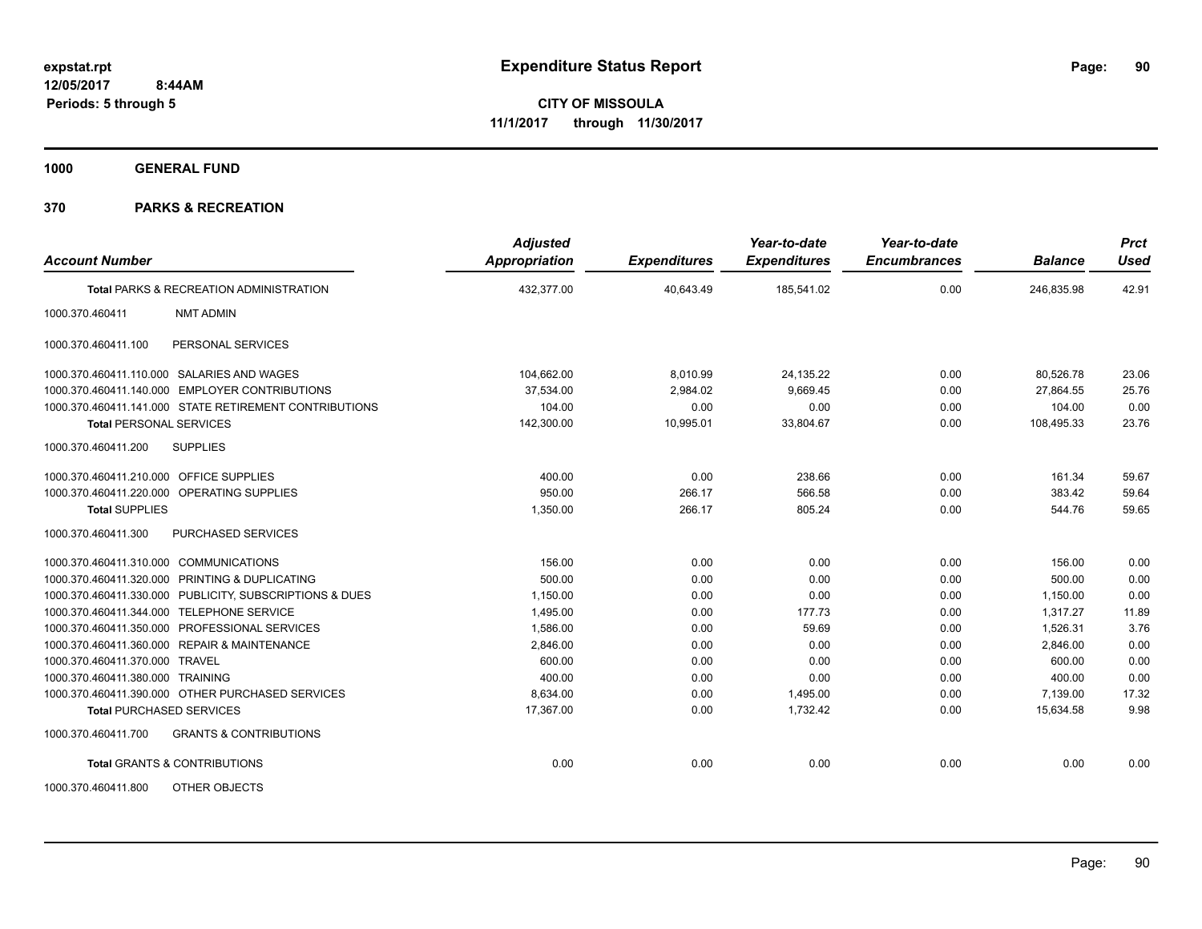**Expenditure Status Report**

**CITY OF MISSOULA**
**11/1/2017 through 11/30/2017**

expstat.rpt
12/05/2017 8:44AM
Periods: 5 through 5

**1000 GENERAL FUND**

**370 PARKS & RECREATION**

| Account Number | | Adjusted Appropriation | Expenditures | Year-to-date Expenditures | Year-to-date Encumbrances | Balance | Prct Used |
|---|---|---|---|---|---|---|---|
| **Total** PARKS & RECREATION ADMINISTRATION | | 432,377.00 | 40,643.49 | 185,541.02 | 0.00 | 246,835.98 | 42.91 |
| 1000.370.460411 | NMT ADMIN | | | | | | |
| 1000.370.460411.100 | PERSONAL SERVICES | | | | | | |
| 1000.370.460411.110.000 | SALARIES AND WAGES | 104,662.00 | 8,010.99 | 24,135.22 | 0.00 | 80,526.78 | 23.06 |
| 1000.370.460411.140.000 | EMPLOYER CONTRIBUTIONS | 37,534.00 | 2,984.02 | 9,669.45 | 0.00 | 27,864.55 | 25.76 |
| 1000.370.460411.141.000 | STATE RETIREMENT CONTRIBUTIONS | 104.00 | 0.00 | 0.00 | 0.00 | 104.00 | 0.00 |
| **Total** PERSONAL SERVICES | | 142,300.00 | 10,995.01 | 33,804.67 | 0.00 | 108,495.33 | 23.76 |
| 1000.370.460411.200 | SUPPLIES | | | | | | |
| 1000.370.460411.210.000 | OFFICE SUPPLIES | 400.00 | 0.00 | 238.66 | 0.00 | 161.34 | 59.67 |
| 1000.370.460411.220.000 | OPERATING SUPPLIES | 950.00 | 266.17 | 566.58 | 0.00 | 383.42 | 59.64 |
| **Total** SUPPLIES | | 1,350.00 | 266.17 | 805.24 | 0.00 | 544.76 | 59.65 |
| 1000.370.460411.300 | PURCHASED SERVICES | | | | | | |
| 1000.370.460411.310.000 | COMMUNICATIONS | 156.00 | 0.00 | 0.00 | 0.00 | 156.00 | 0.00 |
| 1000.370.460411.320.000 | PRINTING & DUPLICATING | 500.00 | 0.00 | 0.00 | 0.00 | 500.00 | 0.00 |
| 1000.370.460411.330.000 | PUBLICITY, SUBSCRIPTIONS & DUES | 1,150.00 | 0.00 | 0.00 | 0.00 | 1,150.00 | 0.00 |
| 1000.370.460411.344.000 | TELEPHONE SERVICE | 1,495.00 | 0.00 | 177.73 | 0.00 | 1,317.27 | 11.89 |
| 1000.370.460411.350.000 | PROFESSIONAL SERVICES | 1,586.00 | 0.00 | 59.69 | 0.00 | 1,526.31 | 3.76 |
| 1000.370.460411.360.000 | REPAIR & MAINTENANCE | 2,846.00 | 0.00 | 0.00 | 0.00 | 2,846.00 | 0.00 |
| 1000.370.460411.370.000 | TRAVEL | 600.00 | 0.00 | 0.00 | 0.00 | 600.00 | 0.00 |
| 1000.370.460411.380.000 | TRAINING | 400.00 | 0.00 | 0.00 | 0.00 | 400.00 | 0.00 |
| 1000.370.460411.390.000 | OTHER PURCHASED SERVICES | 8,634.00 | 0.00 | 1,495.00 | 0.00 | 7,139.00 | 17.32 |
| **Total** PURCHASED SERVICES | | 17,367.00 | 0.00 | 1,732.42 | 0.00 | 15,634.58 | 9.98 |
| 1000.370.460411.700 | GRANTS & CONTRIBUTIONS | | | | | | |
| **Total** GRANTS & CONTRIBUTIONS | | 0.00 | 0.00 | 0.00 | 0.00 | 0.00 | 0.00 |
| 1000.370.460411.800 | OTHER OBJECTS | | | | | | |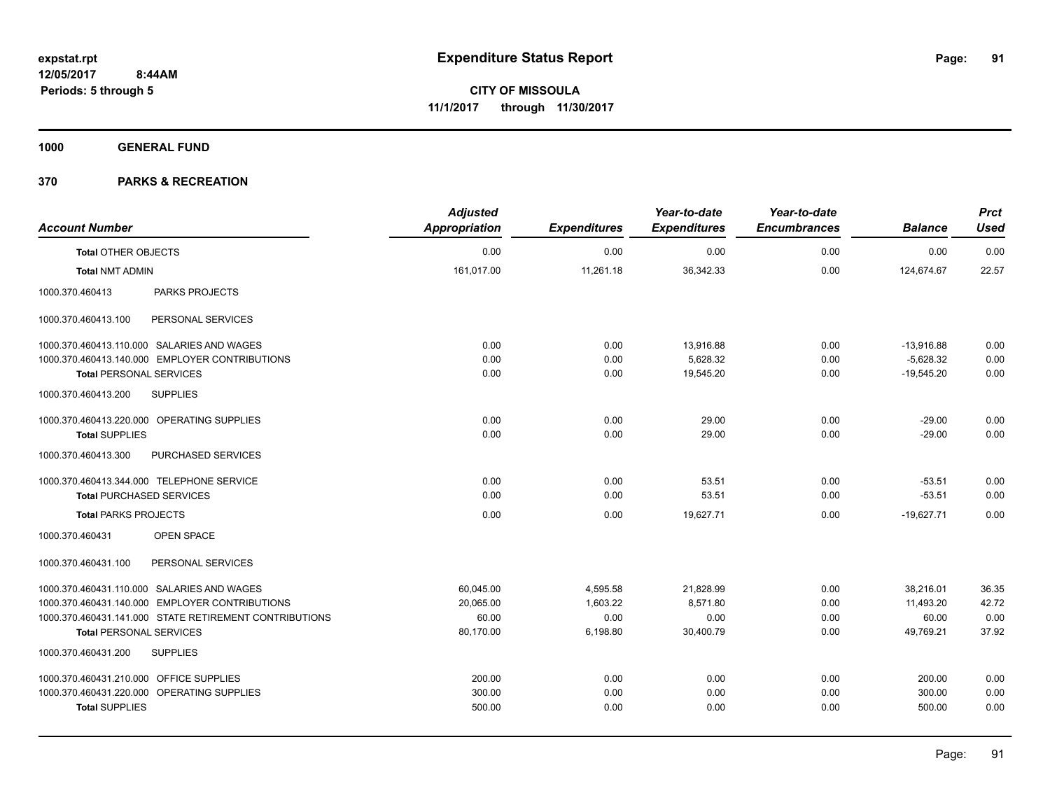**expstat.rpt**
**12/05/2017 8:44AM**
**Periods: 5 through 5**

# Expenditure Status Report

**CITY OF MISSOULA**
**11/1/2017 through 11/30/2017**

**1000 GENERAL FUND**

**370 PARKS & RECREATION**

| Account Number | Adjusted Appropriation | Expenditures | Year-to-date Expenditures | Year-to-date Encumbrances | Balance | Prct Used |
|---|---|---|---|---|---|---|
| **Total** OTHER OBJECTS | 0.00 | 0.00 | 0.00 | 0.00 | 0.00 | 0.00 |
| **Total** NMT ADMIN | 161,017.00 | 11,261.18 | 36,342.33 | 0.00 | 124,674.67 | 22.57 |
| 1000.370.460413 PARKS PROJECTS | | | | | | |
| 1000.370.460413.100 PERSONAL SERVICES | | | | | | |
| 1000.370.460413.110.000 SALARIES AND WAGES | 0.00 | 0.00 | 13,916.88 | 0.00 | -13,916.88 | 0.00 |
| 1000.370.460413.140.000 EMPLOYER CONTRIBUTIONS | 0.00 | 0.00 | 5,628.32 | 0.00 | -5,628.32 | 0.00 |
| **Total** PERSONAL SERVICES | 0.00 | 0.00 | 19,545.20 | 0.00 | -19,545.20 | 0.00 |
| 1000.370.460413.200 SUPPLIES | | | | | | |
| 1000.370.460413.220.000 OPERATING SUPPLIES | 0.00 | 0.00 | 29.00 | 0.00 | -29.00 | 0.00 |
| **Total** SUPPLIES | 0.00 | 0.00 | 29.00 | 0.00 | -29.00 | 0.00 |
| 1000.370.460413.300 PURCHASED SERVICES | | | | | | |
| 1000.370.460413.344.000 TELEPHONE SERVICE | 0.00 | 0.00 | 53.51 | 0.00 | -53.51 | 0.00 |
| **Total** PURCHASED SERVICES | 0.00 | 0.00 | 53.51 | 0.00 | -53.51 | 0.00 |
| **Total** PARKS PROJECTS | 0.00 | 0.00 | 19,627.71 | 0.00 | -19,627.71 | 0.00 |
| 1000.370.460431 OPEN SPACE | | | | | | |
| 1000.370.460431.100 PERSONAL SERVICES | | | | | | |
| 1000.370.460431.110.000 SALARIES AND WAGES | 60,045.00 | 4,595.58 | 21,828.99 | 0.00 | 38,216.01 | 36.35 |
| 1000.370.460431.140.000 EMPLOYER CONTRIBUTIONS | 20,065.00 | 1,603.22 | 8,571.80 | 0.00 | 11,493.20 | 42.72 |
| 1000.370.460431.141.000 STATE RETIREMENT CONTRIBUTIONS | 60.00 | 0.00 | 0.00 | 0.00 | 60.00 | 0.00 |
| **Total** PERSONAL SERVICES | 80,170.00 | 6,198.80 | 30,400.79 | 0.00 | 49,769.21 | 37.92 |
| 1000.370.460431.200 SUPPLIES | | | | | | |
| 1000.370.460431.210.000 OFFICE SUPPLIES | 200.00 | 0.00 | 0.00 | 0.00 | 200.00 | 0.00 |
| 1000.370.460431.220.000 OPERATING SUPPLIES | 300.00 | 0.00 | 0.00 | 0.00 | 300.00 | 0.00 |
| **Total** SUPPLIES | 500.00 | 0.00 | 0.00 | 0.00 | 500.00 | 0.00 |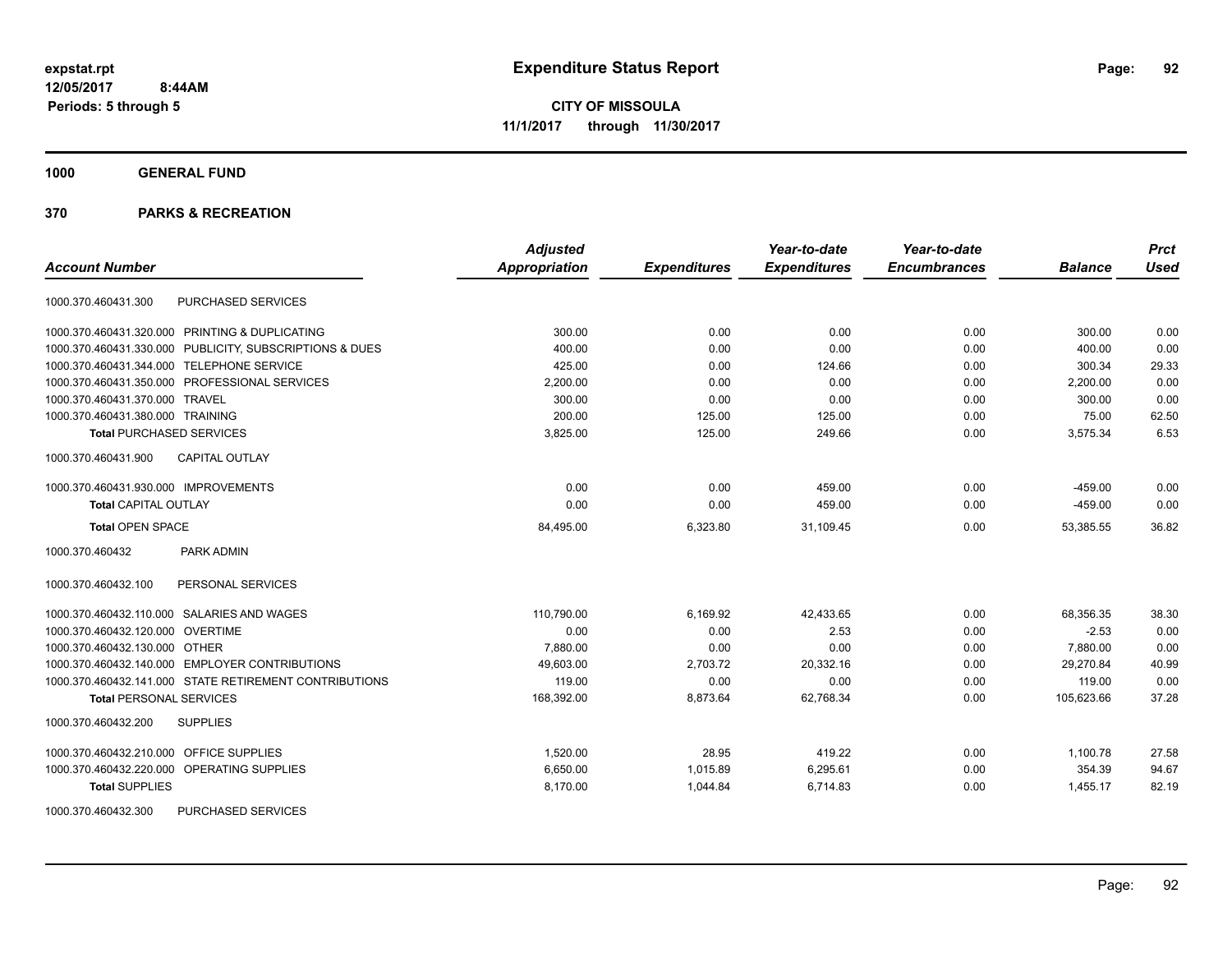# Expenditure Status Report

expstat.rpt
12/05/2017 8:44AM
Periods: 5 through 5

**CITY OF MISSOULA**
**11/1/2017 through 11/30/2017**

## 1000 GENERAL FUND

## 370 PARKS & RECREATION

| Account Number | | Adjusted Appropriation | Expenditures | Year-to-date Expenditures | Year-to-date Encumbrances | Balance | Prct Used |
|---|---|---|---|---|---|---|---|
| 1000.370.460431.300 | PURCHASED SERVICES | | | | | | |
| 1000.370.460431.320.000 | PRINTING & DUPLICATING | 300.00 | 0.00 | 0.00 | 0.00 | 300.00 | 0.00 |
| 1000.370.460431.330.000 | PUBLICITY, SUBSCRIPTIONS & DUES | 400.00 | 0.00 | 0.00 | 0.00 | 400.00 | 0.00 |
| 1000.370.460431.344.000 | TELEPHONE SERVICE | 425.00 | 0.00 | 124.66 | 0.00 | 300.34 | 29.33 |
| 1000.370.460431.350.000 | PROFESSIONAL SERVICES | 2,200.00 | 0.00 | 0.00 | 0.00 | 2,200.00 | 0.00 |
| 1000.370.460431.370.000 | TRAVEL | 300.00 | 0.00 | 0.00 | 0.00 | 300.00 | 0.00 |
| 1000.370.460431.380.000 | TRAINING | 200.00 | 125.00 | 125.00 | 0.00 | 75.00 | 62.50 |
| **Total** PURCHASED SERVICES | | 3,825.00 | 125.00 | 249.66 | 0.00 | 3,575.34 | 6.53 |
| 1000.370.460431.900 | CAPITAL OUTLAY | | | | | | |
| 1000.370.460431.930.000 | IMPROVEMENTS | 0.00 | 0.00 | 459.00 | 0.00 | -459.00 | 0.00 |
| **Total** CAPITAL OUTLAY | | 0.00 | 0.00 | 459.00 | 0.00 | -459.00 | 0.00 |
| **Total** OPEN SPACE | | 84,495.00 | 6,323.80 | 31,109.45 | 0.00 | 53,385.55 | 36.82 |
| 1000.370.460432 | PARK ADMIN | | | | | | |
| 1000.370.460432.100 | PERSONAL SERVICES | | | | | | |
| 1000.370.460432.110.000 | SALARIES AND WAGES | 110,790.00 | 6,169.92 | 42,433.65 | 0.00 | 68,356.35 | 38.30 |
| 1000.370.460432.120.000 | OVERTIME | 0.00 | 0.00 | 2.53 | 0.00 | -2.53 | 0.00 |
| 1000.370.460432.130.000 | OTHER | 7,880.00 | 0.00 | 0.00 | 0.00 | 7,880.00 | 0.00 |
| 1000.370.460432.140.000 | EMPLOYER CONTRIBUTIONS | 49,603.00 | 2,703.72 | 20,332.16 | 0.00 | 29,270.84 | 40.99 |
| 1000.370.460432.141.000 | STATE RETIREMENT CONTRIBUTIONS | 119.00 | 0.00 | 0.00 | 0.00 | 119.00 | 0.00 |
| **Total** PERSONAL SERVICES | | 168,392.00 | 8,873.64 | 62,768.34 | 0.00 | 105,623.66 | 37.28 |
| 1000.370.460432.200 | SUPPLIES | | | | | | |
| 1000.370.460432.210.000 | OFFICE SUPPLIES | 1,520.00 | 28.95 | 419.22 | 0.00 | 1,100.78 | 27.58 |
| 1000.370.460432.220.000 | OPERATING SUPPLIES | 6,650.00 | 1,015.89 | 6,295.61 | 0.00 | 354.39 | 94.67 |
| **Total** SUPPLIES | | 8,170.00 | 1,044.84 | 6,714.83 | 0.00 | 1,455.17 | 82.19 |
| 1000.370.460432.300 | PURCHASED SERVICES | | | | | | |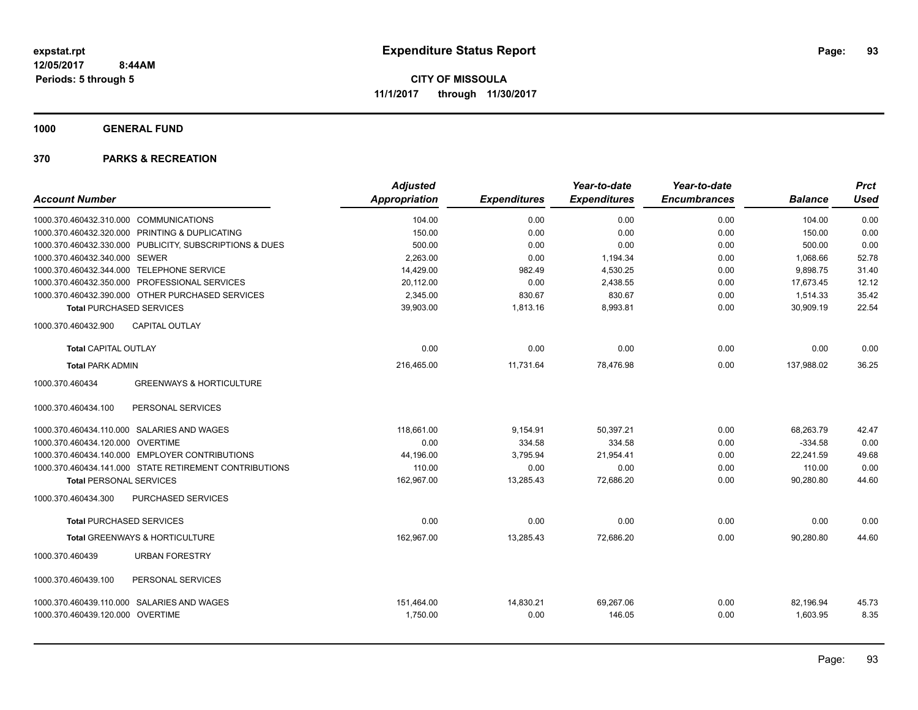**expstat.rpt**
**12/05/2017 8:44AM**
**Periods: 5 through 5**

# Expenditure Status Report

**CITY OF MISSOULA**
**11/1/2017 through 11/30/2017**

## 1000 GENERAL FUND

## 370 PARKS & RECREATION

| Account Number | Adjusted Appropriation | Expenditures | Year-to-date Expenditures | Year-to-date Encumbrances | Balance | Prct Used |
|---|---|---|---|---|---|---|
| 1000.370.460432.310.000 COMMUNICATIONS | 104.00 | 0.00 | 0.00 | 0.00 | 104.00 | 0.00 |
| 1000.370.460432.320.000 PRINTING & DUPLICATING | 150.00 | 0.00 | 0.00 | 0.00 | 150.00 | 0.00 |
| 1000.370.460432.330.000 PUBLICITY, SUBSCRIPTIONS & DUES | 500.00 | 0.00 | 0.00 | 0.00 | 500.00 | 0.00 |
| 1000.370.460432.340.000 SEWER | 2,263.00 | 0.00 | 1,194.34 | 0.00 | 1,068.66 | 52.78 |
| 1000.370.460432.344.000 TELEPHONE SERVICE | 14,429.00 | 982.49 | 4,530.25 | 0.00 | 9,898.75 | 31.40 |
| 1000.370.460432.350.000 PROFESSIONAL SERVICES | 20,112.00 | 0.00 | 2,438.55 | 0.00 | 17,673.45 | 12.12 |
| 1000.370.460432.390.000 OTHER PURCHASED SERVICES | 2,345.00 | 830.67 | 830.67 | 0.00 | 1,514.33 | 35.42 |
| **Total** PURCHASED SERVICES | 39,903.00 | 1,813.16 | 8,993.81 | 0.00 | 30,909.19 | 22.54 |
| 1000.370.460432.900 CAPITAL OUTLAY | | | | | | |
| **Total** CAPITAL OUTLAY | 0.00 | 0.00 | 0.00 | 0.00 | 0.00 | 0.00 |
| **Total** PARK ADMIN | 216,465.00 | 11,731.64 | 78,476.98 | 0.00 | 137,988.02 | 36.25 |
| 1000.370.460434 GREENWAYS & HORTICULTURE | | | | | | |
| 1000.370.460434.100 PERSONAL SERVICES | | | | | | |
| 1000.370.460434.110.000 SALARIES AND WAGES | 118,661.00 | 9,154.91 | 50,397.21 | 0.00 | 68,263.79 | 42.47 |
| 1000.370.460434.120.000 OVERTIME | 0.00 | 334.58 | 334.58 | 0.00 | -334.58 | 0.00 |
| 1000.370.460434.140.000 EMPLOYER CONTRIBUTIONS | 44,196.00 | 3,795.94 | 21,954.41 | 0.00 | 22,241.59 | 49.68 |
| 1000.370.460434.141.000 STATE RETIREMENT CONTRIBUTIONS | 110.00 | 0.00 | 0.00 | 0.00 | 110.00 | 0.00 |
| **Total** PERSONAL SERVICES | 162,967.00 | 13,285.43 | 72,686.20 | 0.00 | 90,280.80 | 44.60 |
| 1000.370.460434.300 PURCHASED SERVICES | | | | | | |
| **Total** PURCHASED SERVICES | 0.00 | 0.00 | 0.00 | 0.00 | 0.00 | 0.00 |
| **Total** GREENWAYS & HORTICULTURE | 162,967.00 | 13,285.43 | 72,686.20 | 0.00 | 90,280.80 | 44.60 |
| 1000.370.460439 URBAN FORESTRY | | | | | | |
| 1000.370.460439.100 PERSONAL SERVICES | | | | | | |
| 1000.370.460439.110.000 SALARIES AND WAGES | 151,464.00 | 14,830.21 | 69,267.06 | 0.00 | 82,196.94 | 45.73 |
| 1000.370.460439.120.000 OVERTIME | 1,750.00 | 0.00 | 146.05 | 0.00 | 1,603.95 | 8.35 |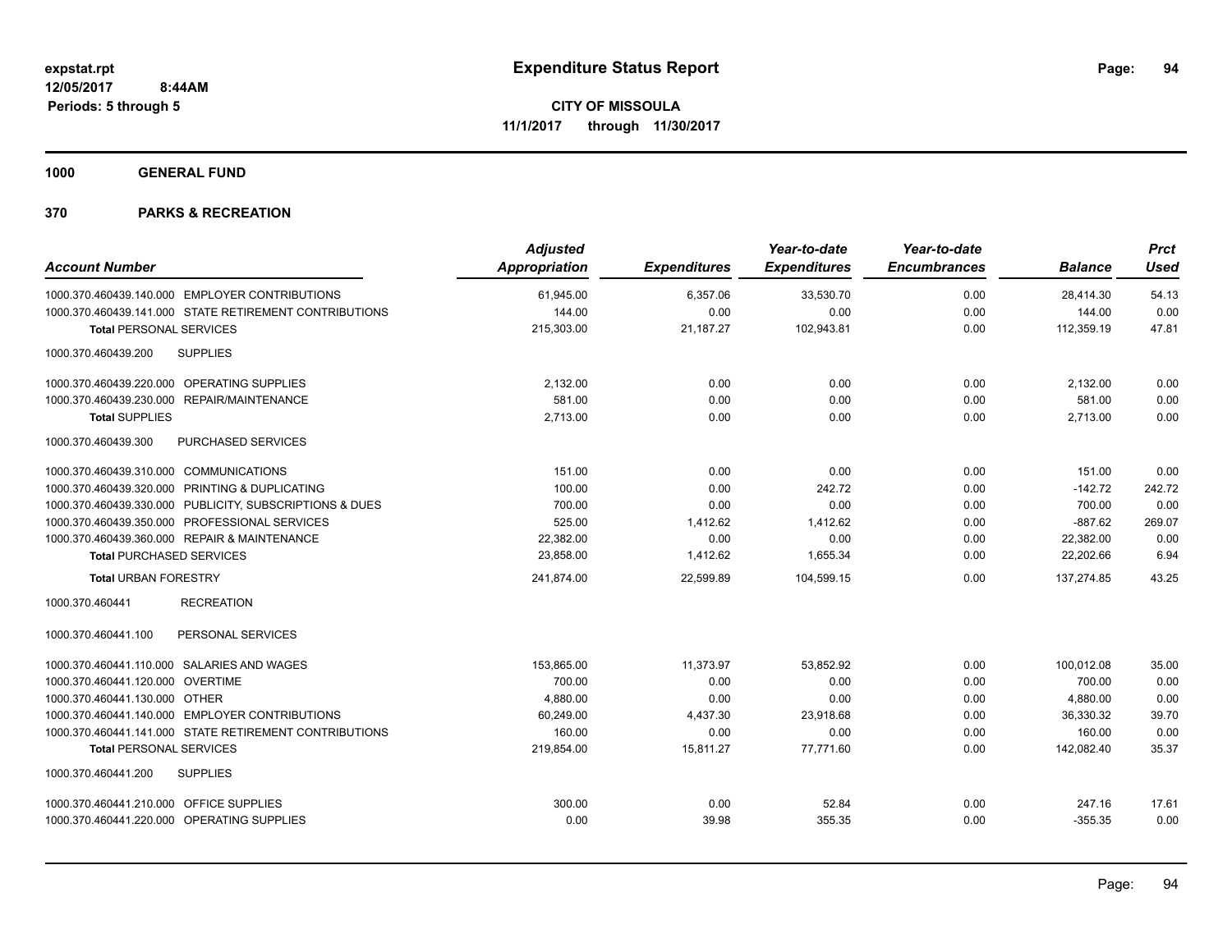**expstat.rpt**
**12/05/2017 8:44AM**
**Periods: 5 through 5**

# Expenditure Status Report

**CITY OF MISSOULA**
**11/1/2017 through 11/30/2017**

## 1000 GENERAL FUND

## 370 PARKS & RECREATION

| Account Number | Adjusted Appropriation | Expenditures | Year-to-date Expenditures | Year-to-date Encumbrances | Balance | Prct Used |
|---|---|---|---|---|---|---|
| 1000.370.460439.140.000 EMPLOYER CONTRIBUTIONS | 61,945.00 | 6,357.06 | 33,530.70 | 0.00 | 28,414.30 | 54.13 |
| 1000.370.460439.141.000 STATE RETIREMENT CONTRIBUTIONS | 144.00 | 0.00 | 0.00 | 0.00 | 144.00 | 0.00 |
| **Total** PERSONAL SERVICES | 215,303.00 | 21,187.27 | 102,943.81 | 0.00 | 112,359.19 | 47.81 |
| 1000.370.460439.200 SUPPLIES | | | | | | |
| 1000.370.460439.220.000 OPERATING SUPPLIES | 2,132.00 | 0.00 | 0.00 | 0.00 | 2,132.00 | 0.00 |
| 1000.370.460439.230.000 REPAIR/MAINTENANCE | 581.00 | 0.00 | 0.00 | 0.00 | 581.00 | 0.00 |
| **Total** SUPPLIES | 2,713.00 | 0.00 | 0.00 | 0.00 | 2,713.00 | 0.00 |
| 1000.370.460439.300 PURCHASED SERVICES | | | | | | |
| 1000.370.460439.310.000 COMMUNICATIONS | 151.00 | 0.00 | 0.00 | 0.00 | 151.00 | 0.00 |
| 1000.370.460439.320.000 PRINTING & DUPLICATING | 100.00 | 0.00 | 242.72 | 0.00 | -142.72 | 242.72 |
| 1000.370.460439.330.000 PUBLICITY, SUBSCRIPTIONS & DUES | 700.00 | 0.00 | 0.00 | 0.00 | 700.00 | 0.00 |
| 1000.370.460439.350.000 PROFESSIONAL SERVICES | 525.00 | 1,412.62 | 1,412.62 | 0.00 | -887.62 | 269.07 |
| 1000.370.460439.360.000 REPAIR & MAINTENANCE | 22,382.00 | 0.00 | 0.00 | 0.00 | 22,382.00 | 0.00 |
| **Total** PURCHASED SERVICES | 23,858.00 | 1,412.62 | 1,655.34 | 0.00 | 22,202.66 | 6.94 |
| **Total** URBAN FORESTRY | 241,874.00 | 22,599.89 | 104,599.15 | 0.00 | 137,274.85 | 43.25 |
| 1000.370.460441 RECREATION | | | | | | |
| 1000.370.460441.100 PERSONAL SERVICES | | | | | | |
| 1000.370.460441.110.000 SALARIES AND WAGES | 153,865.00 | 11,373.97 | 53,852.92 | 0.00 | 100,012.08 | 35.00 |
| 1000.370.460441.120.000 OVERTIME | 700.00 | 0.00 | 0.00 | 0.00 | 700.00 | 0.00 |
| 1000.370.460441.130.000 OTHER | 4,880.00 | 0.00 | 0.00 | 0.00 | 4,880.00 | 0.00 |
| 1000.370.460441.140.000 EMPLOYER CONTRIBUTIONS | 60,249.00 | 4,437.30 | 23,918.68 | 0.00 | 36,330.32 | 39.70 |
| 1000.370.460441.141.000 STATE RETIREMENT CONTRIBUTIONS | 160.00 | 0.00 | 0.00 | 0.00 | 160.00 | 0.00 |
| **Total** PERSONAL SERVICES | 219,854.00 | 15,811.27 | 77,771.60 | 0.00 | 142,082.40 | 35.37 |
| 1000.370.460441.200 SUPPLIES | | | | | | |
| 1000.370.460441.210.000 OFFICE SUPPLIES | 300.00 | 0.00 | 52.84 | 0.00 | 247.16 | 17.61 |
| 1000.370.460441.220.000 OPERATING SUPPLIES | 0.00 | 39.98 | 355.35 | 0.00 | -355.35 | 0.00 |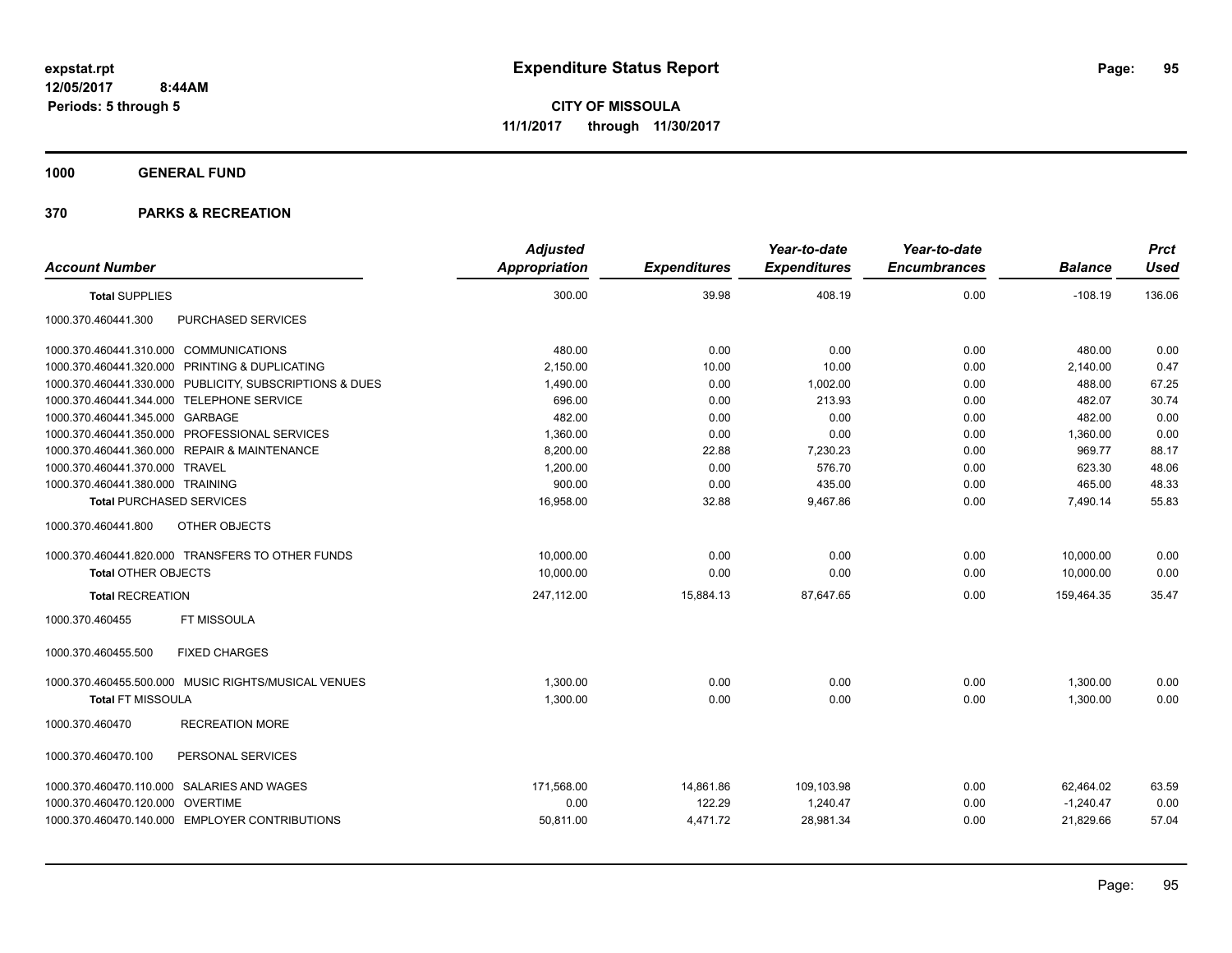**expstat.rpt**
**12/05/2017 8:44AM**
**Periods: 5 through 5**

# Expenditure Status Report

**CITY OF MISSOULA**
**11/1/2017 through 11/30/2017**

**1000 GENERAL FUND**

**370 PARKS & RECREATION**

| Account Number | | Adjusted Appropriation | Expenditures | Year-to-date Expenditures | Year-to-date Encumbrances | Balance | Prct Used |
|---|---|---|---|---|---|---|---|
| **Total SUPPLIES** | | 300.00 | 39.98 | 408.19 | 0.00 | -108.19 | 136.06 |
| 1000.370.460441.300 | PURCHASED SERVICES | | | | | | |
| 1000.370.460441.310.000 | COMMUNICATIONS | 480.00 | 0.00 | 0.00 | 0.00 | 480.00 | 0.00 |
| 1000.370.460441.320.000 | PRINTING & DUPLICATING | 2,150.00 | 10.00 | 10.00 | 0.00 | 2,140.00 | 0.47 |
| 1000.370.460441.330.000 | PUBLICITY, SUBSCRIPTIONS & DUES | 1,490.00 | 0.00 | 1,002.00 | 0.00 | 488.00 | 67.25 |
| 1000.370.460441.344.000 | TELEPHONE SERVICE | 696.00 | 0.00 | 213.93 | 0.00 | 482.07 | 30.74 |
| 1000.370.460441.345.000 | GARBAGE | 482.00 | 0.00 | 0.00 | 0.00 | 482.00 | 0.00 |
| 1000.370.460441.350.000 | PROFESSIONAL SERVICES | 1,360.00 | 0.00 | 0.00 | 0.00 | 1,360.00 | 0.00 |
| 1000.370.460441.360.000 | REPAIR & MAINTENANCE | 8,200.00 | 22.88 | 7,230.23 | 0.00 | 969.77 | 88.17 |
| 1000.370.460441.370.000 | TRAVEL | 1,200.00 | 0.00 | 576.70 | 0.00 | 623.30 | 48.06 |
| 1000.370.460441.380.000 | TRAINING | 900.00 | 0.00 | 435.00 | 0.00 | 465.00 | 48.33 |
| **Total PURCHASED SERVICES** | | 16,958.00 | 32.88 | 9,467.86 | 0.00 | 7,490.14 | 55.83 |
| 1000.370.460441.800 | OTHER OBJECTS | | | | | | |
| 1000.370.460441.820.000 | TRANSFERS TO OTHER FUNDS | 10,000.00 | 0.00 | 0.00 | 0.00 | 10,000.00 | 0.00 |
| **Total OTHER OBJECTS** | | 10,000.00 | 0.00 | 0.00 | 0.00 | 10,000.00 | 0.00 |
| **Total RECREATION** | | 247,112.00 | 15,884.13 | 87,647.65 | 0.00 | 159,464.35 | 35.47 |
| 1000.370.460455 | FT MISSOULA | | | | | | |
| 1000.370.460455.500 | FIXED CHARGES | | | | | | |
| 1000.370.460455.500.000 | MUSIC RIGHTS/MUSICAL VENUES | 1,300.00 | 0.00 | 0.00 | 0.00 | 1,300.00 | 0.00 |
| **Total FT MISSOULA** | | 1,300.00 | 0.00 | 0.00 | 0.00 | 1,300.00 | 0.00 |
| 1000.370.460470 | RECREATION MORE | | | | | | |
| 1000.370.460470.100 | PERSONAL SERVICES | | | | | | |
| 1000.370.460470.110.000 | SALARIES AND WAGES | 171,568.00 | 14,861.86 | 109,103.98 | 0.00 | 62,464.02 | 63.59 |
| 1000.370.460470.120.000 | OVERTIME | 0.00 | 122.29 | 1,240.47 | 0.00 | -1,240.47 | 0.00 |
| 1000.370.460470.140.000 | EMPLOYER CONTRIBUTIONS | 50,811.00 | 4,471.72 | 28,981.34 | 0.00 | 21,829.66 | 57.04 |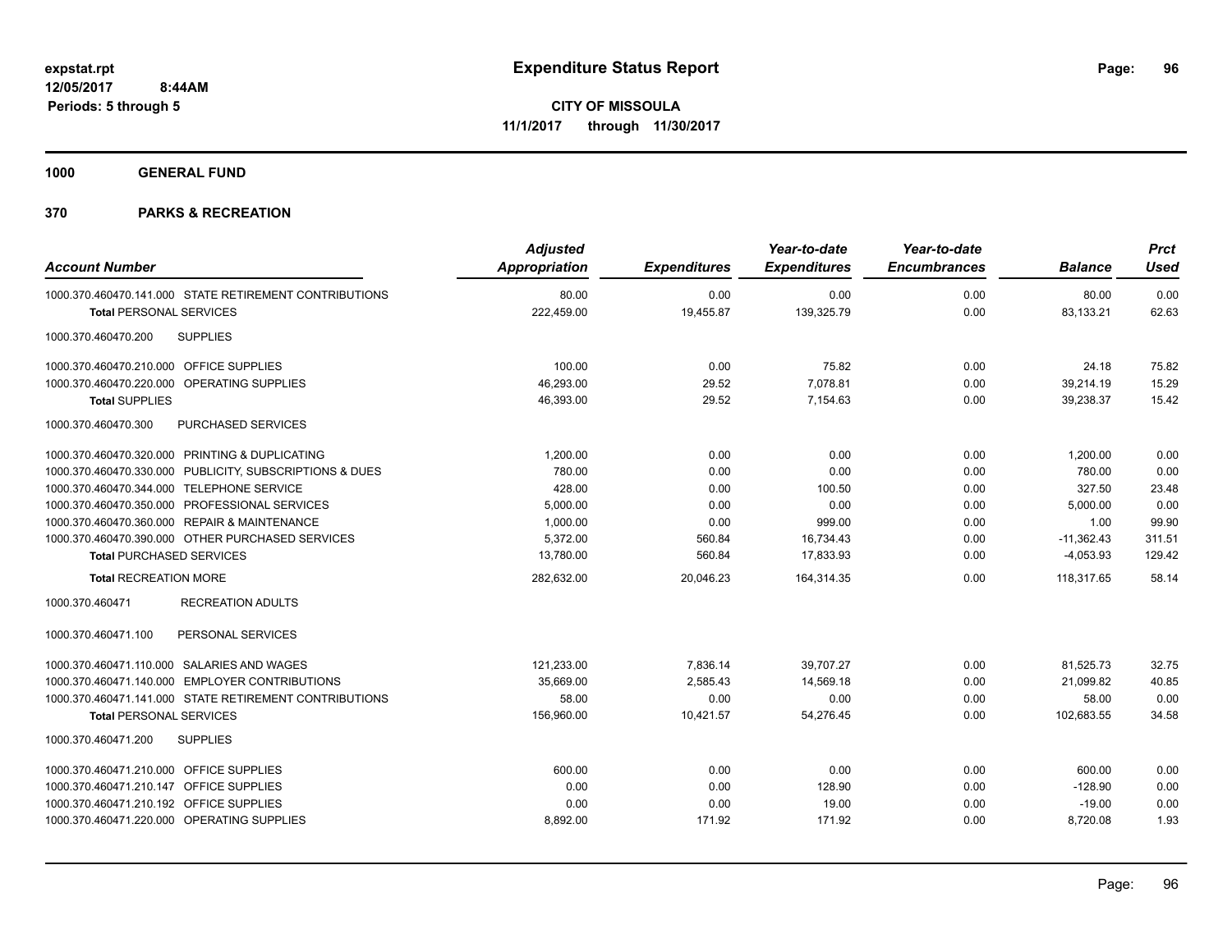**expstat.rpt**
**12/05/2017 8:44AM**
**Periods: 5 through 5**

# Expenditure Status Report

**CITY OF MISSOULA**
**11/1/2017 through 11/30/2017**

## 1000 GENERAL FUND

## 370 PARKS & RECREATION

| Account Number | Adjusted Appropriation | Expenditures | Year-to-date Expenditures | Year-to-date Encumbrances | Balance | Prct Used |
|---|---|---|---|---|---|---|
| 1000.370.460470.141.000 STATE RETIREMENT CONTRIBUTIONS | 80.00 | 0.00 | 0.00 | 0.00 | 80.00 | 0.00 |
| **Total** PERSONAL SERVICES | 222,459.00 | 19,455.87 | 139,325.79 | 0.00 | 83,133.21 | 62.63 |
| 1000.370.460470.200 SUPPLIES | | | | | | |
| 1000.370.460470.210.000 OFFICE SUPPLIES | 100.00 | 0.00 | 75.82 | 0.00 | 24.18 | 75.82 |
| 1000.370.460470.220.000 OPERATING SUPPLIES | 46,293.00 | 29.52 | 7,078.81 | 0.00 | 39,214.19 | 15.29 |
| **Total** SUPPLIES | 46,393.00 | 29.52 | 7,154.63 | 0.00 | 39,238.37 | 15.42 |
| 1000.370.460470.300 PURCHASED SERVICES | | | | | | |
| 1000.370.460470.320.000 PRINTING & DUPLICATING | 1,200.00 | 0.00 | 0.00 | 0.00 | 1,200.00 | 0.00 |
| 1000.370.460470.330.000 PUBLICITY, SUBSCRIPTIONS & DUES | 780.00 | 0.00 | 0.00 | 0.00 | 780.00 | 0.00 |
| 1000.370.460470.344.000 TELEPHONE SERVICE | 428.00 | 0.00 | 100.50 | 0.00 | 327.50 | 23.48 |
| 1000.370.460470.350.000 PROFESSIONAL SERVICES | 5,000.00 | 0.00 | 0.00 | 0.00 | 5,000.00 | 0.00 |
| 1000.370.460470.360.000 REPAIR & MAINTENANCE | 1,000.00 | 0.00 | 999.00 | 0.00 | 1.00 | 99.90 |
| 1000.370.460470.390.000 OTHER PURCHASED SERVICES | 5,372.00 | 560.84 | 16,734.43 | 0.00 | -11,362.43 | 311.51 |
| **Total** PURCHASED SERVICES | 13,780.00 | 560.84 | 17,833.93 | 0.00 | -4,053.93 | 129.42 |
| **Total** RECREATION MORE | 282,632.00 | 20,046.23 | 164,314.35 | 0.00 | 118,317.65 | 58.14 |
| 1000.370.460471 RECREATION ADULTS | | | | | | |
| 1000.370.460471.100 PERSONAL SERVICES | | | | | | |
| 1000.370.460471.110.000 SALARIES AND WAGES | 121,233.00 | 7,836.14 | 39,707.27 | 0.00 | 81,525.73 | 32.75 |
| 1000.370.460471.140.000 EMPLOYER CONTRIBUTIONS | 35,669.00 | 2,585.43 | 14,569.18 | 0.00 | 21,099.82 | 40.85 |
| 1000.370.460471.141.000 STATE RETIREMENT CONTRIBUTIONS | 58.00 | 0.00 | 0.00 | 0.00 | 58.00 | 0.00 |
| **Total** PERSONAL SERVICES | 156,960.00 | 10,421.57 | 54,276.45 | 0.00 | 102,683.55 | 34.58 |
| 1000.370.460471.200 SUPPLIES | | | | | | |
| 1000.370.460471.210.000 OFFICE SUPPLIES | 600.00 | 0.00 | 0.00 | 0.00 | 600.00 | 0.00 |
| 1000.370.460471.210.147 OFFICE SUPPLIES | 0.00 | 0.00 | 128.90 | 0.00 | -128.90 | 0.00 |
| 1000.370.460471.210.192 OFFICE SUPPLIES | 0.00 | 0.00 | 19.00 | 0.00 | -19.00 | 0.00 |
| 1000.370.460471.220.000 OPERATING SUPPLIES | 8,892.00 | 171.92 | 171.92 | 0.00 | 8,720.08 | 1.93 |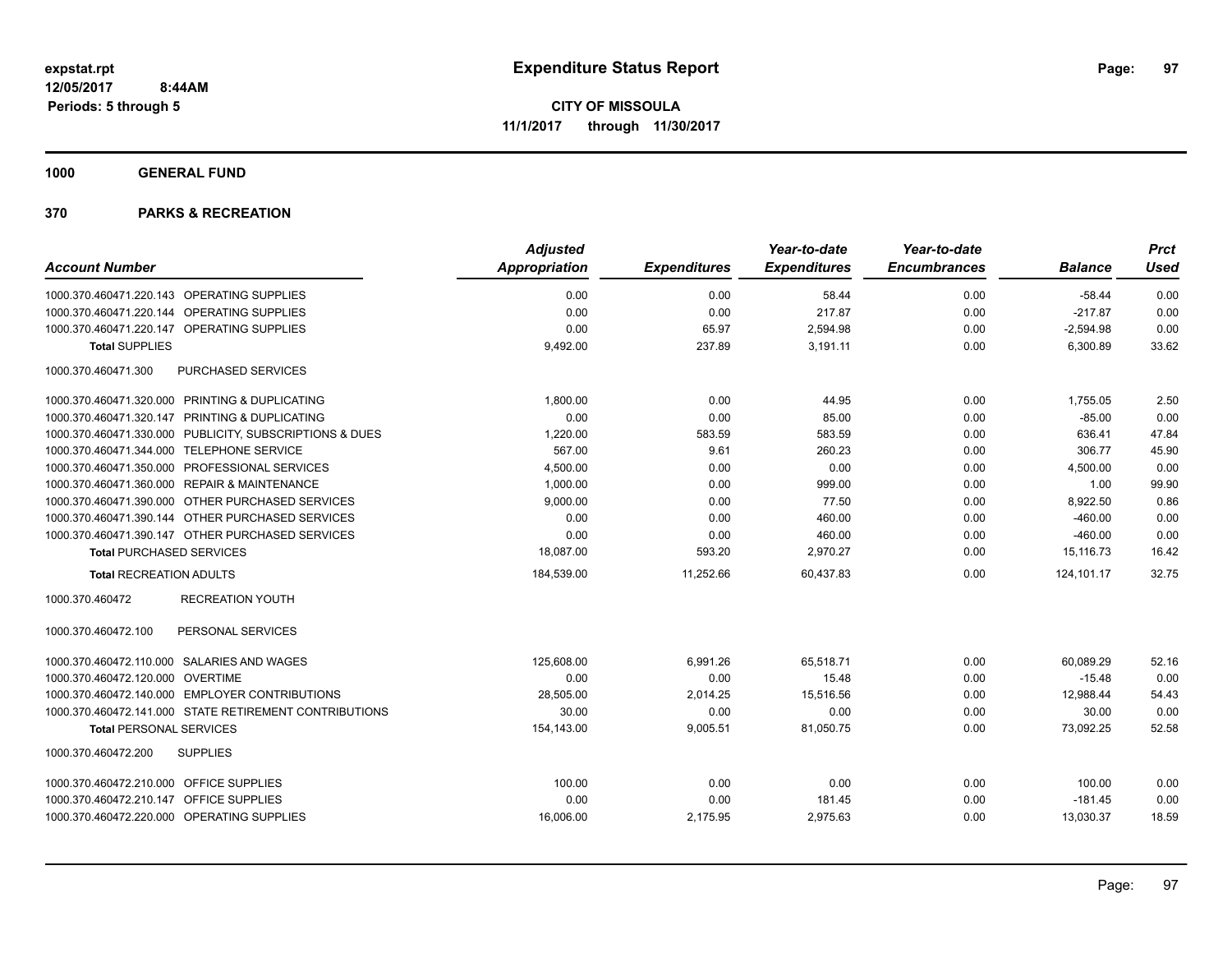# Expenditure Status Report

**CITY OF MISSOULA**

**11/1/2017 through 11/30/2017**

expstat.rpt
12/05/2017 8:44AM
Periods: 5 through 5

## 1000 GENERAL FUND

## 370 PARKS & RECREATION

| Account Number | | Adjusted Appropriation | Expenditures | Year-to-date Expenditures | Year-to-date Encumbrances | Balance | Prct Used |
|---|---|---|---|---|---|---|---|
| 1000.370.460471.220.143 | OPERATING SUPPLIES | 0.00 | 0.00 | 58.44 | 0.00 | -58.44 | 0.00 |
| 1000.370.460471.220.144 | OPERATING SUPPLIES | 0.00 | 0.00 | 217.87 | 0.00 | -217.87 | 0.00 |
| 1000.370.460471.220.147 | OPERATING SUPPLIES | 0.00 | 65.97 | 2,594.98 | 0.00 | -2,594.98 | 0.00 |
| **Total** SUPPLIES | | 9,492.00 | 237.89 | 3,191.11 | 0.00 | 6,300.89 | 33.62 |
| 1000.370.460471.300 | PURCHASED SERVICES | | | | | | |
| 1000.370.460471.320.000 | PRINTING & DUPLICATING | 1,800.00 | 0.00 | 44.95 | 0.00 | 1,755.05 | 2.50 |
| 1000.370.460471.320.147 | PRINTING & DUPLICATING | 0.00 | 0.00 | 85.00 | 0.00 | -85.00 | 0.00 |
| 1000.370.460471.330.000 | PUBLICITY, SUBSCRIPTIONS & DUES | 1,220.00 | 583.59 | 583.59 | 0.00 | 636.41 | 47.84 |
| 1000.370.460471.344.000 | TELEPHONE SERVICE | 567.00 | 9.61 | 260.23 | 0.00 | 306.77 | 45.90 |
| 1000.370.460471.350.000 | PROFESSIONAL SERVICES | 4,500.00 | 0.00 | 0.00 | 0.00 | 4,500.00 | 0.00 |
| 1000.370.460471.360.000 | REPAIR & MAINTENANCE | 1,000.00 | 0.00 | 999.00 | 0.00 | 1.00 | 99.90 |
| 1000.370.460471.390.000 | OTHER PURCHASED SERVICES | 9,000.00 | 0.00 | 77.50 | 0.00 | 8,922.50 | 0.86 |
| 1000.370.460471.390.144 | OTHER PURCHASED SERVICES | 0.00 | 0.00 | 460.00 | 0.00 | -460.00 | 0.00 |
| 1000.370.460471.390.147 | OTHER PURCHASED SERVICES | 0.00 | 0.00 | 460.00 | 0.00 | -460.00 | 0.00 |
| **Total** PURCHASED SERVICES | | 18,087.00 | 593.20 | 2,970.27 | 0.00 | 15,116.73 | 16.42 |
| **Total** RECREATION ADULTS | | 184,539.00 | 11,252.66 | 60,437.83 | 0.00 | 124,101.17 | 32.75 |
| 1000.370.460472 | RECREATION YOUTH | | | | | | |
| 1000.370.460472.100 | PERSONAL SERVICES | | | | | | |
| 1000.370.460472.110.000 | SALARIES AND WAGES | 125,608.00 | 6,991.26 | 65,518.71 | 0.00 | 60,089.29 | 52.16 |
| 1000.370.460472.120.000 | OVERTIME | 0.00 | 0.00 | 15.48 | 0.00 | -15.48 | 0.00 |
| 1000.370.460472.140.000 | EMPLOYER CONTRIBUTIONS | 28,505.00 | 2,014.25 | 15,516.56 | 0.00 | 12,988.44 | 54.43 |
| 1000.370.460472.141.000 | STATE RETIREMENT CONTRIBUTIONS | 30.00 | 0.00 | 0.00 | 0.00 | 30.00 | 0.00 |
| **Total** PERSONAL SERVICES | | 154,143.00 | 9,005.51 | 81,050.75 | 0.00 | 73,092.25 | 52.58 |
| 1000.370.460472.200 | SUPPLIES | | | | | | |
| 1000.370.460472.210.000 | OFFICE SUPPLIES | 100.00 | 0.00 | 0.00 | 0.00 | 100.00 | 0.00 |
| 1000.370.460472.210.147 | OFFICE SUPPLIES | 0.00 | 0.00 | 181.45 | 0.00 | -181.45 | 0.00 |
| 1000.370.460472.220.000 | OPERATING SUPPLIES | 16,006.00 | 2,175.95 | 2,975.63 | 0.00 | 13,030.37 | 18.59 |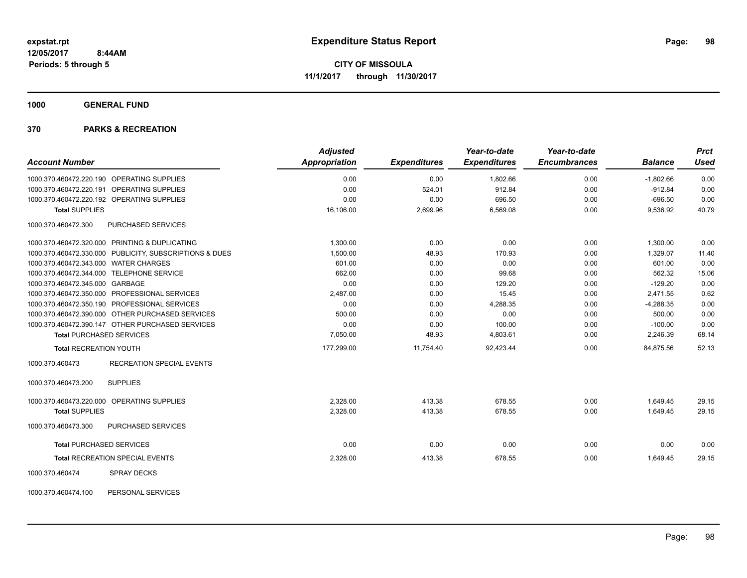# Expenditure Status Report

expstat.rpt
12/05/2017 8:44AM
Periods: 5 through 5

**CITY OF MISSOULA**
**11/1/2017 through 11/30/2017**

## 1000 GENERAL FUND

## 370 PARKS & RECREATION

| Account Number | | Adjusted Appropriation | Expenditures | Year-to-date Expenditures | Year-to-date Encumbrances | Balance | Prct Used |
|---|---|---|---|---|---|---|---|
| 1000.370.460472.220.190 | OPERATING SUPPLIES | 0.00 | 0.00 | 1,802.66 | 0.00 | -1,802.66 | 0.00 |
| 1000.370.460472.220.191 | OPERATING SUPPLIES | 0.00 | 524.01 | 912.84 | 0.00 | -912.84 | 0.00 |
| 1000.370.460472.220.192 | OPERATING SUPPLIES | 0.00 | 0.00 | 696.50 | 0.00 | -696.50 | 0.00 |
| **Total** SUPPLIES | | 16,106.00 | 2,699.96 | 6,569.08 | 0.00 | 9,536.92 | 40.79 |
| 1000.370.460472.300 | PURCHASED SERVICES | | | | | | |
| 1000.370.460472.320.000 | PRINTING & DUPLICATING | 1,300.00 | 0.00 | 0.00 | 0.00 | 1,300.00 | 0.00 |
| 1000.370.460472.330.000 | PUBLICITY, SUBSCRIPTIONS & DUES | 1,500.00 | 48.93 | 170.93 | 0.00 | 1,329.07 | 11.40 |
| 1000.370.460472.343.000 | WATER CHARGES | 601.00 | 0.00 | 0.00 | 0.00 | 601.00 | 0.00 |
| 1000.370.460472.344.000 | TELEPHONE SERVICE | 662.00 | 0.00 | 99.68 | 0.00 | 562.32 | 15.06 |
| 1000.370.460472.345.000 | GARBAGE | 0.00 | 0.00 | 129.20 | 0.00 | -129.20 | 0.00 |
| 1000.370.460472.350.000 | PROFESSIONAL SERVICES | 2,487.00 | 0.00 | 15.45 | 0.00 | 2,471.55 | 0.62 |
| 1000.370.460472.350.190 | PROFESSIONAL SERVICES | 0.00 | 0.00 | 4,288.35 | 0.00 | -4,288.35 | 0.00 |
| 1000.370.460472.390.000 | OTHER PURCHASED SERVICES | 500.00 | 0.00 | 0.00 | 0.00 | 500.00 | 0.00 |
| 1000.370.460472.390.147 | OTHER PURCHASED SERVICES | 0.00 | 0.00 | 100.00 | 0.00 | -100.00 | 0.00 |
| **Total** PURCHASED SERVICES | | 7,050.00 | 48.93 | 4,803.61 | 0.00 | 2,246.39 | 68.14 |
| **Total** RECREATION YOUTH | | 177,299.00 | 11,754.40 | 92,423.44 | 0.00 | 84,875.56 | 52.13 |
| 1000.370.460473 | RECREATION SPECIAL EVENTS | | | | | | |
| 1000.370.460473.200 | SUPPLIES | | | | | | |
| 1000.370.460473.220.000 | OPERATING SUPPLIES | 2,328.00 | 413.38 | 678.55 | 0.00 | 1,649.45 | 29.15 |
| **Total** SUPPLIES | | 2,328.00 | 413.38 | 678.55 | 0.00 | 1,649.45 | 29.15 |
| 1000.370.460473.300 | PURCHASED SERVICES | | | | | | |
| **Total** PURCHASED SERVICES | | 0.00 | 0.00 | 0.00 | 0.00 | 0.00 | 0.00 |
| **Total** RECREATION SPECIAL EVENTS | | 2,328.00 | 413.38 | 678.55 | 0.00 | 1,649.45 | 29.15 |
| 1000.370.460474 | SPRAY DECKS | | | | | | |
| 1000.370.460474.100 | PERSONAL SERVICES | | | | | | |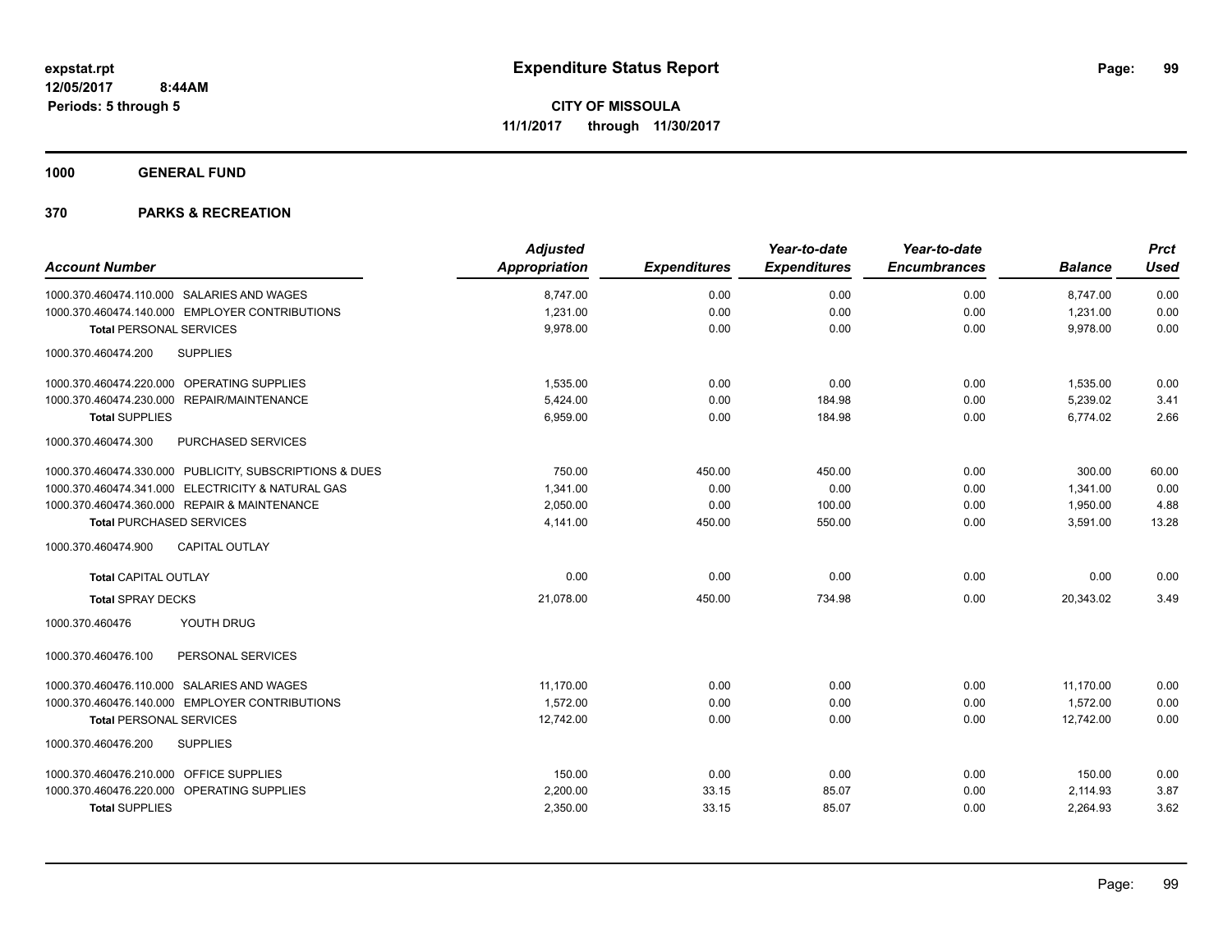# Expenditure Status Report

**CITY OF MISSOULA**
**11/1/2017 through 11/30/2017**

expstat.rpt
12/05/2017 8:44AM
Periods: 5 through 5

**1000 GENERAL FUND**

**370 PARKS & RECREATION**

| Account Number | Adjusted Appropriation | Expenditures | Year-to-date Expenditures | Year-to-date Encumbrances | Balance | Prct Used |
|---|---|---|---|---|---|---|
| 1000.370.460474.110.000 SALARIES AND WAGES | 8,747.00 | 0.00 | 0.00 | 0.00 | 8,747.00 | 0.00 |
| 1000.370.460474.140.000 EMPLOYER CONTRIBUTIONS | 1,231.00 | 0.00 | 0.00 | 0.00 | 1,231.00 | 0.00 |
| **Total** PERSONAL SERVICES | 9,978.00 | 0.00 | 0.00 | 0.00 | 9,978.00 | 0.00 |
| 1000.370.460474.200 SUPPLIES | | | | | | |
| 1000.370.460474.220.000 OPERATING SUPPLIES | 1,535.00 | 0.00 | 0.00 | 0.00 | 1,535.00 | 0.00 |
| 1000.370.460474.230.000 REPAIR/MAINTENANCE | 5,424.00 | 0.00 | 184.98 | 0.00 | 5,239.02 | 3.41 |
| **Total** SUPPLIES | 6,959.00 | 0.00 | 184.98 | 0.00 | 6,774.02 | 2.66 |
| 1000.370.460474.300 PURCHASED SERVICES | | | | | | |
| 1000.370.460474.330.000 PUBLICITY, SUBSCRIPTIONS & DUES | 750.00 | 450.00 | 450.00 | 0.00 | 300.00 | 60.00 |
| 1000.370.460474.341.000 ELECTRICITY & NATURAL GAS | 1,341.00 | 0.00 | 0.00 | 0.00 | 1,341.00 | 0.00 |
| 1000.370.460474.360.000 REPAIR & MAINTENANCE | 2,050.00 | 0.00 | 100.00 | 0.00 | 1,950.00 | 4.88 |
| **Total** PURCHASED SERVICES | 4,141.00 | 450.00 | 550.00 | 0.00 | 3,591.00 | 13.28 |
| 1000.370.460474.900 CAPITAL OUTLAY | | | | | | |
| **Total** CAPITAL OUTLAY | 0.00 | 0.00 | 0.00 | 0.00 | 0.00 | 0.00 |
| **Total** SPRAY DECKS | 21,078.00 | 450.00 | 734.98 | 0.00 | 20,343.02 | 3.49 |
| 1000.370.460476 YOUTH DRUG | | | | | | |
| 1000.370.460476.100 PERSONAL SERVICES | | | | | | |
| 1000.370.460476.110.000 SALARIES AND WAGES | 11,170.00 | 0.00 | 0.00 | 0.00 | 11,170.00 | 0.00 |
| 1000.370.460476.140.000 EMPLOYER CONTRIBUTIONS | 1,572.00 | 0.00 | 0.00 | 0.00 | 1,572.00 | 0.00 |
| **Total** PERSONAL SERVICES | 12,742.00 | 0.00 | 0.00 | 0.00 | 12,742.00 | 0.00 |
| 1000.370.460476.200 SUPPLIES | | | | | | |
| 1000.370.460476.210.000 OFFICE SUPPLIES | 150.00 | 0.00 | 0.00 | 0.00 | 150.00 | 0.00 |
| 1000.370.460476.220.000 OPERATING SUPPLIES | 2,200.00 | 33.15 | 85.07 | 0.00 | 2,114.93 | 3.87 |
| **Total** SUPPLIES | 2,350.00 | 33.15 | 85.07 | 0.00 | 2,264.93 | 3.62 |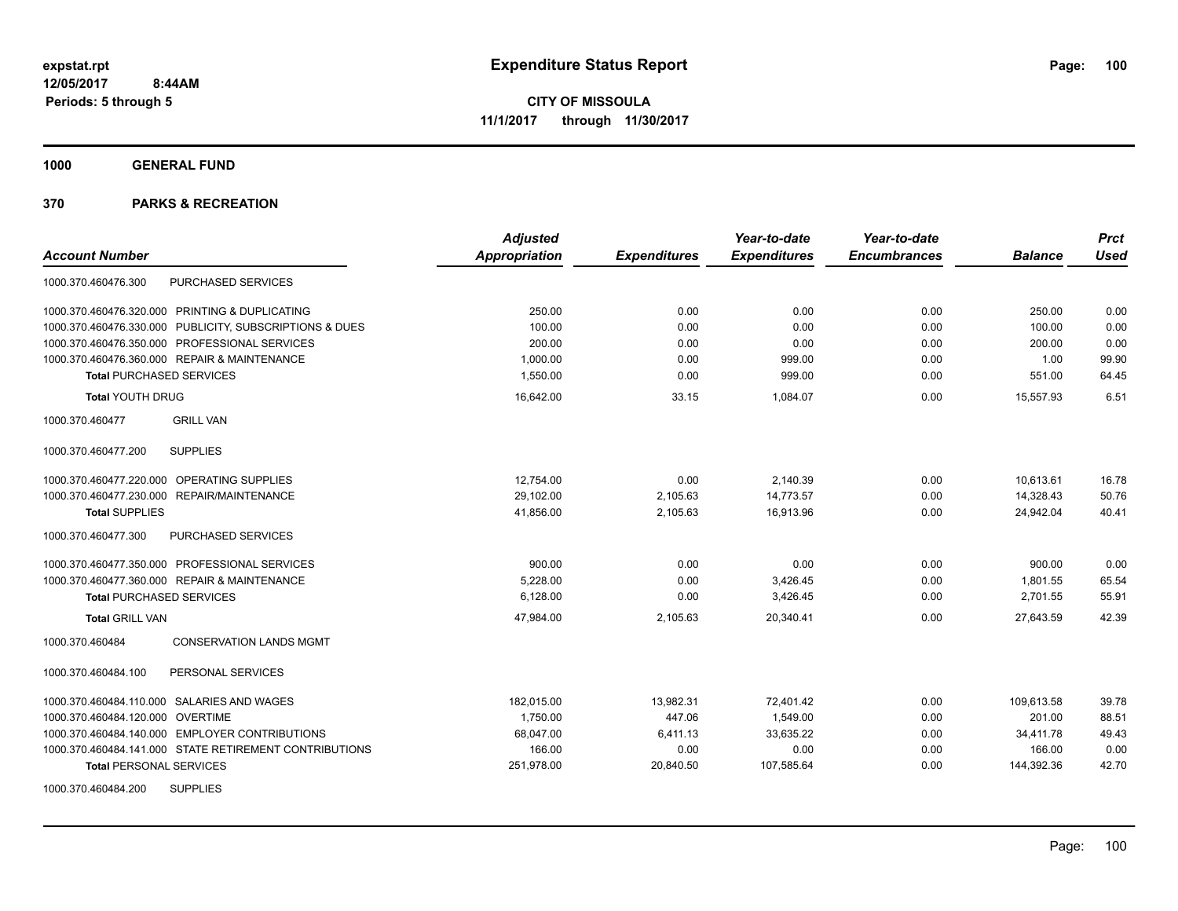# Expenditure Status Report

**CITY OF MISSOULA**
**11/1/2017 through 11/30/2017**

expstat.rpt
12/05/2017 8:44AM
Periods: 5 through 5

## 1000 GENERAL FUND

## 370 PARKS & RECREATION

| Account Number | | Adjusted Appropriation | Expenditures | Year-to-date Expenditures | Year-to-date Encumbrances | Balance | Prct Used |
|---|---|---|---|---|---|---|---|
| 1000.370.460476.300 | PURCHASED SERVICES | | | | | | |
| 1000.370.460476.320.000 | PRINTING & DUPLICATING | 250.00 | 0.00 | 0.00 | 0.00 | 250.00 | 0.00 |
| 1000.370.460476.330.000 | PUBLICITY, SUBSCRIPTIONS & DUES | 100.00 | 0.00 | 0.00 | 0.00 | 100.00 | 0.00 |
| 1000.370.460476.350.000 | PROFESSIONAL SERVICES | 200.00 | 0.00 | 0.00 | 0.00 | 200.00 | 0.00 |
| 1000.370.460476.360.000 | REPAIR & MAINTENANCE | 1,000.00 | 0.00 | 999.00 | 0.00 | 1.00 | 99.90 |
| **Total** PURCHASED SERVICES | | 1,550.00 | 0.00 | 999.00 | 0.00 | 551.00 | 64.45 |
| **Total** YOUTH DRUG | | 16,642.00 | 33.15 | 1,084.07 | 0.00 | 15,557.93 | 6.51 |
| 1000.370.460477 | GRILL VAN | | | | | | |
| 1000.370.460477.200 | SUPPLIES | | | | | | |
| 1000.370.460477.220.000 | OPERATING SUPPLIES | 12,754.00 | 0.00 | 2,140.39 | 0.00 | 10,613.61 | 16.78 |
| 1000.370.460477.230.000 | REPAIR/MAINTENANCE | 29,102.00 | 2,105.63 | 14,773.57 | 0.00 | 14,328.43 | 50.76 |
| **Total** SUPPLIES | | 41,856.00 | 2,105.63 | 16,913.96 | 0.00 | 24,942.04 | 40.41 |
| 1000.370.460477.300 | PURCHASED SERVICES | | | | | | |
| 1000.370.460477.350.000 | PROFESSIONAL SERVICES | 900.00 | 0.00 | 0.00 | 0.00 | 900.00 | 0.00 |
| 1000.370.460477.360.000 | REPAIR & MAINTENANCE | 5,228.00 | 0.00 | 3,426.45 | 0.00 | 1,801.55 | 65.54 |
| **Total** PURCHASED SERVICES | | 6,128.00 | 0.00 | 3,426.45 | 0.00 | 2,701.55 | 55.91 |
| **Total** GRILL VAN | | 47,984.00 | 2,105.63 | 20,340.41 | 0.00 | 27,643.59 | 42.39 |
| 1000.370.460484 | CONSERVATION LANDS MGMT | | | | | | |
| 1000.370.460484.100 | PERSONAL SERVICES | | | | | | |
| 1000.370.460484.110.000 | SALARIES AND WAGES | 182,015.00 | 13,982.31 | 72,401.42 | 0.00 | 109,613.58 | 39.78 |
| 1000.370.460484.120.000 | OVERTIME | 1,750.00 | 447.06 | 1,549.00 | 0.00 | 201.00 | 88.51 |
| 1000.370.460484.140.000 | EMPLOYER CONTRIBUTIONS | 68,047.00 | 6,411.13 | 33,635.22 | 0.00 | 34,411.78 | 49.43 |
| 1000.370.460484.141.000 | STATE RETIREMENT CONTRIBUTIONS | 166.00 | 0.00 | 0.00 | 0.00 | 166.00 | 0.00 |
| **Total** PERSONAL SERVICES | | 251,978.00 | 20,840.50 | 107,585.64 | 0.00 | 144,392.36 | 42.70 |
| 1000.370.460484.200 | SUPPLIES | | | | | | |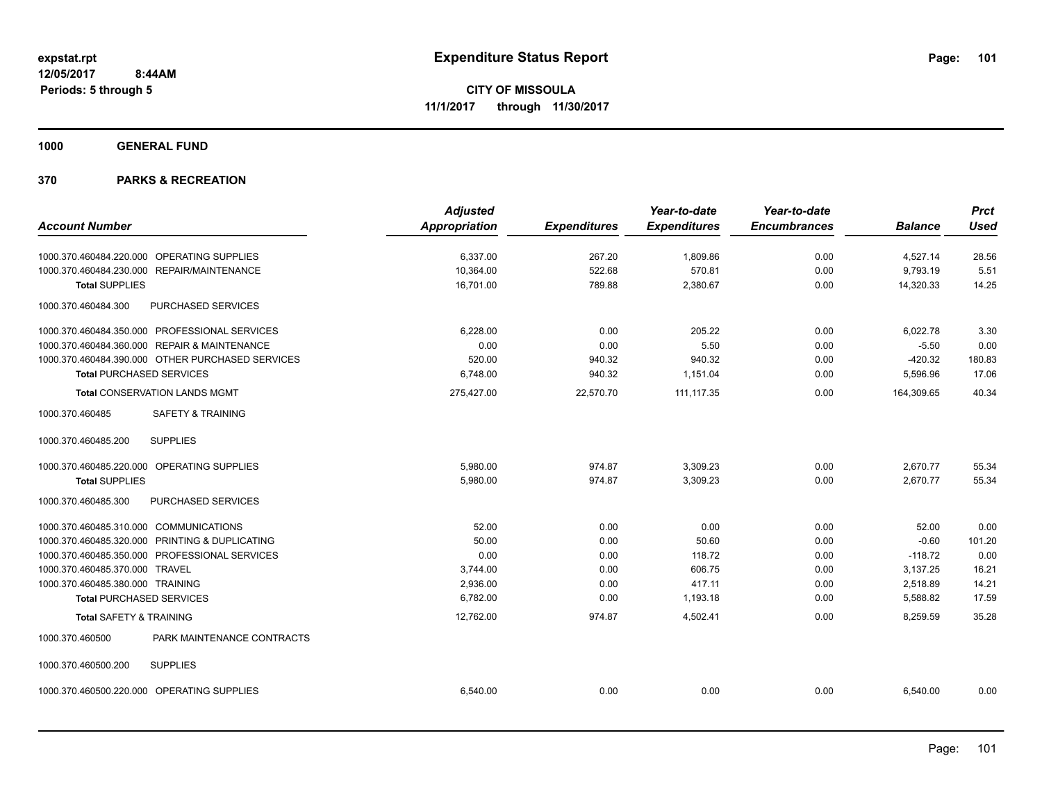# Expenditure Status Report

expstat.rpt
12/05/2017 8:44AM
Periods: 5 through 5

**CITY OF MISSOULA**
**11/1/2017 through 11/30/2017**

**1000 GENERAL FUND**

**370 PARKS & RECREATION**

| Account Number | | Adjusted Appropriation | Expenditures | Year-to-date Expenditures | Year-to-date Encumbrances | Balance | Prct Used |
|---|---|---|---|---|---|---|---|
| 1000.370.460484.220.000 | OPERATING SUPPLIES | 6,337.00 | 267.20 | 1,809.86 | 0.00 | 4,527.14 | 28.56 |
| 1000.370.460484.230.000 | REPAIR/MAINTENANCE | 10,364.00 | 522.68 | 570.81 | 0.00 | 9,793.19 | 5.51 |
| **Total SUPPLIES** | | 16,701.00 | 789.88 | 2,380.67 | 0.00 | 14,320.33 | 14.25 |
| 1000.370.460484.300 | PURCHASED SERVICES | | | | | | |
| 1000.370.460484.350.000 | PROFESSIONAL SERVICES | 6,228.00 | 0.00 | 205.22 | 0.00 | 6,022.78 | 3.30 |
| 1000.370.460484.360.000 | REPAIR & MAINTENANCE | 0.00 | 0.00 | 5.50 | 0.00 | -5.50 | 0.00 |
| 1000.370.460484.390.000 | OTHER PURCHASED SERVICES | 520.00 | 940.32 | 940.32 | 0.00 | -420.32 | 180.83 |
| **Total PURCHASED SERVICES** | | 6,748.00 | 940.32 | 1,151.04 | 0.00 | 5,596.96 | 17.06 |
| **Total CONSERVATION LANDS MGMT** | | 275,427.00 | 22,570.70 | 111,117.35 | 0.00 | 164,309.65 | 40.34 |
| 1000.370.460485 | SAFETY & TRAINING | | | | | | |
| 1000.370.460485.200 | SUPPLIES | | | | | | |
| 1000.370.460485.220.000 | OPERATING SUPPLIES | 5,980.00 | 974.87 | 3,309.23 | 0.00 | 2,670.77 | 55.34 |
| **Total SUPPLIES** | | 5,980.00 | 974.87 | 3,309.23 | 0.00 | 2,670.77 | 55.34 |
| 1000.370.460485.300 | PURCHASED SERVICES | | | | | | |
| 1000.370.460485.310.000 | COMMUNICATIONS | 52.00 | 0.00 | 0.00 | 0.00 | 52.00 | 0.00 |
| 1000.370.460485.320.000 | PRINTING & DUPLICATING | 50.00 | 0.00 | 50.60 | 0.00 | -0.60 | 101.20 |
| 1000.370.460485.350.000 | PROFESSIONAL SERVICES | 0.00 | 0.00 | 118.72 | 0.00 | -118.72 | 0.00 |
| 1000.370.460485.370.000 | TRAVEL | 3,744.00 | 0.00 | 606.75 | 0.00 | 3,137.25 | 16.21 |
| 1000.370.460485.380.000 | TRAINING | 2,936.00 | 0.00 | 417.11 | 0.00 | 2,518.89 | 14.21 |
| **Total PURCHASED SERVICES** | | 6,782.00 | 0.00 | 1,193.18 | 0.00 | 5,588.82 | 17.59 |
| **Total SAFETY & TRAINING** | | 12,762.00 | 974.87 | 4,502.41 | 0.00 | 8,259.59 | 35.28 |
| 1000.370.460500 | PARK MAINTENANCE CONTRACTS | | | | | | |
| 1000.370.460500.200 | SUPPLIES | | | | | | |
| 1000.370.460500.220.000 | OPERATING SUPPLIES | 6,540.00 | 0.00 | 0.00 | 0.00 | 6,540.00 | 0.00 |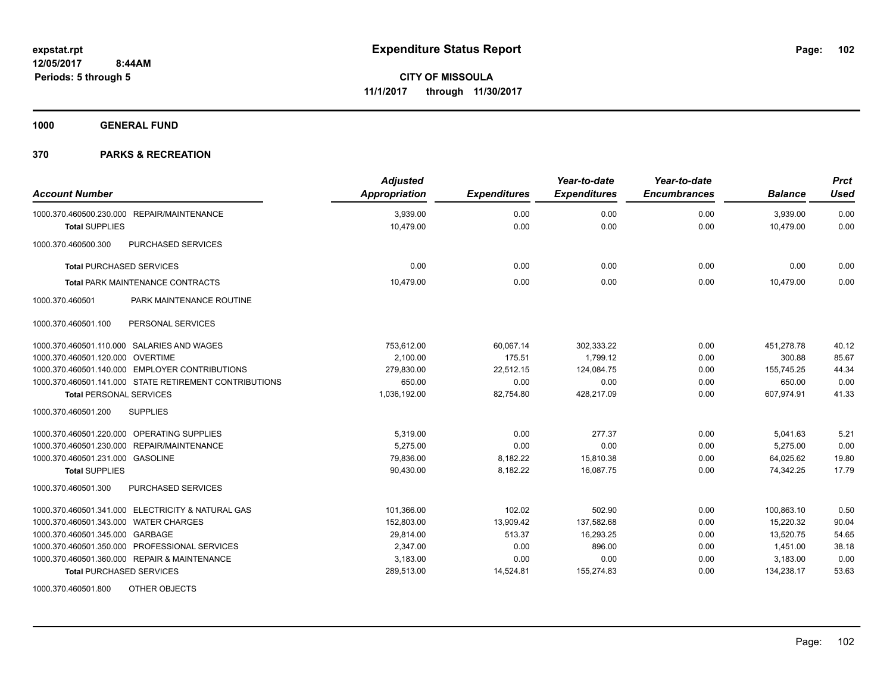**expstat.rpt**
**12/05/2017 8:44AM**
**Periods: 5 through 5**

# Expenditure Status Report

**CITY OF MISSOULA**
**11/1/2017 through 11/30/2017**

**1000 GENERAL FUND**

**370 PARKS & RECREATION**

| Account Number | Adjusted Appropriation | Expenditures | Year-to-date Expenditures | Year-to-date Encumbrances | Balance | Prct Used |
|---|---|---|---|---|---|---|
| 1000.370.460500.230.000 REPAIR/MAINTENANCE | 3,939.00 | 0.00 | 0.00 | 0.00 | 3,939.00 | 0.00 |
| **Total** SUPPLIES | 10,479.00 | 0.00 | 0.00 | 0.00 | 10,479.00 | 0.00 |
| 1000.370.460500.300 PURCHASED SERVICES | | | | | | |
| **Total** PURCHASED SERVICES | 0.00 | 0.00 | 0.00 | 0.00 | 0.00 | 0.00 |
| **Total** PARK MAINTENANCE CONTRACTS | 10,479.00 | 0.00 | 0.00 | 0.00 | 10,479.00 | 0.00 |
| 1000.370.460501 PARK MAINTENANCE ROUTINE | | | | | | |
| 1000.370.460501.100 PERSONAL SERVICES | | | | | | |
| 1000.370.460501.110.000 SALARIES AND WAGES | 753,612.00 | 60,067.14 | 302,333.22 | 0.00 | 451,278.78 | 40.12 |
| 1000.370.460501.120.000 OVERTIME | 2,100.00 | 175.51 | 1,799.12 | 0.00 | 300.88 | 85.67 |
| 1000.370.460501.140.000 EMPLOYER CONTRIBUTIONS | 279,830.00 | 22,512.15 | 124,084.75 | 0.00 | 155,745.25 | 44.34 |
| 1000.370.460501.141.000 STATE RETIREMENT CONTRIBUTIONS | 650.00 | 0.00 | 0.00 | 0.00 | 650.00 | 0.00 |
| **Total** PERSONAL SERVICES | 1,036,192.00 | 82,754.80 | 428,217.09 | 0.00 | 607,974.91 | 41.33 |
| 1000.370.460501.200 SUPPLIES | | | | | | |
| 1000.370.460501.220.000 OPERATING SUPPLIES | 5,319.00 | 0.00 | 277.37 | 0.00 | 5,041.63 | 5.21 |
| 1000.370.460501.230.000 REPAIR/MAINTENANCE | 5,275.00 | 0.00 | 0.00 | 0.00 | 5,275.00 | 0.00 |
| 1000.370.460501.231.000 GASOLINE | 79,836.00 | 8,182.22 | 15,810.38 | 0.00 | 64,025.62 | 19.80 |
| **Total** SUPPLIES | 90,430.00 | 8,182.22 | 16,087.75 | 0.00 | 74,342.25 | 17.79 |
| 1000.370.460501.300 PURCHASED SERVICES | | | | | | |
| 1000.370.460501.341.000 ELECTRICITY & NATURAL GAS | 101,366.00 | 102.02 | 502.90 | 0.00 | 100,863.10 | 0.50 |
| 1000.370.460501.343.000 WATER CHARGES | 152,803.00 | 13,909.42 | 137,582.68 | 0.00 | 15,220.32 | 90.04 |
| 1000.370.460501.345.000 GARBAGE | 29,814.00 | 513.37 | 16,293.25 | 0.00 | 13,520.75 | 54.65 |
| 1000.370.460501.350.000 PROFESSIONAL SERVICES | 2,347.00 | 0.00 | 896.00 | 0.00 | 1,451.00 | 38.18 |
| 1000.370.460501.360.000 REPAIR & MAINTENANCE | 3,183.00 | 0.00 | 0.00 | 0.00 | 3,183.00 | 0.00 |
| **Total** PURCHASED SERVICES | 289,513.00 | 14,524.81 | 155,274.83 | 0.00 | 134,238.17 | 53.63 |
| 1000.370.460501.800 OTHER OBJECTS | | | | | | |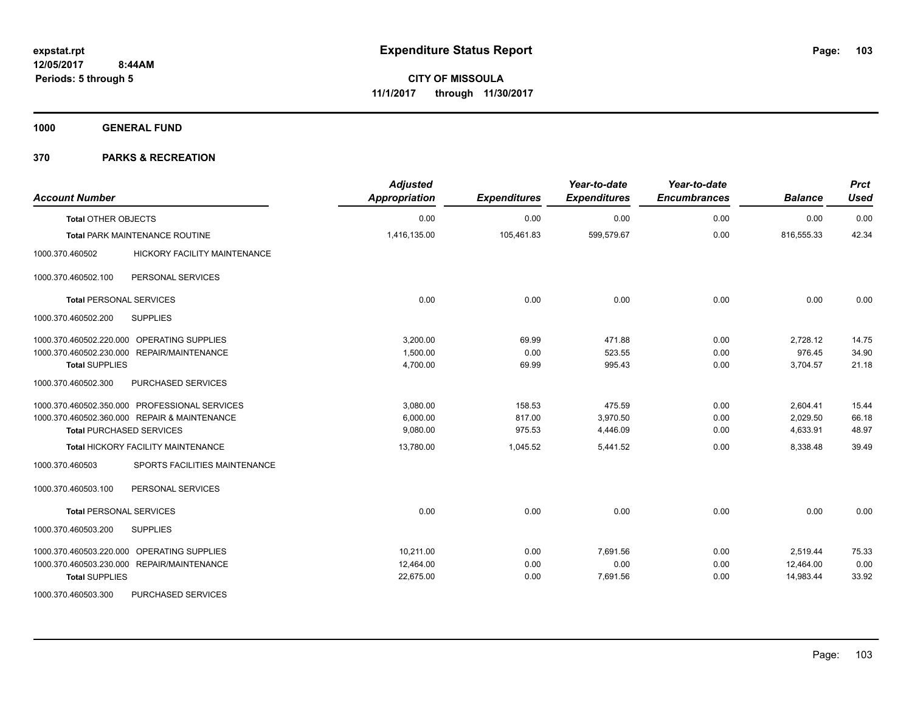# Expenditure Status Report

**CITY OF MISSOULA**
**11/1/2017 through 11/30/2017**

expstat.rpt
12/05/2017 8:44AM
Periods: 5 through 5

**1000 GENERAL FUND**

**370 PARKS & RECREATION**

| Account Number | | Adjusted Appropriation | Expenditures | Year-to-date Expenditures | Year-to-date Encumbrances | Balance | Prct Used |
|---|---|---|---|---|---|---|---|
| Total OTHER OBJECTS | | 0.00 | 0.00 | 0.00 | 0.00 | 0.00 | 0.00 |
| Total PARK MAINTENANCE ROUTINE | | 1,416,135.00 | 105,461.83 | 599,579.67 | 0.00 | 816,555.33 | 42.34 |
| 1000.370.460502 | HICKORY FACILITY MAINTENANCE | | | | | | |
| 1000.370.460502.100 | PERSONAL SERVICES | | | | | | |
| Total PERSONAL SERVICES | | 0.00 | 0.00 | 0.00 | 0.00 | 0.00 | 0.00 |
| 1000.370.460502.200 | SUPPLIES | | | | | | |
| 1000.370.460502.220.000 | OPERATING SUPPLIES | 3,200.00 | 69.99 | 471.88 | 0.00 | 2,728.12 | 14.75 |
| 1000.370.460502.230.000 | REPAIR/MAINTENANCE | 1,500.00 | 0.00 | 523.55 | 0.00 | 976.45 | 34.90 |
| Total SUPPLIES | | 4,700.00 | 69.99 | 995.43 | 0.00 | 3,704.57 | 21.18 |
| 1000.370.460502.300 | PURCHASED SERVICES | | | | | | |
| 1000.370.460502.350.000 | PROFESSIONAL SERVICES | 3,080.00 | 158.53 | 475.59 | 0.00 | 2,604.41 | 15.44 |
| 1000.370.460502.360.000 | REPAIR & MAINTENANCE | 6,000.00 | 817.00 | 3,970.50 | 0.00 | 2,029.50 | 66.18 |
| Total PURCHASED SERVICES | | 9,080.00 | 975.53 | 4,446.09 | 0.00 | 4,633.91 | 48.97 |
| Total HICKORY FACILITY MAINTENANCE | | 13,780.00 | 1,045.52 | 5,441.52 | 0.00 | 8,338.48 | 39.49 |
| 1000.370.460503 | SPORTS FACILITIES MAINTENANCE | | | | | | |
| 1000.370.460503.100 | PERSONAL SERVICES | | | | | | |
| Total PERSONAL SERVICES | | 0.00 | 0.00 | 0.00 | 0.00 | 0.00 | 0.00 |
| 1000.370.460503.200 | SUPPLIES | | | | | | |
| 1000.370.460503.220.000 | OPERATING SUPPLIES | 10,211.00 | 0.00 | 7,691.56 | 0.00 | 2,519.44 | 75.33 |
| 1000.370.460503.230.000 | REPAIR/MAINTENANCE | 12,464.00 | 0.00 | 0.00 | 0.00 | 12,464.00 | 0.00 |
| Total SUPPLIES | | 22,675.00 | 0.00 | 7,691.56 | 0.00 | 14,983.44 | 33.92 |
| 1000.370.460503.300 | PURCHASED SERVICES | | | | | | |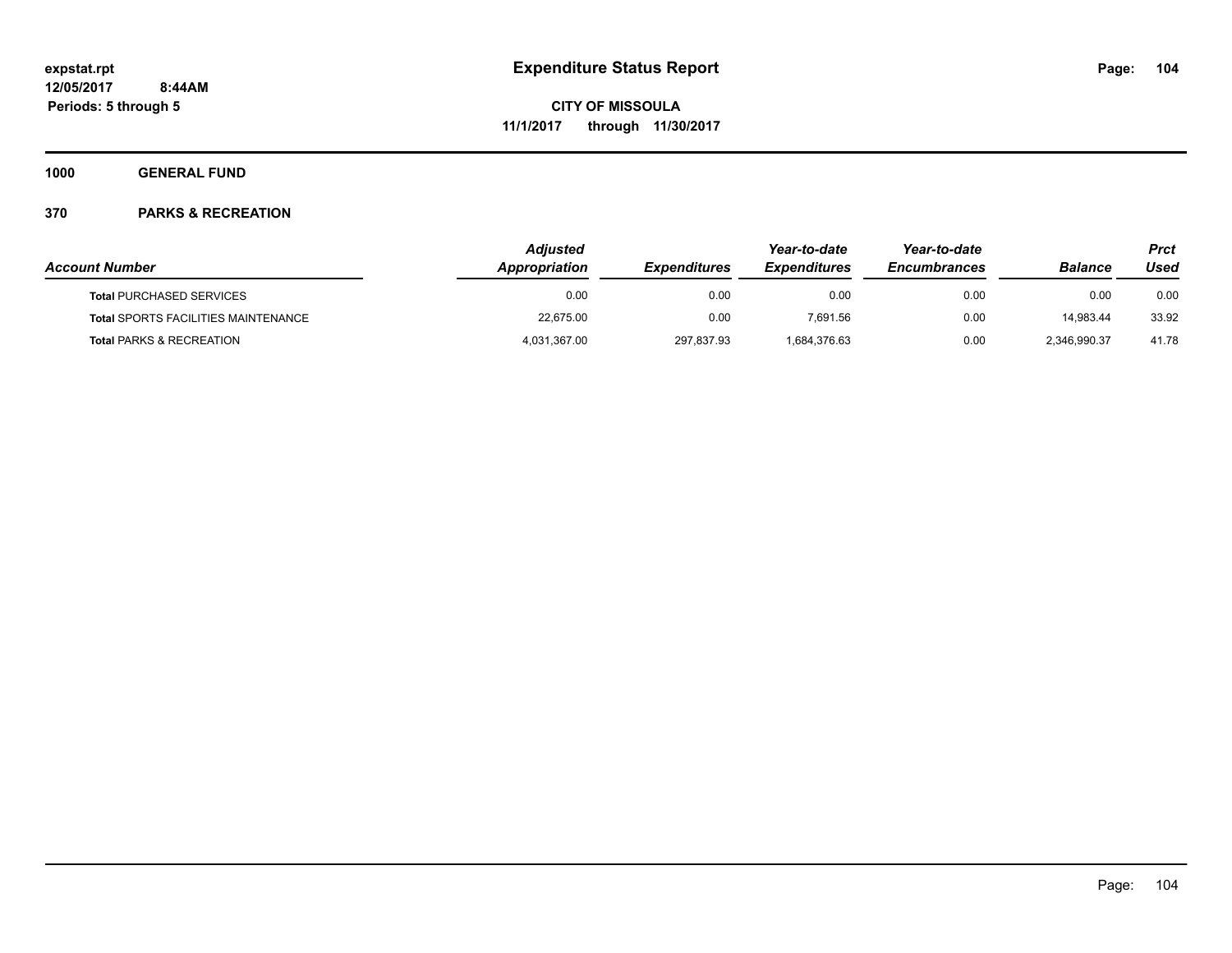**expstat.rpt**
**12/05/2017 8:44AM**
**Periods: 5 through 5**

# Expenditure Status Report

**CITY OF MISSOULA**
**11/1/2017 through 11/30/2017**

## 1000 GENERAL FUND

## 370 PARKS & RECREATION

| Account Number | Adjusted Appropriation | Expenditures | Year-to-date Expenditures | Year-to-date Encumbrances | Balance | Prct Used |
|---|---|---|---|---|---|---|
| **Total** PURCHASED SERVICES | 0.00 | 0.00 | 0.00 | 0.00 | 0.00 | 0.00 |
| **Total** SPORTS FACILITIES MAINTENANCE | 22,675.00 | 0.00 | 7,691.56 | 0.00 | 14,983.44 | 33.92 |
| **Total** PARKS & RECREATION | 4,031,367.00 | 297,837.93 | 1,684,376.63 | 0.00 | 2,346,990.37 | 41.78 |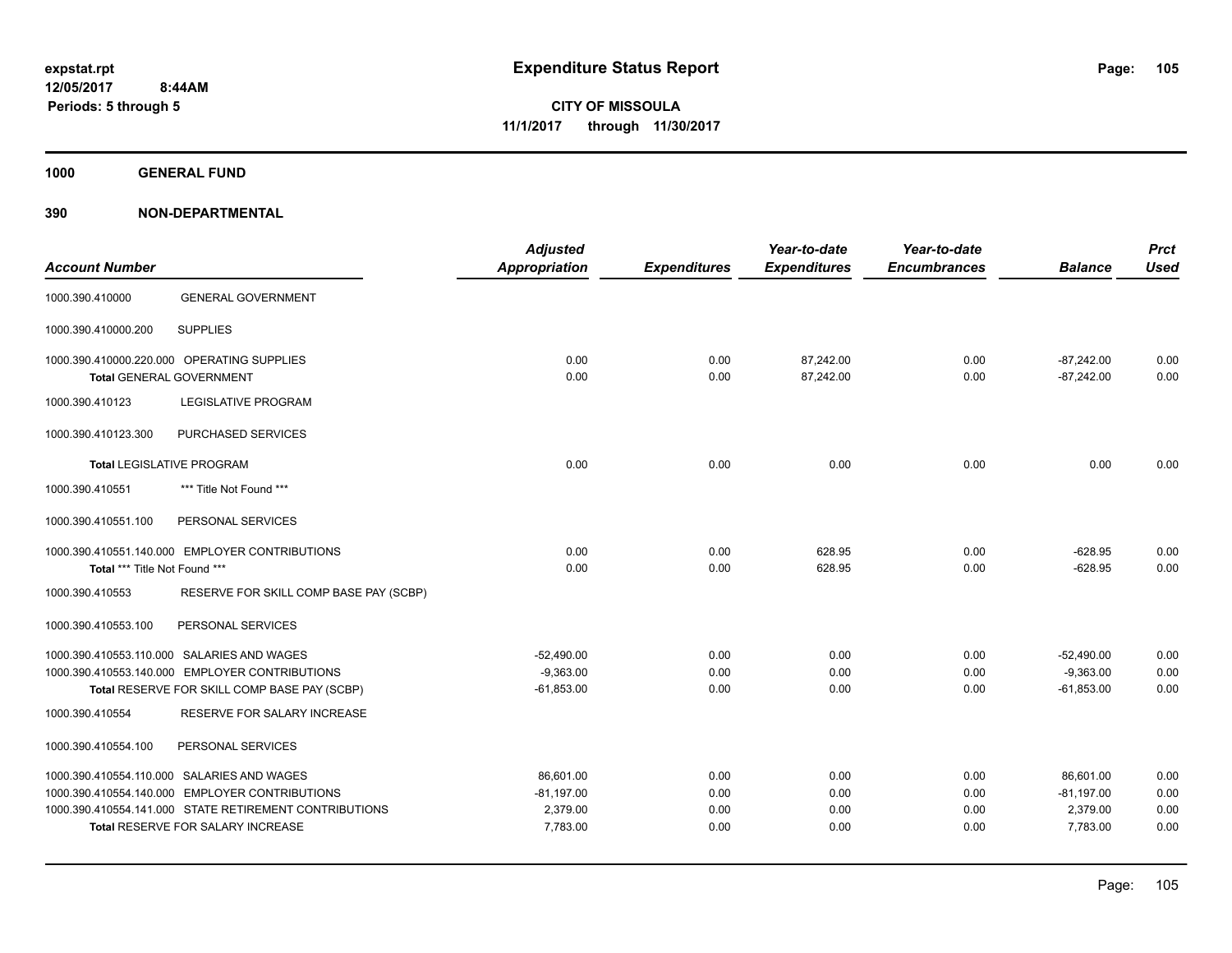# Expenditure Status Report

**CITY OF MISSOULA**
**11/1/2017 through 11/30/2017**

expstat.rpt
12/05/2017 8:44AM
Periods: 5 through 5

**1000 GENERAL FUND**

**390 NON-DEPARTMENTAL**

| Account Number | | Adjusted Appropriation | Expenditures | Year-to-date Expenditures | Year-to-date Encumbrances | Balance | Prct Used |
|---|---|---|---|---|---|---|---|
| 1000.390.410000 | GENERAL GOVERNMENT | | | | | | |
| 1000.390.410000.200 | SUPPLIES | | | | | | |
| 1000.390.410000.220.000 | OPERATING SUPPLIES | 0.00 | 0.00 | 87,242.00 | 0.00 | -87,242.00 | 0.00 |
| **Total** GENERAL GOVERNMENT | | 0.00 | 0.00 | 87,242.00 | 0.00 | -87,242.00 | 0.00 |
| 1000.390.410123 | LEGISLATIVE PROGRAM | | | | | | |
| 1000.390.410123.300 | PURCHASED SERVICES | | | | | | |
| **Total** LEGISLATIVE PROGRAM | | 0.00 | 0.00 | 0.00 | 0.00 | 0.00 | 0.00 |
| 1000.390.410551 | *** Title Not Found *** | | | | | | |
| 1000.390.410551.100 | PERSONAL SERVICES | | | | | | |
| 1000.390.410551.140.000 | EMPLOYER CONTRIBUTIONS | 0.00 | 0.00 | 628.95 | 0.00 | -628.95 | 0.00 |
| **Total** *** Title Not Found *** | | 0.00 | 0.00 | 628.95 | 0.00 | -628.95 | 0.00 |
| 1000.390.410553 | RESERVE FOR SKILL COMP BASE PAY (SCBP) | | | | | | |
| 1000.390.410553.100 | PERSONAL SERVICES | | | | | | |
| 1000.390.410553.110.000 | SALARIES AND WAGES | -52,490.00 | 0.00 | 0.00 | 0.00 | -52,490.00 | 0.00 |
| 1000.390.410553.140.000 | EMPLOYER CONTRIBUTIONS | -9,363.00 | 0.00 | 0.00 | 0.00 | -9,363.00 | 0.00 |
| **Total** RESERVE FOR SKILL COMP BASE PAY (SCBP) | | -61,853.00 | 0.00 | 0.00 | 0.00 | -61,853.00 | 0.00 |
| 1000.390.410554 | RESERVE FOR SALARY INCREASE | | | | | | |
| 1000.390.410554.100 | PERSONAL SERVICES | | | | | | |
| 1000.390.410554.110.000 | SALARIES AND WAGES | 86,601.00 | 0.00 | 0.00 | 0.00 | 86,601.00 | 0.00 |
| 1000.390.410554.140.000 | EMPLOYER CONTRIBUTIONS | -81,197.00 | 0.00 | 0.00 | 0.00 | -81,197.00 | 0.00 |
| 1000.390.410554.141.000 | STATE RETIREMENT CONTRIBUTIONS | 2,379.00 | 0.00 | 0.00 | 0.00 | 2,379.00 | 0.00 |
| **Total** RESERVE FOR SALARY INCREASE | | 7,783.00 | 0.00 | 0.00 | 0.00 | 7,783.00 | 0.00 |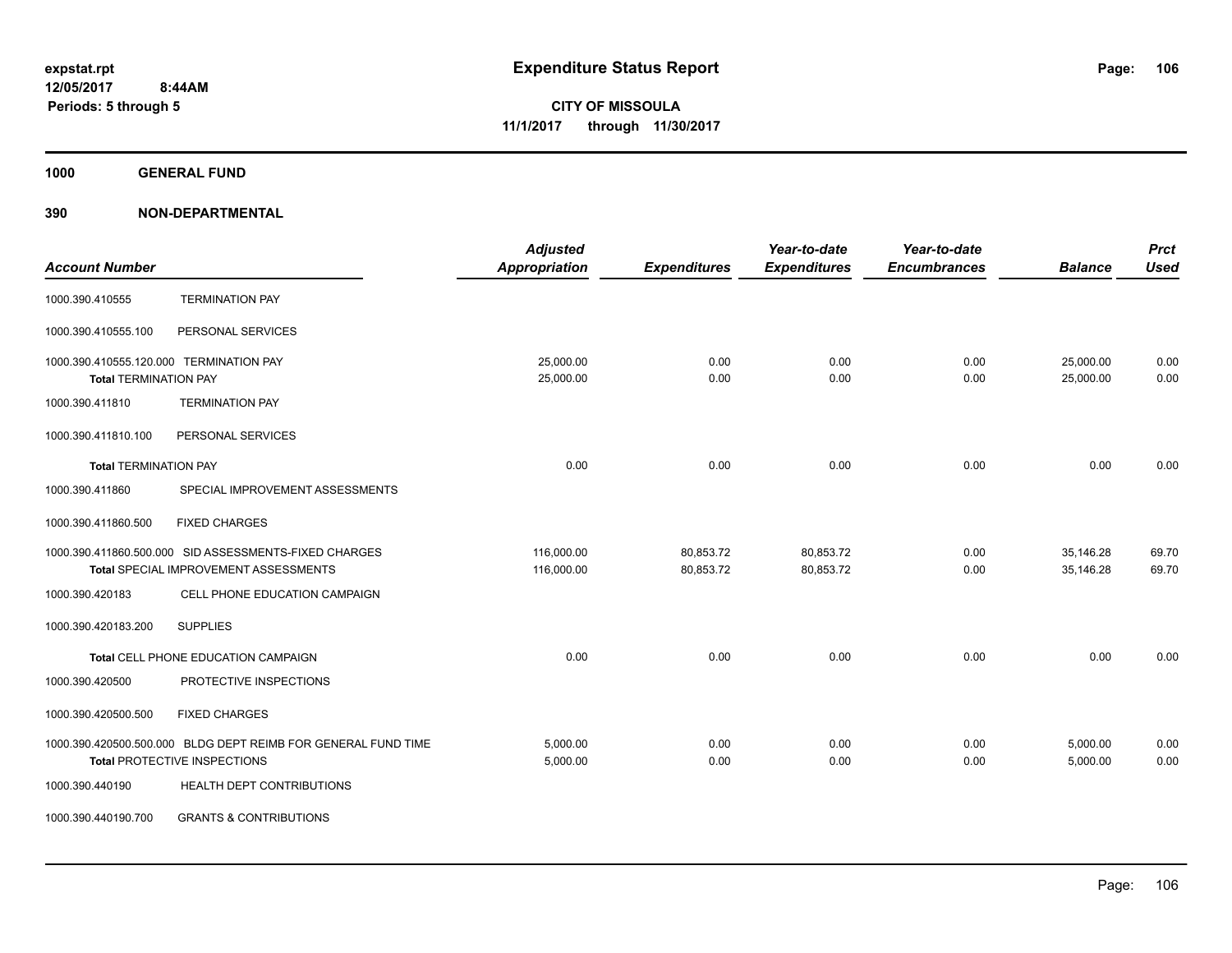**Expenditure Status Report**

expstat.rpt
12/05/2017 8:44AM
Periods: 5 through 5

**CITY OF MISSOULA**
**11/1/2017 through 11/30/2017**

**1000 GENERAL FUND**

**390 NON-DEPARTMENTAL**

| Account Number | | Adjusted Appropriation | Expenditures | Year-to-date Expenditures | Year-to-date Encumbrances | Balance | Prct Used |
|---|---|---|---|---|---|---|---|
| 1000.390.410555 | TERMINATION PAY | | | | | | |
| 1000.390.410555.100 | PERSONAL SERVICES | | | | | | |
| 1000.390.410555.120.000 | TERMINATION PAY | 25,000.00 | 0.00 | 0.00 | 0.00 | 25,000.00 | 0.00 |
| **Total** TERMINATION PAY | | 25,000.00 | 0.00 | 0.00 | 0.00 | 25,000.00 | 0.00 |
| 1000.390.411810 | TERMINATION PAY | | | | | | |
| 1000.390.411810.100 | PERSONAL SERVICES | | | | | | |
| **Total** TERMINATION PAY | | 0.00 | 0.00 | 0.00 | 0.00 | 0.00 | 0.00 |
| 1000.390.411860 | SPECIAL IMPROVEMENT ASSESSMENTS | | | | | | |
| 1000.390.411860.500 | FIXED CHARGES | | | | | | |
| 1000.390.411860.500.000 | SID ASSESSMENTS-FIXED CHARGES | 116,000.00 | 80,853.72 | 80,853.72 | 0.00 | 35,146.28 | 69.70 |
| **Total** SPECIAL IMPROVEMENT ASSESSMENTS | | 116,000.00 | 80,853.72 | 80,853.72 | 0.00 | 35,146.28 | 69.70 |
| 1000.390.420183 | CELL PHONE EDUCATION CAMPAIGN | | | | | | |
| 1000.390.420183.200 | SUPPLIES | | | | | | |
| **Total** CELL PHONE EDUCATION CAMPAIGN | | 0.00 | 0.00 | 0.00 | 0.00 | 0.00 | 0.00 |
| 1000.390.420500 | PROTECTIVE INSPECTIONS | | | | | | |
| 1000.390.420500.500 | FIXED CHARGES | | | | | | |
| 1000.390.420500.500.000 | BLDG DEPT REIMB FOR GENERAL FUND TIME | 5,000.00 | 0.00 | 0.00 | 0.00 | 5,000.00 | 0.00 |
| **Total** PROTECTIVE INSPECTIONS | | 5,000.00 | 0.00 | 0.00 | 0.00 | 5,000.00 | 0.00 |
| 1000.390.440190 | HEALTH DEPT CONTRIBUTIONS | | | | | | |
| 1000.390.440190.700 | GRANTS & CONTRIBUTIONS | | | | | | |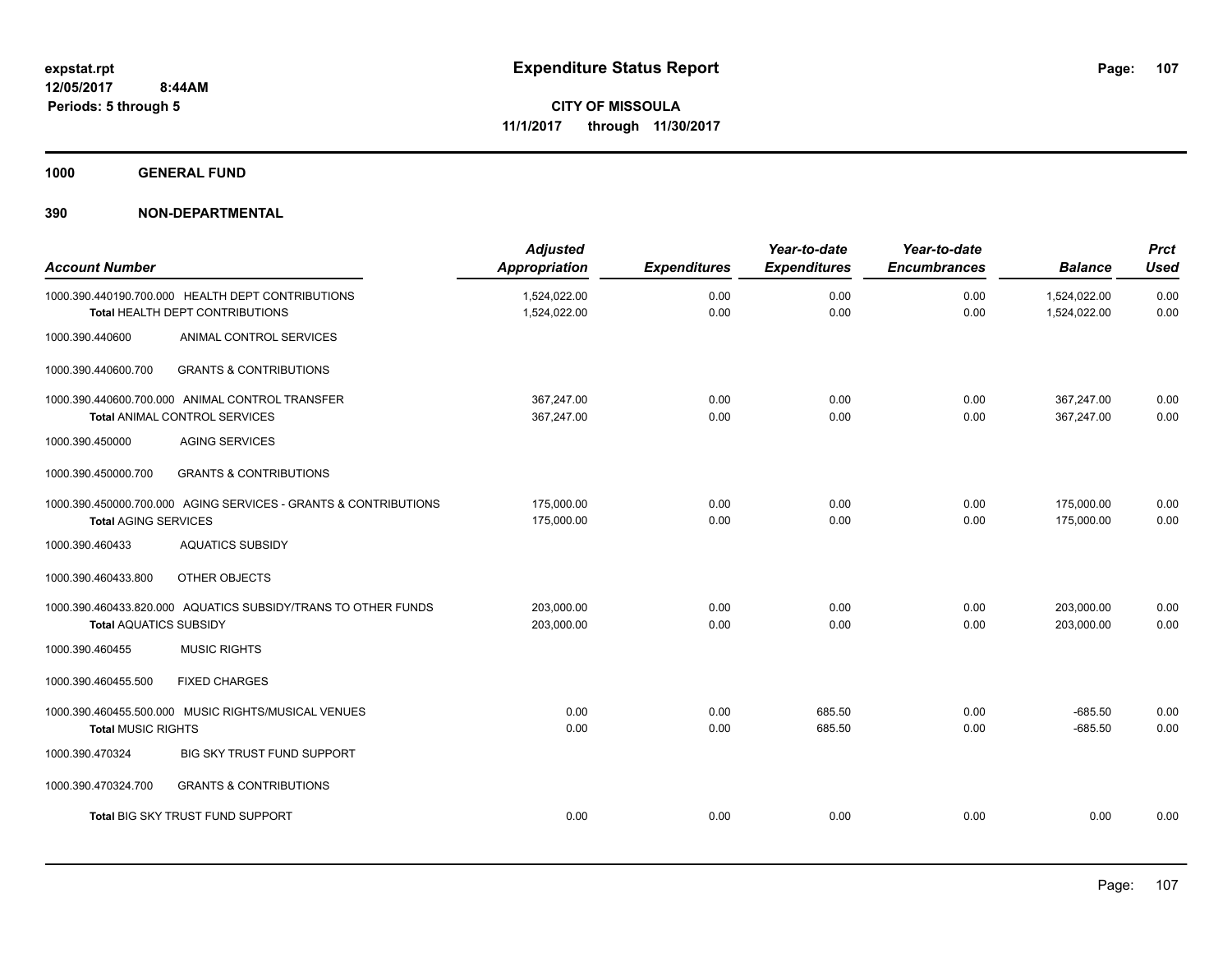# Expenditure Status Report

expstat.rpt
12/05/2017 8:44AM
Periods: 5 through 5

**CITY OF MISSOULA**
**11/1/2017 through 11/30/2017**

## 1000 GENERAL FUND

## 390 NON-DEPARTMENTAL

| Account Number | | Adjusted Appropriation | Expenditures | Year-to-date Expenditures | Year-to-date Encumbrances | Balance | Prct Used |
|---|---|---|---|---|---|---|---|
| 1000.390.440190.700.000 | HEALTH DEPT CONTRIBUTIONS | 1,524,022.00 | 0.00 | 0.00 | 0.00 | 1,524,022.00 | 0.00 |
| **Total** HEALTH DEPT CONTRIBUTIONS | | 1,524,022.00 | 0.00 | 0.00 | 0.00 | 1,524,022.00 | 0.00 |
| 1000.390.440600 | ANIMAL CONTROL SERVICES | | | | | | |
| 1000.390.440600.700 | GRANTS & CONTRIBUTIONS | | | | | | |
| 1000.390.440600.700.000 | ANIMAL CONTROL TRANSFER | 367,247.00 | 0.00 | 0.00 | 0.00 | 367,247.00 | 0.00 |
| **Total** ANIMAL CONTROL SERVICES | | 367,247.00 | 0.00 | 0.00 | 0.00 | 367,247.00 | 0.00 |
| 1000.390.450000 | AGING SERVICES | | | | | | |
| 1000.390.450000.700 | GRANTS & CONTRIBUTIONS | | | | | | |
| 1000.390.450000.700.000 | AGING SERVICES - GRANTS & CONTRIBUTIONS | 175,000.00 | 0.00 | 0.00 | 0.00 | 175,000.00 | 0.00 |
| **Total** AGING SERVICES | | 175,000.00 | 0.00 | 0.00 | 0.00 | 175,000.00 | 0.00 |
| 1000.390.460433 | AQUATICS SUBSIDY | | | | | | |
| 1000.390.460433.800 | OTHER OBJECTS | | | | | | |
| 1000.390.460433.820.000 | AQUATICS SUBSIDY/TRANS TO OTHER FUNDS | 203,000.00 | 0.00 | 0.00 | 0.00 | 203,000.00 | 0.00 |
| **Total** AQUATICS SUBSIDY | | 203,000.00 | 0.00 | 0.00 | 0.00 | 203,000.00 | 0.00 |
| 1000.390.460455 | MUSIC RIGHTS | | | | | | |
| 1000.390.460455.500 | FIXED CHARGES | | | | | | |
| 1000.390.460455.500.000 | MUSIC RIGHTS/MUSICAL VENUES | 0.00 | 0.00 | 685.50 | 0.00 | -685.50 | 0.00 |
| **Total** MUSIC RIGHTS | | 0.00 | 0.00 | 685.50 | 0.00 | -685.50 | 0.00 |
| 1000.390.470324 | BIG SKY TRUST FUND SUPPORT | | | | | | |
| 1000.390.470324.700 | GRANTS & CONTRIBUTIONS | | | | | | |
| **Total** BIG SKY TRUST FUND SUPPORT | | 0.00 | 0.00 | 0.00 | 0.00 | 0.00 | 0.00 |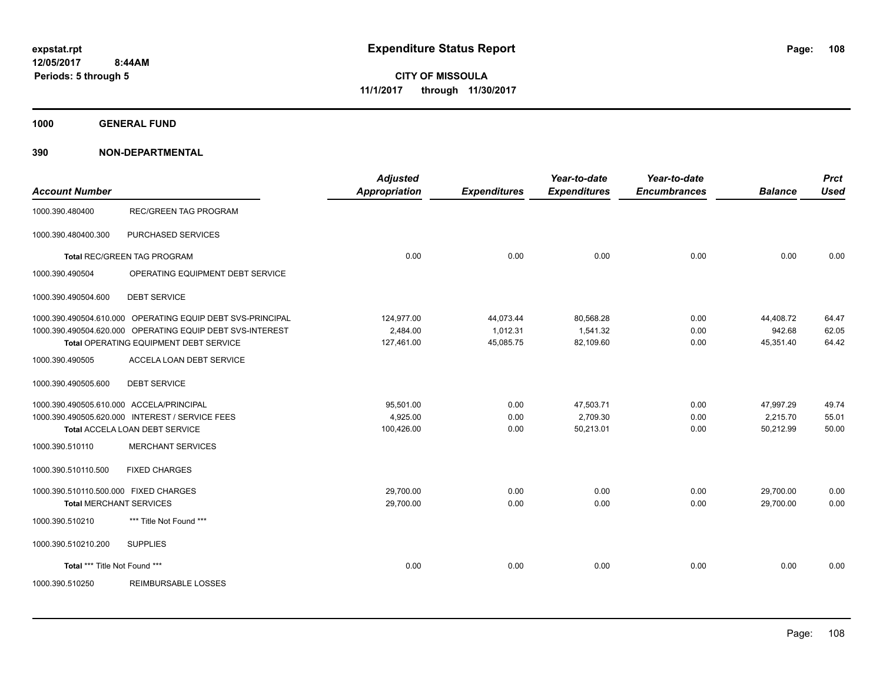**expstat.rpt**
**12/05/2017 8:44AM**
**Periods: 5 through 5**

# Expenditure Status Report

**CITY OF MISSOULA**
**11/1/2017 through 11/30/2017**

## 1000 GENERAL FUND

## 390 NON-DEPARTMENTAL

| Account Number | | Adjusted Appropriation | Expenditures | Year-to-date Expenditures | Year-to-date Encumbrances | Balance | Prct Used |
|---|---|---|---|---|---|---|---|
| 1000.390.480400 | REC/GREEN TAG PROGRAM | | | | | | |
| 1000.390.480400.300 | PURCHASED SERVICES | | | | | | |
| **Total** REC/GREEN TAG PROGRAM | | 0.00 | 0.00 | 0.00 | 0.00 | 0.00 | 0.00 |
| 1000.390.490504 | OPERATING EQUIPMENT DEBT SERVICE | | | | | | |
| 1000.390.490504.600 | DEBT SERVICE | | | | | | |
| 1000.390.490504.610.000 | OPERATING EQUIP DEBT SVS-PRINCIPAL | 124,977.00 | 44,073.44 | 80,568.28 | 0.00 | 44,408.72 | 64.47 |
| 1000.390.490504.620.000 | OPERATING EQUIP DEBT SVS-INTEREST | 2,484.00 | 1,012.31 | 1,541.32 | 0.00 | 942.68 | 62.05 |
| **Total** OPERATING EQUIPMENT DEBT SERVICE | | 127,461.00 | 45,085.75 | 82,109.60 | 0.00 | 45,351.40 | 64.42 |
| 1000.390.490505 | ACCELA LOAN DEBT SERVICE | | | | | | |
| 1000.390.490505.600 | DEBT SERVICE | | | | | | |
| 1000.390.490505.610.000 | ACCELA/PRINCIPAL | 95,501.00 | 0.00 | 47,503.71 | 0.00 | 47,997.29 | 49.74 |
| 1000.390.490505.620.000 | INTEREST / SERVICE FEES | 4,925.00 | 0.00 | 2,709.30 | 0.00 | 2,215.70 | 55.01 |
| **Total** ACCELA LOAN DEBT SERVICE | | 100,426.00 | 0.00 | 50,213.01 | 0.00 | 50,212.99 | 50.00 |
| 1000.390.510110 | MERCHANT SERVICES | | | | | | |
| 1000.390.510110.500 | FIXED CHARGES | | | | | | |
| 1000.390.510110.500.000 | FIXED CHARGES | 29,700.00 | 0.00 | 0.00 | 0.00 | 29,700.00 | 0.00 |
| **Total** MERCHANT SERVICES | | 29,700.00 | 0.00 | 0.00 | 0.00 | 29,700.00 | 0.00 |
| 1000.390.510210 | *** Title Not Found *** | | | | | | |
| 1000.390.510210.200 | SUPPLIES | | | | | | |
| **Total** *** Title Not Found *** | | 0.00 | 0.00 | 0.00 | 0.00 | 0.00 | 0.00 |
| 1000.390.510250 | REIMBURSABLE LOSSES | | | | | | |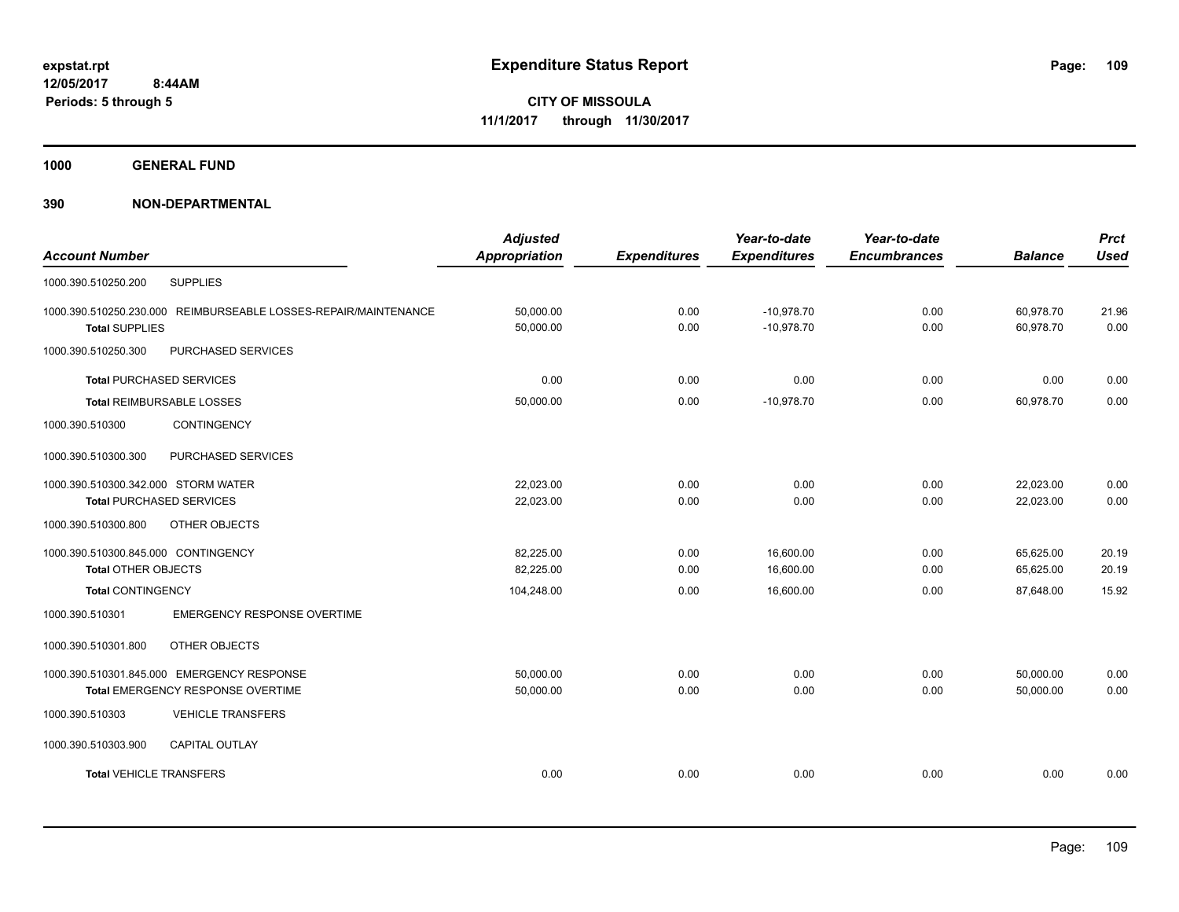# Expenditure Status Report

**CITY OF MISSOULA**
**11/1/2017 through 11/30/2017**

expstat.rpt
12/05/2017 8:44AM
Periods: 5 through 5

**1000 GENERAL FUND**

**390 NON-DEPARTMENTAL**

| Account Number | Adjusted Appropriation | Expenditures | Year-to-date Expenditures | Year-to-date Encumbrances | Balance | Prct Used |
|---|---|---|---|---|---|---|
| 1000.390.510250.200 SUPPLIES | | | | | | |
| 1000.390.510250.230.000 REIMBURSEABLE LOSSES-REPAIR/MAINTENANCE | 50,000.00 | 0.00 | -10,978.70 | 0.00 | 60,978.70 | 21.96 |
| **Total SUPPLIES** | 50,000.00 | 0.00 | -10,978.70 | 0.00 | 60,978.70 | 0.00 |
| 1000.390.510250.300 PURCHASED SERVICES | | | | | | |
| **Total PURCHASED SERVICES** | 0.00 | 0.00 | 0.00 | 0.00 | 0.00 | 0.00 |
| **Total REIMBURSABLE LOSSES** | 50,000.00 | 0.00 | -10,978.70 | 0.00 | 60,978.70 | 0.00 |
| 1000.390.510300 CONTINGENCY | | | | | | |
| 1000.390.510300.300 PURCHASED SERVICES | | | | | | |
| 1000.390.510300.342.000 STORM WATER | 22,023.00 | 0.00 | 0.00 | 0.00 | 22,023.00 | 0.00 |
| **Total PURCHASED SERVICES** | 22,023.00 | 0.00 | 0.00 | 0.00 | 22,023.00 | 0.00 |
| 1000.390.510300.800 OTHER OBJECTS | | | | | | |
| 1000.390.510300.845.000 CONTINGENCY | 82,225.00 | 0.00 | 16,600.00 | 0.00 | 65,625.00 | 20.19 |
| **Total OTHER OBJECTS** | 82,225.00 | 0.00 | 16,600.00 | 0.00 | 65,625.00 | 20.19 |
| **Total CONTINGENCY** | 104,248.00 | 0.00 | 16,600.00 | 0.00 | 87,648.00 | 15.92 |
| 1000.390.510301 EMERGENCY RESPONSE OVERTIME | | | | | | |
| 1000.390.510301.800 OTHER OBJECTS | | | | | | |
| 1000.390.510301.845.000 EMERGENCY RESPONSE | 50,000.00 | 0.00 | 0.00 | 0.00 | 50,000.00 | 0.00 |
| **Total EMERGENCY RESPONSE OVERTIME** | 50,000.00 | 0.00 | 0.00 | 0.00 | 50,000.00 | 0.00 |
| 1000.390.510303 VEHICLE TRANSFERS | | | | | | |
| 1000.390.510303.900 CAPITAL OUTLAY | | | | | | |
| **Total VEHICLE TRANSFERS** | 0.00 | 0.00 | 0.00 | 0.00 | 0.00 | 0.00 |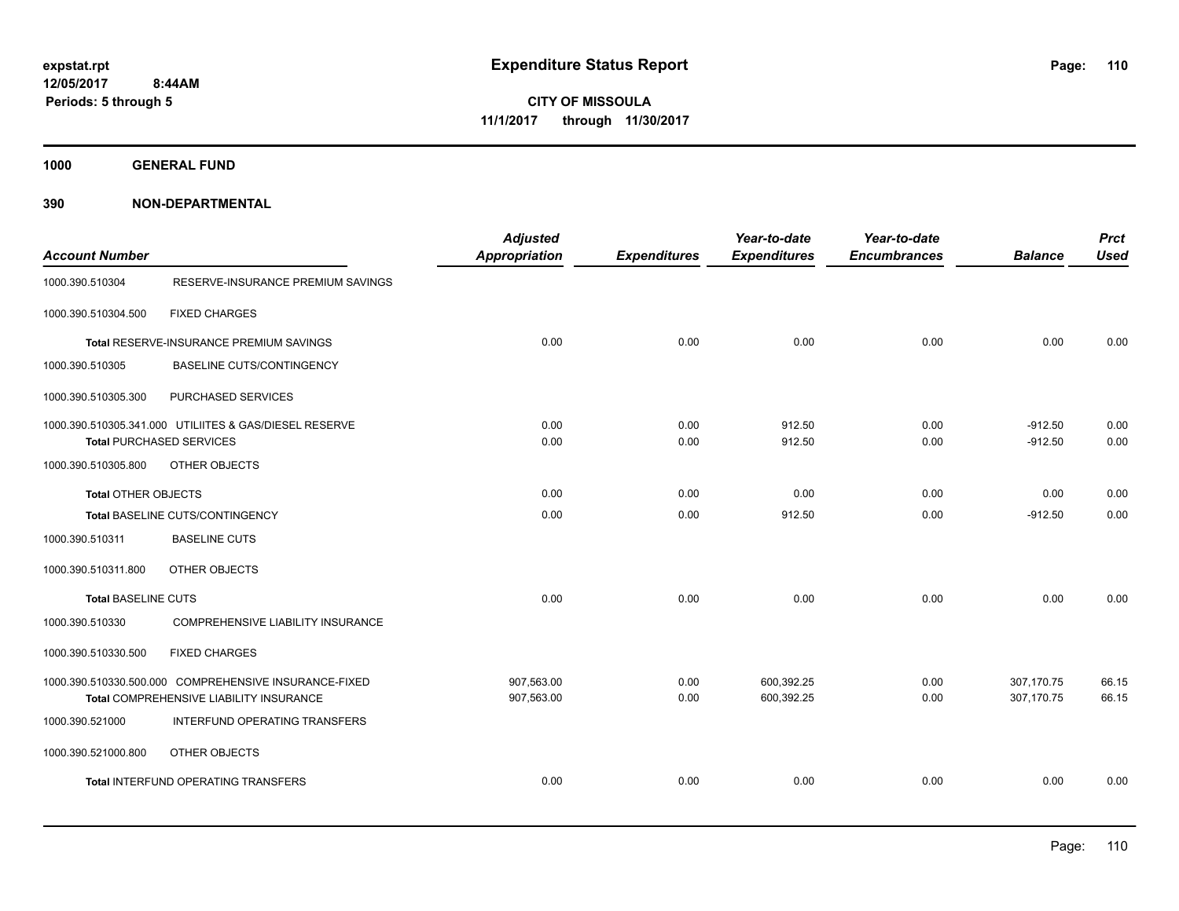expstat.rpt
12/05/2017 8:44AM
Periods: 5 through 5

# Expenditure Status Report

**CITY OF MISSOULA**
**11/1/2017 through 11/30/2017**

## 1000 GENERAL FUND

## 390 NON-DEPARTMENTAL

| Account Number | | Adjusted Appropriation | Expenditures | Year-to-date Expenditures | Year-to-date Encumbrances | Balance | Prct Used |
|---|---|---|---|---|---|---|---|
| 1000.390.510304 | RESERVE-INSURANCE PREMIUM SAVINGS | | | | | | |
| 1000.390.510304.500 | FIXED CHARGES | | | | | | |
| **Total** RESERVE-INSURANCE PREMIUM SAVINGS | | 0.00 | 0.00 | 0.00 | 0.00 | 0.00 | 0.00 |
| 1000.390.510305 | BASELINE CUTS/CONTINGENCY | | | | | | |
| 1000.390.510305.300 | PURCHASED SERVICES | | | | | | |
| 1000.390.510305.341.000 | UTILIITES & GAS/DIESEL RESERVE | 0.00 | 0.00 | 912.50 | 0.00 | -912.50 | 0.00 |
| **Total** PURCHASED SERVICES | | 0.00 | 0.00 | 912.50 | 0.00 | -912.50 | 0.00 |
| 1000.390.510305.800 | OTHER OBJECTS | | | | | | |
| **Total** OTHER OBJECTS | | 0.00 | 0.00 | 0.00 | 0.00 | 0.00 | 0.00 |
| **Total** BASELINE CUTS/CONTINGENCY | | 0.00 | 0.00 | 912.50 | 0.00 | -912.50 | 0.00 |
| 1000.390.510311 | BASELINE CUTS | | | | | | |
| 1000.390.510311.800 | OTHER OBJECTS | | | | | | |
| **Total** BASELINE CUTS | | 0.00 | 0.00 | 0.00 | 0.00 | 0.00 | 0.00 |
| 1000.390.510330 | COMPREHENSIVE LIABILITY INSURANCE | | | | | | |
| 1000.390.510330.500 | FIXED CHARGES | | | | | | |
| 1000.390.510330.500.000 | COMPREHENSIVE INSURANCE-FIXED | 907,563.00 | 0.00 | 600,392.25 | 0.00 | 307,170.75 | 66.15 |
| **Total** COMPREHENSIVE LIABILITY INSURANCE | | 907,563.00 | 0.00 | 600,392.25 | 0.00 | 307,170.75 | 66.15 |
| 1000.390.521000 | INTERFUND OPERATING TRANSFERS | | | | | | |
| 1000.390.521000.800 | OTHER OBJECTS | | | | | | |
| **Total** INTERFUND OPERATING TRANSFERS | | 0.00 | 0.00 | 0.00 | 0.00 | 0.00 | 0.00 |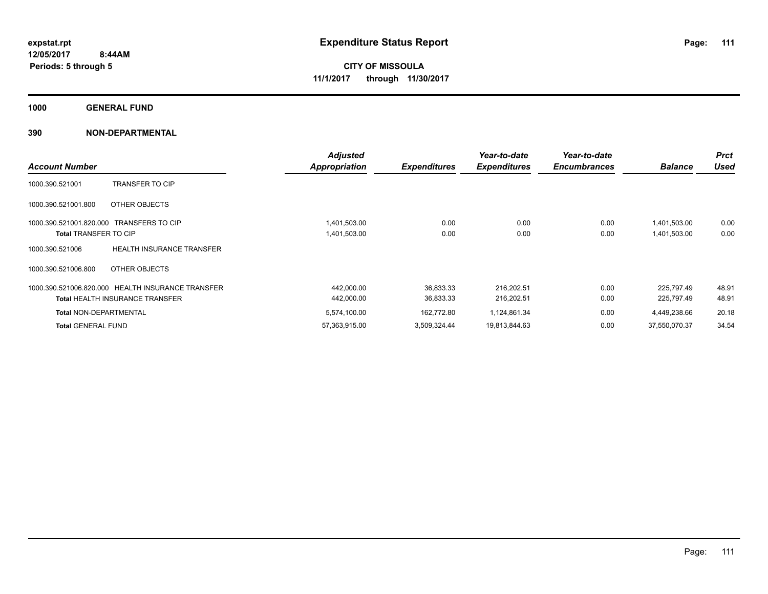**expstat.rpt**
**12/05/2017 8:44AM**
**Periods: 5 through 5**

# Expenditure Status Report

**CITY OF MISSOULA**
**11/1/2017 through 11/30/2017**

## 1000 GENERAL FUND

### 390 NON-DEPARTMENTAL

| Account Number | | Adjusted Appropriation | Expenditures | Year-to-date Expenditures | Year-to-date Encumbrances | Balance | Prct Used |
|---|---|---|---|---|---|---|---|
| 1000.390.521001 | TRANSFER TO CIP | | | | | | |
| 1000.390.521001.800 | OTHER OBJECTS | | | | | | |
| 1000.390.521001.820.000 | TRANSFERS TO CIP | 1,401,503.00 | 0.00 | 0.00 | 0.00 | 1,401,503.00 | 0.00 |
| **Total** TRANSFER TO CIP | | 1,401,503.00 | 0.00 | 0.00 | 0.00 | 1,401,503.00 | 0.00 |
| 1000.390.521006 | HEALTH INSURANCE TRANSFER | | | | | | |
| 1000.390.521006.800 | OTHER OBJECTS | | | | | | |
| 1000.390.521006.820.000 | HEALTH INSURANCE TRANSFER | 442,000.00 | 36,833.33 | 216,202.51 | 0.00 | 225,797.49 | 48.91 |
| **Total** HEALTH INSURANCE TRANSFER | | 442,000.00 | 36,833.33 | 216,202.51 | 0.00 | 225,797.49 | 48.91 |
| **Total** NON-DEPARTMENTAL | | 5,574,100.00 | 162,772.80 | 1,124,861.34 | 0.00 | 4,449,238.66 | 20.18 |
| **Total** GENERAL FUND | | 57,363,915.00 | 3,509,324.44 | 19,813,844.63 | 0.00 | 37,550,070.37 | 34.54 |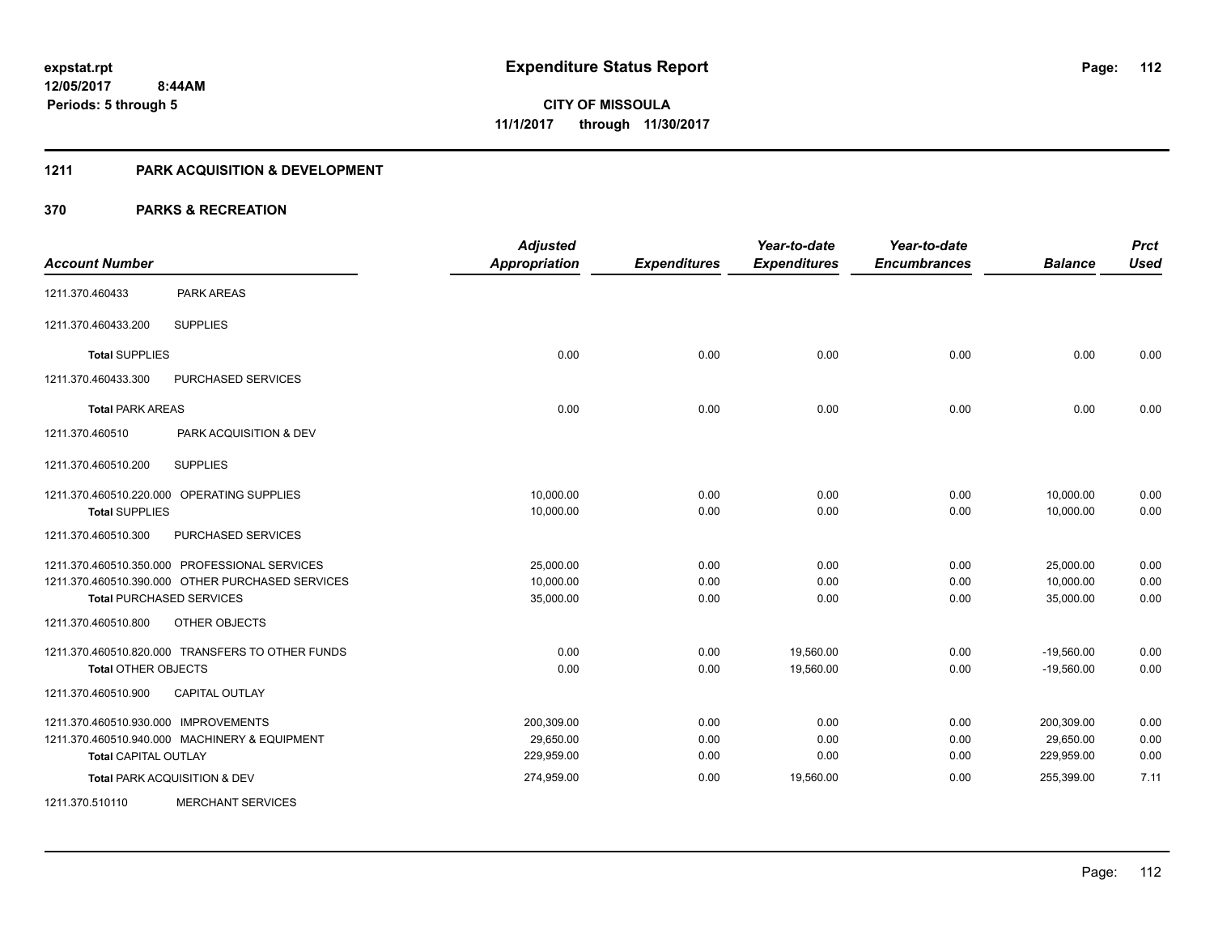# Expenditure Status Report

expstat.rpt
12/05/2017 8:44AM
Periods: 5 through 5

**CITY OF MISSOULA**
**11/1/2017 through 11/30/2017**

## 1211 PARK ACQUISITION & DEVELOPMENT

## 370 PARKS & RECREATION

| Account Number | | Adjusted Appropriation | Expenditures | Year-to-date Expenditures | Year-to-date Encumbrances | Balance | Prct Used |
|---|---|---|---|---|---|---|---|
| 1211.370.460433 | PARK AREAS | | | | | | |
| 1211.370.460433.200 | SUPPLIES | | | | | | |
| **Total** SUPPLIES | | 0.00 | 0.00 | 0.00 | 0.00 | 0.00 | 0.00 |
| 1211.370.460433.300 | PURCHASED SERVICES | | | | | | |
| **Total** PARK AREAS | | 0.00 | 0.00 | 0.00 | 0.00 | 0.00 | 0.00 |
| 1211.370.460510 | PARK ACQUISITION & DEV | | | | | | |
| 1211.370.460510.200 | SUPPLIES | | | | | | |
| 1211.370.460510.220.000 | OPERATING SUPPLIES | 10,000.00 | 0.00 | 0.00 | 0.00 | 10,000.00 | 0.00 |
| **Total** SUPPLIES | | 10,000.00 | 0.00 | 0.00 | 0.00 | 10,000.00 | 0.00 |
| 1211.370.460510.300 | PURCHASED SERVICES | | | | | | |
| 1211.370.460510.350.000 | PROFESSIONAL SERVICES | 25,000.00 | 0.00 | 0.00 | 0.00 | 25,000.00 | 0.00 |
| 1211.370.460510.390.000 | OTHER PURCHASED SERVICES | 10,000.00 | 0.00 | 0.00 | 0.00 | 10,000.00 | 0.00 |
| **Total** PURCHASED SERVICES | | 35,000.00 | 0.00 | 0.00 | 0.00 | 35,000.00 | 0.00 |
| 1211.370.460510.800 | OTHER OBJECTS | | | | | | |
| 1211.370.460510.820.000 | TRANSFERS TO OTHER FUNDS | 0.00 | 0.00 | 19,560.00 | 0.00 | -19,560.00 | 0.00 |
| **Total** OTHER OBJECTS | | 0.00 | 0.00 | 19,560.00 | 0.00 | -19,560.00 | 0.00 |
| 1211.370.460510.900 | CAPITAL OUTLAY | | | | | | |
| 1211.370.460510.930.000 | IMPROVEMENTS | 200,309.00 | 0.00 | 0.00 | 0.00 | 200,309.00 | 0.00 |
| 1211.370.460510.940.000 | MACHINERY & EQUIPMENT | 29,650.00 | 0.00 | 0.00 | 0.00 | 29,650.00 | 0.00 |
| **Total** CAPITAL OUTLAY | | 229,959.00 | 0.00 | 0.00 | 0.00 | 229,959.00 | 0.00 |
| **Total** PARK ACQUISITION & DEV | | 274,959.00 | 0.00 | 19,560.00 | 0.00 | 255,399.00 | 7.11 |
| 1211.370.510110 | MERCHANT SERVICES | | | | | | |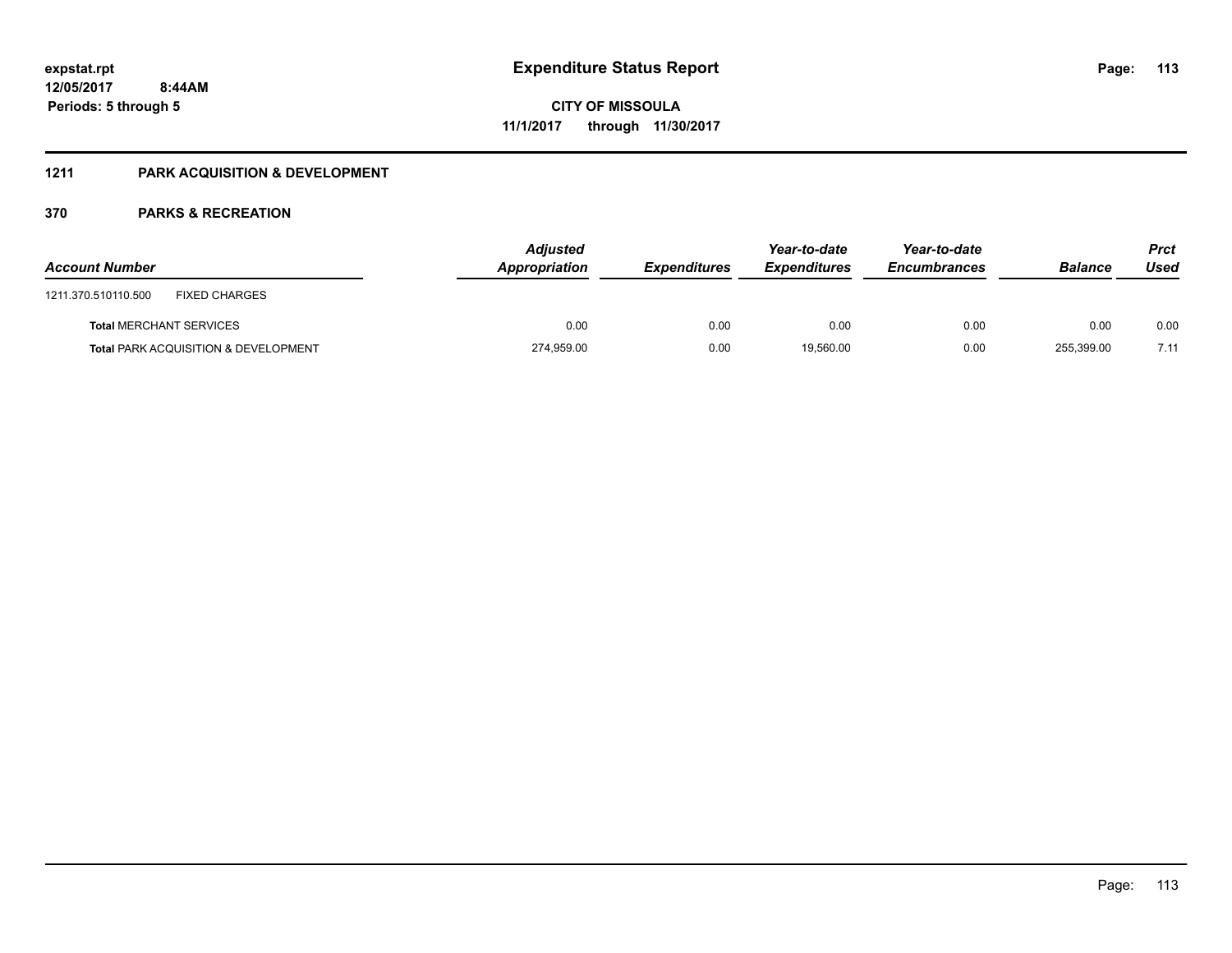**Expenditure Status Report**

**CITY OF MISSOULA**

**11/1/2017 through 11/30/2017**

expstat.rpt
12/05/2017 8:44AM
Periods: 5 through 5

## 1211 PARK ACQUISITION & DEVELOPMENT

### 370 PARKS & RECREATION

| Account Number | | Adjusted Appropriation | Expenditures | Year-to-date Expenditures | Year-to-date Encumbrances | Balance | Prct Used |
|---|---|---|---|---|---|---|---|
| 1211.370.510110.500 | FIXED CHARGES | | | | | | |
| **Total** MERCHANT SERVICES | | 0.00 | 0.00 | 0.00 | 0.00 | 0.00 | 0.00 |
| **Total** PARK ACQUISITION & DEVELOPMENT | | 274,959.00 | 0.00 | 19,560.00 | 0.00 | 255,399.00 | 7.11 |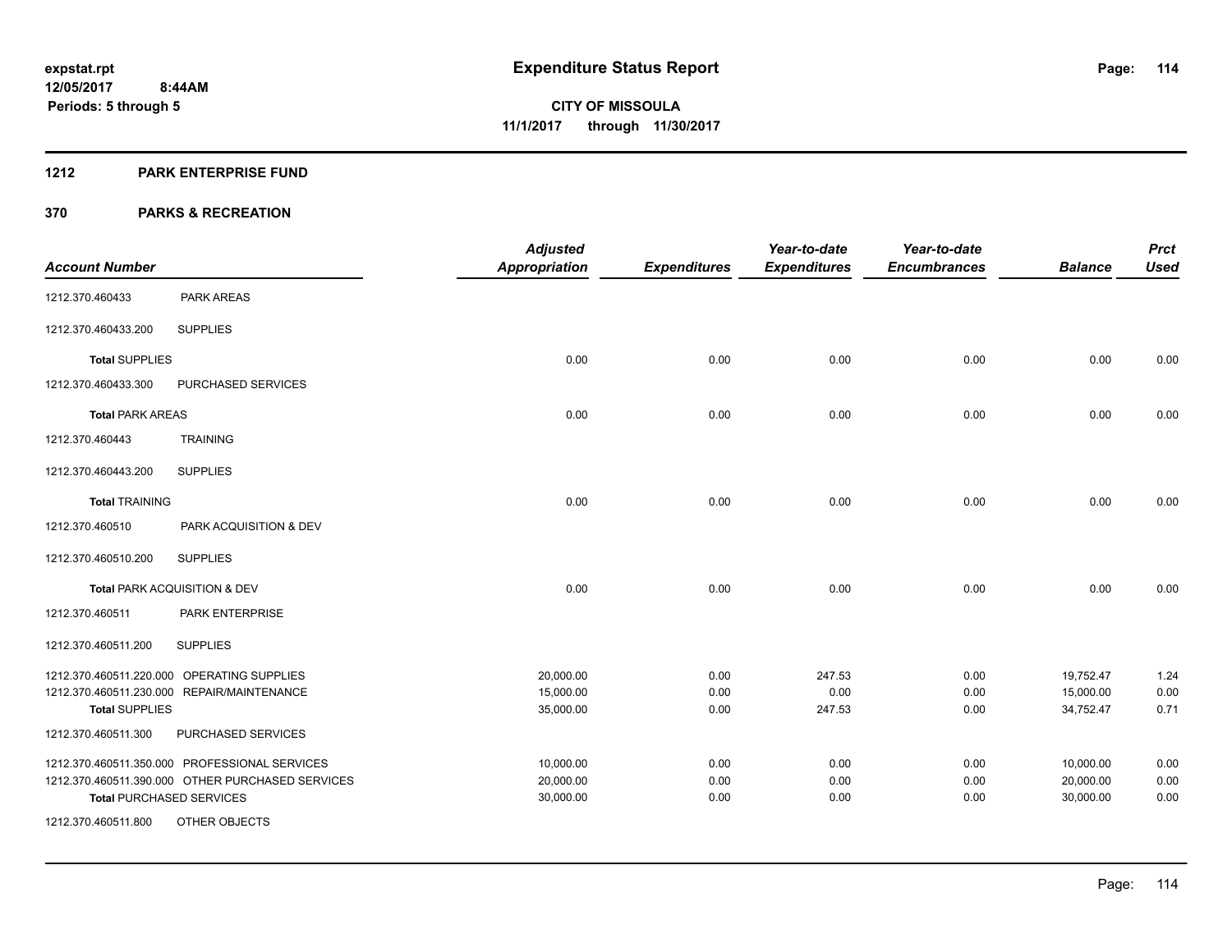**expstat.rpt**
**12/05/2017 8:44AM**
**Periods: 5 through 5**

# Expenditure Status Report

**CITY OF MISSOULA**
**11/1/2017 through 11/30/2017**

## 1212 PARK ENTERPRISE FUND

## 370 PARKS & RECREATION

| Account Number | | Adjusted Appropriation | Expenditures | Year-to-date Expenditures | Year-to-date Encumbrances | Balance | Prct Used |
|---|---|---|---|---|---|---|---|
| 1212.370.460433 | PARK AREAS | | | | | | |
| 1212.370.460433.200 | SUPPLIES | | | | | | |
| **Total** SUPPLIES | | 0.00 | 0.00 | 0.00 | 0.00 | 0.00 | 0.00 |
| 1212.370.460433.300 | PURCHASED SERVICES | | | | | | |
| **Total** PARK AREAS | | 0.00 | 0.00 | 0.00 | 0.00 | 0.00 | 0.00 |
| 1212.370.460443 | TRAINING | | | | | | |
| 1212.370.460443.200 | SUPPLIES | | | | | | |
| **Total** TRAINING | | 0.00 | 0.00 | 0.00 | 0.00 | 0.00 | 0.00 |
| 1212.370.460510 | PARK ACQUISITION & DEV | | | | | | |
| 1212.370.460510.200 | SUPPLIES | | | | | | |
| **Total** PARK ACQUISITION & DEV | | 0.00 | 0.00 | 0.00 | 0.00 | 0.00 | 0.00 |
| 1212.370.460511 | PARK ENTERPRISE | | | | | | |
| 1212.370.460511.200 | SUPPLIES | | | | | | |
| 1212.370.460511.220.000 | OPERATING SUPPLIES | 20,000.00 | 0.00 | 247.53 | 0.00 | 19,752.47 | 1.24 |
| 1212.370.460511.230.000 | REPAIR/MAINTENANCE | 15,000.00 | 0.00 | 0.00 | 0.00 | 15,000.00 | 0.00 |
| **Total** SUPPLIES | | 35,000.00 | 0.00 | 247.53 | 0.00 | 34,752.47 | 0.71 |
| 1212.370.460511.300 | PURCHASED SERVICES | | | | | | |
| 1212.370.460511.350.000 | PROFESSIONAL SERVICES | 10,000.00 | 0.00 | 0.00 | 0.00 | 10,000.00 | 0.00 |
| 1212.370.460511.390.000 | OTHER PURCHASED SERVICES | 20,000.00 | 0.00 | 0.00 | 0.00 | 20,000.00 | 0.00 |
| **Total** PURCHASED SERVICES | | 30,000.00 | 0.00 | 0.00 | 0.00 | 30,000.00 | 0.00 |
| 1212.370.460511.800 | OTHER OBJECTS | | | | | | |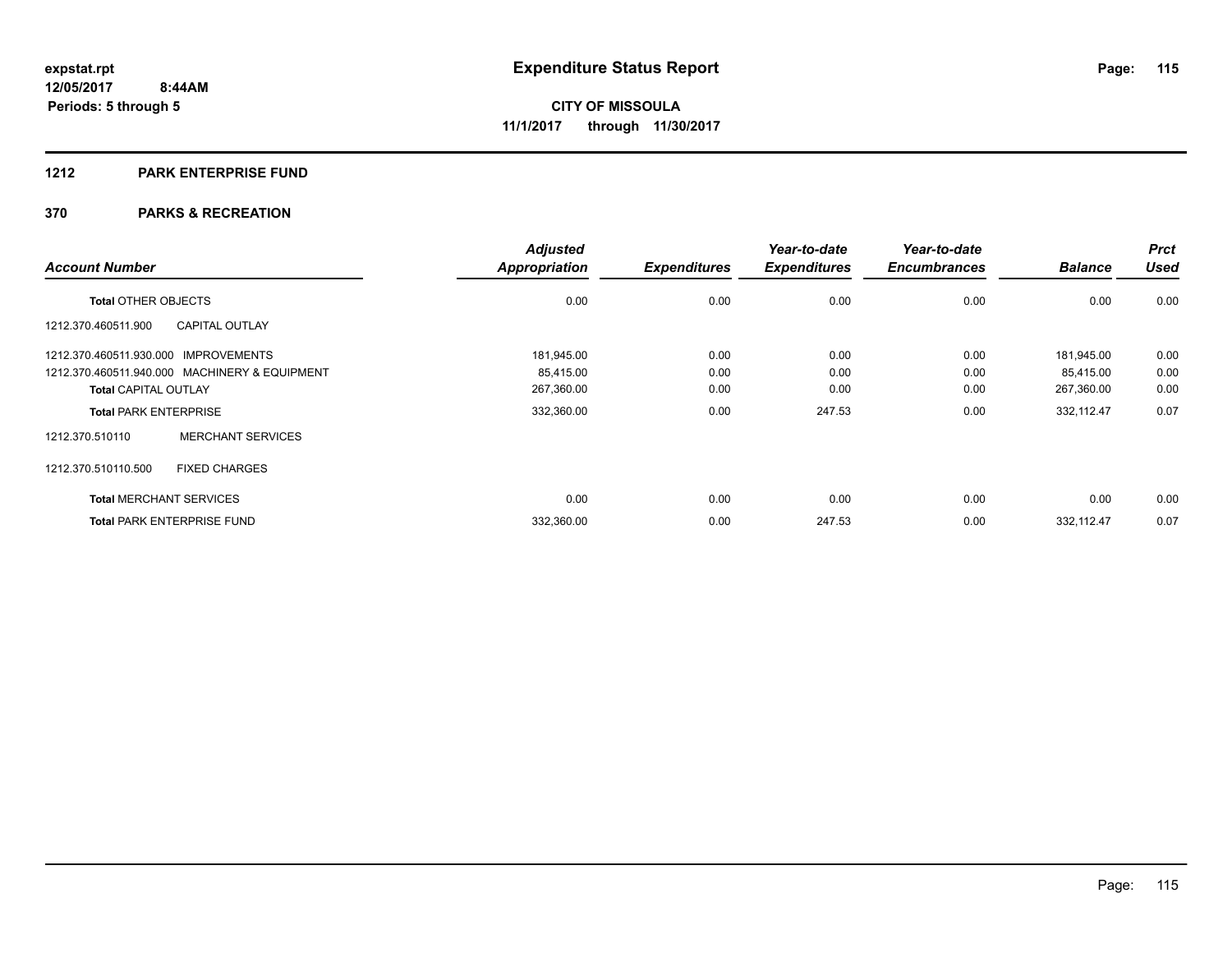**expstat.rpt**
**12/05/2017 8:44AM**
**Periods: 5 through 5**

# Expenditure Status Report

**CITY OF MISSOULA**
**11/1/2017 through 11/30/2017**

## 1212 PARK ENTERPRISE FUND

## 370 PARKS & RECREATION

| Account Number | | Adjusted Appropriation | Expenditures | Year-to-date Expenditures | Year-to-date Encumbrances | Balance | Prct Used |
|---|---|---|---|---|---|---|---|
| **Total** OTHER OBJECTS | | 0.00 | 0.00 | 0.00 | 0.00 | 0.00 | 0.00 |
| 1212.370.460511.900 | CAPITAL OUTLAY | | | | | | |
| 1212.370.460511.930.000 | IMPROVEMENTS | 181,945.00 | 0.00 | 0.00 | 0.00 | 181,945.00 | 0.00 |
| 1212.370.460511.940.000 | MACHINERY & EQUIPMENT | 85,415.00 | 0.00 | 0.00 | 0.00 | 85,415.00 | 0.00 |
| **Total** CAPITAL OUTLAY | | 267,360.00 | 0.00 | 0.00 | 0.00 | 267,360.00 | 0.00 |
| **Total** PARK ENTERPRISE | | 332,360.00 | 0.00 | 247.53 | 0.00 | 332,112.47 | 0.07 |
| 1212.370.510110 | MERCHANT SERVICES | | | | | | |
| 1212.370.510110.500 | FIXED CHARGES | | | | | | |
| **Total** MERCHANT SERVICES | | 0.00 | 0.00 | 0.00 | 0.00 | 0.00 | 0.00 |
| **Total** PARK ENTERPRISE FUND | | 332,360.00 | 0.00 | 247.53 | 0.00 | 332,112.47 | 0.07 |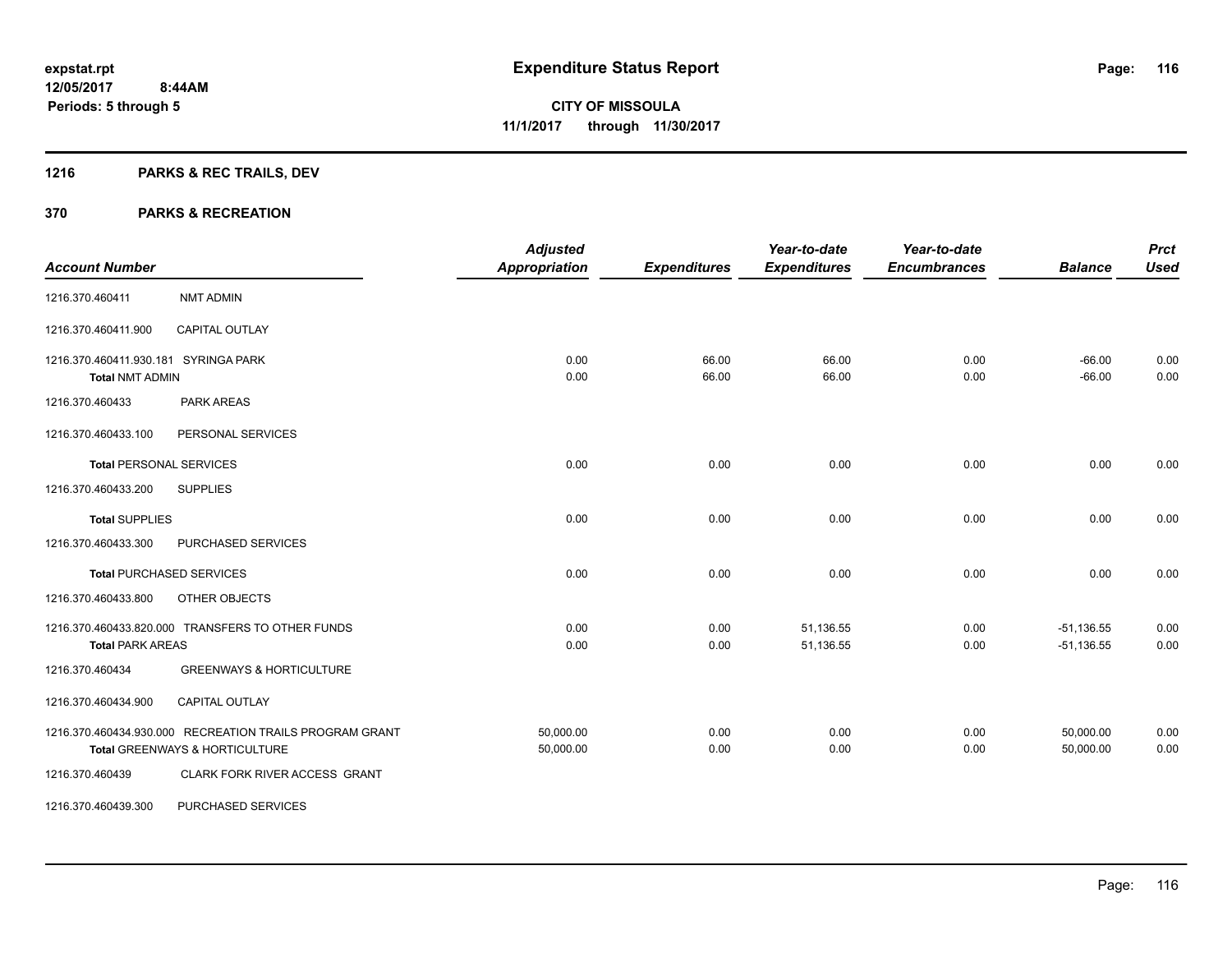**expstat.rpt**
**12/05/2017 8:44AM**
**Periods: 5 through 5**

# Expenditure Status Report

**CITY OF MISSOULA**
**11/1/2017 through 11/30/2017**

## 1216 PARKS & REC TRAILS, DEV

## 370 PARKS & RECREATION

| Account Number | | Adjusted Appropriation | Expenditures | Year-to-date Expenditures | Year-to-date Encumbrances | Balance | Prct Used |
|---|---|---|---|---|---|---|---|
| 1216.370.460411 | NMT ADMIN | | | | | | |
| 1216.370.460411.900 | CAPITAL OUTLAY | | | | | | |
| 1216.370.460411.930.181 SYRINGA PARK | | 0.00 | 66.00 | 66.00 | 0.00 | -66.00 | 0.00 |
| **Total** NMT ADMIN | | 0.00 | 66.00 | 66.00 | 0.00 | -66.00 | 0.00 |
| 1216.370.460433 | PARK AREAS | | | | | | |
| 1216.370.460433.100 | PERSONAL SERVICES | | | | | | |
| **Total** PERSONAL SERVICES | | 0.00 | 0.00 | 0.00 | 0.00 | 0.00 | 0.00 |
| 1216.370.460433.200 | SUPPLIES | | | | | | |
| **Total** SUPPLIES | | 0.00 | 0.00 | 0.00 | 0.00 | 0.00 | 0.00 |
| 1216.370.460433.300 | PURCHASED SERVICES | | | | | | |
| **Total** PURCHASED SERVICES | | 0.00 | 0.00 | 0.00 | 0.00 | 0.00 | 0.00 |
| 1216.370.460433.800 | OTHER OBJECTS | | | | | | |
| 1216.370.460433.820.000 TRANSFERS TO OTHER FUNDS | | 0.00 | 0.00 | 51,136.55 | 0.00 | -51,136.55 | 0.00 |
| **Total** PARK AREAS | | 0.00 | 0.00 | 51,136.55 | 0.00 | -51,136.55 | 0.00 |
| 1216.370.460434 | GREENWAYS & HORTICULTURE | | | | | | |
| 1216.370.460434.900 | CAPITAL OUTLAY | | | | | | |
| 1216.370.460434.930.000 RECREATION TRAILS PROGRAM GRANT | | 50,000.00 | 0.00 | 0.00 | 0.00 | 50,000.00 | 0.00 |
| **Total** GREENWAYS & HORTICULTURE | | 50,000.00 | 0.00 | 0.00 | 0.00 | 50,000.00 | 0.00 |
| 1216.370.460439 | CLARK FORK RIVER ACCESS GRANT | | | | | | |
| 1216.370.460439.300 | PURCHASED SERVICES | | | | | | |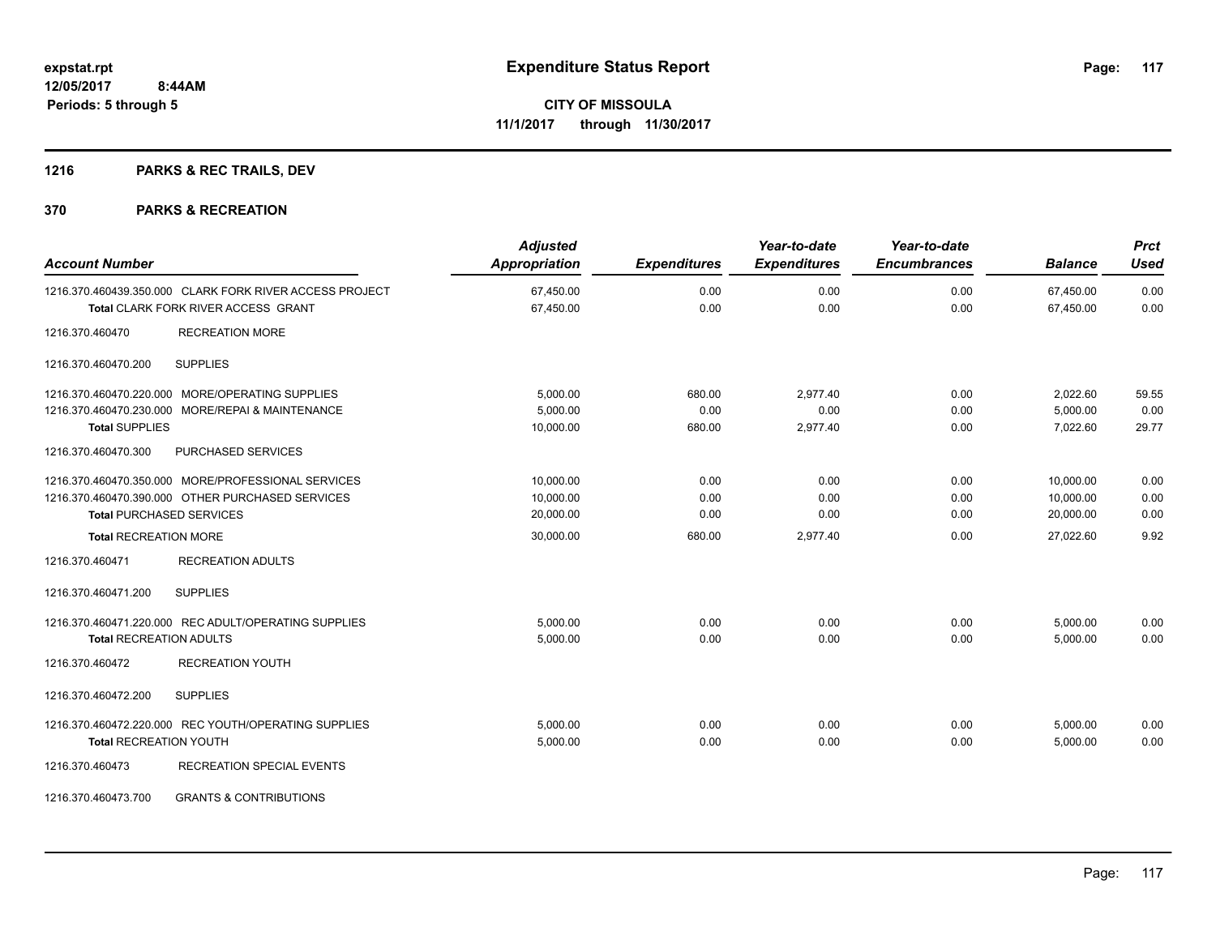# Expenditure Status Report

expstat.rpt
12/05/2017 8:44AM
Periods: 5 through 5

**CITY OF MISSOULA**
**11/1/2017 through 11/30/2017**

## 1216 PARKS & REC TRAILS, DEV

## 370 PARKS & RECREATION

| Account Number | Adjusted Appropriation | Expenditures | Year-to-date Expenditures | Year-to-date Encumbrances | Balance | Prct Used |
|---|---|---|---|---|---|---|
| 1216.370.460439.350.000 CLARK FORK RIVER ACCESS PROJECT | 67,450.00 | 0.00 | 0.00 | 0.00 | 67,450.00 | 0.00 |
| **Total** CLARK FORK RIVER ACCESS GRANT | 67,450.00 | 0.00 | 0.00 | 0.00 | 67,450.00 | 0.00 |
| 1216.370.460470 RECREATION MORE | | | | | | |
| 1216.370.460470.200 SUPPLIES | | | | | | |
| 1216.370.460470.220.000 MORE/OPERATING SUPPLIES | 5,000.00 | 680.00 | 2,977.40 | 0.00 | 2,022.60 | 59.55 |
| 1216.370.460470.230.000 MORE/REPAI & MAINTENANCE | 5,000.00 | 0.00 | 0.00 | 0.00 | 5,000.00 | 0.00 |
| **Total SUPPLIES** | 10,000.00 | 680.00 | 2,977.40 | 0.00 | 7,022.60 | 29.77 |
| 1216.370.460470.300 PURCHASED SERVICES | | | | | | |
| 1216.370.460470.350.000 MORE/PROFESSIONAL SERVICES | 10,000.00 | 0.00 | 0.00 | 0.00 | 10,000.00 | 0.00 |
| 1216.370.460470.390.000 OTHER PURCHASED SERVICES | 10,000.00 | 0.00 | 0.00 | 0.00 | 10,000.00 | 0.00 |
| **Total PURCHASED SERVICES** | 20,000.00 | 0.00 | 0.00 | 0.00 | 20,000.00 | 0.00 |
| **Total RECREATION MORE** | 30,000.00 | 680.00 | 2,977.40 | 0.00 | 27,022.60 | 9.92 |
| 1216.370.460471 RECREATION ADULTS | | | | | | |
| 1216.370.460471.200 SUPPLIES | | | | | | |
| 1216.370.460471.220.000 REC ADULT/OPERATING SUPPLIES | 5,000.00 | 0.00 | 0.00 | 0.00 | 5,000.00 | 0.00 |
| **Total RECREATION ADULTS** | 5,000.00 | 0.00 | 0.00 | 0.00 | 5,000.00 | 0.00 |
| 1216.370.460472 RECREATION YOUTH | | | | | | |
| 1216.370.460472.200 SUPPLIES | | | | | | |
| 1216.370.460472.220.000 REC YOUTH/OPERATING SUPPLIES | 5,000.00 | 0.00 | 0.00 | 0.00 | 5,000.00 | 0.00 |
| **Total RECREATION YOUTH** | 5,000.00 | 0.00 | 0.00 | 0.00 | 5,000.00 | 0.00 |
| 1216.370.460473 RECREATION SPECIAL EVENTS | | | | | | |
| 1216.370.460473.700 GRANTS & CONTRIBUTIONS | | | | | | |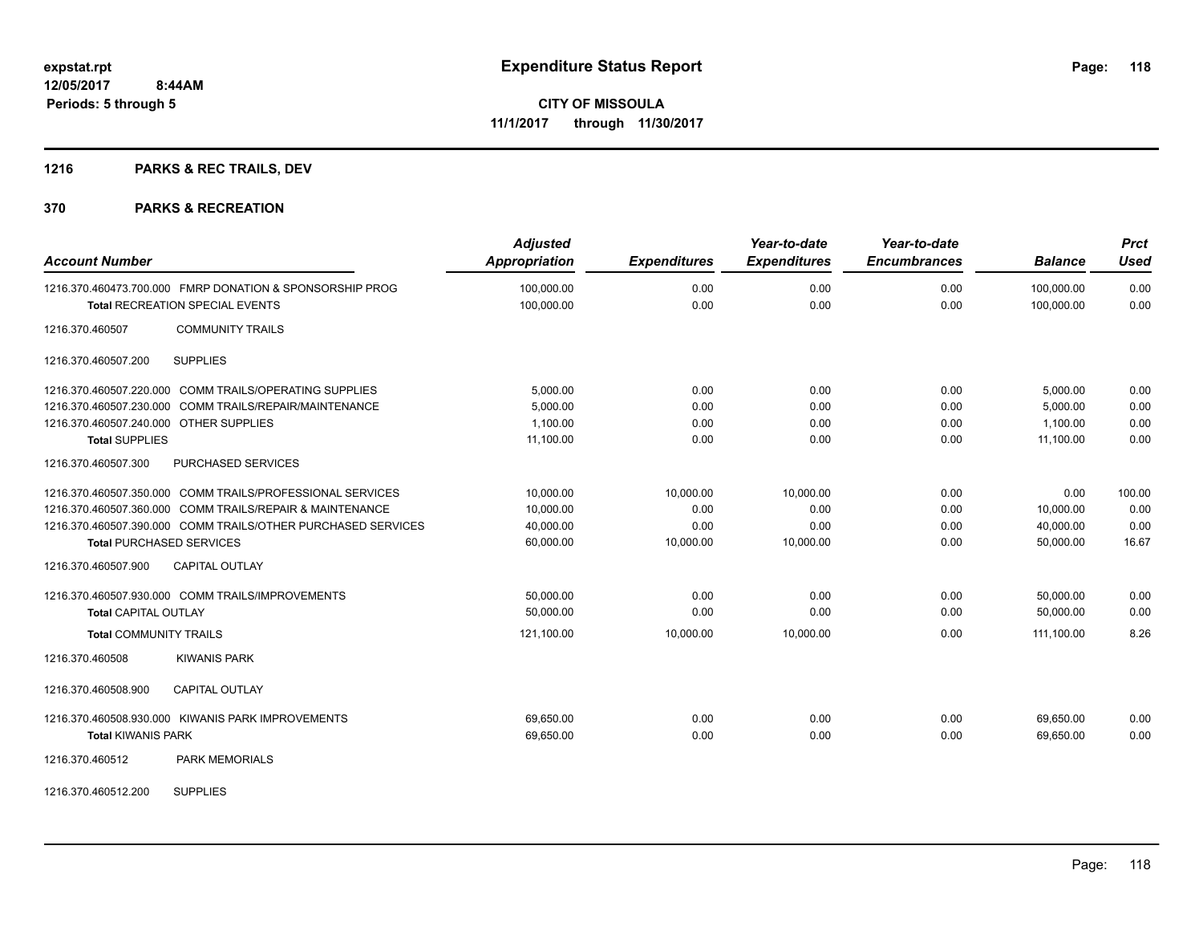**expstat.rpt**
**12/05/2017 8:44AM**
**Periods: 5 through 5**

# Expenditure Status Report

**CITY OF MISSOULA**
**11/1/2017 through 11/30/2017**

## 1216 PARKS & REC TRAILS, DEV

## 370 PARKS & RECREATION

| Account Number | Adjusted Appropriation | Expenditures | Year-to-date Expenditures | Year-to-date Encumbrances | Balance | Prct Used |
|---|---|---|---|---|---|---|
| 1216.370.460473.700.000 FMRP DONATION & SPONSORSHIP PROG | 100,000.00 | 0.00 | 0.00 | 0.00 | 100,000.00 | 0.00 |
| **Total** RECREATION SPECIAL EVENTS | 100,000.00 | 0.00 | 0.00 | 0.00 | 100,000.00 | 0.00 |
| 1216.370.460507 COMMUNITY TRAILS | | | | | | |
| 1216.370.460507.200 SUPPLIES | | | | | | |
| 1216.370.460507.220.000 COMM TRAILS/OPERATING SUPPLIES | 5,000.00 | 0.00 | 0.00 | 0.00 | 5,000.00 | 0.00 |
| 1216.370.460507.230.000 COMM TRAILS/REPAIR/MAINTENANCE | 5,000.00 | 0.00 | 0.00 | 0.00 | 5,000.00 | 0.00 |
| 1216.370.460507.240.000 OTHER SUPPLIES | 1,100.00 | 0.00 | 0.00 | 0.00 | 1,100.00 | 0.00 |
| **Total** SUPPLIES | 11,100.00 | 0.00 | 0.00 | 0.00 | 11,100.00 | 0.00 |
| 1216.370.460507.300 PURCHASED SERVICES | | | | | | |
| 1216.370.460507.350.000 COMM TRAILS/PROFESSIONAL SERVICES | 10,000.00 | 10,000.00 | 10,000.00 | 0.00 | 0.00 | 100.00 |
| 1216.370.460507.360.000 COMM TRAILS/REPAIR & MAINTENANCE | 10,000.00 | 0.00 | 0.00 | 0.00 | 10,000.00 | 0.00 |
| 1216.370.460507.390.000 COMM TRAILS/OTHER PURCHASED SERVICES | 40,000.00 | 0.00 | 0.00 | 0.00 | 40,000.00 | 0.00 |
| **Total** PURCHASED SERVICES | 60,000.00 | 10,000.00 | 10,000.00 | 0.00 | 50,000.00 | 16.67 |
| 1216.370.460507.900 CAPITAL OUTLAY | | | | | | |
| 1216.370.460507.930.000 COMM TRAILS/IMPROVEMENTS | 50,000.00 | 0.00 | 0.00 | 0.00 | 50,000.00 | 0.00 |
| **Total** CAPITAL OUTLAY | 50,000.00 | 0.00 | 0.00 | 0.00 | 50,000.00 | 0.00 |
| **Total** COMMUNITY TRAILS | 121,100.00 | 10,000.00 | 10,000.00 | 0.00 | 111,100.00 | 8.26 |
| 1216.370.460508 KIWANIS PARK | | | | | | |
| 1216.370.460508.900 CAPITAL OUTLAY | | | | | | |
| 1216.370.460508.930.000 KIWANIS PARK IMPROVEMENTS | 69,650.00 | 0.00 | 0.00 | 0.00 | 69,650.00 | 0.00 |
| **Total** KIWANIS PARK | 69,650.00 | 0.00 | 0.00 | 0.00 | 69,650.00 | 0.00 |
| 1216.370.460512 PARK MEMORIALS | | | | | | |
| 1216.370.460512.200 SUPPLIES | | | | | | |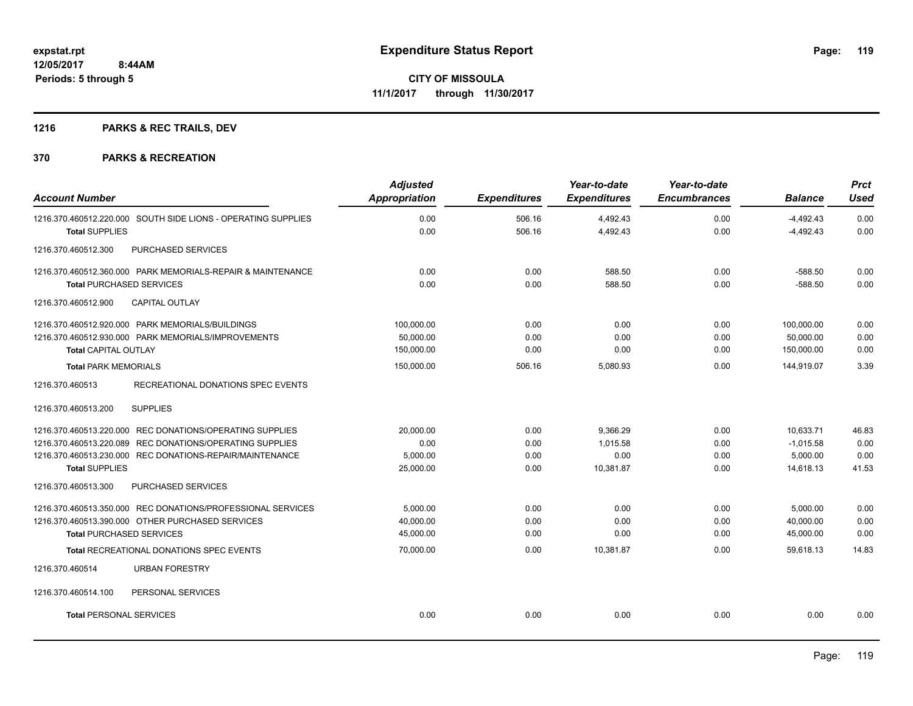**expstat.rpt**
**12/05/2017 8:44AM**
**Periods: 5 through 5**

# Expenditure Status Report

**CITY OF MISSOULA**
**11/1/2017 through 11/30/2017**

## 1216 PARKS & REC TRAILS, DEV

## 370 PARKS & RECREATION

| Account Number | Adjusted Appropriation | Expenditures | Year-to-date Expenditures | Year-to-date Encumbrances | Balance | Prct Used |
|---|---|---|---|---|---|---|
| 1216.370.460512.220.000 SOUTH SIDE LIONS - OPERATING SUPPLIES | 0.00 | 506.16 | 4,492.43 | 0.00 | -4,492.43 | 0.00 |
| **Total** SUPPLIES | 0.00 | 506.16 | 4,492.43 | 0.00 | -4,492.43 | 0.00 |
| 1216.370.460512.300 PURCHASED SERVICES | | | | | | |
| 1216.370.460512.360.000 PARK MEMORIALS-REPAIR & MAINTENANCE | 0.00 | 0.00 | 588.50 | 0.00 | -588.50 | 0.00 |
| **Total** PURCHASED SERVICES | 0.00 | 0.00 | 588.50 | 0.00 | -588.50 | 0.00 |
| 1216.370.460512.900 CAPITAL OUTLAY | | | | | | |
| 1216.370.460512.920.000 PARK MEMORIALS/BUILDINGS | 100,000.00 | 0.00 | 0.00 | 0.00 | 100,000.00 | 0.00 |
| 1216.370.460512.930.000 PARK MEMORIALS/IMPROVEMENTS | 50,000.00 | 0.00 | 0.00 | 0.00 | 50,000.00 | 0.00 |
| **Total** CAPITAL OUTLAY | 150,000.00 | 0.00 | 0.00 | 0.00 | 150,000.00 | 0.00 |
| **Total** PARK MEMORIALS | 150,000.00 | 506.16 | 5,080.93 | 0.00 | 144,919.07 | 3.39 |
| 1216.370.460513 RECREATIONAL DONATIONS SPEC EVENTS | | | | | | |
| 1216.370.460513.200 SUPPLIES | | | | | | |
| 1216.370.460513.220.000 REC DONATIONS/OPERATING SUPPLIES | 20,000.00 | 0.00 | 9,366.29 | 0.00 | 10,633.71 | 46.83 |
| 1216.370.460513.220.089 REC DONATIONS/OPERATING SUPPLIES | 0.00 | 0.00 | 1,015.58 | 0.00 | -1,015.58 | 0.00 |
| 1216.370.460513.230.000 REC DONATIONS-REPAIR/MAINTENANCE | 5,000.00 | 0.00 | 0.00 | 0.00 | 5,000.00 | 0.00 |
| **Total** SUPPLIES | 25,000.00 | 0.00 | 10,381.87 | 0.00 | 14,618.13 | 41.53 |
| 1216.370.460513.300 PURCHASED SERVICES | | | | | | |
| 1216.370.460513.350.000 REC DONATIONS/PROFESSIONAL SERVICES | 5,000.00 | 0.00 | 0.00 | 0.00 | 5,000.00 | 0.00 |
| 1216.370.460513.390.000 OTHER PURCHASED SERVICES | 40,000.00 | 0.00 | 0.00 | 0.00 | 40,000.00 | 0.00 |
| **Total** PURCHASED SERVICES | 45,000.00 | 0.00 | 0.00 | 0.00 | 45,000.00 | 0.00 |
| **Total** RECREATIONAL DONATIONS SPEC EVENTS | 70,000.00 | 0.00 | 10,381.87 | 0.00 | 59,618.13 | 14.83 |
| 1216.370.460514 URBAN FORESTRY | | | | | | |
| 1216.370.460514.100 PERSONAL SERVICES | | | | | | |
| **Total** PERSONAL SERVICES | 0.00 | 0.00 | 0.00 | 0.00 | 0.00 | 0.00 |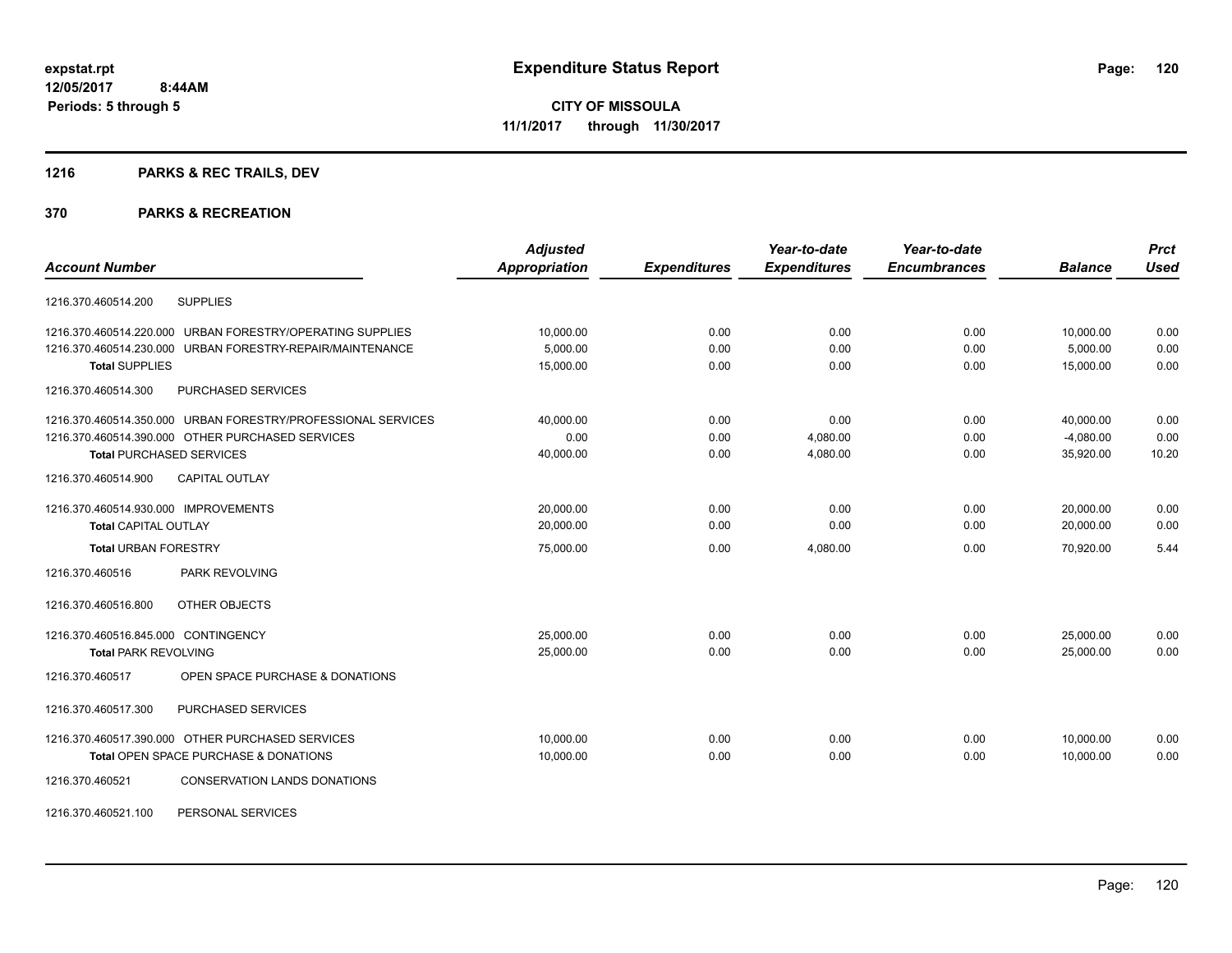**expstat.rpt**
**12/05/2017 8:44AM**
**Periods: 5 through 5**

# Expenditure Status Report

**CITY OF MISSOULA**
**11/1/2017 through 11/30/2017**

## 1216 PARKS & REC TRAILS, DEV

## 370 PARKS & RECREATION

| Account Number | Adjusted Appropriation | Expenditures | Year-to-date Expenditures | Year-to-date Encumbrances | Balance | Prct Used |
|---|---|---|---|---|---|---|
| 1216.370.460514.200 SUPPLIES | | | | | | |
| 1216.370.460514.220.000 URBAN FORESTRY/OPERATING SUPPLIES | 10,000.00 | 0.00 | 0.00 | 0.00 | 10,000.00 | 0.00 |
| 1216.370.460514.230.000 URBAN FORESTRY-REPAIR/MAINTENANCE | 5,000.00 | 0.00 | 0.00 | 0.00 | 5,000.00 | 0.00 |
| **Total** SUPPLIES | 15,000.00 | 0.00 | 0.00 | 0.00 | 15,000.00 | 0.00 |
| 1216.370.460514.300 PURCHASED SERVICES | | | | | | |
| 1216.370.460514.350.000 URBAN FORESTRY/PROFESSIONAL SERVICES | 40,000.00 | 0.00 | 0.00 | 0.00 | 40,000.00 | 0.00 |
| 1216.370.460514.390.000 OTHER PURCHASED SERVICES | 0.00 | 0.00 | 4,080.00 | 0.00 | -4,080.00 | 0.00 |
| **Total** PURCHASED SERVICES | 40,000.00 | 0.00 | 4,080.00 | 0.00 | 35,920.00 | 10.20 |
| 1216.370.460514.900 CAPITAL OUTLAY | | | | | | |
| 1216.370.460514.930.000 IMPROVEMENTS | 20,000.00 | 0.00 | 0.00 | 0.00 | 20,000.00 | 0.00 |
| **Total** CAPITAL OUTLAY | 20,000.00 | 0.00 | 0.00 | 0.00 | 20,000.00 | 0.00 |
| **Total** URBAN FORESTRY | 75,000.00 | 0.00 | 4,080.00 | 0.00 | 70,920.00 | 5.44 |
| 1216.370.460516 PARK REVOLVING | | | | | | |
| 1216.370.460516.800 OTHER OBJECTS | | | | | | |
| 1216.370.460516.845.000 CONTINGENCY | 25,000.00 | 0.00 | 0.00 | 0.00 | 25,000.00 | 0.00 |
| **Total** PARK REVOLVING | 25,000.00 | 0.00 | 0.00 | 0.00 | 25,000.00 | 0.00 |
| 1216.370.460517 OPEN SPACE PURCHASE & DONATIONS | | | | | | |
| 1216.370.460517.300 PURCHASED SERVICES | | | | | | |
| 1216.370.460517.390.000 OTHER PURCHASED SERVICES | 10,000.00 | 0.00 | 0.00 | 0.00 | 10,000.00 | 0.00 |
| **Total** OPEN SPACE PURCHASE & DONATIONS | 10,000.00 | 0.00 | 0.00 | 0.00 | 10,000.00 | 0.00 |
| 1216.370.460521 CONSERVATION LANDS DONATIONS | | | | | | |
| 1216.370.460521.100 PERSONAL SERVICES | | | | | | |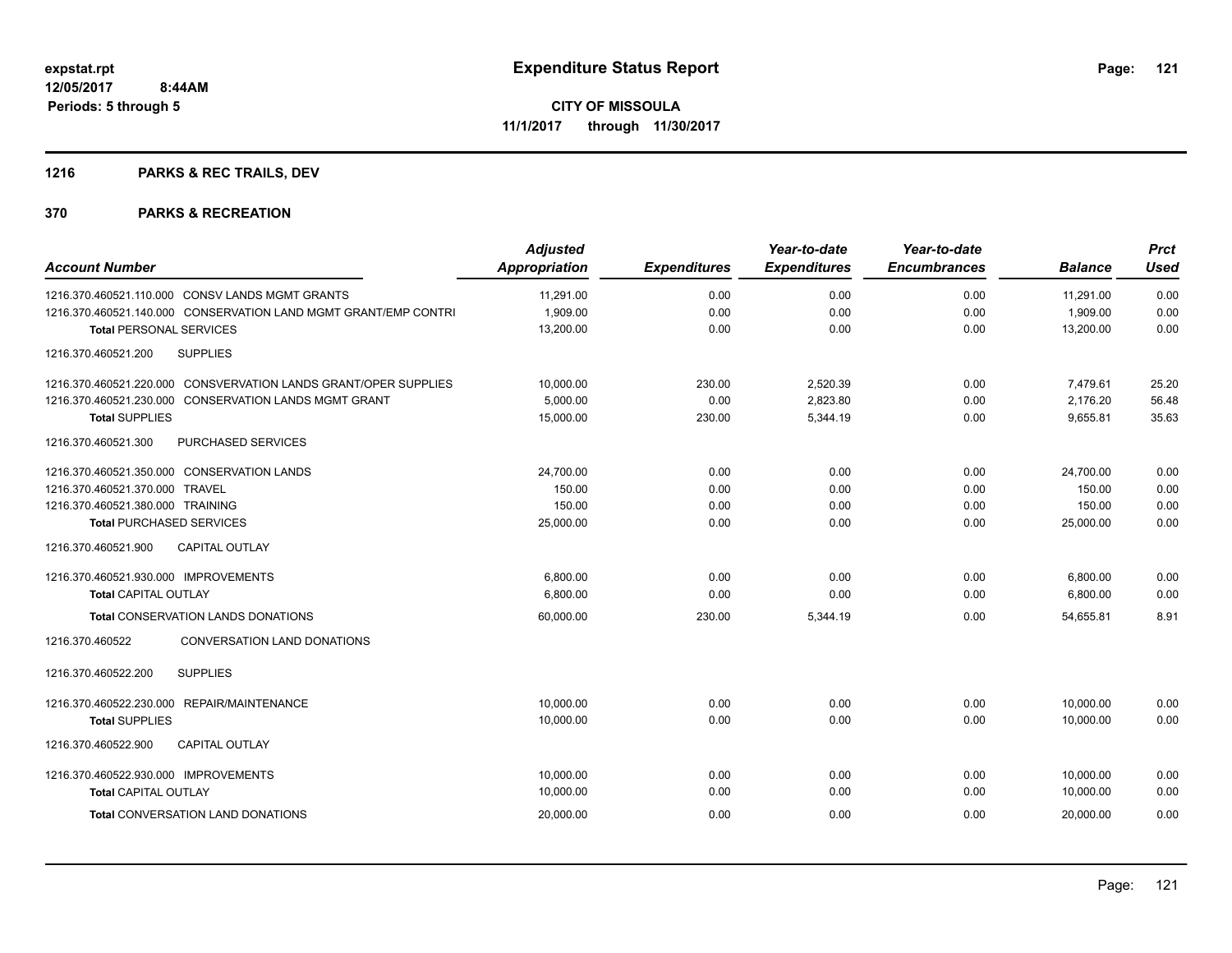**expstat.rpt**
**12/05/2017 8:44AM**
**Periods: 5 through 5**

# Expenditure Status Report

**CITY OF MISSOULA**
**11/1/2017 through 11/30/2017**

## 1216 PARKS & REC TRAILS, DEV

## 370 PARKS & RECREATION

| Account Number | Adjusted Appropriation | Expenditures | Year-to-date Expenditures | Year-to-date Encumbrances | Balance | Prct Used |
|---|---|---|---|---|---|---|
| 1216.370.460521.110.000 CONSV LANDS MGMT GRANTS | 11,291.00 | 0.00 | 0.00 | 0.00 | 11,291.00 | 0.00 |
| 1216.370.460521.140.000 CONSERVATION LAND MGMT GRANT/EMP CONTRI | 1,909.00 | 0.00 | 0.00 | 0.00 | 1,909.00 | 0.00 |
| **Total** PERSONAL SERVICES | 13,200.00 | 0.00 | 0.00 | 0.00 | 13,200.00 | 0.00 |
| 1216.370.460521.200 SUPPLIES | | | | | | |
| 1216.370.460521.220.000 CONSVERVATION LANDS GRANT/OPER SUPPLIES | 10,000.00 | 230.00 | 2,520.39 | 0.00 | 7,479.61 | 25.20 |
| 1216.370.460521.230.000 CONSERVATION LANDS MGMT GRANT | 5,000.00 | 0.00 | 2,823.80 | 0.00 | 2,176.20 | 56.48 |
| **Total** SUPPLIES | 15,000.00 | 230.00 | 5,344.19 | 0.00 | 9,655.81 | 35.63 |
| 1216.370.460521.300 PURCHASED SERVICES | | | | | | |
| 1216.370.460521.350.000 CONSERVATION LANDS | 24,700.00 | 0.00 | 0.00 | 0.00 | 24,700.00 | 0.00 |
| 1216.370.460521.370.000 TRAVEL | 150.00 | 0.00 | 0.00 | 0.00 | 150.00 | 0.00 |
| 1216.370.460521.380.000 TRAINING | 150.00 | 0.00 | 0.00 | 0.00 | 150.00 | 0.00 |
| **Total** PURCHASED SERVICES | 25,000.00 | 0.00 | 0.00 | 0.00 | 25,000.00 | 0.00 |
| 1216.370.460521.900 CAPITAL OUTLAY | | | | | | |
| 1216.370.460521.930.000 IMPROVEMENTS | 6,800.00 | 0.00 | 0.00 | 0.00 | 6,800.00 | 0.00 |
| **Total** CAPITAL OUTLAY | 6,800.00 | 0.00 | 0.00 | 0.00 | 6,800.00 | 0.00 |
| **Total** CONSERVATION LANDS DONATIONS | 60,000.00 | 230.00 | 5,344.19 | 0.00 | 54,655.81 | 8.91 |
| 1216.370.460522 CONVERSATION LAND DONATIONS | | | | | | |
| 1216.370.460522.200 SUPPLIES | | | | | | |
| 1216.370.460522.230.000 REPAIR/MAINTENANCE | 10,000.00 | 0.00 | 0.00 | 0.00 | 10,000.00 | 0.00 |
| **Total** SUPPLIES | 10,000.00 | 0.00 | 0.00 | 0.00 | 10,000.00 | 0.00 |
| 1216.370.460522.900 CAPITAL OUTLAY | | | | | | |
| 1216.370.460522.930.000 IMPROVEMENTS | 10,000.00 | 0.00 | 0.00 | 0.00 | 10,000.00 | 0.00 |
| **Total** CAPITAL OUTLAY | 10,000.00 | 0.00 | 0.00 | 0.00 | 10,000.00 | 0.00 |
| **Total** CONVERSATION LAND DONATIONS | 20,000.00 | 0.00 | 0.00 | 0.00 | 20,000.00 | 0.00 |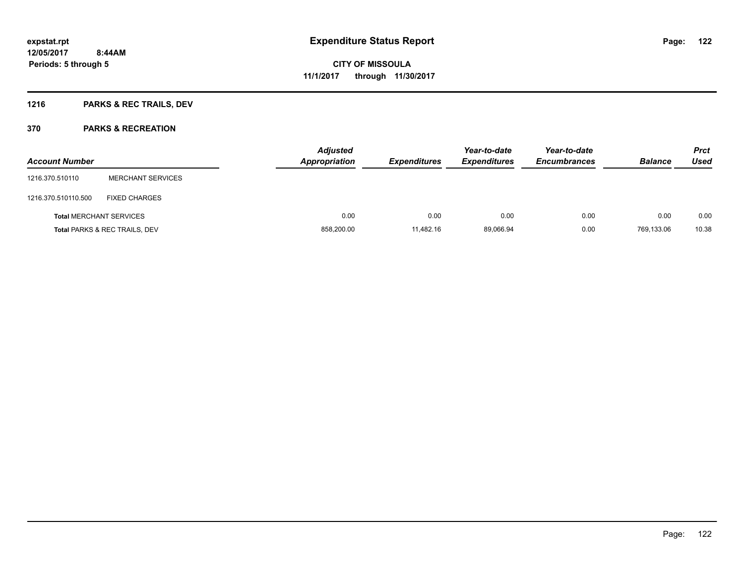expstat.rpt
12/05/2017 8:44AM
Periods: 5 through 5

# Expenditure Status Report

CITY OF MISSOULA
11/1/2017 through 11/30/2017

## 1216 PARKS & REC TRAILS, DEV

## 370 PARKS & RECREATION

| Account Number | | Adjusted Appropriation | Expenditures | Year-to-date Expenditures | Year-to-date Encumbrances | Balance | Prct Used |
|---|---|---|---|---|---|---|---|
| 1216.370.510110 | MERCHANT SERVICES | | | | | | |
| 1216.370.510110.500 | FIXED CHARGES | | | | | | |
| **Total** MERCHANT SERVICES | | 0.00 | 0.00 | 0.00 | 0.00 | 0.00 | 0.00 |
| **Total** PARKS & REC TRAILS, DEV | | 858,200.00 | 11,482.16 | 89,066.94 | 0.00 | 769,133.06 | 10.38 |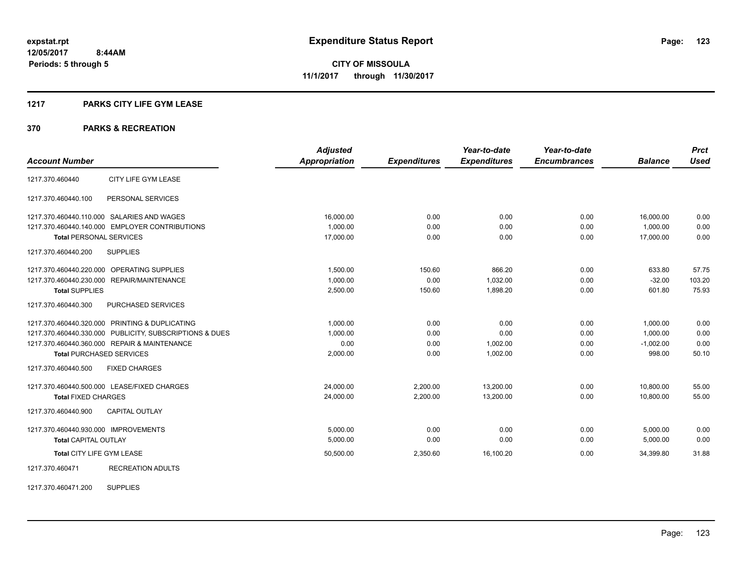**expstat.rpt**
**12/05/2017 8:44AM**
**Periods: 5 through 5**

# Expenditure Status Report

**CITY OF MISSOULA**
**11/1/2017 through 11/30/2017**

## 1217 PARKS CITY LIFE GYM LEASE

## 370 PARKS & RECREATION

| Account Number | | Adjusted Appropriation | Expenditures | Year-to-date Expenditures | Year-to-date Encumbrances | Balance | Prct Used |
|---|---|---|---|---|---|---|---|
| 1217.370.460440 | CITY LIFE GYM LEASE | | | | | | |
| 1217.370.460440.100 | PERSONAL SERVICES | | | | | | |
| 1217.370.460440.110.000 | SALARIES AND WAGES | 16,000.00 | 0.00 | 0.00 | 0.00 | 16,000.00 | 0.00 |
| 1217.370.460440.140.000 | EMPLOYER CONTRIBUTIONS | 1,000.00 | 0.00 | 0.00 | 0.00 | 1,000.00 | 0.00 |
| **Total** PERSONAL SERVICES | | 17,000.00 | 0.00 | 0.00 | 0.00 | 17,000.00 | 0.00 |
| 1217.370.460440.200 | SUPPLIES | | | | | | |
| 1217.370.460440.220.000 | OPERATING SUPPLIES | 1,500.00 | 150.60 | 866.20 | 0.00 | 633.80 | 57.75 |
| 1217.370.460440.230.000 | REPAIR/MAINTENANCE | 1,000.00 | 0.00 | 1,032.00 | 0.00 | -32.00 | 103.20 |
| **Total** SUPPLIES | | 2,500.00 | 150.60 | 1,898.20 | 0.00 | 601.80 | 75.93 |
| 1217.370.460440.300 | PURCHASED SERVICES | | | | | | |
| 1217.370.460440.320.000 | PRINTING & DUPLICATING | 1,000.00 | 0.00 | 0.00 | 0.00 | 1,000.00 | 0.00 |
| 1217.370.460440.330.000 | PUBLICITY, SUBSCRIPTIONS & DUES | 1,000.00 | 0.00 | 0.00 | 0.00 | 1,000.00 | 0.00 |
| 1217.370.460440.360.000 | REPAIR & MAINTENANCE | 0.00 | 0.00 | 1,002.00 | 0.00 | -1,002.00 | 0.00 |
| **Total** PURCHASED SERVICES | | 2,000.00 | 0.00 | 1,002.00 | 0.00 | 998.00 | 50.10 |
| 1217.370.460440.500 | FIXED CHARGES | | | | | | |
| 1217.370.460440.500.000 | LEASE/FIXED CHARGES | 24,000.00 | 2,200.00 | 13,200.00 | 0.00 | 10,800.00 | 55.00 |
| **Total** FIXED CHARGES | | 24,000.00 | 2,200.00 | 13,200.00 | 0.00 | 10,800.00 | 55.00 |
| 1217.370.460440.900 | CAPITAL OUTLAY | | | | | | |
| 1217.370.460440.930.000 | IMPROVEMENTS | 5,000.00 | 0.00 | 0.00 | 0.00 | 5,000.00 | 0.00 |
| **Total** CAPITAL OUTLAY | | 5,000.00 | 0.00 | 0.00 | 0.00 | 5,000.00 | 0.00 |
| **Total** CITY LIFE GYM LEASE | | 50,500.00 | 2,350.60 | 16,100.20 | 0.00 | 34,399.80 | 31.88 |
| 1217.370.460471 | RECREATION ADULTS | | | | | | |
| 1217.370.460471.200 | SUPPLIES | | | | | | |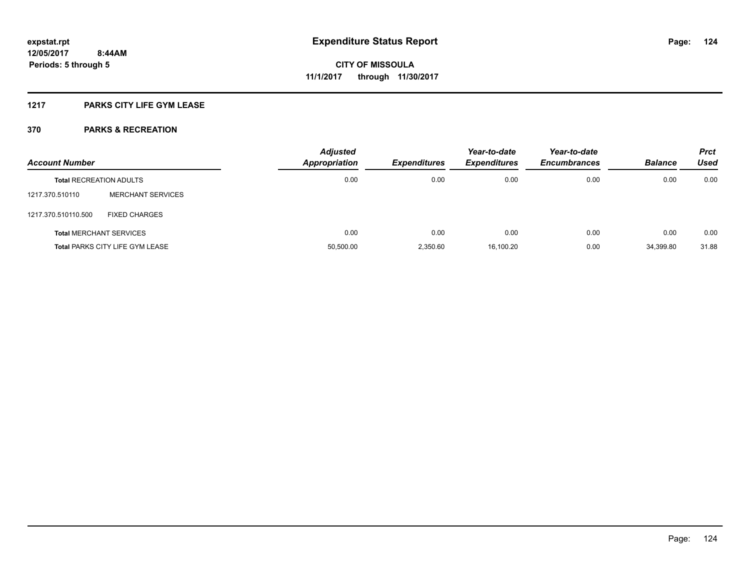# Expenditure Status Report

expstat.rpt
12/05/2017 8:44AM
Periods: 5 through 5

**CITY OF MISSOULA**
**11/1/2017 through 11/30/2017**

## 1217 PARKS CITY LIFE GYM LEASE

### 370 PARKS & RECREATION

| Account Number | | Adjusted Appropriation | Expenditures | Year-to-date Expenditures | Year-to-date Encumbrances | Balance | Prct Used |
|---|---|---|---|---|---|---|---|
| **Total** RECREATION ADULTS | | 0.00 | 0.00 | 0.00 | 0.00 | 0.00 | 0.00 |
| 1217.370.510110 | MERCHANT SERVICES | | | | | | |
| 1217.370.510110.500 | FIXED CHARGES | | | | | | |
| **Total** MERCHANT SERVICES | | 0.00 | 0.00 | 0.00 | 0.00 | 0.00 | 0.00 |
| **Total** PARKS CITY LIFE GYM LEASE | | 50,500.00 | 2,350.60 | 16,100.20 | 0.00 | 34,399.80 | 31.88 |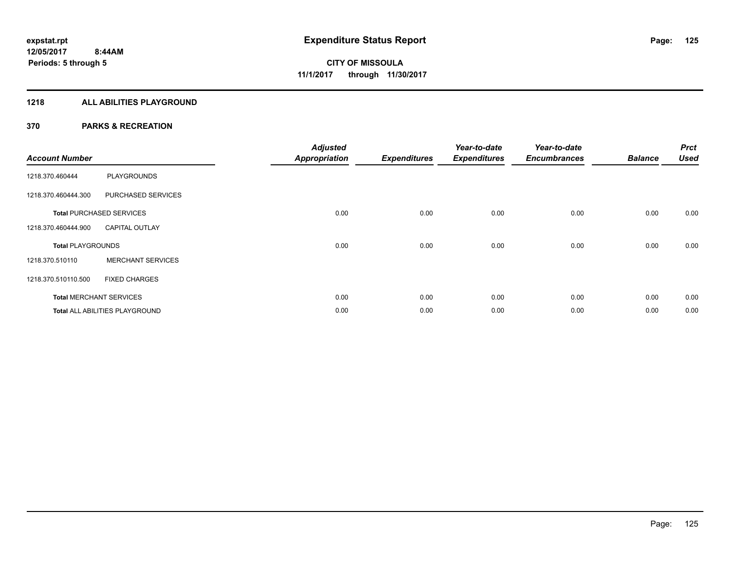**expstat.rpt**
**12/05/2017 8:44AM**
**Periods: 5 through 5**

# Expenditure Status Report

**CITY OF MISSOULA**
**11/1/2017 through 11/30/2017**

## 1218 ALL ABILITIES PLAYGROUND

## 370 PARKS & RECREATION

| Account Number | | Adjusted Appropriation | Expenditures | Year-to-date Expenditures | Year-to-date Encumbrances | Balance | Prct Used |
|---|---|---|---|---|---|---|---|
| 1218.370.460444 | PLAYGROUNDS | | | | | | |
| 1218.370.460444.300 | PURCHASED SERVICES | | | | | | |
| **Total** PURCHASED SERVICES | | 0.00 | 0.00 | 0.00 | 0.00 | 0.00 | 0.00 |
| 1218.370.460444.900 | CAPITAL OUTLAY | | | | | | |
| **Total** PLAYGROUNDS | | 0.00 | 0.00 | 0.00 | 0.00 | 0.00 | 0.00 |
| 1218.370.510110 | MERCHANT SERVICES | | | | | | |
| 1218.370.510110.500 | FIXED CHARGES | | | | | | |
| **Total** MERCHANT SERVICES | | 0.00 | 0.00 | 0.00 | 0.00 | 0.00 | 0.00 |
| **Total** ALL ABILITIES PLAYGROUND | | 0.00 | 0.00 | 0.00 | 0.00 | 0.00 | 0.00 |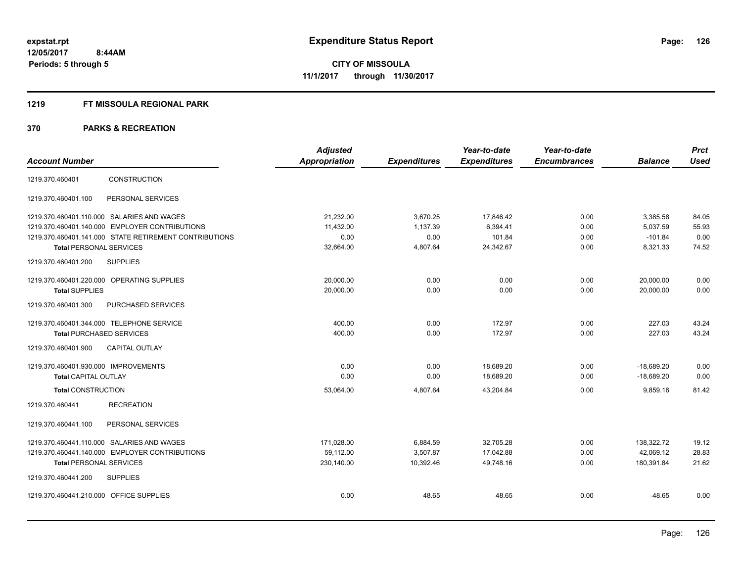expstat.rpt
12/05/2017 8:44AM
Periods: 5 through 5

# Expenditure Status Report

**CITY OF MISSOULA**
**11/1/2017 through 11/30/2017**

## 1219 FT MISSOULA REGIONAL PARK

## 370 PARKS & RECREATION

| Account Number | | Adjusted Appropriation | Expenditures | Year-to-date Expenditures | Year-to-date Encumbrances | Balance | Prct Used |
|---|---|---|---|---|---|---|---|
| 1219.370.460401 | CONSTRUCTION | | | | | | |
| 1219.370.460401.100 | PERSONAL SERVICES | | | | | | |
| 1219.370.460401.110.000 | SALARIES AND WAGES | 21,232.00 | 3,670.25 | 17,846.42 | 0.00 | 3,385.58 | 84.05 |
| 1219.370.460401.140.000 | EMPLOYER CONTRIBUTIONS | 11,432.00 | 1,137.39 | 6,394.41 | 0.00 | 5,037.59 | 55.93 |
| 1219.370.460401.141.000 | STATE RETIREMENT CONTRIBUTIONS | 0.00 | 0.00 | 101.84 | 0.00 | -101.84 | 0.00 |
| Total PERSONAL SERVICES | | 32,664.00 | 4,807.64 | 24,342.67 | 0.00 | 8,321.33 | 74.52 |
| 1219.370.460401.200 | SUPPLIES | | | | | | |
| 1219.370.460401.220.000 | OPERATING SUPPLIES | 20,000.00 | 0.00 | 0.00 | 0.00 | 20,000.00 | 0.00 |
| Total SUPPLIES | | 20,000.00 | 0.00 | 0.00 | 0.00 | 20,000.00 | 0.00 |
| 1219.370.460401.300 | PURCHASED SERVICES | | | | | | |
| 1219.370.460401.344.000 | TELEPHONE SERVICE | 400.00 | 0.00 | 172.97 | 0.00 | 227.03 | 43.24 |
| Total PURCHASED SERVICES | | 400.00 | 0.00 | 172.97 | 0.00 | 227.03 | 43.24 |
| 1219.370.460401.900 | CAPITAL OUTLAY | | | | | | |
| 1219.370.460401.930.000 | IMPROVEMENTS | 0.00 | 0.00 | 18,689.20 | 0.00 | -18,689.20 | 0.00 |
| Total CAPITAL OUTLAY | | 0.00 | 0.00 | 18,689.20 | 0.00 | -18,689.20 | 0.00 |
| Total CONSTRUCTION | | 53,064.00 | 4,807.64 | 43,204.84 | 0.00 | 9,859.16 | 81.42 |
| 1219.370.460441 | RECREATION | | | | | | |
| 1219.370.460441.100 | PERSONAL SERVICES | | | | | | |
| 1219.370.460441.110.000 | SALARIES AND WAGES | 171,028.00 | 6,884.59 | 32,705.28 | 0.00 | 138,322.72 | 19.12 |
| 1219.370.460441.140.000 | EMPLOYER CONTRIBUTIONS | 59,112.00 | 3,507.87 | 17,042.88 | 0.00 | 42,069.12 | 28.83 |
| Total PERSONAL SERVICES | | 230,140.00 | 10,392.46 | 49,748.16 | 0.00 | 180,391.84 | 21.62 |
| 1219.370.460441.200 | SUPPLIES | | | | | | |
| 1219.370.460441.210.000 | OFFICE SUPPLIES | 0.00 | 48.65 | 48.65 | 0.00 | -48.65 | 0.00 |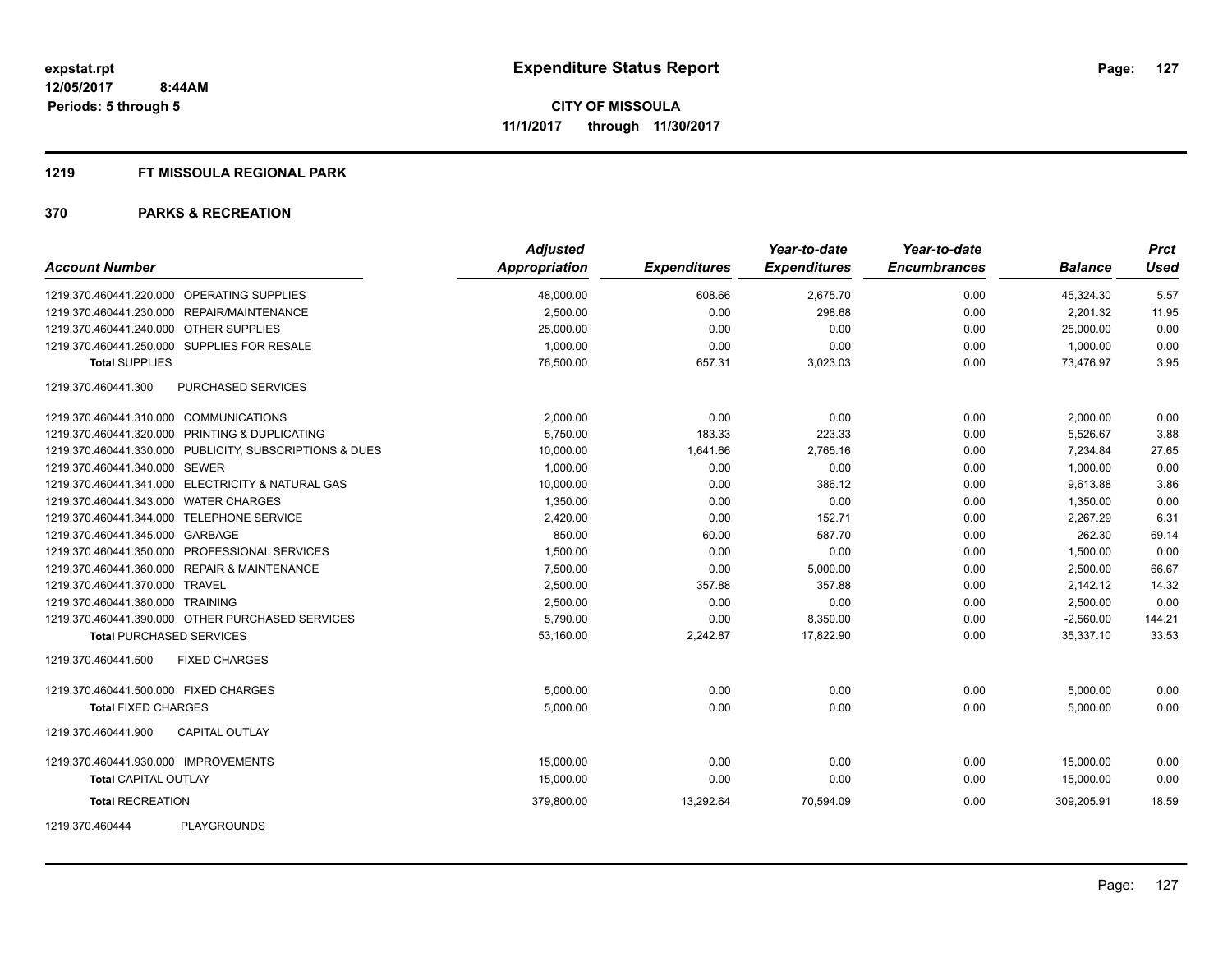**expstat.rpt**
**12/05/2017 8:44AM**
**Periods: 5 through 5**

# Expenditure Status Report

**CITY OF MISSOULA**
**11/1/2017 through 11/30/2017**

## 1219 FT MISSOULA REGIONAL PARK

## 370 PARKS & RECREATION

| Account Number | Adjusted Appropriation | Expenditures | Year-to-date Expenditures | Year-to-date Encumbrances | Balance | Prct Used |
|---|---|---|---|---|---|---|
| 1219.370.460441.220.000 OPERATING SUPPLIES | 48,000.00 | 608.66 | 2,675.70 | 0.00 | 45,324.30 | 5.57 |
| 1219.370.460441.230.000 REPAIR/MAINTENANCE | 2,500.00 | 0.00 | 298.68 | 0.00 | 2,201.32 | 11.95 |
| 1219.370.460441.240.000 OTHER SUPPLIES | 25,000.00 | 0.00 | 0.00 | 0.00 | 25,000.00 | 0.00 |
| 1219.370.460441.250.000 SUPPLIES FOR RESALE | 1,000.00 | 0.00 | 0.00 | 0.00 | 1,000.00 | 0.00 |
| **Total SUPPLIES** | 76,500.00 | 657.31 | 3,023.03 | 0.00 | 73,476.97 | 3.95 |
| 1219.370.460441.300 PURCHASED SERVICES | | | | | | |
| 1219.370.460441.310.000 COMMUNICATIONS | 2,000.00 | 0.00 | 0.00 | 0.00 | 2,000.00 | 0.00 |
| 1219.370.460441.320.000 PRINTING & DUPLICATING | 5,750.00 | 183.33 | 223.33 | 0.00 | 5,526.67 | 3.88 |
| 1219.370.460441.330.000 PUBLICITY, SUBSCRIPTIONS & DUES | 10,000.00 | 1,641.66 | 2,765.16 | 0.00 | 7,234.84 | 27.65 |
| 1219.370.460441.340.000 SEWER | 1,000.00 | 0.00 | 0.00 | 0.00 | 1,000.00 | 0.00 |
| 1219.370.460441.341.000 ELECTRICITY & NATURAL GAS | 10,000.00 | 0.00 | 386.12 | 0.00 | 9,613.88 | 3.86 |
| 1219.370.460441.343.000 WATER CHARGES | 1,350.00 | 0.00 | 0.00 | 0.00 | 1,350.00 | 0.00 |
| 1219.370.460441.344.000 TELEPHONE SERVICE | 2,420.00 | 0.00 | 152.71 | 0.00 | 2,267.29 | 6.31 |
| 1219.370.460441.345.000 GARBAGE | 850.00 | 60.00 | 587.70 | 0.00 | 262.30 | 69.14 |
| 1219.370.460441.350.000 PROFESSIONAL SERVICES | 1,500.00 | 0.00 | 0.00 | 0.00 | 1,500.00 | 0.00 |
| 1219.370.460441.360.000 REPAIR & MAINTENANCE | 7,500.00 | 0.00 | 5,000.00 | 0.00 | 2,500.00 | 66.67 |
| 1219.370.460441.370.000 TRAVEL | 2,500.00 | 357.88 | 357.88 | 0.00 | 2,142.12 | 14.32 |
| 1219.370.460441.380.000 TRAINING | 2,500.00 | 0.00 | 0.00 | 0.00 | 2,500.00 | 0.00 |
| 1219.370.460441.390.000 OTHER PURCHASED SERVICES | 5,790.00 | 0.00 | 8,350.00 | 0.00 | -2,560.00 | 144.21 |
| **Total PURCHASED SERVICES** | 53,160.00 | 2,242.87 | 17,822.90 | 0.00 | 35,337.10 | 33.53 |
| 1219.370.460441.500 FIXED CHARGES | | | | | | |
| 1219.370.460441.500.000 FIXED CHARGES | 5,000.00 | 0.00 | 0.00 | 0.00 | 5,000.00 | 0.00 |
| **Total FIXED CHARGES** | 5,000.00 | 0.00 | 0.00 | 0.00 | 5,000.00 | 0.00 |
| 1219.370.460441.900 CAPITAL OUTLAY | | | | | | |
| 1219.370.460441.930.000 IMPROVEMENTS | 15,000.00 | 0.00 | 0.00 | 0.00 | 15,000.00 | 0.00 |
| **Total CAPITAL OUTLAY** | 15,000.00 | 0.00 | 0.00 | 0.00 | 15,000.00 | 0.00 |
| **Total RECREATION** | 379,800.00 | 13,292.64 | 70,594.09 | 0.00 | 309,205.91 | 18.59 |
| 1219.370.460444 PLAYGROUNDS | | | | | | |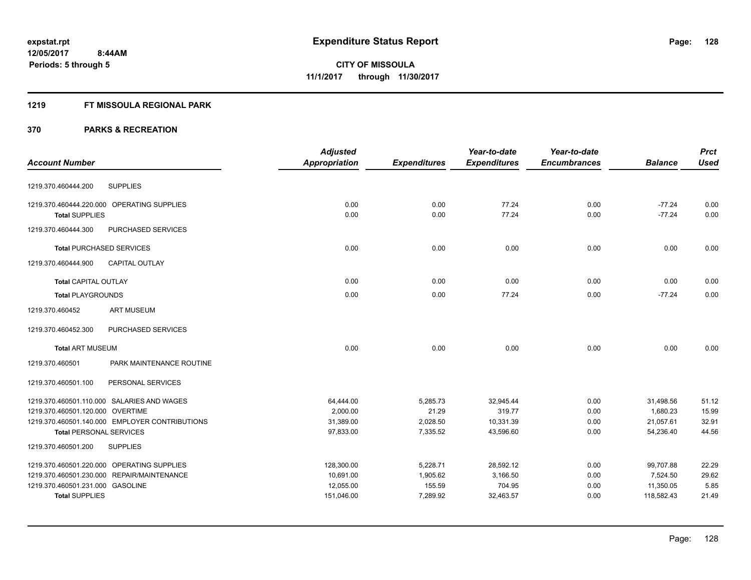# Expenditure Status Report

**CITY OF MISSOULA**

**11/1/2017 through 11/30/2017**

expstat.rpt
12/05/2017 8:44AM
Periods: 5 through 5

## 1219 FT MISSOULA REGIONAL PARK

## 370 PARKS & RECREATION

| Account Number | | Adjusted Appropriation | Expenditures | Year-to-date Expenditures | Year-to-date Encumbrances | Balance | Prct Used |
|---|---|---|---|---|---|---|---|
| 1219.370.460444.200 | SUPPLIES | | | | | | |
| 1219.370.460444.220.000 | OPERATING SUPPLIES | 0.00 | 0.00 | 77.24 | 0.00 | -77.24 | 0.00 |
| **Total** SUPPLIES | | 0.00 | 0.00 | 77.24 | 0.00 | -77.24 | 0.00 |
| 1219.370.460444.300 | PURCHASED SERVICES | | | | | | |
| **Total** PURCHASED SERVICES | | 0.00 | 0.00 | 0.00 | 0.00 | 0.00 | 0.00 |
| 1219.370.460444.900 | CAPITAL OUTLAY | | | | | | |
| **Total** CAPITAL OUTLAY | | 0.00 | 0.00 | 0.00 | 0.00 | 0.00 | 0.00 |
| **Total** PLAYGROUNDS | | 0.00 | 0.00 | 77.24 | 0.00 | -77.24 | 0.00 |
| 1219.370.460452 | ART MUSEUM | | | | | | |
| 1219.370.460452.300 | PURCHASED SERVICES | | | | | | |
| **Total** ART MUSEUM | | 0.00 | 0.00 | 0.00 | 0.00 | 0.00 | 0.00 |
| 1219.370.460501 | PARK MAINTENANCE ROUTINE | | | | | | |
| 1219.370.460501.100 | PERSONAL SERVICES | | | | | | |
| 1219.370.460501.110.000 | SALARIES AND WAGES | 64,444.00 | 5,285.73 | 32,945.44 | 0.00 | 31,498.56 | 51.12 |
| 1219.370.460501.120.000 | OVERTIME | 2,000.00 | 21.29 | 319.77 | 0.00 | 1,680.23 | 15.99 |
| 1219.370.460501.140.000 | EMPLOYER CONTRIBUTIONS | 31,389.00 | 2,028.50 | 10,331.39 | 0.00 | 21,057.61 | 32.91 |
| **Total** PERSONAL SERVICES | | 97,833.00 | 7,335.52 | 43,596.60 | 0.00 | 54,236.40 | 44.56 |
| 1219.370.460501.200 | SUPPLIES | | | | | | |
| 1219.370.460501.220.000 | OPERATING SUPPLIES | 128,300.00 | 5,228.71 | 28,592.12 | 0.00 | 99,707.88 | 22.29 |
| 1219.370.460501.230.000 | REPAIR/MAINTENANCE | 10,691.00 | 1,905.62 | 3,166.50 | 0.00 | 7,524.50 | 29.62 |
| 1219.370.460501.231.000 | GASOLINE | 12,055.00 | 155.59 | 704.95 | 0.00 | 11,350.05 | 5.85 |
| **Total** SUPPLIES | | 151,046.00 | 7,289.92 | 32,463.57 | 0.00 | 118,582.43 | 21.49 |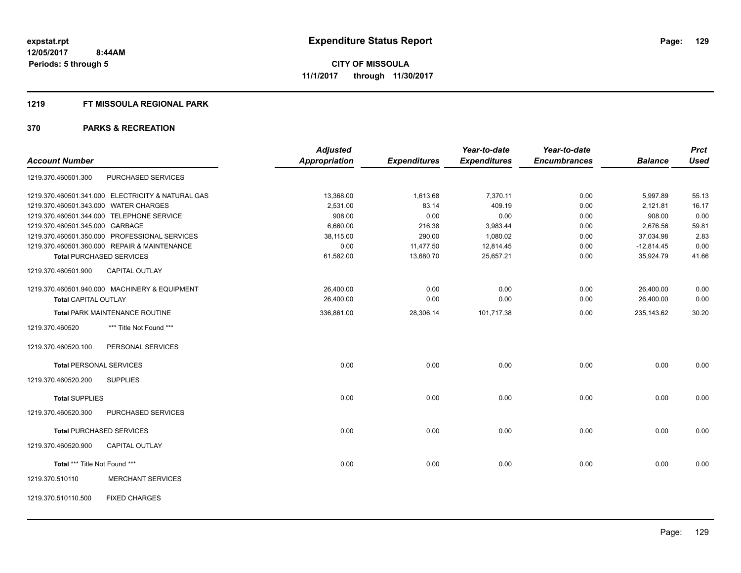**expstat.rpt**
**12/05/2017 8:44AM**
**Periods: 5 through 5**

# Expenditure Status Report

**CITY OF MISSOULA**
**11/1/2017 through 11/30/2017**

## 1219 FT MISSOULA REGIONAL PARK

## 370 PARKS & RECREATION

| Account Number | | Adjusted Appropriation | Expenditures | Year-to-date Expenditures | Year-to-date Encumbrances | Balance | Prct Used |
|---|---|---|---|---|---|---|---|
| 1219.370.460501.300 | PURCHASED SERVICES | | | | | | |
| 1219.370.460501.341.000 | ELECTRICITY & NATURAL GAS | 13,368.00 | 1,613.68 | 7,370.11 | 0.00 | 5,997.89 | 55.13 |
| 1219.370.460501.343.000 | WATER CHARGES | 2,531.00 | 83.14 | 409.19 | 0.00 | 2,121.81 | 16.17 |
| 1219.370.460501.344.000 | TELEPHONE SERVICE | 908.00 | 0.00 | 0.00 | 0.00 | 908.00 | 0.00 |
| 1219.370.460501.345.000 | GARBAGE | 6,660.00 | 216.38 | 3,983.44 | 0.00 | 2,676.56 | 59.81 |
| 1219.370.460501.350.000 | PROFESSIONAL SERVICES | 38,115.00 | 290.00 | 1,080.02 | 0.00 | 37,034.98 | 2.83 |
| 1219.370.460501.360.000 | REPAIR & MAINTENANCE | 0.00 | 11,477.50 | 12,814.45 | 0.00 | -12,814.45 | 0.00 |
| **Total** PURCHASED SERVICES | | 61,582.00 | 13,680.70 | 25,657.21 | 0.00 | 35,924.79 | 41.66 |
| 1219.370.460501.900 | CAPITAL OUTLAY | | | | | | |
| 1219.370.460501.940.000 | MACHINERY & EQUIPMENT | 26,400.00 | 0.00 | 0.00 | 0.00 | 26,400.00 | 0.00 |
| **Total** CAPITAL OUTLAY | | 26,400.00 | 0.00 | 0.00 | 0.00 | 26,400.00 | 0.00 |
| **Total** PARK MAINTENANCE ROUTINE | | 336,861.00 | 28,306.14 | 101,717.38 | 0.00 | 235,143.62 | 30.20 |
| 1219.370.460520 | *** Title Not Found *** | | | | | | |
| 1219.370.460520.100 | PERSONAL SERVICES | | | | | | |
| **Total** PERSONAL SERVICES | | 0.00 | 0.00 | 0.00 | 0.00 | 0.00 | 0.00 |
| 1219.370.460520.200 | SUPPLIES | | | | | | |
| **Total** SUPPLIES | | 0.00 | 0.00 | 0.00 | 0.00 | 0.00 | 0.00 |
| 1219.370.460520.300 | PURCHASED SERVICES | | | | | | |
| **Total** PURCHASED SERVICES | | 0.00 | 0.00 | 0.00 | 0.00 | 0.00 | 0.00 |
| 1219.370.460520.900 | CAPITAL OUTLAY | | | | | | |
| **Total** *** Title Not Found *** | | 0.00 | 0.00 | 0.00 | 0.00 | 0.00 | 0.00 |
| 1219.370.510110 | MERCHANT SERVICES | | | | | | |
| 1219.370.510110.500 | FIXED CHARGES | | | | | | |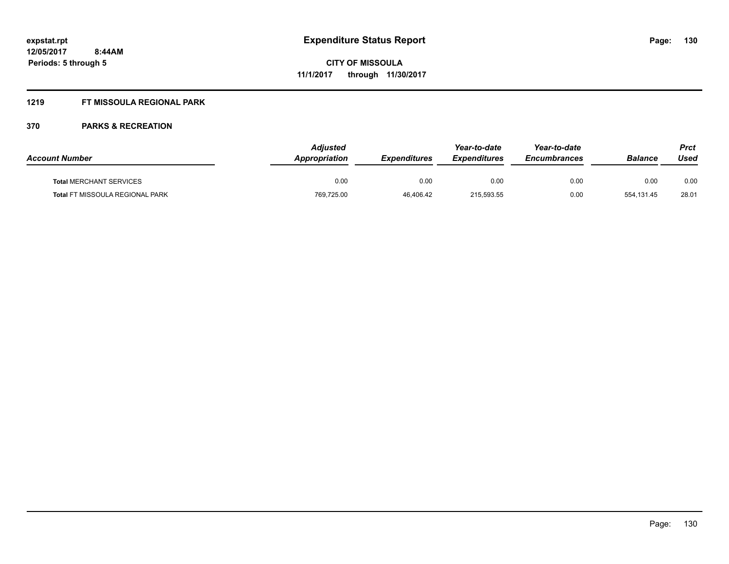**Expenditure Status Report**

**CITY OF MISSOULA**

**11/1/2017 through 11/30/2017**

expstat.rpt
12/05/2017 8:44AM
Periods: 5 through 5

## 1219 FT MISSOULA REGIONAL PARK

## 370 PARKS & RECREATION

| Account Number | Adjusted Appropriation | Expenditures | Year-to-date Expenditures | Year-to-date Encumbrances | Balance | Prct Used |
|---|---|---|---|---|---|---|
| **Total** MERCHANT SERVICES | 0.00 | 0.00 | 0.00 | 0.00 | 0.00 | 0.00 |
| **Total** FT MISSOULA REGIONAL PARK | 769,725.00 | 46,406.42 | 215,593.55 | 0.00 | 554,131.45 | 28.01 |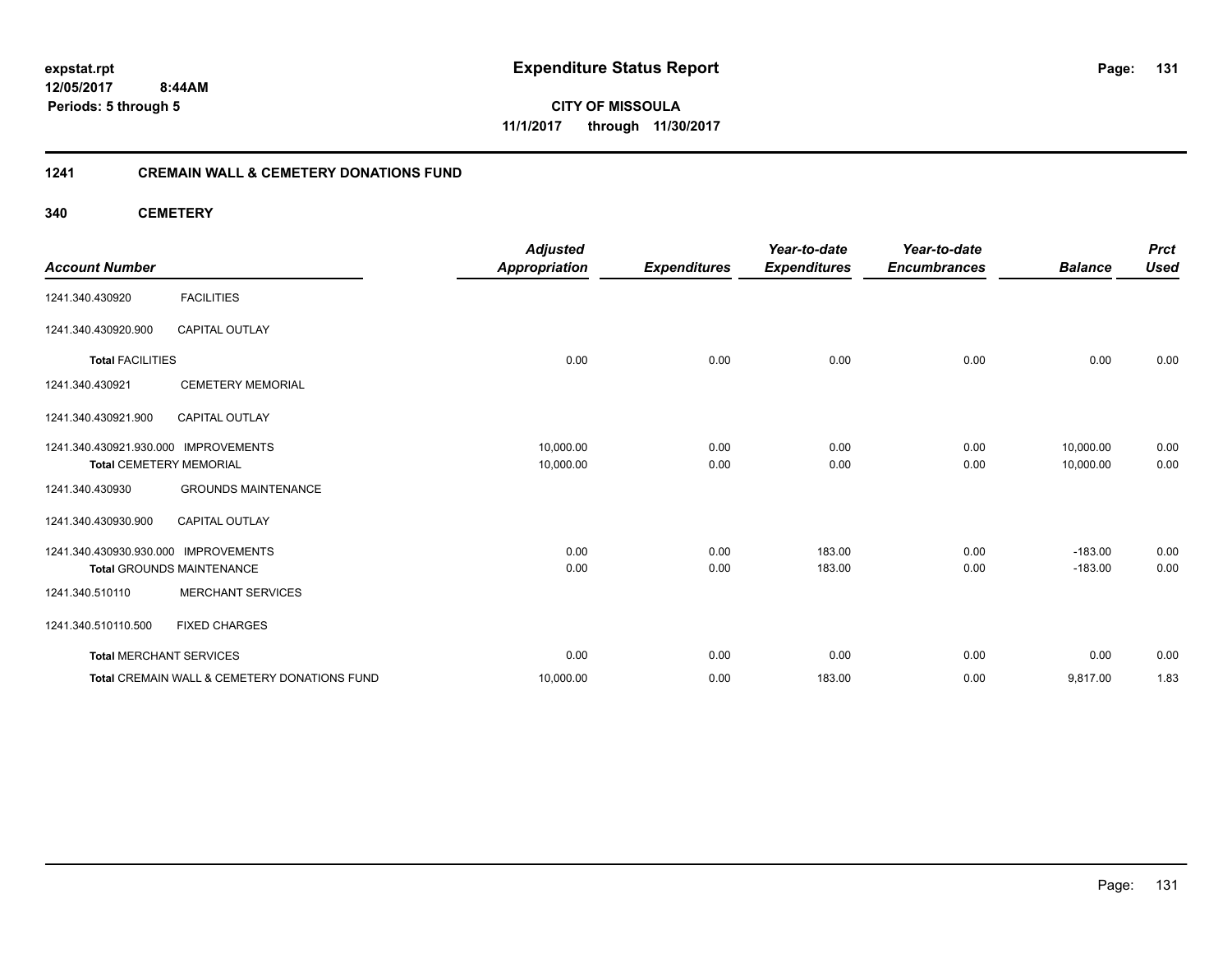expstat.rpt
12/05/2017 8:44AM
Periods: 5 through 5

# Expenditure Status Report

**CITY OF MISSOULA**
**11/1/2017 through 11/30/2017**

## 1241 CREMAIN WALL & CEMETERY DONATIONS FUND

### 340 CEMETERY

| Account Number | | Adjusted Appropriation | Expenditures | Year-to-date Expenditures | Year-to-date Encumbrances | Balance | Prct Used |
|---|---|---|---|---|---|---|---|
| 1241.340.430920 | FACILITIES | | | | | | |
| 1241.340.430920.900 | CAPITAL OUTLAY | | | | | | |
| **Total** FACILITIES | | 0.00 | 0.00 | 0.00 | 0.00 | 0.00 | 0.00 |
| 1241.340.430921 | CEMETERY MEMORIAL | | | | | | |
| 1241.340.430921.900 | CAPITAL OUTLAY | | | | | | |
| 1241.340.430921.930.000 | IMPROVEMENTS | 10,000.00 | 0.00 | 0.00 | 0.00 | 10,000.00 | 0.00 |
| **Total** CEMETERY MEMORIAL | | 10,000.00 | 0.00 | 0.00 | 0.00 | 10,000.00 | 0.00 |
| 1241.340.430930 | GROUNDS MAINTENANCE | | | | | | |
| 1241.340.430930.900 | CAPITAL OUTLAY | | | | | | |
| 1241.340.430930.930.000 | IMPROVEMENTS | 0.00 | 0.00 | 183.00 | 0.00 | -183.00 | 0.00 |
| **Total** GROUNDS MAINTENANCE | | 0.00 | 0.00 | 183.00 | 0.00 | -183.00 | 0.00 |
| 1241.340.510110 | MERCHANT SERVICES | | | | | | |
| 1241.340.510110.500 | FIXED CHARGES | | | | | | |
| **Total** MERCHANT SERVICES | | 0.00 | 0.00 | 0.00 | 0.00 | 0.00 | 0.00 |
| **Total** CREMAIN WALL & CEMETERY DONATIONS FUND | | 10,000.00 | 0.00 | 183.00 | 0.00 | 9,817.00 | 1.83 |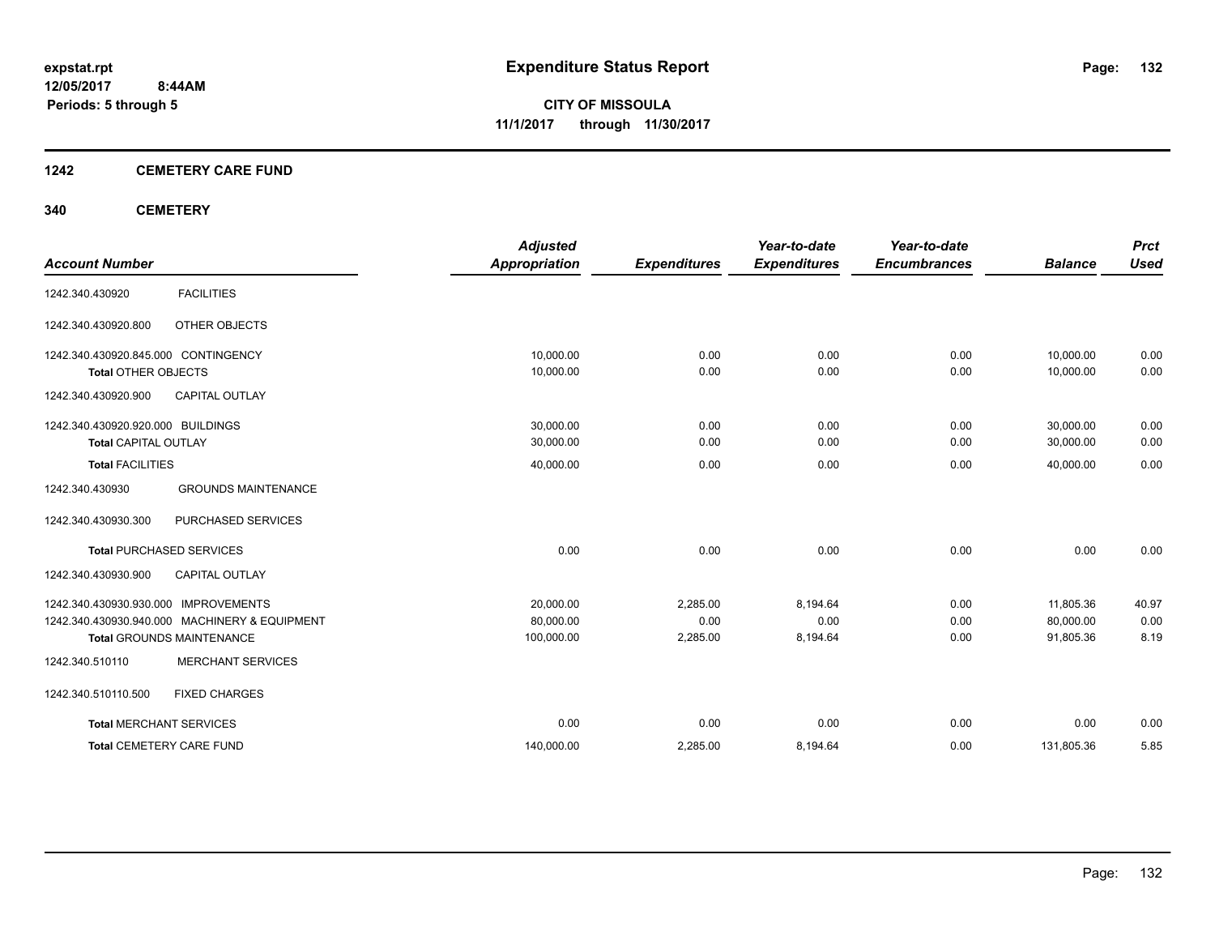**Expenditure Status Report**

**CITY OF MISSOULA**
**11/1/2017 through 11/30/2017**

expstat.rpt
12/05/2017 8:44AM
Periods: 5 through 5

## 1242 CEMETERY CARE FUND

### 340 CEMETERY

| Account Number | | Adjusted Appropriation | Expenditures | Year-to-date Expenditures | Year-to-date Encumbrances | Balance | Prct Used |
|---|---|---|---|---|---|---|---|
| 1242.340.430920 | FACILITIES | | | | | | |
| 1242.340.430920.800 | OTHER OBJECTS | | | | | | |
| 1242.340.430920.845.000 | CONTINGENCY | 10,000.00 | 0.00 | 0.00 | 0.00 | 10,000.00 | 0.00 |
| **Total** OTHER OBJECTS | | 10,000.00 | 0.00 | 0.00 | 0.00 | 10,000.00 | 0.00 |
| 1242.340.430920.900 | CAPITAL OUTLAY | | | | | | |
| 1242.340.430920.920.000 | BUILDINGS | 30,000.00 | 0.00 | 0.00 | 0.00 | 30,000.00 | 0.00 |
| **Total** CAPITAL OUTLAY | | 30,000.00 | 0.00 | 0.00 | 0.00 | 30,000.00 | 0.00 |
| **Total** FACILITIES | | 40,000.00 | 0.00 | 0.00 | 0.00 | 40,000.00 | 0.00 |
| 1242.340.430930 | GROUNDS MAINTENANCE | | | | | | |
| 1242.340.430930.300 | PURCHASED SERVICES | | | | | | |
| **Total** PURCHASED SERVICES | | 0.00 | 0.00 | 0.00 | 0.00 | 0.00 | 0.00 |
| 1242.340.430930.900 | CAPITAL OUTLAY | | | | | | |
| 1242.340.430930.930.000 | IMPROVEMENTS | 20,000.00 | 2,285.00 | 8,194.64 | 0.00 | 11,805.36 | 40.97 |
| 1242.340.430930.940.000 | MACHINERY & EQUIPMENT | 80,000.00 | 0.00 | 0.00 | 0.00 | 80,000.00 | 0.00 |
| **Total** GROUNDS MAINTENANCE | | 100,000.00 | 2,285.00 | 8,194.64 | 0.00 | 91,805.36 | 8.19 |
| 1242.340.510110 | MERCHANT SERVICES | | | | | | |
| 1242.340.510110.500 | FIXED CHARGES | | | | | | |
| **Total** MERCHANT SERVICES | | 0.00 | 0.00 | 0.00 | 0.00 | 0.00 | 0.00 |
| **Total** CEMETERY CARE FUND | | 140,000.00 | 2,285.00 | 8,194.64 | 0.00 | 131,805.36 | 5.85 |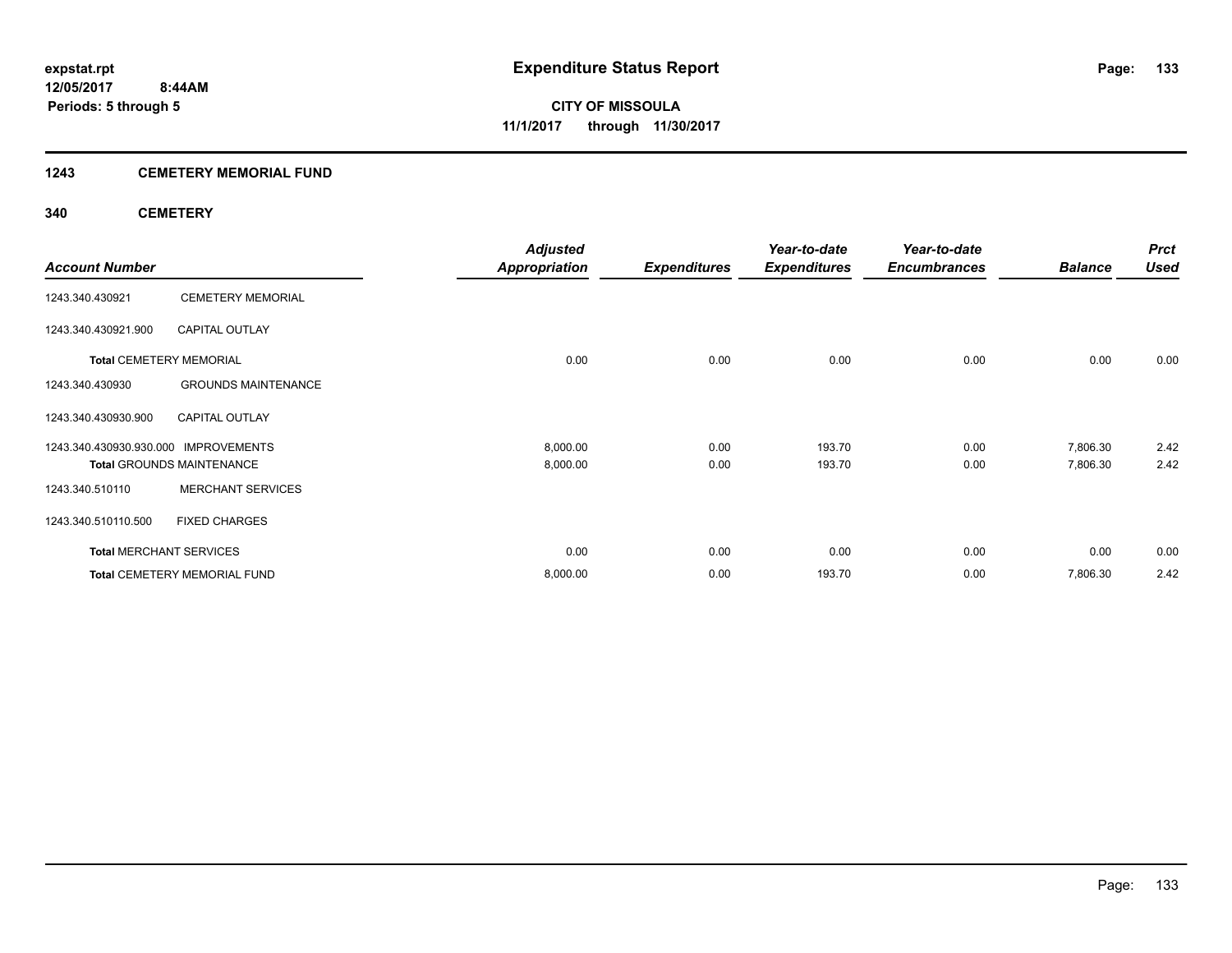# Expenditure Status Report

expstat.rpt
12/05/2017 8:44AM
Periods: 5 through 5

**CITY OF MISSOULA**
**11/1/2017 through 11/30/2017**

## 1243 CEMETERY MEMORIAL FUND

### 340 CEMETERY

| Account Number | | Adjusted Appropriation | Expenditures | Year-to-date Expenditures | Year-to-date Encumbrances | Balance | Prct Used |
|---|---|---|---|---|---|---|---|
| 1243.340.430921 | CEMETERY MEMORIAL | | | | | | |
| 1243.340.430921.900 | CAPITAL OUTLAY | | | | | | |
| **Total** CEMETERY MEMORIAL | | 0.00 | 0.00 | 0.00 | 0.00 | 0.00 | 0.00 |
| 1243.340.430930 | GROUNDS MAINTENANCE | | | | | | |
| 1243.340.430930.900 | CAPITAL OUTLAY | | | | | | |
| 1243.340.430930.930.000 | IMPROVEMENTS | 8,000.00 | 0.00 | 193.70 | 0.00 | 7,806.30 | 2.42 |
| **Total** GROUNDS MAINTENANCE | | 8,000.00 | 0.00 | 193.70 | 0.00 | 7,806.30 | 2.42 |
| 1243.340.510110 | MERCHANT SERVICES | | | | | | |
| 1243.340.510110.500 | FIXED CHARGES | | | | | | |
| **Total** MERCHANT SERVICES | | 0.00 | 0.00 | 0.00 | 0.00 | 0.00 | 0.00 |
| **Total** CEMETERY MEMORIAL FUND | | 8,000.00 | 0.00 | 193.70 | 0.00 | 7,806.30 | 2.42 |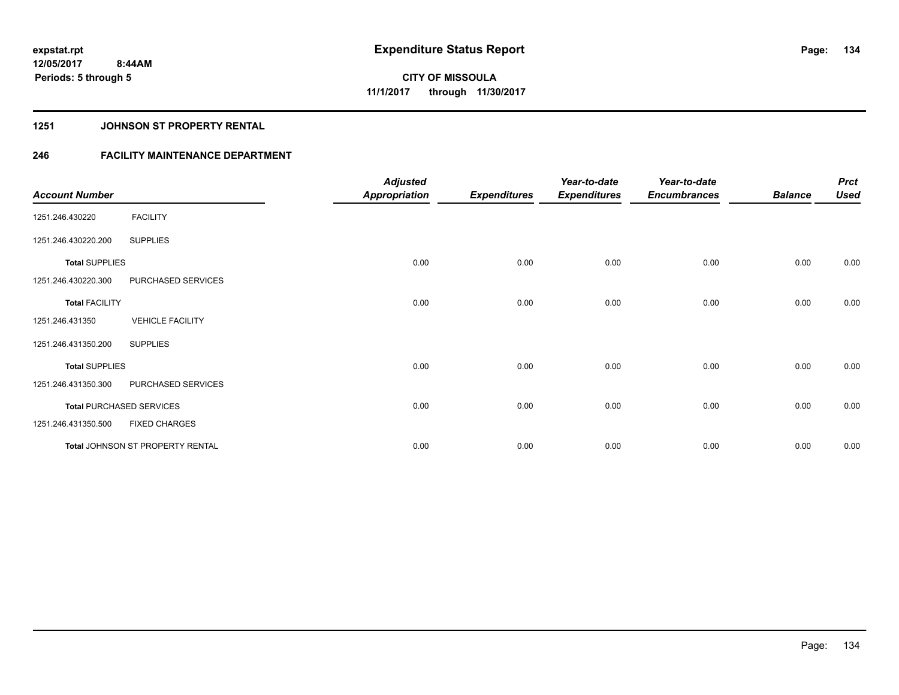expstat.rpt
12/05/2017 8:44AM
Periods: 5 through 5

# Expenditure Status Report

**CITY OF MISSOULA**
**11/1/2017 through 11/30/2017**

## 1251 JOHNSON ST PROPERTY RENTAL

## 246 FACILITY MAINTENANCE DEPARTMENT

| Account Number | | Adjusted Appropriation | Expenditures | Year-to-date Expenditures | Year-to-date Encumbrances | Balance | Prct Used |
|---|---|---|---|---|---|---|---|
| 1251.246.430220 | FACILITY | | | | | | |
| 1251.246.430220.200 | SUPPLIES | | | | | | |
| **Total** SUPPLIES | | 0.00 | 0.00 | 0.00 | 0.00 | 0.00 | 0.00 |
| 1251.246.430220.300 | PURCHASED SERVICES | | | | | | |
| **Total** FACILITY | | 0.00 | 0.00 | 0.00 | 0.00 | 0.00 | 0.00 |
| 1251.246.431350 | VEHICLE FACILITY | | | | | | |
| 1251.246.431350.200 | SUPPLIES | | | | | | |
| **Total** SUPPLIES | | 0.00 | 0.00 | 0.00 | 0.00 | 0.00 | 0.00 |
| 1251.246.431350.300 | PURCHASED SERVICES | | | | | | |
| **Total** PURCHASED SERVICES | | 0.00 | 0.00 | 0.00 | 0.00 | 0.00 | 0.00 |
| 1251.246.431350.500 | FIXED CHARGES | | | | | | |
| **Total** JOHNSON ST PROPERTY RENTAL | | 0.00 | 0.00 | 0.00 | 0.00 | 0.00 | 0.00 |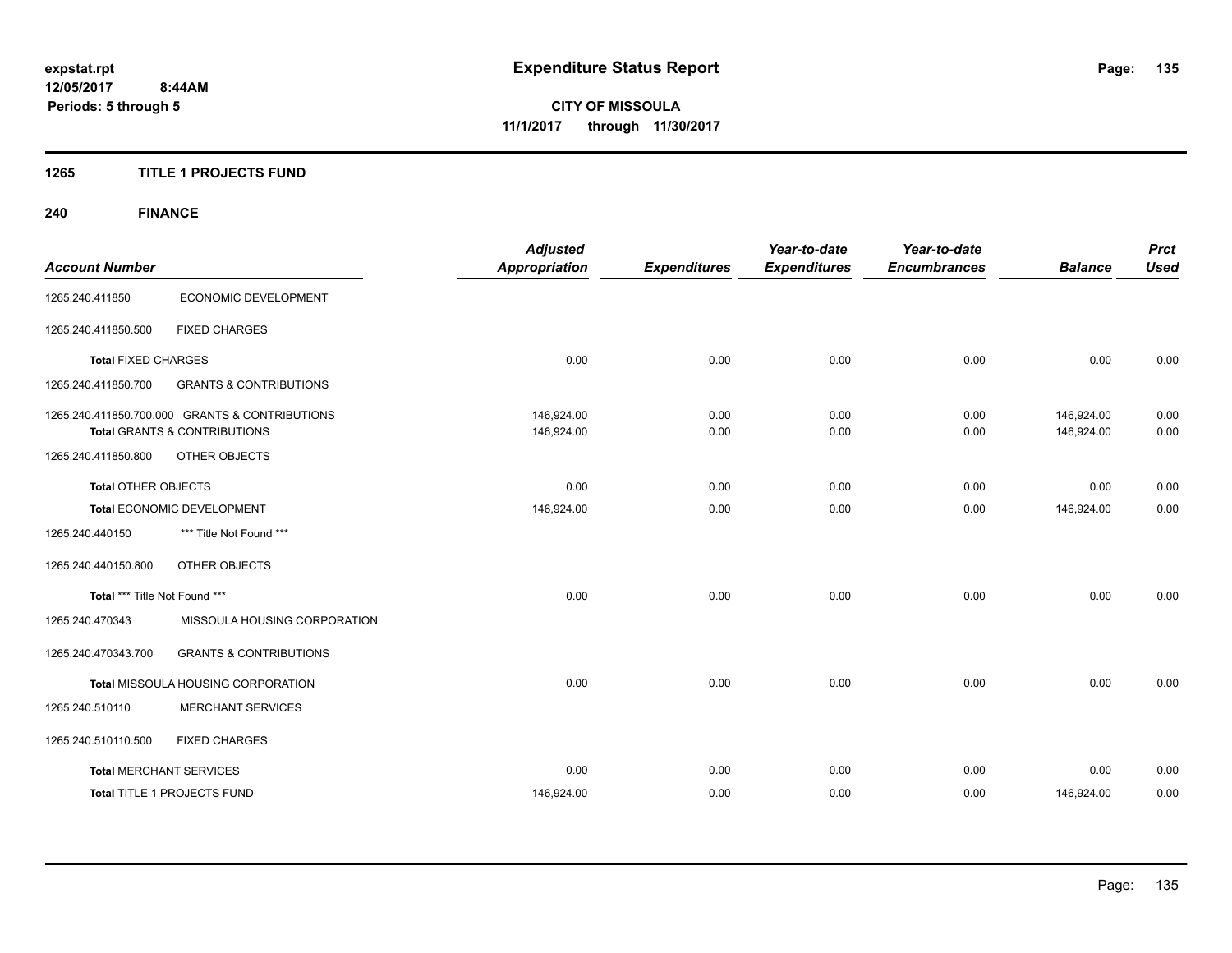expstat.rpt
12/05/2017 8:44AM
Periods: 5 through 5

# Expenditure Status Report

**CITY OF MISSOULA**
**11/1/2017 through 11/30/2017**

## 1265 TITLE 1 PROJECTS FUND

## 240 FINANCE

| Account Number | | Adjusted Appropriation | Expenditures | Year-to-date Expenditures | Year-to-date Encumbrances | Balance | Prct Used |
|---|---|---|---|---|---|---|---|
| 1265.240.411850 | ECONOMIC DEVELOPMENT | | | | | | |
| 1265.240.411850.500 | FIXED CHARGES | | | | | | |
| **Total** FIXED CHARGES | | 0.00 | 0.00 | 0.00 | 0.00 | 0.00 | 0.00 |
| 1265.240.411850.700 | GRANTS & CONTRIBUTIONS | | | | | | |
| 1265.240.411850.700.000 GRANTS & CONTRIBUTIONS | | 146,924.00 | 0.00 | 0.00 | 0.00 | 146,924.00 | 0.00 |
| **Total** GRANTS & CONTRIBUTIONS | | 146,924.00 | 0.00 | 0.00 | 0.00 | 146,924.00 | 0.00 |
| 1265.240.411850.800 | OTHER OBJECTS | | | | | | |
| **Total** OTHER OBJECTS | | 0.00 | 0.00 | 0.00 | 0.00 | 0.00 | 0.00 |
| **Total** ECONOMIC DEVELOPMENT | | 146,924.00 | 0.00 | 0.00 | 0.00 | 146,924.00 | 0.00 |
| 1265.240.440150 | *** Title Not Found *** | | | | | | |
| 1265.240.440150.800 | OTHER OBJECTS | | | | | | |
| **Total** *** Title Not Found *** | | 0.00 | 0.00 | 0.00 | 0.00 | 0.00 | 0.00 |
| 1265.240.470343 | MISSOULA HOUSING CORPORATION | | | | | | |
| 1265.240.470343.700 | GRANTS & CONTRIBUTIONS | | | | | | |
| **Total** MISSOULA HOUSING CORPORATION | | 0.00 | 0.00 | 0.00 | 0.00 | 0.00 | 0.00 |
| 1265.240.510110 | MERCHANT SERVICES | | | | | | |
| 1265.240.510110.500 | FIXED CHARGES | | | | | | |
| **Total** MERCHANT SERVICES | | 0.00 | 0.00 | 0.00 | 0.00 | 0.00 | 0.00 |
| **Total** TITLE 1 PROJECTS FUND | | 146,924.00 | 0.00 | 0.00 | 0.00 | 146,924.00 | 0.00 |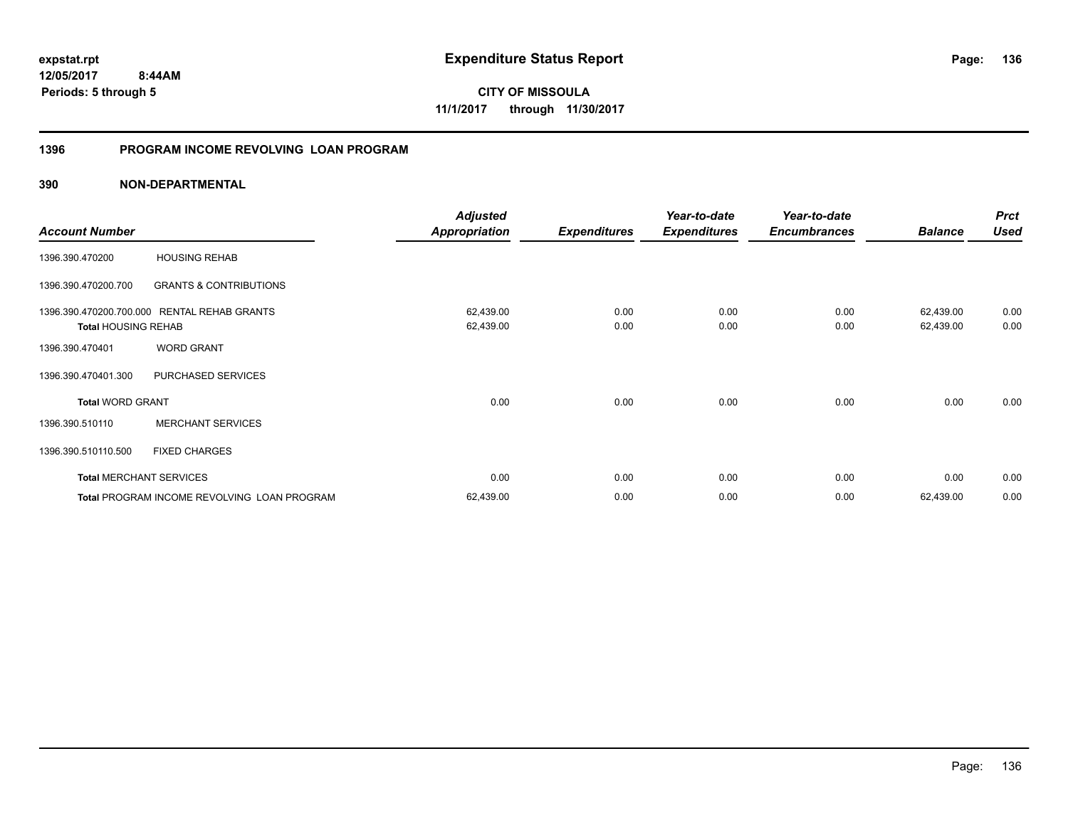**expstat.rpt**
**12/05/2017 8:44AM**
**Periods: 5 through 5**

# Expenditure Status Report

**CITY OF MISSOULA**
**11/1/2017 through 11/30/2017**

## 1396 PROGRAM INCOME REVOLVING LOAN PROGRAM

## 390 NON-DEPARTMENTAL

| Account Number | | Adjusted Appropriation | Expenditures | Year-to-date Expenditures | Year-to-date Encumbrances | Balance | Prct Used |
|---|---|---|---|---|---|---|---|
| 1396.390.470200 | HOUSING REHAB | | | | | | |
| 1396.390.470200.700 | GRANTS & CONTRIBUTIONS | | | | | | |
| 1396.390.470200.700.000 | RENTAL REHAB GRANTS | 62,439.00 | 0.00 | 0.00 | 0.00 | 62,439.00 | 0.00 |
| **Total** HOUSING REHAB | | 62,439.00 | 0.00 | 0.00 | 0.00 | 62,439.00 | 0.00 |
| 1396.390.470401 | WORD GRANT | | | | | | |
| 1396.390.470401.300 | PURCHASED SERVICES | | | | | | |
| **Total** WORD GRANT | | 0.00 | 0.00 | 0.00 | 0.00 | 0.00 | 0.00 |
| 1396.390.510110 | MERCHANT SERVICES | | | | | | |
| 1396.390.510110.500 | FIXED CHARGES | | | | | | |
| **Total** MERCHANT SERVICES | | 0.00 | 0.00 | 0.00 | 0.00 | 0.00 | 0.00 |
| **Total** PROGRAM INCOME REVOLVING LOAN PROGRAM | | 62,439.00 | 0.00 | 0.00 | 0.00 | 62,439.00 | 0.00 |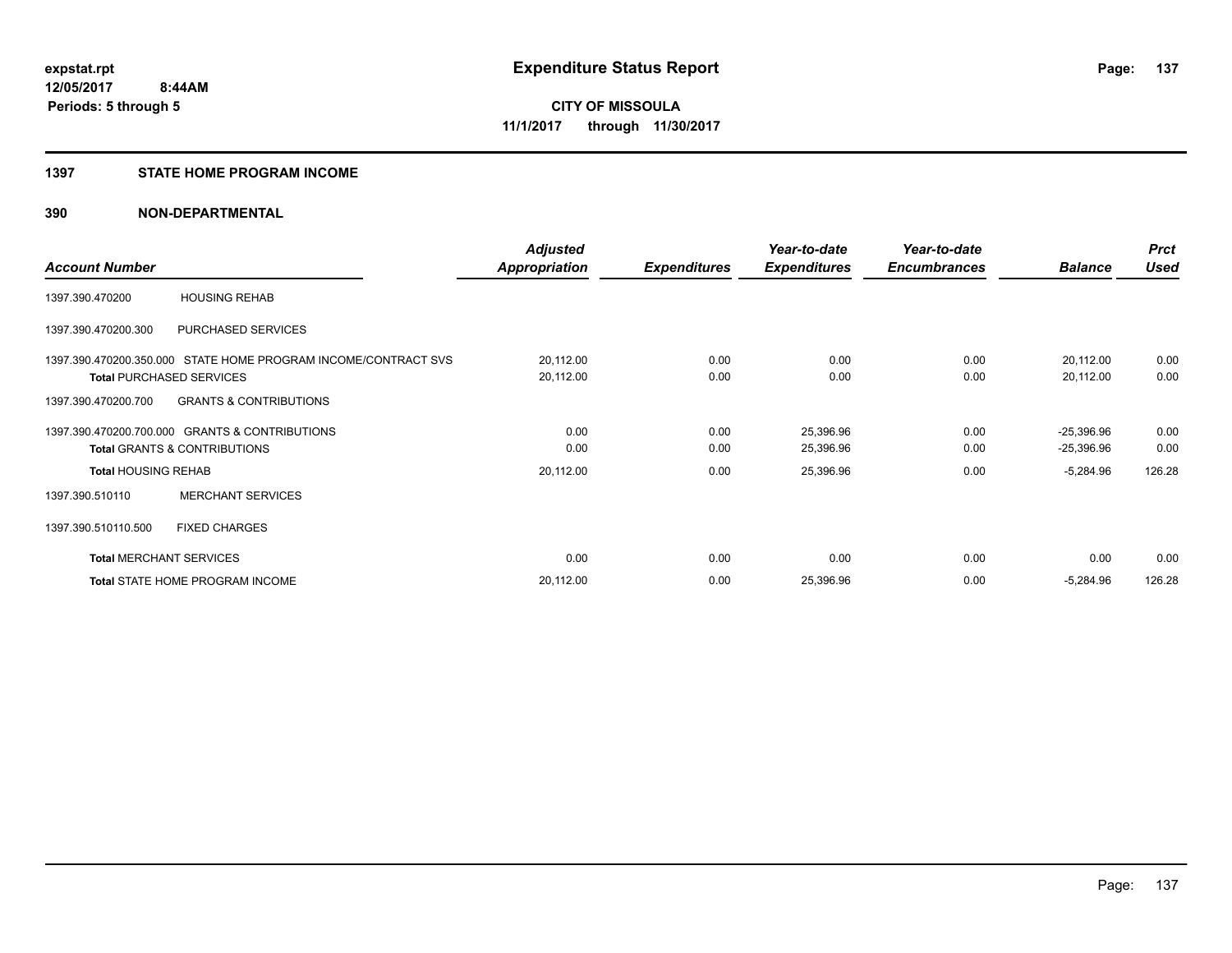# Expenditure Status Report

expstat.rpt
12/05/2017 8:44AM
Periods: 5 through 5

**CITY OF MISSOULA**
**11/1/2017 through 11/30/2017**

## 1397 STATE HOME PROGRAM INCOME

### 390 NON-DEPARTMENTAL

| Account Number | | Adjusted Appropriation | Expenditures | Year-to-date Expenditures | Year-to-date Encumbrances | Balance | Prct Used |
|---|---|---|---|---|---|---|---|
| 1397.390.470200 | HOUSING REHAB | | | | | | |
| 1397.390.470200.300 | PURCHASED SERVICES | | | | | | |
| 1397.390.470200.350.000 | STATE HOME PROGRAM INCOME/CONTRACT SVS | 20,112.00 | 0.00 | 0.00 | 0.00 | 20,112.00 | 0.00 |
| **Total** PURCHASED SERVICES | | 20,112.00 | 0.00 | 0.00 | 0.00 | 20,112.00 | 0.00 |
| 1397.390.470200.700 | GRANTS & CONTRIBUTIONS | | | | | | |
| 1397.390.470200.700.000 | GRANTS & CONTRIBUTIONS | 0.00 | 0.00 | 25,396.96 | 0.00 | -25,396.96 | 0.00 |
| **Total** GRANTS & CONTRIBUTIONS | | 0.00 | 0.00 | 25,396.96 | 0.00 | -25,396.96 | 0.00 |
| **Total** HOUSING REHAB | | 20,112.00 | 0.00 | 25,396.96 | 0.00 | -5,284.96 | 126.28 |
| 1397.390.510110 | MERCHANT SERVICES | | | | | | |
| 1397.390.510110.500 | FIXED CHARGES | | | | | | |
| **Total** MERCHANT SERVICES | | 0.00 | 0.00 | 0.00 | 0.00 | 0.00 | 0.00 |
| **Total** STATE HOME PROGRAM INCOME | | 20,112.00 | 0.00 | 25,396.96 | 0.00 | -5,284.96 | 126.28 |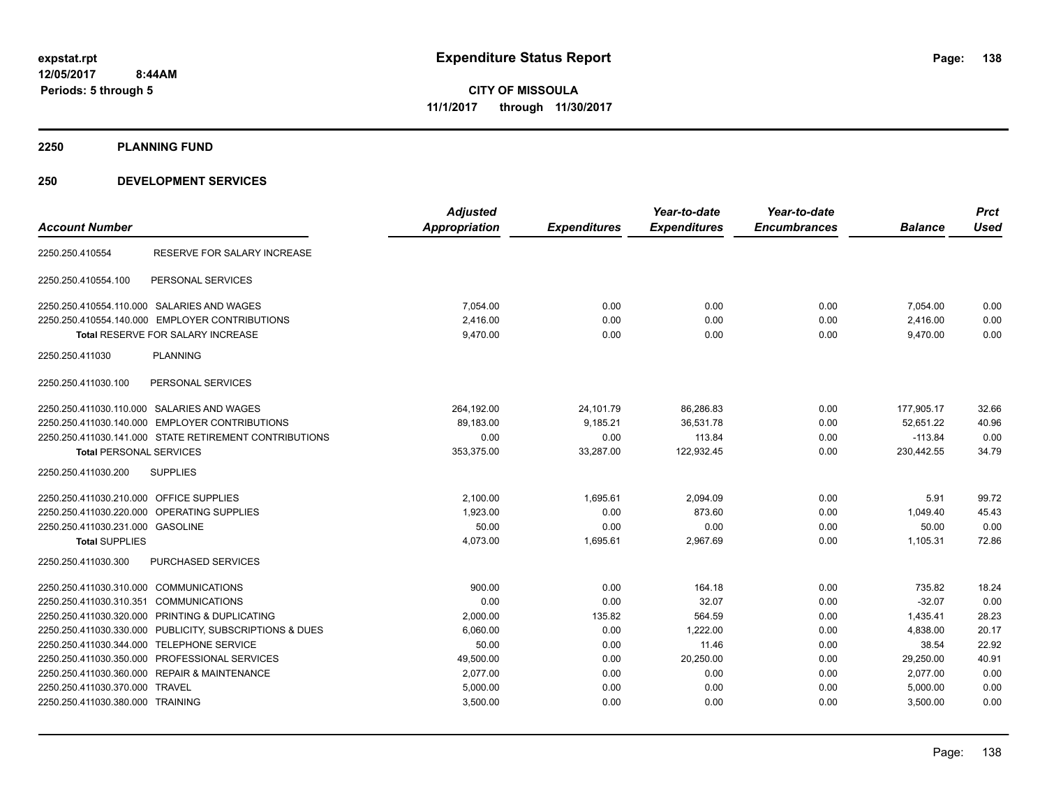# Expenditure Status Report

expstat.rpt
12/05/2017 8:44AM
Periods: 5 through 5

**CITY OF MISSOULA**
**11/1/2017 through 11/30/2017**

## 2250 PLANNING FUND

## 250 DEVELOPMENT SERVICES

| Account Number | | Adjusted Appropriation | Expenditures | Year-to-date Expenditures | Year-to-date Encumbrances | Balance | Prct Used |
|---|---|---|---|---|---|---|---|
| 2250.250.410554 | RESERVE FOR SALARY INCREASE | | | | | | |
| 2250.250.410554.100 | PERSONAL SERVICES | | | | | | |
| 2250.250.410554.110.000 | SALARIES AND WAGES | 7,054.00 | 0.00 | 0.00 | 0.00 | 7,054.00 | 0.00 |
| 2250.250.410554.140.000 | EMPLOYER CONTRIBUTIONS | 2,416.00 | 0.00 | 0.00 | 0.00 | 2,416.00 | 0.00 |
| Total RESERVE FOR SALARY INCREASE | | 9,470.00 | 0.00 | 0.00 | 0.00 | 9,470.00 | 0.00 |
| 2250.250.411030 | PLANNING | | | | | | |
| 2250.250.411030.100 | PERSONAL SERVICES | | | | | | |
| 2250.250.411030.110.000 | SALARIES AND WAGES | 264,192.00 | 24,101.79 | 86,286.83 | 0.00 | 177,905.17 | 32.66 |
| 2250.250.411030.140.000 | EMPLOYER CONTRIBUTIONS | 89,183.00 | 9,185.21 | 36,531.78 | 0.00 | 52,651.22 | 40.96 |
| 2250.250.411030.141.000 | STATE RETIREMENT CONTRIBUTIONS | 0.00 | 0.00 | 113.84 | 0.00 | -113.84 | 0.00 |
| Total PERSONAL SERVICES | | 353,375.00 | 33,287.00 | 122,932.45 | 0.00 | 230,442.55 | 34.79 |
| 2250.250.411030.200 | SUPPLIES | | | | | | |
| 2250.250.411030.210.000 | OFFICE SUPPLIES | 2,100.00 | 1,695.61 | 2,094.09 | 0.00 | 5.91 | 99.72 |
| 2250.250.411030.220.000 | OPERATING SUPPLIES | 1,923.00 | 0.00 | 873.60 | 0.00 | 1,049.40 | 45.43 |
| 2250.250.411030.231.000 | GASOLINE | 50.00 | 0.00 | 0.00 | 0.00 | 50.00 | 0.00 |
| Total SUPPLIES | | 4,073.00 | 1,695.61 | 2,967.69 | 0.00 | 1,105.31 | 72.86 |
| 2250.250.411030.300 | PURCHASED SERVICES | | | | | | |
| 2250.250.411030.310.000 | COMMUNICATIONS | 900.00 | 0.00 | 164.18 | 0.00 | 735.82 | 18.24 |
| 2250.250.411030.310.351 | COMMUNICATIONS | 0.00 | 0.00 | 32.07 | 0.00 | -32.07 | 0.00 |
| 2250.250.411030.320.000 | PRINTING & DUPLICATING | 2,000.00 | 135.82 | 564.59 | 0.00 | 1,435.41 | 28.23 |
| 2250.250.411030.330.000 | PUBLICITY, SUBSCRIPTIONS & DUES | 6,060.00 | 0.00 | 1,222.00 | 0.00 | 4,838.00 | 20.17 |
| 2250.250.411030.344.000 | TELEPHONE SERVICE | 50.00 | 0.00 | 11.46 | 0.00 | 38.54 | 22.92 |
| 2250.250.411030.350.000 | PROFESSIONAL SERVICES | 49,500.00 | 0.00 | 20,250.00 | 0.00 | 29,250.00 | 40.91 |
| 2250.250.411030.360.000 | REPAIR & MAINTENANCE | 2,077.00 | 0.00 | 0.00 | 0.00 | 2,077.00 | 0.00 |
| 2250.250.411030.370.000 | TRAVEL | 5,000.00 | 0.00 | 0.00 | 0.00 | 5,000.00 | 0.00 |
| 2250.250.411030.380.000 | TRAINING | 3,500.00 | 0.00 | 0.00 | 0.00 | 3,500.00 | 0.00 |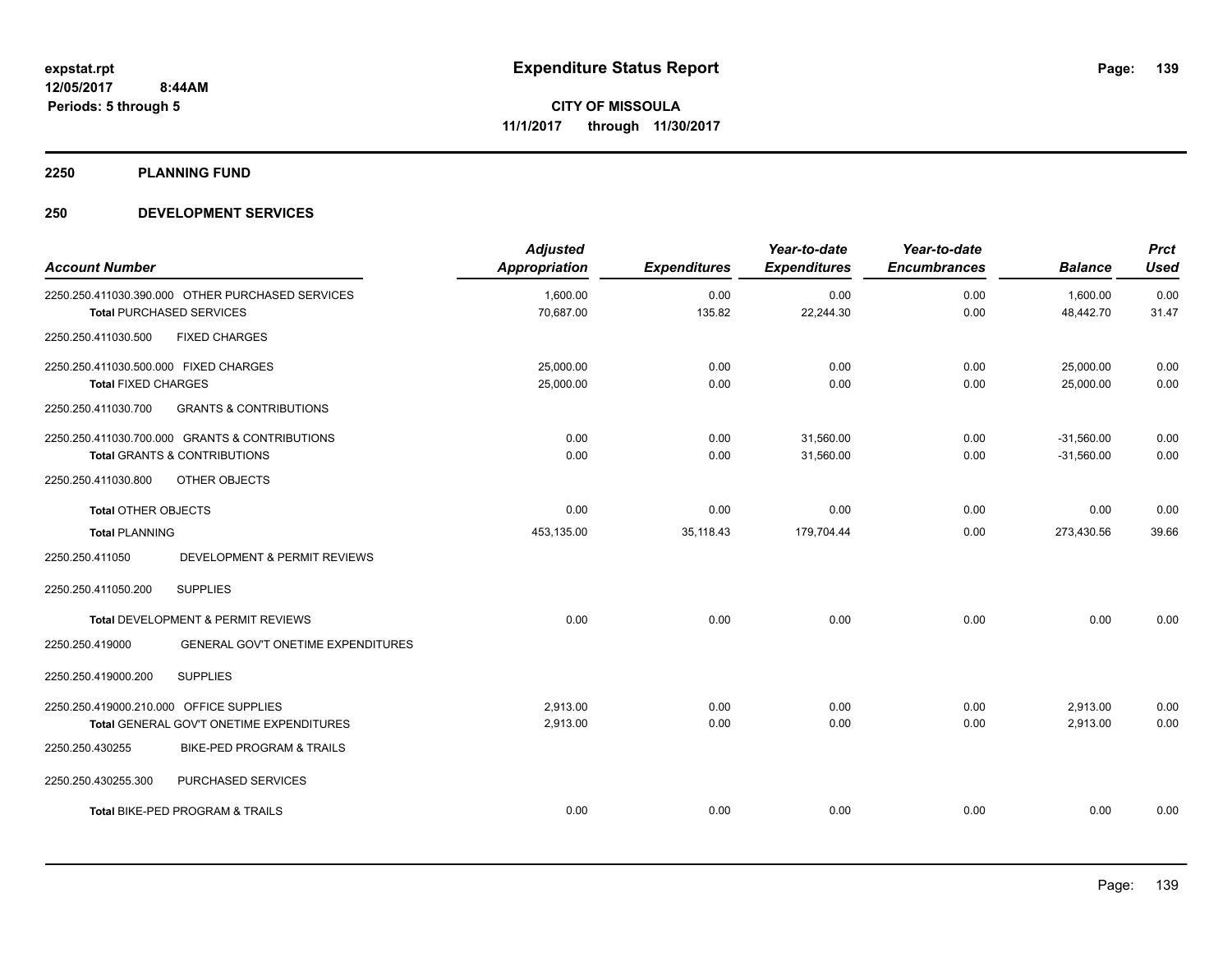# Expenditure Status Report

expstat.rpt
12/05/2017 8:44AM
Periods: 5 through 5

**CITY OF MISSOULA**
**11/1/2017 through 11/30/2017**

## 2250 PLANNING FUND

## 250 DEVELOPMENT SERVICES

| Account Number | Adjusted Appropriation | Expenditures | Year-to-date Expenditures | Year-to-date Encumbrances | Balance | Prct Used |
|---|---|---|---|---|---|---|
| 2250.250.411030.390.000 OTHER PURCHASED SERVICES | 1,600.00 | 0.00 | 0.00 | 0.00 | 1,600.00 | 0.00 |
| **Total** PURCHASED SERVICES | 70,687.00 | 135.82 | 22,244.30 | 0.00 | 48,442.70 | 31.47 |
| 2250.250.411030.500 FIXED CHARGES | | | | | | |
| 2250.250.411030.500.000 FIXED CHARGES | 25,000.00 | 0.00 | 0.00 | 0.00 | 25,000.00 | 0.00 |
| **Total** FIXED CHARGES | 25,000.00 | 0.00 | 0.00 | 0.00 | 25,000.00 | 0.00 |
| 2250.250.411030.700 GRANTS & CONTRIBUTIONS | | | | | | |
| 2250.250.411030.700.000 GRANTS & CONTRIBUTIONS | 0.00 | 0.00 | 31,560.00 | 0.00 | -31,560.00 | 0.00 |
| **Total** GRANTS & CONTRIBUTIONS | 0.00 | 0.00 | 31,560.00 | 0.00 | -31,560.00 | 0.00 |
| 2250.250.411030.800 OTHER OBJECTS | | | | | | |
| **Total** OTHER OBJECTS | 0.00 | 0.00 | 0.00 | 0.00 | 0.00 | 0.00 |
| **Total** PLANNING | 453,135.00 | 35,118.43 | 179,704.44 | 0.00 | 273,430.56 | 39.66 |
| 2250.250.411050 DEVELOPMENT & PERMIT REVIEWS | | | | | | |
| 2250.250.411050.200 SUPPLIES | | | | | | |
| **Total** DEVELOPMENT & PERMIT REVIEWS | 0.00 | 0.00 | 0.00 | 0.00 | 0.00 | 0.00 |
| 2250.250.419000 GENERAL GOV'T ONETIME EXPENDITURES | | | | | | |
| 2250.250.419000.200 SUPPLIES | | | | | | |
| 2250.250.419000.210.000 OFFICE SUPPLIES | 2,913.00 | 0.00 | 0.00 | 0.00 | 2,913.00 | 0.00 |
| **Total** GENERAL GOV'T ONETIME EXPENDITURES | 2,913.00 | 0.00 | 0.00 | 0.00 | 2,913.00 | 0.00 |
| 2250.250.430255 BIKE-PED PROGRAM & TRAILS | | | | | | |
| 2250.250.430255.300 PURCHASED SERVICES | | | | | | |
| **Total** BIKE-PED PROGRAM & TRAILS | 0.00 | 0.00 | 0.00 | 0.00 | 0.00 | 0.00 |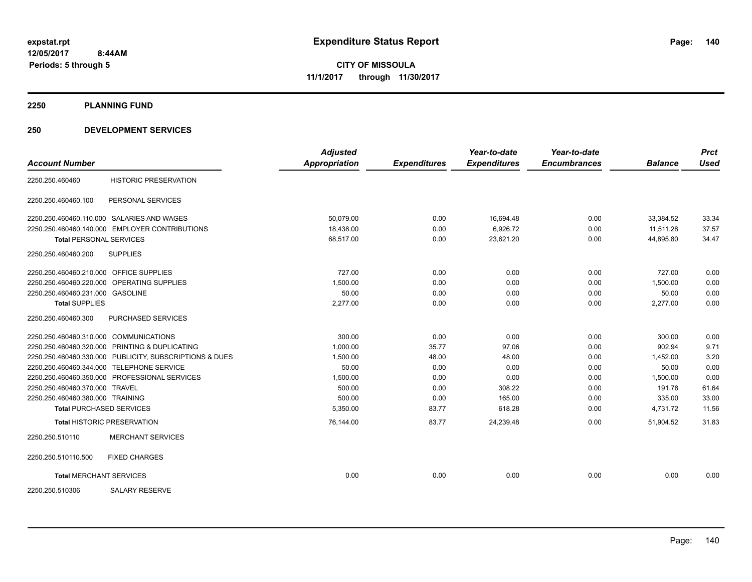expstat.rpt
12/05/2017 8:44AM
Periods: 5 through 5

# Expenditure Status Report

**CITY OF MISSOULA**
**11/1/2017 through 11/30/2017**

## 2250 PLANNING FUND

## 250 DEVELOPMENT SERVICES

| Account Number | | Adjusted Appropriation | Expenditures | Year-to-date Expenditures | Year-to-date Encumbrances | Balance | Prct Used |
|---|---|---|---|---|---|---|---|
| 2250.250.460460 | HISTORIC PRESERVATION | | | | | | |
| 2250.250.460460.100 | PERSONAL SERVICES | | | | | | |
| 2250.250.460460.110.000 | SALARIES AND WAGES | 50,079.00 | 0.00 | 16,694.48 | 0.00 | 33,384.52 | 33.34 |
| 2250.250.460460.140.000 | EMPLOYER CONTRIBUTIONS | 18,438.00 | 0.00 | 6,926.72 | 0.00 | 11,511.28 | 37.57 |
| **Total** PERSONAL SERVICES | | 68,517.00 | 0.00 | 23,621.20 | 0.00 | 44,895.80 | 34.47 |
| 2250.250.460460.200 | SUPPLIES | | | | | | |
| 2250.250.460460.210.000 | OFFICE SUPPLIES | 727.00 | 0.00 | 0.00 | 0.00 | 727.00 | 0.00 |
| 2250.250.460460.220.000 | OPERATING SUPPLIES | 1,500.00 | 0.00 | 0.00 | 0.00 | 1,500.00 | 0.00 |
| 2250.250.460460.231.000 | GASOLINE | 50.00 | 0.00 | 0.00 | 0.00 | 50.00 | 0.00 |
| **Total** SUPPLIES | | 2,277.00 | 0.00 | 0.00 | 0.00 | 2,277.00 | 0.00 |
| 2250.250.460460.300 | PURCHASED SERVICES | | | | | | |
| 2250.250.460460.310.000 | COMMUNICATIONS | 300.00 | 0.00 | 0.00 | 0.00 | 300.00 | 0.00 |
| 2250.250.460460.320.000 | PRINTING & DUPLICATING | 1,000.00 | 35.77 | 97.06 | 0.00 | 902.94 | 9.71 |
| 2250.250.460460.330.000 | PUBLICITY, SUBSCRIPTIONS & DUES | 1,500.00 | 48.00 | 48.00 | 0.00 | 1,452.00 | 3.20 |
| 2250.250.460460.344.000 | TELEPHONE SERVICE | 50.00 | 0.00 | 0.00 | 0.00 | 50.00 | 0.00 |
| 2250.250.460460.350.000 | PROFESSIONAL SERVICES | 1,500.00 | 0.00 | 0.00 | 0.00 | 1,500.00 | 0.00 |
| 2250.250.460460.370.000 | TRAVEL | 500.00 | 0.00 | 308.22 | 0.00 | 191.78 | 61.64 |
| 2250.250.460460.380.000 | TRAINING | 500.00 | 0.00 | 165.00 | 0.00 | 335.00 | 33.00 |
| **Total** PURCHASED SERVICES | | 5,350.00 | 83.77 | 618.28 | 0.00 | 4,731.72 | 11.56 |
| **Total** HISTORIC PRESERVATION | | 76,144.00 | 83.77 | 24,239.48 | 0.00 | 51,904.52 | 31.83 |
| 2250.250.510110 | MERCHANT SERVICES | | | | | | |
| 2250.250.510110.500 | FIXED CHARGES | | | | | | |
| **Total** MERCHANT SERVICES | | 0.00 | 0.00 | 0.00 | 0.00 | 0.00 | 0.00 |
| 2250.250.510306 | SALARY RESERVE | | | | | | |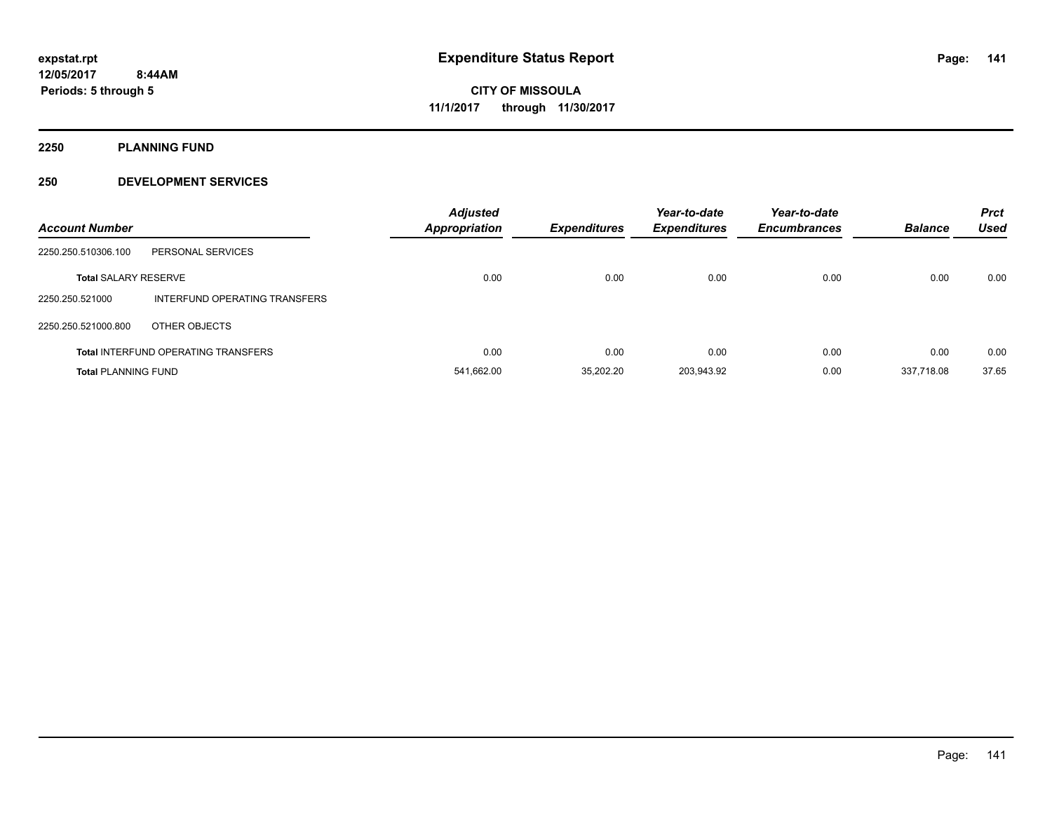# Expenditure Status Report

**expstat.rpt**
**12/05/2017 8:44AM**
**Periods: 5 through 5**

**CITY OF MISSOULA**
**11/1/2017 through 11/30/2017**

## 2250 PLANNING FUND

## 250 DEVELOPMENT SERVICES

| Account Number | | Adjusted Appropriation | Expenditures | Year-to-date Expenditures | Year-to-date Encumbrances | Balance | Prct Used |
|---|---|---|---|---|---|---|---|
| 2250.250.510306.100 | PERSONAL SERVICES | | | | | | |
| **Total** SALARY RESERVE | | 0.00 | 0.00 | 0.00 | 0.00 | 0.00 | 0.00 |
| 2250.250.521000 | INTERFUND OPERATING TRANSFERS | | | | | | |
| 2250.250.521000.800 | OTHER OBJECTS | | | | | | |
| **Total** INTERFUND OPERATING TRANSFERS | | 0.00 | 0.00 | 0.00 | 0.00 | 0.00 | 0.00 |
| **Total** PLANNING FUND | | 541,662.00 | 35,202.20 | 203,943.92 | 0.00 | 337,718.08 | 37.65 |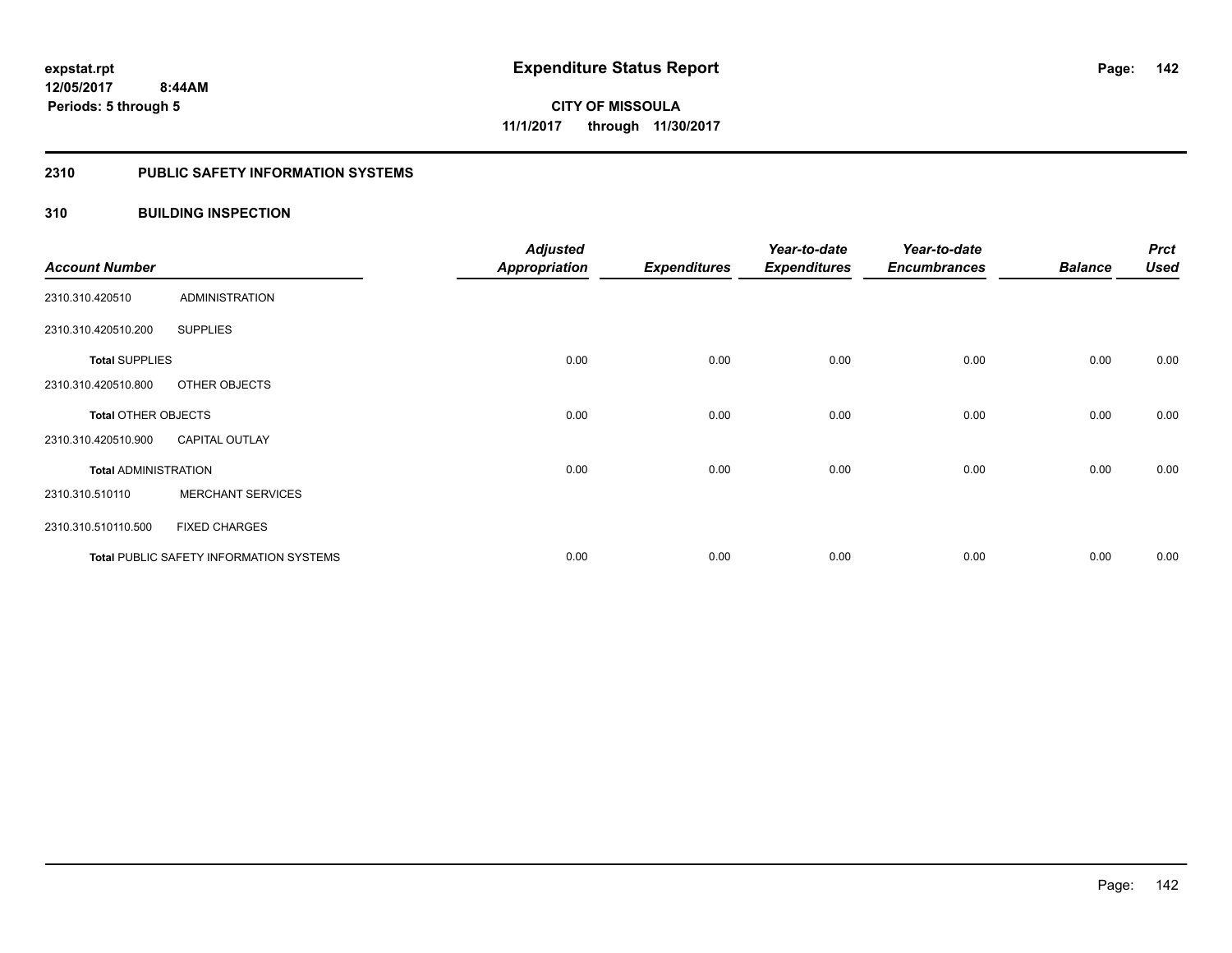# Expenditure Status Report

**expstat.rpt**
**12/05/2017 8:44AM**
**Periods: 5 through 5**

**CITY OF MISSOULA**
**11/1/2017 through 11/30/2017**

## 2310 PUBLIC SAFETY INFORMATION SYSTEMS

### 310 BUILDING INSPECTION

| Account Number | | Adjusted Appropriation | Expenditures | Year-to-date Expenditures | Year-to-date Encumbrances | Balance | Prct Used |
|---|---|---|---|---|---|---|---|
| 2310.310.420510 | ADMINISTRATION | | | | | | |
| 2310.310.420510.200 | SUPPLIES | | | | | | |
| **Total** SUPPLIES | | 0.00 | 0.00 | 0.00 | 0.00 | 0.00 | 0.00 |
| 2310.310.420510.800 | OTHER OBJECTS | | | | | | |
| **Total** OTHER OBJECTS | | 0.00 | 0.00 | 0.00 | 0.00 | 0.00 | 0.00 |
| 2310.310.420510.900 | CAPITAL OUTLAY | | | | | | |
| **Total** ADMINISTRATION | | 0.00 | 0.00 | 0.00 | 0.00 | 0.00 | 0.00 |
| 2310.310.510110 | MERCHANT SERVICES | | | | | | |
| 2310.310.510110.500 | FIXED CHARGES | | | | | | |
| **Total** PUBLIC SAFETY INFORMATION SYSTEMS | | 0.00 | 0.00 | 0.00 | 0.00 | 0.00 | 0.00 |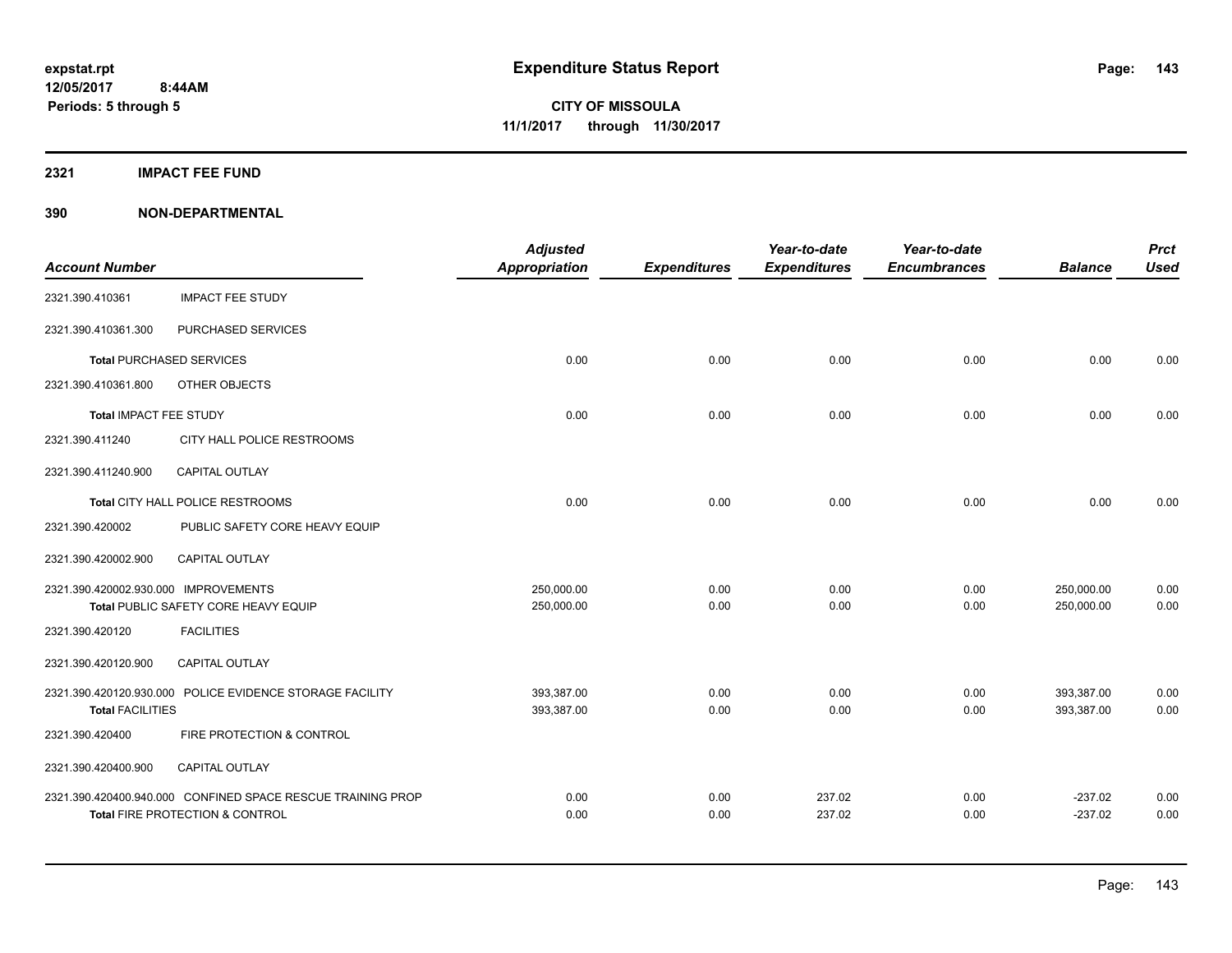expstat.rpt
12/05/2017 8:44AM
Periods: 5 through 5

# Expenditure Status Report

**CITY OF MISSOULA**
**11/1/2017 through 11/30/2017**

## 2321 IMPACT FEE FUND

## 390 NON-DEPARTMENTAL

| Account Number | | Adjusted Appropriation | Expenditures | Year-to-date Expenditures | Year-to-date Encumbrances | Balance | Prct Used |
|---|---|---|---|---|---|---|---|
| 2321.390.410361 | IMPACT FEE STUDY | | | | | | |
| 2321.390.410361.300 | PURCHASED SERVICES | | | | | | |
| **Total** PURCHASED SERVICES | | 0.00 | 0.00 | 0.00 | 0.00 | 0.00 | 0.00 |
| 2321.390.410361.800 | OTHER OBJECTS | | | | | | |
| **Total** IMPACT FEE STUDY | | 0.00 | 0.00 | 0.00 | 0.00 | 0.00 | 0.00 |
| 2321.390.411240 | CITY HALL POLICE RESTROOMS | | | | | | |
| 2321.390.411240.900 | CAPITAL OUTLAY | | | | | | |
| **Total** CITY HALL POLICE RESTROOMS | | 0.00 | 0.00 | 0.00 | 0.00 | 0.00 | 0.00 |
| 2321.390.420002 | PUBLIC SAFETY CORE HEAVY EQUIP | | | | | | |
| 2321.390.420002.900 | CAPITAL OUTLAY | | | | | | |
| 2321.390.420002.930.000 | IMPROVEMENTS | 250,000.00 | 0.00 | 0.00 | 0.00 | 250,000.00 | 0.00 |
| **Total** PUBLIC SAFETY CORE HEAVY EQUIP | | 250,000.00 | 0.00 | 0.00 | 0.00 | 250,000.00 | 0.00 |
| 2321.390.420120 | FACILITIES | | | | | | |
| 2321.390.420120.900 | CAPITAL OUTLAY | | | | | | |
| 2321.390.420120.930.000 | POLICE EVIDENCE STORAGE FACILITY | 393,387.00 | 0.00 | 0.00 | 0.00 | 393,387.00 | 0.00 |
| **Total FACILITIES** | | 393,387.00 | 0.00 | 0.00 | 0.00 | 393,387.00 | 0.00 |
| 2321.390.420400 | FIRE PROTECTION & CONTROL | | | | | | |
| 2321.390.420400.900 | CAPITAL OUTLAY | | | | | | |
| 2321.390.420400.940.000 | CONFINED SPACE RESCUE TRAINING PROP | 0.00 | 0.00 | 237.02 | 0.00 | -237.02 | 0.00 |
| **Total** FIRE PROTECTION & CONTROL | | 0.00 | 0.00 | 237.02 | 0.00 | -237.02 | 0.00 |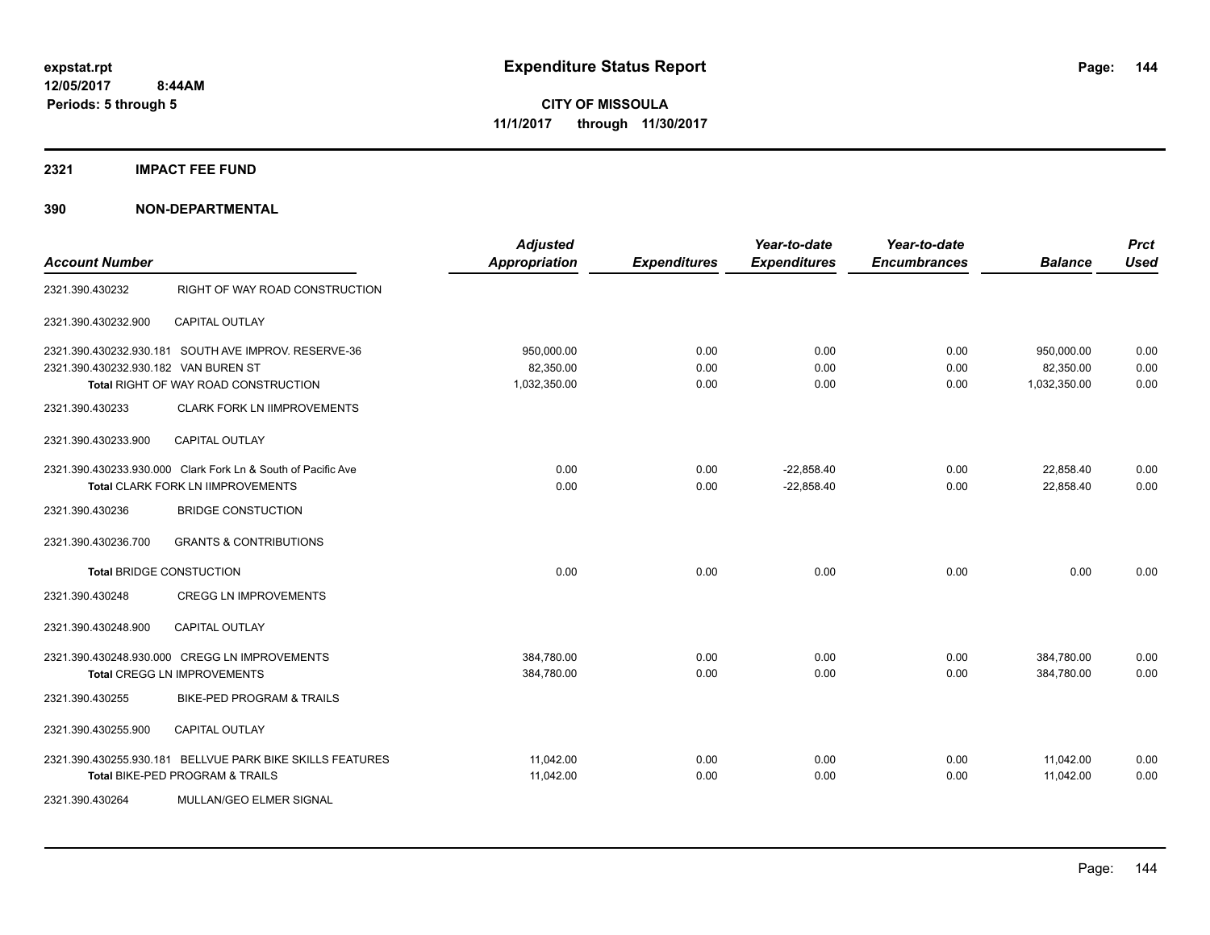# Expenditure Status Report

expstat.rpt
12/05/2017 8:44AM
Periods: 5 through 5

**CITY OF MISSOULA**
**11/1/2017 through 11/30/2017**

## 2321 IMPACT FEE FUND

## 390 NON-DEPARTMENTAL

| Account Number | | Adjusted Appropriation | Expenditures | Year-to-date Expenditures | Year-to-date Encumbrances | Balance | Prct Used |
|---|---|---|---|---|---|---|---|
| 2321.390.430232 | RIGHT OF WAY ROAD CONSTRUCTION | | | | | | |
| 2321.390.430232.900 | CAPITAL OUTLAY | | | | | | |
| 2321.390.430232.930.181 | SOUTH AVE IMPROV. RESERVE-36 | 950,000.00 | 0.00 | 0.00 | 0.00 | 950,000.00 | 0.00 |
| 2321.390.430232.930.182 | VAN BUREN ST | 82,350.00 | 0.00 | 0.00 | 0.00 | 82,350.00 | 0.00 |
| **Total** RIGHT OF WAY ROAD CONSTRUCTION | | 1,032,350.00 | 0.00 | 0.00 | 0.00 | 1,032,350.00 | 0.00 |
| 2321.390.430233 | CLARK FORK LN IIMPROVEMENTS | | | | | | |
| 2321.390.430233.900 | CAPITAL OUTLAY | | | | | | |
| 2321.390.430233.930.000 | Clark Fork Ln & South of Pacific Ave | 0.00 | 0.00 | -22,858.40 | 0.00 | 22,858.40 | 0.00 |
| **Total** CLARK FORK LN IIMPROVEMENTS | | 0.00 | 0.00 | -22,858.40 | 0.00 | 22,858.40 | 0.00 |
| 2321.390.430236 | BRIDGE CONSTUCTION | | | | | | |
| 2321.390.430236.700 | GRANTS & CONTRIBUTIONS | | | | | | |
| **Total** BRIDGE CONSTUCTION | | 0.00 | 0.00 | 0.00 | 0.00 | 0.00 | 0.00 |
| 2321.390.430248 | CREGG LN IMPROVEMENTS | | | | | | |
| 2321.390.430248.900 | CAPITAL OUTLAY | | | | | | |
| 2321.390.430248.930.000 | CREGG LN IMPROVEMENTS | 384,780.00 | 0.00 | 0.00 | 0.00 | 384,780.00 | 0.00 |
| **Total** CREGG LN IMPROVEMENTS | | 384,780.00 | 0.00 | 0.00 | 0.00 | 384,780.00 | 0.00 |
| 2321.390.430255 | BIKE-PED PROGRAM & TRAILS | | | | | | |
| 2321.390.430255.900 | CAPITAL OUTLAY | | | | | | |
| 2321.390.430255.930.181 | BELLVUE PARK BIKE SKILLS FEATURES | 11,042.00 | 0.00 | 0.00 | 0.00 | 11,042.00 | 0.00 |
| **Total** BIKE-PED PROGRAM & TRAILS | | 11,042.00 | 0.00 | 0.00 | 0.00 | 11,042.00 | 0.00 |
| 2321.390.430264 | MULLAN/GEO ELMER SIGNAL | | | | | | |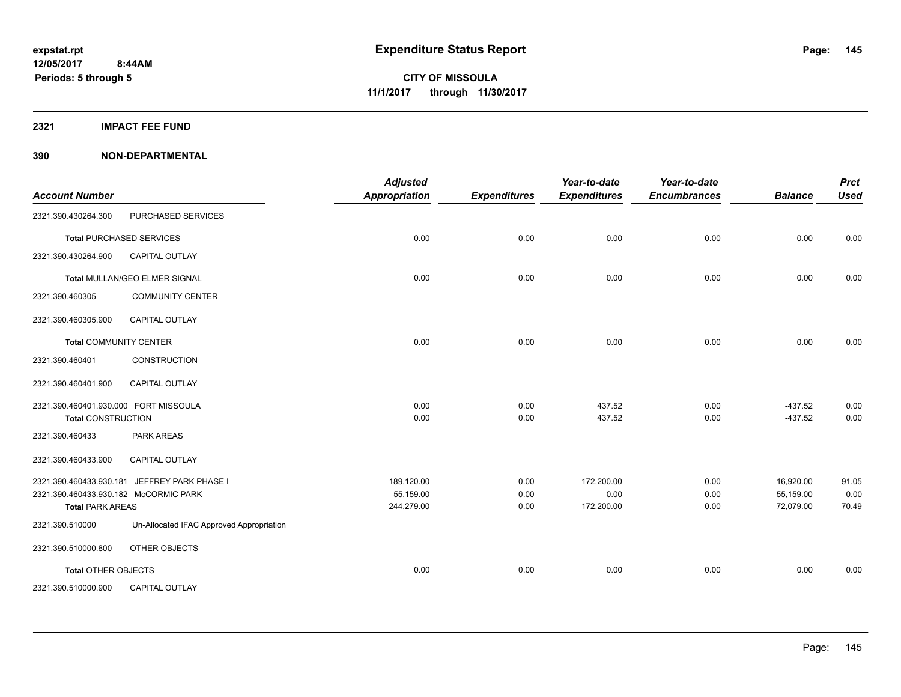# Expenditure Status Report

**CITY OF MISSOULA**
**11/1/2017 through 11/30/2017**

expstat.rpt
12/05/2017 8:44AM
Periods: 5 through 5

## 2321 IMPACT FEE FUND

## 390 NON-DEPARTMENTAL

| Account Number | | Adjusted Appropriation | Expenditures | Year-to-date Expenditures | Year-to-date Encumbrances | Balance | Prct Used |
|---|---|---|---|---|---|---|---|
| 2321.390.430264.300 | PURCHASED SERVICES | | | | | | |
| **Total** PURCHASED SERVICES | | 0.00 | 0.00 | 0.00 | 0.00 | 0.00 | 0.00 |
| 2321.390.430264.900 | CAPITAL OUTLAY | | | | | | |
| **Total** MULLAN/GEO ELMER SIGNAL | | 0.00 | 0.00 | 0.00 | 0.00 | 0.00 | 0.00 |
| 2321.390.460305 | COMMUNITY CENTER | | | | | | |
| 2321.390.460305.900 | CAPITAL OUTLAY | | | | | | |
| **Total** COMMUNITY CENTER | | 0.00 | 0.00 | 0.00 | 0.00 | 0.00 | 0.00 |
| 2321.390.460401 | CONSTRUCTION | | | | | | |
| 2321.390.460401.900 | CAPITAL OUTLAY | | | | | | |
| 2321.390.460401.930.000 | FORT MISSOULA | 0.00 | 0.00 | 437.52 | 0.00 | -437.52 | 0.00 |
| **Total** CONSTRUCTION | | 0.00 | 0.00 | 437.52 | 0.00 | -437.52 | 0.00 |
| 2321.390.460433 | PARK AREAS | | | | | | |
| 2321.390.460433.900 | CAPITAL OUTLAY | | | | | | |
| 2321.390.460433.930.181 | JEFFREY PARK PHASE I | 189,120.00 | 0.00 | 172,200.00 | 0.00 | 16,920.00 | 91.05 |
| 2321.390.460433.930.182 | McCORMIC PARK | 55,159.00 | 0.00 | 0.00 | 0.00 | 55,159.00 | 0.00 |
| **Total** PARK AREAS | | 244,279.00 | 0.00 | 172,200.00 | 0.00 | 72,079.00 | 70.49 |
| 2321.390.510000 | Un-Allocated IFAC Approved Appropriation | | | | | | |
| 2321.390.510000.800 | OTHER OBJECTS | | | | | | |
| **Total** OTHER OBJECTS | | 0.00 | 0.00 | 0.00 | 0.00 | 0.00 | 0.00 |
| 2321.390.510000.900 | CAPITAL OUTLAY | | | | | | |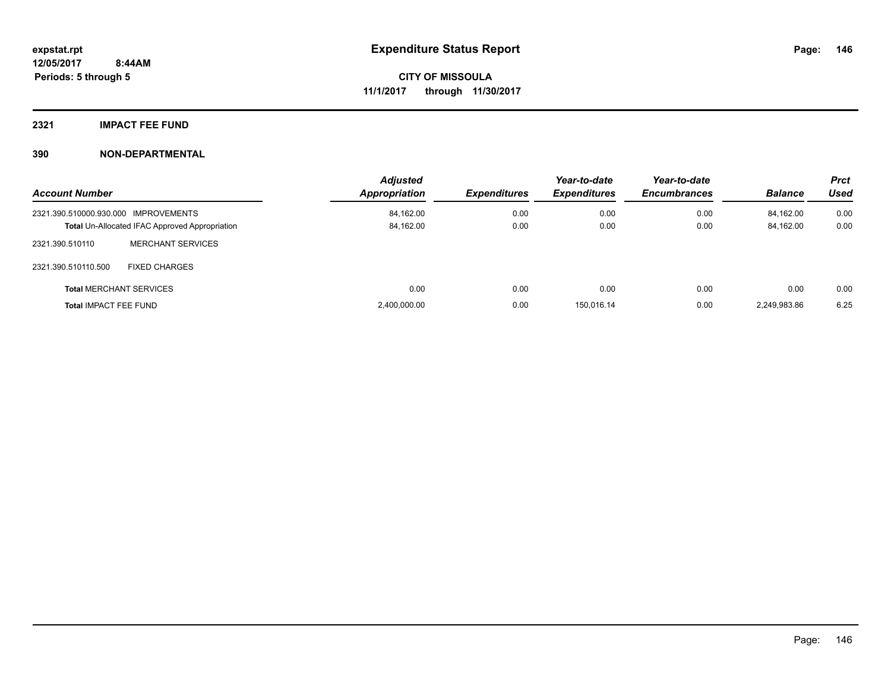**expstat.rpt**
**12/05/2017 8:44AM**
**Periods: 5 through 5**

# Expenditure Status Report

**CITY OF MISSOULA**
**11/1/2017 through 11/30/2017**

## 2321 IMPACT FEE FUND

## 390 NON-DEPARTMENTAL

| Account Number | | Adjusted Appropriation | Expenditures | Year-to-date Expenditures | Year-to-date Encumbrances | Balance | Prct Used |
|---|---|---|---|---|---|---|---|
| 2321.390.510000.930.000 | IMPROVEMENTS | 84,162.00 | 0.00 | 0.00 | 0.00 | 84,162.00 | 0.00 |
| **Total** Un-Allocated IFAC Approved Appropriation | | 84,162.00 | 0.00 | 0.00 | 0.00 | 84,162.00 | 0.00 |
| 2321.390.510110 | MERCHANT SERVICES | | | | | | |
| 2321.390.510110.500 | FIXED CHARGES | | | | | | |
| **Total** MERCHANT SERVICES | | 0.00 | 0.00 | 0.00 | 0.00 | 0.00 | 0.00 |
| **Total** IMPACT FEE FUND | | 2,400,000.00 | 0.00 | 150,016.14 | 0.00 | 2,249,983.86 | 6.25 |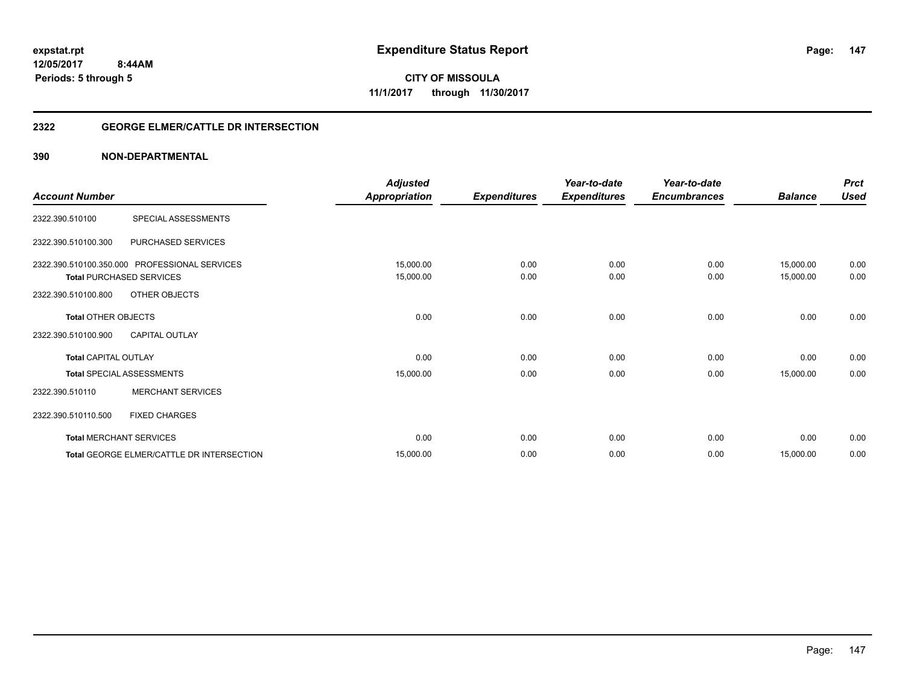expstat.rpt
12/05/2017 8:44AM
Periods: 5 through 5

# Expenditure Status Report

**CITY OF MISSOULA**
**11/1/2017 through 11/30/2017**

## 2322 GEORGE ELMER/CATTLE DR INTERSECTION

## 390 NON-DEPARTMENTAL

| Account Number | | Adjusted Appropriation | Expenditures | Year-to-date Expenditures | Year-to-date Encumbrances | Balance | Prct Used |
|---|---|---|---|---|---|---|---|
| 2322.390.510100 | SPECIAL ASSESSMENTS | | | | | | |
| 2322.390.510100.300 | PURCHASED SERVICES | | | | | | |
| 2322.390.510100.350.000 | PROFESSIONAL SERVICES | 15,000.00 | 0.00 | 0.00 | 0.00 | 15,000.00 | 0.00 |
| **Total** PURCHASED SERVICES | | 15,000.00 | 0.00 | 0.00 | 0.00 | 15,000.00 | 0.00 |
| 2322.390.510100.800 | OTHER OBJECTS | | | | | | |
| **Total** OTHER OBJECTS | | 0.00 | 0.00 | 0.00 | 0.00 | 0.00 | 0.00 |
| 2322.390.510100.900 | CAPITAL OUTLAY | | | | | | |
| **Total** CAPITAL OUTLAY | | 0.00 | 0.00 | 0.00 | 0.00 | 0.00 | 0.00 |
| **Total** SPECIAL ASSESSMENTS | | 15,000.00 | 0.00 | 0.00 | 0.00 | 15,000.00 | 0.00 |
| 2322.390.510110 | MERCHANT SERVICES | | | | | | |
| 2322.390.510110.500 | FIXED CHARGES | | | | | | |
| **Total** MERCHANT SERVICES | | 0.00 | 0.00 | 0.00 | 0.00 | 0.00 | 0.00 |
| **Total** GEORGE ELMER/CATTLE DR INTERSECTION | | 15,000.00 | 0.00 | 0.00 | 0.00 | 15,000.00 | 0.00 |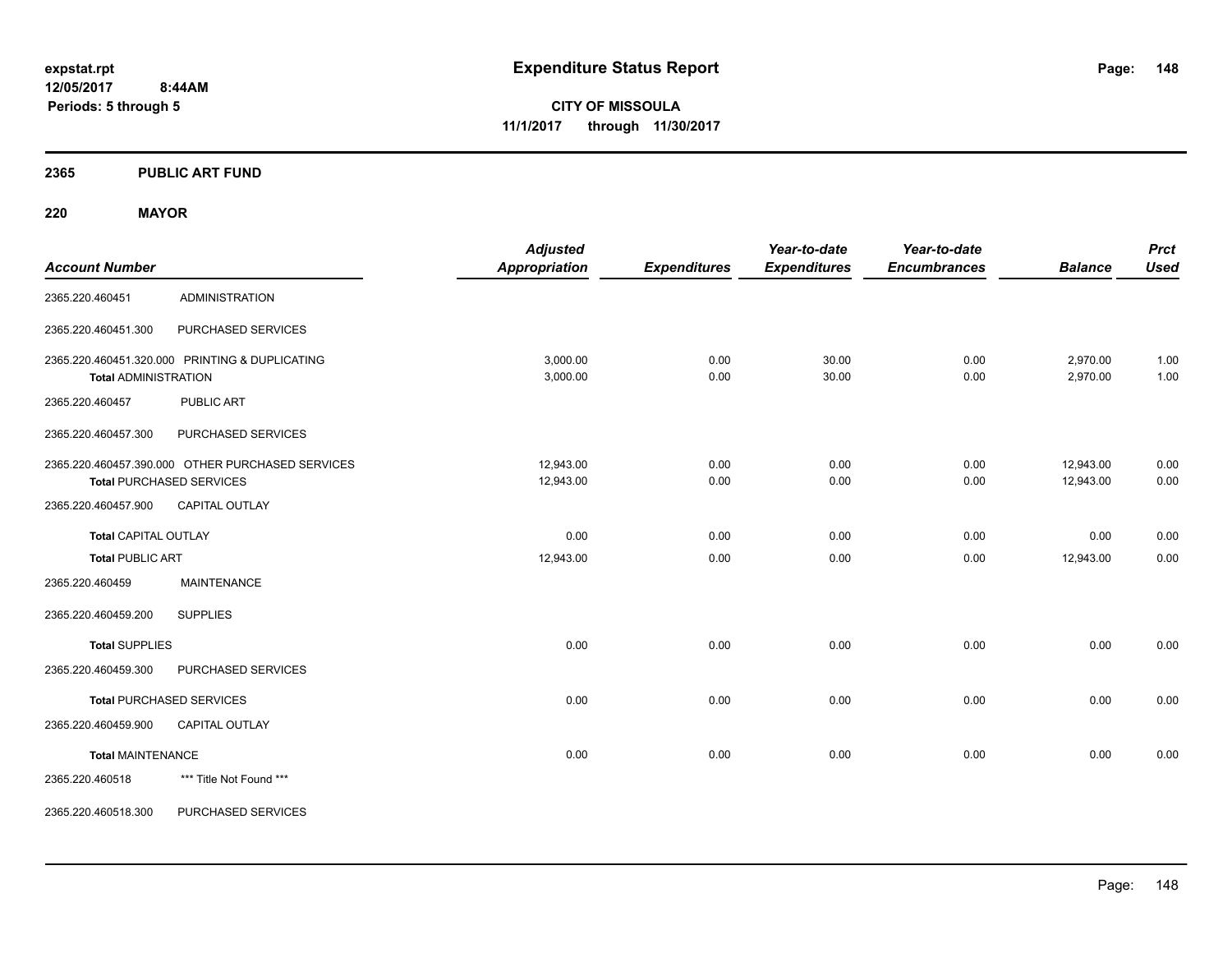expstat.rpt
12/05/2017 8:44AM
Periods: 5 through 5

# Expenditure Status Report

**CITY OF MISSOULA**
**11/1/2017 through 11/30/2017**

## 2365 PUBLIC ART FUND

### 220 MAYOR

| Account Number | | Adjusted Appropriation | Expenditures | Year-to-date Expenditures | Year-to-date Encumbrances | Balance | Prct Used |
|---|---|---|---|---|---|---|---|
| 2365.220.460451 | ADMINISTRATION | | | | | | |
| 2365.220.460451.300 | PURCHASED SERVICES | | | | | | |
| 2365.220.460451.320.000 | PRINTING & DUPLICATING | 3,000.00 | 0.00 | 30.00 | 0.00 | 2,970.00 | 1.00 |
| **Total** ADMINISTRATION | | 3,000.00 | 0.00 | 30.00 | 0.00 | 2,970.00 | 1.00 |
| 2365.220.460457 | PUBLIC ART | | | | | | |
| 2365.220.460457.300 | PURCHASED SERVICES | | | | | | |
| 2365.220.460457.390.000 | OTHER PURCHASED SERVICES | 12,943.00 | 0.00 | 0.00 | 0.00 | 12,943.00 | 0.00 |
| **Total** PURCHASED SERVICES | | 12,943.00 | 0.00 | 0.00 | 0.00 | 12,943.00 | 0.00 |
| 2365.220.460457.900 | CAPITAL OUTLAY | | | | | | |
| **Total** CAPITAL OUTLAY | | 0.00 | 0.00 | 0.00 | 0.00 | 0.00 | 0.00 |
| **Total** PUBLIC ART | | 12,943.00 | 0.00 | 0.00 | 0.00 | 12,943.00 | 0.00 |
| 2365.220.460459 | MAINTENANCE | | | | | | |
| 2365.220.460459.200 | SUPPLIES | | | | | | |
| **Total** SUPPLIES | | 0.00 | 0.00 | 0.00 | 0.00 | 0.00 | 0.00 |
| 2365.220.460459.300 | PURCHASED SERVICES | | | | | | |
| **Total** PURCHASED SERVICES | | 0.00 | 0.00 | 0.00 | 0.00 | 0.00 | 0.00 |
| 2365.220.460459.900 | CAPITAL OUTLAY | | | | | | |
| **Total** MAINTENANCE | | 0.00 | 0.00 | 0.00 | 0.00 | 0.00 | 0.00 |
| 2365.220.460518 | *** Title Not Found *** | | | | | | |
| 2365.220.460518.300 | PURCHASED SERVICES | | | | | | |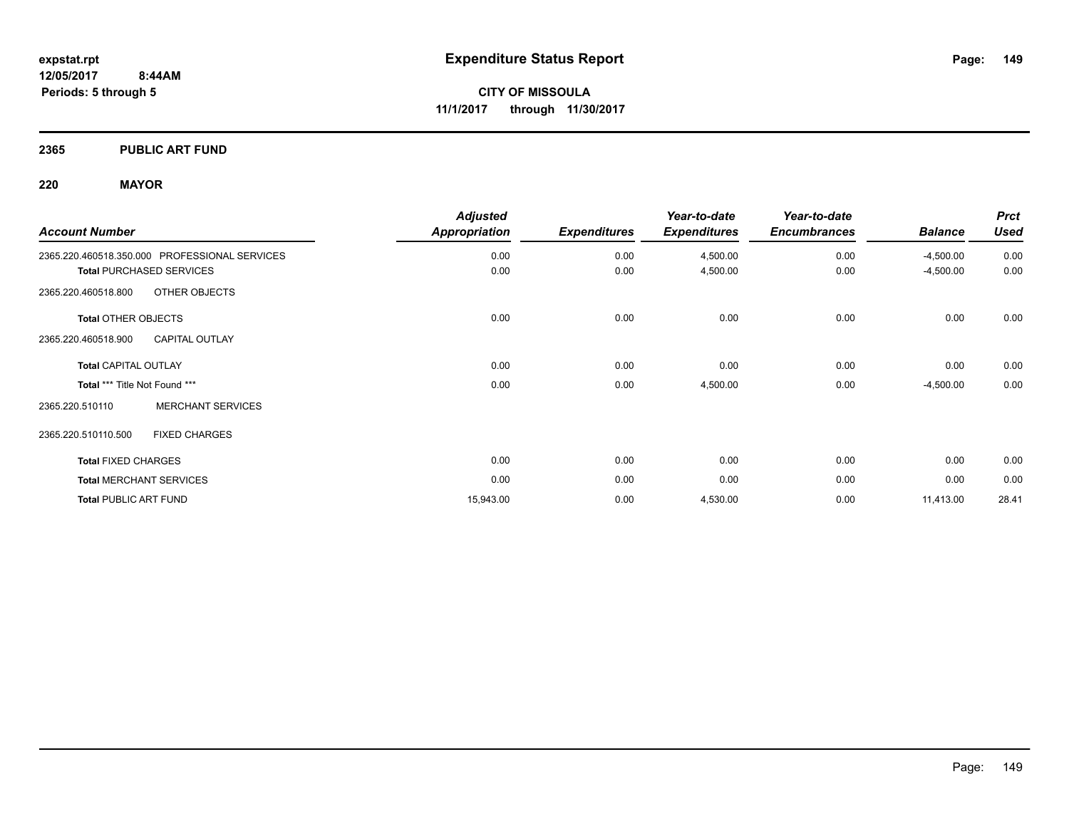**expstat.rpt**
**12/05/2017 8:44AM**
**Periods: 5 through 5**

# Expenditure Status Report

**CITY OF MISSOULA**
**11/1/2017 through 11/30/2017**

## 2365 PUBLIC ART FUND

## 220 MAYOR

| Account Number | Adjusted Appropriation | Expenditures | Year-to-date Expenditures | Year-to-date Encumbrances | Balance | Prct Used |
|---|---|---|---|---|---|---|
| 2365.220.460518.350.000 PROFESSIONAL SERVICES | 0.00 | 0.00 | 4,500.00 | 0.00 | -4,500.00 | 0.00 |
| **Total** PURCHASED SERVICES | 0.00 | 0.00 | 4,500.00 | 0.00 | -4,500.00 | 0.00 |
| 2365.220.460518.800 OTHER OBJECTS | | | | | | |
| **Total** OTHER OBJECTS | 0.00 | 0.00 | 0.00 | 0.00 | 0.00 | 0.00 |
| 2365.220.460518.900 CAPITAL OUTLAY | | | | | | |
| **Total** CAPITAL OUTLAY | 0.00 | 0.00 | 0.00 | 0.00 | 0.00 | 0.00 |
| **Total** *** Title Not Found *** | 0.00 | 0.00 | 4,500.00 | 0.00 | -4,500.00 | 0.00 |
| 2365.220.510110 MERCHANT SERVICES | | | | | | |
| 2365.220.510110.500 FIXED CHARGES | | | | | | |
| **Total** FIXED CHARGES | 0.00 | 0.00 | 0.00 | 0.00 | 0.00 | 0.00 |
| **Total** MERCHANT SERVICES | 0.00 | 0.00 | 0.00 | 0.00 | 0.00 | 0.00 |
| **Total** PUBLIC ART FUND | 15,943.00 | 0.00 | 4,530.00 | 0.00 | 11,413.00 | 28.41 |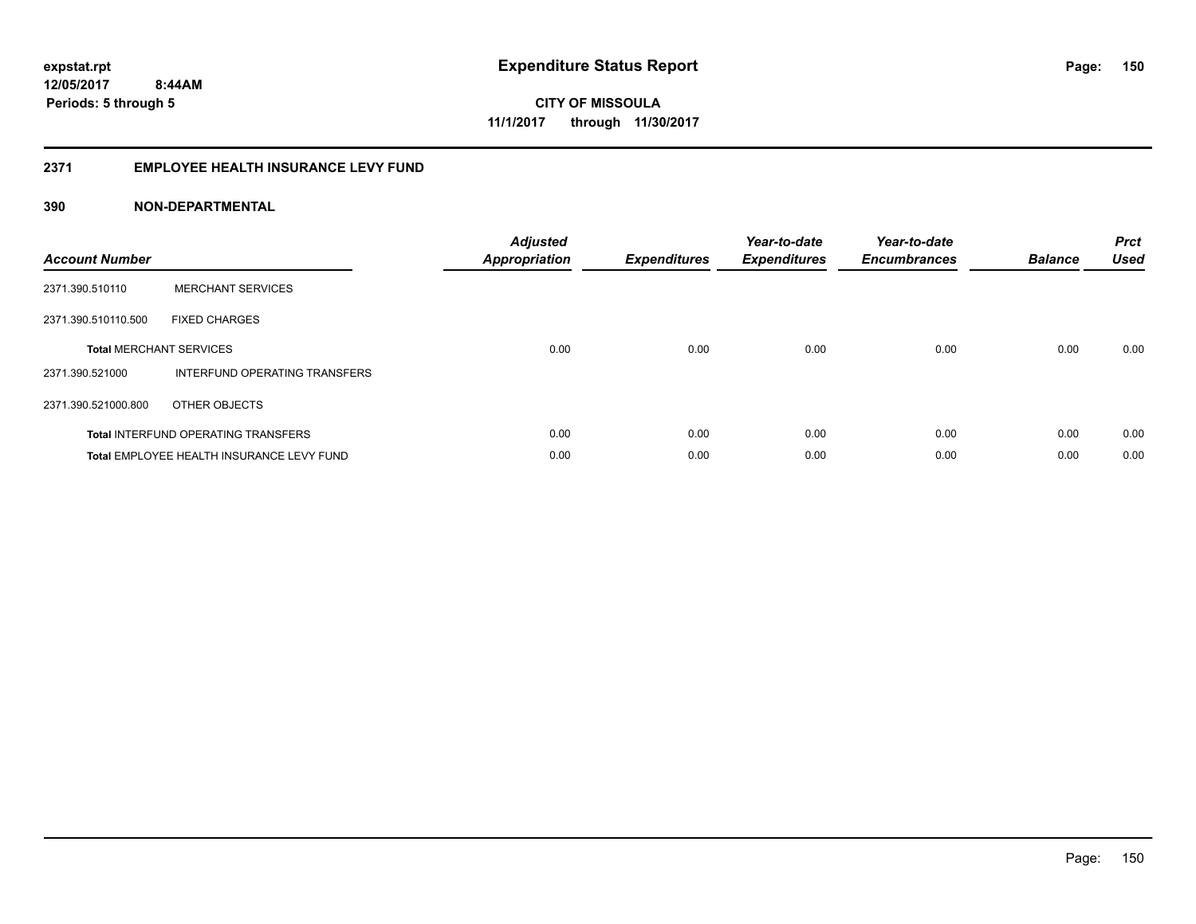expstat.rpt
12/05/2017 8:44AM
Periods: 5 through 5

# Expenditure Status Report

CITY OF MISSOULA
11/1/2017 through 11/30/2017

## 2371 EMPLOYEE HEALTH INSURANCE LEVY FUND

### 390 NON-DEPARTMENTAL

| Account Number | | Adjusted Appropriation | Expenditures | Year-to-date Expenditures | Year-to-date Encumbrances | Balance | Prct Used |
|---|---|---|---|---|---|---|---|
| 2371.390.510110 | MERCHANT SERVICES | | | | | | |
| 2371.390.510110.500 | FIXED CHARGES | | | | | | |
| **Total** MERCHANT SERVICES | | 0.00 | 0.00 | 0.00 | 0.00 | 0.00 | 0.00 |
| 2371.390.521000 | INTERFUND OPERATING TRANSFERS | | | | | | |
| 2371.390.521000.800 | OTHER OBJECTS | | | | | | |
| **Total** INTERFUND OPERATING TRANSFERS | | 0.00 | 0.00 | 0.00 | 0.00 | 0.00 | 0.00 |
| **Total** EMPLOYEE HEALTH INSURANCE LEVY FUND | | 0.00 | 0.00 | 0.00 | 0.00 | 0.00 | 0.00 |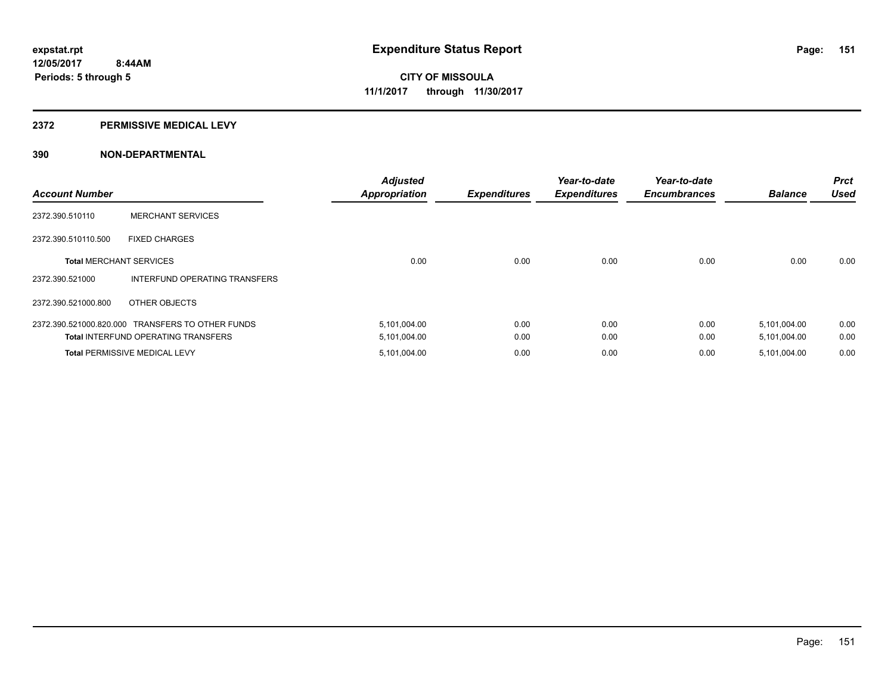**Expenditure Status Report**

**CITY OF MISSOULA**
**11/1/2017 through 11/30/2017**

expstat.rpt
12/05/2017 8:44AM
Periods: 5 through 5

## 2372 PERMISSIVE MEDICAL LEVY

## 390 NON-DEPARTMENTAL

| Account Number | | Adjusted Appropriation | Expenditures | Year-to-date Expenditures | Year-to-date Encumbrances | Balance | Prct Used |
|---|---|---|---|---|---|---|---|
| 2372.390.510110 | MERCHANT SERVICES | | | | | | |
| 2372.390.510110.500 | FIXED CHARGES | | | | | | |
| **Total** MERCHANT SERVICES | | 0.00 | 0.00 | 0.00 | 0.00 | 0.00 | 0.00 |
| 2372.390.521000 | INTERFUND OPERATING TRANSFERS | | | | | | |
| 2372.390.521000.800 | OTHER OBJECTS | | | | | | |
| 2372.390.521000.820.000 | TRANSFERS TO OTHER FUNDS | 5,101,004.00 | 0.00 | 0.00 | 0.00 | 5,101,004.00 | 0.00 |
| **Total** INTERFUND OPERATING TRANSFERS | | 5,101,004.00 | 0.00 | 0.00 | 0.00 | 5,101,004.00 | 0.00 |
| **Total** PERMISSIVE MEDICAL LEVY | | 5,101,004.00 | 0.00 | 0.00 | 0.00 | 5,101,004.00 | 0.00 |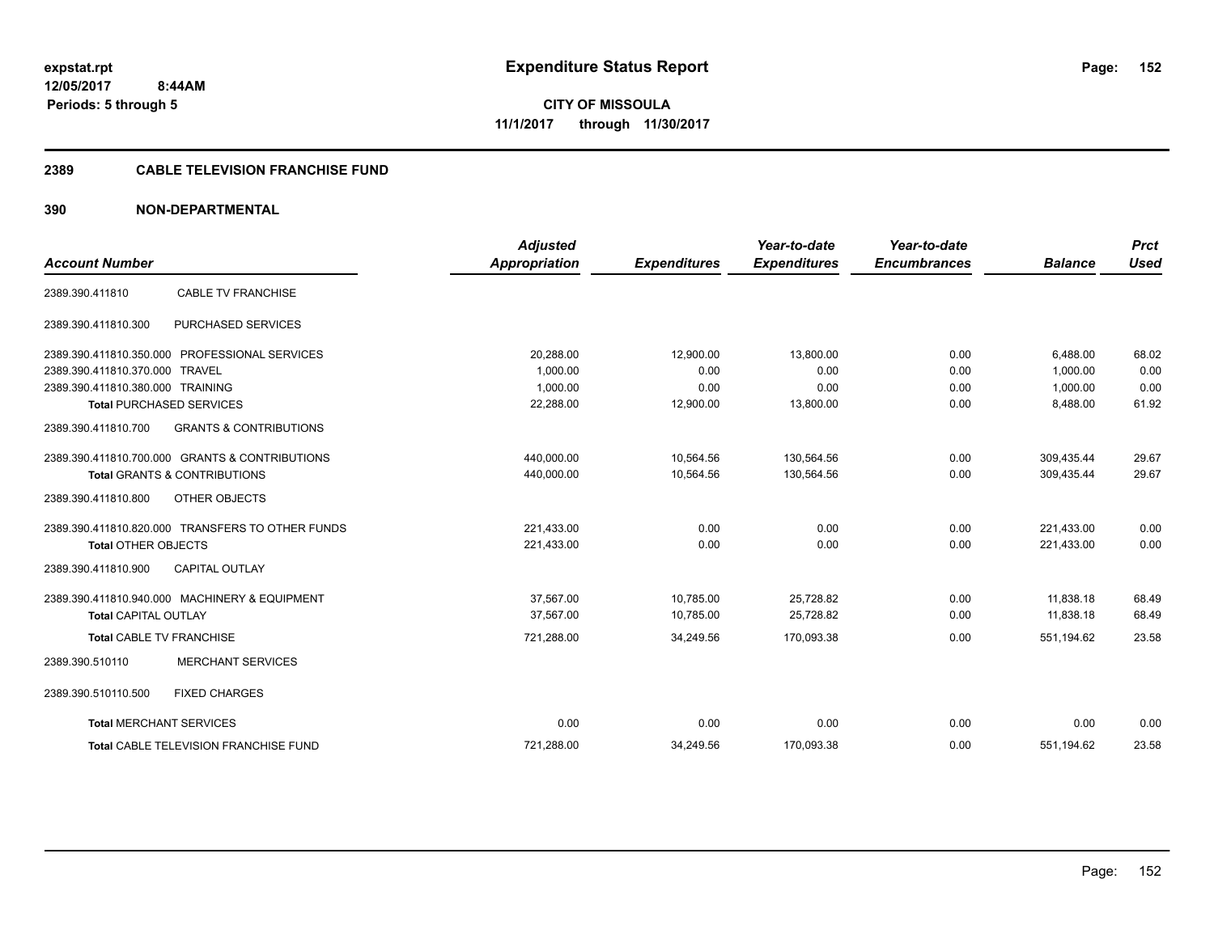**expstat.rpt**
**12/05/2017 8:44AM**
**Periods: 5 through 5**

# Expenditure Status Report

**CITY OF MISSOULA**
**11/1/2017 through 11/30/2017**

## 2389 CABLE TELEVISION FRANCHISE FUND

## 390 NON-DEPARTMENTAL

| Account Number | | Adjusted Appropriation | Expenditures | Year-to-date Expenditures | Year-to-date Encumbrances | Balance | Prct Used |
|---|---|---|---|---|---|---|---|
| 2389.390.411810 | CABLE TV FRANCHISE | | | | | | |
| 2389.390.411810.300 | PURCHASED SERVICES | | | | | | |
| 2389.390.411810.350.000 | PROFESSIONAL SERVICES | 20,288.00 | 12,900.00 | 13,800.00 | 0.00 | 6,488.00 | 68.02 |
| 2389.390.411810.370.000 | TRAVEL | 1,000.00 | 0.00 | 0.00 | 0.00 | 1,000.00 | 0.00 |
| 2389.390.411810.380.000 | TRAINING | 1,000.00 | 0.00 | 0.00 | 0.00 | 1,000.00 | 0.00 |
| **Total** PURCHASED SERVICES | | 22,288.00 | 12,900.00 | 13,800.00 | 0.00 | 8,488.00 | 61.92 |
| 2389.390.411810.700 | GRANTS & CONTRIBUTIONS | | | | | | |
| 2389.390.411810.700.000 | GRANTS & CONTRIBUTIONS | 440,000.00 | 10,564.56 | 130,564.56 | 0.00 | 309,435.44 | 29.67 |
| **Total** GRANTS & CONTRIBUTIONS | | 440,000.00 | 10,564.56 | 130,564.56 | 0.00 | 309,435.44 | 29.67 |
| 2389.390.411810.800 | OTHER OBJECTS | | | | | | |
| 2389.390.411810.820.000 | TRANSFERS TO OTHER FUNDS | 221,433.00 | 0.00 | 0.00 | 0.00 | 221,433.00 | 0.00 |
| **Total** OTHER OBJECTS | | 221,433.00 | 0.00 | 0.00 | 0.00 | 221,433.00 | 0.00 |
| 2389.390.411810.900 | CAPITAL OUTLAY | | | | | | |
| 2389.390.411810.940.000 | MACHINERY & EQUIPMENT | 37,567.00 | 10,785.00 | 25,728.82 | 0.00 | 11,838.18 | 68.49 |
| **Total** CAPITAL OUTLAY | | 37,567.00 | 10,785.00 | 25,728.82 | 0.00 | 11,838.18 | 68.49 |
| **Total** CABLE TV FRANCHISE | | 721,288.00 | 34,249.56 | 170,093.38 | 0.00 | 551,194.62 | 23.58 |
| 2389.390.510110 | MERCHANT SERVICES | | | | | | |
| 2389.390.510110.500 | FIXED CHARGES | | | | | | |
| **Total** MERCHANT SERVICES | | 0.00 | 0.00 | 0.00 | 0.00 | 0.00 | 0.00 |
| **Total** CABLE TELEVISION FRANCHISE FUND | | 721,288.00 | 34,249.56 | 170,093.38 | 0.00 | 551,194.62 | 23.58 |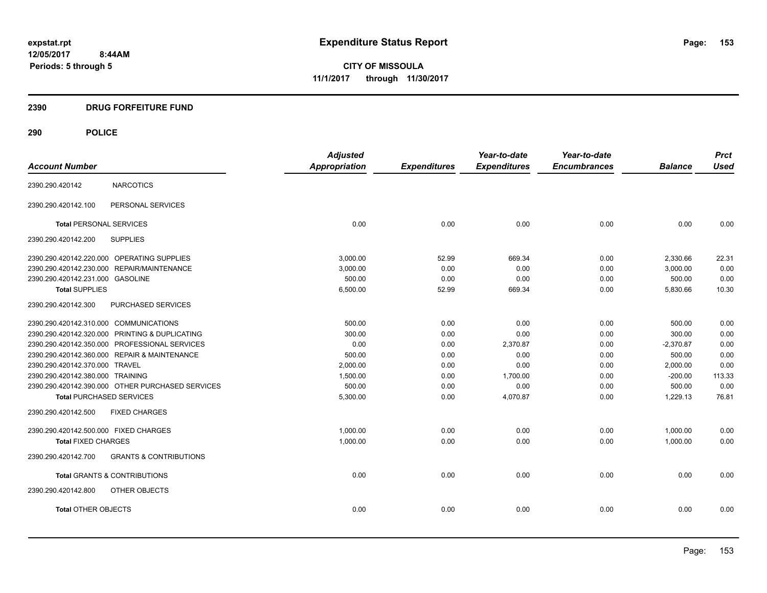expstat.rpt
12/05/2017 8:44AM
Periods: 5 through 5

# Expenditure Status Report

**CITY OF MISSOULA**
**11/1/2017 through 11/30/2017**

## 2390 DRUG FORFEITURE FUND

## 290 POLICE

| Account Number | | Adjusted Appropriation | Expenditures | Year-to-date Expenditures | Year-to-date Encumbrances | Balance | Prct Used |
|---|---|---|---|---|---|---|---|
| 2390.290.420142 | NARCOTICS | | | | | | |
| 2390.290.420142.100 | PERSONAL SERVICES | | | | | | |
| **Total** PERSONAL SERVICES | | 0.00 | 0.00 | 0.00 | 0.00 | 0.00 | 0.00 |
| 2390.290.420142.200 | SUPPLIES | | | | | | |
| 2390.290.420142.220.000 | OPERATING SUPPLIES | 3,000.00 | 52.99 | 669.34 | 0.00 | 2,330.66 | 22.31 |
| 2390.290.420142.230.000 | REPAIR/MAINTENANCE | 3,000.00 | 0.00 | 0.00 | 0.00 | 3,000.00 | 0.00 |
| 2390.290.420142.231.000 | GASOLINE | 500.00 | 0.00 | 0.00 | 0.00 | 500.00 | 0.00 |
| **Total SUPPLIES** | | 6,500.00 | 52.99 | 669.34 | 0.00 | 5,830.66 | 10.30 |
| 2390.290.420142.300 | PURCHASED SERVICES | | | | | | |
| 2390.290.420142.310.000 | COMMUNICATIONS | 500.00 | 0.00 | 0.00 | 0.00 | 500.00 | 0.00 |
| 2390.290.420142.320.000 | PRINTING & DUPLICATING | 300.00 | 0.00 | 0.00 | 0.00 | 300.00 | 0.00 |
| 2390.290.420142.350.000 | PROFESSIONAL SERVICES | 0.00 | 0.00 | 2,370.87 | 0.00 | -2,370.87 | 0.00 |
| 2390.290.420142.360.000 | REPAIR & MAINTENANCE | 500.00 | 0.00 | 0.00 | 0.00 | 500.00 | 0.00 |
| 2390.290.420142.370.000 | TRAVEL | 2,000.00 | 0.00 | 0.00 | 0.00 | 2,000.00 | 0.00 |
| 2390.290.420142.380.000 | TRAINING | 1,500.00 | 0.00 | 1,700.00 | 0.00 | -200.00 | 113.33 |
| 2390.290.420142.390.000 | OTHER PURCHASED SERVICES | 500.00 | 0.00 | 0.00 | 0.00 | 500.00 | 0.00 |
| **Total** PURCHASED SERVICES | | 5,300.00 | 0.00 | 4,070.87 | 0.00 | 1,229.13 | 76.81 |
| 2390.290.420142.500 | FIXED CHARGES | | | | | | |
| 2390.290.420142.500.000 | FIXED CHARGES | 1,000.00 | 0.00 | 0.00 | 0.00 | 1,000.00 | 0.00 |
| **Total** FIXED CHARGES | | 1,000.00 | 0.00 | 0.00 | 0.00 | 1,000.00 | 0.00 |
| 2390.290.420142.700 | GRANTS & CONTRIBUTIONS | | | | | | |
| **Total** GRANTS & CONTRIBUTIONS | | 0.00 | 0.00 | 0.00 | 0.00 | 0.00 | 0.00 |
| 2390.290.420142.800 | OTHER OBJECTS | | | | | | |
| **Total** OTHER OBJECTS | | 0.00 | 0.00 | 0.00 | 0.00 | 0.00 | 0.00 |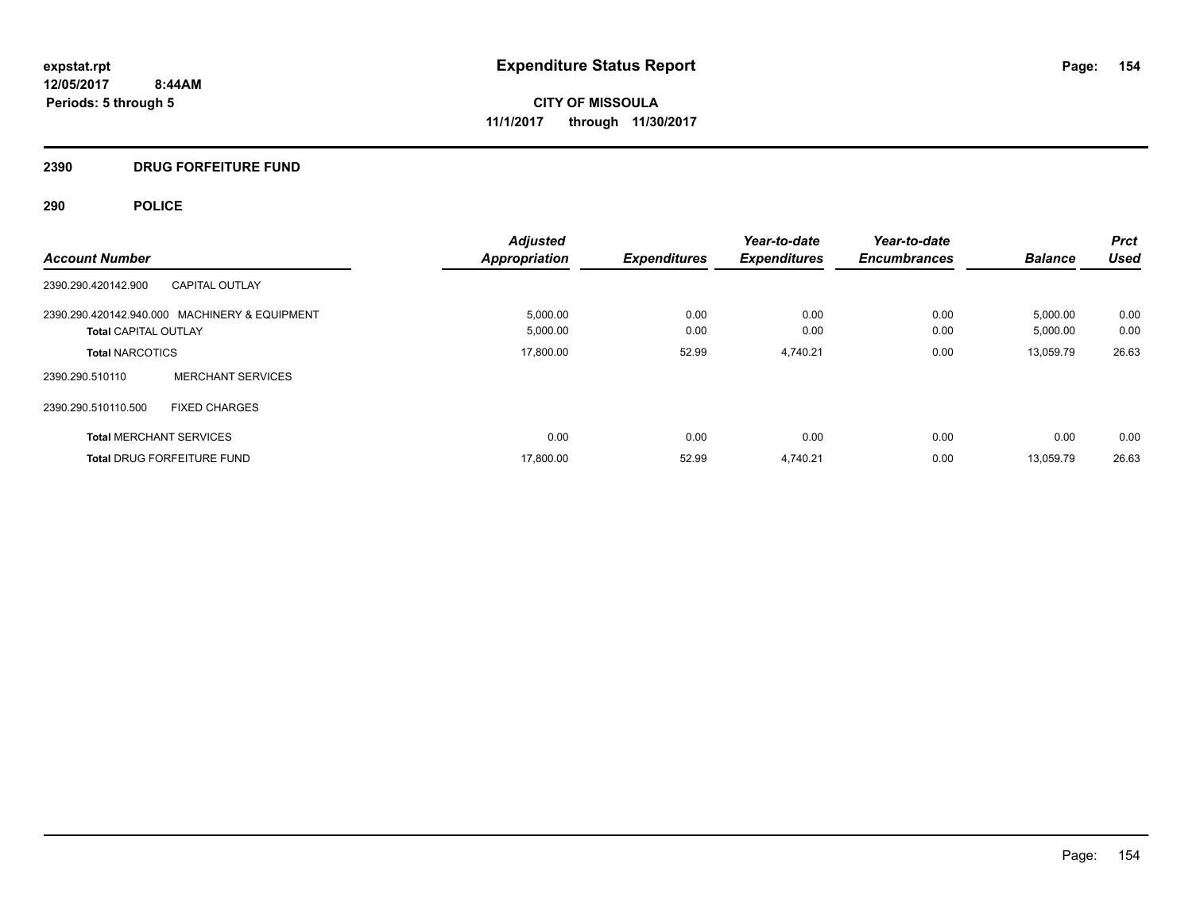expstat.rpt
12/05/2017 8:44AM
Periods: 5 through 5

# Expenditure Status Report

**CITY OF MISSOULA**
**11/1/2017 through 11/30/2017**

## 2390 DRUG FORFEITURE FUND

## 290 POLICE

| Account Number | | Adjusted Appropriation | Expenditures | Year-to-date Expenditures | Year-to-date Encumbrances | Balance | Prct Used |
|---|---|---|---|---|---|---|---|
| 2390.290.420142.900 | CAPITAL OUTLAY | | | | | | |
| 2390.290.420142.940.000 | MACHINERY & EQUIPMENT | 5,000.00 | 0.00 | 0.00 | 0.00 | 5,000.00 | 0.00 |
| **Total** CAPITAL OUTLAY | | 5,000.00 | 0.00 | 0.00 | 0.00 | 5,000.00 | 0.00 |
| **Total** NARCOTICS | | 17,800.00 | 52.99 | 4,740.21 | 0.00 | 13,059.79 | 26.63 |
| 2390.290.510110 | MERCHANT SERVICES | | | | | | |
| 2390.290.510110.500 | FIXED CHARGES | | | | | | |
| **Total** MERCHANT SERVICES | | 0.00 | 0.00 | 0.00 | 0.00 | 0.00 | 0.00 |
| **Total** DRUG FORFEITURE FUND | | 17,800.00 | 52.99 | 4,740.21 | 0.00 | 13,059.79 | 26.63 |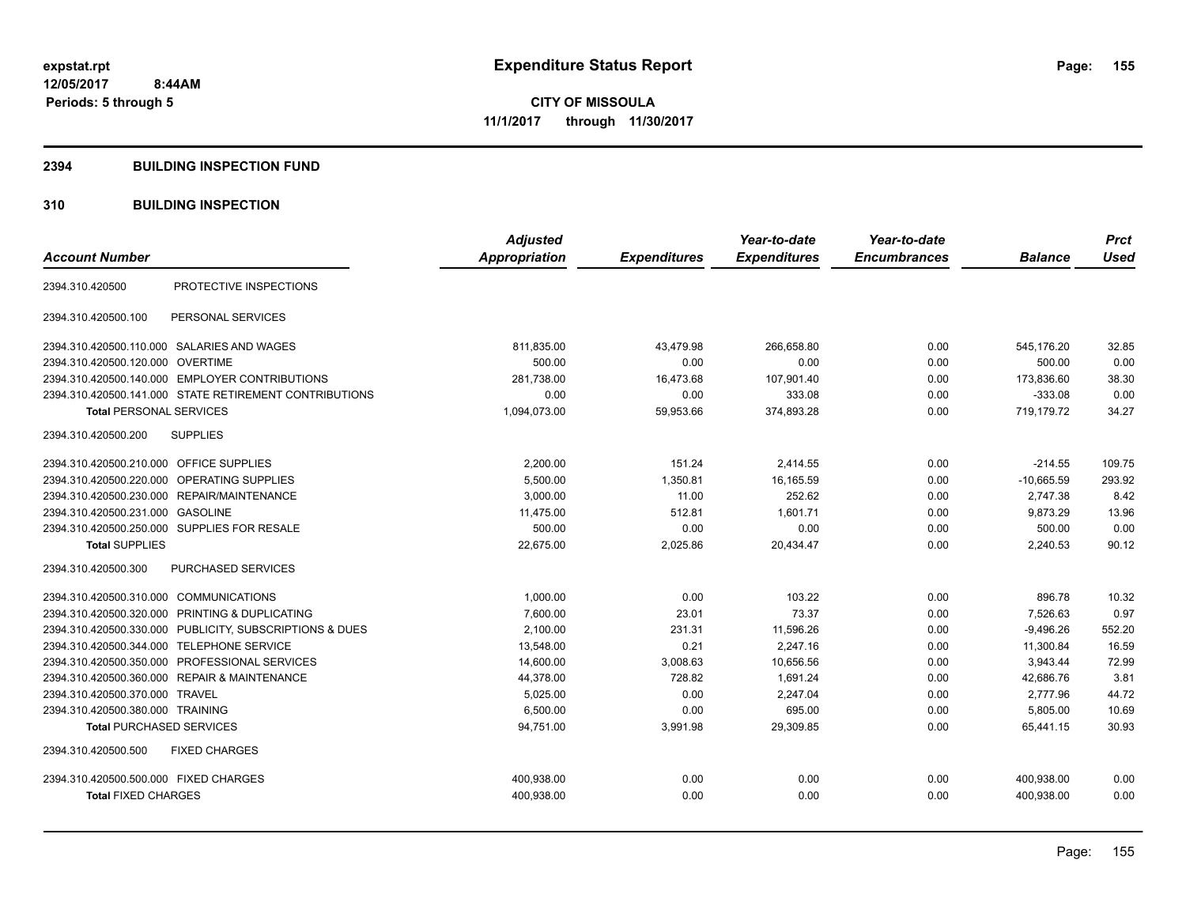expstat.rpt
12/05/2017 8:44AM
Periods: 5 through 5

# Expenditure Status Report

**CITY OF MISSOULA**
**11/1/2017 through 11/30/2017**

## 2394 BUILDING INSPECTION FUND

### 310 BUILDING INSPECTION

| Account Number | | Adjusted Appropriation | Expenditures | Year-to-date Expenditures | Year-to-date Encumbrances | Balance | Prct Used |
|---|---|---|---|---|---|---|---|
| 2394.310.420500 | PROTECTIVE INSPECTIONS | | | | | | |
| 2394.310.420500.100 | PERSONAL SERVICES | | | | | | |
| 2394.310.420500.110.000 | SALARIES AND WAGES | 811,835.00 | 43,479.98 | 266,658.80 | 0.00 | 545,176.20 | 32.85 |
| 2394.310.420500.120.000 | OVERTIME | 500.00 | 0.00 | 0.00 | 0.00 | 500.00 | 0.00 |
| 2394.310.420500.140.000 | EMPLOYER CONTRIBUTIONS | 281,738.00 | 16,473.68 | 107,901.40 | 0.00 | 173,836.60 | 38.30 |
| 2394.310.420500.141.000 | STATE RETIREMENT CONTRIBUTIONS | 0.00 | 0.00 | 333.08 | 0.00 | -333.08 | 0.00 |
| **Total** PERSONAL SERVICES | | 1,094,073.00 | 59,953.66 | 374,893.28 | 0.00 | 719,179.72 | 34.27 |
| 2394.310.420500.200 | SUPPLIES | | | | | | |
| 2394.310.420500.210.000 | OFFICE SUPPLIES | 2,200.00 | 151.24 | 2,414.55 | 0.00 | -214.55 | 109.75 |
| 2394.310.420500.220.000 | OPERATING SUPPLIES | 5,500.00 | 1,350.81 | 16,165.59 | 0.00 | -10,665.59 | 293.92 |
| 2394.310.420500.230.000 | REPAIR/MAINTENANCE | 3,000.00 | 11.00 | 252.62 | 0.00 | 2,747.38 | 8.42 |
| 2394.310.420500.231.000 | GASOLINE | 11,475.00 | 512.81 | 1,601.71 | 0.00 | 9,873.29 | 13.96 |
| 2394.310.420500.250.000 | SUPPLIES FOR RESALE | 500.00 | 0.00 | 0.00 | 0.00 | 500.00 | 0.00 |
| **Total** SUPPLIES | | 22,675.00 | 2,025.86 | 20,434.47 | 0.00 | 2,240.53 | 90.12 |
| 2394.310.420500.300 | PURCHASED SERVICES | | | | | | |
| 2394.310.420500.310.000 | COMMUNICATIONS | 1,000.00 | 0.00 | 103.22 | 0.00 | 896.78 | 10.32 |
| 2394.310.420500.320.000 | PRINTING & DUPLICATING | 7,600.00 | 23.01 | 73.37 | 0.00 | 7,526.63 | 0.97 |
| 2394.310.420500.330.000 | PUBLICITY, SUBSCRIPTIONS & DUES | 2,100.00 | 231.31 | 11,596.26 | 0.00 | -9,496.26 | 552.20 |
| 2394.310.420500.344.000 | TELEPHONE SERVICE | 13,548.00 | 0.21 | 2,247.16 | 0.00 | 11,300.84 | 16.59 |
| 2394.310.420500.350.000 | PROFESSIONAL SERVICES | 14,600.00 | 3,008.63 | 10,656.56 | 0.00 | 3,943.44 | 72.99 |
| 2394.310.420500.360.000 | REPAIR & MAINTENANCE | 44,378.00 | 728.82 | 1,691.24 | 0.00 | 42,686.76 | 3.81 |
| 2394.310.420500.370.000 | TRAVEL | 5,025.00 | 0.00 | 2,247.04 | 0.00 | 2,777.96 | 44.72 |
| 2394.310.420500.380.000 | TRAINING | 6,500.00 | 0.00 | 695.00 | 0.00 | 5,805.00 | 10.69 |
| **Total** PURCHASED SERVICES | | 94,751.00 | 3,991.98 | 29,309.85 | 0.00 | 65,441.15 | 30.93 |
| 2394.310.420500.500 | FIXED CHARGES | | | | | | |
| 2394.310.420500.500.000 | FIXED CHARGES | 400,938.00 | 0.00 | 0.00 | 0.00 | 400,938.00 | 0.00 |
| **Total** FIXED CHARGES | | 400,938.00 | 0.00 | 0.00 | 0.00 | 400,938.00 | 0.00 |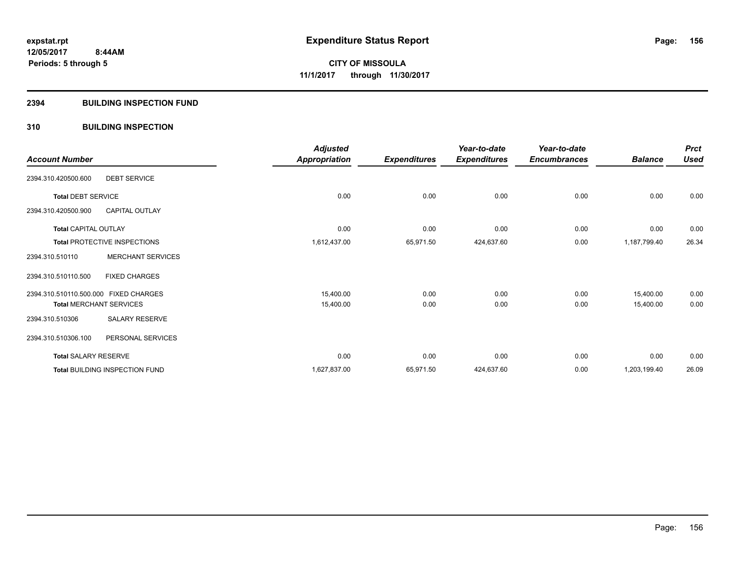# Expenditure Status Report

**CITY OF MISSOULA**

**11/1/2017 through 11/30/2017**

expstat.rpt
12/05/2017 8:44AM
Periods: 5 through 5

## 2394 BUILDING INSPECTION FUND

### 310 BUILDING INSPECTION

| Account Number | | Adjusted Appropriation | Expenditures | Year-to-date Expenditures | Year-to-date Encumbrances | Balance | Prct Used |
|---|---|---|---|---|---|---|---|
| 2394.310.420500.600 | DEBT SERVICE | | | | | | |
| **Total** DEBT SERVICE | | 0.00 | 0.00 | 0.00 | 0.00 | 0.00 | 0.00 |
| 2394.310.420500.900 | CAPITAL OUTLAY | | | | | | |
| **Total** CAPITAL OUTLAY | | 0.00 | 0.00 | 0.00 | 0.00 | 0.00 | 0.00 |
| **Total** PROTECTIVE INSPECTIONS | | 1,612,437.00 | 65,971.50 | 424,637.60 | 0.00 | 1,187,799.40 | 26.34 |
| 2394.310.510110 | MERCHANT SERVICES | | | | | | |
| 2394.310.510110.500 | FIXED CHARGES | | | | | | |
| 2394.310.510110.500.000 | FIXED CHARGES | 15,400.00 | 0.00 | 0.00 | 0.00 | 15,400.00 | 0.00 |
| **Total** MERCHANT SERVICES | | 15,400.00 | 0.00 | 0.00 | 0.00 | 15,400.00 | 0.00 |
| 2394.310.510306 | SALARY RESERVE | | | | | | |
| 2394.310.510306.100 | PERSONAL SERVICES | | | | | | |
| **Total** SALARY RESERVE | | 0.00 | 0.00 | 0.00 | 0.00 | 0.00 | 0.00 |
| **Total** BUILDING INSPECTION FUND | | 1,627,837.00 | 65,971.50 | 424,637.60 | 0.00 | 1,203,199.40 | 26.09 |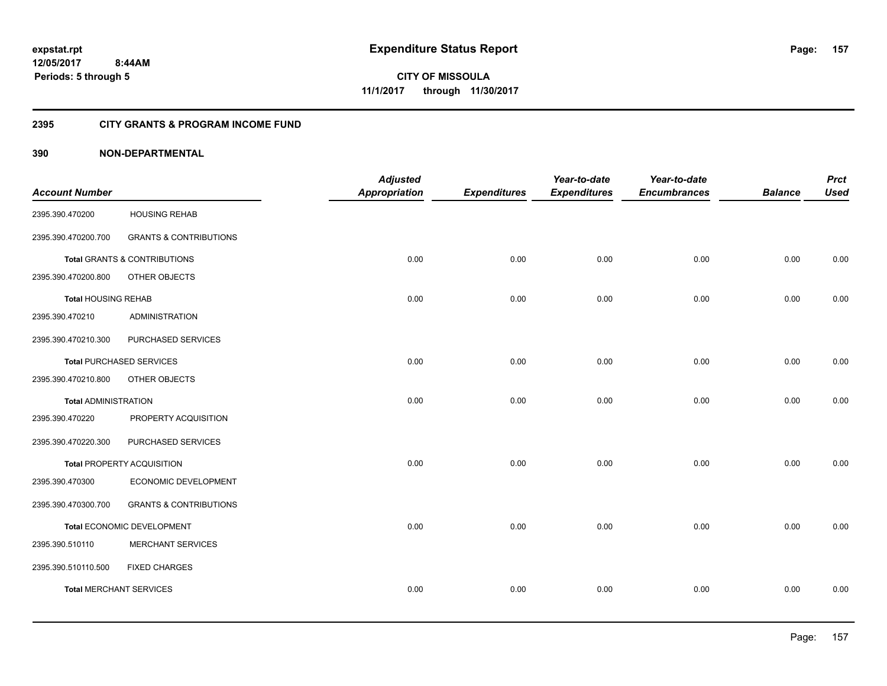# Expenditure Status Report

expstat.rpt
12/05/2017 8:44AM
Periods: 5 through 5

**CITY OF MISSOULA**
**11/1/2017 through 11/30/2017**

## 2395 CITY GRANTS & PROGRAM INCOME FUND

### 390 NON-DEPARTMENTAL

| Account Number | | Adjusted Appropriation | Expenditures | Year-to-date Expenditures | Year-to-date Encumbrances | Balance | Prct Used |
|---|---|---|---|---|---|---|---|
| 2395.390.470200 | HOUSING REHAB | | | | | | |
| 2395.390.470200.700 | GRANTS & CONTRIBUTIONS | | | | | | |
| **Total** GRANTS & CONTRIBUTIONS | | 0.00 | 0.00 | 0.00 | 0.00 | 0.00 | 0.00 |
| 2395.390.470200.800 | OTHER OBJECTS | | | | | | |
| **Total** HOUSING REHAB | | 0.00 | 0.00 | 0.00 | 0.00 | 0.00 | 0.00 |
| 2395.390.470210 | ADMINISTRATION | | | | | | |
| 2395.390.470210.300 | PURCHASED SERVICES | | | | | | |
| **Total** PURCHASED SERVICES | | 0.00 | 0.00 | 0.00 | 0.00 | 0.00 | 0.00 |
| 2395.390.470210.800 | OTHER OBJECTS | | | | | | |
| **Total** ADMINISTRATION | | 0.00 | 0.00 | 0.00 | 0.00 | 0.00 | 0.00 |
| 2395.390.470220 | PROPERTY ACQUISITION | | | | | | |
| 2395.390.470220.300 | PURCHASED SERVICES | | | | | | |
| **Total** PROPERTY ACQUISITION | | 0.00 | 0.00 | 0.00 | 0.00 | 0.00 | 0.00 |
| 2395.390.470300 | ECONOMIC DEVELOPMENT | | | | | | |
| 2395.390.470300.700 | GRANTS & CONTRIBUTIONS | | | | | | |
| **Total** ECONOMIC DEVELOPMENT | | 0.00 | 0.00 | 0.00 | 0.00 | 0.00 | 0.00 |
| 2395.390.510110 | MERCHANT SERVICES | | | | | | |
| 2395.390.510110.500 | FIXED CHARGES | | | | | | |
| **Total** MERCHANT SERVICES | | 0.00 | 0.00 | 0.00 | 0.00 | 0.00 | 0.00 |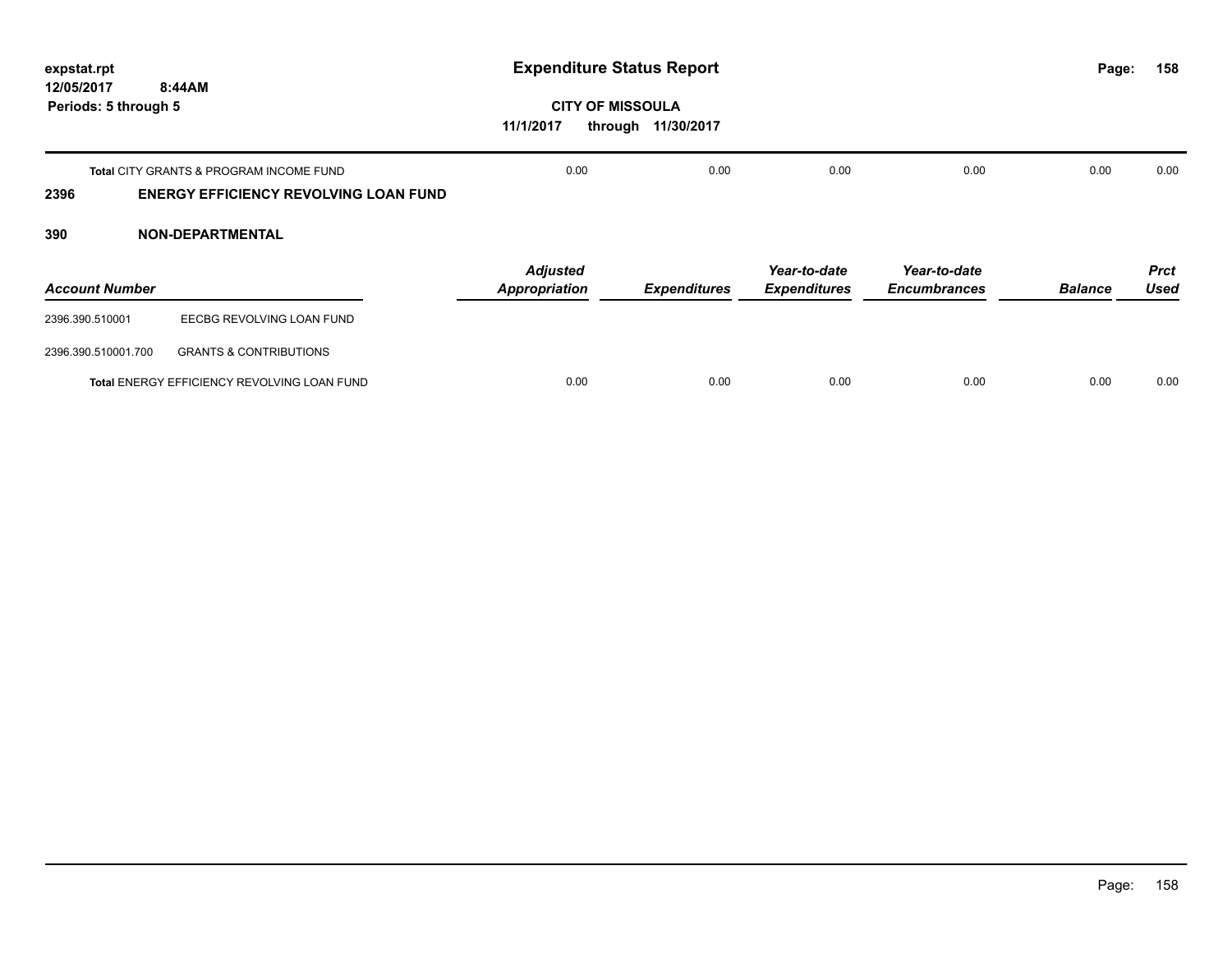**expstat.rpt**
**12/05/2017 8:44AM**
**Periods: 5 through 5**

# Expenditure Status Report

**CITY OF MISSOULA**
**11/1/2017 through 11/30/2017**

| | Adjusted Appropriation | Expenditures | Year-to-date Expenditures | Year-to-date Encumbrances | Balance | Prct Used |
|---|---|---|---|---|---|---|
| **Total** CITY GRANTS & PROGRAM INCOME FUND | 0.00 | 0.00 | 0.00 | 0.00 | 0.00 | 0.00 |

## 2396 ENERGY EFFICIENCY REVOLVING LOAN FUND

## 390 NON-DEPARTMENTAL

| Account Number | | Adjusted Appropriation | Expenditures | Year-to-date Expenditures | Year-to-date Encumbrances | Balance | Prct Used |
|---|---|---|---|---|---|---|---|
| 2396.390.510001 | EECBG REVOLVING LOAN FUND | | | | | | |
| 2396.390.510001.700 | GRANTS & CONTRIBUTIONS | | | | | | |
| **Total** ENERGY EFFICIENCY REVOLVING LOAN FUND | | 0.00 | 0.00 | 0.00 | 0.00 | 0.00 | 0.00 |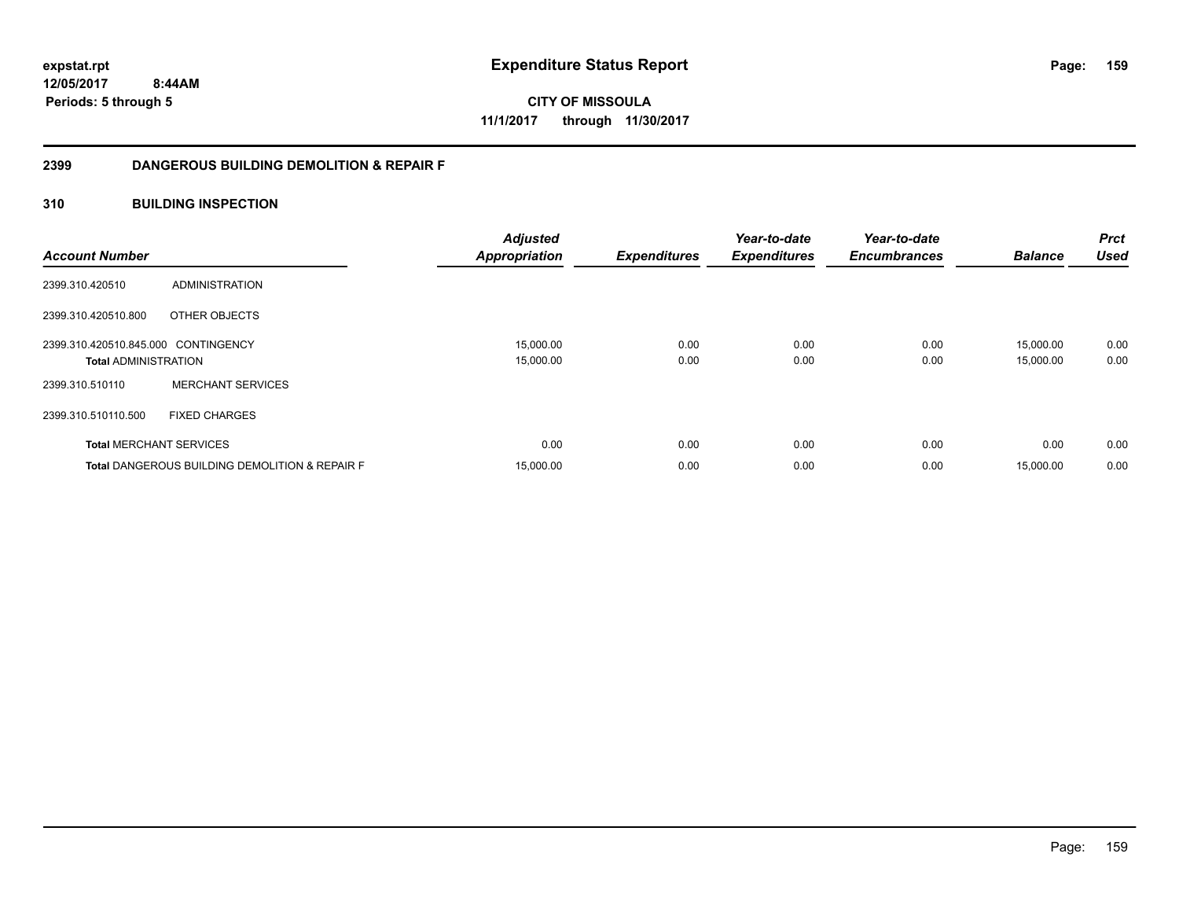**expstat.rpt**
**12/05/2017 8:44AM**
**Periods: 5 through 5**

# Expenditure Status Report

**CITY OF MISSOULA**
**11/1/2017 through 11/30/2017**

## 2399 DANGEROUS BUILDING DEMOLITION & REPAIR F

### 310 BUILDING INSPECTION

| Account Number | | Adjusted Appropriation | Expenditures | Year-to-date Expenditures | Year-to-date Encumbrances | Balance | Prct Used |
|---|---|---|---|---|---|---|---|
| 2399.310.420510 | ADMINISTRATION | | | | | | |
| 2399.310.420510.800 | OTHER OBJECTS | | | | | | |
| 2399.310.420510.845.000 | CONTINGENCY | 15,000.00 | 0.00 | 0.00 | 0.00 | 15,000.00 | 0.00 |
| **Total** ADMINISTRATION | | 15,000.00 | 0.00 | 0.00 | 0.00 | 15,000.00 | 0.00 |
| 2399.310.510110 | MERCHANT SERVICES | | | | | | |
| 2399.310.510110.500 | FIXED CHARGES | | | | | | |
| **Total** MERCHANT SERVICES | | 0.00 | 0.00 | 0.00 | 0.00 | 0.00 | 0.00 |
| **Total** DANGEROUS BUILDING DEMOLITION & REPAIR F | | 15,000.00 | 0.00 | 0.00 | 0.00 | 15,000.00 | 0.00 |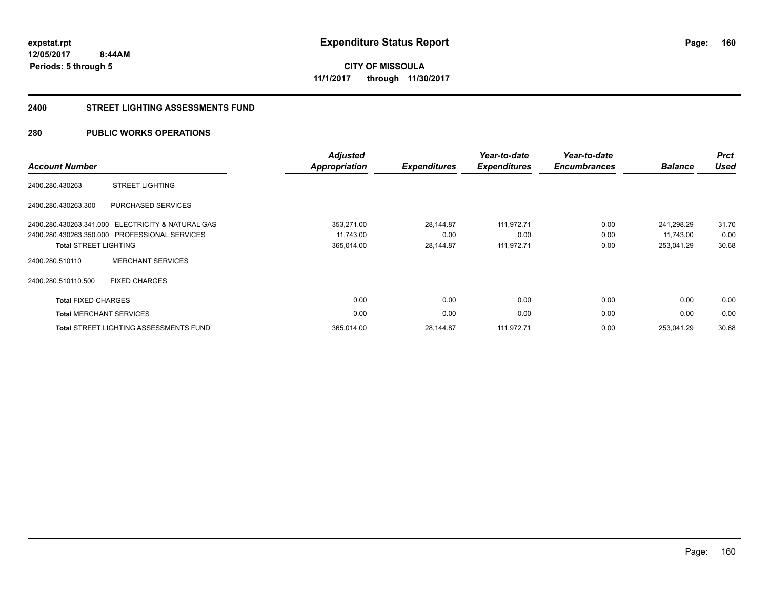**expstat.rpt**
**12/05/2017 8:44AM**
**Periods: 5 through 5**

# Expenditure Status Report

**CITY OF MISSOULA**
**11/1/2017 through 11/30/2017**

## 2400 STREET LIGHTING ASSESSMENTS FUND

## 280 PUBLIC WORKS OPERATIONS

| Account Number | | Adjusted Appropriation | Expenditures | Year-to-date Expenditures | Year-to-date Encumbrances | Balance | Prct Used |
|---|---|---|---|---|---|---|---|
| 2400.280.430263 | STREET LIGHTING | | | | | | |
| 2400.280.430263.300 | PURCHASED SERVICES | | | | | | |
| 2400.280.430263.341.000 | ELECTRICITY & NATURAL GAS | 353,271.00 | 28,144.87 | 111,972.71 | 0.00 | 241,298.29 | 31.70 |
| 2400.280.430263.350.000 | PROFESSIONAL SERVICES | 11,743.00 | 0.00 | 0.00 | 0.00 | 11,743.00 | 0.00 |
| **Total** STREET LIGHTING | | 365,014.00 | 28,144.87 | 111,972.71 | 0.00 | 253,041.29 | 30.68 |
| 2400.280.510110 | MERCHANT SERVICES | | | | | | |
| 2400.280.510110.500 | FIXED CHARGES | | | | | | |
| **Total** FIXED CHARGES | | 0.00 | 0.00 | 0.00 | 0.00 | 0.00 | 0.00 |
| **Total** MERCHANT SERVICES | | 0.00 | 0.00 | 0.00 | 0.00 | 0.00 | 0.00 |
| **Total** STREET LIGHTING ASSESSMENTS FUND | | 365,014.00 | 28,144.87 | 111,972.71 | 0.00 | 253,041.29 | 30.68 |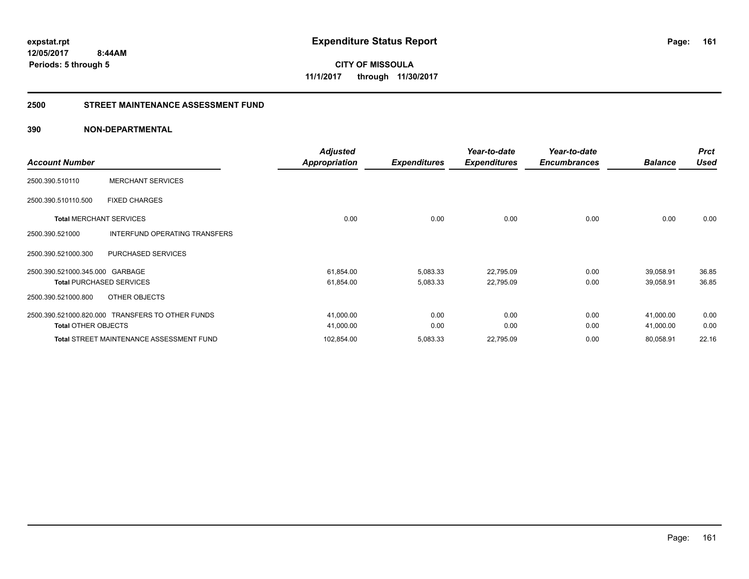**expstat.rpt**
**12/05/2017 8:44AM**
**Periods: 5 through 5**

# Expenditure Status Report

**CITY OF MISSOULA**
**11/1/2017 through 11/30/2017**

## 2500 STREET MAINTENANCE ASSESSMENT FUND

### 390 NON-DEPARTMENTAL

| Account Number | | Adjusted Appropriation | Expenditures | Year-to-date Expenditures | Year-to-date Encumbrances | Balance | Prct Used |
|---|---|---|---|---|---|---|---|
| 2500.390.510110 | MERCHANT SERVICES | | | | | | |
| 2500.390.510110.500 | FIXED CHARGES | | | | | | |
| **Total** MERCHANT SERVICES | | 0.00 | 0.00 | 0.00 | 0.00 | 0.00 | 0.00 |
| 2500.390.521000 | INTERFUND OPERATING TRANSFERS | | | | | | |
| 2500.390.521000.300 | PURCHASED SERVICES | | | | | | |
| 2500.390.521000.345.000 | GARBAGE | 61,854.00 | 5,083.33 | 22,795.09 | 0.00 | 39,058.91 | 36.85 |
| **Total** PURCHASED SERVICES | | 61,854.00 | 5,083.33 | 22,795.09 | 0.00 | 39,058.91 | 36.85 |
| 2500.390.521000.800 | OTHER OBJECTS | | | | | | |
| 2500.390.521000.820.000 | TRANSFERS TO OTHER FUNDS | 41,000.00 | 0.00 | 0.00 | 0.00 | 41,000.00 | 0.00 |
| **Total** OTHER OBJECTS | | 41,000.00 | 0.00 | 0.00 | 0.00 | 41,000.00 | 0.00 |
| **Total** STREET MAINTENANCE ASSESSMENT FUND | | 102,854.00 | 5,083.33 | 22,795.09 | 0.00 | 80,058.91 | 22.16 |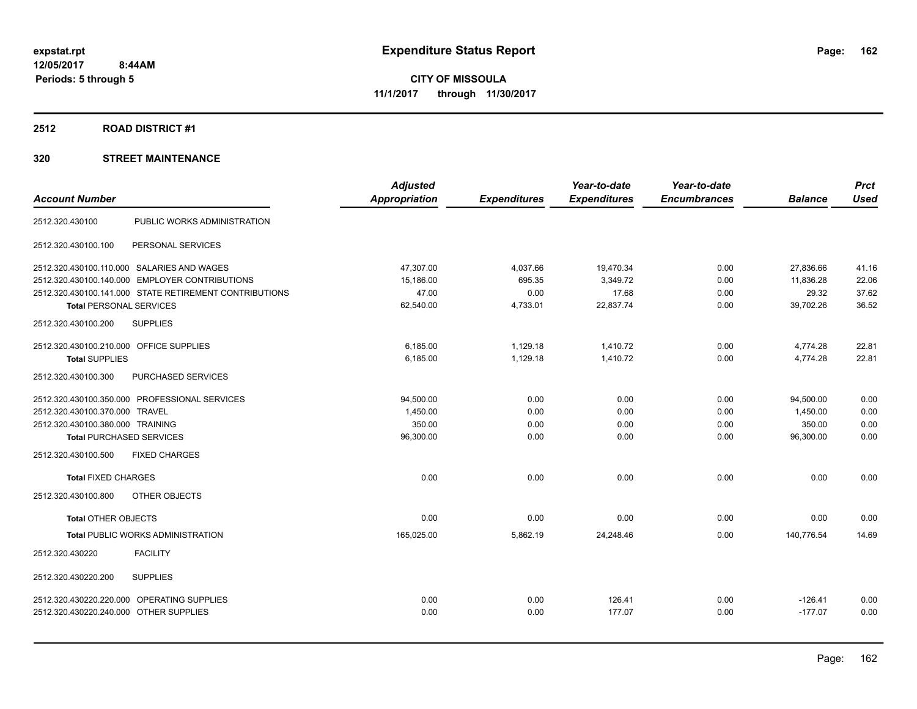**expstat.rpt**
**12/05/2017 8:44AM**
**Periods: 5 through 5**

# Expenditure Status Report

**CITY OF MISSOULA**
**11/1/2017 through 11/30/2017**

## 2512 ROAD DISTRICT #1

### 320 STREET MAINTENANCE

| Account Number | | Adjusted Appropriation | Expenditures | Year-to-date Expenditures | Year-to-date Encumbrances | Balance | Prct Used |
|---|---|---|---|---|---|---|---|
| 2512.320.430100 | PUBLIC WORKS ADMINISTRATION | | | | | | |
| 2512.320.430100.100 | PERSONAL SERVICES | | | | | | |
| 2512.320.430100.110.000 | SALARIES AND WAGES | 47,307.00 | 4,037.66 | 19,470.34 | 0.00 | 27,836.66 | 41.16 |
| 2512.320.430100.140.000 | EMPLOYER CONTRIBUTIONS | 15,186.00 | 695.35 | 3,349.72 | 0.00 | 11,836.28 | 22.06 |
| 2512.320.430100.141.000 | STATE RETIREMENT CONTRIBUTIONS | 47.00 | 0.00 | 17.68 | 0.00 | 29.32 | 37.62 |
| **Total** PERSONAL SERVICES | | 62,540.00 | 4,733.01 | 22,837.74 | 0.00 | 39,702.26 | 36.52 |
| 2512.320.430100.200 | SUPPLIES | | | | | | |
| 2512.320.430100.210.000 | OFFICE SUPPLIES | 6,185.00 | 1,129.18 | 1,410.72 | 0.00 | 4,774.28 | 22.81 |
| **Total** SUPPLIES | | 6,185.00 | 1,129.18 | 1,410.72 | 0.00 | 4,774.28 | 22.81 |
| 2512.320.430100.300 | PURCHASED SERVICES | | | | | | |
| 2512.320.430100.350.000 | PROFESSIONAL SERVICES | 94,500.00 | 0.00 | 0.00 | 0.00 | 94,500.00 | 0.00 |
| 2512.320.430100.370.000 | TRAVEL | 1,450.00 | 0.00 | 0.00 | 0.00 | 1,450.00 | 0.00 |
| 2512.320.430100.380.000 | TRAINING | 350.00 | 0.00 | 0.00 | 0.00 | 350.00 | 0.00 |
| **Total** PURCHASED SERVICES | | 96,300.00 | 0.00 | 0.00 | 0.00 | 96,300.00 | 0.00 |
| 2512.320.430100.500 | FIXED CHARGES | | | | | | |
| **Total** FIXED CHARGES | | 0.00 | 0.00 | 0.00 | 0.00 | 0.00 | 0.00 |
| 2512.320.430100.800 | OTHER OBJECTS | | | | | | |
| **Total** OTHER OBJECTS | | 0.00 | 0.00 | 0.00 | 0.00 | 0.00 | 0.00 |
| **Total** PUBLIC WORKS ADMINISTRATION | | 165,025.00 | 5,862.19 | 24,248.46 | 0.00 | 140,776.54 | 14.69 |
| 2512.320.430220 | FACILITY | | | | | | |
| 2512.320.430220.200 | SUPPLIES | | | | | | |
| 2512.320.430220.220.000 | OPERATING SUPPLIES | 0.00 | 0.00 | 126.41 | 0.00 | -126.41 | 0.00 |
| 2512.320.430220.240.000 | OTHER SUPPLIES | 0.00 | 0.00 | 177.07 | 0.00 | -177.07 | 0.00 |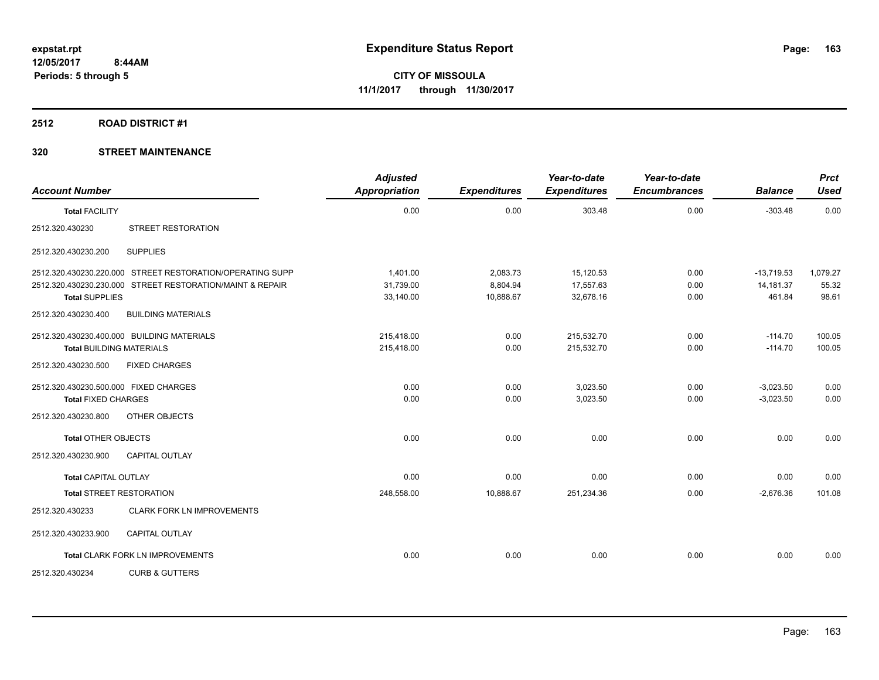expstat.rpt
12/05/2017 8:44AM
Periods: 5 through 5

# Expenditure Status Report

**CITY OF MISSOULA**
**11/1/2017 through 11/30/2017**

## 2512 ROAD DISTRICT #1

### 320 STREET MAINTENANCE

| Account Number | | Adjusted Appropriation | Expenditures | Year-to-date Expenditures | Year-to-date Encumbrances | Balance | Prct Used |
|---|---|---|---|---|---|---|---|
| **Total** FACILITY | | 0.00 | 0.00 | 303.48 | 0.00 | -303.48 | 0.00 |
| 2512.320.430230 | STREET RESTORATION | | | | | | |
| 2512.320.430230.200 | SUPPLIES | | | | | | |
| 2512.320.430230.220.000 | STREET RESTORATION/OPERATING SUPP | 1,401.00 | 2,083.73 | 15,120.53 | 0.00 | -13,719.53 | 1,079.27 |
| 2512.320.430230.230.000 | STREET RESTORATION/MAINT & REPAIR | 31,739.00 | 8,804.94 | 17,557.63 | 0.00 | 14,181.37 | 55.32 |
| **Total** SUPPLIES | | 33,140.00 | 10,888.67 | 32,678.16 | 0.00 | 461.84 | 98.61 |
| 2512.320.430230.400 | BUILDING MATERIALS | | | | | | |
| 2512.320.430230.400.000 | BUILDING MATERIALS | 215,418.00 | 0.00 | 215,532.70 | 0.00 | -114.70 | 100.05 |
| **Total** BUILDING MATERIALS | | 215,418.00 | 0.00 | 215,532.70 | 0.00 | -114.70 | 100.05 |
| 2512.320.430230.500 | FIXED CHARGES | | | | | | |
| 2512.320.430230.500.000 | FIXED CHARGES | 0.00 | 0.00 | 3,023.50 | 0.00 | -3,023.50 | 0.00 |
| **Total** FIXED CHARGES | | 0.00 | 0.00 | 3,023.50 | 0.00 | -3,023.50 | 0.00 |
| 2512.320.430230.800 | OTHER OBJECTS | | | | | | |
| **Total** OTHER OBJECTS | | 0.00 | 0.00 | 0.00 | 0.00 | 0.00 | 0.00 |
| 2512.320.430230.900 | CAPITAL OUTLAY | | | | | | |
| **Total** CAPITAL OUTLAY | | 0.00 | 0.00 | 0.00 | 0.00 | 0.00 | 0.00 |
| **Total** STREET RESTORATION | | 248,558.00 | 10,888.67 | 251,234.36 | 0.00 | -2,676.36 | 101.08 |
| 2512.320.430233 | CLARK FORK LN IMPROVEMENTS | | | | | | |
| 2512.320.430233.900 | CAPITAL OUTLAY | | | | | | |
| **Total** CLARK FORK LN IMPROVEMENTS | | 0.00 | 0.00 | 0.00 | 0.00 | 0.00 | 0.00 |
| 2512.320.430234 | CURB & GUTTERS | | | | | | |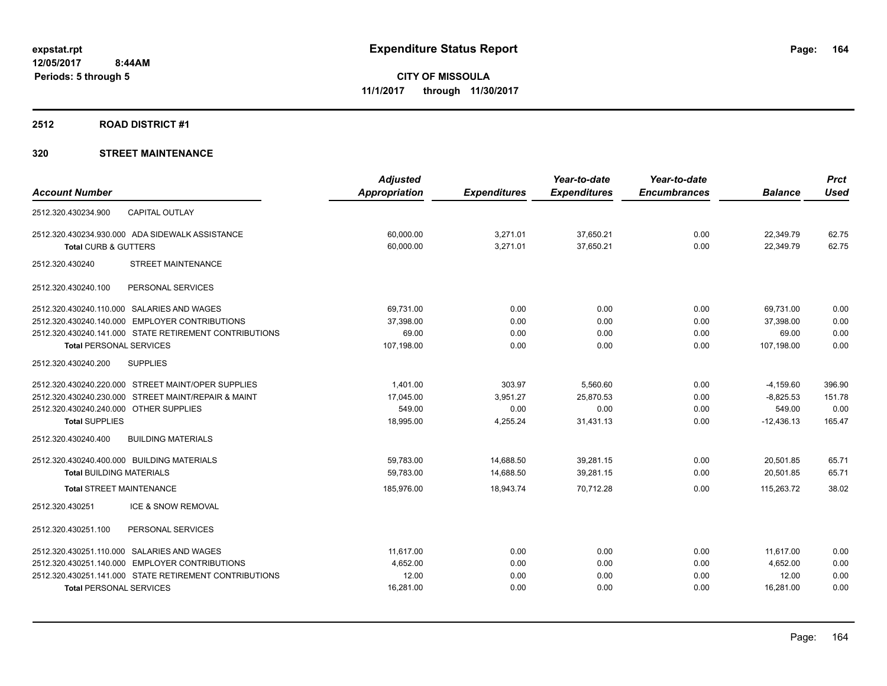expstat.rpt
**12/05/2017 8:44AM**
**Periods: 5 through 5**

# Expenditure Status Report

**CITY OF MISSOULA**
**11/1/2017 through 11/30/2017**

## 2512 ROAD DISTRICT #1

## 320 STREET MAINTENANCE

| Account Number | Adjusted Appropriation | Expenditures | Year-to-date Expenditures | Year-to-date Encumbrances | Balance | Prct Used |
|---|---|---|---|---|---|---|
| 2512.320.430234.900 CAPITAL OUTLAY | | | | | | |
| 2512.320.430234.930.000 ADA SIDEWALK ASSISTANCE | 60,000.00 | 3,271.01 | 37,650.21 | 0.00 | 22,349.79 | 62.75 |
| **Total** CURB & GUTTERS | 60,000.00 | 3,271.01 | 37,650.21 | 0.00 | 22,349.79 | 62.75 |
| 2512.320.430240 STREET MAINTENANCE | | | | | | |
| 2512.320.430240.100 PERSONAL SERVICES | | | | | | |
| 2512.320.430240.110.000 SALARIES AND WAGES | 69,731.00 | 0.00 | 0.00 | 0.00 | 69,731.00 | 0.00 |
| 2512.320.430240.140.000 EMPLOYER CONTRIBUTIONS | 37,398.00 | 0.00 | 0.00 | 0.00 | 37,398.00 | 0.00 |
| 2512.320.430240.141.000 STATE RETIREMENT CONTRIBUTIONS | 69.00 | 0.00 | 0.00 | 0.00 | 69.00 | 0.00 |
| **Total** PERSONAL SERVICES | 107,198.00 | 0.00 | 0.00 | 0.00 | 107,198.00 | 0.00 |
| 2512.320.430240.200 SUPPLIES | | | | | | |
| 2512.320.430240.220.000 STREET MAINT/OPER SUPPLIES | 1,401.00 | 303.97 | 5,560.60 | 0.00 | -4,159.60 | 396.90 |
| 2512.320.430240.230.000 STREET MAINT/REPAIR & MAINT | 17,045.00 | 3,951.27 | 25,870.53 | 0.00 | -8,825.53 | 151.78 |
| 2512.320.430240.240.000 OTHER SUPPLIES | 549.00 | 0.00 | 0.00 | 0.00 | 549.00 | 0.00 |
| **Total** SUPPLIES | 18,995.00 | 4,255.24 | 31,431.13 | 0.00 | -12,436.13 | 165.47 |
| 2512.320.430240.400 BUILDING MATERIALS | | | | | | |
| 2512.320.430240.400.000 BUILDING MATERIALS | 59,783.00 | 14,688.50 | 39,281.15 | 0.00 | 20,501.85 | 65.71 |
| **Total** BUILDING MATERIALS | 59,783.00 | 14,688.50 | 39,281.15 | 0.00 | 20,501.85 | 65.71 |
| **Total** STREET MAINTENANCE | 185,976.00 | 18,943.74 | 70,712.28 | 0.00 | 115,263.72 | 38.02 |
| 2512.320.430251 ICE & SNOW REMOVAL | | | | | | |
| 2512.320.430251.100 PERSONAL SERVICES | | | | | | |
| 2512.320.430251.110.000 SALARIES AND WAGES | 11,617.00 | 0.00 | 0.00 | 0.00 | 11,617.00 | 0.00 |
| 2512.320.430251.140.000 EMPLOYER CONTRIBUTIONS | 4,652.00 | 0.00 | 0.00 | 0.00 | 4,652.00 | 0.00 |
| 2512.320.430251.141.000 STATE RETIREMENT CONTRIBUTIONS | 12.00 | 0.00 | 0.00 | 0.00 | 12.00 | 0.00 |
| **Total** PERSONAL SERVICES | 16,281.00 | 0.00 | 0.00 | 0.00 | 16,281.00 | 0.00 |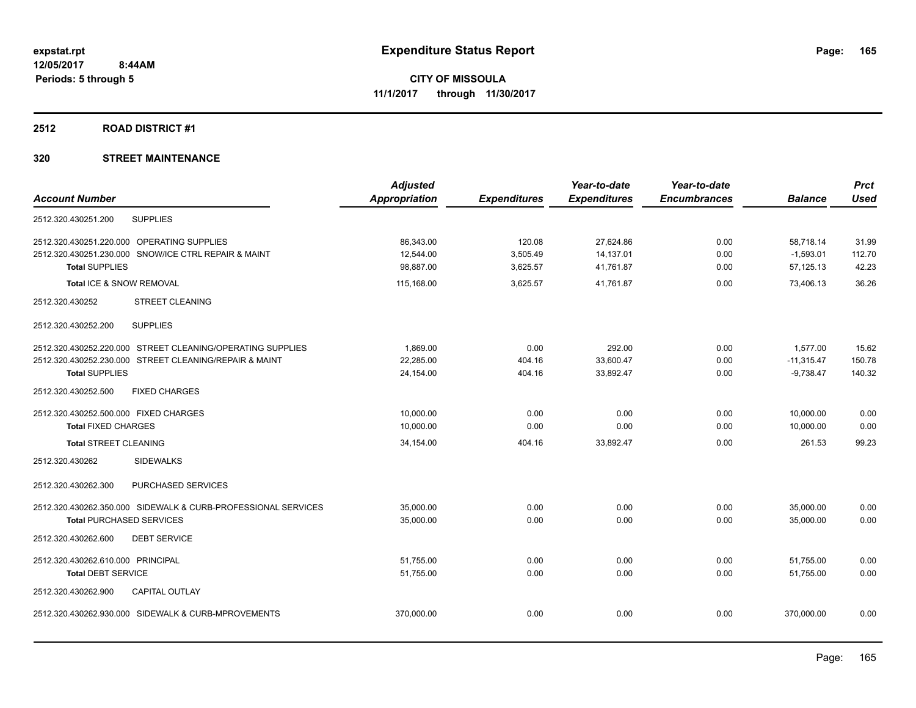# Expenditure Status Report

**CITY OF MISSOULA**

**11/1/2017 through 11/30/2017**

expstat.rpt
12/05/2017 8:44AM
Periods: 5 through 5

## 2512 ROAD DISTRICT #1

## 320 STREET MAINTENANCE

| Account Number | | Adjusted Appropriation | Expenditures | Year-to-date Expenditures | Year-to-date Encumbrances | Balance | Prct Used |
|---|---|---|---|---|---|---|---|
| 2512.320.430251.200 | SUPPLIES | | | | | | |
| 2512.320.430251.220.000 | OPERATING SUPPLIES | 86,343.00 | 120.08 | 27,624.86 | 0.00 | 58,718.14 | 31.99 |
| 2512.320.430251.230.000 | SNOW/ICE CTRL REPAIR & MAINT | 12,544.00 | 3,505.49 | 14,137.01 | 0.00 | -1,593.01 | 112.70 |
| **Total** SUPPLIES | | 98,887.00 | 3,625.57 | 41,761.87 | 0.00 | 57,125.13 | 42.23 |
| **Total** ICE & SNOW REMOVAL | | 115,168.00 | 3,625.57 | 41,761.87 | 0.00 | 73,406.13 | 36.26 |
| 2512.320.430252 | STREET CLEANING | | | | | | |
| 2512.320.430252.200 | SUPPLIES | | | | | | |
| 2512.320.430252.220.000 | STREET CLEANING/OPERATING SUPPLIES | 1,869.00 | 0.00 | 292.00 | 0.00 | 1,577.00 | 15.62 |
| 2512.320.430252.230.000 | STREET CLEANING/REPAIR & MAINT | 22,285.00 | 404.16 | 33,600.47 | 0.00 | -11,315.47 | 150.78 |
| **Total** SUPPLIES | | 24,154.00 | 404.16 | 33,892.47 | 0.00 | -9,738.47 | 140.32 |
| 2512.320.430252.500 | FIXED CHARGES | | | | | | |
| 2512.320.430252.500.000 | FIXED CHARGES | 10,000.00 | 0.00 | 0.00 | 0.00 | 10,000.00 | 0.00 |
| **Total** FIXED CHARGES | | 10,000.00 | 0.00 | 0.00 | 0.00 | 10,000.00 | 0.00 |
| **Total** STREET CLEANING | | 34,154.00 | 404.16 | 33,892.47 | 0.00 | 261.53 | 99.23 |
| 2512.320.430262 | SIDEWALKS | | | | | | |
| 2512.320.430262.300 | PURCHASED SERVICES | | | | | | |
| 2512.320.430262.350.000 | SIDEWALK & CURB-PROFESSIONAL SERVICES | 35,000.00 | 0.00 | 0.00 | 0.00 | 35,000.00 | 0.00 |
| **Total** PURCHASED SERVICES | | 35,000.00 | 0.00 | 0.00 | 0.00 | 35,000.00 | 0.00 |
| 2512.320.430262.600 | DEBT SERVICE | | | | | | |
| 2512.320.430262.610.000 | PRINCIPAL | 51,755.00 | 0.00 | 0.00 | 0.00 | 51,755.00 | 0.00 |
| **Total** DEBT SERVICE | | 51,755.00 | 0.00 | 0.00 | 0.00 | 51,755.00 | 0.00 |
| 2512.320.430262.900 | CAPITAL OUTLAY | | | | | | |
| 2512.320.430262.930.000 | SIDEWALK & CURB-MPROVEMENTS | 370,000.00 | 0.00 | 0.00 | 0.00 | 370,000.00 | 0.00 |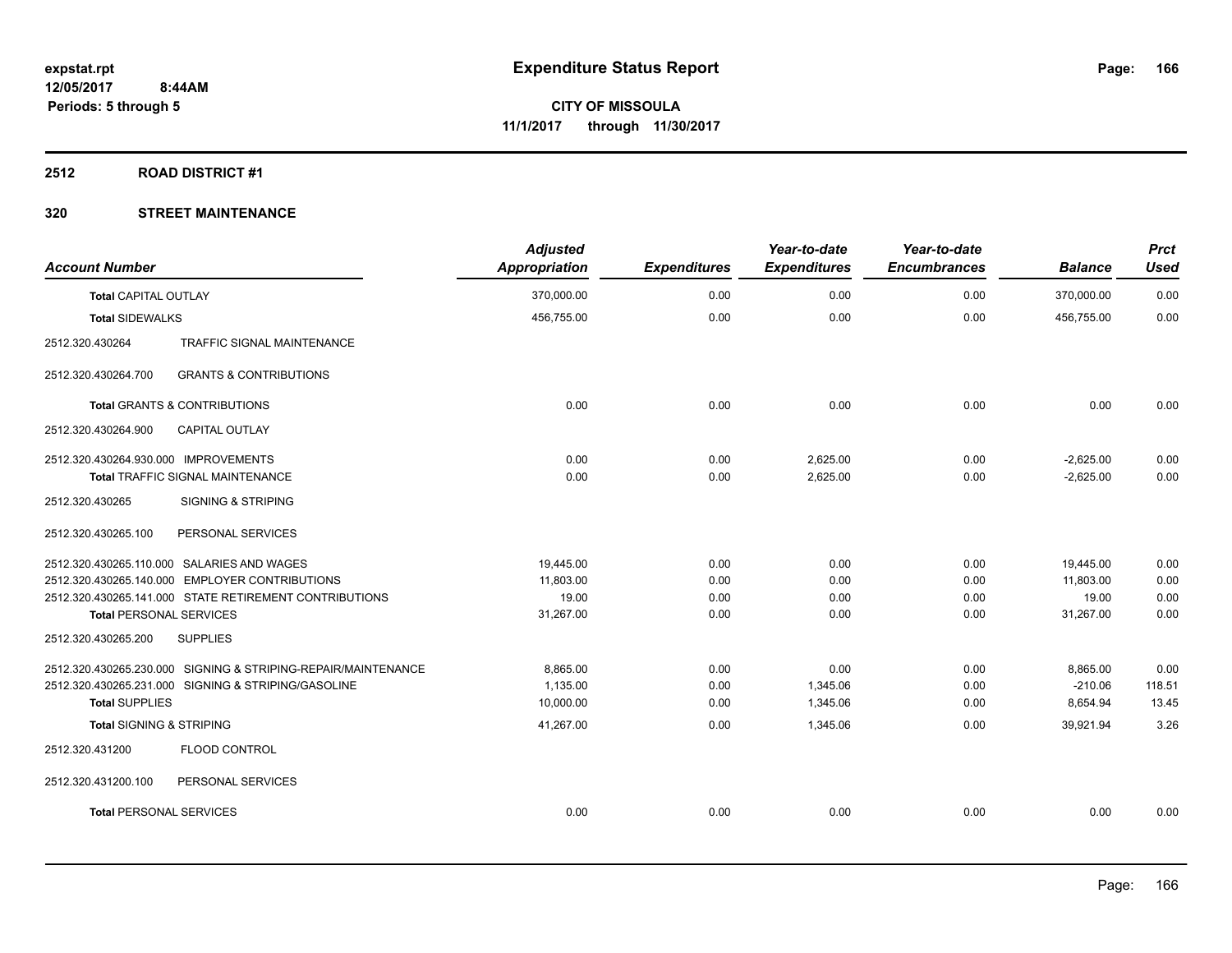**expstat.rpt**
**12/05/2017 8:44AM**
**Periods: 5 through 5**

# Expenditure Status Report

**CITY OF MISSOULA**
**11/1/2017 through 11/30/2017**

## 2512 ROAD DISTRICT #1

## 320 STREET MAINTENANCE

| Account Number | | Adjusted Appropriation | Expenditures | Year-to-date Expenditures | Year-to-date Encumbrances | Balance | Prct Used |
|---|---|---|---|---|---|---|---|
| **Total** CAPITAL OUTLAY | | 370,000.00 | 0.00 | 0.00 | 0.00 | 370,000.00 | 0.00 |
| **Total** SIDEWALKS | | 456,755.00 | 0.00 | 0.00 | 0.00 | 456,755.00 | 0.00 |
| 2512.320.430264 | TRAFFIC SIGNAL MAINTENANCE | | | | | | |
| 2512.320.430264.700 | GRANTS & CONTRIBUTIONS | | | | | | |
| **Total** GRANTS & CONTRIBUTIONS | | 0.00 | 0.00 | 0.00 | 0.00 | 0.00 | 0.00 |
| 2512.320.430264.900 | CAPITAL OUTLAY | | | | | | |
| 2512.320.430264.930.000 | IMPROVEMENTS | 0.00 | 0.00 | 2,625.00 | 0.00 | -2,625.00 | 0.00 |
| **Total** TRAFFIC SIGNAL MAINTENANCE | | 0.00 | 0.00 | 2,625.00 | 0.00 | -2,625.00 | 0.00 |
| 2512.320.430265 | SIGNING & STRIPING | | | | | | |
| 2512.320.430265.100 | PERSONAL SERVICES | | | | | | |
| 2512.320.430265.110.000 | SALARIES AND WAGES | 19,445.00 | 0.00 | 0.00 | 0.00 | 19,445.00 | 0.00 |
| 2512.320.430265.140.000 | EMPLOYER CONTRIBUTIONS | 11,803.00 | 0.00 | 0.00 | 0.00 | 11,803.00 | 0.00 |
| 2512.320.430265.141.000 | STATE RETIREMENT CONTRIBUTIONS | 19.00 | 0.00 | 0.00 | 0.00 | 19.00 | 0.00 |
| **Total** PERSONAL SERVICES | | 31,267.00 | 0.00 | 0.00 | 0.00 | 31,267.00 | 0.00 |
| 2512.320.430265.200 | SUPPLIES | | | | | | |
| 2512.320.430265.230.000 | SIGNING & STRIPING-REPAIR/MAINTENANCE | 8,865.00 | 0.00 | 0.00 | 0.00 | 8,865.00 | 0.00 |
| 2512.320.430265.231.000 | SIGNING & STRIPING/GASOLINE | 1,135.00 | 0.00 | 1,345.06 | 0.00 | -210.06 | 118.51 |
| **Total** SUPPLIES | | 10,000.00 | 0.00 | 1,345.06 | 0.00 | 8,654.94 | 13.45 |
| **Total** SIGNING & STRIPING | | 41,267.00 | 0.00 | 1,345.06 | 0.00 | 39,921.94 | 3.26 |
| 2512.320.431200 | FLOOD CONTROL | | | | | | |
| 2512.320.431200.100 | PERSONAL SERVICES | | | | | | |
| **Total** PERSONAL SERVICES | | 0.00 | 0.00 | 0.00 | 0.00 | 0.00 | 0.00 |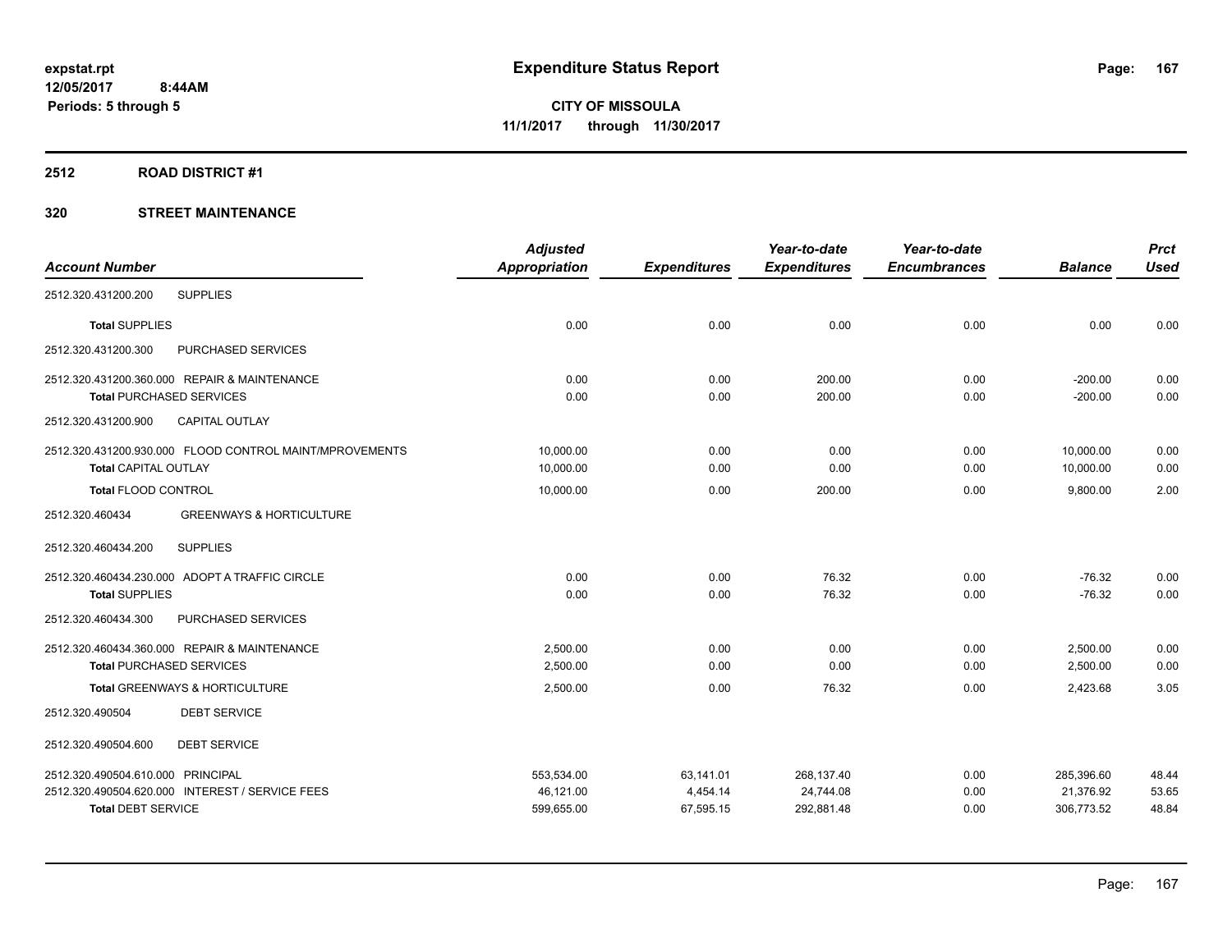**expstat.rpt**
**12/05/2017 8:44AM**
**Periods: 5 through 5**

# Expenditure Status Report

**CITY OF MISSOULA**
**11/1/2017 through 11/30/2017**

## 2512 ROAD DISTRICT #1

### 320 STREET MAINTENANCE

| Account Number | Adjusted Appropriation | Expenditures | Year-to-date Expenditures | Year-to-date Encumbrances | Balance | Prct Used |
|---|---|---|---|---|---|---|
| 2512.320.431200.200 SUPPLIES | | | | | | |
| **Total** SUPPLIES | 0.00 | 0.00 | 0.00 | 0.00 | 0.00 | 0.00 |
| 2512.320.431200.300 PURCHASED SERVICES | | | | | | |
| 2512.320.431200.360.000 REPAIR & MAINTENANCE | 0.00 | 0.00 | 200.00 | 0.00 | -200.00 | 0.00 |
| **Total** PURCHASED SERVICES | 0.00 | 0.00 | 200.00 | 0.00 | -200.00 | 0.00 |
| 2512.320.431200.900 CAPITAL OUTLAY | | | | | | |
| 2512.320.431200.930.000 FLOOD CONTROL MAINT/MPROVEMENTS | 10,000.00 | 0.00 | 0.00 | 0.00 | 10,000.00 | 0.00 |
| **Total** CAPITAL OUTLAY | 10,000.00 | 0.00 | 0.00 | 0.00 | 10,000.00 | 0.00 |
| **Total** FLOOD CONTROL | 10,000.00 | 0.00 | 200.00 | 0.00 | 9,800.00 | 2.00 |
| 2512.320.460434 GREENWAYS & HORTICULTURE | | | | | | |
| 2512.320.460434.200 SUPPLIES | | | | | | |
| 2512.320.460434.230.000 ADOPT A TRAFFIC CIRCLE | 0.00 | 0.00 | 76.32 | 0.00 | -76.32 | 0.00 |
| **Total** SUPPLIES | 0.00 | 0.00 | 76.32 | 0.00 | -76.32 | 0.00 |
| 2512.320.460434.300 PURCHASED SERVICES | | | | | | |
| 2512.320.460434.360.000 REPAIR & MAINTENANCE | 2,500.00 | 0.00 | 0.00 | 0.00 | 2,500.00 | 0.00 |
| **Total** PURCHASED SERVICES | 2,500.00 | 0.00 | 0.00 | 0.00 | 2,500.00 | 0.00 |
| **Total** GREENWAYS & HORTICULTURE | 2,500.00 | 0.00 | 76.32 | 0.00 | 2,423.68 | 3.05 |
| 2512.320.490504 DEBT SERVICE | | | | | | |
| 2512.320.490504.600 DEBT SERVICE | | | | | | |
| 2512.320.490504.610.000 PRINCIPAL | 553,534.00 | 63,141.01 | 268,137.40 | 0.00 | 285,396.60 | 48.44 |
| 2512.320.490504.620.000 INTEREST / SERVICE FEES | 46,121.00 | 4,454.14 | 24,744.08 | 0.00 | 21,376.92 | 53.65 |
| **Total** DEBT SERVICE | 599,655.00 | 67,595.15 | 292,881.48 | 0.00 | 306,773.52 | 48.84 |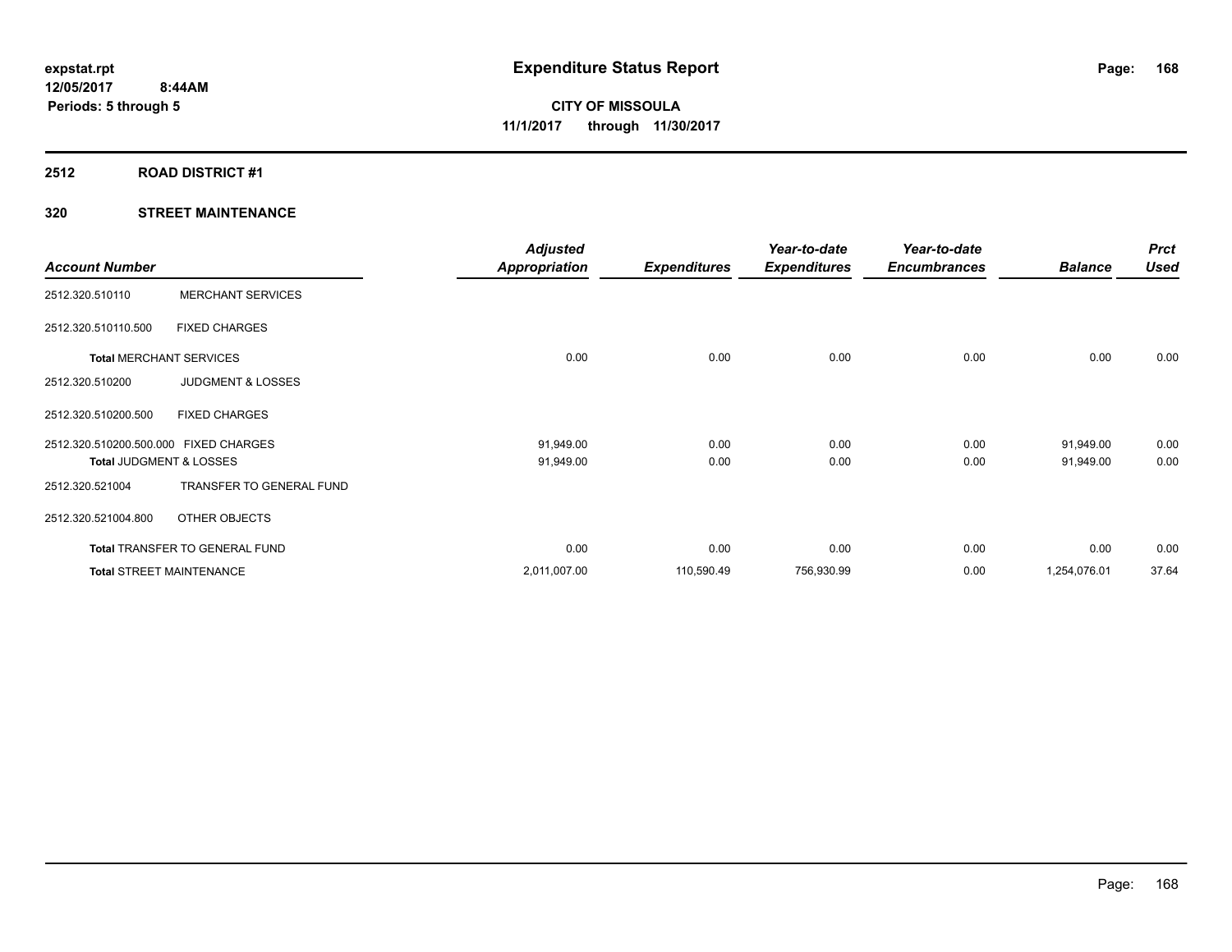expstat.rpt
12/05/2017 8:44AM
Periods: 5 through 5

# Expenditure Status Report

CITY OF MISSOULA
11/1/2017 through 11/30/2017

## 2512 ROAD DISTRICT #1

## 320 STREET MAINTENANCE

| Account Number | | Adjusted Appropriation | Expenditures | Year-to-date Expenditures | Year-to-date Encumbrances | Balance | Prct Used |
|---|---|---|---|---|---|---|---|
| 2512.320.510110 | MERCHANT SERVICES | | | | | | |
| 2512.320.510110.500 | FIXED CHARGES | | | | | | |
| Total MERCHANT SERVICES | | 0.00 | 0.00 | 0.00 | 0.00 | 0.00 | 0.00 |
| 2512.320.510200 | JUDGMENT & LOSSES | | | | | | |
| 2512.320.510200.500 | FIXED CHARGES | | | | | | |
| 2512.320.510200.500.000 | FIXED CHARGES | 91,949.00 | 0.00 | 0.00 | 0.00 | 91,949.00 | 0.00 |
| Total JUDGMENT & LOSSES | | 91,949.00 | 0.00 | 0.00 | 0.00 | 91,949.00 | 0.00 |
| 2512.320.521004 | TRANSFER TO GENERAL FUND | | | | | | |
| 2512.320.521004.800 | OTHER OBJECTS | | | | | | |
| Total TRANSFER TO GENERAL FUND | | 0.00 | 0.00 | 0.00 | 0.00 | 0.00 | 0.00 |
| Total STREET MAINTENANCE | | 2,011,007.00 | 110,590.49 | 756,930.99 | 0.00 | 1,254,076.01 | 37.64 |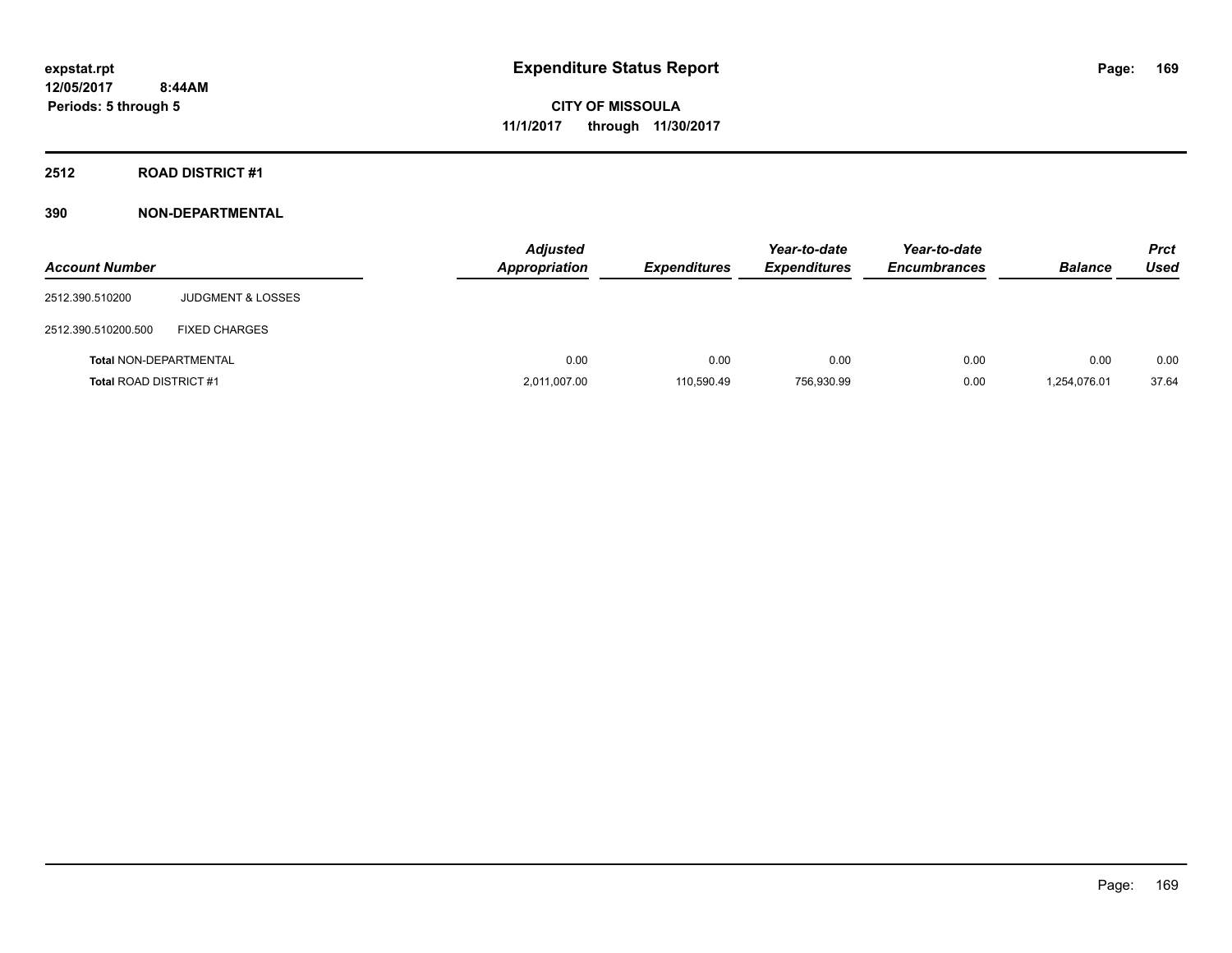# Expenditure Status Report

expstat.rpt
12/05/2017 8:44AM
Periods: 5 through 5

**CITY OF MISSOULA**
**11/1/2017 through 11/30/2017**

## 2512 ROAD DISTRICT #1

### 390 NON-DEPARTMENTAL

| Account Number | | Adjusted Appropriation | Expenditures | Year-to-date Expenditures | Year-to-date Encumbrances | Balance | Prct Used |
|---|---|---|---|---|---|---|---|
| 2512.390.510200 | JUDGMENT & LOSSES | | | | | | |
| 2512.390.510200.500 | FIXED CHARGES | | | | | | |
| **Total** NON-DEPARTMENTAL | | 0.00 | 0.00 | 0.00 | 0.00 | 0.00 | 0.00 |
| **Total** ROAD DISTRICT #1 | | 2,011,007.00 | 110,590.49 | 756,930.99 | 0.00 | 1,254,076.01 | 37.64 |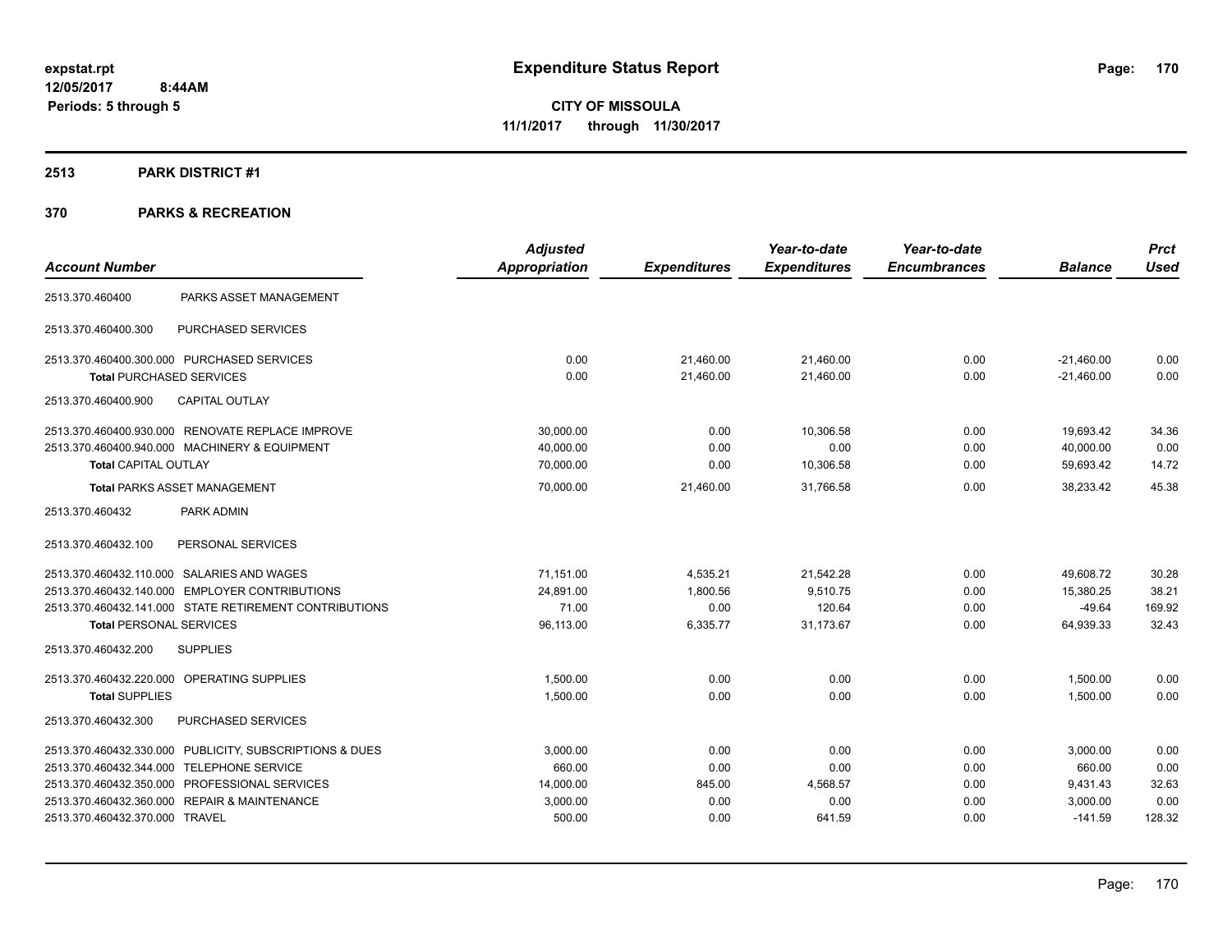**expstat.rpt**
**12/05/2017 8:44AM**
**Periods: 5 through 5**

# Expenditure Status Report

**CITY OF MISSOULA**
**11/1/2017 through 11/30/2017**

## 2513 PARK DISTRICT #1

## 370 PARKS & RECREATION

| Account Number | | Adjusted Appropriation | Expenditures | Year-to-date Expenditures | Year-to-date Encumbrances | Balance | Prct Used |
|---|---|---|---|---|---|---|---|
| 2513.370.460400 | PARKS ASSET MANAGEMENT | | | | | | |
| 2513.370.460400.300 | PURCHASED SERVICES | | | | | | |
| 2513.370.460400.300.000 | PURCHASED SERVICES | 0.00 | 21,460.00 | 21,460.00 | 0.00 | -21,460.00 | 0.00 |
| **Total** PURCHASED SERVICES | | 0.00 | 21,460.00 | 21,460.00 | 0.00 | -21,460.00 | 0.00 |
| 2513.370.460400.900 | CAPITAL OUTLAY | | | | | | |
| 2513.370.460400.930.000 | RENOVATE REPLACE IMPROVE | 30,000.00 | 0.00 | 10,306.58 | 0.00 | 19,693.42 | 34.36 |
| 2513.370.460400.940.000 | MACHINERY & EQUIPMENT | 40,000.00 | 0.00 | 0.00 | 0.00 | 40,000.00 | 0.00 |
| **Total** CAPITAL OUTLAY | | 70,000.00 | 0.00 | 10,306.58 | 0.00 | 59,693.42 | 14.72 |
| **Total** PARKS ASSET MANAGEMENT | | 70,000.00 | 21,460.00 | 31,766.58 | 0.00 | 38,233.42 | 45.38 |
| 2513.370.460432 | PARK ADMIN | | | | | | |
| 2513.370.460432.100 | PERSONAL SERVICES | | | | | | |
| 2513.370.460432.110.000 | SALARIES AND WAGES | 71,151.00 | 4,535.21 | 21,542.28 | 0.00 | 49,608.72 | 30.28 |
| 2513.370.460432.140.000 | EMPLOYER CONTRIBUTIONS | 24,891.00 | 1,800.56 | 9,510.75 | 0.00 | 15,380.25 | 38.21 |
| 2513.370.460432.141.000 | STATE RETIREMENT CONTRIBUTIONS | 71.00 | 0.00 | 120.64 | 0.00 | -49.64 | 169.92 |
| **Total** PERSONAL SERVICES | | 96,113.00 | 6,335.77 | 31,173.67 | 0.00 | 64,939.33 | 32.43 |
| 2513.370.460432.200 | SUPPLIES | | | | | | |
| 2513.370.460432.220.000 | OPERATING SUPPLIES | 1,500.00 | 0.00 | 0.00 | 0.00 | 1,500.00 | 0.00 |
| **Total** SUPPLIES | | 1,500.00 | 0.00 | 0.00 | 0.00 | 1,500.00 | 0.00 |
| 2513.370.460432.300 | PURCHASED SERVICES | | | | | | |
| 2513.370.460432.330.000 | PUBLICITY, SUBSCRIPTIONS & DUES | 3,000.00 | 0.00 | 0.00 | 0.00 | 3,000.00 | 0.00 |
| 2513.370.460432.344.000 | TELEPHONE SERVICE | 660.00 | 0.00 | 0.00 | 0.00 | 660.00 | 0.00 |
| 2513.370.460432.350.000 | PROFESSIONAL SERVICES | 14,000.00 | 845.00 | 4,568.57 | 0.00 | 9,431.43 | 32.63 |
| 2513.370.460432.360.000 | REPAIR & MAINTENANCE | 3,000.00 | 0.00 | 0.00 | 0.00 | 3,000.00 | 0.00 |
| 2513.370.460432.370.000 | TRAVEL | 500.00 | 0.00 | 641.59 | 0.00 | -141.59 | 128.32 |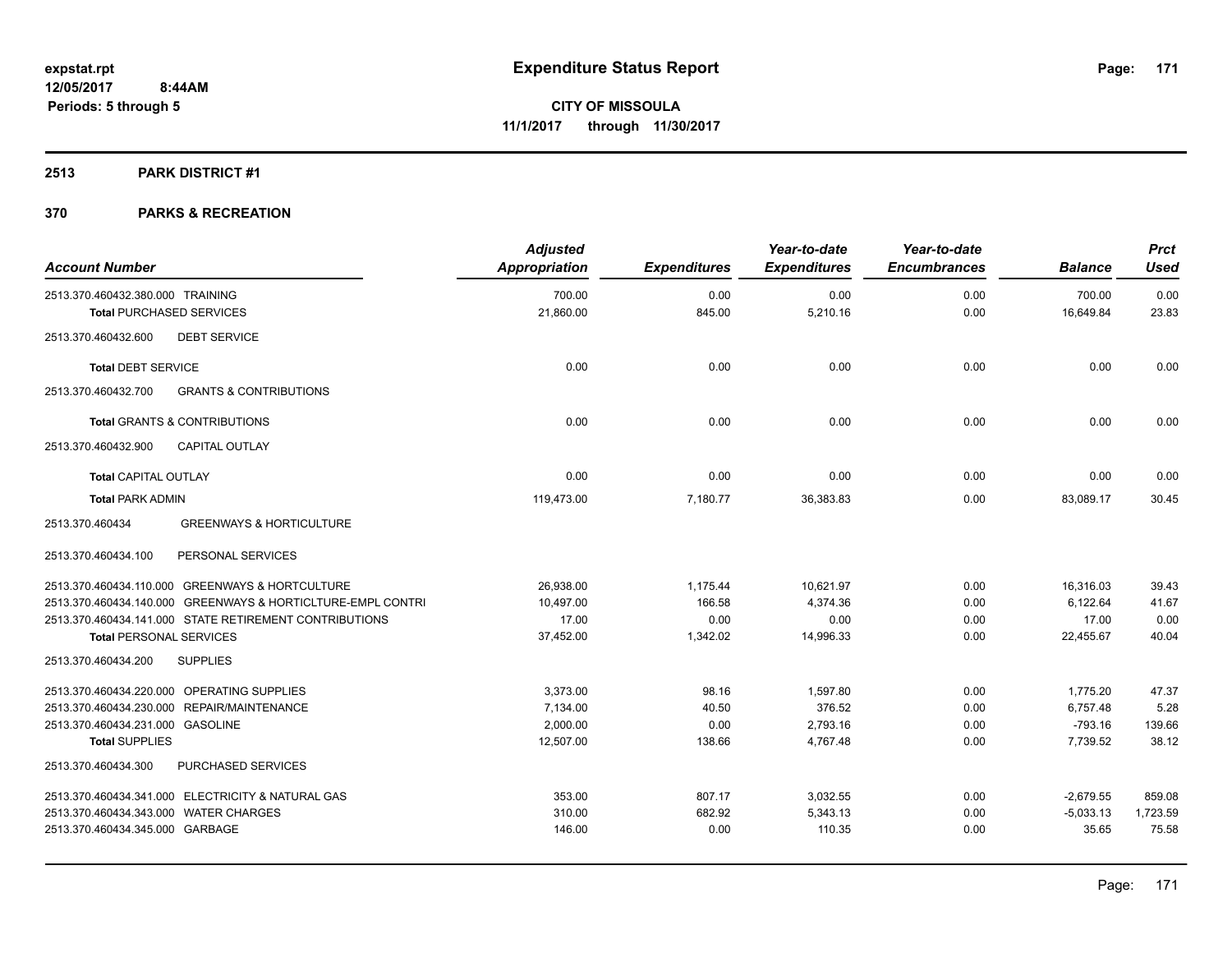**Expenditure Status Report**

**CITY OF MISSOULA**
**11/1/2017 through 11/30/2017**

expstat.rpt
12/05/2017 8:44AM
Periods: 5 through 5

## 2513 PARK DISTRICT #1

## 370 PARKS & RECREATION

| Account Number | Adjusted Appropriation | Expenditures | Year-to-date Expenditures | Year-to-date Encumbrances | Balance | Prct Used |
|---|---|---|---|---|---|---|
| 2513.370.460432.380.000 TRAINING | 700.00 | 0.00 | 0.00 | 0.00 | 700.00 | 0.00 |
| **Total** PURCHASED SERVICES | 21,860.00 | 845.00 | 5,210.16 | 0.00 | 16,649.84 | 23.83 |
| 2513.370.460432.600 DEBT SERVICE | | | | | | |
| **Total** DEBT SERVICE | 0.00 | 0.00 | 0.00 | 0.00 | 0.00 | 0.00 |
| 2513.370.460432.700 GRANTS & CONTRIBUTIONS | | | | | | |
| **Total** GRANTS & CONTRIBUTIONS | 0.00 | 0.00 | 0.00 | 0.00 | 0.00 | 0.00 |
| 2513.370.460432.900 CAPITAL OUTLAY | | | | | | |
| **Total** CAPITAL OUTLAY | 0.00 | 0.00 | 0.00 | 0.00 | 0.00 | 0.00 |
| **Total** PARK ADMIN | 119,473.00 | 7,180.77 | 36,383.83 | 0.00 | 83,089.17 | 30.45 |
| 2513.370.460434 GREENWAYS & HORTICULTURE | | | | | | |
| 2513.370.460434.100 PERSONAL SERVICES | | | | | | |
| 2513.370.460434.110.000 GREENWAYS & HORTCULTURE | 26,938.00 | 1,175.44 | 10,621.97 | 0.00 | 16,316.03 | 39.43 |
| 2513.370.460434.140.000 GREENWAYS & HORTICLTURE-EMPL CONTRI | 10,497.00 | 166.58 | 4,374.36 | 0.00 | 6,122.64 | 41.67 |
| 2513.370.460434.141.000 STATE RETIREMENT CONTRIBUTIONS | 17.00 | 0.00 | 0.00 | 0.00 | 17.00 | 0.00 |
| **Total** PERSONAL SERVICES | 37,452.00 | 1,342.02 | 14,996.33 | 0.00 | 22,455.67 | 40.04 |
| 2513.370.460434.200 SUPPLIES | | | | | | |
| 2513.370.460434.220.000 OPERATING SUPPLIES | 3,373.00 | 98.16 | 1,597.80 | 0.00 | 1,775.20 | 47.37 |
| 2513.370.460434.230.000 REPAIR/MAINTENANCE | 7,134.00 | 40.50 | 376.52 | 0.00 | 6,757.48 | 5.28 |
| 2513.370.460434.231.000 GASOLINE | 2,000.00 | 0.00 | 2,793.16 | 0.00 | -793.16 | 139.66 |
| **Total** SUPPLIES | 12,507.00 | 138.66 | 4,767.48 | 0.00 | 7,739.52 | 38.12 |
| 2513.370.460434.300 PURCHASED SERVICES | | | | | | |
| 2513.370.460434.341.000 ELECTRICITY & NATURAL GAS | 353.00 | 807.17 | 3,032.55 | 0.00 | -2,679.55 | 859.08 |
| 2513.370.460434.343.000 WATER CHARGES | 310.00 | 682.92 | 5,343.13 | 0.00 | -5,033.13 | 1,723.59 |
| 2513.370.460434.345.000 GARBAGE | 146.00 | 0.00 | 110.35 | 0.00 | 35.65 | 75.58 |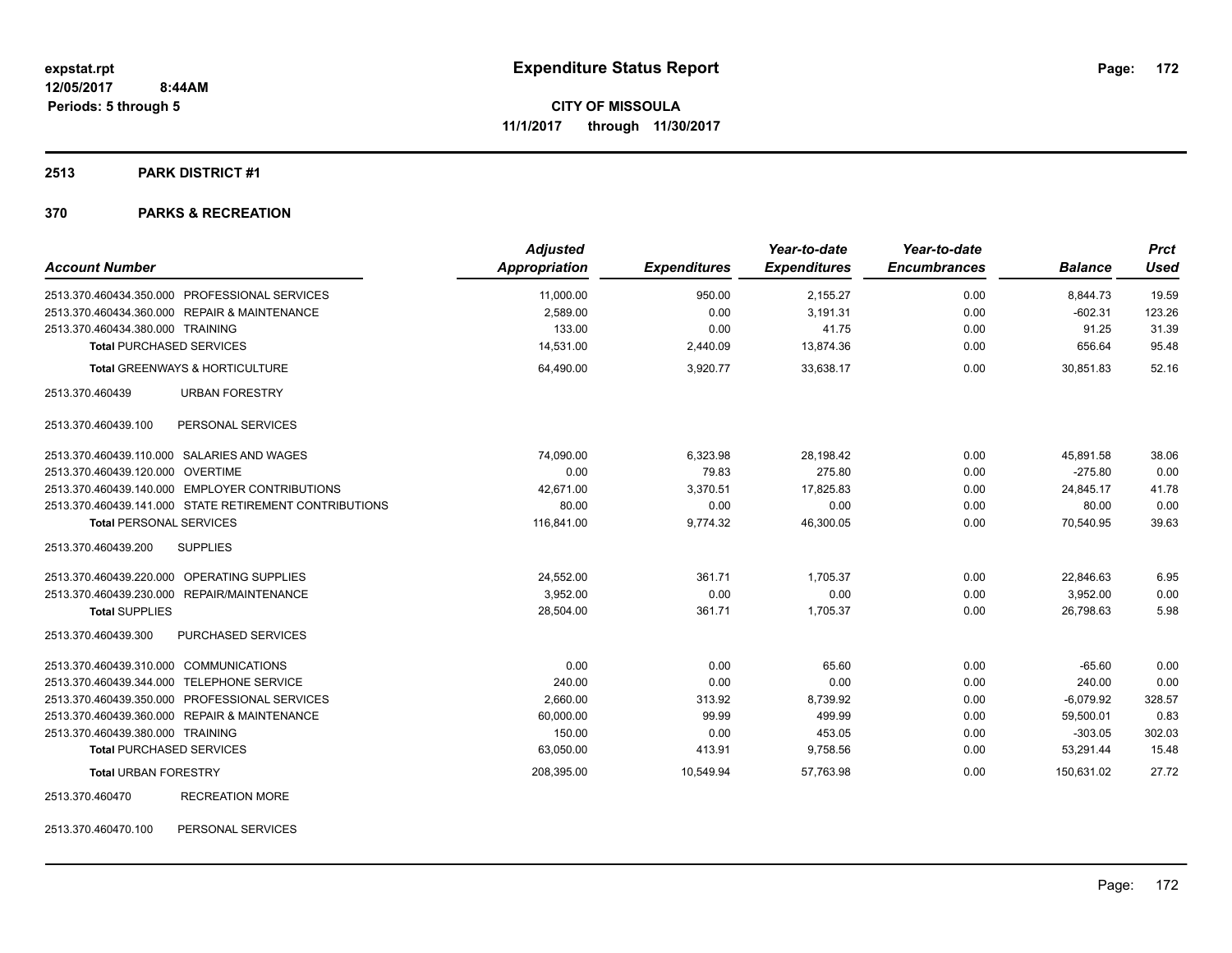**expstat.rpt**
**12/05/2017 8:44AM**
**Periods: 5 through 5**

# Expenditure Status Report

**CITY OF MISSOULA**
**11/1/2017 through 11/30/2017**

## 2513 PARK DISTRICT #1

## 370 PARKS & RECREATION

| Account Number | Adjusted Appropriation | Expenditures | Year-to-date Expenditures | Year-to-date Encumbrances | Balance | Prct Used |
|---|---|---|---|---|---|---|
| 2513.370.460434.350.000 PROFESSIONAL SERVICES | 11,000.00 | 950.00 | 2,155.27 | 0.00 | 8,844.73 | 19.59 |
| 2513.370.460434.360.000 REPAIR & MAINTENANCE | 2,589.00 | 0.00 | 3,191.31 | 0.00 | -602.31 | 123.26 |
| 2513.370.460434.380.000 TRAINING | 133.00 | 0.00 | 41.75 | 0.00 | 91.25 | 31.39 |
| **Total** PURCHASED SERVICES | 14,531.00 | 2,440.09 | 13,874.36 | 0.00 | 656.64 | 95.48 |
| **Total** GREENWAYS & HORTICULTURE | 64,490.00 | 3,920.77 | 33,638.17 | 0.00 | 30,851.83 | 52.16 |
| 2513.370.460439 URBAN FORESTRY | | | | | | |
| 2513.370.460439.100 PERSONAL SERVICES | | | | | | |
| 2513.370.460439.110.000 SALARIES AND WAGES | 74,090.00 | 6,323.98 | 28,198.42 | 0.00 | 45,891.58 | 38.06 |
| 2513.370.460439.120.000 OVERTIME | 0.00 | 79.83 | 275.80 | 0.00 | -275.80 | 0.00 |
| 2513.370.460439.140.000 EMPLOYER CONTRIBUTIONS | 42,671.00 | 3,370.51 | 17,825.83 | 0.00 | 24,845.17 | 41.78 |
| 2513.370.460439.141.000 STATE RETIREMENT CONTRIBUTIONS | 80.00 | 0.00 | 0.00 | 0.00 | 80.00 | 0.00 |
| **Total** PERSONAL SERVICES | 116,841.00 | 9,774.32 | 46,300.05 | 0.00 | 70,540.95 | 39.63 |
| 2513.370.460439.200 SUPPLIES | | | | | | |
| 2513.370.460439.220.000 OPERATING SUPPLIES | 24,552.00 | 361.71 | 1,705.37 | 0.00 | 22,846.63 | 6.95 |
| 2513.370.460439.230.000 REPAIR/MAINTENANCE | 3,952.00 | 0.00 | 0.00 | 0.00 | 3,952.00 | 0.00 |
| **Total** SUPPLIES | 28,504.00 | 361.71 | 1,705.37 | 0.00 | 26,798.63 | 5.98 |
| 2513.370.460439.300 PURCHASED SERVICES | | | | | | |
| 2513.370.460439.310.000 COMMUNICATIONS | 0.00 | 0.00 | 65.60 | 0.00 | -65.60 | 0.00 |
| 2513.370.460439.344.000 TELEPHONE SERVICE | 240.00 | 0.00 | 0.00 | 0.00 | 240.00 | 0.00 |
| 2513.370.460439.350.000 PROFESSIONAL SERVICES | 2,660.00 | 313.92 | 8,739.92 | 0.00 | -6,079.92 | 328.57 |
| 2513.370.460439.360.000 REPAIR & MAINTENANCE | 60,000.00 | 99.99 | 499.99 | 0.00 | 59,500.01 | 0.83 |
| 2513.370.460439.380.000 TRAINING | 150.00 | 0.00 | 453.05 | 0.00 | -303.05 | 302.03 |
| **Total** PURCHASED SERVICES | 63,050.00 | 413.91 | 9,758.56 | 0.00 | 53,291.44 | 15.48 |
| **Total** URBAN FORESTRY | 208,395.00 | 10,549.94 | 57,763.98 | 0.00 | 150,631.02 | 27.72 |
| 2513.370.460470 RECREATION MORE | | | | | | |
| 2513.370.460470.100 PERSONAL SERVICES | | | | | | |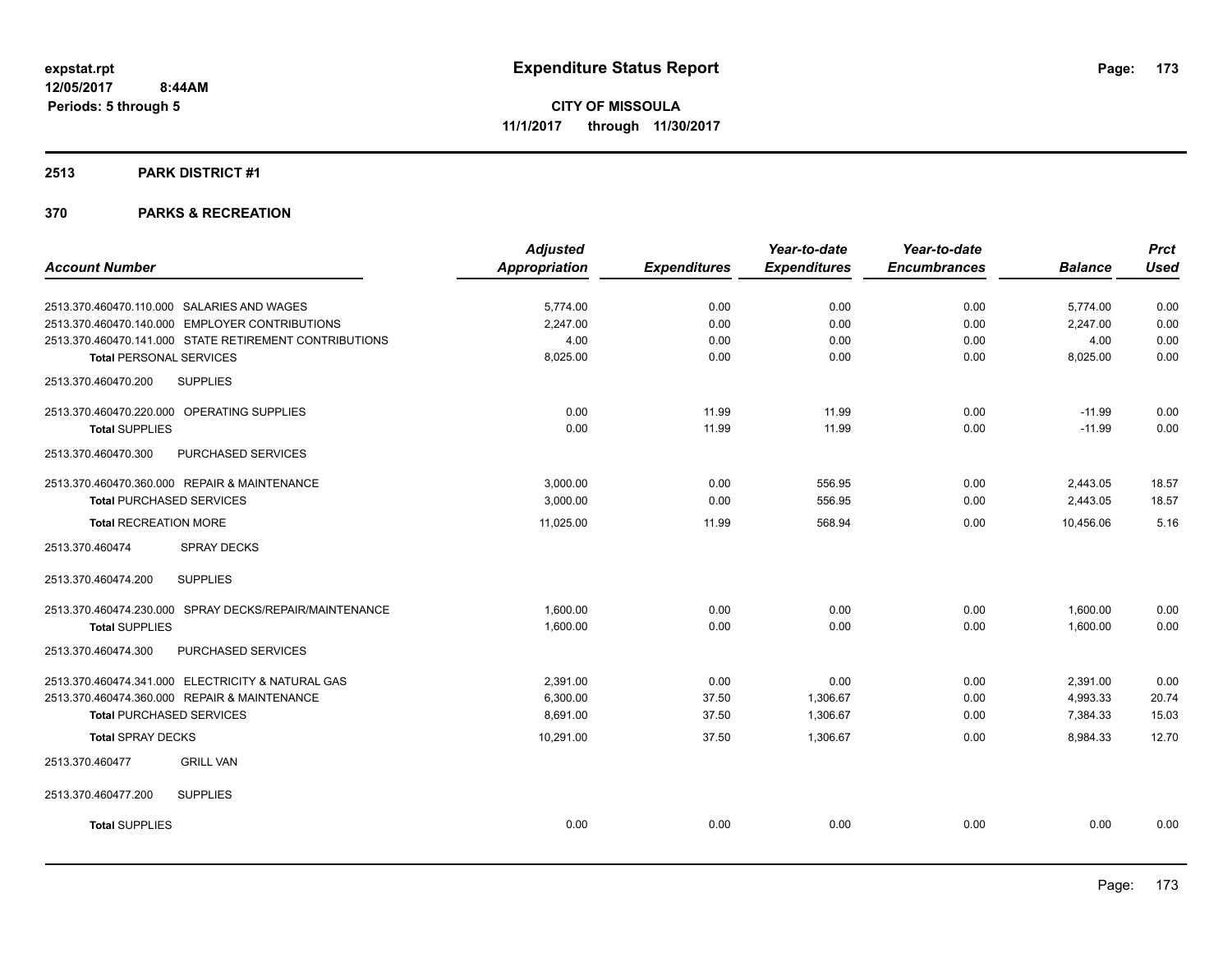# Expenditure Status Report

expstat.rpt
12/05/2017 8:44AM
Periods: 5 through 5

**CITY OF MISSOULA**
**11/1/2017 through 11/30/2017**

## 2513 PARK DISTRICT #1

## 370 PARKS & RECREATION

| Account Number | Adjusted Appropriation | Expenditures | Year-to-date Expenditures | Year-to-date Encumbrances | Balance | Prct Used |
|---|---|---|---|---|---|---|
| 2513.370.460470.110.000 SALARIES AND WAGES | 5,774.00 | 0.00 | 0.00 | 0.00 | 5,774.00 | 0.00 |
| 2513.370.460470.140.000 EMPLOYER CONTRIBUTIONS | 2,247.00 | 0.00 | 0.00 | 0.00 | 2,247.00 | 0.00 |
| 2513.370.460470.141.000 STATE RETIREMENT CONTRIBUTIONS | 4.00 | 0.00 | 0.00 | 0.00 | 4.00 | 0.00 |
| **Total** PERSONAL SERVICES | 8,025.00 | 0.00 | 0.00 | 0.00 | 8,025.00 | 0.00 |
| 2513.370.460470.200 SUPPLIES | | | | | | |
| 2513.370.460470.220.000 OPERATING SUPPLIES | 0.00 | 11.99 | 11.99 | 0.00 | -11.99 | 0.00 |
| **Total** SUPPLIES | 0.00 | 11.99 | 11.99 | 0.00 | -11.99 | 0.00 |
| 2513.370.460470.300 PURCHASED SERVICES | | | | | | |
| 2513.370.460470.360.000 REPAIR & MAINTENANCE | 3,000.00 | 0.00 | 556.95 | 0.00 | 2,443.05 | 18.57 |
| **Total** PURCHASED SERVICES | 3,000.00 | 0.00 | 556.95 | 0.00 | 2,443.05 | 18.57 |
| **Total** RECREATION MORE | 11,025.00 | 11.99 | 568.94 | 0.00 | 10,456.06 | 5.16 |
| 2513.370.460474 SPRAY DECKS | | | | | | |
| 2513.370.460474.200 SUPPLIES | | | | | | |
| 2513.370.460474.230.000 SPRAY DECKS/REPAIR/MAINTENANCE | 1,600.00 | 0.00 | 0.00 | 0.00 | 1,600.00 | 0.00 |
| **Total** SUPPLIES | 1,600.00 | 0.00 | 0.00 | 0.00 | 1,600.00 | 0.00 |
| 2513.370.460474.300 PURCHASED SERVICES | | | | | | |
| 2513.370.460474.341.000 ELECTRICITY & NATURAL GAS | 2,391.00 | 0.00 | 0.00 | 0.00 | 2,391.00 | 0.00 |
| 2513.370.460474.360.000 REPAIR & MAINTENANCE | 6,300.00 | 37.50 | 1,306.67 | 0.00 | 4,993.33 | 20.74 |
| **Total** PURCHASED SERVICES | 8,691.00 | 37.50 | 1,306.67 | 0.00 | 7,384.33 | 15.03 |
| **Total** SPRAY DECKS | 10,291.00 | 37.50 | 1,306.67 | 0.00 | 8,984.33 | 12.70 |
| 2513.370.460477 GRILL VAN | | | | | | |
| 2513.370.460477.200 SUPPLIES | | | | | | |
| **Total** SUPPLIES | 0.00 | 0.00 | 0.00 | 0.00 | 0.00 | 0.00 |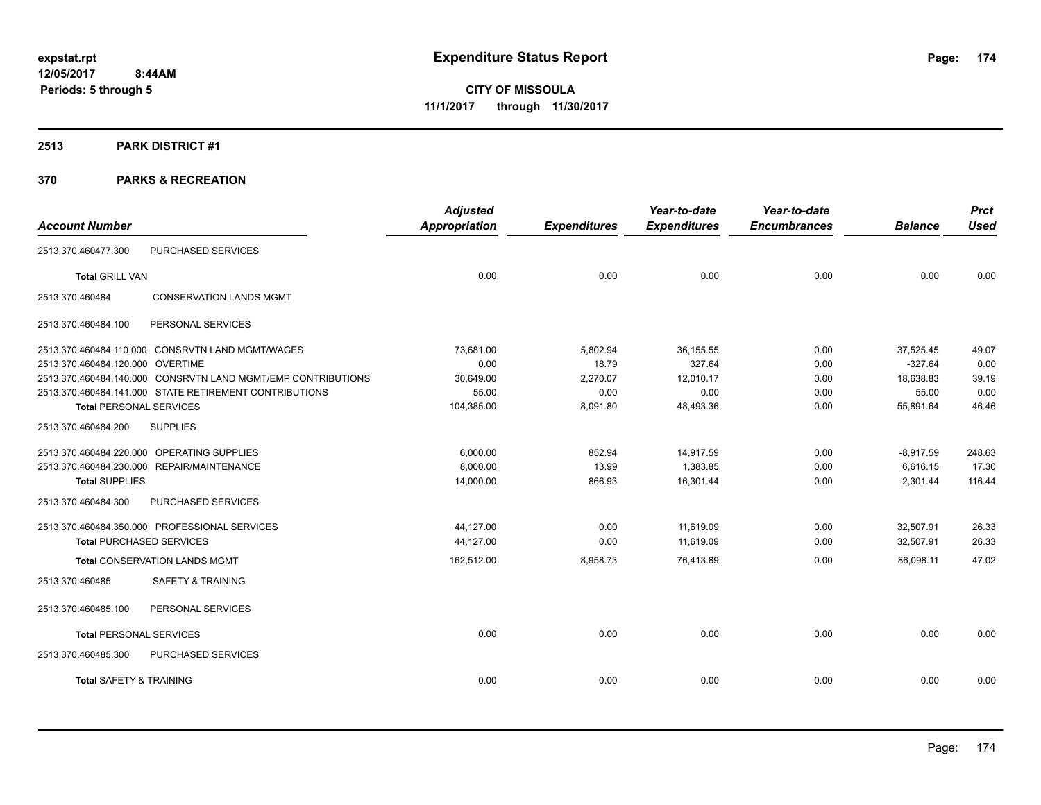# Expenditure Status Report

**CITY OF MISSOULA**

**11/1/2017 through 11/30/2017**

expstat.rpt
12/05/2017 8:44AM
Periods: 5 through 5

## 2513 PARK DISTRICT #1

## 370 PARKS & RECREATION

| Account Number | | Adjusted Appropriation | Expenditures | Year-to-date Expenditures | Year-to-date Encumbrances | Balance | Prct Used |
|---|---|---|---|---|---|---|---|
| 2513.370.460477.300 | PURCHASED SERVICES | | | | | | |
| **Total** GRILL VAN | | 0.00 | 0.00 | 0.00 | 0.00 | 0.00 | 0.00 |
| 2513.370.460484 | CONSERVATION LANDS MGMT | | | | | | |
| 2513.370.460484.100 | PERSONAL SERVICES | | | | | | |
| 2513.370.460484.110.000 | CONSRVTN LAND MGMT/WAGES | 73,681.00 | 5,802.94 | 36,155.55 | 0.00 | 37,525.45 | 49.07 |
| 2513.370.460484.120.000 | OVERTIME | 0.00 | 18.79 | 327.64 | 0.00 | -327.64 | 0.00 |
| 2513.370.460484.140.000 | CONSRVTN LAND MGMT/EMP CONTRIBUTIONS | 30,649.00 | 2,270.07 | 12,010.17 | 0.00 | 18,638.83 | 39.19 |
| 2513.370.460484.141.000 | STATE RETIREMENT CONTRIBUTIONS | 55.00 | 0.00 | 0.00 | 0.00 | 55.00 | 0.00 |
| **Total** PERSONAL SERVICES | | 104,385.00 | 8,091.80 | 48,493.36 | 0.00 | 55,891.64 | 46.46 |
| 2513.370.460484.200 | SUPPLIES | | | | | | |
| 2513.370.460484.220.000 | OPERATING SUPPLIES | 6,000.00 | 852.94 | 14,917.59 | 0.00 | -8,917.59 | 248.63 |
| 2513.370.460484.230.000 | REPAIR/MAINTENANCE | 8,000.00 | 13.99 | 1,383.85 | 0.00 | 6,616.15 | 17.30 |
| **Total** SUPPLIES | | 14,000.00 | 866.93 | 16,301.44 | 0.00 | -2,301.44 | 116.44 |
| 2513.370.460484.300 | PURCHASED SERVICES | | | | | | |
| 2513.370.460484.350.000 | PROFESSIONAL SERVICES | 44,127.00 | 0.00 | 11,619.09 | 0.00 | 32,507.91 | 26.33 |
| **Total** PURCHASED SERVICES | | 44,127.00 | 0.00 | 11,619.09 | 0.00 | 32,507.91 | 26.33 |
| **Total** CONSERVATION LANDS MGMT | | 162,512.00 | 8,958.73 | 76,413.89 | 0.00 | 86,098.11 | 47.02 |
| 2513.370.460485 | SAFETY & TRAINING | | | | | | |
| 2513.370.460485.100 | PERSONAL SERVICES | | | | | | |
| **Total** PERSONAL SERVICES | | 0.00 | 0.00 | 0.00 | 0.00 | 0.00 | 0.00 |
| 2513.370.460485.300 | PURCHASED SERVICES | | | | | | |
| **Total** SAFETY & TRAINING | | 0.00 | 0.00 | 0.00 | 0.00 | 0.00 | 0.00 |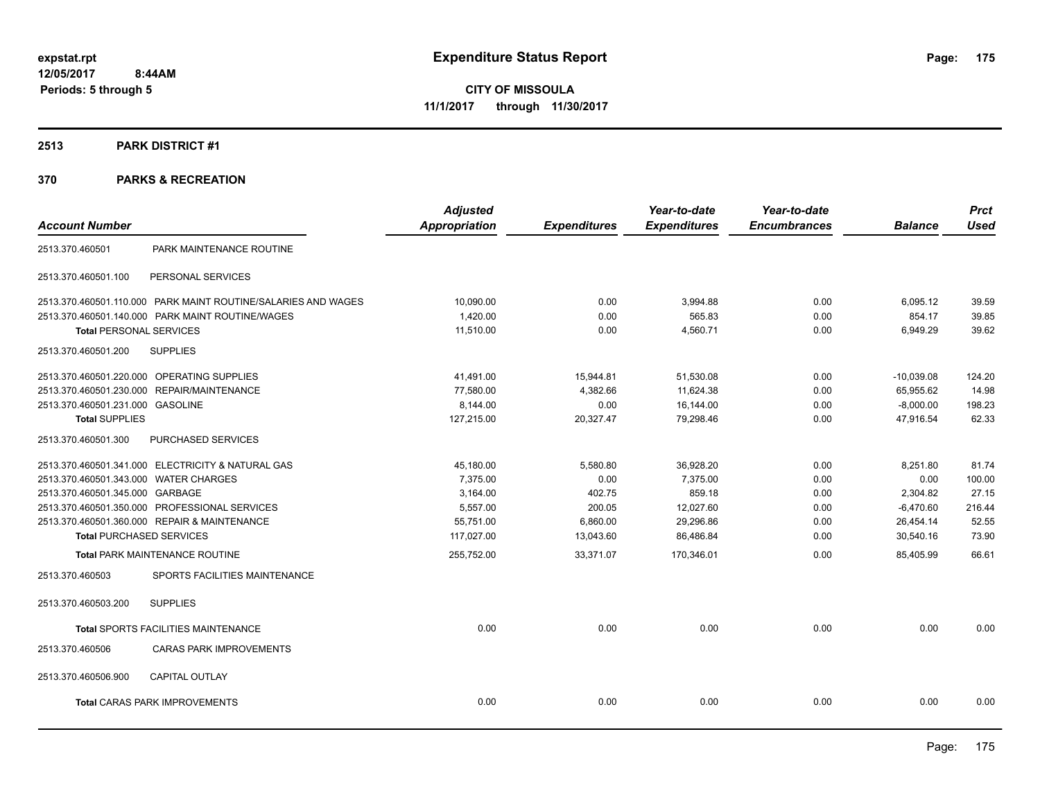**expstat.rpt**
**12/05/2017 8:44AM**
**Periods: 5 through 5**

# Expenditure Status Report

**CITY OF MISSOULA**
**11/1/2017 through 11/30/2017**

## 2513 PARK DISTRICT #1

## 370 PARKS & RECREATION

| Account Number | | Adjusted Appropriation | Expenditures | Year-to-date Expenditures | Year-to-date Encumbrances | Balance | Prct Used |
|---|---|---|---|---|---|---|---|
| 2513.370.460501 | PARK MAINTENANCE ROUTINE | | | | | | |
| 2513.370.460501.100 | PERSONAL SERVICES | | | | | | |
| 2513.370.460501.110.000 | PARK MAINT ROUTINE/SALARIES AND WAGES | 10,090.00 | 0.00 | 3,994.88 | 0.00 | 6,095.12 | 39.59 |
| 2513.370.460501.140.000 | PARK MAINT ROUTINE/WAGES | 1,420.00 | 0.00 | 565.83 | 0.00 | 854.17 | 39.85 |
| **Total** PERSONAL SERVICES | | 11,510.00 | 0.00 | 4,560.71 | 0.00 | 6,949.29 | 39.62 |
| 2513.370.460501.200 | SUPPLIES | | | | | | |
| 2513.370.460501.220.000 | OPERATING SUPPLIES | 41,491.00 | 15,944.81 | 51,530.08 | 0.00 | -10,039.08 | 124.20 |
| 2513.370.460501.230.000 | REPAIR/MAINTENANCE | 77,580.00 | 4,382.66 | 11,624.38 | 0.00 | 65,955.62 | 14.98 |
| 2513.370.460501.231.000 | GASOLINE | 8,144.00 | 0.00 | 16,144.00 | 0.00 | -8,000.00 | 198.23 |
| **Total** SUPPLIES | | 127,215.00 | 20,327.47 | 79,298.46 | 0.00 | 47,916.54 | 62.33 |
| 2513.370.460501.300 | PURCHASED SERVICES | | | | | | |
| 2513.370.460501.341.000 | ELECTRICITY & NATURAL GAS | 45,180.00 | 5,580.80 | 36,928.20 | 0.00 | 8,251.80 | 81.74 |
| 2513.370.460501.343.000 | WATER CHARGES | 7,375.00 | 0.00 | 7,375.00 | 0.00 | 0.00 | 100.00 |
| 2513.370.460501.345.000 | GARBAGE | 3,164.00 | 402.75 | 859.18 | 0.00 | 2,304.82 | 27.15 |
| 2513.370.460501.350.000 | PROFESSIONAL SERVICES | 5,557.00 | 200.05 | 12,027.60 | 0.00 | -6,470.60 | 216.44 |
| 2513.370.460501.360.000 | REPAIR & MAINTENANCE | 55,751.00 | 6,860.00 | 29,296.86 | 0.00 | 26,454.14 | 52.55 |
| **Total** PURCHASED SERVICES | | 117,027.00 | 13,043.60 | 86,486.84 | 0.00 | 30,540.16 | 73.90 |
| **Total** PARK MAINTENANCE ROUTINE | | 255,752.00 | 33,371.07 | 170,346.01 | 0.00 | 85,405.99 | 66.61 |
| 2513.370.460503 | SPORTS FACILITIES MAINTENANCE | | | | | | |
| 2513.370.460503.200 | SUPPLIES | | | | | | |
| **Total** SPORTS FACILITIES MAINTENANCE | | 0.00 | 0.00 | 0.00 | 0.00 | 0.00 | 0.00 |
| 2513.370.460506 | CARAS PARK IMPROVEMENTS | | | | | | |
| 2513.370.460506.900 | CAPITAL OUTLAY | | | | | | |
| **Total** CARAS PARK IMPROVEMENTS | | 0.00 | 0.00 | 0.00 | 0.00 | 0.00 | 0.00 |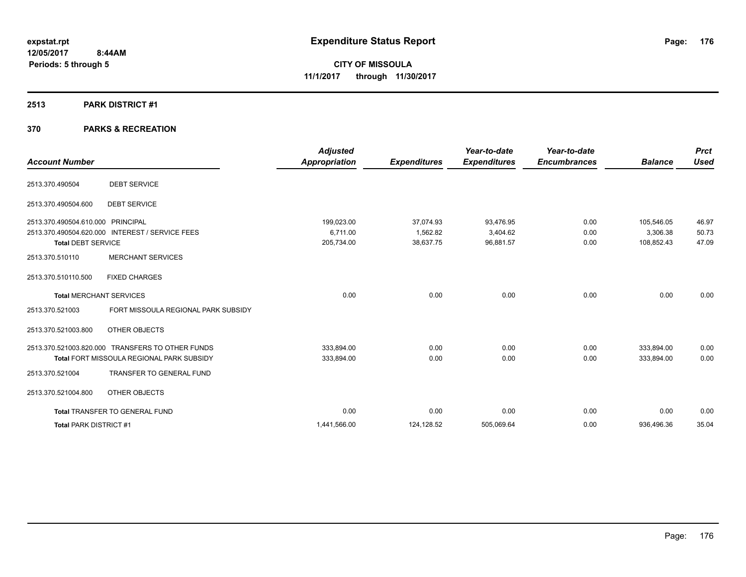# Expenditure Status Report

expstat.rpt
12/05/2017 8:44AM
Periods: 5 through 5

**CITY OF MISSOULA**
**11/1/2017 through 11/30/2017**

## 2513 PARK DISTRICT #1

### 370 PARKS & RECREATION

| Account Number | | Adjusted Appropriation | Expenditures | Year-to-date Expenditures | Year-to-date Encumbrances | Balance | Prct Used |
|---|---|---|---|---|---|---|---|
| 2513.370.490504 | DEBT SERVICE | | | | | | |
| 2513.370.490504.600 | DEBT SERVICE | | | | | | |
| 2513.370.490504.610.000 | PRINCIPAL | 199,023.00 | 37,074.93 | 93,476.95 | 0.00 | 105,546.05 | 46.97 |
| 2513.370.490504.620.000 | INTEREST / SERVICE FEES | 6,711.00 | 1,562.82 | 3,404.62 | 0.00 | 3,306.38 | 50.73 |
| **Total** DEBT SERVICE | | 205,734.00 | 38,637.75 | 96,881.57 | 0.00 | 108,852.43 | 47.09 |
| 2513.370.510110 | MERCHANT SERVICES | | | | | | |
| 2513.370.510110.500 | FIXED CHARGES | | | | | | |
| **Total** MERCHANT SERVICES | | 0.00 | 0.00 | 0.00 | 0.00 | 0.00 | 0.00 |
| 2513.370.521003 | FORT MISSOULA REGIONAL PARK SUBSIDY | | | | | | |
| 2513.370.521003.800 | OTHER OBJECTS | | | | | | |
| 2513.370.521003.820.000 | TRANSFERS TO OTHER FUNDS | 333,894.00 | 0.00 | 0.00 | 0.00 | 333,894.00 | 0.00 |
| **Total** FORT MISSOULA REGIONAL PARK SUBSIDY | | 333,894.00 | 0.00 | 0.00 | 0.00 | 333,894.00 | 0.00 |
| 2513.370.521004 | TRANSFER TO GENERAL FUND | | | | | | |
| 2513.370.521004.800 | OTHER OBJECTS | | | | | | |
| **Total** TRANSFER TO GENERAL FUND | | 0.00 | 0.00 | 0.00 | 0.00 | 0.00 | 0.00 |
| **Total** PARK DISTRICT #1 | | 1,441,566.00 | 124,128.52 | 505,069.64 | 0.00 | 936,496.36 | 35.04 |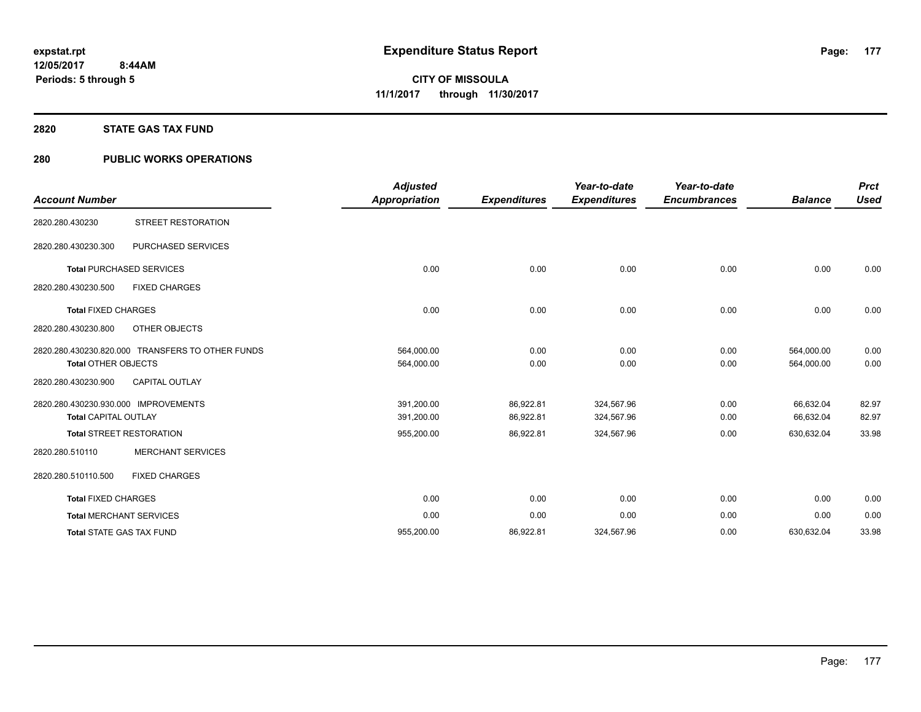**expstat.rpt**
**12/05/2017 8:44AM**
**Periods: 5 through 5**

# Expenditure Status Report

**CITY OF MISSOULA**
**11/1/2017 through 11/30/2017**

## 2820 STATE GAS TAX FUND

## 280 PUBLIC WORKS OPERATIONS

| Account Number | | Adjusted Appropriation | Expenditures | Year-to-date Expenditures | Year-to-date Encumbrances | Balance | Prct Used |
|---|---|---|---|---|---|---|---|
| 2820.280.430230 | STREET RESTORATION | | | | | | |
| 2820.280.430230.300 | PURCHASED SERVICES | | | | | | |
| **Total** PURCHASED SERVICES | | 0.00 | 0.00 | 0.00 | 0.00 | 0.00 | 0.00 |
| 2820.280.430230.500 | FIXED CHARGES | | | | | | |
| **Total** FIXED CHARGES | | 0.00 | 0.00 | 0.00 | 0.00 | 0.00 | 0.00 |
| 2820.280.430230.800 | OTHER OBJECTS | | | | | | |
| 2820.280.430230.820.000 | TRANSFERS TO OTHER FUNDS | 564,000.00 | 0.00 | 0.00 | 0.00 | 564,000.00 | 0.00 |
| **Total** OTHER OBJECTS | | 564,000.00 | 0.00 | 0.00 | 0.00 | 564,000.00 | 0.00 |
| 2820.280.430230.900 | CAPITAL OUTLAY | | | | | | |
| 2820.280.430230.930.000 | IMPROVEMENTS | 391,200.00 | 86,922.81 | 324,567.96 | 0.00 | 66,632.04 | 82.97 |
| **Total** CAPITAL OUTLAY | | 391,200.00 | 86,922.81 | 324,567.96 | 0.00 | 66,632.04 | 82.97 |
| **Total** STREET RESTORATION | | 955,200.00 | 86,922.81 | 324,567.96 | 0.00 | 630,632.04 | 33.98 |
| 2820.280.510110 | MERCHANT SERVICES | | | | | | |
| 2820.280.510110.500 | FIXED CHARGES | | | | | | |
| **Total** FIXED CHARGES | | 0.00 | 0.00 | 0.00 | 0.00 | 0.00 | 0.00 |
| **Total** MERCHANT SERVICES | | 0.00 | 0.00 | 0.00 | 0.00 | 0.00 | 0.00 |
| **Total** STATE GAS TAX FUND | | 955,200.00 | 86,922.81 | 324,567.96 | 0.00 | 630,632.04 | 33.98 |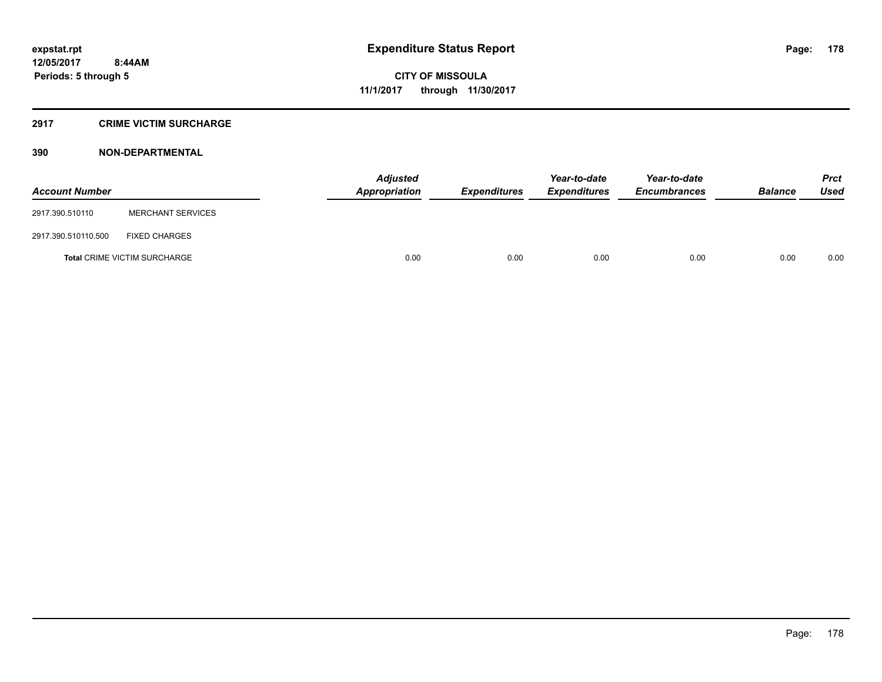**expstat.rpt**
**12/05/2017 8:44AM**
**Periods: 5 through 5**

# Expenditure Status Report

**CITY OF MISSOULA**
**11/1/2017 through 11/30/2017**

## 2917 CRIME VICTIM SURCHARGE

### 390 NON-DEPARTMENTAL

| Account Number | | Adjusted Appropriation | Expenditures | Year-to-date Expenditures | Year-to-date Encumbrances | Balance | Prct Used |
|---|---|---|---|---|---|---|---|
| 2917.390.510110 | MERCHANT SERVICES | | | | | | |
| 2917.390.510110.500 | FIXED CHARGES | | | | | | |
| **Total** CRIME VICTIM SURCHARGE | | 0.00 | 0.00 | 0.00 | 0.00 | 0.00 | 0.00 |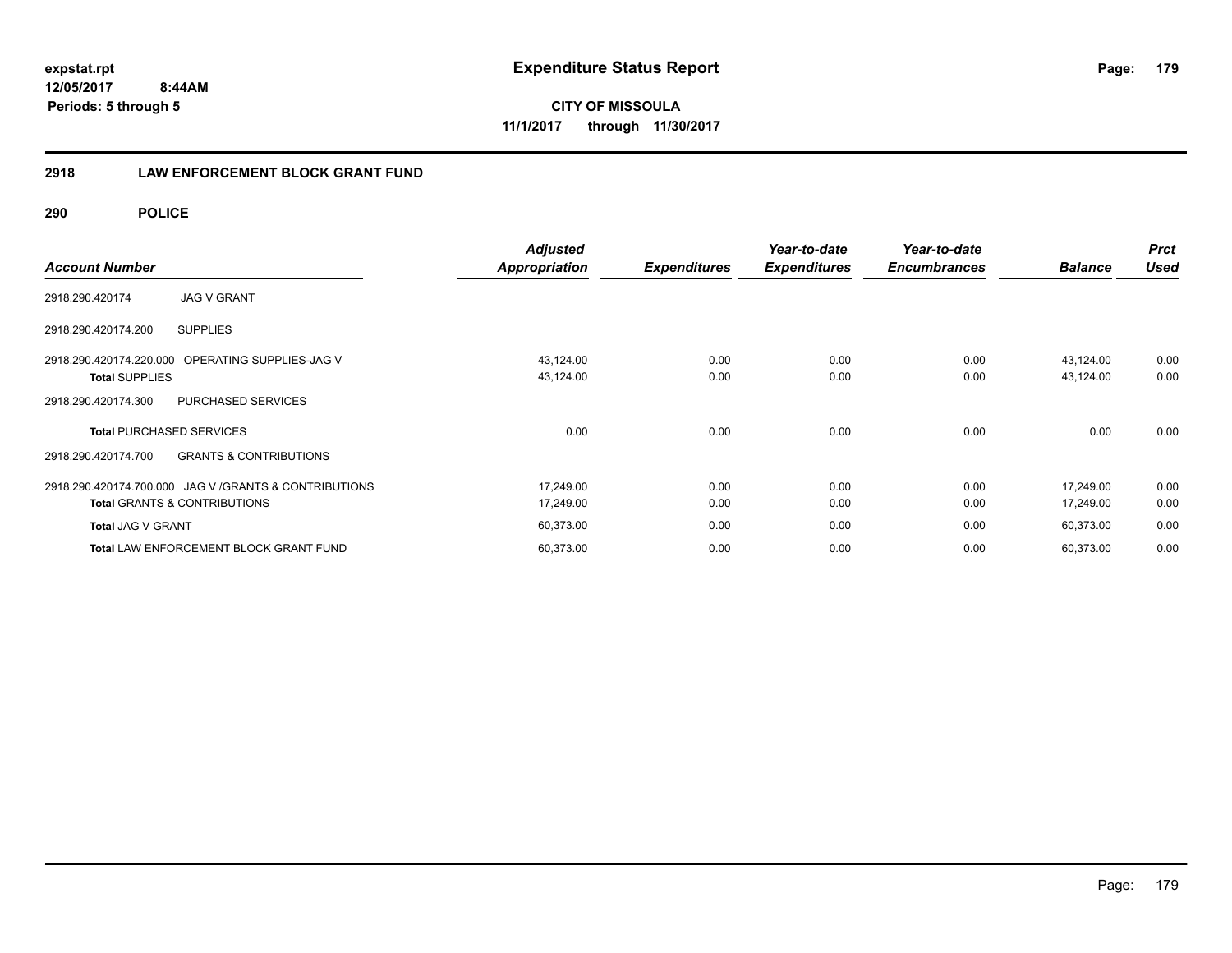expstat.rpt
12/05/2017 8:44AM
Periods: 5 through 5

# Expenditure Status Report

CITY OF MISSOULA
11/1/2017 through 11/30/2017

## 2918 LAW ENFORCEMENT BLOCK GRANT FUND

### 290 POLICE

| Account Number | | Adjusted Appropriation | Expenditures | Year-to-date Expenditures | Year-to-date Encumbrances | Balance | Prct Used |
|---|---|---|---|---|---|---|---|
| 2918.290.420174 | JAG V GRANT | | | | | | |
| 2918.290.420174.200 | SUPPLIES | | | | | | |
| 2918.290.420174.220.000 | OPERATING SUPPLIES-JAG V | 43,124.00 | 0.00 | 0.00 | 0.00 | 43,124.00 | 0.00 |
| **Total** SUPPLIES | | 43,124.00 | 0.00 | 0.00 | 0.00 | 43,124.00 | 0.00 |
| 2918.290.420174.300 | PURCHASED SERVICES | | | | | | |
| **Total** PURCHASED SERVICES | | 0.00 | 0.00 | 0.00 | 0.00 | 0.00 | 0.00 |
| 2918.290.420174.700 | GRANTS & CONTRIBUTIONS | | | | | | |
| 2918.290.420174.700.000 | JAG V /GRANTS & CONTRIBUTIONS | 17,249.00 | 0.00 | 0.00 | 0.00 | 17,249.00 | 0.00 |
| **Total** GRANTS & CONTRIBUTIONS | | 17,249.00 | 0.00 | 0.00 | 0.00 | 17,249.00 | 0.00 |
| **Total** JAG V GRANT | | 60,373.00 | 0.00 | 0.00 | 0.00 | 60,373.00 | 0.00 |
| **Total** LAW ENFORCEMENT BLOCK GRANT FUND | | 60,373.00 | 0.00 | 0.00 | 0.00 | 60,373.00 | 0.00 |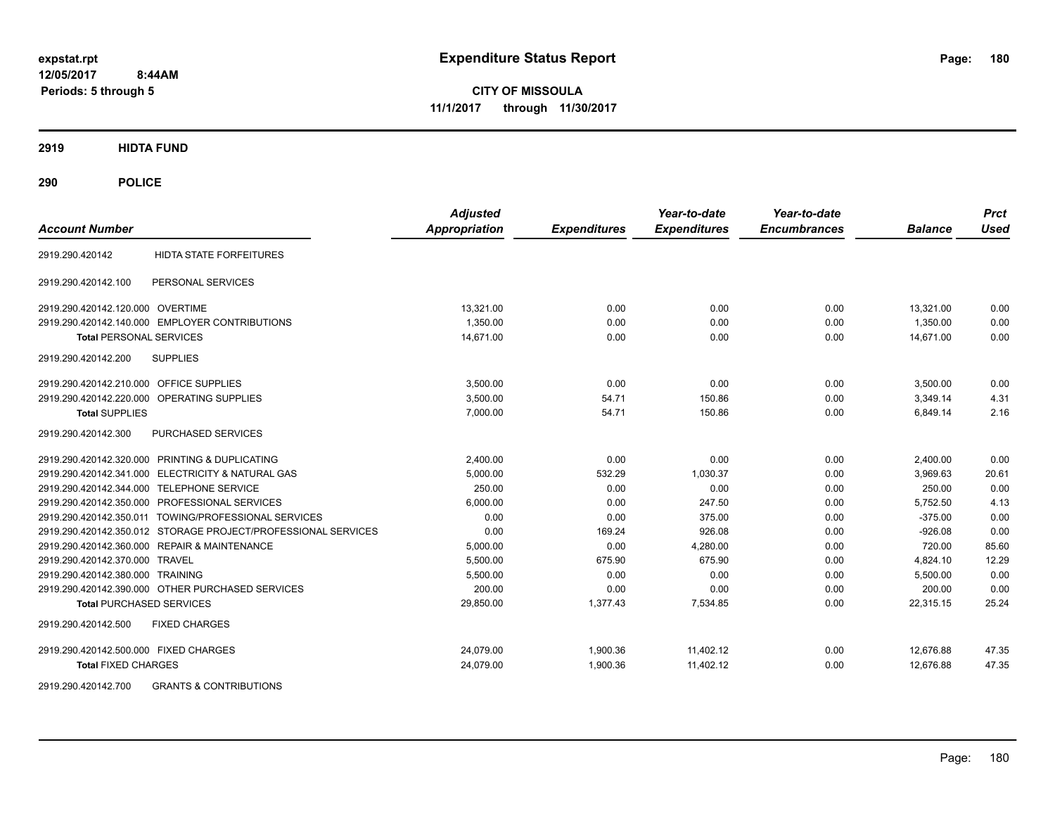**expstat.rpt**
**12/05/2017 8:44AM**
**Periods: 5 through 5**

# Expenditure Status Report

**CITY OF MISSOULA**
**11/1/2017 through 11/30/2017**

## 2919 HIDTA FUND

## 290 POLICE

| Account Number | | Adjusted Appropriation | Expenditures | Year-to-date Expenditures | Year-to-date Encumbrances | Balance | Prct Used |
|---|---|---|---|---|---|---|---|
| 2919.290.420142 | HIDTA STATE FORFEITURES | | | | | | |
| 2919.290.420142.100 | PERSONAL SERVICES | | | | | | |
| 2919.290.420142.120.000 | OVERTIME | 13,321.00 | 0.00 | 0.00 | 0.00 | 13,321.00 | 0.00 |
| 2919.290.420142.140.000 | EMPLOYER CONTRIBUTIONS | 1,350.00 | 0.00 | 0.00 | 0.00 | 1,350.00 | 0.00 |
| **Total** PERSONAL SERVICES | | 14,671.00 | 0.00 | 0.00 | 0.00 | 14,671.00 | 0.00 |
| 2919.290.420142.200 | SUPPLIES | | | | | | |
| 2919.290.420142.210.000 | OFFICE SUPPLIES | 3,500.00 | 0.00 | 0.00 | 0.00 | 3,500.00 | 0.00 |
| 2919.290.420142.220.000 | OPERATING SUPPLIES | 3,500.00 | 54.71 | 150.86 | 0.00 | 3,349.14 | 4.31 |
| **Total** SUPPLIES | | 7,000.00 | 54.71 | 150.86 | 0.00 | 6,849.14 | 2.16 |
| 2919.290.420142.300 | PURCHASED SERVICES | | | | | | |
| 2919.290.420142.320.000 | PRINTING & DUPLICATING | 2,400.00 | 0.00 | 0.00 | 0.00 | 2,400.00 | 0.00 |
| 2919.290.420142.341.000 | ELECTRICITY & NATURAL GAS | 5,000.00 | 532.29 | 1,030.37 | 0.00 | 3,969.63 | 20.61 |
| 2919.290.420142.344.000 | TELEPHONE SERVICE | 250.00 | 0.00 | 0.00 | 0.00 | 250.00 | 0.00 |
| 2919.290.420142.350.000 | PROFESSIONAL SERVICES | 6,000.00 | 0.00 | 247.50 | 0.00 | 5,752.50 | 4.13 |
| 2919.290.420142.350.011 | TOWING/PROFESSIONAL SERVICES | 0.00 | 0.00 | 375.00 | 0.00 | -375.00 | 0.00 |
| 2919.290.420142.350.012 | STORAGE PROJECT/PROFESSIONAL SERVICES | 0.00 | 169.24 | 926.08 | 0.00 | -926.08 | 0.00 |
| 2919.290.420142.360.000 | REPAIR & MAINTENANCE | 5,000.00 | 0.00 | 4,280.00 | 0.00 | 720.00 | 85.60 |
| 2919.290.420142.370.000 | TRAVEL | 5,500.00 | 675.90 | 675.90 | 0.00 | 4,824.10 | 12.29 |
| 2919.290.420142.380.000 | TRAINING | 5,500.00 | 0.00 | 0.00 | 0.00 | 5,500.00 | 0.00 |
| 2919.290.420142.390.000 | OTHER PURCHASED SERVICES | 200.00 | 0.00 | 0.00 | 0.00 | 200.00 | 0.00 |
| **Total** PURCHASED SERVICES | | 29,850.00 | 1,377.43 | 7,534.85 | 0.00 | 22,315.15 | 25.24 |
| 2919.290.420142.500 | FIXED CHARGES | | | | | | |
| 2919.290.420142.500.000 | FIXED CHARGES | 24,079.00 | 1,900.36 | 11,402.12 | 0.00 | 12,676.88 | 47.35 |
| **Total** FIXED CHARGES | | 24,079.00 | 1,900.36 | 11,402.12 | 0.00 | 12,676.88 | 47.35 |
| 2919.290.420142.700 | GRANTS & CONTRIBUTIONS | | | | | | |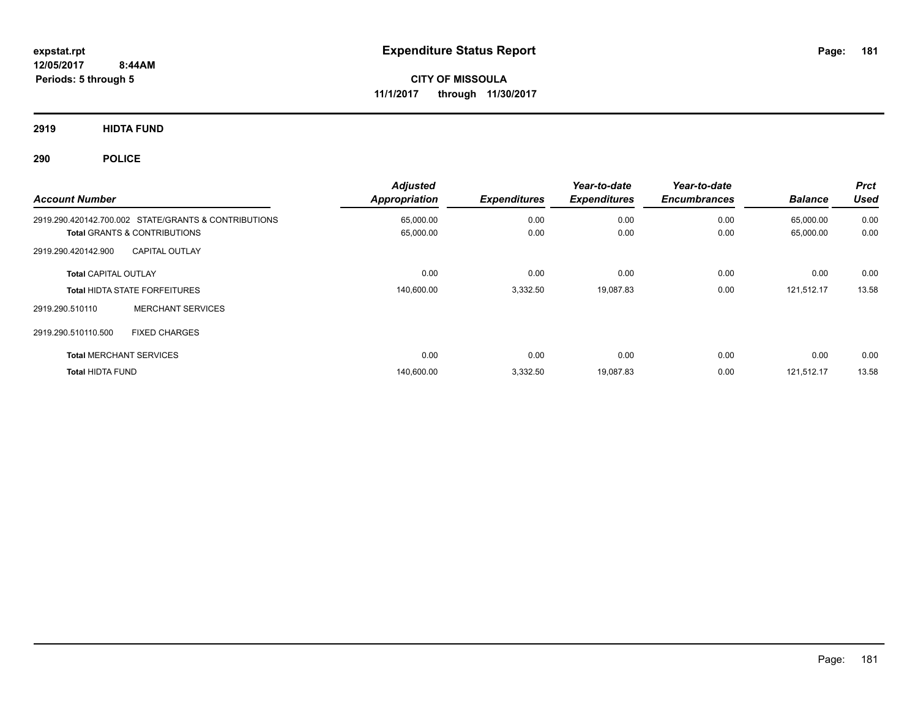# Expenditure Status Report

expstat.rpt
12/05/2017 8:44AM
Periods: 5 through 5

**CITY OF MISSOULA**
**11/1/2017 through 11/30/2017**

## 2919 HIDTA FUND

## 290 POLICE

| Account Number | Adjusted Appropriation | Expenditures | Year-to-date Expenditures | Year-to-date Encumbrances | Balance | Prct Used |
|---|---|---|---|---|---|---|
| 2919.290.420142.700.002 STATE/GRANTS & CONTRIBUTIONS | 65,000.00 | 0.00 | 0.00 | 0.00 | 65,000.00 | 0.00 |
| **Total** GRANTS & CONTRIBUTIONS | 65,000.00 | 0.00 | 0.00 | 0.00 | 65,000.00 | 0.00 |
| 2919.290.420142.900 CAPITAL OUTLAY | | | | | | |
| **Total** CAPITAL OUTLAY | 0.00 | 0.00 | 0.00 | 0.00 | 0.00 | 0.00 |
| **Total** HIDTA STATE FORFEITURES | 140,600.00 | 3,332.50 | 19,087.83 | 0.00 | 121,512.17 | 13.58 |
| 2919.290.510110 MERCHANT SERVICES | | | | | | |
| 2919.290.510110.500 FIXED CHARGES | | | | | | |
| **Total** MERCHANT SERVICES | 0.00 | 0.00 | 0.00 | 0.00 | 0.00 | 0.00 |
| **Total** HIDTA FUND | 140,600.00 | 3,332.50 | 19,087.83 | 0.00 | 121,512.17 | 13.58 |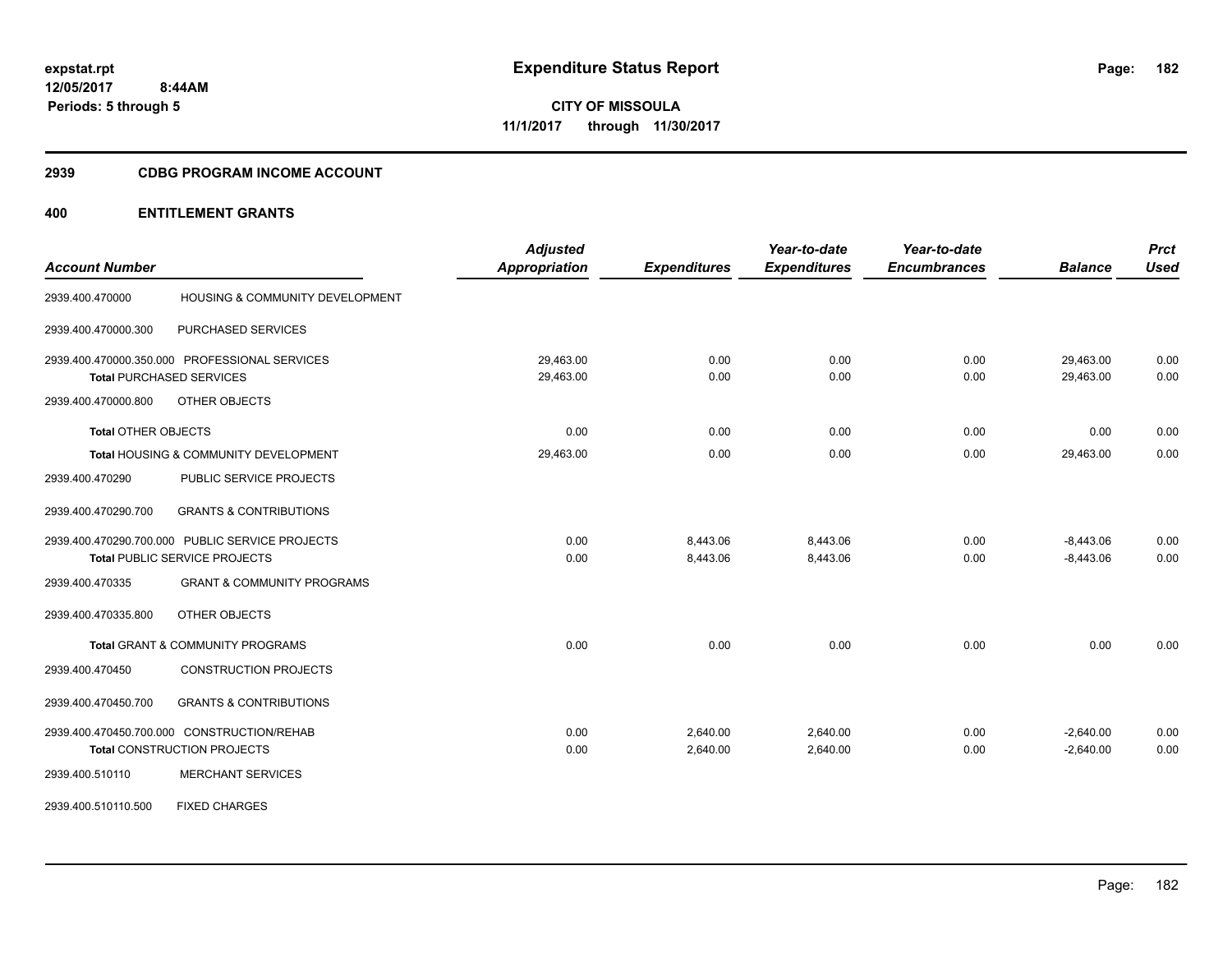expstat.rpt
12/05/2017 8:44AM
Periods: 5 through 5

# Expenditure Status Report

**CITY OF MISSOULA**
**11/1/2017 through 11/30/2017**

## 2939 CDBG PROGRAM INCOME ACCOUNT

## 400 ENTITLEMENT GRANTS

| Account Number | | Adjusted Appropriation | Expenditures | Year-to-date Expenditures | Year-to-date Encumbrances | Balance | Prct Used |
|---|---|---|---|---|---|---|---|
| 2939.400.470000 | HOUSING & COMMUNITY DEVELOPMENT | | | | | | |
| 2939.400.470000.300 | PURCHASED SERVICES | | | | | | |
| 2939.400.470000.350.000 | PROFESSIONAL SERVICES | 29,463.00 | 0.00 | 0.00 | 0.00 | 29,463.00 | 0.00 |
| Total PURCHASED SERVICES | | 29,463.00 | 0.00 | 0.00 | 0.00 | 29,463.00 | 0.00 |
| 2939.400.470000.800 | OTHER OBJECTS | | | | | | |
| Total OTHER OBJECTS | | 0.00 | 0.00 | 0.00 | 0.00 | 0.00 | 0.00 |
| Total HOUSING & COMMUNITY DEVELOPMENT | | 29,463.00 | 0.00 | 0.00 | 0.00 | 29,463.00 | 0.00 |
| 2939.400.470290 | PUBLIC SERVICE PROJECTS | | | | | | |
| 2939.400.470290.700 | GRANTS & CONTRIBUTIONS | | | | | | |
| 2939.400.470290.700.000 | PUBLIC SERVICE PROJECTS | 0.00 | 8,443.06 | 8,443.06 | 0.00 | -8,443.06 | 0.00 |
| Total PUBLIC SERVICE PROJECTS | | 0.00 | 8,443.06 | 8,443.06 | 0.00 | -8,443.06 | 0.00 |
| 2939.400.470335 | GRANT & COMMUNITY PROGRAMS | | | | | | |
| 2939.400.470335.800 | OTHER OBJECTS | | | | | | |
| Total GRANT & COMMUNITY PROGRAMS | | 0.00 | 0.00 | 0.00 | 0.00 | 0.00 | 0.00 |
| 2939.400.470450 | CONSTRUCTION PROJECTS | | | | | | |
| 2939.400.470450.700 | GRANTS & CONTRIBUTIONS | | | | | | |
| 2939.400.470450.700.000 | CONSTRUCTION/REHAB | 0.00 | 2,640.00 | 2,640.00 | 0.00 | -2,640.00 | 0.00 |
| Total CONSTRUCTION PROJECTS | | 0.00 | 2,640.00 | 2,640.00 | 0.00 | -2,640.00 | 0.00 |
| 2939.400.510110 | MERCHANT SERVICES | | | | | | |
| 2939.400.510110.500 | FIXED CHARGES | | | | | | |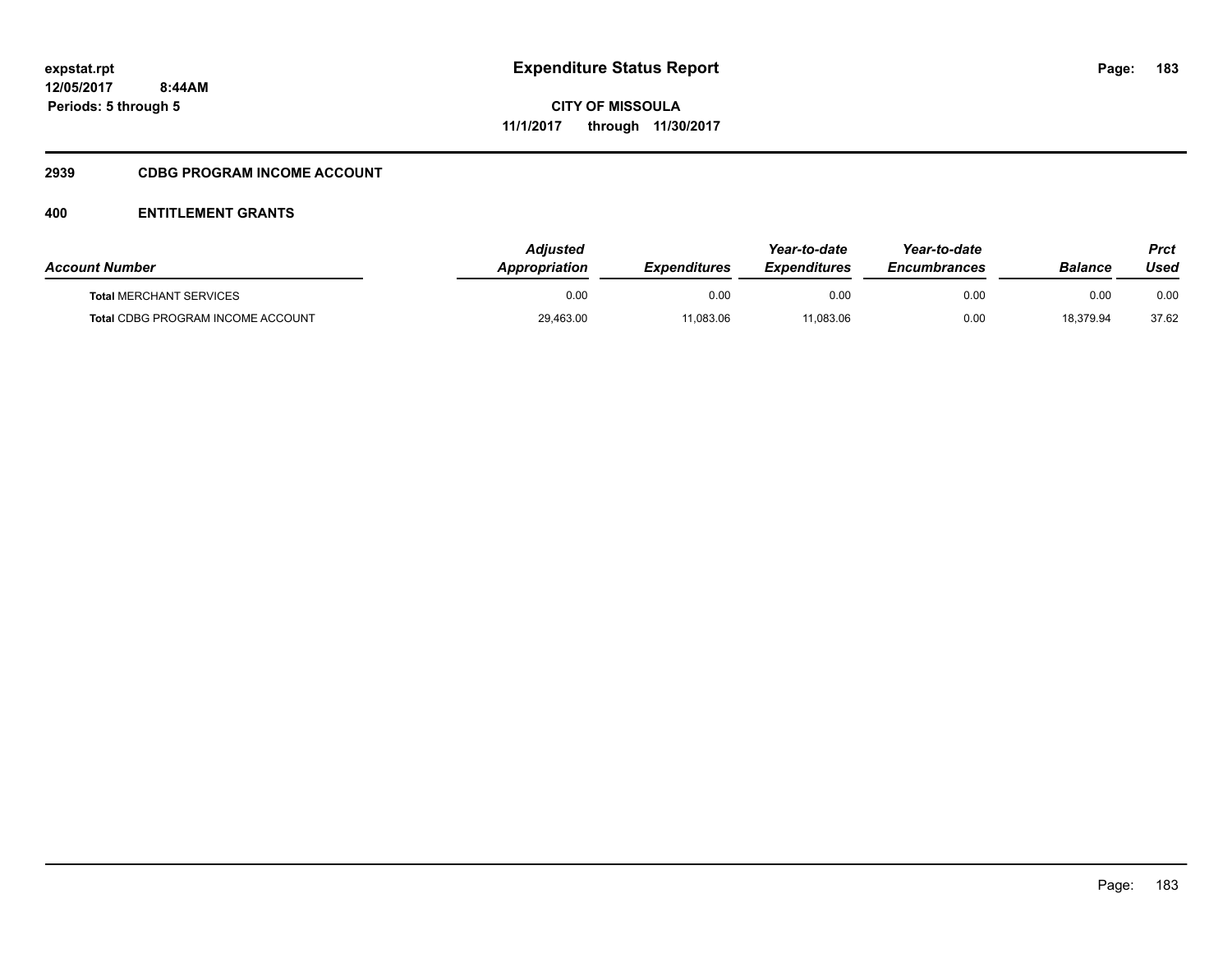expstat.rpt
12/05/2017 8:44AM
Periods: 5 through 5

# Expenditure Status Report

CITY OF MISSOULA
11/1/2017 through 11/30/2017

## 2939 CDBG PROGRAM INCOME ACCOUNT

## 400 ENTITLEMENT GRANTS

| Account Number | Adjusted Appropriation | Expenditures | Year-to-date Expenditures | Year-to-date Encumbrances | Balance | Prct Used |
|---|---|---|---|---|---|---|
| **Total** MERCHANT SERVICES | 0.00 | 0.00 | 0.00 | 0.00 | 0.00 | 0.00 |
| **Total** CDBG PROGRAM INCOME ACCOUNT | 29,463.00 | 11,083.06 | 11,083.06 | 0.00 | 18,379.94 | 37.62 |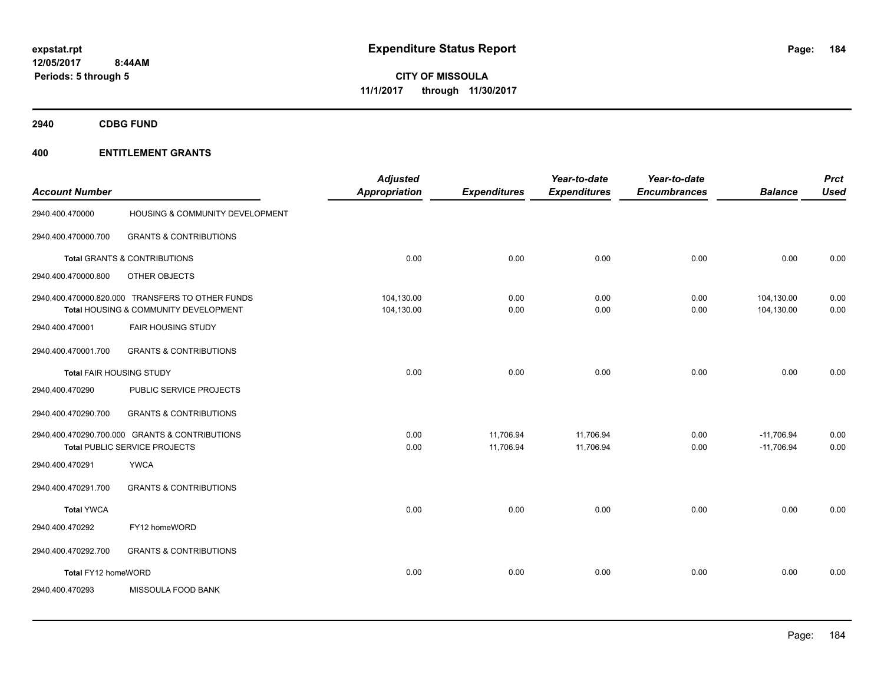expstat.rpt
12/05/2017 8:44AM
Periods: 5 through 5

# Expenditure Status Report

**CITY OF MISSOULA**
**11/1/2017 through 11/30/2017**

## 2940 CDBG FUND

## 400 ENTITLEMENT GRANTS

| Account Number | | Adjusted Appropriation | Expenditures | Year-to-date Expenditures | Year-to-date Encumbrances | Balance | Prct Used |
|---|---|---|---|---|---|---|---|
| 2940.400.470000 | HOUSING & COMMUNITY DEVELOPMENT | | | | | | |
| 2940.400.470000.700 | GRANTS & CONTRIBUTIONS | | | | | | |
| **Total** GRANTS & CONTRIBUTIONS | | 0.00 | 0.00 | 0.00 | 0.00 | 0.00 | 0.00 |
| 2940.400.470000.800 | OTHER OBJECTS | | | | | | |
| 2940.400.470000.820.000 | TRANSFERS TO OTHER FUNDS | 104,130.00 | 0.00 | 0.00 | 0.00 | 104,130.00 | 0.00 |
| **Total** HOUSING & COMMUNITY DEVELOPMENT | | 104,130.00 | 0.00 | 0.00 | 0.00 | 104,130.00 | 0.00 |
| 2940.400.470001 | FAIR HOUSING STUDY | | | | | | |
| 2940.400.470001.700 | GRANTS & CONTRIBUTIONS | | | | | | |
| **Total** FAIR HOUSING STUDY | | 0.00 | 0.00 | 0.00 | 0.00 | 0.00 | 0.00 |
| 2940.400.470290 | PUBLIC SERVICE PROJECTS | | | | | | |
| 2940.400.470290.700 | GRANTS & CONTRIBUTIONS | | | | | | |
| 2940.400.470290.700.000 | GRANTS & CONTRIBUTIONS | 0.00 | 11,706.94 | 11,706.94 | 0.00 | -11,706.94 | 0.00 |
| **Total** PUBLIC SERVICE PROJECTS | | 0.00 | 11,706.94 | 11,706.94 | 0.00 | -11,706.94 | 0.00 |
| 2940.400.470291 | YWCA | | | | | | |
| 2940.400.470291.700 | GRANTS & CONTRIBUTIONS | | | | | | |
| **Total** YWCA | | 0.00 | 0.00 | 0.00 | 0.00 | 0.00 | 0.00 |
| 2940.400.470292 | FY12 homeWORD | | | | | | |
| 2940.400.470292.700 | GRANTS & CONTRIBUTIONS | | | | | | |
| **Total** FY12 homeWORD | | 0.00 | 0.00 | 0.00 | 0.00 | 0.00 | 0.00 |
| 2940.400.470293 | MISSOULA FOOD BANK | | | | | | |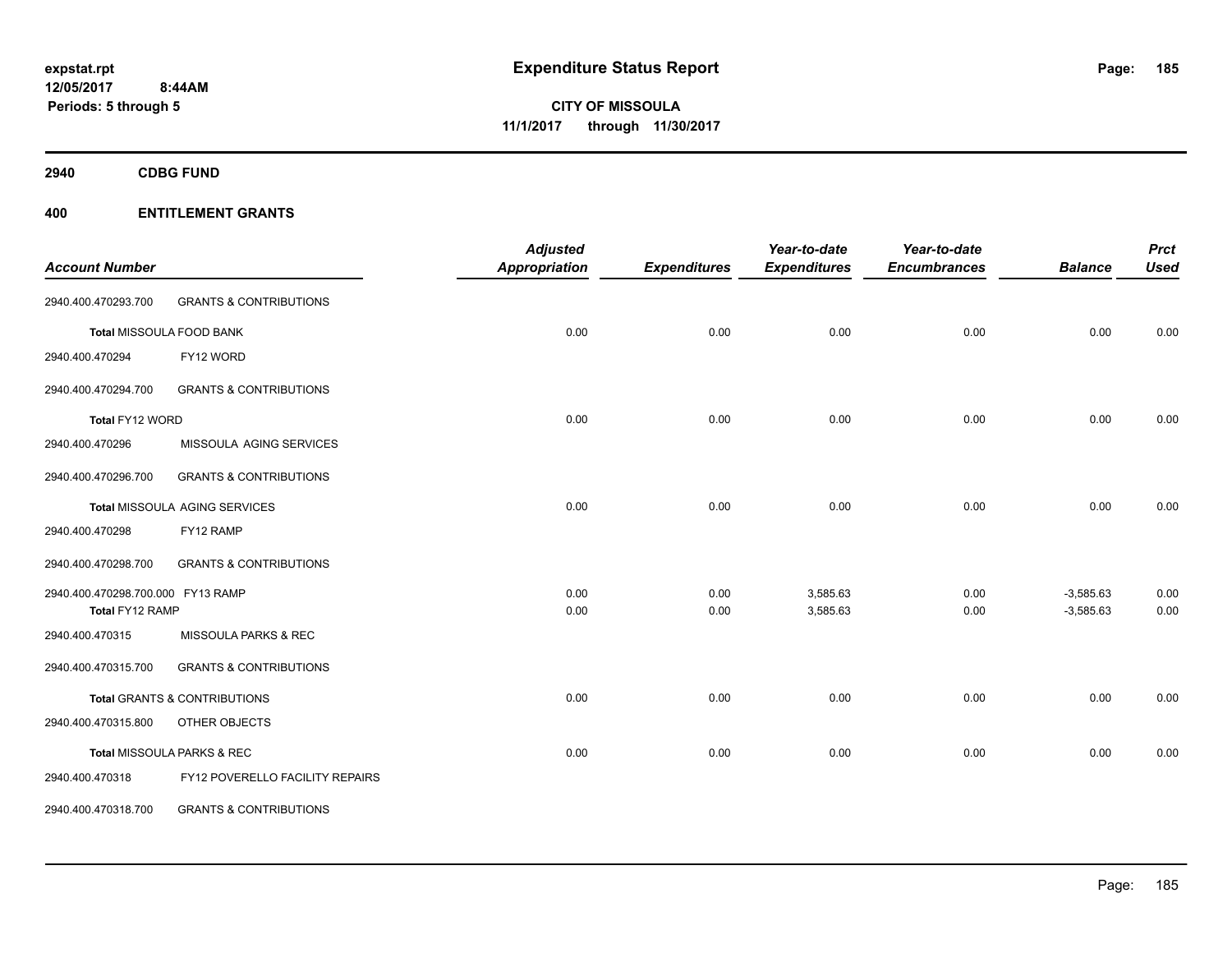# Expenditure Status Report

expstat.rpt
12/05/2017 8:44AM
Periods: 5 through 5

**CITY OF MISSOULA**
**11/1/2017 through 11/30/2017**

## 2940 CDBG FUND

## 400 ENTITLEMENT GRANTS

| Account Number | | Adjusted Appropriation | Expenditures | Year-to-date Expenditures | Year-to-date Encumbrances | Balance | Prct Used |
|---|---|---|---|---|---|---|---|
| 2940.400.470293.700 | GRANTS & CONTRIBUTIONS | | | | | | |
| **Total** MISSOULA FOOD BANK | | 0.00 | 0.00 | 0.00 | 0.00 | 0.00 | 0.00 |
| 2940.400.470294 | FY12 WORD | | | | | | |
| 2940.400.470294.700 | GRANTS & CONTRIBUTIONS | | | | | | |
| **Total** FY12 WORD | | 0.00 | 0.00 | 0.00 | 0.00 | 0.00 | 0.00 |
| 2940.400.470296 | MISSOULA AGING SERVICES | | | | | | |
| 2940.400.470296.700 | GRANTS & CONTRIBUTIONS | | | | | | |
| **Total** MISSOULA AGING SERVICES | | 0.00 | 0.00 | 0.00 | 0.00 | 0.00 | 0.00 |
| 2940.400.470298 | FY12 RAMP | | | | | | |
| 2940.400.470298.700 | GRANTS & CONTRIBUTIONS | | | | | | |
| 2940.400.470298.700.000 FY13 RAMP | | 0.00 | 0.00 | 3,585.63 | 0.00 | -3,585.63 | 0.00 |
| **Total** FY12 RAMP | | 0.00 | 0.00 | 3,585.63 | 0.00 | -3,585.63 | 0.00 |
| 2940.400.470315 | MISSOULA PARKS & REC | | | | | | |
| 2940.400.470315.700 | GRANTS & CONTRIBUTIONS | | | | | | |
| **Total** GRANTS & CONTRIBUTIONS | | 0.00 | 0.00 | 0.00 | 0.00 | 0.00 | 0.00 |
| 2940.400.470315.800 | OTHER OBJECTS | | | | | | |
| **Total** MISSOULA PARKS & REC | | 0.00 | 0.00 | 0.00 | 0.00 | 0.00 | 0.00 |
| 2940.400.470318 | FY12 POVERELLO FACILITY REPAIRS | | | | | | |
| 2940.400.470318.700 | GRANTS & CONTRIBUTIONS | | | | | | |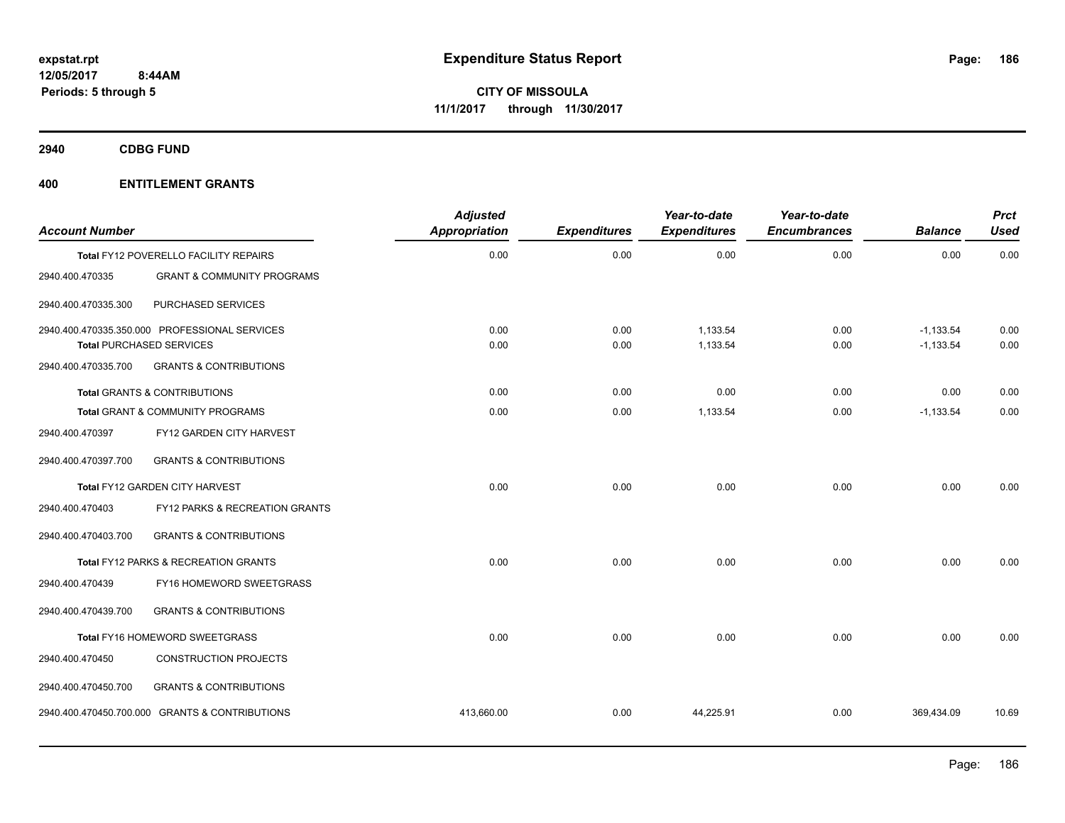# Expenditure Status Report

expstat.rpt
12/05/2017 8:44AM
Periods: 5 through 5

**CITY OF MISSOULA**
**11/1/2017 through 11/30/2017**

**2940 CDBG FUND**

**400 ENTITLEMENT GRANTS**

| Account Number | | Adjusted Appropriation | Expenditures | Year-to-date Expenditures | Year-to-date Encumbrances | Balance | Prct Used |
|---|---|---|---|---|---|---|---|
| Total FY12 POVERELLO FACILITY REPAIRS | | 0.00 | 0.00 | 0.00 | 0.00 | 0.00 | 0.00 |
| 2940.400.470335 | GRANT & COMMUNITY PROGRAMS | | | | | | |
| 2940.400.470335.300 | PURCHASED SERVICES | | | | | | |
| 2940.400.470335.350.000 | PROFESSIONAL SERVICES | 0.00 | 0.00 | 1,133.54 | 0.00 | -1,133.54 | 0.00 |
| Total PURCHASED SERVICES | | 0.00 | 0.00 | 1,133.54 | 0.00 | -1,133.54 | 0.00 |
| 2940.400.470335.700 | GRANTS & CONTRIBUTIONS | | | | | | |
| Total GRANTS & CONTRIBUTIONS | | 0.00 | 0.00 | 0.00 | 0.00 | 0.00 | 0.00 |
| Total GRANT & COMMUNITY PROGRAMS | | 0.00 | 0.00 | 1,133.54 | 0.00 | -1,133.54 | 0.00 |
| 2940.400.470397 | FY12 GARDEN CITY HARVEST | | | | | | |
| 2940.400.470397.700 | GRANTS & CONTRIBUTIONS | | | | | | |
| Total FY12 GARDEN CITY HARVEST | | 0.00 | 0.00 | 0.00 | 0.00 | 0.00 | 0.00 |
| 2940.400.470403 | FY12 PARKS & RECREATION GRANTS | | | | | | |
| 2940.400.470403.700 | GRANTS & CONTRIBUTIONS | | | | | | |
| Total FY12 PARKS & RECREATION GRANTS | | 0.00 | 0.00 | 0.00 | 0.00 | 0.00 | 0.00 |
| 2940.400.470439 | FY16 HOMEWORD SWEETGRASS | | | | | | |
| 2940.400.470439.700 | GRANTS & CONTRIBUTIONS | | | | | | |
| Total FY16 HOMEWORD SWEETGRASS | | 0.00 | 0.00 | 0.00 | 0.00 | 0.00 | 0.00 |
| 2940.400.470450 | CONSTRUCTION PROJECTS | | | | | | |
| 2940.400.470450.700 | GRANTS & CONTRIBUTIONS | | | | | | |
| 2940.400.470450.700.000 | GRANTS & CONTRIBUTIONS | 413,660.00 | 0.00 | 44,225.91 | 0.00 | 369,434.09 | 10.69 |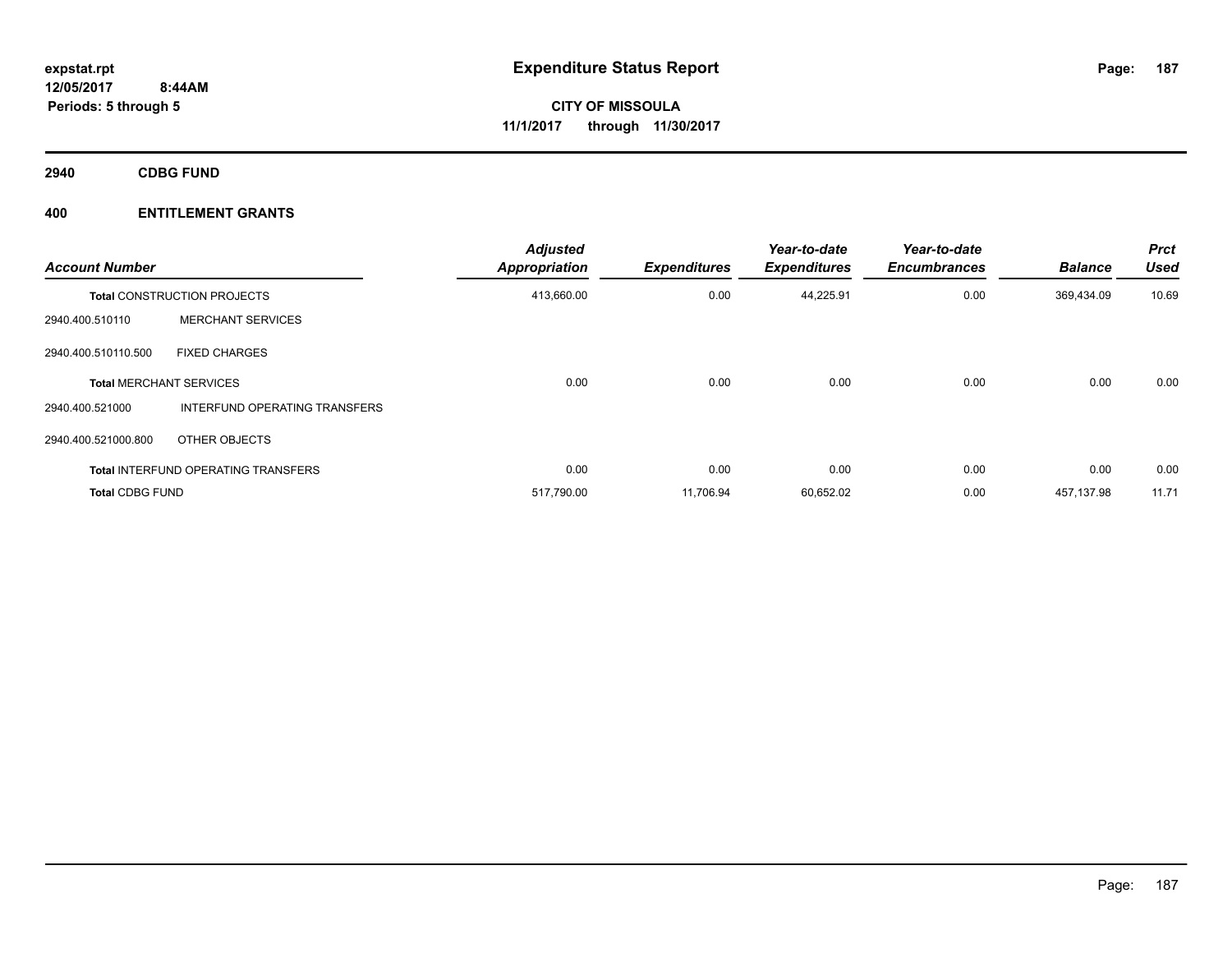# Expenditure Status Report

**CITY OF MISSOULA**
**11/1/2017 through 11/30/2017**

expstat.rpt
12/05/2017 8:44AM
Periods: 5 through 5

## 2940 CDBG FUND

## 400 ENTITLEMENT GRANTS

| Account Number | | Adjusted Appropriation | Expenditures | Year-to-date Expenditures | Year-to-date Encumbrances | Balance | Prct Used |
|---|---|---|---|---|---|---|---|
| **Total** CONSTRUCTION PROJECTS | | 413,660.00 | 0.00 | 44,225.91 | 0.00 | 369,434.09 | 10.69 |
| 2940.400.510110 | MERCHANT SERVICES | | | | | | |
| 2940.400.510110.500 | FIXED CHARGES | | | | | | |
| **Total** MERCHANT SERVICES | | 0.00 | 0.00 | 0.00 | 0.00 | 0.00 | 0.00 |
| 2940.400.521000 | INTERFUND OPERATING TRANSFERS | | | | | | |
| 2940.400.521000.800 | OTHER OBJECTS | | | | | | |
| **Total** INTERFUND OPERATING TRANSFERS | | 0.00 | 0.00 | 0.00 | 0.00 | 0.00 | 0.00 |
| **Total** CDBG FUND | | 517,790.00 | 11,706.94 | 60,652.02 | 0.00 | 457,137.98 | 11.71 |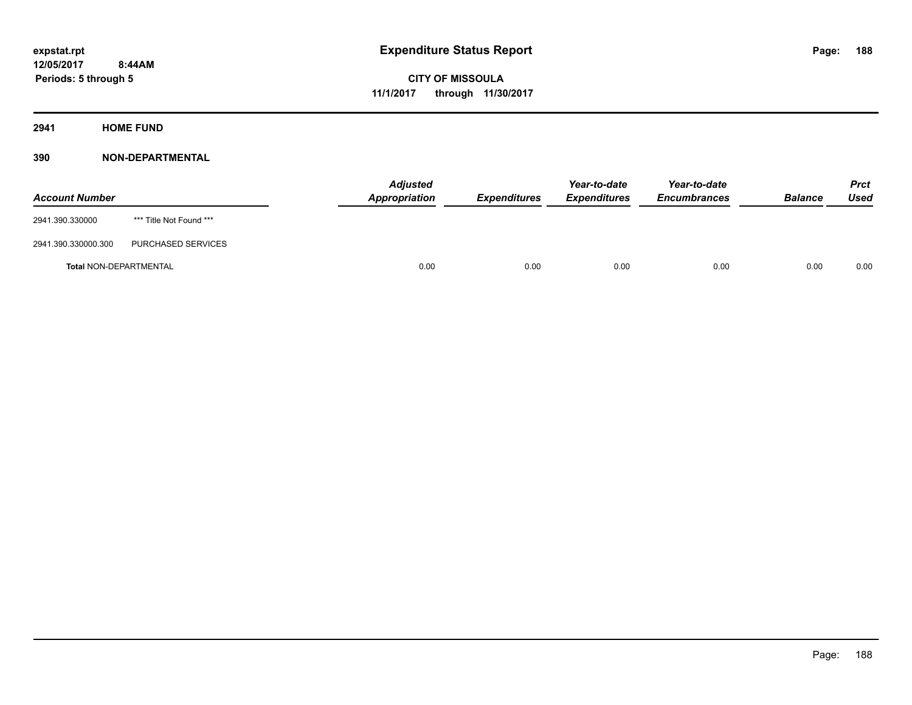expstat.rpt
12/05/2017 8:44AM
Periods: 5 through 5

# Expenditure Status Report

**CITY OF MISSOULA**
**11/1/2017 through 11/30/2017**

## 2941 HOME FUND

### 390 NON-DEPARTMENTAL

| Account Number | | Adjusted Appropriation | Expenditures | Year-to-date Expenditures | Year-to-date Encumbrances | Balance | Prct Used |
|---|---|---|---|---|---|---|---|
| 2941.390.330000 | *** Title Not Found *** | | | | | | |
| 2941.390.330000.300 | PURCHASED SERVICES | | | | | | |
| **Total** NON-DEPARTMENTAL | | 0.00 | 0.00 | 0.00 | 0.00 | 0.00 | 0.00 |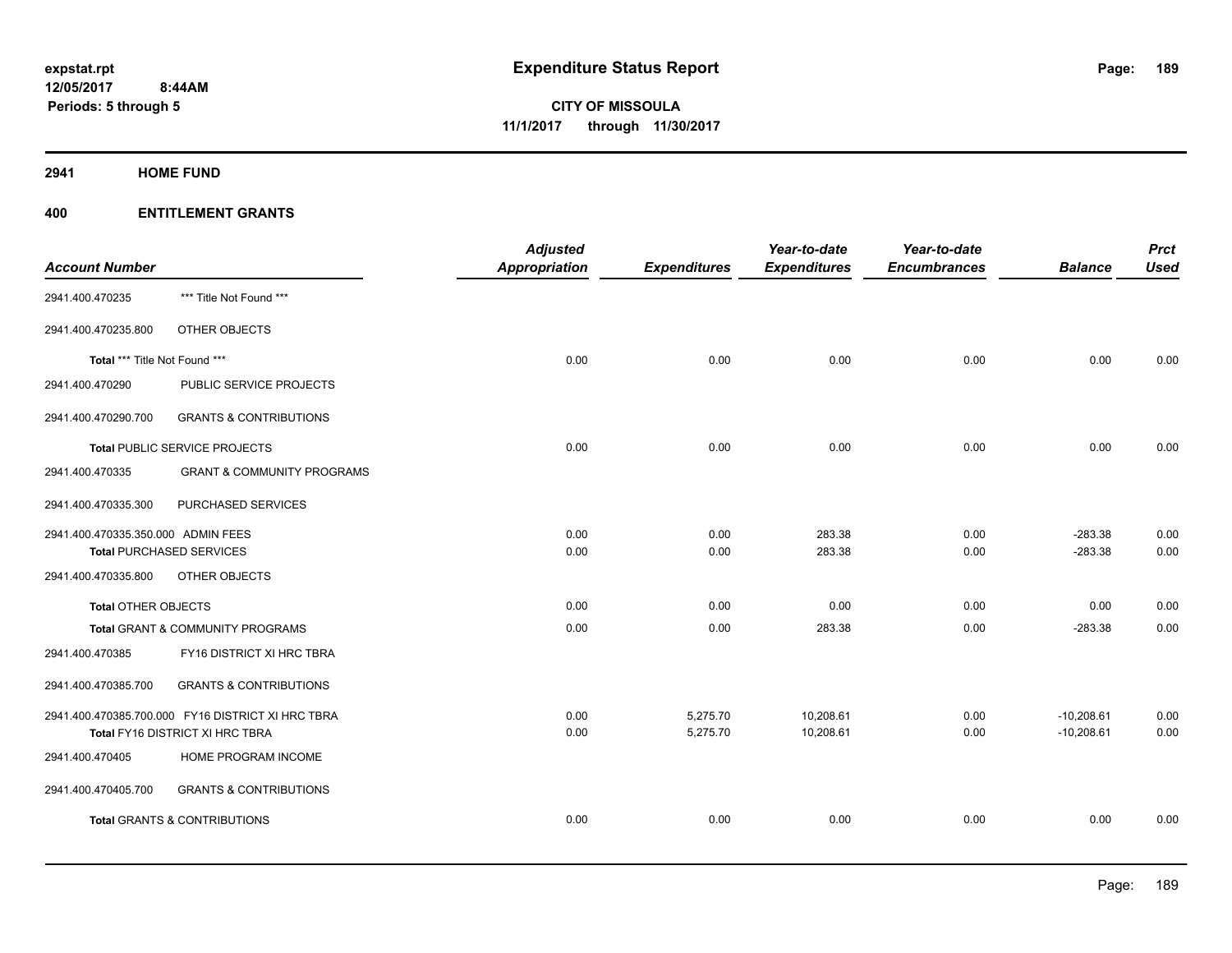**expstat.rpt**
**12/05/2017 8:44AM**
**Periods: 5 through 5**

# Expenditure Status Report

**CITY OF MISSOULA**
**11/1/2017 through 11/30/2017**

## 2941 HOME FUND

## 400 ENTITLEMENT GRANTS

| Account Number | | Adjusted Appropriation | Expenditures | Year-to-date Expenditures | Year-to-date Encumbrances | Balance | Prct Used |
|---|---|---|---|---|---|---|---|
| 2941.400.470235 | *** Title Not Found *** | | | | | | |
| 2941.400.470235.800 | OTHER OBJECTS | | | | | | |
| **Total** *** Title Not Found *** | | 0.00 | 0.00 | 0.00 | 0.00 | 0.00 | 0.00 |
| 2941.400.470290 | PUBLIC SERVICE PROJECTS | | | | | | |
| 2941.400.470290.700 | GRANTS & CONTRIBUTIONS | | | | | | |
| **Total** PUBLIC SERVICE PROJECTS | | 0.00 | 0.00 | 0.00 | 0.00 | 0.00 | 0.00 |
| 2941.400.470335 | GRANT & COMMUNITY PROGRAMS | | | | | | |
| 2941.400.470335.300 | PURCHASED SERVICES | | | | | | |
| 2941.400.470335.350.000 | ADMIN FEES | 0.00 | 0.00 | 283.38 | 0.00 | -283.38 | 0.00 |
| **Total** PURCHASED SERVICES | | 0.00 | 0.00 | 283.38 | 0.00 | -283.38 | 0.00 |
| 2941.400.470335.800 | OTHER OBJECTS | | | | | | |
| **Total** OTHER OBJECTS | | 0.00 | 0.00 | 0.00 | 0.00 | 0.00 | 0.00 |
| **Total** GRANT & COMMUNITY PROGRAMS | | 0.00 | 0.00 | 283.38 | 0.00 | -283.38 | 0.00 |
| 2941.400.470385 | FY16 DISTRICT XI HRC TBRA | | | | | | |
| 2941.400.470385.700 | GRANTS & CONTRIBUTIONS | | | | | | |
| 2941.400.470385.700.000 | FY16 DISTRICT XI HRC TBRA | 0.00 | 5,275.70 | 10,208.61 | 0.00 | -10,208.61 | 0.00 |
| **Total** FY16 DISTRICT XI HRC TBRA | | 0.00 | 5,275.70 | 10,208.61 | 0.00 | -10,208.61 | 0.00 |
| 2941.400.470405 | HOME PROGRAM INCOME | | | | | | |
| 2941.400.470405.700 | GRANTS & CONTRIBUTIONS | | | | | | |
| **Total** GRANTS & CONTRIBUTIONS | | 0.00 | 0.00 | 0.00 | 0.00 | 0.00 | 0.00 |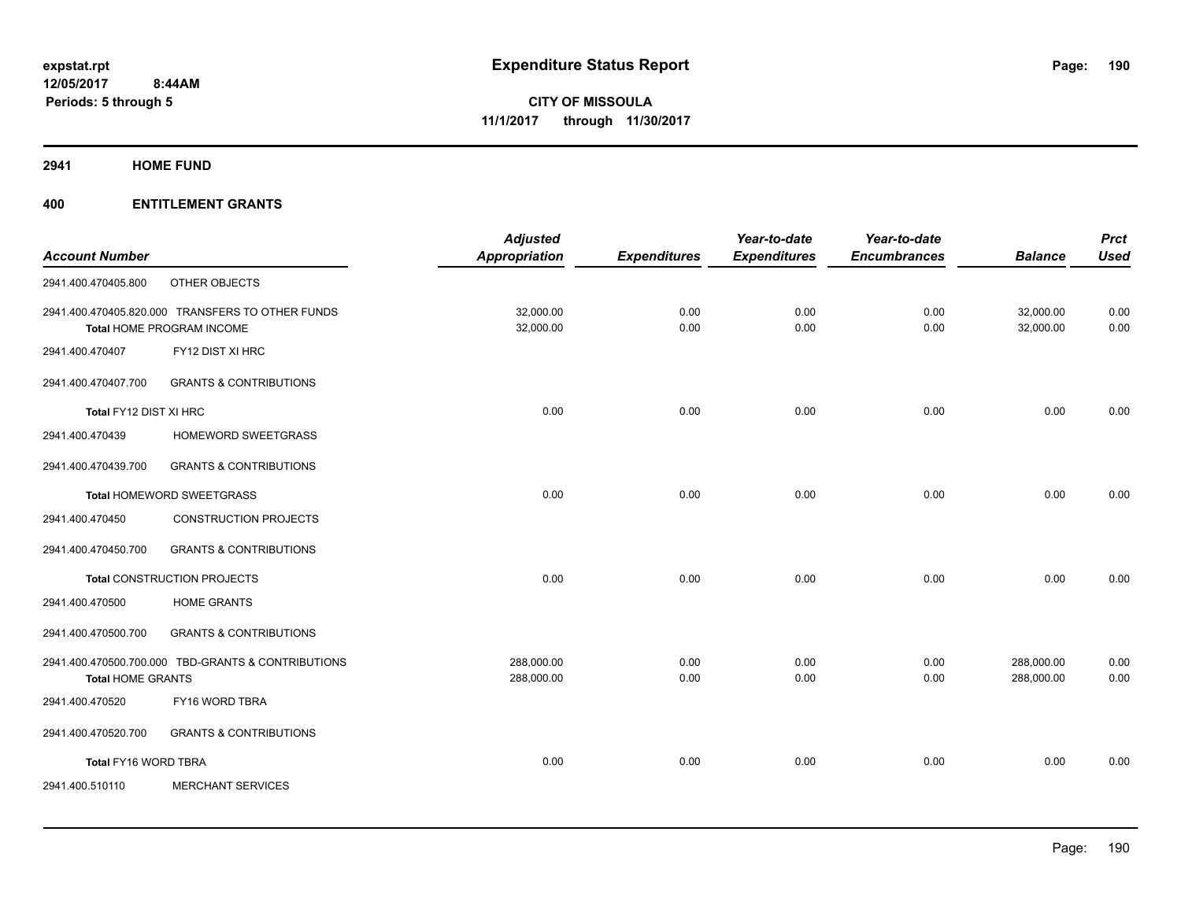**expstat.rpt**
**12/05/2017 8:44AM**
**Periods: 5 through 5**

# Expenditure Status Report

**CITY OF MISSOULA**
**11/1/2017 through 11/30/2017**

## 2941 HOME FUND

### 400 ENTITLEMENT GRANTS

| Account Number | | Adjusted Appropriation | Expenditures | Year-to-date Expenditures | Year-to-date Encumbrances | Balance | Prct Used |
|---|---|---|---|---|---|---|---|
| 2941.400.470405.800 | OTHER OBJECTS | | | | | | |
| 2941.400.470405.820.000 | TRANSFERS TO OTHER FUNDS | 32,000.00 | 0.00 | 0.00 | 0.00 | 32,000.00 | 0.00 |
| **Total** HOME PROGRAM INCOME | | 32,000.00 | 0.00 | 0.00 | 0.00 | 32,000.00 | 0.00 |
| 2941.400.470407 | FY12 DIST XI HRC | | | | | | |
| 2941.400.470407.700 | GRANTS & CONTRIBUTIONS | | | | | | |
| **Total** FY12 DIST XI HRC | | 0.00 | 0.00 | 0.00 | 0.00 | 0.00 | 0.00 |
| 2941.400.470439 | HOMEWORD SWEETGRASS | | | | | | |
| 2941.400.470439.700 | GRANTS & CONTRIBUTIONS | | | | | | |
| **Total** HOMEWORD SWEETGRASS | | 0.00 | 0.00 | 0.00 | 0.00 | 0.00 | 0.00 |
| 2941.400.470450 | CONSTRUCTION PROJECTS | | | | | | |
| 2941.400.470450.700 | GRANTS & CONTRIBUTIONS | | | | | | |
| **Total** CONSTRUCTION PROJECTS | | 0.00 | 0.00 | 0.00 | 0.00 | 0.00 | 0.00 |
| 2941.400.470500 | HOME GRANTS | | | | | | |
| 2941.400.470500.700 | GRANTS & CONTRIBUTIONS | | | | | | |
| 2941.400.470500.700.000 | TBD-GRANTS & CONTRIBUTIONS | 288,000.00 | 0.00 | 0.00 | 0.00 | 288,000.00 | 0.00 |
| **Total** HOME GRANTS | | 288,000.00 | 0.00 | 0.00 | 0.00 | 288,000.00 | 0.00 |
| 2941.400.470520 | FY16 WORD TBRA | | | | | | |
| 2941.400.470520.700 | GRANTS & CONTRIBUTIONS | | | | | | |
| **Total** FY16 WORD TBRA | | 0.00 | 0.00 | 0.00 | 0.00 | 0.00 | 0.00 |
| 2941.400.510110 | MERCHANT SERVICES | | | | | | |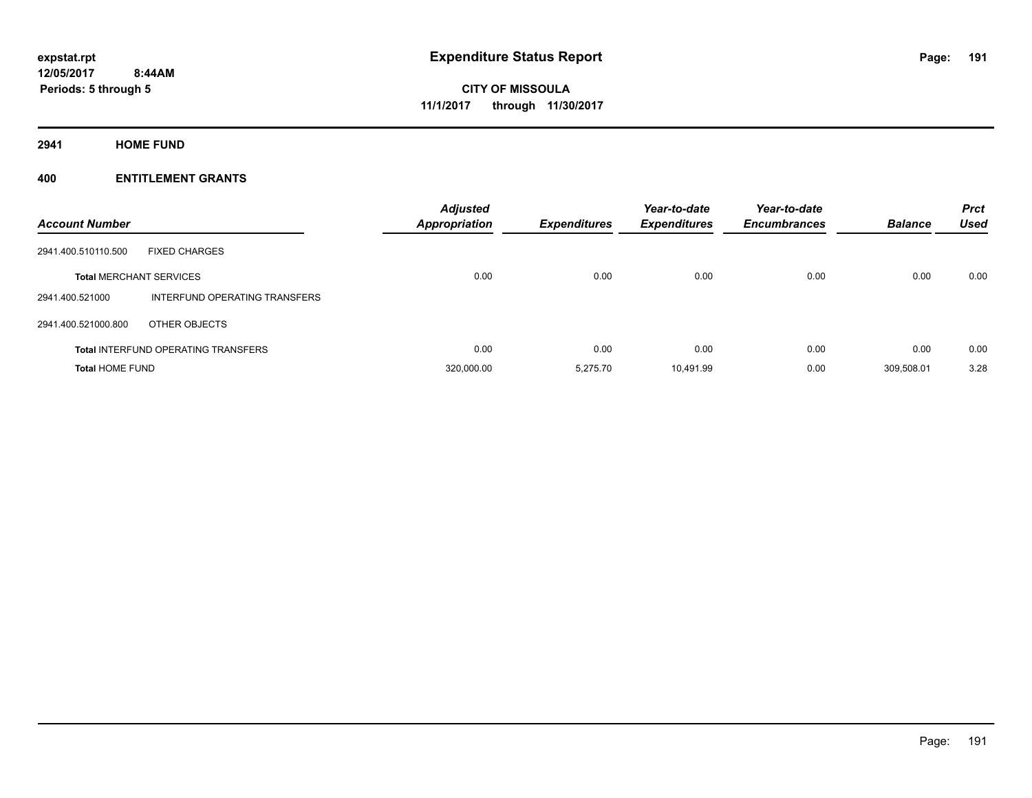**expstat.rpt**
**12/05/2017 8:44AM**
**Periods: 5 through 5**

# Expenditure Status Report

**CITY OF MISSOULA**
**11/1/2017 through 11/30/2017**

## 2941 HOME FUND

### 400 ENTITLEMENT GRANTS

| Account Number | | Adjusted Appropriation | Expenditures | Year-to-date Expenditures | Year-to-date Encumbrances | Balance | Prct Used |
|---|---|---|---|---|---|---|---|
| 2941.400.510110.500 | FIXED CHARGES | | | | | | |
| **Total** MERCHANT SERVICES | | 0.00 | 0.00 | 0.00 | 0.00 | 0.00 | 0.00 |
| 2941.400.521000 | INTERFUND OPERATING TRANSFERS | | | | | | |
| 2941.400.521000.800 | OTHER OBJECTS | | | | | | |
| **Total** INTERFUND OPERATING TRANSFERS | | 0.00 | 0.00 | 0.00 | 0.00 | 0.00 | 0.00 |
| **Total** HOME FUND | | 320,000.00 | 5,275.70 | 10,491.99 | 0.00 | 309,508.01 | 3.28 |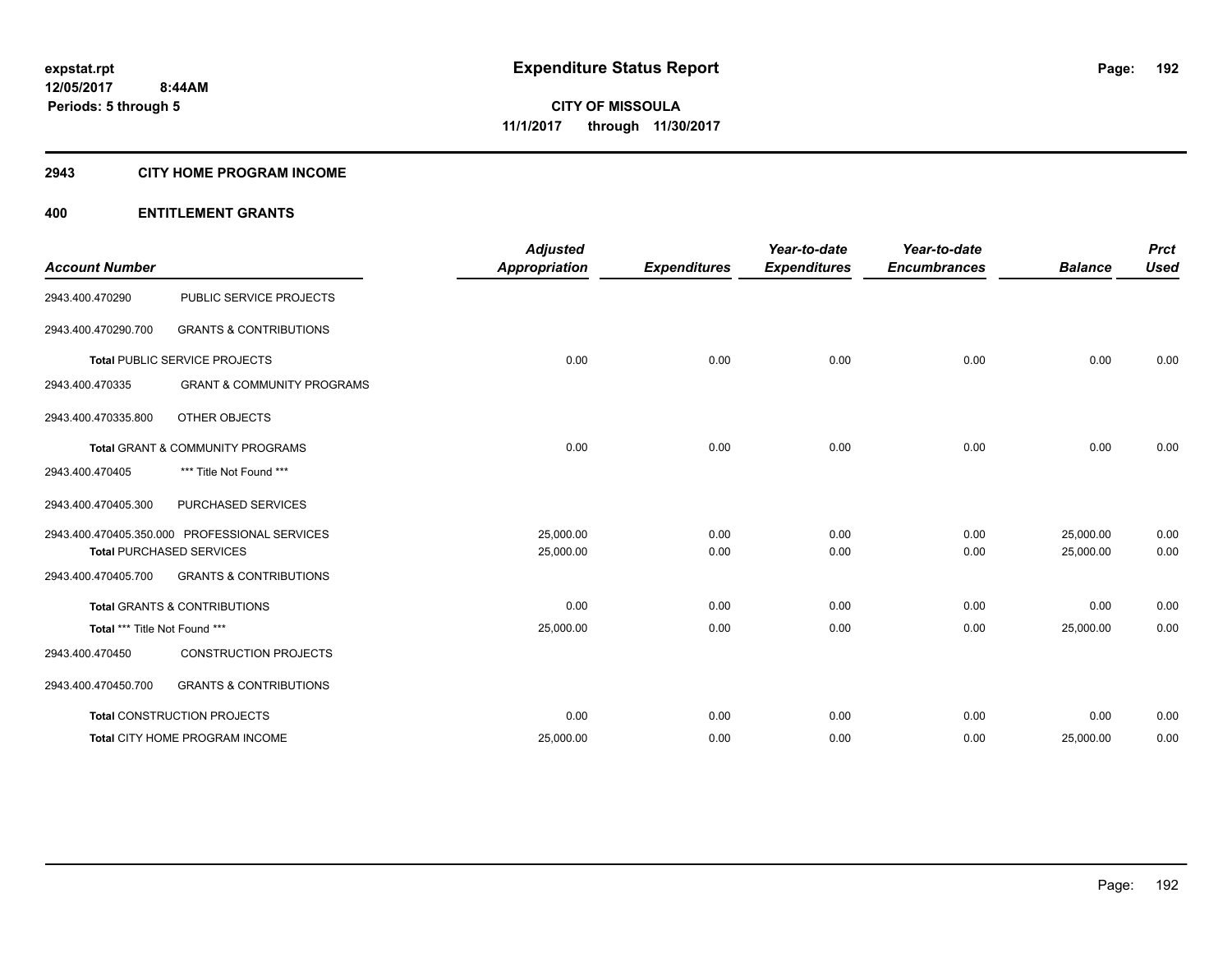expstat.rpt
12/05/2017 8:44AM
Periods: 5 through 5

# Expenditure Status Report

**CITY OF MISSOULA**
**11/1/2017 through 11/30/2017**

## 2943 CITY HOME PROGRAM INCOME

## 400 ENTITLEMENT GRANTS

| Account Number | | Adjusted Appropriation | Expenditures | Year-to-date Expenditures | Year-to-date Encumbrances | Balance | Prct Used |
|---|---|---|---|---|---|---|---|
| 2943.400.470290 | PUBLIC SERVICE PROJECTS | | | | | | |
| 2943.400.470290.700 | GRANTS & CONTRIBUTIONS | | | | | | |
| **Total** PUBLIC SERVICE PROJECTS | | 0.00 | 0.00 | 0.00 | 0.00 | 0.00 | 0.00 |
| 2943.400.470335 | GRANT & COMMUNITY PROGRAMS | | | | | | |
| 2943.400.470335.800 | OTHER OBJECTS | | | | | | |
| **Total** GRANT & COMMUNITY PROGRAMS | | 0.00 | 0.00 | 0.00 | 0.00 | 0.00 | 0.00 |
| 2943.400.470405 | *** Title Not Found *** | | | | | | |
| 2943.400.470405.300 | PURCHASED SERVICES | | | | | | |
| 2943.400.470405.350.000 | PROFESSIONAL SERVICES | 25,000.00 | 0.00 | 0.00 | 0.00 | 25,000.00 | 0.00 |
| **Total** PURCHASED SERVICES | | 25,000.00 | 0.00 | 0.00 | 0.00 | 25,000.00 | 0.00 |
| 2943.400.470405.700 | GRANTS & CONTRIBUTIONS | | | | | | |
| **Total** GRANTS & CONTRIBUTIONS | | 0.00 | 0.00 | 0.00 | 0.00 | 0.00 | 0.00 |
| **Total** *** Title Not Found *** | | 25,000.00 | 0.00 | 0.00 | 0.00 | 25,000.00 | 0.00 |
| 2943.400.470450 | CONSTRUCTION PROJECTS | | | | | | |
| 2943.400.470450.700 | GRANTS & CONTRIBUTIONS | | | | | | |
| **Total** CONSTRUCTION PROJECTS | | 0.00 | 0.00 | 0.00 | 0.00 | 0.00 | 0.00 |
| **Total** CITY HOME PROGRAM INCOME | | 25,000.00 | 0.00 | 0.00 | 0.00 | 25,000.00 | 0.00 |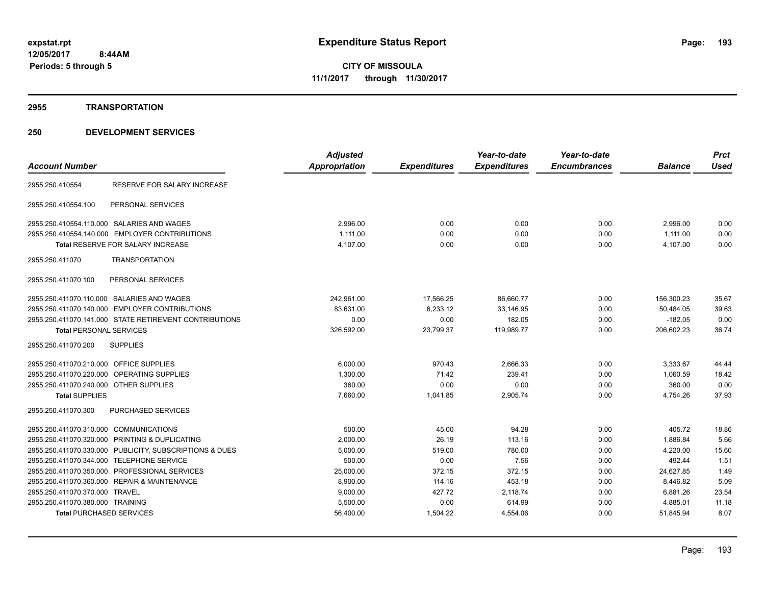# Expenditure Status Report

**CITY OF MISSOULA**

**11/1/2017 through 11/30/2017**

expstat.rpt
12/05/2017 8:44AM
Periods: 5 through 5

## 2955 TRANSPORTATION

## 250 DEVELOPMENT SERVICES

| Account Number | | Adjusted Appropriation | Expenditures | Year-to-date Expenditures | Year-to-date Encumbrances | Balance | Prct Used |
|---|---|---|---|---|---|---|---|
| 2955.250.410554 | RESERVE FOR SALARY INCREASE | | | | | | |
| 2955.250.410554.100 | PERSONAL SERVICES | | | | | | |
| 2955.250.410554.110.000 | SALARIES AND WAGES | 2,996.00 | 0.00 | 0.00 | 0.00 | 2,996.00 | 0.00 |
| 2955.250.410554.140.000 | EMPLOYER CONTRIBUTIONS | 1,111.00 | 0.00 | 0.00 | 0.00 | 1,111.00 | 0.00 |
| **Total** RESERVE FOR SALARY INCREASE | | 4,107.00 | 0.00 | 0.00 | 0.00 | 4,107.00 | 0.00 |
| 2955.250.411070 | TRANSPORTATION | | | | | | |
| 2955.250.411070.100 | PERSONAL SERVICES | | | | | | |
| 2955.250.411070.110.000 | SALARIES AND WAGES | 242,961.00 | 17,566.25 | 86,660.77 | 0.00 | 156,300.23 | 35.67 |
| 2955.250.411070.140.000 | EMPLOYER CONTRIBUTIONS | 83,631.00 | 6,233.12 | 33,146.95 | 0.00 | 50,484.05 | 39.63 |
| 2955.250.411070.141.000 | STATE RETIREMENT CONTRIBUTIONS | 0.00 | 0.00 | 182.05 | 0.00 | -182.05 | 0.00 |
| **Total** PERSONAL SERVICES | | 326,592.00 | 23,799.37 | 119,989.77 | 0.00 | 206,602.23 | 36.74 |
| 2955.250.411070.200 | SUPPLIES | | | | | | |
| 2955.250.411070.210.000 | OFFICE SUPPLIES | 6,000.00 | 970.43 | 2,666.33 | 0.00 | 3,333.67 | 44.44 |
| 2955.250.411070.220.000 | OPERATING SUPPLIES | 1,300.00 | 71.42 | 239.41 | 0.00 | 1,060.59 | 18.42 |
| 2955.250.411070.240.000 | OTHER SUPPLIES | 360.00 | 0.00 | 0.00 | 0.00 | 360.00 | 0.00 |
| **Total** SUPPLIES | | 7,660.00 | 1,041.85 | 2,905.74 | 0.00 | 4,754.26 | 37.93 |
| 2955.250.411070.300 | PURCHASED SERVICES | | | | | | |
| 2955.250.411070.310.000 | COMMUNICATIONS | 500.00 | 45.00 | 94.28 | 0.00 | 405.72 | 18.86 |
| 2955.250.411070.320.000 | PRINTING & DUPLICATING | 2,000.00 | 26.19 | 113.16 | 0.00 | 1,886.84 | 5.66 |
| 2955.250.411070.330.000 | PUBLICITY, SUBSCRIPTIONS & DUES | 5,000.00 | 519.00 | 780.00 | 0.00 | 4,220.00 | 15.60 |
| 2955.250.411070.344.000 | TELEPHONE SERVICE | 500.00 | 0.00 | 7.56 | 0.00 | 492.44 | 1.51 |
| 2955.250.411070.350.000 | PROFESSIONAL SERVICES | 25,000.00 | 372.15 | 372.15 | 0.00 | 24,627.85 | 1.49 |
| 2955.250.411070.360.000 | REPAIR & MAINTENANCE | 8,900.00 | 114.16 | 453.18 | 0.00 | 8,446.82 | 5.09 |
| 2955.250.411070.370.000 | TRAVEL | 9,000.00 | 427.72 | 2,118.74 | 0.00 | 6,881.26 | 23.54 |
| 2955.250.411070.380.000 | TRAINING | 5,500.00 | 0.00 | 614.99 | 0.00 | 4,885.01 | 11.18 |
| **Total** PURCHASED SERVICES | | 56,400.00 | 1,504.22 | 4,554.06 | 0.00 | 51,845.94 | 8.07 |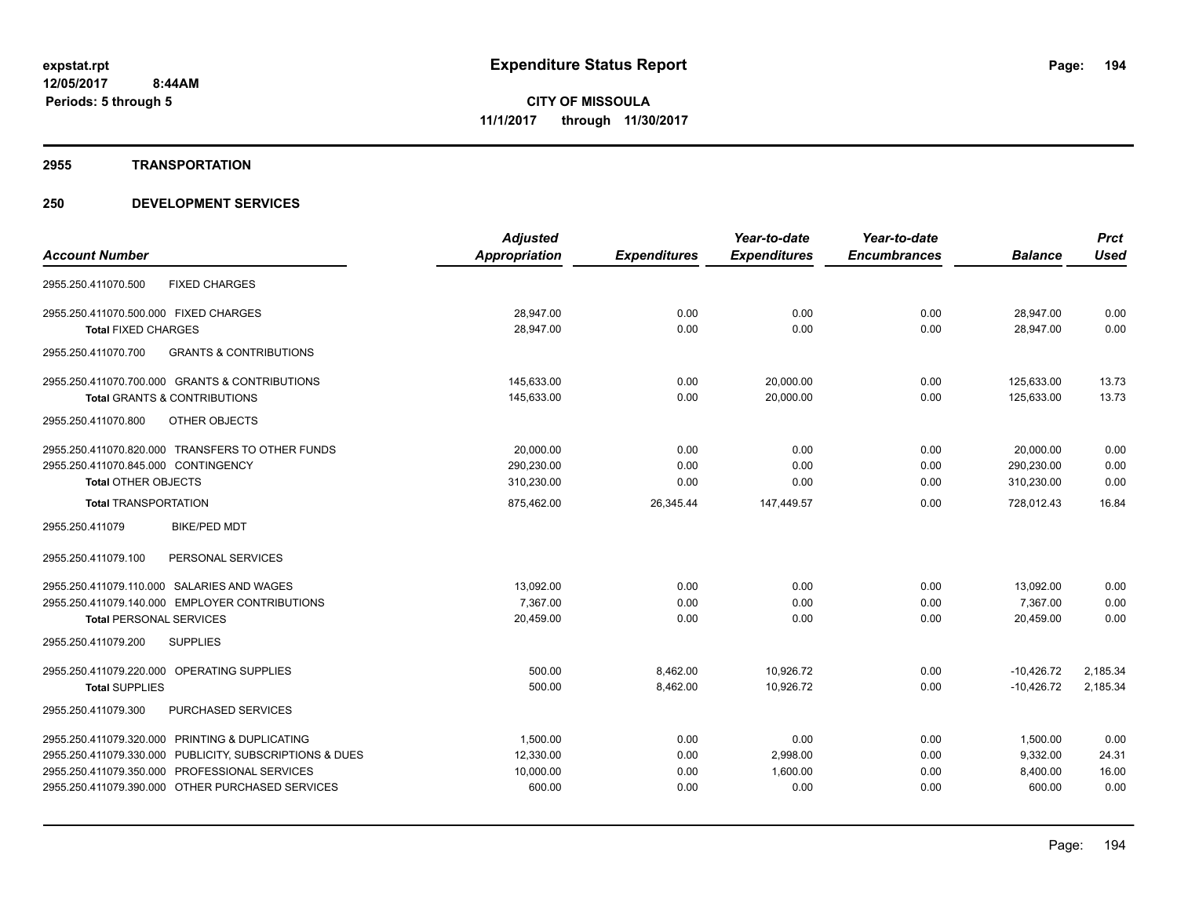**expstat.rpt**
**12/05/2017 8:44AM**
**Periods: 5 through 5**

# Expenditure Status Report

**CITY OF MISSOULA**
**11/1/2017 through 11/30/2017**

## 2955 TRANSPORTATION

## 250 DEVELOPMENT SERVICES

| Account Number | Adjusted Appropriation | Expenditures | Year-to-date Expenditures | Year-to-date Encumbrances | Balance | Prct Used |
|---|---|---|---|---|---|---|
| 2955.250.411070.500 FIXED CHARGES | | | | | | |
| 2955.250.411070.500.000 FIXED CHARGES | 28,947.00 | 0.00 | 0.00 | 0.00 | 28,947.00 | 0.00 |
| **Total** FIXED CHARGES | 28,947.00 | 0.00 | 0.00 | 0.00 | 28,947.00 | 0.00 |
| 2955.250.411070.700 GRANTS & CONTRIBUTIONS | | | | | | |
| 2955.250.411070.700.000 GRANTS & CONTRIBUTIONS | 145,633.00 | 0.00 | 20,000.00 | 0.00 | 125,633.00 | 13.73 |
| **Total** GRANTS & CONTRIBUTIONS | 145,633.00 | 0.00 | 20,000.00 | 0.00 | 125,633.00 | 13.73 |
| 2955.250.411070.800 OTHER OBJECTS | | | | | | |
| 2955.250.411070.820.000 TRANSFERS TO OTHER FUNDS | 20,000.00 | 0.00 | 0.00 | 0.00 | 20,000.00 | 0.00 |
| 2955.250.411070.845.000 CONTINGENCY | 290,230.00 | 0.00 | 0.00 | 0.00 | 290,230.00 | 0.00 |
| **Total** OTHER OBJECTS | 310,230.00 | 0.00 | 0.00 | 0.00 | 310,230.00 | 0.00 |
| **Total** TRANSPORTATION | 875,462.00 | 26,345.44 | 147,449.57 | 0.00 | 728,012.43 | 16.84 |
| 2955.250.411079 BIKE/PED MDT | | | | | | |
| 2955.250.411079.100 PERSONAL SERVICES | | | | | | |
| 2955.250.411079.110.000 SALARIES AND WAGES | 13,092.00 | 0.00 | 0.00 | 0.00 | 13,092.00 | 0.00 |
| 2955.250.411079.140.000 EMPLOYER CONTRIBUTIONS | 7,367.00 | 0.00 | 0.00 | 0.00 | 7,367.00 | 0.00 |
| **Total** PERSONAL SERVICES | 20,459.00 | 0.00 | 0.00 | 0.00 | 20,459.00 | 0.00 |
| 2955.250.411079.200 SUPPLIES | | | | | | |
| 2955.250.411079.220.000 OPERATING SUPPLIES | 500.00 | 8,462.00 | 10,926.72 | 0.00 | -10,426.72 | 2,185.34 |
| **Total** SUPPLIES | 500.00 | 8,462.00 | 10,926.72 | 0.00 | -10,426.72 | 2,185.34 |
| 2955.250.411079.300 PURCHASED SERVICES | | | | | | |
| 2955.250.411079.320.000 PRINTING & DUPLICATING | 1,500.00 | 0.00 | 0.00 | 0.00 | 1,500.00 | 0.00 |
| 2955.250.411079.330.000 PUBLICITY, SUBSCRIPTIONS & DUES | 12,330.00 | 0.00 | 2,998.00 | 0.00 | 9,332.00 | 24.31 |
| 2955.250.411079.350.000 PROFESSIONAL SERVICES | 10,000.00 | 0.00 | 1,600.00 | 0.00 | 8,400.00 | 16.00 |
| 2955.250.411079.390.000 OTHER PURCHASED SERVICES | 600.00 | 0.00 | 0.00 | 0.00 | 600.00 | 0.00 |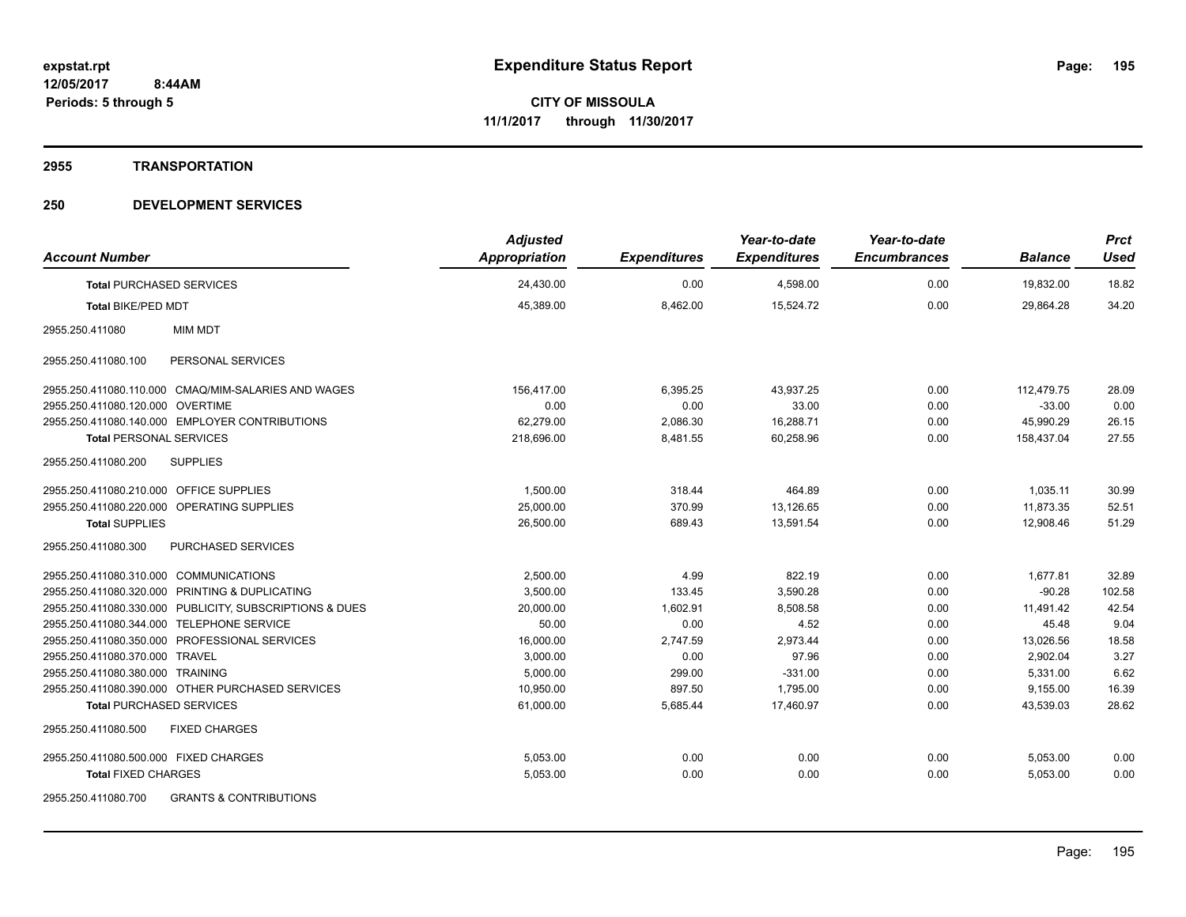**expstat.rpt**
**12/05/2017 8:44AM**
**Periods: 5 through 5**

# Expenditure Status Report

**CITY OF MISSOULA**
**11/1/2017 through 11/30/2017**

## 2955 TRANSPORTATION

## 250 DEVELOPMENT SERVICES

| Account Number | | Adjusted Appropriation | Expenditures | Year-to-date Expenditures | Year-to-date Encumbrances | Balance | Prct Used |
|---|---|---|---|---|---|---|---|
| **Total** PURCHASED SERVICES | | 24,430.00 | 0.00 | 4,598.00 | 0.00 | 19,832.00 | 18.82 |
| **Total** BIKE/PED MDT | | 45,389.00 | 8,462.00 | 15,524.72 | 0.00 | 29,864.28 | 34.20 |
| 2955.250.411080 | MIM MDT | | | | | | |
| 2955.250.411080.100 | PERSONAL SERVICES | | | | | | |
| 2955.250.411080.110.000 | CMAQ/MIM-SALARIES AND WAGES | 156,417.00 | 6,395.25 | 43,937.25 | 0.00 | 112,479.75 | 28.09 |
| 2955.250.411080.120.000 | OVERTIME | 0.00 | 0.00 | 33.00 | 0.00 | -33.00 | 0.00 |
| 2955.250.411080.140.000 | EMPLOYER CONTRIBUTIONS | 62,279.00 | 2,086.30 | 16,288.71 | 0.00 | 45,990.29 | 26.15 |
| **Total** PERSONAL SERVICES | | 218,696.00 | 8,481.55 | 60,258.96 | 0.00 | 158,437.04 | 27.55 |
| 2955.250.411080.200 | SUPPLIES | | | | | | |
| 2955.250.411080.210.000 | OFFICE SUPPLIES | 1,500.00 | 318.44 | 464.89 | 0.00 | 1,035.11 | 30.99 |
| 2955.250.411080.220.000 | OPERATING SUPPLIES | 25,000.00 | 370.99 | 13,126.65 | 0.00 | 11,873.35 | 52.51 |
| **Total** SUPPLIES | | 26,500.00 | 689.43 | 13,591.54 | 0.00 | 12,908.46 | 51.29 |
| 2955.250.411080.300 | PURCHASED SERVICES | | | | | | |
| 2955.250.411080.310.000 | COMMUNICATIONS | 2,500.00 | 4.99 | 822.19 | 0.00 | 1,677.81 | 32.89 |
| 2955.250.411080.320.000 | PRINTING & DUPLICATING | 3,500.00 | 133.45 | 3,590.28 | 0.00 | -90.28 | 102.58 |
| 2955.250.411080.330.000 | PUBLICITY, SUBSCRIPTIONS & DUES | 20,000.00 | 1,602.91 | 8,508.58 | 0.00 | 11,491.42 | 42.54 |
| 2955.250.411080.344.000 | TELEPHONE SERVICE | 50.00 | 0.00 | 4.52 | 0.00 | 45.48 | 9.04 |
| 2955.250.411080.350.000 | PROFESSIONAL SERVICES | 16,000.00 | 2,747.59 | 2,973.44 | 0.00 | 13,026.56 | 18.58 |
| 2955.250.411080.370.000 | TRAVEL | 3,000.00 | 0.00 | 97.96 | 0.00 | 2,902.04 | 3.27 |
| 2955.250.411080.380.000 | TRAINING | 5,000.00 | 299.00 | -331.00 | 0.00 | 5,331.00 | 6.62 |
| 2955.250.411080.390.000 | OTHER PURCHASED SERVICES | 10,950.00 | 897.50 | 1,795.00 | 0.00 | 9,155.00 | 16.39 |
| **Total** PURCHASED SERVICES | | 61,000.00 | 5,685.44 | 17,460.97 | 0.00 | 43,539.03 | 28.62 |
| 2955.250.411080.500 | FIXED CHARGES | | | | | | |
| 2955.250.411080.500.000 | FIXED CHARGES | 5,053.00 | 0.00 | 0.00 | 0.00 | 5,053.00 | 0.00 |
| **Total** FIXED CHARGES | | 5,053.00 | 0.00 | 0.00 | 0.00 | 5,053.00 | 0.00 |
| 2955.250.411080.700 | GRANTS & CONTRIBUTIONS | | | | | | |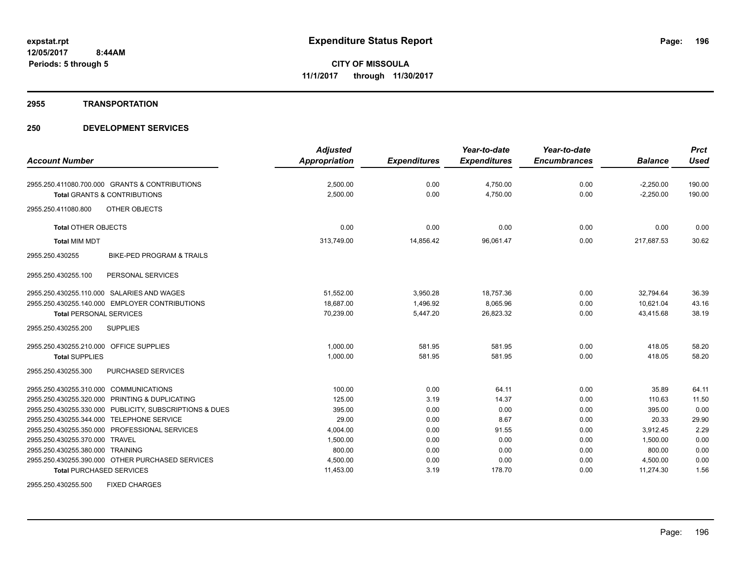# Expenditure Status Report

expstat.rpt
12/05/2017 8:44AM
Periods: 5 through 5

**CITY OF MISSOULA**
**11/1/2017 through 11/30/2017**

## 2955 TRANSPORTATION

## 250 DEVELOPMENT SERVICES

| Account Number | Adjusted Appropriation | Expenditures | Year-to-date Expenditures | Year-to-date Encumbrances | Balance | Prct Used |
|---|---|---|---|---|---|---|
| 2955.250.411080.700.000 GRANTS & CONTRIBUTIONS | 2,500.00 | 0.00 | 4,750.00 | 0.00 | -2,250.00 | 190.00 |
| **Total** GRANTS & CONTRIBUTIONS | 2,500.00 | 0.00 | 4,750.00 | 0.00 | -2,250.00 | 190.00 |
| 2955.250.411080.800 OTHER OBJECTS | | | | | | |
| **Total** OTHER OBJECTS | 0.00 | 0.00 | 0.00 | 0.00 | 0.00 | 0.00 |
| **Total** MIM MDT | 313,749.00 | 14,856.42 | 96,061.47 | 0.00 | 217,687.53 | 30.62 |
| 2955.250.430255 BIKE-PED PROGRAM & TRAILS | | | | | | |
| 2955.250.430255.100 PERSONAL SERVICES | | | | | | |
| 2955.250.430255.110.000 SALARIES AND WAGES | 51,552.00 | 3,950.28 | 18,757.36 | 0.00 | 32,794.64 | 36.39 |
| 2955.250.430255.140.000 EMPLOYER CONTRIBUTIONS | 18,687.00 | 1,496.92 | 8,065.96 | 0.00 | 10,621.04 | 43.16 |
| **Total** PERSONAL SERVICES | 70,239.00 | 5,447.20 | 26,823.32 | 0.00 | 43,415.68 | 38.19 |
| 2955.250.430255.200 SUPPLIES | | | | | | |
| 2955.250.430255.210.000 OFFICE SUPPLIES | 1,000.00 | 581.95 | 581.95 | 0.00 | 418.05 | 58.20 |
| **Total** SUPPLIES | 1,000.00 | 581.95 | 581.95 | 0.00 | 418.05 | 58.20 |
| 2955.250.430255.300 PURCHASED SERVICES | | | | | | |
| 2955.250.430255.310.000 COMMUNICATIONS | 100.00 | 0.00 | 64.11 | 0.00 | 35.89 | 64.11 |
| 2955.250.430255.320.000 PRINTING & DUPLICATING | 125.00 | 3.19 | 14.37 | 0.00 | 110.63 | 11.50 |
| 2955.250.430255.330.000 PUBLICITY, SUBSCRIPTIONS & DUES | 395.00 | 0.00 | 0.00 | 0.00 | 395.00 | 0.00 |
| 2955.250.430255.344.000 TELEPHONE SERVICE | 29.00 | 0.00 | 8.67 | 0.00 | 20.33 | 29.90 |
| 2955.250.430255.350.000 PROFESSIONAL SERVICES | 4,004.00 | 0.00 | 91.55 | 0.00 | 3,912.45 | 2.29 |
| 2955.250.430255.370.000 TRAVEL | 1,500.00 | 0.00 | 0.00 | 0.00 | 1,500.00 | 0.00 |
| 2955.250.430255.380.000 TRAINING | 800.00 | 0.00 | 0.00 | 0.00 | 800.00 | 0.00 |
| 2955.250.430255.390.000 OTHER PURCHASED SERVICES | 4,500.00 | 0.00 | 0.00 | 0.00 | 4,500.00 | 0.00 |
| **Total** PURCHASED SERVICES | 11,453.00 | 3.19 | 178.70 | 0.00 | 11,274.30 | 1.56 |
| 2955.250.430255.500 FIXED CHARGES | | | | | | |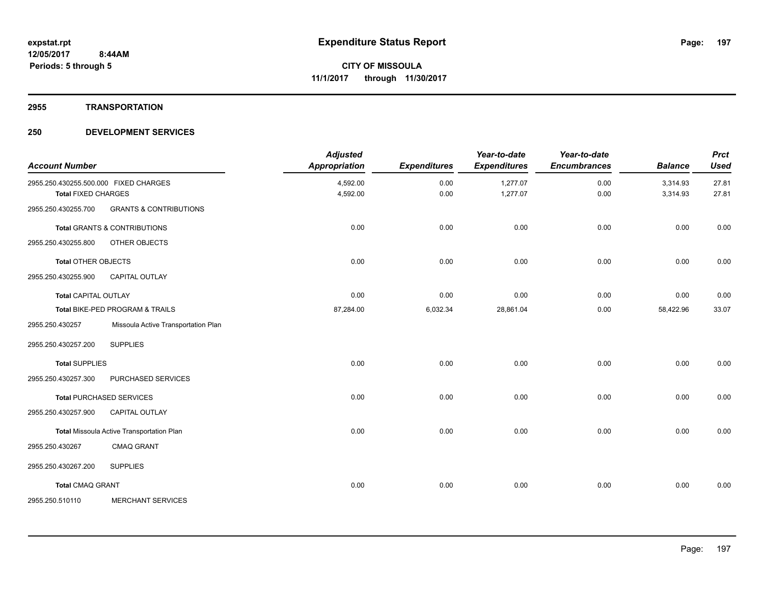expstat.rpt
12/05/2017 8:44AM
Periods: 5 through 5

# Expenditure Status Report

**CITY OF MISSOULA**
**11/1/2017 through 11/30/2017**

## 2955 TRANSPORTATION

## 250 DEVELOPMENT SERVICES

| Account Number | | Adjusted Appropriation | Expenditures | Year-to-date Expenditures | Year-to-date Encumbrances | Balance | Prct Used |
|---|---|---|---|---|---|---|---|
| 2955.250.430255.500.000 | FIXED CHARGES | 4,592.00 | 0.00 | 1,277.07 | 0.00 | 3,314.93 | 27.81 |
| **Total** FIXED CHARGES | | 4,592.00 | 0.00 | 1,277.07 | 0.00 | 3,314.93 | 27.81 |
| 2955.250.430255.700 | GRANTS & CONTRIBUTIONS | | | | | | |
| **Total** GRANTS & CONTRIBUTIONS | | 0.00 | 0.00 | 0.00 | 0.00 | 0.00 | 0.00 |
| 2955.250.430255.800 | OTHER OBJECTS | | | | | | |
| **Total** OTHER OBJECTS | | 0.00 | 0.00 | 0.00 | 0.00 | 0.00 | 0.00 |
| 2955.250.430255.900 | CAPITAL OUTLAY | | | | | | |
| **Total** CAPITAL OUTLAY | | 0.00 | 0.00 | 0.00 | 0.00 | 0.00 | 0.00 |
| **Total** BIKE-PED PROGRAM & TRAILS | | 87,284.00 | 6,032.34 | 28,861.04 | 0.00 | 58,422.96 | 33.07 |
| 2955.250.430257 | Missoula Active Transportation Plan | | | | | | |
| 2955.250.430257.200 | SUPPLIES | | | | | | |
| **Total** SUPPLIES | | 0.00 | 0.00 | 0.00 | 0.00 | 0.00 | 0.00 |
| 2955.250.430257.300 | PURCHASED SERVICES | | | | | | |
| **Total** PURCHASED SERVICES | | 0.00 | 0.00 | 0.00 | 0.00 | 0.00 | 0.00 |
| 2955.250.430257.900 | CAPITAL OUTLAY | | | | | | |
| **Total** Missoula Active Transportation Plan | | 0.00 | 0.00 | 0.00 | 0.00 | 0.00 | 0.00 |
| 2955.250.430267 | CMAQ GRANT | | | | | | |
| 2955.250.430267.200 | SUPPLIES | | | | | | |
| **Total** CMAQ GRANT | | 0.00 | 0.00 | 0.00 | 0.00 | 0.00 | 0.00 |
| 2955.250.510110 | MERCHANT SERVICES | | | | | | |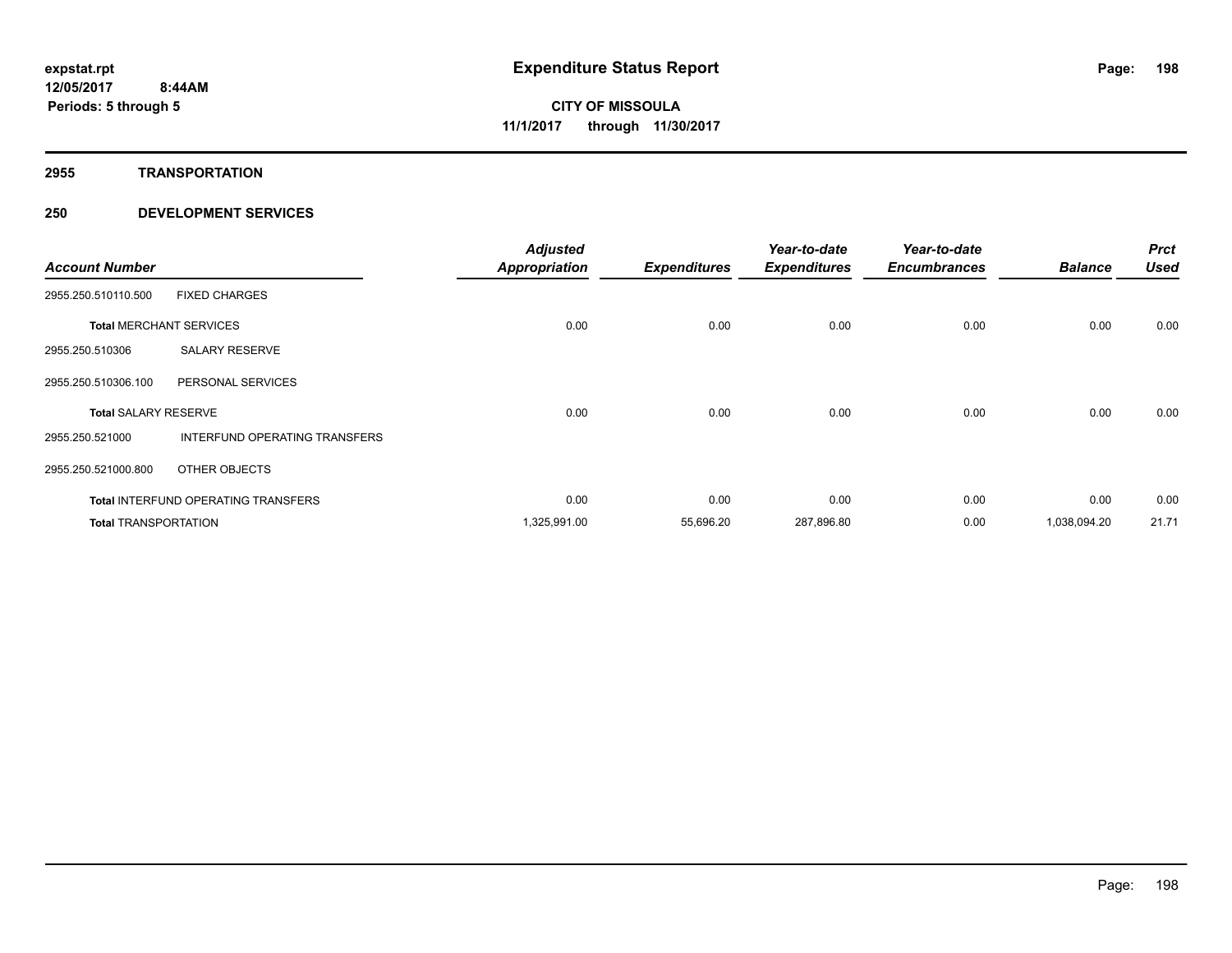**expstat.rpt**
**12/05/2017 8:44AM**
**Periods: 5 through 5**

# Expenditure Status Report

**CITY OF MISSOULA**
**11/1/2017 through 11/30/2017**

## 2955 TRANSPORTATION

## 250 DEVELOPMENT SERVICES

| Account Number | | Adjusted Appropriation | Expenditures | Year-to-date Expenditures | Year-to-date Encumbrances | Balance | Prct Used |
|---|---|---|---|---|---|---|---|
| 2955.250.510110.500 | FIXED CHARGES | | | | | | |
| **Total** MERCHANT SERVICES | | 0.00 | 0.00 | 0.00 | 0.00 | 0.00 | 0.00 |
| 2955.250.510306 | SALARY RESERVE | | | | | | |
| 2955.250.510306.100 | PERSONAL SERVICES | | | | | | |
| **Total** SALARY RESERVE | | 0.00 | 0.00 | 0.00 | 0.00 | 0.00 | 0.00 |
| 2955.250.521000 | INTERFUND OPERATING TRANSFERS | | | | | | |
| 2955.250.521000.800 | OTHER OBJECTS | | | | | | |
| **Total** INTERFUND OPERATING TRANSFERS | | 0.00 | 0.00 | 0.00 | 0.00 | 0.00 | 0.00 |
| **Total** TRANSPORTATION | | 1,325,991.00 | 55,696.20 | 287,896.80 | 0.00 | 1,038,094.20 | 21.71 |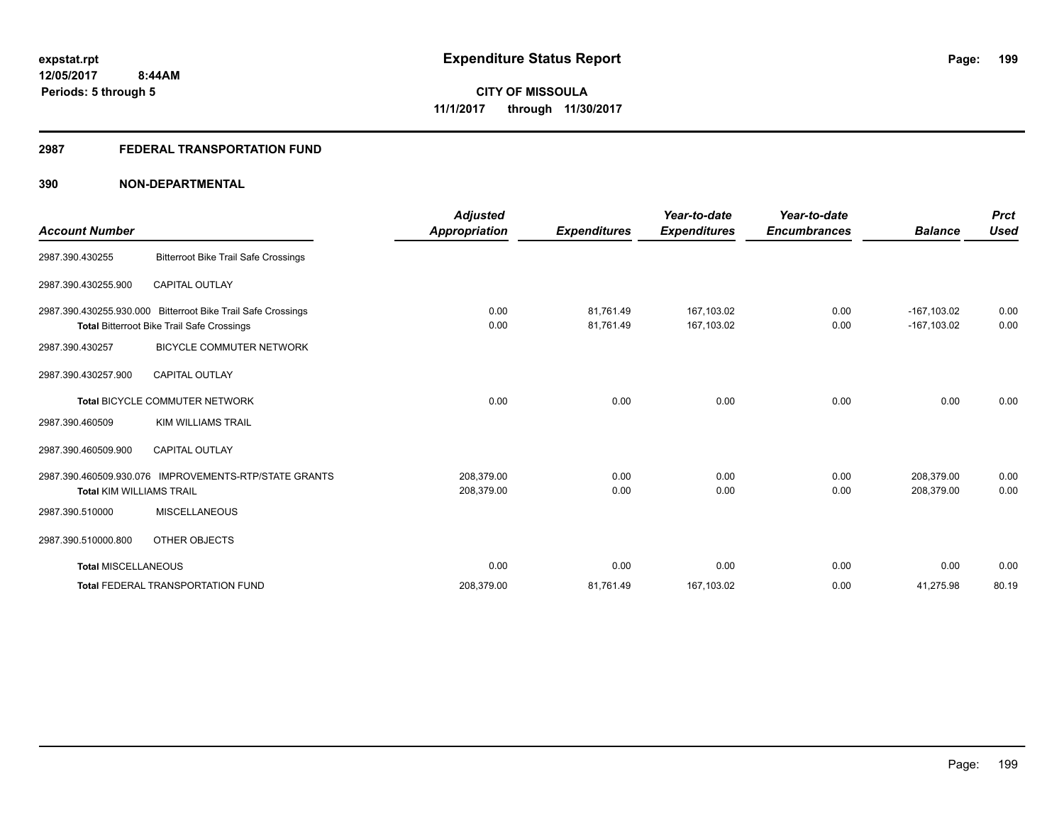expstat.rpt
12/05/2017 8:44AM
Periods: 5 through 5

# Expenditure Status Report

**CITY OF MISSOULA**
**11/1/2017 through 11/30/2017**

## 2987 FEDERAL TRANSPORTATION FUND

### 390 NON-DEPARTMENTAL

| Account Number | | Adjusted Appropriation | Expenditures | Year-to-date Expenditures | Year-to-date Encumbrances | Balance | Prct Used |
|---|---|---|---|---|---|---|---|
| 2987.390.430255 | Bitterroot Bike Trail Safe Crossings | | | | | | |
| 2987.390.430255.900 | CAPITAL OUTLAY | | | | | | |
| 2987.390.430255.930.000 | Bitterroot Bike Trail Safe Crossings | 0.00 | 81,761.49 | 167,103.02 | 0.00 | -167,103.02 | 0.00 |
| **Total** Bitterroot Bike Trail Safe Crossings | | 0.00 | 81,761.49 | 167,103.02 | 0.00 | -167,103.02 | 0.00 |
| 2987.390.430257 | BICYCLE COMMUTER NETWORK | | | | | | |
| 2987.390.430257.900 | CAPITAL OUTLAY | | | | | | |
| **Total** BICYCLE COMMUTER NETWORK | | 0.00 | 0.00 | 0.00 | 0.00 | 0.00 | 0.00 |
| 2987.390.460509 | KIM WILLIAMS TRAIL | | | | | | |
| 2987.390.460509.900 | CAPITAL OUTLAY | | | | | | |
| 2987.390.460509.930.076 | IMPROVEMENTS-RTP/STATE GRANTS | 208,379.00 | 0.00 | 0.00 | 0.00 | 208,379.00 | 0.00 |
| **Total** KIM WILLIAMS TRAIL | | 208,379.00 | 0.00 | 0.00 | 0.00 | 208,379.00 | 0.00 |
| 2987.390.510000 | MISCELLANEOUS | | | | | | |
| 2987.390.510000.800 | OTHER OBJECTS | | | | | | |
| **Total** MISCELLANEOUS | | 0.00 | 0.00 | 0.00 | 0.00 | 0.00 | 0.00 |
| **Total** FEDERAL TRANSPORTATION FUND | | 208,379.00 | 81,761.49 | 167,103.02 | 0.00 | 41,275.98 | 80.19 |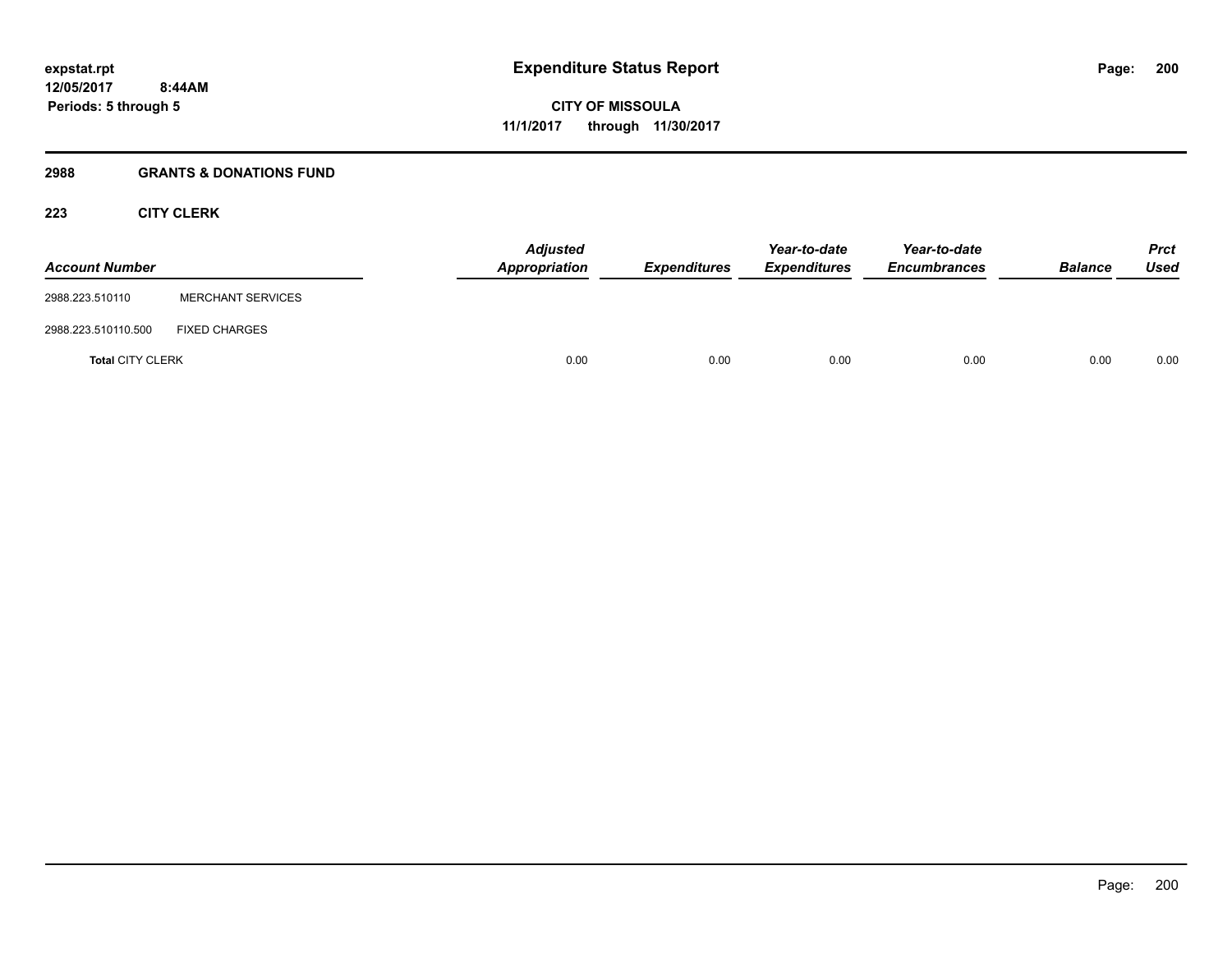# Expenditure Status Report

**CITY OF MISSOULA**
**11/1/2017 through 11/30/2017**

expstat.rpt
12/05/2017 8:44AM
Periods: 5 through 5

## 2988 GRANTS & DONATIONS FUND

### 223 CITY CLERK

| Account Number | | Adjusted Appropriation | Expenditures | Year-to-date Expenditures | Year-to-date Encumbrances | Balance | Prct Used |
|---|---|---|---|---|---|---|---|
| 2988.223.510110 | MERCHANT SERVICES | | | | | | |
| 2988.223.510110.500 | FIXED CHARGES | | | | | | |
| **Total** CITY CLERK | | 0.00 | 0.00 | 0.00 | 0.00 | 0.00 | 0.00 |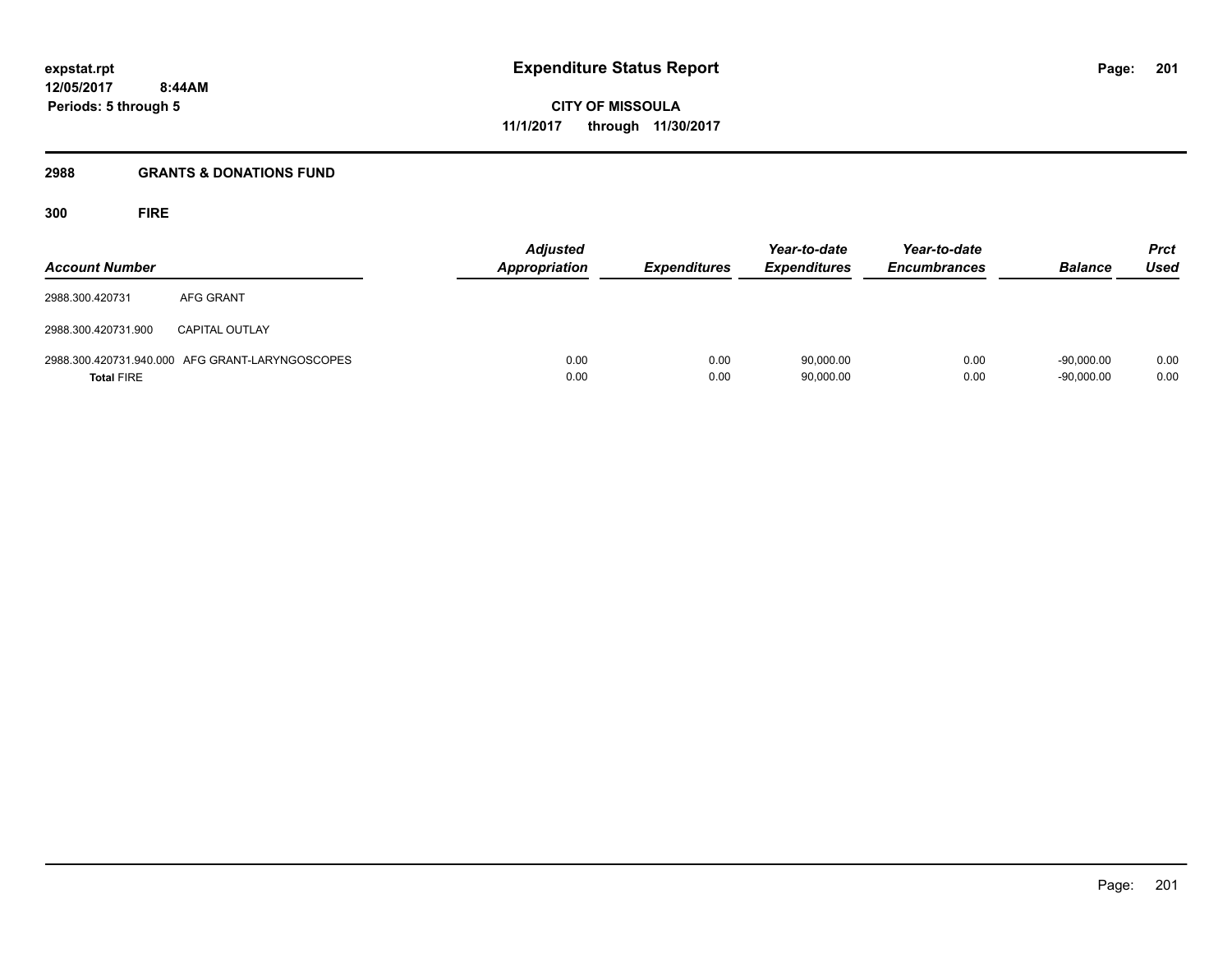**expstat.rpt**
**12/05/2017 8:44AM**
**Periods: 5 through 5**

# Expenditure Status Report

**CITY OF MISSOULA**
**11/1/2017 through 11/30/2017**

## 2988 GRANTS & DONATIONS FUND

### 300 FIRE

| Account Number | | Adjusted Appropriation | Expenditures | Year-to-date Expenditures | Year-to-date Encumbrances | Balance | Prct Used |
|---|---|---|---|---|---|---|---|
| 2988.300.420731 | AFG GRANT | | | | | | |
| 2988.300.420731.900 | CAPITAL OUTLAY | | | | | | |
| 2988.300.420731.940.000 | AFG GRANT-LARYNGOSCOPES | 0.00 | 0.00 | 90,000.00 | 0.00 | -90,000.00 | 0.00 |
| **Total** FIRE | | 0.00 | 0.00 | 90,000.00 | 0.00 | -90,000.00 | 0.00 |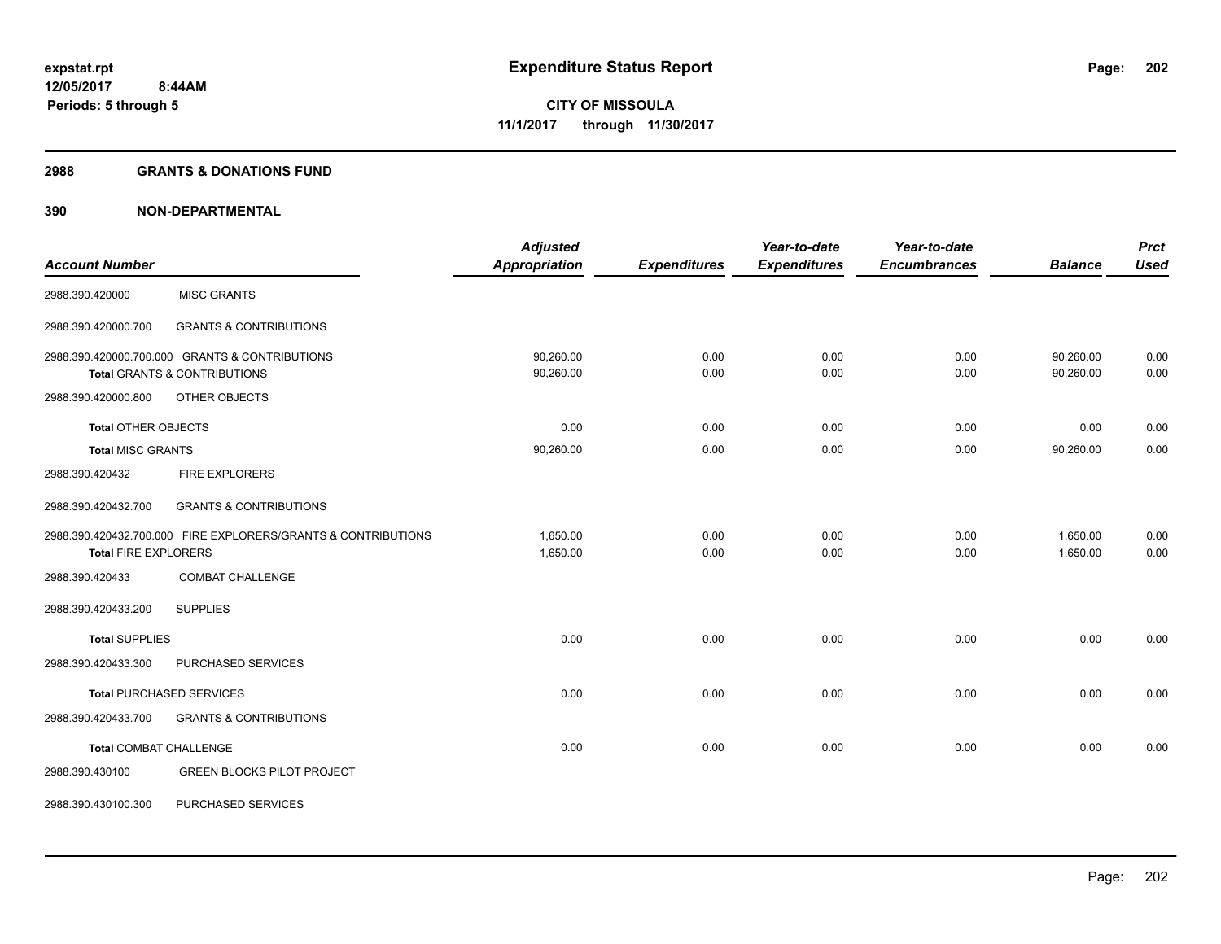**expstat.rpt**
**12/05/2017 8:44AM**
**Periods: 5 through 5**

# Expenditure Status Report

**CITY OF MISSOULA**
**11/1/2017 through 11/30/2017**

## 2988 GRANTS & DONATIONS FUND

## 390 NON-DEPARTMENTAL

| Account Number | | Adjusted Appropriation | Expenditures | Year-to-date Expenditures | Year-to-date Encumbrances | Balance | Prct Used |
|---|---|---|---|---|---|---|---|
| 2988.390.420000 | MISC GRANTS | | | | | | |
| 2988.390.420000.700 | GRANTS & CONTRIBUTIONS | | | | | | |
| 2988.390.420000.700.000 GRANTS & CONTRIBUTIONS | | 90,260.00 | 0.00 | 0.00 | 0.00 | 90,260.00 | 0.00 |
| **Total** GRANTS & CONTRIBUTIONS | | 90,260.00 | 0.00 | 0.00 | 0.00 | 90,260.00 | 0.00 |
| 2988.390.420000.800 | OTHER OBJECTS | | | | | | |
| **Total** OTHER OBJECTS | | 0.00 | 0.00 | 0.00 | 0.00 | 0.00 | 0.00 |
| **Total** MISC GRANTS | | 90,260.00 | 0.00 | 0.00 | 0.00 | 90,260.00 | 0.00 |
| 2988.390.420432 | FIRE EXPLORERS | | | | | | |
| 2988.390.420432.700 | GRANTS & CONTRIBUTIONS | | | | | | |
| 2988.390.420432.700.000 FIRE EXPLORERS/GRANTS & CONTRIBUTIONS | | 1,650.00 | 0.00 | 0.00 | 0.00 | 1,650.00 | 0.00 |
| **Total** FIRE EXPLORERS | | 1,650.00 | 0.00 | 0.00 | 0.00 | 1,650.00 | 0.00 |
| 2988.390.420433 | COMBAT CHALLENGE | | | | | | |
| 2988.390.420433.200 | SUPPLIES | | | | | | |
| **Total** SUPPLIES | | 0.00 | 0.00 | 0.00 | 0.00 | 0.00 | 0.00 |
| 2988.390.420433.300 | PURCHASED SERVICES | | | | | | |
| **Total** PURCHASED SERVICES | | 0.00 | 0.00 | 0.00 | 0.00 | 0.00 | 0.00 |
| 2988.390.420433.700 | GRANTS & CONTRIBUTIONS | | | | | | |
| **Total** COMBAT CHALLENGE | | 0.00 | 0.00 | 0.00 | 0.00 | 0.00 | 0.00 |
| 2988.390.430100 | GREEN BLOCKS PILOT PROJECT | | | | | | |
| 2988.390.430100.300 | PURCHASED SERVICES | | | | | | |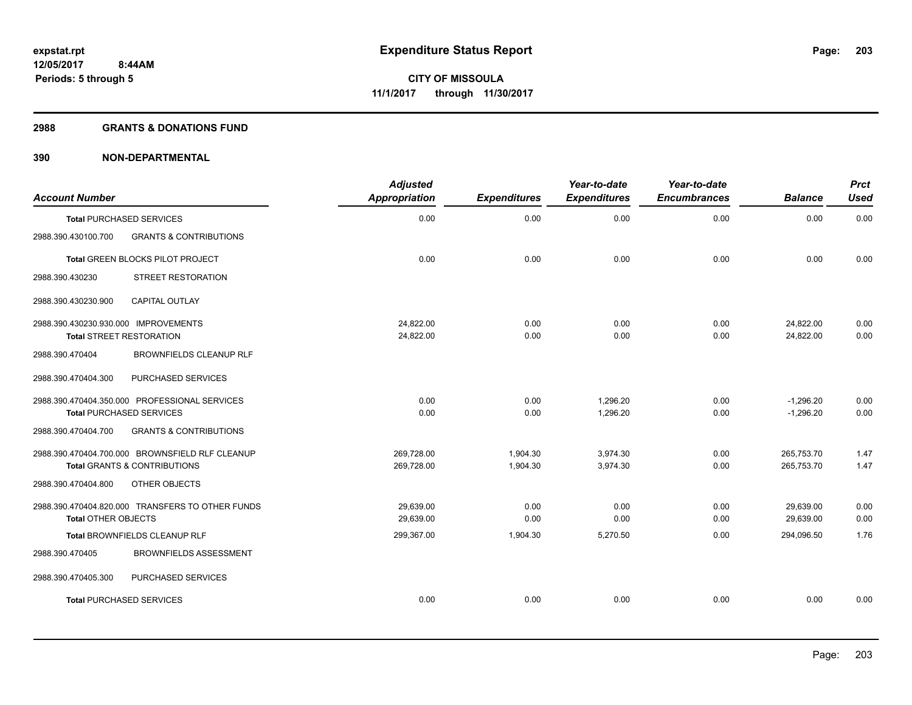**expstat.rpt**
**12/05/2017 8:44AM**
**Periods: 5 through 5**

# Expenditure Status Report

**CITY OF MISSOULA**
**11/1/2017 through 11/30/2017**

## 2988 GRANTS & DONATIONS FUND

## 390 NON-DEPARTMENTAL

| Account Number | | Adjusted Appropriation | Expenditures | Year-to-date Expenditures | Year-to-date Encumbrances | Balance | Prct Used |
|---|---|---|---|---|---|---|---|
| **Total** PURCHASED SERVICES | | 0.00 | 0.00 | 0.00 | 0.00 | 0.00 | 0.00 |
| 2988.390.430100.700 | GRANTS & CONTRIBUTIONS | | | | | | |
| **Total** GREEN BLOCKS PILOT PROJECT | | 0.00 | 0.00 | 0.00 | 0.00 | 0.00 | 0.00 |
| 2988.390.430230 | STREET RESTORATION | | | | | | |
| 2988.390.430230.900 | CAPITAL OUTLAY | | | | | | |
| 2988.390.430230.930.000 | IMPROVEMENTS | 24,822.00 | 0.00 | 0.00 | 0.00 | 24,822.00 | 0.00 |
| **Total** STREET RESTORATION | | 24,822.00 | 0.00 | 0.00 | 0.00 | 24,822.00 | 0.00 |
| 2988.390.470404 | BROWNFIELDS CLEANUP RLF | | | | | | |
| 2988.390.470404.300 | PURCHASED SERVICES | | | | | | |
| 2988.390.470404.350.000 | PROFESSIONAL SERVICES | 0.00 | 0.00 | 1,296.20 | 0.00 | -1,296.20 | 0.00 |
| **Total** PURCHASED SERVICES | | 0.00 | 0.00 | 1,296.20 | 0.00 | -1,296.20 | 0.00 |
| 2988.390.470404.700 | GRANTS & CONTRIBUTIONS | | | | | | |
| 2988.390.470404.700.000 | BROWNSFIELD RLF CLEANUP | 269,728.00 | 1,904.30 | 3,974.30 | 0.00 | 265,753.70 | 1.47 |
| **Total** GRANTS & CONTRIBUTIONS | | 269,728.00 | 1,904.30 | 3,974.30 | 0.00 | 265,753.70 | 1.47 |
| 2988.390.470404.800 | OTHER OBJECTS | | | | | | |
| 2988.390.470404.820.000 | TRANSFERS TO OTHER FUNDS | 29,639.00 | 0.00 | 0.00 | 0.00 | 29,639.00 | 0.00 |
| **Total** OTHER OBJECTS | | 29,639.00 | 0.00 | 0.00 | 0.00 | 29,639.00 | 0.00 |
| **Total** BROWNFIELDS CLEANUP RLF | | 299,367.00 | 1,904.30 | 5,270.50 | 0.00 | 294,096.50 | 1.76 |
| 2988.390.470405 | BROWNFIELDS ASSESSMENT | | | | | | |
| 2988.390.470405.300 | PURCHASED SERVICES | | | | | | |
| **Total** PURCHASED SERVICES | | 0.00 | 0.00 | 0.00 | 0.00 | 0.00 | 0.00 |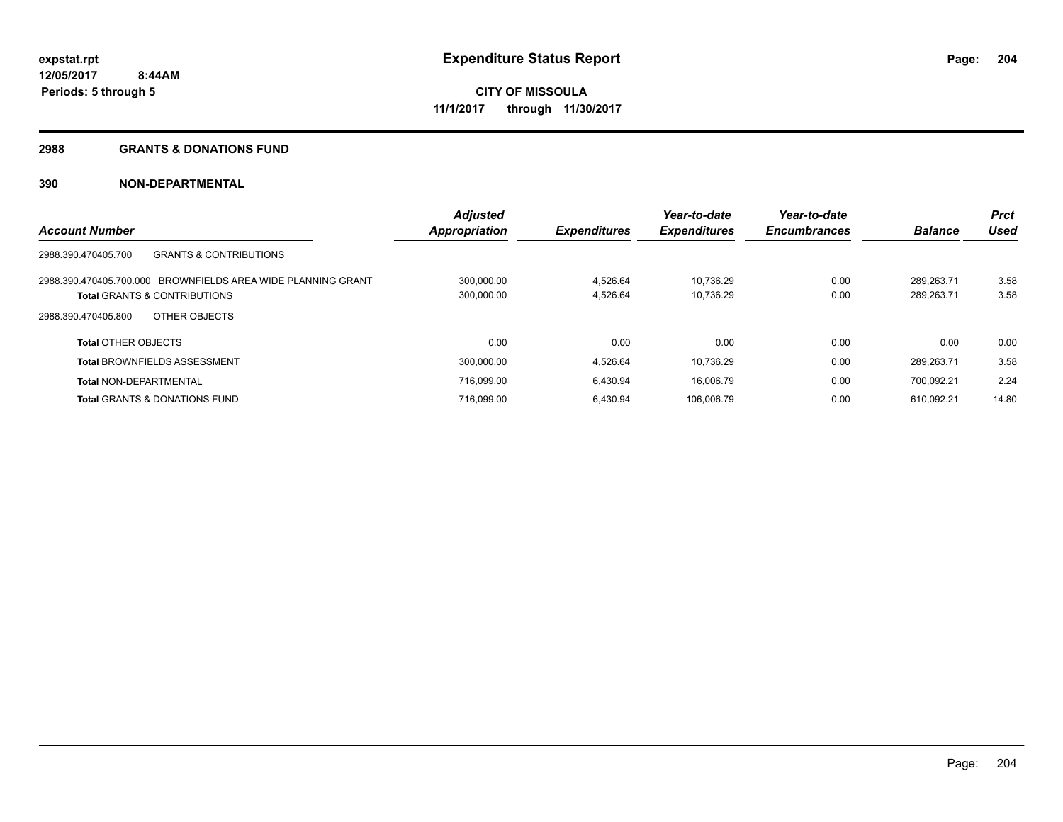**expstat.rpt**
**12/05/2017 8:44AM**
**Periods: 5 through 5**

# Expenditure Status Report

**CITY OF MISSOULA**
**11/1/2017 through 11/30/2017**

## 2988 GRANTS & DONATIONS FUND

### 390 NON-DEPARTMENTAL

| Account Number | Adjusted Appropriation | Expenditures | Year-to-date Expenditures | Year-to-date Encumbrances | Balance | Prct Used |
|---|---|---|---|---|---|---|
| 2988.390.470405.700 GRANTS & CONTRIBUTIONS | | | | | | |
| 2988.390.470405.700.000 BROWNFIELDS AREA WIDE PLANNING GRANT | 300,000.00 | 4,526.64 | 10,736.29 | 0.00 | 289,263.71 | 3.58 |
| **Total** GRANTS & CONTRIBUTIONS | 300,000.00 | 4,526.64 | 10,736.29 | 0.00 | 289,263.71 | 3.58 |
| 2988.390.470405.800 OTHER OBJECTS | | | | | | |
| **Total** OTHER OBJECTS | 0.00 | 0.00 | 0.00 | 0.00 | 0.00 | 0.00 |
| **Total** BROWNFIELDS ASSESSMENT | 300,000.00 | 4,526.64 | 10,736.29 | 0.00 | 289,263.71 | 3.58 |
| **Total** NON-DEPARTMENTAL | 716,099.00 | 6,430.94 | 16,006.79 | 0.00 | 700,092.21 | 2.24 |
| **Total** GRANTS & DONATIONS FUND | 716,099.00 | 6,430.94 | 106,006.79 | 0.00 | 610,092.21 | 14.80 |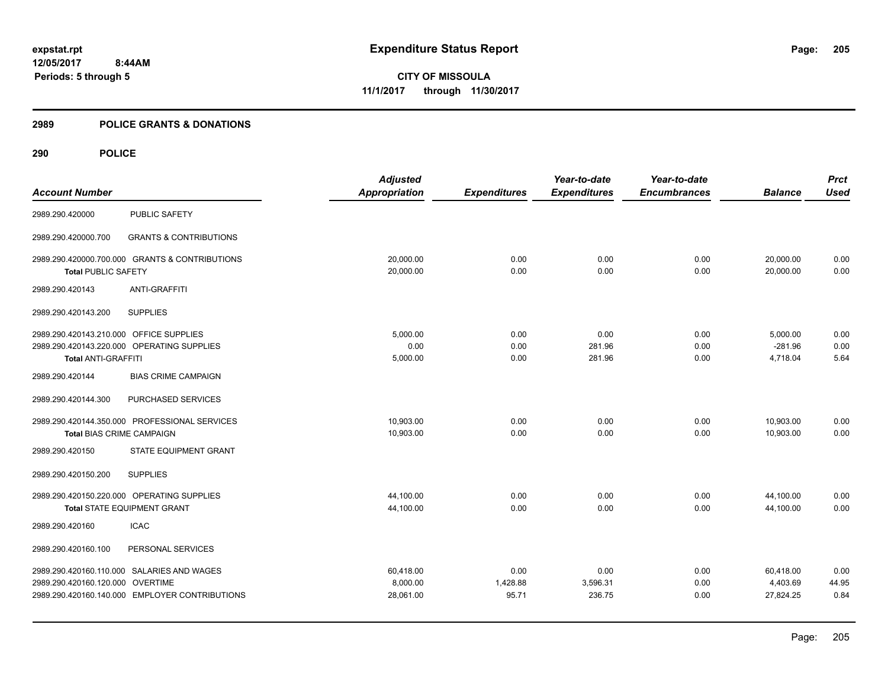# Expenditure Status Report

**CITY OF MISSOULA**

**11/1/2017 through 11/30/2017**

expstat.rpt
12/05/2017 8:44AM
Periods: 5 through 5

## 2989 POLICE GRANTS & DONATIONS

## 290 POLICE

| Account Number | | Adjusted Appropriation | Expenditures | Year-to-date Expenditures | Year-to-date Encumbrances | Balance | Prct Used |
|---|---|---|---|---|---|---|---|
| 2989.290.420000 | PUBLIC SAFETY | | | | | | |
| 2989.290.420000.700 | GRANTS & CONTRIBUTIONS | | | | | | |
| 2989.290.420000.700.000 | GRANTS & CONTRIBUTIONS | 20,000.00 | 0.00 | 0.00 | 0.00 | 20,000.00 | 0.00 |
| **Total PUBLIC SAFETY** | | 20,000.00 | 0.00 | 0.00 | 0.00 | 20,000.00 | 0.00 |
| 2989.290.420143 | ANTI-GRAFFITI | | | | | | |
| 2989.290.420143.200 | SUPPLIES | | | | | | |
| 2989.290.420143.210.000 | OFFICE SUPPLIES | 5,000.00 | 0.00 | 0.00 | 0.00 | 5,000.00 | 0.00 |
| 2989.290.420143.220.000 | OPERATING SUPPLIES | 0.00 | 0.00 | 281.96 | 0.00 | -281.96 | 0.00 |
| **Total ANTI-GRAFFITI** | | 5,000.00 | 0.00 | 281.96 | 0.00 | 4,718.04 | 5.64 |
| 2989.290.420144 | BIAS CRIME CAMPAIGN | | | | | | |
| 2989.290.420144.300 | PURCHASED SERVICES | | | | | | |
| 2989.290.420144.350.000 | PROFESSIONAL SERVICES | 10,903.00 | 0.00 | 0.00 | 0.00 | 10,903.00 | 0.00 |
| **Total BIAS CRIME CAMPAIGN** | | 10,903.00 | 0.00 | 0.00 | 0.00 | 10,903.00 | 0.00 |
| 2989.290.420150 | STATE EQUIPMENT GRANT | | | | | | |
| 2989.290.420150.200 | SUPPLIES | | | | | | |
| 2989.290.420150.220.000 | OPERATING SUPPLIES | 44,100.00 | 0.00 | 0.00 | 0.00 | 44,100.00 | 0.00 |
| **Total STATE EQUIPMENT GRANT** | | 44,100.00 | 0.00 | 0.00 | 0.00 | 44,100.00 | 0.00 |
| 2989.290.420160 | ICAC | | | | | | |
| 2989.290.420160.100 | PERSONAL SERVICES | | | | | | |
| 2989.290.420160.110.000 | SALARIES AND WAGES | 60,418.00 | 0.00 | 0.00 | 0.00 | 60,418.00 | 0.00 |
| 2989.290.420160.120.000 | OVERTIME | 8,000.00 | 1,428.88 | 3,596.31 | 0.00 | 4,403.69 | 44.95 |
| 2989.290.420160.140.000 | EMPLOYER CONTRIBUTIONS | 28,061.00 | 95.71 | 236.75 | 0.00 | 27,824.25 | 0.84 |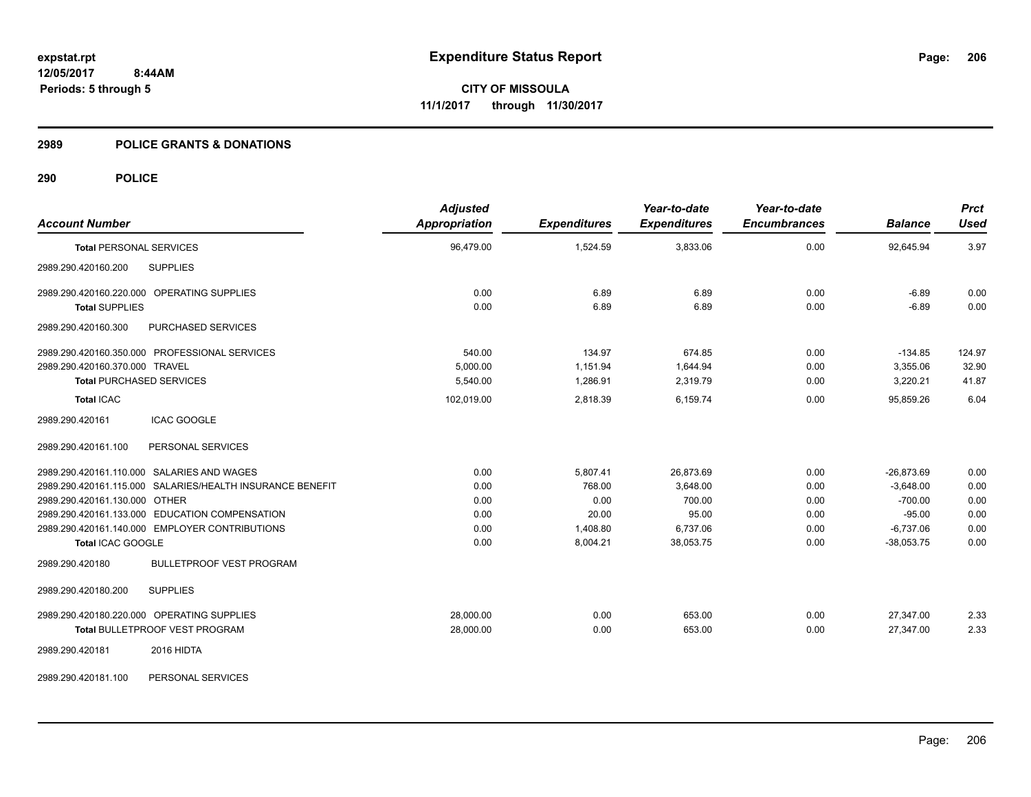**Expenditure Status Report**

**CITY OF MISSOULA**

**11/1/2017 through 11/30/2017**

expstat.rpt
12/05/2017 8:44AM
Periods: 5 through 5

## 2989 POLICE GRANTS & DONATIONS

## 290 POLICE

| Account Number | | Adjusted Appropriation | Expenditures | Year-to-date Expenditures | Year-to-date Encumbrances | Balance | Prct Used |
|---|---|---|---|---|---|---|---|
| **Total** PERSONAL SERVICES | | 96,479.00 | 1,524.59 | 3,833.06 | 0.00 | 92,645.94 | 3.97 |
| 2989.290.420160.200 | SUPPLIES | | | | | | |
| 2989.290.420160.220.000 | OPERATING SUPPLIES | 0.00 | 6.89 | 6.89 | 0.00 | -6.89 | 0.00 |
| **Total** SUPPLIES | | 0.00 | 6.89 | 6.89 | 0.00 | -6.89 | 0.00 |
| 2989.290.420160.300 | PURCHASED SERVICES | | | | | | |
| 2989.290.420160.350.000 | PROFESSIONAL SERVICES | 540.00 | 134.97 | 674.85 | 0.00 | -134.85 | 124.97 |
| 2989.290.420160.370.000 | TRAVEL | 5,000.00 | 1,151.94 | 1,644.94 | 0.00 | 3,355.06 | 32.90 |
| **Total** PURCHASED SERVICES | | 5,540.00 | 1,286.91 | 2,319.79 | 0.00 | 3,220.21 | 41.87 |
| **Total** ICAC | | 102,019.00 | 2,818.39 | 6,159.74 | 0.00 | 95,859.26 | 6.04 |
| 2989.290.420161 | ICAC GOOGLE | | | | | | |
| 2989.290.420161.100 | PERSONAL SERVICES | | | | | | |
| 2989.290.420161.110.000 | SALARIES AND WAGES | 0.00 | 5,807.41 | 26,873.69 | 0.00 | -26,873.69 | 0.00 |
| 2989.290.420161.115.000 | SALARIES/HEALTH INSURANCE BENEFIT | 0.00 | 768.00 | 3,648.00 | 0.00 | -3,648.00 | 0.00 |
| 2989.290.420161.130.000 | OTHER | 0.00 | 0.00 | 700.00 | 0.00 | -700.00 | 0.00 |
| 2989.290.420161.133.000 | EDUCATION COMPENSATION | 0.00 | 20.00 | 95.00 | 0.00 | -95.00 | 0.00 |
| 2989.290.420161.140.000 | EMPLOYER CONTRIBUTIONS | 0.00 | 1,408.80 | 6,737.06 | 0.00 | -6,737.06 | 0.00 |
| **Total** ICAC GOOGLE | | 0.00 | 8,004.21 | 38,053.75 | 0.00 | -38,053.75 | 0.00 |
| 2989.290.420180 | BULLETPROOF VEST PROGRAM | | | | | | |
| 2989.290.420180.200 | SUPPLIES | | | | | | |
| 2989.290.420180.220.000 | OPERATING SUPPLIES | 28,000.00 | 0.00 | 653.00 | 0.00 | 27,347.00 | 2.33 |
| **Total** BULLETPROOF VEST PROGRAM | | 28,000.00 | 0.00 | 653.00 | 0.00 | 27,347.00 | 2.33 |
| 2989.290.420181 | 2016 HIDTA | | | | | | |
| 2989.290.420181.100 | PERSONAL SERVICES | | | | | | |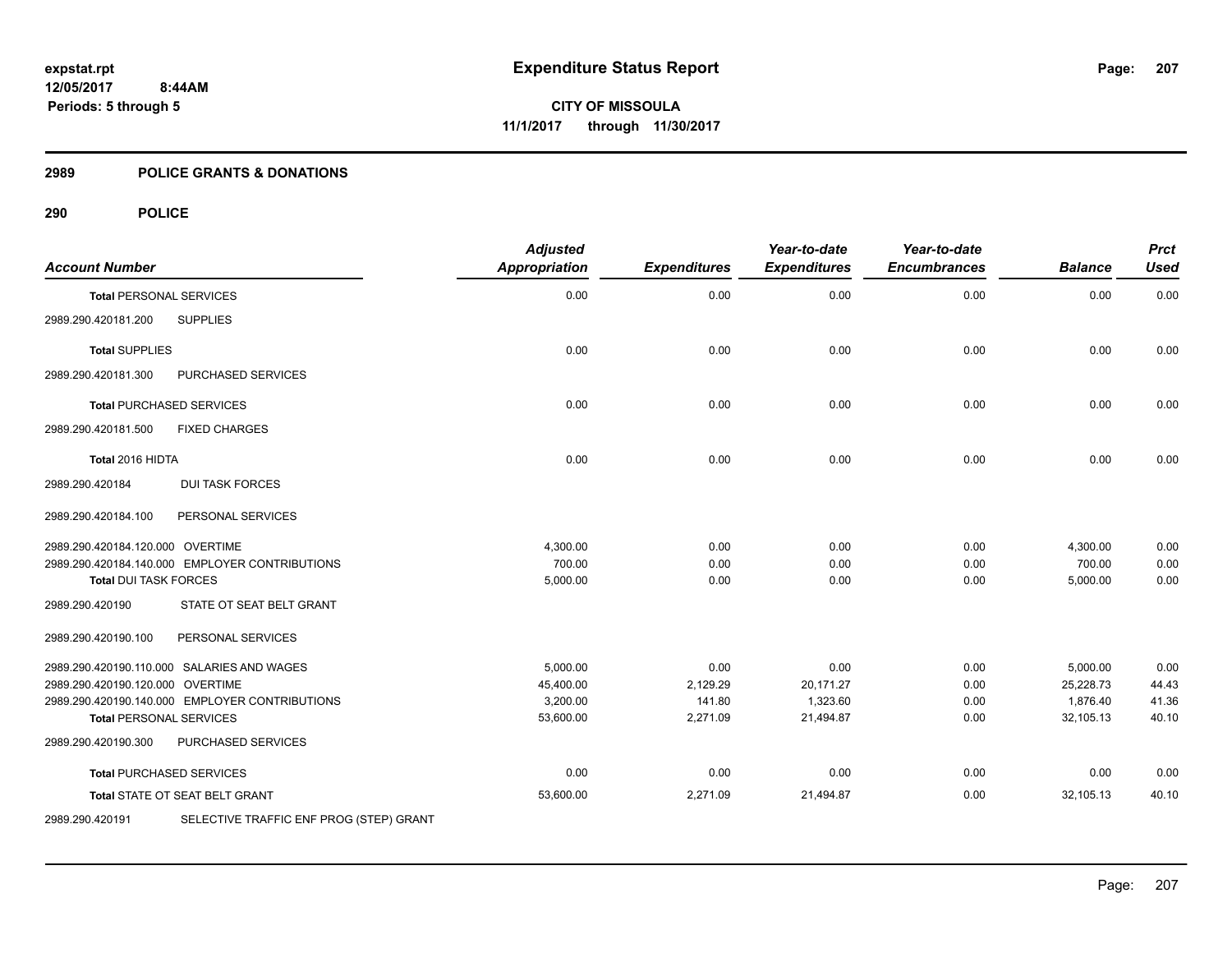# Expenditure Status Report

**CITY OF MISSOULA**
**11/1/2017 through 11/30/2017**

expstat.rpt
12/05/2017 8:44AM
Periods: 5 through 5

## 2989 POLICE GRANTS & DONATIONS

### 290 POLICE

| Account Number | | Adjusted Appropriation | Expenditures | Year-to-date Expenditures | Year-to-date Encumbrances | Balance | Prct Used |
|---|---|---|---|---|---|---|---|
| **Total** PERSONAL SERVICES | | 0.00 | 0.00 | 0.00 | 0.00 | 0.00 | 0.00 |
| 2989.290.420181.200 | SUPPLIES | | | | | | |
| **Total** SUPPLIES | | 0.00 | 0.00 | 0.00 | 0.00 | 0.00 | 0.00 |
| 2989.290.420181.300 | PURCHASED SERVICES | | | | | | |
| **Total** PURCHASED SERVICES | | 0.00 | 0.00 | 0.00 | 0.00 | 0.00 | 0.00 |
| 2989.290.420181.500 | FIXED CHARGES | | | | | | |
| **Total 2016 HIDTA** | | 0.00 | 0.00 | 0.00 | 0.00 | 0.00 | 0.00 |
| 2989.290.420184 | DUI TASK FORCES | | | | | | |
| 2989.290.420184.100 | PERSONAL SERVICES | | | | | | |
| 2989.290.420184.120.000 | OVERTIME | 4,300.00 | 0.00 | 0.00 | 0.00 | 4,300.00 | 0.00 |
| 2989.290.420184.140.000 | EMPLOYER CONTRIBUTIONS | 700.00 | 0.00 | 0.00 | 0.00 | 700.00 | 0.00 |
| **Total** DUI TASK FORCES | | 5,000.00 | 0.00 | 0.00 | 0.00 | 5,000.00 | 0.00 |
| 2989.290.420190 | STATE OT SEAT BELT GRANT | | | | | | |
| 2989.290.420190.100 | PERSONAL SERVICES | | | | | | |
| 2989.290.420190.110.000 | SALARIES AND WAGES | 5,000.00 | 0.00 | 0.00 | 0.00 | 5,000.00 | 0.00 |
| 2989.290.420190.120.000 | OVERTIME | 45,400.00 | 2,129.29 | 20,171.27 | 0.00 | 25,228.73 | 44.43 |
| 2989.290.420190.140.000 | EMPLOYER CONTRIBUTIONS | 3,200.00 | 141.80 | 1,323.60 | 0.00 | 1,876.40 | 41.36 |
| **Total** PERSONAL SERVICES | | 53,600.00 | 2,271.09 | 21,494.87 | 0.00 | 32,105.13 | 40.10 |
| 2989.290.420190.300 | PURCHASED SERVICES | | | | | | |
| **Total** PURCHASED SERVICES | | 0.00 | 0.00 | 0.00 | 0.00 | 0.00 | 0.00 |
| **Total** STATE OT SEAT BELT GRANT | | 53,600.00 | 2,271.09 | 21,494.87 | 0.00 | 32,105.13 | 40.10 |
| 2989.290.420191 | SELECTIVE TRAFFIC ENF PROG (STEP) GRANT | | | | | | |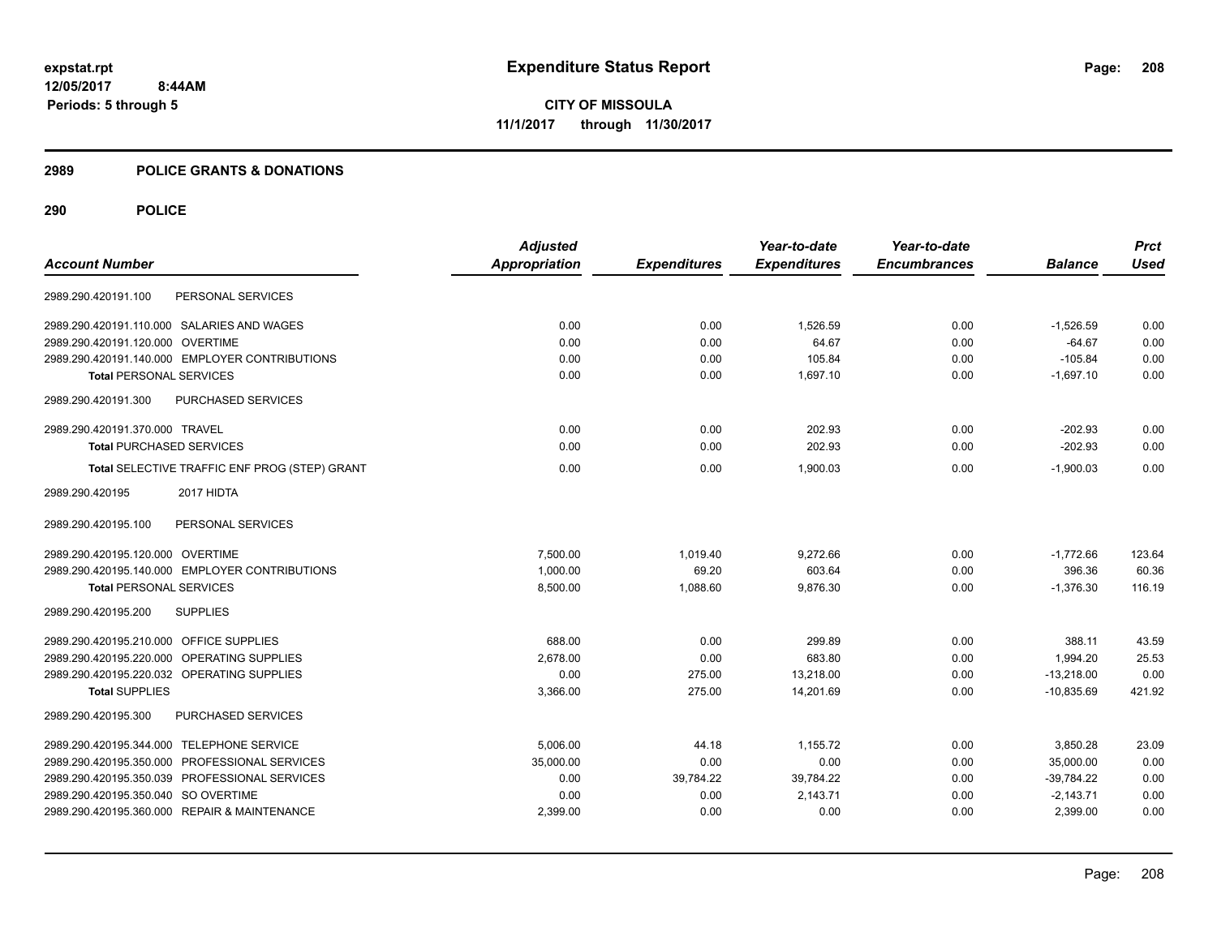expstat.rpt
12/05/2017 8:44AM
Periods: 5 through 5

# Expenditure Status Report

**CITY OF MISSOULA**
**11/1/2017 through 11/30/2017**

## 2989 POLICE GRANTS & DONATIONS

## 290 POLICE

| Account Number | Adjusted Appropriation | Expenditures | Year-to-date Expenditures | Year-to-date Encumbrances | Balance | Prct Used |
|---|---|---|---|---|---|---|
| 2989.290.420191.100 PERSONAL SERVICES | | | | | | |
| 2989.290.420191.110.000 SALARIES AND WAGES | 0.00 | 0.00 | 1,526.59 | 0.00 | -1,526.59 | 0.00 |
| 2989.290.420191.120.000 OVERTIME | 0.00 | 0.00 | 64.67 | 0.00 | -64.67 | 0.00 |
| 2989.290.420191.140.000 EMPLOYER CONTRIBUTIONS | 0.00 | 0.00 | 105.84 | 0.00 | -105.84 | 0.00 |
| **Total** PERSONAL SERVICES | 0.00 | 0.00 | 1,697.10 | 0.00 | -1,697.10 | 0.00 |
| 2989.290.420191.300 PURCHASED SERVICES | | | | | | |
| 2989.290.420191.370.000 TRAVEL | 0.00 | 0.00 | 202.93 | 0.00 | -202.93 | 0.00 |
| **Total** PURCHASED SERVICES | 0.00 | 0.00 | 202.93 | 0.00 | -202.93 | 0.00 |
| **Total** SELECTIVE TRAFFIC ENF PROG (STEP) GRANT | 0.00 | 0.00 | 1,900.03 | 0.00 | -1,900.03 | 0.00 |
| 2989.290.420195 2017 HIDTA | | | | | | |
| 2989.290.420195.100 PERSONAL SERVICES | | | | | | |
| 2989.290.420195.120.000 OVERTIME | 7,500.00 | 1,019.40 | 9,272.66 | 0.00 | -1,772.66 | 123.64 |
| 2989.290.420195.140.000 EMPLOYER CONTRIBUTIONS | 1,000.00 | 69.20 | 603.64 | 0.00 | 396.36 | 60.36 |
| **Total** PERSONAL SERVICES | 8,500.00 | 1,088.60 | 9,876.30 | 0.00 | -1,376.30 | 116.19 |
| 2989.290.420195.200 SUPPLIES | | | | | | |
| 2989.290.420195.210.000 OFFICE SUPPLIES | 688.00 | 0.00 | 299.89 | 0.00 | 388.11 | 43.59 |
| 2989.290.420195.220.000 OPERATING SUPPLIES | 2,678.00 | 0.00 | 683.80 | 0.00 | 1,994.20 | 25.53 |
| 2989.290.420195.220.032 OPERATING SUPPLIES | 0.00 | 275.00 | 13,218.00 | 0.00 | -13,218.00 | 0.00 |
| **Total** SUPPLIES | 3,366.00 | 275.00 | 14,201.69 | 0.00 | -10,835.69 | 421.92 |
| 2989.290.420195.300 PURCHASED SERVICES | | | | | | |
| 2989.290.420195.344.000 TELEPHONE SERVICE | 5,006.00 | 44.18 | 1,155.72 | 0.00 | 3,850.28 | 23.09 |
| 2989.290.420195.350.000 PROFESSIONAL SERVICES | 35,000.00 | 0.00 | 0.00 | 0.00 | 35,000.00 | 0.00 |
| 2989.290.420195.350.039 PROFESSIONAL SERVICES | 0.00 | 39,784.22 | 39,784.22 | 0.00 | -39,784.22 | 0.00 |
| 2989.290.420195.350.040 SO OVERTIME | 0.00 | 0.00 | 2,143.71 | 0.00 | -2,143.71 | 0.00 |
| 2989.290.420195.360.000 REPAIR & MAINTENANCE | 2,399.00 | 0.00 | 0.00 | 0.00 | 2,399.00 | 0.00 |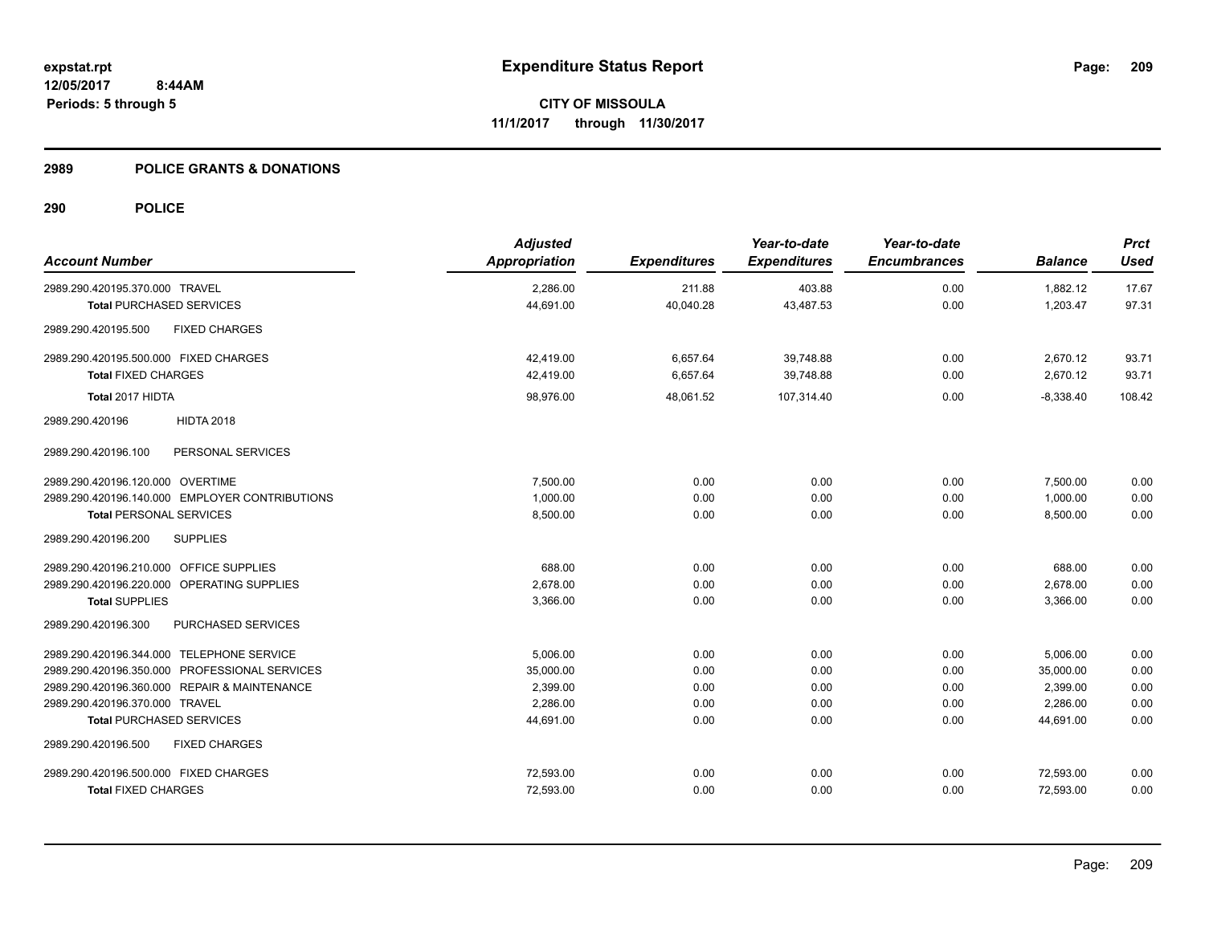**expstat.rpt**
**12/05/2017 8:44AM**
**Periods: 5 through 5**

# Expenditure Status Report

**CITY OF MISSOULA**
**11/1/2017 through 11/30/2017**

## 2989 POLICE GRANTS & DONATIONS

## 290 POLICE

| Account Number | Adjusted Appropriation | Expenditures | Year-to-date Expenditures | Year-to-date Encumbrances | Balance | Prct Used |
|---|---|---|---|---|---|---|
| 2989.290.420195.370.000 TRAVEL | 2,286.00 | 211.88 | 403.88 | 0.00 | 1,882.12 | 17.67 |
| **Total** PURCHASED SERVICES | 44,691.00 | 40,040.28 | 43,487.53 | 0.00 | 1,203.47 | 97.31 |
| 2989.290.420195.500 FIXED CHARGES | | | | | | |
| 2989.290.420195.500.000 FIXED CHARGES | 42,419.00 | 6,657.64 | 39,748.88 | 0.00 | 2,670.12 | 93.71 |
| **Total** FIXED CHARGES | 42,419.00 | 6,657.64 | 39,748.88 | 0.00 | 2,670.12 | 93.71 |
| **Total** 2017 HIDTA | 98,976.00 | 48,061.52 | 107,314.40 | 0.00 | -8,338.40 | 108.42 |
| 2989.290.420196 HIDTA 2018 | | | | | | |
| 2989.290.420196.100 PERSONAL SERVICES | | | | | | |
| 2989.290.420196.120.000 OVERTIME | 7,500.00 | 0.00 | 0.00 | 0.00 | 7,500.00 | 0.00 |
| 2989.290.420196.140.000 EMPLOYER CONTRIBUTIONS | 1,000.00 | 0.00 | 0.00 | 0.00 | 1,000.00 | 0.00 |
| **Total** PERSONAL SERVICES | 8,500.00 | 0.00 | 0.00 | 0.00 | 8,500.00 | 0.00 |
| 2989.290.420196.200 SUPPLIES | | | | | | |
| 2989.290.420196.210.000 OFFICE SUPPLIES | 688.00 | 0.00 | 0.00 | 0.00 | 688.00 | 0.00 |
| 2989.290.420196.220.000 OPERATING SUPPLIES | 2,678.00 | 0.00 | 0.00 | 0.00 | 2,678.00 | 0.00 |
| **Total** SUPPLIES | 3,366.00 | 0.00 | 0.00 | 0.00 | 3,366.00 | 0.00 |
| 2989.290.420196.300 PURCHASED SERVICES | | | | | | |
| 2989.290.420196.344.000 TELEPHONE SERVICE | 5,006.00 | 0.00 | 0.00 | 0.00 | 5,006.00 | 0.00 |
| 2989.290.420196.350.000 PROFESSIONAL SERVICES | 35,000.00 | 0.00 | 0.00 | 0.00 | 35,000.00 | 0.00 |
| 2989.290.420196.360.000 REPAIR & MAINTENANCE | 2,399.00 | 0.00 | 0.00 | 0.00 | 2,399.00 | 0.00 |
| 2989.290.420196.370.000 TRAVEL | 2,286.00 | 0.00 | 0.00 | 0.00 | 2,286.00 | 0.00 |
| **Total** PURCHASED SERVICES | 44,691.00 | 0.00 | 0.00 | 0.00 | 44,691.00 | 0.00 |
| 2989.290.420196.500 FIXED CHARGES | | | | | | |
| 2989.290.420196.500.000 FIXED CHARGES | 72,593.00 | 0.00 | 0.00 | 0.00 | 72,593.00 | 0.00 |
| **Total** FIXED CHARGES | 72,593.00 | 0.00 | 0.00 | 0.00 | 72,593.00 | 0.00 |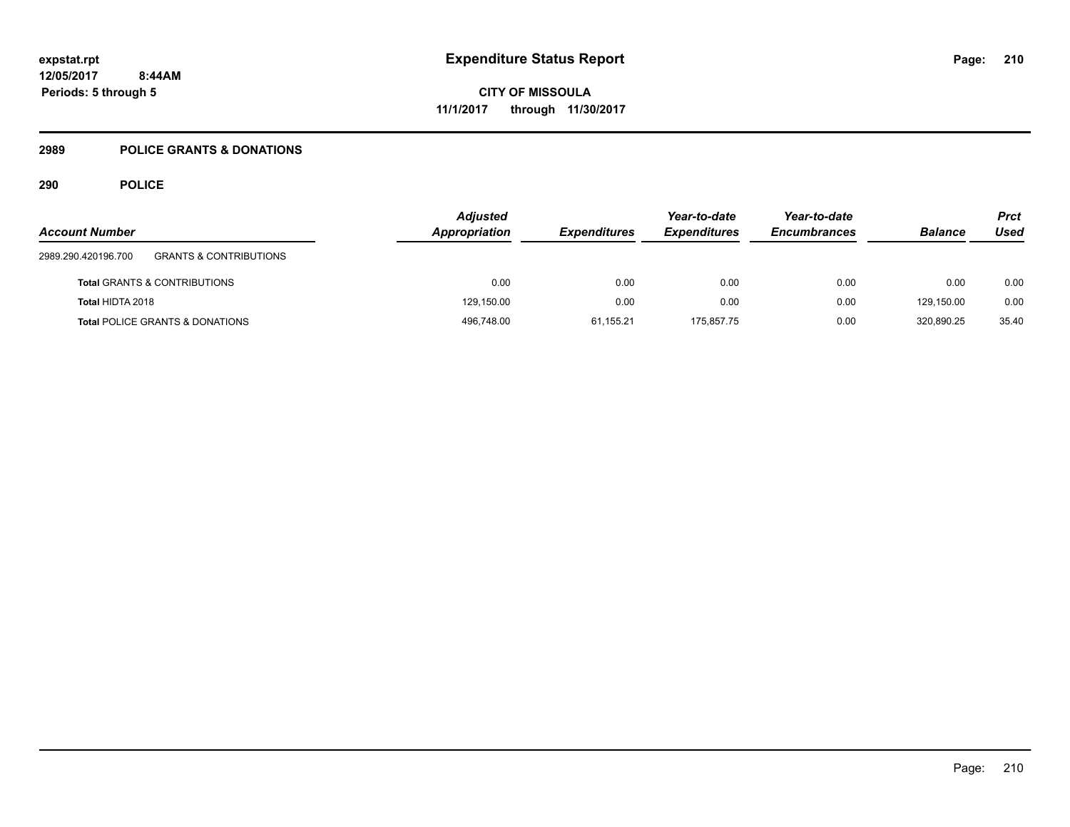**expstat.rpt**
**12/05/2017 8:44AM**
**Periods: 5 through 5**

# Expenditure Status Report

**CITY OF MISSOULA**
**11/1/2017 through 11/30/2017**

## 2989 POLICE GRANTS & DONATIONS

## 290 POLICE

| Account Number | | Adjusted Appropriation | Expenditures | Year-to-date Expenditures | Year-to-date Encumbrances | Balance | Prct Used |
|---|---|---|---|---|---|---|---|
| 2989.290.420196.700 | GRANTS & CONTRIBUTIONS | | | | | | |
| **Total** GRANTS & CONTRIBUTIONS | | 0.00 | 0.00 | 0.00 | 0.00 | 0.00 | 0.00 |
| **Total** HIDTA 2018 | | 129,150.00 | 0.00 | 0.00 | 0.00 | 129,150.00 | 0.00 |
| **Total** POLICE GRANTS & DONATIONS | | 496,748.00 | 61,155.21 | 175,857.75 | 0.00 | 320,890.25 | 35.40 |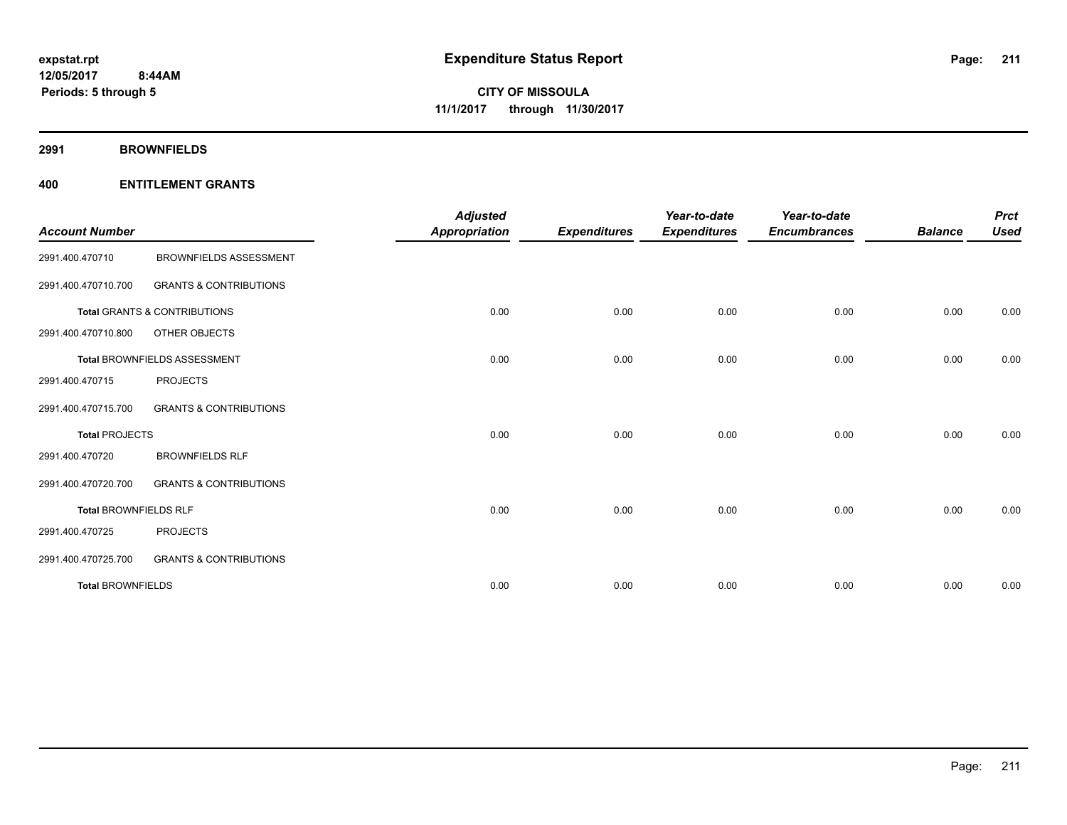**expstat.rpt**
**12/05/2017 8:44AM**
**Periods: 5 through 5**

# Expenditure Status Report

**CITY OF MISSOULA**
**11/1/2017 through 11/30/2017**

## 2991 BROWNFIELDS

## 400 ENTITLEMENT GRANTS

| Account Number | | Adjusted Appropriation | Expenditures | Year-to-date Expenditures | Year-to-date Encumbrances | Balance | Prct Used |
|---|---|---|---|---|---|---|---|
| 2991.400.470710 | BROWNFIELDS ASSESSMENT | | | | | | |
| 2991.400.470710.700 | GRANTS & CONTRIBUTIONS | | | | | | |
| **Total** GRANTS & CONTRIBUTIONS | | 0.00 | 0.00 | 0.00 | 0.00 | 0.00 | 0.00 |
| 2991.400.470710.800 | OTHER OBJECTS | | | | | | |
| **Total** BROWNFIELDS ASSESSMENT | | 0.00 | 0.00 | 0.00 | 0.00 | 0.00 | 0.00 |
| 2991.400.470715 | PROJECTS | | | | | | |
| 2991.400.470715.700 | GRANTS & CONTRIBUTIONS | | | | | | |
| **Total** PROJECTS | | 0.00 | 0.00 | 0.00 | 0.00 | 0.00 | 0.00 |
| 2991.400.470720 | BROWNFIELDS RLF | | | | | | |
| 2991.400.470720.700 | GRANTS & CONTRIBUTIONS | | | | | | |
| **Total** BROWNFIELDS RLF | | 0.00 | 0.00 | 0.00 | 0.00 | 0.00 | 0.00 |
| 2991.400.470725 | PROJECTS | | | | | | |
| 2991.400.470725.700 | GRANTS & CONTRIBUTIONS | | | | | | |
| **Total** BROWNFIELDS | | 0.00 | 0.00 | 0.00 | 0.00 | 0.00 | 0.00 |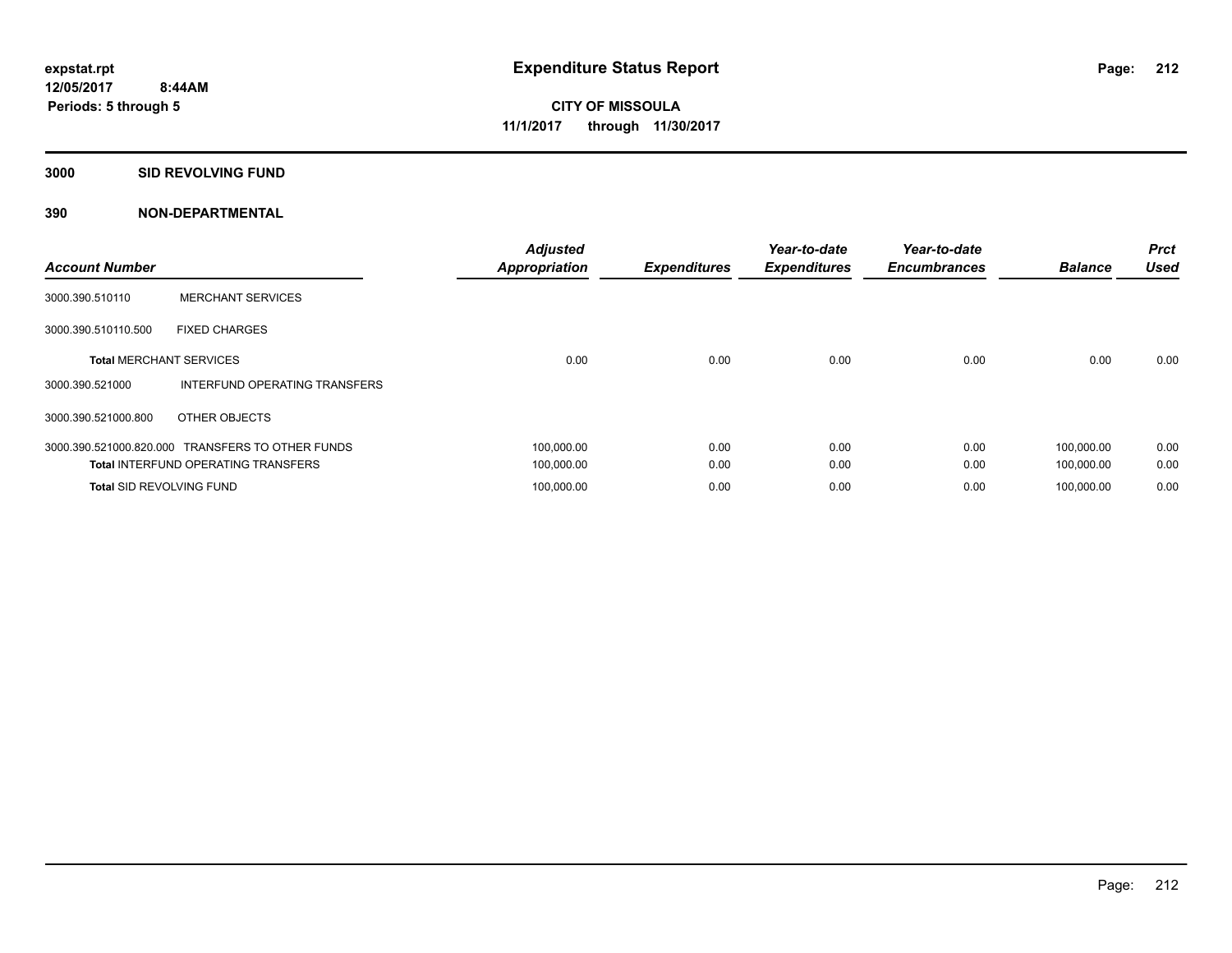**expstat.rpt**
**12/05/2017 8:44AM**
**Periods: 5 through 5**

# Expenditure Status Report

**CITY OF MISSOULA**
**11/1/2017 through 11/30/2017**

## 3000 SID REVOLVING FUND

### 390 NON-DEPARTMENTAL

| Account Number | | Adjusted Appropriation | Expenditures | Year-to-date Expenditures | Year-to-date Encumbrances | Balance | Prct Used |
|---|---|---|---|---|---|---|---|
| 3000.390.510110 | MERCHANT SERVICES | | | | | | |
| 3000.390.510110.500 | FIXED CHARGES | | | | | | |
| **Total** MERCHANT SERVICES | | 0.00 | 0.00 | 0.00 | 0.00 | 0.00 | 0.00 |
| 3000.390.521000 | INTERFUND OPERATING TRANSFERS | | | | | | |
| 3000.390.521000.800 | OTHER OBJECTS | | | | | | |
| 3000.390.521000.820.000 | TRANSFERS TO OTHER FUNDS | 100,000.00 | 0.00 | 0.00 | 0.00 | 100,000.00 | 0.00 |
| **Total** INTERFUND OPERATING TRANSFERS | | 100,000.00 | 0.00 | 0.00 | 0.00 | 100,000.00 | 0.00 |
| **Total** SID REVOLVING FUND | | 100,000.00 | 0.00 | 0.00 | 0.00 | 100,000.00 | 0.00 |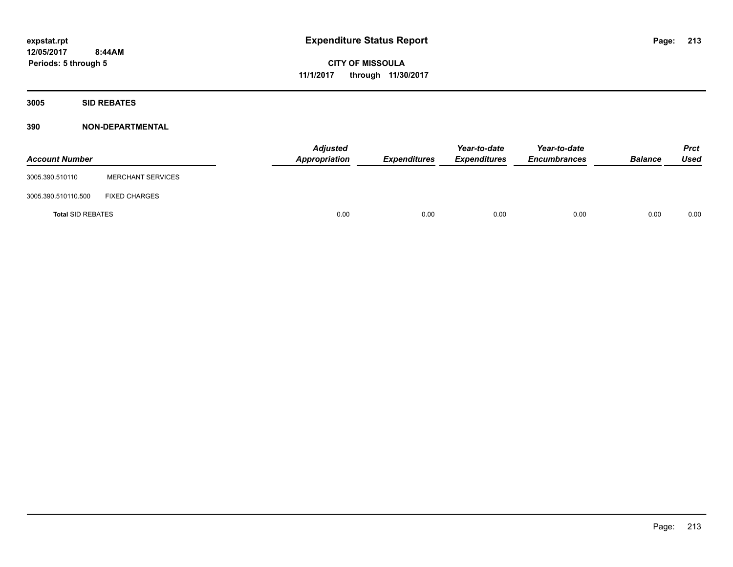# Expenditure Status Report

expstat.rpt
12/05/2017 8:44AM
Periods: 5 through 5

**CITY OF MISSOULA**
**11/1/2017 through 11/30/2017**

## 3005 SID REBATES

### 390 NON-DEPARTMENTAL

| Account Number | | Adjusted Appropriation | Expenditures | Year-to-date Expenditures | Year-to-date Encumbrances | Balance | Prct Used |
|---|---|---|---|---|---|---|---|
| 3005.390.510110 | MERCHANT SERVICES | | | | | | |
| 3005.390.510110.500 | FIXED CHARGES | | | | | | |
| **Total** SID REBATES | | 0.00 | 0.00 | 0.00 | 0.00 | 0.00 | 0.00 |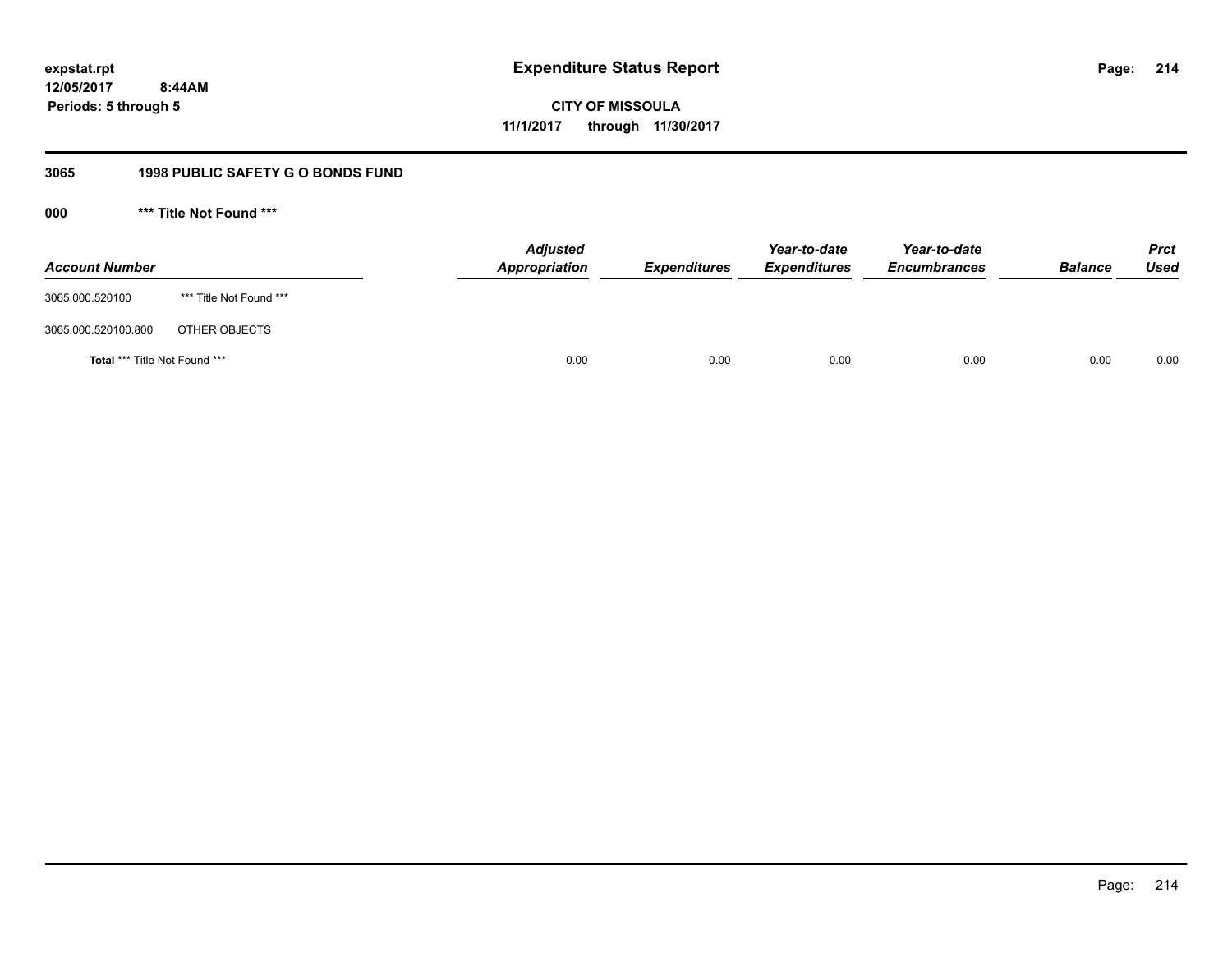expstat.rpt
12/05/2017 8:44AM
Periods: 5 through 5

# Expenditure Status Report

**CITY OF MISSOULA**
**11/1/2017 through 11/30/2017**

## 3065 1998 PUBLIC SAFETY G O BONDS FUND

### 000 *** Title Not Found ***

| Account Number | | Adjusted Appropriation | Expenditures | Year-to-date Expenditures | Year-to-date Encumbrances | Balance | Prct Used |
|---|---|---|---|---|---|---|---|
| 3065.000.520100 | *** Title Not Found *** | | | | | | |
| 3065.000.520100.800 | OTHER OBJECTS | | | | | | |
| **Total** *** Title Not Found *** | | 0.00 | 0.00 | 0.00 | 0.00 | 0.00 | 0.00 |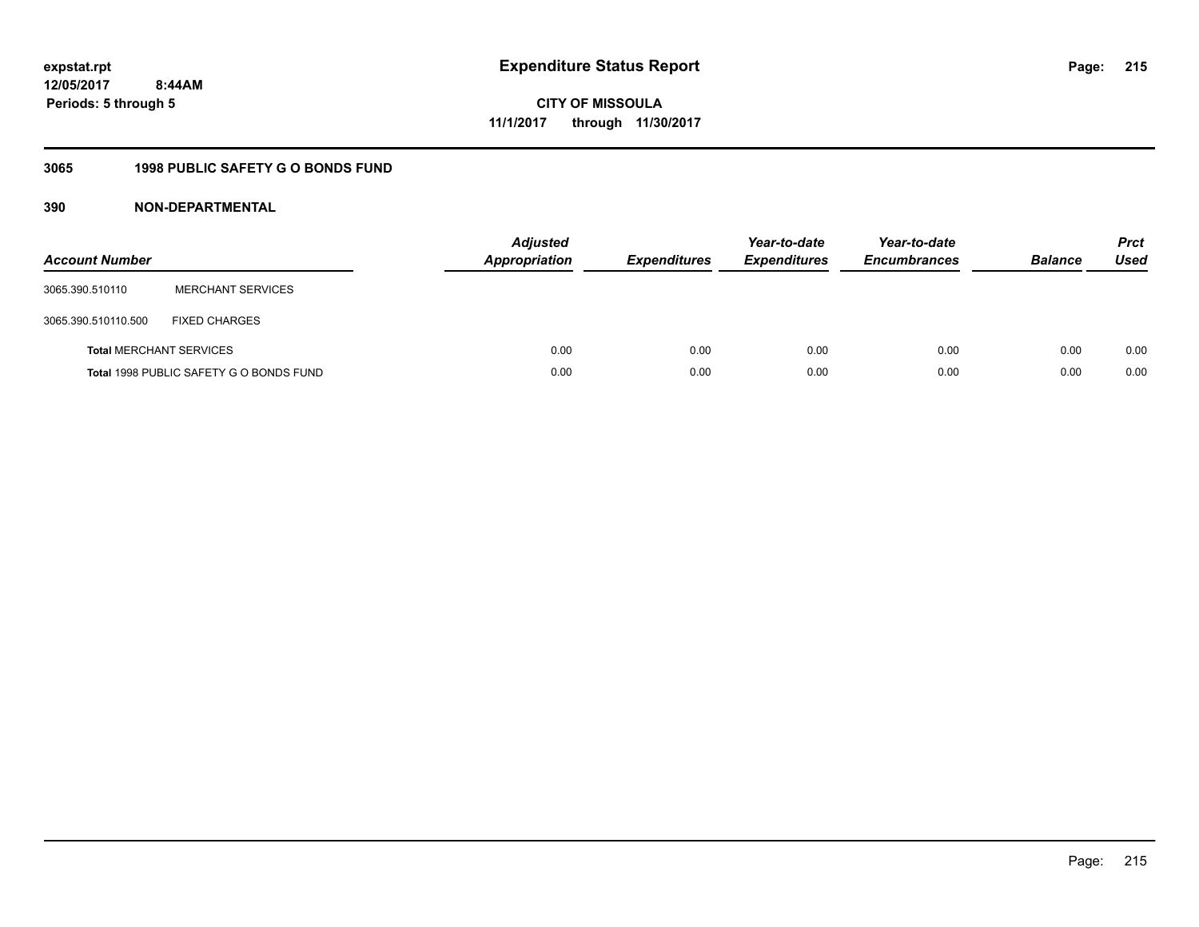**expstat.rpt**
**12/05/2017 8:44AM**
**Periods: 5 through 5**

# Expenditure Status Report

**CITY OF MISSOULA**
**11/1/2017 through 11/30/2017**

## 3065 1998 PUBLIC SAFETY G O BONDS FUND

### 390 NON-DEPARTMENTAL

| Account Number | | Adjusted Appropriation | Expenditures | Year-to-date Expenditures | Year-to-date Encumbrances | Balance | Prct Used |
|---|---|---|---|---|---|---|---|
| 3065.390.510110 | MERCHANT SERVICES | | | | | | |
| 3065.390.510110.500 | FIXED CHARGES | | | | | | |
| **Total** MERCHANT SERVICES | | 0.00 | 0.00 | 0.00 | 0.00 | 0.00 | 0.00 |
| **Total** 1998 PUBLIC SAFETY G O BONDS FUND | | 0.00 | 0.00 | 0.00 | 0.00 | 0.00 | 0.00 |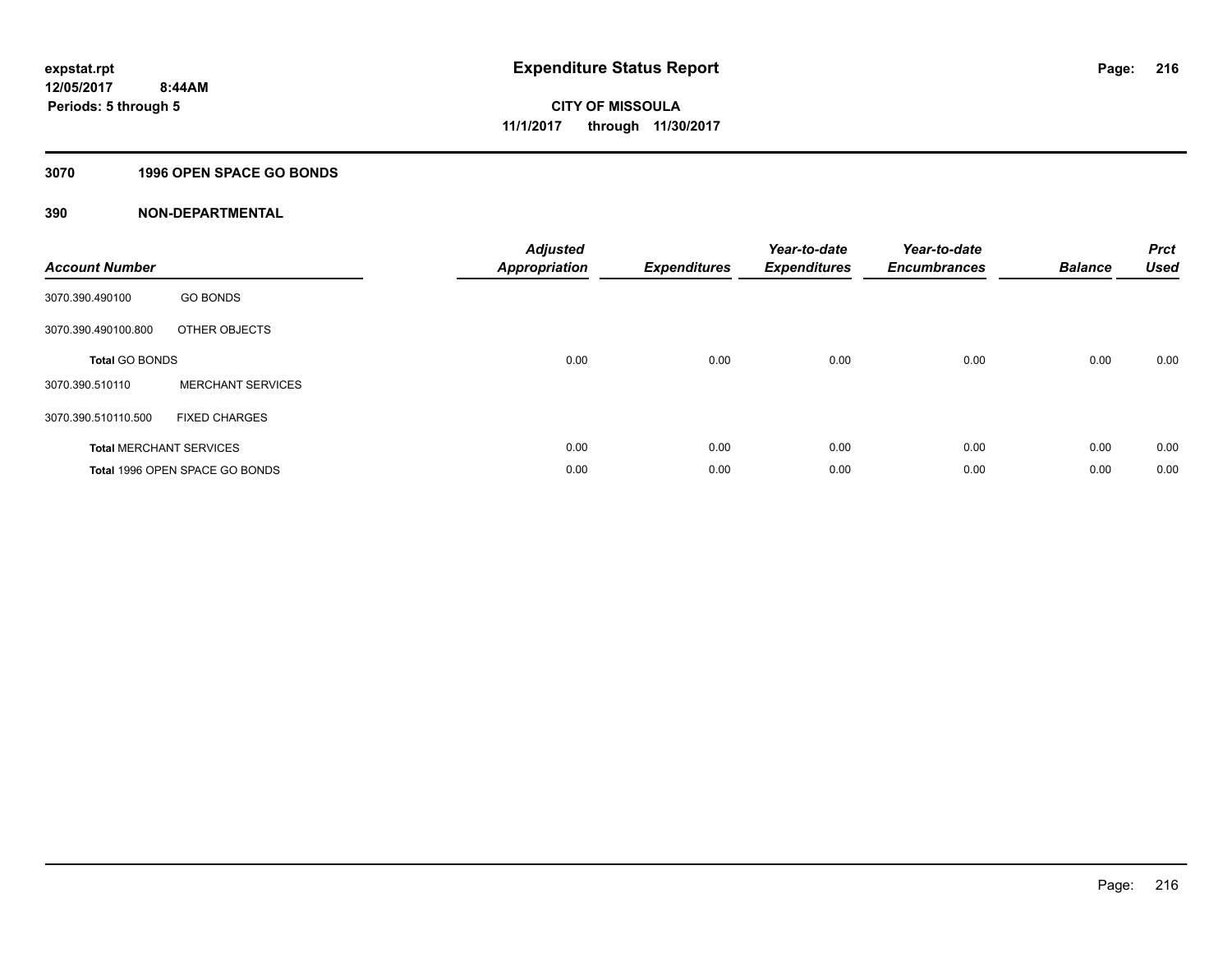expstat.rpt
12/05/2017 8:44AM
Periods: 5 through 5

# Expenditure Status Report

CITY OF MISSOULA
11/1/2017 through 11/30/2017

## 3070 1996 OPEN SPACE GO BONDS

## 390 NON-DEPARTMENTAL

| Account Number | | Adjusted Appropriation | Expenditures | Year-to-date Expenditures | Year-to-date Encumbrances | Balance | Prct Used |
|---|---|---|---|---|---|---|---|
| 3070.390.490100 | GO BONDS | | | | | | |
| 3070.390.490100.800 | OTHER OBJECTS | | | | | | |
| **Total** GO BONDS | | 0.00 | 0.00 | 0.00 | 0.00 | 0.00 | 0.00 |
| 3070.390.510110 | MERCHANT SERVICES | | | | | | |
| 3070.390.510110.500 | FIXED CHARGES | | | | | | |
| **Total** MERCHANT SERVICES | | 0.00 | 0.00 | 0.00 | 0.00 | 0.00 | 0.00 |
| **Total** 1996 OPEN SPACE GO BONDS | | 0.00 | 0.00 | 0.00 | 0.00 | 0.00 | 0.00 |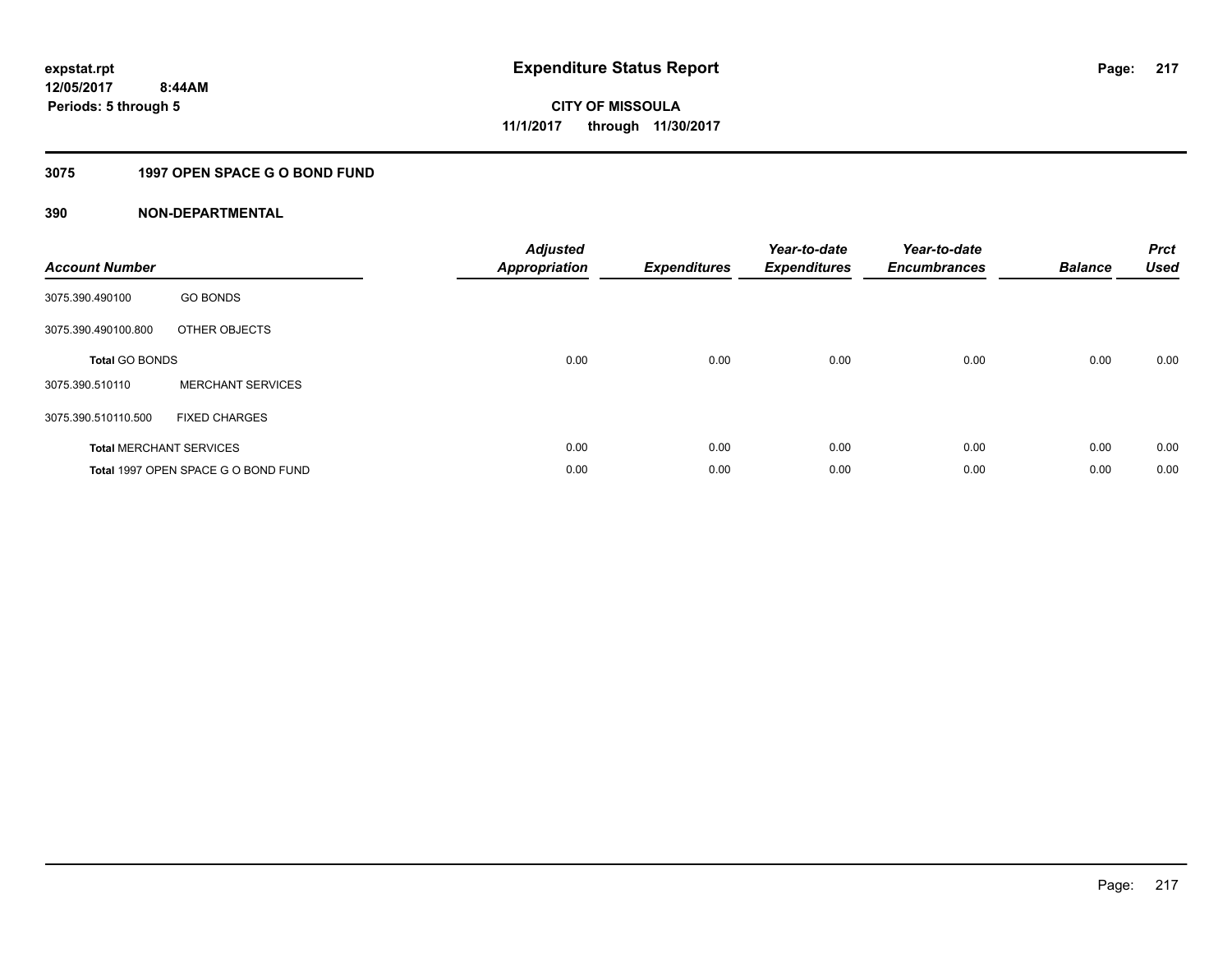**expstat.rpt**
**12/05/2017 8:44AM**
**Periods: 5 through 5**

# Expenditure Status Report

**CITY OF MISSOULA**
**11/1/2017 through 11/30/2017**

## 3075 1997 OPEN SPACE G O BOND FUND

### 390 NON-DEPARTMENTAL

| Account Number | | Adjusted Appropriation | Expenditures | Year-to-date Expenditures | Year-to-date Encumbrances | Balance | Prct Used |
|---|---|---|---|---|---|---|---|
| 3075.390.490100 | GO BONDS | | | | | | |
| 3075.390.490100.800 | OTHER OBJECTS | | | | | | |
| **Total** GO BONDS | | 0.00 | 0.00 | 0.00 | 0.00 | 0.00 | 0.00 |
| 3075.390.510110 | MERCHANT SERVICES | | | | | | |
| 3075.390.510110.500 | FIXED CHARGES | | | | | | |
| **Total** MERCHANT SERVICES | | 0.00 | 0.00 | 0.00 | 0.00 | 0.00 | 0.00 |
| **Total** 1997 OPEN SPACE G O BOND FUND | | 0.00 | 0.00 | 0.00 | 0.00 | 0.00 | 0.00 |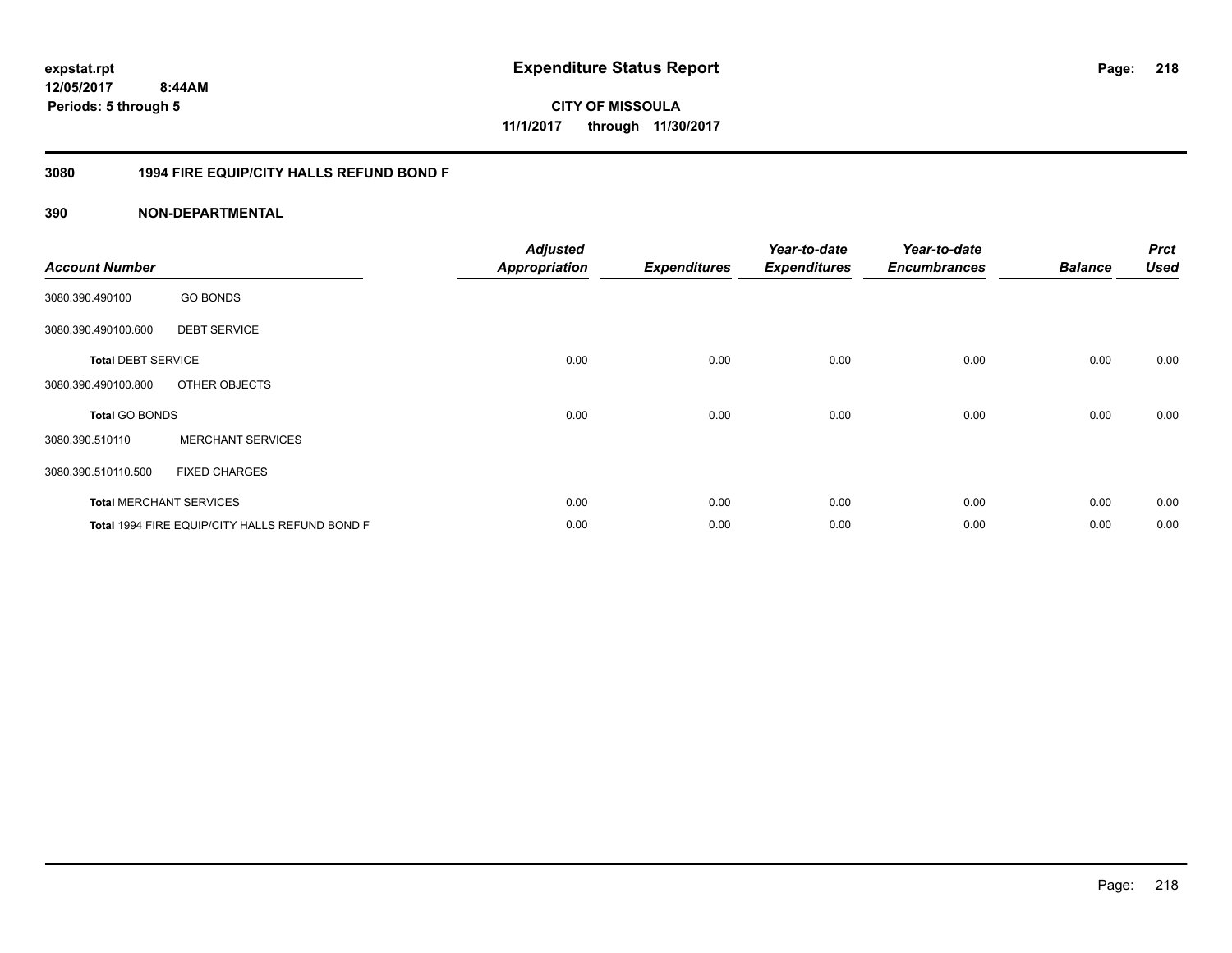expstat.rpt
12/05/2017 8:44AM
Periods: 5 through 5

# Expenditure Status Report

**CITY OF MISSOULA**
**11/1/2017 through 11/30/2017**

## 3080 1994 FIRE EQUIP/CITY HALLS REFUND BOND F

## 390 NON-DEPARTMENTAL

| Account Number | | Adjusted Appropriation | Expenditures | Year-to-date Expenditures | Year-to-date Encumbrances | Balance | Prct Used |
|---|---|---|---|---|---|---|---|
| 3080.390.490100 | GO BONDS | | | | | | |
| 3080.390.490100.600 | DEBT SERVICE | | | | | | |
| **Total** DEBT SERVICE | | 0.00 | 0.00 | 0.00 | 0.00 | 0.00 | 0.00 |
| 3080.390.490100.800 | OTHER OBJECTS | | | | | | |
| **Total** GO BONDS | | 0.00 | 0.00 | 0.00 | 0.00 | 0.00 | 0.00 |
| 3080.390.510110 | MERCHANT SERVICES | | | | | | |
| 3080.390.510110.500 | FIXED CHARGES | | | | | | |
| **Total** MERCHANT SERVICES | | 0.00 | 0.00 | 0.00 | 0.00 | 0.00 | 0.00 |
| **Total** 1994 FIRE EQUIP/CITY HALLS REFUND BOND F | | 0.00 | 0.00 | 0.00 | 0.00 | 0.00 | 0.00 |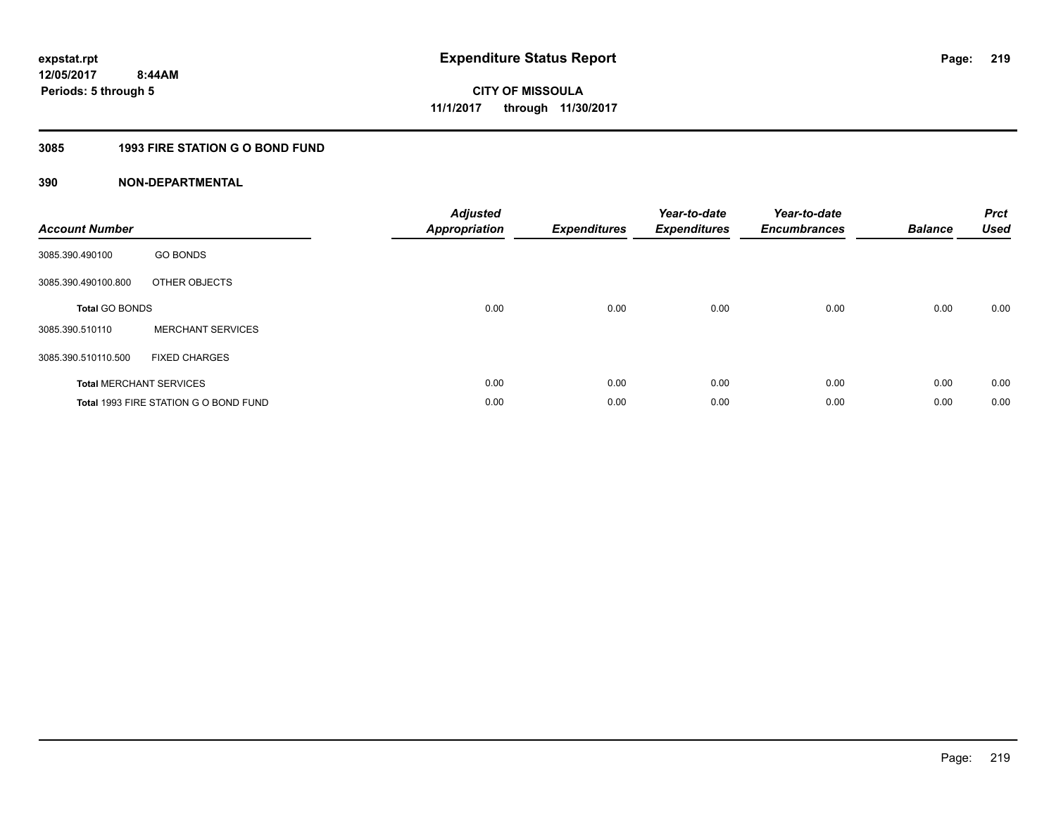expstat.rpt
12/05/2017 8:44AM
Periods: 5 through 5

# Expenditure Status Report

**CITY OF MISSOULA**
**11/1/2017 through 11/30/2017**

## 3085 1993 FIRE STATION G O BOND FUND

## 390 NON-DEPARTMENTAL

| Account Number | | Adjusted Appropriation | Expenditures | Year-to-date Expenditures | Year-to-date Encumbrances | Balance | Prct Used |
|---|---|---|---|---|---|---|---|
| 3085.390.490100 | GO BONDS | | | | | | |
| 3085.390.490100.800 | OTHER OBJECTS | | | | | | |
| **Total** GO BONDS | | 0.00 | 0.00 | 0.00 | 0.00 | 0.00 | 0.00 |
| 3085.390.510110 | MERCHANT SERVICES | | | | | | |
| 3085.390.510110.500 | FIXED CHARGES | | | | | | |
| **Total** MERCHANT SERVICES | | 0.00 | 0.00 | 0.00 | 0.00 | 0.00 | 0.00 |
| **Total** 1993 FIRE STATION G O BOND FUND | | 0.00 | 0.00 | 0.00 | 0.00 | 0.00 | 0.00 |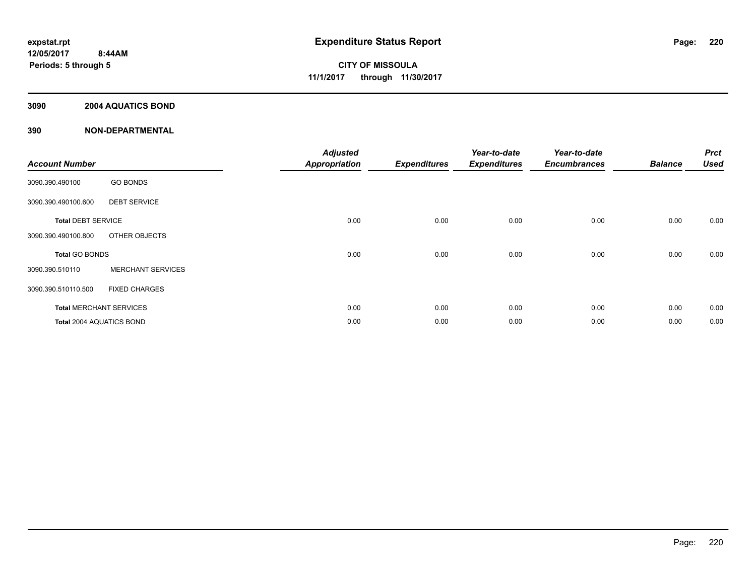**expstat.rpt**
**12/05/2017 8:44AM**
**Periods: 5 through 5**

# Expenditure Status Report

**CITY OF MISSOULA**
**11/1/2017 through 11/30/2017**

## 3090 2004 AQUATICS BOND

## 390 NON-DEPARTMENTAL

| Account Number | | Adjusted Appropriation | Expenditures | Year-to-date Expenditures | Year-to-date Encumbrances | Balance | Prct Used |
|---|---|---|---|---|---|---|---|
| 3090.390.490100 | GO BONDS | | | | | | |
| 3090.390.490100.600 | DEBT SERVICE | | | | | | |
| **Total** DEBT SERVICE | | 0.00 | 0.00 | 0.00 | 0.00 | 0.00 | 0.00 |
| 3090.390.490100.800 | OTHER OBJECTS | | | | | | |
| **Total** GO BONDS | | 0.00 | 0.00 | 0.00 | 0.00 | 0.00 | 0.00 |
| 3090.390.510110 | MERCHANT SERVICES | | | | | | |
| 3090.390.510110.500 | FIXED CHARGES | | | | | | |
| **Total** MERCHANT SERVICES | | 0.00 | 0.00 | 0.00 | 0.00 | 0.00 | 0.00 |
| **Total** 2004 AQUATICS BOND | | 0.00 | 0.00 | 0.00 | 0.00 | 0.00 | 0.00 |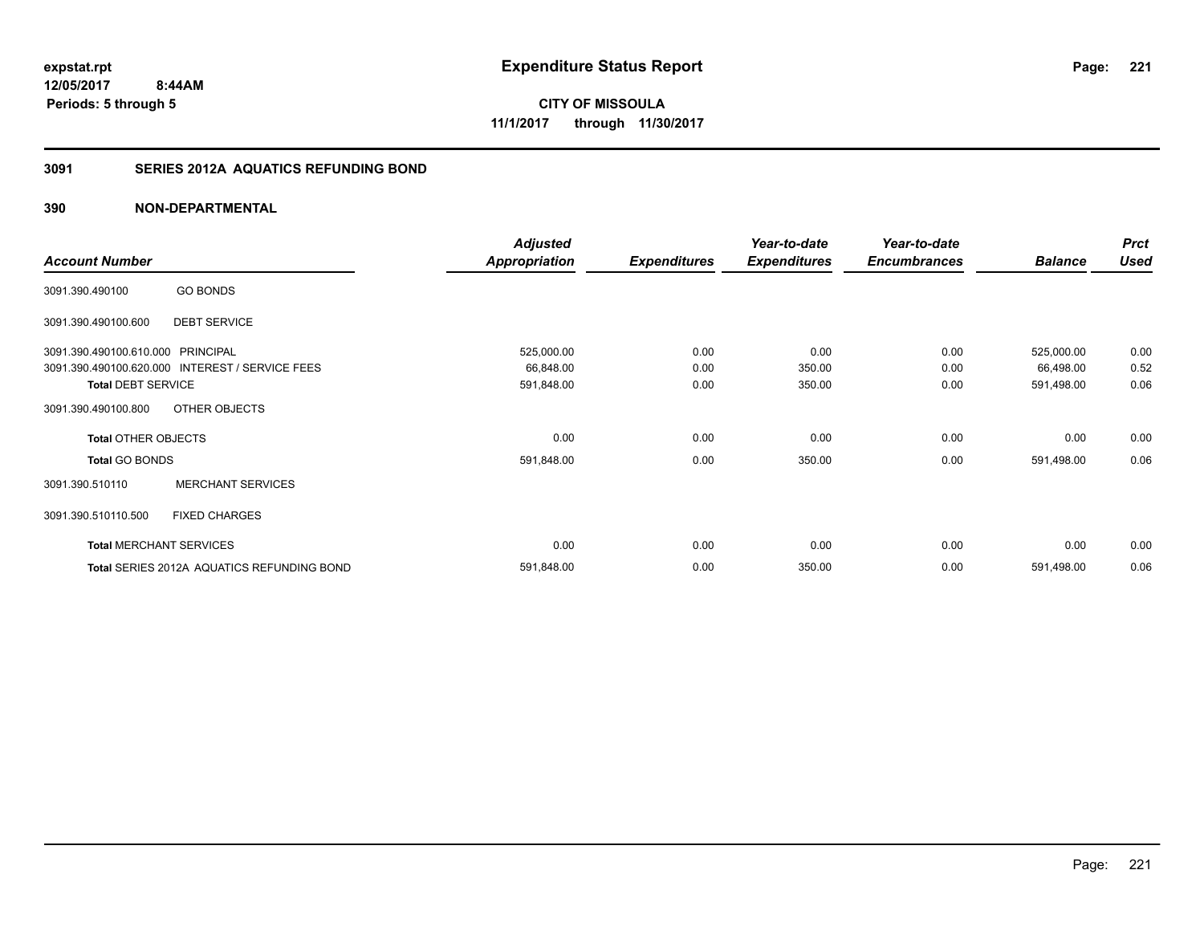# Expenditure Status Report

expstat.rpt
12/05/2017 8:44AM
Periods: 5 through 5

**CITY OF MISSOULA**
**11/1/2017 through 11/30/2017**

## 3091 SERIES 2012A AQUATICS REFUNDING BOND

### 390 NON-DEPARTMENTAL

| Account Number | | Adjusted Appropriation | Expenditures | Year-to-date Expenditures | Year-to-date Encumbrances | Balance | Prct Used |
|---|---|---|---|---|---|---|---|
| 3091.390.490100 | GO BONDS | | | | | | |
| 3091.390.490100.600 | DEBT SERVICE | | | | | | |
| 3091.390.490100.610.000 | PRINCIPAL | 525,000.00 | 0.00 | 0.00 | 0.00 | 525,000.00 | 0.00 |
| 3091.390.490100.620.000 | INTEREST / SERVICE FEES | 66,848.00 | 0.00 | 350.00 | 0.00 | 66,498.00 | 0.52 |
| **Total** DEBT SERVICE | | 591,848.00 | 0.00 | 350.00 | 0.00 | 591,498.00 | 0.06 |
| 3091.390.490100.800 | OTHER OBJECTS | | | | | | |
| **Total** OTHER OBJECTS | | 0.00 | 0.00 | 0.00 | 0.00 | 0.00 | 0.00 |
| **Total** GO BONDS | | 591,848.00 | 0.00 | 350.00 | 0.00 | 591,498.00 | 0.06 |
| 3091.390.510110 | MERCHANT SERVICES | | | | | | |
| 3091.390.510110.500 | FIXED CHARGES | | | | | | |
| **Total** MERCHANT SERVICES | | 0.00 | 0.00 | 0.00 | 0.00 | 0.00 | 0.00 |
| **Total** SERIES 2012A AQUATICS REFUNDING BOND | | 591,848.00 | 0.00 | 350.00 | 0.00 | 591,498.00 | 0.06 |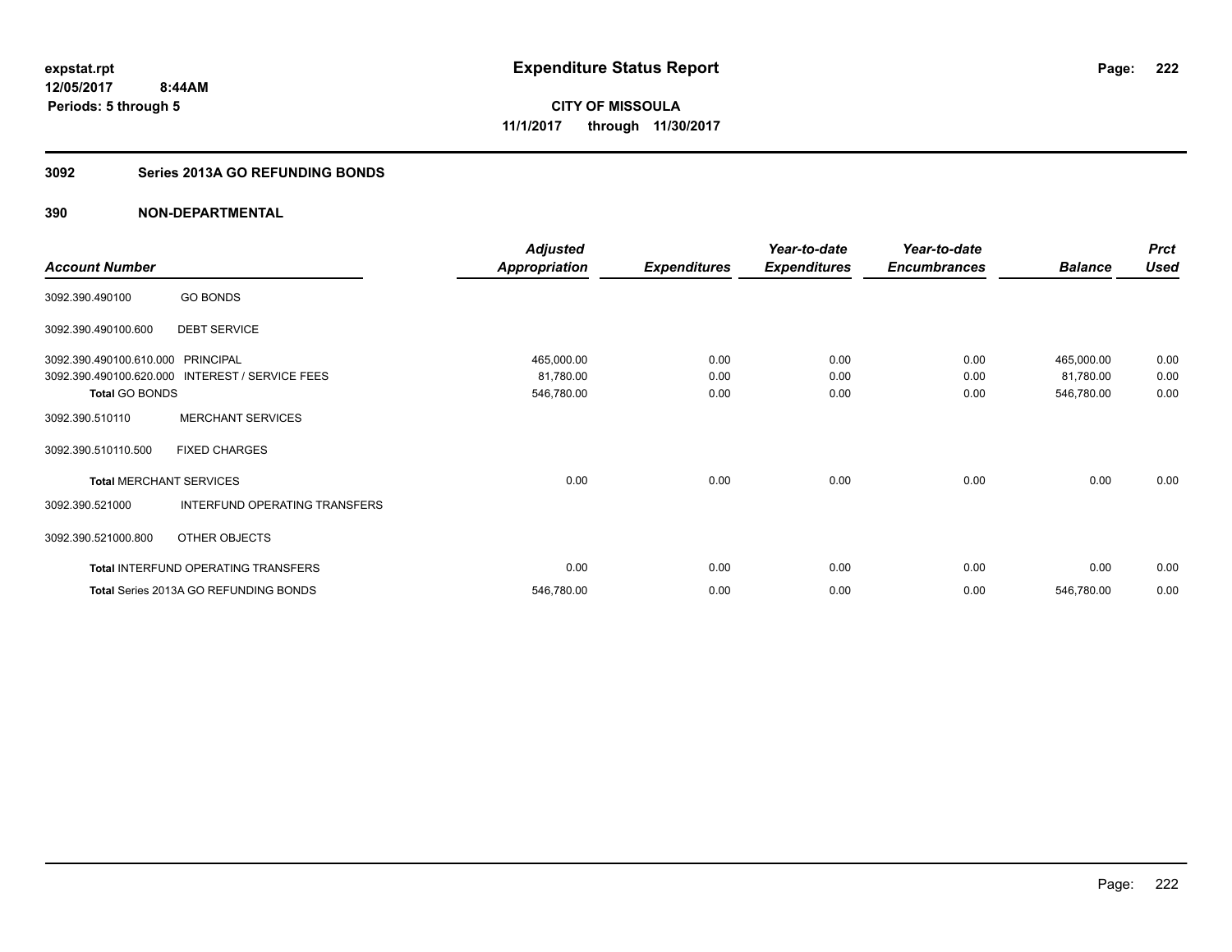**expstat.rpt**
**12/05/2017 8:44AM**
**Periods: 5 through 5**

# Expenditure Status Report

**CITY OF MISSOULA**
**11/1/2017 through 11/30/2017**

## 3092 Series 2013A GO REFUNDING BONDS

### 390 NON-DEPARTMENTAL

| Account Number | | Adjusted Appropriation | Expenditures | Year-to-date Expenditures | Year-to-date Encumbrances | Balance | Prct Used |
|---|---|---|---|---|---|---|---|
| 3092.390.490100 | GO BONDS | | | | | | |
| 3092.390.490100.600 | DEBT SERVICE | | | | | | |
| 3092.390.490100.610.000 | PRINCIPAL | 465,000.00 | 0.00 | 0.00 | 0.00 | 465,000.00 | 0.00 |
| 3092.390.490100.620.000 | INTEREST / SERVICE FEES | 81,780.00 | 0.00 | 0.00 | 0.00 | 81,780.00 | 0.00 |
| **Total** GO BONDS | | 546,780.00 | 0.00 | 0.00 | 0.00 | 546,780.00 | 0.00 |
| 3092.390.510110 | MERCHANT SERVICES | | | | | | |
| 3092.390.510110.500 | FIXED CHARGES | | | | | | |
| **Total** MERCHANT SERVICES | | 0.00 | 0.00 | 0.00 | 0.00 | 0.00 | 0.00 |
| 3092.390.521000 | INTERFUND OPERATING TRANSFERS | | | | | | |
| 3092.390.521000.800 | OTHER OBJECTS | | | | | | |
| **Total** INTERFUND OPERATING TRANSFERS | | 0.00 | 0.00 | 0.00 | 0.00 | 0.00 | 0.00 |
| **Total** Series 2013A GO REFUNDING BONDS | | 546,780.00 | 0.00 | 0.00 | 0.00 | 546,780.00 | 0.00 |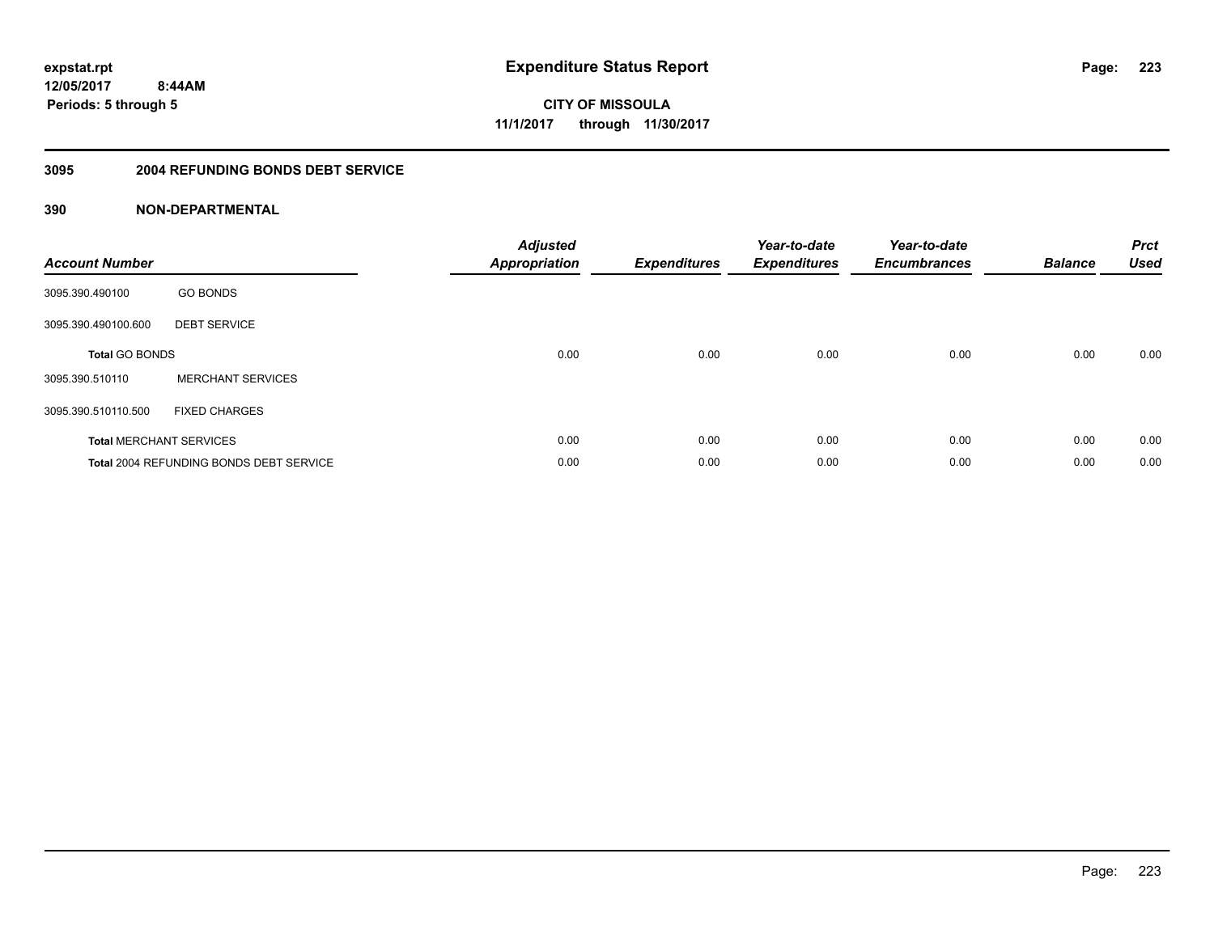**expstat.rpt**
**12/05/2017 8:44AM**
**Periods: 5 through 5**

# Expenditure Status Report

**CITY OF MISSOULA**
**11/1/2017 through 11/30/2017**

## 3095 2004 REFUNDING BONDS DEBT SERVICE

### 390 NON-DEPARTMENTAL

| Account Number | | Adjusted Appropriation | Expenditures | Year-to-date Expenditures | Year-to-date Encumbrances | Balance | Prct Used |
|---|---|---|---|---|---|---|---|
| 3095.390.490100 | GO BONDS | | | | | | |
| 3095.390.490100.600 | DEBT SERVICE | | | | | | |
| **Total** GO BONDS | | 0.00 | 0.00 | 0.00 | 0.00 | 0.00 | 0.00 |
| 3095.390.510110 | MERCHANT SERVICES | | | | | | |
| 3095.390.510110.500 | FIXED CHARGES | | | | | | |
| **Total** MERCHANT SERVICES | | 0.00 | 0.00 | 0.00 | 0.00 | 0.00 | 0.00 |
| **Total** 2004 REFUNDING BONDS DEBT SERVICE | | 0.00 | 0.00 | 0.00 | 0.00 | 0.00 | 0.00 |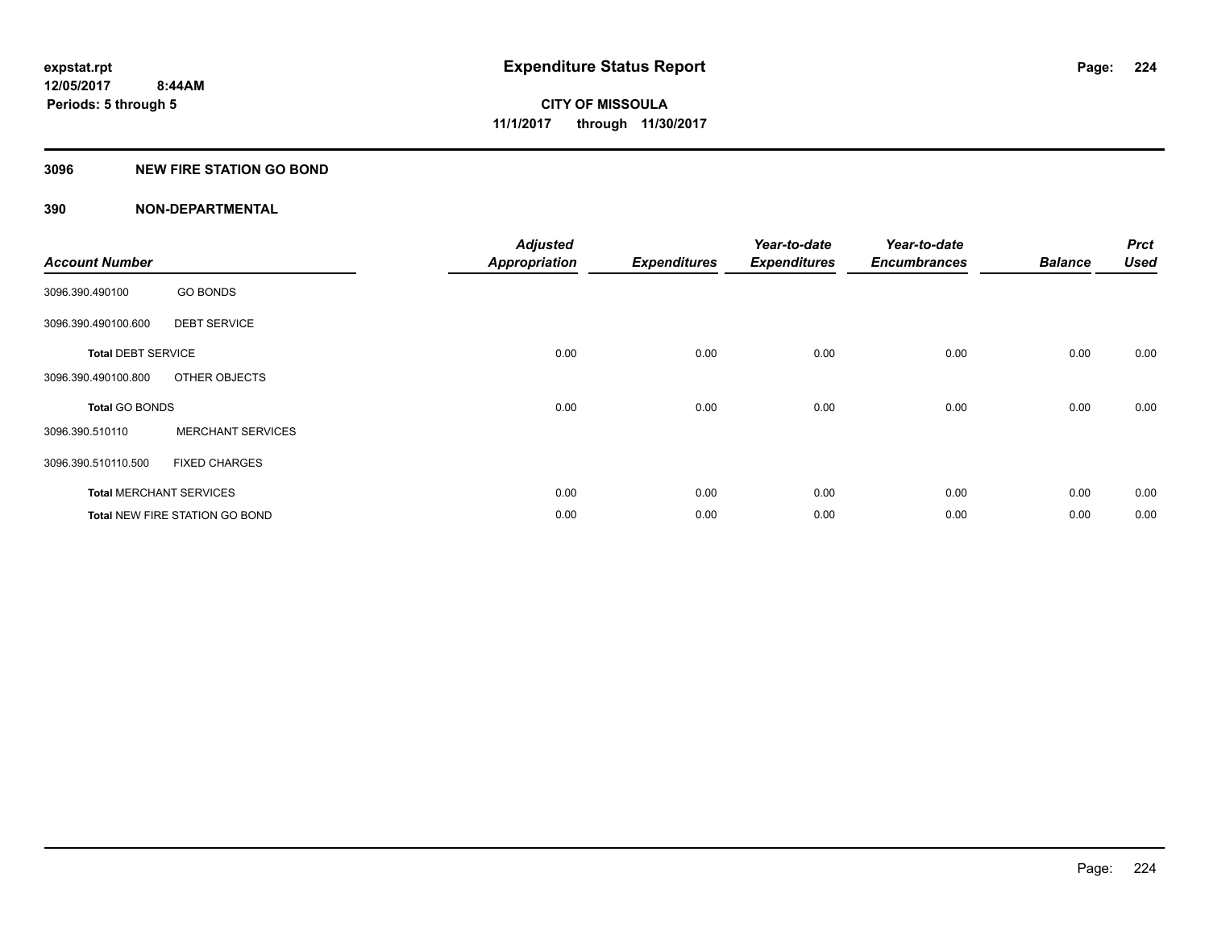**expstat.rpt**
**12/05/2017 8:44AM**
**Periods: 5 through 5**

# Expenditure Status Report

**CITY OF MISSOULA**
**11/1/2017 through 11/30/2017**

## 3096 NEW FIRE STATION GO BOND

## 390 NON-DEPARTMENTAL

| Account Number | | Adjusted Appropriation | Expenditures | Year-to-date Expenditures | Year-to-date Encumbrances | Balance | Prct Used |
|---|---|---|---|---|---|---|---|
| 3096.390.490100 | GO BONDS | | | | | | |
| 3096.390.490100.600 | DEBT SERVICE | | | | | | |
| **Total** DEBT SERVICE | | 0.00 | 0.00 | 0.00 | 0.00 | 0.00 | 0.00 |
| 3096.390.490100.800 | OTHER OBJECTS | | | | | | |
| **Total** GO BONDS | | 0.00 | 0.00 | 0.00 | 0.00 | 0.00 | 0.00 |
| 3096.390.510110 | MERCHANT SERVICES | | | | | | |
| 3096.390.510110.500 | FIXED CHARGES | | | | | | |
| **Total** MERCHANT SERVICES | | 0.00 | 0.00 | 0.00 | 0.00 | 0.00 | 0.00 |
| **Total** NEW FIRE STATION GO BOND | | 0.00 | 0.00 | 0.00 | 0.00 | 0.00 | 0.00 |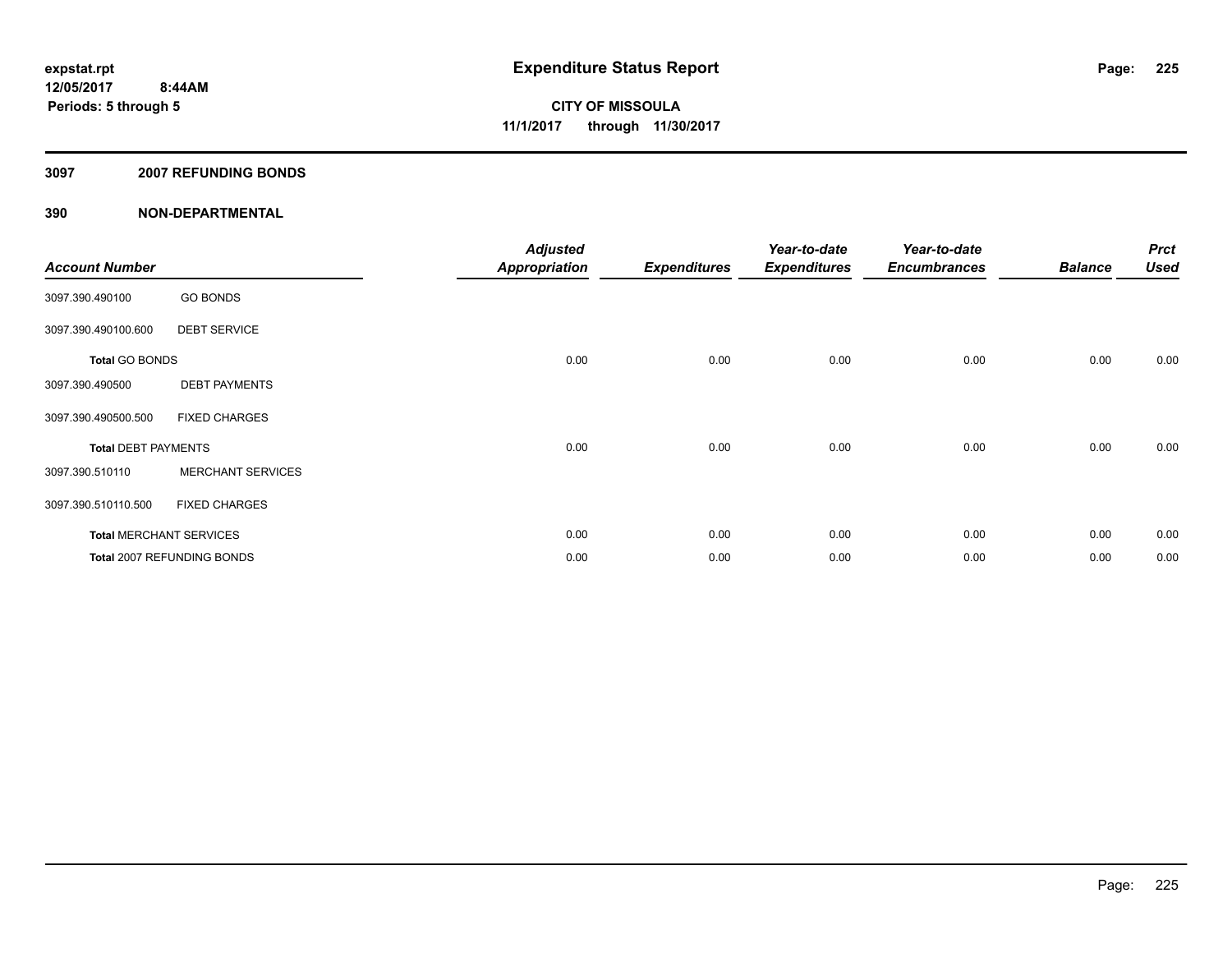**expstat.rpt**
**12/05/2017 8:44AM**
**Periods: 5 through 5**

# Expenditure Status Report

**CITY OF MISSOULA**
**11/1/2017 through 11/30/2017**

## 3097 2007 REFUNDING BONDS

### 390 NON-DEPARTMENTAL

| Account Number | | Adjusted Appropriation | Expenditures | Year-to-date Expenditures | Year-to-date Encumbrances | Balance | Prct Used |
|---|---|---|---|---|---|---|---|
| 3097.390.490100 | GO BONDS | | | | | | |
| 3097.390.490100.600 | DEBT SERVICE | | | | | | |
| **Total GO BONDS** | | 0.00 | 0.00 | 0.00 | 0.00 | 0.00 | 0.00 |
| 3097.390.490500 | DEBT PAYMENTS | | | | | | |
| 3097.390.490500.500 | FIXED CHARGES | | | | | | |
| **Total DEBT PAYMENTS** | | 0.00 | 0.00 | 0.00 | 0.00 | 0.00 | 0.00 |
| 3097.390.510110 | MERCHANT SERVICES | | | | | | |
| 3097.390.510110.500 | FIXED CHARGES | | | | | | |
| **Total MERCHANT SERVICES** | | 0.00 | 0.00 | 0.00 | 0.00 | 0.00 | 0.00 |
| **Total 2007 REFUNDING BONDS** | | 0.00 | 0.00 | 0.00 | 0.00 | 0.00 | 0.00 |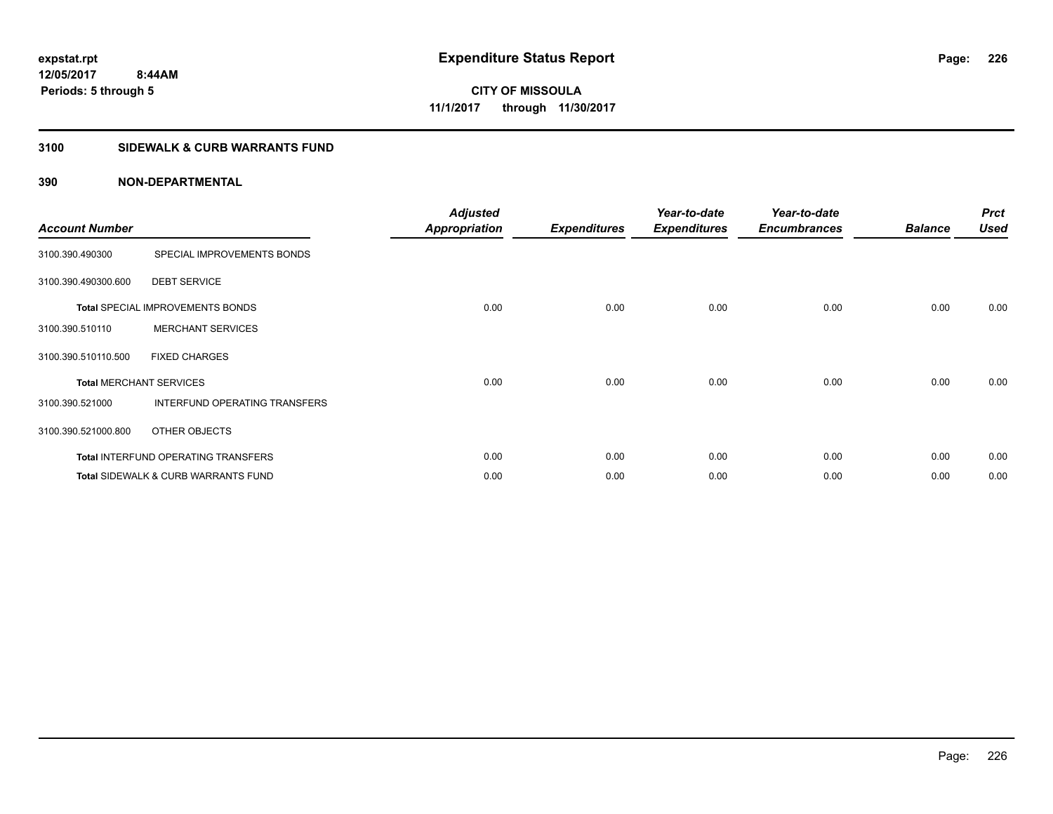expstat.rpt
12/05/2017 8:44AM
Periods: 5 through 5

# Expenditure Status Report

CITY OF MISSOULA
11/1/2017 through 11/30/2017

## 3100 SIDEWALK & CURB WARRANTS FUND

### 390 NON-DEPARTMENTAL

| Account Number | | Adjusted Appropriation | Expenditures | Year-to-date Expenditures | Year-to-date Encumbrances | Balance | Prct Used |
|---|---|---|---|---|---|---|---|
| 3100.390.490300 | SPECIAL IMPROVEMENTS BONDS | | | | | | |
| 3100.390.490300.600 | DEBT SERVICE | | | | | | |
| **Total** SPECIAL IMPROVEMENTS BONDS | | 0.00 | 0.00 | 0.00 | 0.00 | 0.00 | 0.00 |
| 3100.390.510110 | MERCHANT SERVICES | | | | | | |
| 3100.390.510110.500 | FIXED CHARGES | | | | | | |
| **Total** MERCHANT SERVICES | | 0.00 | 0.00 | 0.00 | 0.00 | 0.00 | 0.00 |
| 3100.390.521000 | INTERFUND OPERATING TRANSFERS | | | | | | |
| 3100.390.521000.800 | OTHER OBJECTS | | | | | | |
| **Total** INTERFUND OPERATING TRANSFERS | | 0.00 | 0.00 | 0.00 | 0.00 | 0.00 | 0.00 |
| **Total** SIDEWALK & CURB WARRANTS FUND | | 0.00 | 0.00 | 0.00 | 0.00 | 0.00 | 0.00 |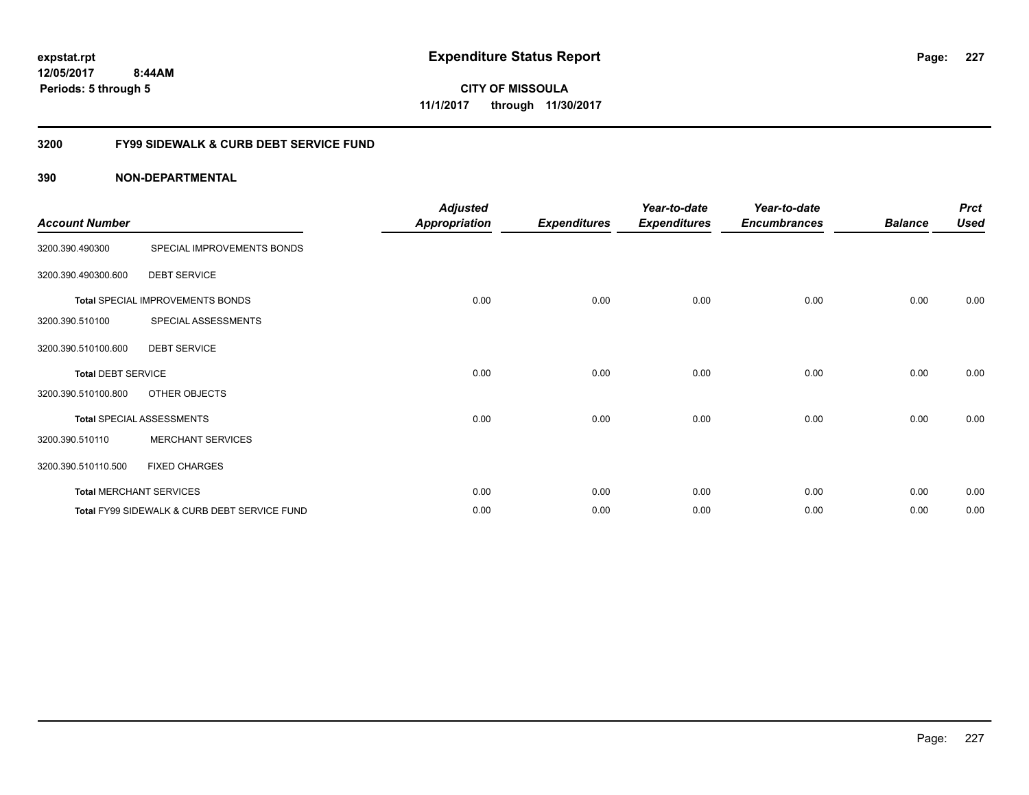**expstat.rpt**
**12/05/2017 8:44AM**
**Periods: 5 through 5**

# Expenditure Status Report

**CITY OF MISSOULA**
**11/1/2017 through 11/30/2017**

## 3200 FY99 SIDEWALK & CURB DEBT SERVICE FUND

### 390 NON-DEPARTMENTAL

| Account Number | | Adjusted Appropriation | Expenditures | Year-to-date Expenditures | Year-to-date Encumbrances | Balance | Prct Used |
|---|---|---|---|---|---|---|---|
| 3200.390.490300 | SPECIAL IMPROVEMENTS BONDS | | | | | | |
| 3200.390.490300.600 | DEBT SERVICE | | | | | | |
| **Total** SPECIAL IMPROVEMENTS BONDS | | 0.00 | 0.00 | 0.00 | 0.00 | 0.00 | 0.00 |
| 3200.390.510100 | SPECIAL ASSESSMENTS | | | | | | |
| 3200.390.510100.600 | DEBT SERVICE | | | | | | |
| **Total** DEBT SERVICE | | 0.00 | 0.00 | 0.00 | 0.00 | 0.00 | 0.00 |
| 3200.390.510100.800 | OTHER OBJECTS | | | | | | |
| **Total** SPECIAL ASSESSMENTS | | 0.00 | 0.00 | 0.00 | 0.00 | 0.00 | 0.00 |
| 3200.390.510110 | MERCHANT SERVICES | | | | | | |
| 3200.390.510110.500 | FIXED CHARGES | | | | | | |
| **Total** MERCHANT SERVICES | | 0.00 | 0.00 | 0.00 | 0.00 | 0.00 | 0.00 |
| **Total** FY99 SIDEWALK & CURB DEBT SERVICE FUND | | 0.00 | 0.00 | 0.00 | 0.00 | 0.00 | 0.00 |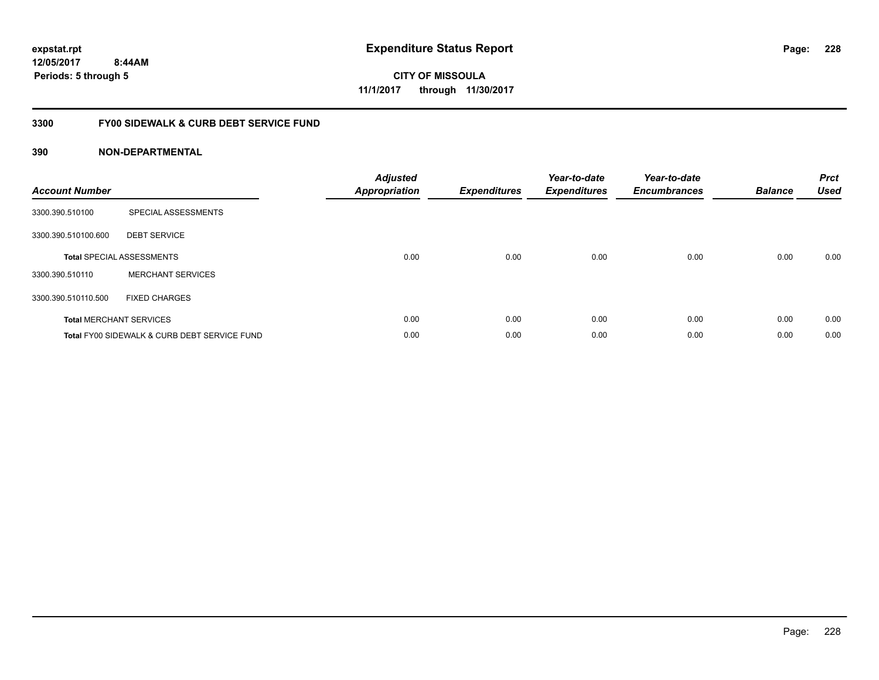**expstat.rpt**
**12/05/2017 8:44AM**
**Periods: 5 through 5**

# Expenditure Status Report

**CITY OF MISSOULA**
**11/1/2017 through 11/30/2017**

## 3300 FY00 SIDEWALK & CURB DEBT SERVICE FUND

### 390 NON-DEPARTMENTAL

| Account Number | | Adjusted Appropriation | Expenditures | Year-to-date Expenditures | Year-to-date Encumbrances | Balance | Prct Used |
|---|---|---|---|---|---|---|---|
| 3300.390.510100 | SPECIAL ASSESSMENTS | | | | | | |
| 3300.390.510100.600 | DEBT SERVICE | | | | | | |
| **Total** SPECIAL ASSESSMENTS | | 0.00 | 0.00 | 0.00 | 0.00 | 0.00 | 0.00 |
| 3300.390.510110 | MERCHANT SERVICES | | | | | | |
| 3300.390.510110.500 | FIXED CHARGES | | | | | | |
| **Total** MERCHANT SERVICES | | 0.00 | 0.00 | 0.00 | 0.00 | 0.00 | 0.00 |
| **Total** FY00 SIDEWALK & CURB DEBT SERVICE FUND | | 0.00 | 0.00 | 0.00 | 0.00 | 0.00 | 0.00 |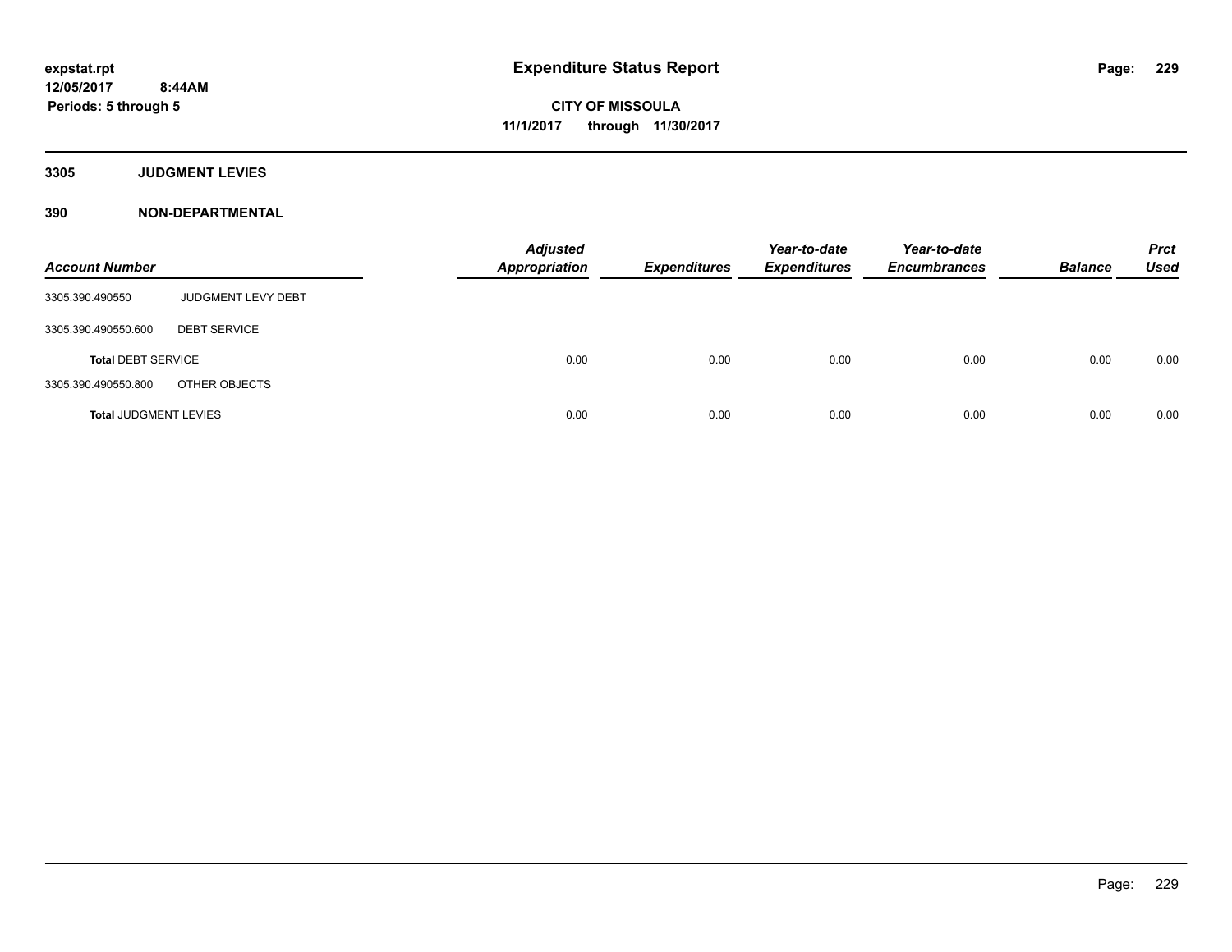# Expenditure Status Report

expstat.rpt
12/05/2017 8:44AM
Periods: 5 through 5

CITY OF MISSOULA
11/1/2017 through 11/30/2017

## 3305 JUDGMENT LEVIES

### 390 NON-DEPARTMENTAL

| Account Number | | Adjusted Appropriation | Expenditures | Year-to-date Expenditures | Year-to-date Encumbrances | Balance | Prct Used |
|---|---|---|---|---|---|---|---|
| 3305.390.490550 | JUDGMENT LEVY DEBT | | | | | | |
| 3305.390.490550.600 | DEBT SERVICE | | | | | | |
| **Total** DEBT SERVICE | | 0.00 | 0.00 | 0.00 | 0.00 | 0.00 | 0.00 |
| 3305.390.490550.800 | OTHER OBJECTS | | | | | | |
| **Total** JUDGMENT LEVIES | | 0.00 | 0.00 | 0.00 | 0.00 | 0.00 | 0.00 |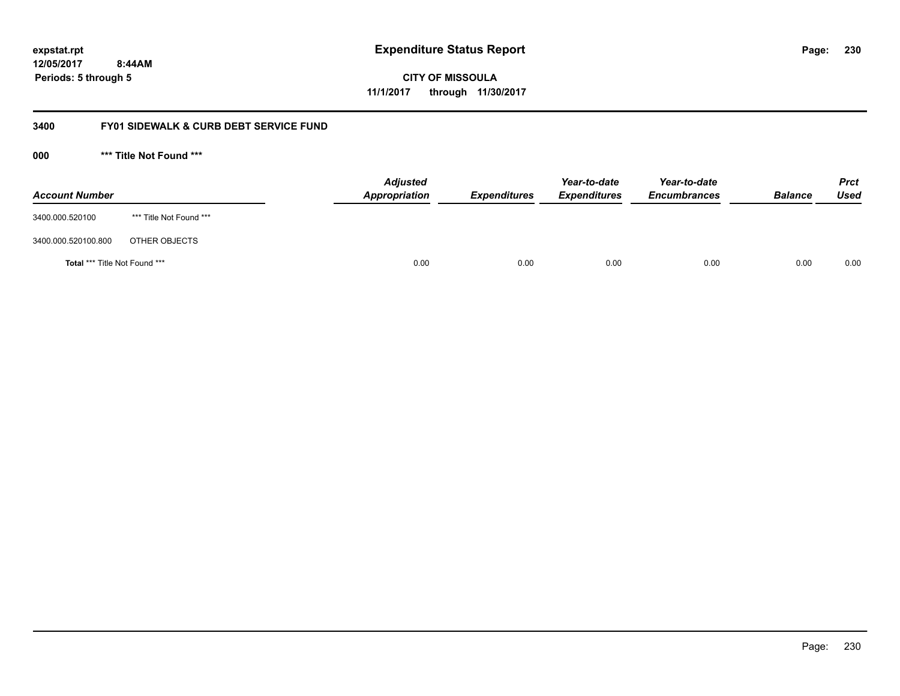# Expenditure Status Report

**CITY OF MISSOULA**

**11/1/2017 through 11/30/2017**

expstat.rpt
12/05/2017 8:44AM
Periods: 5 through 5

## 3400 FY01 SIDEWALK & CURB DEBT SERVICE FUND

### 000 *** Title Not Found ***

| Account Number | | Adjusted Appropriation | Expenditures | Year-to-date Expenditures | Year-to-date Encumbrances | Balance | Prct Used |
|---|---|---|---|---|---|---|---|
| 3400.000.520100 | *** Title Not Found *** | | | | | | |
| 3400.000.520100.800 | OTHER OBJECTS | | | | | | |
| **Total** *** Title Not Found *** | | 0.00 | 0.00 | 0.00 | 0.00 | 0.00 | 0.00 |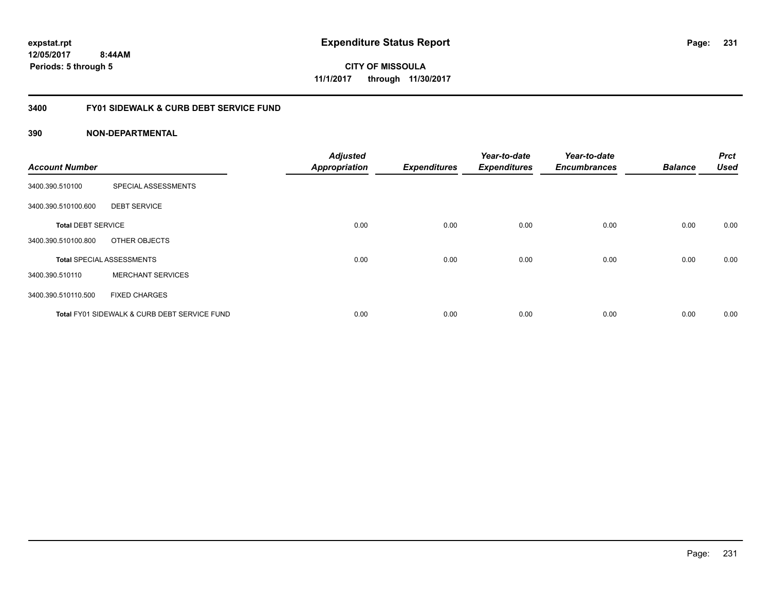**expstat.rpt**
**12/05/2017 8:44AM**
**Periods: 5 through 5**

# Expenditure Status Report

**CITY OF MISSOULA**
**11/1/2017 through 11/30/2017**

## 3400 FY01 SIDEWALK & CURB DEBT SERVICE FUND

### 390 NON-DEPARTMENTAL

| Account Number | | Adjusted Appropriation | Expenditures | Year-to-date Expenditures | Year-to-date Encumbrances | Balance | Prct Used |
|---|---|---|---|---|---|---|---|
| 3400.390.510100 | SPECIAL ASSESSMENTS | | | | | | |
| 3400.390.510100.600 | DEBT SERVICE | | | | | | |
| **Total** DEBT SERVICE | | 0.00 | 0.00 | 0.00 | 0.00 | 0.00 | 0.00 |
| 3400.390.510100.800 | OTHER OBJECTS | | | | | | |
| **Total** SPECIAL ASSESSMENTS | | 0.00 | 0.00 | 0.00 | 0.00 | 0.00 | 0.00 |
| 3400.390.510110 | MERCHANT SERVICES | | | | | | |
| 3400.390.510110.500 | FIXED CHARGES | | | | | | |
| **Total** FY01 SIDEWALK & CURB DEBT SERVICE FUND | | 0.00 | 0.00 | 0.00 | 0.00 | 0.00 | 0.00 |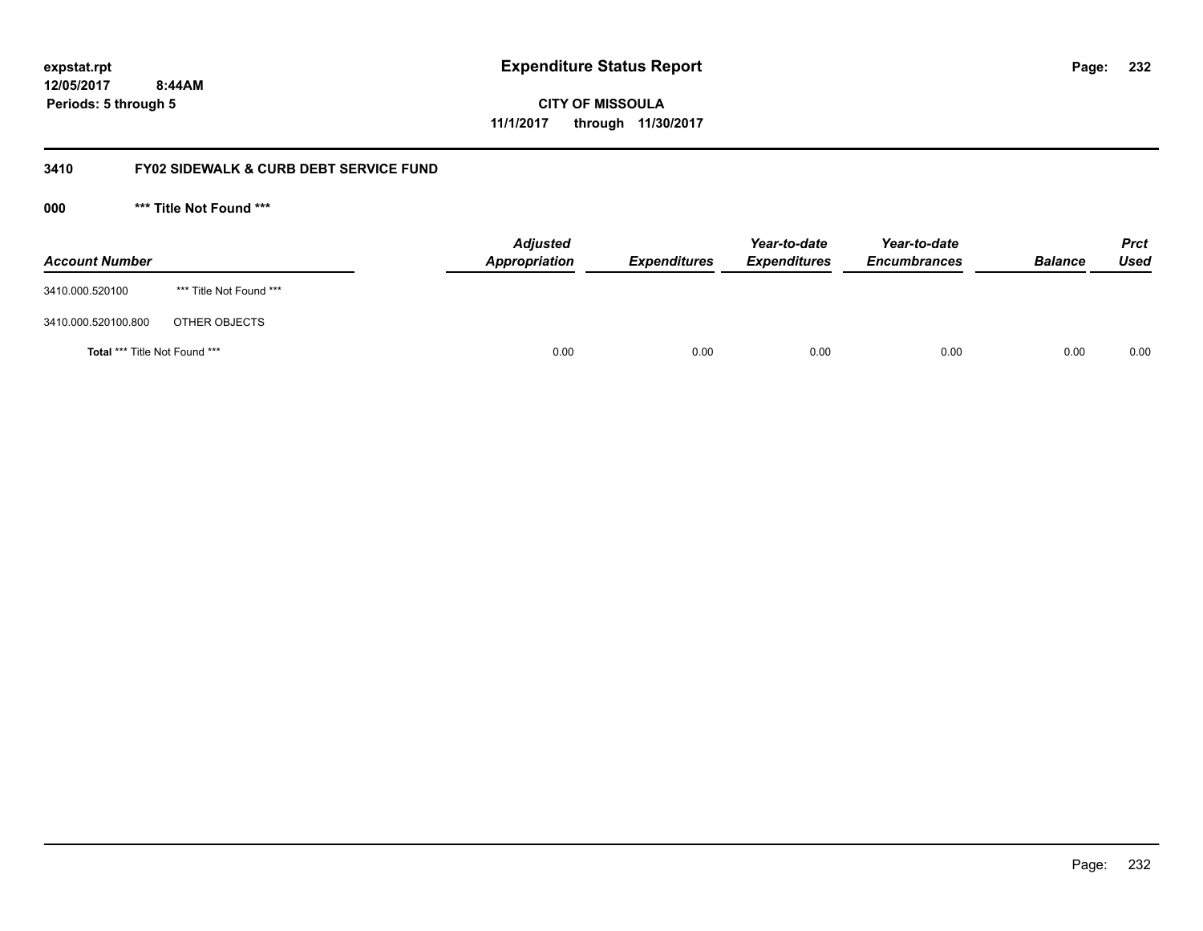**expstat.rpt**
**12/05/2017 8:44AM**
**Periods: 5 through 5**

# Expenditure Status Report

**CITY OF MISSOULA**
**11/1/2017 through 11/30/2017**

## 3410 FY02 SIDEWALK & CURB DEBT SERVICE FUND

### 000 *** Title Not Found ***

| Account Number | | Adjusted Appropriation | Expenditures | Year-to-date Expenditures | Year-to-date Encumbrances | Balance | Prct Used |
|---|---|---|---|---|---|---|---|
| 3410.000.520100 | *** Title Not Found *** | | | | | | |
| 3410.000.520100.800 | OTHER OBJECTS | | | | | | |
| **Total** *** Title Not Found *** | | 0.00 | 0.00 | 0.00 | 0.00 | 0.00 | 0.00 |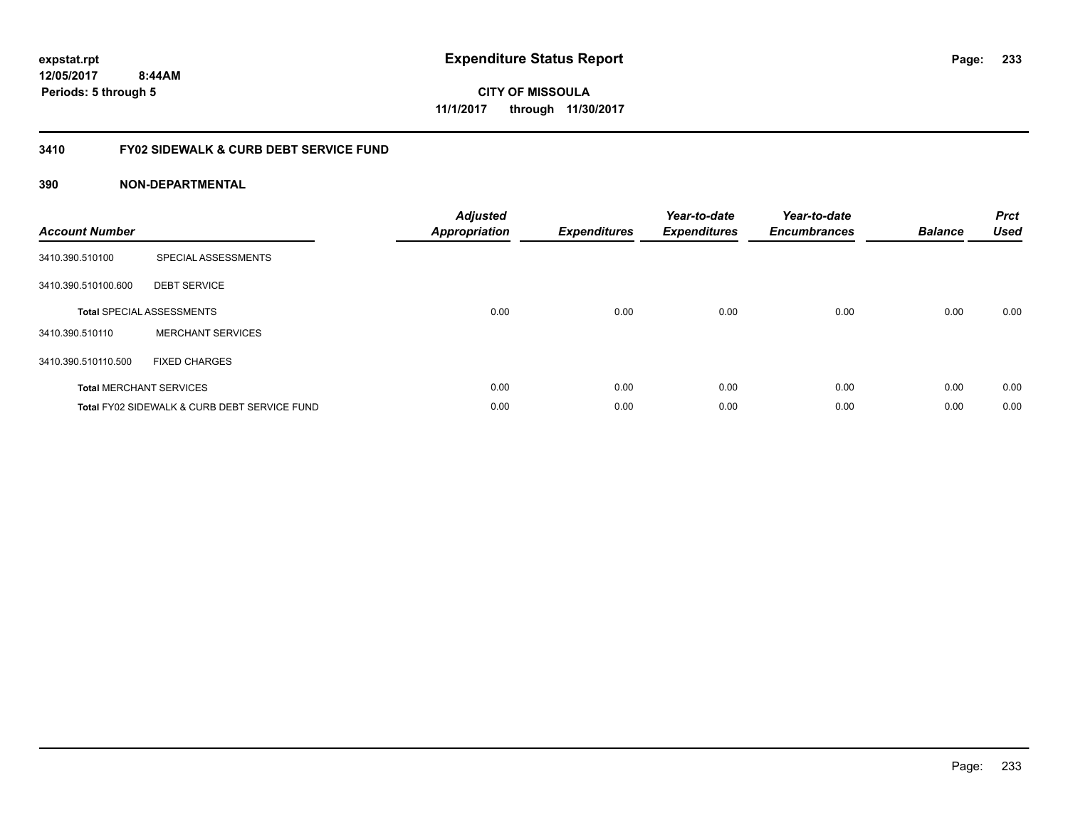**expstat.rpt**
**12/05/2017 8:44AM**
**Periods: 5 through 5**

# Expenditure Status Report

**CITY OF MISSOULA**
**11/1/2017 through 11/30/2017**

## 3410 FY02 SIDEWALK & CURB DEBT SERVICE FUND

### 390 NON-DEPARTMENTAL

| Account Number | | Adjusted Appropriation | Expenditures | Year-to-date Expenditures | Year-to-date Encumbrances | Balance | Prct Used |
|---|---|---|---|---|---|---|---|
| 3410.390.510100 | SPECIAL ASSESSMENTS | | | | | | |
| 3410.390.510100.600 | DEBT SERVICE | | | | | | |
| **Total** SPECIAL ASSESSMENTS | | 0.00 | 0.00 | 0.00 | 0.00 | 0.00 | 0.00 |
| 3410.390.510110 | MERCHANT SERVICES | | | | | | |
| 3410.390.510110.500 | FIXED CHARGES | | | | | | |
| **Total** MERCHANT SERVICES | | 0.00 | 0.00 | 0.00 | 0.00 | 0.00 | 0.00 |
| **Total** FY02 SIDEWALK & CURB DEBT SERVICE FUND | | 0.00 | 0.00 | 0.00 | 0.00 | 0.00 | 0.00 |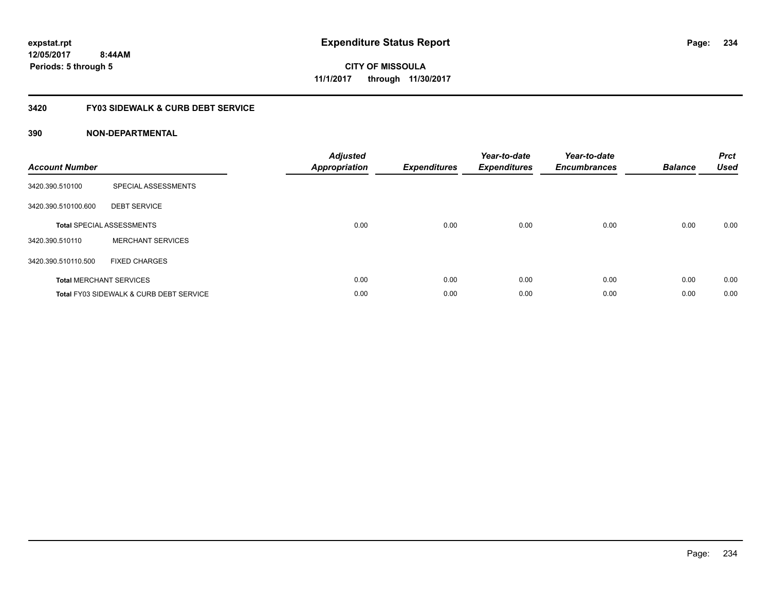**expstat.rpt**
**12/05/2017 8:44AM**
**Periods: 5 through 5**

# Expenditure Status Report

**CITY OF MISSOULA**
**11/1/2017 through 11/30/2017**

## 3420 FY03 SIDEWALK & CURB DEBT SERVICE

### 390 NON-DEPARTMENTAL

| Account Number | | Adjusted Appropriation | Expenditures | Year-to-date Expenditures | Year-to-date Encumbrances | Balance | Prct Used |
|---|---|---|---|---|---|---|---|
| 3420.390.510100 | SPECIAL ASSESSMENTS | | | | | | |
| 3420.390.510100.600 | DEBT SERVICE | | | | | | |
| **Total** SPECIAL ASSESSMENTS | | 0.00 | 0.00 | 0.00 | 0.00 | 0.00 | 0.00 |
| 3420.390.510110 | MERCHANT SERVICES | | | | | | |
| 3420.390.510110.500 | FIXED CHARGES | | | | | | |
| **Total** MERCHANT SERVICES | | 0.00 | 0.00 | 0.00 | 0.00 | 0.00 | 0.00 |
| **Total** FY03 SIDEWALK & CURB DEBT SERVICE | | 0.00 | 0.00 | 0.00 | 0.00 | 0.00 | 0.00 |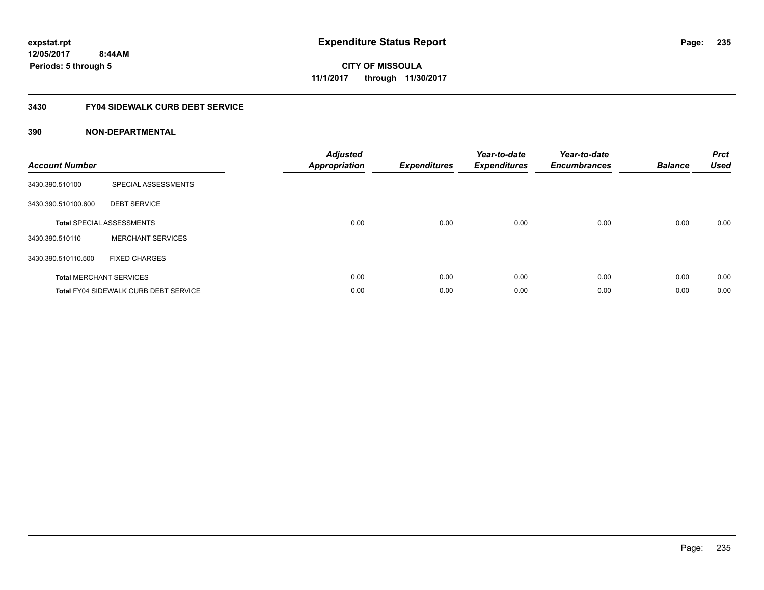expstat.rpt
12/05/2017 8:44AM
Periods: 5 through 5

# Expenditure Status Report

CITY OF MISSOULA
11/1/2017 through 11/30/2017

## 3430 FY04 SIDEWALK CURB DEBT SERVICE

### 390 NON-DEPARTMENTAL

| Account Number | | Adjusted Appropriation | Expenditures | Year-to-date Expenditures | Year-to-date Encumbrances | Balance | Prct Used |
|---|---|---|---|---|---|---|---|
| 3430.390.510100 | SPECIAL ASSESSMENTS | | | | | | |
| 3430.390.510100.600 | DEBT SERVICE | | | | | | |
| **Total** SPECIAL ASSESSMENTS | | 0.00 | 0.00 | 0.00 | 0.00 | 0.00 | 0.00 |
| 3430.390.510110 | MERCHANT SERVICES | | | | | | |
| 3430.390.510110.500 | FIXED CHARGES | | | | | | |
| **Total** MERCHANT SERVICES | | 0.00 | 0.00 | 0.00 | 0.00 | 0.00 | 0.00 |
| **Total** FY04 SIDEWALK CURB DEBT SERVICE | | 0.00 | 0.00 | 0.00 | 0.00 | 0.00 | 0.00 |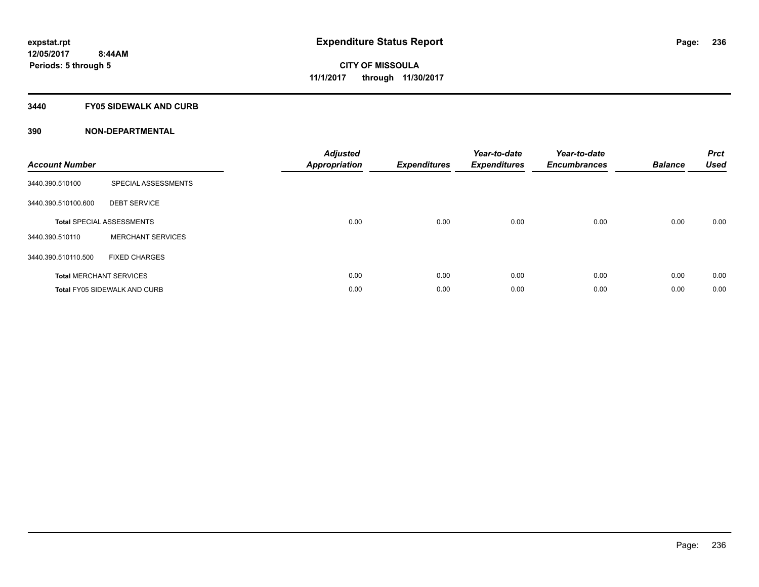**expstat.rpt**
**12/05/2017 8:44AM**
**Periods: 5 through 5**

# Expenditure Status Report

**CITY OF MISSOULA**
**11/1/2017 through 11/30/2017**

## 3440 FY05 SIDEWALK AND CURB

## 390 NON-DEPARTMENTAL

| Account Number | | Adjusted Appropriation | Expenditures | Year-to-date Expenditures | Year-to-date Encumbrances | Balance | Prct Used |
|---|---|---|---|---|---|---|---|
| 3440.390.510100 | SPECIAL ASSESSMENTS | | | | | | |
| 3440.390.510100.600 | DEBT SERVICE | | | | | | |
| **Total** SPECIAL ASSESSMENTS | | 0.00 | 0.00 | 0.00 | 0.00 | 0.00 | 0.00 |
| 3440.390.510110 | MERCHANT SERVICES | | | | | | |
| 3440.390.510110.500 | FIXED CHARGES | | | | | | |
| **Total** MERCHANT SERVICES | | 0.00 | 0.00 | 0.00 | 0.00 | 0.00 | 0.00 |
| **Total** FY05 SIDEWALK AND CURB | | 0.00 | 0.00 | 0.00 | 0.00 | 0.00 | 0.00 |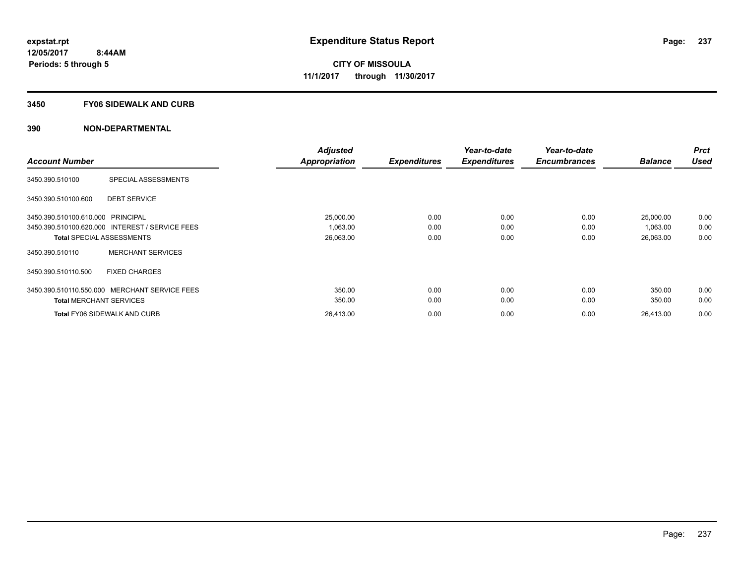expstat.rpt
12/05/2017 8:44AM
Periods: 5 through 5

# Expenditure Status Report

**CITY OF MISSOULA**
**11/1/2017 through 11/30/2017**

## 3450 FY06 SIDEWALK AND CURB

### 390 NON-DEPARTMENTAL

| Account Number | | Adjusted Appropriation | Expenditures | Year-to-date Expenditures | Year-to-date Encumbrances | Balance | Prct Used |
|---|---|---|---|---|---|---|---|
| 3450.390.510100 | SPECIAL ASSESSMENTS | | | | | | |
| 3450.390.510100.600 | DEBT SERVICE | | | | | | |
| 3450.390.510100.610.000 | PRINCIPAL | 25,000.00 | 0.00 | 0.00 | 0.00 | 25,000.00 | 0.00 |
| 3450.390.510100.620.000 | INTEREST / SERVICE FEES | 1,063.00 | 0.00 | 0.00 | 0.00 | 1,063.00 | 0.00 |
| **Total** SPECIAL ASSESSMENTS | | 26,063.00 | 0.00 | 0.00 | 0.00 | 26,063.00 | 0.00 |
| 3450.390.510110 | MERCHANT SERVICES | | | | | | |
| 3450.390.510110.500 | FIXED CHARGES | | | | | | |
| 3450.390.510110.550.000 | MERCHANT SERVICE FEES | 350.00 | 0.00 | 0.00 | 0.00 | 350.00 | 0.00 |
| **Total** MERCHANT SERVICES | | 350.00 | 0.00 | 0.00 | 0.00 | 350.00 | 0.00 |
| **Total** FY06 SIDEWALK AND CURB | | 26,413.00 | 0.00 | 0.00 | 0.00 | 26,413.00 | 0.00 |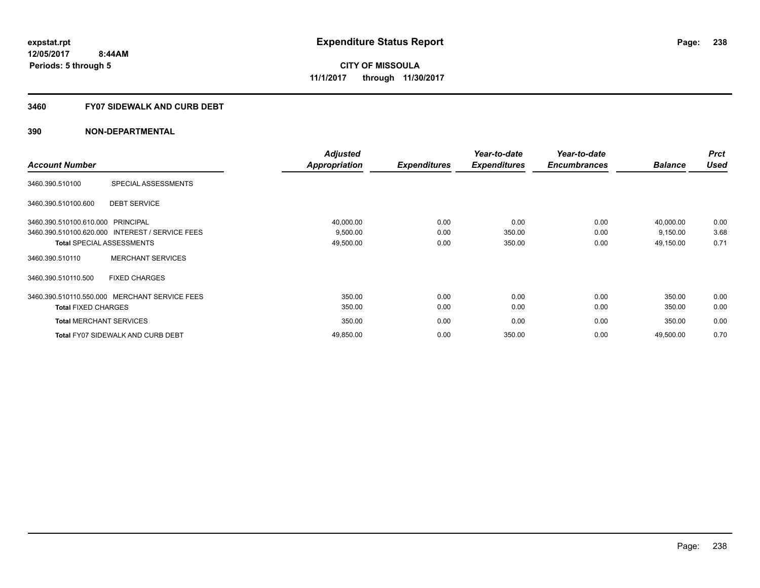expstat.rpt
12/05/2017 8:44AM
Periods: 5 through 5

# Expenditure Status Report

**CITY OF MISSOULA**
**11/1/2017 through 11/30/2017**

## 3460 FY07 SIDEWALK AND CURB DEBT

## 390 NON-DEPARTMENTAL

| Account Number | | Adjusted Appropriation | Expenditures | Year-to-date Expenditures | Year-to-date Encumbrances | Balance | Prct Used |
|---|---|---|---|---|---|---|---|
| 3460.390.510100 | SPECIAL ASSESSMENTS | | | | | | |
| 3460.390.510100.600 | DEBT SERVICE | | | | | | |
| 3460.390.510100.610.000 | PRINCIPAL | 40,000.00 | 0.00 | 0.00 | 0.00 | 40,000.00 | 0.00 |
| 3460.390.510100.620.000 | INTEREST / SERVICE FEES | 9,500.00 | 0.00 | 350.00 | 0.00 | 9,150.00 | 3.68 |
| **Total** SPECIAL ASSESSMENTS | | 49,500.00 | 0.00 | 350.00 | 0.00 | 49,150.00 | 0.71 |
| 3460.390.510110 | MERCHANT SERVICES | | | | | | |
| 3460.390.510110.500 | FIXED CHARGES | | | | | | |
| 3460.390.510110.550.000 | MERCHANT SERVICE FEES | 350.00 | 0.00 | 0.00 | 0.00 | 350.00 | 0.00 |
| **Total** FIXED CHARGES | | 350.00 | 0.00 | 0.00 | 0.00 | 350.00 | 0.00 |
| **Total** MERCHANT SERVICES | | 350.00 | 0.00 | 0.00 | 0.00 | 350.00 | 0.00 |
| **Total** FY07 SIDEWALK AND CURB DEBT | | 49,850.00 | 0.00 | 350.00 | 0.00 | 49,500.00 | 0.70 |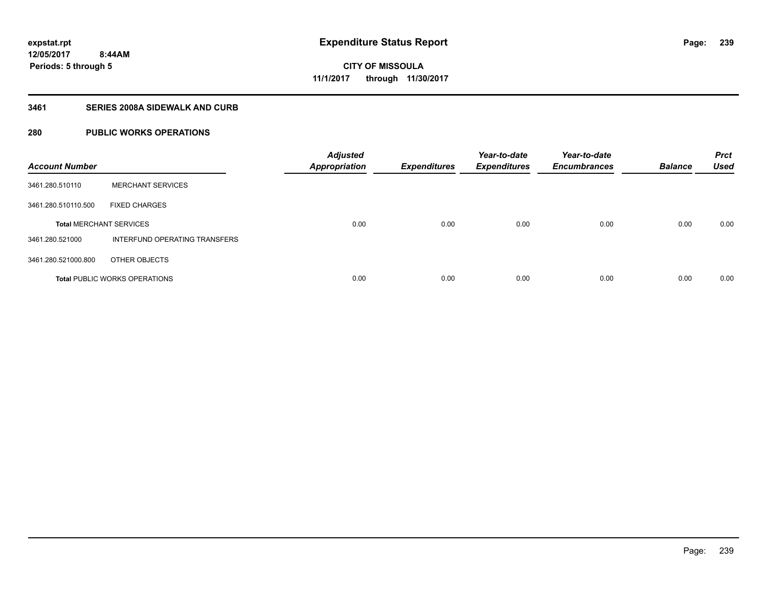**expstat.rpt**
**12/05/2017 8:44AM**
**Periods: 5 through 5**

# Expenditure Status Report

**CITY OF MISSOULA**
**11/1/2017 through 11/30/2017**

## 3461 SERIES 2008A SIDEWALK AND CURB

## 280 PUBLIC WORKS OPERATIONS

| Account Number | | Adjusted Appropriation | Expenditures | Year-to-date Expenditures | Year-to-date Encumbrances | Balance | Prct Used |
|---|---|---|---|---|---|---|---|
| 3461.280.510110 | MERCHANT SERVICES | | | | | | |
| 3461.280.510110.500 | FIXED CHARGES | | | | | | |
| **Total** MERCHANT SERVICES | | 0.00 | 0.00 | 0.00 | 0.00 | 0.00 | 0.00 |
| 3461.280.521000 | INTERFUND OPERATING TRANSFERS | | | | | | |
| 3461.280.521000.800 | OTHER OBJECTS | | | | | | |
| **Total** PUBLIC WORKS OPERATIONS | | 0.00 | 0.00 | 0.00 | 0.00 | 0.00 | 0.00 |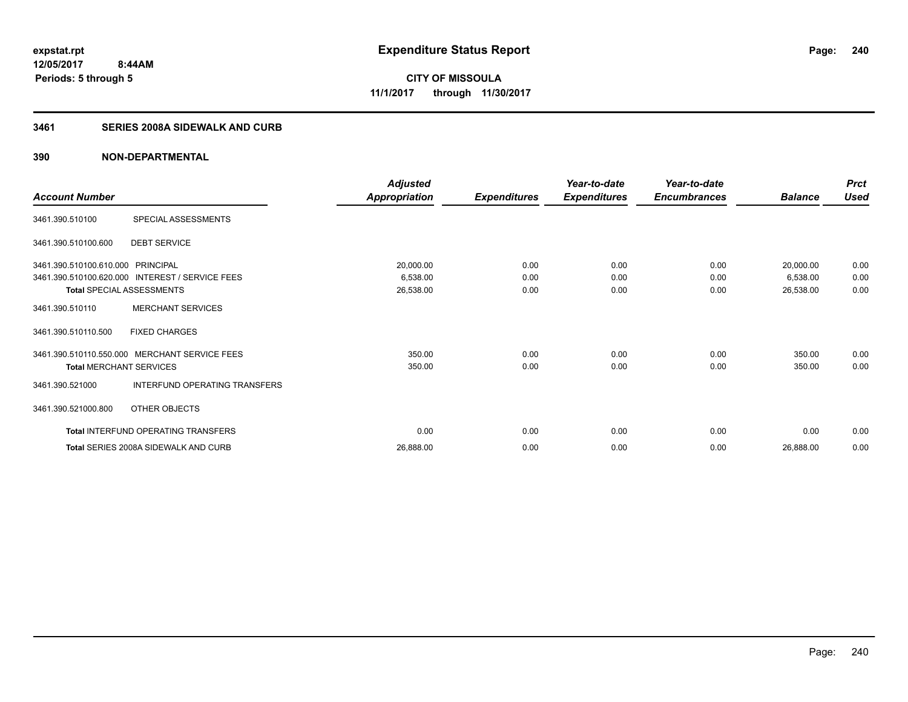**expstat.rpt**
**12/05/2017 8:44AM**
**Periods: 5 through 5**

# Expenditure Status Report

**CITY OF MISSOULA**
**11/1/2017 through 11/30/2017**

## 3461 SERIES 2008A SIDEWALK AND CURB

### 390 NON-DEPARTMENTAL

| Account Number | | Adjusted Appropriation | Expenditures | Year-to-date Expenditures | Year-to-date Encumbrances | Balance | Prct Used |
|---|---|---|---|---|---|---|---|
| 3461.390.510100 | SPECIAL ASSESSMENTS | | | | | | |
| 3461.390.510100.600 | DEBT SERVICE | | | | | | |
| 3461.390.510100.610.000 | PRINCIPAL | 20,000.00 | 0.00 | 0.00 | 0.00 | 20,000.00 | 0.00 |
| 3461.390.510100.620.000 | INTEREST / SERVICE FEES | 6,538.00 | 0.00 | 0.00 | 0.00 | 6,538.00 | 0.00 |
| **Total** SPECIAL ASSESSMENTS | | 26,538.00 | 0.00 | 0.00 | 0.00 | 26,538.00 | 0.00 |
| 3461.390.510110 | MERCHANT SERVICES | | | | | | |
| 3461.390.510110.500 | FIXED CHARGES | | | | | | |
| 3461.390.510110.550.000 | MERCHANT SERVICE FEES | 350.00 | 0.00 | 0.00 | 0.00 | 350.00 | 0.00 |
| **Total** MERCHANT SERVICES | | 350.00 | 0.00 | 0.00 | 0.00 | 350.00 | 0.00 |
| 3461.390.521000 | INTERFUND OPERATING TRANSFERS | | | | | | |
| 3461.390.521000.800 | OTHER OBJECTS | | | | | | |
| **Total** INTERFUND OPERATING TRANSFERS | | 0.00 | 0.00 | 0.00 | 0.00 | 0.00 | 0.00 |
| **Total** SERIES 2008A SIDEWALK AND CURB | | 26,888.00 | 0.00 | 0.00 | 0.00 | 26,888.00 | 0.00 |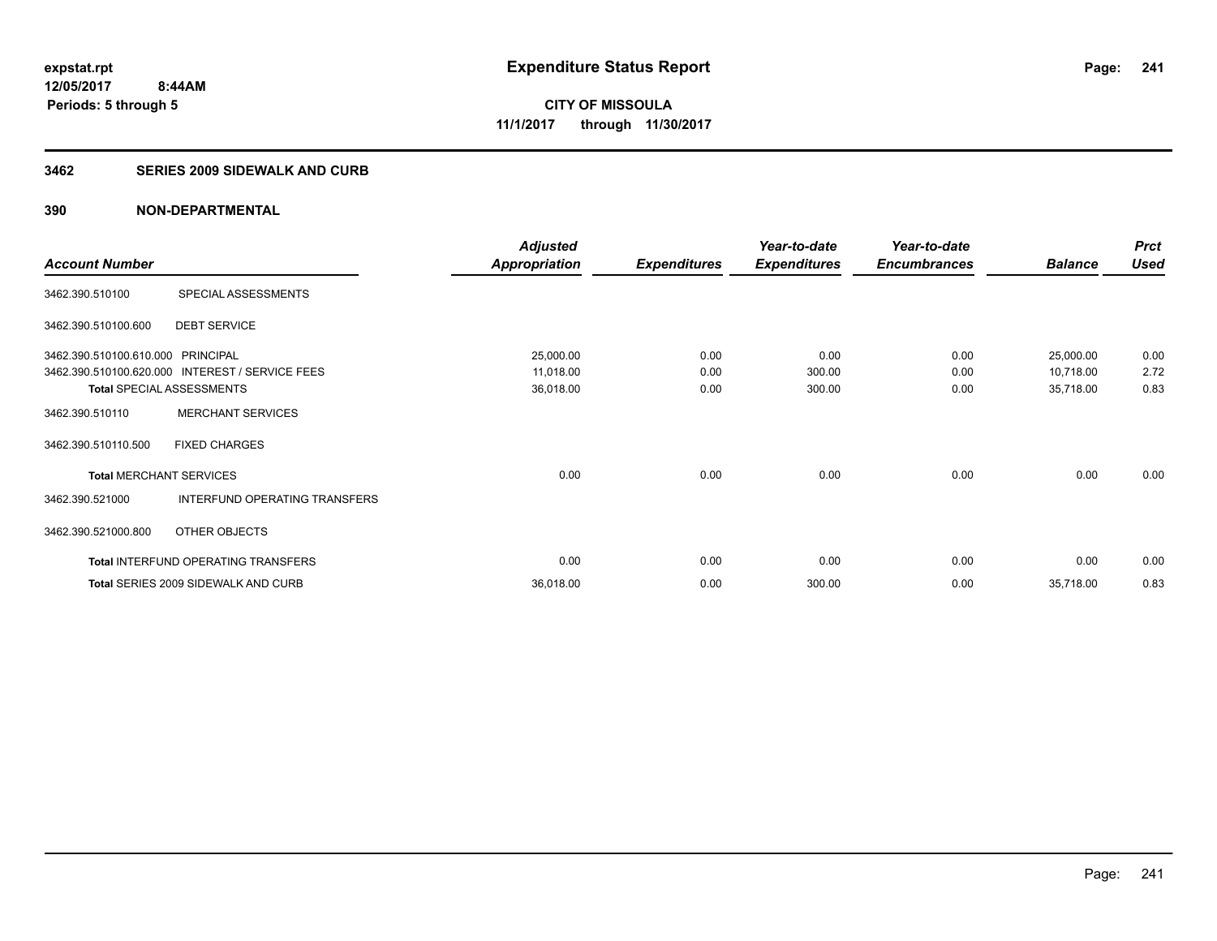expstat.rpt
12/05/2017 8:44AM
Periods: 5 through 5

# Expenditure Status Report

**CITY OF MISSOULA**
**11/1/2017 through 11/30/2017**

## 3462 SERIES 2009 SIDEWALK AND CURB

### 390 NON-DEPARTMENTAL

| Account Number | | Adjusted Appropriation | Expenditures | Year-to-date Expenditures | Year-to-date Encumbrances | Balance | Prct Used |
|---|---|---|---|---|---|---|---|
| 3462.390.510100 | SPECIAL ASSESSMENTS | | | | | | |
| 3462.390.510100.600 | DEBT SERVICE | | | | | | |
| 3462.390.510100.610.000 | PRINCIPAL | 25,000.00 | 0.00 | 0.00 | 0.00 | 25,000.00 | 0.00 |
| 3462.390.510100.620.000 | INTEREST / SERVICE FEES | 11,018.00 | 0.00 | 300.00 | 0.00 | 10,718.00 | 2.72 |
| **Total** SPECIAL ASSESSMENTS | | 36,018.00 | 0.00 | 300.00 | 0.00 | 35,718.00 | 0.83 |
| 3462.390.510110 | MERCHANT SERVICES | | | | | | |
| 3462.390.510110.500 | FIXED CHARGES | | | | | | |
| **Total** MERCHANT SERVICES | | 0.00 | 0.00 | 0.00 | 0.00 | 0.00 | 0.00 |
| 3462.390.521000 | INTERFUND OPERATING TRANSFERS | | | | | | |
| 3462.390.521000.800 | OTHER OBJECTS | | | | | | |
| **Total** INTERFUND OPERATING TRANSFERS | | 0.00 | 0.00 | 0.00 | 0.00 | 0.00 | 0.00 |
| **Total** SERIES 2009 SIDEWALK AND CURB | | 36,018.00 | 0.00 | 300.00 | 0.00 | 35,718.00 | 0.83 |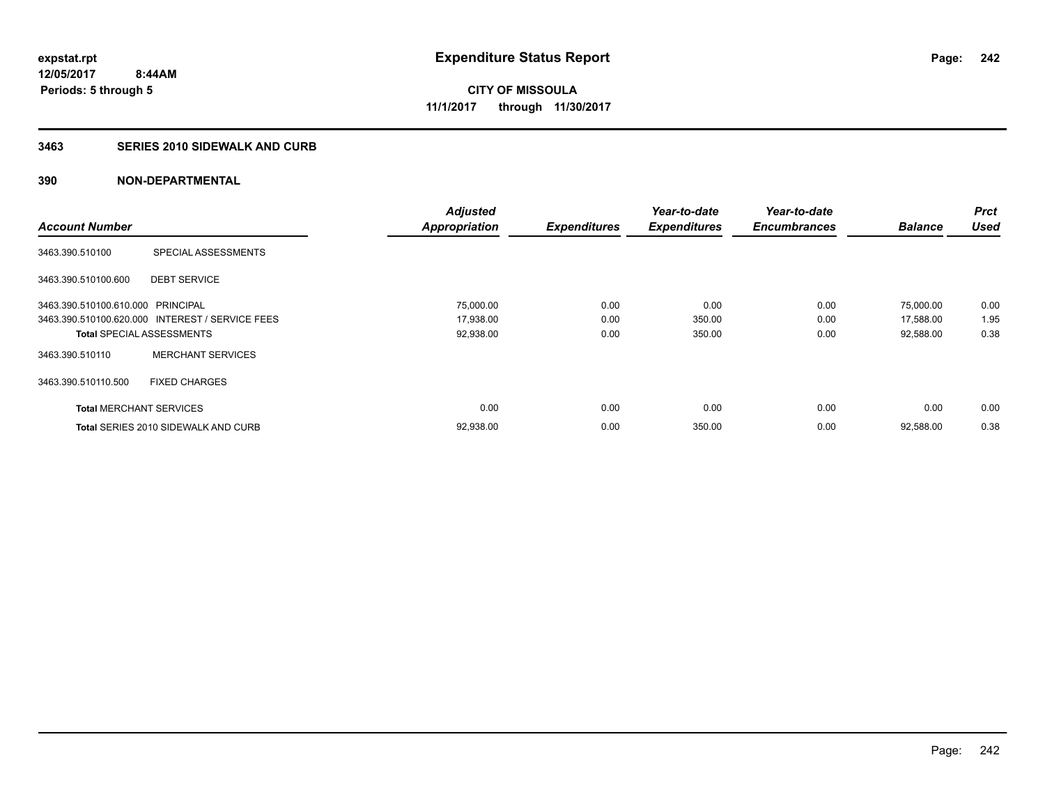expstat.rpt
12/05/2017 8:44AM
Periods: 5 through 5

# Expenditure Status Report

**CITY OF MISSOULA**
**11/1/2017 through 11/30/2017**

## 3463 SERIES 2010 SIDEWALK AND CURB

## 390 NON-DEPARTMENTAL

| Account Number | | Adjusted Appropriation | Expenditures | Year-to-date Expenditures | Year-to-date Encumbrances | Balance | Prct Used |
|---|---|---|---|---|---|---|---|
| 3463.390.510100 | SPECIAL ASSESSMENTS | | | | | | |
| 3463.390.510100.600 | DEBT SERVICE | | | | | | |
| 3463.390.510100.610.000 | PRINCIPAL | 75,000.00 | 0.00 | 0.00 | 0.00 | 75,000.00 | 0.00 |
| 3463.390.510100.620.000 | INTEREST / SERVICE FEES | 17,938.00 | 0.00 | 350.00 | 0.00 | 17,588.00 | 1.95 |
| **Total** SPECIAL ASSESSMENTS | | 92,938.00 | 0.00 | 350.00 | 0.00 | 92,588.00 | 0.38 |
| 3463.390.510110 | MERCHANT SERVICES | | | | | | |
| 3463.390.510110.500 | FIXED CHARGES | | | | | | |
| **Total** MERCHANT SERVICES | | 0.00 | 0.00 | 0.00 | 0.00 | 0.00 | 0.00 |
| **Total** SERIES 2010 SIDEWALK AND CURB | | 92,938.00 | 0.00 | 350.00 | 0.00 | 92,588.00 | 0.38 |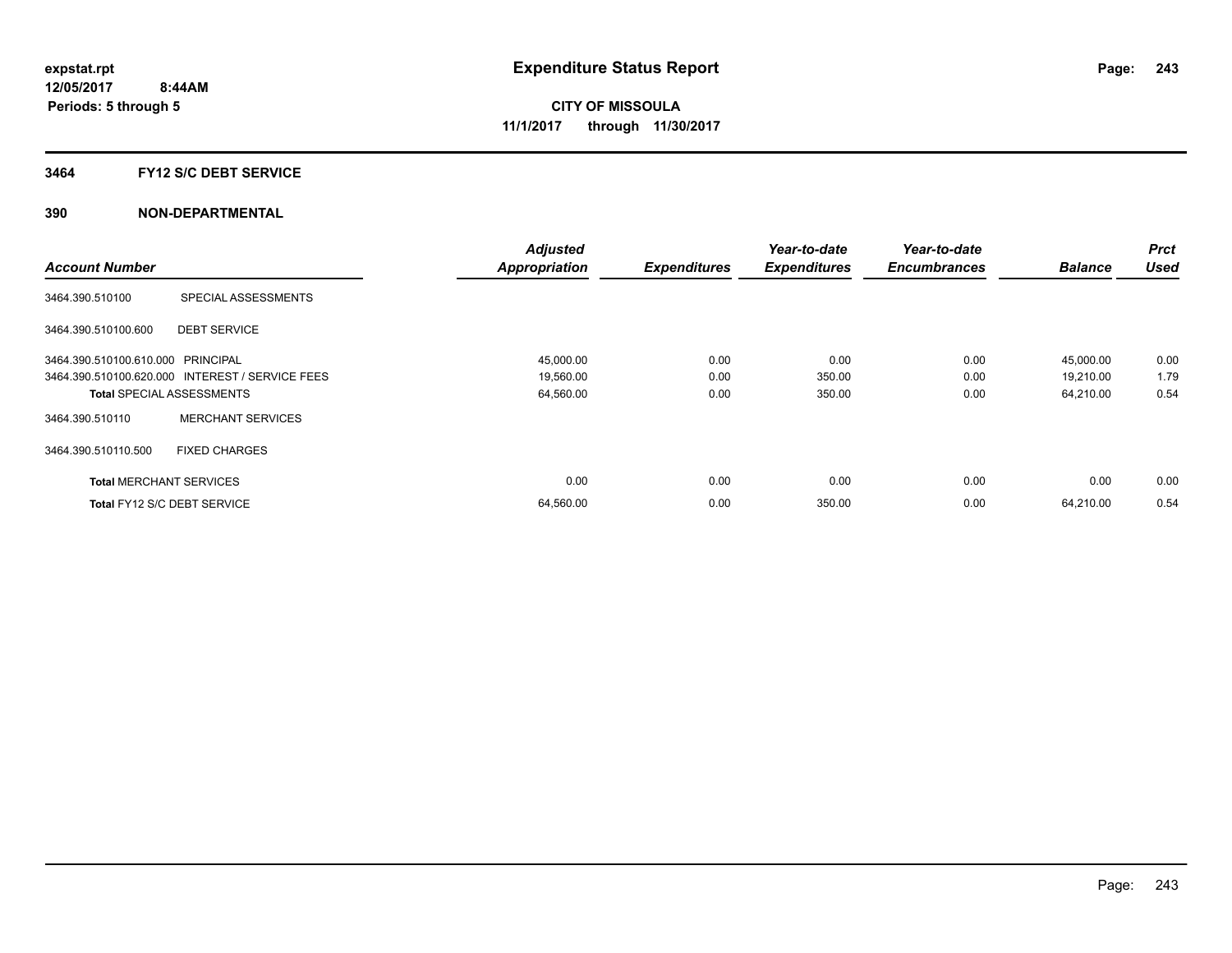**expstat.rpt**
**12/05/2017 8:44AM**
**Periods: 5 through 5**

# Expenditure Status Report

**CITY OF MISSOULA**
**11/1/2017 through 11/30/2017**

## 3464 FY12 S/C DEBT SERVICE

## 390 NON-DEPARTMENTAL

| Account Number | | Adjusted Appropriation | Expenditures | Year-to-date Expenditures | Year-to-date Encumbrances | Balance | Prct Used |
|---|---|---|---|---|---|---|---|
| 3464.390.510100 | SPECIAL ASSESSMENTS | | | | | | |
| 3464.390.510100.600 | DEBT SERVICE | | | | | | |
| 3464.390.510100.610.000 | PRINCIPAL | 45,000.00 | 0.00 | 0.00 | 0.00 | 45,000.00 | 0.00 |
| 3464.390.510100.620.000 | INTEREST / SERVICE FEES | 19,560.00 | 0.00 | 350.00 | 0.00 | 19,210.00 | 1.79 |
| **Total** SPECIAL ASSESSMENTS | | 64,560.00 | 0.00 | 350.00 | 0.00 | 64,210.00 | 0.54 |
| 3464.390.510110 | MERCHANT SERVICES | | | | | | |
| 3464.390.510110.500 | FIXED CHARGES | | | | | | |
| **Total** MERCHANT SERVICES | | 0.00 | 0.00 | 0.00 | 0.00 | 0.00 | 0.00 |
| **Total** FY12 S/C DEBT SERVICE | | 64,560.00 | 0.00 | 350.00 | 0.00 | 64,210.00 | 0.54 |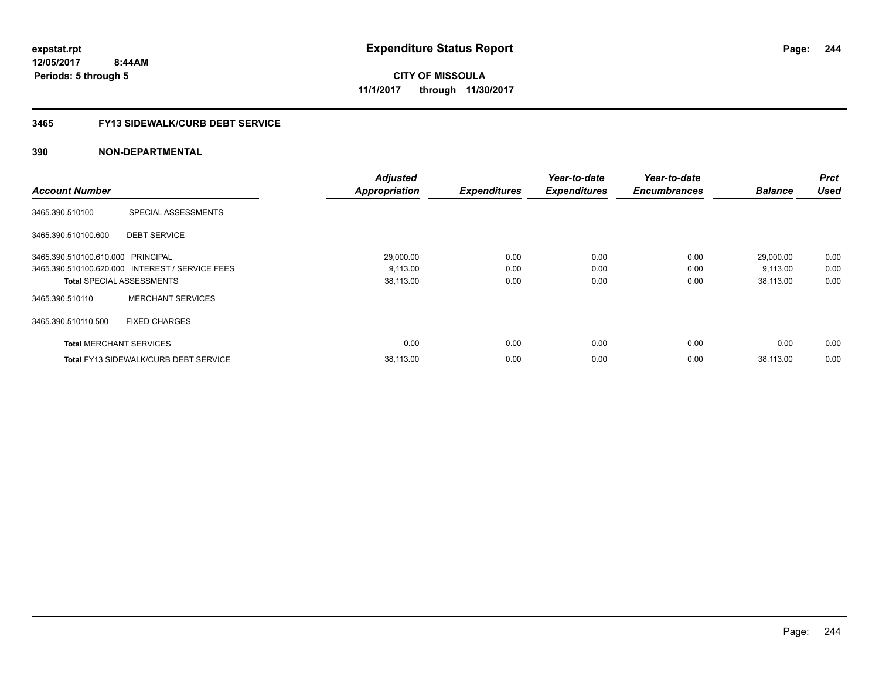expstat.rpt
12/05/2017 8:44AM
Periods: 5 through 5

# Expenditure Status Report

**CITY OF MISSOULA**
**11/1/2017 through 11/30/2017**

## 3465 FY13 SIDEWALK/CURB DEBT SERVICE

## 390 NON-DEPARTMENTAL

| Account Number | | Adjusted Appropriation | Expenditures | Year-to-date Expenditures | Year-to-date Encumbrances | Balance | Prct Used |
|---|---|---|---|---|---|---|---|
| 3465.390.510100 | SPECIAL ASSESSMENTS | | | | | | |
| 3465.390.510100.600 | DEBT SERVICE | | | | | | |
| 3465.390.510100.610.000 | PRINCIPAL | 29,000.00 | 0.00 | 0.00 | 0.00 | 29,000.00 | 0.00 |
| 3465.390.510100.620.000 | INTEREST / SERVICE FEES | 9,113.00 | 0.00 | 0.00 | 0.00 | 9,113.00 | 0.00 |
| **Total** SPECIAL ASSESSMENTS | | 38,113.00 | 0.00 | 0.00 | 0.00 | 38,113.00 | 0.00 |
| 3465.390.510110 | MERCHANT SERVICES | | | | | | |
| 3465.390.510110.500 | FIXED CHARGES | | | | | | |
| **Total** MERCHANT SERVICES | | 0.00 | 0.00 | 0.00 | 0.00 | 0.00 | 0.00 |
| **Total** FY13 SIDEWALK/CURB DEBT SERVICE | | 38,113.00 | 0.00 | 0.00 | 0.00 | 38,113.00 | 0.00 |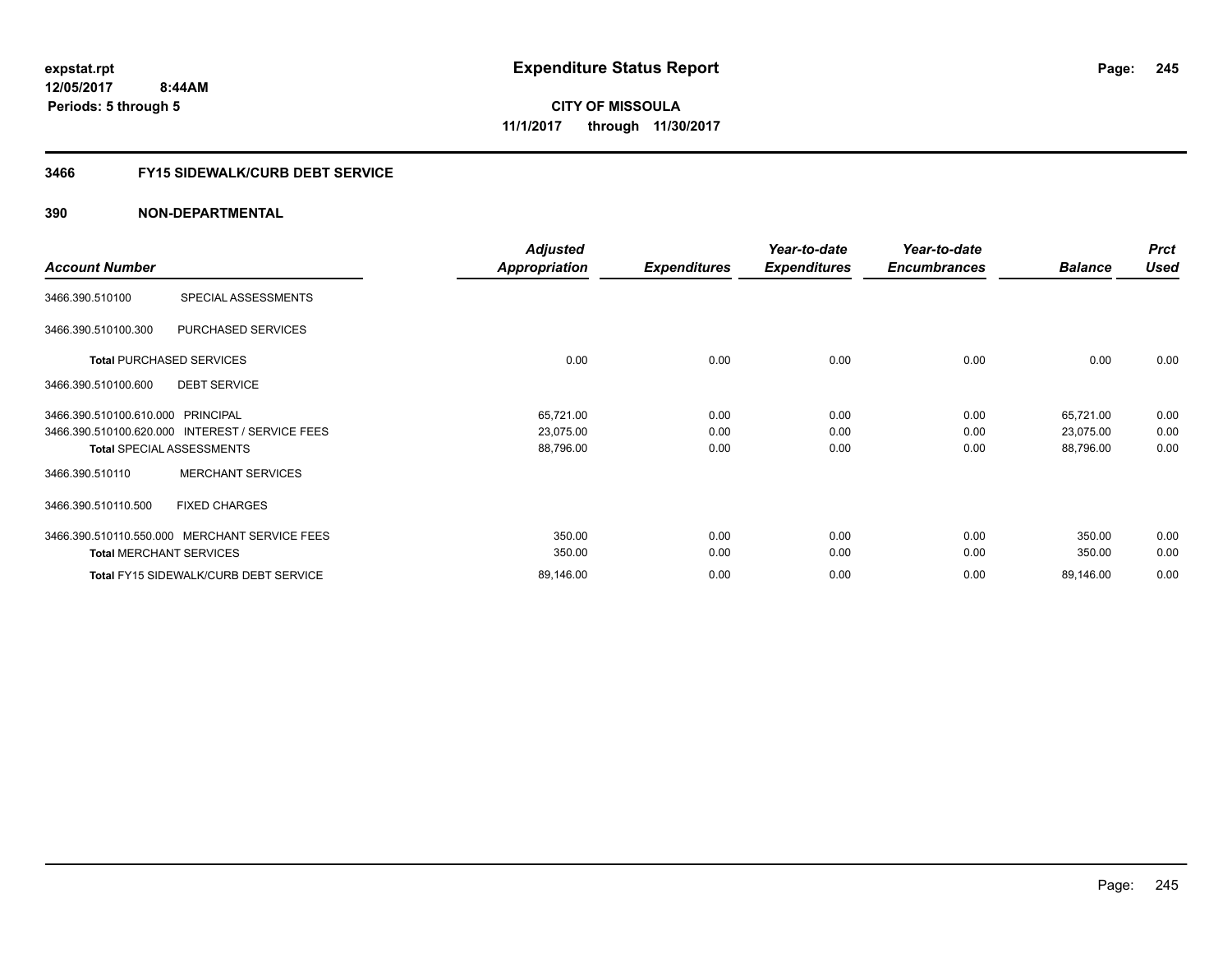**expstat.rpt**
**12/05/2017 8:44AM**
**Periods: 5 through 5**

# Expenditure Status Report

**CITY OF MISSOULA**
**11/1/2017 through 11/30/2017**

## 3466 FY15 SIDEWALK/CURB DEBT SERVICE

### 390 NON-DEPARTMENTAL

| Account Number | | Adjusted Appropriation | Expenditures | Year-to-date Expenditures | Year-to-date Encumbrances | Balance | Prct Used |
|---|---|---|---|---|---|---|---|
| 3466.390.510100 | SPECIAL ASSESSMENTS | | | | | | |
| 3466.390.510100.300 | PURCHASED SERVICES | | | | | | |
| **Total** PURCHASED SERVICES | | 0.00 | 0.00 | 0.00 | 0.00 | 0.00 | 0.00 |
| 3466.390.510100.600 | DEBT SERVICE | | | | | | |
| 3466.390.510100.610.000 | PRINCIPAL | 65,721.00 | 0.00 | 0.00 | 0.00 | 65,721.00 | 0.00 |
| 3466.390.510100.620.000 | INTEREST / SERVICE FEES | 23,075.00 | 0.00 | 0.00 | 0.00 | 23,075.00 | 0.00 |
| **Total** SPECIAL ASSESSMENTS | | 88,796.00 | 0.00 | 0.00 | 0.00 | 88,796.00 | 0.00 |
| 3466.390.510110 | MERCHANT SERVICES | | | | | | |
| 3466.390.510110.500 | FIXED CHARGES | | | | | | |
| 3466.390.510110.550.000 | MERCHANT SERVICE FEES | 350.00 | 0.00 | 0.00 | 0.00 | 350.00 | 0.00 |
| **Total** MERCHANT SERVICES | | 350.00 | 0.00 | 0.00 | 0.00 | 350.00 | 0.00 |
| **Total** FY15 SIDEWALK/CURB DEBT SERVICE | | 89,146.00 | 0.00 | 0.00 | 0.00 | 89,146.00 | 0.00 |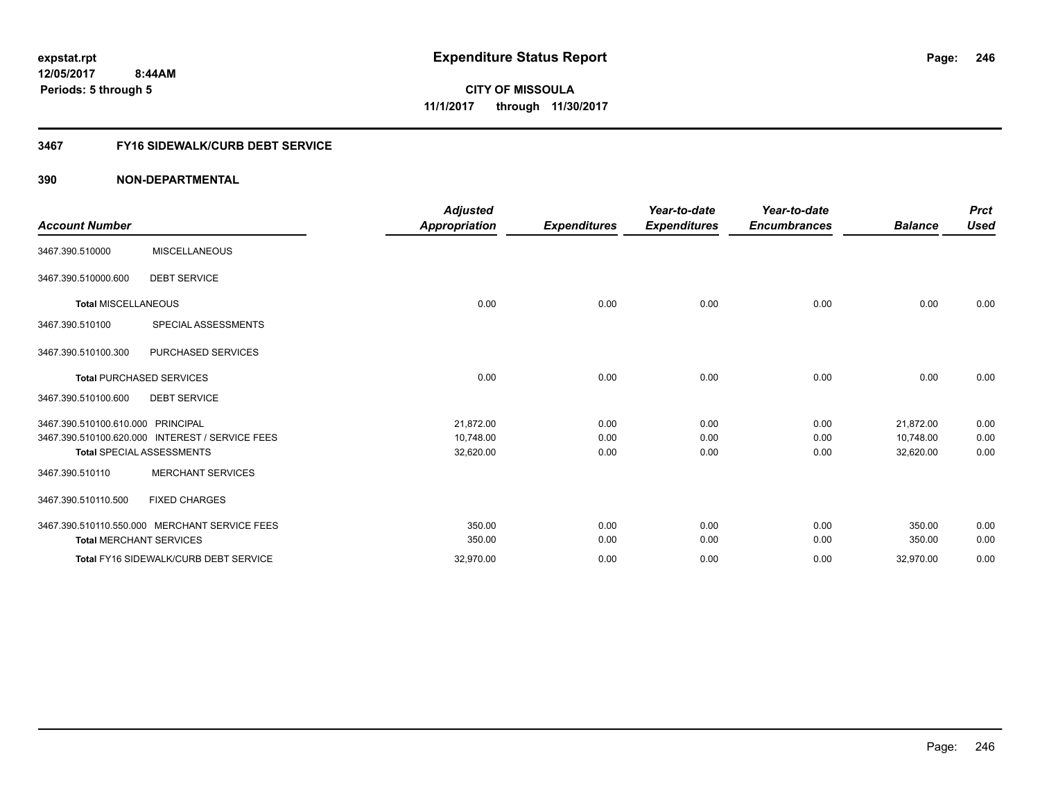expstat.rpt
12/05/2017 8:44AM
Periods: 5 through 5

# Expenditure Status Report

**CITY OF MISSOULA**
**11/1/2017 through 11/30/2017**

## 3467 FY16 SIDEWALK/CURB DEBT SERVICE

### 390 NON-DEPARTMENTAL

| Account Number | | Adjusted Appropriation | Expenditures | Year-to-date Expenditures | Year-to-date Encumbrances | Balance | Prct Used |
|---|---|---|---|---|---|---|---|
| 3467.390.510000 | MISCELLANEOUS | | | | | | |
| 3467.390.510000.600 | DEBT SERVICE | | | | | | |
| **Total** MISCELLANEOUS | | 0.00 | 0.00 | 0.00 | 0.00 | 0.00 | 0.00 |
| 3467.390.510100 | SPECIAL ASSESSMENTS | | | | | | |
| 3467.390.510100.300 | PURCHASED SERVICES | | | | | | |
| **Total** PURCHASED SERVICES | | 0.00 | 0.00 | 0.00 | 0.00 | 0.00 | 0.00 |
| 3467.390.510100.600 | DEBT SERVICE | | | | | | |
| 3467.390.510100.610.000 | PRINCIPAL | 21,872.00 | 0.00 | 0.00 | 0.00 | 21,872.00 | 0.00 |
| 3467.390.510100.620.000 | INTEREST / SERVICE FEES | 10,748.00 | 0.00 | 0.00 | 0.00 | 10,748.00 | 0.00 |
| **Total** SPECIAL ASSESSMENTS | | 32,620.00 | 0.00 | 0.00 | 0.00 | 32,620.00 | 0.00 |
| 3467.390.510110 | MERCHANT SERVICES | | | | | | |
| 3467.390.510110.500 | FIXED CHARGES | | | | | | |
| 3467.390.510110.550.000 | MERCHANT SERVICE FEES | 350.00 | 0.00 | 0.00 | 0.00 | 350.00 | 0.00 |
| **Total** MERCHANT SERVICES | | 350.00 | 0.00 | 0.00 | 0.00 | 350.00 | 0.00 |
| **Total** FY16 SIDEWALK/CURB DEBT SERVICE | | 32,970.00 | 0.00 | 0.00 | 0.00 | 32,970.00 | 0.00 |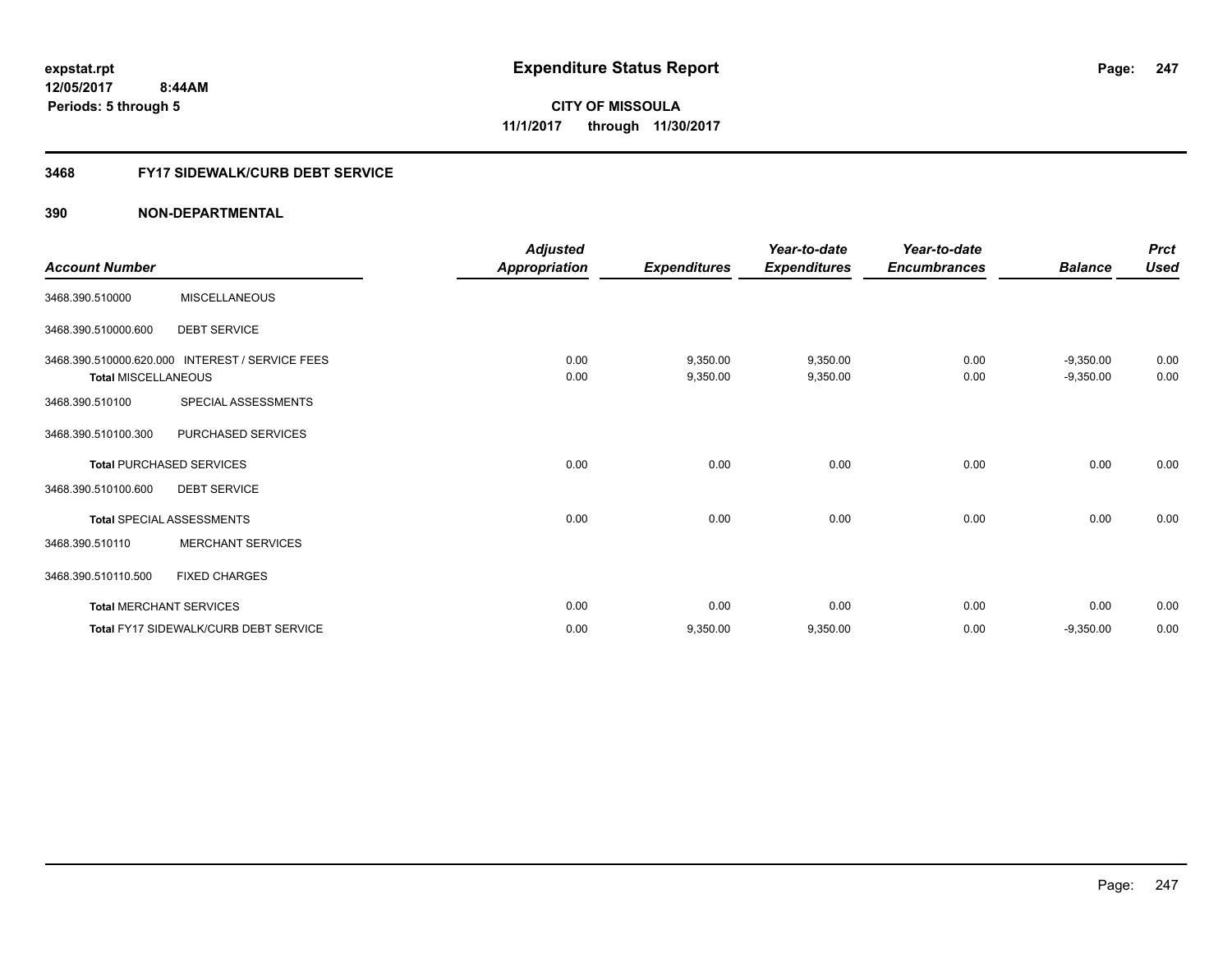# Expenditure Status Report

**CITY OF MISSOULA**

**11/1/2017 through 11/30/2017**

expstat.rpt
12/05/2017 8:44AM
Periods: 5 through 5

## 3468 FY17 SIDEWALK/CURB DEBT SERVICE

## 390 NON-DEPARTMENTAL

| Account Number | | Adjusted Appropriation | Expenditures | Year-to-date Expenditures | Year-to-date Encumbrances | Balance | Prct Used |
|---|---|---|---|---|---|---|---|
| 3468.390.510000 | MISCELLANEOUS | | | | | | |
| 3468.390.510000.600 | DEBT SERVICE | | | | | | |
| 3468.390.510000.620.000 | INTEREST / SERVICE FEES | 0.00 | 9,350.00 | 9,350.00 | 0.00 | -9,350.00 | 0.00 |
| **Total** MISCELLANEOUS | | 0.00 | 9,350.00 | 9,350.00 | 0.00 | -9,350.00 | 0.00 |
| 3468.390.510100 | SPECIAL ASSESSMENTS | | | | | | |
| 3468.390.510100.300 | PURCHASED SERVICES | | | | | | |
| **Total** PURCHASED SERVICES | | 0.00 | 0.00 | 0.00 | 0.00 | 0.00 | 0.00 |
| 3468.390.510100.600 | DEBT SERVICE | | | | | | |
| **Total** SPECIAL ASSESSMENTS | | 0.00 | 0.00 | 0.00 | 0.00 | 0.00 | 0.00 |
| 3468.390.510110 | MERCHANT SERVICES | | | | | | |
| 3468.390.510110.500 | FIXED CHARGES | | | | | | |
| **Total** MERCHANT SERVICES | | 0.00 | 0.00 | 0.00 | 0.00 | 0.00 | 0.00 |
| **Total** FY17 SIDEWALK/CURB DEBT SERVICE | | 0.00 | 9,350.00 | 9,350.00 | 0.00 | -9,350.00 | 0.00 |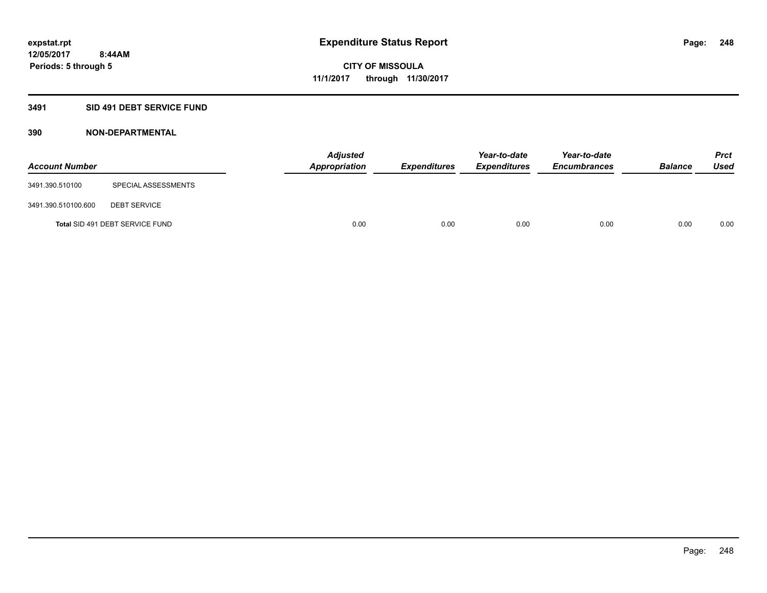# Expenditure Status Report

**CITY OF MISSOULA**

**11/1/2017 through 11/30/2017**

expstat.rpt
12/05/2017 8:44AM
Periods: 5 through 5

## 3491 SID 491 DEBT SERVICE FUND

### 390 NON-DEPARTMENTAL

| Account Number | | Adjusted Appropriation | Expenditures | Year-to-date Expenditures | Year-to-date Encumbrances | Balance | Prct Used |
|---|---|---|---|---|---|---|---|
| 3491.390.510100 | SPECIAL ASSESSMENTS | | | | | | |
| 3491.390.510100.600 | DEBT SERVICE | | | | | | |
| **Total** SID 491 DEBT SERVICE FUND | | 0.00 | 0.00 | 0.00 | 0.00 | 0.00 | 0.00 |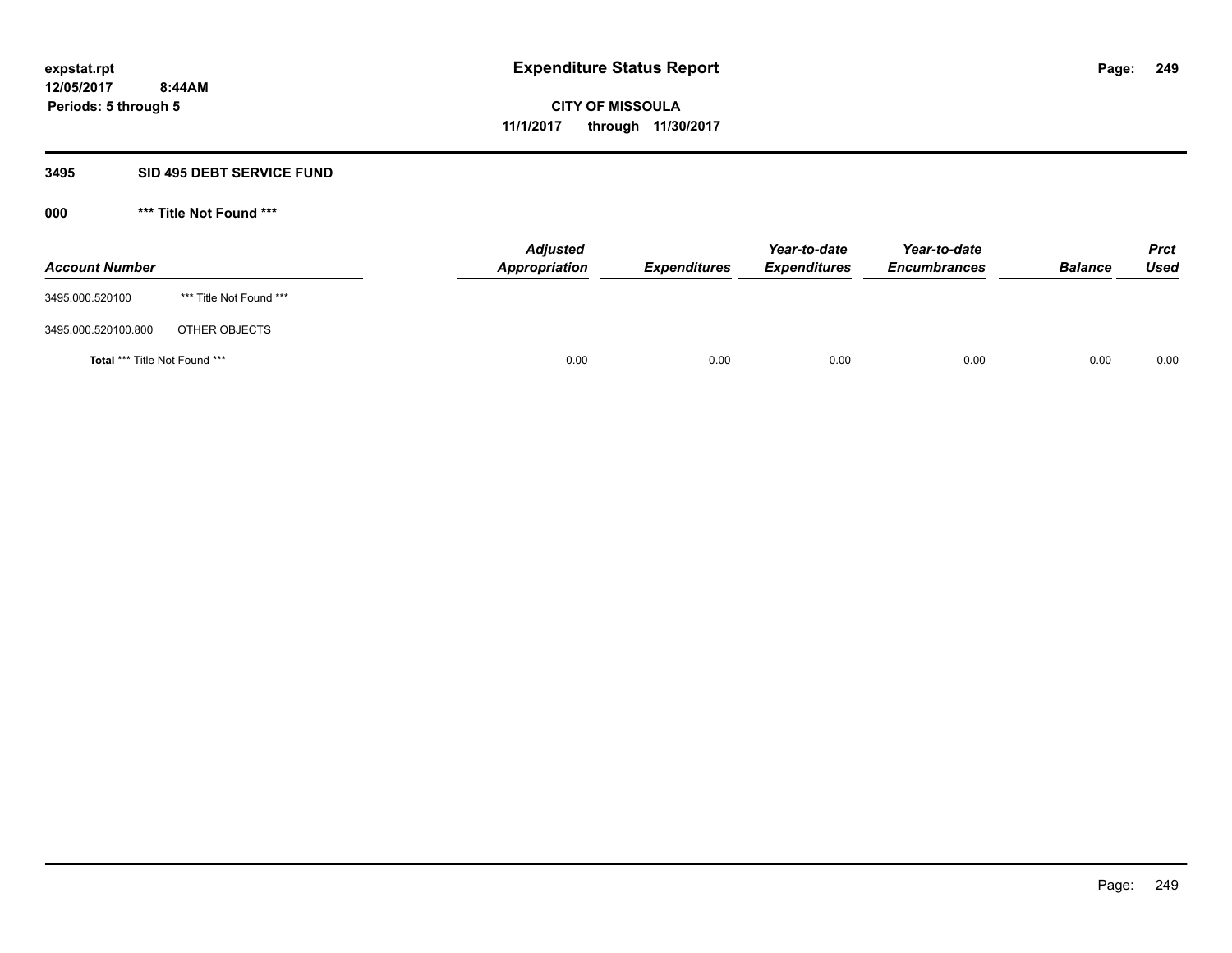# Expenditure Status Report

expstat.rpt
12/05/2017 8:44AM
Periods: 5 through 5

**CITY OF MISSOULA**
**11/1/2017 through 11/30/2017**

## 3495 SID 495 DEBT SERVICE FUND

### 000 *** Title Not Found ***

| Account Number | | Adjusted Appropriation | Expenditures | Year-to-date Expenditures | Year-to-date Encumbrances | Balance | Prct Used |
|---|---|---|---|---|---|---|---|
| 3495.000.520100 | *** Title Not Found *** | | | | | | |
| 3495.000.520100.800 | OTHER OBJECTS | | | | | | |
| **Total** *** Title Not Found *** | | 0.00 | 0.00 | 0.00 | 0.00 | 0.00 | 0.00 |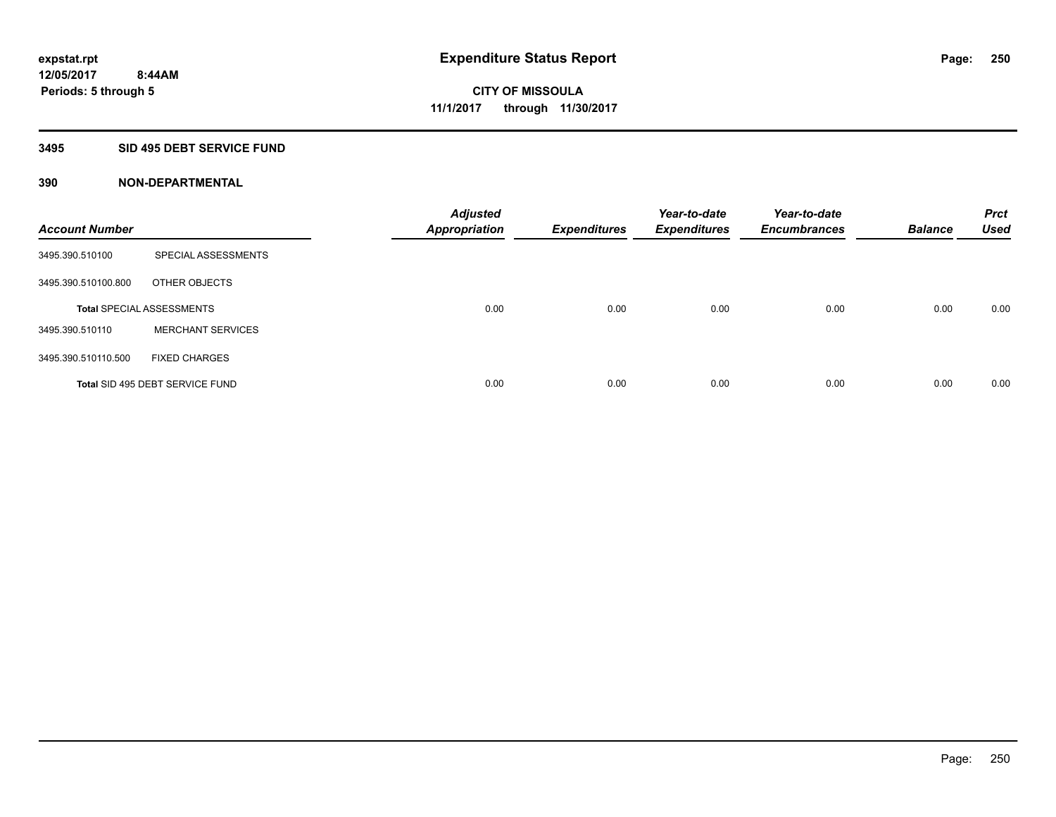# Expenditure Status Report

expstat.rpt
12/05/2017 8:44AM
Periods: 5 through 5

**CITY OF MISSOULA**
**11/1/2017 through 11/30/2017**

## 3495 SID 495 DEBT SERVICE FUND

### 390 NON-DEPARTMENTAL

| Account Number | | Adjusted Appropriation | Expenditures | Year-to-date Expenditures | Year-to-date Encumbrances | Balance | Prct Used |
|---|---|---|---|---|---|---|---|
| 3495.390.510100 | SPECIAL ASSESSMENTS | | | | | | |
| 3495.390.510100.800 | OTHER OBJECTS | | | | | | |
| Total SPECIAL ASSESSMENTS | | 0.00 | 0.00 | 0.00 | 0.00 | 0.00 | 0.00 |
| 3495.390.510110 | MERCHANT SERVICES | | | | | | |
| 3495.390.510110.500 | FIXED CHARGES | | | | | | |
| Total SID 495 DEBT SERVICE FUND | | 0.00 | 0.00 | 0.00 | 0.00 | 0.00 | 0.00 |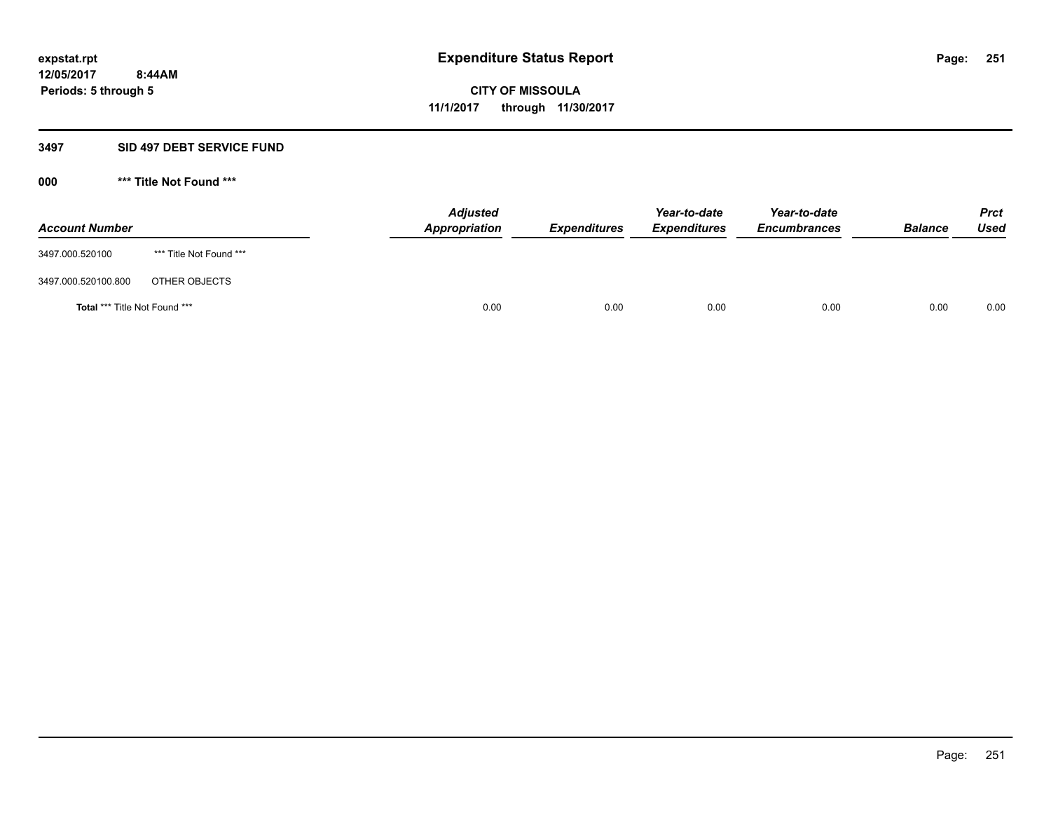expstat.rpt
12/05/2017 8:44AM
Periods: 5 through 5

# Expenditure Status Report

**CITY OF MISSOULA**
**11/1/2017 through 11/30/2017**

## 3497 SID 497 DEBT SERVICE FUND

### 000 *** Title Not Found ***

| Account Number | | Adjusted Appropriation | Expenditures | Year-to-date Expenditures | Year-to-date Encumbrances | Balance | Prct Used |
|---|---|---|---|---|---|---|---|
| 3497.000.520100 | *** Title Not Found *** | | | | | | |
| 3497.000.520100.800 | OTHER OBJECTS | | | | | | |
| **Total** *** Title Not Found *** | | 0.00 | 0.00 | 0.00 | 0.00 | 0.00 | 0.00 |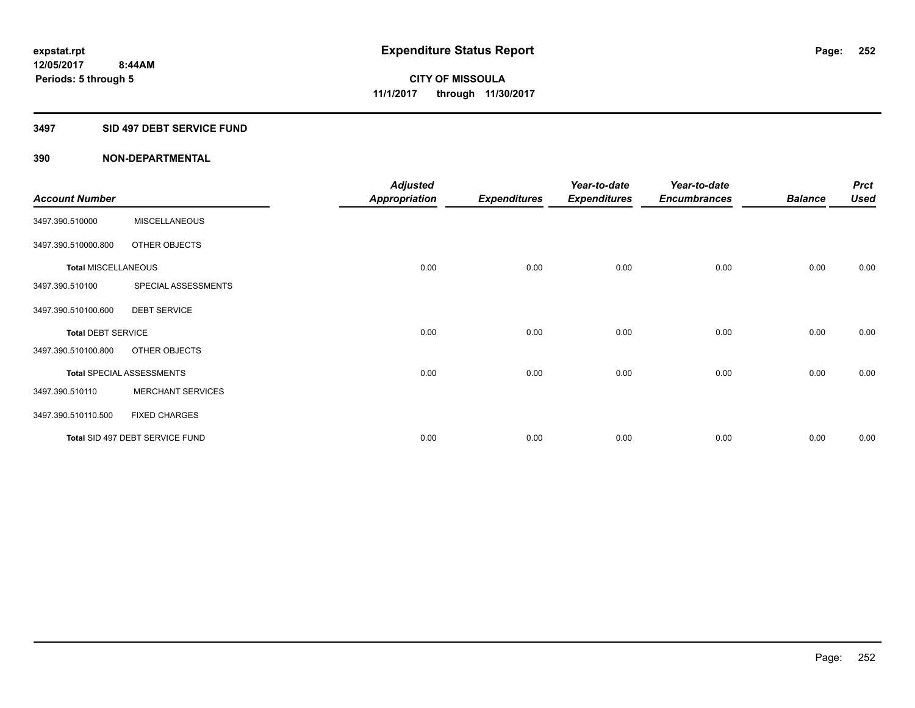# Expenditure Status Report

**CITY OF MISSOULA**
**11/1/2017 through 11/30/2017**

expstat.rpt
12/05/2017 8:44AM
Periods: 5 through 5

## 3497 SID 497 DEBT SERVICE FUND

### 390 NON-DEPARTMENTAL

| Account Number | | Adjusted Appropriation | Expenditures | Year-to-date Expenditures | Year-to-date Encumbrances | Balance | Prct Used |
|---|---|---|---|---|---|---|---|
| 3497.390.510000 | MISCELLANEOUS | | | | | | |
| 3497.390.510000.800 | OTHER OBJECTS | | | | | | |
| **Total** MISCELLANEOUS | | 0.00 | 0.00 | 0.00 | 0.00 | 0.00 | 0.00 |
| 3497.390.510100 | SPECIAL ASSESSMENTS | | | | | | |
| 3497.390.510100.600 | DEBT SERVICE | | | | | | |
| **Total** DEBT SERVICE | | 0.00 | 0.00 | 0.00 | 0.00 | 0.00 | 0.00 |
| 3497.390.510100.800 | OTHER OBJECTS | | | | | | |
| **Total** SPECIAL ASSESSMENTS | | 0.00 | 0.00 | 0.00 | 0.00 | 0.00 | 0.00 |
| 3497.390.510110 | MERCHANT SERVICES | | | | | | |
| 3497.390.510110.500 | FIXED CHARGES | | | | | | |
| **Total** SID 497 DEBT SERVICE FUND | | 0.00 | 0.00 | 0.00 | 0.00 | 0.00 | 0.00 |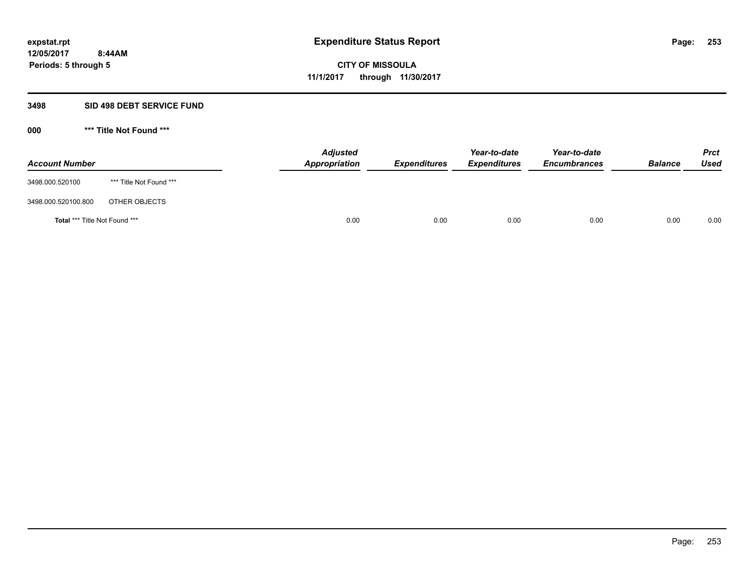# Expenditure Status Report

expstat.rpt
12/05/2017 8:44AM
Periods: 5 through 5

**CITY OF MISSOULA**
**11/1/2017 through 11/30/2017**

## 3498 SID 498 DEBT SERVICE FUND

### 000 *** Title Not Found ***

| Account Number | | Adjusted Appropriation | Expenditures | Year-to-date Expenditures | Year-to-date Encumbrances | Balance | Prct Used |
|---|---|---|---|---|---|---|---|
| 3498.000.520100 | *** Title Not Found *** | | | | | | |
| 3498.000.520100.800 | OTHER OBJECTS | | | | | | |
| **Total** *** Title Not Found *** | | 0.00 | 0.00 | 0.00 | 0.00 | 0.00 | 0.00 |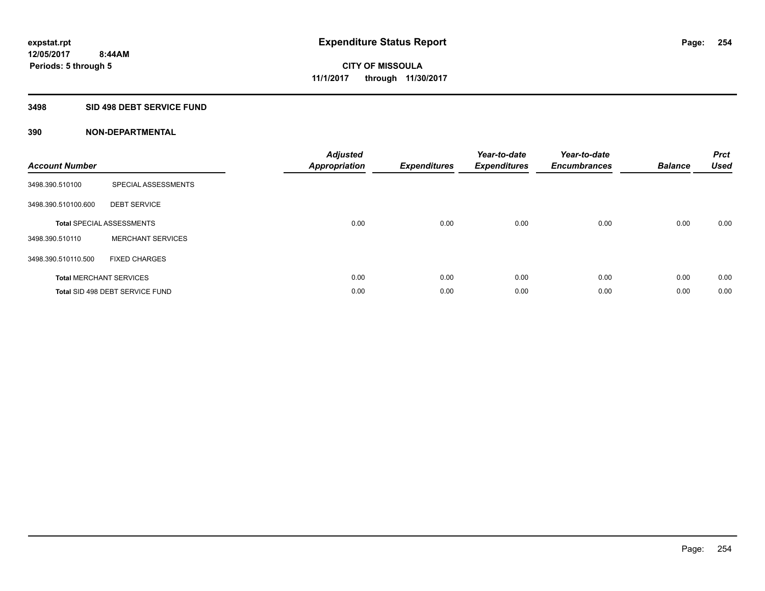# Expenditure Status Report

expstat.rpt
12/05/2017 8:44AM
Periods: 5 through 5

**CITY OF MISSOULA**
**11/1/2017 through 11/30/2017**

## 3498 SID 498 DEBT SERVICE FUND

## 390 NON-DEPARTMENTAL

| Account Number | | Adjusted Appropriation | Expenditures | Year-to-date Expenditures | Year-to-date Encumbrances | Balance | Prct Used |
|---|---|---|---|---|---|---|---|
| 3498.390.510100 | SPECIAL ASSESSMENTS | | | | | | |
| 3498.390.510100.600 | DEBT SERVICE | | | | | | |
| **Total** SPECIAL ASSESSMENTS | | 0.00 | 0.00 | 0.00 | 0.00 | 0.00 | 0.00 |
| 3498.390.510110 | MERCHANT SERVICES | | | | | | |
| 3498.390.510110.500 | FIXED CHARGES | | | | | | |
| **Total** MERCHANT SERVICES | | 0.00 | 0.00 | 0.00 | 0.00 | 0.00 | 0.00 |
| **Total** SID 498 DEBT SERVICE FUND | | 0.00 | 0.00 | 0.00 | 0.00 | 0.00 | 0.00 |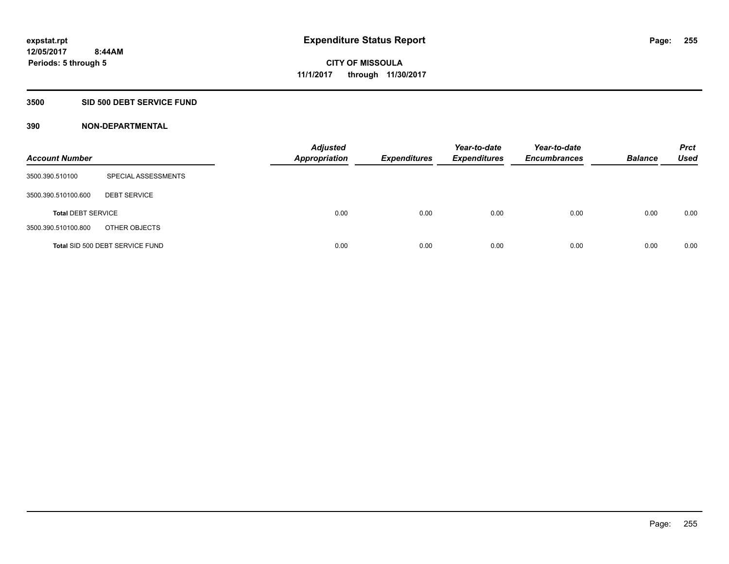# Expenditure Status Report

expstat.rpt
12/05/2017 8:44AM
Periods: 5 through 5

CITY OF MISSOULA
11/1/2017 through 11/30/2017

## 3500 SID 500 DEBT SERVICE FUND

### 390 NON-DEPARTMENTAL

| Account Number | | Adjusted Appropriation | Expenditures | Year-to-date Expenditures | Year-to-date Encumbrances | Balance | Prct Used |
|---|---|---|---|---|---|---|---|
| 3500.390.510100 | SPECIAL ASSESSMENTS | | | | | | |
| 3500.390.510100.600 | DEBT SERVICE | | | | | | |
| **Total** DEBT SERVICE | | 0.00 | 0.00 | 0.00 | 0.00 | 0.00 | 0.00 |
| 3500.390.510100.800 | OTHER OBJECTS | | | | | | |
| **Total** SID 500 DEBT SERVICE FUND | | 0.00 | 0.00 | 0.00 | 0.00 | 0.00 | 0.00 |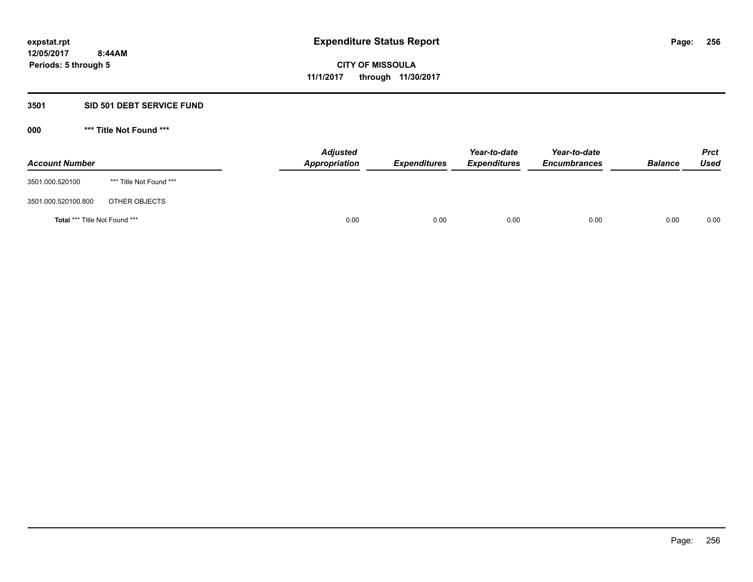expstat.rpt
12/05/2017 8:44AM
Periods: 5 through 5

# Expenditure Status Report

**CITY OF MISSOULA**
**11/1/2017 through 11/30/2017**

## 3501 SID 501 DEBT SERVICE FUND

### 000 *** Title Not Found ***

| Account Number | | Adjusted Appropriation | Expenditures | Year-to-date Expenditures | Year-to-date Encumbrances | Balance | Prct Used |
|---|---|---|---|---|---|---|---|
| 3501.000.520100 | *** Title Not Found *** | | | | | | |
| 3501.000.520100.800 | OTHER OBJECTS | | | | | | |
| **Total** *** Title Not Found *** | | 0.00 | 0.00 | 0.00 | 0.00 | 0.00 | 0.00 |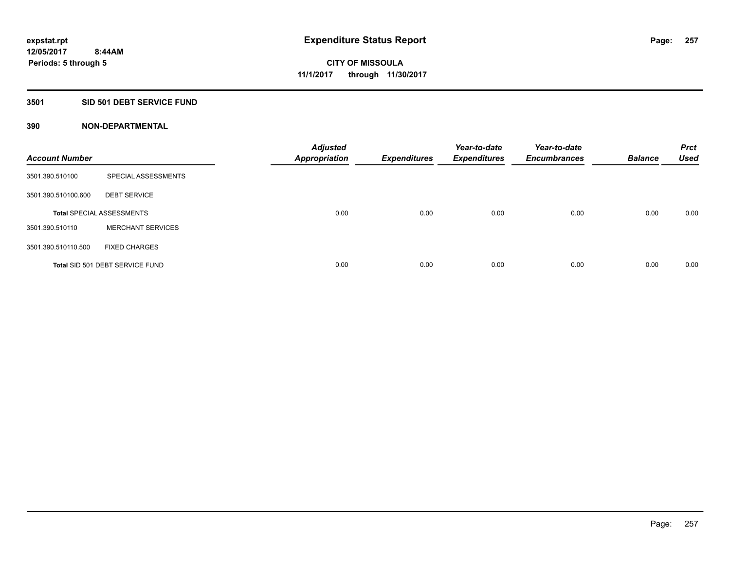expstat.rpt
12/05/2017 8:44AM
Periods: 5 through 5

# Expenditure Status Report

CITY OF MISSOULA
11/1/2017 through 11/30/2017

## 3501 SID 501 DEBT SERVICE FUND

### 390 NON-DEPARTMENTAL

| Account Number | | Adjusted Appropriation | Expenditures | Year-to-date Expenditures | Year-to-date Encumbrances | Balance | Prct Used |
|---|---|---|---|---|---|---|---|
| 3501.390.510100 | SPECIAL ASSESSMENTS | | | | | | |
| 3501.390.510100.600 | DEBT SERVICE | | | | | | |
| **Total** SPECIAL ASSESSMENTS | | 0.00 | 0.00 | 0.00 | 0.00 | 0.00 | 0.00 |
| 3501.390.510110 | MERCHANT SERVICES | | | | | | |
| 3501.390.510110.500 | FIXED CHARGES | | | | | | |
| **Total** SID 501 DEBT SERVICE FUND | | 0.00 | 0.00 | 0.00 | 0.00 | 0.00 | 0.00 |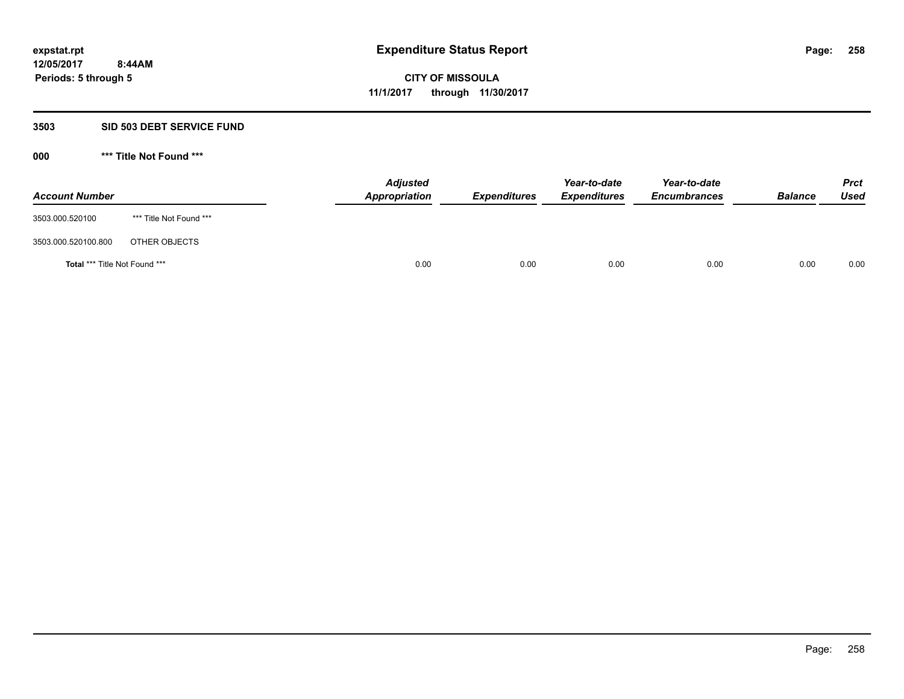# Expenditure Status Report

expstat.rpt
12/05/2017 8:44AM
Periods: 5 through 5

**CITY OF MISSOULA**
**11/1/2017 through 11/30/2017**

## 3503 SID 503 DEBT SERVICE FUND

### 000 *** Title Not Found ***

| Account Number | | Adjusted Appropriation | Expenditures | Year-to-date Expenditures | Year-to-date Encumbrances | Balance | Prct Used |
|---|---|---|---|---|---|---|---|
| 3503.000.520100 | *** Title Not Found *** | | | | | | |
| 3503.000.520100.800 | OTHER OBJECTS | | | | | | |
| **Total** *** Title Not Found *** | | 0.00 | 0.00 | 0.00 | 0.00 | 0.00 | 0.00 |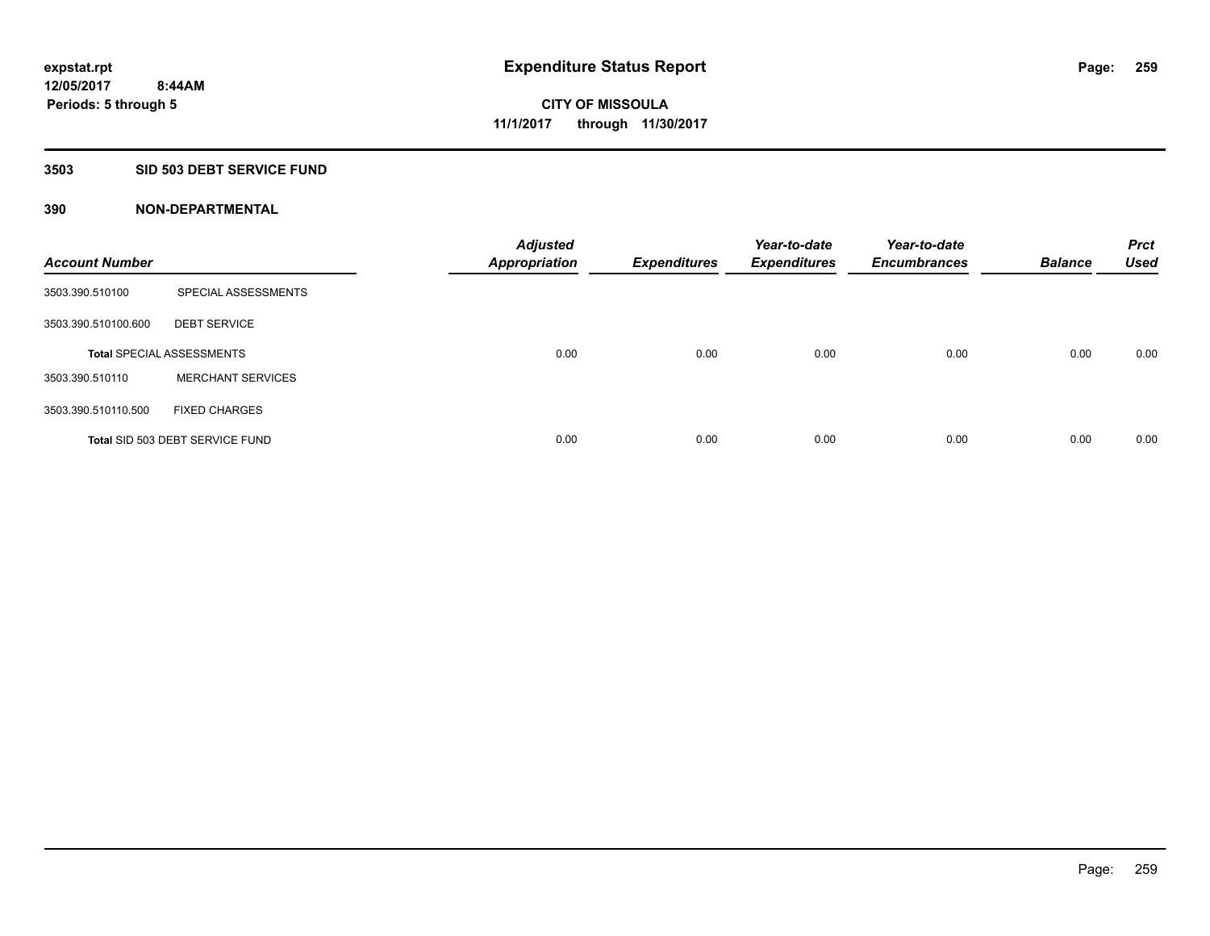# Expenditure Status Report

expstat.rpt
12/05/2017 8:44AM
Periods: 5 through 5

**CITY OF MISSOULA**
**11/1/2017 through 11/30/2017**

## 3503 SID 503 DEBT SERVICE FUND

### 390 NON-DEPARTMENTAL

| Account Number | | Adjusted Appropriation | Expenditures | Year-to-date Expenditures | Year-to-date Encumbrances | Balance | Prct Used |
|---|---|---|---|---|---|---|---|
| 3503.390.510100 | SPECIAL ASSESSMENTS | | | | | | |
| 3503.390.510100.600 | DEBT SERVICE | | | | | | |
| **Total** SPECIAL ASSESSMENTS | | 0.00 | 0.00 | 0.00 | 0.00 | 0.00 | 0.00 |
| 3503.390.510110 | MERCHANT SERVICES | | | | | | |
| 3503.390.510110.500 | FIXED CHARGES | | | | | | |
| **Total** SID 503 DEBT SERVICE FUND | | 0.00 | 0.00 | 0.00 | 0.00 | 0.00 | 0.00 |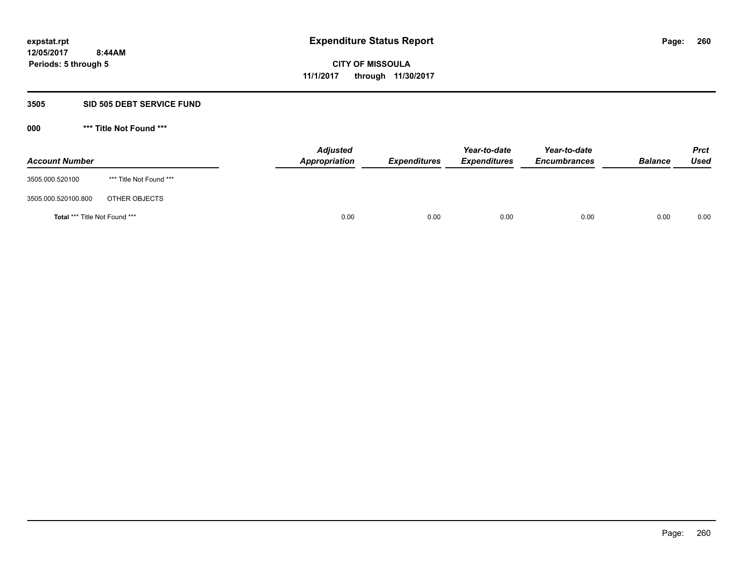# Expenditure Status Report

**CITY OF MISSOULA**

**11/1/2017 through 11/30/2017**

expstat.rpt
12/05/2017 8:44AM
Periods: 5 through 5

## 3505 SID 505 DEBT SERVICE FUND

### 000 *** Title Not Found ***

| Account Number | | Adjusted Appropriation | Expenditures | Year-to-date Expenditures | Year-to-date Encumbrances | Balance | Prct Used |
|---|---|---|---|---|---|---|---|
| 3505.000.520100 | *** Title Not Found *** | | | | | | |
| 3505.000.520100.800 | OTHER OBJECTS | | | | | | |
| **Total** *** Title Not Found *** | | 0.00 | 0.00 | 0.00 | 0.00 | 0.00 | 0.00 |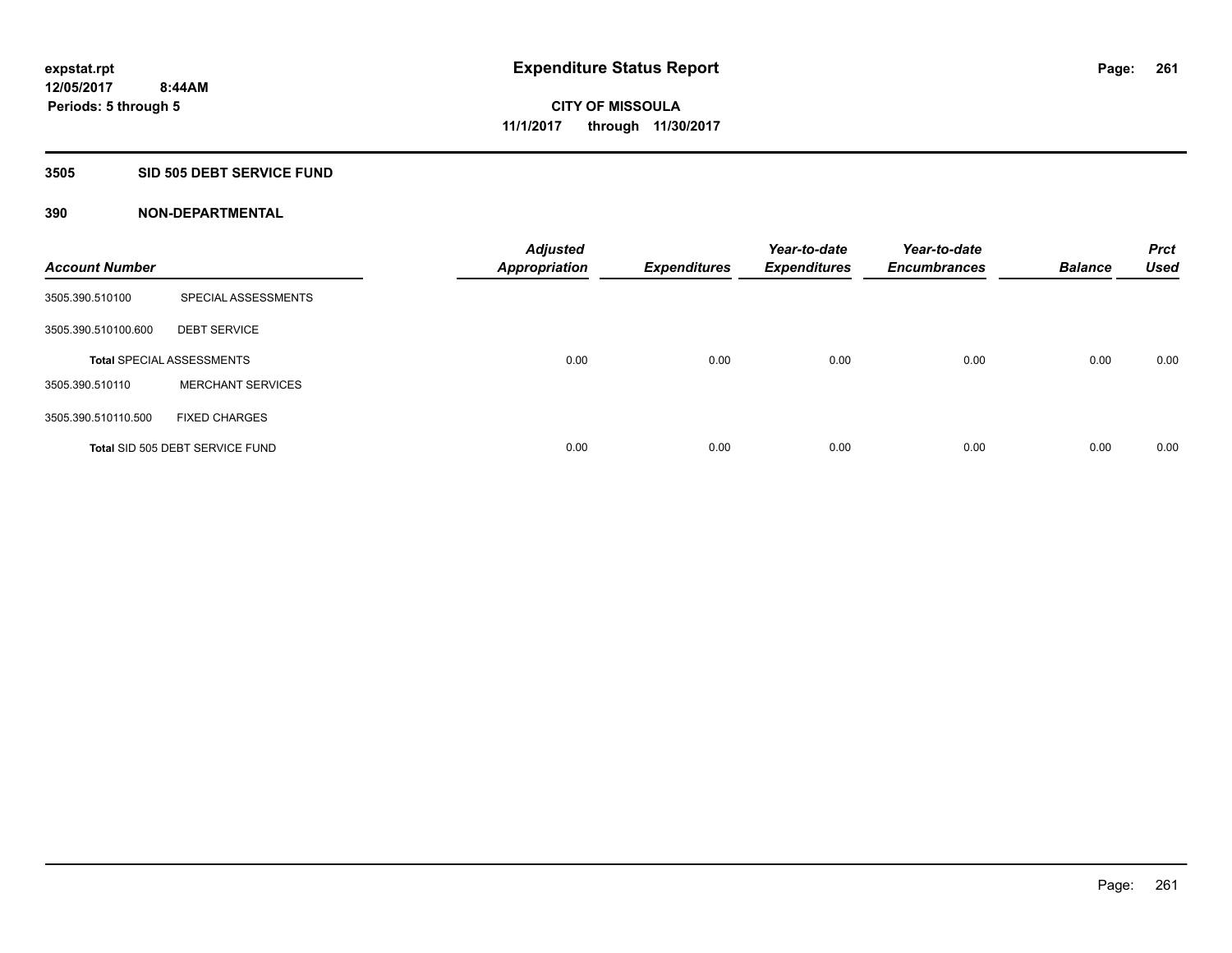expstat.rpt
12/05/2017 8:44AM
Periods: 5 through 5

# Expenditure Status Report

CITY OF MISSOULA
11/1/2017 through 11/30/2017

## 3505 SID 505 DEBT SERVICE FUND

### 390 NON-DEPARTMENTAL

| Account Number | | Adjusted Appropriation | Expenditures | Year-to-date Expenditures | Year-to-date Encumbrances | Balance | Prct Used |
|---|---|---|---|---|---|---|---|
| 3505.390.510100 | SPECIAL ASSESSMENTS | | | | | | |
| 3505.390.510100.600 | DEBT SERVICE | | | | | | |
| Total SPECIAL ASSESSMENTS | | 0.00 | 0.00 | 0.00 | 0.00 | 0.00 | 0.00 |
| 3505.390.510110 | MERCHANT SERVICES | | | | | | |
| 3505.390.510110.500 | FIXED CHARGES | | | | | | |
| Total SID 505 DEBT SERVICE FUND | | 0.00 | 0.00 | 0.00 | 0.00 | 0.00 | 0.00 |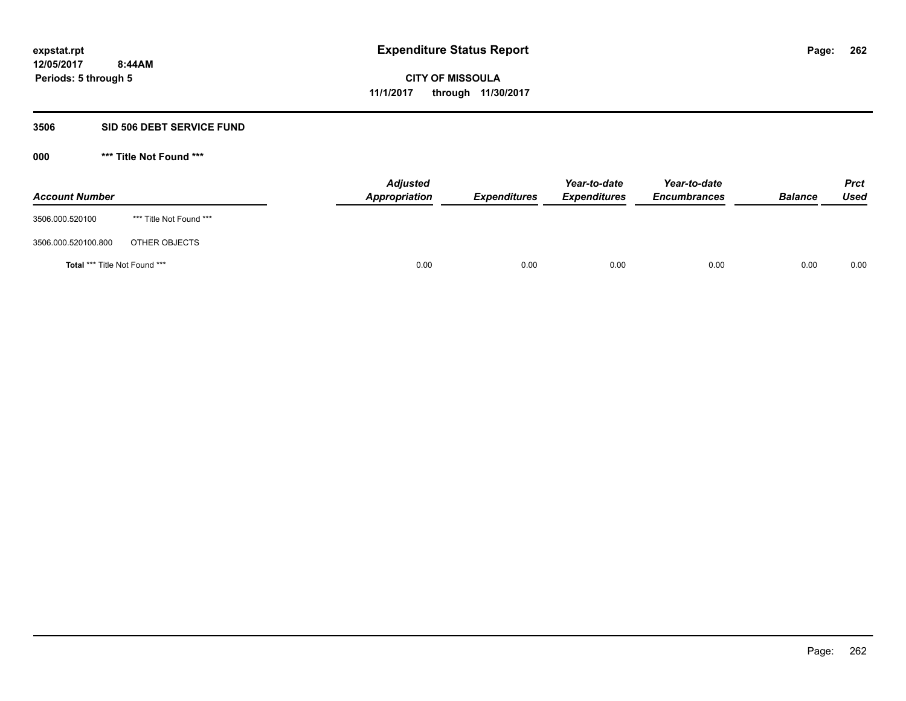**expstat.rpt**
**12/05/2017 8:44AM**
**Periods: 5 through 5**

# Expenditure Status Report

**CITY OF MISSOULA**
**11/1/2017 through 11/30/2017**

## 3506 SID 506 DEBT SERVICE FUND

### 000 *** Title Not Found ***

| Account Number | | Adjusted Appropriation | Expenditures | Year-to-date Expenditures | Year-to-date Encumbrances | Balance | Prct Used |
|---|---|---|---|---|---|---|---|
| 3506.000.520100 | *** Title Not Found *** | | | | | | |
| 3506.000.520100.800 | OTHER OBJECTS | | | | | | |
| **Total** *** Title Not Found *** | | 0.00 | 0.00 | 0.00 | 0.00 | 0.00 | 0.00 |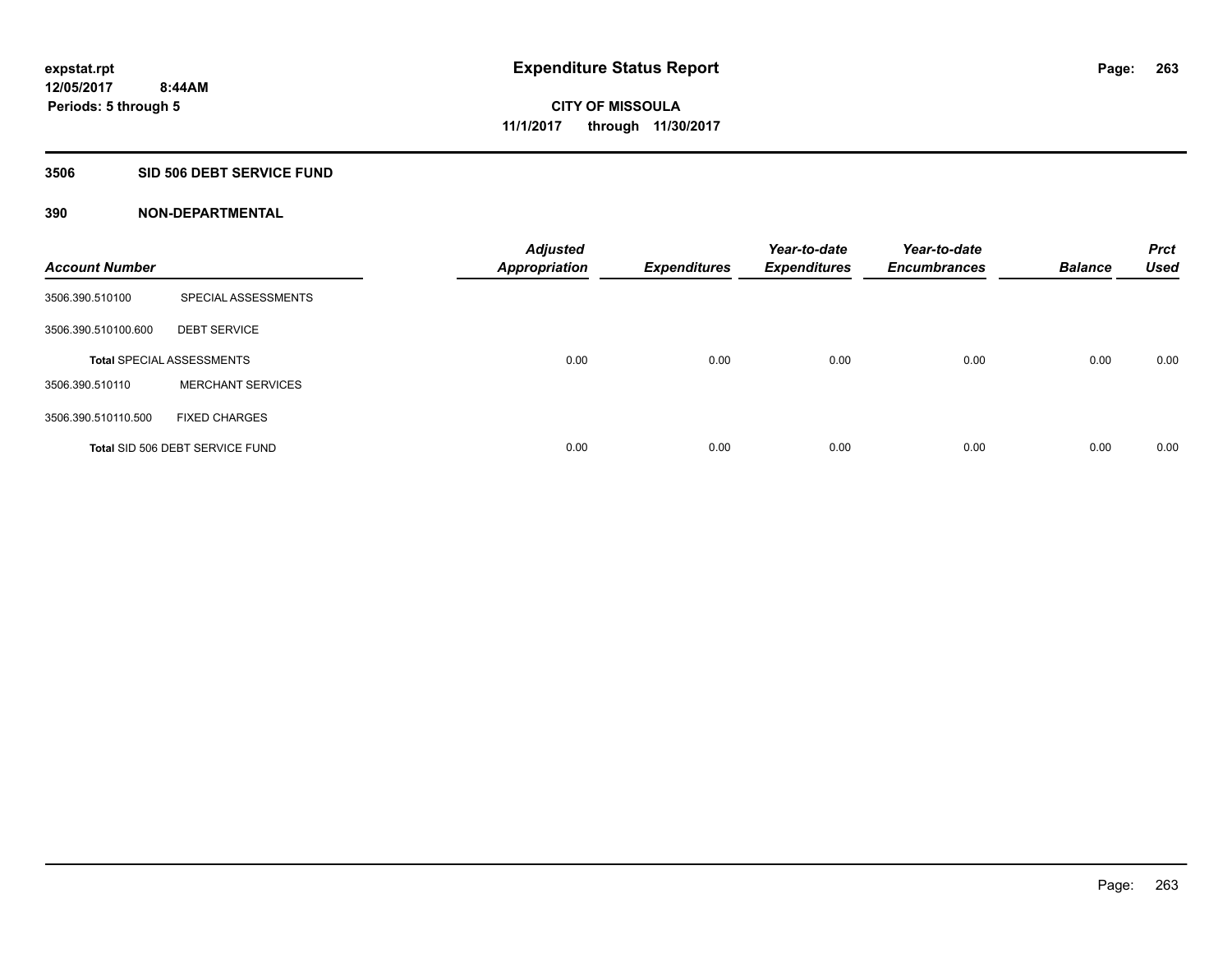**expstat.rpt**
**12/05/2017 8:44AM**
**Periods: 5 through 5**

# Expenditure Status Report

**CITY OF MISSOULA**
**11/1/2017 through 11/30/2017**

## 3506 SID 506 DEBT SERVICE FUND

## 390 NON-DEPARTMENTAL

| Account Number | | Adjusted Appropriation | Expenditures | Year-to-date Expenditures | Year-to-date Encumbrances | Balance | Prct Used |
|---|---|---|---|---|---|---|---|
| 3506.390.510100 | SPECIAL ASSESSMENTS | | | | | | |
| 3506.390.510100.600 | DEBT SERVICE | | | | | | |
| Total SPECIAL ASSESSMENTS | | 0.00 | 0.00 | 0.00 | 0.00 | 0.00 | 0.00 |
| 3506.390.510110 | MERCHANT SERVICES | | | | | | |
| 3506.390.510110.500 | FIXED CHARGES | | | | | | |
| Total SID 506 DEBT SERVICE FUND | | 0.00 | 0.00 | 0.00 | 0.00 | 0.00 | 0.00 |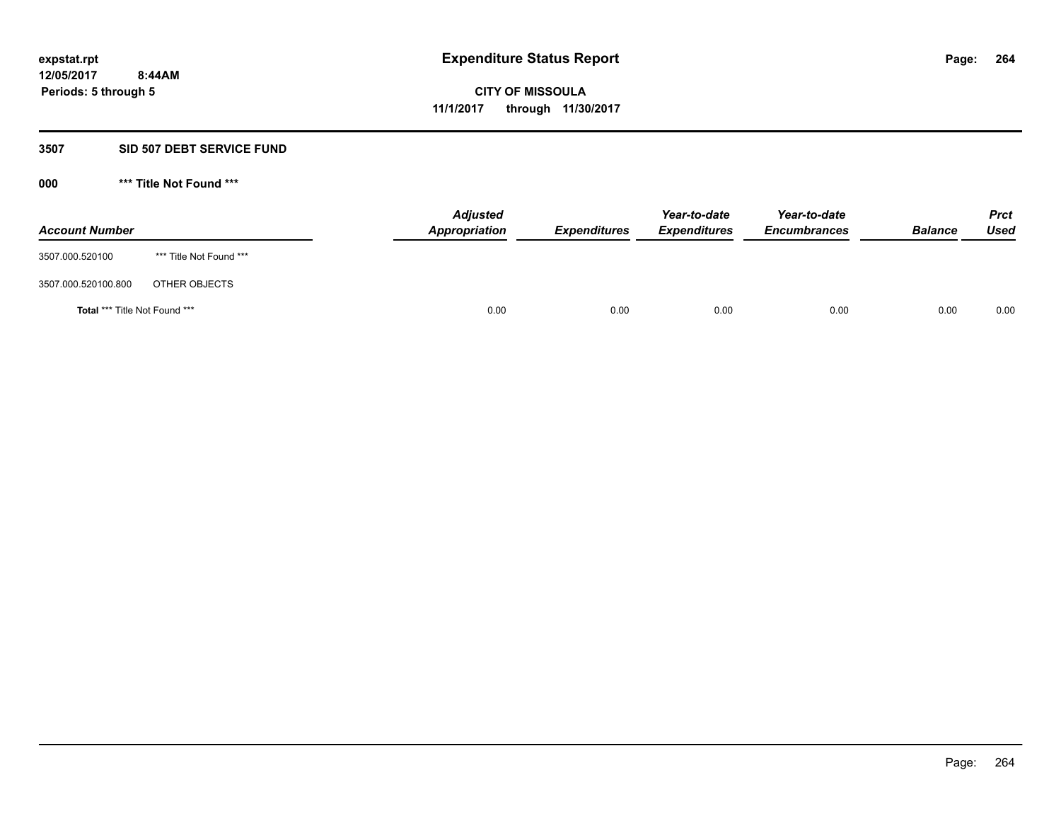expstat.rpt
12/05/2017 8:44AM
Periods: 5 through 5

# Expenditure Status Report

**CITY OF MISSOULA**
**11/1/2017 through 11/30/2017**

## 3507 SID 507 DEBT SERVICE FUND

### 000 *** Title Not Found ***

| Account Number | | Adjusted Appropriation | Expenditures | Year-to-date Expenditures | Year-to-date Encumbrances | Balance | Prct Used |
|---|---|---|---|---|---|---|---|
| 3507.000.520100 | *** Title Not Found *** | | | | | | |
| 3507.000.520100.800 | OTHER OBJECTS | | | | | | |
| **Total** *** Title Not Found *** | | 0.00 | 0.00 | 0.00 | 0.00 | 0.00 | 0.00 |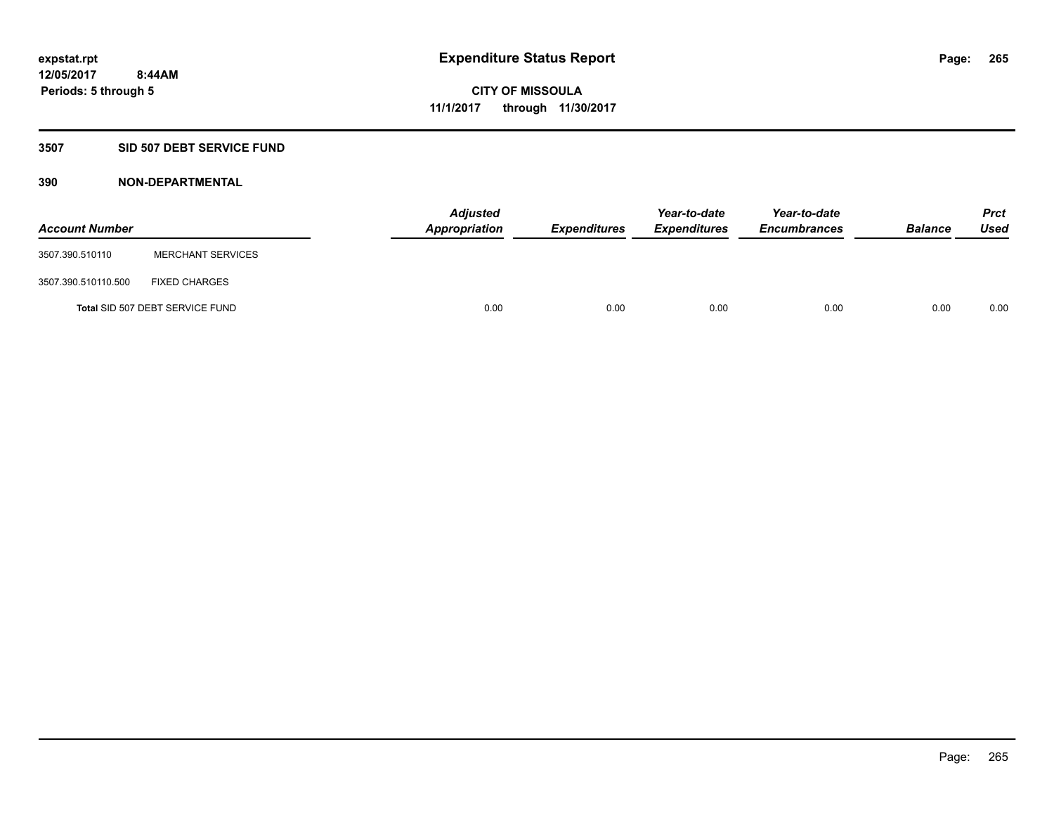# Expenditure Status Report

expstat.rpt
12/05/2017 8:44AM
Periods: 5 through 5

**CITY OF MISSOULA**
**11/1/2017 through 11/30/2017**

## 3507 SID 507 DEBT SERVICE FUND

### 390 NON-DEPARTMENTAL

| Account Number | | Adjusted Appropriation | Expenditures | Year-to-date Expenditures | Year-to-date Encumbrances | Balance | Prct Used |
|---|---|---|---|---|---|---|---|
| 3507.390.510110 | MERCHANT SERVICES | | | | | | |
| 3507.390.510110.500 | FIXED CHARGES | | | | | | |
| **Total** SID 507 DEBT SERVICE FUND | | 0.00 | 0.00 | 0.00 | 0.00 | 0.00 | 0.00 |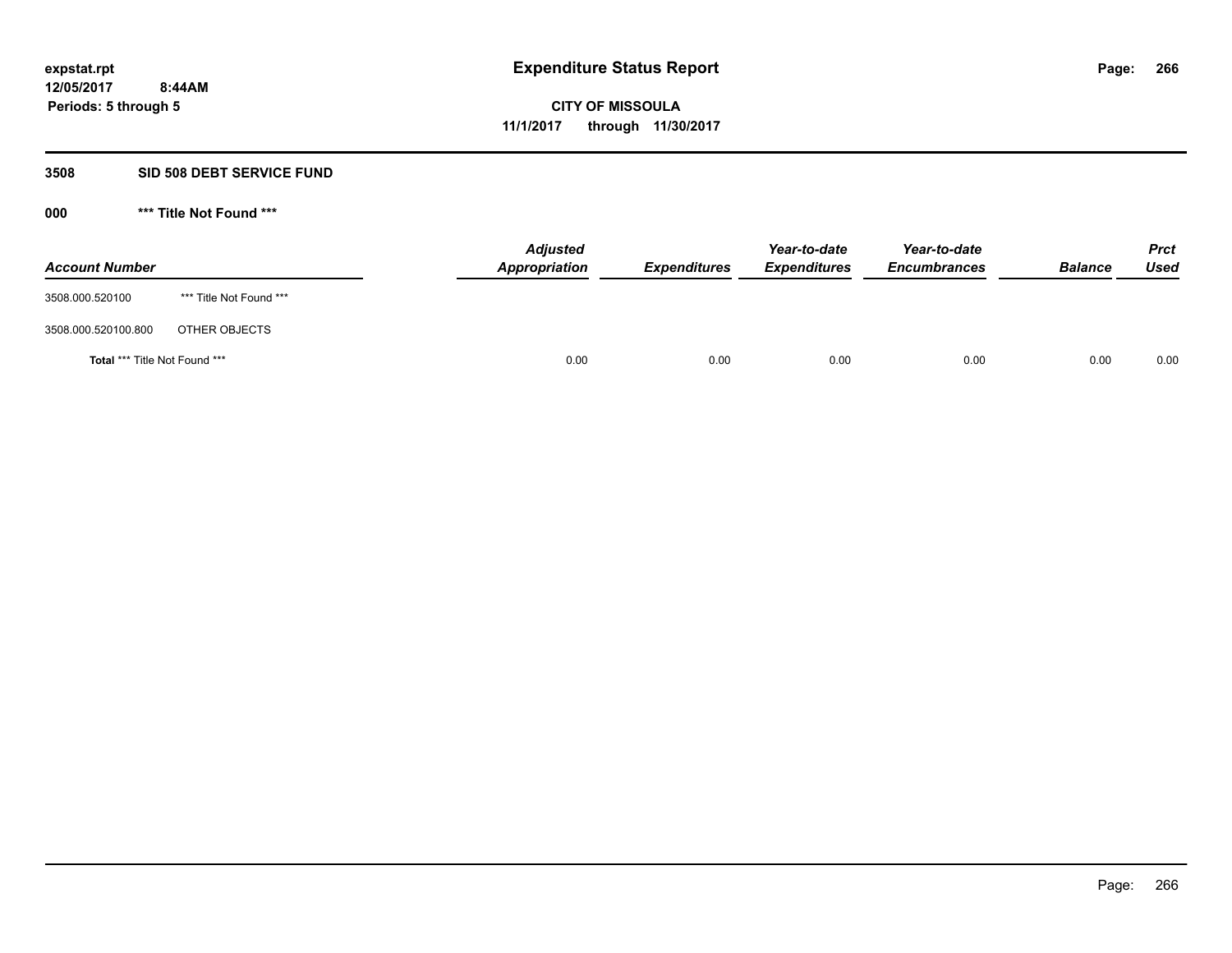# Expenditure Status Report

expstat.rpt
12/05/2017 8:44AM
Periods: 5 through 5

**CITY OF MISSOULA**
**11/1/2017 through 11/30/2017**

## 3508 SID 508 DEBT SERVICE FUND

### 000 *** Title Not Found ***

| Account Number | | Adjusted Appropriation | Expenditures | Year-to-date Expenditures | Year-to-date Encumbrances | Balance | Prct Used |
|---|---|---|---|---|---|---|---|
| 3508.000.520100 | *** Title Not Found *** | | | | | | |
| 3508.000.520100.800 | OTHER OBJECTS | | | | | | |
| **Total** *** Title Not Found *** | | 0.00 | 0.00 | 0.00 | 0.00 | 0.00 | 0.00 |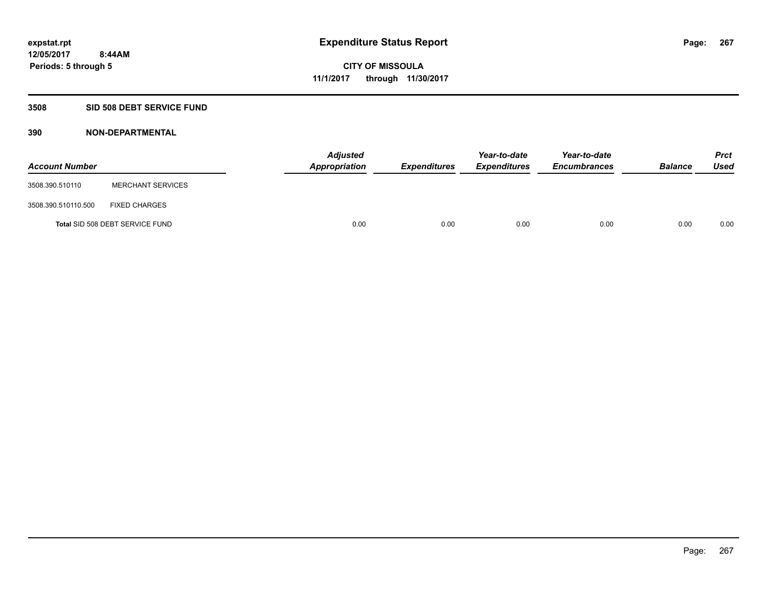expstat.rpt
12/05/2017 8:44AM
Periods: 5 through 5

# Expenditure Status Report

**CITY OF MISSOULA**
**11/1/2017 through 11/30/2017**

## 3508 SID 508 DEBT SERVICE FUND

### 390 NON-DEPARTMENTAL

| Account Number | | Adjusted Appropriation | Expenditures | Year-to-date Expenditures | Year-to-date Encumbrances | Balance | Prct Used |
|---|---|---|---|---|---|---|---|
| 3508.390.510110 | MERCHANT SERVICES | | | | | | |
| 3508.390.510110.500 | FIXED CHARGES | | | | | | |
| **Total** SID 508 DEBT SERVICE FUND | | 0.00 | 0.00 | 0.00 | 0.00 | 0.00 | 0.00 |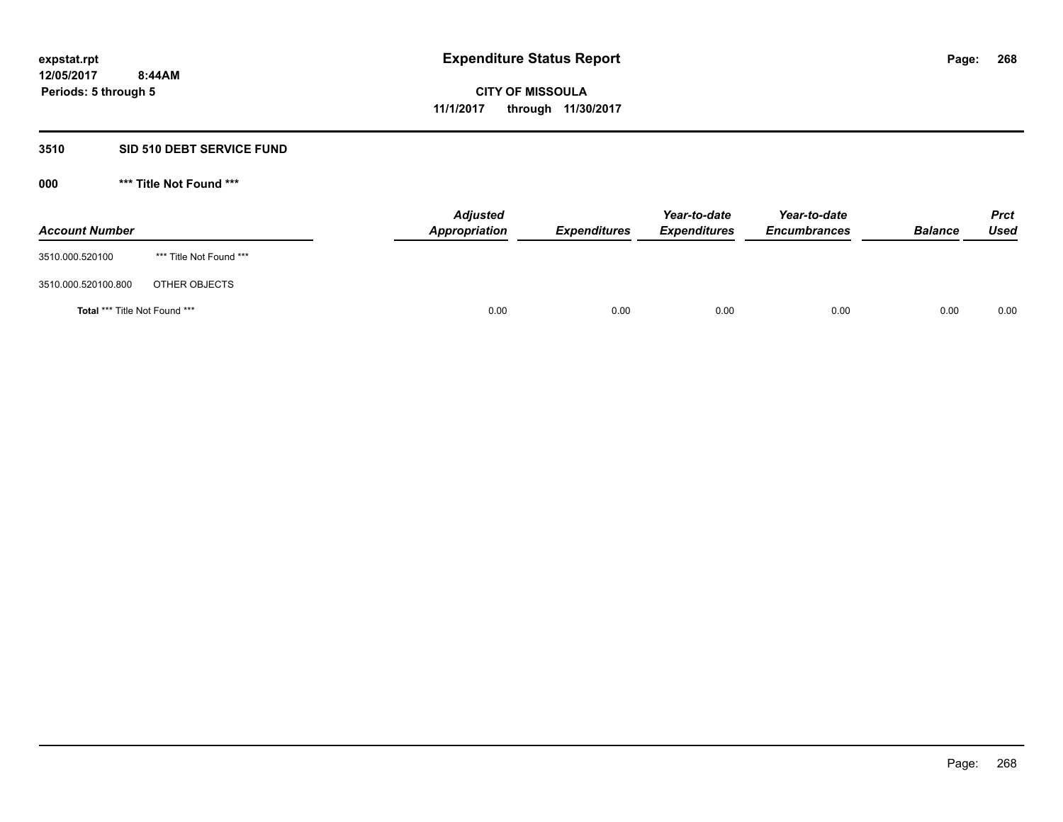**expstat.rpt**
**12/05/2017 8:44AM**
**Periods: 5 through 5**

# Expenditure Status Report

**CITY OF MISSOULA**
**11/1/2017 through 11/30/2017**

## 3510 SID 510 DEBT SERVICE FUND

### 000 *** Title Not Found ***

| Account Number | | Adjusted Appropriation | Expenditures | Year-to-date Expenditures | Year-to-date Encumbrances | Balance | Prct Used |
|---|---|---|---|---|---|---|---|
| 3510.000.520100 | *** Title Not Found *** | | | | | | |
| 3510.000.520100.800 | OTHER OBJECTS | | | | | | |
| **Total** *** Title Not Found *** | | 0.00 | 0.00 | 0.00 | 0.00 | 0.00 | 0.00 |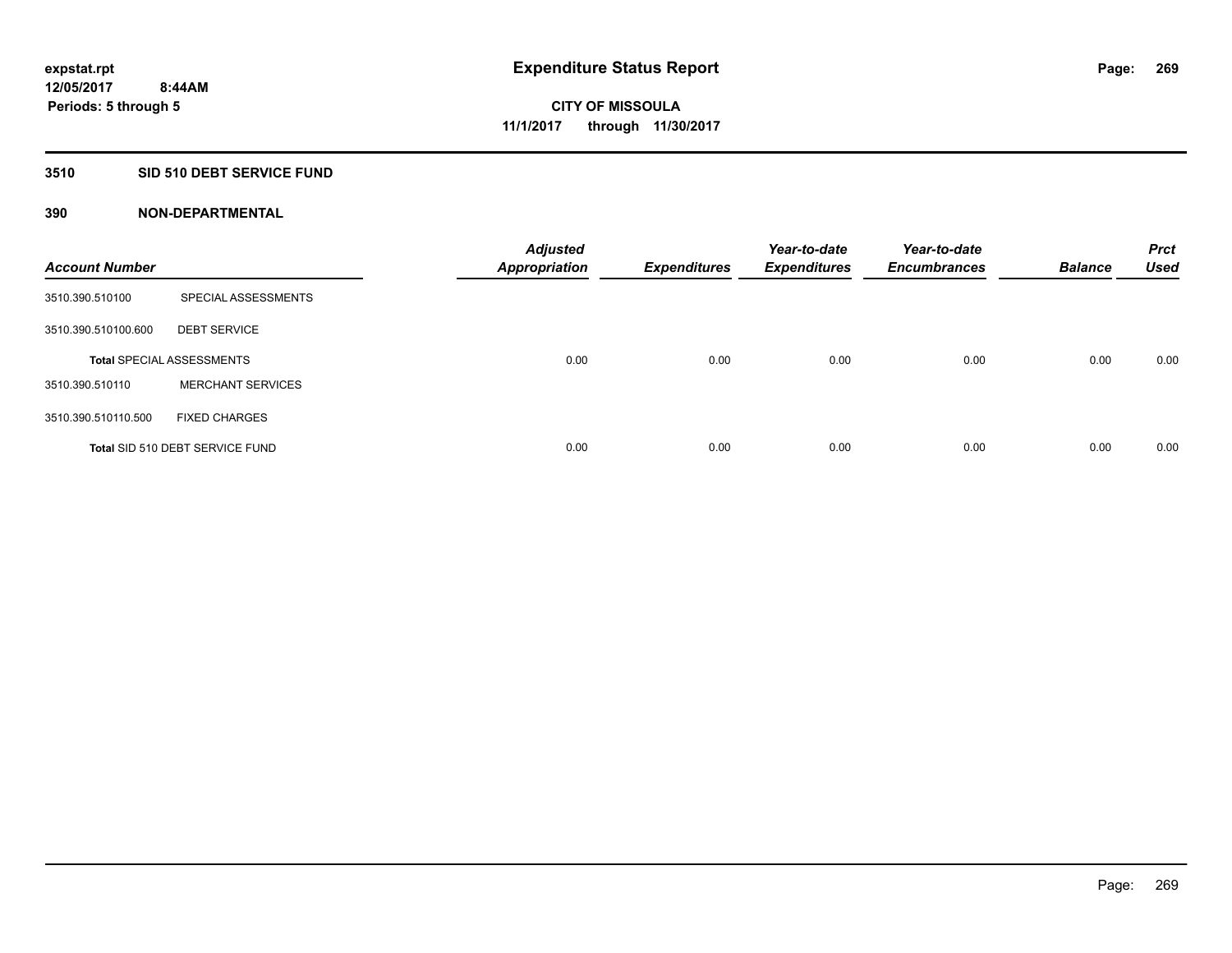expstat.rpt
12/05/2017 8:44AM
Periods: 5 through 5

# Expenditure Status Report

**CITY OF MISSOULA**
**11/1/2017 through 11/30/2017**

## 3510 SID 510 DEBT SERVICE FUND

## 390 NON-DEPARTMENTAL

| Account Number | | Adjusted Appropriation | Expenditures | Year-to-date Expenditures | Year-to-date Encumbrances | Balance | Prct Used |
|---|---|---|---|---|---|---|---|
| 3510.390.510100 | SPECIAL ASSESSMENTS | | | | | | |
| 3510.390.510100.600 | DEBT SERVICE | | | | | | |
| **Total** SPECIAL ASSESSMENTS | | 0.00 | 0.00 | 0.00 | 0.00 | 0.00 | 0.00 |
| 3510.390.510110 | MERCHANT SERVICES | | | | | | |
| 3510.390.510110.500 | FIXED CHARGES | | | | | | |
| **Total** SID 510 DEBT SERVICE FUND | | 0.00 | 0.00 | 0.00 | 0.00 | 0.00 | 0.00 |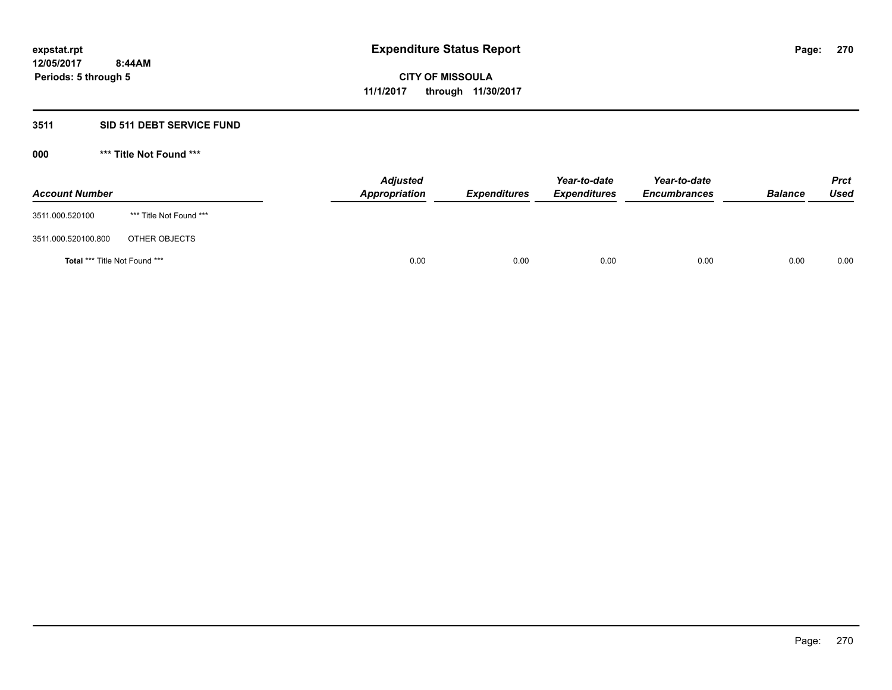expstat.rpt
12/05/2017 8:44AM
Periods: 5 through 5

# Expenditure Status Report

**CITY OF MISSOULA**
**11/1/2017 through 11/30/2017**

## 3511 SID 511 DEBT SERVICE FUND

### 000 *** Title Not Found ***

| Account Number | | Adjusted Appropriation | Expenditures | Year-to-date Expenditures | Year-to-date Encumbrances | Balance | Prct Used |
|---|---|---|---|---|---|---|---|
| 3511.000.520100 | *** Title Not Found *** | | | | | | |
| 3511.000.520100.800 | OTHER OBJECTS | | | | | | |
| **Total** *** Title Not Found *** | | 0.00 | 0.00 | 0.00 | 0.00 | 0.00 | 0.00 |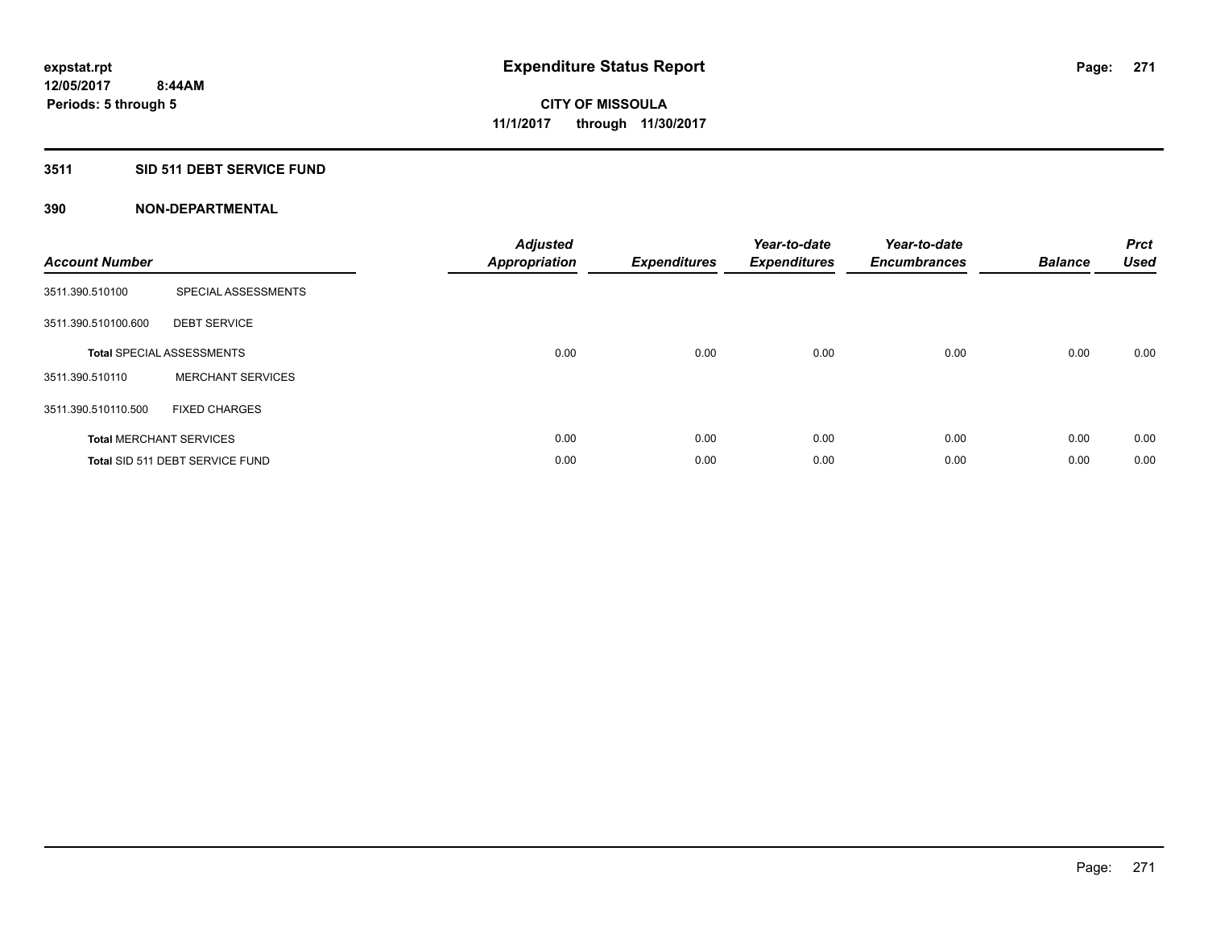expstat.rpt
12/05/2017 8:44AM
Periods: 5 through 5

# Expenditure Status Report

**CITY OF MISSOULA**
**11/1/2017 through 11/30/2017**

## 3511 SID 511 DEBT SERVICE FUND

### 390 NON-DEPARTMENTAL

| Account Number | | Adjusted Appropriation | Expenditures | Year-to-date Expenditures | Year-to-date Encumbrances | Balance | Prct Used |
|---|---|---|---|---|---|---|---|
| 3511.390.510100 | SPECIAL ASSESSMENTS | | | | | | |
| 3511.390.510100.600 | DEBT SERVICE | | | | | | |
| **Total** SPECIAL ASSESSMENTS | | 0.00 | 0.00 | 0.00 | 0.00 | 0.00 | 0.00 |
| 3511.390.510110 | MERCHANT SERVICES | | | | | | |
| 3511.390.510110.500 | FIXED CHARGES | | | | | | |
| **Total** MERCHANT SERVICES | | 0.00 | 0.00 | 0.00 | 0.00 | 0.00 | 0.00 |
| **Total** SID 511 DEBT SERVICE FUND | | 0.00 | 0.00 | 0.00 | 0.00 | 0.00 | 0.00 |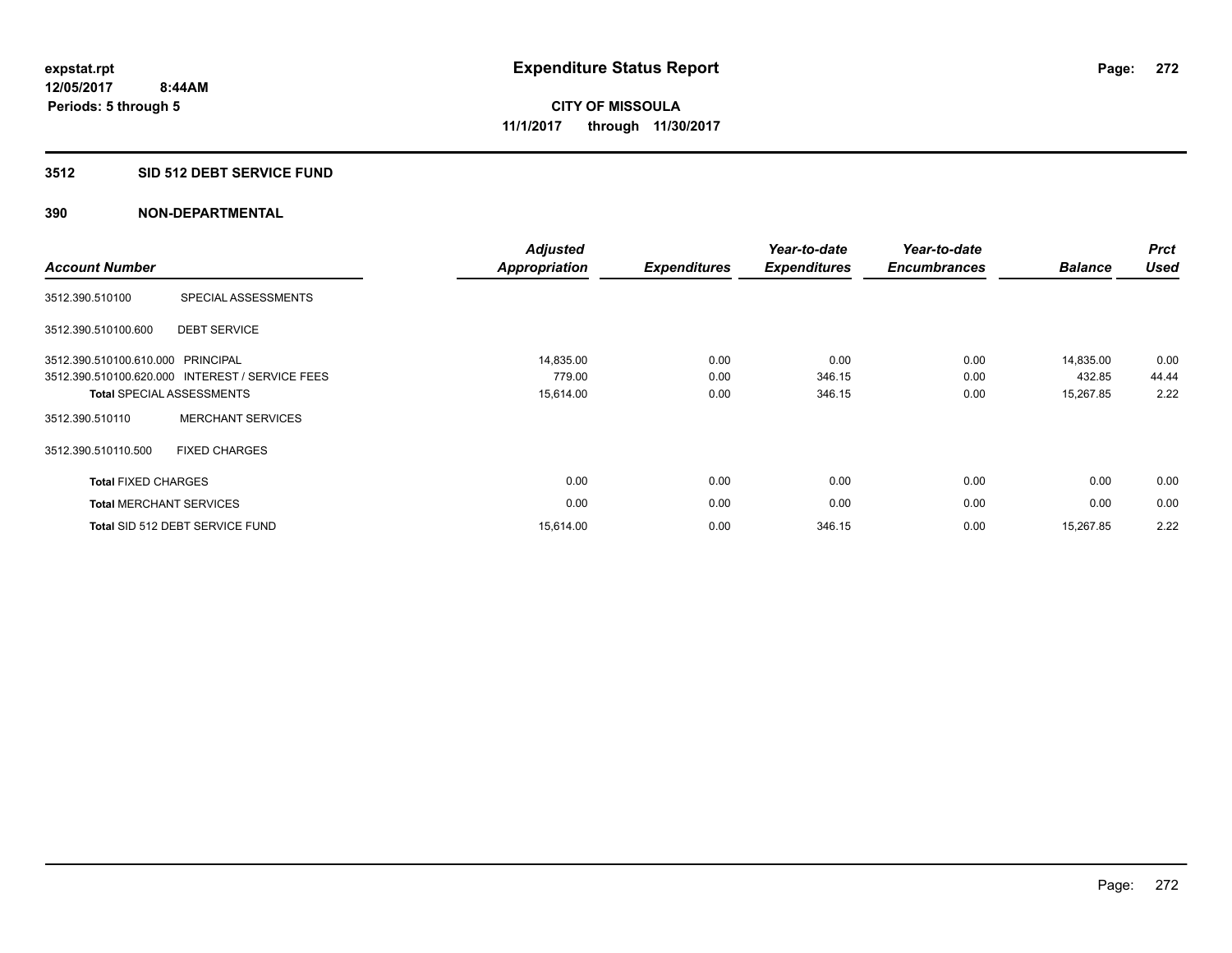expstat.rpt
12/05/2017 8:44AM
Periods: 5 through 5

# Expenditure Status Report

CITY OF MISSOULA
11/1/2017 through 11/30/2017

## 3512 SID 512 DEBT SERVICE FUND

### 390 NON-DEPARTMENTAL

| Account Number | | Adjusted Appropriation | Expenditures | Year-to-date Expenditures | Year-to-date Encumbrances | Balance | Prct Used |
|---|---|---|---|---|---|---|---|
| 3512.390.510100 | SPECIAL ASSESSMENTS | | | | | | |
| 3512.390.510100.600 | DEBT SERVICE | | | | | | |
| 3512.390.510100.610.000 | PRINCIPAL | 14,835.00 | 0.00 | 0.00 | 0.00 | 14,835.00 | 0.00 |
| 3512.390.510100.620.000 | INTEREST / SERVICE FEES | 779.00 | 0.00 | 346.15 | 0.00 | 432.85 | 44.44 |
| **Total** SPECIAL ASSESSMENTS | | 15,614.00 | 0.00 | 346.15 | 0.00 | 15,267.85 | 2.22 |
| 3512.390.510110 | MERCHANT SERVICES | | | | | | |
| 3512.390.510110.500 | FIXED CHARGES | | | | | | |
| **Total** FIXED CHARGES | | 0.00 | 0.00 | 0.00 | 0.00 | 0.00 | 0.00 |
| **Total** MERCHANT SERVICES | | 0.00 | 0.00 | 0.00 | 0.00 | 0.00 | 0.00 |
| **Total** SID 512 DEBT SERVICE FUND | | 15,614.00 | 0.00 | 346.15 | 0.00 | 15,267.85 | 2.22 |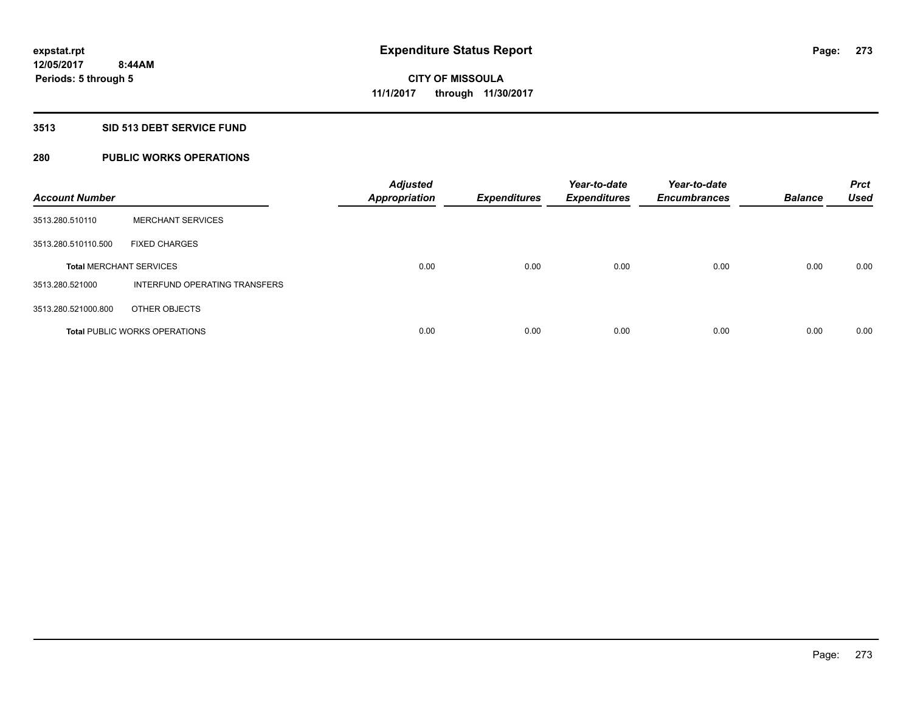expstat.rpt
12/05/2017 8:44AM
Periods: 5 through 5

# Expenditure Status Report

**CITY OF MISSOULA**
**11/1/2017 through 11/30/2017**

## 3513 SID 513 DEBT SERVICE FUND

## 280 PUBLIC WORKS OPERATIONS

| Account Number | | Adjusted Appropriation | Expenditures | Year-to-date Expenditures | Year-to-date Encumbrances | Balance | Prct Used |
|---|---|---|---|---|---|---|---|
| 3513.280.510110 | MERCHANT SERVICES | | | | | | |
| 3513.280.510110.500 | FIXED CHARGES | | | | | | |
| **Total** MERCHANT SERVICES | | 0.00 | 0.00 | 0.00 | 0.00 | 0.00 | 0.00 |
| 3513.280.521000 | INTERFUND OPERATING TRANSFERS | | | | | | |
| 3513.280.521000.800 | OTHER OBJECTS | | | | | | |
| **Total** PUBLIC WORKS OPERATIONS | | 0.00 | 0.00 | 0.00 | 0.00 | 0.00 | 0.00 |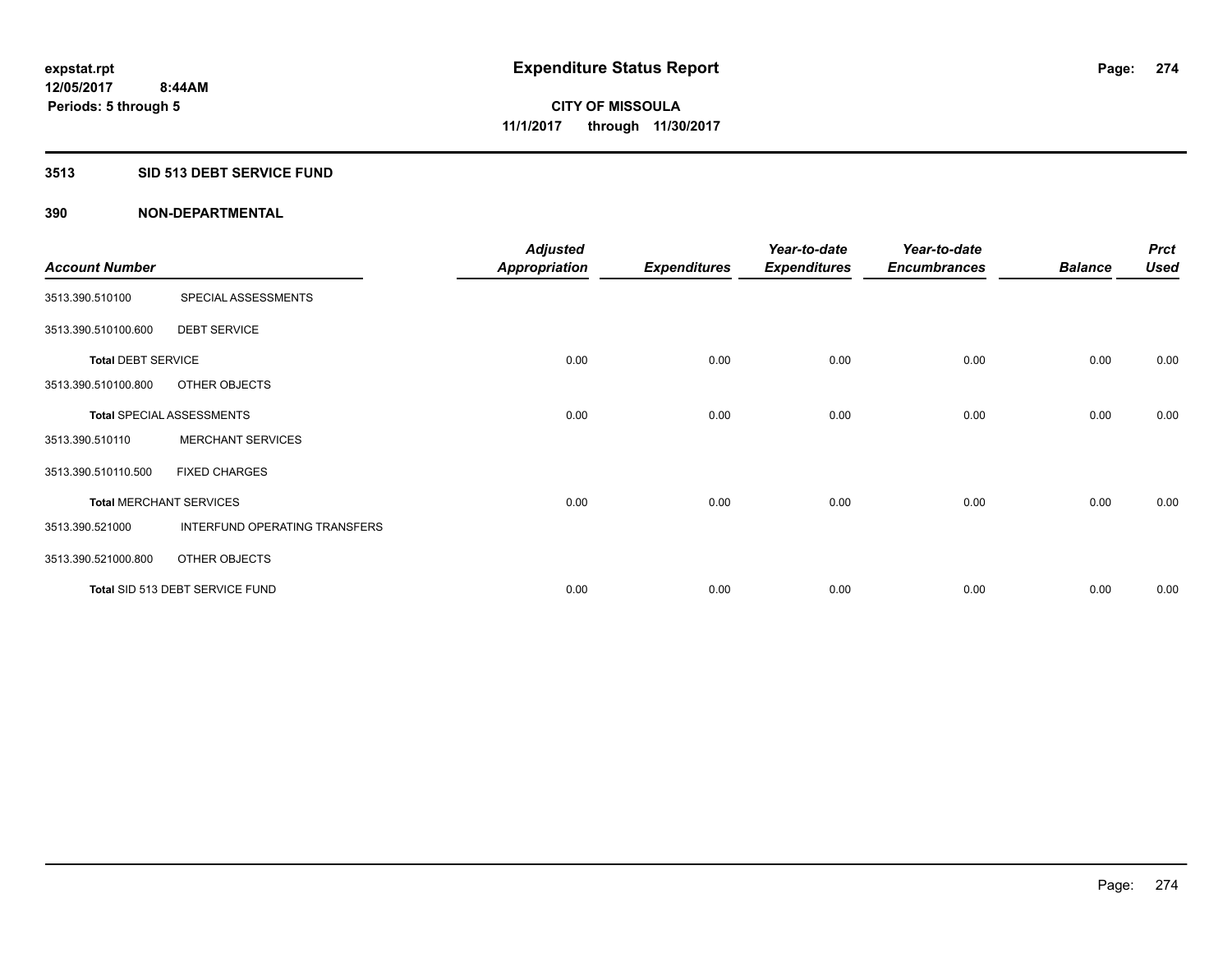expstat.rpt
12/05/2017 8:44AM
Periods: 5 through 5

# Expenditure Status Report

CITY OF MISSOULA
11/1/2017 through 11/30/2017

## 3513 SID 513 DEBT SERVICE FUND

### 390 NON-DEPARTMENTAL

| Account Number | | Adjusted Appropriation | Expenditures | Year-to-date Expenditures | Year-to-date Encumbrances | Balance | Prct Used |
|---|---|---|---|---|---|---|---|
| 3513.390.510100 | SPECIAL ASSESSMENTS | | | | | | |
| 3513.390.510100.600 | DEBT SERVICE | | | | | | |
| **Total** DEBT SERVICE | | 0.00 | 0.00 | 0.00 | 0.00 | 0.00 | 0.00 |
| 3513.390.510100.800 | OTHER OBJECTS | | | | | | |
| **Total** SPECIAL ASSESSMENTS | | 0.00 | 0.00 | 0.00 | 0.00 | 0.00 | 0.00 |
| 3513.390.510110 | MERCHANT SERVICES | | | | | | |
| 3513.390.510110.500 | FIXED CHARGES | | | | | | |
| **Total** MERCHANT SERVICES | | 0.00 | 0.00 | 0.00 | 0.00 | 0.00 | 0.00 |
| 3513.390.521000 | INTERFUND OPERATING TRANSFERS | | | | | | |
| 3513.390.521000.800 | OTHER OBJECTS | | | | | | |
| **Total** SID 513 DEBT SERVICE FUND | | 0.00 | 0.00 | 0.00 | 0.00 | 0.00 | 0.00 |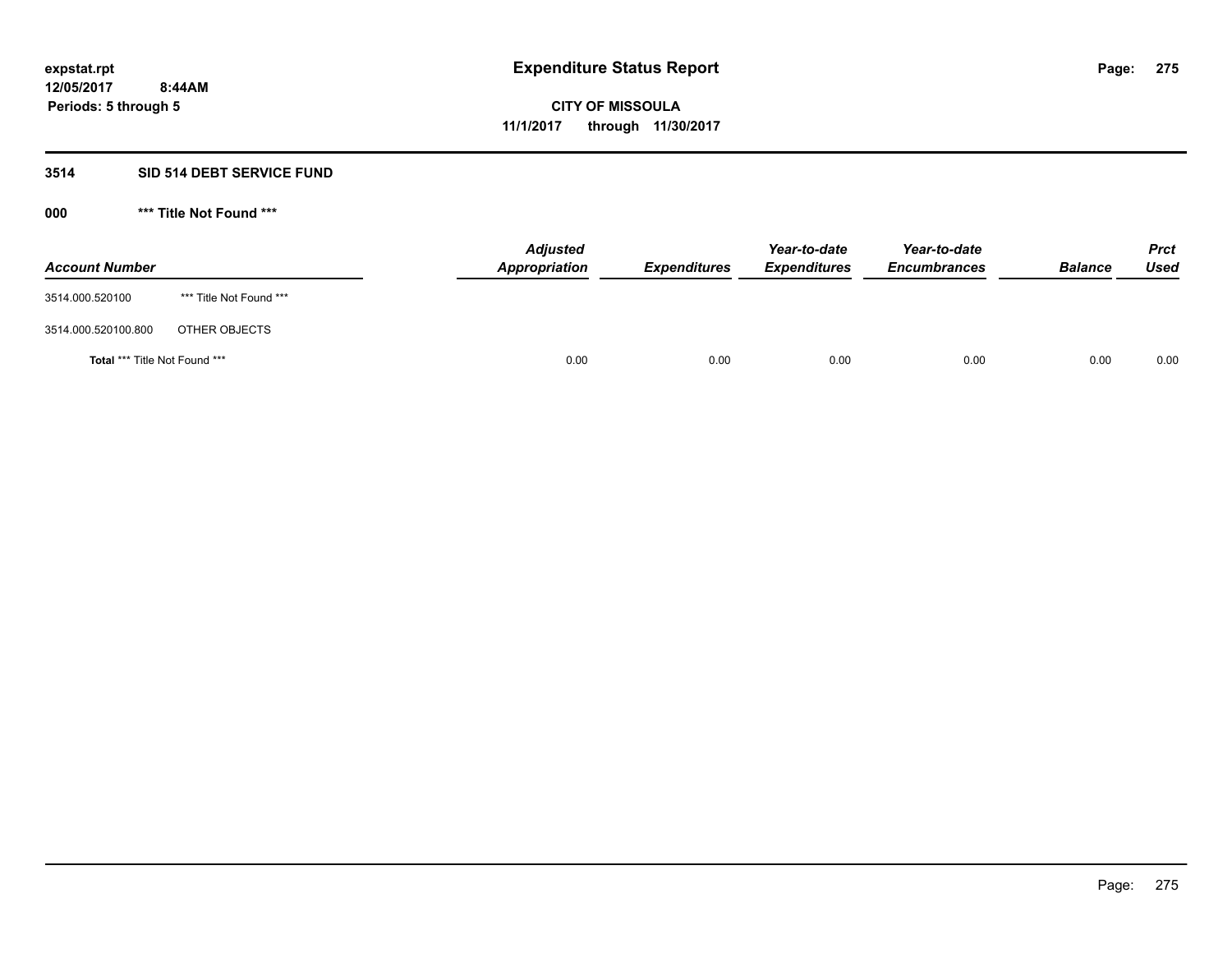**expstat.rpt**
**12/05/2017 8:44AM**
**Periods: 5 through 5**

# Expenditure Status Report

**CITY OF MISSOULA**
**11/1/2017 through 11/30/2017**

## 3514 SID 514 DEBT SERVICE FUND

### 000 *** Title Not Found ***

| Account Number | | Adjusted Appropriation | Expenditures | Year-to-date Expenditures | Year-to-date Encumbrances | Balance | Prct Used |
|---|---|---|---|---|---|---|---|
| 3514.000.520100 | *** Title Not Found *** | | | | | | |
| 3514.000.520100.800 | OTHER OBJECTS | | | | | | |
| **Total** *** Title Not Found *** | | 0.00 | 0.00 | 0.00 | 0.00 | 0.00 | 0.00 |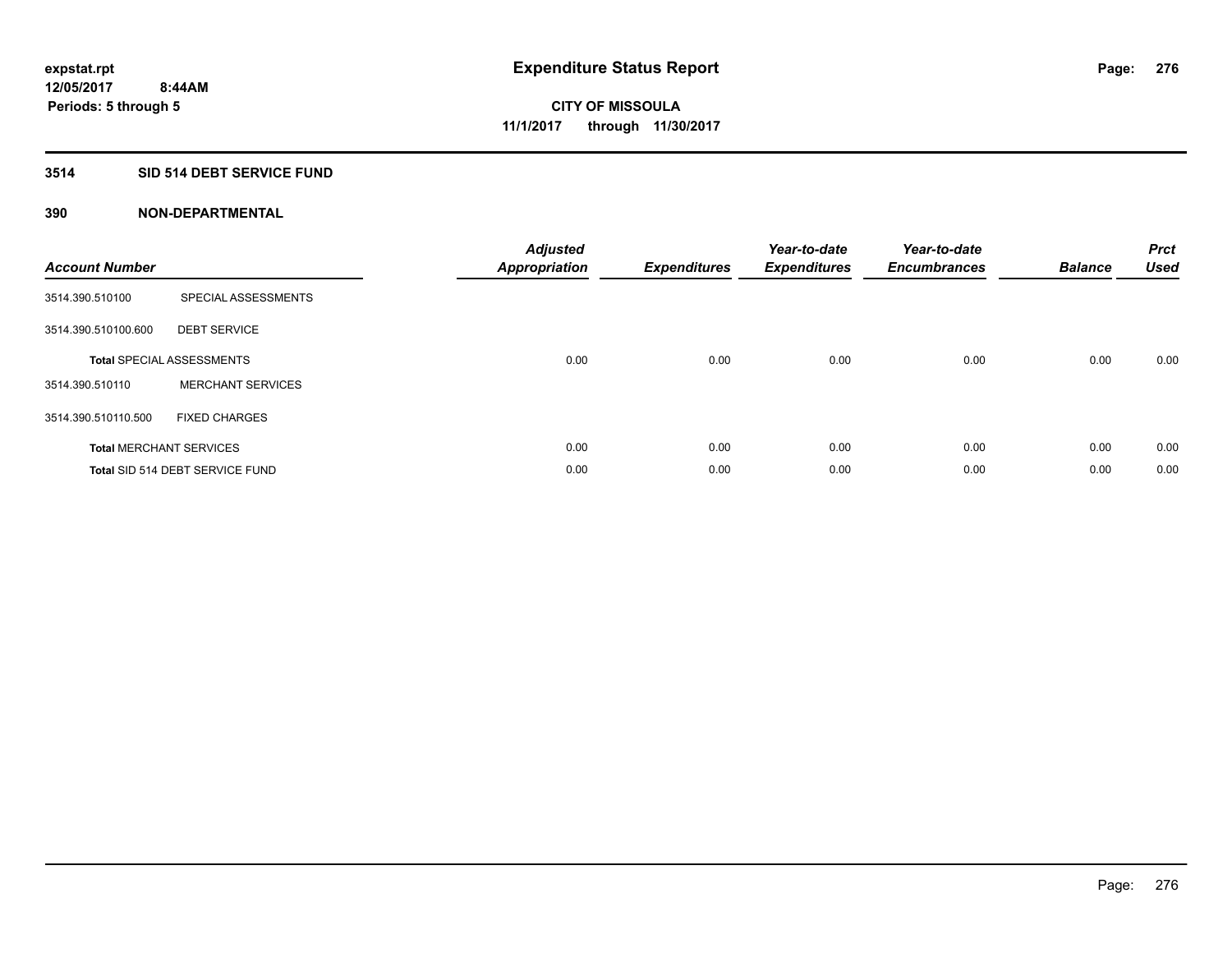**expstat.rpt**
**12/05/2017 8:44AM**
**Periods: 5 through 5**

# Expenditure Status Report

**CITY OF MISSOULA**
**11/1/2017 through 11/30/2017**

## 3514 SID 514 DEBT SERVICE FUND

### 390 NON-DEPARTMENTAL

| Account Number | | Adjusted Appropriation | Expenditures | Year-to-date Expenditures | Year-to-date Encumbrances | Balance | Prct Used |
|---|---|---|---|---|---|---|---|
| 3514.390.510100 | SPECIAL ASSESSMENTS | | | | | | |
| 3514.390.510100.600 | DEBT SERVICE | | | | | | |
| **Total** SPECIAL ASSESSMENTS | | 0.00 | 0.00 | 0.00 | 0.00 | 0.00 | 0.00 |
| 3514.390.510110 | MERCHANT SERVICES | | | | | | |
| 3514.390.510110.500 | FIXED CHARGES | | | | | | |
| **Total** MERCHANT SERVICES | | 0.00 | 0.00 | 0.00 | 0.00 | 0.00 | 0.00 |
| **Total** SID 514 DEBT SERVICE FUND | | 0.00 | 0.00 | 0.00 | 0.00 | 0.00 | 0.00 |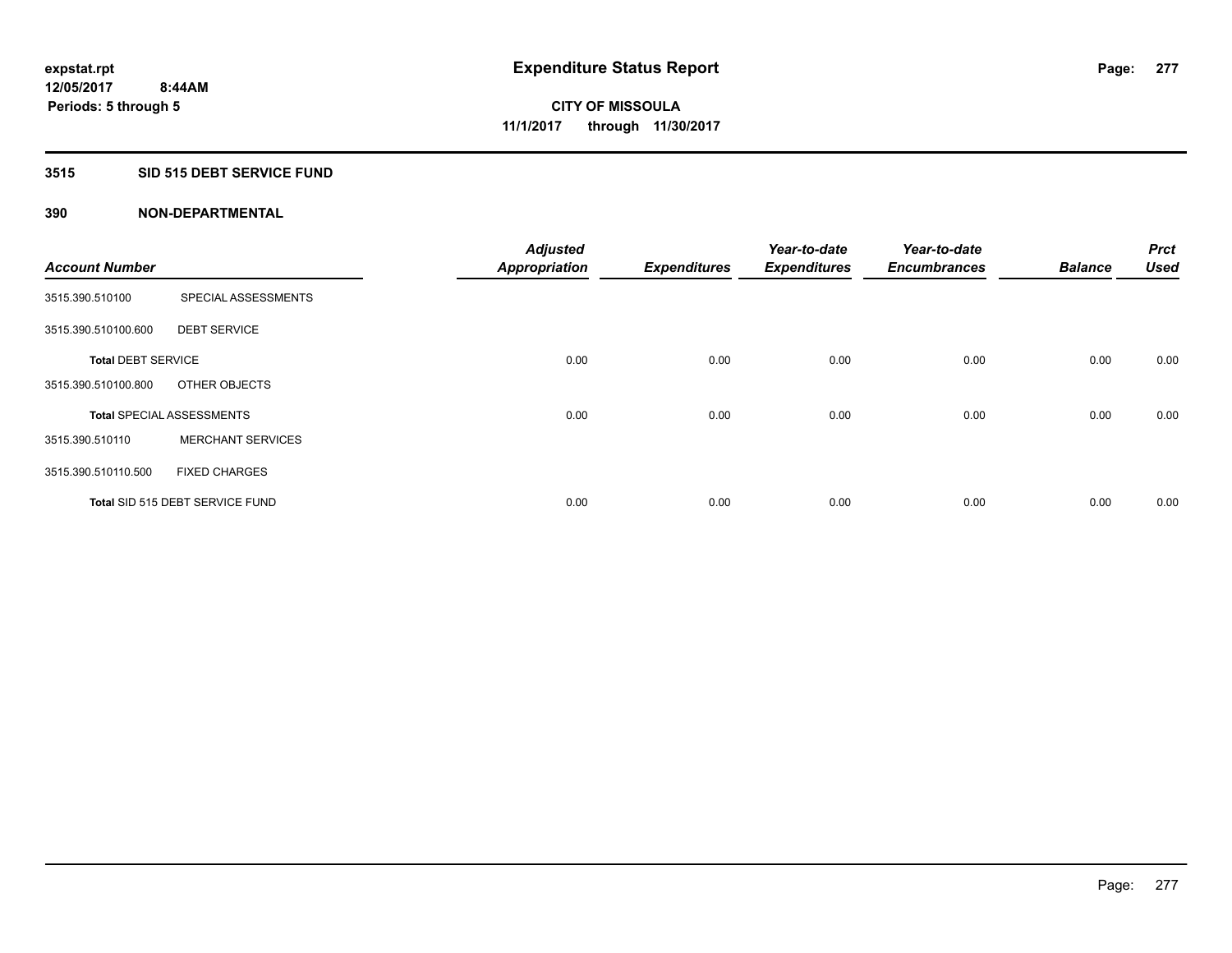expstat.rpt
12/05/2017 8:44AM
Periods: 5 through 5

# Expenditure Status Report

CITY OF MISSOULA
11/1/2017 through 11/30/2017

## 3515 SID 515 DEBT SERVICE FUND

### 390 NON-DEPARTMENTAL

| Account Number | | Adjusted Appropriation | Expenditures | Year-to-date Expenditures | Year-to-date Encumbrances | Balance | Prct Used |
|---|---|---|---|---|---|---|---|
| 3515.390.510100 | SPECIAL ASSESSMENTS | | | | | | |
| 3515.390.510100.600 | DEBT SERVICE | | | | | | |
| **Total** DEBT SERVICE | | 0.00 | 0.00 | 0.00 | 0.00 | 0.00 | 0.00 |
| 3515.390.510100.800 | OTHER OBJECTS | | | | | | |
| **Total** SPECIAL ASSESSMENTS | | 0.00 | 0.00 | 0.00 | 0.00 | 0.00 | 0.00 |
| 3515.390.510110 | MERCHANT SERVICES | | | | | | |
| 3515.390.510110.500 | FIXED CHARGES | | | | | | |
| **Total** SID 515 DEBT SERVICE FUND | | 0.00 | 0.00 | 0.00 | 0.00 | 0.00 | 0.00 |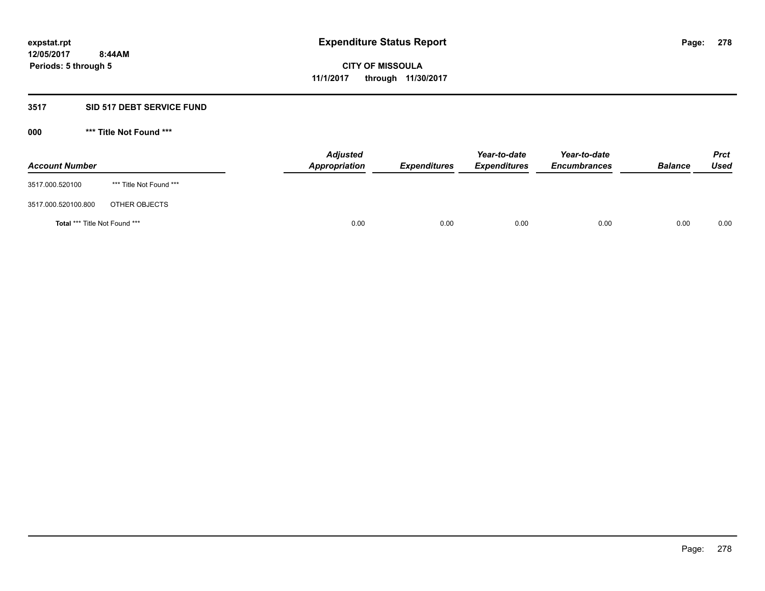# Expenditure Status Report

expstat.rpt
12/05/2017 8:44AM
Periods: 5 through 5

**CITY OF MISSOULA**
**11/1/2017 through 11/30/2017**

## 3517 SID 517 DEBT SERVICE FUND

### 000 *** Title Not Found ***

| Account Number | | Adjusted Appropriation | Expenditures | Year-to-date Expenditures | Year-to-date Encumbrances | Balance | Prct Used |
|---|---|---|---|---|---|---|---|
| 3517.000.520100 | *** Title Not Found *** | | | | | | |
| 3517.000.520100.800 | OTHER OBJECTS | | | | | | |
| **Total** *** Title Not Found *** | | 0.00 | 0.00 | 0.00 | 0.00 | 0.00 | 0.00 |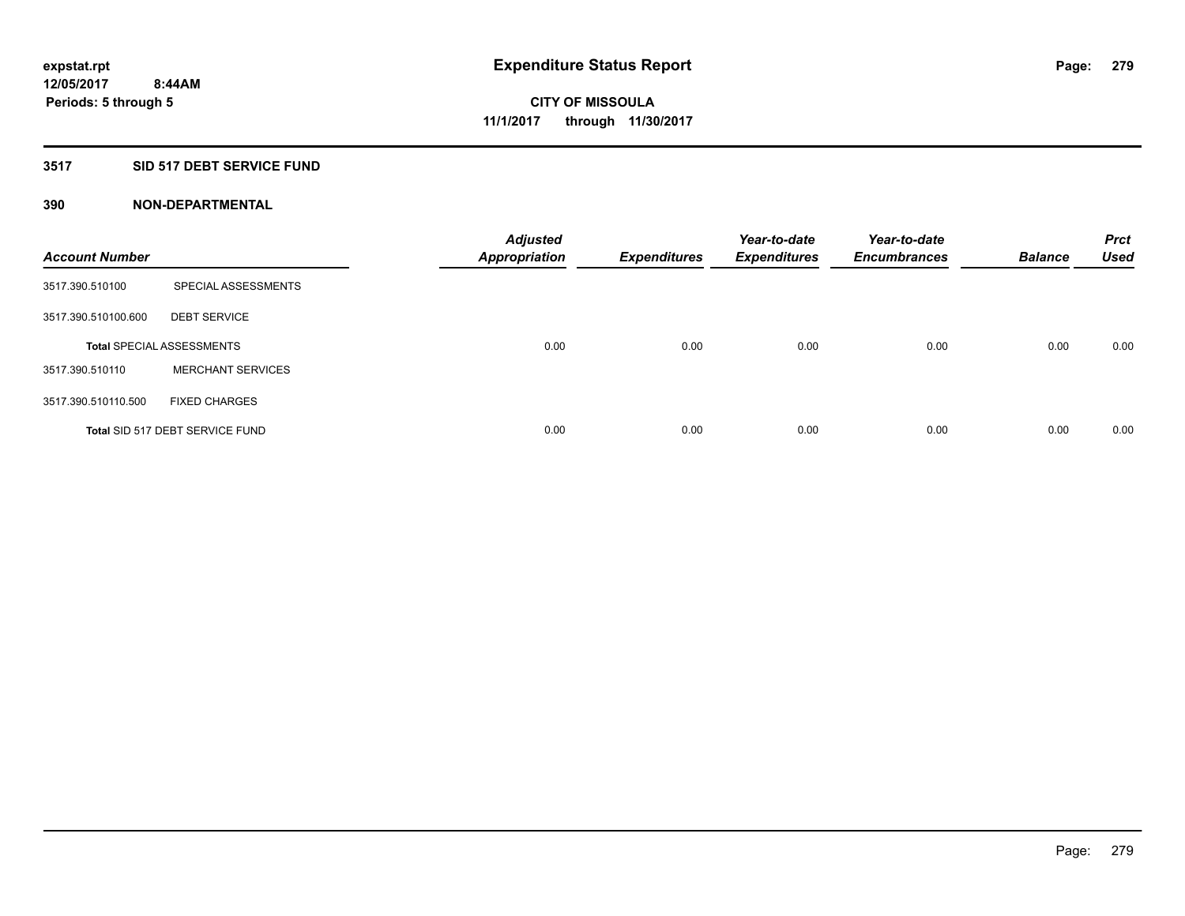**expstat.rpt**
**12/05/2017 8:44AM**
**Periods: 5 through 5**

# Expenditure Status Report

**CITY OF MISSOULA**
**11/1/2017 through 11/30/2017**

## 3517 SID 517 DEBT SERVICE FUND

### 390 NON-DEPARTMENTAL

| Account Number | | Adjusted Appropriation | Expenditures | Year-to-date Expenditures | Year-to-date Encumbrances | Balance | Prct Used |
|---|---|---|---|---|---|---|---|
| 3517.390.510100 | SPECIAL ASSESSMENTS | | | | | | |
| 3517.390.510100.600 | DEBT SERVICE | | | | | | |
| **Total** SPECIAL ASSESSMENTS | | 0.00 | 0.00 | 0.00 | 0.00 | 0.00 | 0.00 |
| 3517.390.510110 | MERCHANT SERVICES | | | | | | |
| 3517.390.510110.500 | FIXED CHARGES | | | | | | |
| **Total** SID 517 DEBT SERVICE FUND | | 0.00 | 0.00 | 0.00 | 0.00 | 0.00 | 0.00 |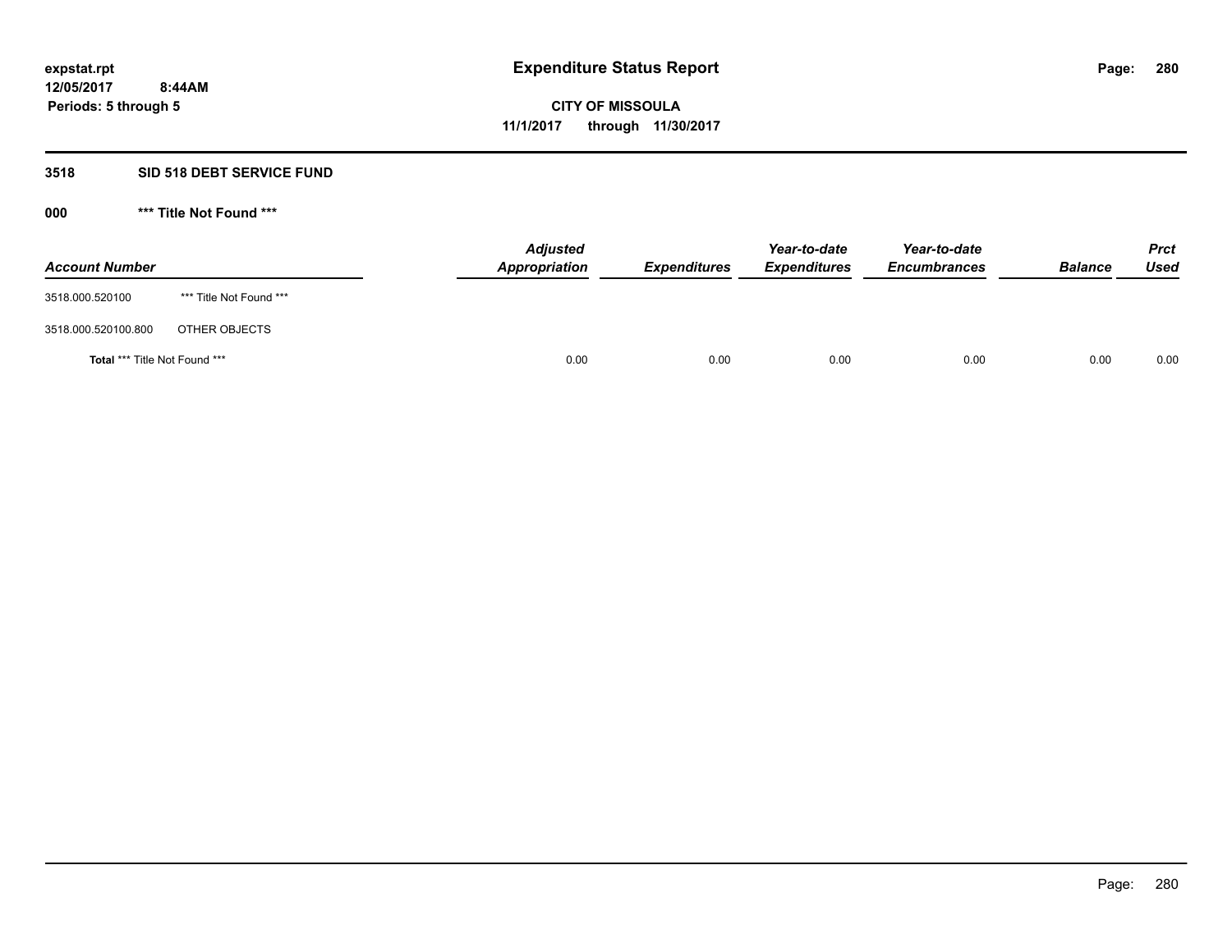**expstat.rpt**
**12/05/2017 8:44AM**
**Periods: 5 through 5**

# Expenditure Status Report

**CITY OF MISSOULA**
**11/1/2017 through 11/30/2017**

## 3518 SID 518 DEBT SERVICE FUND

### 000 *** Title Not Found ***

| Account Number | | Adjusted Appropriation | Expenditures | Year-to-date Expenditures | Year-to-date Encumbrances | Balance | Prct Used |
|---|---|---|---|---|---|---|---|
| 3518.000.520100 | *** Title Not Found *** | | | | | | |
| 3518.000.520100.800 | OTHER OBJECTS | | | | | | |
| **Total** *** Title Not Found *** | | 0.00 | 0.00 | 0.00 | 0.00 | 0.00 | 0.00 |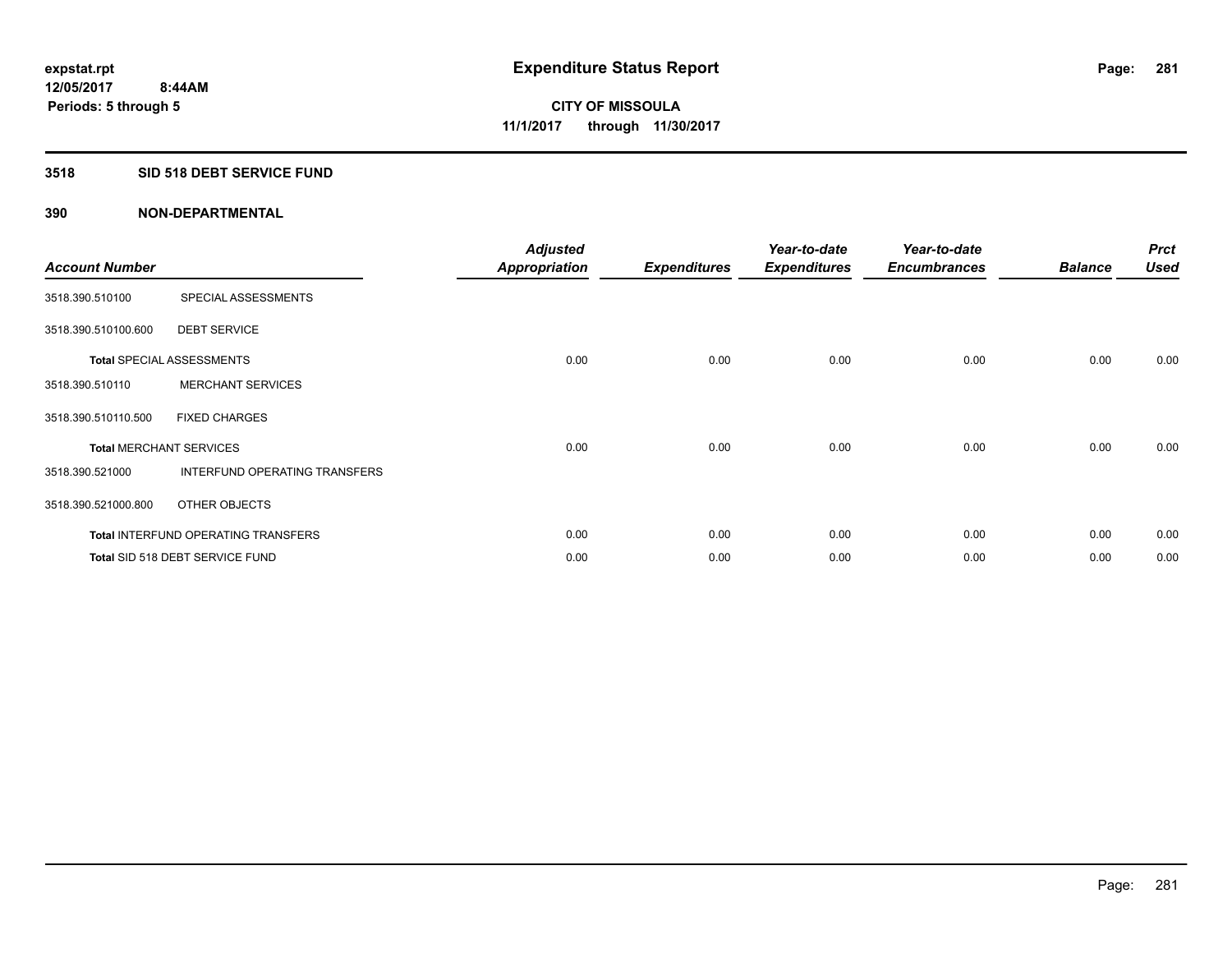expstat.rpt
12/05/2017 8:44AM
Periods: 5 through 5

# Expenditure Status Report

**CITY OF MISSOULA**
**11/1/2017 through 11/30/2017**

## 3518 SID 518 DEBT SERVICE FUND

### 390 NON-DEPARTMENTAL

| Account Number | | Adjusted Appropriation | Expenditures | Year-to-date Expenditures | Year-to-date Encumbrances | Balance | Prct Used |
|---|---|---|---|---|---|---|---|
| 3518.390.510100 | SPECIAL ASSESSMENTS | | | | | | |
| 3518.390.510100.600 | DEBT SERVICE | | | | | | |
| Total SPECIAL ASSESSMENTS | | 0.00 | 0.00 | 0.00 | 0.00 | 0.00 | 0.00 |
| 3518.390.510110 | MERCHANT SERVICES | | | | | | |
| 3518.390.510110.500 | FIXED CHARGES | | | | | | |
| Total MERCHANT SERVICES | | 0.00 | 0.00 | 0.00 | 0.00 | 0.00 | 0.00 |
| 3518.390.521000 | INTERFUND OPERATING TRANSFERS | | | | | | |
| 3518.390.521000.800 | OTHER OBJECTS | | | | | | |
| Total INTERFUND OPERATING TRANSFERS | | 0.00 | 0.00 | 0.00 | 0.00 | 0.00 | 0.00 |
| Total SID 518 DEBT SERVICE FUND | | 0.00 | 0.00 | 0.00 | 0.00 | 0.00 | 0.00 |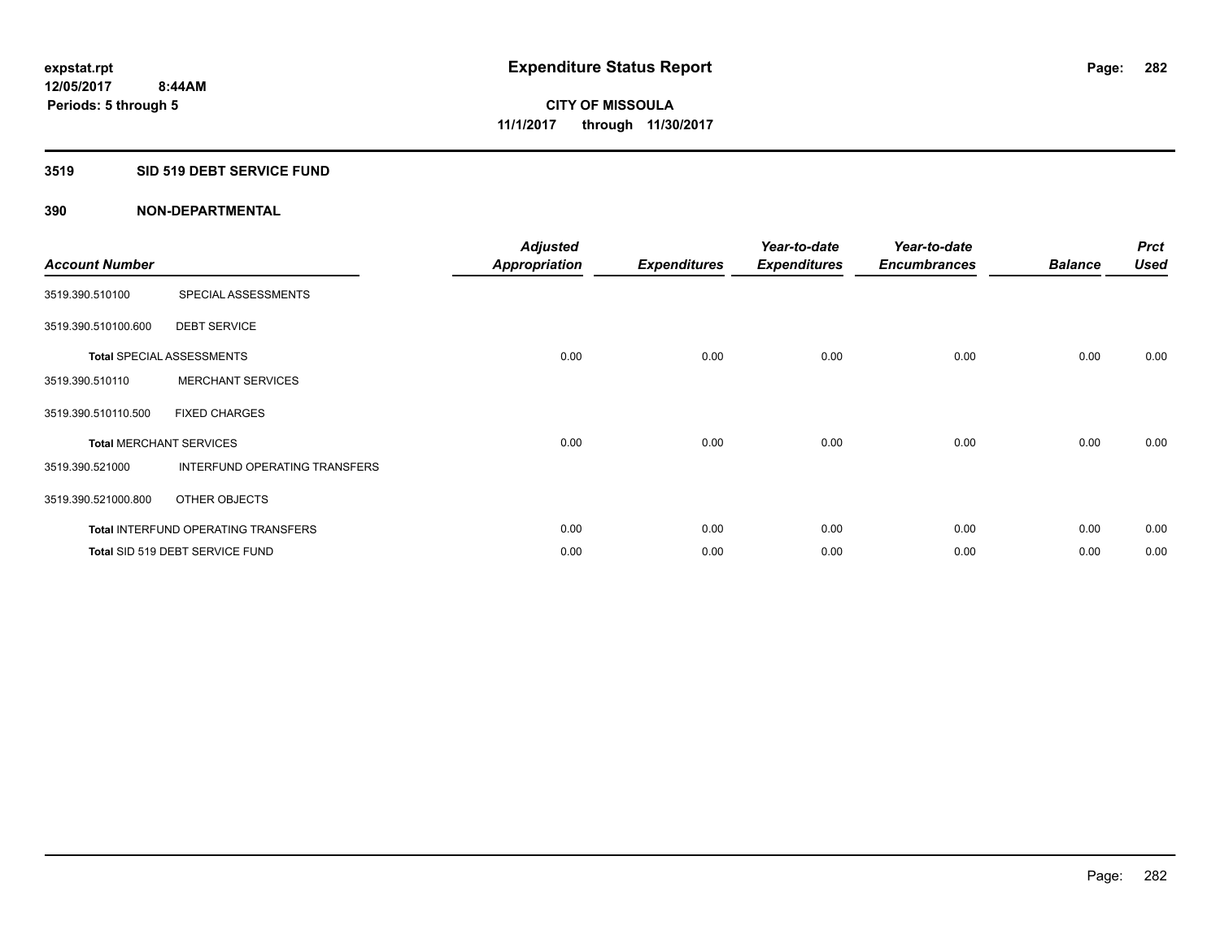**expstat.rpt**
**12/05/2017 8:44AM**
**Periods: 5 through 5**

# Expenditure Status Report

**CITY OF MISSOULA**
**11/1/2017 through 11/30/2017**

## 3519 SID 519 DEBT SERVICE FUND

## 390 NON-DEPARTMENTAL

| Account Number | | Adjusted Appropriation | Expenditures | Year-to-date Expenditures | Year-to-date Encumbrances | Balance | Prct Used |
|---|---|---|---|---|---|---|---|
| 3519.390.510100 | SPECIAL ASSESSMENTS | | | | | | |
| 3519.390.510100.600 | DEBT SERVICE | | | | | | |
| **Total** SPECIAL ASSESSMENTS | | 0.00 | 0.00 | 0.00 | 0.00 | 0.00 | 0.00 |
| 3519.390.510110 | MERCHANT SERVICES | | | | | | |
| 3519.390.510110.500 | FIXED CHARGES | | | | | | |
| **Total** MERCHANT SERVICES | | 0.00 | 0.00 | 0.00 | 0.00 | 0.00 | 0.00 |
| 3519.390.521000 | INTERFUND OPERATING TRANSFERS | | | | | | |
| 3519.390.521000.800 | OTHER OBJECTS | | | | | | |
| **Total** INTERFUND OPERATING TRANSFERS | | 0.00 | 0.00 | 0.00 | 0.00 | 0.00 | 0.00 |
| **Total** SID 519 DEBT SERVICE FUND | | 0.00 | 0.00 | 0.00 | 0.00 | 0.00 | 0.00 |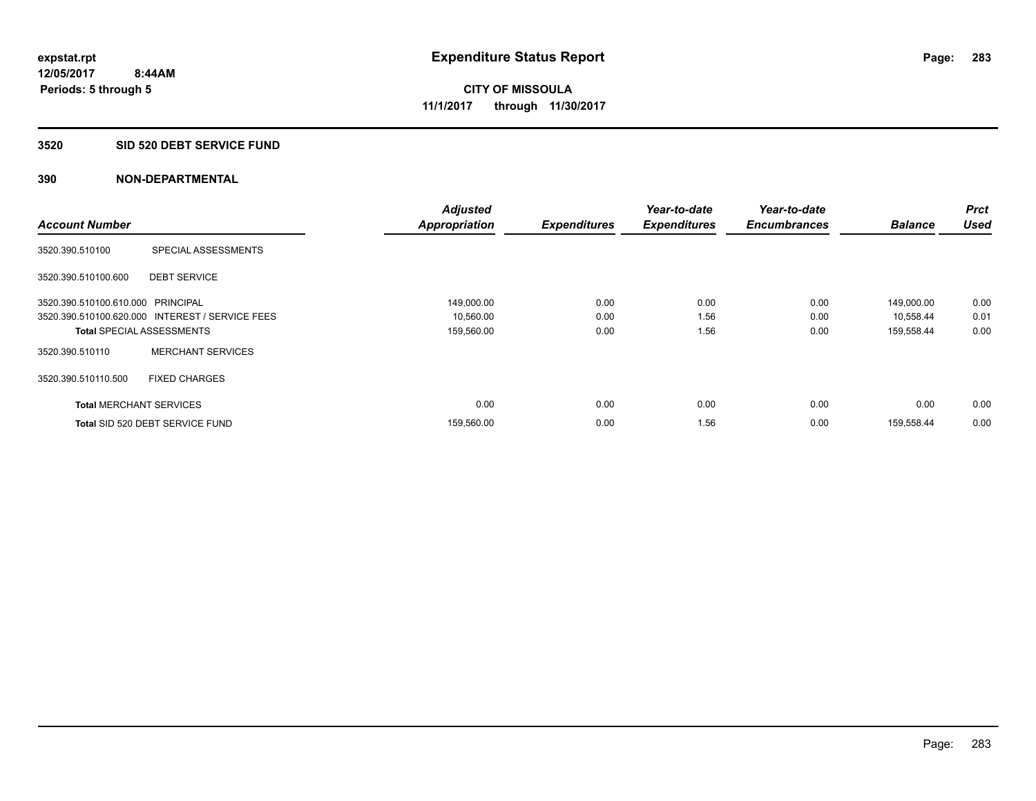**expstat.rpt**
**12/05/2017 8:44AM**
**Periods: 5 through 5**

# Expenditure Status Report

**CITY OF MISSOULA**
**11/1/2017 through 11/30/2017**

## 3520 SID 520 DEBT SERVICE FUND

### 390 NON-DEPARTMENTAL

| Account Number | | Adjusted Appropriation | Expenditures | Year-to-date Expenditures | Year-to-date Encumbrances | Balance | Prct Used |
|---|---|---|---|---|---|---|---|
| 3520.390.510100 | SPECIAL ASSESSMENTS | | | | | | |
| 3520.390.510100.600 | DEBT SERVICE | | | | | | |
| 3520.390.510100.610.000 | PRINCIPAL | 149,000.00 | 0.00 | 0.00 | 0.00 | 149,000.00 | 0.00 |
| 3520.390.510100.620.000 | INTEREST / SERVICE FEES | 10,560.00 | 0.00 | 1.56 | 0.00 | 10,558.44 | 0.01 |
| **Total** SPECIAL ASSESSMENTS | | 159,560.00 | 0.00 | 1.56 | 0.00 | 159,558.44 | 0.00 |
| 3520.390.510110 | MERCHANT SERVICES | | | | | | |
| 3520.390.510110.500 | FIXED CHARGES | | | | | | |
| **Total** MERCHANT SERVICES | | 0.00 | 0.00 | 0.00 | 0.00 | 0.00 | 0.00 |
| **Total** SID 520 DEBT SERVICE FUND | | 159,560.00 | 0.00 | 1.56 | 0.00 | 159,558.44 | 0.00 |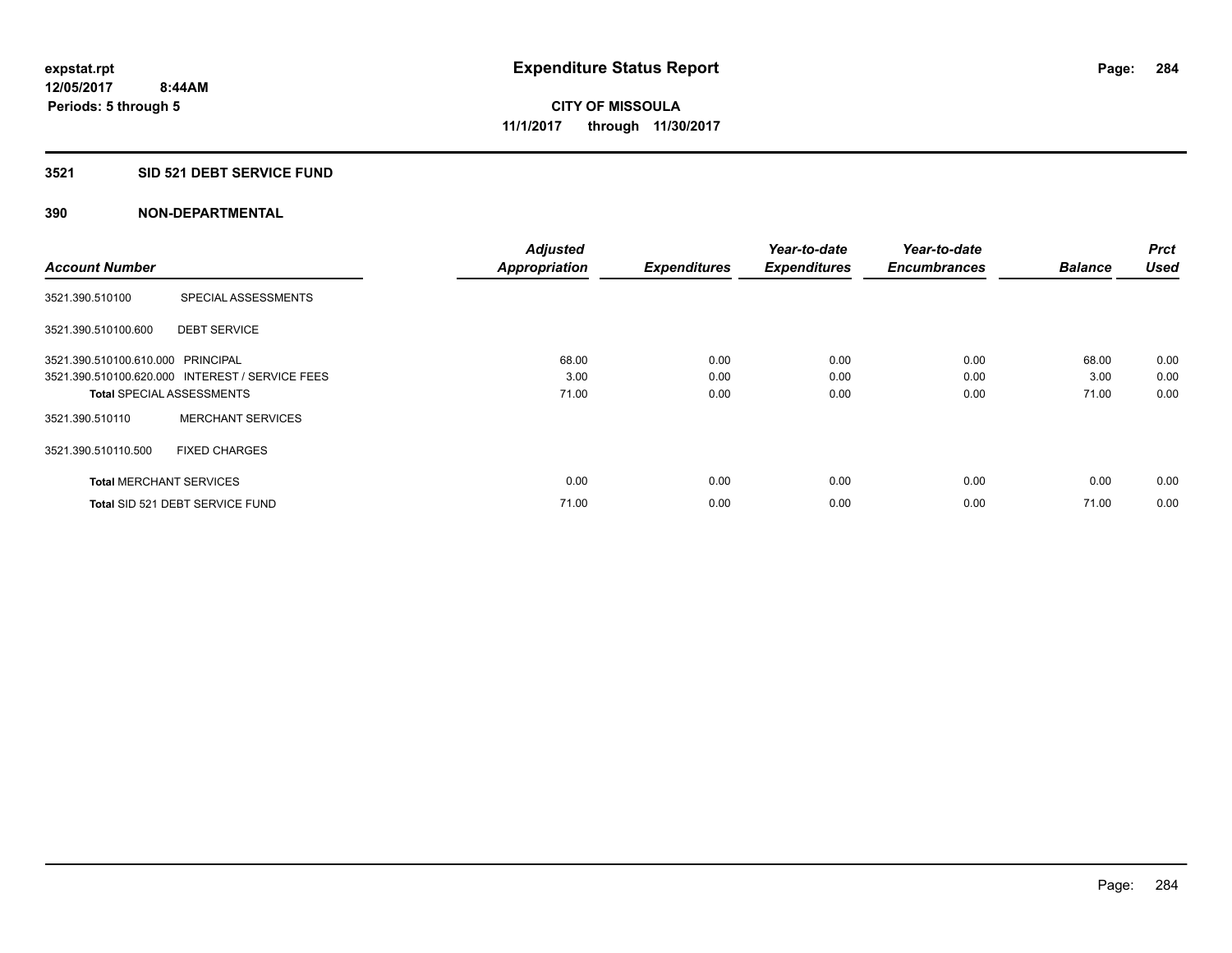**expstat.rpt**
**12/05/2017 8:44AM**
**Periods: 5 through 5**

# Expenditure Status Report

**CITY OF MISSOULA**
**11/1/2017 through 11/30/2017**

## 3521 SID 521 DEBT SERVICE FUND

### 390 NON-DEPARTMENTAL

| Account Number | | Adjusted Appropriation | Expenditures | Year-to-date Expenditures | Year-to-date Encumbrances | Balance | Prct Used |
|---|---|---|---|---|---|---|---|
| 3521.390.510100 | SPECIAL ASSESSMENTS | | | | | | |
| 3521.390.510100.600 | DEBT SERVICE | | | | | | |
| 3521.390.510100.610.000 | PRINCIPAL | 68.00 | 0.00 | 0.00 | 0.00 | 68.00 | 0.00 |
| 3521.390.510100.620.000 | INTEREST / SERVICE FEES | 3.00 | 0.00 | 0.00 | 0.00 | 3.00 | 0.00 |
| **Total** SPECIAL ASSESSMENTS | | 71.00 | 0.00 | 0.00 | 0.00 | 71.00 | 0.00 |
| 3521.390.510110 | MERCHANT SERVICES | | | | | | |
| 3521.390.510110.500 | FIXED CHARGES | | | | | | |
| **Total** MERCHANT SERVICES | | 0.00 | 0.00 | 0.00 | 0.00 | 0.00 | 0.00 |
| **Total** SID 521 DEBT SERVICE FUND | | 71.00 | 0.00 | 0.00 | 0.00 | 71.00 | 0.00 |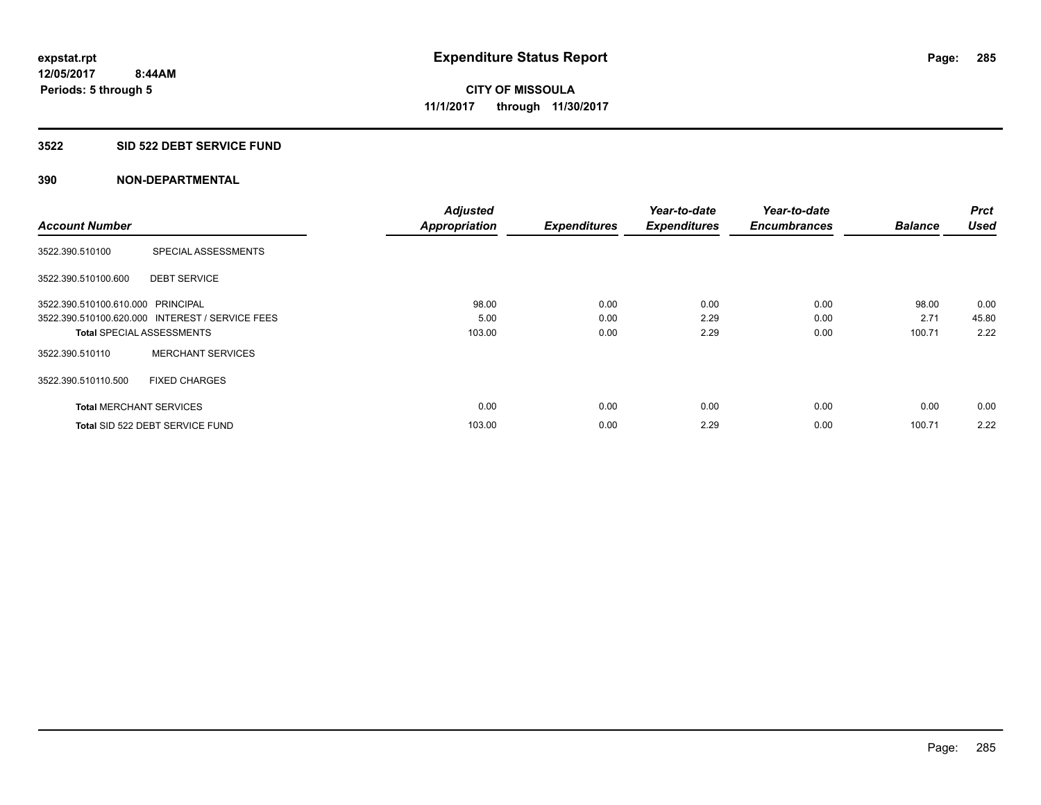# Expenditure Status Report

**CITY OF MISSOULA**

**11/1/2017 through 11/30/2017**

expstat.rpt
12/05/2017 8:44AM
Periods: 5 through 5

## 3522 SID 522 DEBT SERVICE FUND

### 390 NON-DEPARTMENTAL

| Account Number | | Adjusted Appropriation | Expenditures | Year-to-date Expenditures | Year-to-date Encumbrances | Balance | Prct Used |
|---|---|---|---|---|---|---|---|
| 3522.390.510100 | SPECIAL ASSESSMENTS | | | | | | |
| 3522.390.510100.600 | DEBT SERVICE | | | | | | |
| 3522.390.510100.610.000 | PRINCIPAL | 98.00 | 0.00 | 0.00 | 0.00 | 98.00 | 0.00 |
| 3522.390.510100.620.000 | INTEREST / SERVICE FEES | 5.00 | 0.00 | 2.29 | 0.00 | 2.71 | 45.80 |
| **Total** SPECIAL ASSESSMENTS | | 103.00 | 0.00 | 2.29 | 0.00 | 100.71 | 2.22 |
| 3522.390.510110 | MERCHANT SERVICES | | | | | | |
| 3522.390.510110.500 | FIXED CHARGES | | | | | | |
| **Total** MERCHANT SERVICES | | 0.00 | 0.00 | 0.00 | 0.00 | 0.00 | 0.00 |
| **Total** SID 522 DEBT SERVICE FUND | | 103.00 | 0.00 | 2.29 | 0.00 | 100.71 | 2.22 |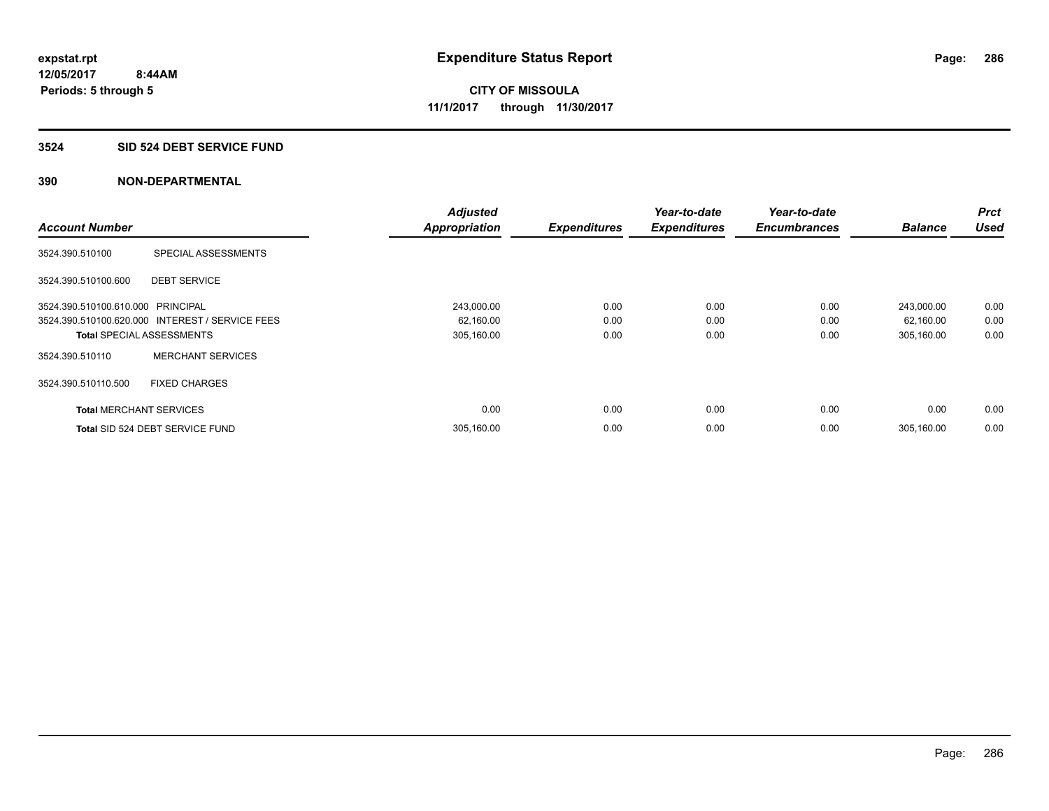expstat.rpt
12/05/2017 8:44AM
Periods: 5 through 5

# Expenditure Status Report

CITY OF MISSOULA
11/1/2017 through 11/30/2017

## 3524 SID 524 DEBT SERVICE FUND

### 390 NON-DEPARTMENTAL

| Account Number | | Adjusted Appropriation | Expenditures | Year-to-date Expenditures | Year-to-date Encumbrances | Balance | Prct Used |
|---|---|---|---|---|---|---|---|
| 3524.390.510100 | SPECIAL ASSESSMENTS | | | | | | |
| 3524.390.510100.600 | DEBT SERVICE | | | | | | |
| 3524.390.510100.610.000 | PRINCIPAL | 243,000.00 | 0.00 | 0.00 | 0.00 | 243,000.00 | 0.00 |
| 3524.390.510100.620.000 | INTEREST / SERVICE FEES | 62,160.00 | 0.00 | 0.00 | 0.00 | 62,160.00 | 0.00 |
| **Total** SPECIAL ASSESSMENTS | | 305,160.00 | 0.00 | 0.00 | 0.00 | 305,160.00 | 0.00 |
| 3524.390.510110 | MERCHANT SERVICES | | | | | | |
| 3524.390.510110.500 | FIXED CHARGES | | | | | | |
| **Total** MERCHANT SERVICES | | 0.00 | 0.00 | 0.00 | 0.00 | 0.00 | 0.00 |
| **Total** SID 524 DEBT SERVICE FUND | | 305,160.00 | 0.00 | 0.00 | 0.00 | 305,160.00 | 0.00 |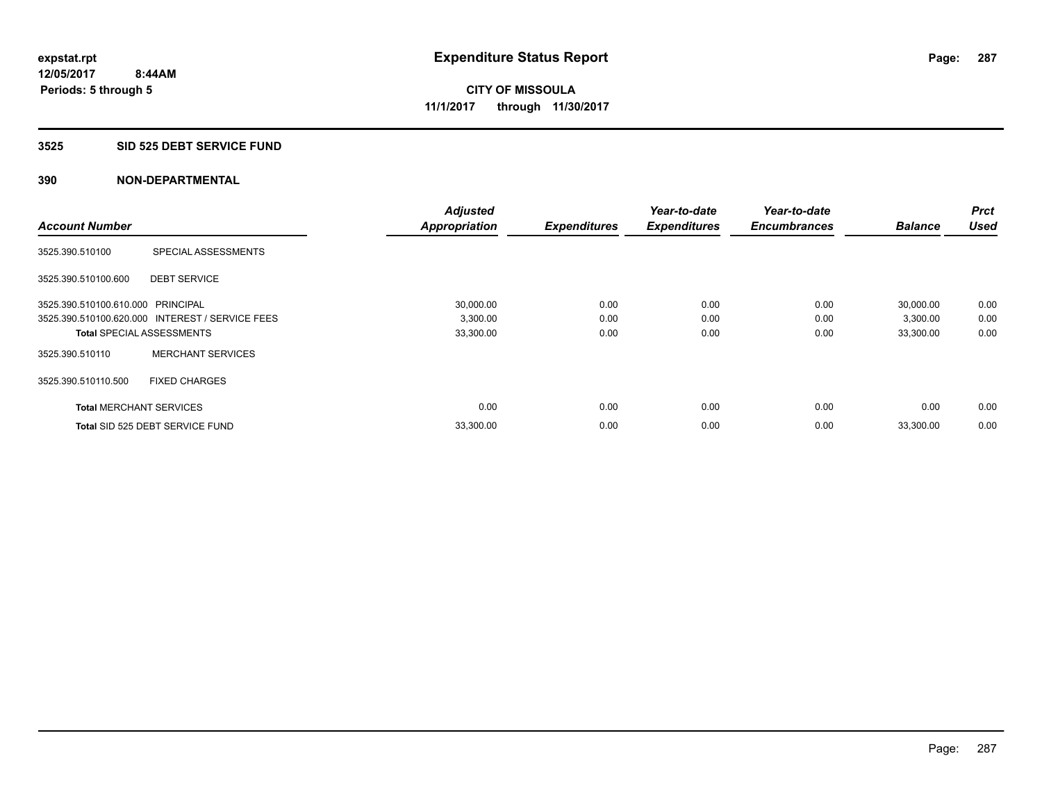# Expenditure Status Report

**expstat.rpt**
**12/05/2017 8:44AM**
**Periods: 5 through 5**

**CITY OF MISSOULA**
**11/1/2017 through 11/30/2017**

## 3525 SID 525 DEBT SERVICE FUND

### 390 NON-DEPARTMENTAL

| Account Number | | Adjusted Appropriation | Expenditures | Year-to-date Expenditures | Year-to-date Encumbrances | Balance | Prct Used |
|---|---|---|---|---|---|---|---|
| 3525.390.510100 | SPECIAL ASSESSMENTS | | | | | | |
| 3525.390.510100.600 | DEBT SERVICE | | | | | | |
| 3525.390.510100.610.000 | PRINCIPAL | 30,000.00 | 0.00 | 0.00 | 0.00 | 30,000.00 | 0.00 |
| 3525.390.510100.620.000 | INTEREST / SERVICE FEES | 3,300.00 | 0.00 | 0.00 | 0.00 | 3,300.00 | 0.00 |
| **Total** SPECIAL ASSESSMENTS | | 33,300.00 | 0.00 | 0.00 | 0.00 | 33,300.00 | 0.00 |
| 3525.390.510110 | MERCHANT SERVICES | | | | | | |
| 3525.390.510110.500 | FIXED CHARGES | | | | | | |
| **Total** MERCHANT SERVICES | | 0.00 | 0.00 | 0.00 | 0.00 | 0.00 | 0.00 |
| **Total** SID 525 DEBT SERVICE FUND | | 33,300.00 | 0.00 | 0.00 | 0.00 | 33,300.00 | 0.00 |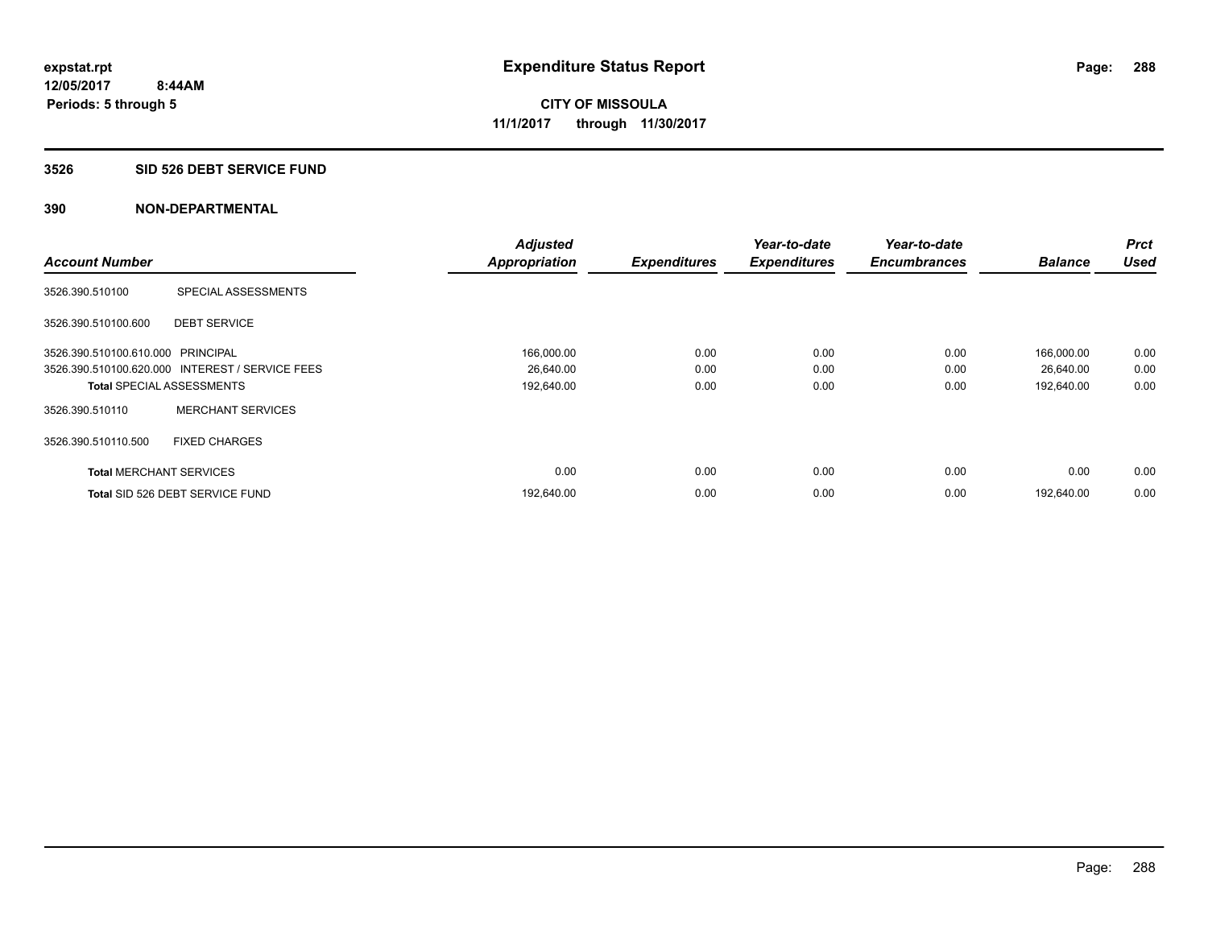# Expenditure Status Report

**expstat.rpt**
**12/05/2017 8:44AM**
**Periods: 5 through 5**

**CITY OF MISSOULA**
**11/1/2017 through 11/30/2017**

## 3526 SID 526 DEBT SERVICE FUND

### 390 NON-DEPARTMENTAL

| Account Number | | Adjusted Appropriation | Expenditures | Year-to-date Expenditures | Year-to-date Encumbrances | Balance | Prct Used |
|---|---|---|---|---|---|---|---|
| 3526.390.510100 | SPECIAL ASSESSMENTS | | | | | | |
| 3526.390.510100.600 | DEBT SERVICE | | | | | | |
| 3526.390.510100.610.000 | PRINCIPAL | 166,000.00 | 0.00 | 0.00 | 0.00 | 166,000.00 | 0.00 |
| 3526.390.510100.620.000 | INTEREST / SERVICE FEES | 26,640.00 | 0.00 | 0.00 | 0.00 | 26,640.00 | 0.00 |
| **Total** SPECIAL ASSESSMENTS | | 192,640.00 | 0.00 | 0.00 | 0.00 | 192,640.00 | 0.00 |
| 3526.390.510110 | MERCHANT SERVICES | | | | | | |
| 3526.390.510110.500 | FIXED CHARGES | | | | | | |
| **Total** MERCHANT SERVICES | | 0.00 | 0.00 | 0.00 | 0.00 | 0.00 | 0.00 |
| **Total** SID 526 DEBT SERVICE FUND | | 192,640.00 | 0.00 | 0.00 | 0.00 | 192,640.00 | 0.00 |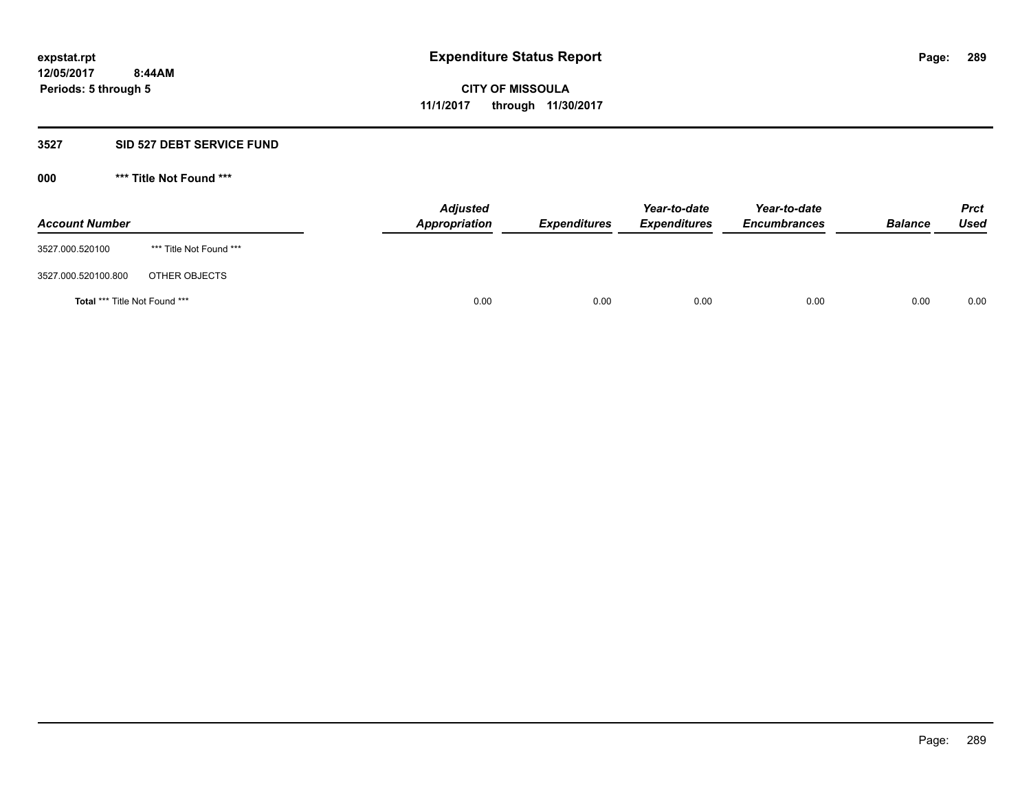expstat.rpt
12/05/2017 8:44AM
Periods: 5 through 5

# Expenditure Status Report

CITY OF MISSOULA
11/1/2017 through 11/30/2017

## 3527 SID 527 DEBT SERVICE FUND

### 000 *** Title Not Found ***

| Account Number | | Adjusted Appropriation | Expenditures | Year-to-date Expenditures | Year-to-date Encumbrances | Balance | Prct Used |
|---|---|---|---|---|---|---|---|
| 3527.000.520100 | *** Title Not Found *** | | | | | | |
| 3527.000.520100.800 | OTHER OBJECTS | | | | | | |
| **Total** *** Title Not Found *** | | 0.00 | 0.00 | 0.00 | 0.00 | 0.00 | 0.00 |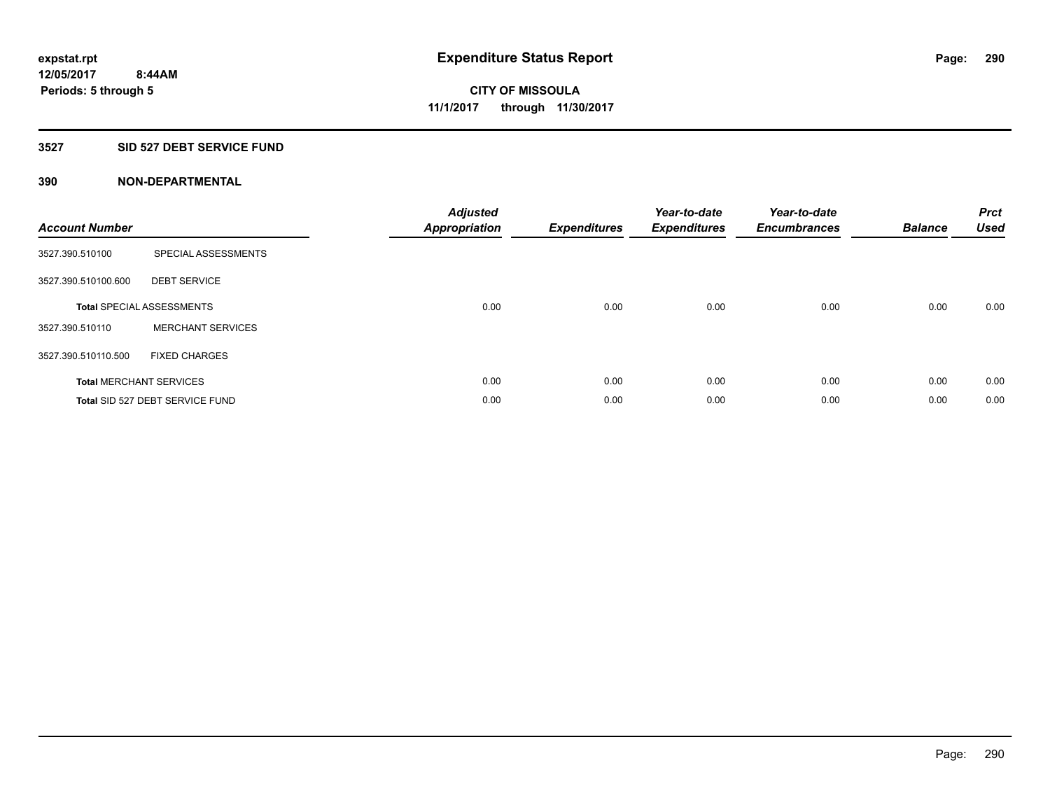expstat.rpt
12/05/2017 8:44AM
Periods: 5 through 5

# Expenditure Status Report

CITY OF MISSOULA
11/1/2017 through 11/30/2017

## 3527 SID 527 DEBT SERVICE FUND

## 390 NON-DEPARTMENTAL

| Account Number | | Adjusted Appropriation | Expenditures | Year-to-date Expenditures | Year-to-date Encumbrances | Balance | Prct Used |
|---|---|---|---|---|---|---|---|
| 3527.390.510100 | SPECIAL ASSESSMENTS | | | | | | |
| 3527.390.510100.600 | DEBT SERVICE | | | | | | |
| **Total** SPECIAL ASSESSMENTS | | 0.00 | 0.00 | 0.00 | 0.00 | 0.00 | 0.00 |
| 3527.390.510110 | MERCHANT SERVICES | | | | | | |
| 3527.390.510110.500 | FIXED CHARGES | | | | | | |
| **Total** MERCHANT SERVICES | | 0.00 | 0.00 | 0.00 | 0.00 | 0.00 | 0.00 |
| **Total** SID 527 DEBT SERVICE FUND | | 0.00 | 0.00 | 0.00 | 0.00 | 0.00 | 0.00 |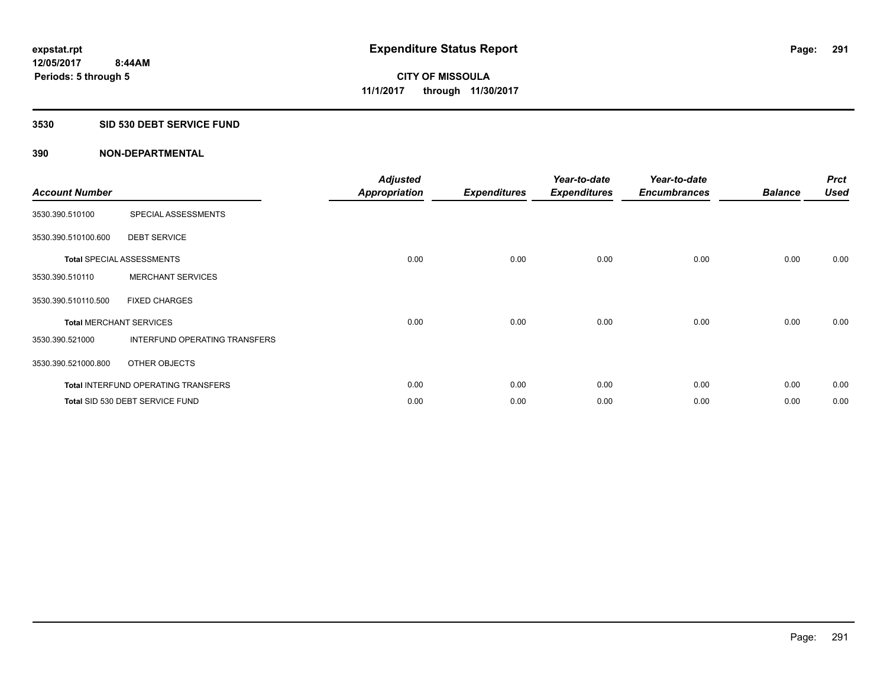expstat.rpt
12/05/2017 8:44AM
Periods: 5 through 5

# Expenditure Status Report

CITY OF MISSOULA
11/1/2017 through 11/30/2017

## 3530 SID 530 DEBT SERVICE FUND

## 390 NON-DEPARTMENTAL

| Account Number | | Adjusted Appropriation | Expenditures | Year-to-date Expenditures | Year-to-date Encumbrances | Balance | Prct Used |
|---|---|---|---|---|---|---|---|
| 3530.390.510100 | SPECIAL ASSESSMENTS | | | | | | |
| 3530.390.510100.600 | DEBT SERVICE | | | | | | |
| Total SPECIAL ASSESSMENTS | | 0.00 | 0.00 | 0.00 | 0.00 | 0.00 | 0.00 |
| 3530.390.510110 | MERCHANT SERVICES | | | | | | |
| 3530.390.510110.500 | FIXED CHARGES | | | | | | |
| Total MERCHANT SERVICES | | 0.00 | 0.00 | 0.00 | 0.00 | 0.00 | 0.00 |
| 3530.390.521000 | INTERFUND OPERATING TRANSFERS | | | | | | |
| 3530.390.521000.800 | OTHER OBJECTS | | | | | | |
| Total INTERFUND OPERATING TRANSFERS | | 0.00 | 0.00 | 0.00 | 0.00 | 0.00 | 0.00 |
| Total SID 530 DEBT SERVICE FUND | | 0.00 | 0.00 | 0.00 | 0.00 | 0.00 | 0.00 |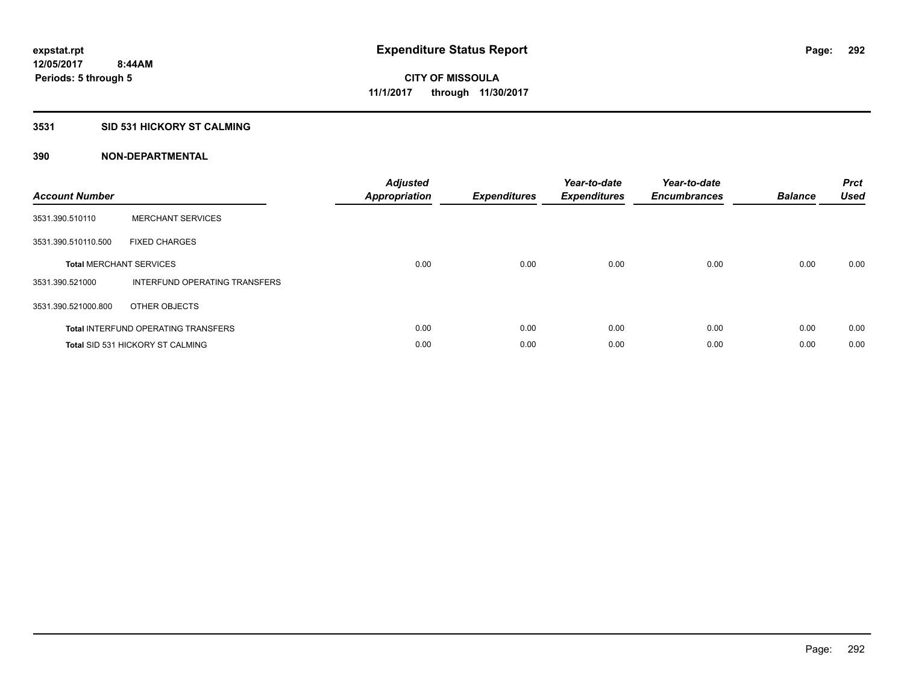expstat.rpt
12/05/2017 8:44AM
Periods: 5 through 5

# Expenditure Status Report

CITY OF MISSOULA
11/1/2017 through 11/30/2017

## 3531 SID 531 HICKORY ST CALMING

## 390 NON-DEPARTMENTAL

| Account Number | | Adjusted Appropriation | Expenditures | Year-to-date Expenditures | Year-to-date Encumbrances | Balance | Prct Used |
|---|---|---|---|---|---|---|---|
| 3531.390.510110 | MERCHANT SERVICES | | | | | | |
| 3531.390.510110.500 | FIXED CHARGES | | | | | | |
| **Total** MERCHANT SERVICES | | 0.00 | 0.00 | 0.00 | 0.00 | 0.00 | 0.00 |
| 3531.390.521000 | INTERFUND OPERATING TRANSFERS | | | | | | |
| 3531.390.521000.800 | OTHER OBJECTS | | | | | | |
| **Total** INTERFUND OPERATING TRANSFERS | | 0.00 | 0.00 | 0.00 | 0.00 | 0.00 | 0.00 |
| **Total** SID 531 HICKORY ST CALMING | | 0.00 | 0.00 | 0.00 | 0.00 | 0.00 | 0.00 |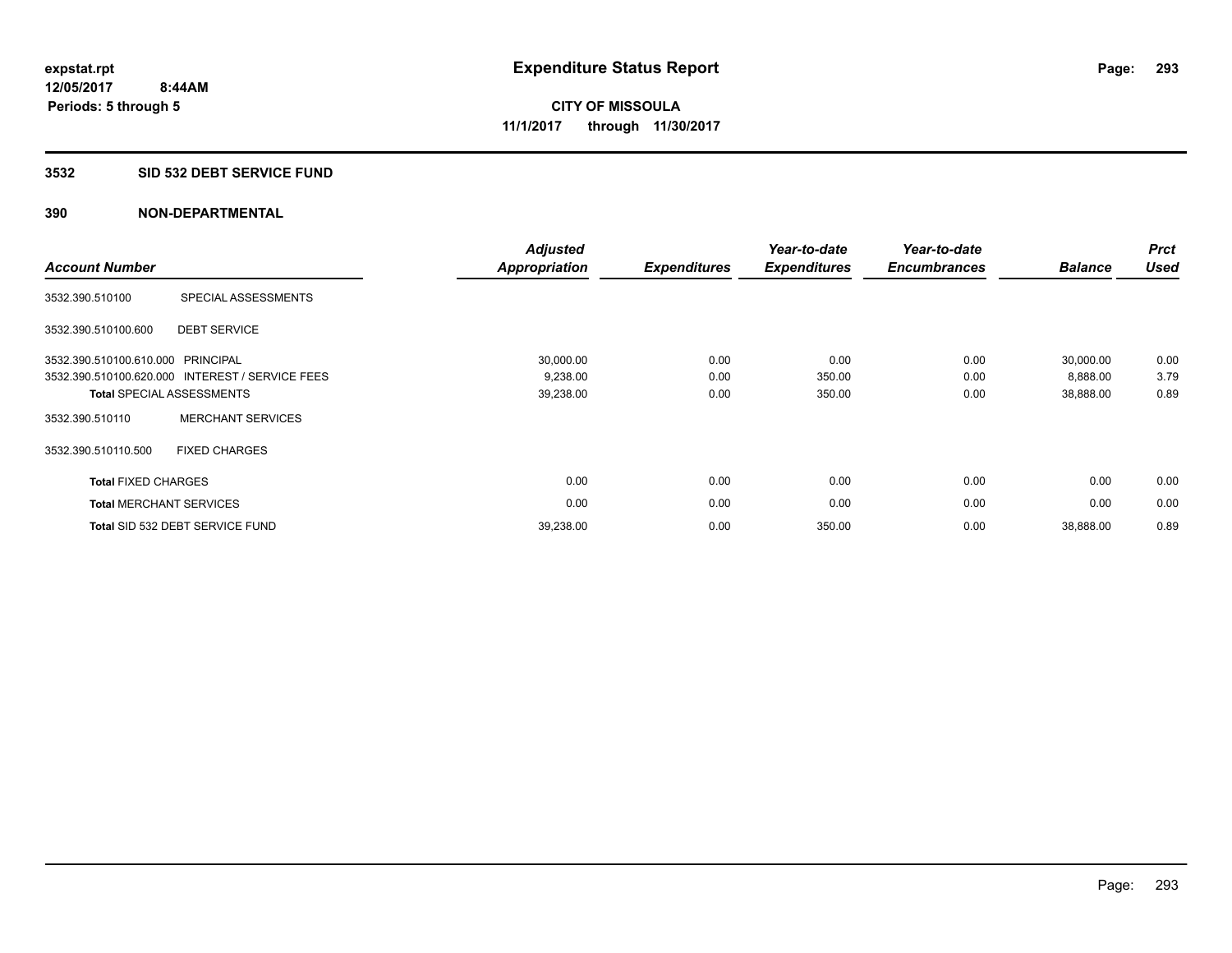# Expenditure Status Report

**expstat.rpt**
**12/05/2017 8:44AM**
**Periods: 5 through 5**

**CITY OF MISSOULA**
**11/1/2017 through 11/30/2017**

## 3532 SID 532 DEBT SERVICE FUND

### 390 NON-DEPARTMENTAL

| Account Number | | Adjusted Appropriation | Expenditures | Year-to-date Expenditures | Year-to-date Encumbrances | Balance | Prct Used |
|---|---|---|---|---|---|---|---|
| 3532.390.510100 | SPECIAL ASSESSMENTS | | | | | | |
| 3532.390.510100.600 | DEBT SERVICE | | | | | | |
| 3532.390.510100.610.000 | PRINCIPAL | 30,000.00 | 0.00 | 0.00 | 0.00 | 30,000.00 | 0.00 |
| 3532.390.510100.620.000 | INTEREST / SERVICE FEES | 9,238.00 | 0.00 | 350.00 | 0.00 | 8,888.00 | 3.79 |
| **Total** SPECIAL ASSESSMENTS | | 39,238.00 | 0.00 | 350.00 | 0.00 | 38,888.00 | 0.89 |
| 3532.390.510110 | MERCHANT SERVICES | | | | | | |
| 3532.390.510110.500 | FIXED CHARGES | | | | | | |
| **Total** FIXED CHARGES | | 0.00 | 0.00 | 0.00 | 0.00 | 0.00 | 0.00 |
| **Total** MERCHANT SERVICES | | 0.00 | 0.00 | 0.00 | 0.00 | 0.00 | 0.00 |
| **Total** SID 532 DEBT SERVICE FUND | | 39,238.00 | 0.00 | 350.00 | 0.00 | 38,888.00 | 0.89 |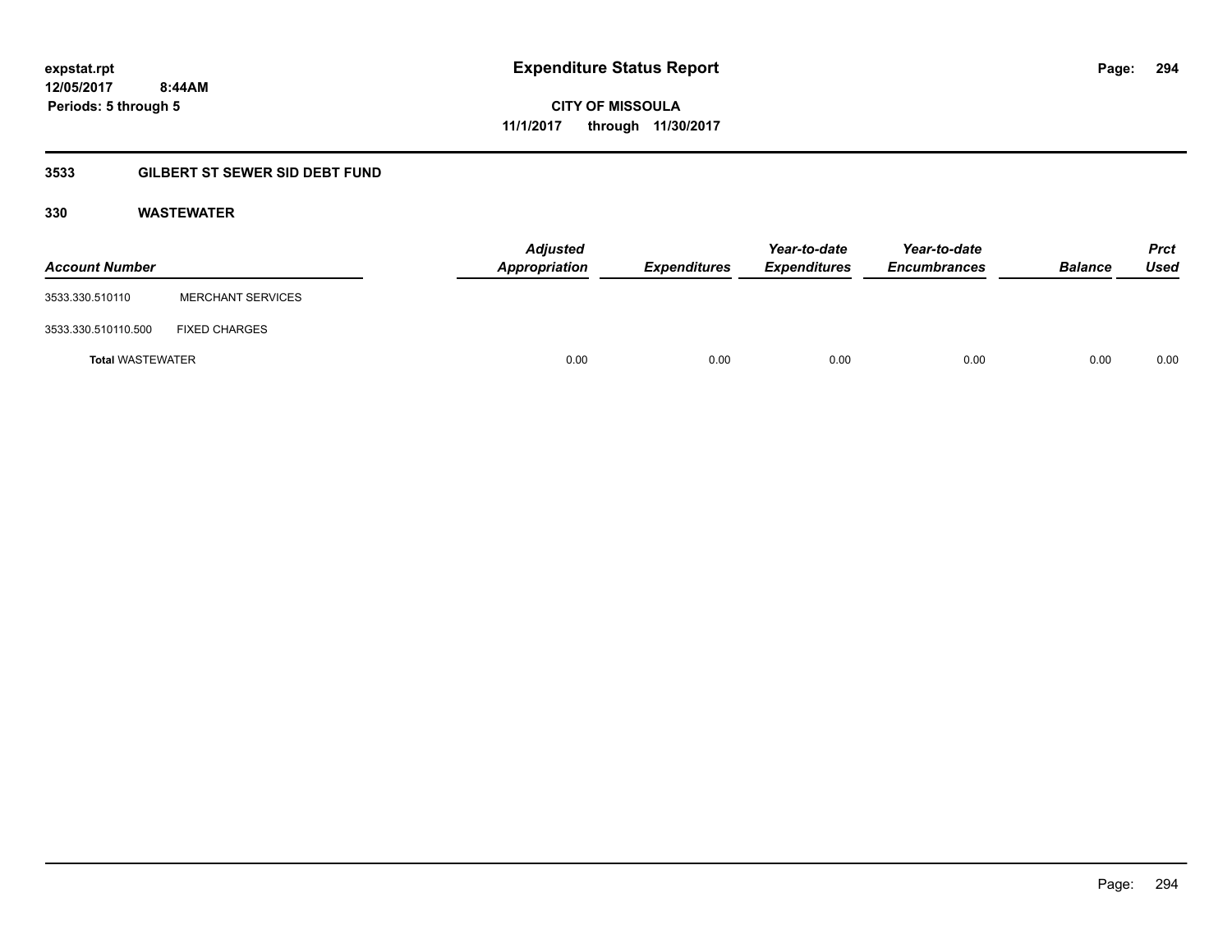# Expenditure Status Report

expstat.rpt
12/05/2017 8:44AM
Periods: 5 through 5

**CITY OF MISSOULA**
**11/1/2017 through 11/30/2017**

## 3533 GILBERT ST SEWER SID DEBT FUND

### 330 WASTEWATER

| Account Number | | Adjusted Appropriation | Expenditures | Year-to-date Expenditures | Year-to-date Encumbrances | Balance | Prct Used |
|---|---|---|---|---|---|---|---|
| 3533.330.510110 | MERCHANT SERVICES | | | | | | |
| 3533.330.510110.500 | FIXED CHARGES | | | | | | |
| **Total** WASTEWATER | | 0.00 | 0.00 | 0.00 | 0.00 | 0.00 | 0.00 |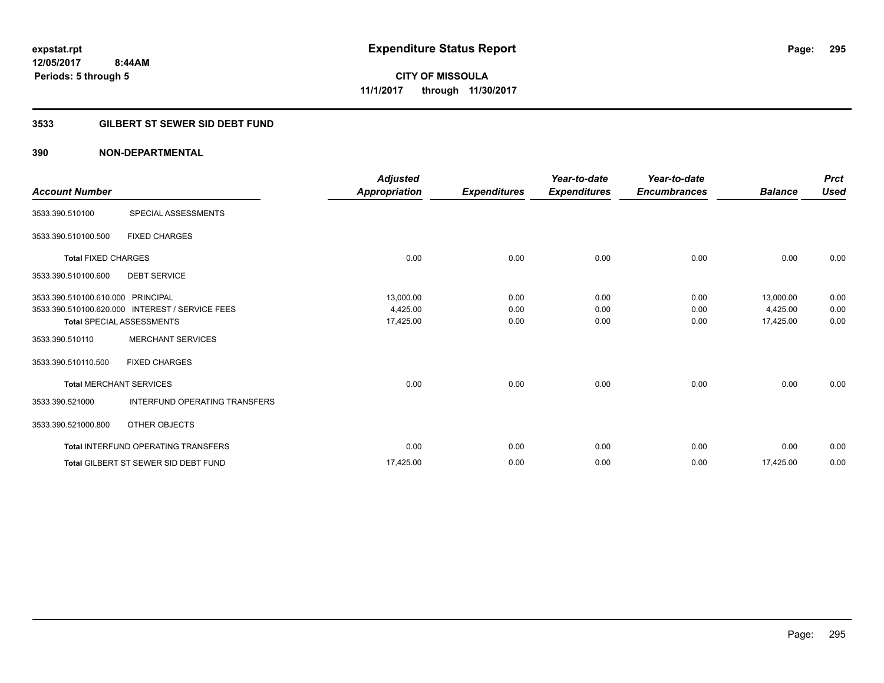**expstat.rpt**
**12/05/2017 8:44AM**
**Periods: 5 through 5**

# Expenditure Status Report

**CITY OF MISSOULA**
**11/1/2017 through 11/30/2017**

## 3533 GILBERT ST SEWER SID DEBT FUND

## 390 NON-DEPARTMENTAL

| Account Number | | Adjusted Appropriation | Expenditures | Year-to-date Expenditures | Year-to-date Encumbrances | Balance | Prct Used |
|---|---|---|---|---|---|---|---|
| 3533.390.510100 | SPECIAL ASSESSMENTS | | | | | | |
| 3533.390.510100.500 | FIXED CHARGES | | | | | | |
| **Total** FIXED CHARGES | | 0.00 | 0.00 | 0.00 | 0.00 | 0.00 | 0.00 |
| 3533.390.510100.600 | DEBT SERVICE | | | | | | |
| 3533.390.510100.610.000 | PRINCIPAL | 13,000.00 | 0.00 | 0.00 | 0.00 | 13,000.00 | 0.00 |
| 3533.390.510100.620.000 | INTEREST / SERVICE FEES | 4,425.00 | 0.00 | 0.00 | 0.00 | 4,425.00 | 0.00 |
| **Total** SPECIAL ASSESSMENTS | | 17,425.00 | 0.00 | 0.00 | 0.00 | 17,425.00 | 0.00 |
| 3533.390.510110 | MERCHANT SERVICES | | | | | | |
| 3533.390.510110.500 | FIXED CHARGES | | | | | | |
| **Total** MERCHANT SERVICES | | 0.00 | 0.00 | 0.00 | 0.00 | 0.00 | 0.00 |
| 3533.390.521000 | INTERFUND OPERATING TRANSFERS | | | | | | |
| 3533.390.521000.800 | OTHER OBJECTS | | | | | | |
| **Total** INTERFUND OPERATING TRANSFERS | | 0.00 | 0.00 | 0.00 | 0.00 | 0.00 | 0.00 |
| **Total** GILBERT ST SEWER SID DEBT FUND | | 17,425.00 | 0.00 | 0.00 | 0.00 | 17,425.00 | 0.00 |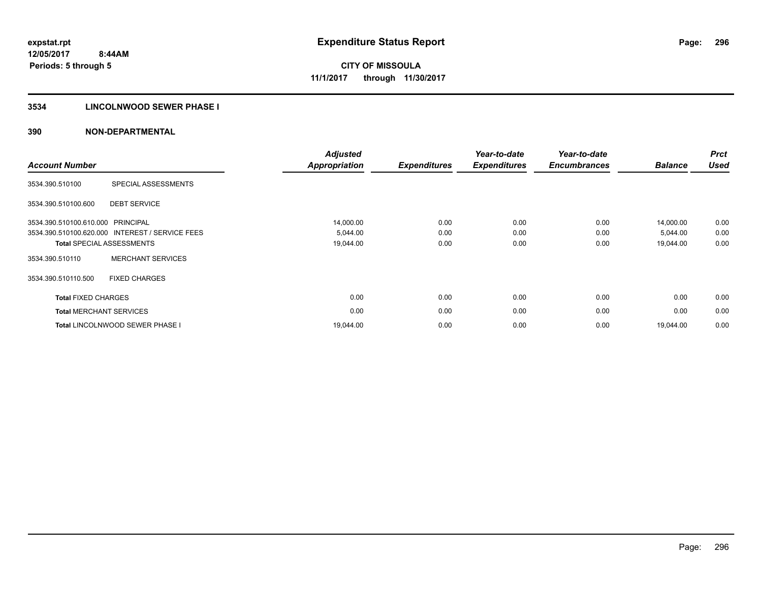# Expenditure Status Report

expstat.rpt
12/05/2017 8:44AM
Periods: 5 through 5

**CITY OF MISSOULA**
**11/1/2017 through 11/30/2017**

## 3534 LINCOLNWOOD SEWER PHASE I

### 390 NON-DEPARTMENTAL

| Account Number | | Adjusted Appropriation | Expenditures | Year-to-date Expenditures | Year-to-date Encumbrances | Balance | Prct Used |
|---|---|---|---|---|---|---|---|
| 3534.390.510100 | SPECIAL ASSESSMENTS | | | | | | |
| 3534.390.510100.600 | DEBT SERVICE | | | | | | |
| 3534.390.510100.610.000 | PRINCIPAL | 14,000.00 | 0.00 | 0.00 | 0.00 | 14,000.00 | 0.00 |
| 3534.390.510100.620.000 | INTEREST / SERVICE FEES | 5,044.00 | 0.00 | 0.00 | 0.00 | 5,044.00 | 0.00 |
| **Total** SPECIAL ASSESSMENTS | | 19,044.00 | 0.00 | 0.00 | 0.00 | 19,044.00 | 0.00 |
| 3534.390.510110 | MERCHANT SERVICES | | | | | | |
| 3534.390.510110.500 | FIXED CHARGES | | | | | | |
| **Total** FIXED CHARGES | | 0.00 | 0.00 | 0.00 | 0.00 | 0.00 | 0.00 |
| **Total** MERCHANT SERVICES | | 0.00 | 0.00 | 0.00 | 0.00 | 0.00 | 0.00 |
| **Total** LINCOLNWOOD SEWER PHASE I | | 19,044.00 | 0.00 | 0.00 | 0.00 | 19,044.00 | 0.00 |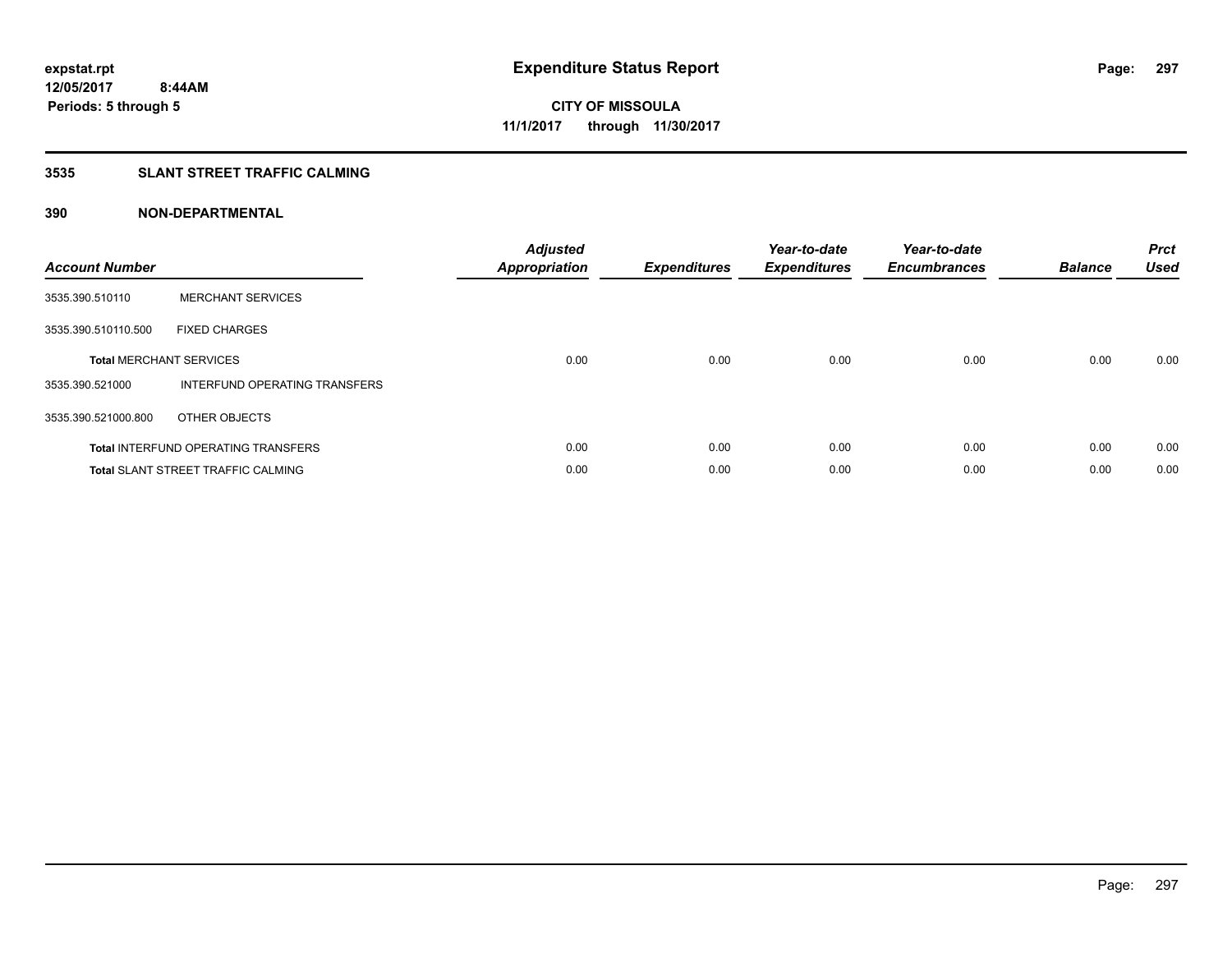expstat.rpt
12/05/2017 8:44AM
Periods: 5 through 5

# Expenditure Status Report

**CITY OF MISSOULA**
**11/1/2017 through 11/30/2017**

## 3535 SLANT STREET TRAFFIC CALMING

### 390 NON-DEPARTMENTAL

| Account Number | | Adjusted Appropriation | Expenditures | Year-to-date Expenditures | Year-to-date Encumbrances | Balance | Prct Used |
|---|---|---|---|---|---|---|---|
| 3535.390.510110 | MERCHANT SERVICES | | | | | | |
| 3535.390.510110.500 | FIXED CHARGES | | | | | | |
| **Total** MERCHANT SERVICES | | 0.00 | 0.00 | 0.00 | 0.00 | 0.00 | 0.00 |
| 3535.390.521000 | INTERFUND OPERATING TRANSFERS | | | | | | |
| 3535.390.521000.800 | OTHER OBJECTS | | | | | | |
| **Total** INTERFUND OPERATING TRANSFERS | | 0.00 | 0.00 | 0.00 | 0.00 | 0.00 | 0.00 |
| **Total** SLANT STREET TRAFFIC CALMING | | 0.00 | 0.00 | 0.00 | 0.00 | 0.00 | 0.00 |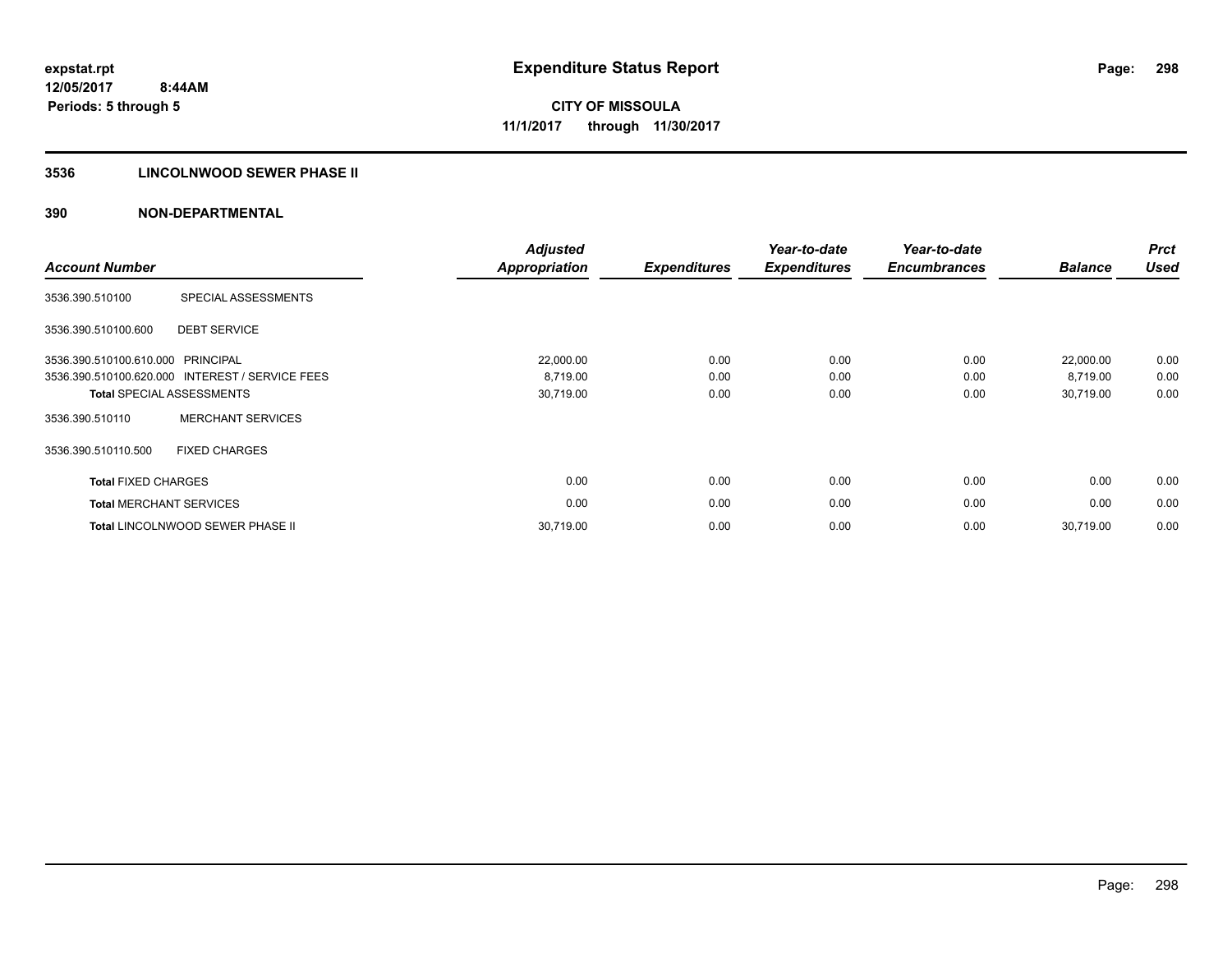# Expenditure Status Report

**CITY OF MISSOULA**
**11/1/2017 through 11/30/2017**

expstat.rpt
12/05/2017 8:44AM
Periods: 5 through 5

## 3536 LINCOLNWOOD SEWER PHASE II

## 390 NON-DEPARTMENTAL

| Account Number | | Adjusted Appropriation | Expenditures | Year-to-date Expenditures | Year-to-date Encumbrances | Balance | Prct Used |
|---|---|---|---|---|---|---|---|
| 3536.390.510100 | SPECIAL ASSESSMENTS | | | | | | |
| 3536.390.510100.600 | DEBT SERVICE | | | | | | |
| 3536.390.510100.610.000 | PRINCIPAL | 22,000.00 | 0.00 | 0.00 | 0.00 | 22,000.00 | 0.00 |
| 3536.390.510100.620.000 | INTEREST / SERVICE FEES | 8,719.00 | 0.00 | 0.00 | 0.00 | 8,719.00 | 0.00 |
| **Total** SPECIAL ASSESSMENTS | | 30,719.00 | 0.00 | 0.00 | 0.00 | 30,719.00 | 0.00 |
| 3536.390.510110 | MERCHANT SERVICES | | | | | | |
| 3536.390.510110.500 | FIXED CHARGES | | | | | | |
| **Total** FIXED CHARGES | | 0.00 | 0.00 | 0.00 | 0.00 | 0.00 | 0.00 |
| **Total** MERCHANT SERVICES | | 0.00 | 0.00 | 0.00 | 0.00 | 0.00 | 0.00 |
| **Total** LINCOLNWOOD SEWER PHASE II | | 30,719.00 | 0.00 | 0.00 | 0.00 | 30,719.00 | 0.00 |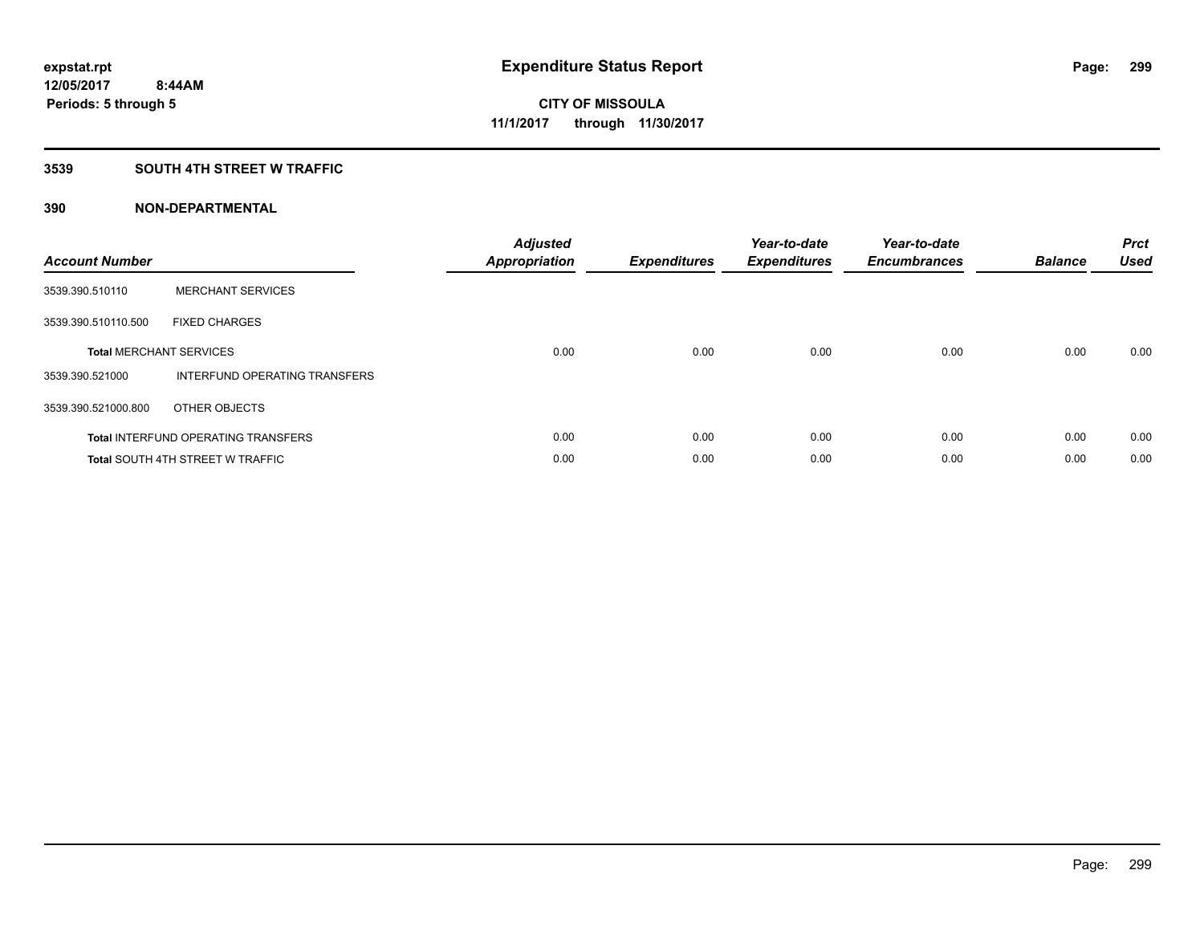expstat.rpt
12/05/2017 8:44AM
Periods: 5 through 5

# Expenditure Status Report

CITY OF MISSOULA
11/1/2017 through 11/30/2017

## 3539 SOUTH 4TH STREET W TRAFFIC

## 390 NON-DEPARTMENTAL

| Account Number | | Adjusted Appropriation | Expenditures | Year-to-date Expenditures | Year-to-date Encumbrances | Balance | Prct Used |
|---|---|---|---|---|---|---|---|
| 3539.390.510110 | MERCHANT SERVICES | | | | | | |
| 3539.390.510110.500 | FIXED CHARGES | | | | | | |
| **Total** MERCHANT SERVICES | | 0.00 | 0.00 | 0.00 | 0.00 | 0.00 | 0.00 |
| 3539.390.521000 | INTERFUND OPERATING TRANSFERS | | | | | | |
| 3539.390.521000.800 | OTHER OBJECTS | | | | | | |
| **Total** INTERFUND OPERATING TRANSFERS | | 0.00 | 0.00 | 0.00 | 0.00 | 0.00 | 0.00 |
| **Total** SOUTH 4TH STREET W TRAFFIC | | 0.00 | 0.00 | 0.00 | 0.00 | 0.00 | 0.00 |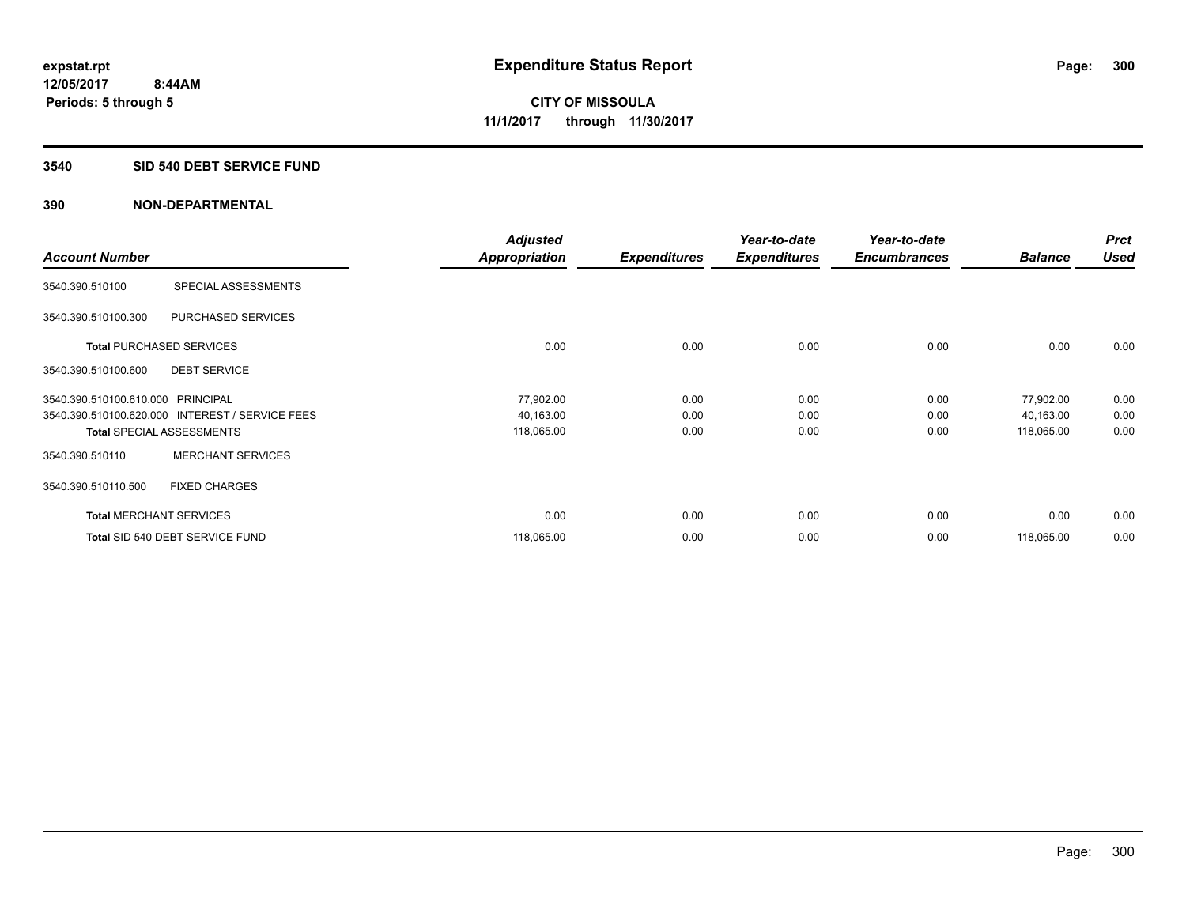**expstat.rpt**
**12/05/2017 8:44AM**
**Periods: 5 through 5**

# Expenditure Status Report

**CITY OF MISSOULA**
**11/1/2017 through 11/30/2017**

## 3540 SID 540 DEBT SERVICE FUND

## 390 NON-DEPARTMENTAL

| Account Number | | Adjusted Appropriation | Expenditures | Year-to-date Expenditures | Year-to-date Encumbrances | Balance | Prct Used |
|---|---|---|---|---|---|---|---|
| 3540.390.510100 | SPECIAL ASSESSMENTS | | | | | | |
| 3540.390.510100.300 | PURCHASED SERVICES | | | | | | |
| **Total** PURCHASED SERVICES | | 0.00 | 0.00 | 0.00 | 0.00 | 0.00 | 0.00 |
| 3540.390.510100.600 | DEBT SERVICE | | | | | | |
| 3540.390.510100.610.000 | PRINCIPAL | 77,902.00 | 0.00 | 0.00 | 0.00 | 77,902.00 | 0.00 |
| 3540.390.510100.620.000 | INTEREST / SERVICE FEES | 40,163.00 | 0.00 | 0.00 | 0.00 | 40,163.00 | 0.00 |
| **Total** SPECIAL ASSESSMENTS | | 118,065.00 | 0.00 | 0.00 | 0.00 | 118,065.00 | 0.00 |
| 3540.390.510110 | MERCHANT SERVICES | | | | | | |
| 3540.390.510110.500 | FIXED CHARGES | | | | | | |
| **Total** MERCHANT SERVICES | | 0.00 | 0.00 | 0.00 | 0.00 | 0.00 | 0.00 |
| **Total** SID 540 DEBT SERVICE FUND | | 118,065.00 | 0.00 | 0.00 | 0.00 | 118,065.00 | 0.00 |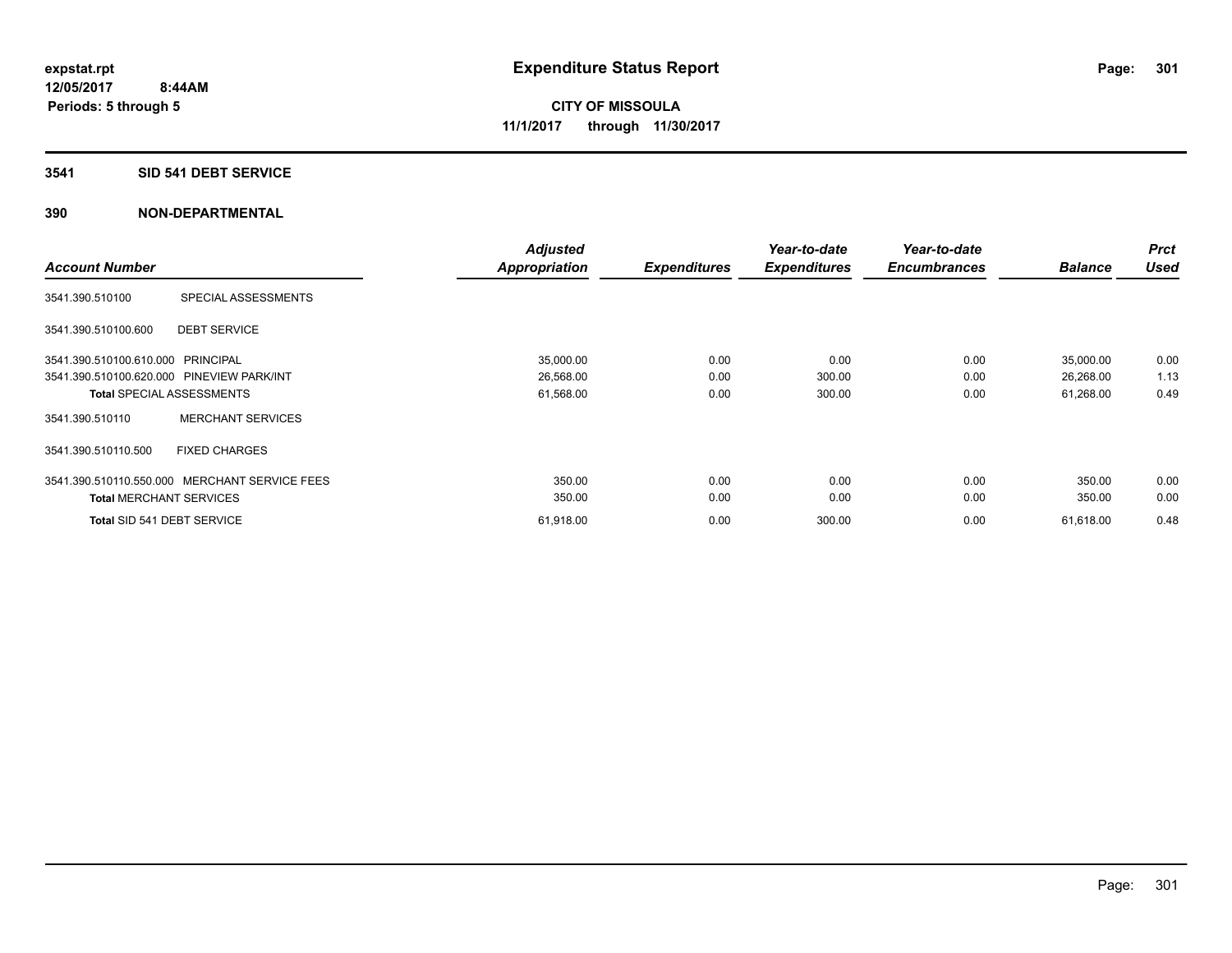expstat.rpt
12/05/2017 8:44AM
Periods: 5 through 5

# Expenditure Status Report

**CITY OF MISSOULA**
**11/1/2017 through 11/30/2017**

### 3541 SID 541 DEBT SERVICE

### 390 NON-DEPARTMENTAL

| Account Number | | Adjusted Appropriation | Expenditures | Year-to-date Expenditures | Year-to-date Encumbrances | Balance | Prct Used |
|---|---|---|---|---|---|---|---|
| 3541.390.510100 | SPECIAL ASSESSMENTS | | | | | | |
| 3541.390.510100.600 | DEBT SERVICE | | | | | | |
| 3541.390.510100.610.000 | PRINCIPAL | 35,000.00 | 0.00 | 0.00 | 0.00 | 35,000.00 | 0.00 |
| 3541.390.510100.620.000 | PINEVIEW PARK/INT | 26,568.00 | 0.00 | 300.00 | 0.00 | 26,268.00 | 1.13 |
| **Total** SPECIAL ASSESSMENTS | | 61,568.00 | 0.00 | 300.00 | 0.00 | 61,268.00 | 0.49 |
| 3541.390.510110 | MERCHANT SERVICES | | | | | | |
| 3541.390.510110.500 | FIXED CHARGES | | | | | | |
| 3541.390.510110.550.000 | MERCHANT SERVICE FEES | 350.00 | 0.00 | 0.00 | 0.00 | 350.00 | 0.00 |
| **Total** MERCHANT SERVICES | | 350.00 | 0.00 | 0.00 | 0.00 | 350.00 | 0.00 |
| **Total** SID 541 DEBT SERVICE | | 61,918.00 | 0.00 | 300.00 | 0.00 | 61,618.00 | 0.48 |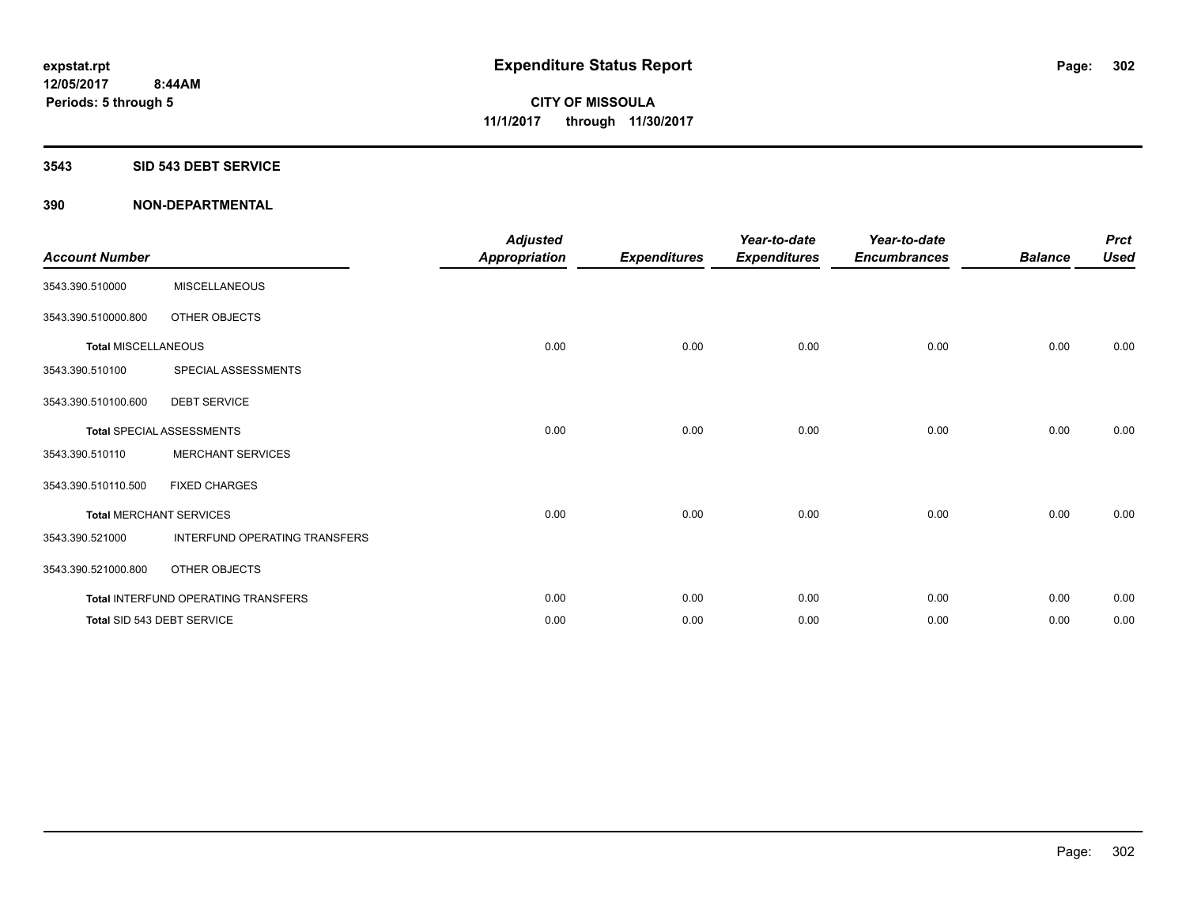expstat.rpt
12/05/2017 8:44AM
Periods: 5 through 5

# Expenditure Status Report

CITY OF MISSOULA
11/1/2017 through 11/30/2017

## 3543 SID 543 DEBT SERVICE

## 390 NON-DEPARTMENTAL

| Account Number | | Adjusted Appropriation | Expenditures | Year-to-date Expenditures | Year-to-date Encumbrances | Balance | Prct Used |
|---|---|---|---|---|---|---|---|
| 3543.390.510000 | MISCELLANEOUS | | | | | | |
| 3543.390.510000.800 | OTHER OBJECTS | | | | | | |
| Total MISCELLANEOUS | | 0.00 | 0.00 | 0.00 | 0.00 | 0.00 | 0.00 |
| 3543.390.510100 | SPECIAL ASSESSMENTS | | | | | | |
| 3543.390.510100.600 | DEBT SERVICE | | | | | | |
| Total SPECIAL ASSESSMENTS | | 0.00 | 0.00 | 0.00 | 0.00 | 0.00 | 0.00 |
| 3543.390.510110 | MERCHANT SERVICES | | | | | | |
| 3543.390.510110.500 | FIXED CHARGES | | | | | | |
| Total MERCHANT SERVICES | | 0.00 | 0.00 | 0.00 | 0.00 | 0.00 | 0.00 |
| 3543.390.521000 | INTERFUND OPERATING TRANSFERS | | | | | | |
| 3543.390.521000.800 | OTHER OBJECTS | | | | | | |
| Total INTERFUND OPERATING TRANSFERS | | 0.00 | 0.00 | 0.00 | 0.00 | 0.00 | 0.00 |
| Total SID 543 DEBT SERVICE | | 0.00 | 0.00 | 0.00 | 0.00 | 0.00 | 0.00 |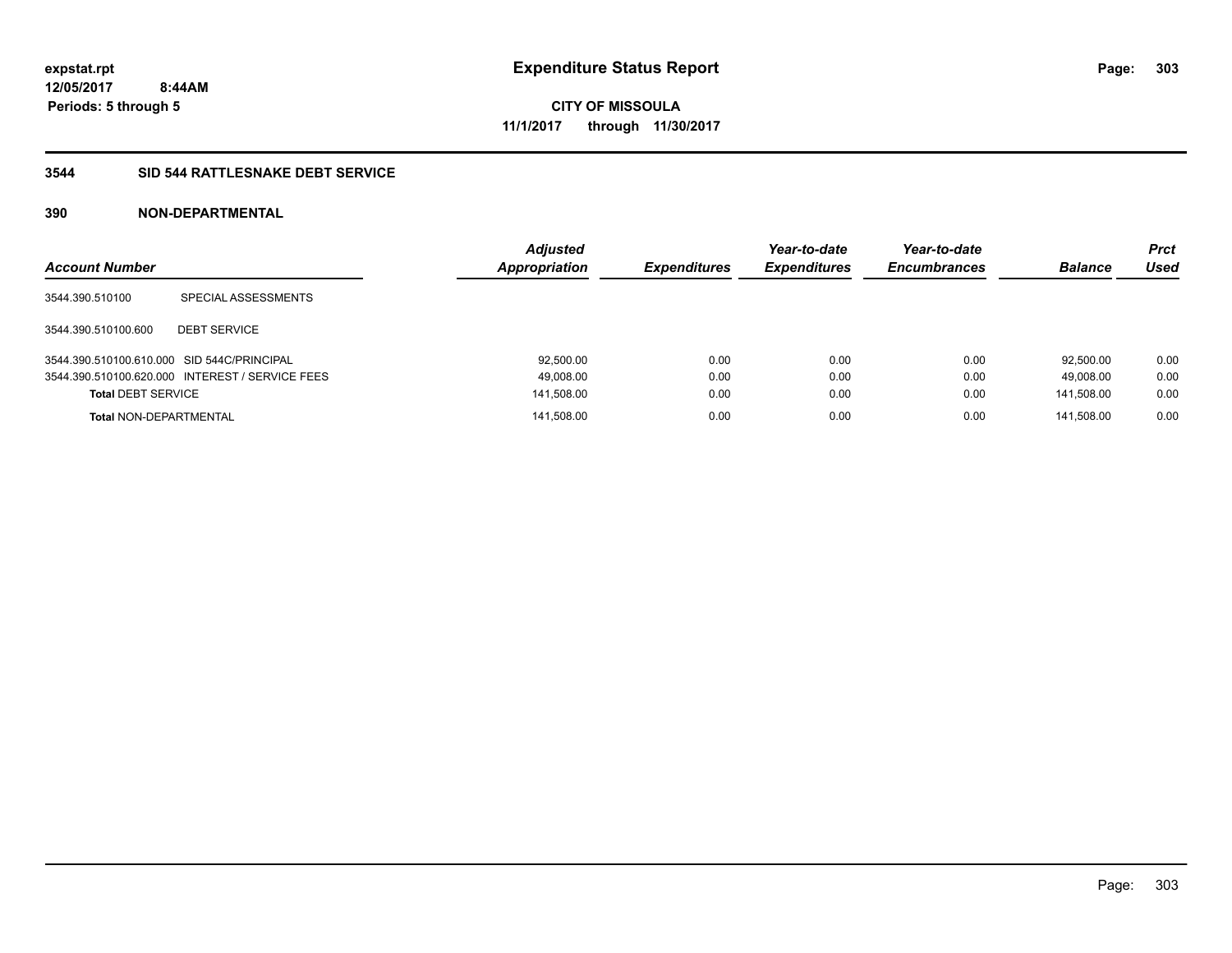expstat.rpt
12/05/2017 8:44AM
Periods: 5 through 5

# Expenditure Status Report

**CITY OF MISSOULA**
**11/1/2017 through 11/30/2017**

## 3544 SID 544 RATTLESNAKE DEBT SERVICE

### 390 NON-DEPARTMENTAL

| Account Number | | Adjusted Appropriation | Expenditures | Year-to-date Expenditures | Year-to-date Encumbrances | Balance | Prct Used |
|---|---|---|---|---|---|---|---|
| 3544.390.510100 | SPECIAL ASSESSMENTS | | | | | | |
| 3544.390.510100.600 | DEBT SERVICE | | | | | | |
| 3544.390.510100.610.000 | SID 544C/PRINCIPAL | 92,500.00 | 0.00 | 0.00 | 0.00 | 92,500.00 | 0.00 |
| 3544.390.510100.620.000 | INTEREST / SERVICE FEES | 49,008.00 | 0.00 | 0.00 | 0.00 | 49,008.00 | 0.00 |
| **Total** DEBT SERVICE | | 141,508.00 | 0.00 | 0.00 | 0.00 | 141,508.00 | 0.00 |
| **Total** NON-DEPARTMENTAL | | 141,508.00 | 0.00 | 0.00 | 0.00 | 141,508.00 | 0.00 |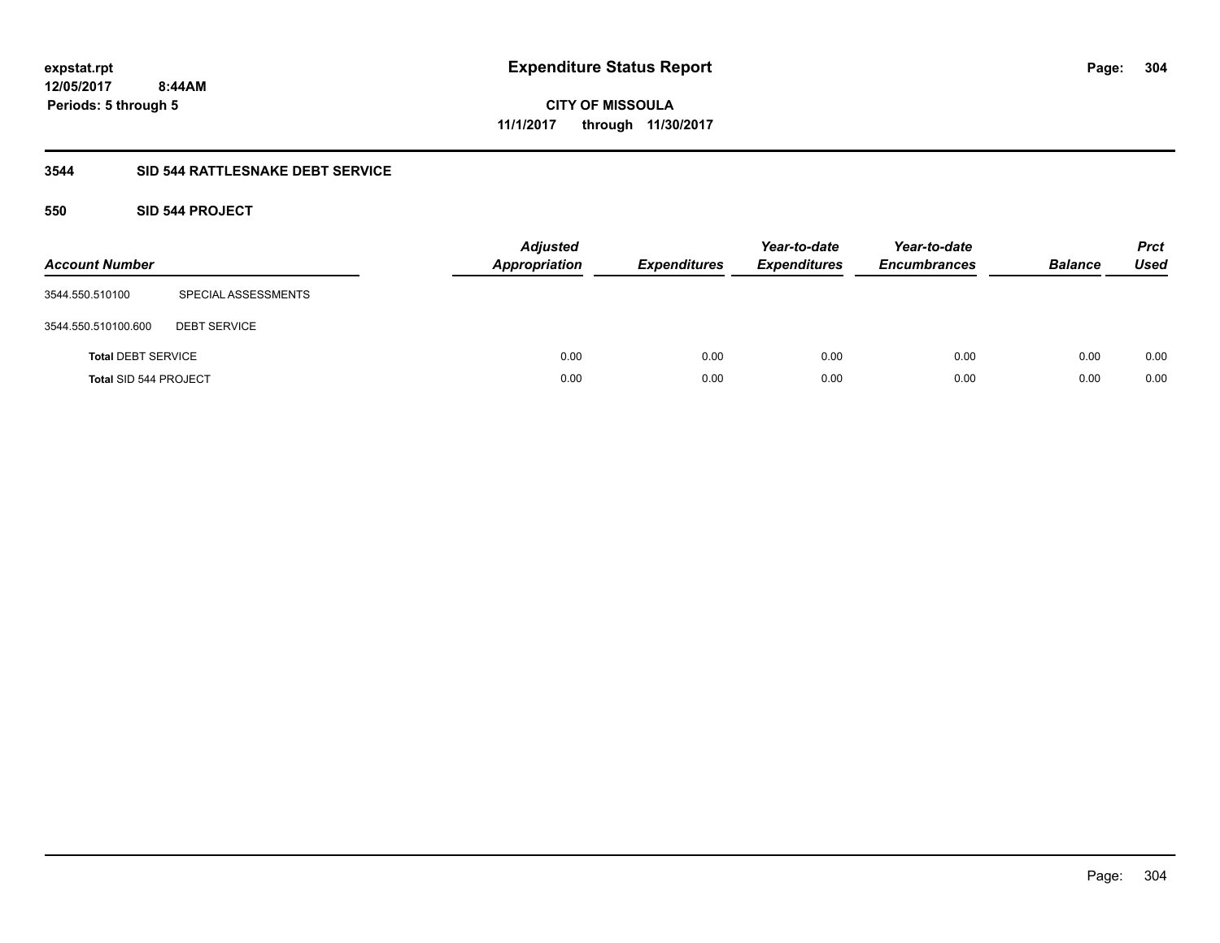# Expenditure Status Report

expstat.rpt
12/05/2017 8:44AM
Periods: 5 through 5

CITY OF MISSOULA
11/1/2017 through 11/30/2017

## 3544 SID 544 RATTLESNAKE DEBT SERVICE

### 550 SID 544 PROJECT

| Account Number | | Adjusted Appropriation | Expenditures | Year-to-date Expenditures | Year-to-date Encumbrances | Balance | Prct Used |
|---|---|---|---|---|---|---|---|
| 3544.550.510100 | SPECIAL ASSESSMENTS | | | | | | |
| 3544.550.510100.600 | DEBT SERVICE | | | | | | |
| **Total** DEBT SERVICE | | 0.00 | 0.00 | 0.00 | 0.00 | 0.00 | 0.00 |
| **Total** SID 544 PROJECT | | 0.00 | 0.00 | 0.00 | 0.00 | 0.00 | 0.00 |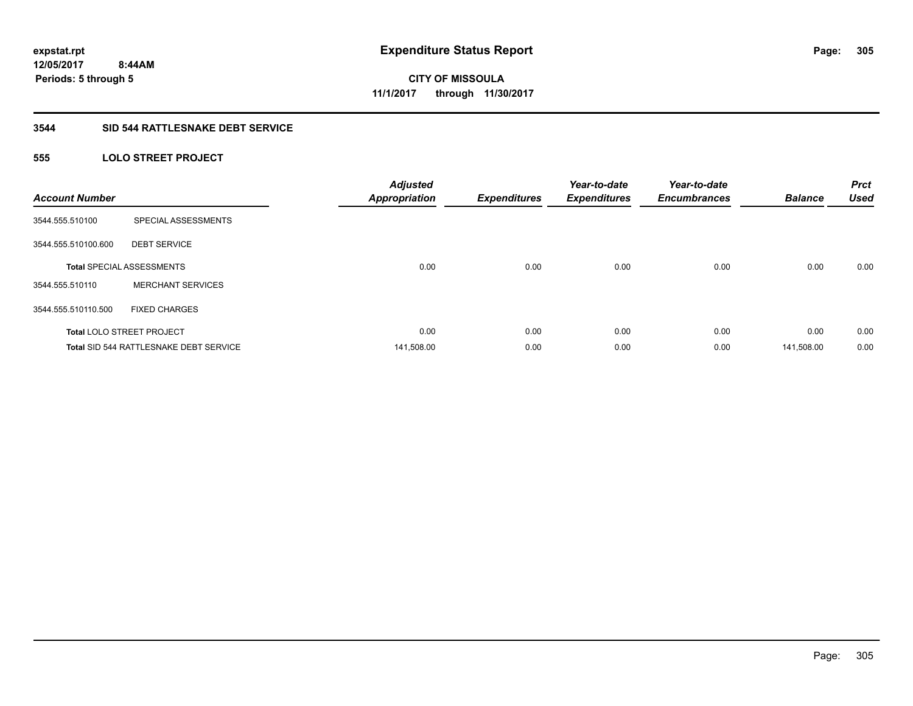**expstat.rpt**
**12/05/2017 8:44AM**
**Periods: 5 through 5**

# Expenditure Status Report

**CITY OF MISSOULA**
**11/1/2017 through 11/30/2017**

## 3544 SID 544 RATTLESNAKE DEBT SERVICE

### 555 LOLO STREET PROJECT

| Account Number | | Adjusted Appropriation | Expenditures | Year-to-date Expenditures | Year-to-date Encumbrances | Balance | Prct Used |
|---|---|---|---|---|---|---|---|
| 3544.555.510100 | SPECIAL ASSESSMENTS | | | | | | |
| 3544.555.510100.600 | DEBT SERVICE | | | | | | |
| Total SPECIAL ASSESSMENTS | | 0.00 | 0.00 | 0.00 | 0.00 | 0.00 | 0.00 |
| 3544.555.510110 | MERCHANT SERVICES | | | | | | |
| 3544.555.510110.500 | FIXED CHARGES | | | | | | |
| Total LOLO STREET PROJECT | | 0.00 | 0.00 | 0.00 | 0.00 | 0.00 | 0.00 |
| Total SID 544 RATTLESNAKE DEBT SERVICE | | 141,508.00 | 0.00 | 0.00 | 0.00 | 141,508.00 | 0.00 |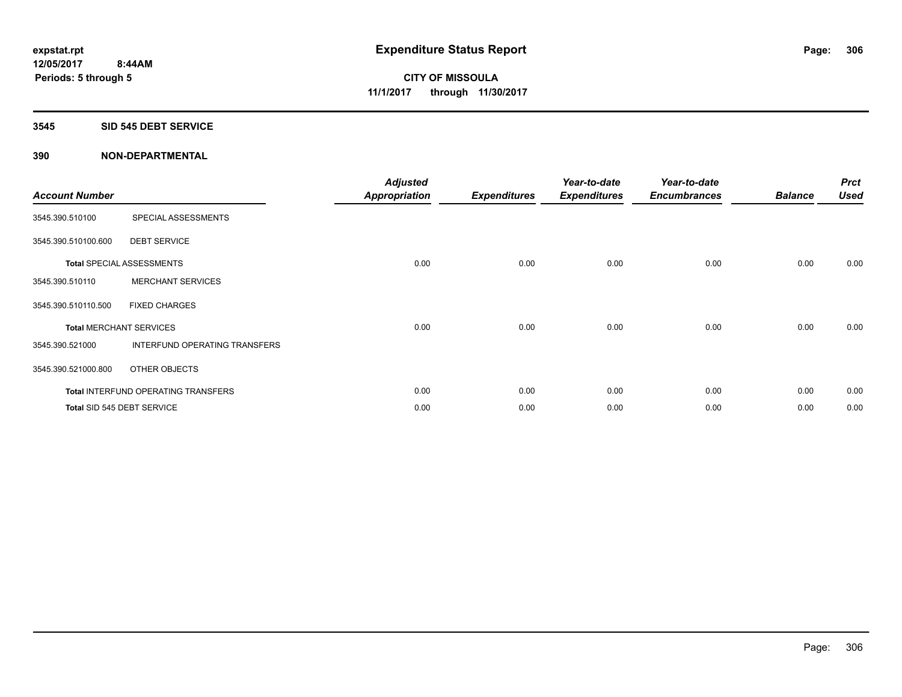**expstat.rpt**
**12/05/2017 8:44AM**
**Periods: 5 through 5**

# Expenditure Status Report

**CITY OF MISSOULA**
**11/1/2017 through 11/30/2017**

## 3545 SID 545 DEBT SERVICE

## 390 NON-DEPARTMENTAL

| Account Number | | *Adjusted Appropriation* | *Expenditures* | *Year-to-date Expenditures* | *Year-to-date Encumbrances* | *Balance* | *Prct Used* |
|---|---|---|---|---|---|---|---|
| 3545.390.510100 | SPECIAL ASSESSMENTS | | | | | | |
| 3545.390.510100.600 | DEBT SERVICE | | | | | | |
| **Total** SPECIAL ASSESSMENTS | | 0.00 | 0.00 | 0.00 | 0.00 | 0.00 | 0.00 |
| 3545.390.510110 | MERCHANT SERVICES | | | | | | |
| 3545.390.510110.500 | FIXED CHARGES | | | | | | |
| **Total** MERCHANT SERVICES | | 0.00 | 0.00 | 0.00 | 0.00 | 0.00 | 0.00 |
| 3545.390.521000 | INTERFUND OPERATING TRANSFERS | | | | | | |
| 3545.390.521000.800 | OTHER OBJECTS | | | | | | |
| **Total** INTERFUND OPERATING TRANSFERS | | 0.00 | 0.00 | 0.00 | 0.00 | 0.00 | 0.00 |
| **Total** SID 545 DEBT SERVICE | | 0.00 | 0.00 | 0.00 | 0.00 | 0.00 | 0.00 |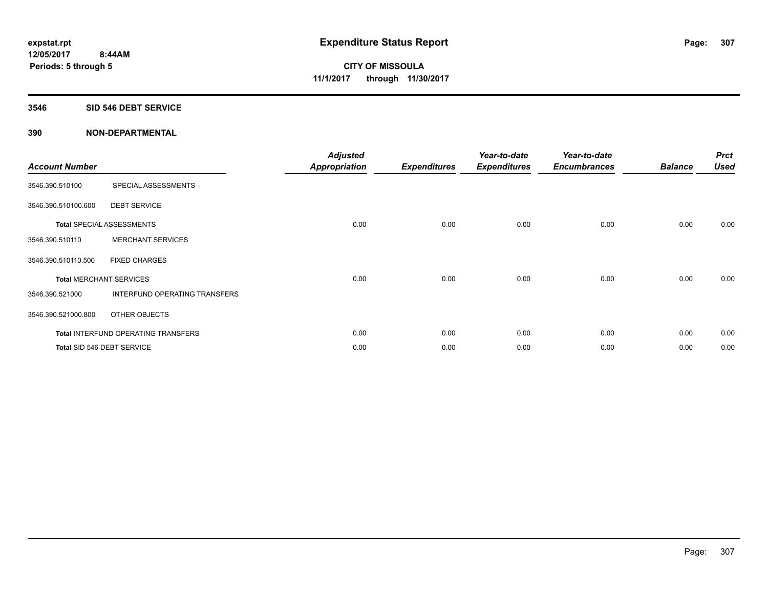expstat.rpt
12/05/2017 8:44AM
Periods: 5 through 5

# Expenditure Status Report

**CITY OF MISSOULA**
**11/1/2017 through 11/30/2017**

## 3546 SID 546 DEBT SERVICE

## 390 NON-DEPARTMENTAL

| Account Number | | Adjusted Appropriation | Expenditures | Year-to-date Expenditures | Year-to-date Encumbrances | Balance | Prct Used |
|---|---|---|---|---|---|---|---|
| 3546.390.510100 | SPECIAL ASSESSMENTS | | | | | | |
| 3546.390.510100.600 | DEBT SERVICE | | | | | | |
| **Total** SPECIAL ASSESSMENTS | | 0.00 | 0.00 | 0.00 | 0.00 | 0.00 | 0.00 |
| 3546.390.510110 | MERCHANT SERVICES | | | | | | |
| 3546.390.510110.500 | FIXED CHARGES | | | | | | |
| **Total** MERCHANT SERVICES | | 0.00 | 0.00 | 0.00 | 0.00 | 0.00 | 0.00 |
| 3546.390.521000 | INTERFUND OPERATING TRANSFERS | | | | | | |
| 3546.390.521000.800 | OTHER OBJECTS | | | | | | |
| **Total** INTERFUND OPERATING TRANSFERS | | 0.00 | 0.00 | 0.00 | 0.00 | 0.00 | 0.00 |
| **Total** SID 546 DEBT SERVICE | | 0.00 | 0.00 | 0.00 | 0.00 | 0.00 | 0.00 |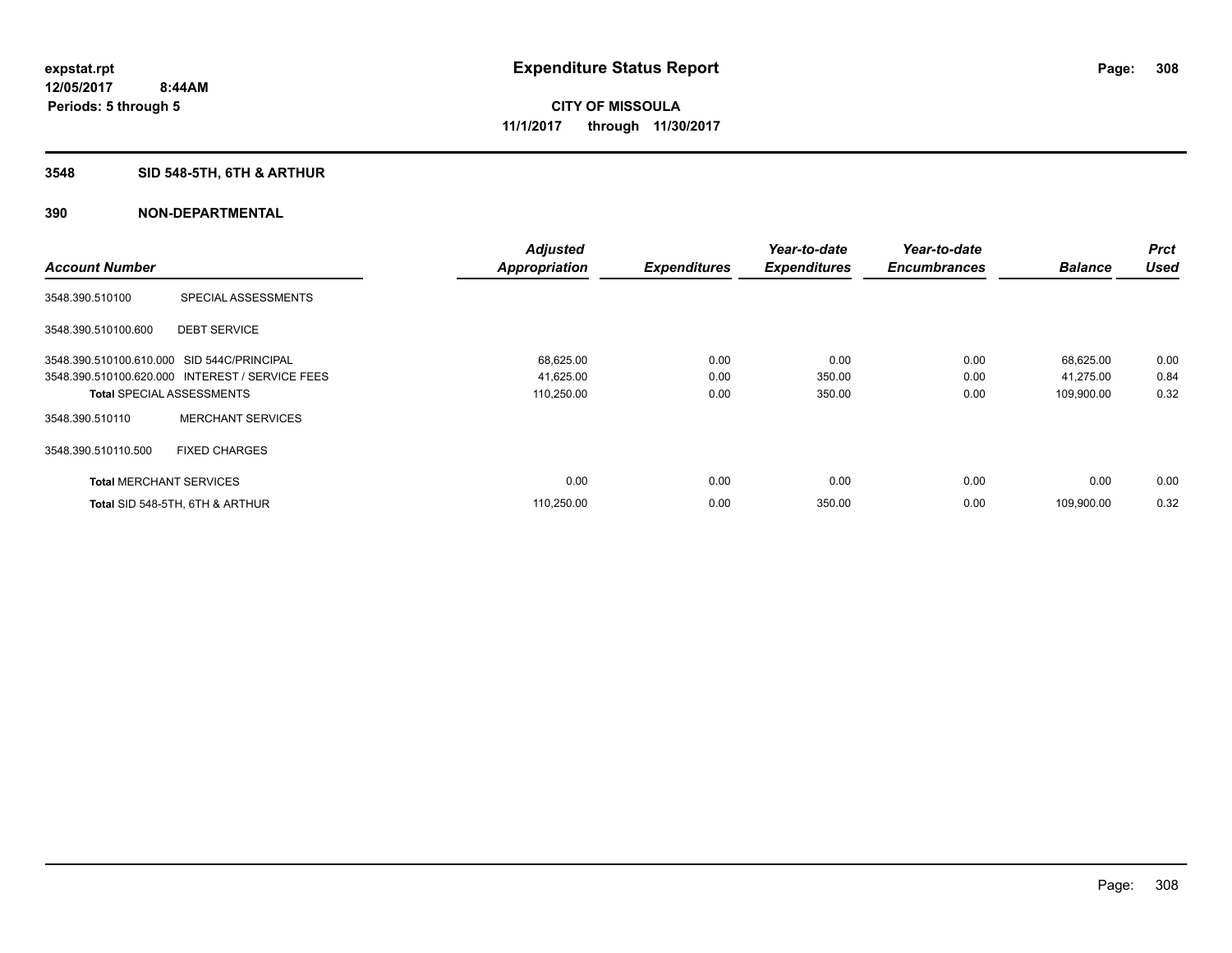expstat.rpt
12/05/2017 8:44AM
Periods: 5 through 5

# Expenditure Status Report

**CITY OF MISSOULA**
**11/1/2017 through 11/30/2017**

## 3548 SID 548-5TH, 6TH & ARTHUR

### 390 NON-DEPARTMENTAL

| Account Number | | Adjusted Appropriation | Expenditures | Year-to-date Expenditures | Year-to-date Encumbrances | Balance | Prct Used |
|---|---|---|---|---|---|---|---|
| 3548.390.510100 | SPECIAL ASSESSMENTS | | | | | | |
| 3548.390.510100.600 | DEBT SERVICE | | | | | | |
| 3548.390.510100.610.000 | SID 544C/PRINCIPAL | 68,625.00 | 0.00 | 0.00 | 0.00 | 68,625.00 | 0.00 |
| 3548.390.510100.620.000 | INTEREST / SERVICE FEES | 41,625.00 | 0.00 | 350.00 | 0.00 | 41,275.00 | 0.84 |
| **Total** SPECIAL ASSESSMENTS | | 110,250.00 | 0.00 | 350.00 | 0.00 | 109,900.00 | 0.32 |
| 3548.390.510110 | MERCHANT SERVICES | | | | | | |
| 3548.390.510110.500 | FIXED CHARGES | | | | | | |
| **Total** MERCHANT SERVICES | | 0.00 | 0.00 | 0.00 | 0.00 | 0.00 | 0.00 |
| **Total** SID 548-5TH, 6TH & ARTHUR | | 110,250.00 | 0.00 | 350.00 | 0.00 | 109,900.00 | 0.32 |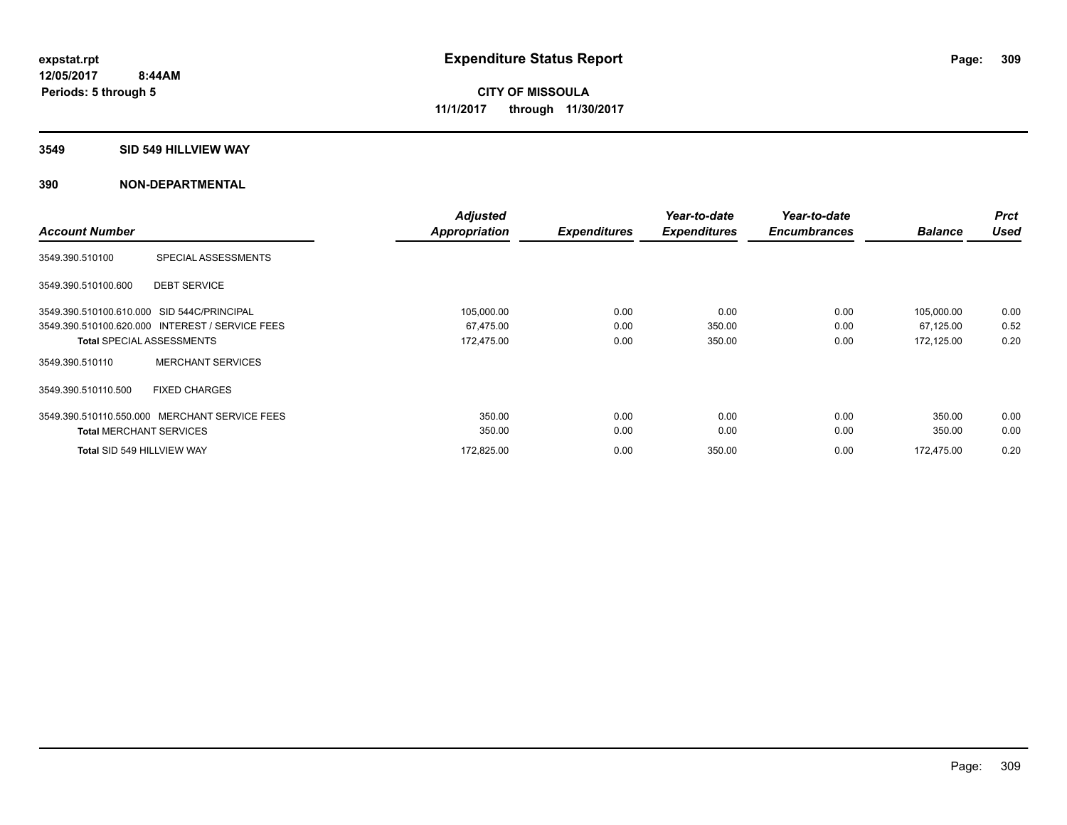**expstat.rpt**
**12/05/2017 8:44AM**
**Periods: 5 through 5**

# Expenditure Status Report

**CITY OF MISSOULA**
**11/1/2017 through 11/30/2017**

## 3549 SID 549 HILLVIEW WAY

## 390 NON-DEPARTMENTAL

| Account Number | | Adjusted Appropriation | Expenditures | Year-to-date Expenditures | Year-to-date Encumbrances | Balance | Prct Used |
|---|---|---|---|---|---|---|---|
| 3549.390.510100 | SPECIAL ASSESSMENTS | | | | | | |
| 3549.390.510100.600 | DEBT SERVICE | | | | | | |
| 3549.390.510100.610.000 | SID 544C/PRINCIPAL | 105,000.00 | 0.00 | 0.00 | 0.00 | 105,000.00 | 0.00 |
| 3549.390.510100.620.000 | INTEREST / SERVICE FEES | 67,475.00 | 0.00 | 350.00 | 0.00 | 67,125.00 | 0.52 |
| **Total** SPECIAL ASSESSMENTS | | 172,475.00 | 0.00 | 350.00 | 0.00 | 172,125.00 | 0.20 |
| 3549.390.510110 | MERCHANT SERVICES | | | | | | |
| 3549.390.510110.500 | FIXED CHARGES | | | | | | |
| 3549.390.510110.550.000 | MERCHANT SERVICE FEES | 350.00 | 0.00 | 0.00 | 0.00 | 350.00 | 0.00 |
| **Total** MERCHANT SERVICES | | 350.00 | 0.00 | 0.00 | 0.00 | 350.00 | 0.00 |
| **Total** SID 549 HILLVIEW WAY | | 172,825.00 | 0.00 | 350.00 | 0.00 | 172,475.00 | 0.20 |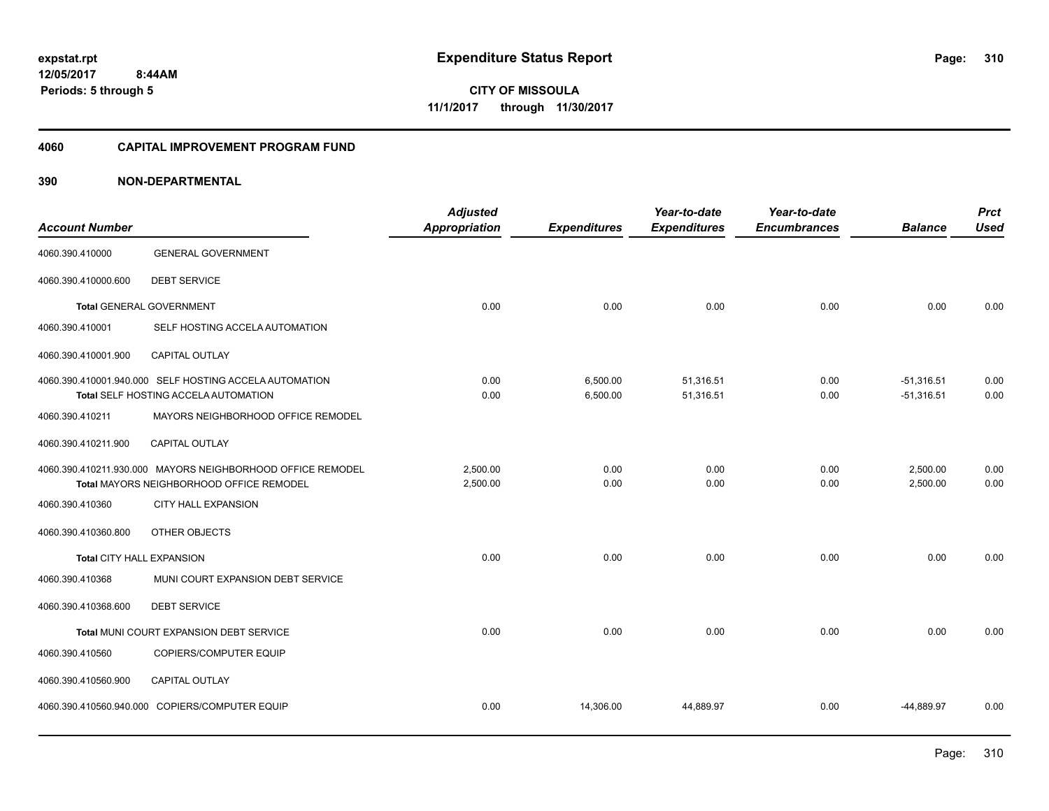# Expenditure Status Report

expstat.rpt
12/05/2017 8:44AM
Periods: 5 through 5

**CITY OF MISSOULA**
**11/1/2017 through 11/30/2017**

## 4060 CAPITAL IMPROVEMENT PROGRAM FUND

### 390 NON-DEPARTMENTAL

| Account Number | | Adjusted Appropriation | Expenditures | Year-to-date Expenditures | Year-to-date Encumbrances | Balance | Prct Used |
|---|---|---|---|---|---|---|---|
| 4060.390.410000 | GENERAL GOVERNMENT | | | | | | |
| 4060.390.410000.600 | DEBT SERVICE | | | | | | |
| Total GENERAL GOVERNMENT | | 0.00 | 0.00 | 0.00 | 0.00 | 0.00 | 0.00 |
| 4060.390.410001 | SELF HOSTING ACCELA AUTOMATION | | | | | | |
| 4060.390.410001.900 | CAPITAL OUTLAY | | | | | | |
| 4060.390.410001.940.000 | SELF HOSTING ACCELA AUTOMATION | 0.00 | 6,500.00 | 51,316.51 | 0.00 | -51,316.51 | 0.00 |
| Total SELF HOSTING ACCELA AUTOMATION | | 0.00 | 6,500.00 | 51,316.51 | 0.00 | -51,316.51 | 0.00 |
| 4060.390.410211 | MAYORS NEIGHBORHOOD OFFICE REMODEL | | | | | | |
| 4060.390.410211.900 | CAPITAL OUTLAY | | | | | | |
| 4060.390.410211.930.000 | MAYORS NEIGHBORHOOD OFFICE REMODEL | 2,500.00 | 0.00 | 0.00 | 0.00 | 2,500.00 | 0.00 |
| Total MAYORS NEIGHBORHOOD OFFICE REMODEL | | 2,500.00 | 0.00 | 0.00 | 0.00 | 2,500.00 | 0.00 |
| 4060.390.410360 | CITY HALL EXPANSION | | | | | | |
| 4060.390.410360.800 | OTHER OBJECTS | | | | | | |
| Total CITY HALL EXPANSION | | 0.00 | 0.00 | 0.00 | 0.00 | 0.00 | 0.00 |
| 4060.390.410368 | MUNI COURT EXPANSION DEBT SERVICE | | | | | | |
| 4060.390.410368.600 | DEBT SERVICE | | | | | | |
| Total MUNI COURT EXPANSION DEBT SERVICE | | 0.00 | 0.00 | 0.00 | 0.00 | 0.00 | 0.00 |
| 4060.390.410560 | COPIERS/COMPUTER EQUIP | | | | | | |
| 4060.390.410560.900 | CAPITAL OUTLAY | | | | | | |
| 4060.390.410560.940.000 | COPIERS/COMPUTER EQUIP | 0.00 | 14,306.00 | 44,889.97 | 0.00 | -44,889.97 | 0.00 |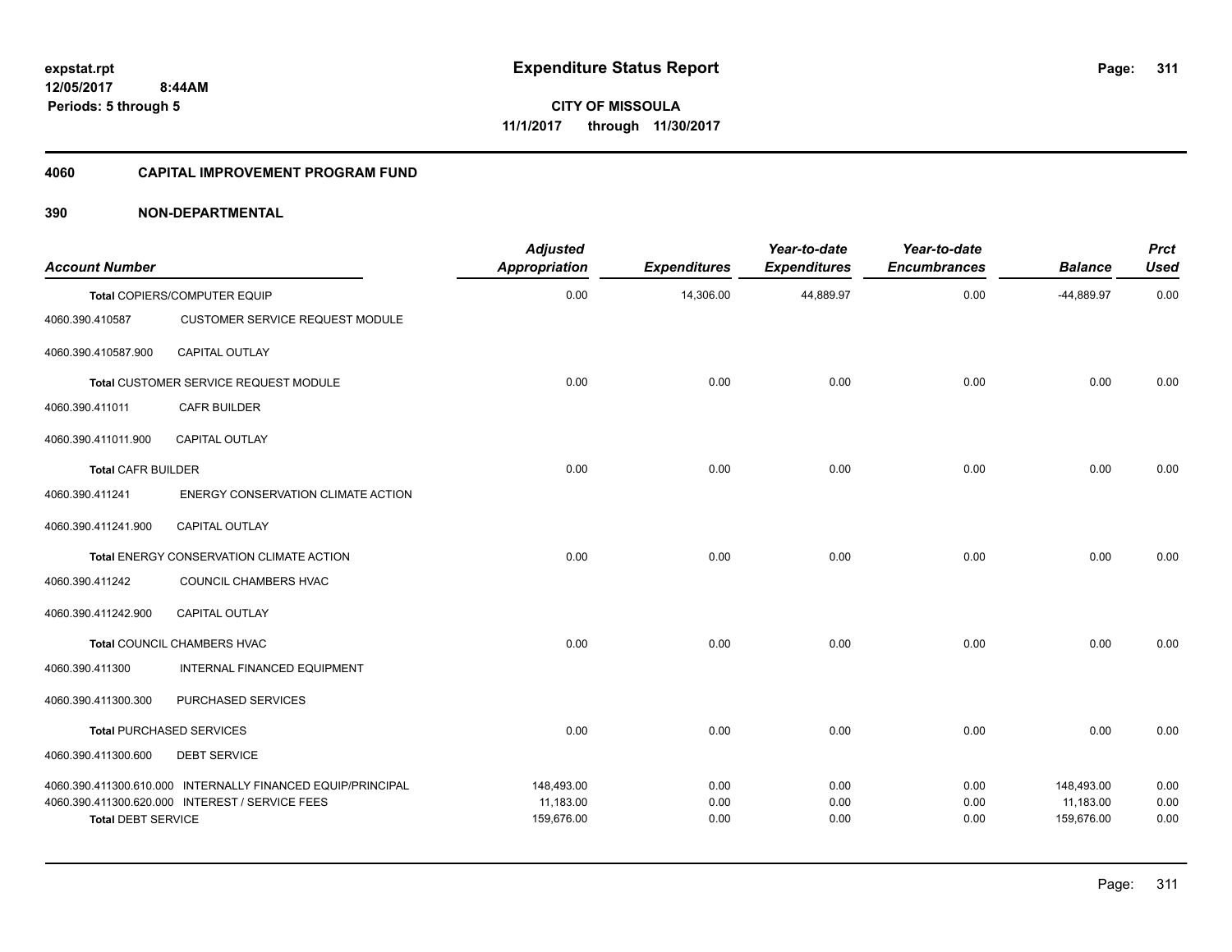**expstat.rpt**
**12/05/2017 8:44AM**
**Periods: 5 through 5**

# Expenditure Status Report

**CITY OF MISSOULA**
**11/1/2017 through 11/30/2017**

## 4060 CAPITAL IMPROVEMENT PROGRAM FUND

## 390 NON-DEPARTMENTAL

| Account Number | | Adjusted Appropriation | Expenditures | Year-to-date Expenditures | Year-to-date Encumbrances | Balance | Prct Used |
|---|---|---|---|---|---|---|---|
| **Total** COPIERS/COMPUTER EQUIP | | 0.00 | 14,306.00 | 44,889.97 | 0.00 | -44,889.97 | 0.00 |
| 4060.390.410587 | CUSTOMER SERVICE REQUEST MODULE | | | | | | |
| 4060.390.410587.900 | CAPITAL OUTLAY | | | | | | |
| **Total** CUSTOMER SERVICE REQUEST MODULE | | 0.00 | 0.00 | 0.00 | 0.00 | 0.00 | 0.00 |
| 4060.390.411011 | CAFR BUILDER | | | | | | |
| 4060.390.411011.900 | CAPITAL OUTLAY | | | | | | |
| **Total** CAFR BUILDER | | 0.00 | 0.00 | 0.00 | 0.00 | 0.00 | 0.00 |
| 4060.390.411241 | ENERGY CONSERVATION CLIMATE ACTION | | | | | | |
| 4060.390.411241.900 | CAPITAL OUTLAY | | | | | | |
| **Total** ENERGY CONSERVATION CLIMATE ACTION | | 0.00 | 0.00 | 0.00 | 0.00 | 0.00 | 0.00 |
| 4060.390.411242 | COUNCIL CHAMBERS HVAC | | | | | | |
| 4060.390.411242.900 | CAPITAL OUTLAY | | | | | | |
| **Total** COUNCIL CHAMBERS HVAC | | 0.00 | 0.00 | 0.00 | 0.00 | 0.00 | 0.00 |
| 4060.390.411300 | INTERNAL FINANCED EQUIPMENT | | | | | | |
| 4060.390.411300.300 | PURCHASED SERVICES | | | | | | |
| **Total** PURCHASED SERVICES | | 0.00 | 0.00 | 0.00 | 0.00 | 0.00 | 0.00 |
| 4060.390.411300.600 | DEBT SERVICE | | | | | | |
| 4060.390.411300.610.000 | INTERNALLY FINANCED EQUIP/PRINCIPAL | 148,493.00 | 0.00 | 0.00 | 0.00 | 148,493.00 | 0.00 |
| 4060.390.411300.620.000 | INTEREST / SERVICE FEES | 11,183.00 | 0.00 | 0.00 | 0.00 | 11,183.00 | 0.00 |
| **Total** DEBT SERVICE | | 159,676.00 | 0.00 | 0.00 | 0.00 | 159,676.00 | 0.00 |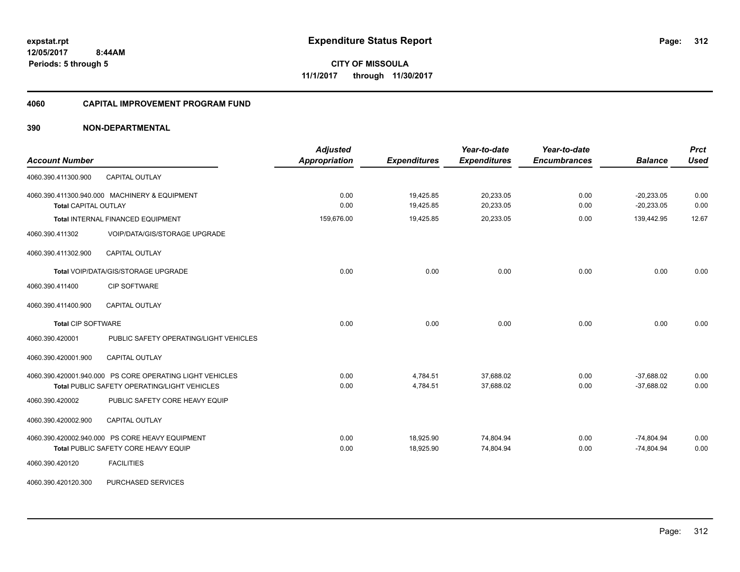**expstat.rpt**
**12/05/2017 8:44AM**
**Periods: 5 through 5**

# Expenditure Status Report

**CITY OF MISSOULA**
**11/1/2017 through 11/30/2017**

## 4060 CAPITAL IMPROVEMENT PROGRAM FUND

### 390 NON-DEPARTMENTAL

| Account Number | | Adjusted Appropriation | Expenditures | Year-to-date Expenditures | Year-to-date Encumbrances | Balance | Prct Used |
|---|---|---|---|---|---|---|---|
| 4060.390.411300.900 | CAPITAL OUTLAY | | | | | | |
| 4060.390.411300.940.000 | MACHINERY & EQUIPMENT | 0.00 | 19,425.85 | 20,233.05 | 0.00 | -20,233.05 | 0.00 |
| **Total** CAPITAL OUTLAY | | 0.00 | 19,425.85 | 20,233.05 | 0.00 | -20,233.05 | 0.00 |
| **Total** INTERNAL FINANCED EQUIPMENT | | 159,676.00 | 19,425.85 | 20,233.05 | 0.00 | 139,442.95 | 12.67 |
| 4060.390.411302 | VOIP/DATA/GIS/STORAGE UPGRADE | | | | | | |
| 4060.390.411302.900 | CAPITAL OUTLAY | | | | | | |
| **Total** VOIP/DATA/GIS/STORAGE UPGRADE | | 0.00 | 0.00 | 0.00 | 0.00 | 0.00 | 0.00 |
| 4060.390.411400 | CIP SOFTWARE | | | | | | |
| 4060.390.411400.900 | CAPITAL OUTLAY | | | | | | |
| **Total** CIP SOFTWARE | | 0.00 | 0.00 | 0.00 | 0.00 | 0.00 | 0.00 |
| 4060.390.420001 | PUBLIC SAFETY OPERATING/LIGHT VEHICLES | | | | | | |
| 4060.390.420001.900 | CAPITAL OUTLAY | | | | | | |
| 4060.390.420001.940.000 | PS CORE OPERATING LIGHT VEHICLES | 0.00 | 4,784.51 | 37,688.02 | 0.00 | -37,688.02 | 0.00 |
| **Total** PUBLIC SAFETY OPERATING/LIGHT VEHICLES | | 0.00 | 4,784.51 | 37,688.02 | 0.00 | -37,688.02 | 0.00 |
| 4060.390.420002 | PUBLIC SAFETY CORE HEAVY EQUIP | | | | | | |
| 4060.390.420002.900 | CAPITAL OUTLAY | | | | | | |
| 4060.390.420002.940.000 | PS CORE HEAVY EQUIPMENT | 0.00 | 18,925.90 | 74,804.94 | 0.00 | -74,804.94 | 0.00 |
| **Total** PUBLIC SAFETY CORE HEAVY EQUIP | | 0.00 | 18,925.90 | 74,804.94 | 0.00 | -74,804.94 | 0.00 |
| 4060.390.420120 | FACILITIES | | | | | | |
| 4060.390.420120.300 | PURCHASED SERVICES | | | | | | |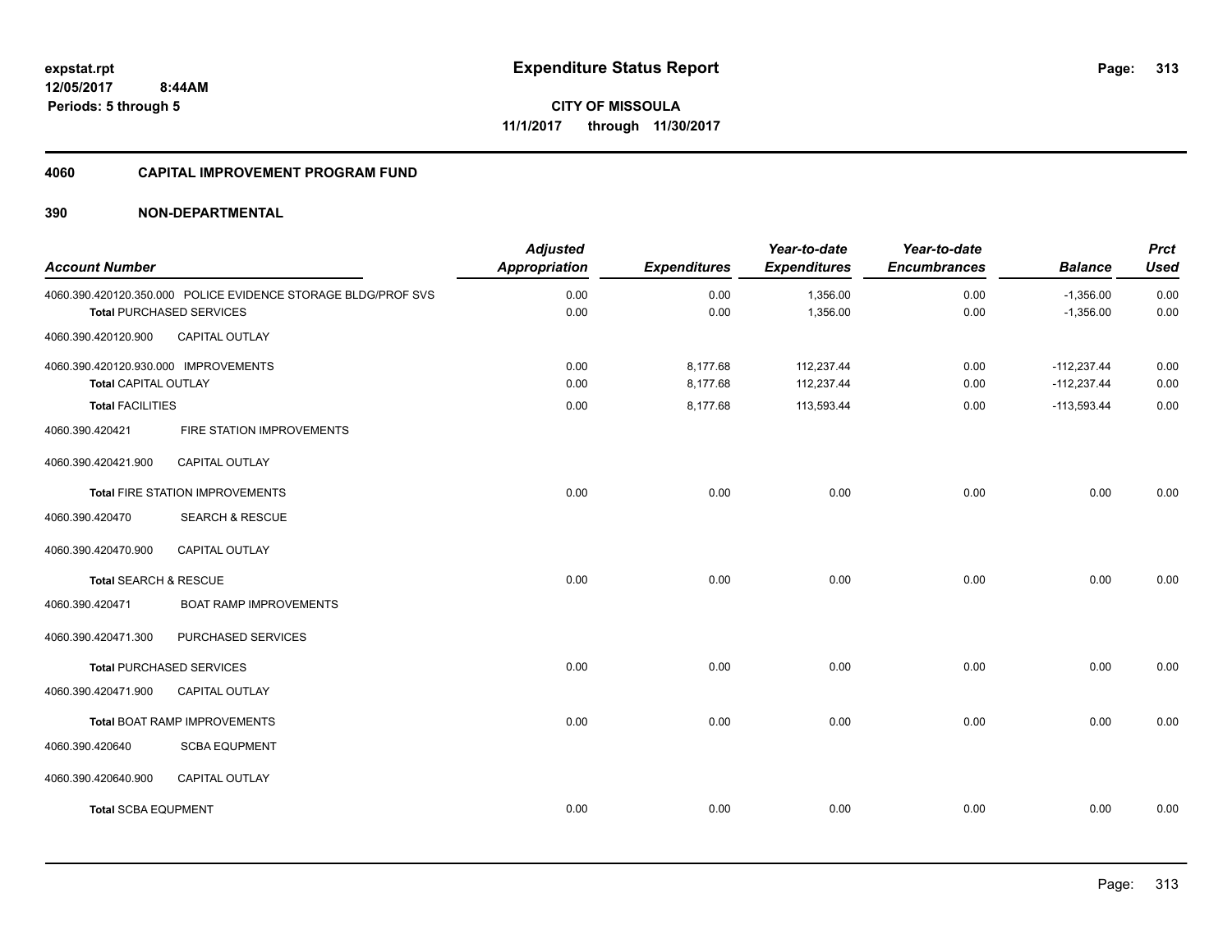**Expenditure Status Report**

**CITY OF MISSOULA**
**11/1/2017 through 11/30/2017**

expstat.rpt
12/05/2017 8:44AM
Periods: 5 through 5

## 4060 CAPITAL IMPROVEMENT PROGRAM FUND

### 390 NON-DEPARTMENTAL

| Account Number | Adjusted Appropriation | Expenditures | Year-to-date Expenditures | Year-to-date Encumbrances | Balance | Prct Used |
|---|---|---|---|---|---|---|
| 4060.390.420120.350.000 POLICE EVIDENCE STORAGE BLDG/PROF SVS | 0.00 | 0.00 | 1,356.00 | 0.00 | -1,356.00 | 0.00 |
| **Total** PURCHASED SERVICES | 0.00 | 0.00 | 1,356.00 | 0.00 | -1,356.00 | 0.00 |
| 4060.390.420120.900 CAPITAL OUTLAY | | | | | | |
| 4060.390.420120.930.000 IMPROVEMENTS | 0.00 | 8,177.68 | 112,237.44 | 0.00 | -112,237.44 | 0.00 |
| **Total** CAPITAL OUTLAY | 0.00 | 8,177.68 | 112,237.44 | 0.00 | -112,237.44 | 0.00 |
| **Total** FACILITIES | 0.00 | 8,177.68 | 113,593.44 | 0.00 | -113,593.44 | 0.00 |
| 4060.390.420421 FIRE STATION IMPROVEMENTS | | | | | | |
| 4060.390.420421.900 CAPITAL OUTLAY | | | | | | |
| **Total** FIRE STATION IMPROVEMENTS | 0.00 | 0.00 | 0.00 | 0.00 | 0.00 | 0.00 |
| 4060.390.420470 SEARCH & RESCUE | | | | | | |
| 4060.390.420470.900 CAPITAL OUTLAY | | | | | | |
| **Total** SEARCH & RESCUE | 0.00 | 0.00 | 0.00 | 0.00 | 0.00 | 0.00 |
| 4060.390.420471 BOAT RAMP IMPROVEMENTS | | | | | | |
| 4060.390.420471.300 PURCHASED SERVICES | | | | | | |
| **Total** PURCHASED SERVICES | 0.00 | 0.00 | 0.00 | 0.00 | 0.00 | 0.00 |
| 4060.390.420471.900 CAPITAL OUTLAY | | | | | | |
| **Total** BOAT RAMP IMPROVEMENTS | 0.00 | 0.00 | 0.00 | 0.00 | 0.00 | 0.00 |
| 4060.390.420640 SCBA EQUPMENT | | | | | | |
| 4060.390.420640.900 CAPITAL OUTLAY | | | | | | |
| **Total** SCBA EQUPMENT | 0.00 | 0.00 | 0.00 | 0.00 | 0.00 | 0.00 |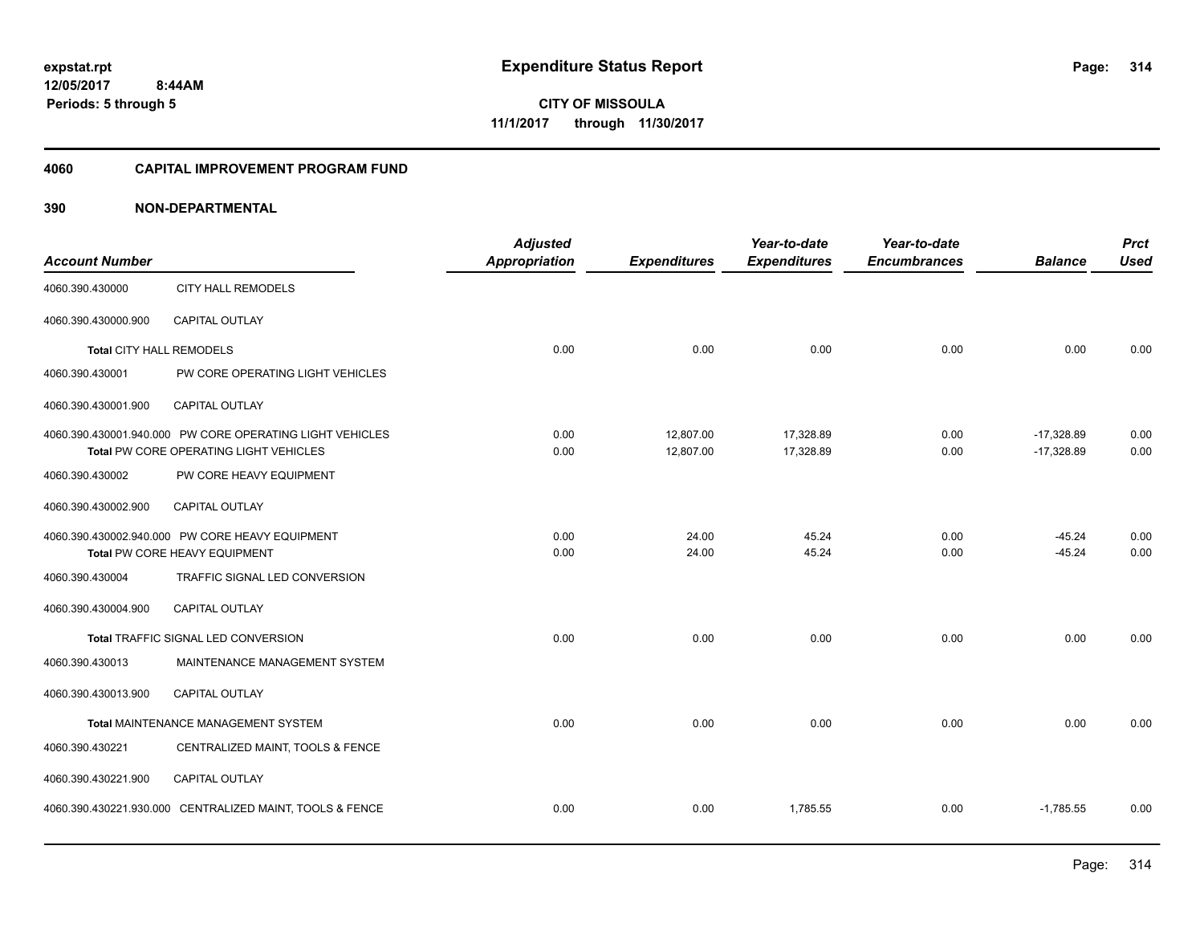expstat.rpt
12/05/2017 8:44AM
Periods: 5 through 5

# Expenditure Status Report

**CITY OF MISSOULA**
**11/1/2017 through 11/30/2017**

## 4060 CAPITAL IMPROVEMENT PROGRAM FUND

### 390 NON-DEPARTMENTAL

| Account Number | | Adjusted Appropriation | Expenditures | Year-to-date Expenditures | Year-to-date Encumbrances | Balance | Prct Used |
|---|---|---|---|---|---|---|---|
| 4060.390.430000 | CITY HALL REMODELS | | | | | | |
| 4060.390.430000.900 | CAPITAL OUTLAY | | | | | | |
| **Total** CITY HALL REMODELS | | 0.00 | 0.00 | 0.00 | 0.00 | 0.00 | 0.00 |
| 4060.390.430001 | PW CORE OPERATING LIGHT VEHICLES | | | | | | |
| 4060.390.430001.900 | CAPITAL OUTLAY | | | | | | |
| 4060.390.430001.940.000 | PW CORE OPERATING LIGHT VEHICLES | 0.00 | 12,807.00 | 17,328.89 | 0.00 | -17,328.89 | 0.00 |
| **Total** PW CORE OPERATING LIGHT VEHICLES | | 0.00 | 12,807.00 | 17,328.89 | 0.00 | -17,328.89 | 0.00 |
| 4060.390.430002 | PW CORE HEAVY EQUIPMENT | | | | | | |
| 4060.390.430002.900 | CAPITAL OUTLAY | | | | | | |
| 4060.390.430002.940.000 | PW CORE HEAVY EQUIPMENT | 0.00 | 24.00 | 45.24 | 0.00 | -45.24 | 0.00 |
| **Total** PW CORE HEAVY EQUIPMENT | | 0.00 | 24.00 | 45.24 | 0.00 | -45.24 | 0.00 |
| 4060.390.430004 | TRAFFIC SIGNAL LED CONVERSION | | | | | | |
| 4060.390.430004.900 | CAPITAL OUTLAY | | | | | | |
| **Total** TRAFFIC SIGNAL LED CONVERSION | | 0.00 | 0.00 | 0.00 | 0.00 | 0.00 | 0.00 |
| 4060.390.430013 | MAINTENANCE MANAGEMENT SYSTEM | | | | | | |
| 4060.390.430013.900 | CAPITAL OUTLAY | | | | | | |
| **Total** MAINTENANCE MANAGEMENT SYSTEM | | 0.00 | 0.00 | 0.00 | 0.00 | 0.00 | 0.00 |
| 4060.390.430221 | CENTRALIZED MAINT, TOOLS & FENCE | | | | | | |
| 4060.390.430221.900 | CAPITAL OUTLAY | | | | | | |
| 4060.390.430221.930.000 | CENTRALIZED MAINT, TOOLS & FENCE | 0.00 | 0.00 | 1,785.55 | 0.00 | -1,785.55 | 0.00 |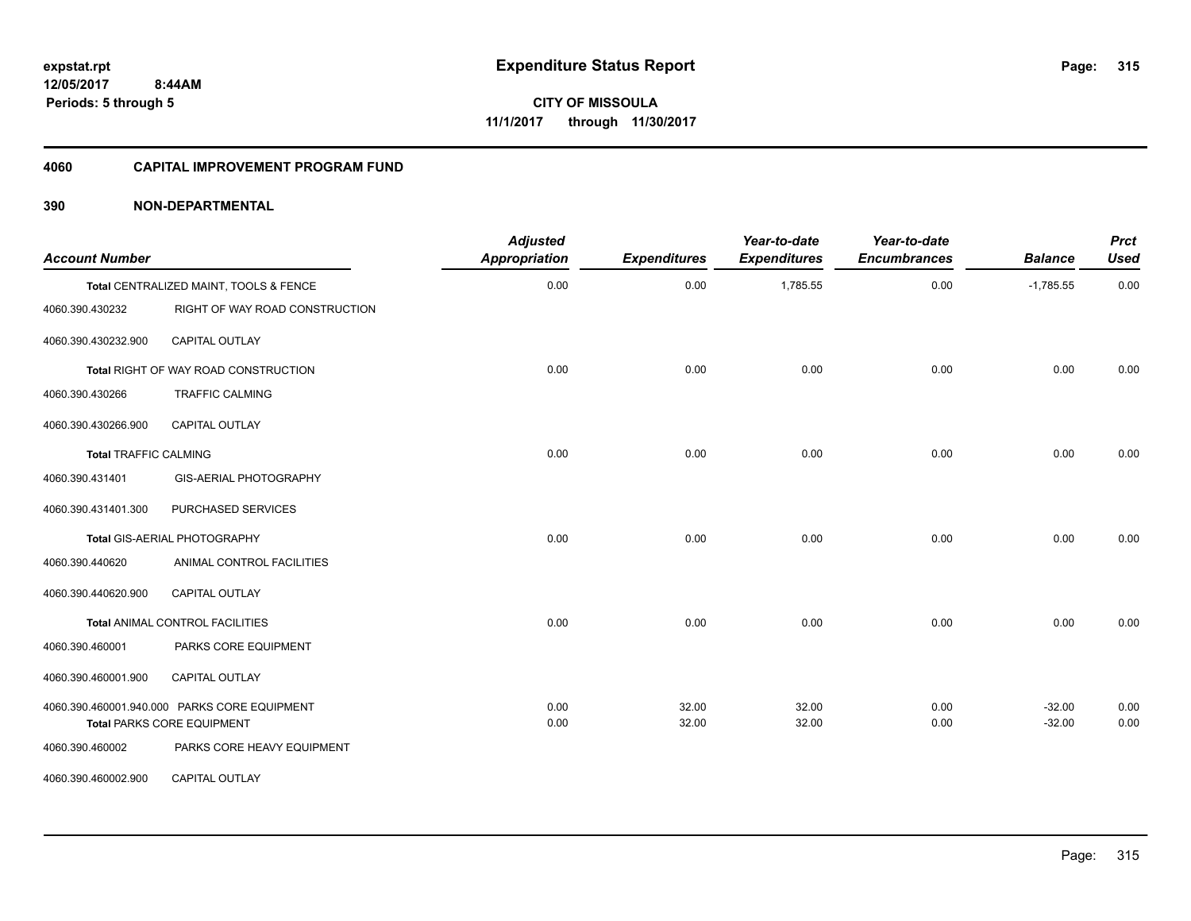expstat.rpt
12/05/2017 8:44AM
Periods: 5 through 5

# Expenditure Status Report

**CITY OF MISSOULA**
**11/1/2017 through 11/30/2017**

## 4060 CAPITAL IMPROVEMENT PROGRAM FUND

## 390 NON-DEPARTMENTAL

| Account Number | | Adjusted Appropriation | Expenditures | Year-to-date Expenditures | Year-to-date Encumbrances | Balance | Prct Used |
|---|---|---|---|---|---|---|---|
| Total CENTRALIZED MAINT, TOOLS & FENCE | | 0.00 | 0.00 | 1,785.55 | 0.00 | -1,785.55 | 0.00 |
| 4060.390.430232 | RIGHT OF WAY ROAD CONSTRUCTION | | | | | | |
| 4060.390.430232.900 | CAPITAL OUTLAY | | | | | | |
| Total RIGHT OF WAY ROAD CONSTRUCTION | | 0.00 | 0.00 | 0.00 | 0.00 | 0.00 | 0.00 |
| 4060.390.430266 | TRAFFIC CALMING | | | | | | |
| 4060.390.430266.900 | CAPITAL OUTLAY | | | | | | |
| Total TRAFFIC CALMING | | 0.00 | 0.00 | 0.00 | 0.00 | 0.00 | 0.00 |
| 4060.390.431401 | GIS-AERIAL PHOTOGRAPHY | | | | | | |
| 4060.390.431401.300 | PURCHASED SERVICES | | | | | | |
| Total GIS-AERIAL PHOTOGRAPHY | | 0.00 | 0.00 | 0.00 | 0.00 | 0.00 | 0.00 |
| 4060.390.440620 | ANIMAL CONTROL FACILITIES | | | | | | |
| 4060.390.440620.900 | CAPITAL OUTLAY | | | | | | |
| Total ANIMAL CONTROL FACILITIES | | 0.00 | 0.00 | 0.00 | 0.00 | 0.00 | 0.00 |
| 4060.390.460001 | PARKS CORE EQUIPMENT | | | | | | |
| 4060.390.460001.900 | CAPITAL OUTLAY | | | | | | |
| 4060.390.460001.940.000 | PARKS CORE EQUIPMENT | 0.00 | 32.00 | 32.00 | 0.00 | -32.00 | 0.00 |
| Total PARKS CORE EQUIPMENT | | 0.00 | 32.00 | 32.00 | 0.00 | -32.00 | 0.00 |
| 4060.390.460002 | PARKS CORE HEAVY EQUIPMENT | | | | | | |
| 4060.390.460002.900 | CAPITAL OUTLAY | | | | | | |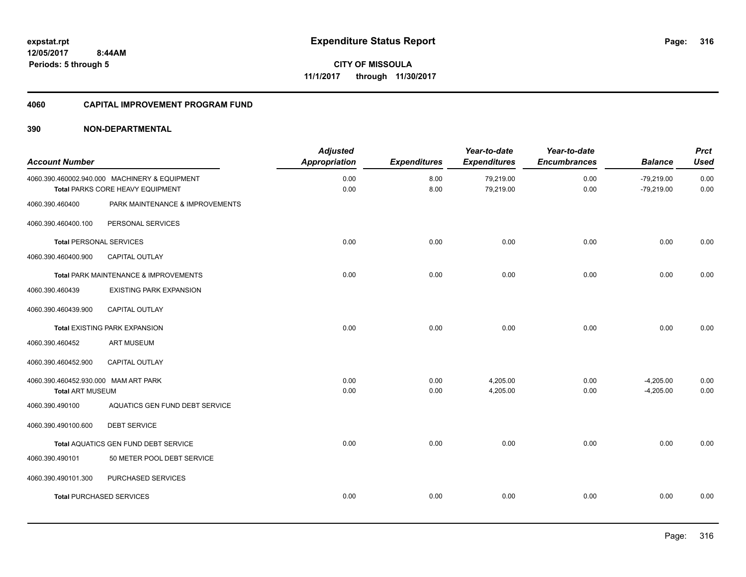**expstat.rpt**
**12/05/2017 8:44AM**
**Periods: 5 through 5**

# Expenditure Status Report

**CITY OF MISSOULA**
**11/1/2017 through 11/30/2017**

## 4060 CAPITAL IMPROVEMENT PROGRAM FUND

## 390 NON-DEPARTMENTAL

| Account Number | | Adjusted Appropriation | Expenditures | Year-to-date Expenditures | Year-to-date Encumbrances | Balance | Prct Used |
|---|---|---|---|---|---|---|---|
| 4060.390.460002.940.000 | MACHINERY & EQUIPMENT | 0.00 | 8.00 | 79,219.00 | 0.00 | -79,219.00 | 0.00 |
| Total PARKS CORE HEAVY EQUIPMENT | | 0.00 | 8.00 | 79,219.00 | 0.00 | -79,219.00 | 0.00 |
| 4060.390.460400 | PARK MAINTENANCE & IMPROVEMENTS | | | | | | |
| 4060.390.460400.100 | PERSONAL SERVICES | | | | | | |
| Total PERSONAL SERVICES | | 0.00 | 0.00 | 0.00 | 0.00 | 0.00 | 0.00 |
| 4060.390.460400.900 | CAPITAL OUTLAY | | | | | | |
| Total PARK MAINTENANCE & IMPROVEMENTS | | 0.00 | 0.00 | 0.00 | 0.00 | 0.00 | 0.00 |
| 4060.390.460439 | EXISTING PARK EXPANSION | | | | | | |
| 4060.390.460439.900 | CAPITAL OUTLAY | | | | | | |
| Total EXISTING PARK EXPANSION | | 0.00 | 0.00 | 0.00 | 0.00 | 0.00 | 0.00 |
| 4060.390.460452 | ART MUSEUM | | | | | | |
| 4060.390.460452.900 | CAPITAL OUTLAY | | | | | | |
| 4060.390.460452.930.000 | MAM ART PARK | 0.00 | 0.00 | 4,205.00 | 0.00 | -4,205.00 | 0.00 |
| Total ART MUSEUM | | 0.00 | 0.00 | 4,205.00 | 0.00 | -4,205.00 | 0.00 |
| 4060.390.490100 | AQUATICS GEN FUND DEBT SERVICE | | | | | | |
| 4060.390.490100.600 | DEBT SERVICE | | | | | | |
| Total AQUATICS GEN FUND DEBT SERVICE | | 0.00 | 0.00 | 0.00 | 0.00 | 0.00 | 0.00 |
| 4060.390.490101 | 50 METER POOL DEBT SERVICE | | | | | | |
| 4060.390.490101.300 | PURCHASED SERVICES | | | | | | |
| Total PURCHASED SERVICES | | 0.00 | 0.00 | 0.00 | 0.00 | 0.00 | 0.00 |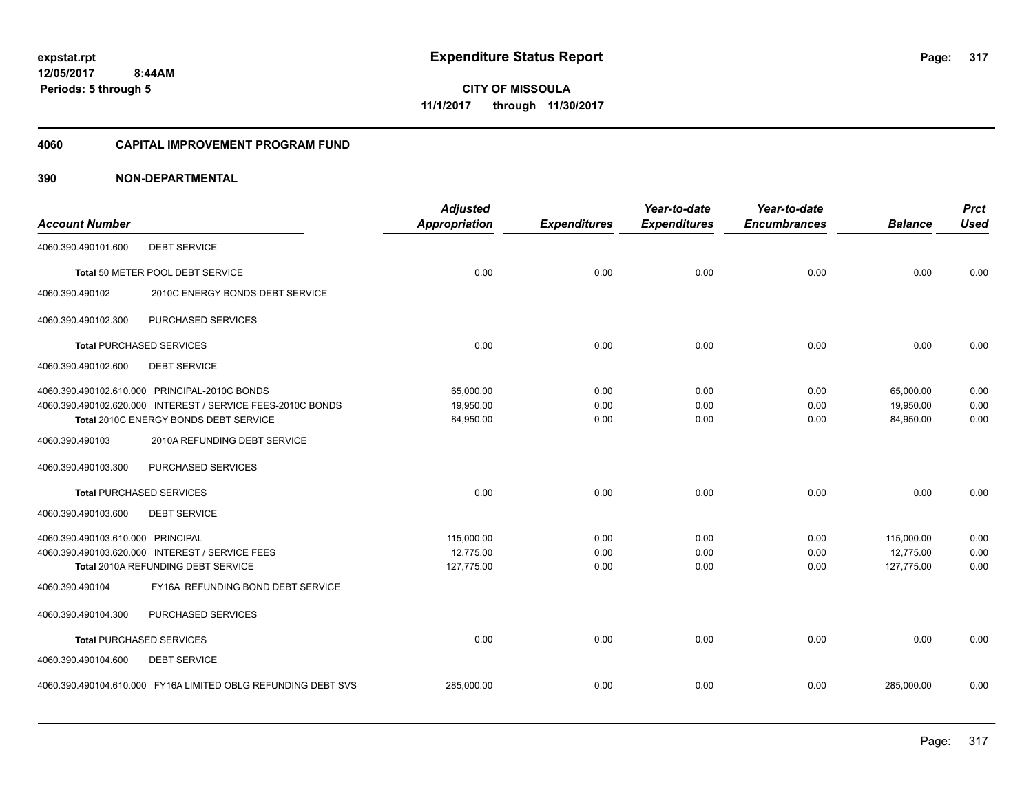**expstat.rpt**
**12/05/2017 8:44AM**
**Periods: 5 through 5**

# Expenditure Status Report

**CITY OF MISSOULA**
**11/1/2017 through 11/30/2017**

## 4060 CAPITAL IMPROVEMENT PROGRAM FUND

## 390 NON-DEPARTMENTAL

| Account Number | | Adjusted Appropriation | Expenditures | Year-to-date Expenditures | Year-to-date Encumbrances | Balance | Prct Used |
|---|---|---|---|---|---|---|---|
| 4060.390.490101.600 | DEBT SERVICE | | | | | | |
| | Total 50 METER POOL DEBT SERVICE | 0.00 | 0.00 | 0.00 | 0.00 | 0.00 | 0.00 |
| 4060.390.490102 | 2010C ENERGY BONDS DEBT SERVICE | | | | | | |
| 4060.390.490102.300 | PURCHASED SERVICES | | | | | | |
| | Total PURCHASED SERVICES | 0.00 | 0.00 | 0.00 | 0.00 | 0.00 | 0.00 |
| 4060.390.490102.600 | DEBT SERVICE | | | | | | |
| 4060.390.490102.610.000 | PRINCIPAL-2010C BONDS | 65,000.00 | 0.00 | 0.00 | 0.00 | 65,000.00 | 0.00 |
| 4060.390.490102.620.000 | INTEREST / SERVICE FEES-2010C BONDS | 19,950.00 | 0.00 | 0.00 | 0.00 | 19,950.00 | 0.00 |
| | Total 2010C ENERGY BONDS DEBT SERVICE | 84,950.00 | 0.00 | 0.00 | 0.00 | 84,950.00 | 0.00 |
| 4060.390.490103 | 2010A REFUNDING DEBT SERVICE | | | | | | |
| 4060.390.490103.300 | PURCHASED SERVICES | | | | | | |
| | Total PURCHASED SERVICES | 0.00 | 0.00 | 0.00 | 0.00 | 0.00 | 0.00 |
| 4060.390.490103.600 | DEBT SERVICE | | | | | | |
| 4060.390.490103.610.000 | PRINCIPAL | 115,000.00 | 0.00 | 0.00 | 0.00 | 115,000.00 | 0.00 |
| 4060.390.490103.620.000 | INTEREST / SERVICE FEES | 12,775.00 | 0.00 | 0.00 | 0.00 | 12,775.00 | 0.00 |
| | Total 2010A REFUNDING DEBT SERVICE | 127,775.00 | 0.00 | 0.00 | 0.00 | 127,775.00 | 0.00 |
| 4060.390.490104 | FY16A REFUNDING BOND DEBT SERVICE | | | | | | |
| 4060.390.490104.300 | PURCHASED SERVICES | | | | | | |
| | Total PURCHASED SERVICES | 0.00 | 0.00 | 0.00 | 0.00 | 0.00 | 0.00 |
| 4060.390.490104.600 | DEBT SERVICE | | | | | | |
| 4060.390.490104.610.000 | FY16A LIMITED OBLG REFUNDING DEBT SVS | 285,000.00 | 0.00 | 0.00 | 0.00 | 285,000.00 | 0.00 |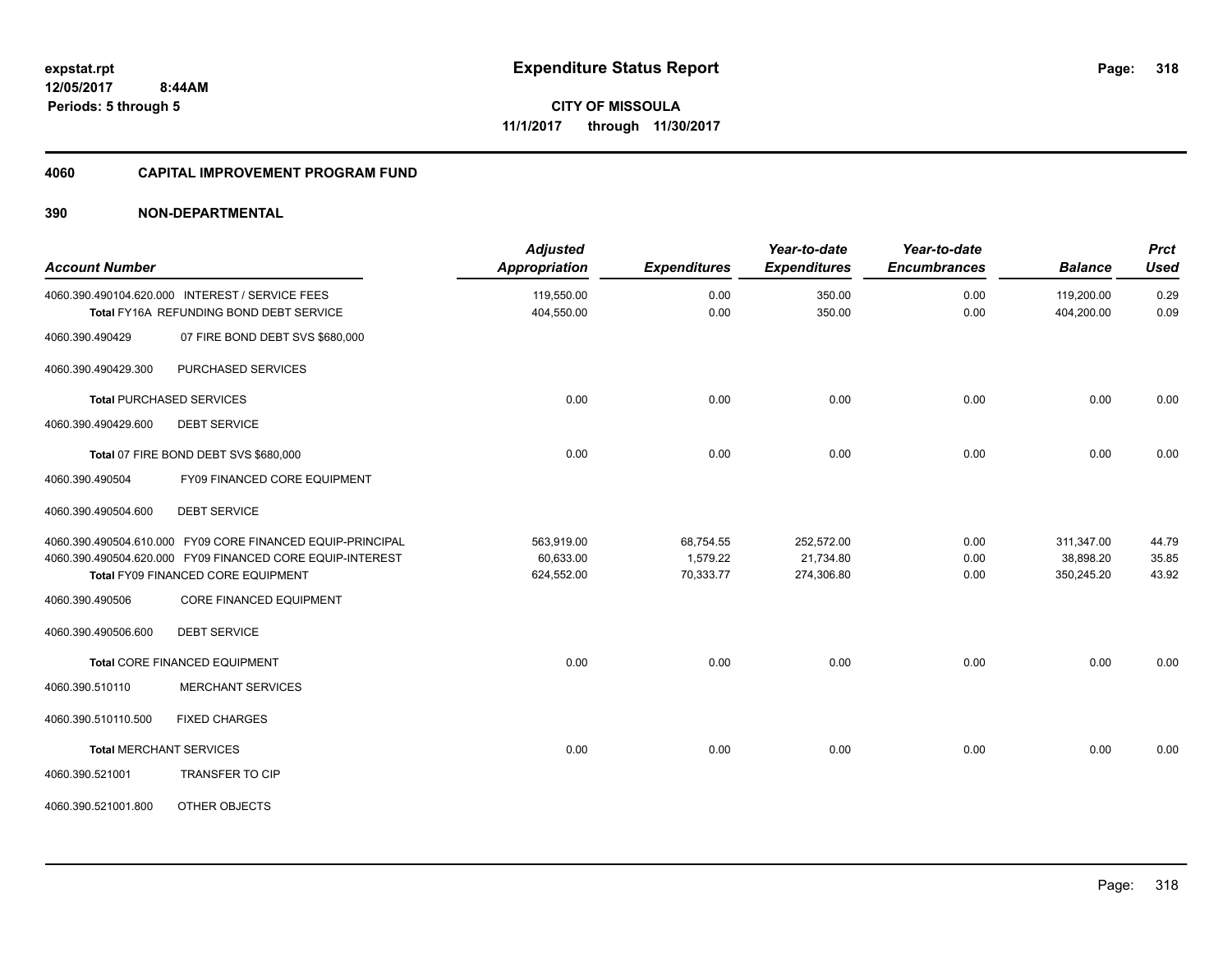**expstat.rpt**
**12/05/2017 8:44AM**
**Periods: 5 through 5**

# Expenditure Status Report

**CITY OF MISSOULA**
**11/1/2017 through 11/30/2017**

## 4060 CAPITAL IMPROVEMENT PROGRAM FUND

## 390 NON-DEPARTMENTAL

| Account Number | | Adjusted Appropriation | Expenditures | Year-to-date Expenditures | Year-to-date Encumbrances | Balance | Prct Used |
|---|---|---|---|---|---|---|---|
| 4060.390.490104.620.000 | INTEREST / SERVICE FEES | 119,550.00 | 0.00 | 350.00 | 0.00 | 119,200.00 | 0.29 |
| | **Total** FY16A REFUNDING BOND DEBT SERVICE | 404,550.00 | 0.00 | 350.00 | 0.00 | 404,200.00 | 0.09 |
| 4060.390.490429 | 07 FIRE BOND DEBT SVS $680,000 | | | | | | |
| 4060.390.490429.300 | PURCHASED SERVICES | | | | | | |
| | **Total** PURCHASED SERVICES | 0.00 | 0.00 | 0.00 | 0.00 | 0.00 | 0.00 |
| 4060.390.490429.600 | DEBT SERVICE | | | | | | |
| | **Total** 07 FIRE BOND DEBT SVS $680,000 | 0.00 | 0.00 | 0.00 | 0.00 | 0.00 | 0.00 |
| 4060.390.490504 | FY09 FINANCED CORE EQUIPMENT | | | | | | |
| 4060.390.490504.600 | DEBT SERVICE | | | | | | |
| 4060.390.490504.610.000 | FY09 CORE FINANCED EQUIP-PRINCIPAL | 563,919.00 | 68,754.55 | 252,572.00 | 0.00 | 311,347.00 | 44.79 |
| 4060.390.490504.620.000 | FY09 FINANCED CORE EQUIP-INTEREST | 60,633.00 | 1,579.22 | 21,734.80 | 0.00 | 38,898.20 | 35.85 |
| | **Total** FY09 FINANCED CORE EQUIPMENT | 624,552.00 | 70,333.77 | 274,306.80 | 0.00 | 350,245.20 | 43.92 |
| 4060.390.490506 | CORE FINANCED EQUIPMENT | | | | | | |
| 4060.390.490506.600 | DEBT SERVICE | | | | | | |
| | **Total** CORE FINANCED EQUIPMENT | 0.00 | 0.00 | 0.00 | 0.00 | 0.00 | 0.00 |
| 4060.390.510110 | MERCHANT SERVICES | | | | | | |
| 4060.390.510110.500 | FIXED CHARGES | | | | | | |
| | **Total** MERCHANT SERVICES | 0.00 | 0.00 | 0.00 | 0.00 | 0.00 | 0.00 |
| 4060.390.521001 | TRANSFER TO CIP | | | | | | |
| 4060.390.521001.800 | OTHER OBJECTS | | | | | | |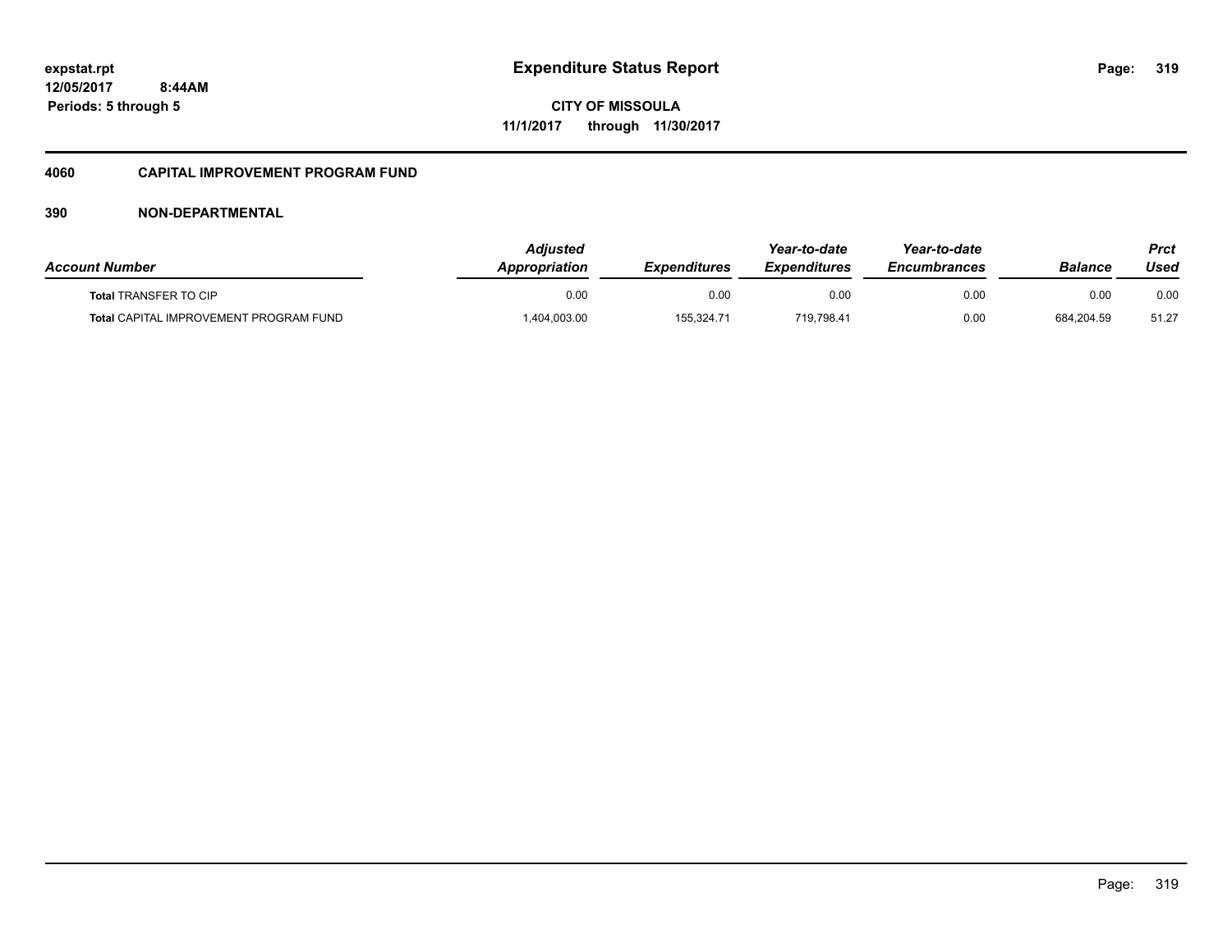**expstat.rpt**
**12/05/2017 8:44AM**
**Periods: 5 through 5**

# Expenditure Status Report

**CITY OF MISSOULA**
**11/1/2017 through 11/30/2017**

## 4060 CAPITAL IMPROVEMENT PROGRAM FUND

### 390 NON-DEPARTMENTAL

| *Account Number* | *Adjusted Appropriation* | *Expenditures* | *Year-to-date Expenditures* | *Year-to-date Encumbrances* | *Balance* | *Prct Used* |
|---|---|---|---|---|---|---|
| **Total** TRANSFER TO CIP | 0.00 | 0.00 | 0.00 | 0.00 | 0.00 | 0.00 |
| **Total** CAPITAL IMPROVEMENT PROGRAM FUND | 1,404,003.00 | 155,324.71 | 719,798.41 | 0.00 | 684,204.59 | 51.27 |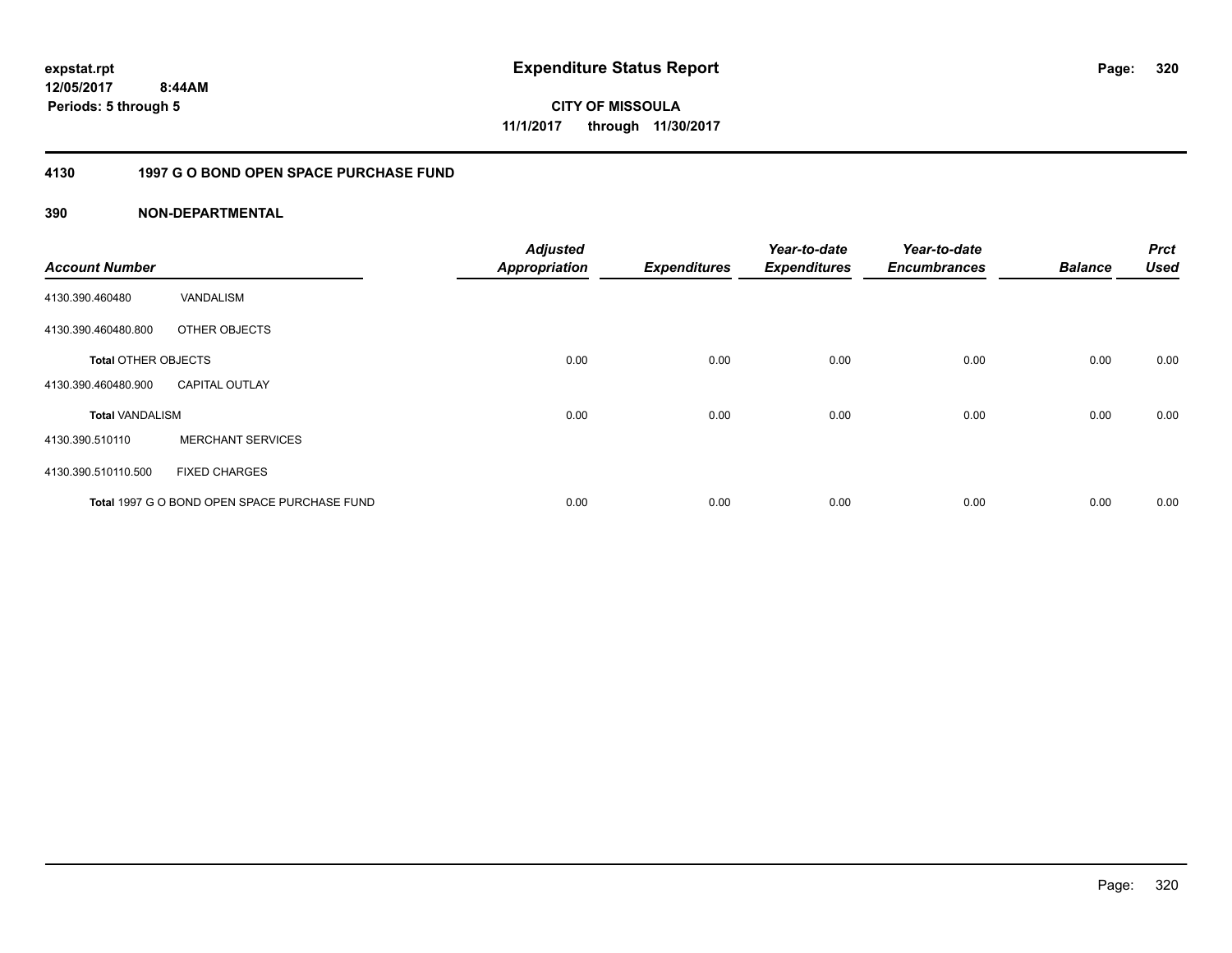expstat.rpt
12/05/2017 8:44AM
Periods: 5 through 5

# Expenditure Status Report

CITY OF MISSOULA
11/1/2017 through 11/30/2017

## 4130 1997 G O BOND OPEN SPACE PURCHASE FUND

### 390 NON-DEPARTMENTAL

| Account Number | | Adjusted Appropriation | Expenditures | Year-to-date Expenditures | Year-to-date Encumbrances | Balance | Prct Used |
|---|---|---|---|---|---|---|---|
| 4130.390.460480 | VANDALISM | | | | | | |
| 4130.390.460480.800 | OTHER OBJECTS | | | | | | |
| **Total** OTHER OBJECTS | | 0.00 | 0.00 | 0.00 | 0.00 | 0.00 | 0.00 |
| 4130.390.460480.900 | CAPITAL OUTLAY | | | | | | |
| **Total** VANDALISM | | 0.00 | 0.00 | 0.00 | 0.00 | 0.00 | 0.00 |
| 4130.390.510110 | MERCHANT SERVICES | | | | | | |
| 4130.390.510110.500 | FIXED CHARGES | | | | | | |
| **Total** 1997 G O BOND OPEN SPACE PURCHASE FUND | | 0.00 | 0.00 | 0.00 | 0.00 | 0.00 | 0.00 |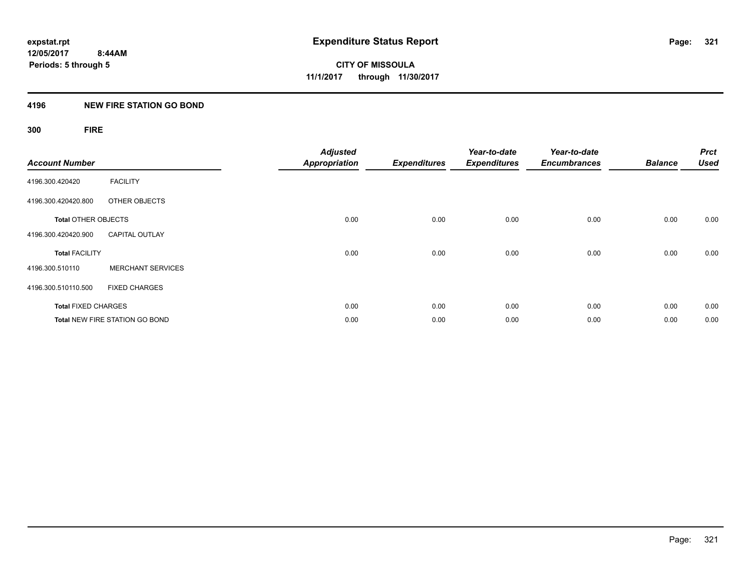expstat.rpt
12/05/2017 8:44AM
Periods: 5 through 5

# Expenditure Status Report

**CITY OF MISSOULA**
**11/1/2017 through 11/30/2017**

## 4196 NEW FIRE STATION GO BOND

### 300 FIRE

| Account Number | | Adjusted Appropriation | Expenditures | Year-to-date Expenditures | Year-to-date Encumbrances | Balance | Prct Used |
|---|---|---|---|---|---|---|---|
| 4196.300.420420 | FACILITY | | | | | | |
| 4196.300.420420.800 | OTHER OBJECTS | | | | | | |
| **Total** OTHER OBJECTS | | 0.00 | 0.00 | 0.00 | 0.00 | 0.00 | 0.00 |
| 4196.300.420420.900 | CAPITAL OUTLAY | | | | | | |
| **Total** FACILITY | | 0.00 | 0.00 | 0.00 | 0.00 | 0.00 | 0.00 |
| 4196.300.510110 | MERCHANT SERVICES | | | | | | |
| 4196.300.510110.500 | FIXED CHARGES | | | | | | |
| **Total** FIXED CHARGES | | 0.00 | 0.00 | 0.00 | 0.00 | 0.00 | 0.00 |
| **Total** NEW FIRE STATION GO BOND | | 0.00 | 0.00 | 0.00 | 0.00 | 0.00 | 0.00 |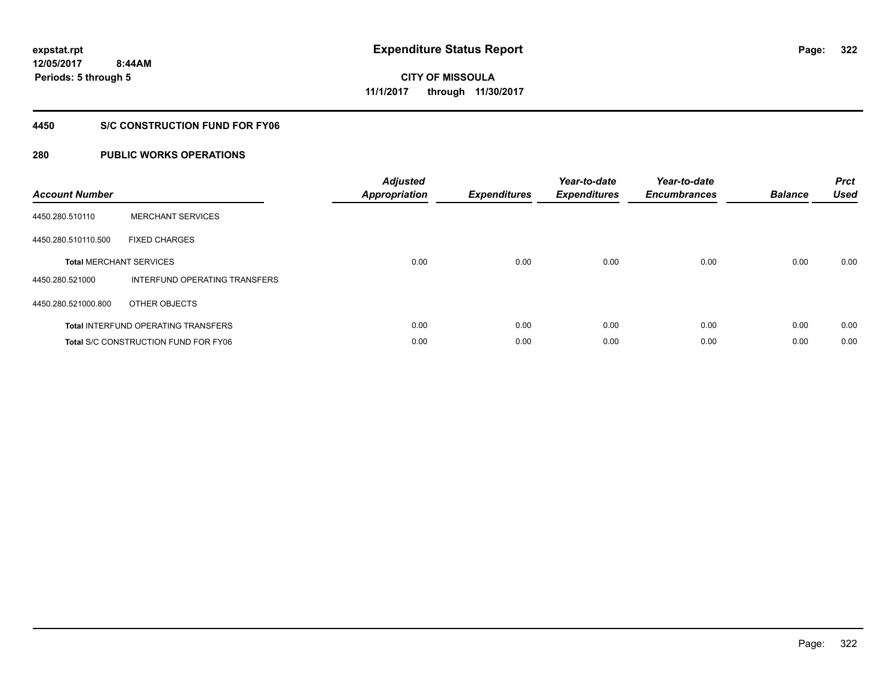expstat.rpt
12/05/2017 8:44AM
Periods: 5 through 5

# Expenditure Status Report

**CITY OF MISSOULA**
**11/1/2017 through 11/30/2017**

## 4450 S/C CONSTRUCTION FUND FOR FY06

## 280 PUBLIC WORKS OPERATIONS

| Account Number | | Adjusted Appropriation | Expenditures | Year-to-date Expenditures | Year-to-date Encumbrances | Balance | Prct Used |
|---|---|---|---|---|---|---|---|
| 4450.280.510110 | MERCHANT SERVICES | | | | | | |
| 4450.280.510110.500 | FIXED CHARGES | | | | | | |
| **Total** MERCHANT SERVICES | | 0.00 | 0.00 | 0.00 | 0.00 | 0.00 | 0.00 |
| 4450.280.521000 | INTERFUND OPERATING TRANSFERS | | | | | | |
| 4450.280.521000.800 | OTHER OBJECTS | | | | | | |
| **Total** INTERFUND OPERATING TRANSFERS | | 0.00 | 0.00 | 0.00 | 0.00 | 0.00 | 0.00 |
| **Total** S/C CONSTRUCTION FUND FOR FY06 | | 0.00 | 0.00 | 0.00 | 0.00 | 0.00 | 0.00 |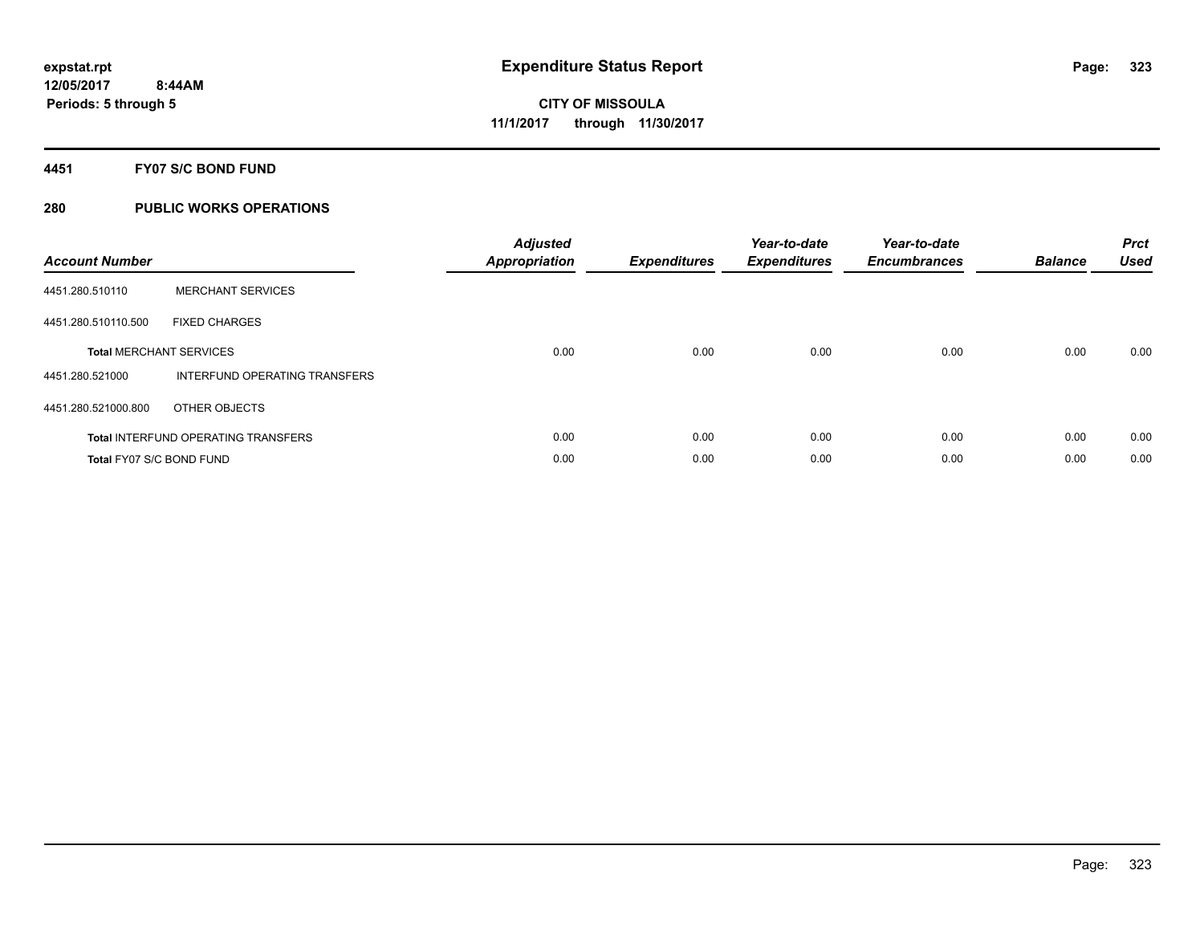expstat.rpt
12/05/2017 8:44AM
Periods: 5 through 5

# Expenditure Status Report

CITY OF MISSOULA
11/1/2017 through 11/30/2017

## 4451 FY07 S/C BOND FUND

### 280 PUBLIC WORKS OPERATIONS

| Account Number | | Adjusted Appropriation | Expenditures | Year-to-date Expenditures | Year-to-date Encumbrances | Balance | Prct Used |
|---|---|---|---|---|---|---|---|
| 4451.280.510110 | MERCHANT SERVICES | | | | | | |
| 4451.280.510110.500 | FIXED CHARGES | | | | | | |
| **Total** MERCHANT SERVICES | | 0.00 | 0.00 | 0.00 | 0.00 | 0.00 | 0.00 |
| 4451.280.521000 | INTERFUND OPERATING TRANSFERS | | | | | | |
| 4451.280.521000.800 | OTHER OBJECTS | | | | | | |
| **Total** INTERFUND OPERATING TRANSFERS | | 0.00 | 0.00 | 0.00 | 0.00 | 0.00 | 0.00 |
| **Total** FY07 S/C BOND FUND | | 0.00 | 0.00 | 0.00 | 0.00 | 0.00 | 0.00 |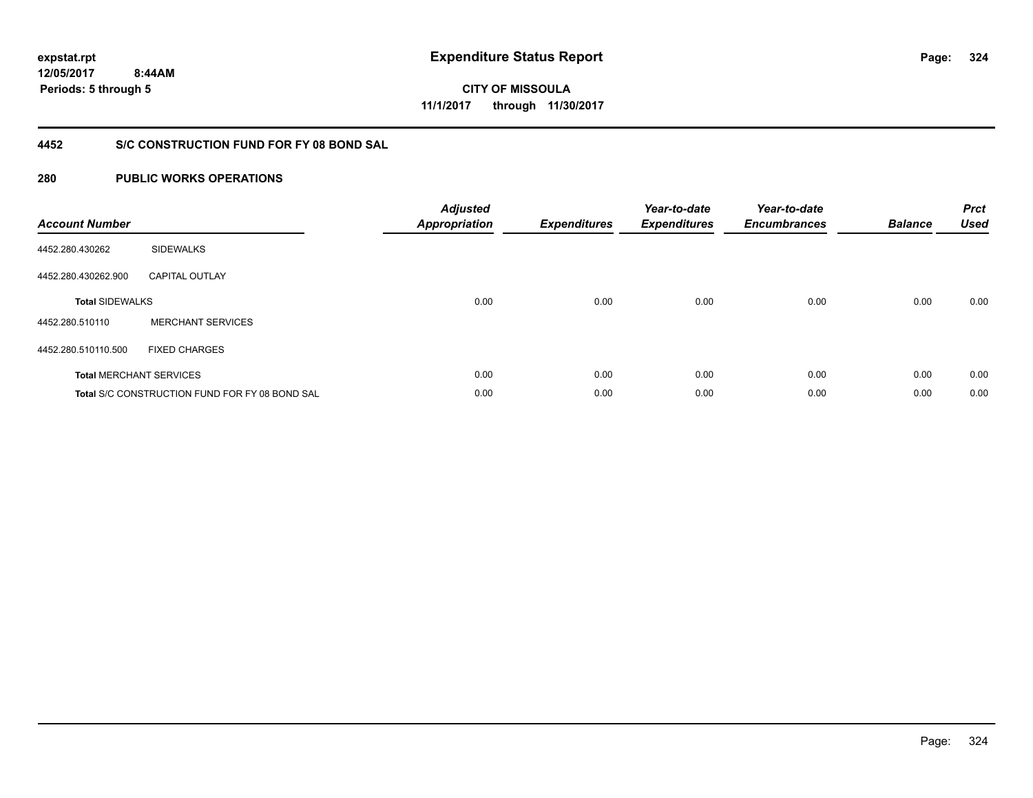**expstat.rpt**
**12/05/2017 8:44AM**
**Periods: 5 through 5**

# Expenditure Status Report

**CITY OF MISSOULA**
**11/1/2017 through 11/30/2017**

## 4452 S/C CONSTRUCTION FUND FOR FY 08 BOND SAL

## 280 PUBLIC WORKS OPERATIONS

| Account Number | | Adjusted Appropriation | Expenditures | Year-to-date Expenditures | Year-to-date Encumbrances | Balance | Prct Used |
|---|---|---|---|---|---|---|---|
| 4452.280.430262 | SIDEWALKS | | | | | | |
| 4452.280.430262.900 | CAPITAL OUTLAY | | | | | | |
| **Total** SIDEWALKS | | 0.00 | 0.00 | 0.00 | 0.00 | 0.00 | 0.00 |
| 4452.280.510110 | MERCHANT SERVICES | | | | | | |
| 4452.280.510110.500 | FIXED CHARGES | | | | | | |
| **Total** MERCHANT SERVICES | | 0.00 | 0.00 | 0.00 | 0.00 | 0.00 | 0.00 |
| **Total** S/C CONSTRUCTION FUND FOR FY 08 BOND SAL | | 0.00 | 0.00 | 0.00 | 0.00 | 0.00 | 0.00 |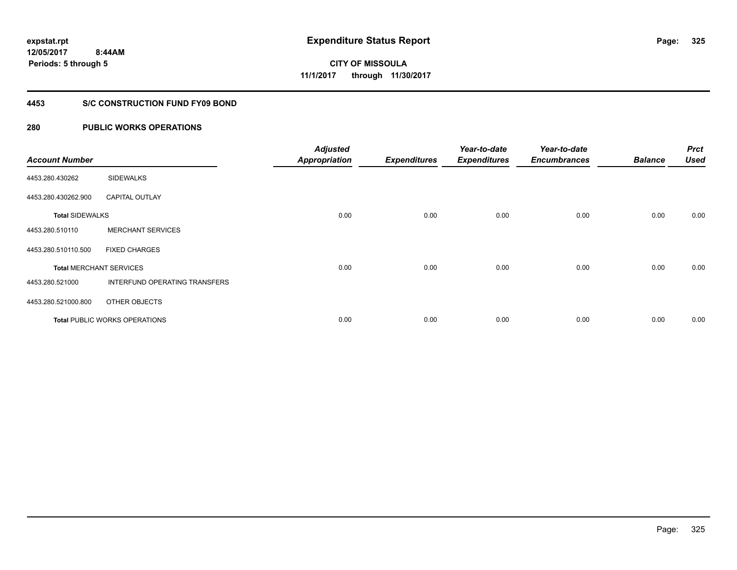expstat.rpt
12/05/2017 8:44AM
Periods: 5 through 5

# Expenditure Status Report

**CITY OF MISSOULA**
**11/1/2017 through 11/30/2017**

## 4453 S/C CONSTRUCTION FUND FY09 BOND

## 280 PUBLIC WORKS OPERATIONS

| Account Number | | Adjusted Appropriation | Expenditures | Year-to-date Expenditures | Year-to-date Encumbrances | Balance | Prct Used |
|---|---|---|---|---|---|---|---|
| 4453.280.430262 | SIDEWALKS | | | | | | |
| 4453.280.430262.900 | CAPITAL OUTLAY | | | | | | |
| **Total** SIDEWALKS | | 0.00 | 0.00 | 0.00 | 0.00 | 0.00 | 0.00 |
| 4453.280.510110 | MERCHANT SERVICES | | | | | | |
| 4453.280.510110.500 | FIXED CHARGES | | | | | | |
| **Total** MERCHANT SERVICES | | 0.00 | 0.00 | 0.00 | 0.00 | 0.00 | 0.00 |
| 4453.280.521000 | INTERFUND OPERATING TRANSFERS | | | | | | |
| 4453.280.521000.800 | OTHER OBJECTS | | | | | | |
| **Total** PUBLIC WORKS OPERATIONS | | 0.00 | 0.00 | 0.00 | 0.00 | 0.00 | 0.00 |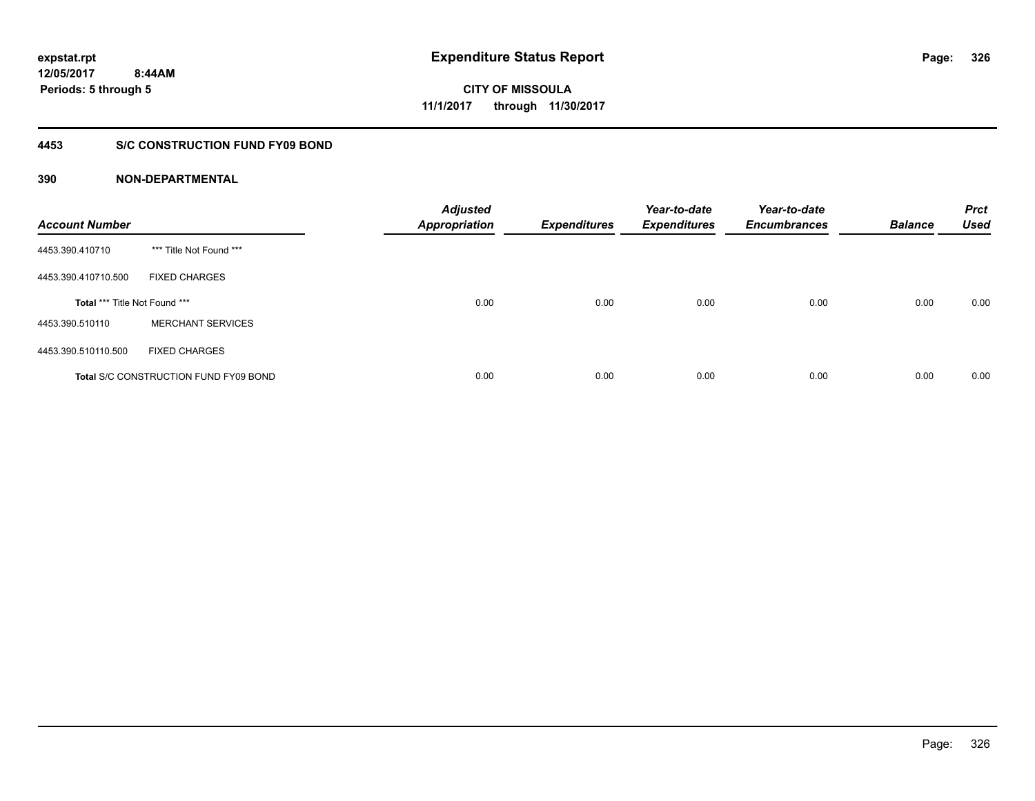**expstat.rpt**
**12/05/2017 8:44AM**
**Periods: 5 through 5**

# Expenditure Status Report

**CITY OF MISSOULA**
**11/1/2017 through 11/30/2017**

## 4453 S/C CONSTRUCTION FUND FY09 BOND

## 390 NON-DEPARTMENTAL

| Account Number | | Adjusted Appropriation | Expenditures | Year-to-date Expenditures | Year-to-date Encumbrances | Balance | Prct Used |
|---|---|---|---|---|---|---|---|
| 4453.390.410710 | *** Title Not Found *** | | | | | | |
| 4453.390.410710.500 | FIXED CHARGES | | | | | | |
| **Total** *** Title Not Found *** | | 0.00 | 0.00 | 0.00 | 0.00 | 0.00 | 0.00 |
| 4453.390.510110 | MERCHANT SERVICES | | | | | | |
| 4453.390.510110.500 | FIXED CHARGES | | | | | | |
| **Total** S/C CONSTRUCTION FUND FY09 BOND | | 0.00 | 0.00 | 0.00 | 0.00 | 0.00 | 0.00 |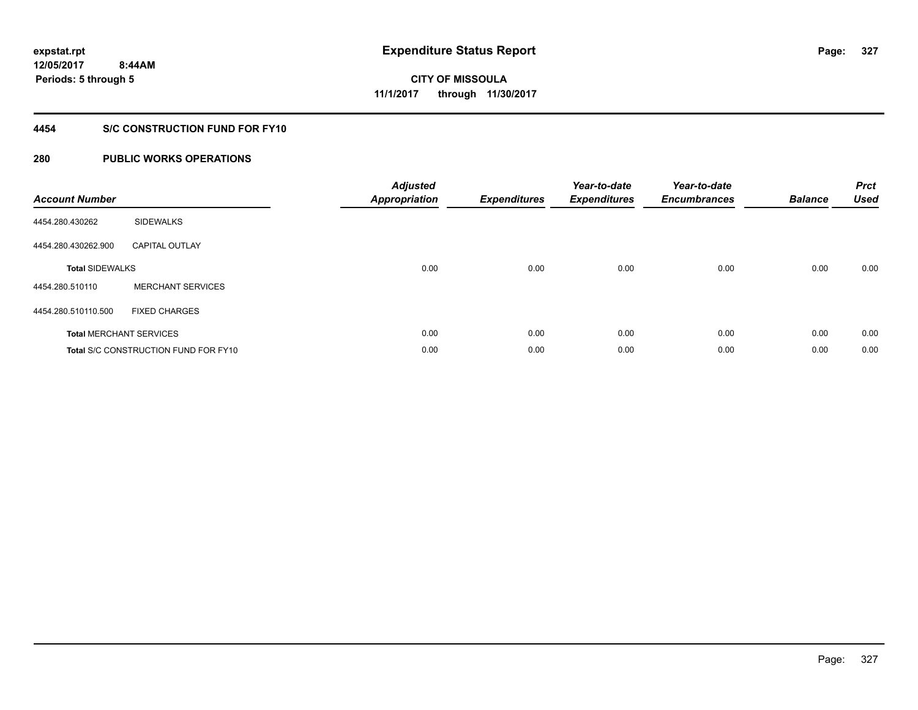expstat.rpt
12/05/2017 8:44AM
Periods: 5 through 5

# Expenditure Status Report

CITY OF MISSOULA
11/1/2017 through 11/30/2017

## 4454 S/C CONSTRUCTION FUND FOR FY10

## 280 PUBLIC WORKS OPERATIONS

| Account Number | | Adjusted Appropriation | Expenditures | Year-to-date Expenditures | Year-to-date Encumbrances | Balance | Prct Used |
|---|---|---|---|---|---|---|---|
| 4454.280.430262 | SIDEWALKS | | | | | | |
| 4454.280.430262.900 | CAPITAL OUTLAY | | | | | | |
| **Total** SIDEWALKS | | 0.00 | 0.00 | 0.00 | 0.00 | 0.00 | 0.00 |
| 4454.280.510110 | MERCHANT SERVICES | | | | | | |
| 4454.280.510110.500 | FIXED CHARGES | | | | | | |
| **Total** MERCHANT SERVICES | | 0.00 | 0.00 | 0.00 | 0.00 | 0.00 | 0.00 |
| **Total** S/C CONSTRUCTION FUND FOR FY10 | | 0.00 | 0.00 | 0.00 | 0.00 | 0.00 | 0.00 |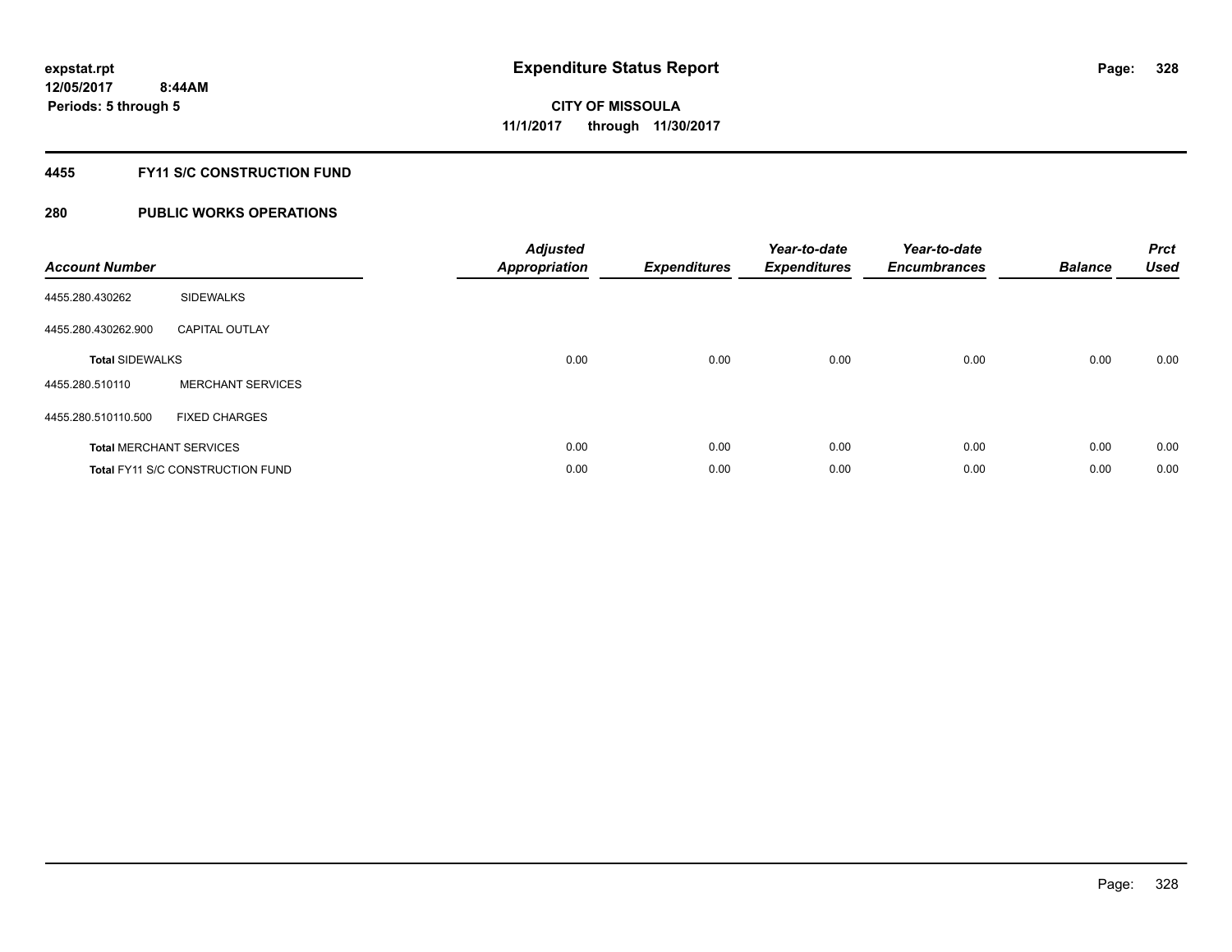expstat.rpt
12/05/2017 8:44AM
Periods: 5 through 5

# Expenditure Status Report

**CITY OF MISSOULA**
**11/1/2017 through 11/30/2017**

## 4455 FY11 S/C CONSTRUCTION FUND

## 280 PUBLIC WORKS OPERATIONS

| Account Number | | Adjusted Appropriation | Expenditures | Year-to-date Expenditures | Year-to-date Encumbrances | Balance | Prct Used |
|---|---|---|---|---|---|---|---|
| 4455.280.430262 | SIDEWALKS | | | | | | |
| 4455.280.430262.900 | CAPITAL OUTLAY | | | | | | |
| **Total** SIDEWALKS | | 0.00 | 0.00 | 0.00 | 0.00 | 0.00 | 0.00 |
| 4455.280.510110 | MERCHANT SERVICES | | | | | | |
| 4455.280.510110.500 | FIXED CHARGES | | | | | | |
| **Total** MERCHANT SERVICES | | 0.00 | 0.00 | 0.00 | 0.00 | 0.00 | 0.00 |
| **Total** FY11 S/C CONSTRUCTION FUND | | 0.00 | 0.00 | 0.00 | 0.00 | 0.00 | 0.00 |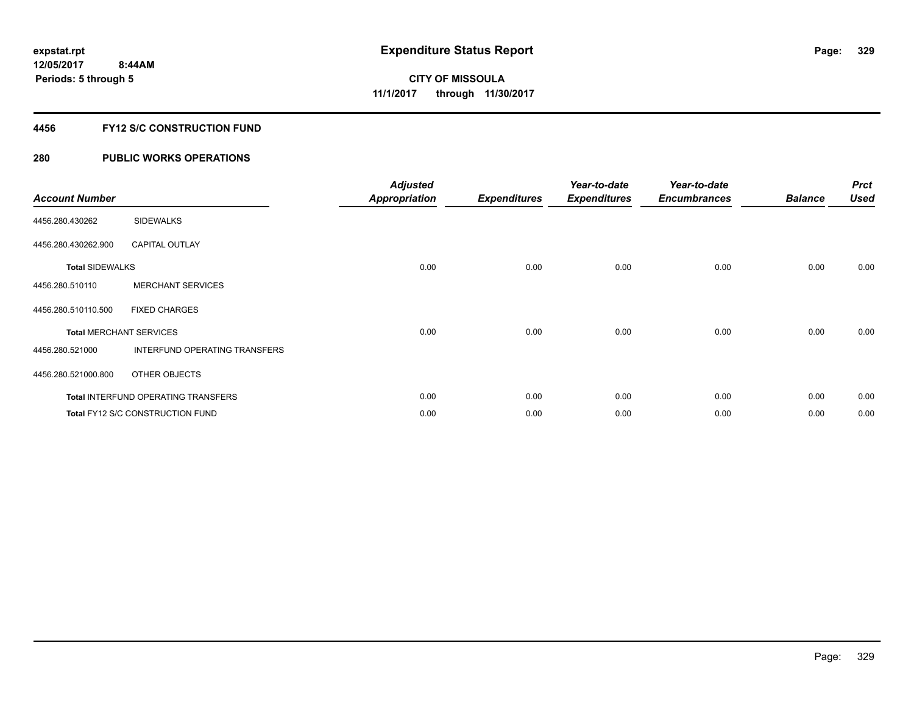expstat.rpt
12/05/2017 8:44AM
Periods: 5 through 5

# Expenditure Status Report

**CITY OF MISSOULA**
**11/1/2017 through 11/30/2017**

## 4456 FY12 S/C CONSTRUCTION FUND

## 280 PUBLIC WORKS OPERATIONS

| Account Number | | Adjusted Appropriation | Expenditures | Year-to-date Expenditures | Year-to-date Encumbrances | Balance | Prct Used |
|---|---|---|---|---|---|---|---|
| 4456.280.430262 | SIDEWALKS | | | | | | |
| 4456.280.430262.900 | CAPITAL OUTLAY | | | | | | |
| **Total** SIDEWALKS | | 0.00 | 0.00 | 0.00 | 0.00 | 0.00 | 0.00 |
| 4456.280.510110 | MERCHANT SERVICES | | | | | | |
| 4456.280.510110.500 | FIXED CHARGES | | | | | | |
| **Total** MERCHANT SERVICES | | 0.00 | 0.00 | 0.00 | 0.00 | 0.00 | 0.00 |
| 4456.280.521000 | INTERFUND OPERATING TRANSFERS | | | | | | |
| 4456.280.521000.800 | OTHER OBJECTS | | | | | | |
| **Total** INTERFUND OPERATING TRANSFERS | | 0.00 | 0.00 | 0.00 | 0.00 | 0.00 | 0.00 |
| **Total** FY12 S/C CONSTRUCTION FUND | | 0.00 | 0.00 | 0.00 | 0.00 | 0.00 | 0.00 |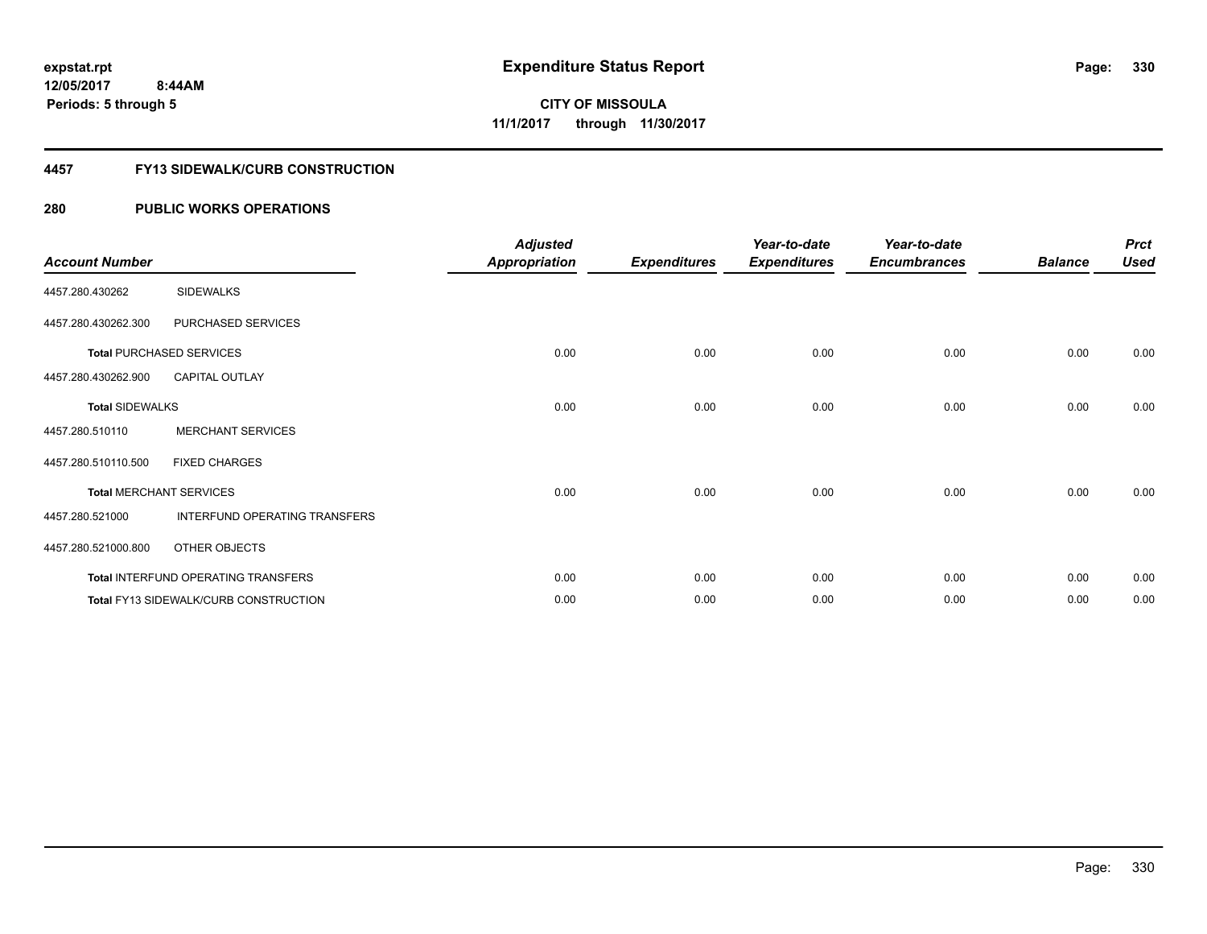**Expenditure Status Report**

**CITY OF MISSOULA**

**11/1/2017 through 11/30/2017**

expstat.rpt
12/05/2017 8:44AM
Periods: 5 through 5

## 4457 FY13 SIDEWALK/CURB CONSTRUCTION

## 280 PUBLIC WORKS OPERATIONS

| Account Number | | Adjusted Appropriation | Expenditures | Year-to-date Expenditures | Year-to-date Encumbrances | Balance | Prct Used |
|---|---|---|---|---|---|---|---|
| 4457.280.430262 | SIDEWALKS | | | | | | |
| 4457.280.430262.300 | PURCHASED SERVICES | | | | | | |
| **Total** PURCHASED SERVICES | | 0.00 | 0.00 | 0.00 | 0.00 | 0.00 | 0.00 |
| 4457.280.430262.900 | CAPITAL OUTLAY | | | | | | |
| **Total** SIDEWALKS | | 0.00 | 0.00 | 0.00 | 0.00 | 0.00 | 0.00 |
| 4457.280.510110 | MERCHANT SERVICES | | | | | | |
| 4457.280.510110.500 | FIXED CHARGES | | | | | | |
| **Total** MERCHANT SERVICES | | 0.00 | 0.00 | 0.00 | 0.00 | 0.00 | 0.00 |
| 4457.280.521000 | INTERFUND OPERATING TRANSFERS | | | | | | |
| 4457.280.521000.800 | OTHER OBJECTS | | | | | | |
| **Total** INTERFUND OPERATING TRANSFERS | | 0.00 | 0.00 | 0.00 | 0.00 | 0.00 | 0.00 |
| **Total** FY13 SIDEWALK/CURB CONSTRUCTION | | 0.00 | 0.00 | 0.00 | 0.00 | 0.00 | 0.00 |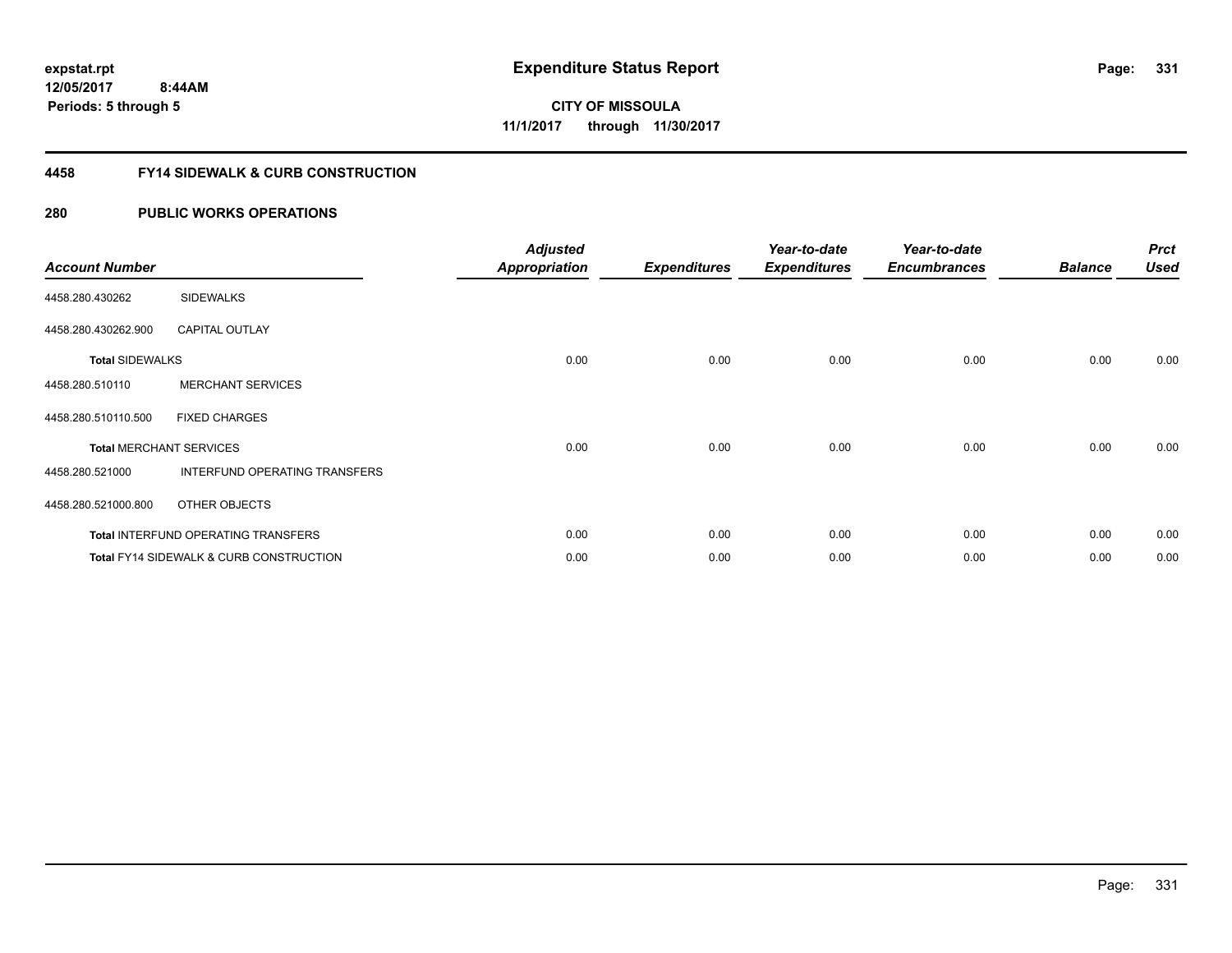**expstat.rpt**
**12/05/2017 8:44AM**
**Periods: 5 through 5**

# Expenditure Status Report

**CITY OF MISSOULA**
**11/1/2017 through 11/30/2017**

## 4458 FY14 SIDEWALK & CURB CONSTRUCTION

### 280 PUBLIC WORKS OPERATIONS

| Account Number | | Adjusted Appropriation | Expenditures | Year-to-date Expenditures | Year-to-date Encumbrances | Balance | Prct Used |
|---|---|---|---|---|---|---|---|
| 4458.280.430262 | SIDEWALKS | | | | | | |
| 4458.280.430262.900 | CAPITAL OUTLAY | | | | | | |
| **Total** SIDEWALKS | | 0.00 | 0.00 | 0.00 | 0.00 | 0.00 | 0.00 |
| 4458.280.510110 | MERCHANT SERVICES | | | | | | |
| 4458.280.510110.500 | FIXED CHARGES | | | | | | |
| **Total** MERCHANT SERVICES | | 0.00 | 0.00 | 0.00 | 0.00 | 0.00 | 0.00 |
| 4458.280.521000 | INTERFUND OPERATING TRANSFERS | | | | | | |
| 4458.280.521000.800 | OTHER OBJECTS | | | | | | |
| **Total** INTERFUND OPERATING TRANSFERS | | 0.00 | 0.00 | 0.00 | 0.00 | 0.00 | 0.00 |
| **Total** FY14 SIDEWALK & CURB CONSTRUCTION | | 0.00 | 0.00 | 0.00 | 0.00 | 0.00 | 0.00 |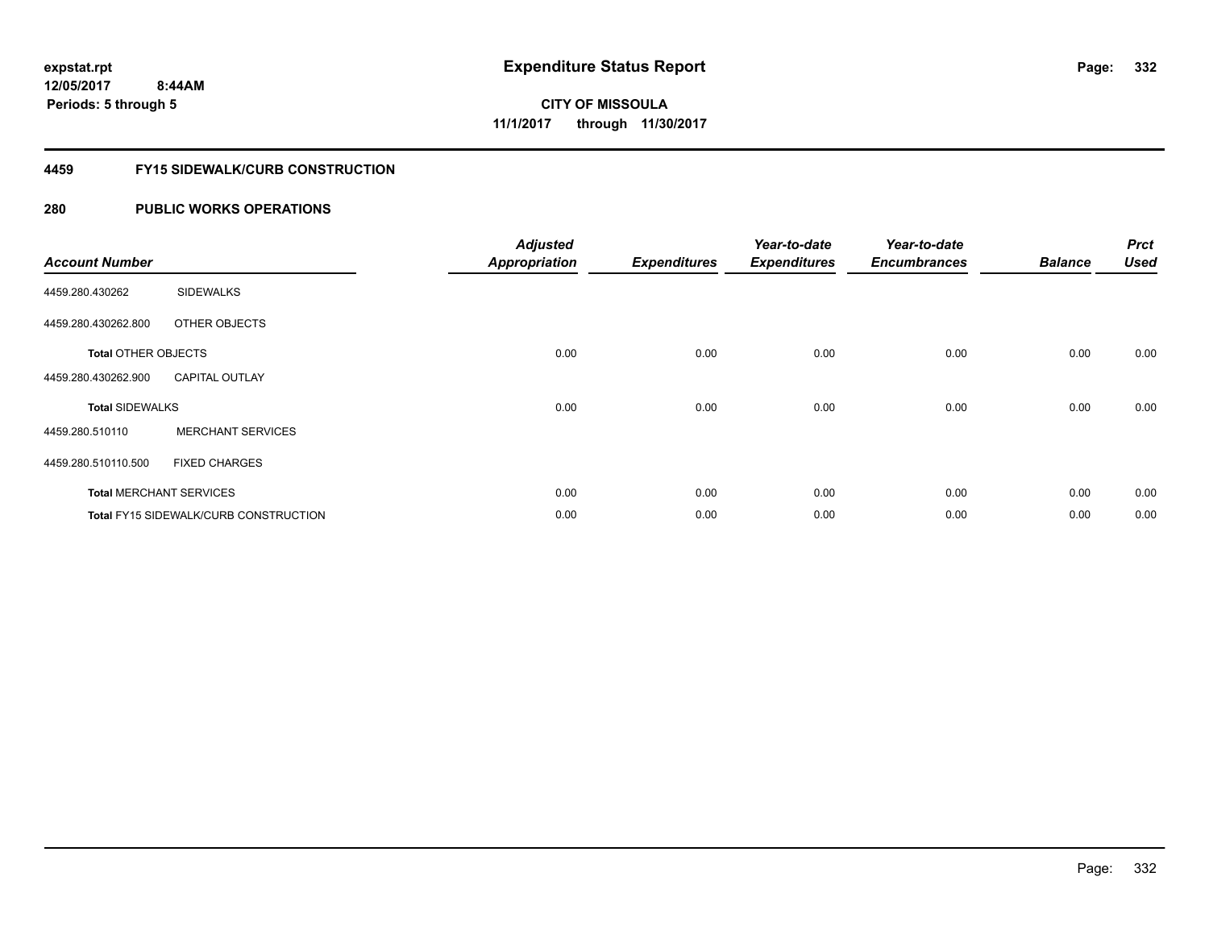**expstat.rpt**
**12/05/2017 8:44AM**
**Periods: 5 through 5**

# Expenditure Status Report

**CITY OF MISSOULA**
**11/1/2017 through 11/30/2017**

## 4459 FY15 SIDEWALK/CURB CONSTRUCTION

## 280 PUBLIC WORKS OPERATIONS

| Account Number | | Adjusted Appropriation | Expenditures | Year-to-date Expenditures | Year-to-date Encumbrances | Balance | Prct Used |
|---|---|---|---|---|---|---|---|
| 4459.280.430262 | SIDEWALKS | | | | | | |
| 4459.280.430262.800 | OTHER OBJECTS | | | | | | |
| **Total** OTHER OBJECTS | | 0.00 | 0.00 | 0.00 | 0.00 | 0.00 | 0.00 |
| 4459.280.430262.900 | CAPITAL OUTLAY | | | | | | |
| **Total** SIDEWALKS | | 0.00 | 0.00 | 0.00 | 0.00 | 0.00 | 0.00 |
| 4459.280.510110 | MERCHANT SERVICES | | | | | | |
| 4459.280.510110.500 | FIXED CHARGES | | | | | | |
| **Total** MERCHANT SERVICES | | 0.00 | 0.00 | 0.00 | 0.00 | 0.00 | 0.00 |
| **Total** FY15 SIDEWALK/CURB CONSTRUCTION | | 0.00 | 0.00 | 0.00 | 0.00 | 0.00 | 0.00 |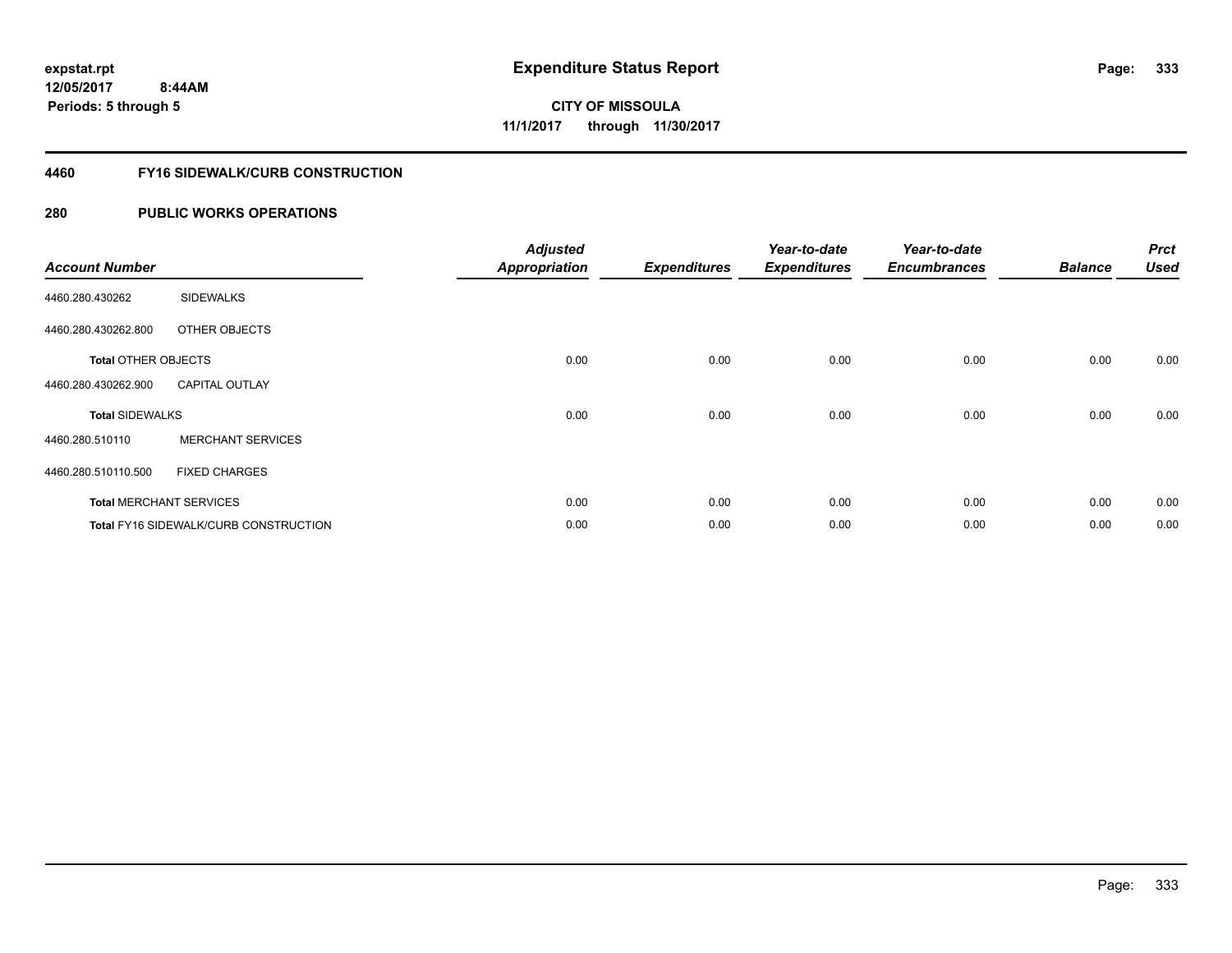**expstat.rpt**
**12/05/2017 8:44AM**
**Periods: 5 through 5**

# Expenditure Status Report

**CITY OF MISSOULA**
**11/1/2017 through 11/30/2017**

## 4460 FY16 SIDEWALK/CURB CONSTRUCTION

## 280 PUBLIC WORKS OPERATIONS

| Account Number | | Adjusted Appropriation | Expenditures | Year-to-date Expenditures | Year-to-date Encumbrances | Balance | Prct Used |
|---|---|---|---|---|---|---|---|
| 4460.280.430262 | SIDEWALKS | | | | | | |
| 4460.280.430262.800 | OTHER OBJECTS | | | | | | |
| **Total** OTHER OBJECTS | | 0.00 | 0.00 | 0.00 | 0.00 | 0.00 | 0.00 |
| 4460.280.430262.900 | CAPITAL OUTLAY | | | | | | |
| **Total** SIDEWALKS | | 0.00 | 0.00 | 0.00 | 0.00 | 0.00 | 0.00 |
| 4460.280.510110 | MERCHANT SERVICES | | | | | | |
| 4460.280.510110.500 | FIXED CHARGES | | | | | | |
| **Total** MERCHANT SERVICES | | 0.00 | 0.00 | 0.00 | 0.00 | 0.00 | 0.00 |
| **Total** FY16 SIDEWALK/CURB CONSTRUCTION | | 0.00 | 0.00 | 0.00 | 0.00 | 0.00 | 0.00 |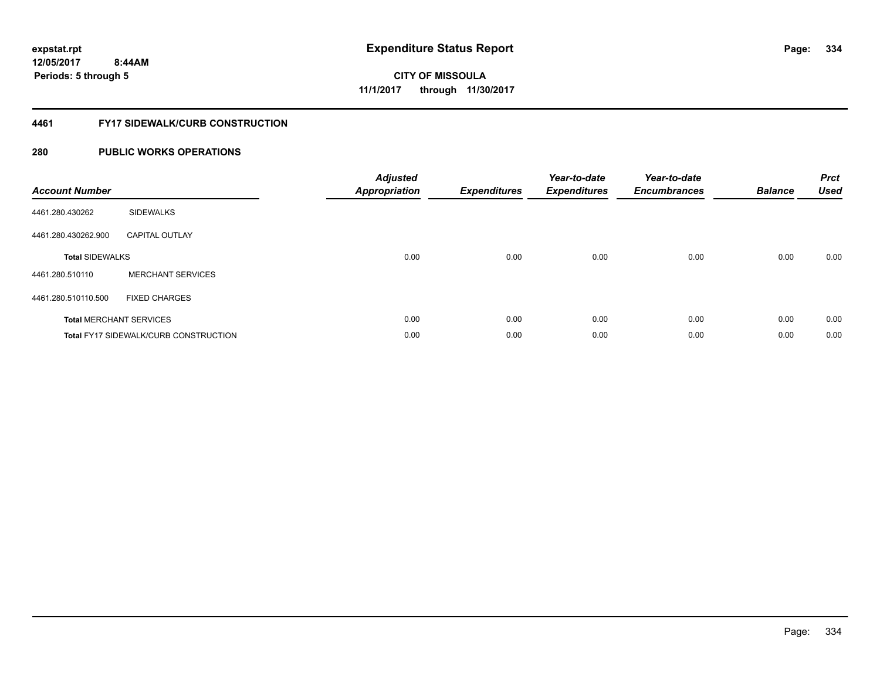**expstat.rpt**
**12/05/2017 8:44AM**
**Periods: 5 through 5**

# Expenditure Status Report

**CITY OF MISSOULA**
**11/1/2017 through 11/30/2017**

## 4461 FY17 SIDEWALK/CURB CONSTRUCTION

## 280 PUBLIC WORKS OPERATIONS

| Account Number | | Adjusted Appropriation | Expenditures | Year-to-date Expenditures | Year-to-date Encumbrances | Balance | Prct Used |
|---|---|---|---|---|---|---|---|
| 4461.280.430262 | SIDEWALKS | | | | | | |
| 4461.280.430262.900 | CAPITAL OUTLAY | | | | | | |
| **Total** SIDEWALKS | | 0.00 | 0.00 | 0.00 | 0.00 | 0.00 | 0.00 |
| 4461.280.510110 | MERCHANT SERVICES | | | | | | |
| 4461.280.510110.500 | FIXED CHARGES | | | | | | |
| **Total** MERCHANT SERVICES | | 0.00 | 0.00 | 0.00 | 0.00 | 0.00 | 0.00 |
| **Total** FY17 SIDEWALK/CURB CONSTRUCTION | | 0.00 | 0.00 | 0.00 | 0.00 | 0.00 | 0.00 |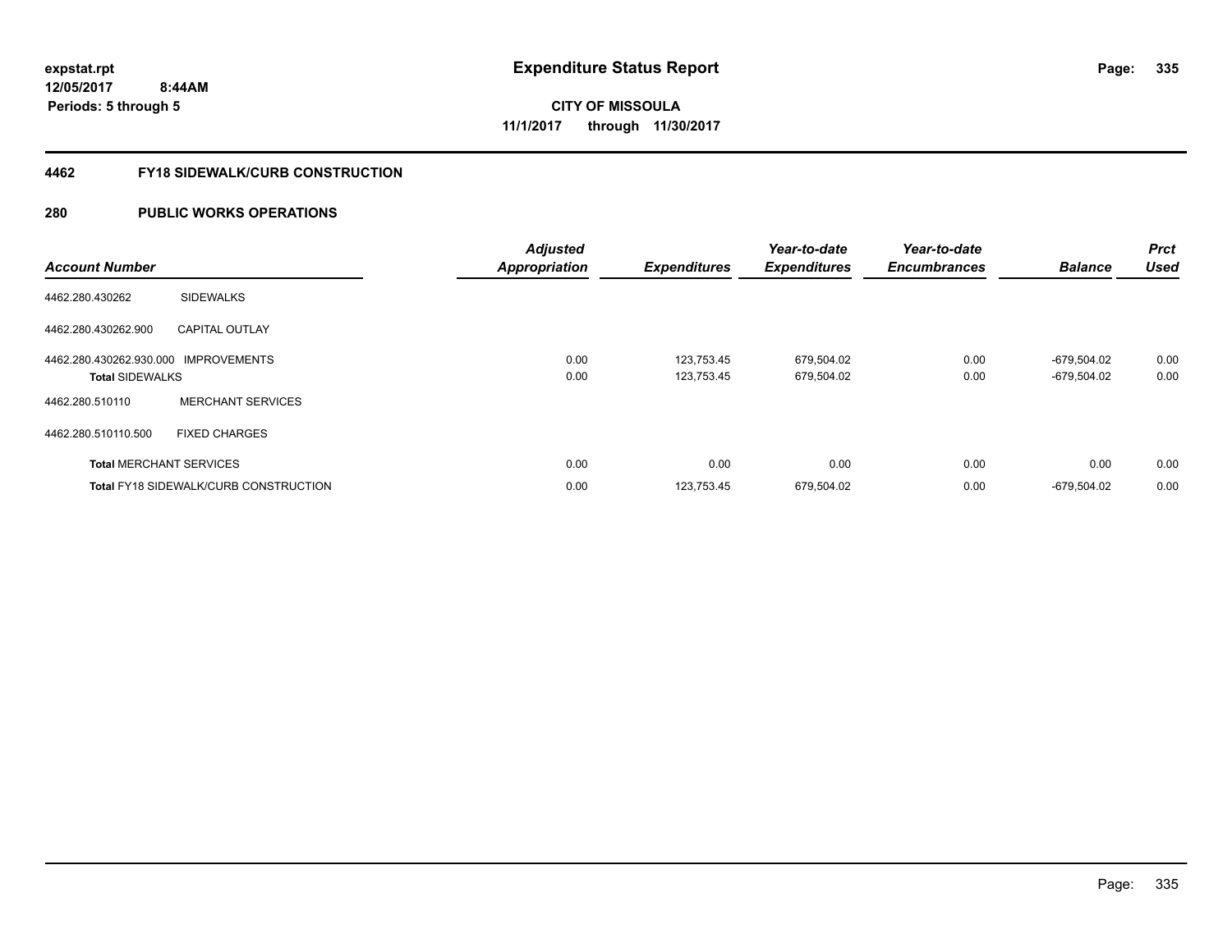**expstat.rpt**
**12/05/2017 8:44AM**
**Periods: 5 through 5**

# Expenditure Status Report

**CITY OF MISSOULA**
**11/1/2017 through 11/30/2017**

## 4462 FY18 SIDEWALK/CURB CONSTRUCTION

## 280 PUBLIC WORKS OPERATIONS

| Account Number | | Adjusted Appropriation | Expenditures | Year-to-date Expenditures | Year-to-date Encumbrances | Balance | Prct Used |
|---|---|---|---|---|---|---|---|
| 4462.280.430262 | SIDEWALKS | | | | | | |
| 4462.280.430262.900 | CAPITAL OUTLAY | | | | | | |
| 4462.280.430262.930.000 | IMPROVEMENTS | 0.00 | 123,753.45 | 679,504.02 | 0.00 | -679,504.02 | 0.00 |
| **Total** SIDEWALKS | | 0.00 | 123,753.45 | 679,504.02 | 0.00 | -679,504.02 | 0.00 |
| 4462.280.510110 | MERCHANT SERVICES | | | | | | |
| 4462.280.510110.500 | FIXED CHARGES | | | | | | |
| **Total** MERCHANT SERVICES | | 0.00 | 0.00 | 0.00 | 0.00 | 0.00 | 0.00 |
| **Total** FY18 SIDEWALK/CURB CONSTRUCTION | | 0.00 | 123,753.45 | 679,504.02 | 0.00 | -679,504.02 | 0.00 |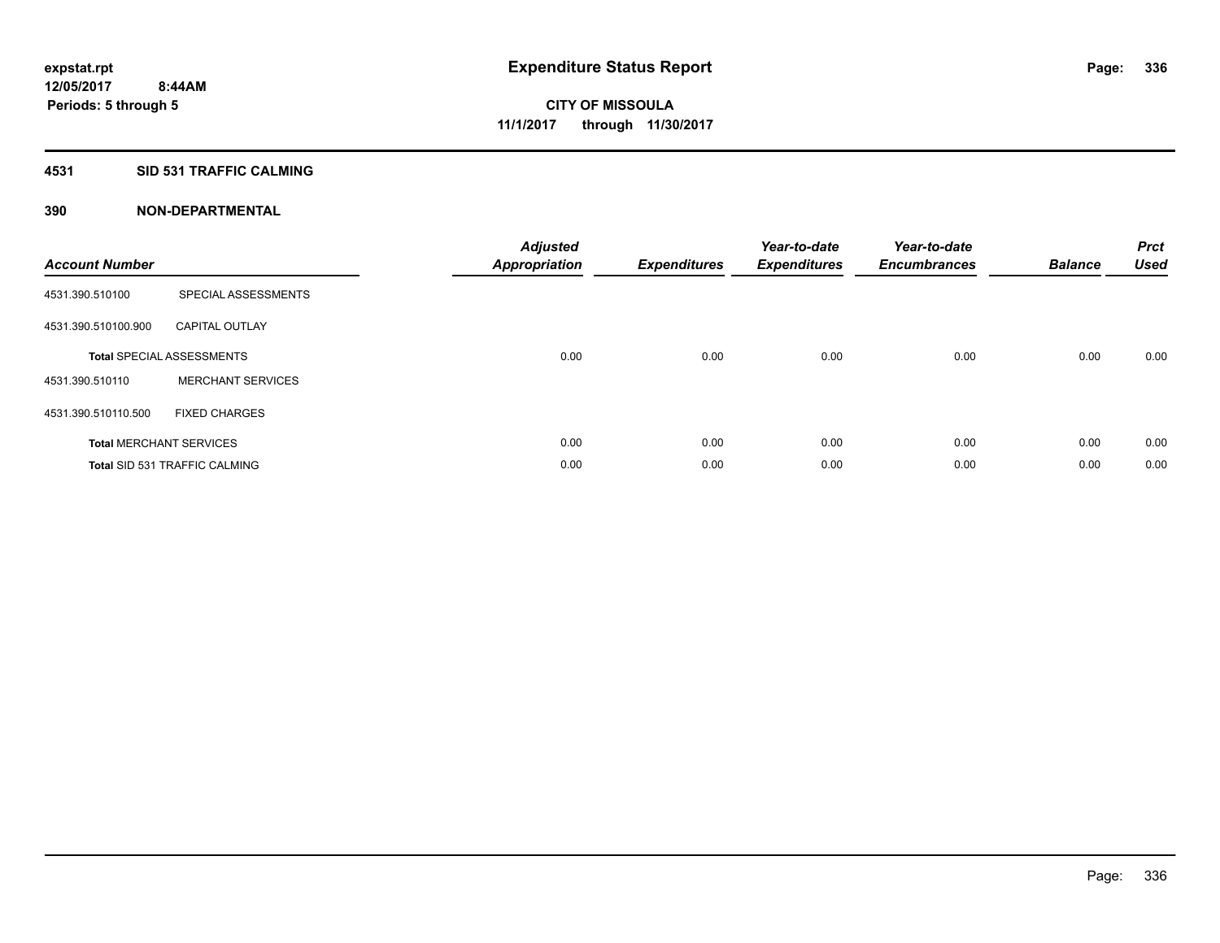**expstat.rpt**
**12/05/2017 8:44AM**
**Periods: 5 through 5**

# Expenditure Status Report

**CITY OF MISSOULA**
**11/1/2017 through 11/30/2017**

## 4531 SID 531 TRAFFIC CALMING

## 390 NON-DEPARTMENTAL

| Account Number | | Adjusted Appropriation | Expenditures | Year-to-date Expenditures | Year-to-date Encumbrances | Balance | Prct Used |
|---|---|---|---|---|---|---|---|
| 4531.390.510100 | SPECIAL ASSESSMENTS | | | | | | |
| 4531.390.510100.900 | CAPITAL OUTLAY | | | | | | |
| **Total** SPECIAL ASSESSMENTS | | 0.00 | 0.00 | 0.00 | 0.00 | 0.00 | 0.00 |
| 4531.390.510110 | MERCHANT SERVICES | | | | | | |
| 4531.390.510110.500 | FIXED CHARGES | | | | | | |
| **Total** MERCHANT SERVICES | | 0.00 | 0.00 | 0.00 | 0.00 | 0.00 | 0.00 |
| **Total** SID 531 TRAFFIC CALMING | | 0.00 | 0.00 | 0.00 | 0.00 | 0.00 | 0.00 |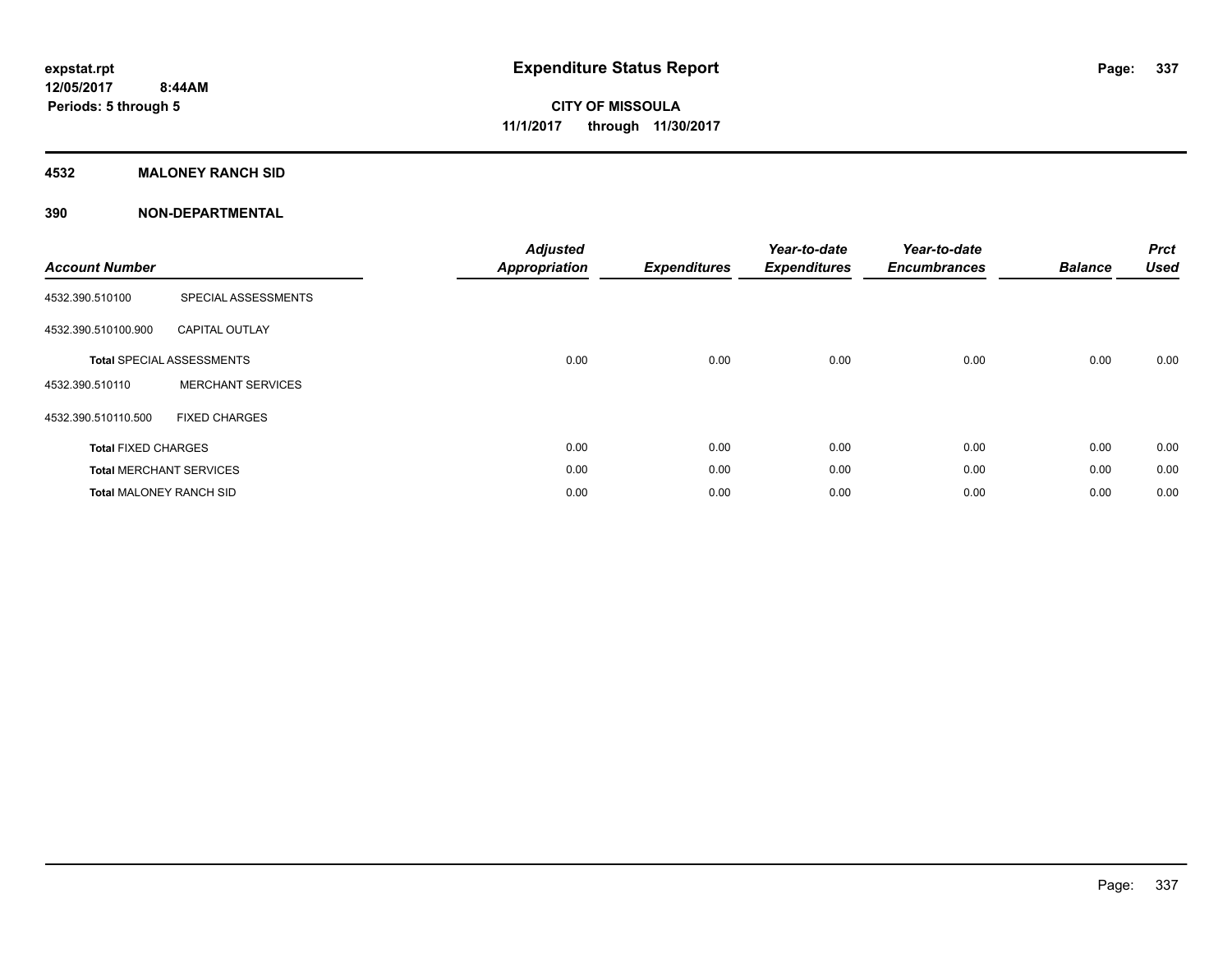**expstat.rpt**
**12/05/2017 8:44AM**
**Periods: 5 through 5**

# Expenditure Status Report

**CITY OF MISSOULA**
**11/1/2017 through 11/30/2017**

## 4532 MALONEY RANCH SID

## 390 NON-DEPARTMENTAL

| Account Number | | Adjusted Appropriation | Expenditures | Year-to-date Expenditures | Year-to-date Encumbrances | Balance | Prct Used |
|---|---|---|---|---|---|---|---|
| 4532.390.510100 | SPECIAL ASSESSMENTS | | | | | | |
| 4532.390.510100.900 | CAPITAL OUTLAY | | | | | | |
| **Total** SPECIAL ASSESSMENTS | | 0.00 | 0.00 | 0.00 | 0.00 | 0.00 | 0.00 |
| 4532.390.510110 | MERCHANT SERVICES | | | | | | |
| 4532.390.510110.500 | FIXED CHARGES | | | | | | |
| **Total** FIXED CHARGES | | 0.00 | 0.00 | 0.00 | 0.00 | 0.00 | 0.00 |
| **Total** MERCHANT SERVICES | | 0.00 | 0.00 | 0.00 | 0.00 | 0.00 | 0.00 |
| **Total** MALONEY RANCH SID | | 0.00 | 0.00 | 0.00 | 0.00 | 0.00 | 0.00 |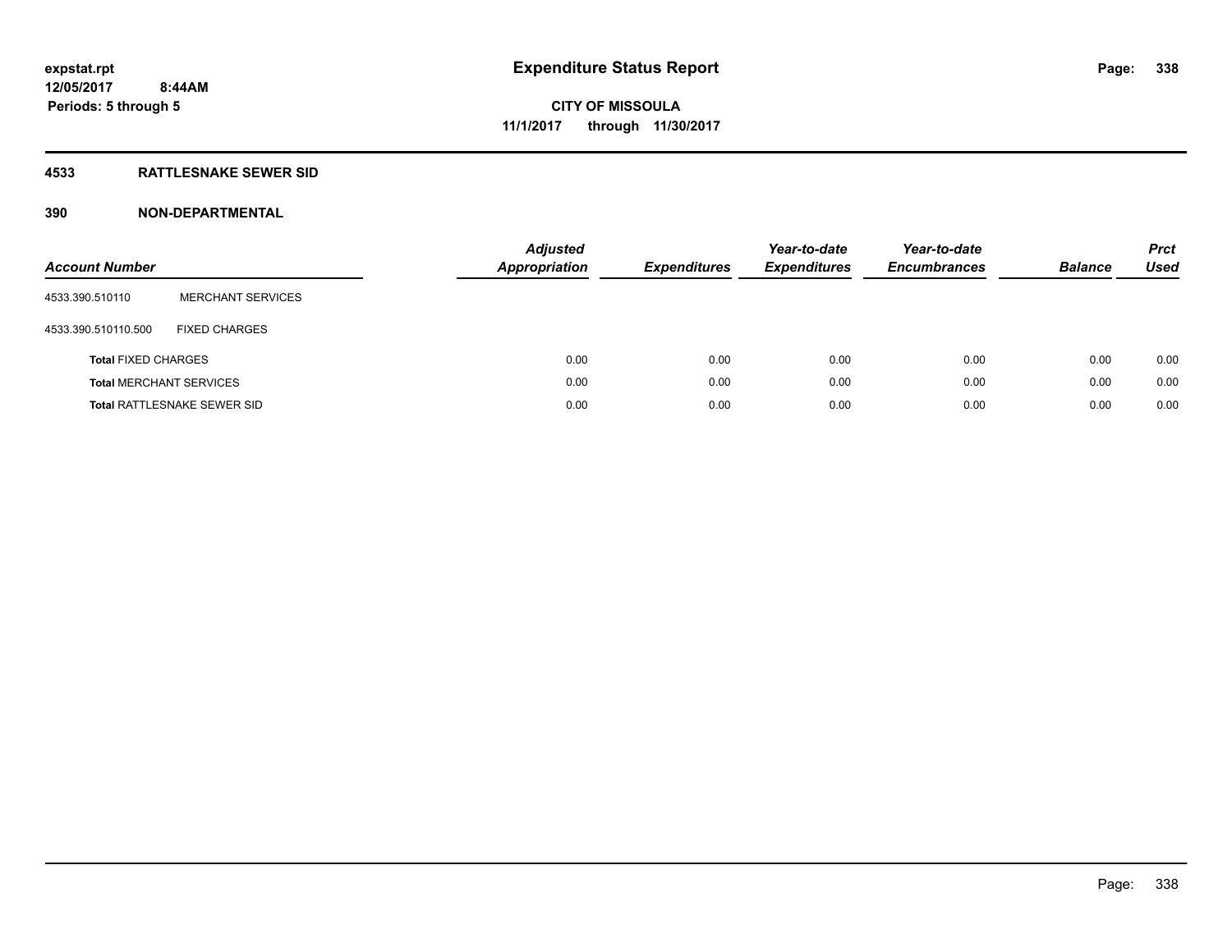# Expenditure Status Report

expstat.rpt
12/05/2017 8:44AM
Periods: 5 through 5

CITY OF MISSOULA
11/1/2017 through 11/30/2017

## 4533 RATTLESNAKE SEWER SID

## 390 NON-DEPARTMENTAL

| Account Number | | Adjusted Appropriation | Expenditures | Year-to-date Expenditures | Year-to-date Encumbrances | Balance | Prct Used |
|---|---|---|---|---|---|---|---|
| 4533.390.510110 | MERCHANT SERVICES | | | | | | |
| 4533.390.510110.500 | FIXED CHARGES | | | | | | |
| **Total** FIXED CHARGES | | 0.00 | 0.00 | 0.00 | 0.00 | 0.00 | 0.00 |
| **Total** MERCHANT SERVICES | | 0.00 | 0.00 | 0.00 | 0.00 | 0.00 | 0.00 |
| **Total** RATTLESNAKE SEWER SID | | 0.00 | 0.00 | 0.00 | 0.00 | 0.00 | 0.00 |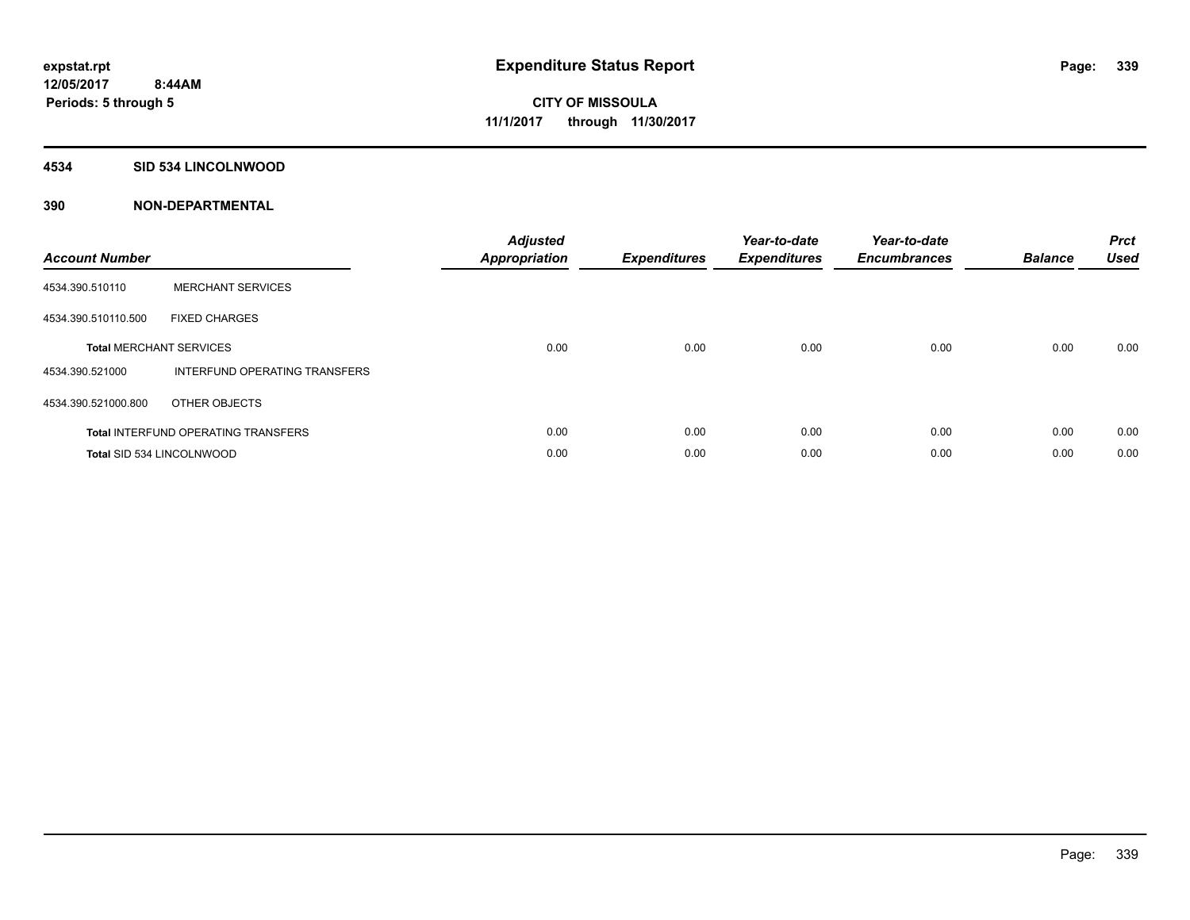expstat.rpt
12/05/2017 8:44AM
Periods: 5 through 5

# Expenditure Status Report

CITY OF MISSOULA
11/1/2017 through 11/30/2017

## 4534 SID 534 LINCOLNWOOD

## 390 NON-DEPARTMENTAL

| Account Number | | Adjusted Appropriation | Expenditures | Year-to-date Expenditures | Year-to-date Encumbrances | Balance | Prct Used |
|---|---|---|---|---|---|---|---|
| 4534.390.510110 | MERCHANT SERVICES | | | | | | |
| 4534.390.510110.500 | FIXED CHARGES | | | | | | |
| **Total** MERCHANT SERVICES | | 0.00 | 0.00 | 0.00 | 0.00 | 0.00 | 0.00 |
| 4534.390.521000 | INTERFUND OPERATING TRANSFERS | | | | | | |
| 4534.390.521000.800 | OTHER OBJECTS | | | | | | |
| **Total** INTERFUND OPERATING TRANSFERS | | 0.00 | 0.00 | 0.00 | 0.00 | 0.00 | 0.00 |
| **Total** SID 534 LINCOLNWOOD | | 0.00 | 0.00 | 0.00 | 0.00 | 0.00 | 0.00 |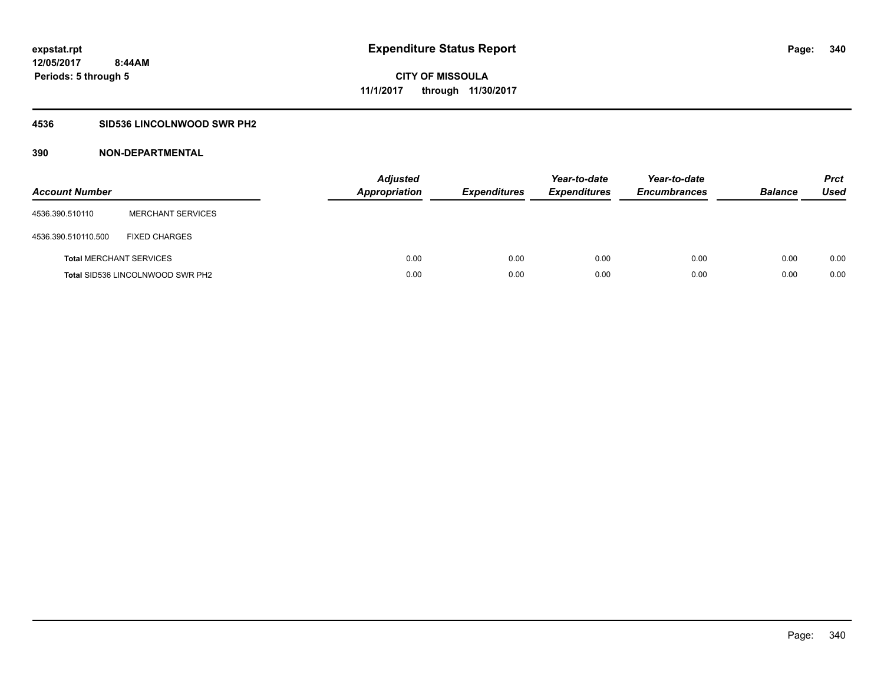expstat.rpt
12/05/2017 8:44AM
Periods: 5 through 5

# Expenditure Status Report

CITY OF MISSOULA
11/1/2017 through 11/30/2017

## 4536 SID536 LINCOLNWOOD SWR PH2

## 390 NON-DEPARTMENTAL

| Account Number | | Adjusted Appropriation | Expenditures | Year-to-date Expenditures | Year-to-date Encumbrances | Balance | Prct Used |
|---|---|---|---|---|---|---|---|
| 4536.390.510110 | MERCHANT SERVICES | | | | | | |
| 4536.390.510110.500 | FIXED CHARGES | | | | | | |
| **Total** MERCHANT SERVICES | | 0.00 | 0.00 | 0.00 | 0.00 | 0.00 | 0.00 |
| **Total** SID536 LINCOLNWOOD SWR PH2 | | 0.00 | 0.00 | 0.00 | 0.00 | 0.00 | 0.00 |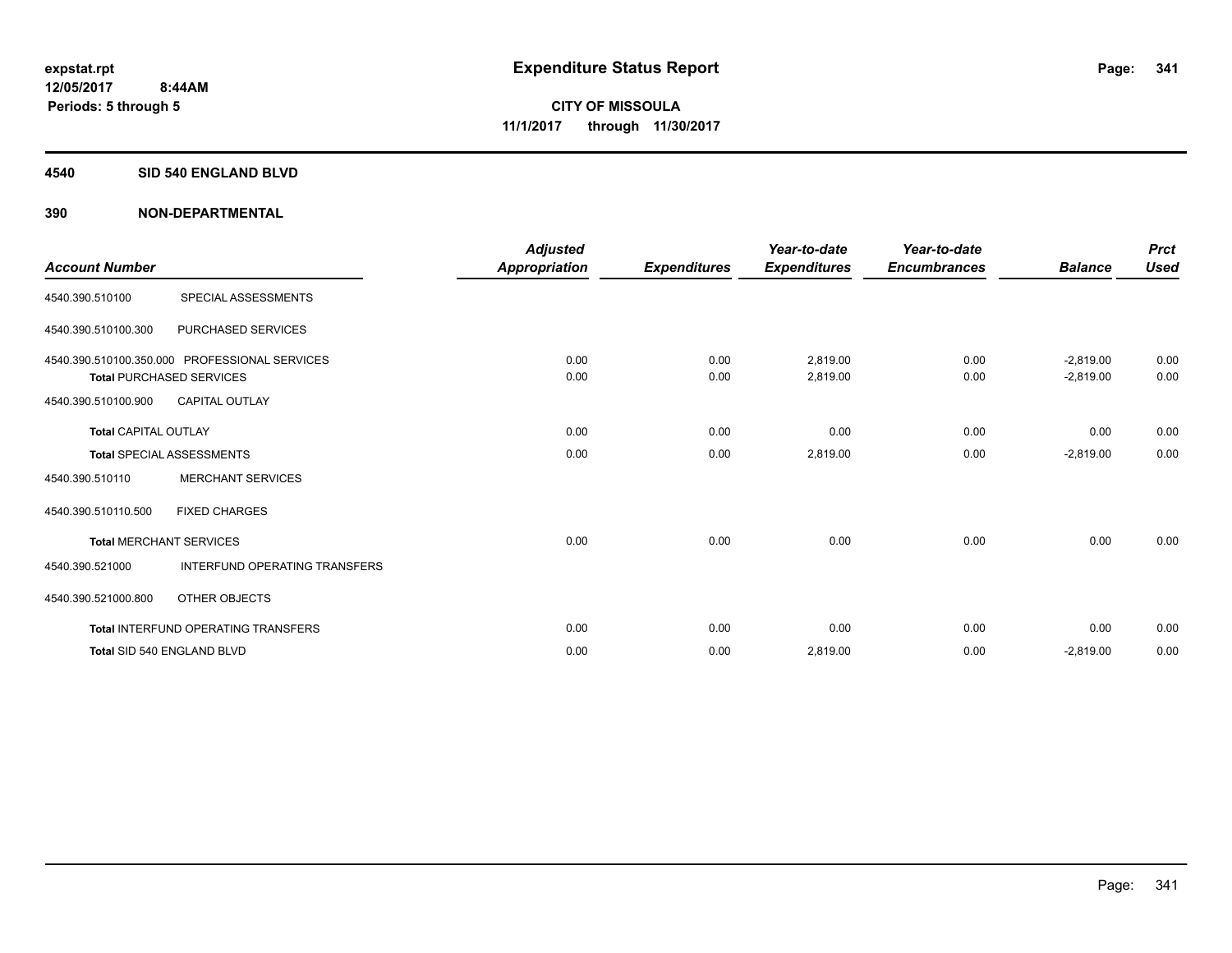**expstat.rpt**
**12/05/2017 8:44AM**
**Periods: 5 through 5**

# Expenditure Status Report

**CITY OF MISSOULA**
**11/1/2017 through 11/30/2017**

## 4540 SID 540 ENGLAND BLVD

## 390 NON-DEPARTMENTAL

| Account Number | | Adjusted Appropriation | Expenditures | Year-to-date Expenditures | Year-to-date Encumbrances | Balance | Prct Used |
|---|---|---|---|---|---|---|---|
| 4540.390.510100 | SPECIAL ASSESSMENTS | | | | | | |
| 4540.390.510100.300 | PURCHASED SERVICES | | | | | | |
| 4540.390.510100.350.000 | PROFESSIONAL SERVICES | 0.00 | 0.00 | 2,819.00 | 0.00 | -2,819.00 | 0.00 |
| **Total** PURCHASED SERVICES | | 0.00 | 0.00 | 2,819.00 | 0.00 | -2,819.00 | 0.00 |
| 4540.390.510100.900 | CAPITAL OUTLAY | | | | | | |
| **Total** CAPITAL OUTLAY | | 0.00 | 0.00 | 0.00 | 0.00 | 0.00 | 0.00 |
| **Total** SPECIAL ASSESSMENTS | | 0.00 | 0.00 | 2,819.00 | 0.00 | -2,819.00 | 0.00 |
| 4540.390.510110 | MERCHANT SERVICES | | | | | | |
| 4540.390.510110.500 | FIXED CHARGES | | | | | | |
| **Total** MERCHANT SERVICES | | 0.00 | 0.00 | 0.00 | 0.00 | 0.00 | 0.00 |
| 4540.390.521000 | INTERFUND OPERATING TRANSFERS | | | | | | |
| 4540.390.521000.800 | OTHER OBJECTS | | | | | | |
| **Total** INTERFUND OPERATING TRANSFERS | | 0.00 | 0.00 | 0.00 | 0.00 | 0.00 | 0.00 |
| **Total** SID 540 ENGLAND BLVD | | 0.00 | 0.00 | 2,819.00 | 0.00 | -2,819.00 | 0.00 |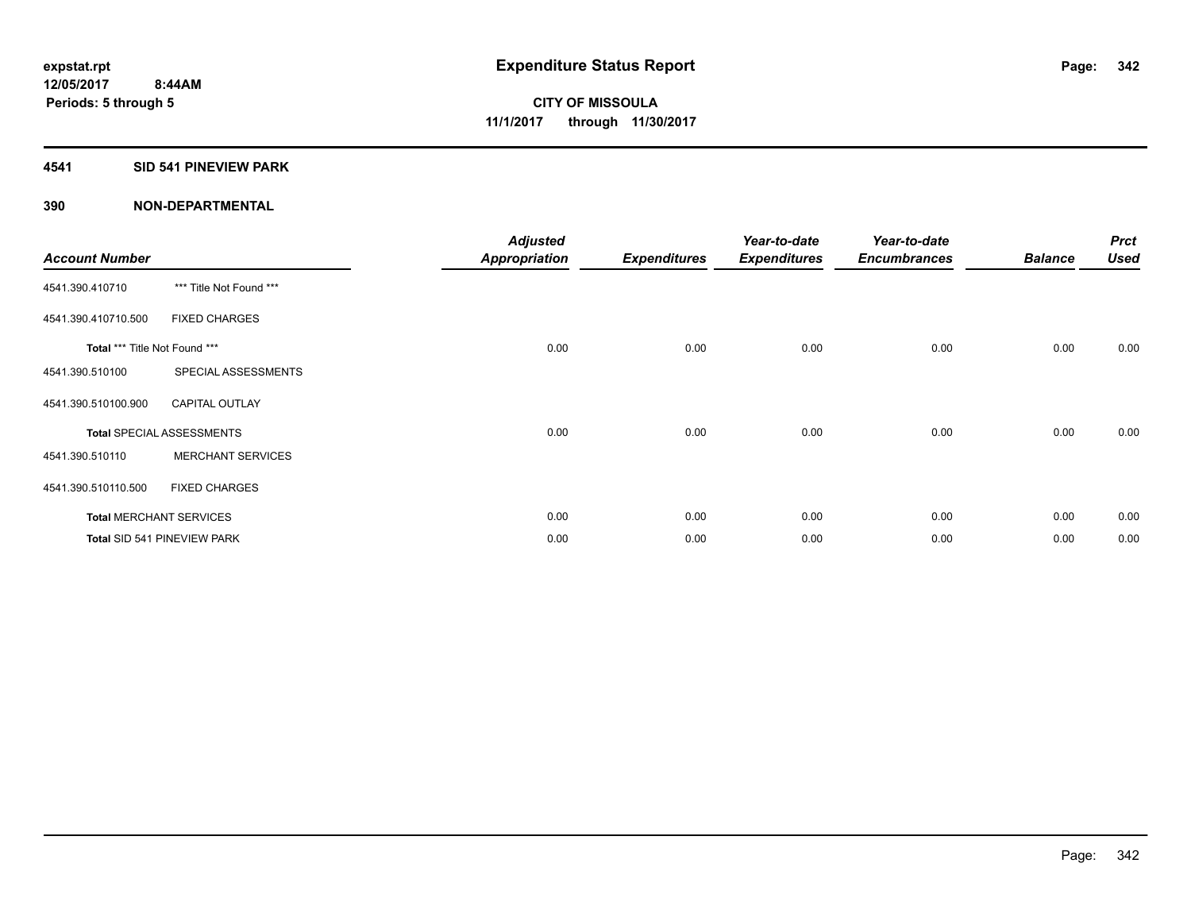expstat.rpt
12/05/2017 8:44AM
Periods: 5 through 5

# Expenditure Status Report

**CITY OF MISSOULA**
**11/1/2017 through 11/30/2017**

## 4541 SID 541 PINEVIEW PARK

## 390 NON-DEPARTMENTAL

| Account Number | | Adjusted Appropriation | Expenditures | Year-to-date Expenditures | Year-to-date Encumbrances | Balance | Prct Used |
|---|---|---|---|---|---|---|---|
| 4541.390.410710 | *** Title Not Found *** | | | | | | |
| 4541.390.410710.500 | FIXED CHARGES | | | | | | |
| **Total** *** Title Not Found *** | | 0.00 | 0.00 | 0.00 | 0.00 | 0.00 | 0.00 |
| 4541.390.510100 | SPECIAL ASSESSMENTS | | | | | | |
| 4541.390.510100.900 | CAPITAL OUTLAY | | | | | | |
| **Total** SPECIAL ASSESSMENTS | | 0.00 | 0.00 | 0.00 | 0.00 | 0.00 | 0.00 |
| 4541.390.510110 | MERCHANT SERVICES | | | | | | |
| 4541.390.510110.500 | FIXED CHARGES | | | | | | |
| **Total** MERCHANT SERVICES | | 0.00 | 0.00 | 0.00 | 0.00 | 0.00 | 0.00 |
| **Total** SID 541 PINEVIEW PARK | | 0.00 | 0.00 | 0.00 | 0.00 | 0.00 | 0.00 |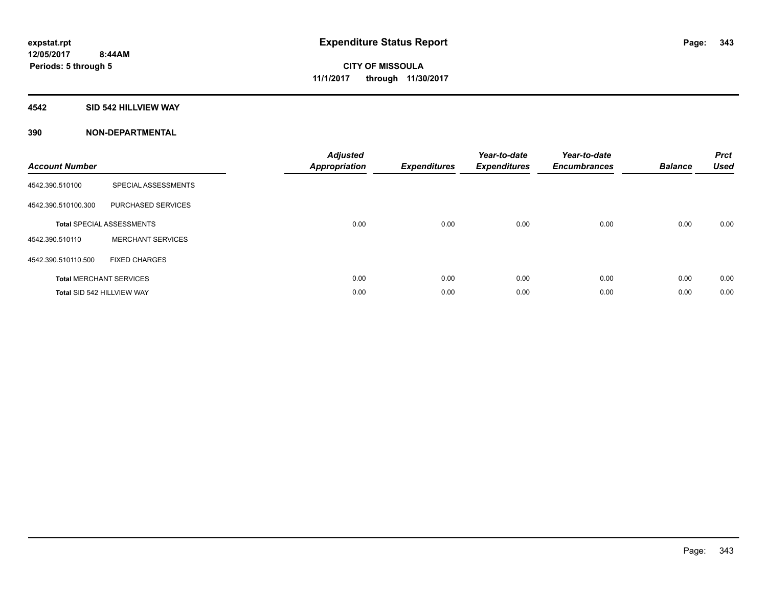# Expenditure Status Report

expstat.rpt
12/05/2017 8:44AM
Periods: 5 through 5

**CITY OF MISSOULA**
**11/1/2017 through 11/30/2017**

## 4542 SID 542 HILLVIEW WAY

### 390 NON-DEPARTMENTAL

| Account Number | | Adjusted Appropriation | Expenditures | Year-to-date Expenditures | Year-to-date Encumbrances | Balance | Prct Used |
|---|---|---|---|---|---|---|---|
| 4542.390.510100 | SPECIAL ASSESSMENTS | | | | | | |
| 4542.390.510100.300 | PURCHASED SERVICES | | | | | | |
| **Total** SPECIAL ASSESSMENTS | | 0.00 | 0.00 | 0.00 | 0.00 | 0.00 | 0.00 |
| 4542.390.510110 | MERCHANT SERVICES | | | | | | |
| 4542.390.510110.500 | FIXED CHARGES | | | | | | |
| **Total** MERCHANT SERVICES | | 0.00 | 0.00 | 0.00 | 0.00 | 0.00 | 0.00 |
| **Total** SID 542 HILLVIEW WAY | | 0.00 | 0.00 | 0.00 | 0.00 | 0.00 | 0.00 |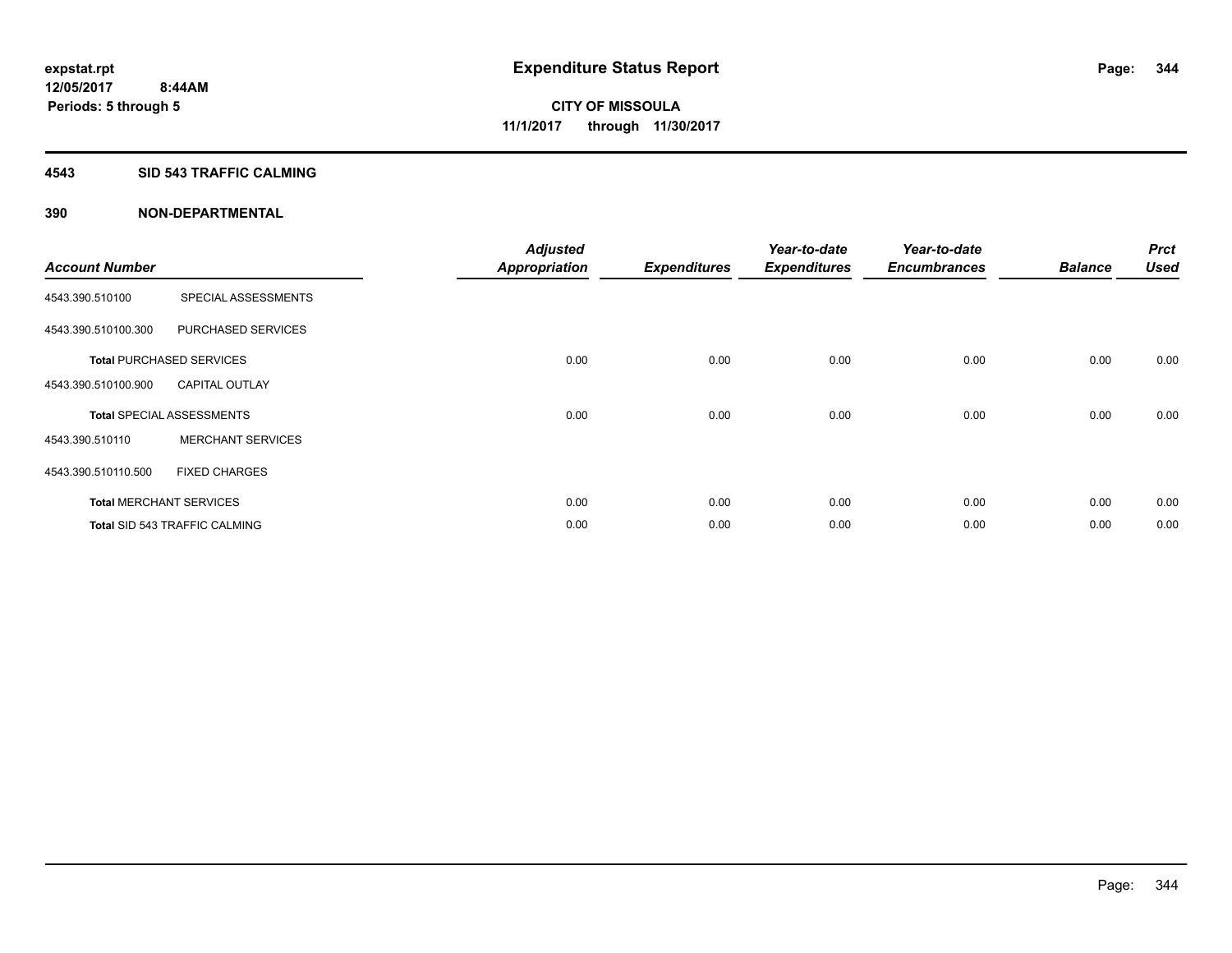**expstat.rpt**
**12/05/2017 8:44AM**
**Periods: 5 through 5**

# Expenditure Status Report

**CITY OF MISSOULA**
**11/1/2017 through 11/30/2017**

## 4543 SID 543 TRAFFIC CALMING

### 390 NON-DEPARTMENTAL

| Account Number | | Adjusted Appropriation | Expenditures | Year-to-date Expenditures | Year-to-date Encumbrances | Balance | Prct Used |
|---|---|---|---|---|---|---|---|
| 4543.390.510100 | SPECIAL ASSESSMENTS | | | | | | |
| 4543.390.510100.300 | PURCHASED SERVICES | | | | | | |
| **Total** PURCHASED SERVICES | | 0.00 | 0.00 | 0.00 | 0.00 | 0.00 | 0.00 |
| 4543.390.510100.900 | CAPITAL OUTLAY | | | | | | |
| **Total** SPECIAL ASSESSMENTS | | 0.00 | 0.00 | 0.00 | 0.00 | 0.00 | 0.00 |
| 4543.390.510110 | MERCHANT SERVICES | | | | | | |
| 4543.390.510110.500 | FIXED CHARGES | | | | | | |
| **Total** MERCHANT SERVICES | | 0.00 | 0.00 | 0.00 | 0.00 | 0.00 | 0.00 |
| **Total** SID 543 TRAFFIC CALMING | | 0.00 | 0.00 | 0.00 | 0.00 | 0.00 | 0.00 |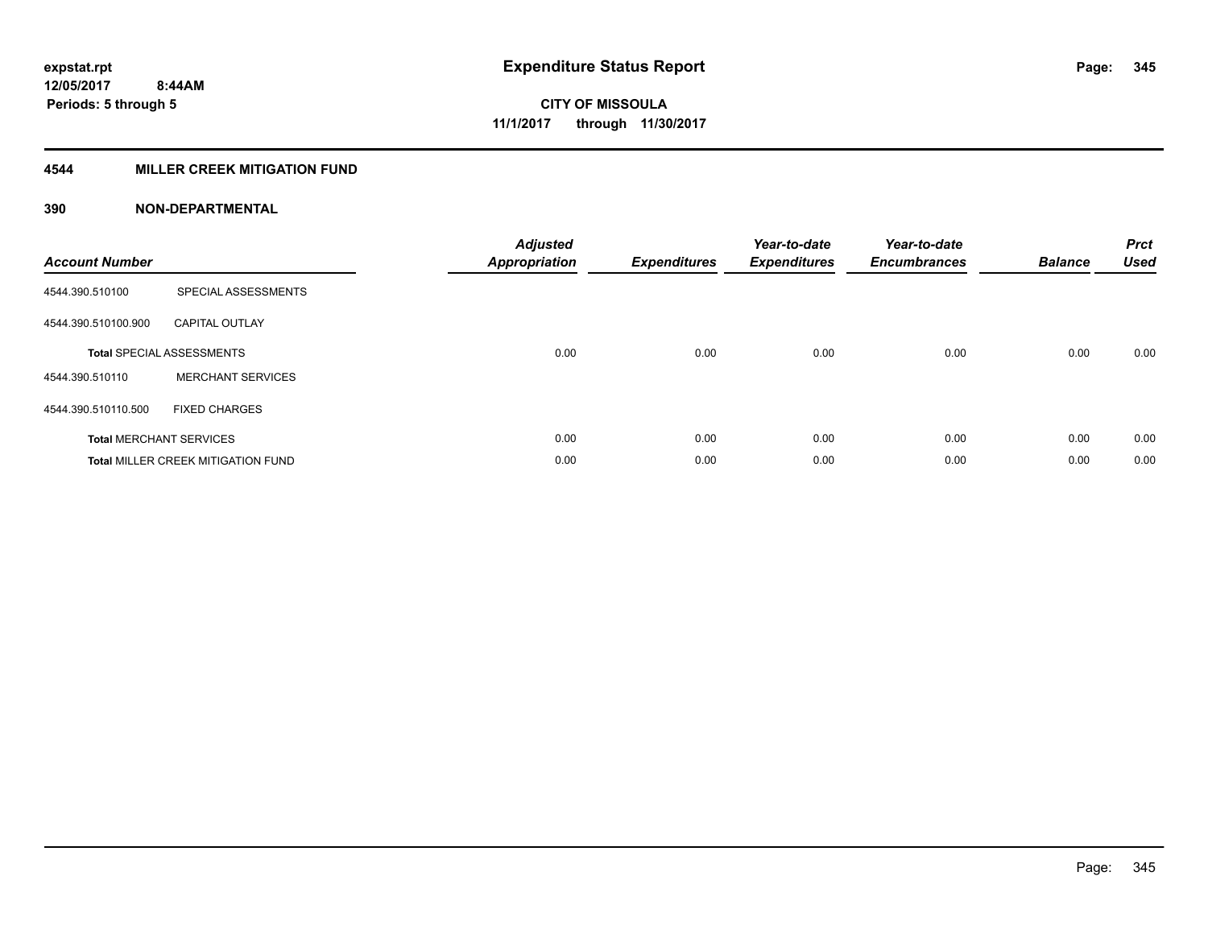expstat.rpt
12/05/2017 8:44AM
Periods: 5 through 5

# Expenditure Status Report

CITY OF MISSOULA
11/1/2017 through 11/30/2017

## 4544 MILLER CREEK MITIGATION FUND

### 390 NON-DEPARTMENTAL

| Account Number | | Adjusted Appropriation | Expenditures | Year-to-date Expenditures | Year-to-date Encumbrances | Balance | Prct Used |
|---|---|---|---|---|---|---|---|
| 4544.390.510100 | SPECIAL ASSESSMENTS | | | | | | |
| 4544.390.510100.900 | CAPITAL OUTLAY | | | | | | |
| **Total** SPECIAL ASSESSMENTS | | 0.00 | 0.00 | 0.00 | 0.00 | 0.00 | 0.00 |
| 4544.390.510110 | MERCHANT SERVICES | | | | | | |
| 4544.390.510110.500 | FIXED CHARGES | | | | | | |
| **Total** MERCHANT SERVICES | | 0.00 | 0.00 | 0.00 | 0.00 | 0.00 | 0.00 |
| **Total** MILLER CREEK MITIGATION FUND | | 0.00 | 0.00 | 0.00 | 0.00 | 0.00 | 0.00 |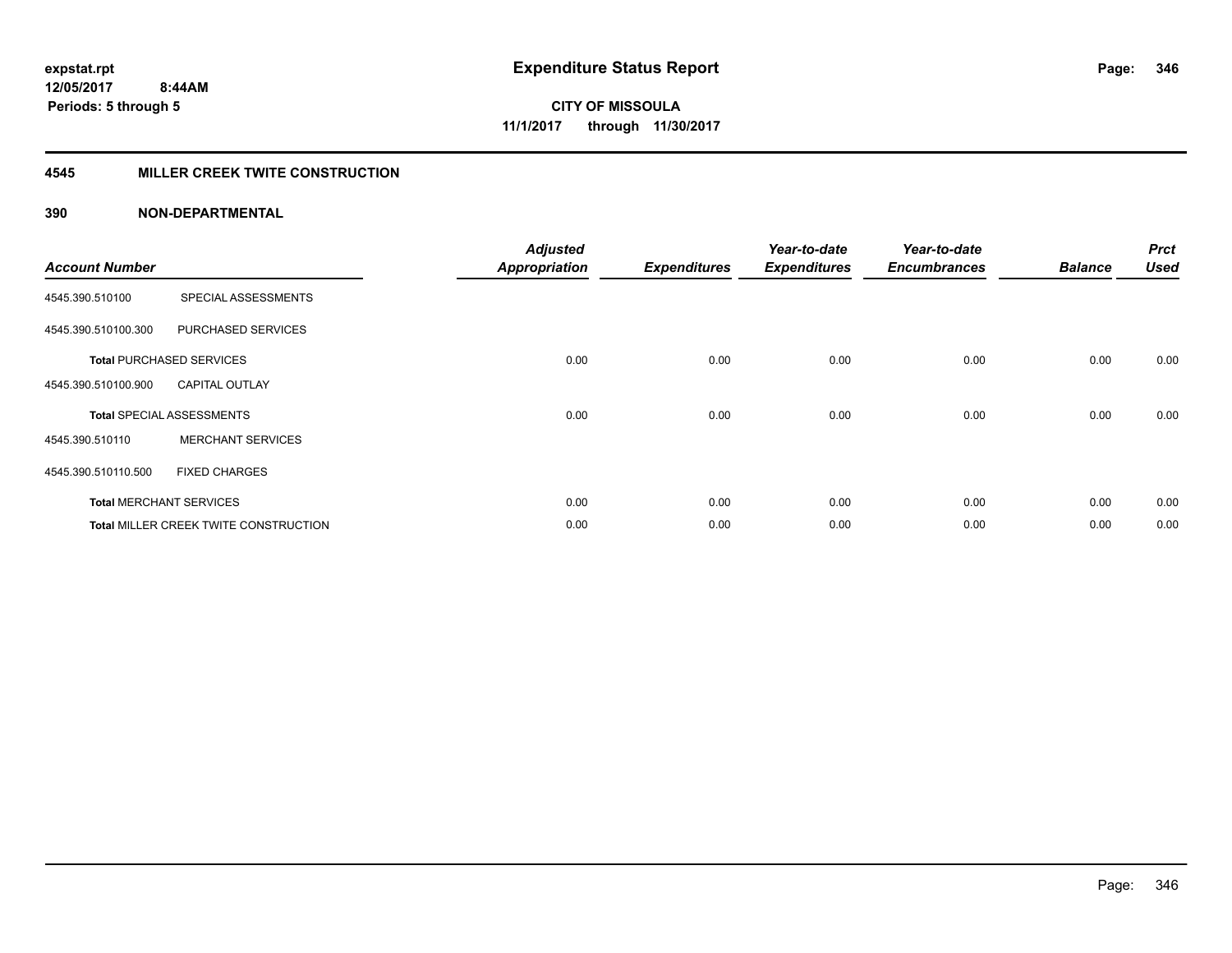**expstat.rpt**
**12/05/2017 8:44AM**
**Periods: 5 through 5**

# Expenditure Status Report

**CITY OF MISSOULA**
**11/1/2017 through 11/30/2017**

## 4545 MILLER CREEK TWITE CONSTRUCTION

## 390 NON-DEPARTMENTAL

| Account Number | | Adjusted Appropriation | Expenditures | Year-to-date Expenditures | Year-to-date Encumbrances | Balance | Prct Used |
|---|---|---|---|---|---|---|---|
| 4545.390.510100 | SPECIAL ASSESSMENTS | | | | | | |
| 4545.390.510100.300 | PURCHASED SERVICES | | | | | | |
| **Total** PURCHASED SERVICES | | 0.00 | 0.00 | 0.00 | 0.00 | 0.00 | 0.00 |
| 4545.390.510100.900 | CAPITAL OUTLAY | | | | | | |
| **Total** SPECIAL ASSESSMENTS | | 0.00 | 0.00 | 0.00 | 0.00 | 0.00 | 0.00 |
| 4545.390.510110 | MERCHANT SERVICES | | | | | | |
| 4545.390.510110.500 | FIXED CHARGES | | | | | | |
| **Total** MERCHANT SERVICES | | 0.00 | 0.00 | 0.00 | 0.00 | 0.00 | 0.00 |
| **Total** MILLER CREEK TWITE CONSTRUCTION | | 0.00 | 0.00 | 0.00 | 0.00 | 0.00 | 0.00 |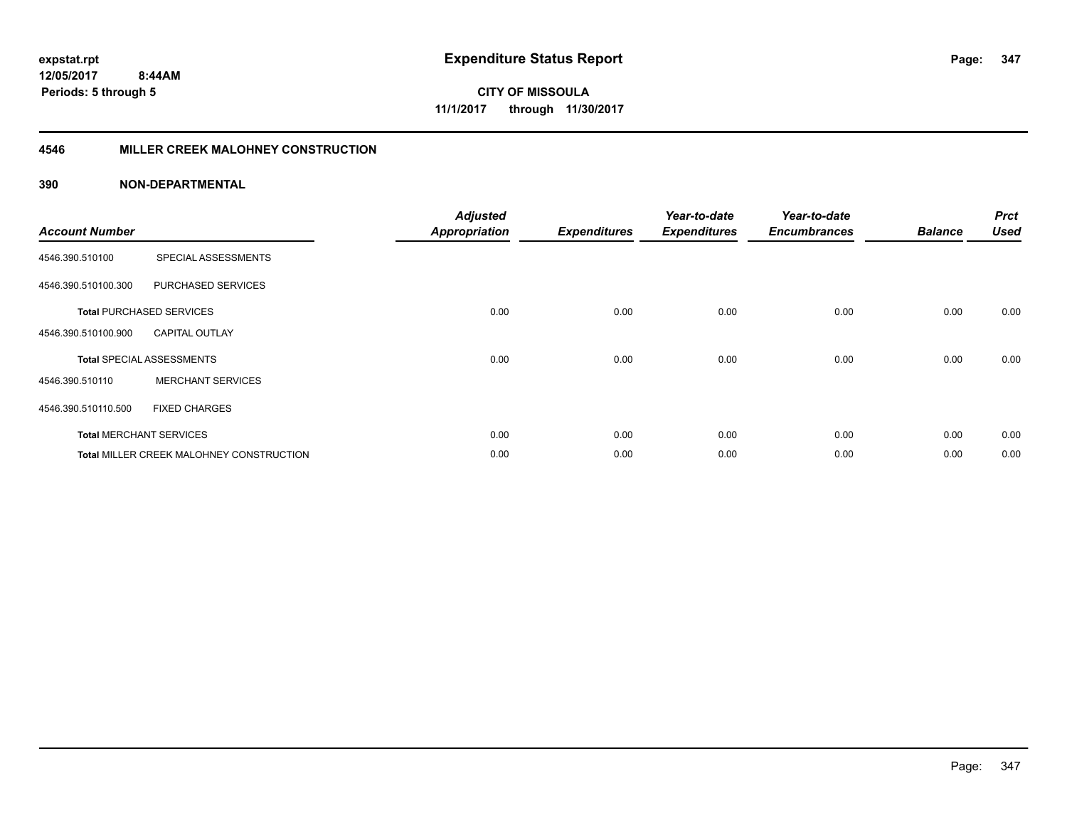# Expenditure Status Report

expstat.rpt
12/05/2017 8:44AM
Periods: 5 through 5

**CITY OF MISSOULA**
**11/1/2017 through 11/30/2017**

## 4546 MILLER CREEK MALOHNEY CONSTRUCTION

### 390 NON-DEPARTMENTAL

| Account Number | | Adjusted Appropriation | Expenditures | Year-to-date Expenditures | Year-to-date Encumbrances | Balance | Prct Used |
|---|---|---|---|---|---|---|---|
| 4546.390.510100 | SPECIAL ASSESSMENTS | | | | | | |
| 4546.390.510100.300 | PURCHASED SERVICES | | | | | | |
| **Total** PURCHASED SERVICES | | 0.00 | 0.00 | 0.00 | 0.00 | 0.00 | 0.00 |
| 4546.390.510100.900 | CAPITAL OUTLAY | | | | | | |
| **Total** SPECIAL ASSESSMENTS | | 0.00 | 0.00 | 0.00 | 0.00 | 0.00 | 0.00 |
| 4546.390.510110 | MERCHANT SERVICES | | | | | | |
| 4546.390.510110.500 | FIXED CHARGES | | | | | | |
| **Total** MERCHANT SERVICES | | 0.00 | 0.00 | 0.00 | 0.00 | 0.00 | 0.00 |
| **Total** MILLER CREEK MALOHNEY CONSTRUCTION | | 0.00 | 0.00 | 0.00 | 0.00 | 0.00 | 0.00 |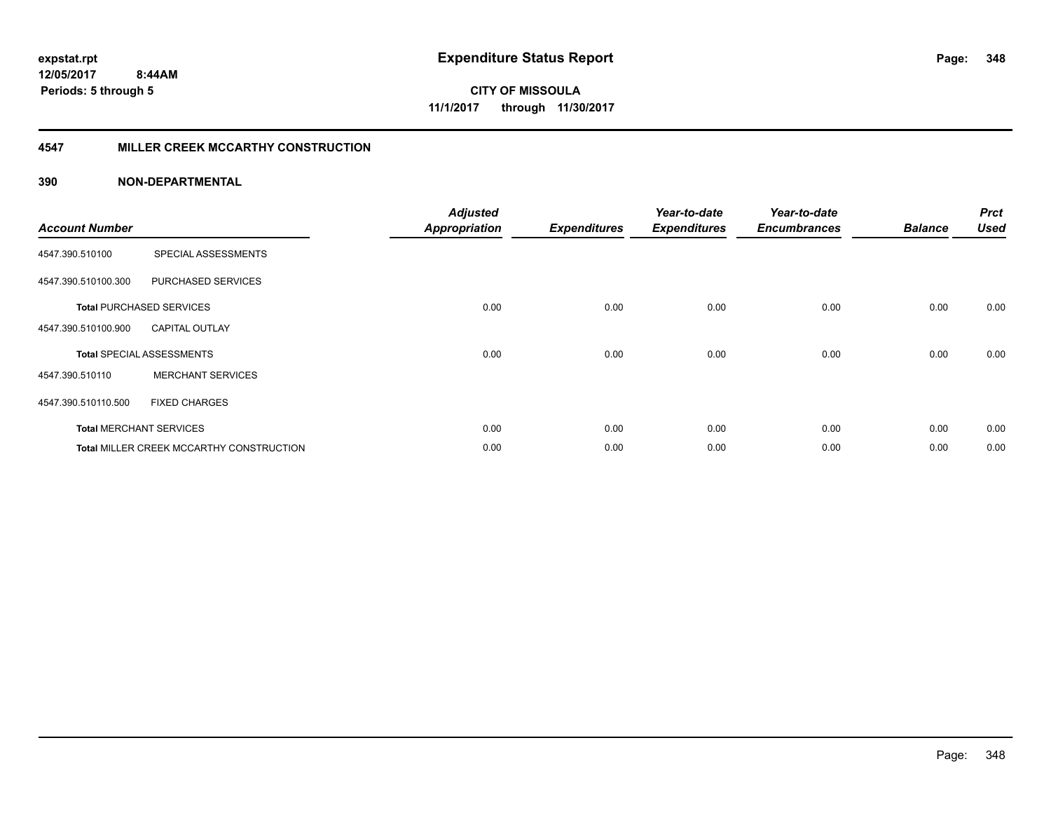expstat.rpt
12/05/2017 8:44AM
Periods: 5 through 5

# Expenditure Status Report

**CITY OF MISSOULA**
**11/1/2017 through 11/30/2017**

## 4547 MILLER CREEK MCCARTHY CONSTRUCTION

### 390 NON-DEPARTMENTAL

| Account Number | | Adjusted Appropriation | Expenditures | Year-to-date Expenditures | Year-to-date Encumbrances | Balance | Prct Used |
|---|---|---|---|---|---|---|---|
| 4547.390.510100 | SPECIAL ASSESSMENTS | | | | | | |
| 4547.390.510100.300 | PURCHASED SERVICES | | | | | | |
| **Total** PURCHASED SERVICES | | 0.00 | 0.00 | 0.00 | 0.00 | 0.00 | 0.00 |
| 4547.390.510100.900 | CAPITAL OUTLAY | | | | | | |
| **Total** SPECIAL ASSESSMENTS | | 0.00 | 0.00 | 0.00 | 0.00 | 0.00 | 0.00 |
| 4547.390.510110 | MERCHANT SERVICES | | | | | | |
| 4547.390.510110.500 | FIXED CHARGES | | | | | | |
| **Total** MERCHANT SERVICES | | 0.00 | 0.00 | 0.00 | 0.00 | 0.00 | 0.00 |
| **Total** MILLER CREEK MCCARTHY CONSTRUCTION | | 0.00 | 0.00 | 0.00 | 0.00 | 0.00 | 0.00 |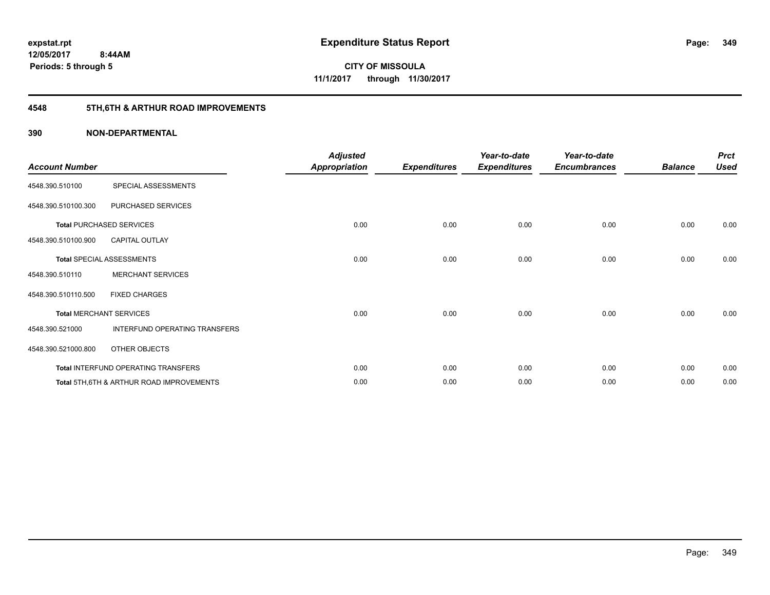expstat.rpt
12/05/2017 8:44AM
Periods: 5 through 5

# Expenditure Status Report

**CITY OF MISSOULA**
**11/1/2017 through 11/30/2017**

## 4548 5TH,6TH & ARTHUR ROAD IMPROVEMENTS

## 390 NON-DEPARTMENTAL

| Account Number | | Adjusted Appropriation | Expenditures | Year-to-date Expenditures | Year-to-date Encumbrances | Balance | Prct Used |
|---|---|---|---|---|---|---|---|
| 4548.390.510100 | SPECIAL ASSESSMENTS | | | | | | |
| 4548.390.510100.300 | PURCHASED SERVICES | | | | | | |
| **Total** PURCHASED SERVICES | | 0.00 | 0.00 | 0.00 | 0.00 | 0.00 | 0.00 |
| 4548.390.510100.900 | CAPITAL OUTLAY | | | | | | |
| **Total** SPECIAL ASSESSMENTS | | 0.00 | 0.00 | 0.00 | 0.00 | 0.00 | 0.00 |
| 4548.390.510110 | MERCHANT SERVICES | | | | | | |
| 4548.390.510110.500 | FIXED CHARGES | | | | | | |
| **Total** MERCHANT SERVICES | | 0.00 | 0.00 | 0.00 | 0.00 | 0.00 | 0.00 |
| 4548.390.521000 | INTERFUND OPERATING TRANSFERS | | | | | | |
| 4548.390.521000.800 | OTHER OBJECTS | | | | | | |
| **Total** INTERFUND OPERATING TRANSFERS | | 0.00 | 0.00 | 0.00 | 0.00 | 0.00 | 0.00 |
| **Total** 5TH,6TH & ARTHUR ROAD IMPROVEMENTS | | 0.00 | 0.00 | 0.00 | 0.00 | 0.00 | 0.00 |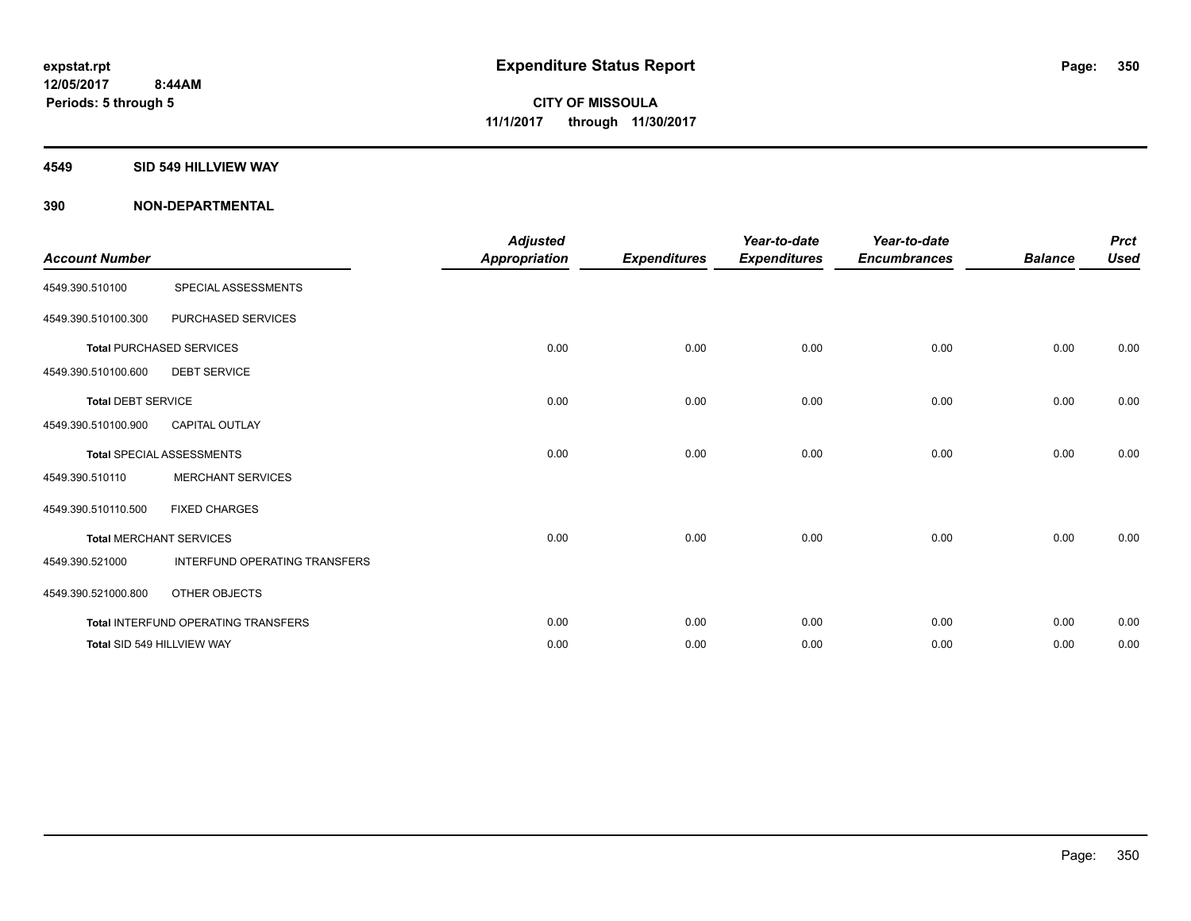**expstat.rpt**
**12/05/2017 8:44AM**
**Periods: 5 through 5**

# Expenditure Status Report

**CITY OF MISSOULA**
**11/1/2017 through 11/30/2017**

## 4549 SID 549 HILLVIEW WAY

## 390 NON-DEPARTMENTAL

| Account Number | | Adjusted Appropriation | Expenditures | Year-to-date Expenditures | Year-to-date Encumbrances | Balance | Prct Used |
|---|---|---|---|---|---|---|---|
| 4549.390.510100 | SPECIAL ASSESSMENTS | | | | | | |
| 4549.390.510100.300 | PURCHASED SERVICES | | | | | | |
| Total PURCHASED SERVICES | | 0.00 | 0.00 | 0.00 | 0.00 | 0.00 | 0.00 |
| 4549.390.510100.600 | DEBT SERVICE | | | | | | |
| Total DEBT SERVICE | | 0.00 | 0.00 | 0.00 | 0.00 | 0.00 | 0.00 |
| 4549.390.510100.900 | CAPITAL OUTLAY | | | | | | |
| Total SPECIAL ASSESSMENTS | | 0.00 | 0.00 | 0.00 | 0.00 | 0.00 | 0.00 |
| 4549.390.510110 | MERCHANT SERVICES | | | | | | |
| 4549.390.510110.500 | FIXED CHARGES | | | | | | |
| Total MERCHANT SERVICES | | 0.00 | 0.00 | 0.00 | 0.00 | 0.00 | 0.00 |
| 4549.390.521000 | INTERFUND OPERATING TRANSFERS | | | | | | |
| 4549.390.521000.800 | OTHER OBJECTS | | | | | | |
| Total INTERFUND OPERATING TRANSFERS | | 0.00 | 0.00 | 0.00 | 0.00 | 0.00 | 0.00 |
| Total SID 549 HILLVIEW WAY | | 0.00 | 0.00 | 0.00 | 0.00 | 0.00 | 0.00 |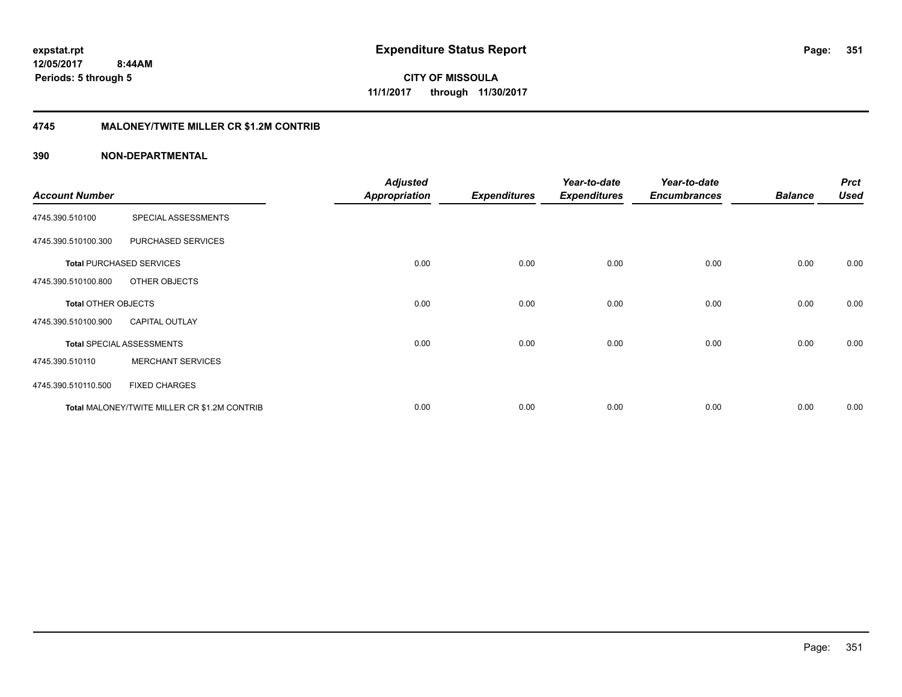**expstat.rpt**
**12/05/2017 8:44AM**
**Periods: 5 through 5**

# Expenditure Status Report

**CITY OF MISSOULA**
**11/1/2017 through 11/30/2017**

## 4745 MALONEY/TWITE MILLER CR $1.2M CONTRIB

### 390 NON-DEPARTMENTAL

| Account Number | | Adjusted Appropriation | Expenditures | Year-to-date Expenditures | Year-to-date Encumbrances | Balance | Prct Used |
|---|---|---|---|---|---|---|---|
| 4745.390.510100 | SPECIAL ASSESSMENTS | | | | | | |
| 4745.390.510100.300 | PURCHASED SERVICES | | | | | | |
| **Total** PURCHASED SERVICES | | 0.00 | 0.00 | 0.00 | 0.00 | 0.00 | 0.00 |
| 4745.390.510100.800 | OTHER OBJECTS | | | | | | |
| **Total** OTHER OBJECTS | | 0.00 | 0.00 | 0.00 | 0.00 | 0.00 | 0.00 |
| 4745.390.510100.900 | CAPITAL OUTLAY | | | | | | |
| **Total** SPECIAL ASSESSMENTS | | 0.00 | 0.00 | 0.00 | 0.00 | 0.00 | 0.00 |
| 4745.390.510110 | MERCHANT SERVICES | | | | | | |
| 4745.390.510110.500 | FIXED CHARGES | | | | | | |
| **Total** MALONEY/TWITE MILLER CR $1.2M CONTRIB | | 0.00 | 0.00 | 0.00 | 0.00 | 0.00 | 0.00 |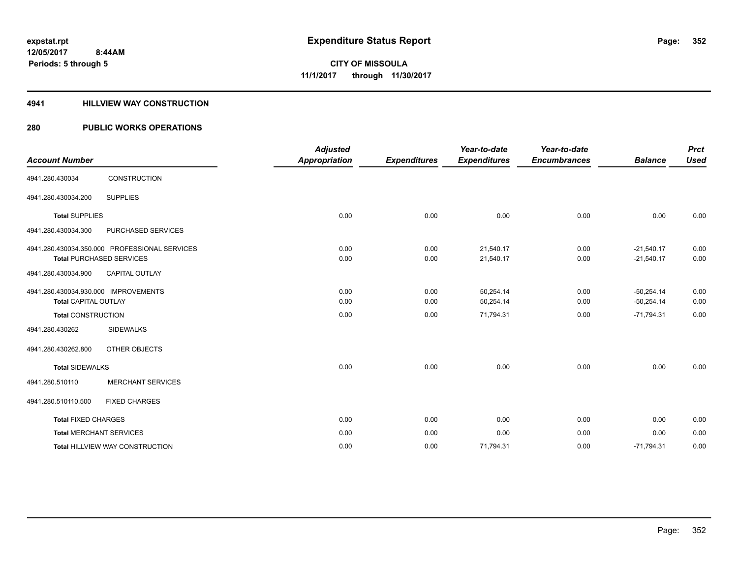expstat.rpt
12/05/2017 8:44AM
Periods: 5 through 5

# Expenditure Status Report

CITY OF MISSOULA
11/1/2017 through 11/30/2017

## 4941 HILLVIEW WAY CONSTRUCTION

## 280 PUBLIC WORKS OPERATIONS

| Account Number | | Adjusted Appropriation | Expenditures | Year-to-date Expenditures | Year-to-date Encumbrances | Balance | Prct Used |
|---|---|---|---|---|---|---|---|
| 4941.280.430034 | CONSTRUCTION | | | | | | |
| 4941.280.430034.200 | SUPPLIES | | | | | | |
| Total SUPPLIES | | 0.00 | 0.00 | 0.00 | 0.00 | 0.00 | 0.00 |
| 4941.280.430034.300 | PURCHASED SERVICES | | | | | | |
| 4941.280.430034.350.000 PROFESSIONAL SERVICES | | 0.00 | 0.00 | 21,540.17 | 0.00 | -21,540.17 | 0.00 |
| Total PURCHASED SERVICES | | 0.00 | 0.00 | 21,540.17 | 0.00 | -21,540.17 | 0.00 |
| 4941.280.430034.900 | CAPITAL OUTLAY | | | | | | |
| 4941.280.430034.930.000 IMPROVEMENTS | | 0.00 | 0.00 | 50,254.14 | 0.00 | -50,254.14 | 0.00 |
| Total CAPITAL OUTLAY | | 0.00 | 0.00 | 50,254.14 | 0.00 | -50,254.14 | 0.00 |
| Total CONSTRUCTION | | 0.00 | 0.00 | 71,794.31 | 0.00 | -71,794.31 | 0.00 |
| 4941.280.430262 | SIDEWALKS | | | | | | |
| 4941.280.430262.800 | OTHER OBJECTS | | | | | | |
| Total SIDEWALKS | | 0.00 | 0.00 | 0.00 | 0.00 | 0.00 | 0.00 |
| 4941.280.510110 | MERCHANT SERVICES | | | | | | |
| 4941.280.510110.500 | FIXED CHARGES | | | | | | |
| Total FIXED CHARGES | | 0.00 | 0.00 | 0.00 | 0.00 | 0.00 | 0.00 |
| Total MERCHANT SERVICES | | 0.00 | 0.00 | 0.00 | 0.00 | 0.00 | 0.00 |
| Total HILLVIEW WAY CONSTRUCTION | | 0.00 | 0.00 | 71,794.31 | 0.00 | -71,794.31 | 0.00 |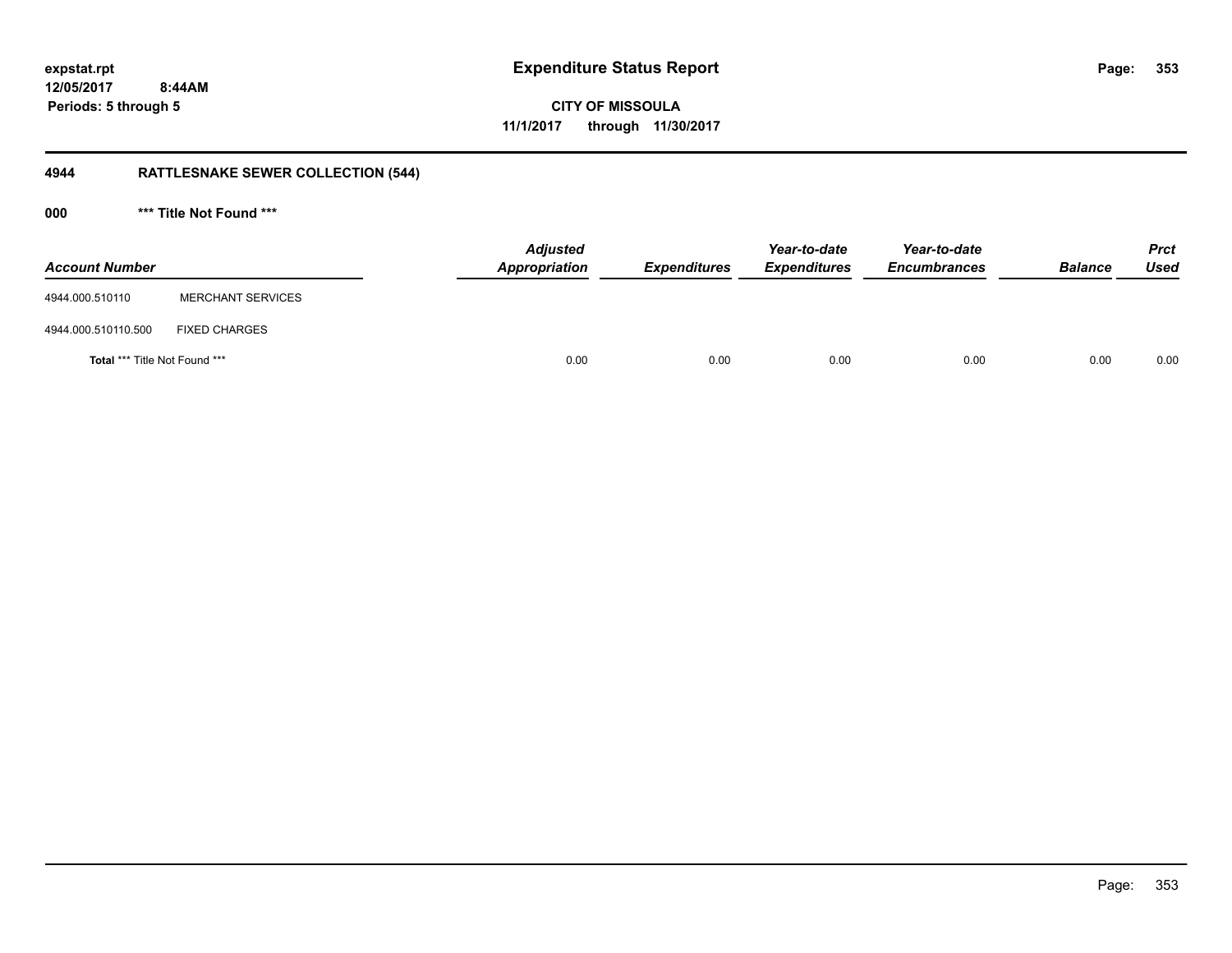**expstat.rpt**
**12/05/2017 8:44AM**
**Periods: 5 through 5**

# Expenditure Status Report

**CITY OF MISSOULA**
**11/1/2017 through 11/30/2017**

## 4944 RATTLESNAKE SEWER COLLECTION (544)

### 000 *** Title Not Found ***

| Account Number | | Adjusted Appropriation | Expenditures | Year-to-date Expenditures | Year-to-date Encumbrances | Balance | Prct Used |
|---|---|---|---|---|---|---|---|
| 4944.000.510110 | MERCHANT SERVICES | | | | | | |
| 4944.000.510110.500 | FIXED CHARGES | | | | | | |
| **Total** *** Title Not Found *** | | 0.00 | 0.00 | 0.00 | 0.00 | 0.00 | 0.00 |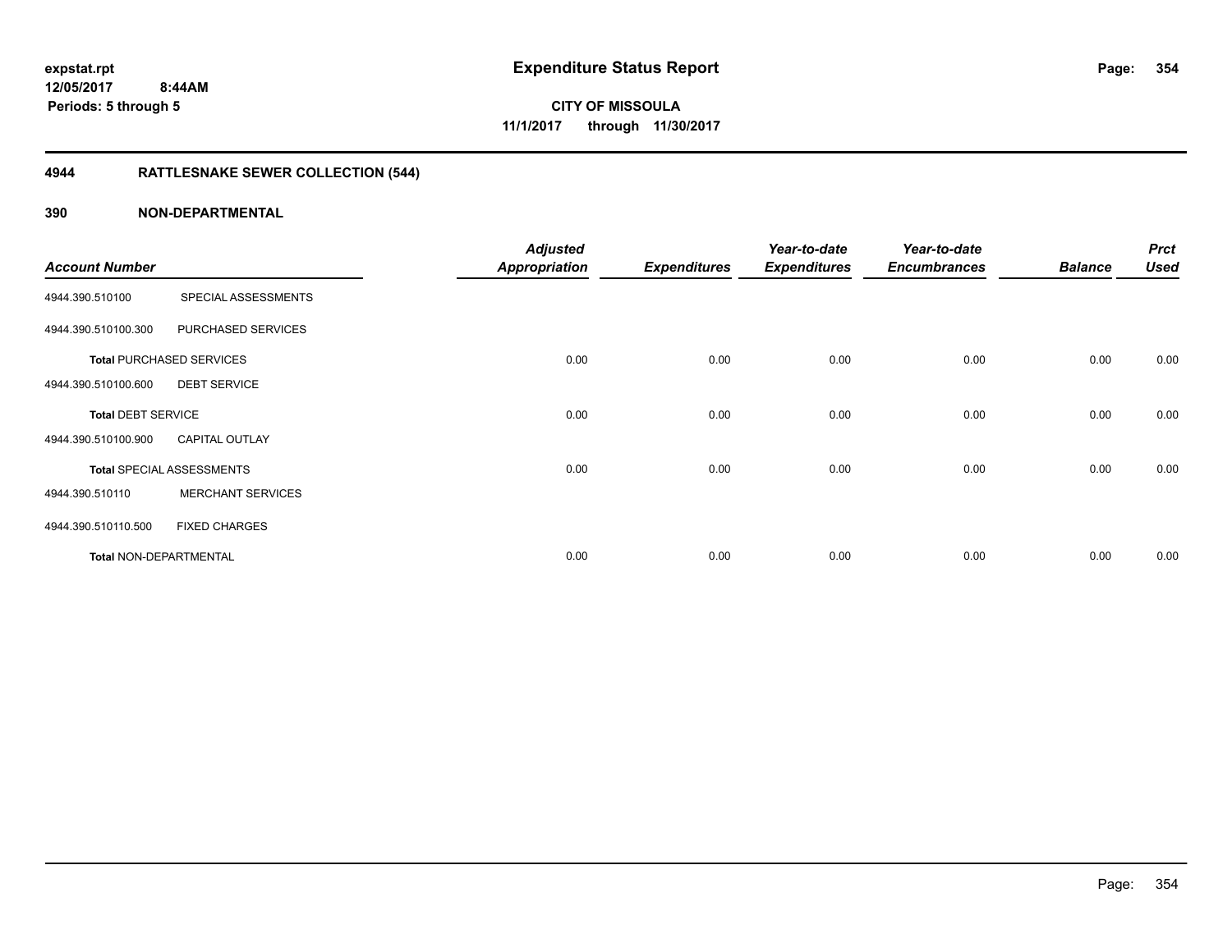**expstat.rpt**
**12/05/2017 8:44AM**
**Periods: 5 through 5**

# Expenditure Status Report

**CITY OF MISSOULA**
**11/1/2017 through 11/30/2017**

## 4944 RATTLESNAKE SEWER COLLECTION (544)

### 390 NON-DEPARTMENTAL

| Account Number | | Adjusted Appropriation | Expenditures | Year-to-date Expenditures | Year-to-date Encumbrances | Balance | Prct Used |
|---|---|---|---|---|---|---|---|
| 4944.390.510100 | SPECIAL ASSESSMENTS | | | | | | |
| 4944.390.510100.300 | PURCHASED SERVICES | | | | | | |
| **Total** PURCHASED SERVICES | | 0.00 | 0.00 | 0.00 | 0.00 | 0.00 | 0.00 |
| 4944.390.510100.600 | DEBT SERVICE | | | | | | |
| **Total** DEBT SERVICE | | 0.00 | 0.00 | 0.00 | 0.00 | 0.00 | 0.00 |
| 4944.390.510100.900 | CAPITAL OUTLAY | | | | | | |
| **Total** SPECIAL ASSESSMENTS | | 0.00 | 0.00 | 0.00 | 0.00 | 0.00 | 0.00 |
| 4944.390.510110 | MERCHANT SERVICES | | | | | | |
| 4944.390.510110.500 | FIXED CHARGES | | | | | | |
| **Total** NON-DEPARTMENTAL | | 0.00 | 0.00 | 0.00 | 0.00 | 0.00 | 0.00 |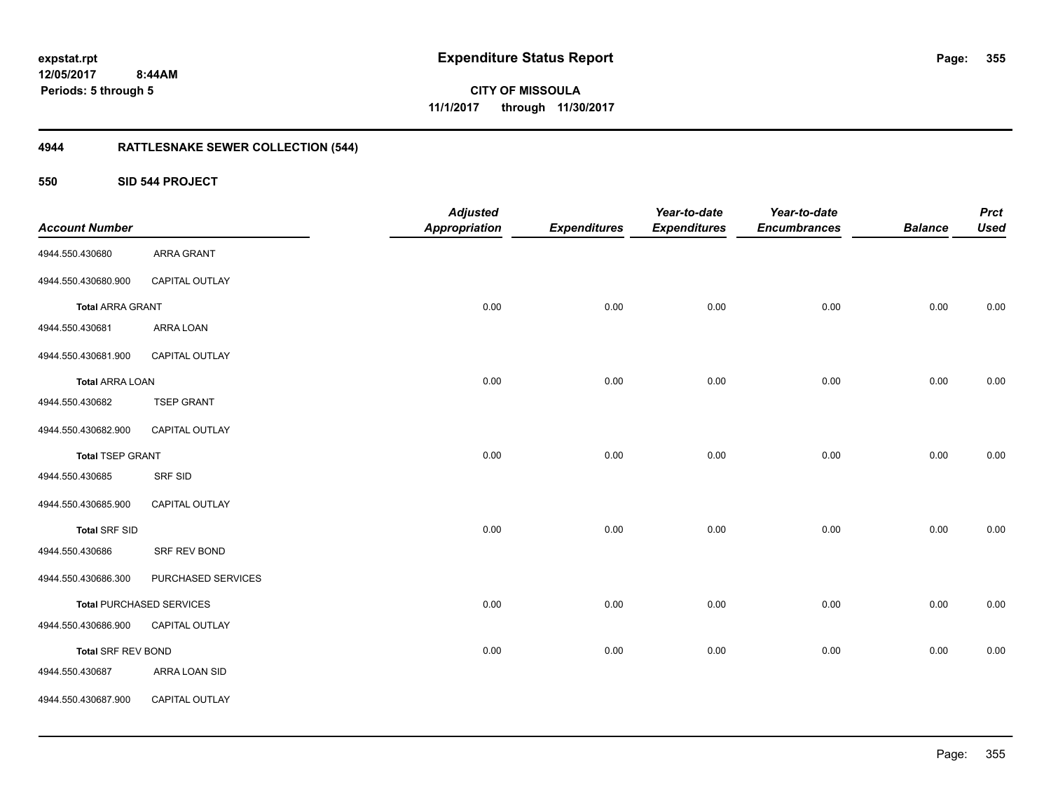expstat.rpt
12/05/2017 8:44AM
Periods: 5 through 5

# Expenditure Status Report

**CITY OF MISSOULA**
**11/1/2017 through 11/30/2017**

## 4944 RATTLESNAKE SEWER COLLECTION (544)

### 550 SID 544 PROJECT

| Account Number | | Adjusted Appropriation | Expenditures | Year-to-date Expenditures | Year-to-date Encumbrances | Balance | Prct Used |
|---|---|---|---|---|---|---|---|
| 4944.550.430680 | ARRA GRANT | | | | | | |
| 4944.550.430680.900 | CAPITAL OUTLAY | | | | | | |
| **Total** ARRA GRANT | | 0.00 | 0.00 | 0.00 | 0.00 | 0.00 | 0.00 |
| 4944.550.430681 | ARRA LOAN | | | | | | |
| 4944.550.430681.900 | CAPITAL OUTLAY | | | | | | |
| **Total** ARRA LOAN | | 0.00 | 0.00 | 0.00 | 0.00 | 0.00 | 0.00 |
| 4944.550.430682 | TSEP GRANT | | | | | | |
| 4944.550.430682.900 | CAPITAL OUTLAY | | | | | | |
| **Total** TSEP GRANT | | 0.00 | 0.00 | 0.00 | 0.00 | 0.00 | 0.00 |
| 4944.550.430685 | SRF SID | | | | | | |
| 4944.550.430685.900 | CAPITAL OUTLAY | | | | | | |
| **Total** SRF SID | | 0.00 | 0.00 | 0.00 | 0.00 | 0.00 | 0.00 |
| 4944.550.430686 | SRF REV BOND | | | | | | |
| 4944.550.430686.300 | PURCHASED SERVICES | | | | | | |
| **Total** PURCHASED SERVICES | | 0.00 | 0.00 | 0.00 | 0.00 | 0.00 | 0.00 |
| 4944.550.430686.900 | CAPITAL OUTLAY | | | | | | |
| **Total** SRF REV BOND | | 0.00 | 0.00 | 0.00 | 0.00 | 0.00 | 0.00 |
| 4944.550.430687 | ARRA LOAN SID | | | | | | |
| 4944.550.430687.900 | CAPITAL OUTLAY | | | | | | |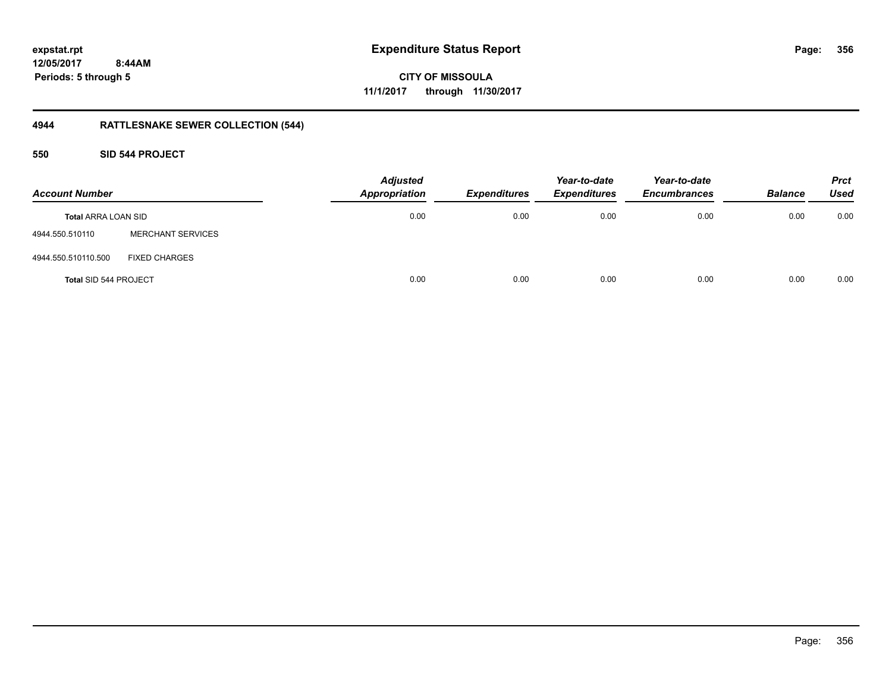expstat.rpt
12/05/2017 8:44AM
Periods: 5 through 5

# Expenditure Status Report

CITY OF MISSOULA
11/1/2017 through 11/30/2017

## 4944 RATTLESNAKE SEWER COLLECTION (544)

### 550 SID 544 PROJECT

| Account Number | | Adjusted Appropriation | Expenditures | Year-to-date Expenditures | Year-to-date Encumbrances | Balance | Prct Used |
|---|---|---|---|---|---|---|---|
| **Total** ARRA LOAN SID | | 0.00 | 0.00 | 0.00 | 0.00 | 0.00 | 0.00 |
| 4944.550.510110 | MERCHANT SERVICES | | | | | | |
| 4944.550.510110.500 | FIXED CHARGES | | | | | | |
| **Total** SID 544 PROJECT | | 0.00 | 0.00 | 0.00 | 0.00 | 0.00 | 0.00 |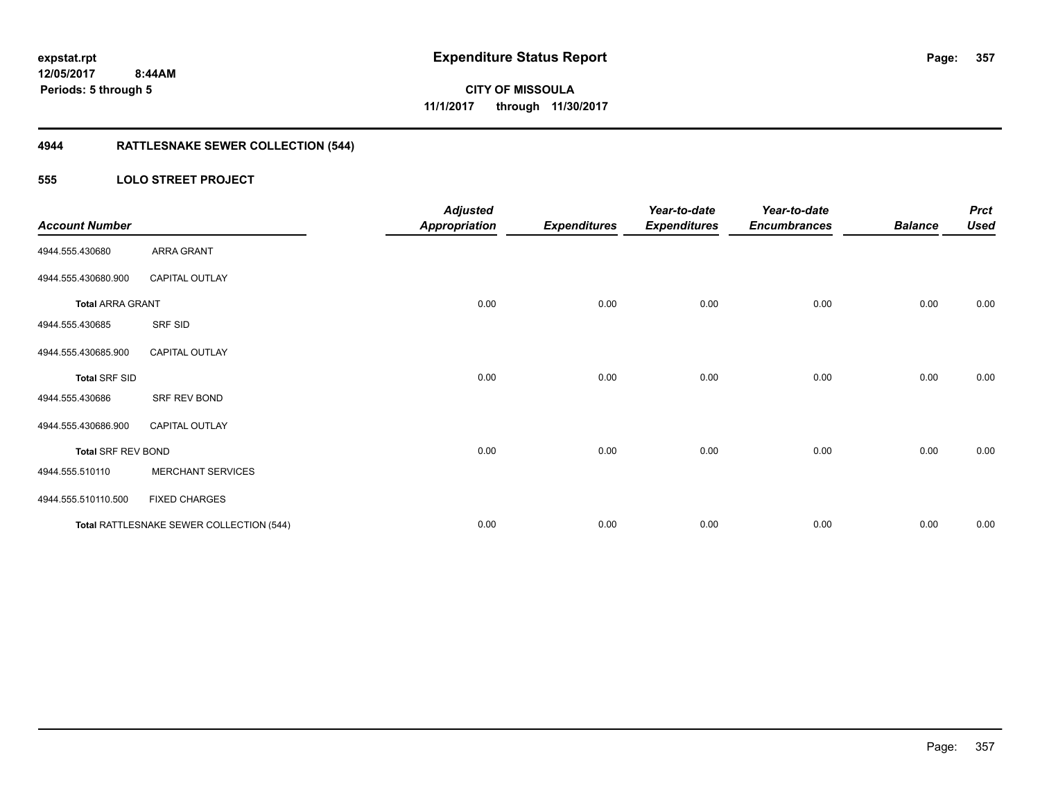expstat.rpt
12/05/2017 8:44AM
Periods: 5 through 5

# Expenditure Status Report

**CITY OF MISSOULA**
**11/1/2017 through 11/30/2017**

## 4944 RATTLESNAKE SEWER COLLECTION (544)

### 555 LOLO STREET PROJECT

| Account Number | | Adjusted Appropriation | Expenditures | Year-to-date Expenditures | Year-to-date Encumbrances | Balance | Prct Used |
|---|---|---|---|---|---|---|---|
| 4944.555.430680 | ARRA GRANT | | | | | | |
| 4944.555.430680.900 | CAPITAL OUTLAY | | | | | | |
| **Total** ARRA GRANT | | 0.00 | 0.00 | 0.00 | 0.00 | 0.00 | 0.00 |
| 4944.555.430685 | SRF SID | | | | | | |
| 4944.555.430685.900 | CAPITAL OUTLAY | | | | | | |
| **Total** SRF SID | | 0.00 | 0.00 | 0.00 | 0.00 | 0.00 | 0.00 |
| 4944.555.430686 | SRF REV BOND | | | | | | |
| 4944.555.430686.900 | CAPITAL OUTLAY | | | | | | |
| **Total** SRF REV BOND | | 0.00 | 0.00 | 0.00 | 0.00 | 0.00 | 0.00 |
| 4944.555.510110 | MERCHANT SERVICES | | | | | | |
| 4944.555.510110.500 | FIXED CHARGES | | | | | | |
| **Total** RATTLESNAKE SEWER COLLECTION (544) | | 0.00 | 0.00 | 0.00 | 0.00 | 0.00 | 0.00 |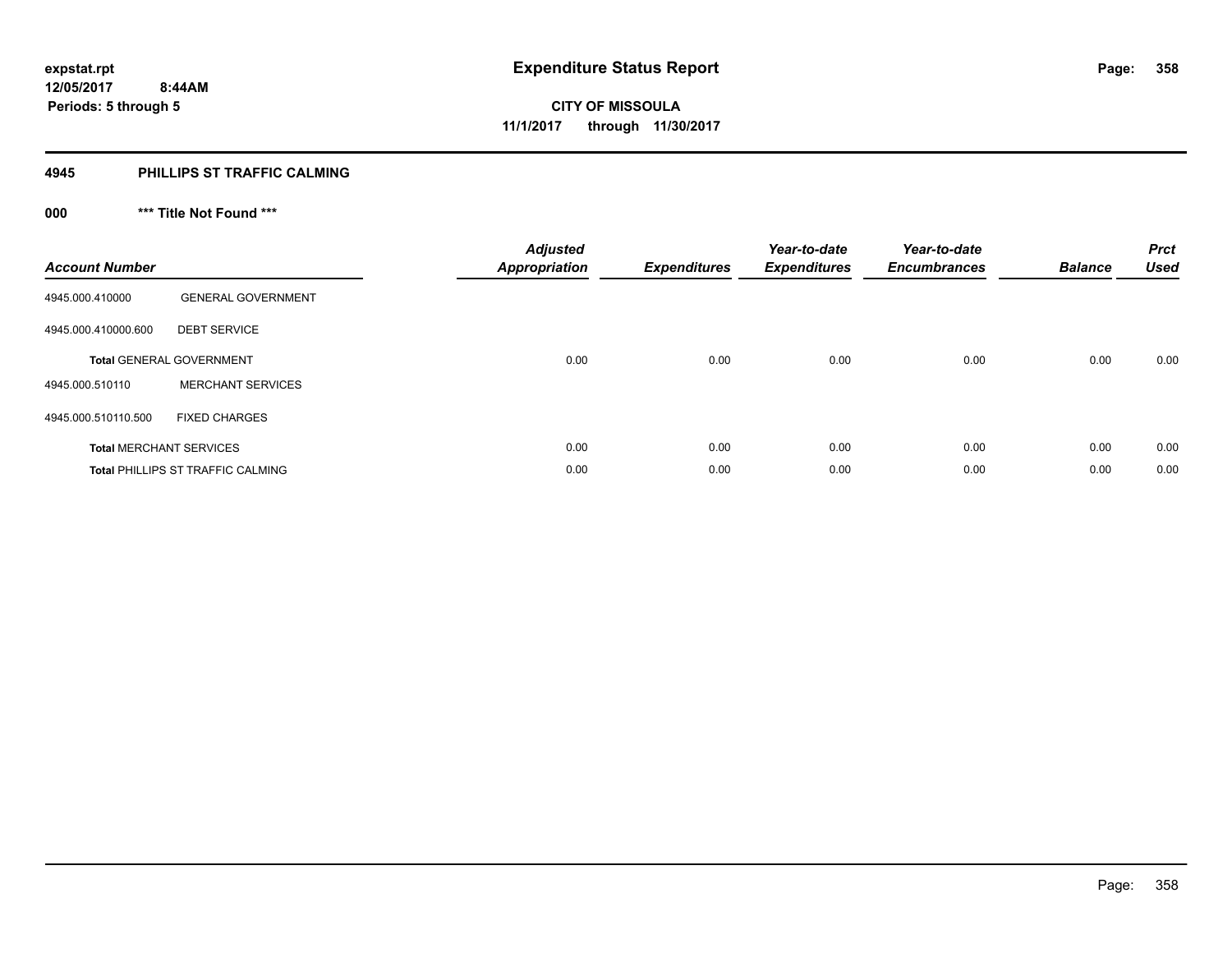**expstat.rpt**
**12/05/2017 8:44AM**
**Periods: 5 through 5**

# Expenditure Status Report

**CITY OF MISSOULA**
**11/1/2017 through 11/30/2017**

## 4945 PHILLIPS ST TRAFFIC CALMING

### 000 *** Title Not Found ***

| Account Number | | Adjusted Appropriation | Expenditures | Year-to-date Expenditures | Year-to-date Encumbrances | Balance | Prct Used |
|---|---|---|---|---|---|---|---|
| 4945.000.410000 | GENERAL GOVERNMENT | | | | | | |
| 4945.000.410000.600 | DEBT SERVICE | | | | | | |
| **Total** GENERAL GOVERNMENT | | 0.00 | 0.00 | 0.00 | 0.00 | 0.00 | 0.00 |
| 4945.000.510110 | MERCHANT SERVICES | | | | | | |
| 4945.000.510110.500 | FIXED CHARGES | | | | | | |
| **Total** MERCHANT SERVICES | | 0.00 | 0.00 | 0.00 | 0.00 | 0.00 | 0.00 |
| **Total** PHILLIPS ST TRAFFIC CALMING | | 0.00 | 0.00 | 0.00 | 0.00 | 0.00 | 0.00 |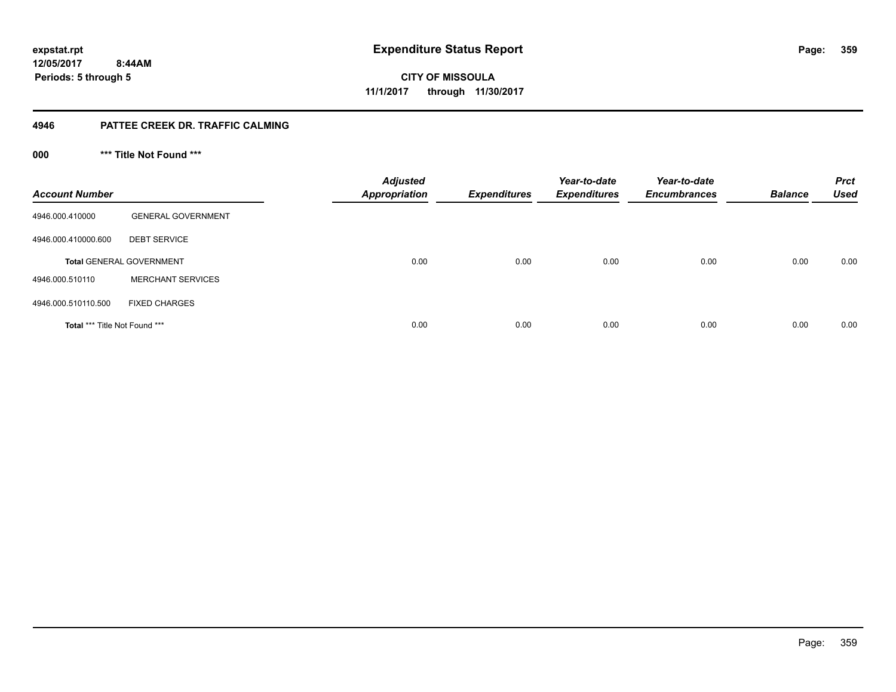**expstat.rpt**
**12/05/2017 8:44AM**
**Periods: 5 through 5**

# Expenditure Status Report

**CITY OF MISSOULA**
**11/1/2017 through 11/30/2017**

## 4946 PATTEE CREEK DR. TRAFFIC CALMING

### 000 *** Title Not Found ***

| Account Number | | Adjusted Appropriation | Expenditures | Year-to-date Expenditures | Year-to-date Encumbrances | Balance | Prct Used |
|---|---|---|---|---|---|---|---|
| 4946.000.410000 | GENERAL GOVERNMENT | | | | | | |
| 4946.000.410000.600 | DEBT SERVICE | | | | | | |
| **Total** GENERAL GOVERNMENT | | 0.00 | 0.00 | 0.00 | 0.00 | 0.00 | 0.00 |
| 4946.000.510110 | MERCHANT SERVICES | | | | | | |
| 4946.000.510110.500 | FIXED CHARGES | | | | | | |
| **Total** *** Title Not Found *** | | 0.00 | 0.00 | 0.00 | 0.00 | 0.00 | 0.00 |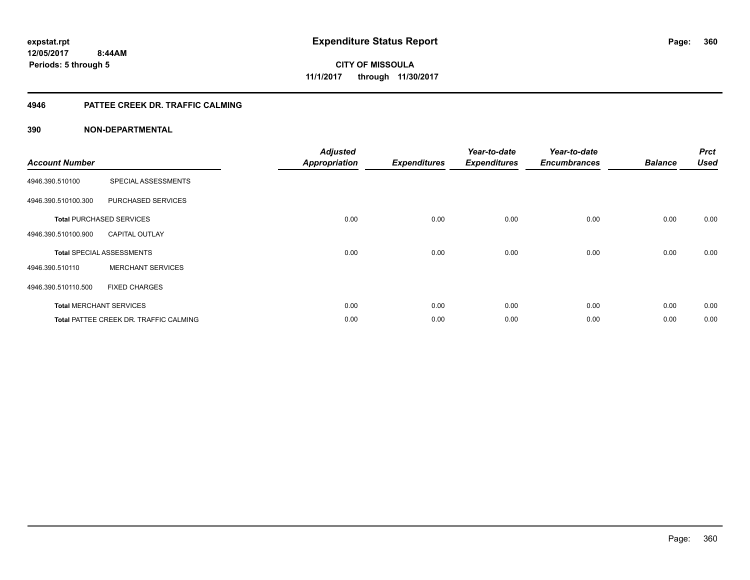**expstat.rpt**
**12/05/2017 8:44AM**
**Periods: 5 through 5**

# Expenditure Status Report

**CITY OF MISSOULA**
**11/1/2017 through 11/30/2017**

## 4946 PATTEE CREEK DR. TRAFFIC CALMING

### 390 NON-DEPARTMENTAL

| Account Number | | Adjusted Appropriation | Expenditures | Year-to-date Expenditures | Year-to-date Encumbrances | Balance | Prct Used |
|---|---|---|---|---|---|---|---|
| 4946.390.510100 | SPECIAL ASSESSMENTS | | | | | | |
| 4946.390.510100.300 | PURCHASED SERVICES | | | | | | |
| **Total** PURCHASED SERVICES | | 0.00 | 0.00 | 0.00 | 0.00 | 0.00 | 0.00 |
| 4946.390.510100.900 | CAPITAL OUTLAY | | | | | | |
| **Total** SPECIAL ASSESSMENTS | | 0.00 | 0.00 | 0.00 | 0.00 | 0.00 | 0.00 |
| 4946.390.510110 | MERCHANT SERVICES | | | | | | |
| 4946.390.510110.500 | FIXED CHARGES | | | | | | |
| **Total** MERCHANT SERVICES | | 0.00 | 0.00 | 0.00 | 0.00 | 0.00 | 0.00 |
| **Total** PATTEE CREEK DR. TRAFFIC CALMING | | 0.00 | 0.00 | 0.00 | 0.00 | 0.00 | 0.00 |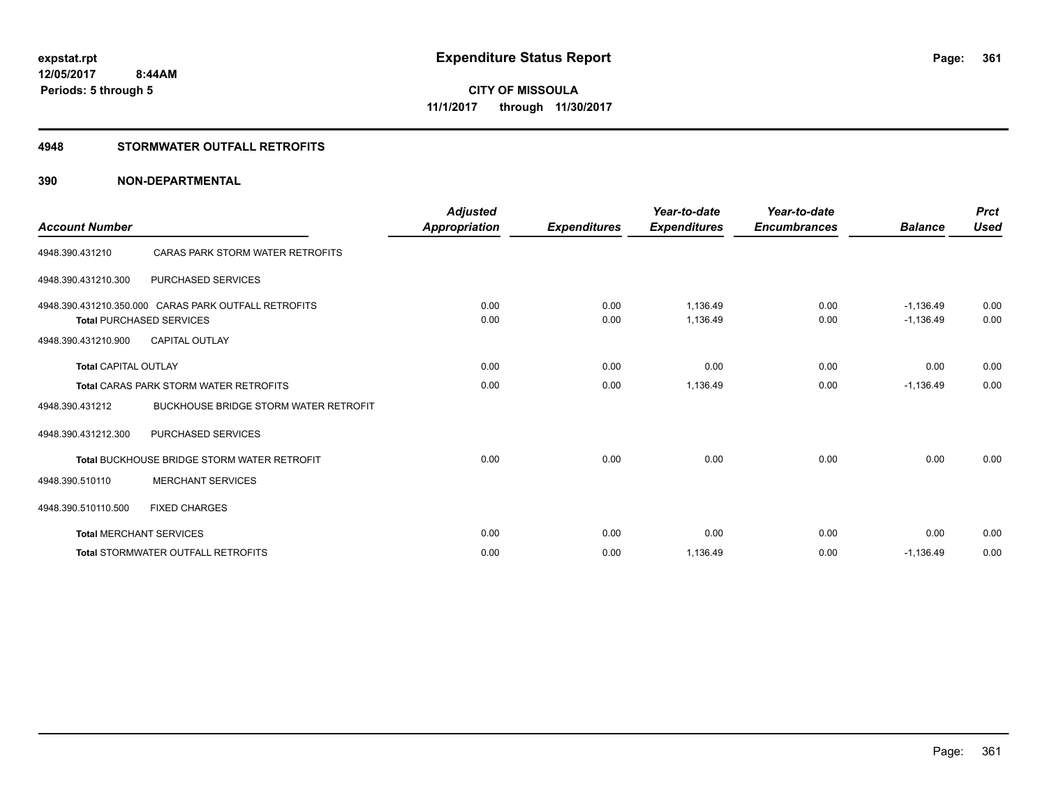**expstat.rpt**
**12/05/2017 8:44AM**
**Periods: 5 through 5**

# Expenditure Status Report

**CITY OF MISSOULA**
**11/1/2017 through 11/30/2017**

## 4948 STORMWATER OUTFALL RETROFITS

### 390 NON-DEPARTMENTAL

| Account Number | | Adjusted Appropriation | Expenditures | Year-to-date Expenditures | Year-to-date Encumbrances | Balance | Prct Used |
|---|---|---|---|---|---|---|---|
| 4948.390.431210 | CARAS PARK STORM WATER RETROFITS | | | | | | |
| 4948.390.431210.300 | PURCHASED SERVICES | | | | | | |
| 4948.390.431210.350.000 | CARAS PARK OUTFALL RETROFITS | 0.00 | 0.00 | 1,136.49 | 0.00 | -1,136.49 | 0.00 |
| **Total** PURCHASED SERVICES | | 0.00 | 0.00 | 1,136.49 | 0.00 | -1,136.49 | 0.00 |
| 4948.390.431210.900 | CAPITAL OUTLAY | | | | | | |
| **Total** CAPITAL OUTLAY | | 0.00 | 0.00 | 0.00 | 0.00 | 0.00 | 0.00 |
| **Total** CARAS PARK STORM WATER RETROFITS | | 0.00 | 0.00 | 1,136.49 | 0.00 | -1,136.49 | 0.00 |
| 4948.390.431212 | BUCKHOUSE BRIDGE STORM WATER RETROFIT | | | | | | |
| 4948.390.431212.300 | PURCHASED SERVICES | | | | | | |
| **Total** BUCKHOUSE BRIDGE STORM WATER RETROFIT | | 0.00 | 0.00 | 0.00 | 0.00 | 0.00 | 0.00 |
| 4948.390.510110 | MERCHANT SERVICES | | | | | | |
| 4948.390.510110.500 | FIXED CHARGES | | | | | | |
| **Total** MERCHANT SERVICES | | 0.00 | 0.00 | 0.00 | 0.00 | 0.00 | 0.00 |
| **Total** STORMWATER OUTFALL RETROFITS | | 0.00 | 0.00 | 1,136.49 | 0.00 | -1,136.49 | 0.00 |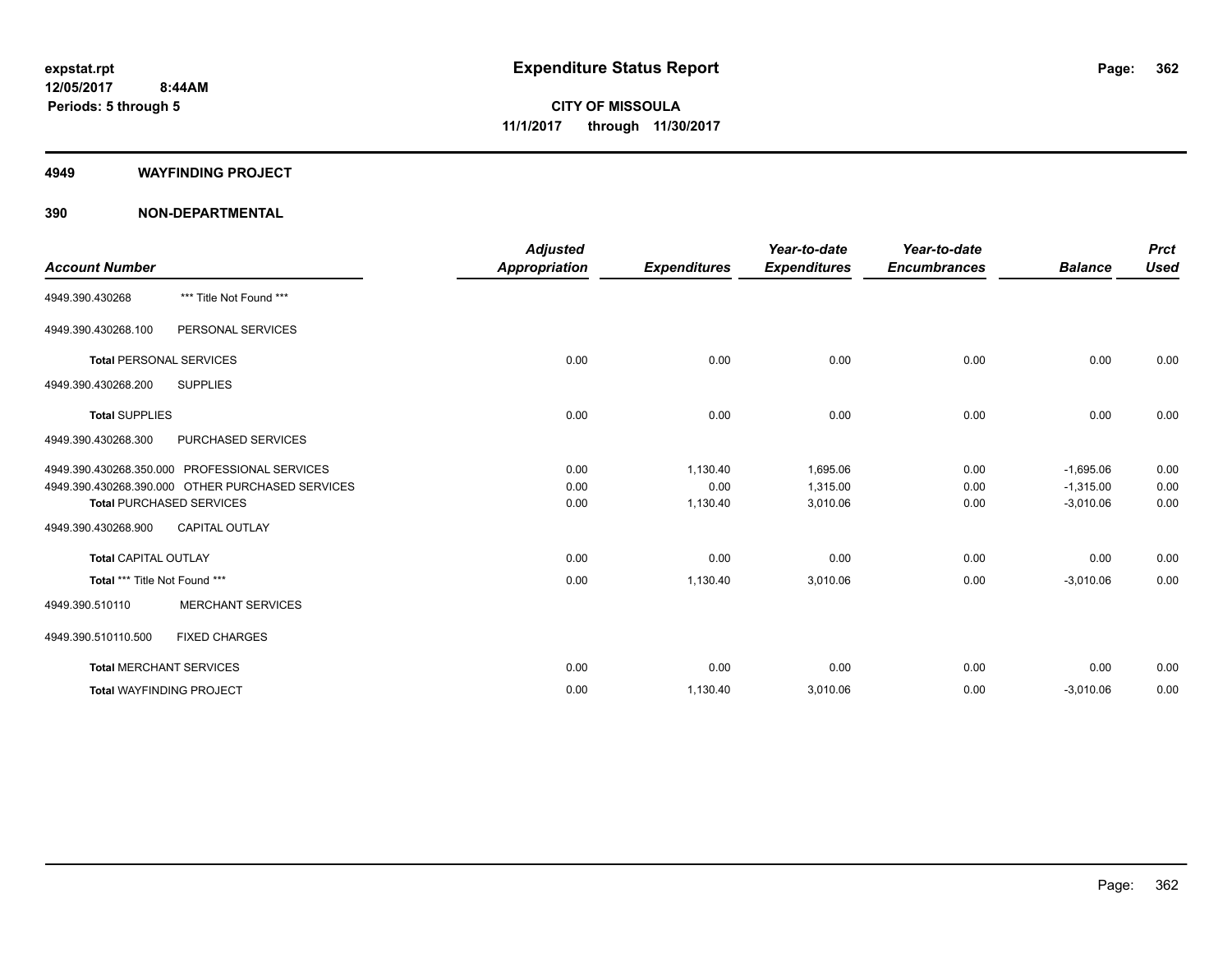expstat.rpt
12/05/2017 8:44AM
Periods: 5 through 5

# Expenditure Status Report

CITY OF MISSOULA
11/1/2017 through 11/30/2017

## 4949 WAYFINDING PROJECT

## 390 NON-DEPARTMENTAL

| Account Number | | Adjusted Appropriation | Expenditures | Year-to-date Expenditures | Year-to-date Encumbrances | Balance | Prct Used |
|---|---|---|---|---|---|---|---|
| 4949.390.430268 | *** Title Not Found *** | | | | | | |
| 4949.390.430268.100 | PERSONAL SERVICES | | | | | | |
| **Total** PERSONAL SERVICES | | 0.00 | 0.00 | 0.00 | 0.00 | 0.00 | 0.00 |
| 4949.390.430268.200 | SUPPLIES | | | | | | |
| **Total** SUPPLIES | | 0.00 | 0.00 | 0.00 | 0.00 | 0.00 | 0.00 |
| 4949.390.430268.300 | PURCHASED SERVICES | | | | | | |
| 4949.390.430268.350.000 | PROFESSIONAL SERVICES | 0.00 | 1,130.40 | 1,695.06 | 0.00 | -1,695.06 | 0.00 |
| 4949.390.430268.390.000 | OTHER PURCHASED SERVICES | 0.00 | 0.00 | 1,315.00 | 0.00 | -1,315.00 | 0.00 |
| **Total** PURCHASED SERVICES | | 0.00 | 1,130.40 | 3,010.06 | 0.00 | -3,010.06 | 0.00 |
| 4949.390.430268.900 | CAPITAL OUTLAY | | | | | | |
| **Total** CAPITAL OUTLAY | | 0.00 | 0.00 | 0.00 | 0.00 | 0.00 | 0.00 |
| **Total** *** Title Not Found *** | | 0.00 | 1,130.40 | 3,010.06 | 0.00 | -3,010.06 | 0.00 |
| 4949.390.510110 | MERCHANT SERVICES | | | | | | |
| 4949.390.510110.500 | FIXED CHARGES | | | | | | |
| **Total** MERCHANT SERVICES | | 0.00 | 0.00 | 0.00 | 0.00 | 0.00 | 0.00 |
| **Total** WAYFINDING PROJECT | | 0.00 | 1,130.40 | 3,010.06 | 0.00 | -3,010.06 | 0.00 |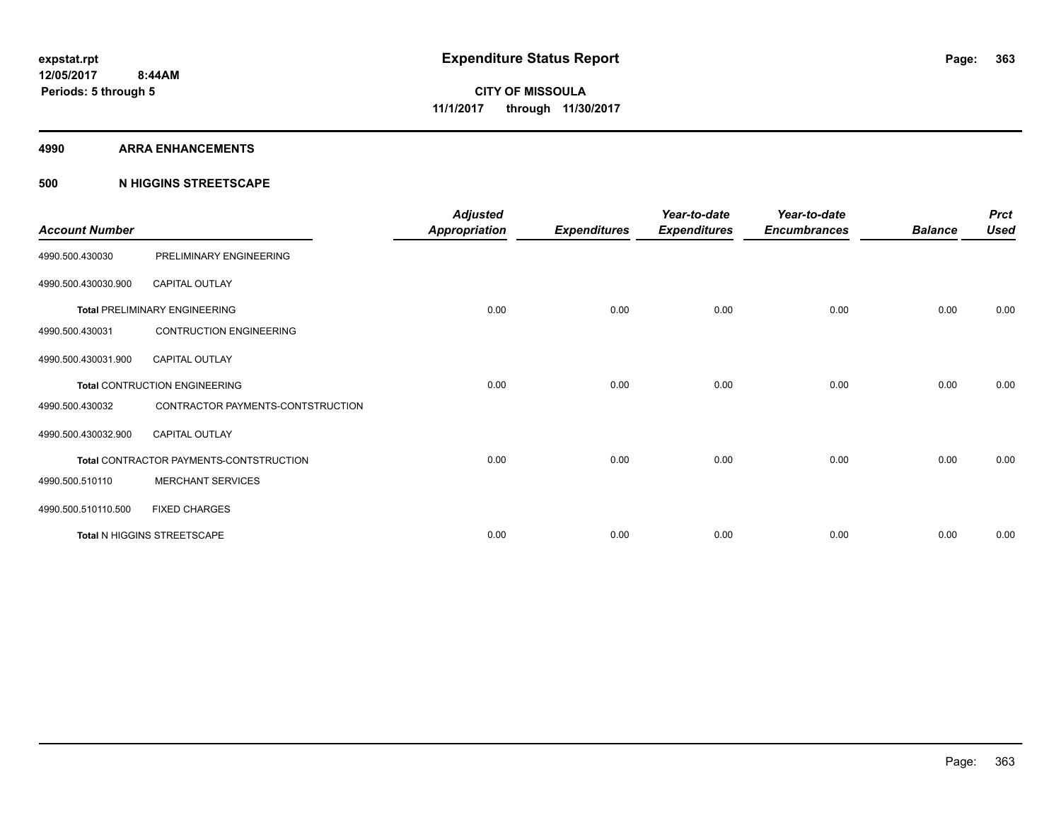**expstat.rpt**
**12/05/2017 8:44AM**
**Periods: 5 through 5**

# Expenditure Status Report

**CITY OF MISSOULA**
**11/1/2017 through 11/30/2017**

## 4990 ARRA ENHANCEMENTS

### 500 N HIGGINS STREETSCAPE

| Account Number | | Adjusted Appropriation | Expenditures | Year-to-date Expenditures | Year-to-date Encumbrances | Balance | Prct Used |
|---|---|---|---|---|---|---|---|
| 4990.500.430030 | PRELIMINARY ENGINEERING | | | | | | |
| 4990.500.430030.900 | CAPITAL OUTLAY | | | | | | |
| **Total** PRELIMINARY ENGINEERING | | 0.00 | 0.00 | 0.00 | 0.00 | 0.00 | 0.00 |
| 4990.500.430031 | CONTRUCTION ENGINEERING | | | | | | |
| 4990.500.430031.900 | CAPITAL OUTLAY | | | | | | |
| **Total** CONTRUCTION ENGINEERING | | 0.00 | 0.00 | 0.00 | 0.00 | 0.00 | 0.00 |
| 4990.500.430032 | CONTRACTOR PAYMENTS-CONTSTRUCTION | | | | | | |
| 4990.500.430032.900 | CAPITAL OUTLAY | | | | | | |
| **Total** CONTRACTOR PAYMENTS-CONTSTRUCTION | | 0.00 | 0.00 | 0.00 | 0.00 | 0.00 | 0.00 |
| 4990.500.510110 | MERCHANT SERVICES | | | | | | |
| 4990.500.510110.500 | FIXED CHARGES | | | | | | |
| **Total** N HIGGINS STREETSCAPE | | 0.00 | 0.00 | 0.00 | 0.00 | 0.00 | 0.00 |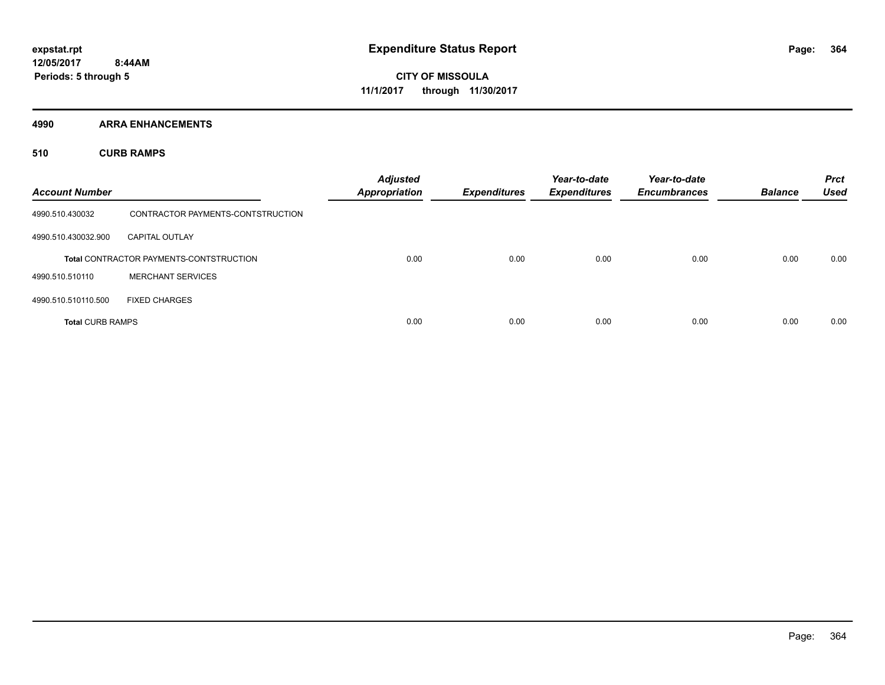expstat.rpt
12/05/2017 8:44AM
Periods: 5 through 5

# Expenditure Status Report

**CITY OF MISSOULA**
**11/1/2017 through 11/30/2017**

## 4990 ARRA ENHANCEMENTS

### 510 CURB RAMPS

| Account Number | | Adjusted Appropriation | Expenditures | Year-to-date Expenditures | Year-to-date Encumbrances | Balance | Prct Used |
|---|---|---|---|---|---|---|---|
| 4990.510.430032 | CONTRACTOR PAYMENTS-CONTSTRUCTION | | | | | | |
| 4990.510.430032.900 | CAPITAL OUTLAY | | | | | | |
| **Total** CONTRACTOR PAYMENTS-CONTSTRUCTION | | 0.00 | 0.00 | 0.00 | 0.00 | 0.00 | 0.00 |
| 4990.510.510110 | MERCHANT SERVICES | | | | | | |
| 4990.510.510110.500 | FIXED CHARGES | | | | | | |
| **Total CURB RAMPS** | | 0.00 | 0.00 | 0.00 | 0.00 | 0.00 | 0.00 |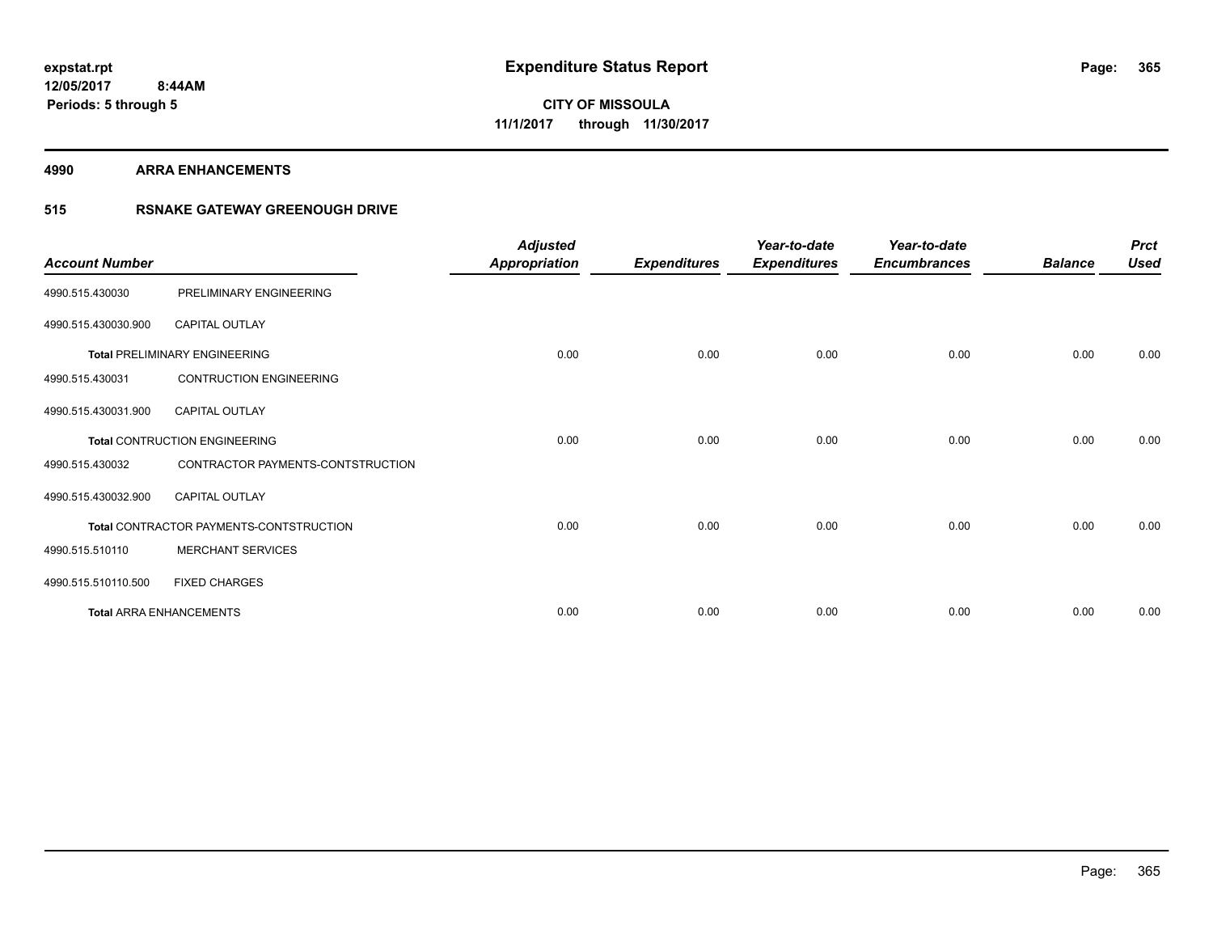expstat.rpt
12/05/2017 8:44AM
Periods: 5 through 5

# Expenditure Status Report

CITY OF MISSOULA
11/1/2017 through 11/30/2017

**4990 ARRA ENHANCEMENTS**

**515 RSNAKE GATEWAY GREENOUGH DRIVE**

| Account Number | | Adjusted Appropriation | Expenditures | Year-to-date Expenditures | Year-to-date Encumbrances | Balance | Prct Used |
|---|---|---|---|---|---|---|---|
| 4990.515.430030 | PRELIMINARY ENGINEERING | | | | | | |
| 4990.515.430030.900 | CAPITAL OUTLAY | | | | | | |
| **Total** PRELIMINARY ENGINEERING | | 0.00 | 0.00 | 0.00 | 0.00 | 0.00 | 0.00 |
| 4990.515.430031 | CONTRUCTION ENGINEERING | | | | | | |
| 4990.515.430031.900 | CAPITAL OUTLAY | | | | | | |
| **Total** CONTRUCTION ENGINEERING | | 0.00 | 0.00 | 0.00 | 0.00 | 0.00 | 0.00 |
| 4990.515.430032 | CONTRACTOR PAYMENTS-CONTSTRUCTION | | | | | | |
| 4990.515.430032.900 | CAPITAL OUTLAY | | | | | | |
| **Total** CONTRACTOR PAYMENTS-CONTSTRUCTION | | 0.00 | 0.00 | 0.00 | 0.00 | 0.00 | 0.00 |
| 4990.515.510110 | MERCHANT SERVICES | | | | | | |
| 4990.515.510110.500 | FIXED CHARGES | | | | | | |
| **Total** ARRA ENHANCEMENTS | | 0.00 | 0.00 | 0.00 | 0.00 | 0.00 | 0.00 |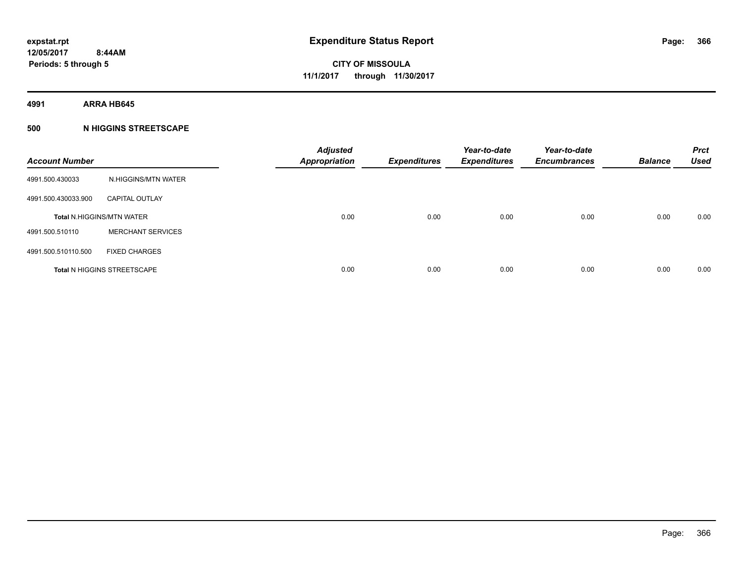# Expenditure Status Report

expstat.rpt
12/05/2017 8:44AM
Periods: 5 through 5

**CITY OF MISSOULA**
**11/1/2017 through 11/30/2017**

## 4991 ARRA HB645

### 500 N HIGGINS STREETSCAPE

| Account Number | | Adjusted Appropriation | Expenditures | Year-to-date Expenditures | Year-to-date Encumbrances | Balance | Prct Used |
|---|---|---|---|---|---|---|---|
| 4991.500.430033 | N.HIGGINS/MTN WATER | | | | | | |
| 4991.500.430033.900 | CAPITAL OUTLAY | | | | | | |
| Total N.HIGGINS/MTN WATER | | 0.00 | 0.00 | 0.00 | 0.00 | 0.00 | 0.00 |
| 4991.500.510110 | MERCHANT SERVICES | | | | | | |
| 4991.500.510110.500 | FIXED CHARGES | | | | | | |
| Total N HIGGINS STREETSCAPE | | 0.00 | 0.00 | 0.00 | 0.00 | 0.00 | 0.00 |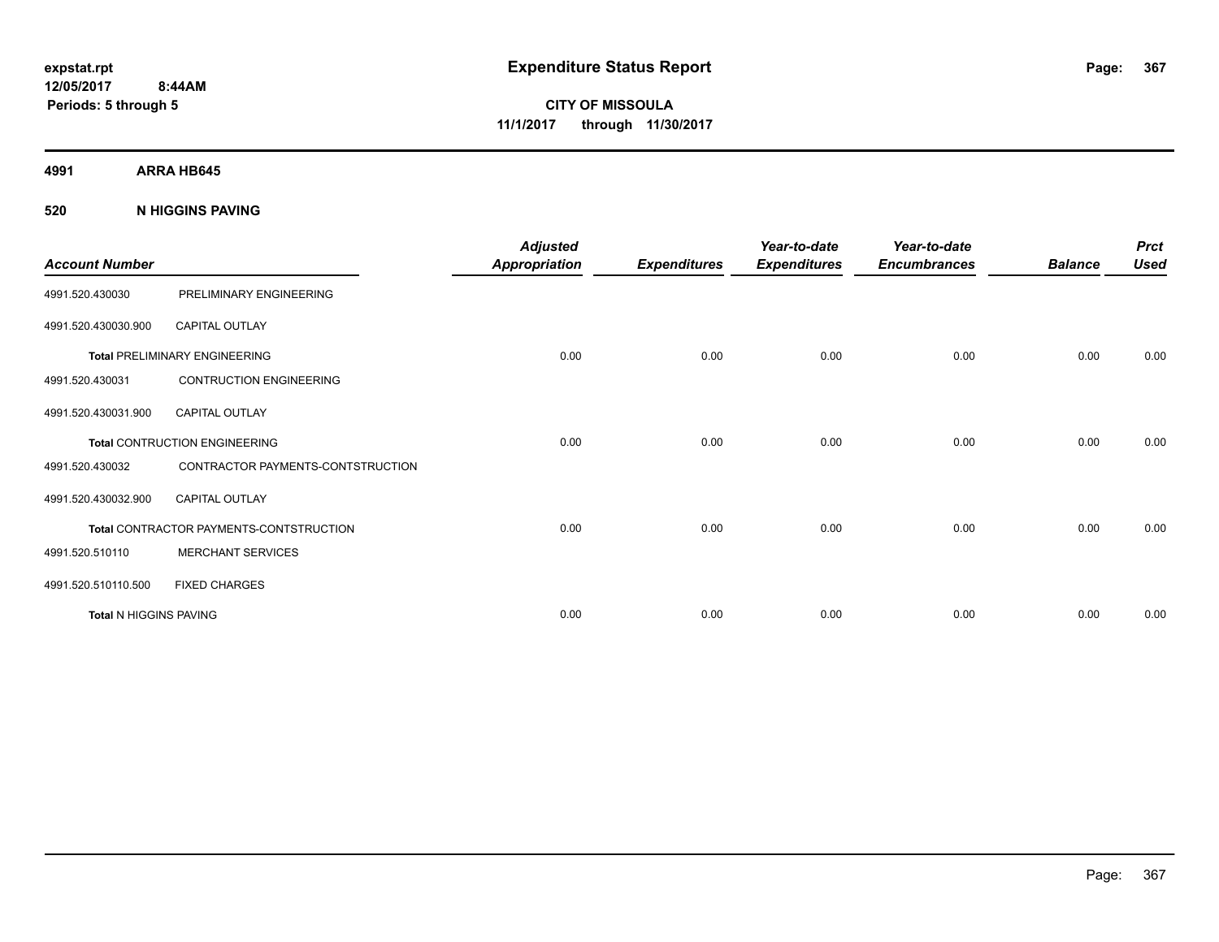**expstat.rpt**
**12/05/2017 8:44AM**
**Periods: 5 through 5**

# Expenditure Status Report

**CITY OF MISSOULA**
**11/1/2017 through 11/30/2017**

## 4991 ARRA HB645

### 520 N HIGGINS PAVING

| Account Number | | Adjusted Appropriation | Expenditures | Year-to-date Expenditures | Year-to-date Encumbrances | Balance | Prct Used |
|---|---|---|---|---|---|---|---|
| 4991.520.430030 | PRELIMINARY ENGINEERING | | | | | | |
| 4991.520.430030.900 | CAPITAL OUTLAY | | | | | | |
| **Total** PRELIMINARY ENGINEERING | | 0.00 | 0.00 | 0.00 | 0.00 | 0.00 | 0.00 |
| 4991.520.430031 | CONTRUCTION ENGINEERING | | | | | | |
| 4991.520.430031.900 | CAPITAL OUTLAY | | | | | | |
| **Total** CONTRUCTION ENGINEERING | | 0.00 | 0.00 | 0.00 | 0.00 | 0.00 | 0.00 |
| 4991.520.430032 | CONTRACTOR PAYMENTS-CONTSTRUCTION | | | | | | |
| 4991.520.430032.900 | CAPITAL OUTLAY | | | | | | |
| **Total** CONTRACTOR PAYMENTS-CONTSTRUCTION | | 0.00 | 0.00 | 0.00 | 0.00 | 0.00 | 0.00 |
| 4991.520.510110 | MERCHANT SERVICES | | | | | | |
| 4991.520.510110.500 | FIXED CHARGES | | | | | | |
| **Total** N HIGGINS PAVING | | 0.00 | 0.00 | 0.00 | 0.00 | 0.00 | 0.00 |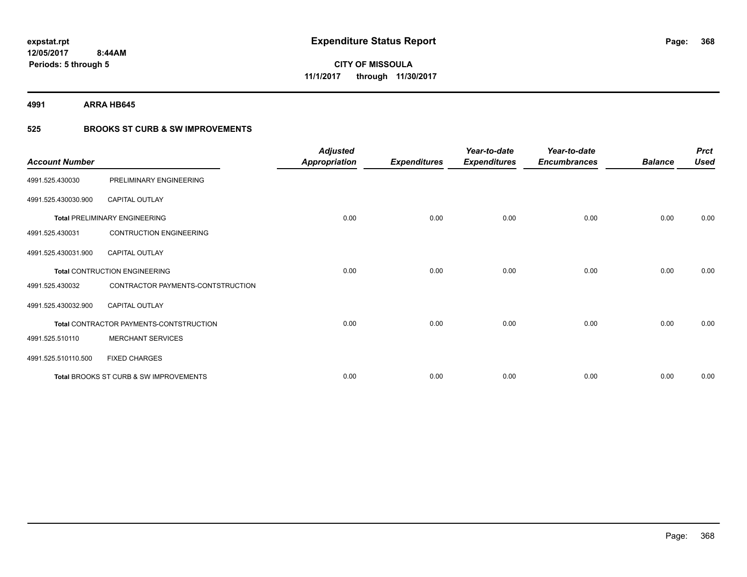# Expenditure Status Report

**expstat.rpt**
**12/05/2017 8:44AM**
**Periods: 5 through 5**

**CITY OF MISSOULA**
**11/1/2017 through 11/30/2017**

**4991 ARRA HB645**

**525 BROOKS ST CURB & SW IMPROVEMENTS**

| Account Number | | Adjusted Appropriation | Expenditures | Year-to-date Expenditures | Year-to-date Encumbrances | Balance | Prct Used |
|---|---|---|---|---|---|---|---|
| 4991.525.430030 | PRELIMINARY ENGINEERING | | | | | | |
| 4991.525.430030.900 | CAPITAL OUTLAY | | | | | | |
| **Total** PRELIMINARY ENGINEERING | | 0.00 | 0.00 | 0.00 | 0.00 | 0.00 | 0.00 |
| 4991.525.430031 | CONTRUCTION ENGINEERING | | | | | | |
| 4991.525.430031.900 | CAPITAL OUTLAY | | | | | | |
| **Total** CONTRUCTION ENGINEERING | | 0.00 | 0.00 | 0.00 | 0.00 | 0.00 | 0.00 |
| 4991.525.430032 | CONTRACTOR PAYMENTS-CONTSTRUCTION | | | | | | |
| 4991.525.430032.900 | CAPITAL OUTLAY | | | | | | |
| **Total** CONTRACTOR PAYMENTS-CONTSTRUCTION | | 0.00 | 0.00 | 0.00 | 0.00 | 0.00 | 0.00 |
| 4991.525.510110 | MERCHANT SERVICES | | | | | | |
| 4991.525.510110.500 | FIXED CHARGES | | | | | | |
| **Total** BROOKS ST CURB & SW IMPROVEMENTS | | 0.00 | 0.00 | 0.00 | 0.00 | 0.00 | 0.00 |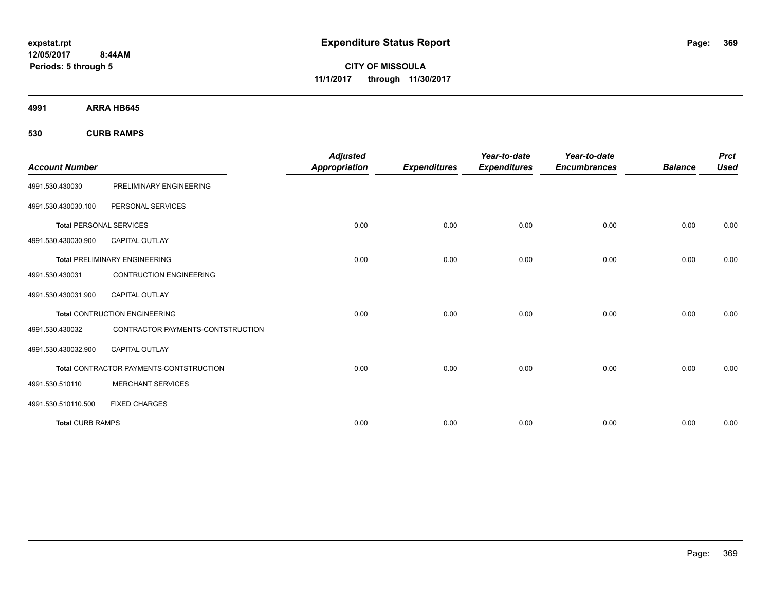# Expenditure Status Report

expstat.rpt
12/05/2017 8:44AM
Periods: 5 through 5

**CITY OF MISSOULA**
**11/1/2017 through 11/30/2017**

## 4991 ARRA HB645

### 530 CURB RAMPS

| Account Number | | Adjusted Appropriation | Expenditures | Year-to-date Expenditures | Year-to-date Encumbrances | Balance | Prct Used |
|---|---|---|---|---|---|---|---|
| 4991.530.430030 | PRELIMINARY ENGINEERING | | | | | | |
| 4991.530.430030.100 | PERSONAL SERVICES | | | | | | |
| **Total** PERSONAL SERVICES | | 0.00 | 0.00 | 0.00 | 0.00 | 0.00 | 0.00 |
| 4991.530.430030.900 | CAPITAL OUTLAY | | | | | | |
| **Total** PRELIMINARY ENGINEERING | | 0.00 | 0.00 | 0.00 | 0.00 | 0.00 | 0.00 |
| 4991.530.430031 | CONTRUCTION ENGINEERING | | | | | | |
| 4991.530.430031.900 | CAPITAL OUTLAY | | | | | | |
| **Total** CONTRUCTION ENGINEERING | | 0.00 | 0.00 | 0.00 | 0.00 | 0.00 | 0.00 |
| 4991.530.430032 | CONTRACTOR PAYMENTS-CONTSTRUCTION | | | | | | |
| 4991.530.430032.900 | CAPITAL OUTLAY | | | | | | |
| **Total** CONTRACTOR PAYMENTS-CONTSTRUCTION | | 0.00 | 0.00 | 0.00 | 0.00 | 0.00 | 0.00 |
| 4991.530.510110 | MERCHANT SERVICES | | | | | | |
| 4991.530.510110.500 | FIXED CHARGES | | | | | | |
| **Total** CURB RAMPS | | 0.00 | 0.00 | 0.00 | 0.00 | 0.00 | 0.00 |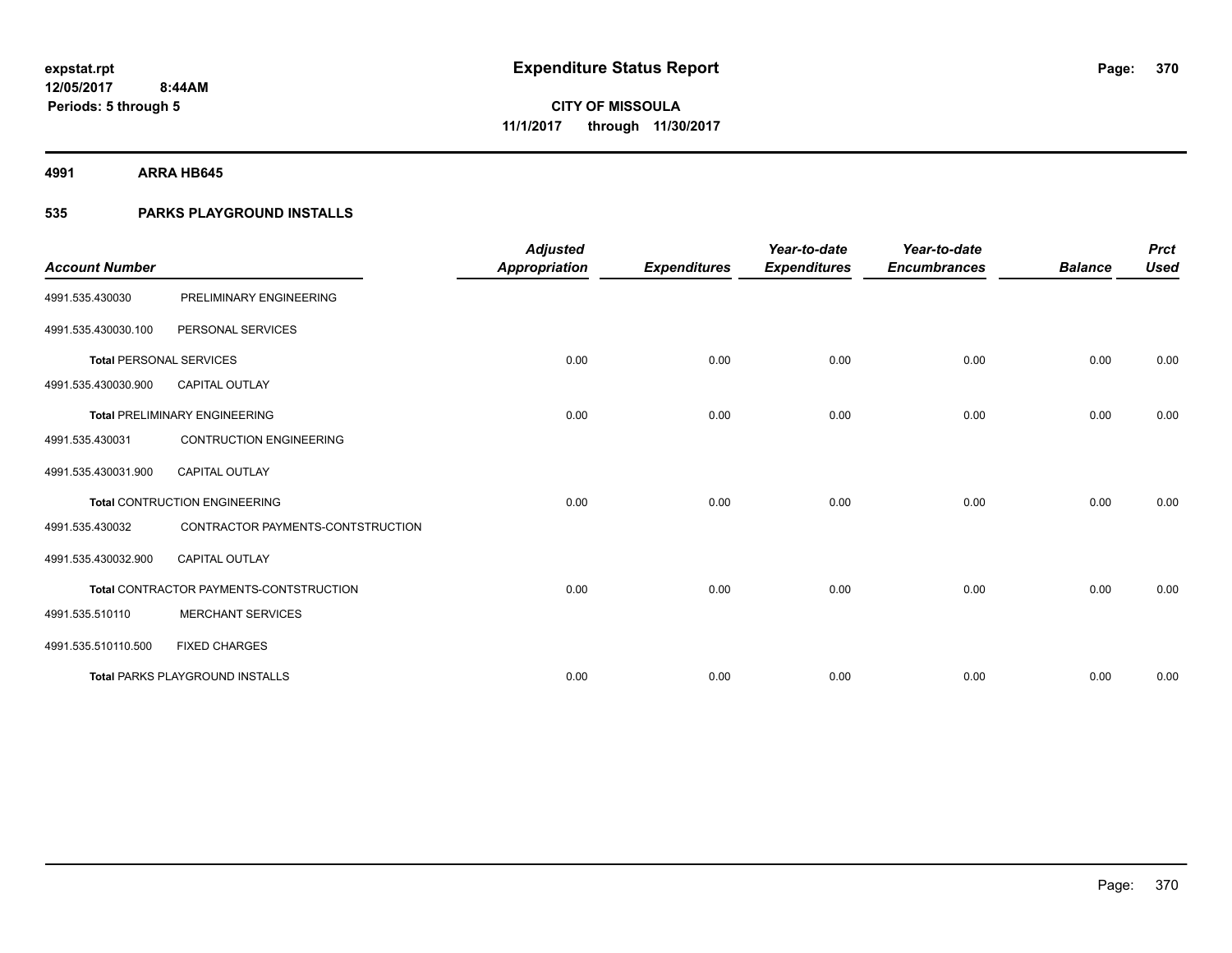expstat.rpt
12/05/2017 8:44AM
Periods: 5 through 5

# Expenditure Status Report

**CITY OF MISSOULA**
**11/1/2017 through 11/30/2017**

**4991 ARRA HB645**

**535 PARKS PLAYGROUND INSTALLS**

| Account Number | | Adjusted Appropriation | Expenditures | Year-to-date Expenditures | Year-to-date Encumbrances | Balance | Prct Used |
|---|---|---|---|---|---|---|---|
| 4991.535.430030 | PRELIMINARY ENGINEERING | | | | | | |
| 4991.535.430030.100 | PERSONAL SERVICES | | | | | | |
| **Total** PERSONAL SERVICES | | 0.00 | 0.00 | 0.00 | 0.00 | 0.00 | 0.00 |
| 4991.535.430030.900 | CAPITAL OUTLAY | | | | | | |
| **Total** PRELIMINARY ENGINEERING | | 0.00 | 0.00 | 0.00 | 0.00 | 0.00 | 0.00 |
| 4991.535.430031 | CONTRUCTION ENGINEERING | | | | | | |
| 4991.535.430031.900 | CAPITAL OUTLAY | | | | | | |
| **Total** CONTRUCTION ENGINEERING | | 0.00 | 0.00 | 0.00 | 0.00 | 0.00 | 0.00 |
| 4991.535.430032 | CONTRACTOR PAYMENTS-CONTSTRUCTION | | | | | | |
| 4991.535.430032.900 | CAPITAL OUTLAY | | | | | | |
| **Total** CONTRACTOR PAYMENTS-CONTSTRUCTION | | 0.00 | 0.00 | 0.00 | 0.00 | 0.00 | 0.00 |
| 4991.535.510110 | MERCHANT SERVICES | | | | | | |
| 4991.535.510110.500 | FIXED CHARGES | | | | | | |
| **Total** PARKS PLAYGROUND INSTALLS | | 0.00 | 0.00 | 0.00 | 0.00 | 0.00 | 0.00 |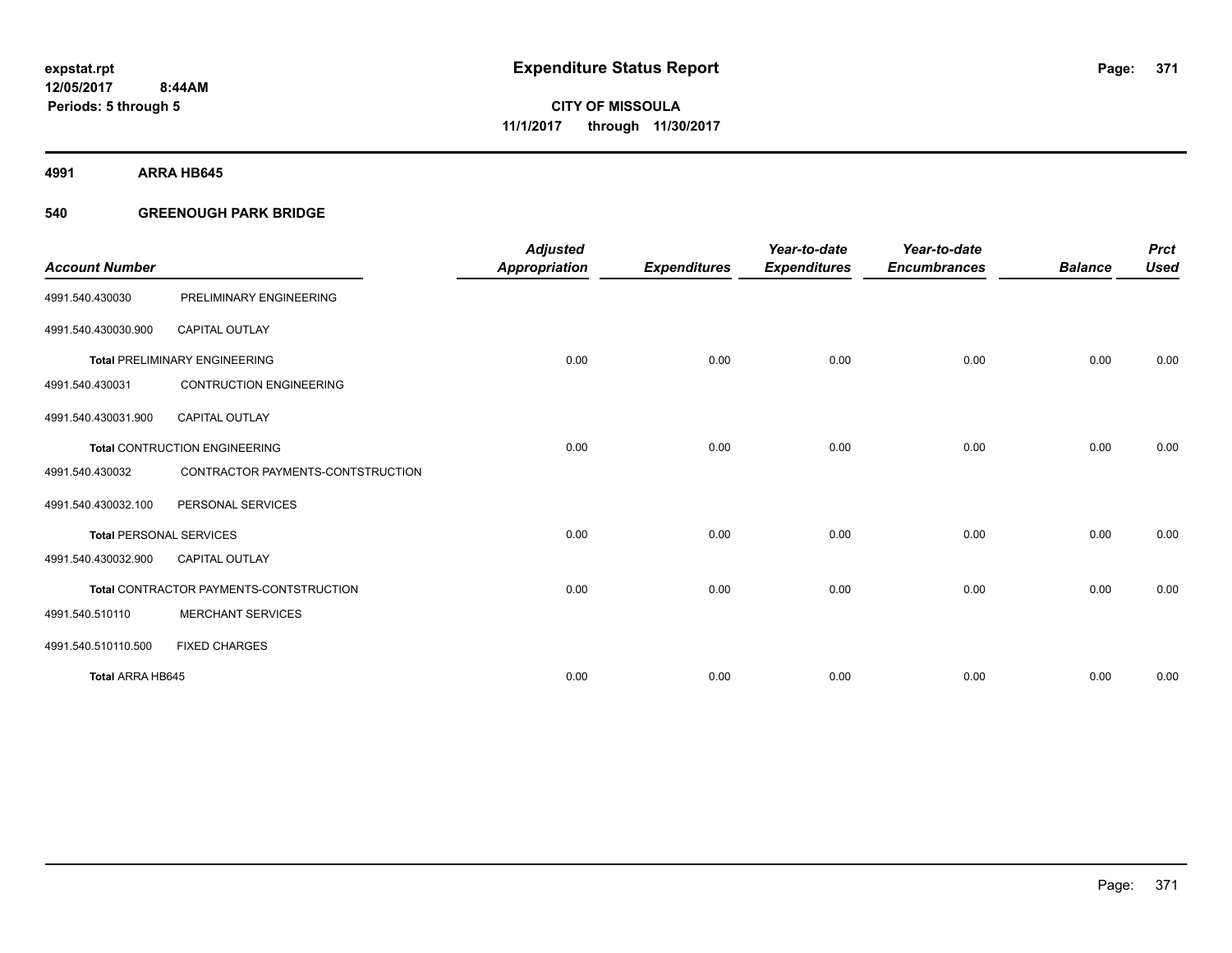expstat.rpt
12/05/2017 8:44AM
Periods: 5 through 5

# Expenditure Status Report

CITY OF MISSOULA
11/1/2017 through 11/30/2017

## 4991 ARRA HB645

### 540 GREENOUGH PARK BRIDGE

| Account Number | | Adjusted Appropriation | Expenditures | Year-to-date Expenditures | Year-to-date Encumbrances | Balance | Prct Used |
|---|---|---|---|---|---|---|---|
| 4991.540.430030 | PRELIMINARY ENGINEERING | | | | | | |
| 4991.540.430030.900 | CAPITAL OUTLAY | | | | | | |
| **Total** PRELIMINARY ENGINEERING | | 0.00 | 0.00 | 0.00 | 0.00 | 0.00 | 0.00 |
| 4991.540.430031 | CONTRUCTION ENGINEERING | | | | | | |
| 4991.540.430031.900 | CAPITAL OUTLAY | | | | | | |
| **Total** CONTRUCTION ENGINEERING | | 0.00 | 0.00 | 0.00 | 0.00 | 0.00 | 0.00 |
| 4991.540.430032 | CONTRACTOR PAYMENTS-CONTSTRUCTION | | | | | | |
| 4991.540.430032.100 | PERSONAL SERVICES | | | | | | |
| **Total** PERSONAL SERVICES | | 0.00 | 0.00 | 0.00 | 0.00 | 0.00 | 0.00 |
| 4991.540.430032.900 | CAPITAL OUTLAY | | | | | | |
| **Total** CONTRACTOR PAYMENTS-CONTSTRUCTION | | 0.00 | 0.00 | 0.00 | 0.00 | 0.00 | 0.00 |
| 4991.540.510110 | MERCHANT SERVICES | | | | | | |
| 4991.540.510110.500 | FIXED CHARGES | | | | | | |
| **Total ARRA HB645** | | 0.00 | 0.00 | 0.00 | 0.00 | 0.00 | 0.00 |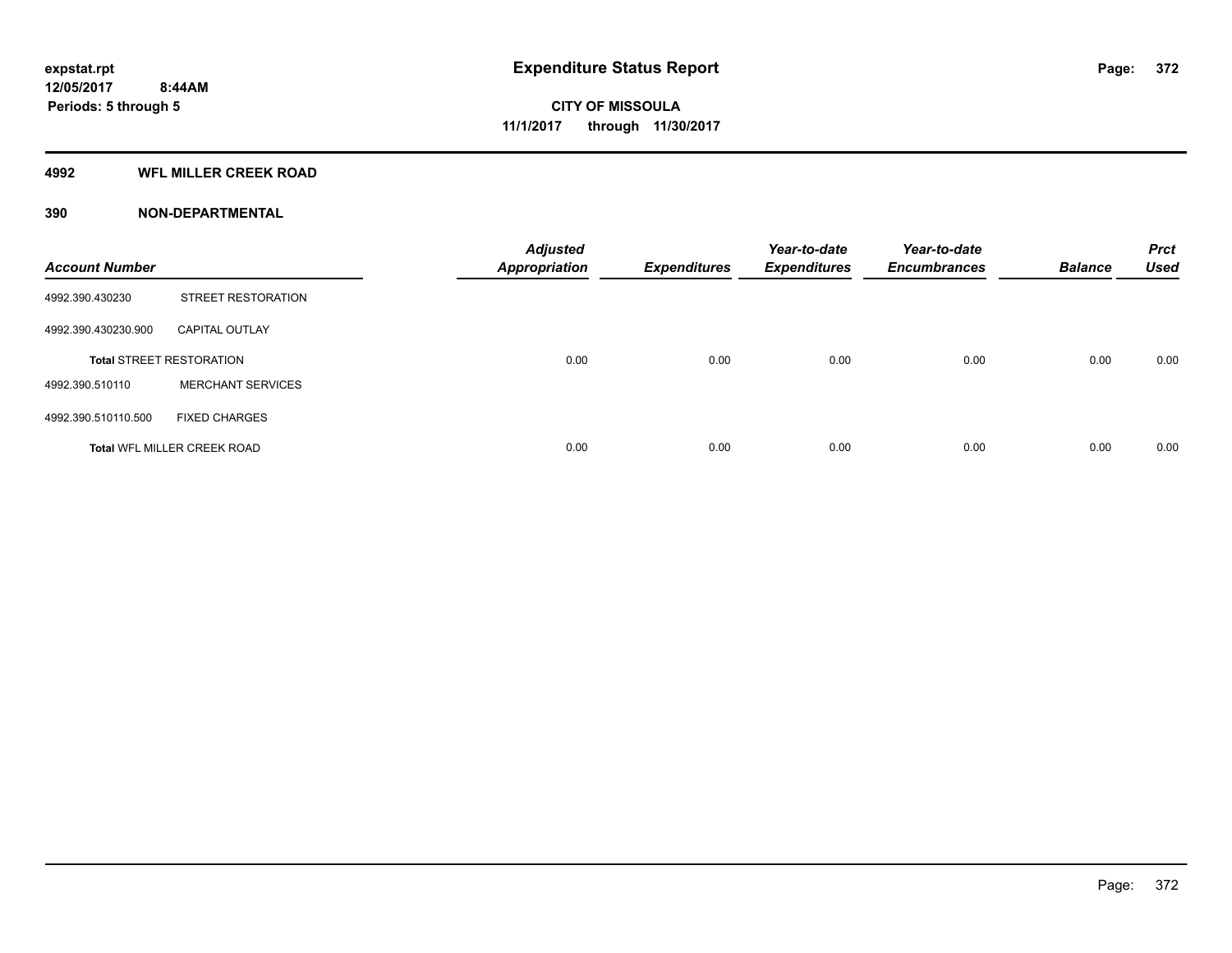expstat.rpt
12/05/2017 8:44AM
Periods: 5 through 5

# Expenditure Status Report

CITY OF MISSOULA
11/1/2017 through 11/30/2017

## 4992 WFL MILLER CREEK ROAD

## 390 NON-DEPARTMENTAL

| Account Number | | Adjusted Appropriation | Expenditures | Year-to-date Expenditures | Year-to-date Encumbrances | Balance | Prct Used |
|---|---|---|---|---|---|---|---|
| 4992.390.430230 | STREET RESTORATION | | | | | | |
| 4992.390.430230.900 | CAPITAL OUTLAY | | | | | | |
| **Total** STREET RESTORATION | | 0.00 | 0.00 | 0.00 | 0.00 | 0.00 | 0.00 |
| 4992.390.510110 | MERCHANT SERVICES | | | | | | |
| 4992.390.510110.500 | FIXED CHARGES | | | | | | |
| **Total** WFL MILLER CREEK ROAD | | 0.00 | 0.00 | 0.00 | 0.00 | 0.00 | 0.00 |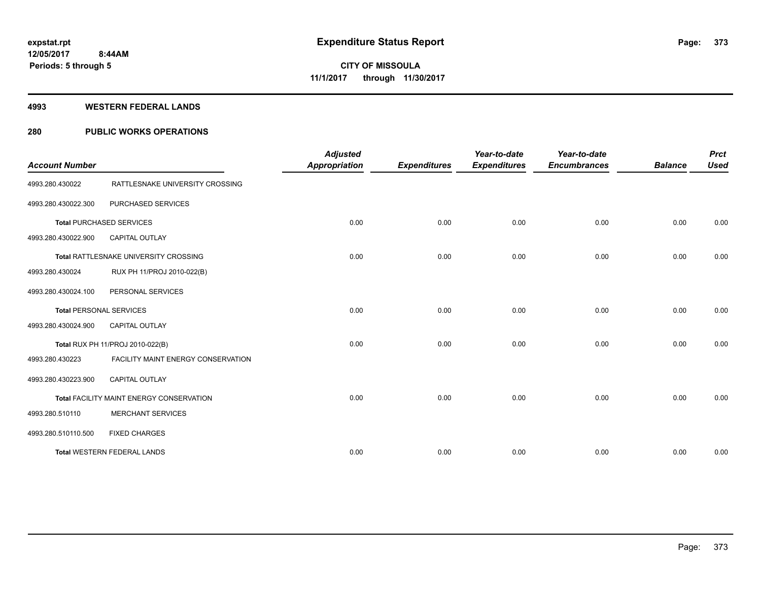# Expenditure Status Report

expstat.rpt
12/05/2017 8:44AM
Periods: 5 through 5

**CITY OF MISSOULA**
**11/1/2017 through 11/30/2017**

## 4993 WESTERN FEDERAL LANDS

## 280 PUBLIC WORKS OPERATIONS

| Account Number | | Adjusted Appropriation | Expenditures | Year-to-date Expenditures | Year-to-date Encumbrances | Balance | Prct Used |
|---|---|---|---|---|---|---|---|
| 4993.280.430022 | RATTLESNAKE UNIVERSITY CROSSING | | | | | | |
| 4993.280.430022.300 | PURCHASED SERVICES | | | | | | |
| **Total** PURCHASED SERVICES | | 0.00 | 0.00 | 0.00 | 0.00 | 0.00 | 0.00 |
| 4993.280.430022.900 | CAPITAL OUTLAY | | | | | | |
| **Total** RATTLESNAKE UNIVERSITY CROSSING | | 0.00 | 0.00 | 0.00 | 0.00 | 0.00 | 0.00 |
| 4993.280.430024 | RUX PH 11/PROJ 2010-022(B) | | | | | | |
| 4993.280.430024.100 | PERSONAL SERVICES | | | | | | |
| **Total** PERSONAL SERVICES | | 0.00 | 0.00 | 0.00 | 0.00 | 0.00 | 0.00 |
| 4993.280.430024.900 | CAPITAL OUTLAY | | | | | | |
| **Total** RUX PH 11/PROJ 2010-022(B) | | 0.00 | 0.00 | 0.00 | 0.00 | 0.00 | 0.00 |
| 4993.280.430223 | FACILITY MAINT ENERGY CONSERVATION | | | | | | |
| 4993.280.430223.900 | CAPITAL OUTLAY | | | | | | |
| **Total** FACILITY MAINT ENERGY CONSERVATION | | 0.00 | 0.00 | 0.00 | 0.00 | 0.00 | 0.00 |
| 4993.280.510110 | MERCHANT SERVICES | | | | | | |
| 4993.280.510110.500 | FIXED CHARGES | | | | | | |
| **Total** WESTERN FEDERAL LANDS | | 0.00 | 0.00 | 0.00 | 0.00 | 0.00 | 0.00 |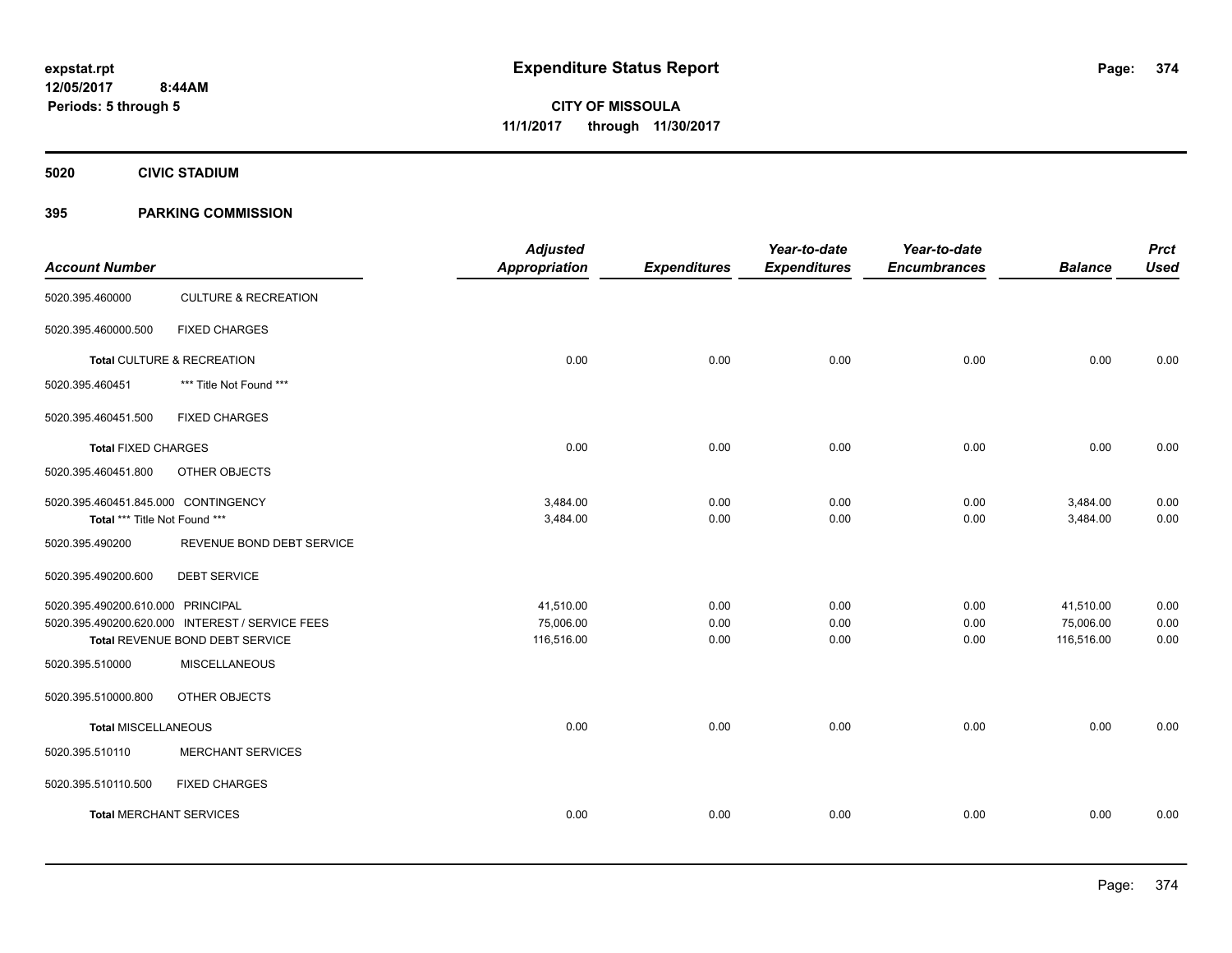expstat.rpt
12/05/2017 8:44AM
Periods: 5 through 5

# Expenditure Status Report

**CITY OF MISSOULA**
**11/1/2017 through 11/30/2017**

## 5020 CIVIC STADIUM

## 395 PARKING COMMISSION

| Account Number | | Adjusted Appropriation | Expenditures | Year-to-date Expenditures | Year-to-date Encumbrances | Balance | Prct Used |
|---|---|---|---|---|---|---|---|
| 5020.395.460000 | CULTURE & RECREATION | | | | | | |
| 5020.395.460000.500 | FIXED CHARGES | | | | | | |
| **Total** CULTURE & RECREATION | | 0.00 | 0.00 | 0.00 | 0.00 | 0.00 | 0.00 |
| 5020.395.460451 | *** Title Not Found *** | | | | | | |
| 5020.395.460451.500 | FIXED CHARGES | | | | | | |
| **Total** FIXED CHARGES | | 0.00 | 0.00 | 0.00 | 0.00 | 0.00 | 0.00 |
| 5020.395.460451.800 | OTHER OBJECTS | | | | | | |
| 5020.395.460451.845.000 | CONTINGENCY | 3,484.00 | 0.00 | 0.00 | 0.00 | 3,484.00 | 0.00 |
| **Total** *** Title Not Found *** | | 3,484.00 | 0.00 | 0.00 | 0.00 | 3,484.00 | 0.00 |
| 5020.395.490200 | REVENUE BOND DEBT SERVICE | | | | | | |
| 5020.395.490200.600 | DEBT SERVICE | | | | | | |
| 5020.395.490200.610.000 | PRINCIPAL | 41,510.00 | 0.00 | 0.00 | 0.00 | 41,510.00 | 0.00 |
| 5020.395.490200.620.000 | INTEREST / SERVICE FEES | 75,006.00 | 0.00 | 0.00 | 0.00 | 75,006.00 | 0.00 |
| **Total** REVENUE BOND DEBT SERVICE | | 116,516.00 | 0.00 | 0.00 | 0.00 | 116,516.00 | 0.00 |
| 5020.395.510000 | MISCELLANEOUS | | | | | | |
| 5020.395.510000.800 | OTHER OBJECTS | | | | | | |
| **Total** MISCELLANEOUS | | 0.00 | 0.00 | 0.00 | 0.00 | 0.00 | 0.00 |
| 5020.395.510110 | MERCHANT SERVICES | | | | | | |
| 5020.395.510110.500 | FIXED CHARGES | | | | | | |
| **Total** MERCHANT SERVICES | | 0.00 | 0.00 | 0.00 | 0.00 | 0.00 | 0.00 |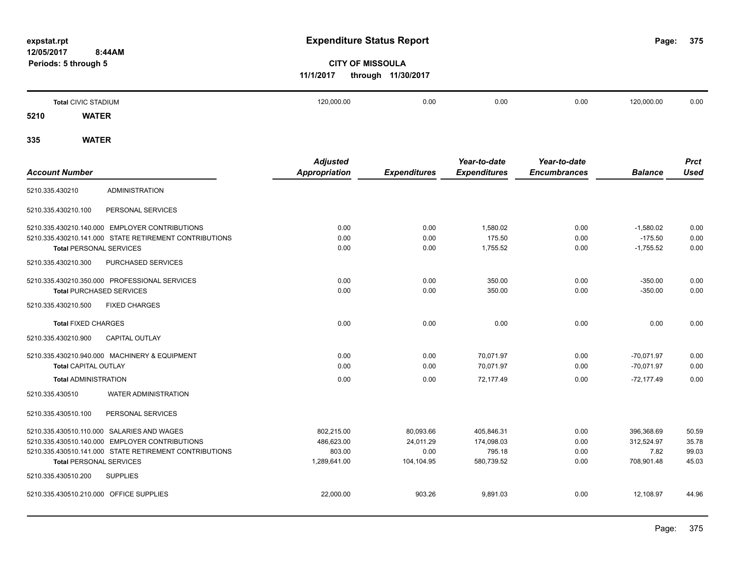**CITY OF MISSOULA**
**11/1/2017 through 11/30/2017**

| Account Number | | Adjusted Appropriation | Expenditures | Year-to-date Expenditures | Year-to-date Encumbrances | Balance | Prct Used |
|---|---|---|---|---|---|---|---|
| **Total** CIVIC STADIUM | | 120,000.00 | 0.00 | 0.00 | 0.00 | 120,000.00 | 0.00 |

**5210 WATER**

**335 WATER**

| Account Number | | Adjusted Appropriation | Expenditures | Year-to-date Expenditures | Year-to-date Encumbrances | Balance | Prct Used |
|---|---|---|---|---|---|---|---|
| 5210.335.430210 | ADMINISTRATION | | | | | | |
| 5210.335.430210.100 | PERSONAL SERVICES | | | | | | |
| 5210.335.430210.140.000 | EMPLOYER CONTRIBUTIONS | 0.00 | 0.00 | 1,580.02 | 0.00 | -1,580.02 | 0.00 |
| 5210.335.430210.141.000 | STATE RETIREMENT CONTRIBUTIONS | 0.00 | 0.00 | 175.50 | 0.00 | -175.50 | 0.00 |
| **Total** PERSONAL SERVICES | | 0.00 | 0.00 | 1,755.52 | 0.00 | -1,755.52 | 0.00 |
| 5210.335.430210.300 | PURCHASED SERVICES | | | | | | |
| 5210.335.430210.350.000 | PROFESSIONAL SERVICES | 0.00 | 0.00 | 350.00 | 0.00 | -350.00 | 0.00 |
| **Total** PURCHASED SERVICES | | 0.00 | 0.00 | 350.00 | 0.00 | -350.00 | 0.00 |
| 5210.335.430210.500 | FIXED CHARGES | | | | | | |
| **Total** FIXED CHARGES | | 0.00 | 0.00 | 0.00 | 0.00 | 0.00 | 0.00 |
| 5210.335.430210.900 | CAPITAL OUTLAY | | | | | | |
| 5210.335.430210.940.000 | MACHINERY & EQUIPMENT | 0.00 | 0.00 | 70,071.97 | 0.00 | -70,071.97 | 0.00 |
| **Total** CAPITAL OUTLAY | | 0.00 | 0.00 | 70,071.97 | 0.00 | -70,071.97 | 0.00 |
| **Total** ADMINISTRATION | | 0.00 | 0.00 | 72,177.49 | 0.00 | -72,177.49 | 0.00 |
| 5210.335.430510 | WATER ADMINISTRATION | | | | | | |
| 5210.335.430510.100 | PERSONAL SERVICES | | | | | | |
| 5210.335.430510.110.000 | SALARIES AND WAGES | 802,215.00 | 80,093.66 | 405,846.31 | 0.00 | 396,368.69 | 50.59 |
| 5210.335.430510.140.000 | EMPLOYER CONTRIBUTIONS | 486,623.00 | 24,011.29 | 174,098.03 | 0.00 | 312,524.97 | 35.78 |
| 5210.335.430510.141.000 | STATE RETIREMENT CONTRIBUTIONS | 803.00 | 0.00 | 795.18 | 0.00 | 7.82 | 99.03 |
| **Total** PERSONAL SERVICES | | 1,289,641.00 | 104,104.95 | 580,739.52 | 0.00 | 708,901.48 | 45.03 |
| 5210.335.430510.200 | SUPPLIES | | | | | | |
| 5210.335.430510.210.000 | OFFICE SUPPLIES | 22,000.00 | 903.26 | 9,891.03 | 0.00 | 12,108.97 | 44.96 |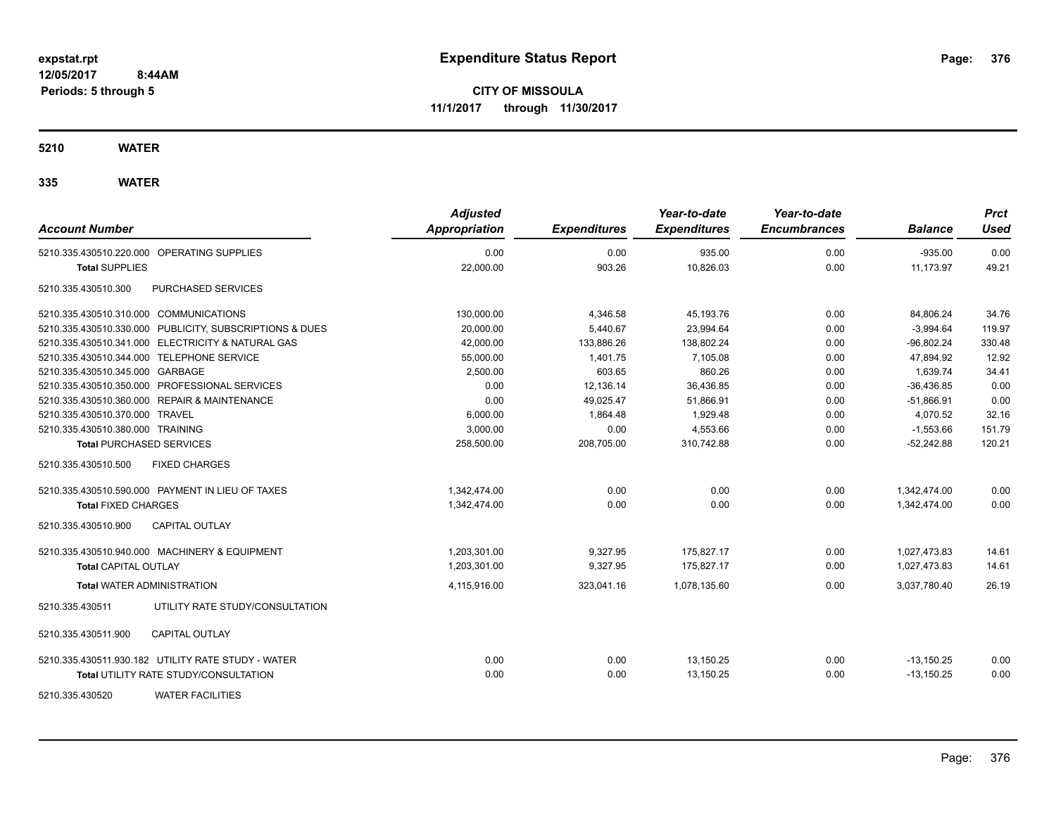**expstat.rpt**
**12/05/2017 8:44AM**
**Periods: 5 through 5**

# Expenditure Status Report

**CITY OF MISSOULA**
**11/1/2017 through 11/30/2017**

## 5210 WATER

### 335 WATER

| Account Number | Adjusted Appropriation | Expenditures | Year-to-date Expenditures | Year-to-date Encumbrances | Balance | Prct Used |
|---|---|---|---|---|---|---|
| 5210.335.430510.220.000 OPERATING SUPPLIES | 0.00 | 0.00 | 935.00 | 0.00 | -935.00 | 0.00 |
| **Total SUPPLIES** | 22,000.00 | 903.26 | 10,826.03 | 0.00 | 11,173.97 | 49.21 |
| 5210.335.430510.300 PURCHASED SERVICES | | | | | | |
| 5210.335.430510.310.000 COMMUNICATIONS | 130,000.00 | 4,346.58 | 45,193.76 | 0.00 | 84,806.24 | 34.76 |
| 5210.335.430510.330.000 PUBLICITY, SUBSCRIPTIONS & DUES | 20,000.00 | 5,440.67 | 23,994.64 | 0.00 | -3,994.64 | 119.97 |
| 5210.335.430510.341.000 ELECTRICITY & NATURAL GAS | 42,000.00 | 133,886.26 | 138,802.24 | 0.00 | -96,802.24 | 330.48 |
| 5210.335.430510.344.000 TELEPHONE SERVICE | 55,000.00 | 1,401.75 | 7,105.08 | 0.00 | 47,894.92 | 12.92 |
| 5210.335.430510.345.000 GARBAGE | 2,500.00 | 603.65 | 860.26 | 0.00 | 1,639.74 | 34.41 |
| 5210.335.430510.350.000 PROFESSIONAL SERVICES | 0.00 | 12,136.14 | 36,436.85 | 0.00 | -36,436.85 | 0.00 |
| 5210.335.430510.360.000 REPAIR & MAINTENANCE | 0.00 | 49,025.47 | 51,866.91 | 0.00 | -51,866.91 | 0.00 |
| 5210.335.430510.370.000 TRAVEL | 6,000.00 | 1,864.48 | 1,929.48 | 0.00 | 4,070.52 | 32.16 |
| 5210.335.430510.380.000 TRAINING | 3,000.00 | 0.00 | 4,553.66 | 0.00 | -1,553.66 | 151.79 |
| **Total PURCHASED SERVICES** | 258,500.00 | 208,705.00 | 310,742.88 | 0.00 | -52,242.88 | 120.21 |
| 5210.335.430510.500 FIXED CHARGES | | | | | | |
| 5210.335.430510.590.000 PAYMENT IN LIEU OF TAXES | 1,342,474.00 | 0.00 | 0.00 | 0.00 | 1,342,474.00 | 0.00 |
| **Total FIXED CHARGES** | 1,342,474.00 | 0.00 | 0.00 | 0.00 | 1,342,474.00 | 0.00 |
| 5210.335.430510.900 CAPITAL OUTLAY | | | | | | |
| 5210.335.430510.940.000 MACHINERY & EQUIPMENT | 1,203,301.00 | 9,327.95 | 175,827.17 | 0.00 | 1,027,473.83 | 14.61 |
| **Total CAPITAL OUTLAY** | 1,203,301.00 | 9,327.95 | 175,827.17 | 0.00 | 1,027,473.83 | 14.61 |
| **Total WATER ADMINISTRATION** | 4,115,916.00 | 323,041.16 | 1,078,135.60 | 0.00 | 3,037,780.40 | 26.19 |
| 5210.335.430511 UTILITY RATE STUDY/CONSULTATION | | | | | | |
| 5210.335.430511.900 CAPITAL OUTLAY | | | | | | |
| 5210.335.430511.930.182 UTILITY RATE STUDY - WATER | 0.00 | 0.00 | 13,150.25 | 0.00 | -13,150.25 | 0.00 |
| **Total UTILITY RATE STUDY/CONSULTATION** | 0.00 | 0.00 | 13,150.25 | 0.00 | -13,150.25 | 0.00 |
| 5210.335.430520 WATER FACILITIES | | | | | | |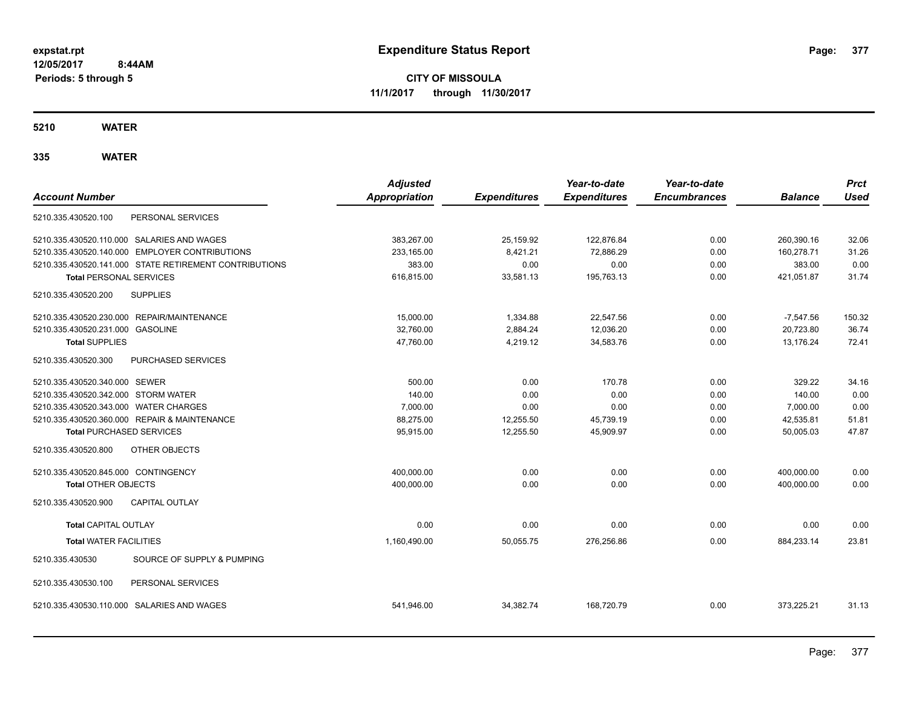expstat.rpt
12/05/2017 8:44AM
Periods: 5 through 5

# Expenditure Status Report

**CITY OF MISSOULA**
**11/1/2017 through 11/30/2017**

## 5210 WATER

## 335 WATER

| Account Number | | Adjusted Appropriation | Expenditures | Year-to-date Expenditures | Year-to-date Encumbrances | Balance | Prct Used |
|---|---|---|---|---|---|---|---|
| 5210.335.430520.100 | PERSONAL SERVICES | | | | | | |
| 5210.335.430520.110.000 | SALARIES AND WAGES | 383,267.00 | 25,159.92 | 122,876.84 | 0.00 | 260,390.16 | 32.06 |
| 5210.335.430520.140.000 | EMPLOYER CONTRIBUTIONS | 233,165.00 | 8,421.21 | 72,886.29 | 0.00 | 160,278.71 | 31.26 |
| 5210.335.430520.141.000 | STATE RETIREMENT CONTRIBUTIONS | 383.00 | 0.00 | 0.00 | 0.00 | 383.00 | 0.00 |
| **Total** PERSONAL SERVICES | | 616,815.00 | 33,581.13 | 195,763.13 | 0.00 | 421,051.87 | 31.74 |
| 5210.335.430520.200 | SUPPLIES | | | | | | |
| 5210.335.430520.230.000 | REPAIR/MAINTENANCE | 15,000.00 | 1,334.88 | 22,547.56 | 0.00 | -7,547.56 | 150.32 |
| 5210.335.430520.231.000 | GASOLINE | 32,760.00 | 2,884.24 | 12,036.20 | 0.00 | 20,723.80 | 36.74 |
| **Total SUPPLIES** | | 47,760.00 | 4,219.12 | 34,583.76 | 0.00 | 13,176.24 | 72.41 |
| 5210.335.430520.300 | PURCHASED SERVICES | | | | | | |
| 5210.335.430520.340.000 | SEWER | 500.00 | 0.00 | 170.78 | 0.00 | 329.22 | 34.16 |
| 5210.335.430520.342.000 | STORM WATER | 140.00 | 0.00 | 0.00 | 0.00 | 140.00 | 0.00 |
| 5210.335.430520.343.000 | WATER CHARGES | 7,000.00 | 0.00 | 0.00 | 0.00 | 7,000.00 | 0.00 |
| 5210.335.430520.360.000 | REPAIR & MAINTENANCE | 88,275.00 | 12,255.50 | 45,739.19 | 0.00 | 42,535.81 | 51.81 |
| **Total** PURCHASED SERVICES | | 95,915.00 | 12,255.50 | 45,909.97 | 0.00 | 50,005.03 | 47.87 |
| 5210.335.430520.800 | OTHER OBJECTS | | | | | | |
| 5210.335.430520.845.000 | CONTINGENCY | 400,000.00 | 0.00 | 0.00 | 0.00 | 400,000.00 | 0.00 |
| **Total** OTHER OBJECTS | | 400,000.00 | 0.00 | 0.00 | 0.00 | 400,000.00 | 0.00 |
| 5210.335.430520.900 | CAPITAL OUTLAY | | | | | | |
| **Total** CAPITAL OUTLAY | | 0.00 | 0.00 | 0.00 | 0.00 | 0.00 | 0.00 |
| **Total** WATER FACILITIES | | 1,160,490.00 | 50,055.75 | 276,256.86 | 0.00 | 884,233.14 | 23.81 |
| 5210.335.430530 | SOURCE OF SUPPLY & PUMPING | | | | | | |
| 5210.335.430530.100 | PERSONAL SERVICES | | | | | | |
| 5210.335.430530.110.000 | SALARIES AND WAGES | 541,946.00 | 34,382.74 | 168,720.79 | 0.00 | 373,225.21 | 31.13 |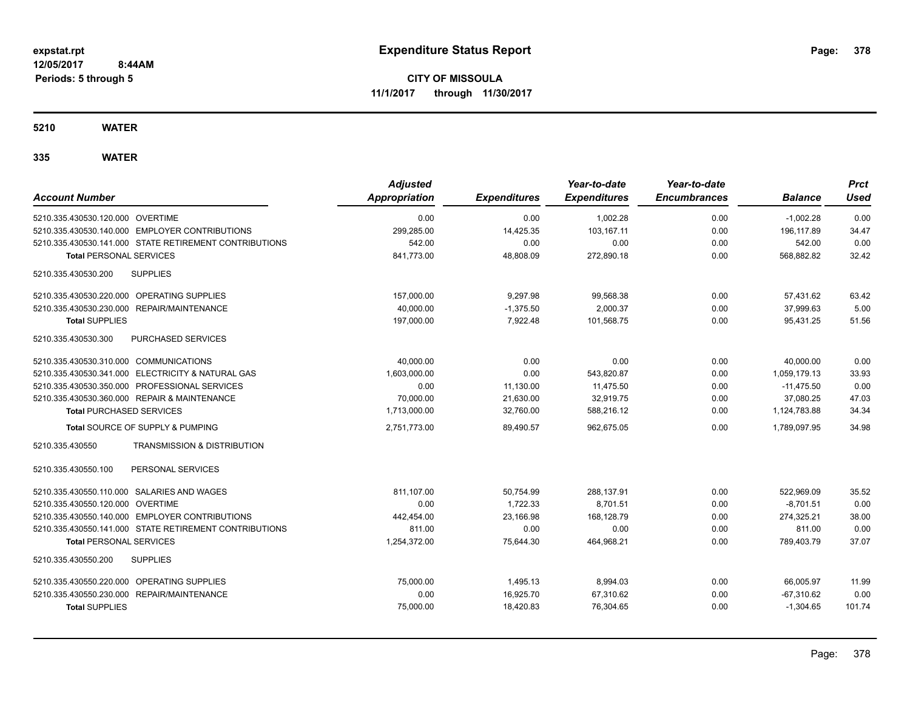expstat.rpt
12/05/2017 8:44AM
Periods: 5 through 5

# Expenditure Status Report

**CITY OF MISSOULA**
**11/1/2017 through 11/30/2017**

## 5210 WATER

## 335 WATER

| Account Number | Adjusted Appropriation | Expenditures | Year-to-date Expenditures | Year-to-date Encumbrances | Balance | Prct Used |
|---|---|---|---|---|---|---|
| 5210.335.430530.120.000 OVERTIME | 0.00 | 0.00 | 1,002.28 | 0.00 | -1,002.28 | 0.00 |
| 5210.335.430530.140.000 EMPLOYER CONTRIBUTIONS | 299,285.00 | 14,425.35 | 103,167.11 | 0.00 | 196,117.89 | 34.47 |
| 5210.335.430530.141.000 STATE RETIREMENT CONTRIBUTIONS | 542.00 | 0.00 | 0.00 | 0.00 | 542.00 | 0.00 |
| **Total** PERSONAL SERVICES | 841,773.00 | 48,808.09 | 272,890.18 | 0.00 | 568,882.82 | 32.42 |
| 5210.335.430530.200 SUPPLIES | | | | | | |
| 5210.335.430530.220.000 OPERATING SUPPLIES | 157,000.00 | 9,297.98 | 99,568.38 | 0.00 | 57,431.62 | 63.42 |
| 5210.335.430530.230.000 REPAIR/MAINTENANCE | 40,000.00 | -1,375.50 | 2,000.37 | 0.00 | 37,999.63 | 5.00 |
| **Total** SUPPLIES | 197,000.00 | 7,922.48 | 101,568.75 | 0.00 | 95,431.25 | 51.56 |
| 5210.335.430530.300 PURCHASED SERVICES | | | | | | |
| 5210.335.430530.310.000 COMMUNICATIONS | 40,000.00 | 0.00 | 0.00 | 0.00 | 40,000.00 | 0.00 |
| 5210.335.430530.341.000 ELECTRICITY & NATURAL GAS | 1,603,000.00 | 0.00 | 543,820.87 | 0.00 | 1,059,179.13 | 33.93 |
| 5210.335.430530.350.000 PROFESSIONAL SERVICES | 0.00 | 11,130.00 | 11,475.50 | 0.00 | -11,475.50 | 0.00 |
| 5210.335.430530.360.000 REPAIR & MAINTENANCE | 70,000.00 | 21,630.00 | 32,919.75 | 0.00 | 37,080.25 | 47.03 |
| **Total** PURCHASED SERVICES | 1,713,000.00 | 32,760.00 | 588,216.12 | 0.00 | 1,124,783.88 | 34.34 |
| **Total** SOURCE OF SUPPLY & PUMPING | 2,751,773.00 | 89,490.57 | 962,675.05 | 0.00 | 1,789,097.95 | 34.98 |
| 5210.335.430550 TRANSMISSION & DISTRIBUTION | | | | | | |
| 5210.335.430550.100 PERSONAL SERVICES | | | | | | |
| 5210.335.430550.110.000 SALARIES AND WAGES | 811,107.00 | 50,754.99 | 288,137.91 | 0.00 | 522,969.09 | 35.52 |
| 5210.335.430550.120.000 OVERTIME | 0.00 | 1,722.33 | 8,701.51 | 0.00 | -8,701.51 | 0.00 |
| 5210.335.430550.140.000 EMPLOYER CONTRIBUTIONS | 442,454.00 | 23,166.98 | 168,128.79 | 0.00 | 274,325.21 | 38.00 |
| 5210.335.430550.141.000 STATE RETIREMENT CONTRIBUTIONS | 811.00 | 0.00 | 0.00 | 0.00 | 811.00 | 0.00 |
| **Total** PERSONAL SERVICES | 1,254,372.00 | 75,644.30 | 464,968.21 | 0.00 | 789,403.79 | 37.07 |
| 5210.335.430550.200 SUPPLIES | | | | | | |
| 5210.335.430550.220.000 OPERATING SUPPLIES | 75,000.00 | 1,495.13 | 8,994.03 | 0.00 | 66,005.97 | 11.99 |
| 5210.335.430550.230.000 REPAIR/MAINTENANCE | 0.00 | 16,925.70 | 67,310.62 | 0.00 | -67,310.62 | 0.00 |
| **Total** SUPPLIES | 75,000.00 | 18,420.83 | 76,304.65 | 0.00 | -1,304.65 | 101.74 |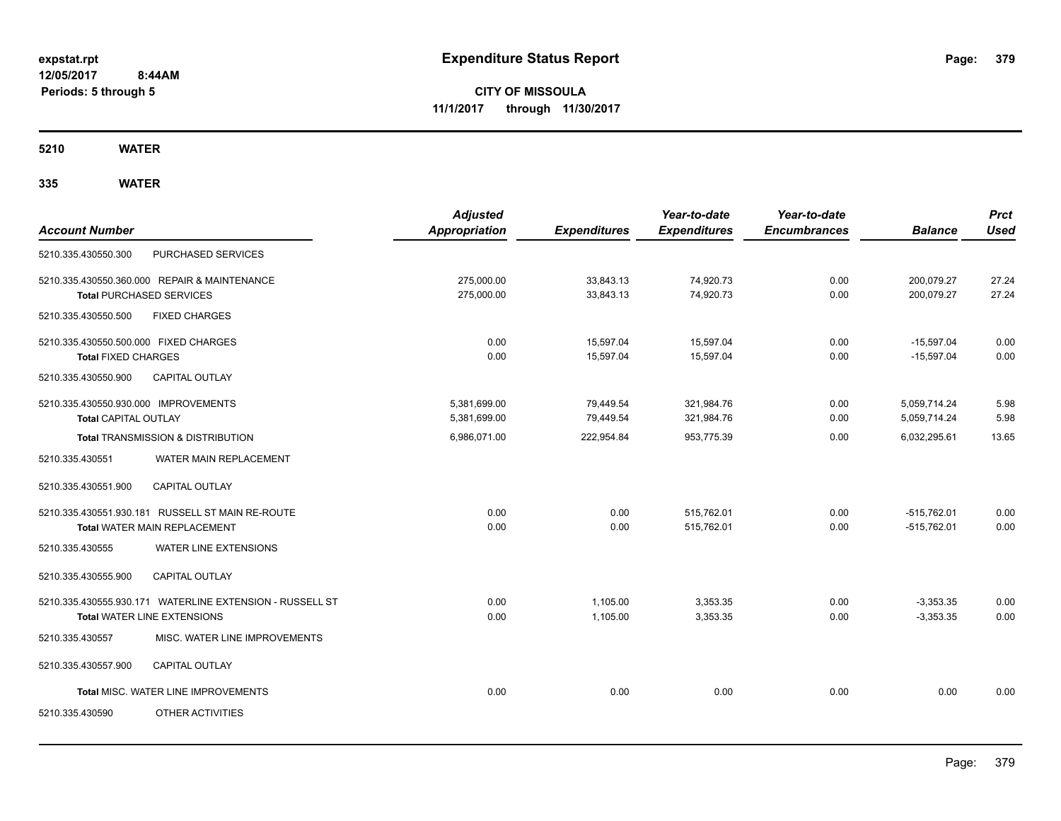**expstat.rpt**
**12/05/2017 8:44AM**
**Periods: 5 through 5**

# Expenditure Status Report

**CITY OF MISSOULA**
**11/1/2017 through 11/30/2017**

**5210 WATER**

**335 WATER**

| Account Number | Adjusted Appropriation | Expenditures | Year-to-date Expenditures | Year-to-date Encumbrances | Balance | Prct Used |
|---|---|---|---|---|---|---|
| 5210.335.430550.300 PURCHASED SERVICES | | | | | | |
| 5210.335.430550.360.000 REPAIR & MAINTENANCE | 275,000.00 | 33,843.13 | 74,920.73 | 0.00 | 200,079.27 | 27.24 |
| **Total** PURCHASED SERVICES | 275,000.00 | 33,843.13 | 74,920.73 | 0.00 | 200,079.27 | 27.24 |
| 5210.335.430550.500 FIXED CHARGES | | | | | | |
| 5210.335.430550.500.000 FIXED CHARGES | 0.00 | 15,597.04 | 15,597.04 | 0.00 | -15,597.04 | 0.00 |
| **Total** FIXED CHARGES | 0.00 | 15,597.04 | 15,597.04 | 0.00 | -15,597.04 | 0.00 |
| 5210.335.430550.900 CAPITAL OUTLAY | | | | | | |
| 5210.335.430550.930.000 IMPROVEMENTS | 5,381,699.00 | 79,449.54 | 321,984.76 | 0.00 | 5,059,714.24 | 5.98 |
| **Total** CAPITAL OUTLAY | 5,381,699.00 | 79,449.54 | 321,984.76 | 0.00 | 5,059,714.24 | 5.98 |
| **Total** TRANSMISSION & DISTRIBUTION | 6,986,071.00 | 222,954.84 | 953,775.39 | 0.00 | 6,032,295.61 | 13.65 |
| 5210.335.430551 WATER MAIN REPLACEMENT | | | | | | |
| 5210.335.430551.900 CAPITAL OUTLAY | | | | | | |
| 5210.335.430551.930.181 RUSSELL ST MAIN RE-ROUTE | 0.00 | 0.00 | 515,762.01 | 0.00 | -515,762.01 | 0.00 |
| **Total** WATER MAIN REPLACEMENT | 0.00 | 0.00 | 515,762.01 | 0.00 | -515,762.01 | 0.00 |
| 5210.335.430555 WATER LINE EXTENSIONS | | | | | | |
| 5210.335.430555.900 CAPITAL OUTLAY | | | | | | |
| 5210.335.430555.930.171 WATERLINE EXTENSION - RUSSELL ST | 0.00 | 1,105.00 | 3,353.35 | 0.00 | -3,353.35 | 0.00 |
| **Total** WATER LINE EXTENSIONS | 0.00 | 1,105.00 | 3,353.35 | 0.00 | -3,353.35 | 0.00 |
| 5210.335.430557 MISC. WATER LINE IMPROVEMENTS | | | | | | |
| 5210.335.430557.900 CAPITAL OUTLAY | | | | | | |
| **Total** MISC. WATER LINE IMPROVEMENTS | 0.00 | 0.00 | 0.00 | 0.00 | 0.00 | 0.00 |
| 5210.335.430590 OTHER ACTIVITIES | | | | | | |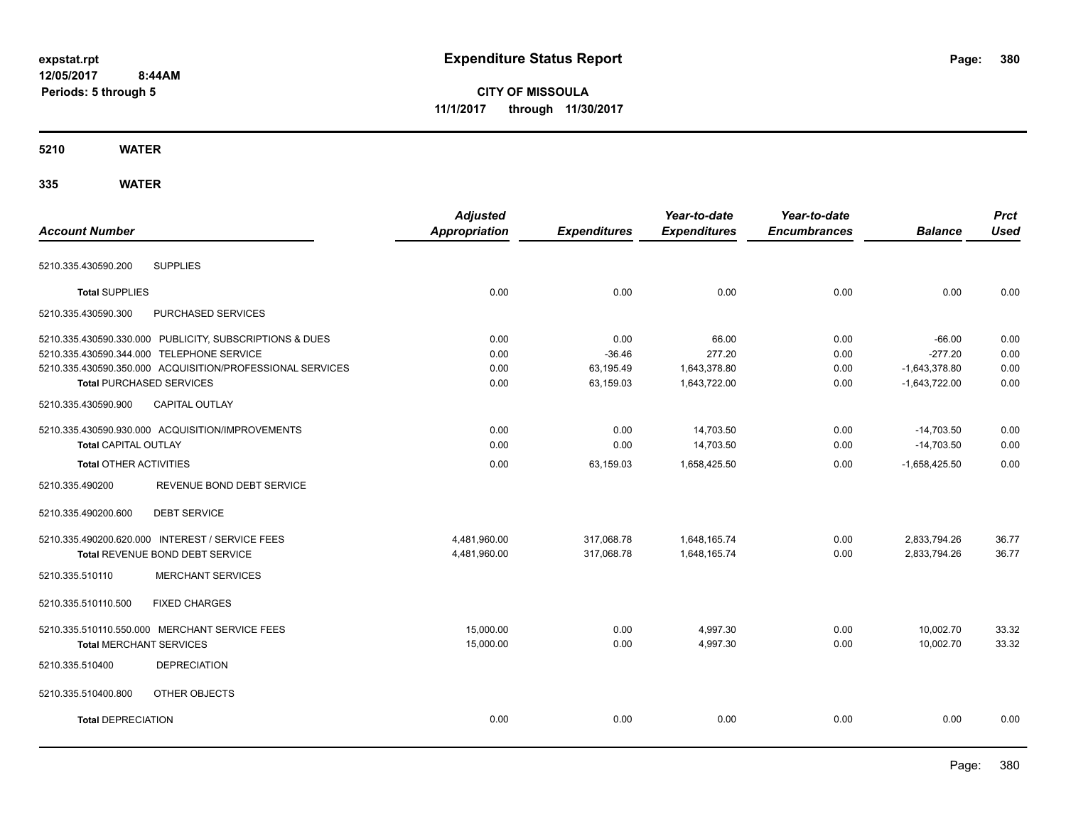**expstat.rpt**
**12/05/2017 8:44AM**
**Periods: 5 through 5**

# Expenditure Status Report

**CITY OF MISSOULA**
**11/1/2017 through 11/30/2017**

**5210 WATER**

**335 WATER**

| Account Number | Adjusted Appropriation | Expenditures | Year-to-date Expenditures | Year-to-date Encumbrances | Balance | Prct Used |
|---|---|---|---|---|---|---|
| 5210.335.430590.200 SUPPLIES | | | | | | |
| **Total** SUPPLIES | 0.00 | 0.00 | 0.00 | 0.00 | 0.00 | 0.00 |
| 5210.335.430590.300 PURCHASED SERVICES | | | | | | |
| 5210.335.430590.330.000 PUBLICITY, SUBSCRIPTIONS & DUES | 0.00 | 0.00 | 66.00 | 0.00 | -66.00 | 0.00 |
| 5210.335.430590.344.000 TELEPHONE SERVICE | 0.00 | -36.46 | 277.20 | 0.00 | -277.20 | 0.00 |
| 5210.335.430590.350.000 ACQUISITION/PROFESSIONAL SERVICES | 0.00 | 63,195.49 | 1,643,378.80 | 0.00 | -1,643,378.80 | 0.00 |
| **Total** PURCHASED SERVICES | 0.00 | 63,159.03 | 1,643,722.00 | 0.00 | -1,643,722.00 | 0.00 |
| 5210.335.430590.900 CAPITAL OUTLAY | | | | | | |
| 5210.335.430590.930.000 ACQUISITION/IMPROVEMENTS | 0.00 | 0.00 | 14,703.50 | 0.00 | -14,703.50 | 0.00 |
| **Total** CAPITAL OUTLAY | 0.00 | 0.00 | 14,703.50 | 0.00 | -14,703.50 | 0.00 |
| **Total** OTHER ACTIVITIES | 0.00 | 63,159.03 | 1,658,425.50 | 0.00 | -1,658,425.50 | 0.00 |
| 5210.335.490200 REVENUE BOND DEBT SERVICE | | | | | | |
| 5210.335.490200.600 DEBT SERVICE | | | | | | |
| 5210.335.490200.620.000 INTEREST / SERVICE FEES | 4,481,960.00 | 317,068.78 | 1,648,165.74 | 0.00 | 2,833,794.26 | 36.77 |
| **Total** REVENUE BOND DEBT SERVICE | 4,481,960.00 | 317,068.78 | 1,648,165.74 | 0.00 | 2,833,794.26 | 36.77 |
| 5210.335.510110 MERCHANT SERVICES | | | | | | |
| 5210.335.510110.500 FIXED CHARGES | | | | | | |
| 5210.335.510110.550.000 MERCHANT SERVICE FEES | 15,000.00 | 0.00 | 4,997.30 | 0.00 | 10,002.70 | 33.32 |
| **Total** MERCHANT SERVICES | 15,000.00 | 0.00 | 4,997.30 | 0.00 | 10,002.70 | 33.32 |
| 5210.335.510400 DEPRECIATION | | | | | | |
| 5210.335.510400.800 OTHER OBJECTS | | | | | | |
| **Total** DEPRECIATION | 0.00 | 0.00 | 0.00 | 0.00 | 0.00 | 0.00 |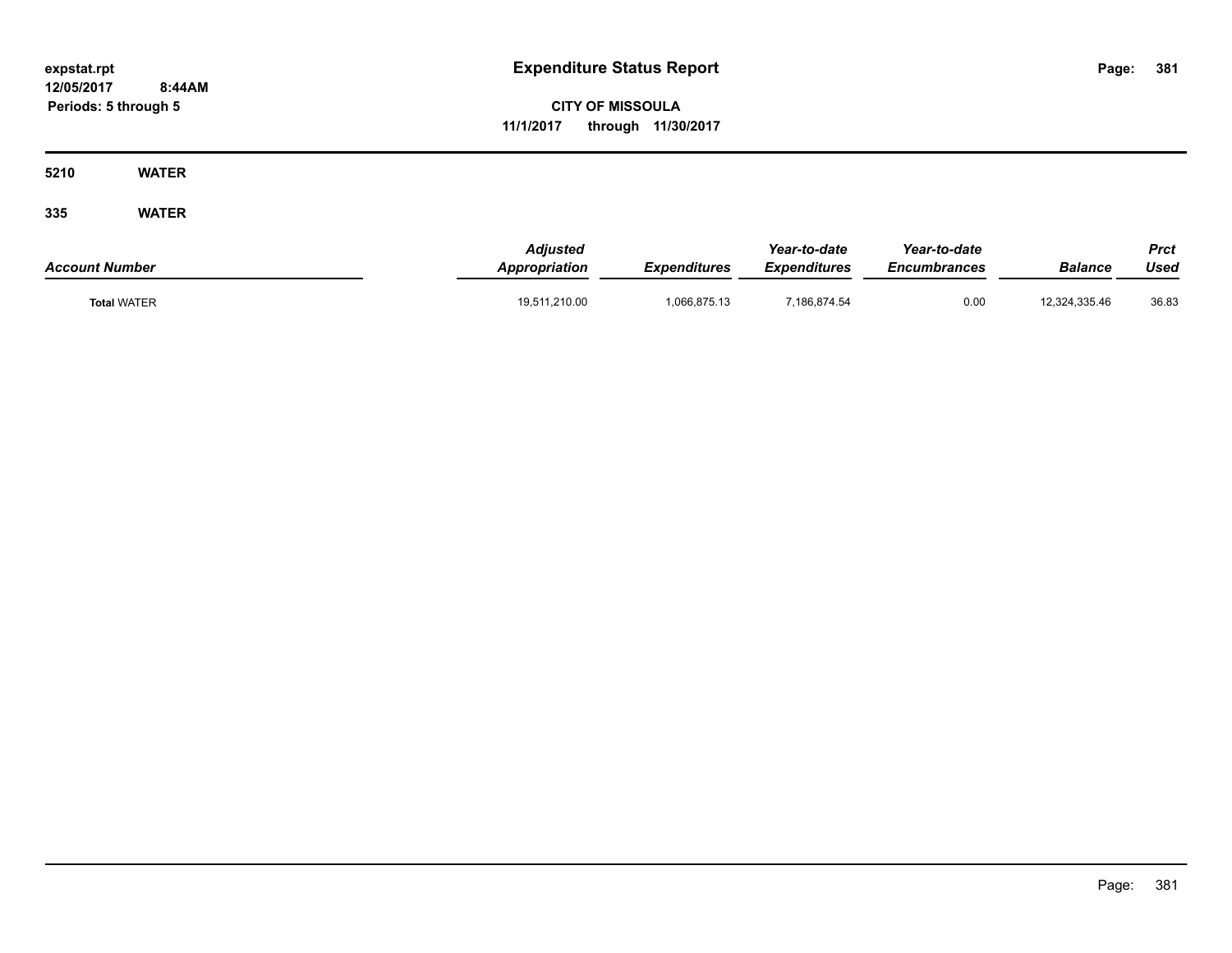# Expenditure Status Report

expstat.rpt
12/05/2017 8:44AM
Periods: 5 through 5

**CITY OF MISSOULA**
**11/1/2017 through 11/30/2017**

**5210 WATER**

**335 WATER**

| Account Number | Adjusted Appropriation | Expenditures | Year-to-date Expenditures | Year-to-date Encumbrances | Balance | Prct Used |
|---|---|---|---|---|---|---|
| **Total** WATER | 19,511,210.00 | 1,066,875.13 | 7,186,874.54 | 0.00 | 12,324,335.46 | 36.83 |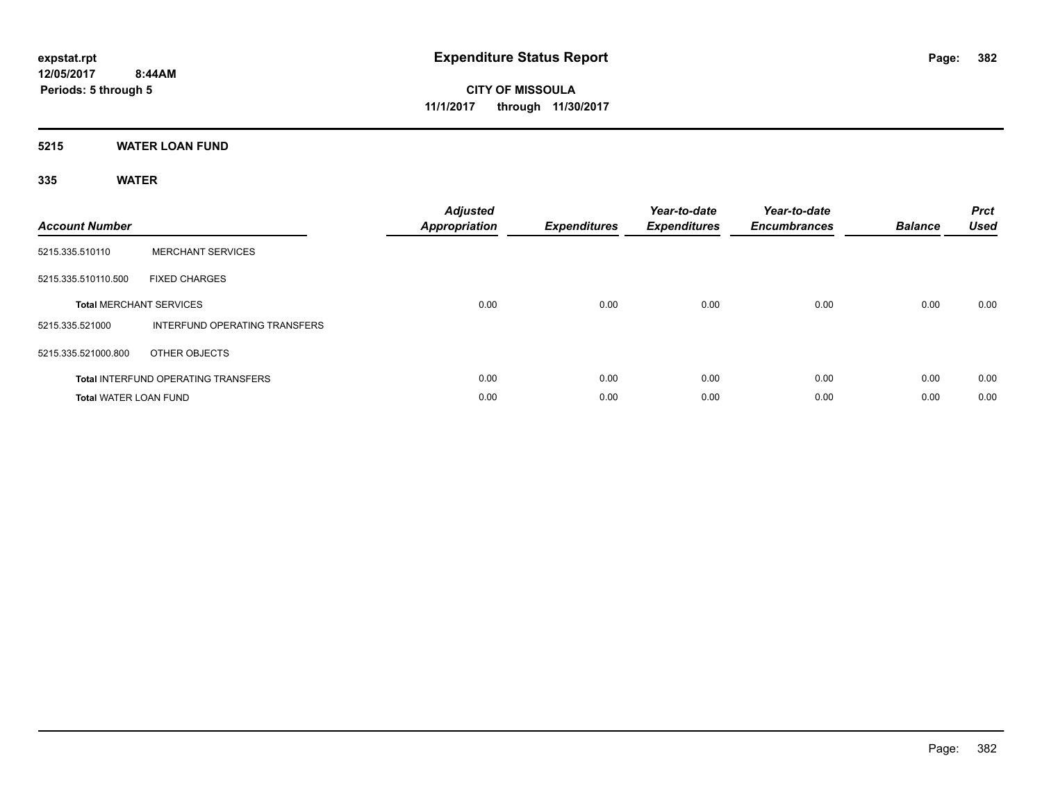# Expenditure Status Report

**CITY OF MISSOULA**
**11/1/2017 through 11/30/2017**

expstat.rpt
12/05/2017 8:44AM
Periods: 5 through 5

## 5215 WATER LOAN FUND

### 335 WATER

| Account Number | | Adjusted Appropriation | Expenditures | Year-to-date Expenditures | Year-to-date Encumbrances | Balance | Prct Used |
|---|---|---|---|---|---|---|---|
| 5215.335.510110 | MERCHANT SERVICES | | | | | | |
| 5215.335.510110.500 | FIXED CHARGES | | | | | | |
| **Total** MERCHANT SERVICES | | 0.00 | 0.00 | 0.00 | 0.00 | 0.00 | 0.00 |
| 5215.335.521000 | INTERFUND OPERATING TRANSFERS | | | | | | |
| 5215.335.521000.800 | OTHER OBJECTS | | | | | | |
| **Total** INTERFUND OPERATING TRANSFERS | | 0.00 | 0.00 | 0.00 | 0.00 | 0.00 | 0.00 |
| **Total** WATER LOAN FUND | | 0.00 | 0.00 | 0.00 | 0.00 | 0.00 | 0.00 |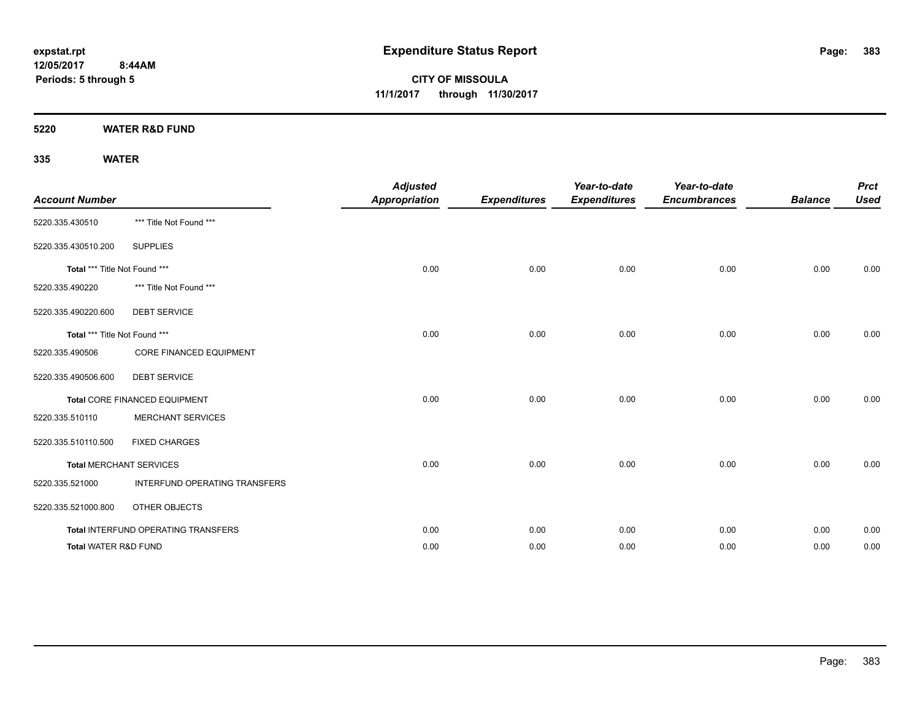**expstat.rpt**
**12/05/2017 8:44AM**
**Periods: 5 through 5**

# Expenditure Status Report

**CITY OF MISSOULA**
**11/1/2017 through 11/30/2017**

## 5220 WATER R&D FUND

## 335 WATER

| Account Number | | Adjusted Appropriation | Expenditures | Year-to-date Expenditures | Year-to-date Encumbrances | Balance | Prct Used |
|---|---|---|---|---|---|---|---|
| 5220.335.430510 | *** Title Not Found *** | | | | | | |
| 5220.335.430510.200 | SUPPLIES | | | | | | |
| Total *** Title Not Found *** | | 0.00 | 0.00 | 0.00 | 0.00 | 0.00 | 0.00 |
| 5220.335.490220 | *** Title Not Found *** | | | | | | |
| 5220.335.490220.600 | DEBT SERVICE | | | | | | |
| Total *** Title Not Found *** | | 0.00 | 0.00 | 0.00 | 0.00 | 0.00 | 0.00 |
| 5220.335.490506 | CORE FINANCED EQUIPMENT | | | | | | |
| 5220.335.490506.600 | DEBT SERVICE | | | | | | |
| Total CORE FINANCED EQUIPMENT | | 0.00 | 0.00 | 0.00 | 0.00 | 0.00 | 0.00 |
| 5220.335.510110 | MERCHANT SERVICES | | | | | | |
| 5220.335.510110.500 | FIXED CHARGES | | | | | | |
| Total MERCHANT SERVICES | | 0.00 | 0.00 | 0.00 | 0.00 | 0.00 | 0.00 |
| 5220.335.521000 | INTERFUND OPERATING TRANSFERS | | | | | | |
| 5220.335.521000.800 | OTHER OBJECTS | | | | | | |
| Total INTERFUND OPERATING TRANSFERS | | 0.00 | 0.00 | 0.00 | 0.00 | 0.00 | 0.00 |
| Total WATER R&D FUND | | 0.00 | 0.00 | 0.00 | 0.00 | 0.00 | 0.00 |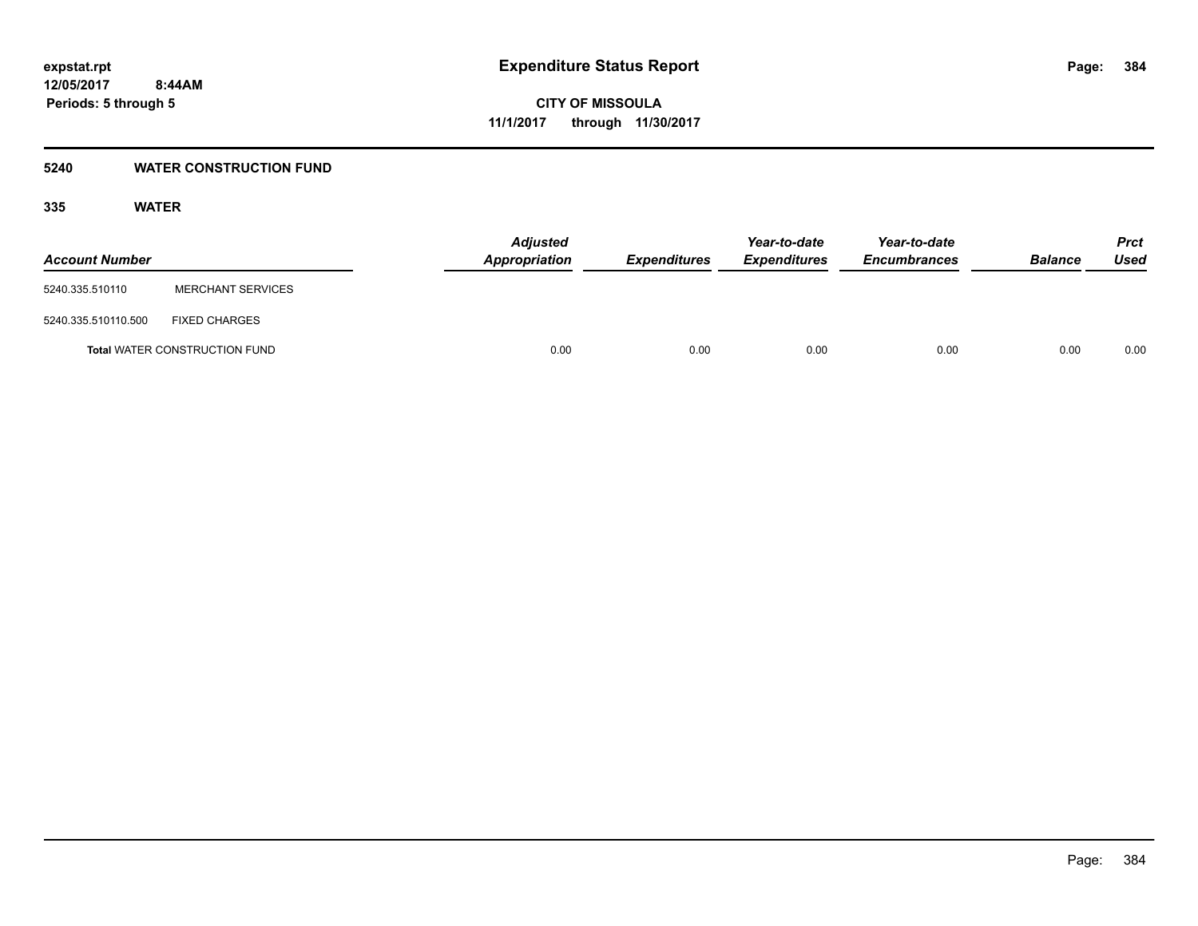# Expenditure Status Report

**CITY OF MISSOULA**
**11/1/2017 through 11/30/2017**

expstat.rpt
12/05/2017 8:44AM
Periods: 5 through 5

## 5240 WATER CONSTRUCTION FUND

### 335 WATER

| Account Number | | Adjusted Appropriation | Expenditures | Year-to-date Expenditures | Year-to-date Encumbrances | Balance | Prct Used |
|---|---|---|---|---|---|---|---|
| 5240.335.510110 | MERCHANT SERVICES | | | | | | |
| 5240.335.510110.500 | FIXED CHARGES | | | | | | |
| **Total** WATER CONSTRUCTION FUND | | 0.00 | 0.00 | 0.00 | 0.00 | 0.00 | 0.00 |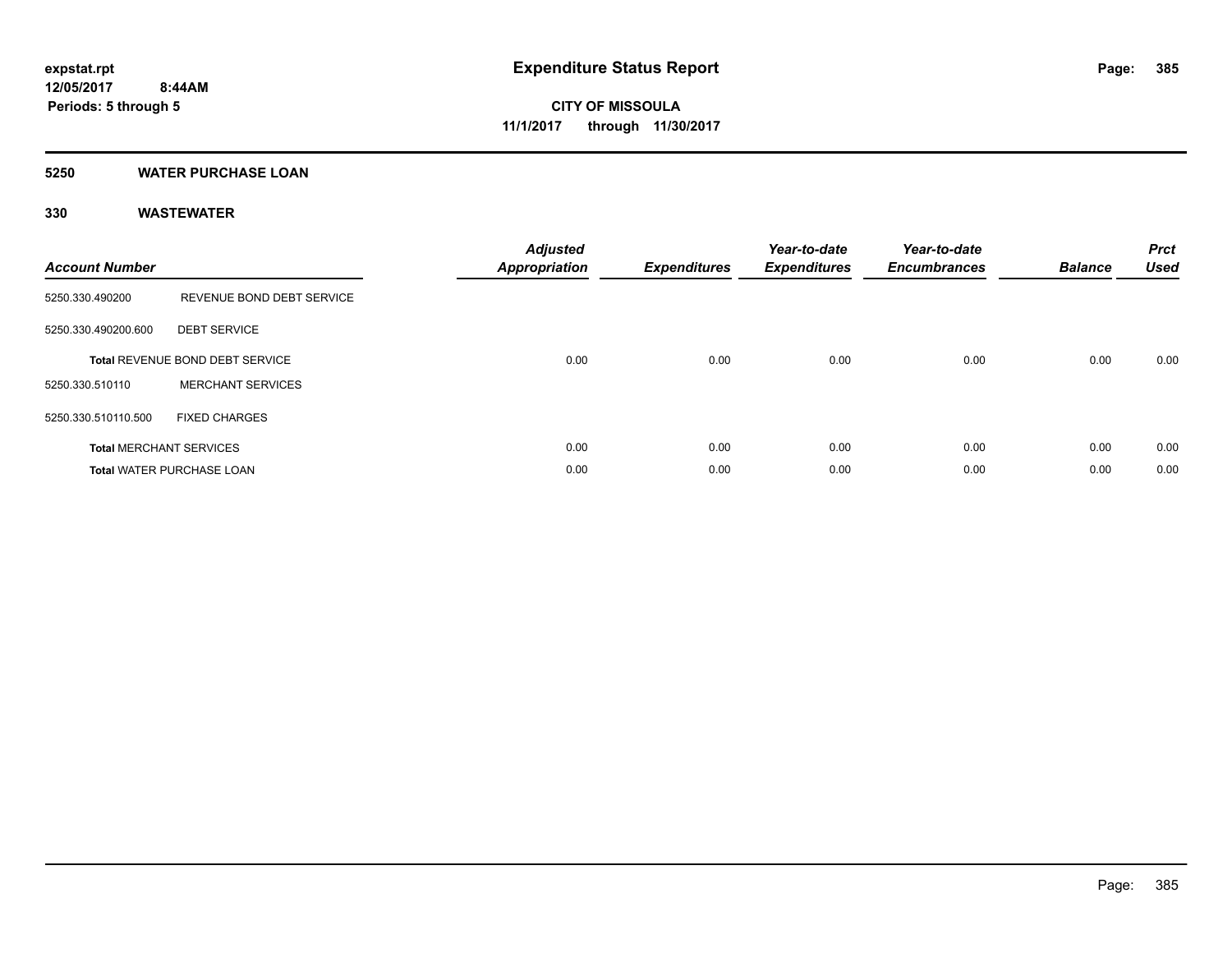# Expenditure Status Report

**CITY OF MISSOULA**
**11/1/2017 through 11/30/2017**

expstat.rpt
12/05/2017 8:44AM
Periods: 5 through 5

## 5250 WATER PURCHASE LOAN

### 330 WASTEWATER

| Account Number | | Adjusted Appropriation | Expenditures | Year-to-date Expenditures | Year-to-date Encumbrances | Balance | Prct Used |
|---|---|---|---|---|---|---|---|
| 5250.330.490200 | REVENUE BOND DEBT SERVICE | | | | | | |
| 5250.330.490200.600 | DEBT SERVICE | | | | | | |
| **Total** REVENUE BOND DEBT SERVICE | | 0.00 | 0.00 | 0.00 | 0.00 | 0.00 | 0.00 |
| 5250.330.510110 | MERCHANT SERVICES | | | | | | |
| 5250.330.510110.500 | FIXED CHARGES | | | | | | |
| **Total** MERCHANT SERVICES | | 0.00 | 0.00 | 0.00 | 0.00 | 0.00 | 0.00 |
| **Total** WATER PURCHASE LOAN | | 0.00 | 0.00 | 0.00 | 0.00 | 0.00 | 0.00 |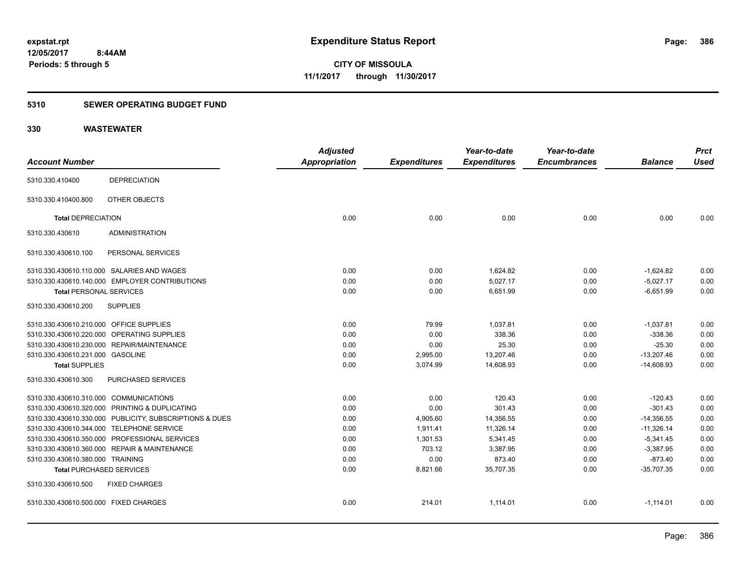expstat.rpt
12/05/2017 8:44AM
Periods: 5 through 5

# Expenditure Status Report

CITY OF MISSOULA
11/1/2017 through 11/30/2017

## 5310 SEWER OPERATING BUDGET FUND

## 330 WASTEWATER

| Account Number | | Adjusted Appropriation | Expenditures | Year-to-date Expenditures | Year-to-date Encumbrances | Balance | Prct Used |
|---|---|---|---|---|---|---|---|
| 5310.330.410400 | DEPRECIATION | | | | | | |
| 5310.330.410400.800 | OTHER OBJECTS | | | | | | |
| **Total** DEPRECIATION | | 0.00 | 0.00 | 0.00 | 0.00 | 0.00 | 0.00 |
| 5310.330.430610 | ADMINISTRATION | | | | | | |
| 5310.330.430610.100 | PERSONAL SERVICES | | | | | | |
| 5310.330.430610.110.000 | SALARIES AND WAGES | 0.00 | 0.00 | 1,624.82 | 0.00 | -1,624.82 | 0.00 |
| 5310.330.430610.140.000 | EMPLOYER CONTRIBUTIONS | 0.00 | 0.00 | 5,027.17 | 0.00 | -5,027.17 | 0.00 |
| **Total** PERSONAL SERVICES | | 0.00 | 0.00 | 6,651.99 | 0.00 | -6,651.99 | 0.00 |
| 5310.330.430610.200 | SUPPLIES | | | | | | |
| 5310.330.430610.210.000 | OFFICE SUPPLIES | 0.00 | 79.99 | 1,037.81 | 0.00 | -1,037.81 | 0.00 |
| 5310.330.430610.220.000 | OPERATING SUPPLIES | 0.00 | 0.00 | 338.36 | 0.00 | -338.36 | 0.00 |
| 5310.330.430610.230.000 | REPAIR/MAINTENANCE | 0.00 | 0.00 | 25.30 | 0.00 | -25.30 | 0.00 |
| 5310.330.430610.231.000 | GASOLINE | 0.00 | 2,995.00 | 13,207.46 | 0.00 | -13,207.46 | 0.00 |
| **Total** SUPPLIES | | 0.00 | 3,074.99 | 14,608.93 | 0.00 | -14,608.93 | 0.00 |
| 5310.330.430610.300 | PURCHASED SERVICES | | | | | | |
| 5310.330.430610.310.000 | COMMUNICATIONS | 0.00 | 0.00 | 120.43 | 0.00 | -120.43 | 0.00 |
| 5310.330.430610.320.000 | PRINTING & DUPLICATING | 0.00 | 0.00 | 301.43 | 0.00 | -301.43 | 0.00 |
| 5310.330.430610.330.000 | PUBLICITY, SUBSCRIPTIONS & DUES | 0.00 | 4,905.60 | 14,356.55 | 0.00 | -14,356.55 | 0.00 |
| 5310.330.430610.344.000 | TELEPHONE SERVICE | 0.00 | 1,911.41 | 11,326.14 | 0.00 | -11,326.14 | 0.00 |
| 5310.330.430610.350.000 | PROFESSIONAL SERVICES | 0.00 | 1,301.53 | 5,341.45 | 0.00 | -5,341.45 | 0.00 |
| 5310.330.430610.360.000 | REPAIR & MAINTENANCE | 0.00 | 703.12 | 3,387.95 | 0.00 | -3,387.95 | 0.00 |
| 5310.330.430610.380.000 | TRAINING | 0.00 | 0.00 | 873.40 | 0.00 | -873.40 | 0.00 |
| **Total** PURCHASED SERVICES | | 0.00 | 8,821.66 | 35,707.35 | 0.00 | -35,707.35 | 0.00 |
| 5310.330.430610.500 | FIXED CHARGES | | | | | | |
| 5310.330.430610.500.000 | FIXED CHARGES | 0.00 | 214.01 | 1,114.01 | 0.00 | -1,114.01 | 0.00 |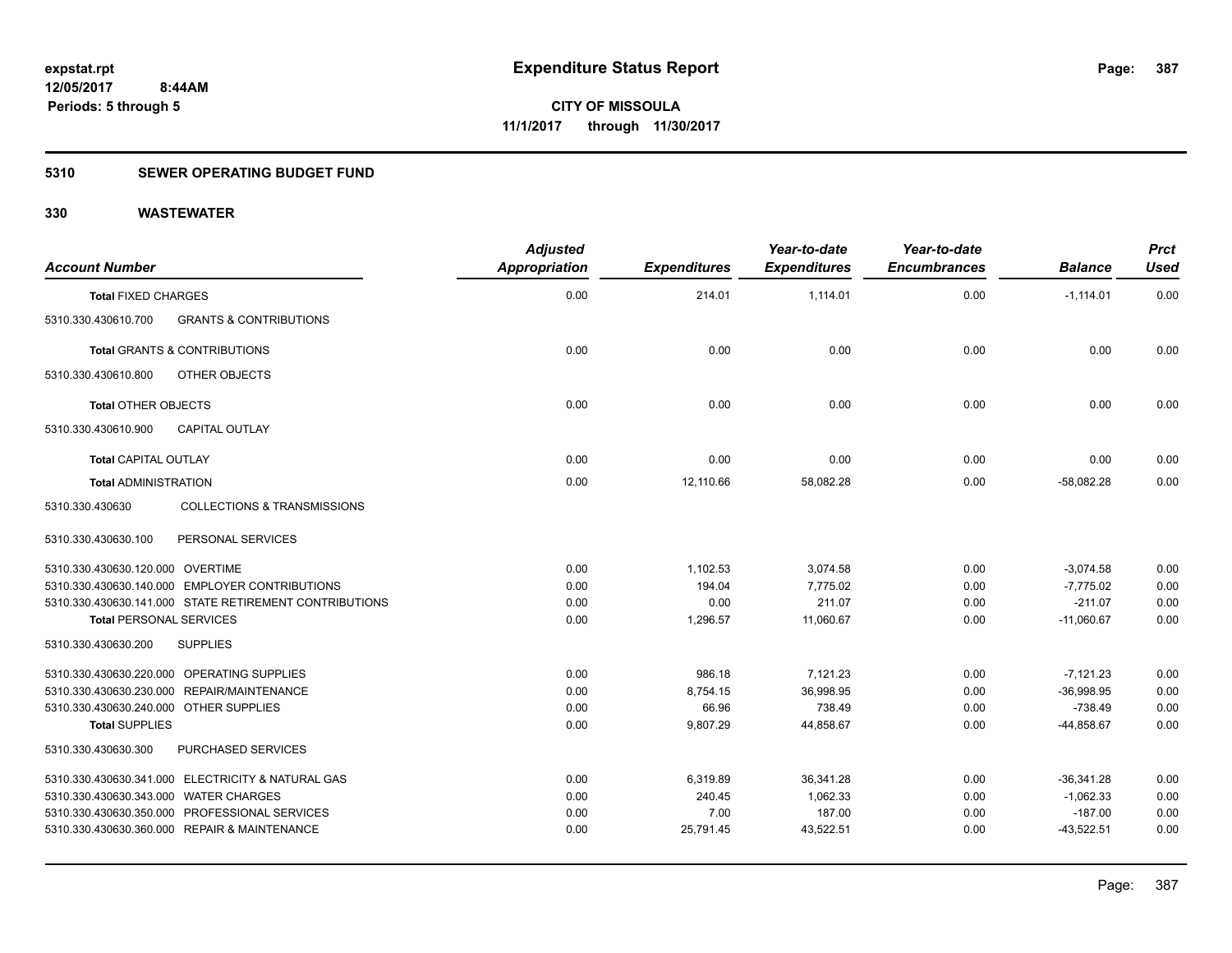**expstat.rpt**
**12/05/2017 8:44AM**
**Periods: 5 through 5**

# Expenditure Status Report

**CITY OF MISSOULA**
**11/1/2017 through 11/30/2017**

## 5310 SEWER OPERATING BUDGET FUND

## 330 WASTEWATER

| Account Number | | Adjusted Appropriation | Expenditures | Year-to-date Expenditures | Year-to-date Encumbrances | Balance | Prct Used |
|---|---|---|---|---|---|---|---|
| **Total** FIXED CHARGES | | 0.00 | 214.01 | 1,114.01 | 0.00 | -1,114.01 | 0.00 |
| 5310.330.430610.700 | GRANTS & CONTRIBUTIONS | | | | | | |
| **Total** GRANTS & CONTRIBUTIONS | | 0.00 | 0.00 | 0.00 | 0.00 | 0.00 | 0.00 |
| 5310.330.430610.800 | OTHER OBJECTS | | | | | | |
| **Total** OTHER OBJECTS | | 0.00 | 0.00 | 0.00 | 0.00 | 0.00 | 0.00 |
| 5310.330.430610.900 | CAPITAL OUTLAY | | | | | | |
| **Total** CAPITAL OUTLAY | | 0.00 | 0.00 | 0.00 | 0.00 | 0.00 | 0.00 |
| **Total** ADMINISTRATION | | 0.00 | 12,110.66 | 58,082.28 | 0.00 | -58,082.28 | 0.00 |
| 5310.330.430630 | COLLECTIONS & TRANSMISSIONS | | | | | | |
| 5310.330.430630.100 | PERSONAL SERVICES | | | | | | |
| 5310.330.430630.120.000 | OVERTIME | 0.00 | 1,102.53 | 3,074.58 | 0.00 | -3,074.58 | 0.00 |
| 5310.330.430630.140.000 | EMPLOYER CONTRIBUTIONS | 0.00 | 194.04 | 7,775.02 | 0.00 | -7,775.02 | 0.00 |
| 5310.330.430630.141.000 | STATE RETIREMENT CONTRIBUTIONS | 0.00 | 0.00 | 211.07 | 0.00 | -211.07 | 0.00 |
| **Total** PERSONAL SERVICES | | 0.00 | 1,296.57 | 11,060.67 | 0.00 | -11,060.67 | 0.00 |
| 5310.330.430630.200 | SUPPLIES | | | | | | |
| 5310.330.430630.220.000 | OPERATING SUPPLIES | 0.00 | 986.18 | 7,121.23 | 0.00 | -7,121.23 | 0.00 |
| 5310.330.430630.230.000 | REPAIR/MAINTENANCE | 0.00 | 8,754.15 | 36,998.95 | 0.00 | -36,998.95 | 0.00 |
| 5310.330.430630.240.000 | OTHER SUPPLIES | 0.00 | 66.96 | 738.49 | 0.00 | -738.49 | 0.00 |
| **Total** SUPPLIES | | 0.00 | 9,807.29 | 44,858.67 | 0.00 | -44,858.67 | 0.00 |
| 5310.330.430630.300 | PURCHASED SERVICES | | | | | | |
| 5310.330.430630.341.000 | ELECTRICITY & NATURAL GAS | 0.00 | 6,319.89 | 36,341.28 | 0.00 | -36,341.28 | 0.00 |
| 5310.330.430630.343.000 | WATER CHARGES | 0.00 | 240.45 | 1,062.33 | 0.00 | -1,062.33 | 0.00 |
| 5310.330.430630.350.000 | PROFESSIONAL SERVICES | 0.00 | 7.00 | 187.00 | 0.00 | -187.00 | 0.00 |
| 5310.330.430630.360.000 | REPAIR & MAINTENANCE | 0.00 | 25,791.45 | 43,522.51 | 0.00 | -43,522.51 | 0.00 |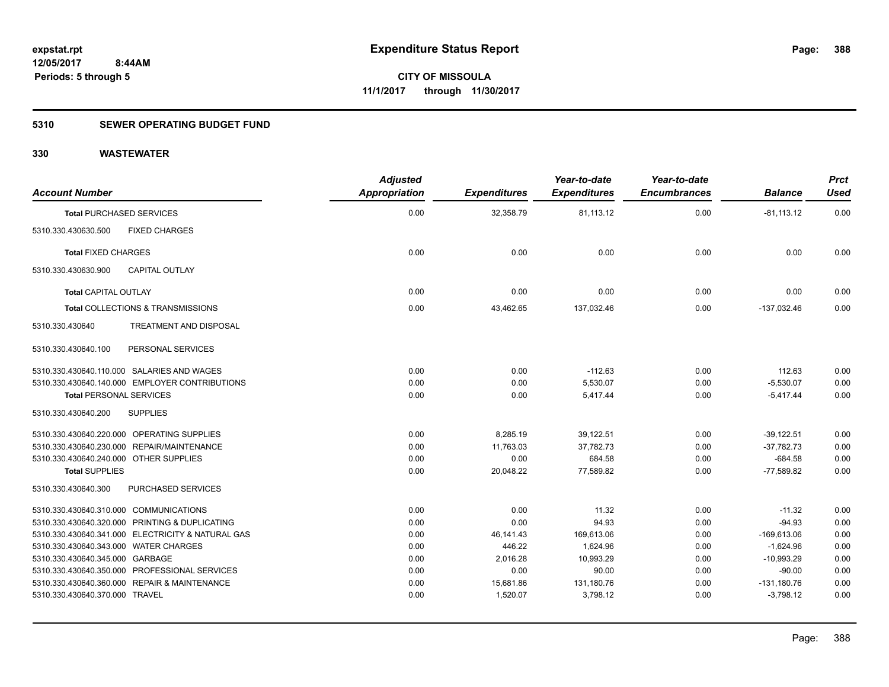# Expenditure Status Report

expstat.rpt
12/05/2017 8:44AM
Periods: 5 through 5

**CITY OF MISSOULA**
**11/1/2017 through 11/30/2017**

## 5310 SEWER OPERATING BUDGET FUND

## 330 WASTEWATER

| Account Number | Adjusted Appropriation | Expenditures | Year-to-date Expenditures | Year-to-date Encumbrances | Balance | Prct Used |
|---|---|---|---|---|---|---|
| **Total PURCHASED SERVICES** | 0.00 | 32,358.79 | 81,113.12 | 0.00 | -81,113.12 | 0.00 |
| 5310.330.430630.500 FIXED CHARGES | | | | | | |
| **Total FIXED CHARGES** | 0.00 | 0.00 | 0.00 | 0.00 | 0.00 | 0.00 |
| 5310.330.430630.900 CAPITAL OUTLAY | | | | | | |
| **Total CAPITAL OUTLAY** | 0.00 | 0.00 | 0.00 | 0.00 | 0.00 | 0.00 |
| **Total COLLECTIONS & TRANSMISSIONS** | 0.00 | 43,462.65 | 137,032.46 | 0.00 | -137,032.46 | 0.00 |
| 5310.330.430640 TREATMENT AND DISPOSAL | | | | | | |
| 5310.330.430640.100 PERSONAL SERVICES | | | | | | |
| 5310.330.430640.110.000 SALARIES AND WAGES | 0.00 | 0.00 | -112.63 | 0.00 | 112.63 | 0.00 |
| 5310.330.430640.140.000 EMPLOYER CONTRIBUTIONS | 0.00 | 0.00 | 5,530.07 | 0.00 | -5,530.07 | 0.00 |
| **Total PERSONAL SERVICES** | 0.00 | 0.00 | 5,417.44 | 0.00 | -5,417.44 | 0.00 |
| 5310.330.430640.200 SUPPLIES | | | | | | |
| 5310.330.430640.220.000 OPERATING SUPPLIES | 0.00 | 8,285.19 | 39,122.51 | 0.00 | -39,122.51 | 0.00 |
| 5310.330.430640.230.000 REPAIR/MAINTENANCE | 0.00 | 11,763.03 | 37,782.73 | 0.00 | -37,782.73 | 0.00 |
| 5310.330.430640.240.000 OTHER SUPPLIES | 0.00 | 0.00 | 684.58 | 0.00 | -684.58 | 0.00 |
| **Total SUPPLIES** | 0.00 | 20,048.22 | 77,589.82 | 0.00 | -77,589.82 | 0.00 |
| 5310.330.430640.300 PURCHASED SERVICES | | | | | | |
| 5310.330.430640.310.000 COMMUNICATIONS | 0.00 | 0.00 | 11.32 | 0.00 | -11.32 | 0.00 |
| 5310.330.430640.320.000 PRINTING & DUPLICATING | 0.00 | 0.00 | 94.93 | 0.00 | -94.93 | 0.00 |
| 5310.330.430640.341.000 ELECTRICITY & NATURAL GAS | 0.00 | 46,141.43 | 169,613.06 | 0.00 | -169,613.06 | 0.00 |
| 5310.330.430640.343.000 WATER CHARGES | 0.00 | 446.22 | 1,624.96 | 0.00 | -1,624.96 | 0.00 |
| 5310.330.430640.345.000 GARBAGE | 0.00 | 2,016.28 | 10,993.29 | 0.00 | -10,993.29 | 0.00 |
| 5310.330.430640.350.000 PROFESSIONAL SERVICES | 0.00 | 0.00 | 90.00 | 0.00 | -90.00 | 0.00 |
| 5310.330.430640.360.000 REPAIR & MAINTENANCE | 0.00 | 15,681.86 | 131,180.76 | 0.00 | -131,180.76 | 0.00 |
| 5310.330.430640.370.000 TRAVEL | 0.00 | 1,520.07 | 3,798.12 | 0.00 | -3,798.12 | 0.00 |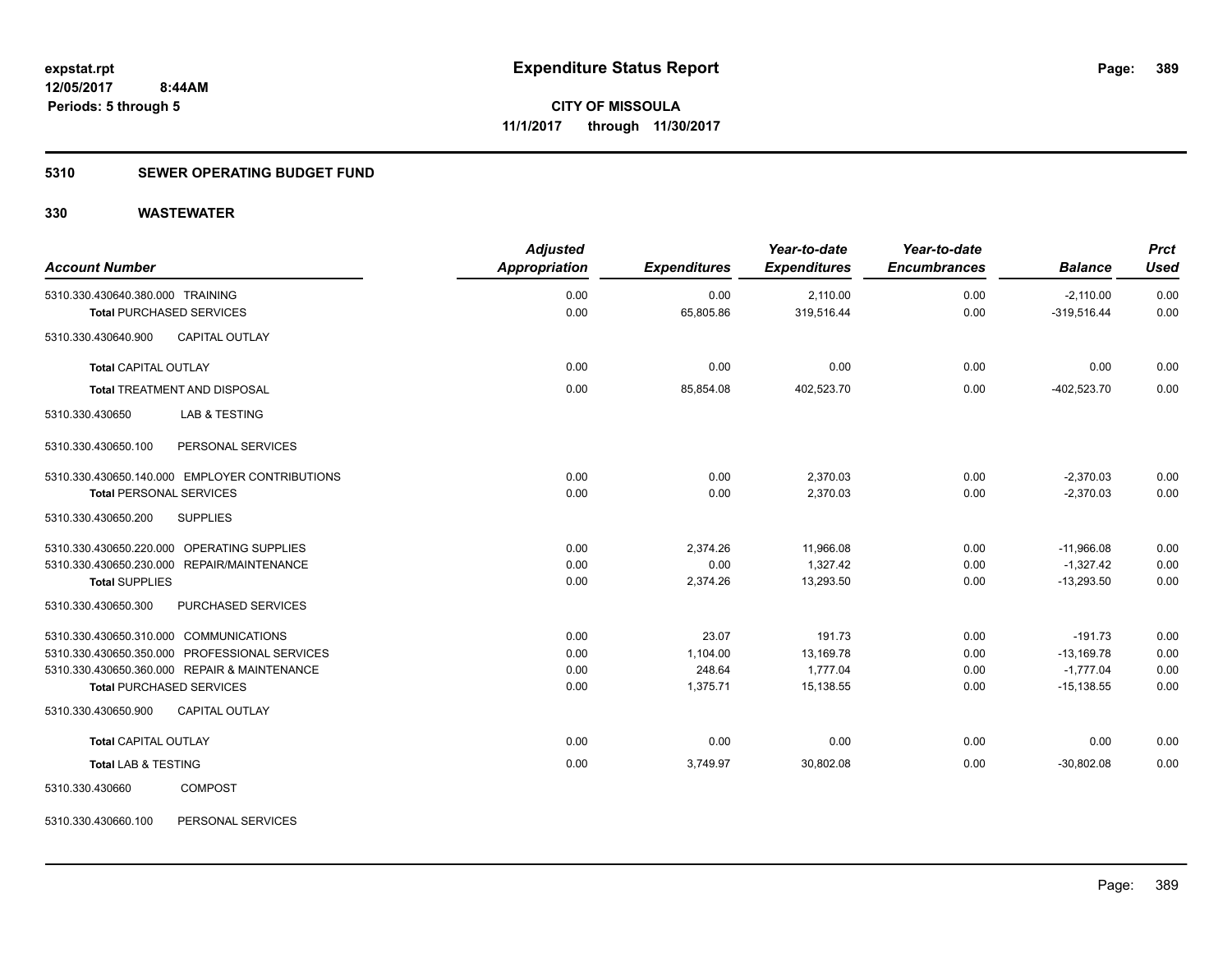**expstat.rpt**
**12/05/2017 8:44AM**
**Periods: 5 through 5**

# Expenditure Status Report

**CITY OF MISSOULA**
**11/1/2017 through 11/30/2017**

## 5310 SEWER OPERATING BUDGET FUND

## 330 WASTEWATER

| Account Number | Adjusted Appropriation | Expenditures | Year-to-date Expenditures | Year-to-date Encumbrances | Balance | Prct Used |
|---|---|---|---|---|---|---|
| 5310.330.430640.380.000 TRAINING | 0.00 | 0.00 | 2,110.00 | 0.00 | -2,110.00 | 0.00 |
| **Total** PURCHASED SERVICES | 0.00 | 65,805.86 | 319,516.44 | 0.00 | -319,516.44 | 0.00 |
| 5310.330.430640.900 CAPITAL OUTLAY | | | | | | |
| **Total** CAPITAL OUTLAY | 0.00 | 0.00 | 0.00 | 0.00 | 0.00 | 0.00 |
| **Total** TREATMENT AND DISPOSAL | 0.00 | 85,854.08 | 402,523.70 | 0.00 | -402,523.70 | 0.00 |
| 5310.330.430650 LAB & TESTING | | | | | | |
| 5310.330.430650.100 PERSONAL SERVICES | | | | | | |
| 5310.330.430650.140.000 EMPLOYER CONTRIBUTIONS | 0.00 | 0.00 | 2,370.03 | 0.00 | -2,370.03 | 0.00 |
| **Total** PERSONAL SERVICES | 0.00 | 0.00 | 2,370.03 | 0.00 | -2,370.03 | 0.00 |
| 5310.330.430650.200 SUPPLIES | | | | | | |
| 5310.330.430650.220.000 OPERATING SUPPLIES | 0.00 | 2,374.26 | 11,966.08 | 0.00 | -11,966.08 | 0.00 |
| 5310.330.430650.230.000 REPAIR/MAINTENANCE | 0.00 | 0.00 | 1,327.42 | 0.00 | -1,327.42 | 0.00 |
| **Total** SUPPLIES | 0.00 | 2,374.26 | 13,293.50 | 0.00 | -13,293.50 | 0.00 |
| 5310.330.430650.300 PURCHASED SERVICES | | | | | | |
| 5310.330.430650.310.000 COMMUNICATIONS | 0.00 | 23.07 | 191.73 | 0.00 | -191.73 | 0.00 |
| 5310.330.430650.350.000 PROFESSIONAL SERVICES | 0.00 | 1,104.00 | 13,169.78 | 0.00 | -13,169.78 | 0.00 |
| 5310.330.430650.360.000 REPAIR & MAINTENANCE | 0.00 | 248.64 | 1,777.04 | 0.00 | -1,777.04 | 0.00 |
| **Total** PURCHASED SERVICES | 0.00 | 1,375.71 | 15,138.55 | 0.00 | -15,138.55 | 0.00 |
| 5310.330.430650.900 CAPITAL OUTLAY | | | | | | |
| **Total** CAPITAL OUTLAY | 0.00 | 0.00 | 0.00 | 0.00 | 0.00 | 0.00 |
| **Total** LAB & TESTING | 0.00 | 3,749.97 | 30,802.08 | 0.00 | -30,802.08 | 0.00 |
| 5310.330.430660 COMPOST | | | | | | |
| 5310.330.430660.100 PERSONAL SERVICES | | | | | | |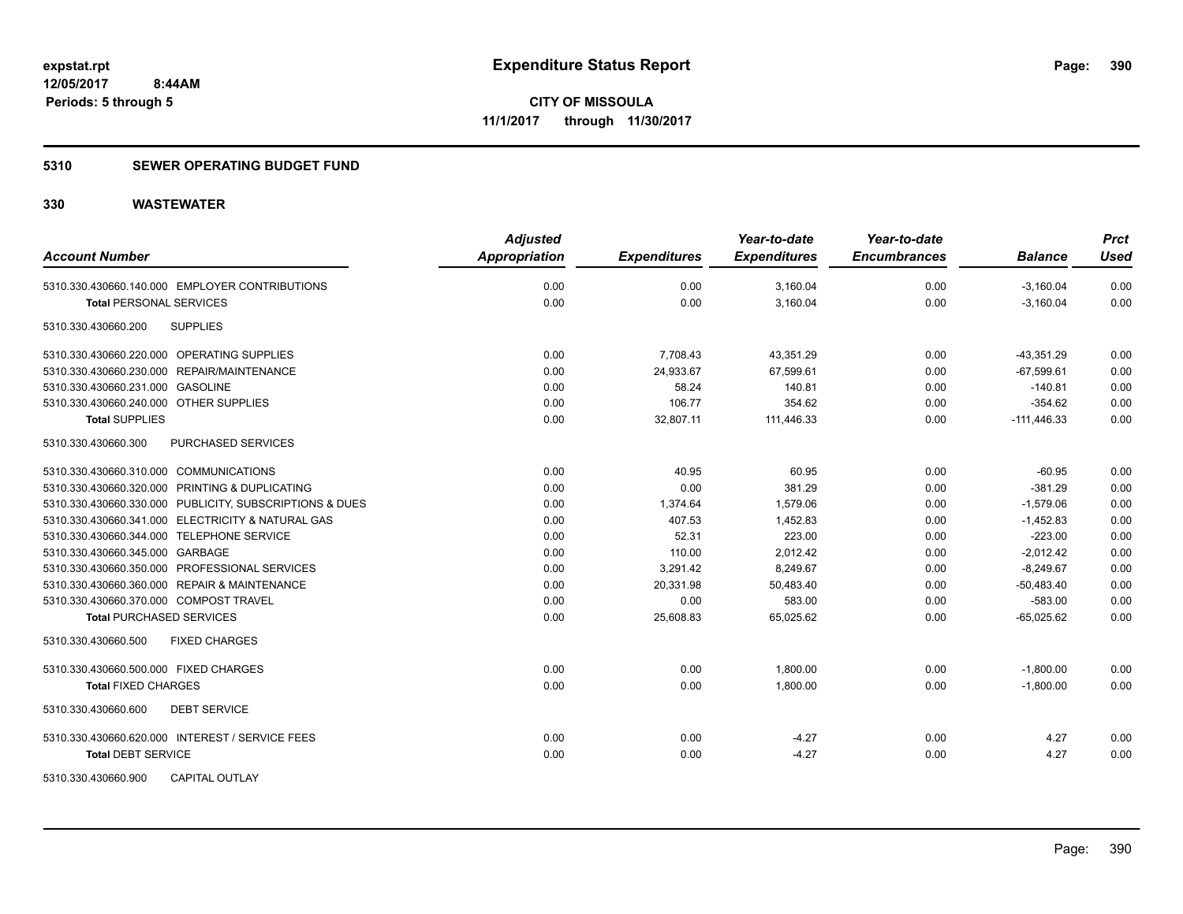**expstat.rpt**
**12/05/2017 8:44AM**
**Periods: 5 through 5**

# Expenditure Status Report

**CITY OF MISSOULA**
**11/1/2017 through 11/30/2017**

## 5310 SEWER OPERATING BUDGET FUND

## 330 WASTEWATER

| Account Number | Adjusted Appropriation | Expenditures | Year-to-date Expenditures | Year-to-date Encumbrances | Balance | Prct Used |
|---|---|---|---|---|---|---|
| 5310.330.430660.140.000 EMPLOYER CONTRIBUTIONS | 0.00 | 0.00 | 3,160.04 | 0.00 | -3,160.04 | 0.00 |
| **Total** PERSONAL SERVICES | 0.00 | 0.00 | 3,160.04 | 0.00 | -3,160.04 | 0.00 |
| 5310.330.430660.200 SUPPLIES | | | | | | |
| 5310.330.430660.220.000 OPERATING SUPPLIES | 0.00 | 7,708.43 | 43,351.29 | 0.00 | -43,351.29 | 0.00 |
| 5310.330.430660.230.000 REPAIR/MAINTENANCE | 0.00 | 24,933.67 | 67,599.61 | 0.00 | -67,599.61 | 0.00 |
| 5310.330.430660.231.000 GASOLINE | 0.00 | 58.24 | 140.81 | 0.00 | -140.81 | 0.00 |
| 5310.330.430660.240.000 OTHER SUPPLIES | 0.00 | 106.77 | 354.62 | 0.00 | -354.62 | 0.00 |
| **Total** SUPPLIES | 0.00 | 32,807.11 | 111,446.33 | 0.00 | -111,446.33 | 0.00 |
| 5310.330.430660.300 PURCHASED SERVICES | | | | | | |
| 5310.330.430660.310.000 COMMUNICATIONS | 0.00 | 40.95 | 60.95 | 0.00 | -60.95 | 0.00 |
| 5310.330.430660.320.000 PRINTING & DUPLICATING | 0.00 | 0.00 | 381.29 | 0.00 | -381.29 | 0.00 |
| 5310.330.430660.330.000 PUBLICITY, SUBSCRIPTIONS & DUES | 0.00 | 1,374.64 | 1,579.06 | 0.00 | -1,579.06 | 0.00 |
| 5310.330.430660.341.000 ELECTRICITY & NATURAL GAS | 0.00 | 407.53 | 1,452.83 | 0.00 | -1,452.83 | 0.00 |
| 5310.330.430660.344.000 TELEPHONE SERVICE | 0.00 | 52.31 | 223.00 | 0.00 | -223.00 | 0.00 |
| 5310.330.430660.345.000 GARBAGE | 0.00 | 110.00 | 2,012.42 | 0.00 | -2,012.42 | 0.00 |
| 5310.330.430660.350.000 PROFESSIONAL SERVICES | 0.00 | 3,291.42 | 8,249.67 | 0.00 | -8,249.67 | 0.00 |
| 5310.330.430660.360.000 REPAIR & MAINTENANCE | 0.00 | 20,331.98 | 50,483.40 | 0.00 | -50,483.40 | 0.00 |
| 5310.330.430660.370.000 COMPOST TRAVEL | 0.00 | 0.00 | 583.00 | 0.00 | -583.00 | 0.00 |
| **Total** PURCHASED SERVICES | 0.00 | 25,608.83 | 65,025.62 | 0.00 | -65,025.62 | 0.00 |
| 5310.330.430660.500 FIXED CHARGES | | | | | | |
| 5310.330.430660.500.000 FIXED CHARGES | 0.00 | 0.00 | 1,800.00 | 0.00 | -1,800.00 | 0.00 |
| **Total** FIXED CHARGES | 0.00 | 0.00 | 1,800.00 | 0.00 | -1,800.00 | 0.00 |
| 5310.330.430660.600 DEBT SERVICE | | | | | | |
| 5310.330.430660.620.000 INTEREST / SERVICE FEES | 0.00 | 0.00 | -4.27 | 0.00 | 4.27 | 0.00 |
| **Total** DEBT SERVICE | 0.00 | 0.00 | -4.27 | 0.00 | 4.27 | 0.00 |
| 5310.330.430660.900 CAPITAL OUTLAY | | | | | | |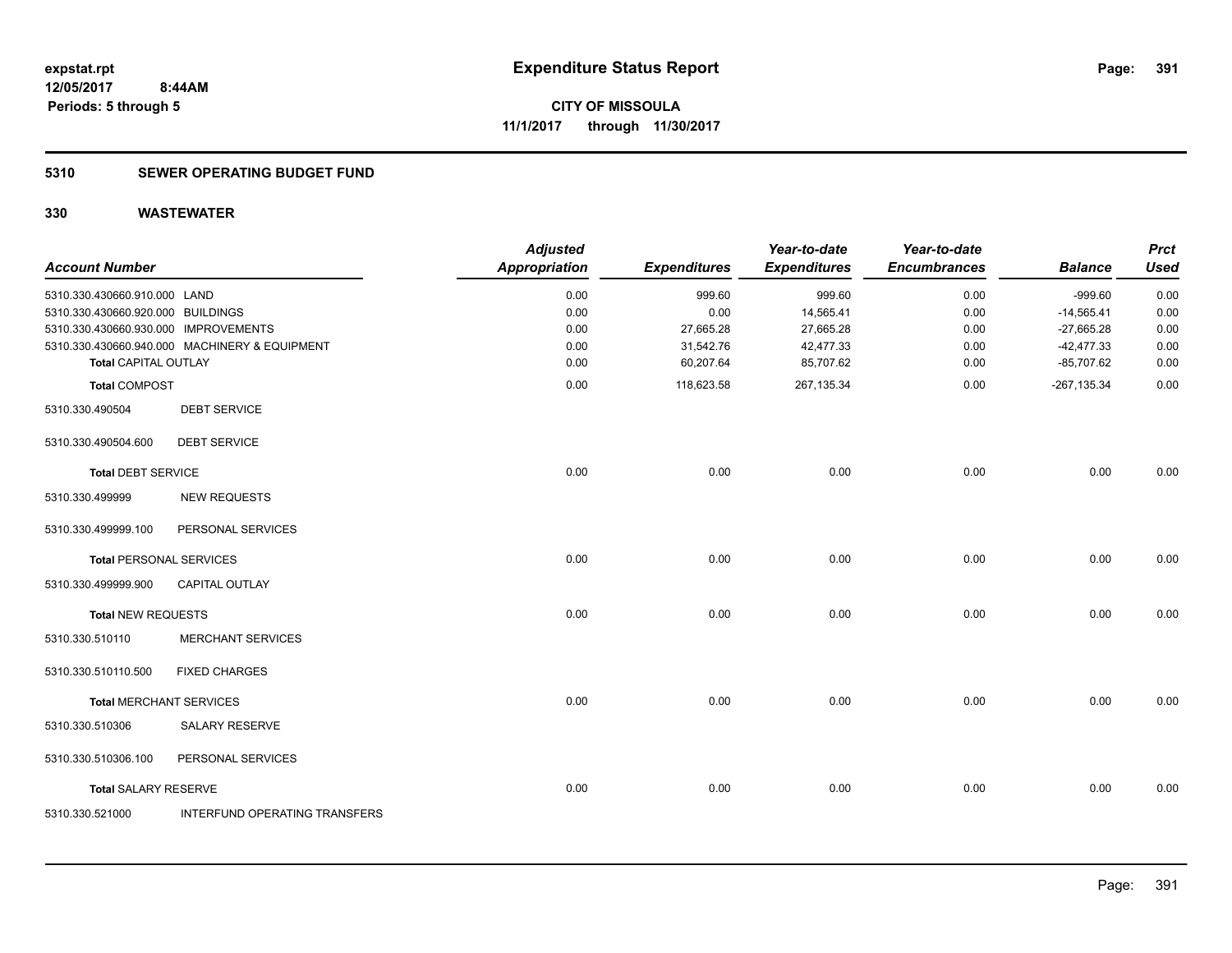**expstat.rpt**
**12/05/2017 8:44AM**
**Periods: 5 through 5**

# Expenditure Status Report

**CITY OF MISSOULA**
**11/1/2017 through 11/30/2017**

## 5310 SEWER OPERATING BUDGET FUND

## 330 WASTEWATER

| Account Number | | Adjusted Appropriation | Expenditures | Year-to-date Expenditures | Year-to-date Encumbrances | Balance | Prct Used |
|---|---|---|---|---|---|---|---|
| 5310.330.430660.910.000 | LAND | 0.00 | 999.60 | 999.60 | 0.00 | -999.60 | 0.00 |
| 5310.330.430660.920.000 | BUILDINGS | 0.00 | 0.00 | 14,565.41 | 0.00 | -14,565.41 | 0.00 |
| 5310.330.430660.930.000 | IMPROVEMENTS | 0.00 | 27,665.28 | 27,665.28 | 0.00 | -27,665.28 | 0.00 |
| 5310.330.430660.940.000 | MACHINERY & EQUIPMENT | 0.00 | 31,542.76 | 42,477.33 | 0.00 | -42,477.33 | 0.00 |
| **Total** CAPITAL OUTLAY | | 0.00 | 60,207.64 | 85,707.62 | 0.00 | -85,707.62 | 0.00 |
| **Total** COMPOST | | 0.00 | 118,623.58 | 267,135.34 | 0.00 | -267,135.34 | 0.00 |
| 5310.330.490504 | DEBT SERVICE | | | | | | |
| 5310.330.490504.600 | DEBT SERVICE | | | | | | |
| **Total** DEBT SERVICE | | 0.00 | 0.00 | 0.00 | 0.00 | 0.00 | 0.00 |
| 5310.330.499999 | NEW REQUESTS | | | | | | |
| 5310.330.499999.100 | PERSONAL SERVICES | | | | | | |
| **Total** PERSONAL SERVICES | | 0.00 | 0.00 | 0.00 | 0.00 | 0.00 | 0.00 |
| 5310.330.499999.900 | CAPITAL OUTLAY | | | | | | |
| **Total** NEW REQUESTS | | 0.00 | 0.00 | 0.00 | 0.00 | 0.00 | 0.00 |
| 5310.330.510110 | MERCHANT SERVICES | | | | | | |
| 5310.330.510110.500 | FIXED CHARGES | | | | | | |
| **Total** MERCHANT SERVICES | | 0.00 | 0.00 | 0.00 | 0.00 | 0.00 | 0.00 |
| 5310.330.510306 | SALARY RESERVE | | | | | | |
| 5310.330.510306.100 | PERSONAL SERVICES | | | | | | |
| **Total** SALARY RESERVE | | 0.00 | 0.00 | 0.00 | 0.00 | 0.00 | 0.00 |
| 5310.330.521000 | INTERFUND OPERATING TRANSFERS | | | | | | |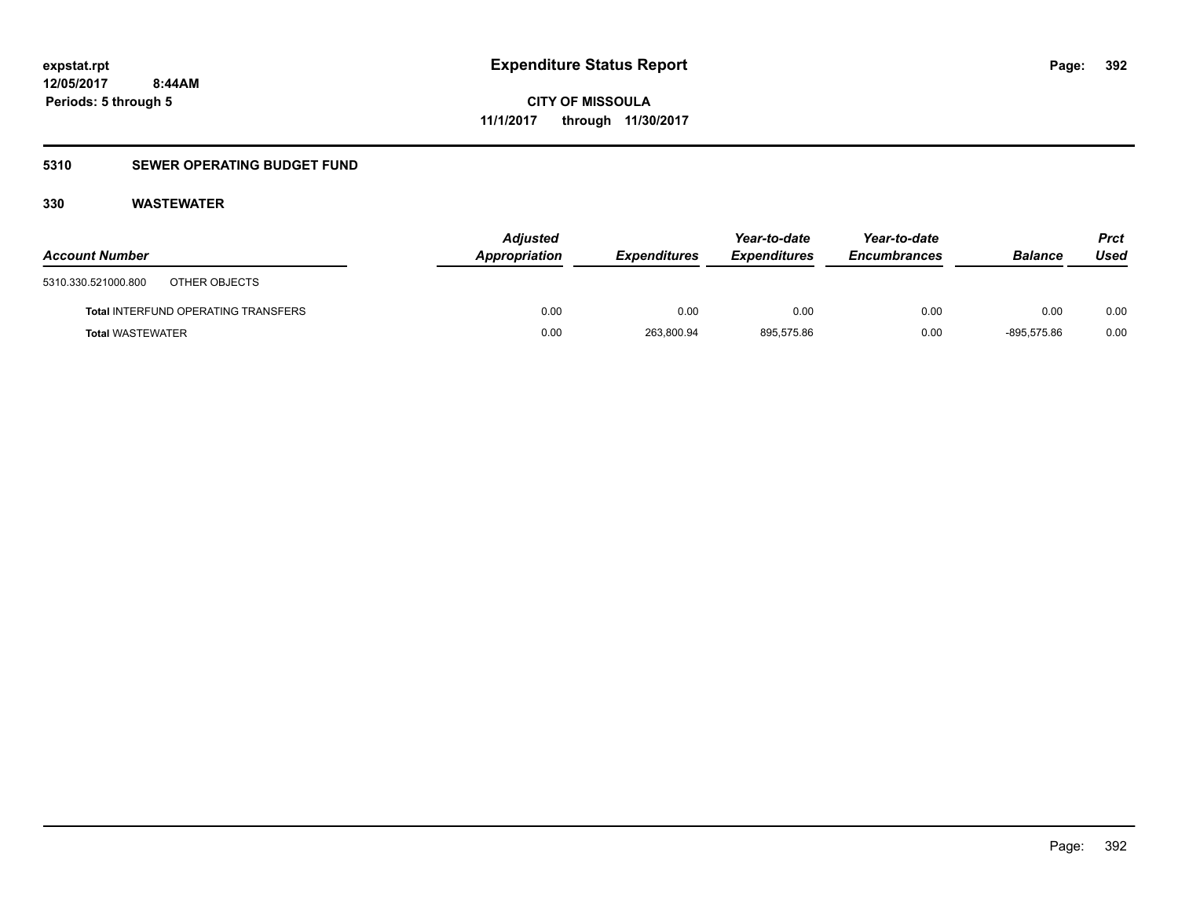**expstat.rpt**
**12/05/2017 8:44AM**
**Periods: 5 through 5**

# Expenditure Status Report

**CITY OF MISSOULA**
**11/1/2017 through 11/30/2017**

## 5310 SEWER OPERATING BUDGET FUND

### 330 WASTEWATER

| Account Number | Adjusted Appropriation | Expenditures | Year-to-date Expenditures | Year-to-date Encumbrances | Balance | Prct Used |
|---|---|---|---|---|---|---|
| 5310.330.521000.800 OTHER OBJECTS | | | | | | |
| **Total** INTERFUND OPERATING TRANSFERS | 0.00 | 0.00 | 0.00 | 0.00 | 0.00 | 0.00 |
| **Total** WASTEWATER | 0.00 | 263,800.94 | 895,575.86 | 0.00 | -895,575.86 | 0.00 |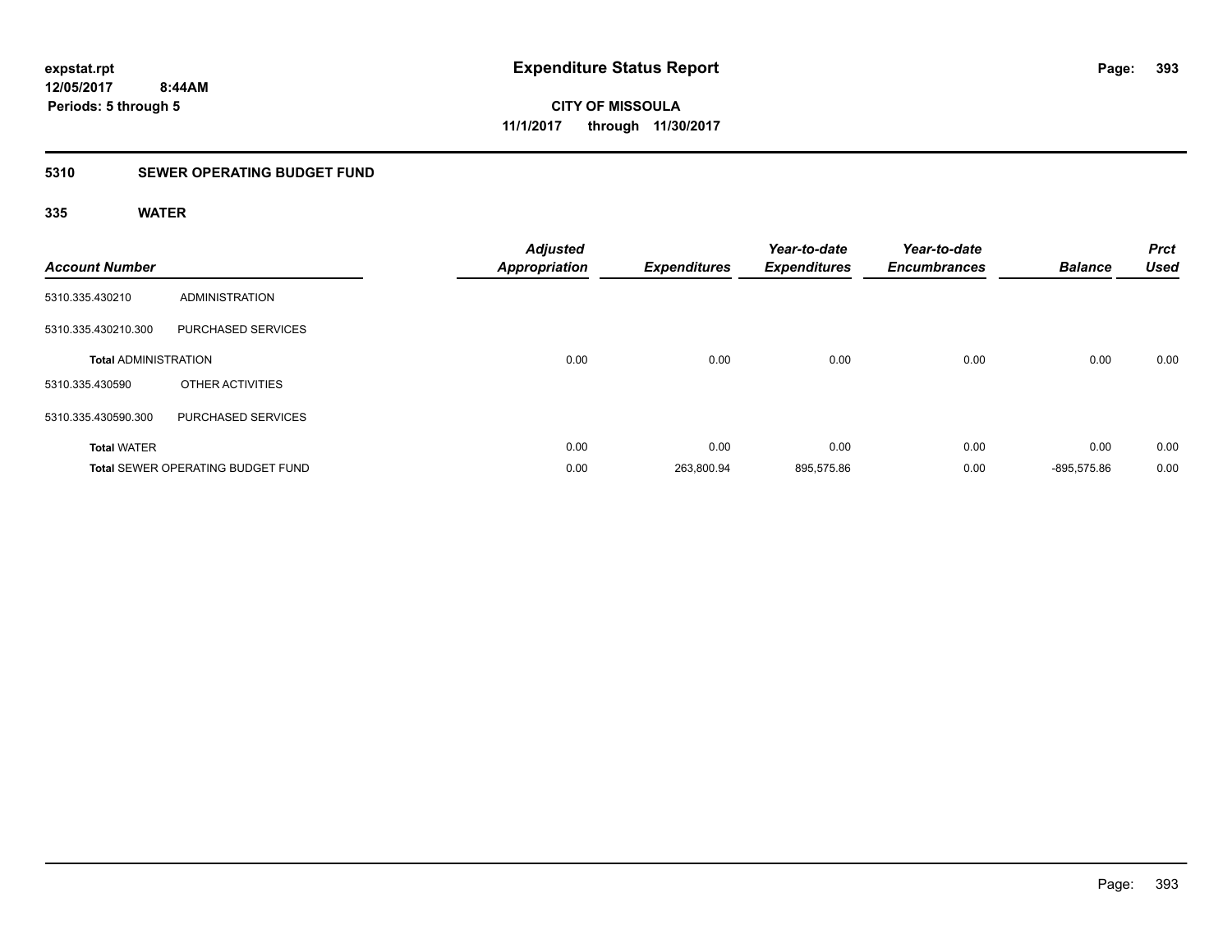**expstat.rpt**
**12/05/2017 8:44AM**
**Periods: 5 through 5**

# Expenditure Status Report

**CITY OF MISSOULA**
**11/1/2017 through 11/30/2017**

## 5310 SEWER OPERATING BUDGET FUND

### 335 WATER

| Account Number | | Adjusted Appropriation | Expenditures | Year-to-date Expenditures | Year-to-date Encumbrances | Balance | Prct Used |
|---|---|---|---|---|---|---|---|
| 5310.335.430210 | ADMINISTRATION | | | | | | |
| 5310.335.430210.300 | PURCHASED SERVICES | | | | | | |
| **Total** ADMINISTRATION | | 0.00 | 0.00 | 0.00 | 0.00 | 0.00 | 0.00 |
| 5310.335.430590 | OTHER ACTIVITIES | | | | | | |
| 5310.335.430590.300 | PURCHASED SERVICES | | | | | | |
| **Total** WATER | | 0.00 | 0.00 | 0.00 | 0.00 | 0.00 | 0.00 |
| **Total** SEWER OPERATING BUDGET FUND | | 0.00 | 263,800.94 | 895,575.86 | 0.00 | -895,575.86 | 0.00 |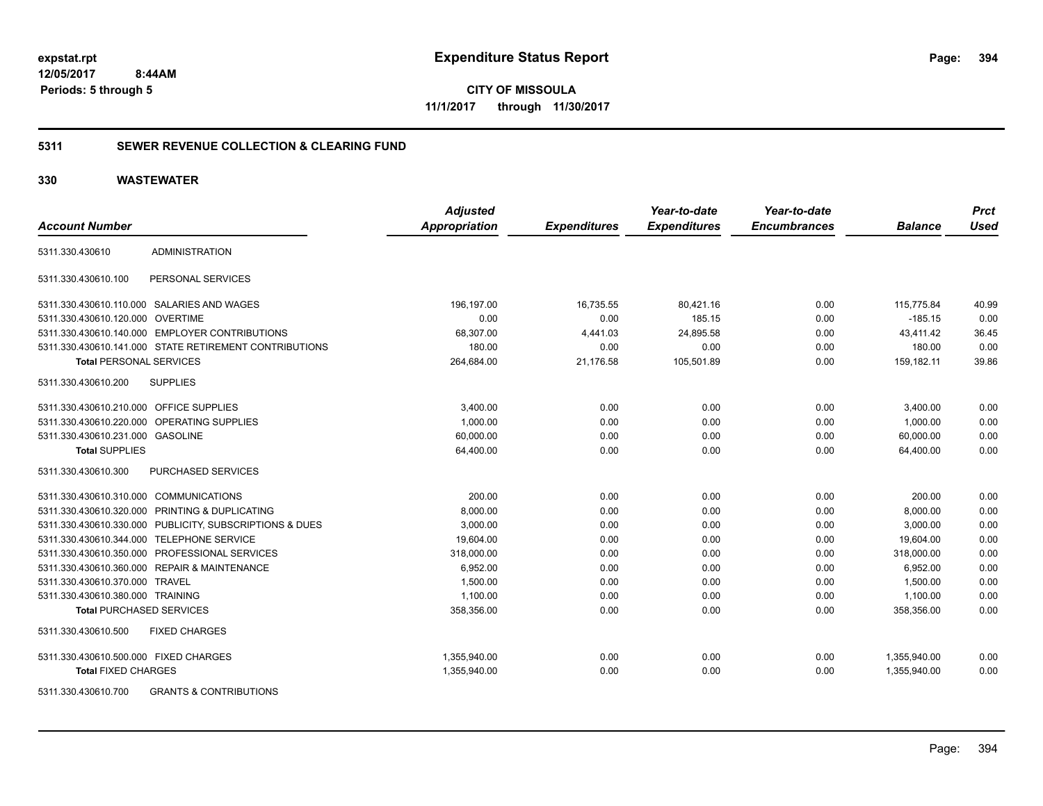# Expenditure Status Report

expstat.rpt
12/05/2017 8:44AM
Periods: 5 through 5

**CITY OF MISSOULA**
**11/1/2017 through 11/30/2017**

## 5311 SEWER REVENUE COLLECTION & CLEARING FUND

## 330 WASTEWATER

| Account Number | | Adjusted Appropriation | Expenditures | Year-to-date Expenditures | Year-to-date Encumbrances | Balance | Prct Used |
|---|---|---|---|---|---|---|---|
| 5311.330.430610 | ADMINISTRATION | | | | | | |
| 5311.330.430610.100 | PERSONAL SERVICES | | | | | | |
| 5311.330.430610.110.000 | SALARIES AND WAGES | 196,197.00 | 16,735.55 | 80,421.16 | 0.00 | 115,775.84 | 40.99 |
| 5311.330.430610.120.000 | OVERTIME | 0.00 | 0.00 | 185.15 | 0.00 | -185.15 | 0.00 |
| 5311.330.430610.140.000 | EMPLOYER CONTRIBUTIONS | 68,307.00 | 4,441.03 | 24,895.58 | 0.00 | 43,411.42 | 36.45 |
| 5311.330.430610.141.000 | STATE RETIREMENT CONTRIBUTIONS | 180.00 | 0.00 | 0.00 | 0.00 | 180.00 | 0.00 |
| **Total** PERSONAL SERVICES | | 264,684.00 | 21,176.58 | 105,501.89 | 0.00 | 159,182.11 | 39.86 |
| 5311.330.430610.200 | SUPPLIES | | | | | | |
| 5311.330.430610.210.000 | OFFICE SUPPLIES | 3,400.00 | 0.00 | 0.00 | 0.00 | 3,400.00 | 0.00 |
| 5311.330.430610.220.000 | OPERATING SUPPLIES | 1,000.00 | 0.00 | 0.00 | 0.00 | 1,000.00 | 0.00 |
| 5311.330.430610.231.000 | GASOLINE | 60,000.00 | 0.00 | 0.00 | 0.00 | 60,000.00 | 0.00 |
| **Total** SUPPLIES | | 64,400.00 | 0.00 | 0.00 | 0.00 | 64,400.00 | 0.00 |
| 5311.330.430610.300 | PURCHASED SERVICES | | | | | | |
| 5311.330.430610.310.000 | COMMUNICATIONS | 200.00 | 0.00 | 0.00 | 0.00 | 200.00 | 0.00 |
| 5311.330.430610.320.000 | PRINTING & DUPLICATING | 8,000.00 | 0.00 | 0.00 | 0.00 | 8,000.00 | 0.00 |
| 5311.330.430610.330.000 | PUBLICITY, SUBSCRIPTIONS & DUES | 3,000.00 | 0.00 | 0.00 | 0.00 | 3,000.00 | 0.00 |
| 5311.330.430610.344.000 | TELEPHONE SERVICE | 19,604.00 | 0.00 | 0.00 | 0.00 | 19,604.00 | 0.00 |
| 5311.330.430610.350.000 | PROFESSIONAL SERVICES | 318,000.00 | 0.00 | 0.00 | 0.00 | 318,000.00 | 0.00 |
| 5311.330.430610.360.000 | REPAIR & MAINTENANCE | 6,952.00 | 0.00 | 0.00 | 0.00 | 6,952.00 | 0.00 |
| 5311.330.430610.370.000 | TRAVEL | 1,500.00 | 0.00 | 0.00 | 0.00 | 1,500.00 | 0.00 |
| 5311.330.430610.380.000 | TRAINING | 1,100.00 | 0.00 | 0.00 | 0.00 | 1,100.00 | 0.00 |
| **Total** PURCHASED SERVICES | | 358,356.00 | 0.00 | 0.00 | 0.00 | 358,356.00 | 0.00 |
| 5311.330.430610.500 | FIXED CHARGES | | | | | | |
| 5311.330.430610.500.000 | FIXED CHARGES | 1,355,940.00 | 0.00 | 0.00 | 0.00 | 1,355,940.00 | 0.00 |
| **Total** FIXED CHARGES | | 1,355,940.00 | 0.00 | 0.00 | 0.00 | 1,355,940.00 | 0.00 |
| 5311.330.430610.700 | GRANTS & CONTRIBUTIONS | | | | | | |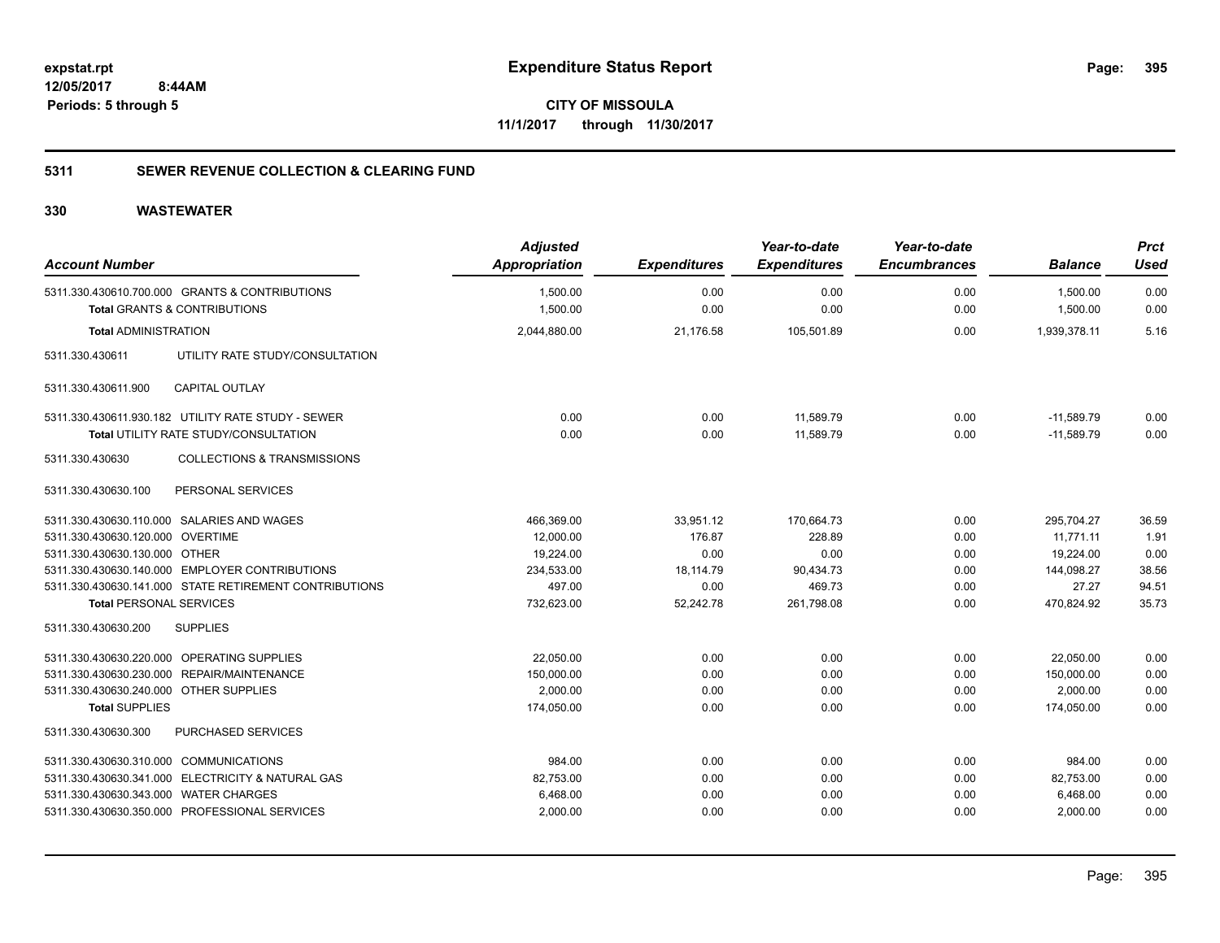expstat.rpt
12/05/2017 8:44AM
Periods: 5 through 5

# Expenditure Status Report

**CITY OF MISSOULA**
**11/1/2017 through 11/30/2017**

## 5311 SEWER REVENUE COLLECTION & CLEARING FUND

## 330 WASTEWATER

| Account Number | Adjusted Appropriation | Expenditures | Year-to-date Expenditures | Year-to-date Encumbrances | Balance | Prct Used |
|---|---|---|---|---|---|---|
| 5311.330.430610.700.000 GRANTS & CONTRIBUTIONS | 1,500.00 | 0.00 | 0.00 | 0.00 | 1,500.00 | 0.00 |
| **Total** GRANTS & CONTRIBUTIONS | 1,500.00 | 0.00 | 0.00 | 0.00 | 1,500.00 | 0.00 |
| **Total** ADMINISTRATION | 2,044,880.00 | 21,176.58 | 105,501.89 | 0.00 | 1,939,378.11 | 5.16 |
| 5311.330.430611 UTILITY RATE STUDY/CONSULTATION | | | | | | |
| 5311.330.430611.900 CAPITAL OUTLAY | | | | | | |
| 5311.330.430611.930.182 UTILITY RATE STUDY - SEWER | 0.00 | 0.00 | 11,589.79 | 0.00 | -11,589.79 | 0.00 |
| **Total** UTILITY RATE STUDY/CONSULTATION | 0.00 | 0.00 | 11,589.79 | 0.00 | -11,589.79 | 0.00 |
| 5311.330.430630 COLLECTIONS & TRANSMISSIONS | | | | | | |
| 5311.330.430630.100 PERSONAL SERVICES | | | | | | |
| 5311.330.430630.110.000 SALARIES AND WAGES | 466,369.00 | 33,951.12 | 170,664.73 | 0.00 | 295,704.27 | 36.59 |
| 5311.330.430630.120.000 OVERTIME | 12,000.00 | 176.87 | 228.89 | 0.00 | 11,771.11 | 1.91 |
| 5311.330.430630.130.000 OTHER | 19,224.00 | 0.00 | 0.00 | 0.00 | 19,224.00 | 0.00 |
| 5311.330.430630.140.000 EMPLOYER CONTRIBUTIONS | 234,533.00 | 18,114.79 | 90,434.73 | 0.00 | 144,098.27 | 38.56 |
| 5311.330.430630.141.000 STATE RETIREMENT CONTRIBUTIONS | 497.00 | 0.00 | 469.73 | 0.00 | 27.27 | 94.51 |
| **Total** PERSONAL SERVICES | 732,623.00 | 52,242.78 | 261,798.08 | 0.00 | 470,824.92 | 35.73 |
| 5311.330.430630.200 SUPPLIES | | | | | | |
| 5311.330.430630.220.000 OPERATING SUPPLIES | 22,050.00 | 0.00 | 0.00 | 0.00 | 22,050.00 | 0.00 |
| 5311.330.430630.230.000 REPAIR/MAINTENANCE | 150,000.00 | 0.00 | 0.00 | 0.00 | 150,000.00 | 0.00 |
| 5311.330.430630.240.000 OTHER SUPPLIES | 2,000.00 | 0.00 | 0.00 | 0.00 | 2,000.00 | 0.00 |
| **Total** SUPPLIES | 174,050.00 | 0.00 | 0.00 | 0.00 | 174,050.00 | 0.00 |
| 5311.330.430630.300 PURCHASED SERVICES | | | | | | |
| 5311.330.430630.310.000 COMMUNICATIONS | 984.00 | 0.00 | 0.00 | 0.00 | 984.00 | 0.00 |
| 5311.330.430630.341.000 ELECTRICITY & NATURAL GAS | 82,753.00 | 0.00 | 0.00 | 0.00 | 82,753.00 | 0.00 |
| 5311.330.430630.343.000 WATER CHARGES | 6,468.00 | 0.00 | 0.00 | 0.00 | 6,468.00 | 0.00 |
| 5311.330.430630.350.000 PROFESSIONAL SERVICES | 2,000.00 | 0.00 | 0.00 | 0.00 | 2,000.00 | 0.00 |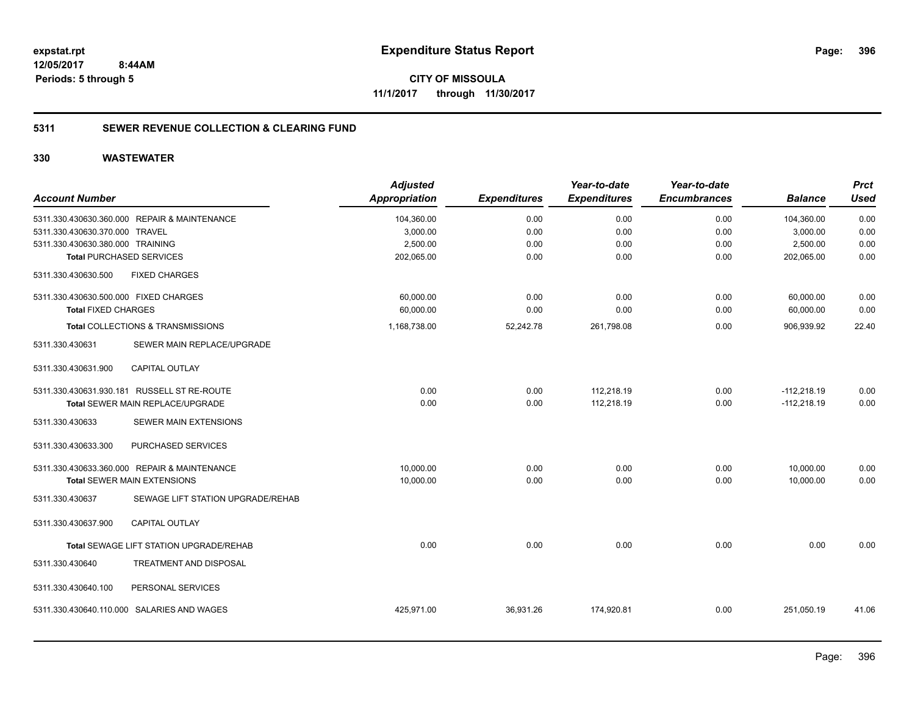**Expenditure Status Report**

**CITY OF MISSOULA**

**11/1/2017 through 11/30/2017**

expstat.rpt
12/05/2017 8:44AM
Periods: 5 through 5

## 5311 SEWER REVENUE COLLECTION & CLEARING FUND

## 330 WASTEWATER

| Account Number | Adjusted Appropriation | Expenditures | Year-to-date Expenditures | Year-to-date Encumbrances | Balance | Prct Used |
|---|---|---|---|---|---|---|
| 5311.330.430630.360.000 REPAIR & MAINTENANCE | 104,360.00 | 0.00 | 0.00 | 0.00 | 104,360.00 | 0.00 |
| 5311.330.430630.370.000 TRAVEL | 3,000.00 | 0.00 | 0.00 | 0.00 | 3,000.00 | 0.00 |
| 5311.330.430630.380.000 TRAINING | 2,500.00 | 0.00 | 0.00 | 0.00 | 2,500.00 | 0.00 |
| **Total** PURCHASED SERVICES | 202,065.00 | 0.00 | 0.00 | 0.00 | 202,065.00 | 0.00 |
| 5311.330.430630.500 FIXED CHARGES | | | | | | |
| 5311.330.430630.500.000 FIXED CHARGES | 60,000.00 | 0.00 | 0.00 | 0.00 | 60,000.00 | 0.00 |
| **Total** FIXED CHARGES | 60,000.00 | 0.00 | 0.00 | 0.00 | 60,000.00 | 0.00 |
| **Total** COLLECTIONS & TRANSMISSIONS | 1,168,738.00 | 52,242.78 | 261,798.08 | 0.00 | 906,939.92 | 22.40 |
| 5311.330.430631 SEWER MAIN REPLACE/UPGRADE | | | | | | |
| 5311.330.430631.900 CAPITAL OUTLAY | | | | | | |
| 5311.330.430631.930.181 RUSSELL ST RE-ROUTE | 0.00 | 0.00 | 112,218.19 | 0.00 | -112,218.19 | 0.00 |
| **Total** SEWER MAIN REPLACE/UPGRADE | 0.00 | 0.00 | 112,218.19 | 0.00 | -112,218.19 | 0.00 |
| 5311.330.430633 SEWER MAIN EXTENSIONS | | | | | | |
| 5311.330.430633.300 PURCHASED SERVICES | | | | | | |
| 5311.330.430633.360.000 REPAIR & MAINTENANCE | 10,000.00 | 0.00 | 0.00 | 0.00 | 10,000.00 | 0.00 |
| **Total** SEWER MAIN EXTENSIONS | 10,000.00 | 0.00 | 0.00 | 0.00 | 10,000.00 | 0.00 |
| 5311.330.430637 SEWAGE LIFT STATION UPGRADE/REHAB | | | | | | |
| 5311.330.430637.900 CAPITAL OUTLAY | | | | | | |
| **Total** SEWAGE LIFT STATION UPGRADE/REHAB | 0.00 | 0.00 | 0.00 | 0.00 | 0.00 | 0.00 |
| 5311.330.430640 TREATMENT AND DISPOSAL | | | | | | |
| 5311.330.430640.100 PERSONAL SERVICES | | | | | | |
| 5311.330.430640.110.000 SALARIES AND WAGES | 425,971.00 | 36,931.26 | 174,920.81 | 0.00 | 251,050.19 | 41.06 |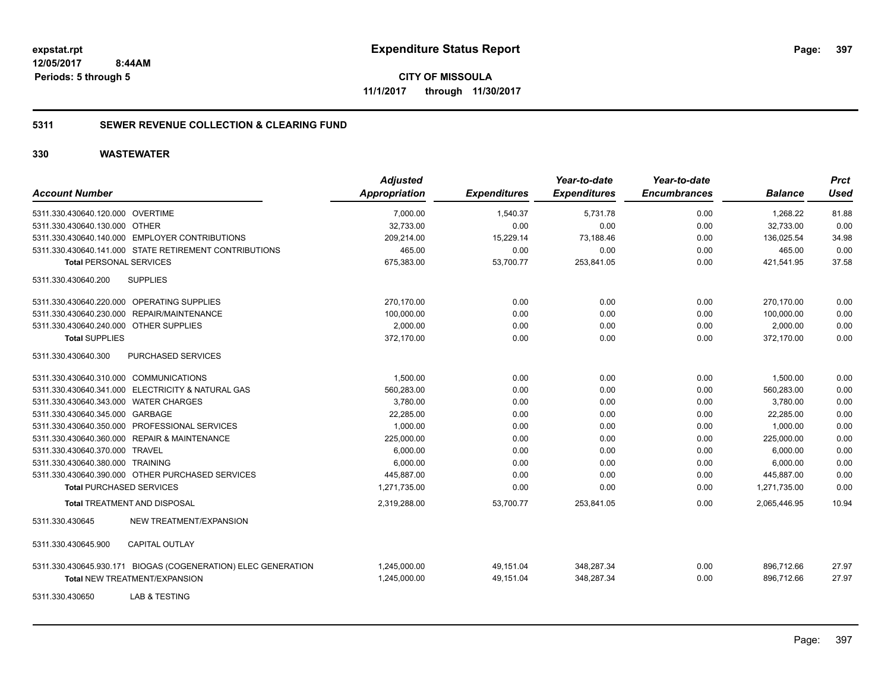# Expenditure Status Report

**CITY OF MISSOULA**
**11/1/2017 through 11/30/2017**

expstat.rpt
12/05/2017 8:44AM
Periods: 5 through 5

## 5311 SEWER REVENUE COLLECTION & CLEARING FUND

### 330 WASTEWATER

| Account Number | Adjusted Appropriation | Expenditures | Year-to-date Expenditures | Year-to-date Encumbrances | Balance | Prct Used |
|---|---|---|---|---|---|---|
| 5311.330.430640.120.000 OVERTIME | 7,000.00 | 1,540.37 | 5,731.78 | 0.00 | 1,268.22 | 81.88 |
| 5311.330.430640.130.000 OTHER | 32,733.00 | 0.00 | 0.00 | 0.00 | 32,733.00 | 0.00 |
| 5311.330.430640.140.000 EMPLOYER CONTRIBUTIONS | 209,214.00 | 15,229.14 | 73,188.46 | 0.00 | 136,025.54 | 34.98 |
| 5311.330.430640.141.000 STATE RETIREMENT CONTRIBUTIONS | 465.00 | 0.00 | 0.00 | 0.00 | 465.00 | 0.00 |
| **Total** PERSONAL SERVICES | 675,383.00 | 53,700.77 | 253,841.05 | 0.00 | 421,541.95 | 37.58 |
| 5311.330.430640.200 SUPPLIES | | | | | | |
| 5311.330.430640.220.000 OPERATING SUPPLIES | 270,170.00 | 0.00 | 0.00 | 0.00 | 270,170.00 | 0.00 |
| 5311.330.430640.230.000 REPAIR/MAINTENANCE | 100,000.00 | 0.00 | 0.00 | 0.00 | 100,000.00 | 0.00 |
| 5311.330.430640.240.000 OTHER SUPPLIES | 2,000.00 | 0.00 | 0.00 | 0.00 | 2,000.00 | 0.00 |
| **Total SUPPLIES** | 372,170.00 | 0.00 | 0.00 | 0.00 | 372,170.00 | 0.00 |
| 5311.330.430640.300 PURCHASED SERVICES | | | | | | |
| 5311.330.430640.310.000 COMMUNICATIONS | 1,500.00 | 0.00 | 0.00 | 0.00 | 1,500.00 | 0.00 |
| 5311.330.430640.341.000 ELECTRICITY & NATURAL GAS | 560,283.00 | 0.00 | 0.00 | 0.00 | 560,283.00 | 0.00 |
| 5311.330.430640.343.000 WATER CHARGES | 3,780.00 | 0.00 | 0.00 | 0.00 | 3,780.00 | 0.00 |
| 5311.330.430640.345.000 GARBAGE | 22,285.00 | 0.00 | 0.00 | 0.00 | 22,285.00 | 0.00 |
| 5311.330.430640.350.000 PROFESSIONAL SERVICES | 1,000.00 | 0.00 | 0.00 | 0.00 | 1,000.00 | 0.00 |
| 5311.330.430640.360.000 REPAIR & MAINTENANCE | 225,000.00 | 0.00 | 0.00 | 0.00 | 225,000.00 | 0.00 |
| 5311.330.430640.370.000 TRAVEL | 6,000.00 | 0.00 | 0.00 | 0.00 | 6,000.00 | 0.00 |
| 5311.330.430640.380.000 TRAINING | 6,000.00 | 0.00 | 0.00 | 0.00 | 6,000.00 | 0.00 |
| 5311.330.430640.390.000 OTHER PURCHASED SERVICES | 445,887.00 | 0.00 | 0.00 | 0.00 | 445,887.00 | 0.00 |
| **Total** PURCHASED SERVICES | 1,271,735.00 | 0.00 | 0.00 | 0.00 | 1,271,735.00 | 0.00 |
| **Total** TREATMENT AND DISPOSAL | 2,319,288.00 | 53,700.77 | 253,841.05 | 0.00 | 2,065,446.95 | 10.94 |
| 5311.330.430645 NEW TREATMENT/EXPANSION | | | | | | |
| 5311.330.430645.900 CAPITAL OUTLAY | | | | | | |
| 5311.330.430645.930.171 BIOGAS (COGENERATION) ELEC GENERATION | 1,245,000.00 | 49,151.04 | 348,287.34 | 0.00 | 896,712.66 | 27.97 |
| **Total** NEW TREATMENT/EXPANSION | 1,245,000.00 | 49,151.04 | 348,287.34 | 0.00 | 896,712.66 | 27.97 |
| 5311.330.430650 LAB & TESTING | | | | | | |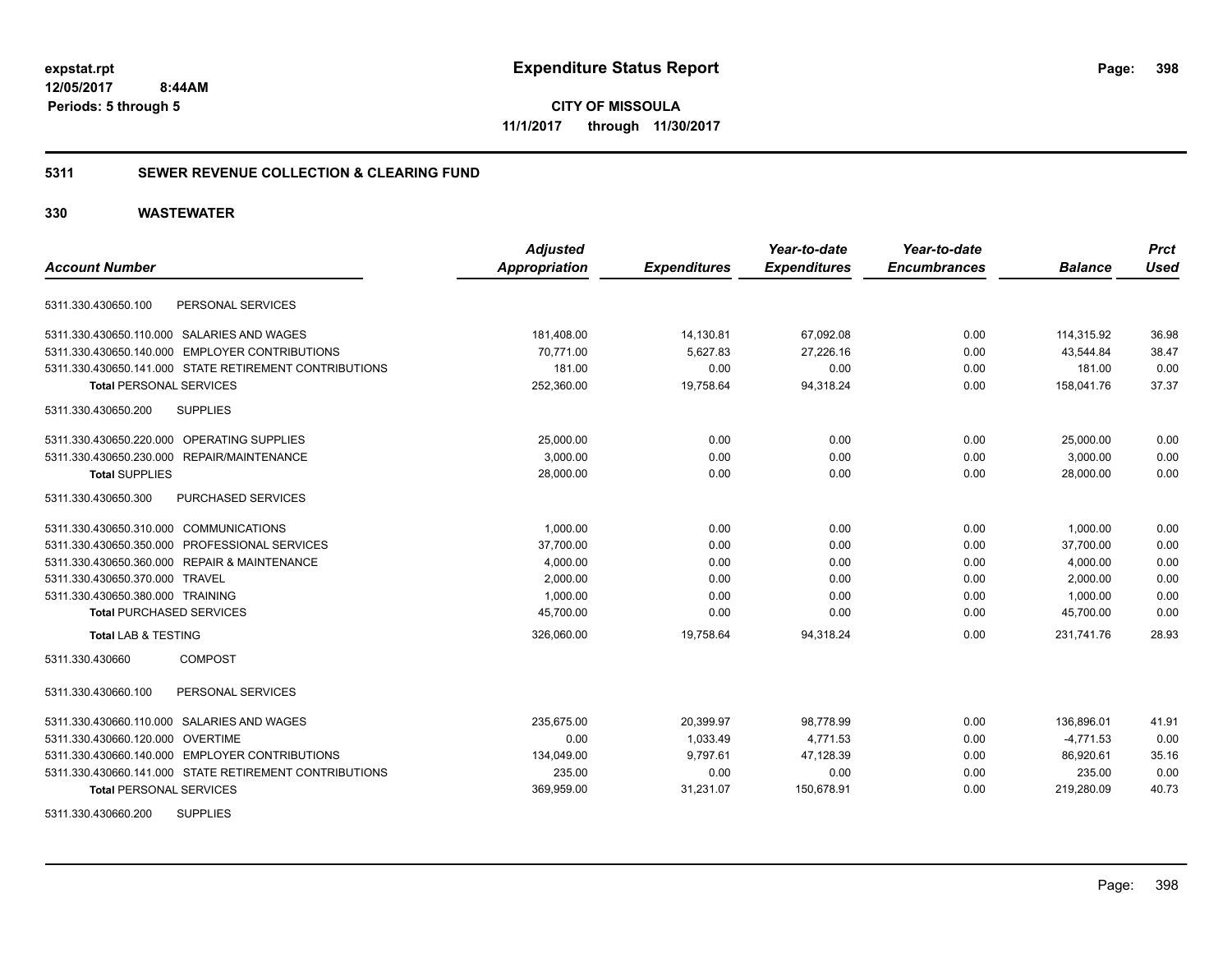**expstat.rpt**
**12/05/2017 8:44AM**
**Periods: 5 through 5**

# Expenditure Status Report

**CITY OF MISSOULA**
**11/1/2017 through 11/30/2017**

## 5311 SEWER REVENUE COLLECTION & CLEARING FUND

## 330 WASTEWATER

| Account Number | Adjusted Appropriation | Expenditures | Year-to-date Expenditures | Year-to-date Encumbrances | Balance | Prct Used |
|---|---|---|---|---|---|---|
| 5311.330.430650.100 PERSONAL SERVICES | | | | | | |
| 5311.330.430650.110.000 SALARIES AND WAGES | 181,408.00 | 14,130.81 | 67,092.08 | 0.00 | 114,315.92 | 36.98 |
| 5311.330.430650.140.000 EMPLOYER CONTRIBUTIONS | 70,771.00 | 5,627.83 | 27,226.16 | 0.00 | 43,544.84 | 38.47 |
| 5311.330.430650.141.000 STATE RETIREMENT CONTRIBUTIONS | 181.00 | 0.00 | 0.00 | 0.00 | 181.00 | 0.00 |
| **Total** PERSONAL SERVICES | 252,360.00 | 19,758.64 | 94,318.24 | 0.00 | 158,041.76 | 37.37 |
| 5311.330.430650.200 SUPPLIES | | | | | | |
| 5311.330.430650.220.000 OPERATING SUPPLIES | 25,000.00 | 0.00 | 0.00 | 0.00 | 25,000.00 | 0.00 |
| 5311.330.430650.230.000 REPAIR/MAINTENANCE | 3,000.00 | 0.00 | 0.00 | 0.00 | 3,000.00 | 0.00 |
| **Total** SUPPLIES | 28,000.00 | 0.00 | 0.00 | 0.00 | 28,000.00 | 0.00 |
| 5311.330.430650.300 PURCHASED SERVICES | | | | | | |
| 5311.330.430650.310.000 COMMUNICATIONS | 1,000.00 | 0.00 | 0.00 | 0.00 | 1,000.00 | 0.00 |
| 5311.330.430650.350.000 PROFESSIONAL SERVICES | 37,700.00 | 0.00 | 0.00 | 0.00 | 37,700.00 | 0.00 |
| 5311.330.430650.360.000 REPAIR & MAINTENANCE | 4,000.00 | 0.00 | 0.00 | 0.00 | 4,000.00 | 0.00 |
| 5311.330.430650.370.000 TRAVEL | 2,000.00 | 0.00 | 0.00 | 0.00 | 2,000.00 | 0.00 |
| 5311.330.430650.380.000 TRAINING | 1,000.00 | 0.00 | 0.00 | 0.00 | 1,000.00 | 0.00 |
| **Total** PURCHASED SERVICES | 45,700.00 | 0.00 | 0.00 | 0.00 | 45,700.00 | 0.00 |
| **Total** LAB & TESTING | 326,060.00 | 19,758.64 | 94,318.24 | 0.00 | 231,741.76 | 28.93 |
| 5311.330.430660 COMPOST | | | | | | |
| 5311.330.430660.100 PERSONAL SERVICES | | | | | | |
| 5311.330.430660.110.000 SALARIES AND WAGES | 235,675.00 | 20,399.97 | 98,778.99 | 0.00 | 136,896.01 | 41.91 |
| 5311.330.430660.120.000 OVERTIME | 0.00 | 1,033.49 | 4,771.53 | 0.00 | -4,771.53 | 0.00 |
| 5311.330.430660.140.000 EMPLOYER CONTRIBUTIONS | 134,049.00 | 9,797.61 | 47,128.39 | 0.00 | 86,920.61 | 35.16 |
| 5311.330.430660.141.000 STATE RETIREMENT CONTRIBUTIONS | 235.00 | 0.00 | 0.00 | 0.00 | 235.00 | 0.00 |
| **Total** PERSONAL SERVICES | 369,959.00 | 31,231.07 | 150,678.91 | 0.00 | 219,280.09 | 40.73 |
| 5311.330.430660.200 SUPPLIES | | | | | | |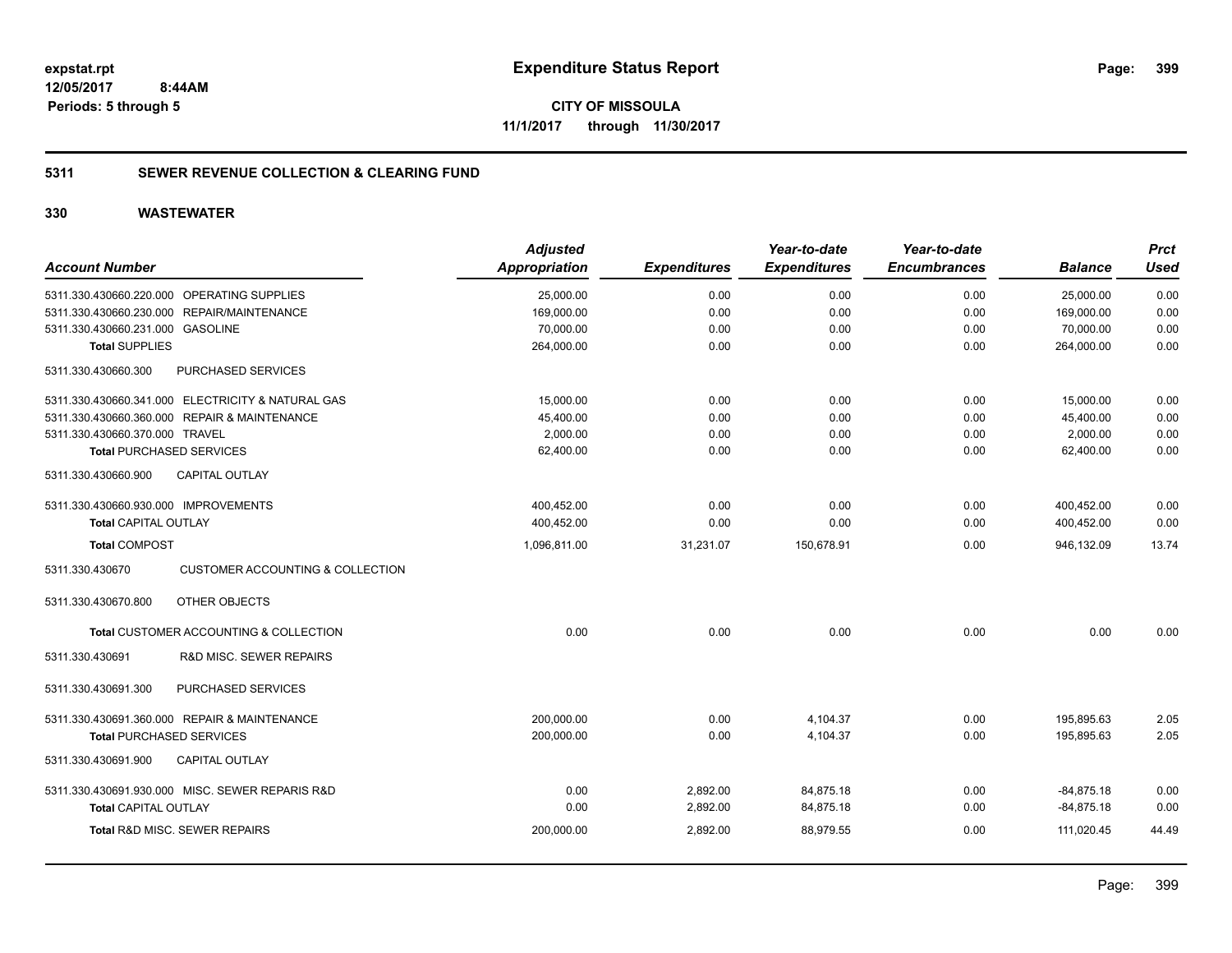**expstat.rpt**
**12/05/2017 8:44AM**
**Periods: 5 through 5**

# Expenditure Status Report

**CITY OF MISSOULA**
**11/1/2017 through 11/30/2017**

## 5311 SEWER REVENUE COLLECTION & CLEARING FUND

### 330 WASTEWATER

| Account Number | Adjusted Appropriation | Expenditures | Year-to-date Expenditures | Year-to-date Encumbrances | Balance | Prct Used |
|---|---|---|---|---|---|---|
| 5311.330.430660.220.000 OPERATING SUPPLIES | 25,000.00 | 0.00 | 0.00 | 0.00 | 25,000.00 | 0.00 |
| 5311.330.430660.230.000 REPAIR/MAINTENANCE | 169,000.00 | 0.00 | 0.00 | 0.00 | 169,000.00 | 0.00 |
| 5311.330.430660.231.000 GASOLINE | 70,000.00 | 0.00 | 0.00 | 0.00 | 70,000.00 | 0.00 |
| **Total** SUPPLIES | 264,000.00 | 0.00 | 0.00 | 0.00 | 264,000.00 | 0.00 |
| 5311.330.430660.300 PURCHASED SERVICES | | | | | | |
| 5311.330.430660.341.000 ELECTRICITY & NATURAL GAS | 15,000.00 | 0.00 | 0.00 | 0.00 | 15,000.00 | 0.00 |
| 5311.330.430660.360.000 REPAIR & MAINTENANCE | 45,400.00 | 0.00 | 0.00 | 0.00 | 45,400.00 | 0.00 |
| 5311.330.430660.370.000 TRAVEL | 2,000.00 | 0.00 | 0.00 | 0.00 | 2,000.00 | 0.00 |
| **Total** PURCHASED SERVICES | 62,400.00 | 0.00 | 0.00 | 0.00 | 62,400.00 | 0.00 |
| 5311.330.430660.900 CAPITAL OUTLAY | | | | | | |
| 5311.330.430660.930.000 IMPROVEMENTS | 400,452.00 | 0.00 | 0.00 | 0.00 | 400,452.00 | 0.00 |
| **Total** CAPITAL OUTLAY | 400,452.00 | 0.00 | 0.00 | 0.00 | 400,452.00 | 0.00 |
| **Total** COMPOST | 1,096,811.00 | 31,231.07 | 150,678.91 | 0.00 | 946,132.09 | 13.74 |
| 5311.330.430670 CUSTOMER ACCOUNTING & COLLECTION | | | | | | |
| 5311.330.430670.800 OTHER OBJECTS | | | | | | |
| **Total** CUSTOMER ACCOUNTING & COLLECTION | 0.00 | 0.00 | 0.00 | 0.00 | 0.00 | 0.00 |
| 5311.330.430691 R&D MISC. SEWER REPAIRS | | | | | | |
| 5311.330.430691.300 PURCHASED SERVICES | | | | | | |
| 5311.330.430691.360.000 REPAIR & MAINTENANCE | 200,000.00 | 0.00 | 4,104.37 | 0.00 | 195,895.63 | 2.05 |
| **Total** PURCHASED SERVICES | 200,000.00 | 0.00 | 4,104.37 | 0.00 | 195,895.63 | 2.05 |
| 5311.330.430691.900 CAPITAL OUTLAY | | | | | | |
| 5311.330.430691.930.000 MISC. SEWER REPARIS R&D | 0.00 | 2,892.00 | 84,875.18 | 0.00 | -84,875.18 | 0.00 |
| **Total** CAPITAL OUTLAY | 0.00 | 2,892.00 | 84,875.18 | 0.00 | -84,875.18 | 0.00 |
| **Total** R&D MISC. SEWER REPAIRS | 200,000.00 | 2,892.00 | 88,979.55 | 0.00 | 111,020.45 | 44.49 |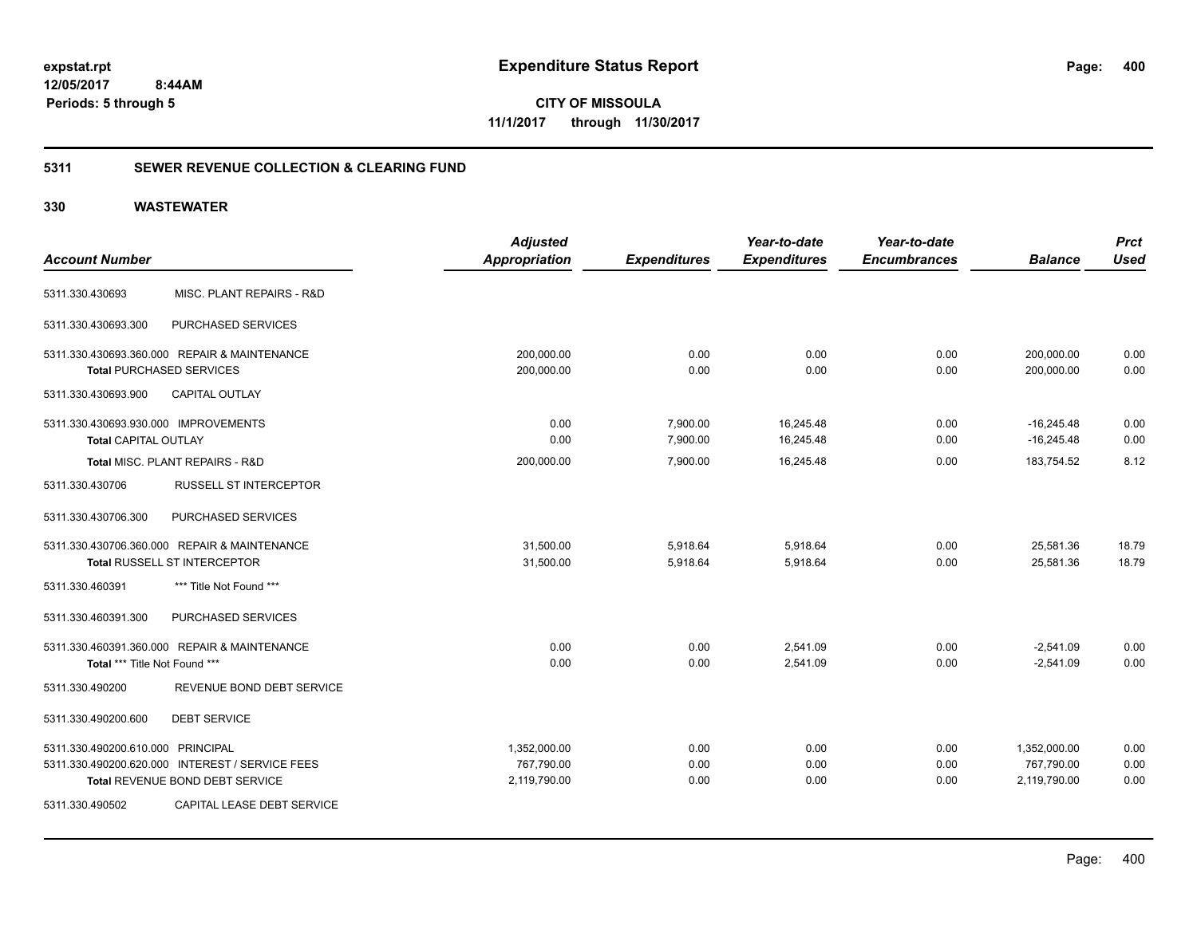**expstat.rpt**
**12/05/2017 8:44AM**
**Periods: 5 through 5**

# Expenditure Status Report

**CITY OF MISSOULA**
**11/1/2017 through 11/30/2017**

## 5311 SEWER REVENUE COLLECTION & CLEARING FUND

## 330 WASTEWATER

| Account Number | | Adjusted Appropriation | Expenditures | Year-to-date Expenditures | Year-to-date Encumbrances | Balance | Prct Used |
|---|---|---|---|---|---|---|---|
| 5311.330.430693 | MISC. PLANT REPAIRS - R&D | | | | | | |
| 5311.330.430693.300 | PURCHASED SERVICES | | | | | | |
| 5311.330.430693.360.000 REPAIR & MAINTENANCE | | 200,000.00 | 0.00 | 0.00 | 0.00 | 200,000.00 | 0.00 |
| **Total** PURCHASED SERVICES | | 200,000.00 | 0.00 | 0.00 | 0.00 | 200,000.00 | 0.00 |
| 5311.330.430693.900 | CAPITAL OUTLAY | | | | | | |
| 5311.330.430693.930.000 IMPROVEMENTS | | 0.00 | 7,900.00 | 16,245.48 | 0.00 | -16,245.48 | 0.00 |
| **Total** CAPITAL OUTLAY | | 0.00 | 7,900.00 | 16,245.48 | 0.00 | -16,245.48 | 0.00 |
| **Total** MISC. PLANT REPAIRS - R&D | | 200,000.00 | 7,900.00 | 16,245.48 | 0.00 | 183,754.52 | 8.12 |
| 5311.330.430706 | RUSSELL ST INTERCEPTOR | | | | | | |
| 5311.330.430706.300 | PURCHASED SERVICES | | | | | | |
| 5311.330.430706.360.000 REPAIR & MAINTENANCE | | 31,500.00 | 5,918.64 | 5,918.64 | 0.00 | 25,581.36 | 18.79 |
| **Total** RUSSELL ST INTERCEPTOR | | 31,500.00 | 5,918.64 | 5,918.64 | 0.00 | 25,581.36 | 18.79 |
| 5311.330.460391 | *** Title Not Found *** | | | | | | |
| 5311.330.460391.300 | PURCHASED SERVICES | | | | | | |
| 5311.330.460391.360.000 REPAIR & MAINTENANCE | | 0.00 | 0.00 | 2,541.09 | 0.00 | -2,541.09 | 0.00 |
| **Total** *** Title Not Found *** | | 0.00 | 0.00 | 2,541.09 | 0.00 | -2,541.09 | 0.00 |
| 5311.330.490200 | REVENUE BOND DEBT SERVICE | | | | | | |
| 5311.330.490200.600 | DEBT SERVICE | | | | | | |
| 5311.330.490200.610.000 PRINCIPAL | | 1,352,000.00 | 0.00 | 0.00 | 0.00 | 1,352,000.00 | 0.00 |
| 5311.330.490200.620.000 INTEREST / SERVICE FEES | | 767,790.00 | 0.00 | 0.00 | 0.00 | 767,790.00 | 0.00 |
| **Total** REVENUE BOND DEBT SERVICE | | 2,119,790.00 | 0.00 | 0.00 | 0.00 | 2,119,790.00 | 0.00 |
| 5311.330.490502 | CAPITAL LEASE DEBT SERVICE | | | | | | |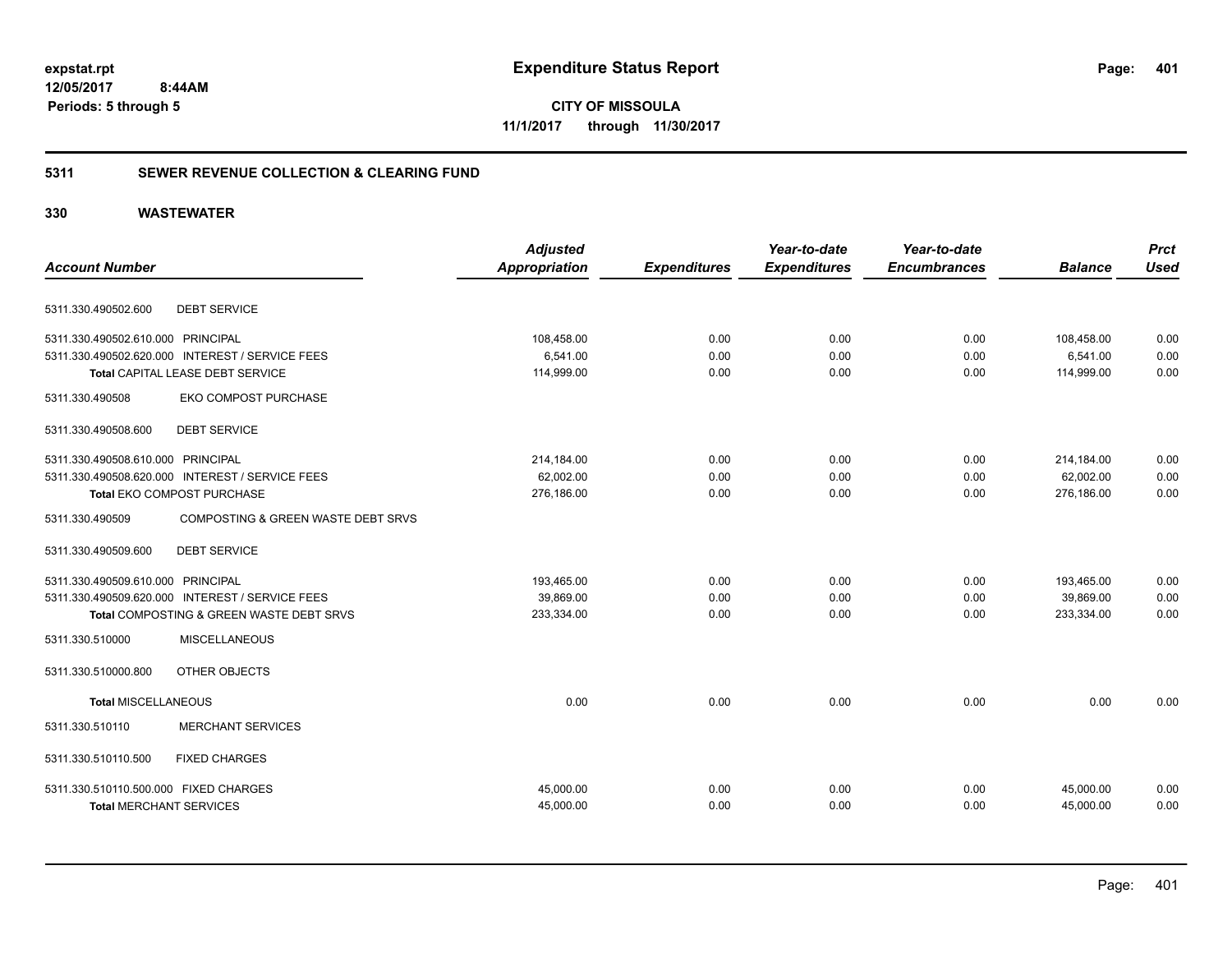**expstat.rpt**
**12/05/2017 8:44AM**
**Periods: 5 through 5**

# Expenditure Status Report

**CITY OF MISSOULA**
**11/1/2017 through 11/30/2017**

## 5311 SEWER REVENUE COLLECTION & CLEARING FUND

## 330 WASTEWATER

| Account Number | | Adjusted Appropriation | Expenditures | Year-to-date Expenditures | Year-to-date Encumbrances | Balance | Prct Used |
|---|---|---|---|---|---|---|---|
| 5311.330.490502.600 | DEBT SERVICE | | | | | | |
| 5311.330.490502.610.000 | PRINCIPAL | 108,458.00 | 0.00 | 0.00 | 0.00 | 108,458.00 | 0.00 |
| 5311.330.490502.620.000 | INTEREST / SERVICE FEES | 6,541.00 | 0.00 | 0.00 | 0.00 | 6,541.00 | 0.00 |
| **Total** CAPITAL LEASE DEBT SERVICE | | 114,999.00 | 0.00 | 0.00 | 0.00 | 114,999.00 | 0.00 |
| 5311.330.490508 | EKO COMPOST PURCHASE | | | | | | |
| 5311.330.490508.600 | DEBT SERVICE | | | | | | |
| 5311.330.490508.610.000 | PRINCIPAL | 214,184.00 | 0.00 | 0.00 | 0.00 | 214,184.00 | 0.00 |
| 5311.330.490508.620.000 | INTEREST / SERVICE FEES | 62,002.00 | 0.00 | 0.00 | 0.00 | 62,002.00 | 0.00 |
| **Total** EKO COMPOST PURCHASE | | 276,186.00 | 0.00 | 0.00 | 0.00 | 276,186.00 | 0.00 |
| 5311.330.490509 | COMPOSTING & GREEN WASTE DEBT SRVS | | | | | | |
| 5311.330.490509.600 | DEBT SERVICE | | | | | | |
| 5311.330.490509.610.000 | PRINCIPAL | 193,465.00 | 0.00 | 0.00 | 0.00 | 193,465.00 | 0.00 |
| 5311.330.490509.620.000 | INTEREST / SERVICE FEES | 39,869.00 | 0.00 | 0.00 | 0.00 | 39,869.00 | 0.00 |
| **Total** COMPOSTING & GREEN WASTE DEBT SRVS | | 233,334.00 | 0.00 | 0.00 | 0.00 | 233,334.00 | 0.00 |
| 5311.330.510000 | MISCELLANEOUS | | | | | | |
| 5311.330.510000.800 | OTHER OBJECTS | | | | | | |
| **Total** MISCELLANEOUS | | 0.00 | 0.00 | 0.00 | 0.00 | 0.00 | 0.00 |
| 5311.330.510110 | MERCHANT SERVICES | | | | | | |
| 5311.330.510110.500 | FIXED CHARGES | | | | | | |
| 5311.330.510110.500.000 | FIXED CHARGES | 45,000.00 | 0.00 | 0.00 | 0.00 | 45,000.00 | 0.00 |
| **Total** MERCHANT SERVICES | | 45,000.00 | 0.00 | 0.00 | 0.00 | 45,000.00 | 0.00 |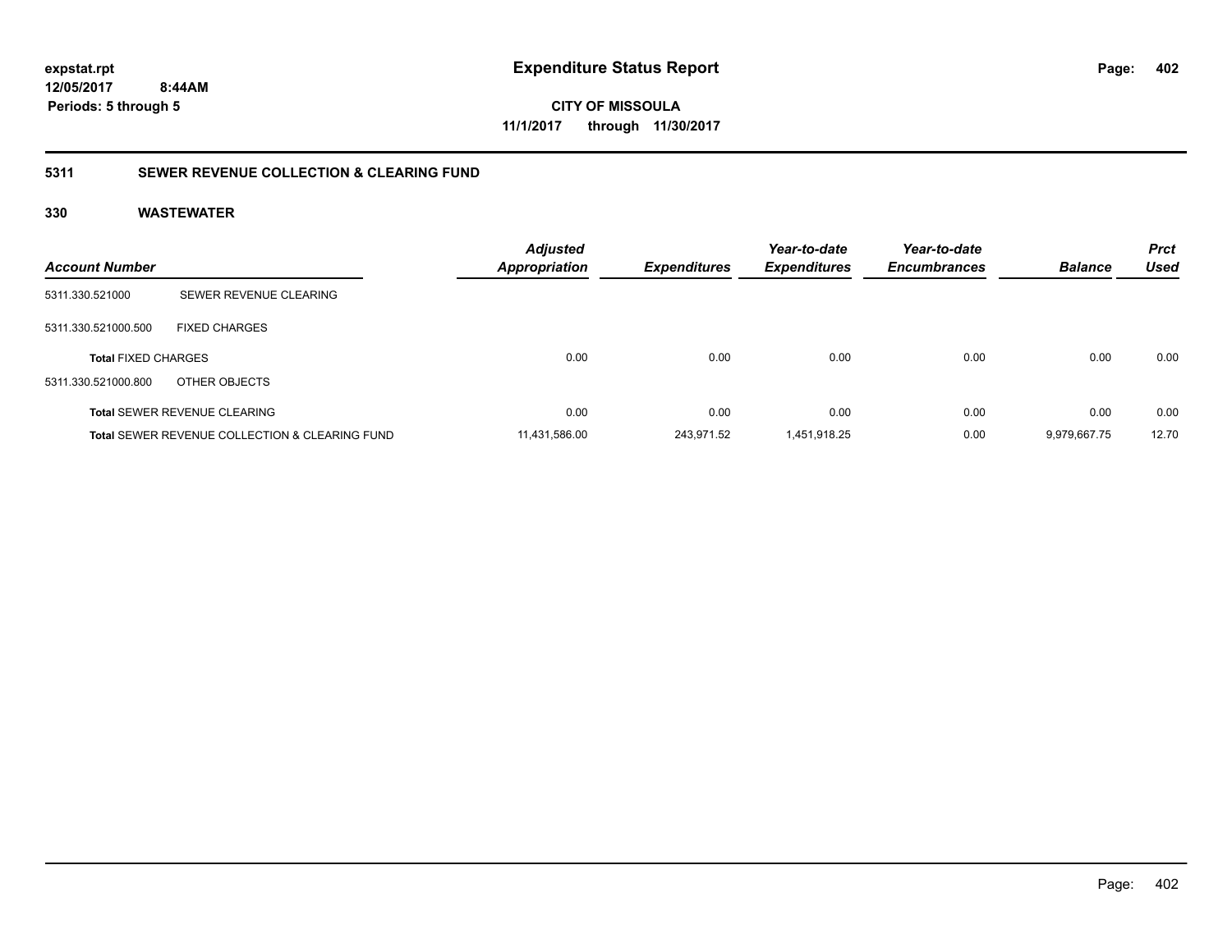**expstat.rpt**
**12/05/2017 8:44AM**
**Periods: 5 through 5**

# Expenditure Status Report

**CITY OF MISSOULA**
**11/1/2017 through 11/30/2017**

## 5311 SEWER REVENUE COLLECTION & CLEARING FUND

### 330 WASTEWATER

| Account Number | | Adjusted Appropriation | Expenditures | Year-to-date Expenditures | Year-to-date Encumbrances | Balance | Prct Used |
|---|---|---|---|---|---|---|---|
| 5311.330.521000 | SEWER REVENUE CLEARING | | | | | | |
| 5311.330.521000.500 | FIXED CHARGES | | | | | | |
| **Total** FIXED CHARGES | | 0.00 | 0.00 | 0.00 | 0.00 | 0.00 | 0.00 |
| 5311.330.521000.800 | OTHER OBJECTS | | | | | | |
| **Total** SEWER REVENUE CLEARING | | 0.00 | 0.00 | 0.00 | 0.00 | 0.00 | 0.00 |
| **Total** SEWER REVENUE COLLECTION & CLEARING FUND | | 11,431,586.00 | 243,971.52 | 1,451,918.25 | 0.00 | 9,979,667.75 | 12.70 |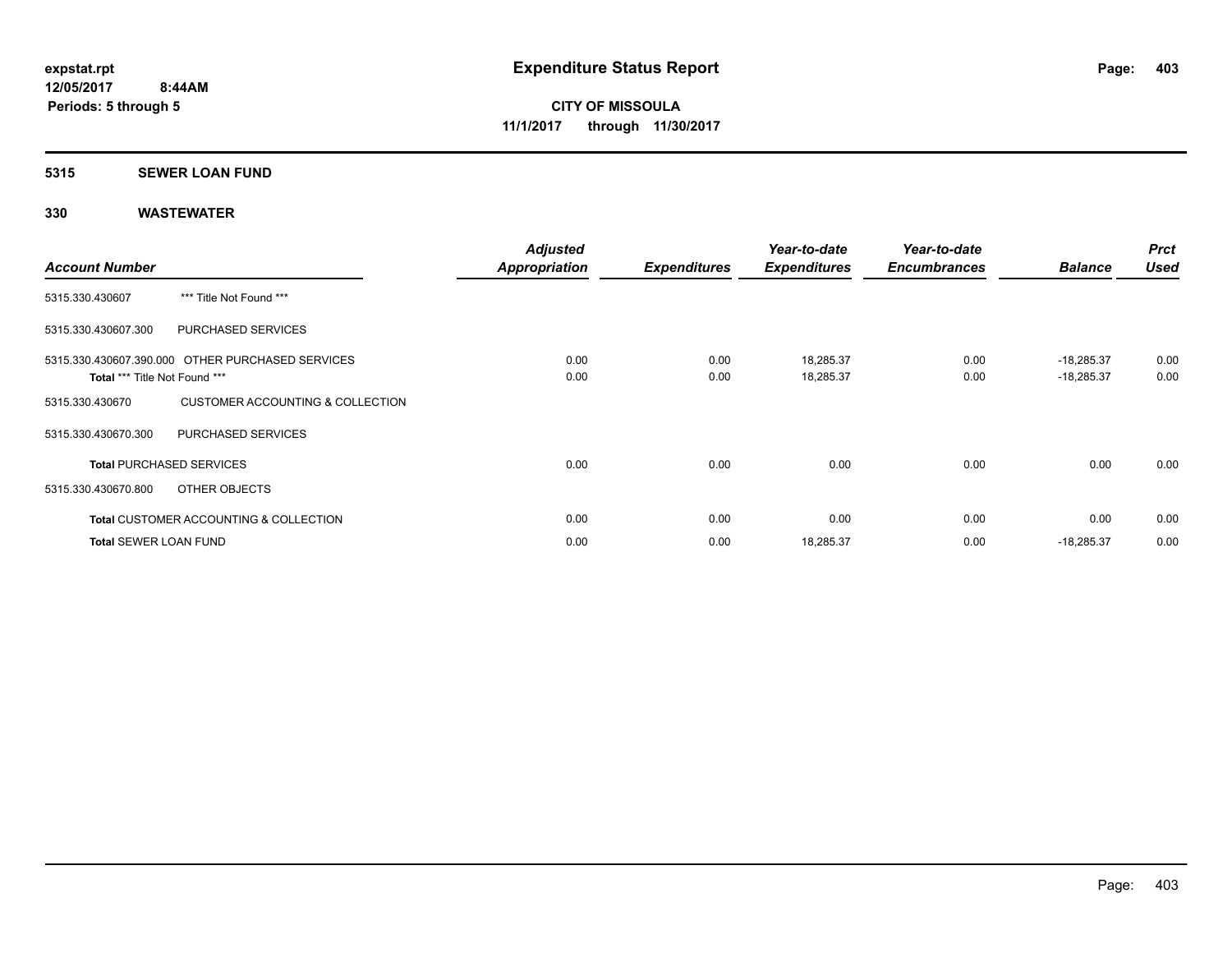**expstat.rpt**
**12/05/2017 8:44AM**
**Periods: 5 through 5**

# Expenditure Status Report

**CITY OF MISSOULA**
**11/1/2017 through 11/30/2017**

## 5315 SEWER LOAN FUND

## 330 WASTEWATER

| Account Number | | Adjusted Appropriation | Expenditures | Year-to-date Expenditures | Year-to-date Encumbrances | Balance | Prct Used |
|---|---|---|---|---|---|---|---|
| 5315.330.430607 | *** Title Not Found *** | | | | | | |
| 5315.330.430607.300 | PURCHASED SERVICES | | | | | | |
| 5315.330.430607.390.000 | OTHER PURCHASED SERVICES | 0.00 | 0.00 | 18,285.37 | 0.00 | -18,285.37 | 0.00 |
| **Total** *** Title Not Found *** | | 0.00 | 0.00 | 18,285.37 | 0.00 | -18,285.37 | 0.00 |
| 5315.330.430670 | CUSTOMER ACCOUNTING & COLLECTION | | | | | | |
| 5315.330.430670.300 | PURCHASED SERVICES | | | | | | |
| **Total** PURCHASED SERVICES | | 0.00 | 0.00 | 0.00 | 0.00 | 0.00 | 0.00 |
| 5315.330.430670.800 | OTHER OBJECTS | | | | | | |
| **Total** CUSTOMER ACCOUNTING & COLLECTION | | 0.00 | 0.00 | 0.00 | 0.00 | 0.00 | 0.00 |
| **Total** SEWER LOAN FUND | | 0.00 | 0.00 | 18,285.37 | 0.00 | -18,285.37 | 0.00 |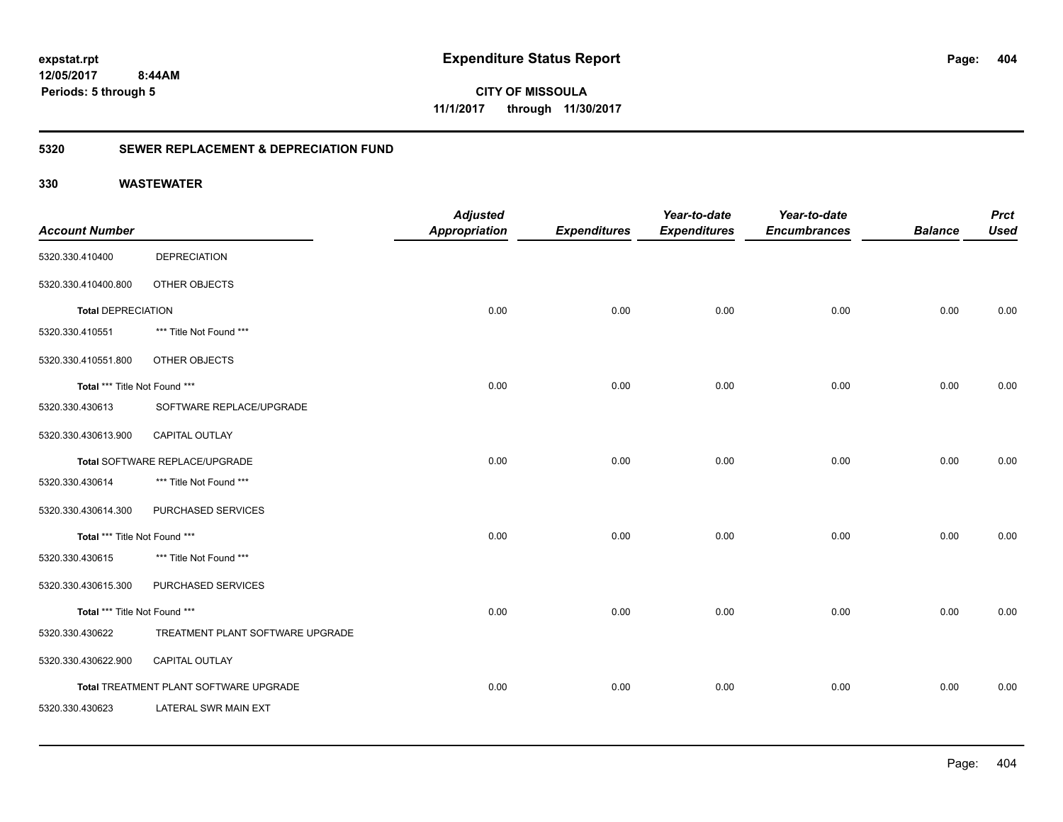# Expenditure Status Report

**expstat.rpt**
**12/05/2017 8:44AM**
**Periods: 5 through 5**

**CITY OF MISSOULA**
**11/1/2017 through 11/30/2017**

## 5320 SEWER REPLACEMENT & DEPRECIATION FUND

### 330 WASTEWATER

| Account Number | | Adjusted Appropriation | Expenditures | Year-to-date Expenditures | Year-to-date Encumbrances | Balance | Prct Used |
|---|---|---|---|---|---|---|---|
| 5320.330.410400 | DEPRECIATION | | | | | | |
| 5320.330.410400.800 | OTHER OBJECTS | | | | | | |
| **Total** DEPRECIATION | | 0.00 | 0.00 | 0.00 | 0.00 | 0.00 | 0.00 |
| 5320.330.410551 | *** Title Not Found *** | | | | | | |
| 5320.330.410551.800 | OTHER OBJECTS | | | | | | |
| **Total** *** Title Not Found *** | | 0.00 | 0.00 | 0.00 | 0.00 | 0.00 | 0.00 |
| 5320.330.430613 | SOFTWARE REPLACE/UPGRADE | | | | | | |
| 5320.330.430613.900 | CAPITAL OUTLAY | | | | | | |
| **Total** SOFTWARE REPLACE/UPGRADE | | 0.00 | 0.00 | 0.00 | 0.00 | 0.00 | 0.00 |
| 5320.330.430614 | *** Title Not Found *** | | | | | | |
| 5320.330.430614.300 | PURCHASED SERVICES | | | | | | |
| **Total** *** Title Not Found *** | | 0.00 | 0.00 | 0.00 | 0.00 | 0.00 | 0.00 |
| 5320.330.430615 | *** Title Not Found *** | | | | | | |
| 5320.330.430615.300 | PURCHASED SERVICES | | | | | | |
| **Total** *** Title Not Found *** | | 0.00 | 0.00 | 0.00 | 0.00 | 0.00 | 0.00 |
| 5320.330.430622 | TREATMENT PLANT SOFTWARE UPGRADE | | | | | | |
| 5320.330.430622.900 | CAPITAL OUTLAY | | | | | | |
| **Total** TREATMENT PLANT SOFTWARE UPGRADE | | 0.00 | 0.00 | 0.00 | 0.00 | 0.00 | 0.00 |
| 5320.330.430623 | LATERAL SWR MAIN EXT | | | | | | |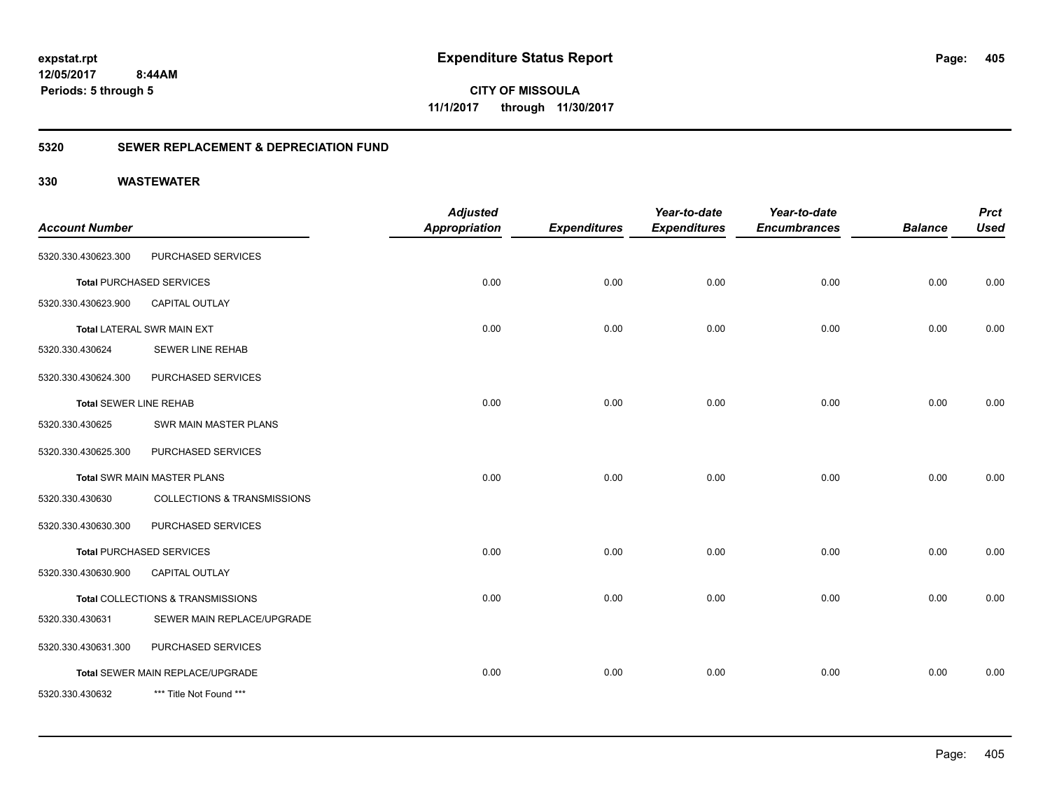**Expenditure Status Report**

**CITY OF MISSOULA**
**11/1/2017 through 11/30/2017**

expstat.rpt
12/05/2017 8:44AM
Periods: 5 through 5

## 5320 SEWER REPLACEMENT & DEPRECIATION FUND

## 330 WASTEWATER

| Account Number | | Adjusted Appropriation | Expenditures | Year-to-date Expenditures | Year-to-date Encumbrances | Balance | Prct Used |
|---|---|---|---|---|---|---|---|
| 5320.330.430623.300 | PURCHASED SERVICES | | | | | | |
| **Total** PURCHASED SERVICES | | 0.00 | 0.00 | 0.00 | 0.00 | 0.00 | 0.00 |
| 5320.330.430623.900 | CAPITAL OUTLAY | | | | | | |
| **Total** LATERAL SWR MAIN EXT | | 0.00 | 0.00 | 0.00 | 0.00 | 0.00 | 0.00 |
| 5320.330.430624 | SEWER LINE REHAB | | | | | | |
| 5320.330.430624.300 | PURCHASED SERVICES | | | | | | |
| **Total** SEWER LINE REHAB | | 0.00 | 0.00 | 0.00 | 0.00 | 0.00 | 0.00 |
| 5320.330.430625 | SWR MAIN MASTER PLANS | | | | | | |
| 5320.330.430625.300 | PURCHASED SERVICES | | | | | | |
| **Total** SWR MAIN MASTER PLANS | | 0.00 | 0.00 | 0.00 | 0.00 | 0.00 | 0.00 |
| 5320.330.430630 | COLLECTIONS & TRANSMISSIONS | | | | | | |
| 5320.330.430630.300 | PURCHASED SERVICES | | | | | | |
| **Total** PURCHASED SERVICES | | 0.00 | 0.00 | 0.00 | 0.00 | 0.00 | 0.00 |
| 5320.330.430630.900 | CAPITAL OUTLAY | | | | | | |
| **Total** COLLECTIONS & TRANSMISSIONS | | 0.00 | 0.00 | 0.00 | 0.00 | 0.00 | 0.00 |
| 5320.330.430631 | SEWER MAIN REPLACE/UPGRADE | | | | | | |
| 5320.330.430631.300 | PURCHASED SERVICES | | | | | | |
| **Total** SEWER MAIN REPLACE/UPGRADE | | 0.00 | 0.00 | 0.00 | 0.00 | 0.00 | 0.00 |
| 5320.330.430632 | *** Title Not Found *** | | | | | | |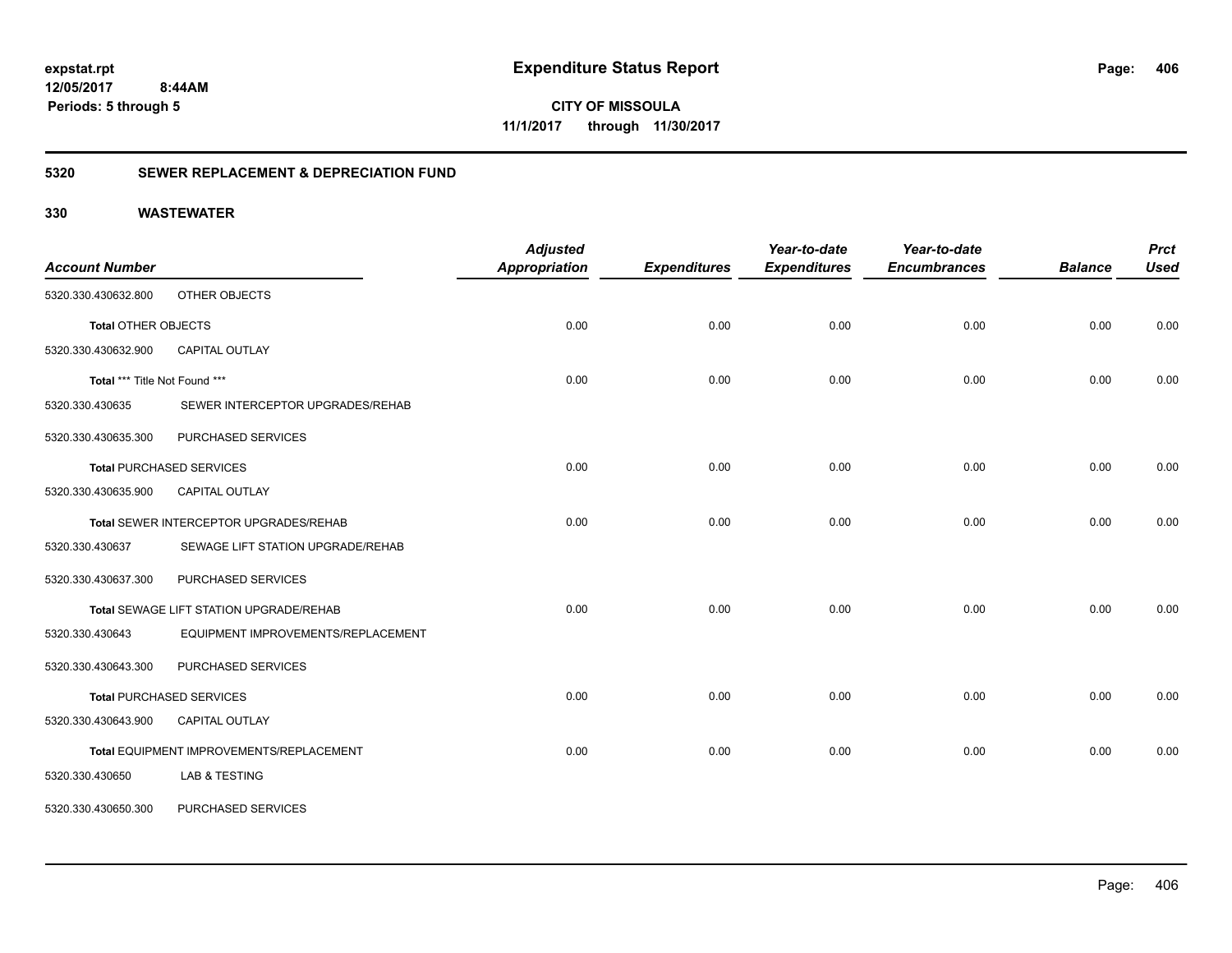**expstat.rpt**
**12/05/2017 8:44AM**
**Periods: 5 through 5**

# Expenditure Status Report

**CITY OF MISSOULA**
**11/1/2017 through 11/30/2017**

## 5320 SEWER REPLACEMENT & DEPRECIATION FUND

## 330 WASTEWATER

| Account Number | | Adjusted Appropriation | Expenditures | Year-to-date Expenditures | Year-to-date Encumbrances | Balance | Prct Used |
|---|---|---|---|---|---|---|---|
| 5320.330.430632.800 | OTHER OBJECTS | | | | | | |
| **Total** OTHER OBJECTS | | 0.00 | 0.00 | 0.00 | 0.00 | 0.00 | 0.00 |
| 5320.330.430632.900 | CAPITAL OUTLAY | | | | | | |
| **Total** *** Title Not Found *** | | 0.00 | 0.00 | 0.00 | 0.00 | 0.00 | 0.00 |
| 5320.330.430635 | SEWER INTERCEPTOR UPGRADES/REHAB | | | | | | |
| 5320.330.430635.300 | PURCHASED SERVICES | | | | | | |
| **Total** PURCHASED SERVICES | | 0.00 | 0.00 | 0.00 | 0.00 | 0.00 | 0.00 |
| 5320.330.430635.900 | CAPITAL OUTLAY | | | | | | |
| **Total** SEWER INTERCEPTOR UPGRADES/REHAB | | 0.00 | 0.00 | 0.00 | 0.00 | 0.00 | 0.00 |
| 5320.330.430637 | SEWAGE LIFT STATION UPGRADE/REHAB | | | | | | |
| 5320.330.430637.300 | PURCHASED SERVICES | | | | | | |
| **Total** SEWAGE LIFT STATION UPGRADE/REHAB | | 0.00 | 0.00 | 0.00 | 0.00 | 0.00 | 0.00 |
| 5320.330.430643 | EQUIPMENT IMPROVEMENTS/REPLACEMENT | | | | | | |
| 5320.330.430643.300 | PURCHASED SERVICES | | | | | | |
| **Total** PURCHASED SERVICES | | 0.00 | 0.00 | 0.00 | 0.00 | 0.00 | 0.00 |
| 5320.330.430643.900 | CAPITAL OUTLAY | | | | | | |
| **Total** EQUIPMENT IMPROVEMENTS/REPLACEMENT | | 0.00 | 0.00 | 0.00 | 0.00 | 0.00 | 0.00 |
| 5320.330.430650 | LAB & TESTING | | | | | | |
| 5320.330.430650.300 | PURCHASED SERVICES | | | | | | |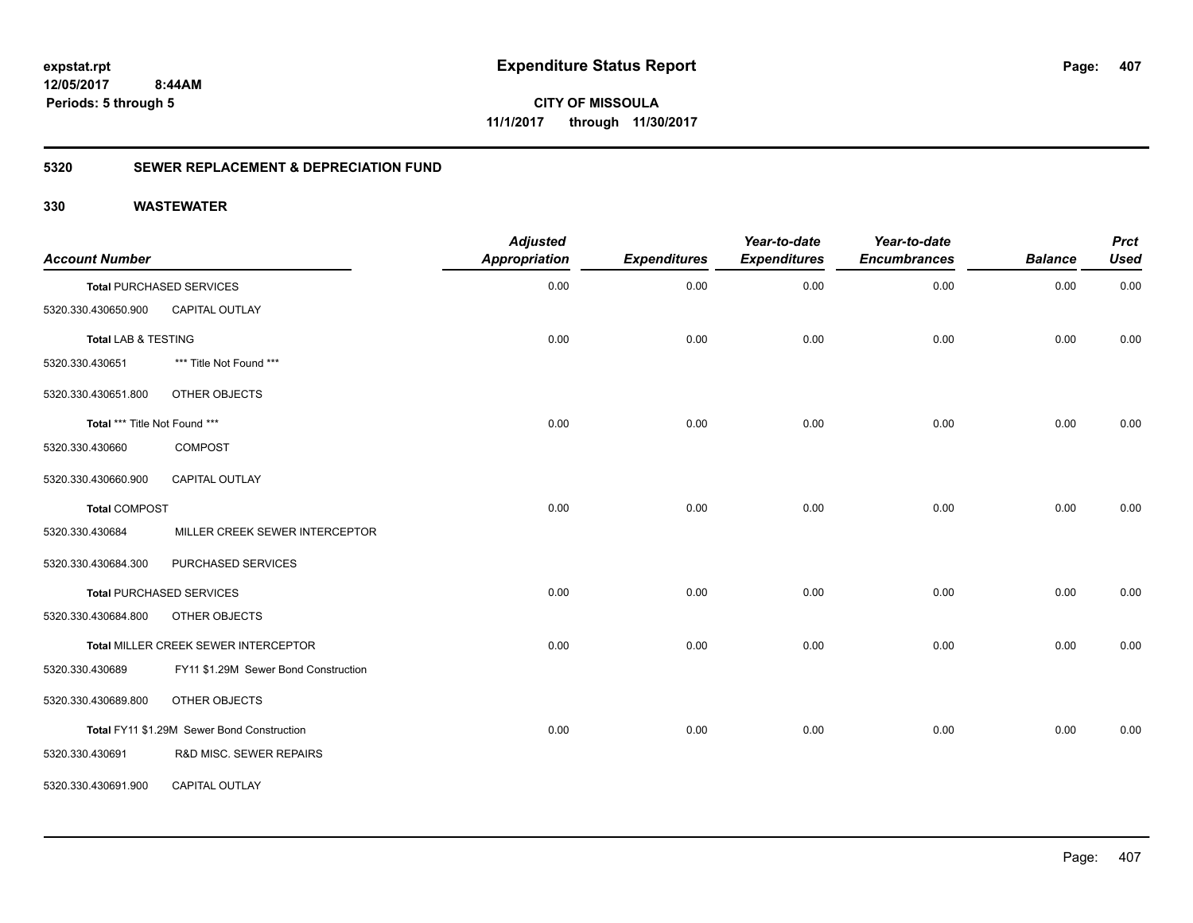**expstat.rpt**
**12/05/2017 8:44AM**
**Periods: 5 through 5**

# Expenditure Status Report

**CITY OF MISSOULA**
**11/1/2017 through 11/30/2017**

## 5320 SEWER REPLACEMENT & DEPRECIATION FUND

## 330 WASTEWATER

| Account Number | | Adjusted Appropriation | Expenditures | Year-to-date Expenditures | Year-to-date Encumbrances | Balance | Prct Used |
|---|---|---|---|---|---|---|---|
| **Total** PURCHASED SERVICES | | 0.00 | 0.00 | 0.00 | 0.00 | 0.00 | 0.00 |
| 5320.330.430650.900 | CAPITAL OUTLAY | | | | | | |
| **Total** LAB & TESTING | | 0.00 | 0.00 | 0.00 | 0.00 | 0.00 | 0.00 |
| 5320.330.430651 | *** Title Not Found *** | | | | | | |
| 5320.330.430651.800 | OTHER OBJECTS | | | | | | |
| **Total** *** Title Not Found *** | | 0.00 | 0.00 | 0.00 | 0.00 | 0.00 | 0.00 |
| 5320.330.430660 | COMPOST | | | | | | |
| 5320.330.430660.900 | CAPITAL OUTLAY | | | | | | |
| **Total** COMPOST | | 0.00 | 0.00 | 0.00 | 0.00 | 0.00 | 0.00 |
| 5320.330.430684 | MILLER CREEK SEWER INTERCEPTOR | | | | | | |
| 5320.330.430684.300 | PURCHASED SERVICES | | | | | | |
| **Total** PURCHASED SERVICES | | 0.00 | 0.00 | 0.00 | 0.00 | 0.00 | 0.00 |
| 5320.330.430684.800 | OTHER OBJECTS | | | | | | |
| **Total** MILLER CREEK SEWER INTERCEPTOR | | 0.00 | 0.00 | 0.00 | 0.00 | 0.00 | 0.00 |
| 5320.330.430689 | FY11 $1.29M Sewer Bond Construction | | | | | | |
| 5320.330.430689.800 | OTHER OBJECTS | | | | | | |
| **Total** FY11 $1.29M Sewer Bond Construction | | 0.00 | 0.00 | 0.00 | 0.00 | 0.00 | 0.00 |
| 5320.330.430691 | R&D MISC. SEWER REPAIRS | | | | | | |
| 5320.330.430691.900 | CAPITAL OUTLAY | | | | | | |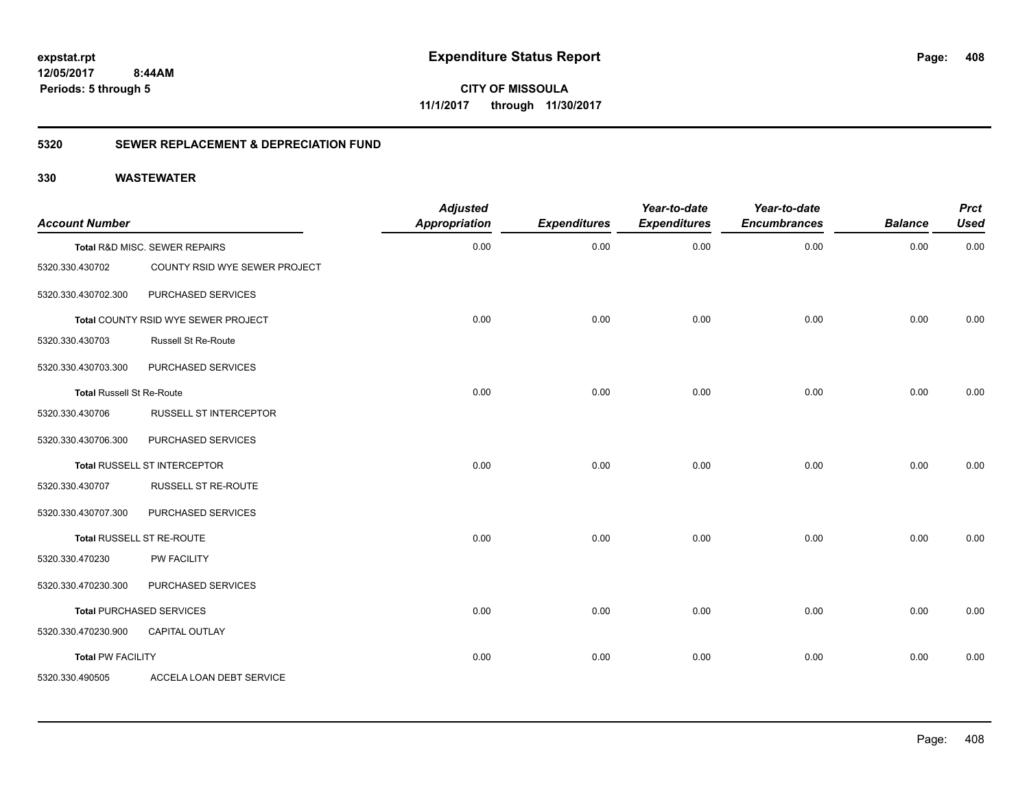**expstat.rpt**
**12/05/2017 8:44AM**
**Periods: 5 through 5**

# Expenditure Status Report

**CITY OF MISSOULA**
**11/1/2017 through 11/30/2017**

## 5320 SEWER REPLACEMENT & DEPRECIATION FUND

## 330 WASTEWATER

| Account Number | | Adjusted Appropriation | Expenditures | Year-to-date Expenditures | Year-to-date Encumbrances | Balance | Prct Used |
|---|---|---|---|---|---|---|---|
| Total R&D MISC. SEWER REPAIRS | | 0.00 | 0.00 | 0.00 | 0.00 | 0.00 | 0.00 |
| 5320.330.430702 | COUNTY RSID WYE SEWER PROJECT | | | | | | |
| 5320.330.430702.300 | PURCHASED SERVICES | | | | | | |
| Total COUNTY RSID WYE SEWER PROJECT | | 0.00 | 0.00 | 0.00 | 0.00 | 0.00 | 0.00 |
| 5320.330.430703 | Russell St Re-Route | | | | | | |
| 5320.330.430703.300 | PURCHASED SERVICES | | | | | | |
| Total Russell St Re-Route | | 0.00 | 0.00 | 0.00 | 0.00 | 0.00 | 0.00 |
| 5320.330.430706 | RUSSELL ST INTERCEPTOR | | | | | | |
| 5320.330.430706.300 | PURCHASED SERVICES | | | | | | |
| Total RUSSELL ST INTERCEPTOR | | 0.00 | 0.00 | 0.00 | 0.00 | 0.00 | 0.00 |
| 5320.330.430707 | RUSSELL ST RE-ROUTE | | | | | | |
| 5320.330.430707.300 | PURCHASED SERVICES | | | | | | |
| Total RUSSELL ST RE-ROUTE | | 0.00 | 0.00 | 0.00 | 0.00 | 0.00 | 0.00 |
| 5320.330.470230 | PW FACILITY | | | | | | |
| 5320.330.470230.300 | PURCHASED SERVICES | | | | | | |
| Total PURCHASED SERVICES | | 0.00 | 0.00 | 0.00 | 0.00 | 0.00 | 0.00 |
| 5320.330.470230.900 | CAPITAL OUTLAY | | | | | | |
| Total PW FACILITY | | 0.00 | 0.00 | 0.00 | 0.00 | 0.00 | 0.00 |
| 5320.330.490505 | ACCELA LOAN DEBT SERVICE | | | | | | |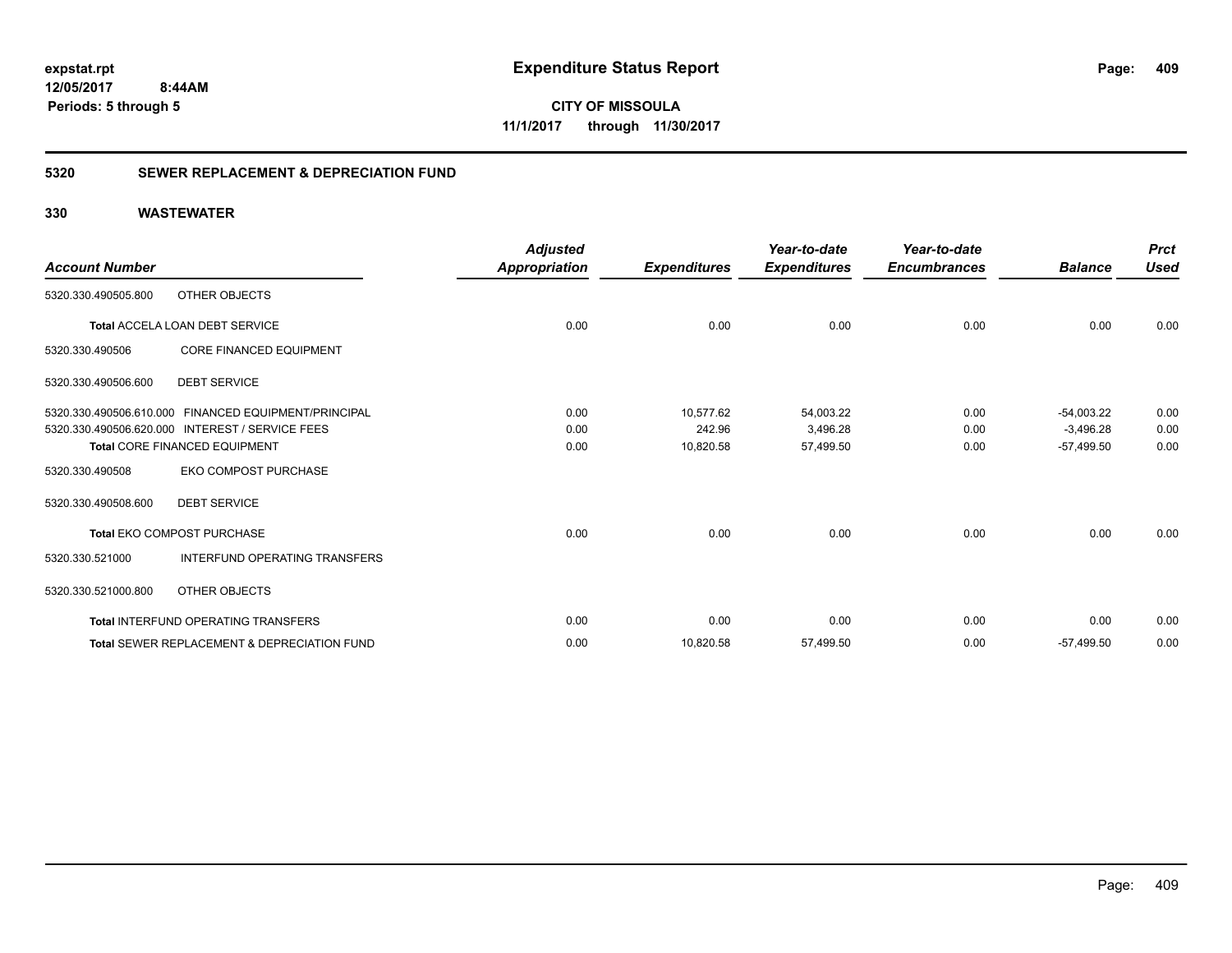**Expenditure Status Report**

**CITY OF MISSOULA**
**11/1/2017 through 11/30/2017**

expstat.rpt
12/05/2017 8:44AM
Periods: 5 through 5

## 5320 SEWER REPLACEMENT & DEPRECIATION FUND

### 330 WASTEWATER

| Account Number | | Adjusted Appropriation | Expenditures | Year-to-date Expenditures | Year-to-date Encumbrances | Balance | Prct Used |
|---|---|---|---|---|---|---|---|
| 5320.330.490505.800 | OTHER OBJECTS | | | | | | |
| **Total** ACCELA LOAN DEBT SERVICE | | 0.00 | 0.00 | 0.00 | 0.00 | 0.00 | 0.00 |
| 5320.330.490506 | CORE FINANCED EQUIPMENT | | | | | | |
| 5320.330.490506.600 | DEBT SERVICE | | | | | | |
| 5320.330.490506.610.000 | FINANCED EQUIPMENT/PRINCIPAL | 0.00 | 10,577.62 | 54,003.22 | 0.00 | -54,003.22 | 0.00 |
| 5320.330.490506.620.000 | INTEREST / SERVICE FEES | 0.00 | 242.96 | 3,496.28 | 0.00 | -3,496.28 | 0.00 |
| **Total** CORE FINANCED EQUIPMENT | | 0.00 | 10,820.58 | 57,499.50 | 0.00 | -57,499.50 | 0.00 |
| 5320.330.490508 | EKO COMPOST PURCHASE | | | | | | |
| 5320.330.490508.600 | DEBT SERVICE | | | | | | |
| **Total** EKO COMPOST PURCHASE | | 0.00 | 0.00 | 0.00 | 0.00 | 0.00 | 0.00 |
| 5320.330.521000 | INTERFUND OPERATING TRANSFERS | | | | | | |
| 5320.330.521000.800 | OTHER OBJECTS | | | | | | |
| **Total** INTERFUND OPERATING TRANSFERS | | 0.00 | 0.00 | 0.00 | 0.00 | 0.00 | 0.00 |
| **Total** SEWER REPLACEMENT & DEPRECIATION FUND | | 0.00 | 10,820.58 | 57,499.50 | 0.00 | -57,499.50 | 0.00 |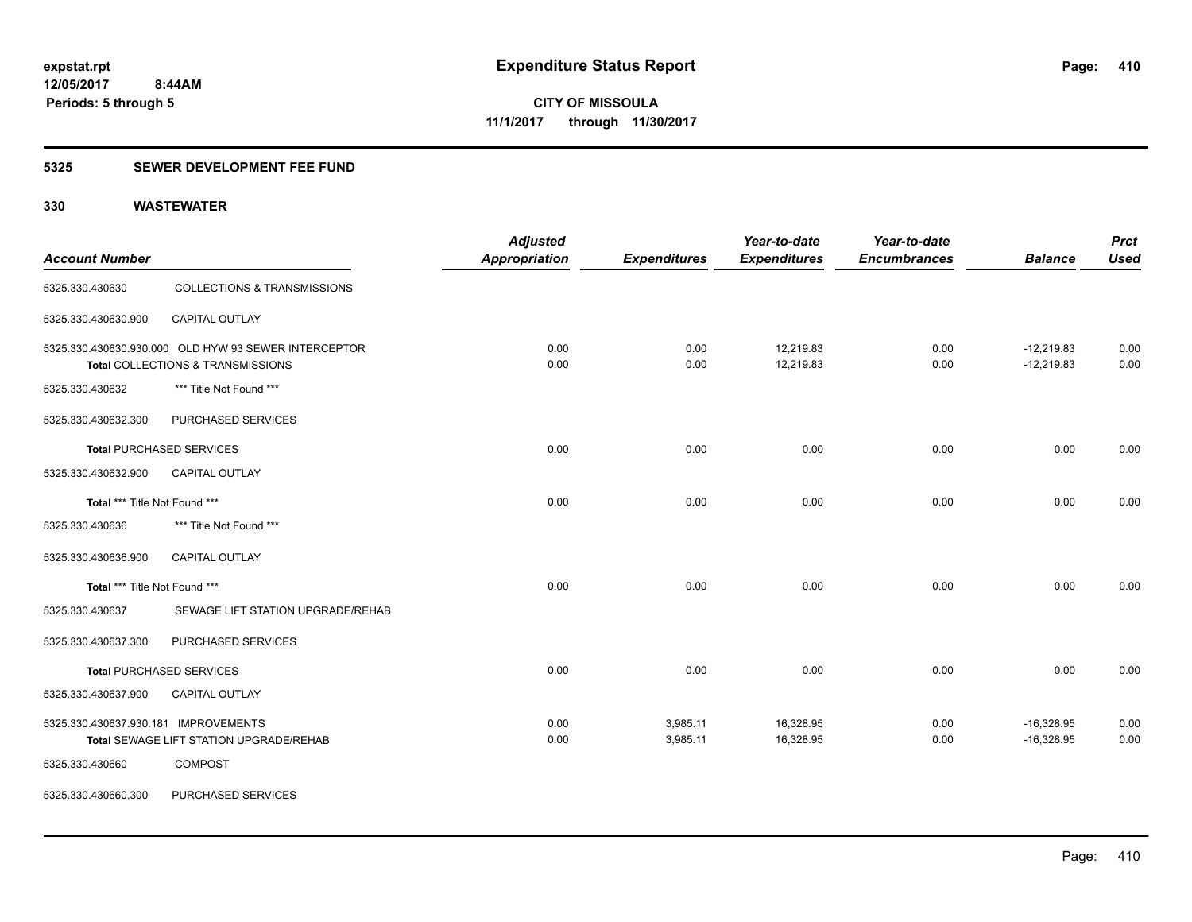**expstat.rpt**
**12/05/2017 8:44AM**
**Periods: 5 through 5**

# Expenditure Status Report

**CITY OF MISSOULA**
**11/1/2017 through 11/30/2017**

## 5325 SEWER DEVELOPMENT FEE FUND

## 330 WASTEWATER

| Account Number | | Adjusted Appropriation | Expenditures | Year-to-date Expenditures | Year-to-date Encumbrances | Balance | Prct Used |
|---|---|---|---|---|---|---|---|
| 5325.330.430630 | COLLECTIONS & TRANSMISSIONS | | | | | | |
| 5325.330.430630.900 | CAPITAL OUTLAY | | | | | | |
| 5325.330.430630.930.000 | OLD HYW 93 SEWER INTERCEPTOR | 0.00 | 0.00 | 12,219.83 | 0.00 | -12,219.83 | 0.00 |
| **Total** COLLECTIONS & TRANSMISSIONS | | 0.00 | 0.00 | 12,219.83 | 0.00 | -12,219.83 | 0.00 |
| 5325.330.430632 | *** Title Not Found *** | | | | | | |
| 5325.330.430632.300 | PURCHASED SERVICES | | | | | | |
| **Total** PURCHASED SERVICES | | 0.00 | 0.00 | 0.00 | 0.00 | 0.00 | 0.00 |
| 5325.330.430632.900 | CAPITAL OUTLAY | | | | | | |
| **Total** *** Title Not Found *** | | 0.00 | 0.00 | 0.00 | 0.00 | 0.00 | 0.00 |
| 5325.330.430636 | *** Title Not Found *** | | | | | | |
| 5325.330.430636.900 | CAPITAL OUTLAY | | | | | | |
| **Total** *** Title Not Found *** | | 0.00 | 0.00 | 0.00 | 0.00 | 0.00 | 0.00 |
| 5325.330.430637 | SEWAGE LIFT STATION UPGRADE/REHAB | | | | | | |
| 5325.330.430637.300 | PURCHASED SERVICES | | | | | | |
| **Total** PURCHASED SERVICES | | 0.00 | 0.00 | 0.00 | 0.00 | 0.00 | 0.00 |
| 5325.330.430637.900 | CAPITAL OUTLAY | | | | | | |
| 5325.330.430637.930.181 | IMPROVEMENTS | 0.00 | 3,985.11 | 16,328.95 | 0.00 | -16,328.95 | 0.00 |
| **Total** SEWAGE LIFT STATION UPGRADE/REHAB | | 0.00 | 3,985.11 | 16,328.95 | 0.00 | -16,328.95 | 0.00 |
| 5325.330.430660 | COMPOST | | | | | | |
| 5325.330.430660.300 | PURCHASED SERVICES | | | | | | |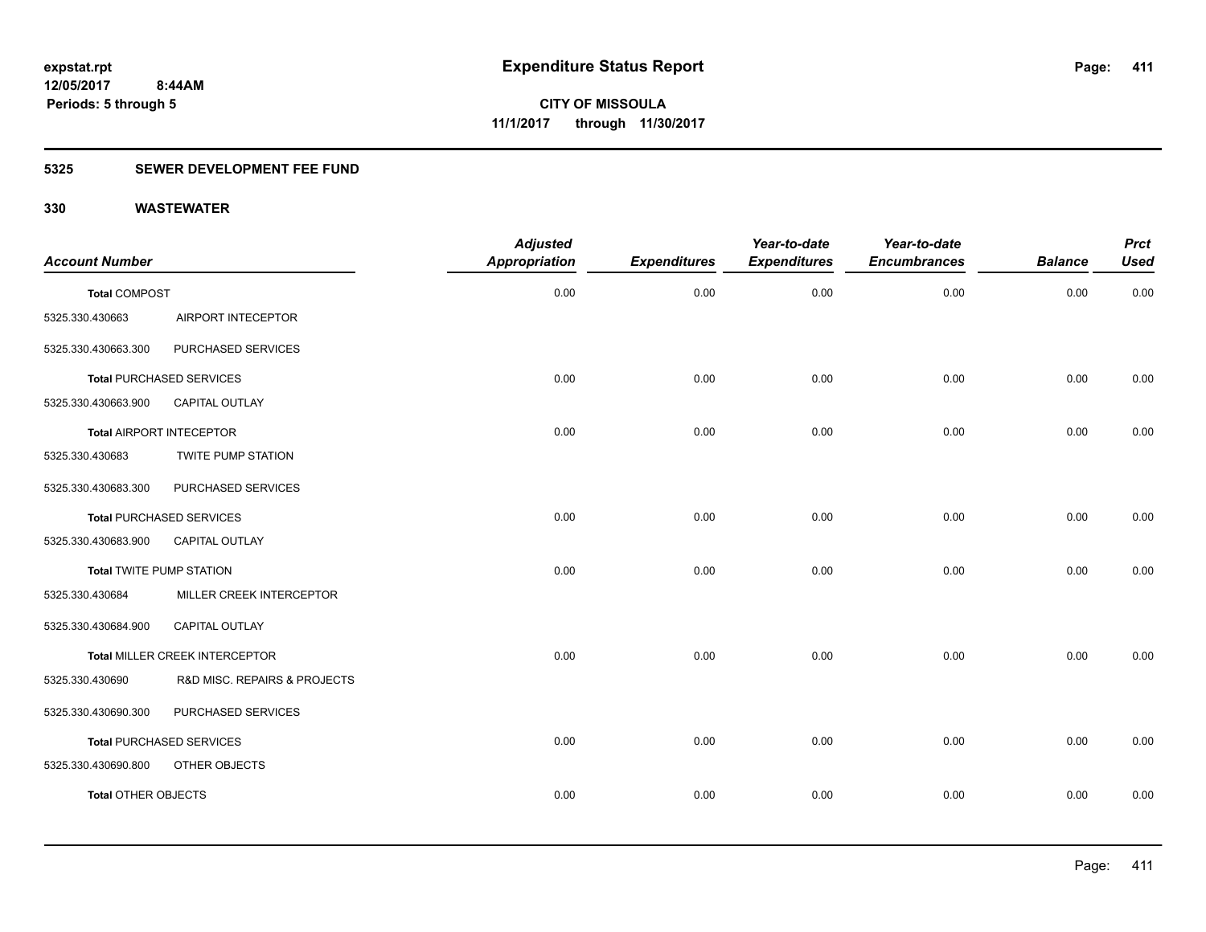**expstat.rpt**
**12/05/2017 8:44AM**
**Periods: 5 through 5**

# Expenditure Status Report

**CITY OF MISSOULA**
**11/1/2017 through 11/30/2017**

## 5325 SEWER DEVELOPMENT FEE FUND

## 330 WASTEWATER

| Account Number | | Adjusted Appropriation | Expenditures | Year-to-date Expenditures | Year-to-date Encumbrances | Balance | Prct Used |
|---|---|---|---|---|---|---|---|
| **Total** COMPOST | | 0.00 | 0.00 | 0.00 | 0.00 | 0.00 | 0.00 |
| 5325.330.430663 | AIRPORT INTECEPTOR | | | | | | |
| 5325.330.430663.300 | PURCHASED SERVICES | | | | | | |
| **Total** PURCHASED SERVICES | | 0.00 | 0.00 | 0.00 | 0.00 | 0.00 | 0.00 |
| 5325.330.430663.900 | CAPITAL OUTLAY | | | | | | |
| **Total** AIRPORT INTECEPTOR | | 0.00 | 0.00 | 0.00 | 0.00 | 0.00 | 0.00 |
| 5325.330.430683 | TWITE PUMP STATION | | | | | | |
| 5325.330.430683.300 | PURCHASED SERVICES | | | | | | |
| **Total** PURCHASED SERVICES | | 0.00 | 0.00 | 0.00 | 0.00 | 0.00 | 0.00 |
| 5325.330.430683.900 | CAPITAL OUTLAY | | | | | | |
| **Total** TWITE PUMP STATION | | 0.00 | 0.00 | 0.00 | 0.00 | 0.00 | 0.00 |
| 5325.330.430684 | MILLER CREEK INTERCEPTOR | | | | | | |
| 5325.330.430684.900 | CAPITAL OUTLAY | | | | | | |
| **Total** MILLER CREEK INTERCEPTOR | | 0.00 | 0.00 | 0.00 | 0.00 | 0.00 | 0.00 |
| 5325.330.430690 | R&D MISC. REPAIRS & PROJECTS | | | | | | |
| 5325.330.430690.300 | PURCHASED SERVICES | | | | | | |
| **Total** PURCHASED SERVICES | | 0.00 | 0.00 | 0.00 | 0.00 | 0.00 | 0.00 |
| 5325.330.430690.800 | OTHER OBJECTS | | | | | | |
| **Total** OTHER OBJECTS | | 0.00 | 0.00 | 0.00 | 0.00 | 0.00 | 0.00 |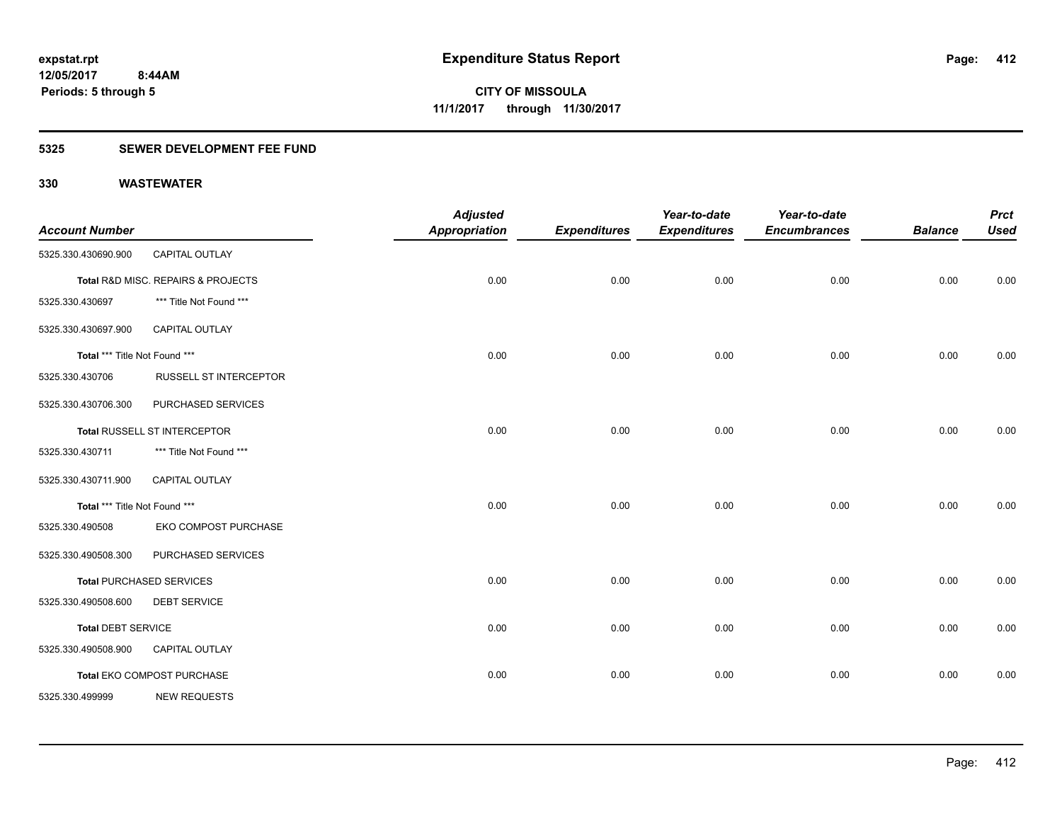**expstat.rpt**
**12/05/2017 8:44AM**
**Periods: 5 through 5**

# Expenditure Status Report

**CITY OF MISSOULA**
**11/1/2017 through 11/30/2017**

## 5325 SEWER DEVELOPMENT FEE FUND

### 330 WASTEWATER

| Account Number | | Adjusted Appropriation | Expenditures | Year-to-date Expenditures | Year-to-date Encumbrances | Balance | Prct Used |
|---|---|---|---|---|---|---|---|
| 5325.330.430690.900 | CAPITAL OUTLAY | | | | | | |
| **Total** R&D MISC. REPAIRS & PROJECTS | | 0.00 | 0.00 | 0.00 | 0.00 | 0.00 | 0.00 |
| 5325.330.430697 | *** Title Not Found *** | | | | | | |
| 5325.330.430697.900 | CAPITAL OUTLAY | | | | | | |
| **Total** *** Title Not Found *** | | 0.00 | 0.00 | 0.00 | 0.00 | 0.00 | 0.00 |
| 5325.330.430706 | RUSSELL ST INTERCEPTOR | | | | | | |
| 5325.330.430706.300 | PURCHASED SERVICES | | | | | | |
| **Total** RUSSELL ST INTERCEPTOR | | 0.00 | 0.00 | 0.00 | 0.00 | 0.00 | 0.00 |
| 5325.330.430711 | *** Title Not Found *** | | | | | | |
| 5325.330.430711.900 | CAPITAL OUTLAY | | | | | | |
| **Total** *** Title Not Found *** | | 0.00 | 0.00 | 0.00 | 0.00 | 0.00 | 0.00 |
| 5325.330.490508 | EKO COMPOST PURCHASE | | | | | | |
| 5325.330.490508.300 | PURCHASED SERVICES | | | | | | |
| **Total** PURCHASED SERVICES | | 0.00 | 0.00 | 0.00 | 0.00 | 0.00 | 0.00 |
| 5325.330.490508.600 | DEBT SERVICE | | | | | | |
| **Total** DEBT SERVICE | | 0.00 | 0.00 | 0.00 | 0.00 | 0.00 | 0.00 |
| 5325.330.490508.900 | CAPITAL OUTLAY | | | | | | |
| **Total** EKO COMPOST PURCHASE | | 0.00 | 0.00 | 0.00 | 0.00 | 0.00 | 0.00 |
| 5325.330.499999 | NEW REQUESTS | | | | | | |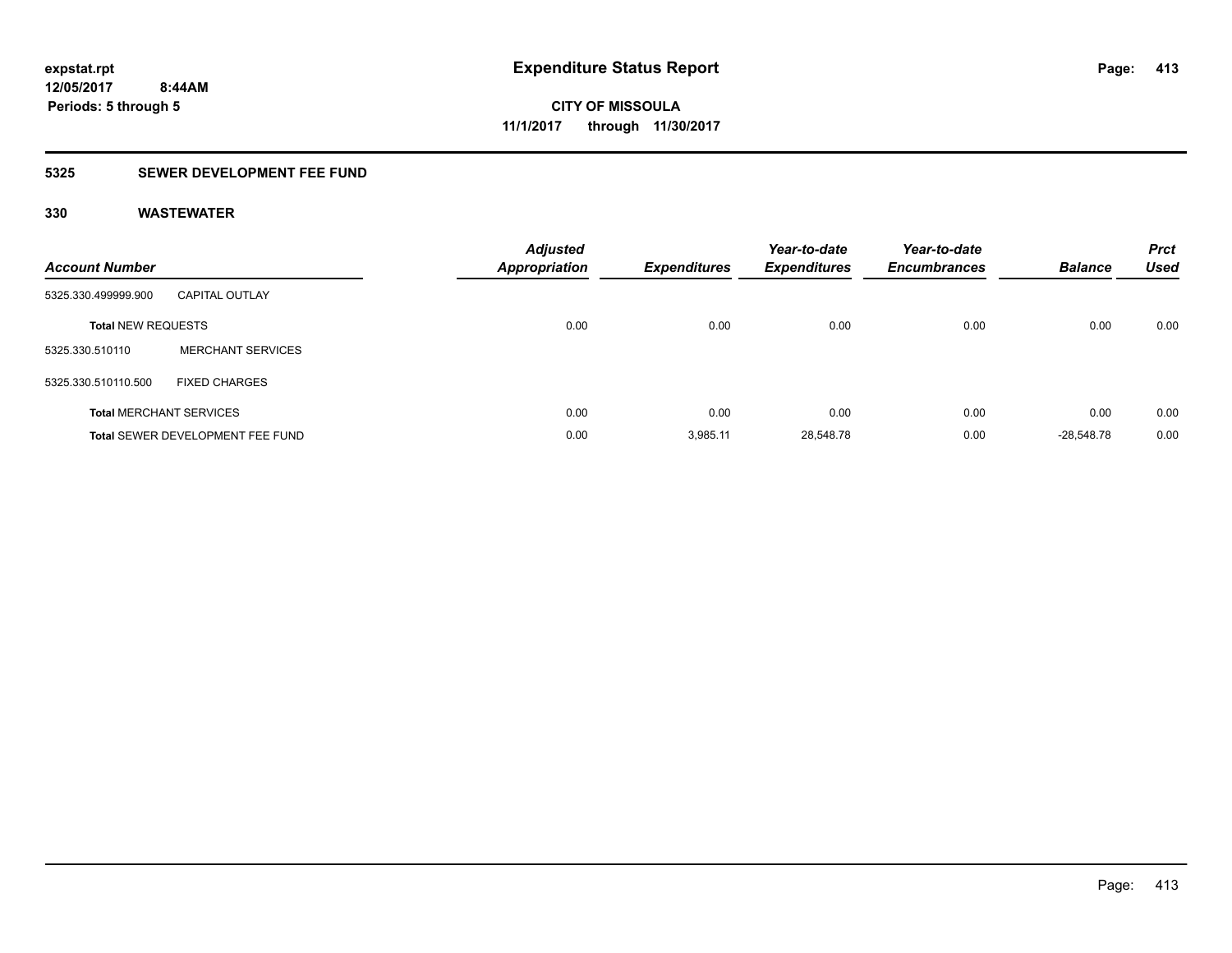# Expenditure Status Report

**expstat.rpt**
**12/05/2017 8:44AM**
**Periods: 5 through 5**

**CITY OF MISSOULA**
**11/1/2017 through 11/30/2017**

## 5325 SEWER DEVELOPMENT FEE FUND

### 330 WASTEWATER

| Account Number | | Adjusted Appropriation | Expenditures | Year-to-date Expenditures | Year-to-date Encumbrances | Balance | Prct Used |
|---|---|---|---|---|---|---|---|
| 5325.330.499999.900 | CAPITAL OUTLAY | | | | | | |
| **Total** NEW REQUESTS | | 0.00 | 0.00 | 0.00 | 0.00 | 0.00 | 0.00 |
| 5325.330.510110 | MERCHANT SERVICES | | | | | | |
| 5325.330.510110.500 | FIXED CHARGES | | | | | | |
| **Total** MERCHANT SERVICES | | 0.00 | 0.00 | 0.00 | 0.00 | 0.00 | 0.00 |
| **Total** SEWER DEVELOPMENT FEE FUND | | 0.00 | 3,985.11 | 28,548.78 | 0.00 | -28,548.78 | 0.00 |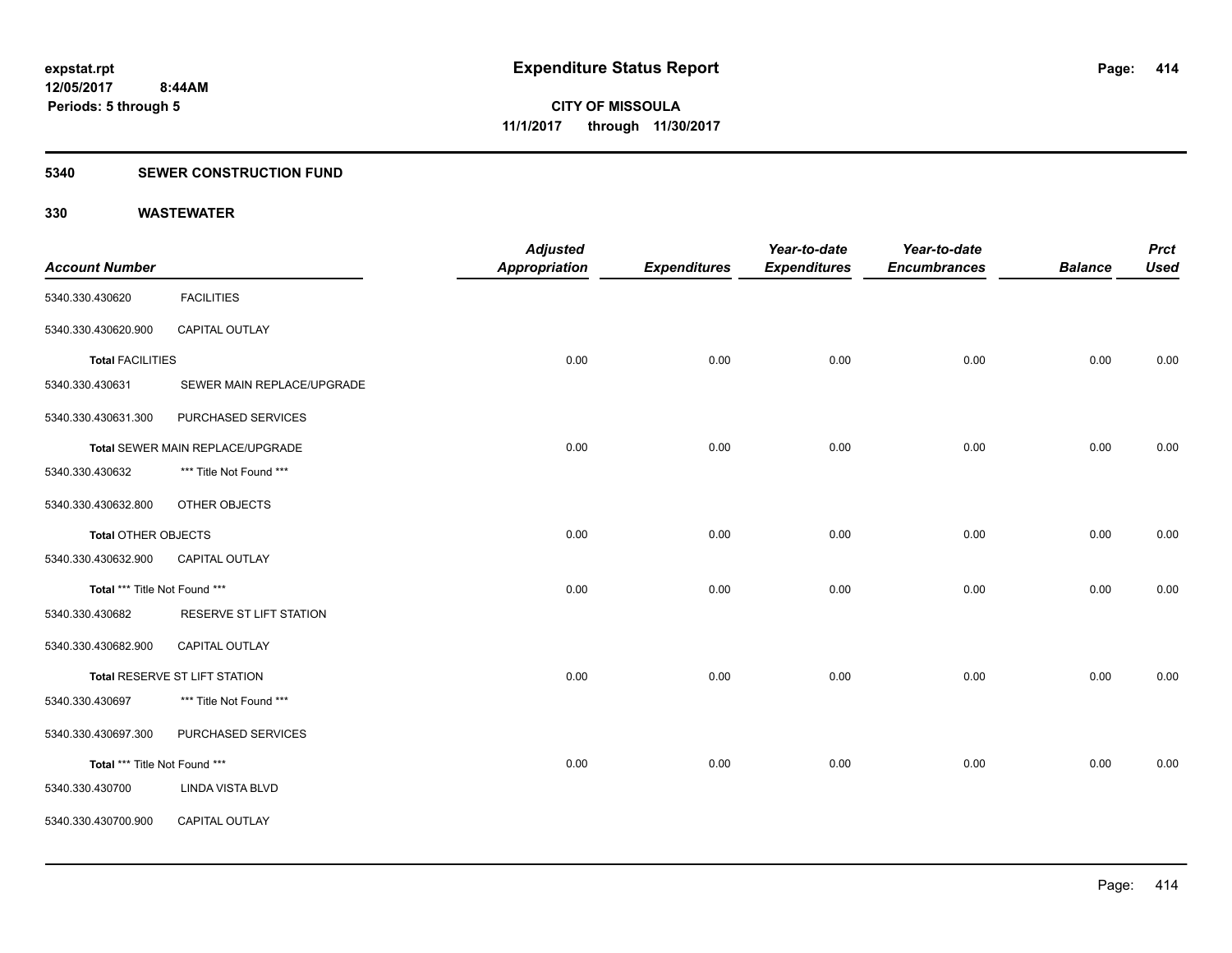**expstat.rpt**
**12/05/2017 8:44AM**
**Periods: 5 through 5**

# Expenditure Status Report

**CITY OF MISSOULA**
**11/1/2017 through 11/30/2017**

## 5340 SEWER CONSTRUCTION FUND

## 330 WASTEWATER

| Account Number | | Adjusted Appropriation | Expenditures | Year-to-date Expenditures | Year-to-date Encumbrances | Balance | Prct Used |
|---|---|---|---|---|---|---|---|
| 5340.330.430620 | FACILITIES | | | | | | |
| 5340.330.430620.900 | CAPITAL OUTLAY | | | | | | |
| **Total** FACILITIES | | 0.00 | 0.00 | 0.00 | 0.00 | 0.00 | 0.00 |
| 5340.330.430631 | SEWER MAIN REPLACE/UPGRADE | | | | | | |
| 5340.330.430631.300 | PURCHASED SERVICES | | | | | | |
| **Total** SEWER MAIN REPLACE/UPGRADE | | 0.00 | 0.00 | 0.00 | 0.00 | 0.00 | 0.00 |
| 5340.330.430632 | *** Title Not Found *** | | | | | | |
| 5340.330.430632.800 | OTHER OBJECTS | | | | | | |
| **Total** OTHER OBJECTS | | 0.00 | 0.00 | 0.00 | 0.00 | 0.00 | 0.00 |
| 5340.330.430632.900 | CAPITAL OUTLAY | | | | | | |
| **Total** *** Title Not Found *** | | 0.00 | 0.00 | 0.00 | 0.00 | 0.00 | 0.00 |
| 5340.330.430682 | RESERVE ST LIFT STATION | | | | | | |
| 5340.330.430682.900 | CAPITAL OUTLAY | | | | | | |
| **Total** RESERVE ST LIFT STATION | | 0.00 | 0.00 | 0.00 | 0.00 | 0.00 | 0.00 |
| 5340.330.430697 | *** Title Not Found *** | | | | | | |
| 5340.330.430697.300 | PURCHASED SERVICES | | | | | | |
| **Total** *** Title Not Found *** | | 0.00 | 0.00 | 0.00 | 0.00 | 0.00 | 0.00 |
| 5340.330.430700 | LINDA VISTA BLVD | | | | | | |
| 5340.330.430700.900 | CAPITAL OUTLAY | | | | | | |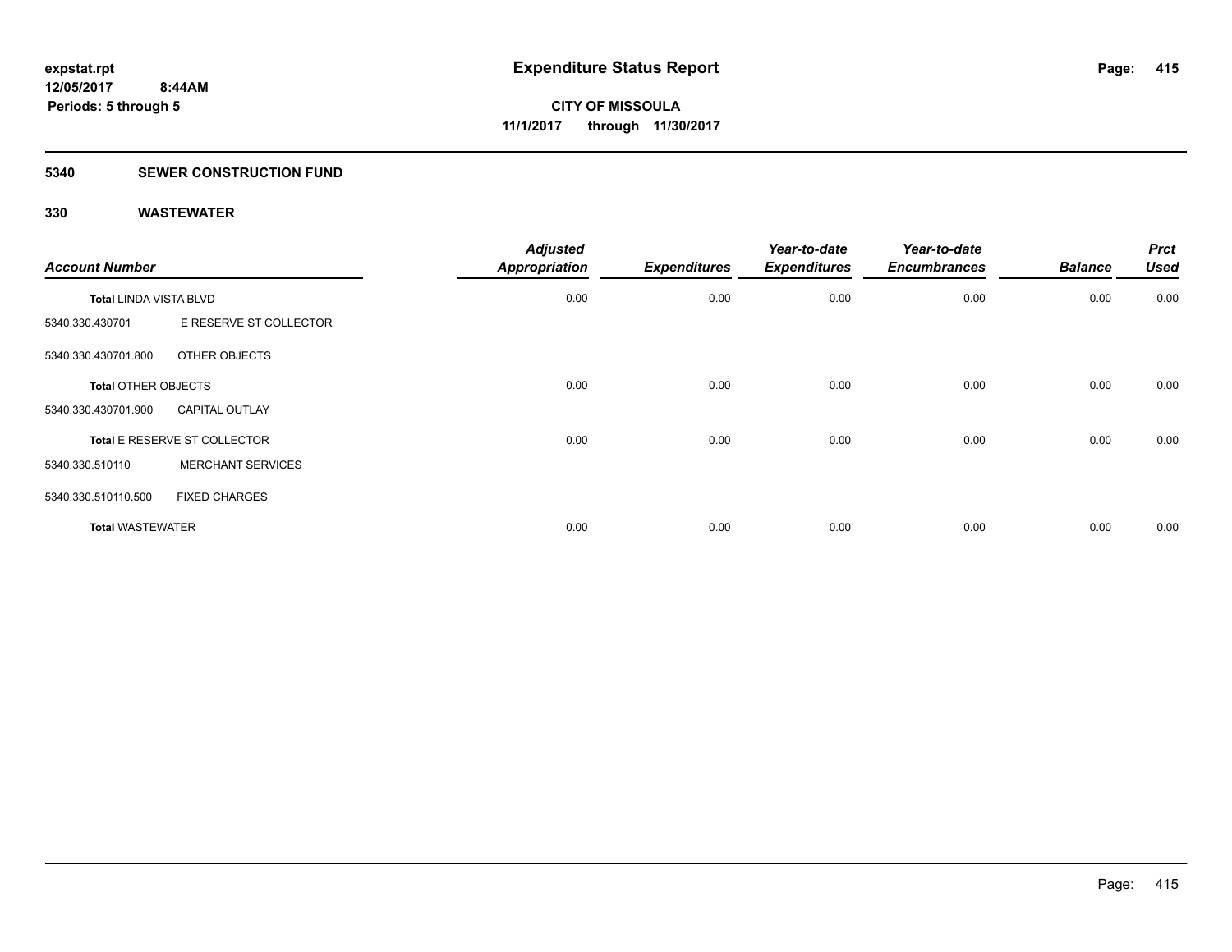**Expenditure Status Report**

**CITY OF MISSOULA**

**11/1/2017 through 11/30/2017**

expstat.rpt
12/05/2017 8:44AM
Periods: 5 through 5

## 5340 SEWER CONSTRUCTION FUND

### 330 WASTEWATER

| Account Number | | Adjusted Appropriation | Expenditures | Year-to-date Expenditures | Year-to-date Encumbrances | Balance | Prct Used |
|---|---|---|---|---|---|---|---|
| **Total** LINDA VISTA BLVD | | 0.00 | 0.00 | 0.00 | 0.00 | 0.00 | 0.00 |
| 5340.330.430701 | E RESERVE ST COLLECTOR | | | | | | |
| 5340.330.430701.800 | OTHER OBJECTS | | | | | | |
| **Total** OTHER OBJECTS | | 0.00 | 0.00 | 0.00 | 0.00 | 0.00 | 0.00 |
| 5340.330.430701.900 | CAPITAL OUTLAY | | | | | | |
| **Total** E RESERVE ST COLLECTOR | | 0.00 | 0.00 | 0.00 | 0.00 | 0.00 | 0.00 |
| 5340.330.510110 | MERCHANT SERVICES | | | | | | |
| 5340.330.510110.500 | FIXED CHARGES | | | | | | |
| **Total** WASTEWATER | | 0.00 | 0.00 | 0.00 | 0.00 | 0.00 | 0.00 |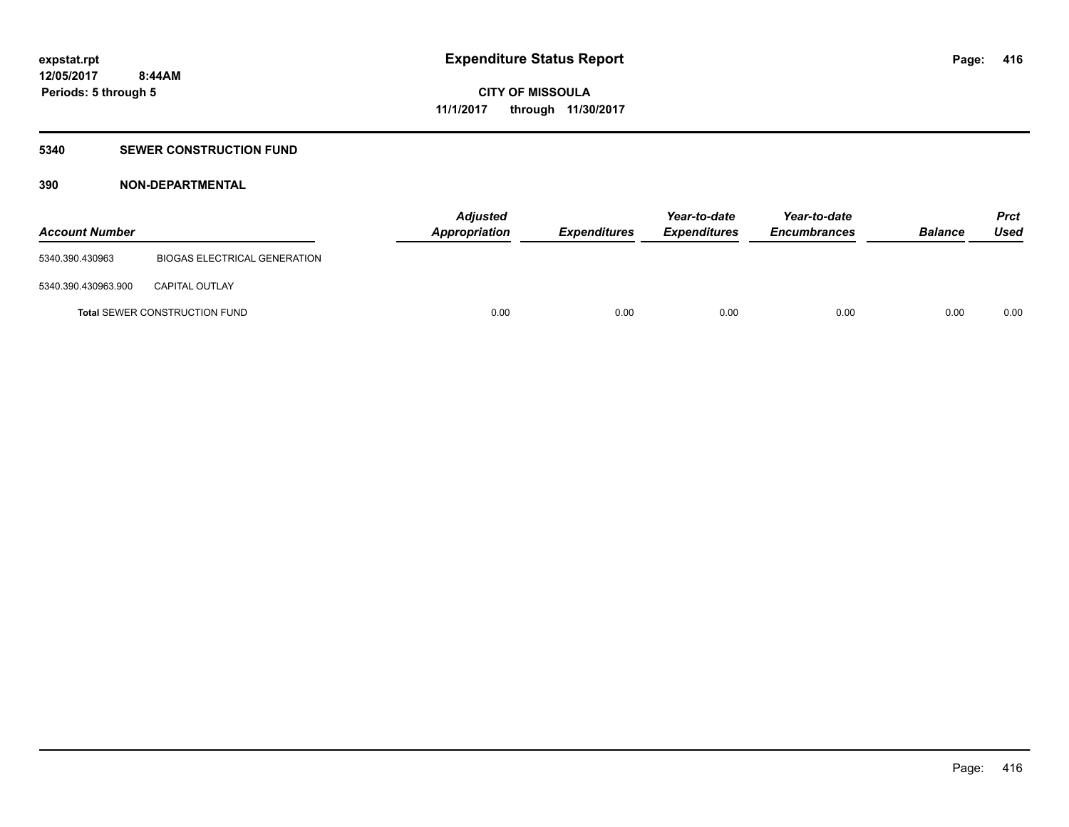# Expenditure Status Report

expstat.rpt
12/05/2017 8:44AM
Periods: 5 through 5

**CITY OF MISSOULA**
**11/1/2017 through 11/30/2017**

## 5340 SEWER CONSTRUCTION FUND

### 390 NON-DEPARTMENTAL

| Account Number | | Adjusted Appropriation | Expenditures | Year-to-date Expenditures | Year-to-date Encumbrances | Balance | Prct Used |
|---|---|---|---|---|---|---|---|
| 5340.390.430963 | BIOGAS ELECTRICAL GENERATION | | | | | | |
| 5340.390.430963.900 | CAPITAL OUTLAY | | | | | | |
| **Total** SEWER CONSTRUCTION FUND | | 0.00 | 0.00 | 0.00 | 0.00 | 0.00 | 0.00 |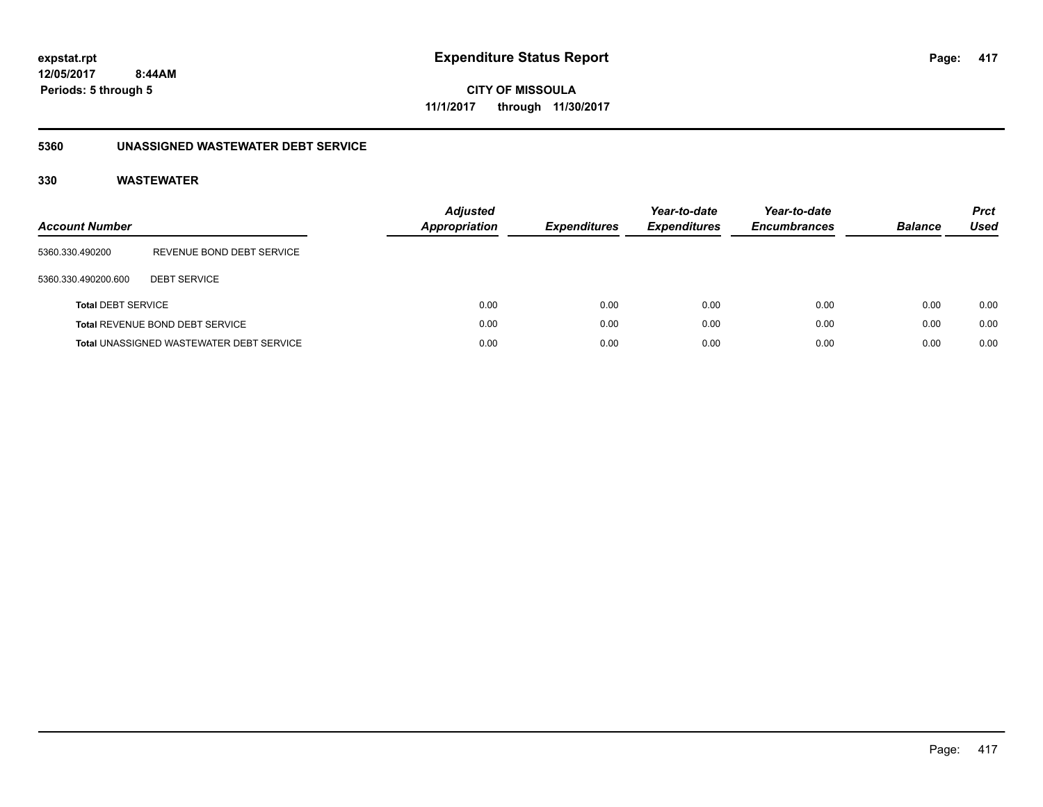expstat.rpt
12/05/2017 8:44AM
Periods: 5 through 5

# Expenditure Status Report

**CITY OF MISSOULA**
**11/1/2017 through 11/30/2017**

## 5360 UNASSIGNED WASTEWATER DEBT SERVICE

### 330 WASTEWATER

| Account Number | | Adjusted Appropriation | Expenditures | Year-to-date Expenditures | Year-to-date Encumbrances | Balance | Prct Used |
|---|---|---|---|---|---|---|---|
| 5360.330.490200 | REVENUE BOND DEBT SERVICE | | | | | | |
| 5360.330.490200.600 | DEBT SERVICE | | | | | | |
| **Total** DEBT SERVICE | | 0.00 | 0.00 | 0.00 | 0.00 | 0.00 | 0.00 |
| **Total** REVENUE BOND DEBT SERVICE | | 0.00 | 0.00 | 0.00 | 0.00 | 0.00 | 0.00 |
| **Total** UNASSIGNED WASTEWATER DEBT SERVICE | | 0.00 | 0.00 | 0.00 | 0.00 | 0.00 | 0.00 |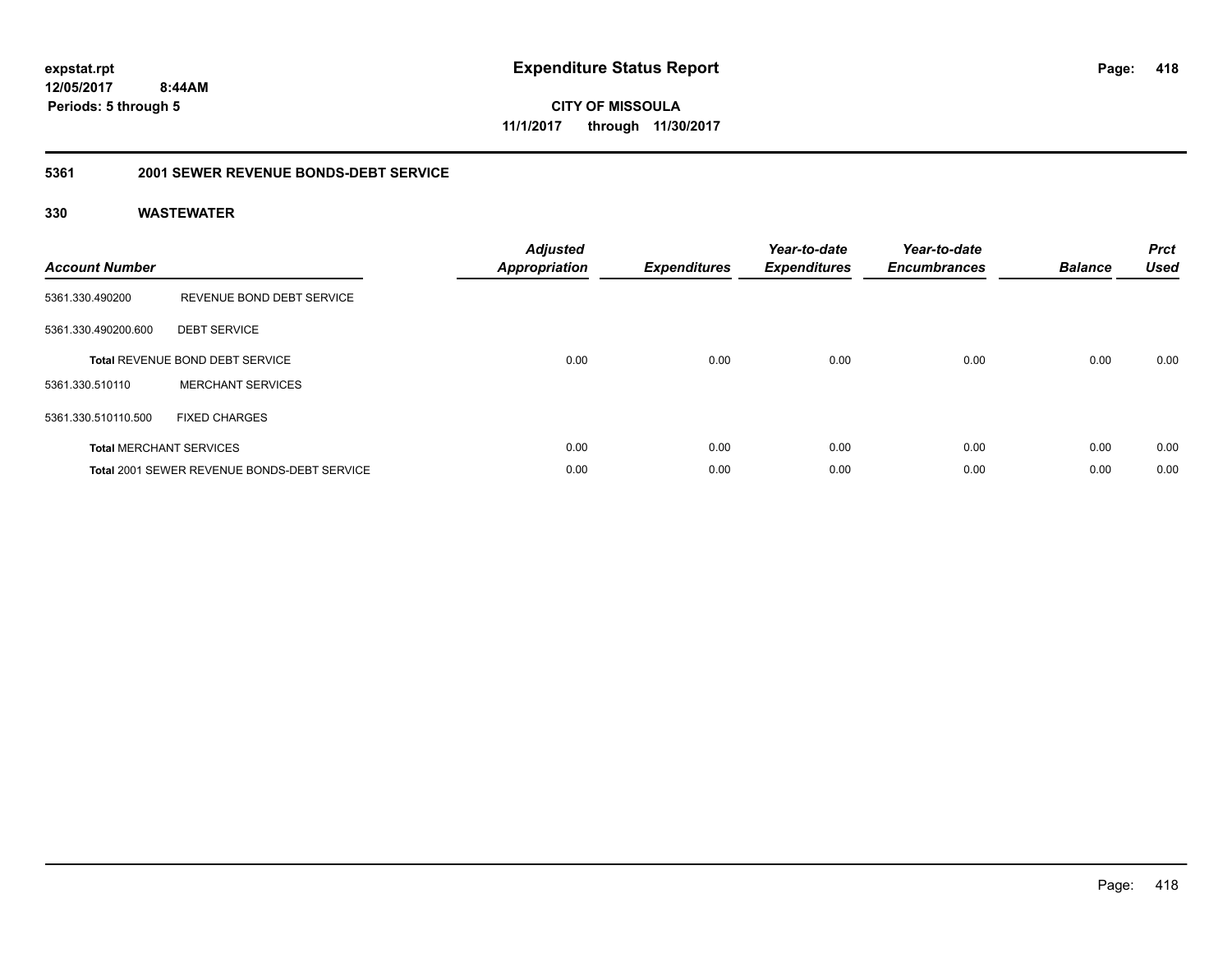# Expenditure Status Report

expstat.rpt
12/05/2017 8:44AM
Periods: 5 through 5

**CITY OF MISSOULA**
**11/1/2017 through 11/30/2017**

## 5361 2001 SEWER REVENUE BONDS-DEBT SERVICE

## 330 WASTEWATER

| Account Number | | Adjusted Appropriation | Expenditures | Year-to-date Expenditures | Year-to-date Encumbrances | Balance | Prct Used |
|---|---|---|---|---|---|---|---|
| 5361.330.490200 | REVENUE BOND DEBT SERVICE | | | | | | |
| 5361.330.490200.600 | DEBT SERVICE | | | | | | |
| **Total** REVENUE BOND DEBT SERVICE | | 0.00 | 0.00 | 0.00 | 0.00 | 0.00 | 0.00 |
| 5361.330.510110 | MERCHANT SERVICES | | | | | | |
| 5361.330.510110.500 | FIXED CHARGES | | | | | | |
| **Total** MERCHANT SERVICES | | 0.00 | 0.00 | 0.00 | 0.00 | 0.00 | 0.00 |
| **Total** 2001 SEWER REVENUE BONDS-DEBT SERVICE | | 0.00 | 0.00 | 0.00 | 0.00 | 0.00 | 0.00 |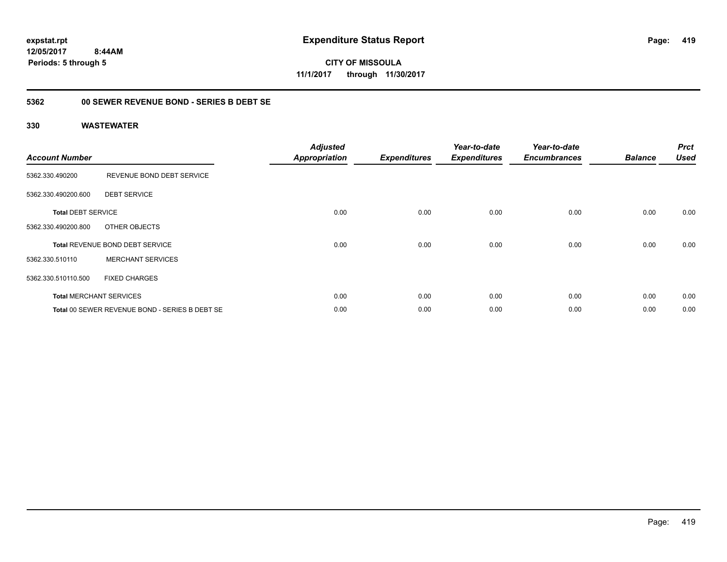expstat.rpt
12/05/2017 8:44AM
Periods: 5 through 5

# Expenditure Status Report

CITY OF MISSOULA
11/1/2017 through 11/30/2017

## 5362 00 SEWER REVENUE BOND - SERIES B DEBT SE

### 330 WASTEWATER

| Account Number | | Adjusted Appropriation | Expenditures | Year-to-date Expenditures | Year-to-date Encumbrances | Balance | Prct Used |
|---|---|---|---|---|---|---|---|
| 5362.330.490200 | REVENUE BOND DEBT SERVICE | | | | | | |
| 5362.330.490200.600 | DEBT SERVICE | | | | | | |
| **Total** DEBT SERVICE | | 0.00 | 0.00 | 0.00 | 0.00 | 0.00 | 0.00 |
| 5362.330.490200.800 | OTHER OBJECTS | | | | | | |
| **Total** REVENUE BOND DEBT SERVICE | | 0.00 | 0.00 | 0.00 | 0.00 | 0.00 | 0.00 |
| 5362.330.510110 | MERCHANT SERVICES | | | | | | |
| 5362.330.510110.500 | FIXED CHARGES | | | | | | |
| **Total** MERCHANT SERVICES | | 0.00 | 0.00 | 0.00 | 0.00 | 0.00 | 0.00 |
| **Total** 00 SEWER REVENUE BOND - SERIES B DEBT SE | | 0.00 | 0.00 | 0.00 | 0.00 | 0.00 | 0.00 |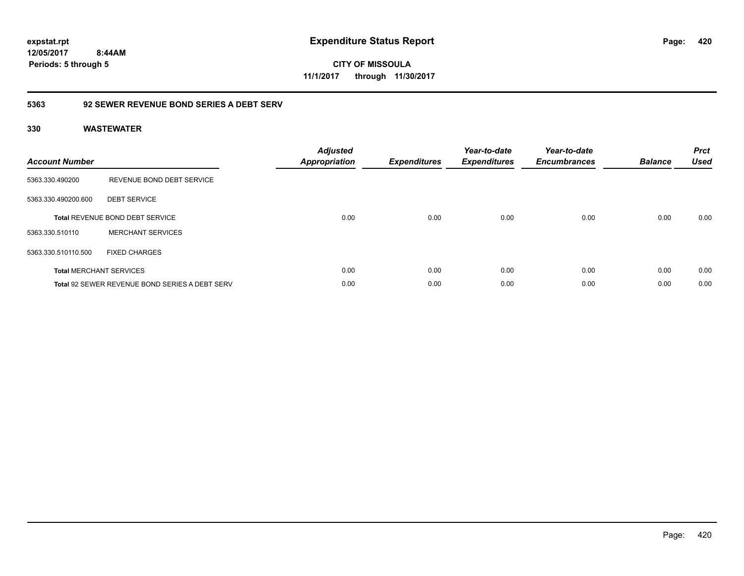expstat.rpt
12/05/2017 8:44AM
Periods: 5 through 5

# Expenditure Status Report

CITY OF MISSOULA
11/1/2017 through 11/30/2017

## 5363 92 SEWER REVENUE BOND SERIES A DEBT SERV

### 330 WASTEWATER

| Account Number | | Adjusted Appropriation | Expenditures | Year-to-date Expenditures | Year-to-date Encumbrances | Balance | Prct Used |
|---|---|---|---|---|---|---|---|
| 5363.330.490200 | REVENUE BOND DEBT SERVICE | | | | | | |
| 5363.330.490200.600 | DEBT SERVICE | | | | | | |
| **Total** REVENUE BOND DEBT SERVICE | | 0.00 | 0.00 | 0.00 | 0.00 | 0.00 | 0.00 |
| 5363.330.510110 | MERCHANT SERVICES | | | | | | |
| 5363.330.510110.500 | FIXED CHARGES | | | | | | |
| **Total** MERCHANT SERVICES | | 0.00 | 0.00 | 0.00 | 0.00 | 0.00 | 0.00 |
| **Total** 92 SEWER REVENUE BOND SERIES A DEBT SERV | | 0.00 | 0.00 | 0.00 | 0.00 | 0.00 | 0.00 |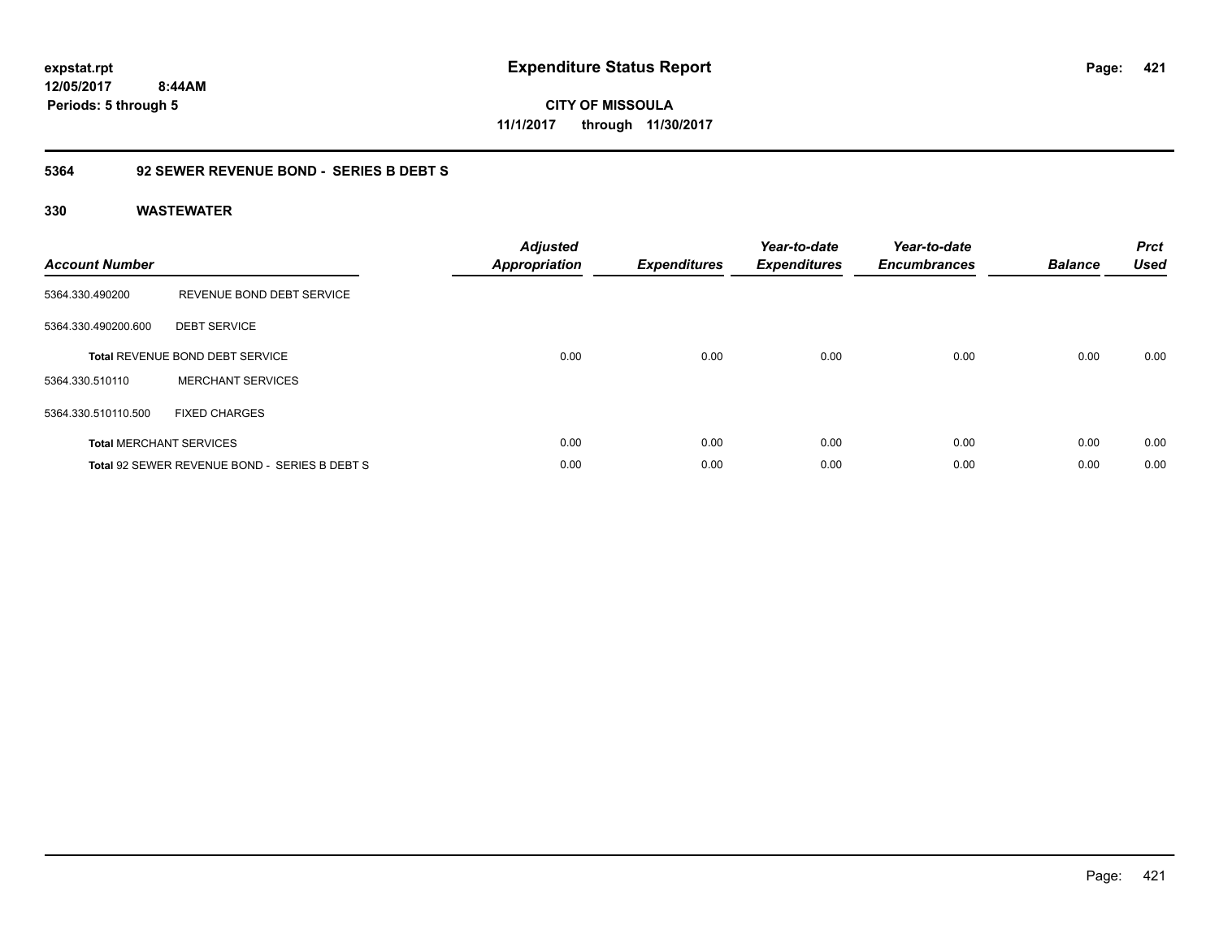**expstat.rpt**
**12/05/2017 8:44AM**
**Periods: 5 through 5**

# Expenditure Status Report

**CITY OF MISSOULA**
**11/1/2017 through 11/30/2017**

## 5364 92 SEWER REVENUE BOND - SERIES B DEBT S

### 330 WASTEWATER

| Account Number | | Adjusted Appropriation | Expenditures | Year-to-date Expenditures | Year-to-date Encumbrances | Balance | Prct Used |
|---|---|---|---|---|---|---|---|
| 5364.330.490200 | REVENUE BOND DEBT SERVICE | | | | | | |
| 5364.330.490200.600 | DEBT SERVICE | | | | | | |
| **Total** REVENUE BOND DEBT SERVICE | | 0.00 | 0.00 | 0.00 | 0.00 | 0.00 | 0.00 |
| 5364.330.510110 | MERCHANT SERVICES | | | | | | |
| 5364.330.510110.500 | FIXED CHARGES | | | | | | |
| **Total** MERCHANT SERVICES | | 0.00 | 0.00 | 0.00 | 0.00 | 0.00 | 0.00 |
| **Total** 92 SEWER REVENUE BOND - SERIES B DEBT S | | 0.00 | 0.00 | 0.00 | 0.00 | 0.00 | 0.00 |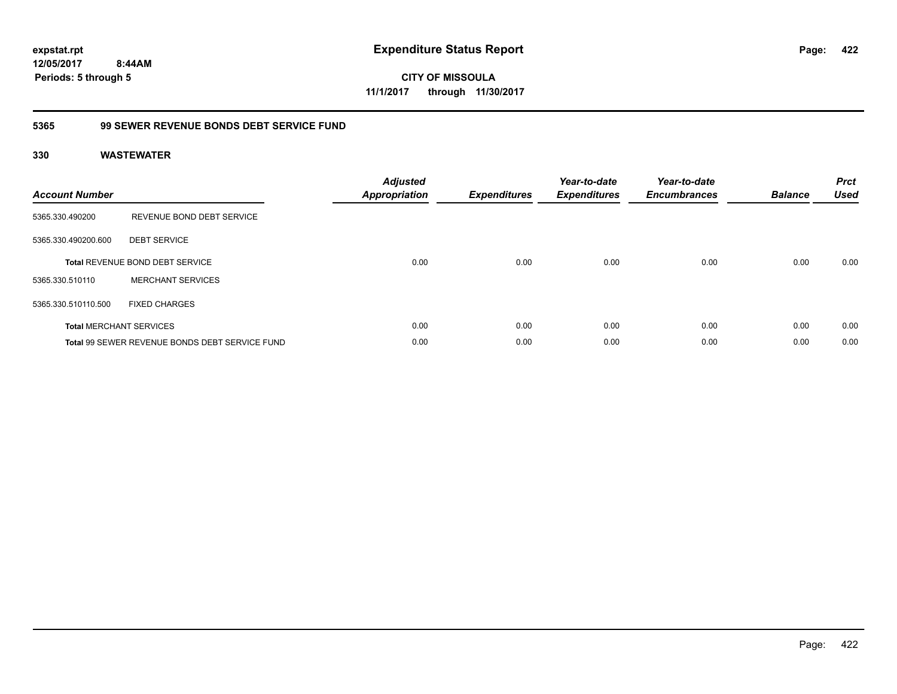**expstat.rpt**
**12/05/2017 8:44AM**
**Periods: 5 through 5**

# Expenditure Status Report

**CITY OF MISSOULA**
**11/1/2017 through 11/30/2017**

## 5365 99 SEWER REVENUE BONDS DEBT SERVICE FUND

### 330 WASTEWATER

| Account Number | | Adjusted Appropriation | Expenditures | Year-to-date Expenditures | Year-to-date Encumbrances | Balance | Prct Used |
|---|---|---|---|---|---|---|---|
| 5365.330.490200 | REVENUE BOND DEBT SERVICE | | | | | | |
| 5365.330.490200.600 | DEBT SERVICE | | | | | | |
| **Total** REVENUE BOND DEBT SERVICE | | 0.00 | 0.00 | 0.00 | 0.00 | 0.00 | 0.00 |
| 5365.330.510110 | MERCHANT SERVICES | | | | | | |
| 5365.330.510110.500 | FIXED CHARGES | | | | | | |
| **Total** MERCHANT SERVICES | | 0.00 | 0.00 | 0.00 | 0.00 | 0.00 | 0.00 |
| **Total** 99 SEWER REVENUE BONDS DEBT SERVICE FUND | | 0.00 | 0.00 | 0.00 | 0.00 | 0.00 | 0.00 |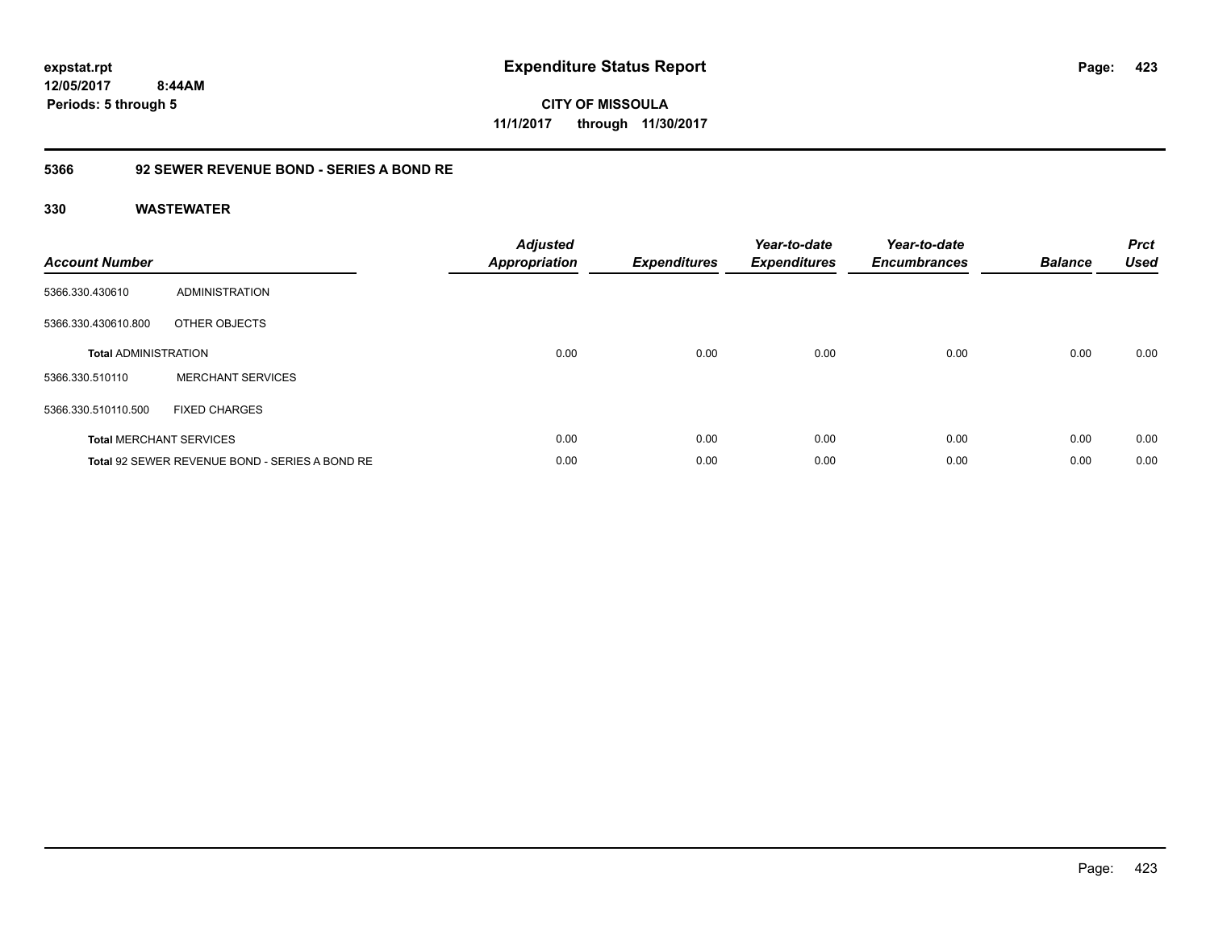**expstat.rpt**
**12/05/2017 8:44AM**
**Periods: 5 through 5**

# Expenditure Status Report

**CITY OF MISSOULA**
**11/1/2017 through 11/30/2017**

## 5366 92 SEWER REVENUE BOND - SERIES A BOND RE

### 330 WASTEWATER

| Account Number | | Adjusted Appropriation | Expenditures | Year-to-date Expenditures | Year-to-date Encumbrances | Balance | Prct Used |
|---|---|---|---|---|---|---|---|
| 5366.330.430610 | ADMINISTRATION | | | | | | |
| 5366.330.430610.800 | OTHER OBJECTS | | | | | | |
| **Total** ADMINISTRATION | | 0.00 | 0.00 | 0.00 | 0.00 | 0.00 | 0.00 |
| 5366.330.510110 | MERCHANT SERVICES | | | | | | |
| 5366.330.510110.500 | FIXED CHARGES | | | | | | |
| **Total** MERCHANT SERVICES | | 0.00 | 0.00 | 0.00 | 0.00 | 0.00 | 0.00 |
| **Total** 92 SEWER REVENUE BOND - SERIES A BOND RE | | 0.00 | 0.00 | 0.00 | 0.00 | 0.00 | 0.00 |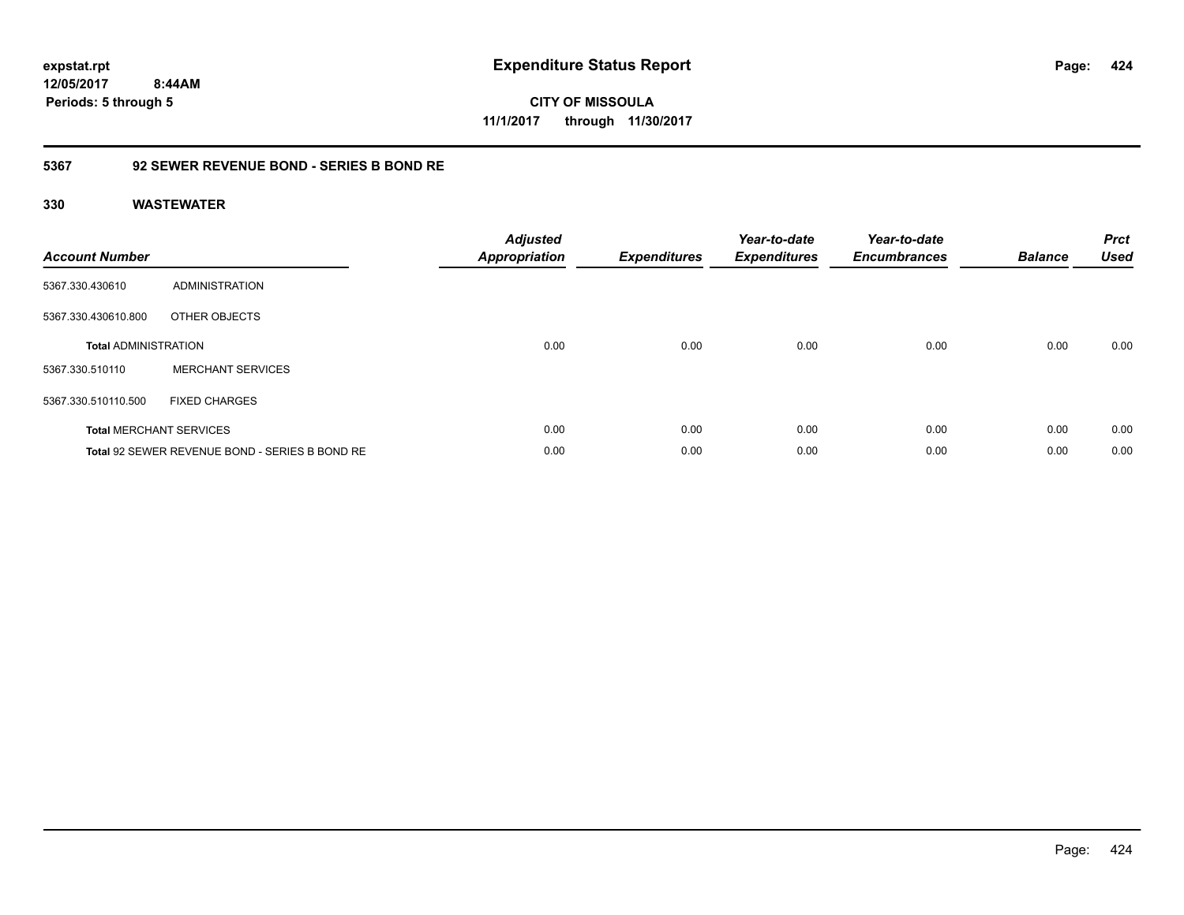**expstat.rpt**
**12/05/2017 8:44AM**
**Periods: 5 through 5**

# Expenditure Status Report

**CITY OF MISSOULA**
**11/1/2017 through 11/30/2017**

## 5367 92 SEWER REVENUE BOND - SERIES B BOND RE

### 330 WASTEWATER

| Account Number | | Adjusted Appropriation | Expenditures | Year-to-date Expenditures | Year-to-date Encumbrances | Balance | Prct Used |
|---|---|---|---|---|---|---|---|
| 5367.330.430610 | ADMINISTRATION | | | | | | |
| 5367.330.430610.800 | OTHER OBJECTS | | | | | | |
| **Total** ADMINISTRATION | | 0.00 | 0.00 | 0.00 | 0.00 | 0.00 | 0.00 |
| 5367.330.510110 | MERCHANT SERVICES | | | | | | |
| 5367.330.510110.500 | FIXED CHARGES | | | | | | |
| **Total** MERCHANT SERVICES | | 0.00 | 0.00 | 0.00 | 0.00 | 0.00 | 0.00 |
| **Total** 92 SEWER REVENUE BOND - SERIES B BOND RE | | 0.00 | 0.00 | 0.00 | 0.00 | 0.00 | 0.00 |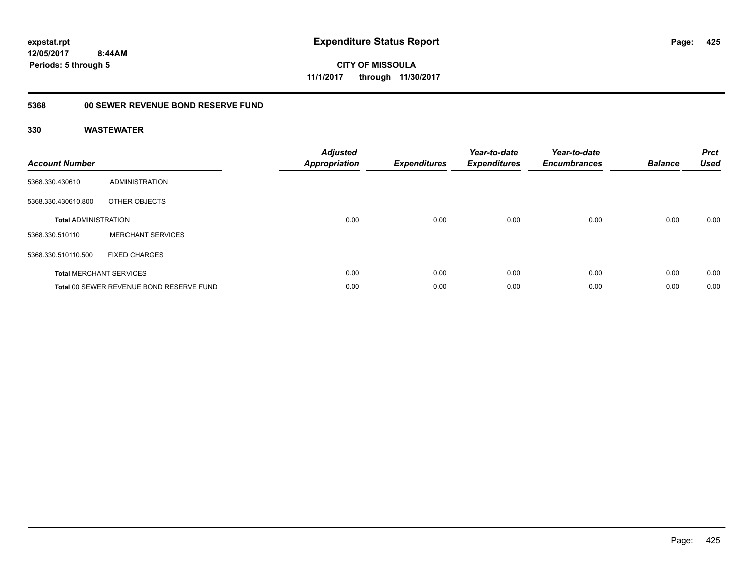**expstat.rpt**
**12/05/2017 8:44AM**
**Periods: 5 through 5**

# Expenditure Status Report

**CITY OF MISSOULA**
**11/1/2017 through 11/30/2017**

## 5368 00 SEWER REVENUE BOND RESERVE FUND

### 330 WASTEWATER

| Account Number | | Adjusted Appropriation | Expenditures | Year-to-date Expenditures | Year-to-date Encumbrances | Balance | Prct Used |
|---|---|---|---|---|---|---|---|
| 5368.330.430610 | ADMINISTRATION | | | | | | |
| 5368.330.430610.800 | OTHER OBJECTS | | | | | | |
| **Total** ADMINISTRATION | | 0.00 | 0.00 | 0.00 | 0.00 | 0.00 | 0.00 |
| 5368.330.510110 | MERCHANT SERVICES | | | | | | |
| 5368.330.510110.500 | FIXED CHARGES | | | | | | |
| **Total** MERCHANT SERVICES | | 0.00 | 0.00 | 0.00 | 0.00 | 0.00 | 0.00 |
| **Total** 00 SEWER REVENUE BOND RESERVE FUND | | 0.00 | 0.00 | 0.00 | 0.00 | 0.00 | 0.00 |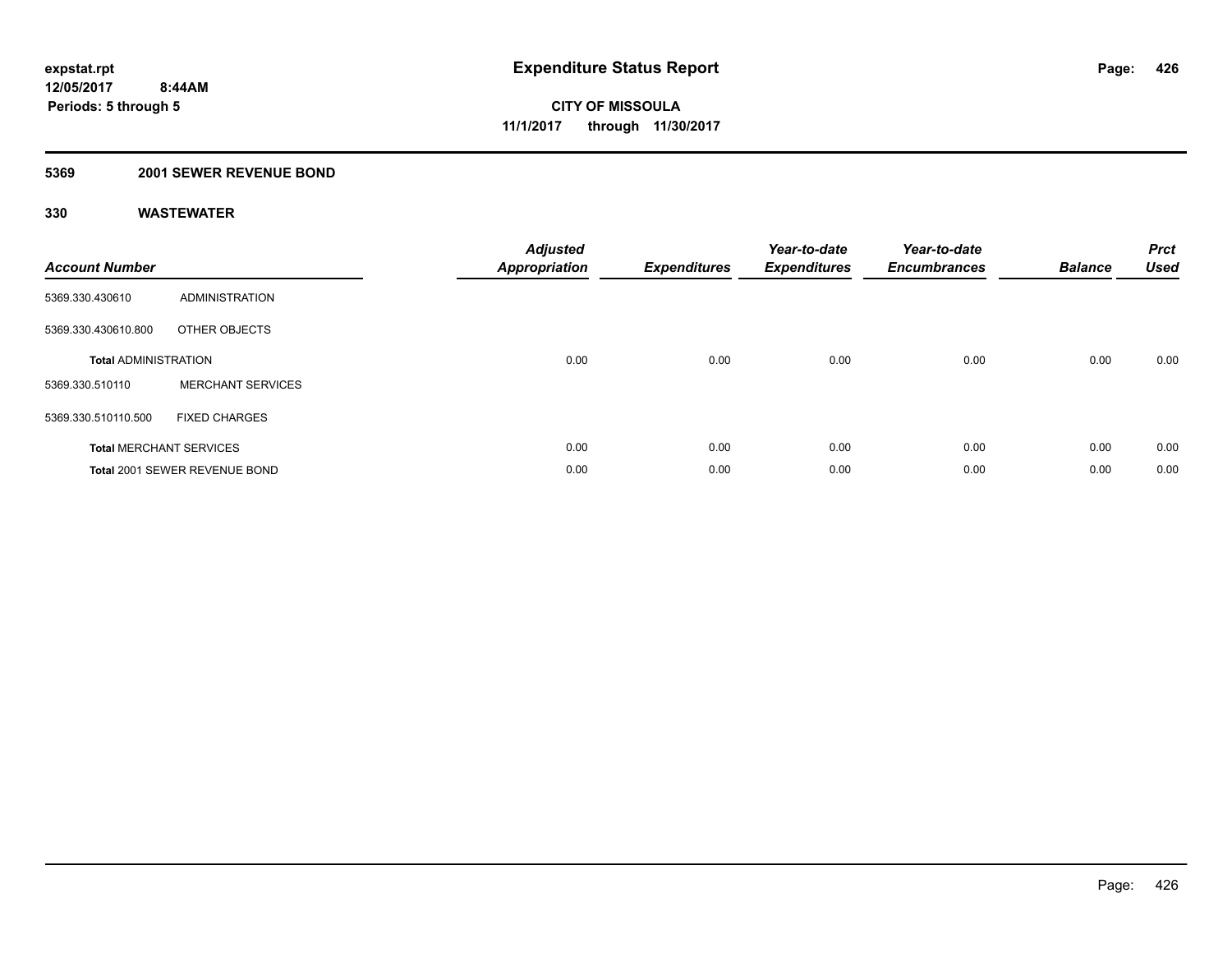# Expenditure Status Report

expstat.rpt
12/05/2017 8:44AM
Periods: 5 through 5

**CITY OF MISSOULA**
**11/1/2017 through 11/30/2017**

## 5369 2001 SEWER REVENUE BOND

### 330 WASTEWATER

| Account Number | | Adjusted Appropriation | Expenditures | Year-to-date Expenditures | Year-to-date Encumbrances | Balance | Prct Used |
|---|---|---|---|---|---|---|---|
| 5369.330.430610 | ADMINISTRATION | | | | | | |
| 5369.330.430610.800 | OTHER OBJECTS | | | | | | |
| **Total** ADMINISTRATION | | 0.00 | 0.00 | 0.00 | 0.00 | 0.00 | 0.00 |
| 5369.330.510110 | MERCHANT SERVICES | | | | | | |
| 5369.330.510110.500 | FIXED CHARGES | | | | | | |
| **Total** MERCHANT SERVICES | | 0.00 | 0.00 | 0.00 | 0.00 | 0.00 | 0.00 |
| **Total** 2001 SEWER REVENUE BOND | | 0.00 | 0.00 | 0.00 | 0.00 | 0.00 | 0.00 |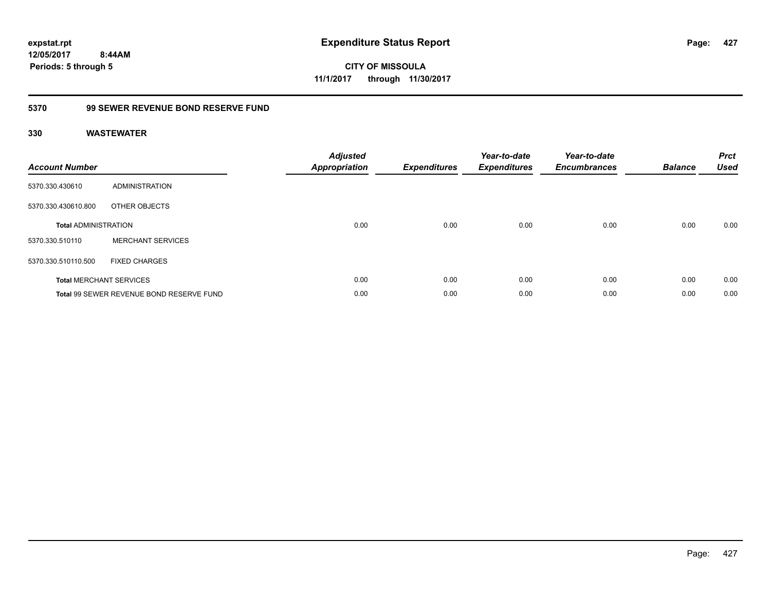# Expenditure Status Report

expstat.rpt
12/05/2017 8:44AM
Periods: 5 through 5

**CITY OF MISSOULA**
**11/1/2017 through 11/30/2017**

## 5370 99 SEWER REVENUE BOND RESERVE FUND

### 330 WASTEWATER

| Account Number | | Adjusted Appropriation | Expenditures | Year-to-date Expenditures | Year-to-date Encumbrances | Balance | Prct Used |
|---|---|---|---|---|---|---|---|
| 5370.330.430610 | ADMINISTRATION | | | | | | |
| 5370.330.430610.800 | OTHER OBJECTS | | | | | | |
| **Total** ADMINISTRATION | | 0.00 | 0.00 | 0.00 | 0.00 | 0.00 | 0.00 |
| 5370.330.510110 | MERCHANT SERVICES | | | | | | |
| 5370.330.510110.500 | FIXED CHARGES | | | | | | |
| **Total** MERCHANT SERVICES | | 0.00 | 0.00 | 0.00 | 0.00 | 0.00 | 0.00 |
| **Total** 99 SEWER REVENUE BOND RESERVE FUND | | 0.00 | 0.00 | 0.00 | 0.00 | 0.00 | 0.00 |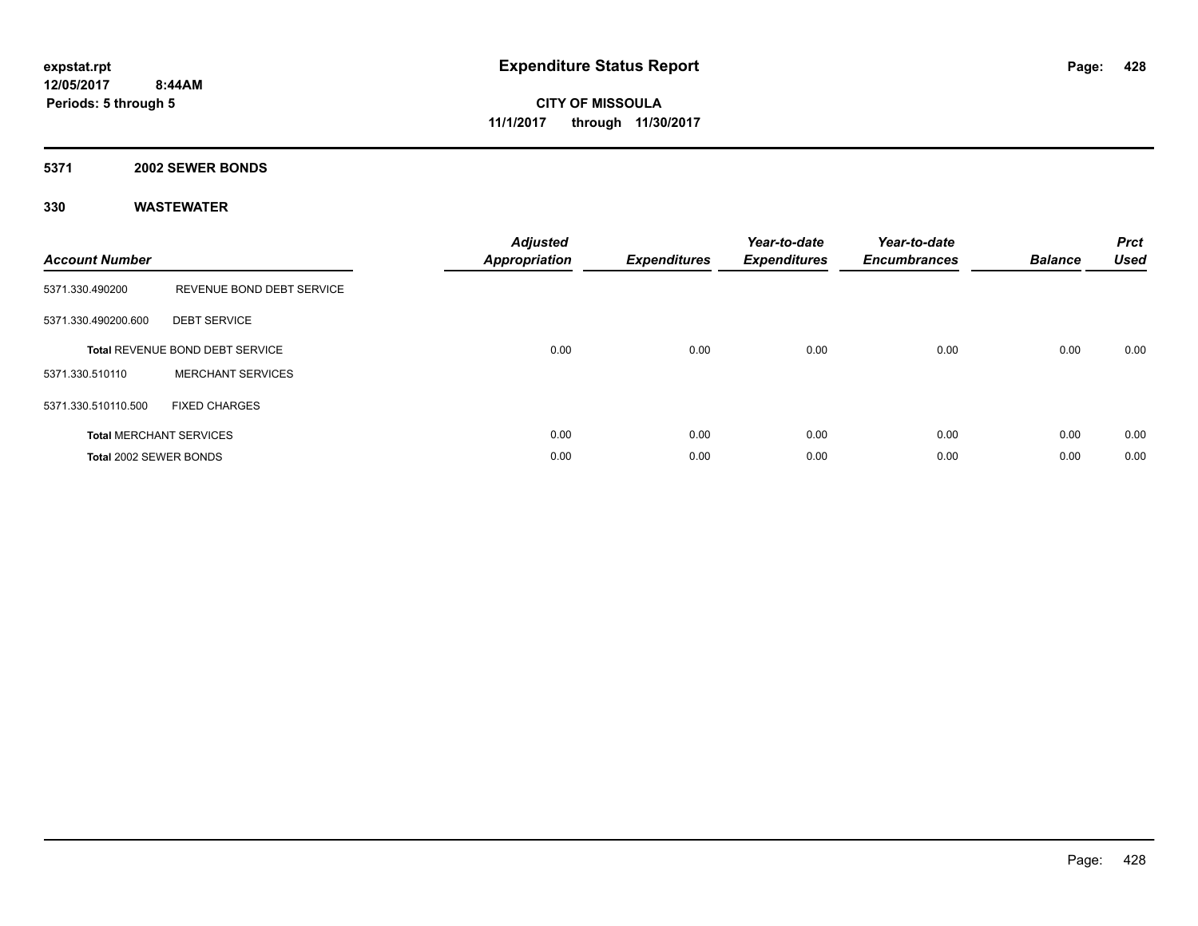expstat.rpt
12/05/2017 8:44AM
Periods: 5 through 5

# Expenditure Status Report

CITY OF MISSOULA
11/1/2017 through 11/30/2017

## 5371 2002 SEWER BONDS

### 330 WASTEWATER

| Account Number | | Adjusted Appropriation | Expenditures | Year-to-date Expenditures | Year-to-date Encumbrances | Balance | Prct Used |
|---|---|---|---|---|---|---|---|
| 5371.330.490200 | REVENUE BOND DEBT SERVICE | | | | | | |
| 5371.330.490200.600 | DEBT SERVICE | | | | | | |
| **Total** REVENUE BOND DEBT SERVICE | | 0.00 | 0.00 | 0.00 | 0.00 | 0.00 | 0.00 |
| 5371.330.510110 | MERCHANT SERVICES | | | | | | |
| 5371.330.510110.500 | FIXED CHARGES | | | | | | |
| **Total** MERCHANT SERVICES | | 0.00 | 0.00 | 0.00 | 0.00 | 0.00 | 0.00 |
| **Total** 2002 SEWER BONDS | | 0.00 | 0.00 | 0.00 | 0.00 | 0.00 | 0.00 |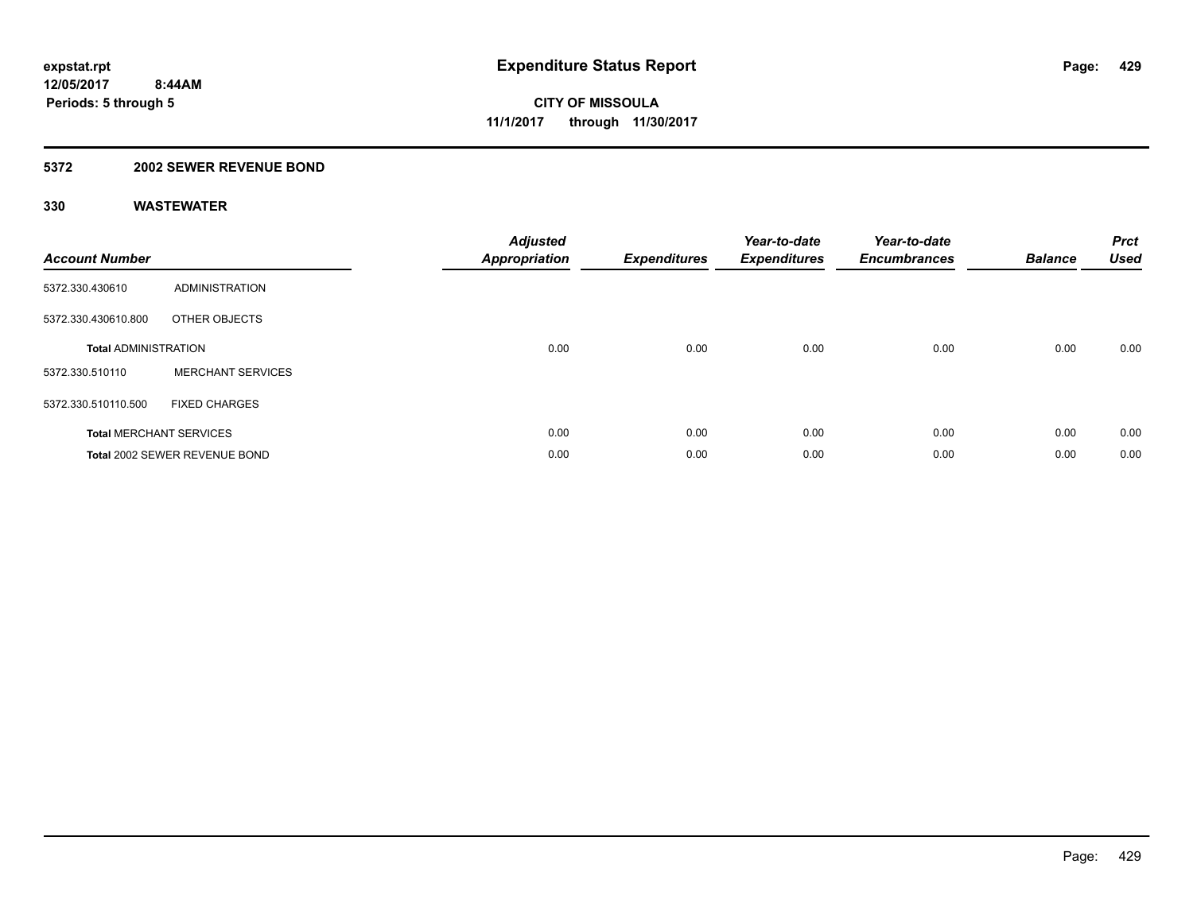**expstat.rpt**
**12/05/2017 8:44AM**
**Periods: 5 through 5**

# Expenditure Status Report

**CITY OF MISSOULA**
**11/1/2017 through 11/30/2017**

## 5372 2002 SEWER REVENUE BOND

### 330 WASTEWATER

| Account Number | | Adjusted Appropriation | Expenditures | Year-to-date Expenditures | Year-to-date Encumbrances | Balance | Prct Used |
|---|---|---|---|---|---|---|---|
| 5372.330.430610 | ADMINISTRATION | | | | | | |
| 5372.330.430610.800 | OTHER OBJECTS | | | | | | |
| **Total** ADMINISTRATION | | 0.00 | 0.00 | 0.00 | 0.00 | 0.00 | 0.00 |
| 5372.330.510110 | MERCHANT SERVICES | | | | | | |
| 5372.330.510110.500 | FIXED CHARGES | | | | | | |
| **Total** MERCHANT SERVICES | | 0.00 | 0.00 | 0.00 | 0.00 | 0.00 | 0.00 |
| **Total** 2002 SEWER REVENUE BOND | | 0.00 | 0.00 | 0.00 | 0.00 | 0.00 | 0.00 |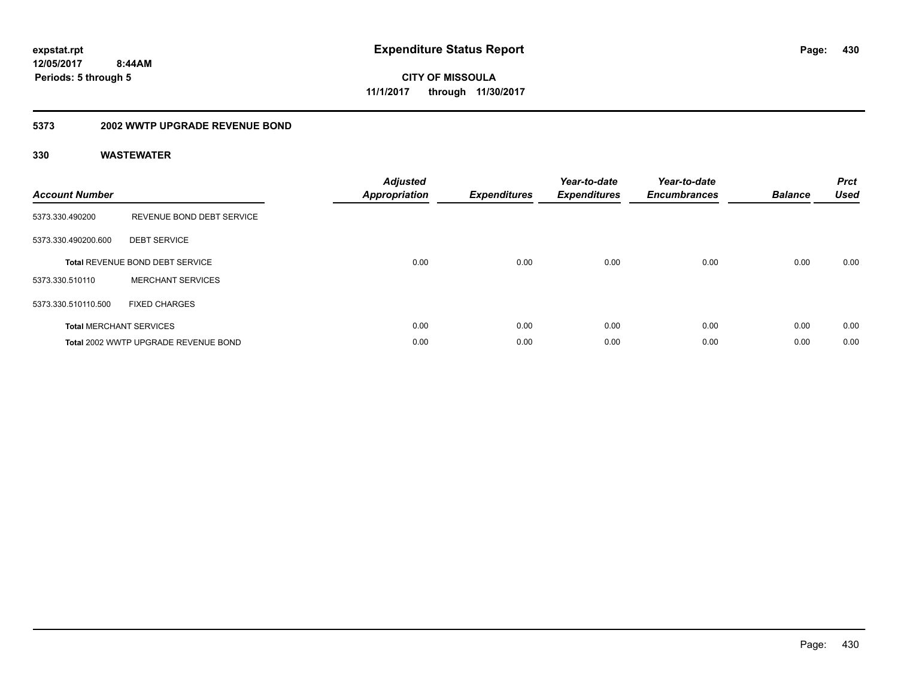**expstat.rpt**
**12/05/2017 8:44AM**
**Periods: 5 through 5**

# Expenditure Status Report

**CITY OF MISSOULA**
**11/1/2017 through 11/30/2017**

## 5373 2002 WWTP UPGRADE REVENUE BOND

### 330 WASTEWATER

| Account Number | | Adjusted Appropriation | Expenditures | Year-to-date Expenditures | Year-to-date Encumbrances | Balance | Prct Used |
|---|---|---|---|---|---|---|---|
| 5373.330.490200 | REVENUE BOND DEBT SERVICE | | | | | | |
| 5373.330.490200.600 | DEBT SERVICE | | | | | | |
| **Total** REVENUE BOND DEBT SERVICE | | 0.00 | 0.00 | 0.00 | 0.00 | 0.00 | 0.00 |
| 5373.330.510110 | MERCHANT SERVICES | | | | | | |
| 5373.330.510110.500 | FIXED CHARGES | | | | | | |
| **Total** MERCHANT SERVICES | | 0.00 | 0.00 | 0.00 | 0.00 | 0.00 | 0.00 |
| **Total** 2002 WWTP UPGRADE REVENUE BOND | | 0.00 | 0.00 | 0.00 | 0.00 | 0.00 | 0.00 |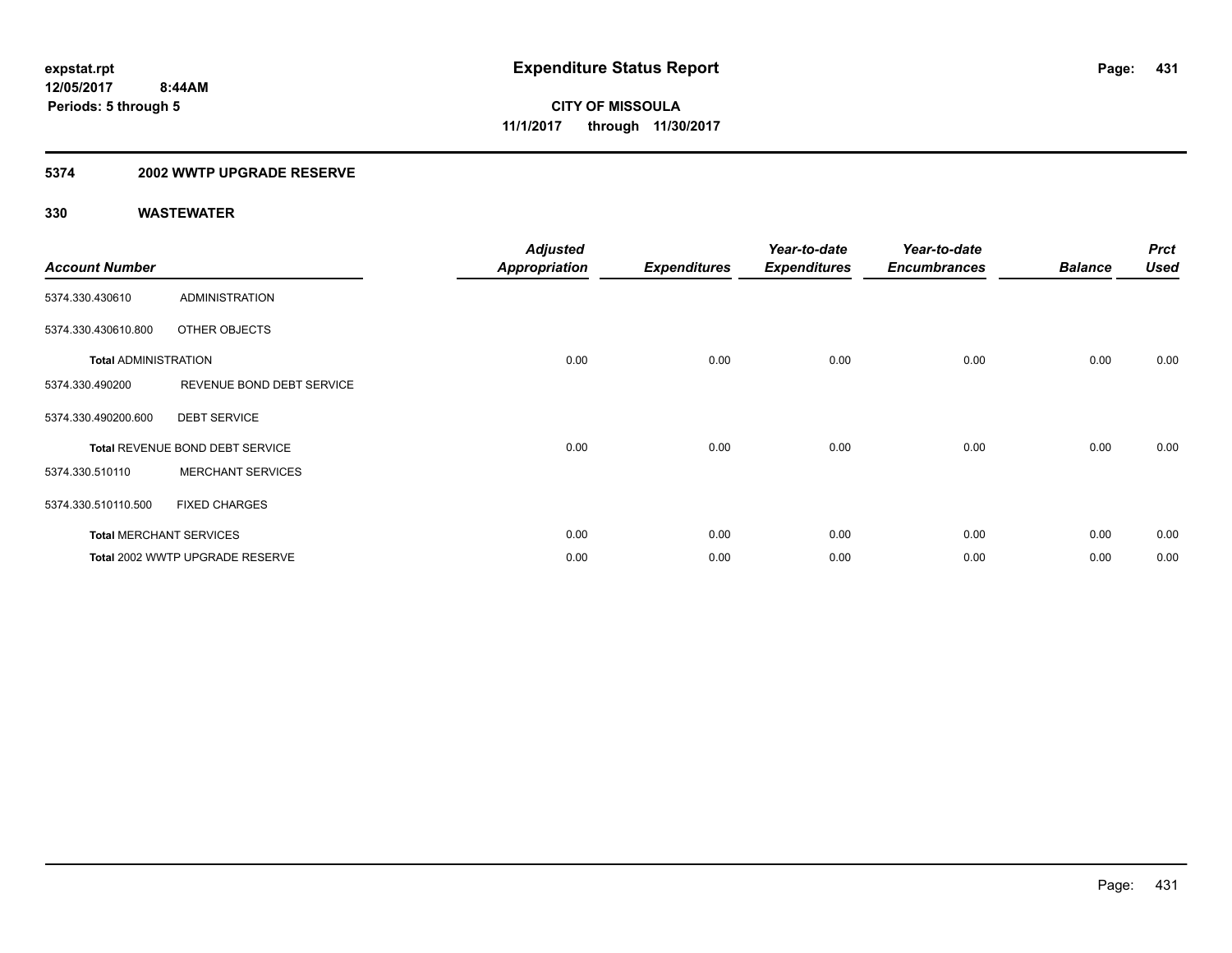expstat.rpt
12/05/2017 8:44AM
Periods: 5 through 5

# Expenditure Status Report

**CITY OF MISSOULA**
**11/1/2017 through 11/30/2017**

## 5374 2002 WWTP UPGRADE RESERVE

### 330 WASTEWATER

| Account Number | | Adjusted Appropriation | Expenditures | Year-to-date Expenditures | Year-to-date Encumbrances | Balance | Prct Used |
|---|---|---|---|---|---|---|---|
| 5374.330.430610 | ADMINISTRATION | | | | | | |
| 5374.330.430610.800 | OTHER OBJECTS | | | | | | |
| **Total** ADMINISTRATION | | 0.00 | 0.00 | 0.00 | 0.00 | 0.00 | 0.00 |
| 5374.330.490200 | REVENUE BOND DEBT SERVICE | | | | | | |
| 5374.330.490200.600 | DEBT SERVICE | | | | | | |
| **Total** REVENUE BOND DEBT SERVICE | | 0.00 | 0.00 | 0.00 | 0.00 | 0.00 | 0.00 |
| 5374.330.510110 | MERCHANT SERVICES | | | | | | |
| 5374.330.510110.500 | FIXED CHARGES | | | | | | |
| **Total** MERCHANT SERVICES | | 0.00 | 0.00 | 0.00 | 0.00 | 0.00 | 0.00 |
| **Total** 2002 WWTP UPGRADE RESERVE | | 0.00 | 0.00 | 0.00 | 0.00 | 0.00 | 0.00 |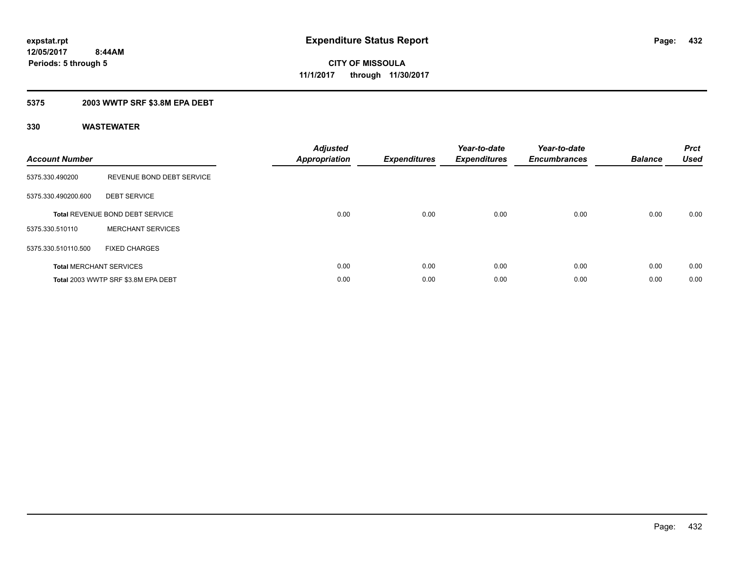**expstat.rpt**
**12/05/2017 8:44AM**
**Periods: 5 through 5**

# Expenditure Status Report

**CITY OF MISSOULA**
**11/1/2017 through 11/30/2017**

## 5375 2003 WWTP SRF $3.8M EPA DEBT

## 330 WASTEWATER

| Account Number | | Adjusted Appropriation | Expenditures | Year-to-date Expenditures | Year-to-date Encumbrances | Balance | Prct Used |
|---|---|---|---|---|---|---|---|
| 5375.330.490200 | REVENUE BOND DEBT SERVICE | | | | | | |
| 5375.330.490200.600 | DEBT SERVICE | | | | | | |
| **Total** REVENUE BOND DEBT SERVICE | | 0.00 | 0.00 | 0.00 | 0.00 | 0.00 | 0.00 |
| 5375.330.510110 | MERCHANT SERVICES | | | | | | |
| 5375.330.510110.500 | FIXED CHARGES | | | | | | |
| **Total** MERCHANT SERVICES | | 0.00 | 0.00 | 0.00 | 0.00 | 0.00 | 0.00 |
| **Total** 2003 WWTP SRF $3.8M EPA DEBT | | 0.00 | 0.00 | 0.00 | 0.00 | 0.00 | 0.00 |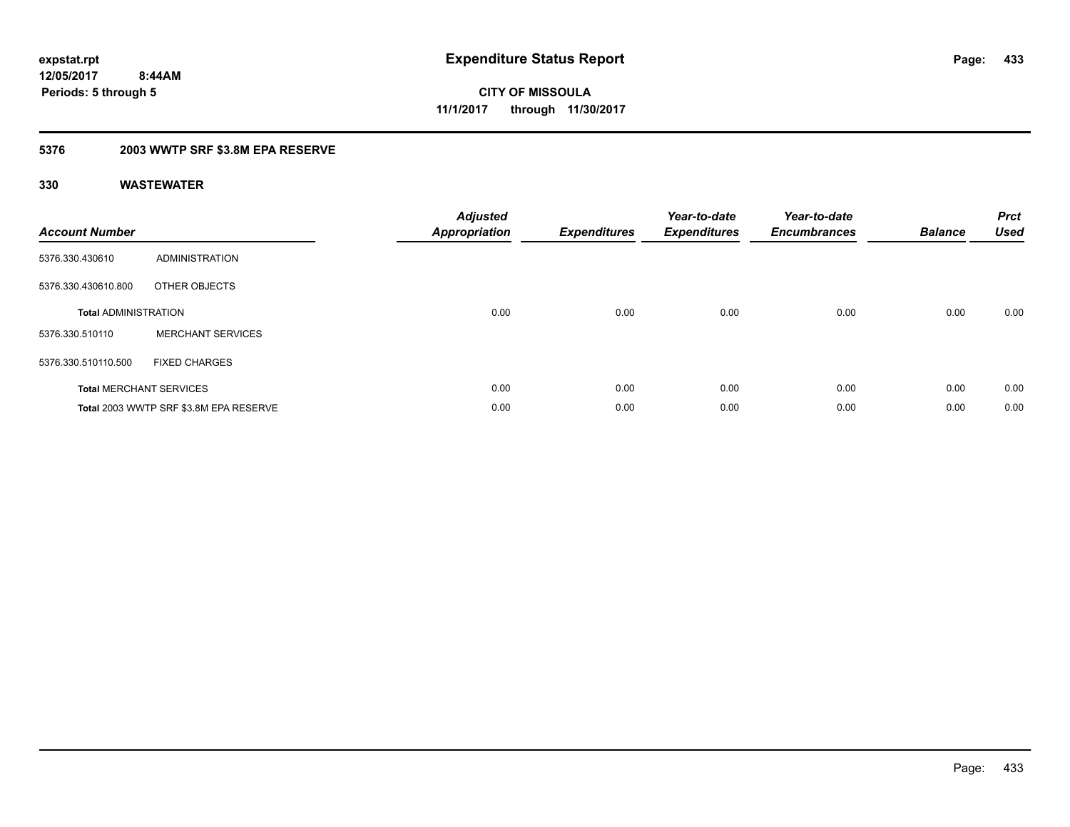**expstat.rpt**
**12/05/2017 8:44AM**
**Periods: 5 through 5**

# Expenditure Status Report

**CITY OF MISSOULA**
**11/1/2017 through 11/30/2017**

## 5376 2003 WWTP SRF $3.8M EPA RESERVE

### 330 WASTEWATER

| Account Number | | Adjusted Appropriation | Expenditures | Year-to-date Expenditures | Year-to-date Encumbrances | Balance | Prct Used |
|---|---|---|---|---|---|---|---|
| 5376.330.430610 | ADMINISTRATION | | | | | | |
| 5376.330.430610.800 | OTHER OBJECTS | | | | | | |
| **Total** ADMINISTRATION | | 0.00 | 0.00 | 0.00 | 0.00 | 0.00 | 0.00 |
| 5376.330.510110 | MERCHANT SERVICES | | | | | | |
| 5376.330.510110.500 | FIXED CHARGES | | | | | | |
| **Total** MERCHANT SERVICES | | 0.00 | 0.00 | 0.00 | 0.00 | 0.00 | 0.00 |
| **Total** 2003 WWTP SRF $3.8M EPA RESERVE | | 0.00 | 0.00 | 0.00 | 0.00 | 0.00 | 0.00 |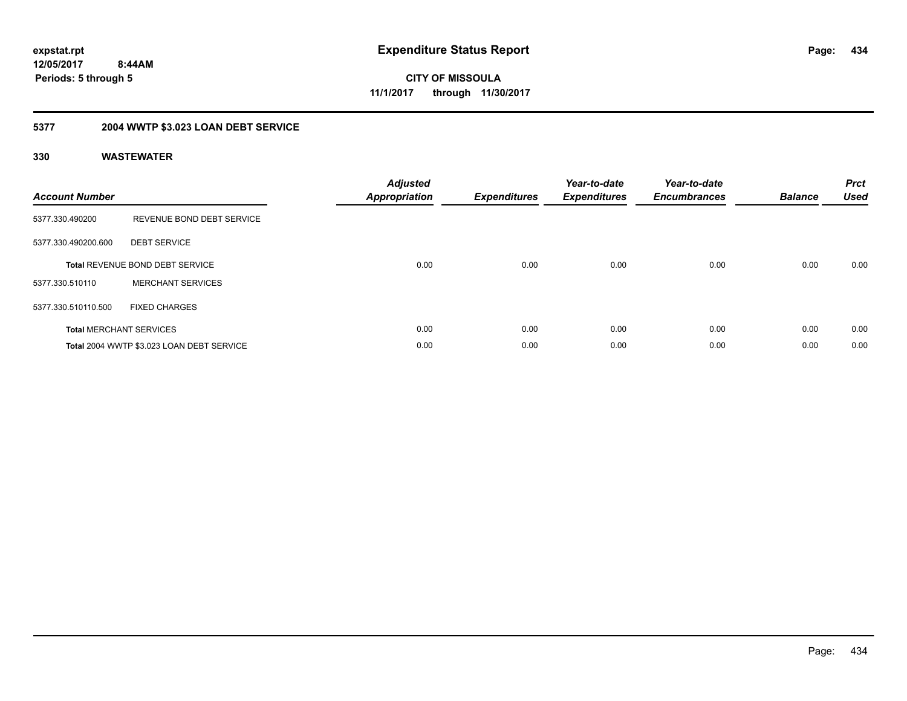**expstat.rpt**
**12/05/2017 8:44AM**
**Periods: 5 through 5**

# Expenditure Status Report

**CITY OF MISSOULA**
**11/1/2017 through 11/30/2017**

## 5377 2004 WWTP $3.023 LOAN DEBT SERVICE

### 330 WASTEWATER

| Account Number | | Adjusted Appropriation | Expenditures | Year-to-date Expenditures | Year-to-date Encumbrances | Balance | Prct Used |
|---|---|---|---|---|---|---|---|
| 5377.330.490200 | REVENUE BOND DEBT SERVICE | | | | | | |
| 5377.330.490200.600 | DEBT SERVICE | | | | | | |
| **Total** REVENUE BOND DEBT SERVICE | | 0.00 | 0.00 | 0.00 | 0.00 | 0.00 | 0.00 |
| 5377.330.510110 | MERCHANT SERVICES | | | | | | |
| 5377.330.510110.500 | FIXED CHARGES | | | | | | |
| **Total** MERCHANT SERVICES | | 0.00 | 0.00 | 0.00 | 0.00 | 0.00 | 0.00 |
| **Total** 2004 WWTP $3.023 LOAN DEBT SERVICE | | 0.00 | 0.00 | 0.00 | 0.00 | 0.00 | 0.00 |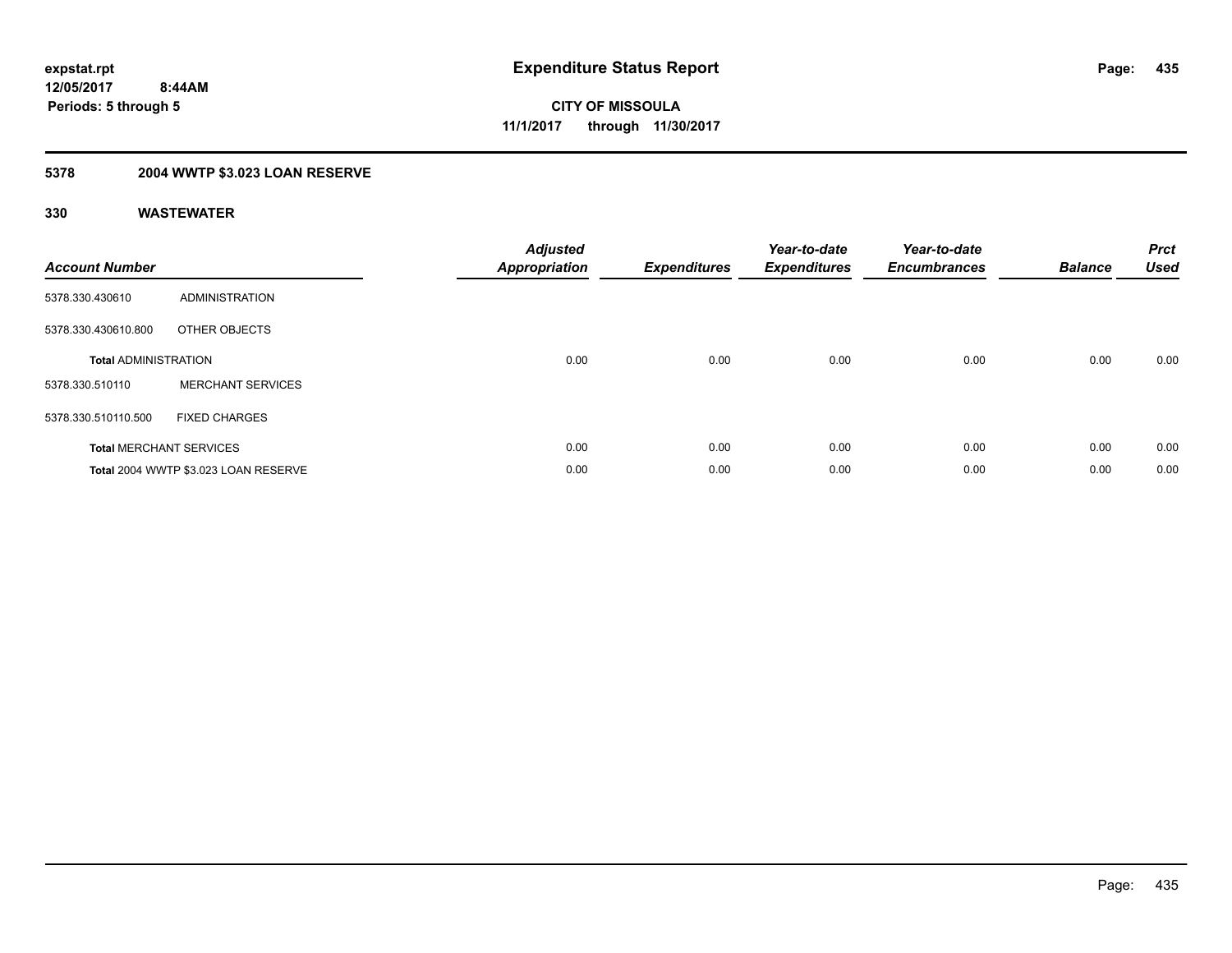expstat.rpt
12/05/2017 8:44AM
Periods: 5 through 5

# Expenditure Status Report

**CITY OF MISSOULA**
**11/1/2017 through 11/30/2017**

## 5378 2004 WWTP $3.023 LOAN RESERVE

### 330 WASTEWATER

| Account Number | | Adjusted Appropriation | Expenditures | Year-to-date Expenditures | Year-to-date Encumbrances | Balance | Prct Used |
|---|---|---|---|---|---|---|---|
| 5378.330.430610 | ADMINISTRATION | | | | | | |
| 5378.330.430610.800 | OTHER OBJECTS | | | | | | |
| **Total** ADMINISTRATION | | 0.00 | 0.00 | 0.00 | 0.00 | 0.00 | 0.00 |
| 5378.330.510110 | MERCHANT SERVICES | | | | | | |
| 5378.330.510110.500 | FIXED CHARGES | | | | | | |
| **Total** MERCHANT SERVICES | | 0.00 | 0.00 | 0.00 | 0.00 | 0.00 | 0.00 |
| **Total** 2004 WWTP $3.023 LOAN RESERVE | | 0.00 | 0.00 | 0.00 | 0.00 | 0.00 | 0.00 |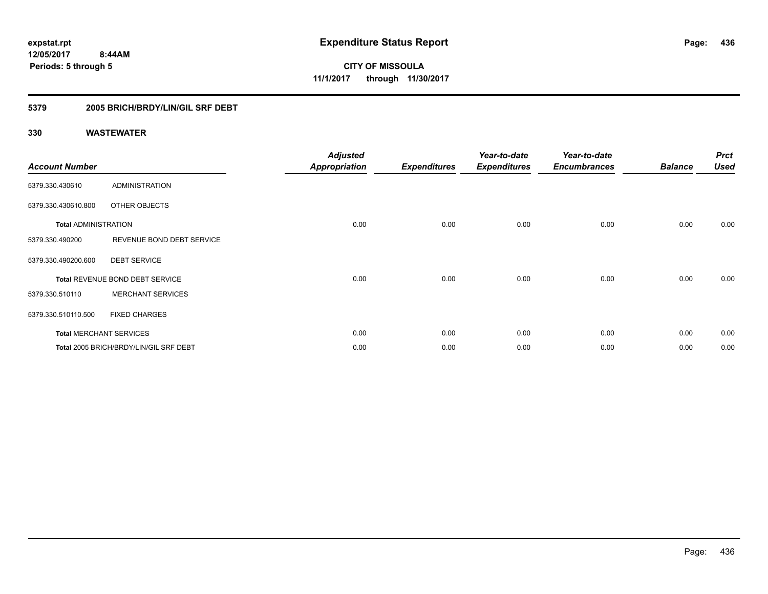# Expenditure Status Report

expstat.rpt
12/05/2017 8:44AM
Periods: 5 through 5

**CITY OF MISSOULA**
**11/1/2017 through 11/30/2017**

## 5379 2005 BRICH/BRDY/LIN/GIL SRF DEBT

### 330 WASTEWATER

| Account Number | | Adjusted Appropriation | Expenditures | Year-to-date Expenditures | Year-to-date Encumbrances | Balance | Prct Used |
|---|---|---|---|---|---|---|---|
| 5379.330.430610 | ADMINISTRATION | | | | | | |
| 5379.330.430610.800 | OTHER OBJECTS | | | | | | |
| **Total** ADMINISTRATION | | 0.00 | 0.00 | 0.00 | 0.00 | 0.00 | 0.00 |
| 5379.330.490200 | REVENUE BOND DEBT SERVICE | | | | | | |
| 5379.330.490200.600 | DEBT SERVICE | | | | | | |
| **Total** REVENUE BOND DEBT SERVICE | | 0.00 | 0.00 | 0.00 | 0.00 | 0.00 | 0.00 |
| 5379.330.510110 | MERCHANT SERVICES | | | | | | |
| 5379.330.510110.500 | FIXED CHARGES | | | | | | |
| **Total** MERCHANT SERVICES | | 0.00 | 0.00 | 0.00 | 0.00 | 0.00 | 0.00 |
| **Total** 2005 BRICH/BRDY/LIN/GIL SRF DEBT | | 0.00 | 0.00 | 0.00 | 0.00 | 0.00 | 0.00 |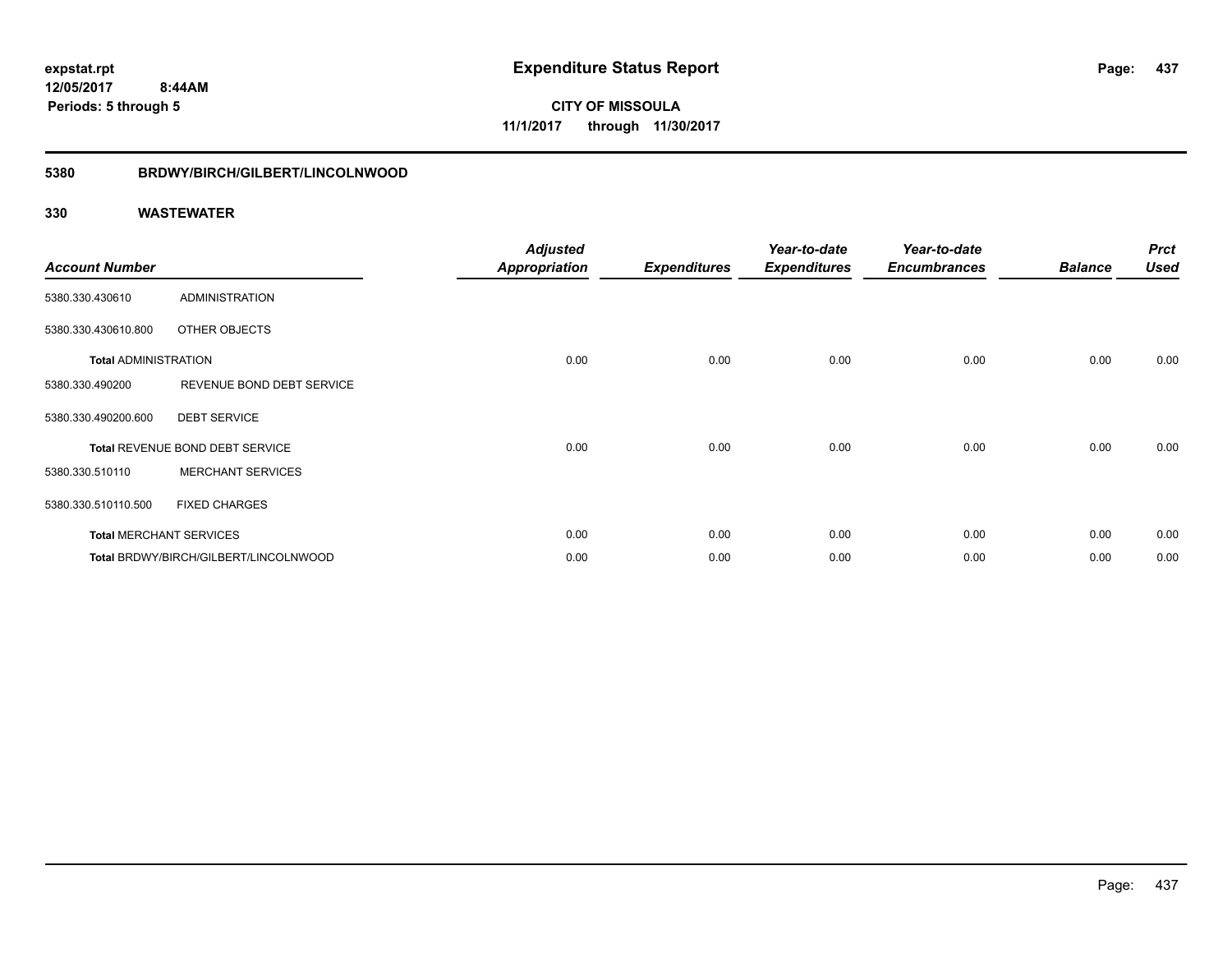**expstat.rpt**
**12/05/2017 8:44AM**
**Periods: 5 through 5**

# Expenditure Status Report

**CITY OF MISSOULA**
**11/1/2017 through 11/30/2017**

## 5380 BRDWY/BIRCH/GILBERT/LINCOLNWOOD

### 330 WASTEWATER

| Account Number | | Adjusted Appropriation | Expenditures | Year-to-date Expenditures | Year-to-date Encumbrances | Balance | Prct Used |
|---|---|---|---|---|---|---|---|
| 5380.330.430610 | ADMINISTRATION | | | | | | |
| 5380.330.430610.800 | OTHER OBJECTS | | | | | | |
| **Total ADMINISTRATION** | | 0.00 | 0.00 | 0.00 | 0.00 | 0.00 | 0.00 |
| 5380.330.490200 | REVENUE BOND DEBT SERVICE | | | | | | |
| 5380.330.490200.600 | DEBT SERVICE | | | | | | |
| **Total REVENUE BOND DEBT SERVICE** | | 0.00 | 0.00 | 0.00 | 0.00 | 0.00 | 0.00 |
| 5380.330.510110 | MERCHANT SERVICES | | | | | | |
| 5380.330.510110.500 | FIXED CHARGES | | | | | | |
| **Total MERCHANT SERVICES** | | 0.00 | 0.00 | 0.00 | 0.00 | 0.00 | 0.00 |
| **Total BRDWY/BIRCH/GILBERT/LINCOLNWOOD** | | 0.00 | 0.00 | 0.00 | 0.00 | 0.00 | 0.00 |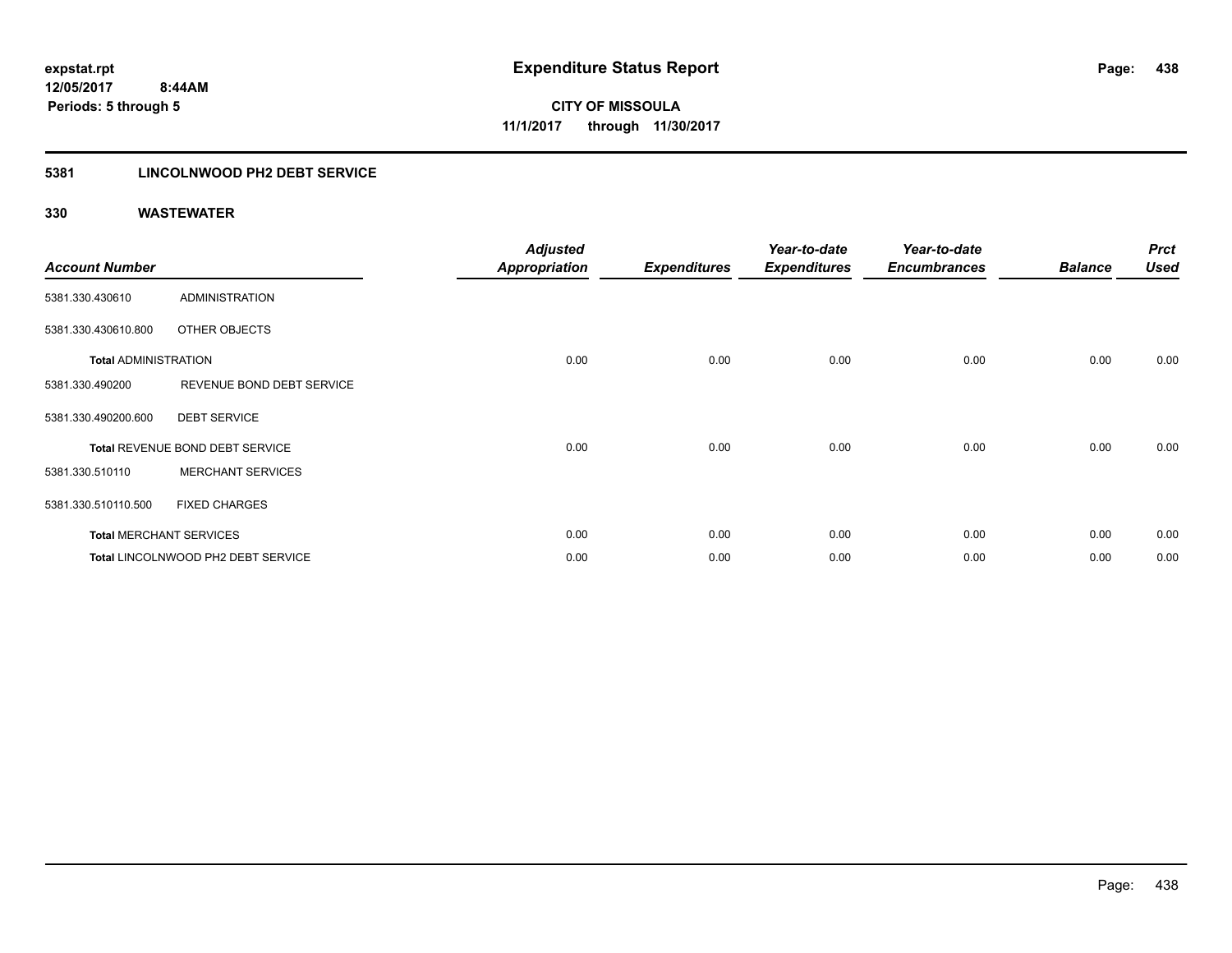# Expenditure Status Report

**CITY OF MISSOULA**

**11/1/2017 through 11/30/2017**

expstat.rpt
12/05/2017 8:44AM
Periods: 5 through 5

## 5381 LINCOLNWOOD PH2 DEBT SERVICE

### 330 WASTEWATER

| Account Number | | Adjusted Appropriation | Expenditures | Year-to-date Expenditures | Year-to-date Encumbrances | Balance | Prct Used |
|---|---|---|---|---|---|---|---|
| 5381.330.430610 | ADMINISTRATION | | | | | | |
| 5381.330.430610.800 | OTHER OBJECTS | | | | | | |
| Total ADMINISTRATION | | 0.00 | 0.00 | 0.00 | 0.00 | 0.00 | 0.00 |
| 5381.330.490200 | REVENUE BOND DEBT SERVICE | | | | | | |
| 5381.330.490200.600 | DEBT SERVICE | | | | | | |
| Total REVENUE BOND DEBT SERVICE | | 0.00 | 0.00 | 0.00 | 0.00 | 0.00 | 0.00 |
| 5381.330.510110 | MERCHANT SERVICES | | | | | | |
| 5381.330.510110.500 | FIXED CHARGES | | | | | | |
| Total MERCHANT SERVICES | | 0.00 | 0.00 | 0.00 | 0.00 | 0.00 | 0.00 |
| Total LINCOLNWOOD PH2 DEBT SERVICE | | 0.00 | 0.00 | 0.00 | 0.00 | 0.00 | 0.00 |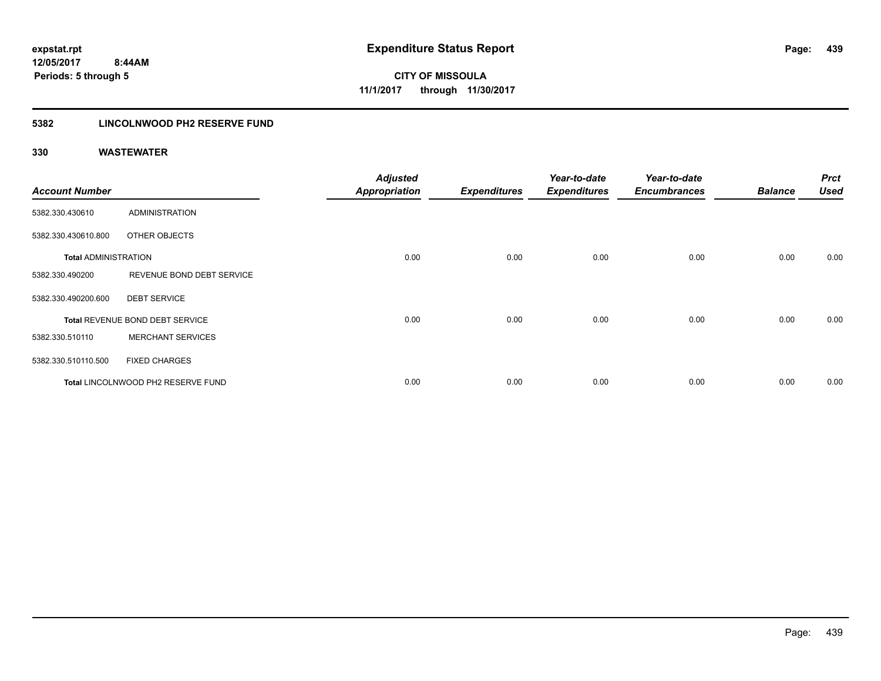**expstat.rpt**
**12/05/2017 8:44AM**
**Periods: 5 through 5**

# Expenditure Status Report

**CITY OF MISSOULA**
**11/1/2017 through 11/30/2017**

## 5382 LINCOLNWOOD PH2 RESERVE FUND

### 330 WASTEWATER

| Account Number | | Adjusted Appropriation | Expenditures | Year-to-date Expenditures | Year-to-date Encumbrances | Balance | Prct Used |
|---|---|---|---|---|---|---|---|
| 5382.330.430610 | ADMINISTRATION | | | | | | |
| 5382.330.430610.800 | OTHER OBJECTS | | | | | | |
| **Total** ADMINISTRATION | | 0.00 | 0.00 | 0.00 | 0.00 | 0.00 | 0.00 |
| 5382.330.490200 | REVENUE BOND DEBT SERVICE | | | | | | |
| 5382.330.490200.600 | DEBT SERVICE | | | | | | |
| **Total** REVENUE BOND DEBT SERVICE | | 0.00 | 0.00 | 0.00 | 0.00 | 0.00 | 0.00 |
| 5382.330.510110 | MERCHANT SERVICES | | | | | | |
| 5382.330.510110.500 | FIXED CHARGES | | | | | | |
| **Total** LINCOLNWOOD PH2 RESERVE FUND | | 0.00 | 0.00 | 0.00 | 0.00 | 0.00 | 0.00 |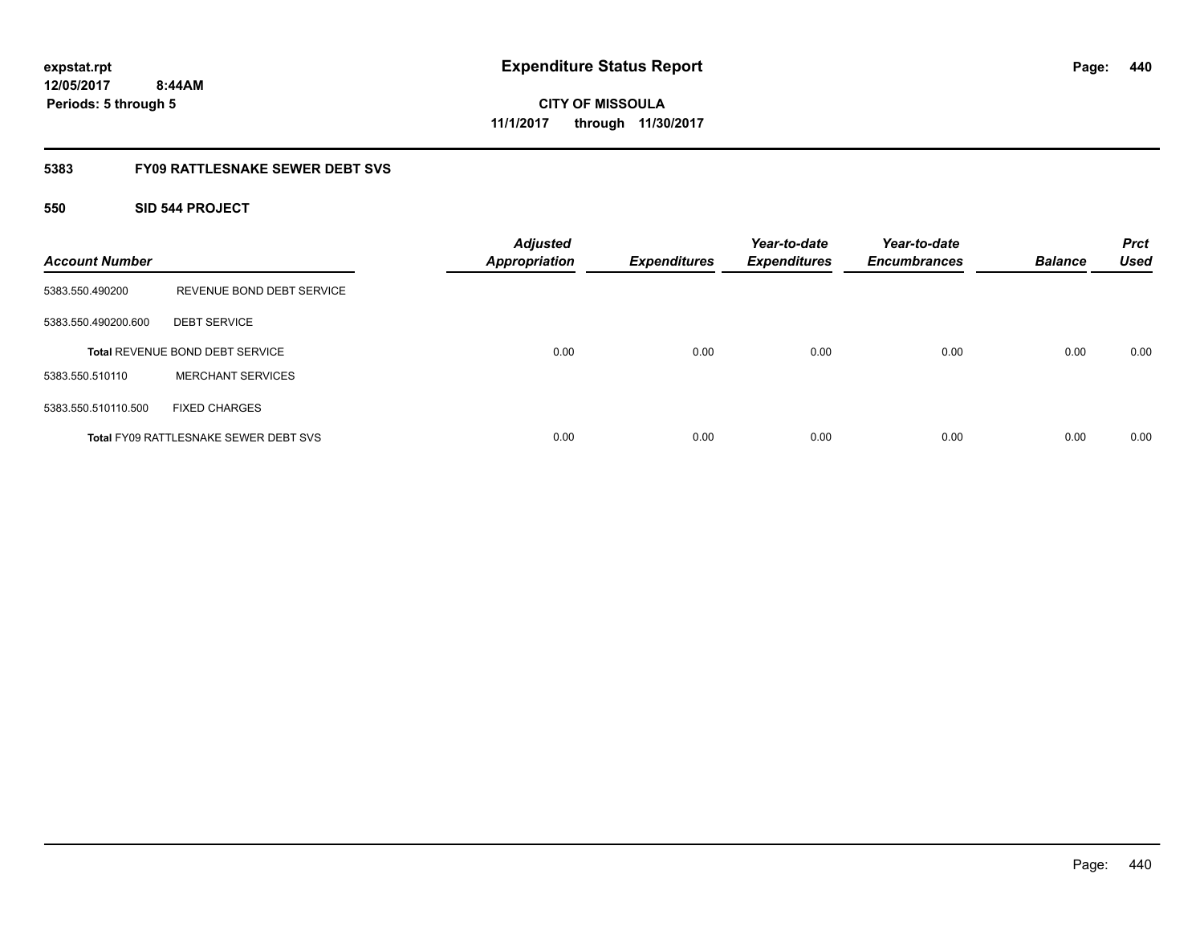expstat.rpt
12/05/2017 8:44AM
Periods: 5 through 5

# Expenditure Status Report

CITY OF MISSOULA
11/1/2017 through 11/30/2017

## 5383 FY09 RATTLESNAKE SEWER DEBT SVS

### 550 SID 544 PROJECT

| Account Number | | Adjusted Appropriation | Expenditures | Year-to-date Expenditures | Year-to-date Encumbrances | Balance | Prct Used |
|---|---|---|---|---|---|---|---|
| 5383.550.490200 | REVENUE BOND DEBT SERVICE | | | | | | |
| 5383.550.490200.600 | DEBT SERVICE | | | | | | |
| Total REVENUE BOND DEBT SERVICE | | 0.00 | 0.00 | 0.00 | 0.00 | 0.00 | 0.00 |
| 5383.550.510110 | MERCHANT SERVICES | | | | | | |
| 5383.550.510110.500 | FIXED CHARGES | | | | | | |
| Total FY09 RATTLESNAKE SEWER DEBT SVS | | 0.00 | 0.00 | 0.00 | 0.00 | 0.00 | 0.00 |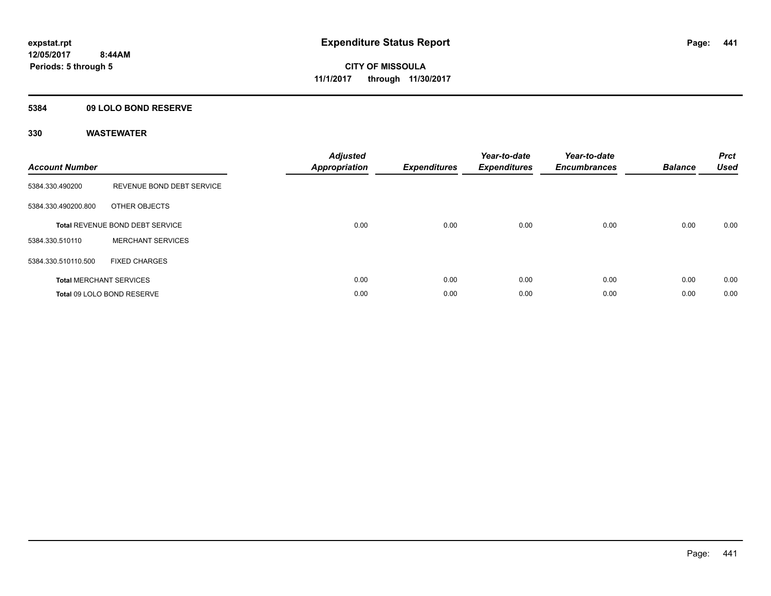# Expenditure Status Report

expstat.rpt
12/05/2017 8:44AM
Periods: 5 through 5

**CITY OF MISSOULA**
**11/1/2017 through 11/30/2017**

## 5384 09 LOLO BOND RESERVE

### 330 WASTEWATER

| Account Number | | Adjusted Appropriation | Expenditures | Year-to-date Expenditures | Year-to-date Encumbrances | Balance | Prct Used |
|---|---|---|---|---|---|---|---|
| 5384.330.490200 | REVENUE BOND DEBT SERVICE | | | | | | |
| 5384.330.490200.800 | OTHER OBJECTS | | | | | | |
| **Total** REVENUE BOND DEBT SERVICE | | 0.00 | 0.00 | 0.00 | 0.00 | 0.00 | 0.00 |
| 5384.330.510110 | MERCHANT SERVICES | | | | | | |
| 5384.330.510110.500 | FIXED CHARGES | | | | | | |
| **Total** MERCHANT SERVICES | | 0.00 | 0.00 | 0.00 | 0.00 | 0.00 | 0.00 |
| **Total** 09 LOLO BOND RESERVE | | 0.00 | 0.00 | 0.00 | 0.00 | 0.00 | 0.00 |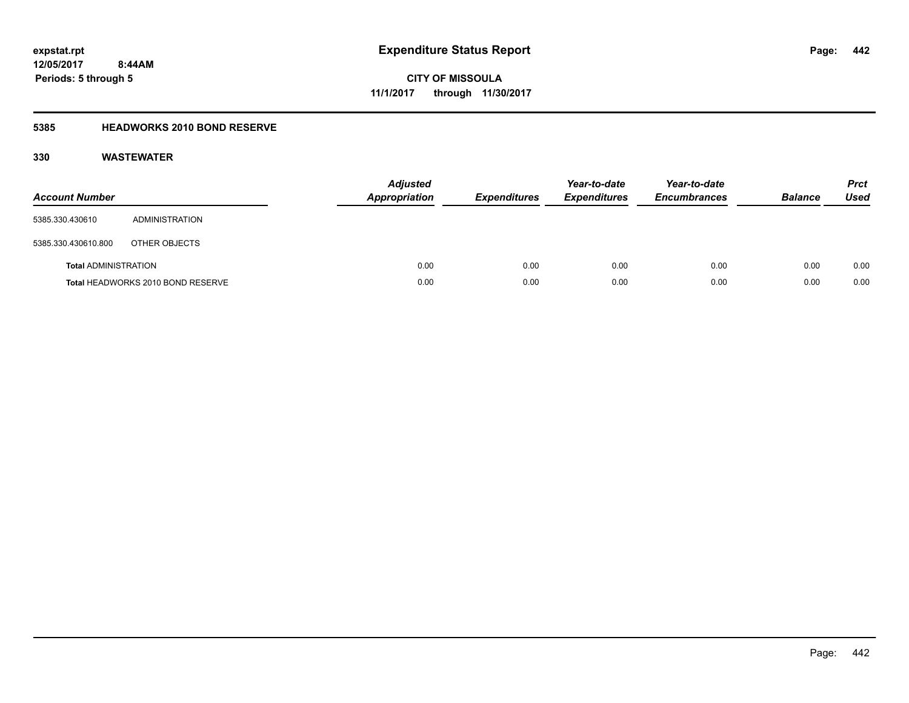**expstat.rpt**
**12/05/2017 8:44AM**
**Periods: 5 through 5**

# Expenditure Status Report

**CITY OF MISSOULA**
**11/1/2017 through 11/30/2017**

## 5385 HEADWORKS 2010 BOND RESERVE

### 330 WASTEWATER

| Account Number | | Adjusted Appropriation | Expenditures | Year-to-date Expenditures | Year-to-date Encumbrances | Balance | Prct Used |
|---|---|---|---|---|---|---|---|
| 5385.330.430610 | ADMINISTRATION | | | | | | |
| 5385.330.430610.800 | OTHER OBJECTS | | | | | | |
| **Total** ADMINISTRATION | | 0.00 | 0.00 | 0.00 | 0.00 | 0.00 | 0.00 |
| **Total** HEADWORKS 2010 BOND RESERVE | | 0.00 | 0.00 | 0.00 | 0.00 | 0.00 | 0.00 |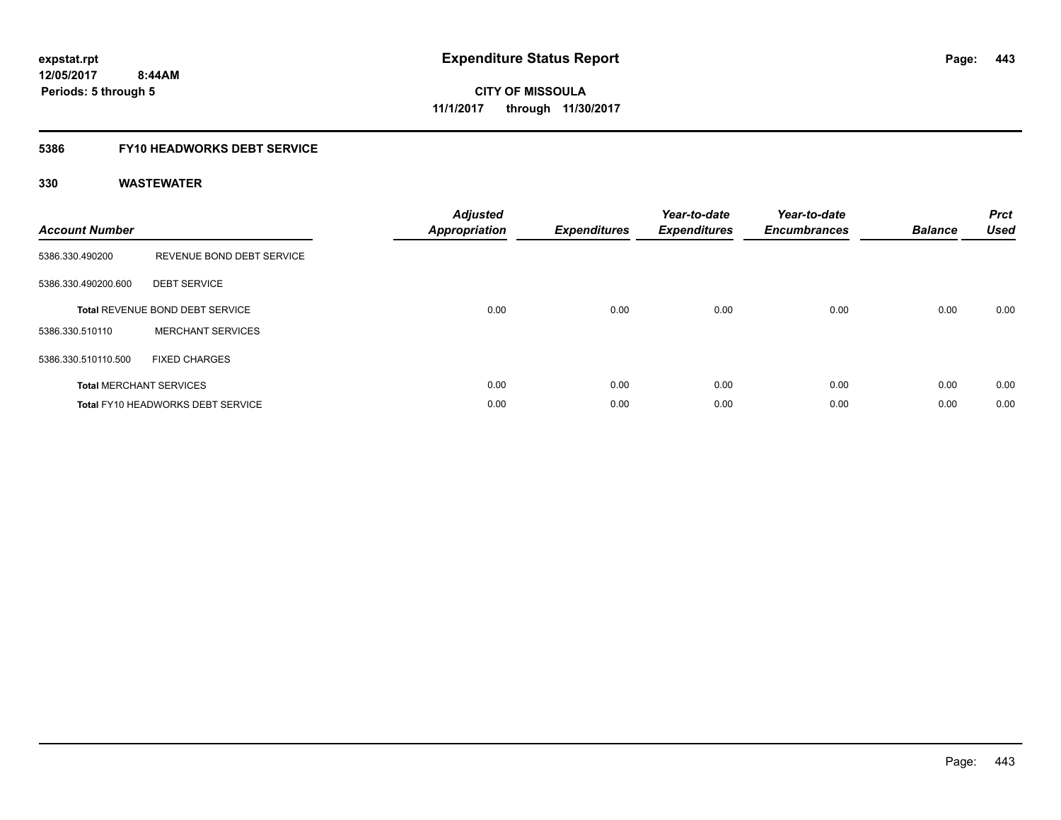**expstat.rpt**
**12/05/2017 8:44AM**
**Periods: 5 through 5**

# Expenditure Status Report

**CITY OF MISSOULA**
**11/1/2017 through 11/30/2017**

## 5386 FY10 HEADWORKS DEBT SERVICE

### 330 WASTEWATER

| Account Number | | Adjusted Appropriation | Expenditures | Year-to-date Expenditures | Year-to-date Encumbrances | Balance | Prct Used |
|---|---|---|---|---|---|---|---|
| 5386.330.490200 | REVENUE BOND DEBT SERVICE | | | | | | |
| 5386.330.490200.600 | DEBT SERVICE | | | | | | |
| **Total** REVENUE BOND DEBT SERVICE | | 0.00 | 0.00 | 0.00 | 0.00 | 0.00 | 0.00 |
| 5386.330.510110 | MERCHANT SERVICES | | | | | | |
| 5386.330.510110.500 | FIXED CHARGES | | | | | | |
| **Total** MERCHANT SERVICES | | 0.00 | 0.00 | 0.00 | 0.00 | 0.00 | 0.00 |
| **Total** FY10 HEADWORKS DEBT SERVICE | | 0.00 | 0.00 | 0.00 | 0.00 | 0.00 | 0.00 |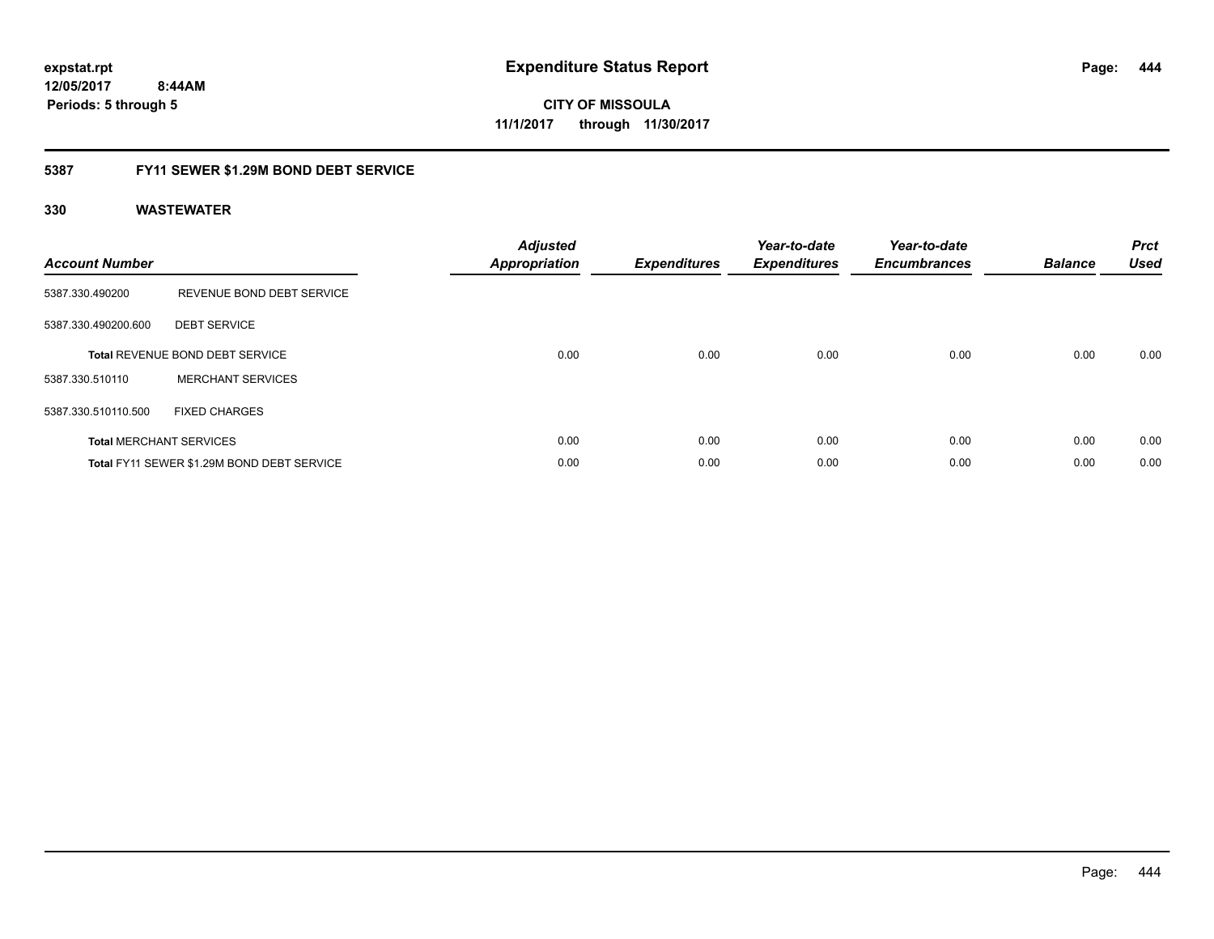**expstat.rpt**
**12/05/2017 8:44AM**
**Periods: 5 through 5**

# Expenditure Status Report

**CITY OF MISSOULA**
**11/1/2017 through 11/30/2017**

## 5387 FY11 SEWER $1.29M BOND DEBT SERVICE

### 330 WASTEWATER

| Account Number | | Adjusted Appropriation | Expenditures | Year-to-date Expenditures | Year-to-date Encumbrances | Balance | Prct Used |
|---|---|---|---|---|---|---|---|
| 5387.330.490200 | REVENUE BOND DEBT SERVICE | | | | | | |
| 5387.330.490200.600 | DEBT SERVICE | | | | | | |
| **Total** REVENUE BOND DEBT SERVICE | | 0.00 | 0.00 | 0.00 | 0.00 | 0.00 | 0.00 |
| 5387.330.510110 | MERCHANT SERVICES | | | | | | |
| 5387.330.510110.500 | FIXED CHARGES | | | | | | |
| **Total** MERCHANT SERVICES | | 0.00 | 0.00 | 0.00 | 0.00 | 0.00 | 0.00 |
| **Total** FY11 SEWER $1.29M BOND DEBT SERVICE | | 0.00 | 0.00 | 0.00 | 0.00 | 0.00 | 0.00 |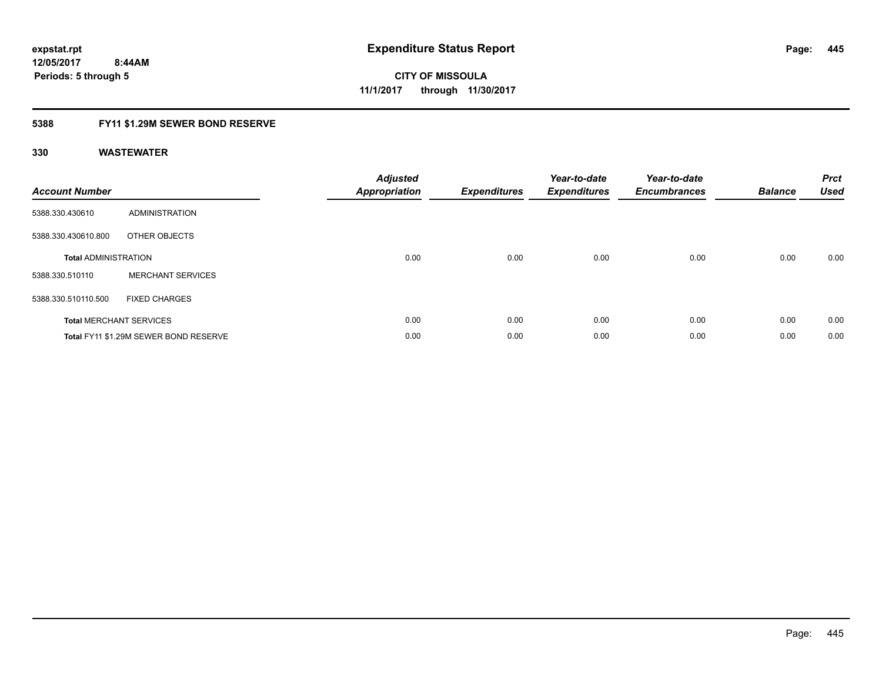# Expenditure Status Report

expstat.rpt
12/05/2017 8:44AM
Periods: 5 through 5

**CITY OF MISSOULA**
**11/1/2017 through 11/30/2017**

## 5388 FY11 $1.29M SEWER BOND RESERVE

### 330 WASTEWATER

| Account Number | | Adjusted Appropriation | Expenditures | Year-to-date Expenditures | Year-to-date Encumbrances | Balance | Prct Used |
|---|---|---|---|---|---|---|---|
| 5388.330.430610 | ADMINISTRATION | | | | | | |
| 5388.330.430610.800 | OTHER OBJECTS | | | | | | |
| **Total** ADMINISTRATION | | 0.00 | 0.00 | 0.00 | 0.00 | 0.00 | 0.00 |
| 5388.330.510110 | MERCHANT SERVICES | | | | | | |
| 5388.330.510110.500 | FIXED CHARGES | | | | | | |
| **Total** MERCHANT SERVICES | | 0.00 | 0.00 | 0.00 | 0.00 | 0.00 | 0.00 |
| **Total** FY11 $1.29M SEWER BOND RESERVE | | 0.00 | 0.00 | 0.00 | 0.00 | 0.00 | 0.00 |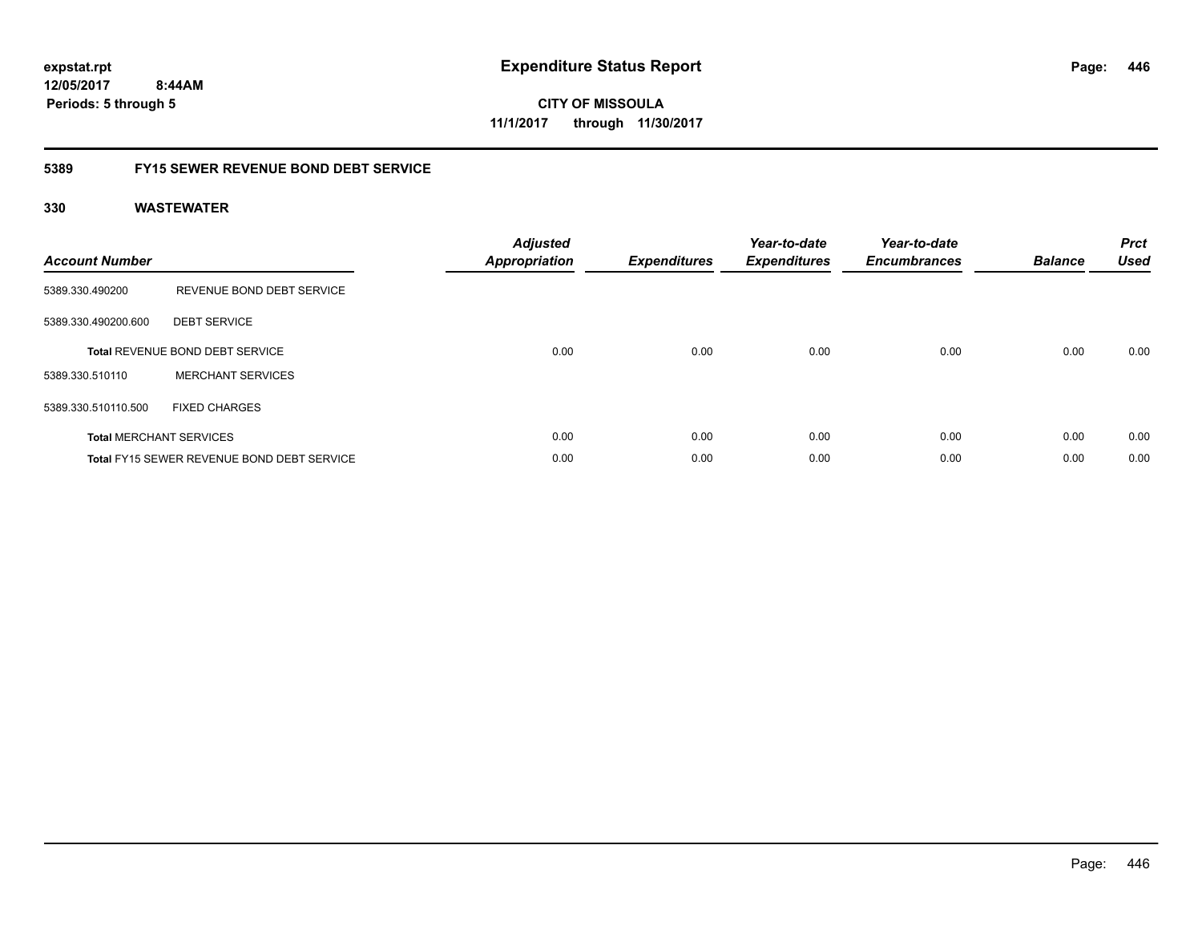**expstat.rpt**
**12/05/2017 8:44AM**
**Periods: 5 through 5**

# Expenditure Status Report

**CITY OF MISSOULA**
**11/1/2017 through 11/30/2017**

## 5389 FY15 SEWER REVENUE BOND DEBT SERVICE

### 330 WASTEWATER

| Account Number | | Adjusted Appropriation | Expenditures | Year-to-date Expenditures | Year-to-date Encumbrances | Balance | Prct Used |
|---|---|---|---|---|---|---|---|
| 5389.330.490200 | REVENUE BOND DEBT SERVICE | | | | | | |
| 5389.330.490200.600 | DEBT SERVICE | | | | | | |
| **Total** REVENUE BOND DEBT SERVICE | | 0.00 | 0.00 | 0.00 | 0.00 | 0.00 | 0.00 |
| 5389.330.510110 | MERCHANT SERVICES | | | | | | |
| 5389.330.510110.500 | FIXED CHARGES | | | | | | |
| **Total** MERCHANT SERVICES | | 0.00 | 0.00 | 0.00 | 0.00 | 0.00 | 0.00 |
| **Total** FY15 SEWER REVENUE BOND DEBT SERVICE | | 0.00 | 0.00 | 0.00 | 0.00 | 0.00 | 0.00 |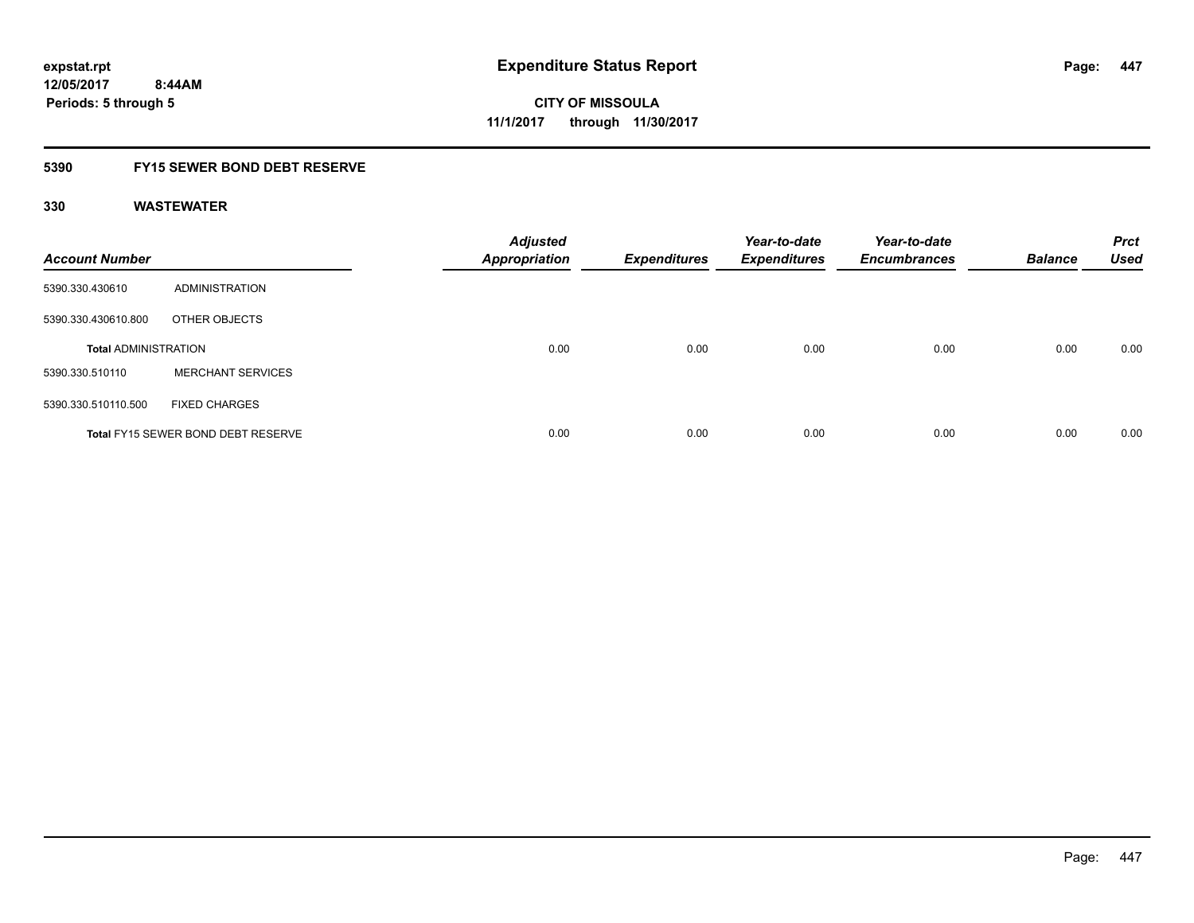expstat.rpt
12/05/2017 8:44AM
Periods: 5 through 5

# Expenditure Status Report

**CITY OF MISSOULA**
**11/1/2017 through 11/30/2017**

## 5390 FY15 SEWER BOND DEBT RESERVE

### 330 WASTEWATER

| Account Number | | Adjusted Appropriation | Expenditures | Year-to-date Expenditures | Year-to-date Encumbrances | Balance | Prct Used |
|---|---|---|---|---|---|---|---|
| 5390.330.430610 | ADMINISTRATION | | | | | | |
| 5390.330.430610.800 | OTHER OBJECTS | | | | | | |
| **Total** ADMINISTRATION | | 0.00 | 0.00 | 0.00 | 0.00 | 0.00 | 0.00 |
| 5390.330.510110 | MERCHANT SERVICES | | | | | | |
| 5390.330.510110.500 | FIXED CHARGES | | | | | | |
| **Total** FY15 SEWER BOND DEBT RESERVE | | 0.00 | 0.00 | 0.00 | 0.00 | 0.00 | 0.00 |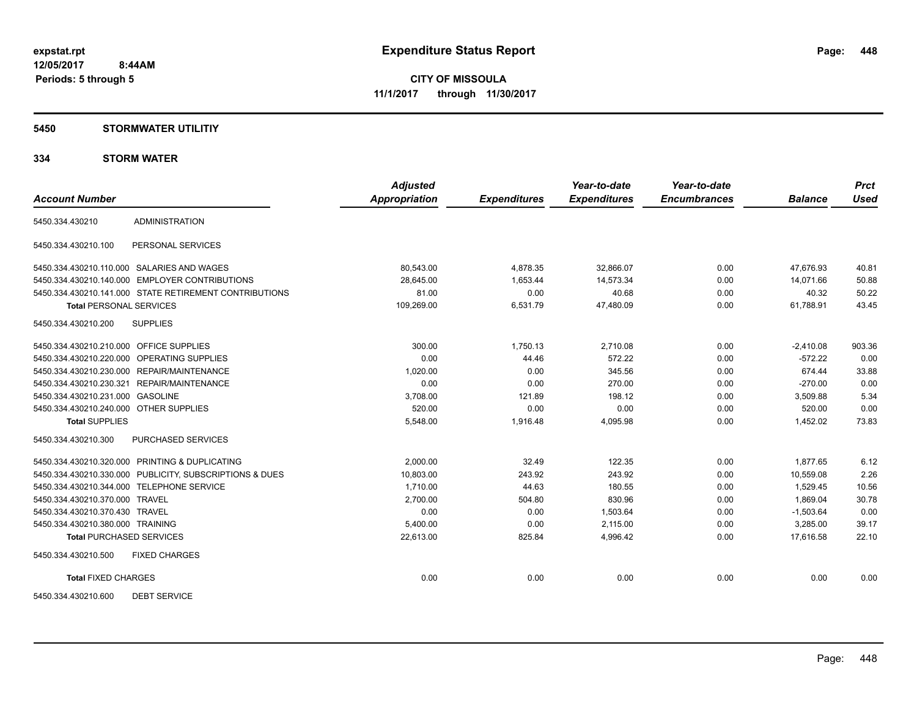**expstat.rpt**
**12/05/2017 8:44AM**
**Periods: 5 through 5**

# Expenditure Status Report

**CITY OF MISSOULA**
**11/1/2017 through 11/30/2017**

## 5450 STORMWATER UTILITIY

## 334 STORM WATER

| Account Number | | Adjusted Appropriation | Expenditures | Year-to-date Expenditures | Year-to-date Encumbrances | Balance | Prct Used |
|---|---|---|---|---|---|---|---|
| 5450.334.430210 | ADMINISTRATION | | | | | | |
| 5450.334.430210.100 | PERSONAL SERVICES | | | | | | |
| 5450.334.430210.110.000 | SALARIES AND WAGES | 80,543.00 | 4,878.35 | 32,866.07 | 0.00 | 47,676.93 | 40.81 |
| 5450.334.430210.140.000 | EMPLOYER CONTRIBUTIONS | 28,645.00 | 1,653.44 | 14,573.34 | 0.00 | 14,071.66 | 50.88 |
| 5450.334.430210.141.000 | STATE RETIREMENT CONTRIBUTIONS | 81.00 | 0.00 | 40.68 | 0.00 | 40.32 | 50.22 |
| **Total** PERSONAL SERVICES | | 109,269.00 | 6,531.79 | 47,480.09 | 0.00 | 61,788.91 | 43.45 |
| 5450.334.430210.200 | SUPPLIES | | | | | | |
| 5450.334.430210.210.000 | OFFICE SUPPLIES | 300.00 | 1,750.13 | 2,710.08 | 0.00 | -2,410.08 | 903.36 |
| 5450.334.430210.220.000 | OPERATING SUPPLIES | 0.00 | 44.46 | 572.22 | 0.00 | -572.22 | 0.00 |
| 5450.334.430210.230.000 | REPAIR/MAINTENANCE | 1,020.00 | 0.00 | 345.56 | 0.00 | 674.44 | 33.88 |
| 5450.334.430210.230.321 | REPAIR/MAINTENANCE | 0.00 | 0.00 | 270.00 | 0.00 | -270.00 | 0.00 |
| 5450.334.430210.231.000 | GASOLINE | 3,708.00 | 121.89 | 198.12 | 0.00 | 3,509.88 | 5.34 |
| 5450.334.430210.240.000 | OTHER SUPPLIES | 520.00 | 0.00 | 0.00 | 0.00 | 520.00 | 0.00 |
| **Total** SUPPLIES | | 5,548.00 | 1,916.48 | 4,095.98 | 0.00 | 1,452.02 | 73.83 |
| 5450.334.430210.300 | PURCHASED SERVICES | | | | | | |
| 5450.334.430210.320.000 | PRINTING & DUPLICATING | 2,000.00 | 32.49 | 122.35 | 0.00 | 1,877.65 | 6.12 |
| 5450.334.430210.330.000 | PUBLICITY, SUBSCRIPTIONS & DUES | 10,803.00 | 243.92 | 243.92 | 0.00 | 10,559.08 | 2.26 |
| 5450.334.430210.344.000 | TELEPHONE SERVICE | 1,710.00 | 44.63 | 180.55 | 0.00 | 1,529.45 | 10.56 |
| 5450.334.430210.370.000 | TRAVEL | 2,700.00 | 504.80 | 830.96 | 0.00 | 1,869.04 | 30.78 |
| 5450.334.430210.370.430 | TRAVEL | 0.00 | 0.00 | 1,503.64 | 0.00 | -1,503.64 | 0.00 |
| 5450.334.430210.380.000 | TRAINING | 5,400.00 | 0.00 | 2,115.00 | 0.00 | 3,285.00 | 39.17 |
| **Total** PURCHASED SERVICES | | 22,613.00 | 825.84 | 4,996.42 | 0.00 | 17,616.58 | 22.10 |
| 5450.334.430210.500 | FIXED CHARGES | | | | | | |
| **Total** FIXED CHARGES | | 0.00 | 0.00 | 0.00 | 0.00 | 0.00 | 0.00 |
| 5450.334.430210.600 | DEBT SERVICE | | | | | | |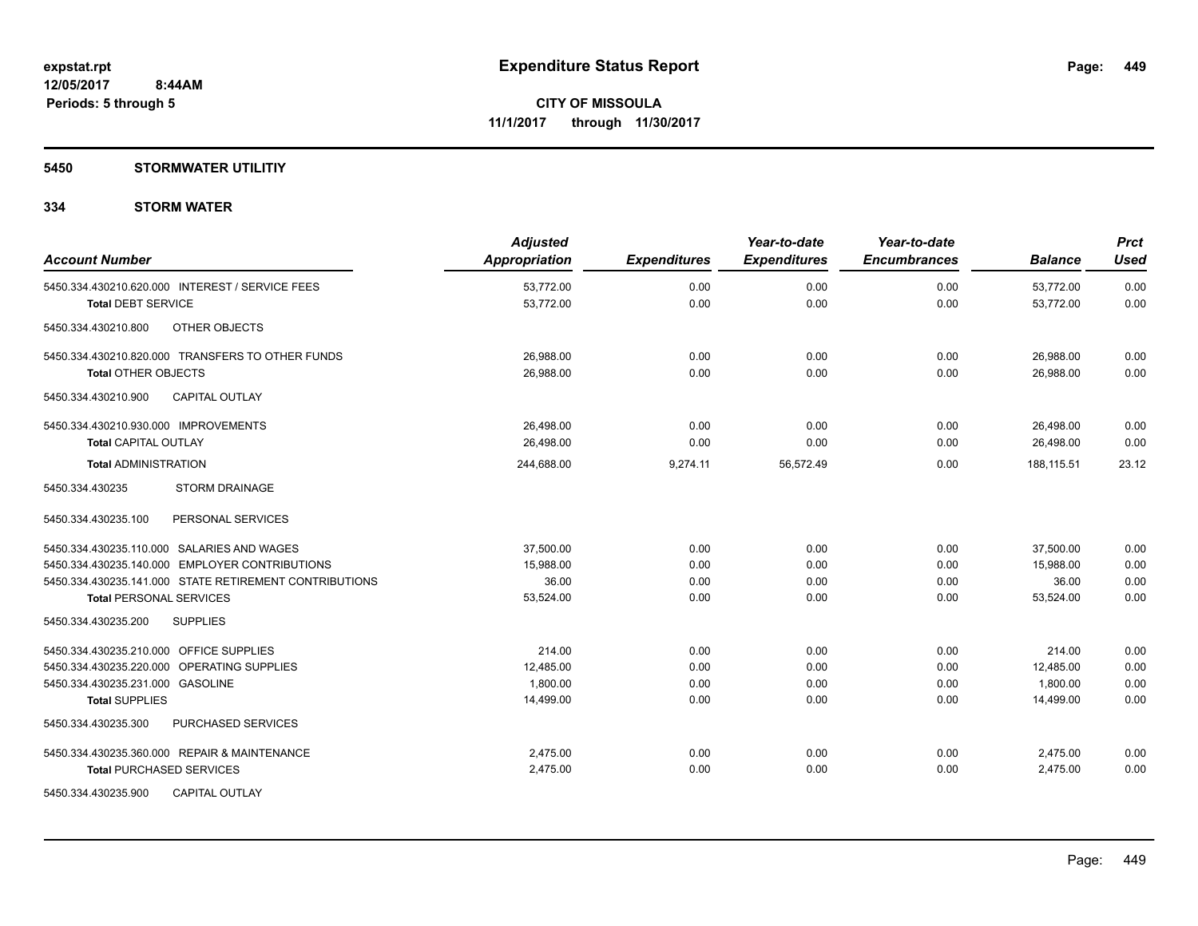**expstat.rpt**
**12/05/2017 8:44AM**
**Periods: 5 through 5**

# Expenditure Status Report

**CITY OF MISSOULA**
**11/1/2017 through 11/30/2017**

## 5450 STORMWATER UTILITIY

### 334 STORM WATER

| Account Number | Adjusted Appropriation | Expenditures | Year-to-date Expenditures | Year-to-date Encumbrances | Balance | Prct Used |
|---|---|---|---|---|---|---|
| 5450.334.430210.620.000 INTEREST / SERVICE FEES | 53,772.00 | 0.00 | 0.00 | 0.00 | 53,772.00 | 0.00 |
| **Total** DEBT SERVICE | 53,772.00 | 0.00 | 0.00 | 0.00 | 53,772.00 | 0.00 |
| 5450.334.430210.800 OTHER OBJECTS | | | | | | |
| 5450.334.430210.820.000 TRANSFERS TO OTHER FUNDS | 26,988.00 | 0.00 | 0.00 | 0.00 | 26,988.00 | 0.00 |
| **Total** OTHER OBJECTS | 26,988.00 | 0.00 | 0.00 | 0.00 | 26,988.00 | 0.00 |
| 5450.334.430210.900 CAPITAL OUTLAY | | | | | | |
| 5450.334.430210.930.000 IMPROVEMENTS | 26,498.00 | 0.00 | 0.00 | 0.00 | 26,498.00 | 0.00 |
| **Total** CAPITAL OUTLAY | 26,498.00 | 0.00 | 0.00 | 0.00 | 26,498.00 | 0.00 |
| **Total** ADMINISTRATION | 244,688.00 | 9,274.11 | 56,572.49 | 0.00 | 188,115.51 | 23.12 |
| 5450.334.430235 STORM DRAINAGE | | | | | | |
| 5450.334.430235.100 PERSONAL SERVICES | | | | | | |
| 5450.334.430235.110.000 SALARIES AND WAGES | 37,500.00 | 0.00 | 0.00 | 0.00 | 37,500.00 | 0.00 |
| 5450.334.430235.140.000 EMPLOYER CONTRIBUTIONS | 15,988.00 | 0.00 | 0.00 | 0.00 | 15,988.00 | 0.00 |
| 5450.334.430235.141.000 STATE RETIREMENT CONTRIBUTIONS | 36.00 | 0.00 | 0.00 | 0.00 | 36.00 | 0.00 |
| **Total** PERSONAL SERVICES | 53,524.00 | 0.00 | 0.00 | 0.00 | 53,524.00 | 0.00 |
| 5450.334.430235.200 SUPPLIES | | | | | | |
| 5450.334.430235.210.000 OFFICE SUPPLIES | 214.00 | 0.00 | 0.00 | 0.00 | 214.00 | 0.00 |
| 5450.334.430235.220.000 OPERATING SUPPLIES | 12,485.00 | 0.00 | 0.00 | 0.00 | 12,485.00 | 0.00 |
| 5450.334.430235.231.000 GASOLINE | 1,800.00 | 0.00 | 0.00 | 0.00 | 1,800.00 | 0.00 |
| **Total** SUPPLIES | 14,499.00 | 0.00 | 0.00 | 0.00 | 14,499.00 | 0.00 |
| 5450.334.430235.300 PURCHASED SERVICES | | | | | | |
| 5450.334.430235.360.000 REPAIR & MAINTENANCE | 2,475.00 | 0.00 | 0.00 | 0.00 | 2,475.00 | 0.00 |
| **Total** PURCHASED SERVICES | 2,475.00 | 0.00 | 0.00 | 0.00 | 2,475.00 | 0.00 |
| 5450.334.430235.900 CAPITAL OUTLAY | | | | | | |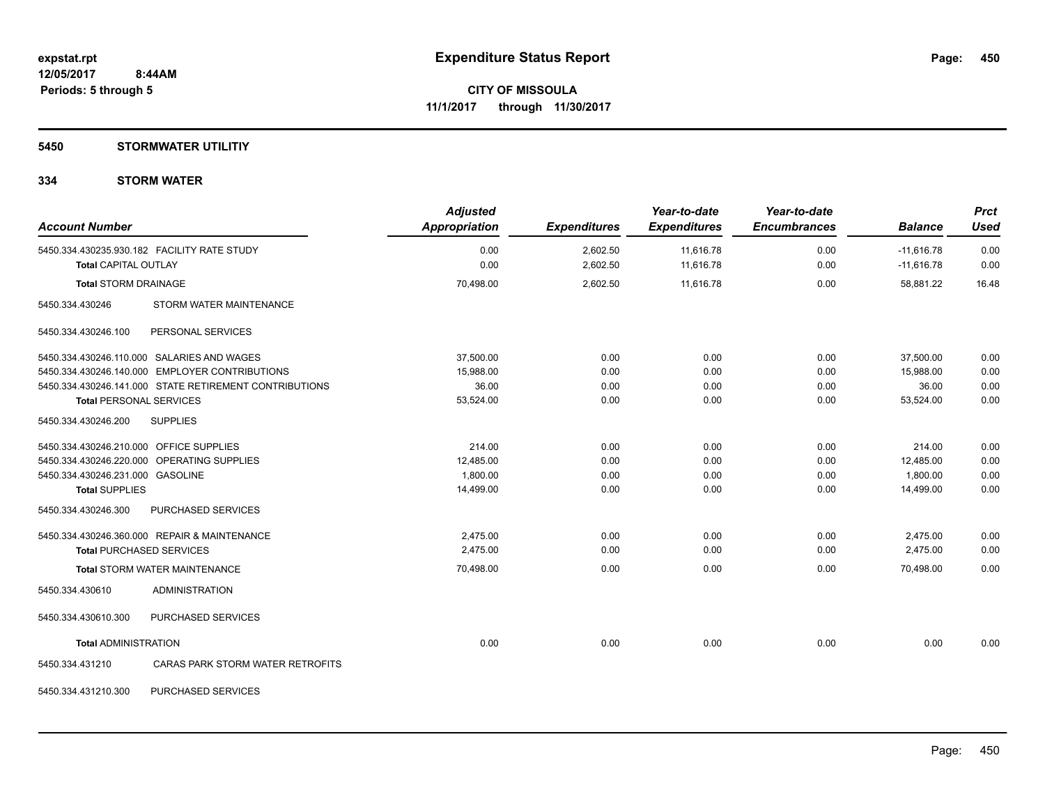# Expenditure Status Report

**CITY OF MISSOULA**
**11/1/2017 through 11/30/2017**

expstat.rpt
12/05/2017 8:44AM
Periods: 5 through 5

## 5450 STORMWATER UTILITIY

### 334 STORM WATER

| Account Number | | Adjusted Appropriation | Expenditures | Year-to-date Expenditures | Year-to-date Encumbrances | Balance | Prct Used |
|---|---|---|---|---|---|---|---|
| 5450.334.430235.930.182 | FACILITY RATE STUDY | 0.00 | 2,602.50 | 11,616.78 | 0.00 | -11,616.78 | 0.00 |
| **Total** CAPITAL OUTLAY | | 0.00 | 2,602.50 | 11,616.78 | 0.00 | -11,616.78 | 0.00 |
| **Total** STORM DRAINAGE | | 70,498.00 | 2,602.50 | 11,616.78 | 0.00 | 58,881.22 | 16.48 |
| 5450.334.430246 | STORM WATER MAINTENANCE | | | | | | |
| 5450.334.430246.100 | PERSONAL SERVICES | | | | | | |
| 5450.334.430246.110.000 | SALARIES AND WAGES | 37,500.00 | 0.00 | 0.00 | 0.00 | 37,500.00 | 0.00 |
| 5450.334.430246.140.000 | EMPLOYER CONTRIBUTIONS | 15,988.00 | 0.00 | 0.00 | 0.00 | 15,988.00 | 0.00 |
| 5450.334.430246.141.000 | STATE RETIREMENT CONTRIBUTIONS | 36.00 | 0.00 | 0.00 | 0.00 | 36.00 | 0.00 |
| **Total** PERSONAL SERVICES | | 53,524.00 | 0.00 | 0.00 | 0.00 | 53,524.00 | 0.00 |
| 5450.334.430246.200 | SUPPLIES | | | | | | |
| 5450.334.430246.210.000 | OFFICE SUPPLIES | 214.00 | 0.00 | 0.00 | 0.00 | 214.00 | 0.00 |
| 5450.334.430246.220.000 | OPERATING SUPPLIES | 12,485.00 | 0.00 | 0.00 | 0.00 | 12,485.00 | 0.00 |
| 5450.334.430246.231.000 | GASOLINE | 1,800.00 | 0.00 | 0.00 | 0.00 | 1,800.00 | 0.00 |
| **Total** SUPPLIES | | 14,499.00 | 0.00 | 0.00 | 0.00 | 14,499.00 | 0.00 |
| 5450.334.430246.300 | PURCHASED SERVICES | | | | | | |
| 5450.334.430246.360.000 | REPAIR & MAINTENANCE | 2,475.00 | 0.00 | 0.00 | 0.00 | 2,475.00 | 0.00 |
| **Total** PURCHASED SERVICES | | 2,475.00 | 0.00 | 0.00 | 0.00 | 2,475.00 | 0.00 |
| **Total** STORM WATER MAINTENANCE | | 70,498.00 | 0.00 | 0.00 | 0.00 | 70,498.00 | 0.00 |
| 5450.334.430610 | ADMINISTRATION | | | | | | |
| 5450.334.430610.300 | PURCHASED SERVICES | | | | | | |
| **Total** ADMINISTRATION | | 0.00 | 0.00 | 0.00 | 0.00 | 0.00 | 0.00 |
| 5450.334.431210 | CARAS PARK STORM WATER RETROFITS | | | | | | |
| 5450.334.431210.300 | PURCHASED SERVICES | | | | | | |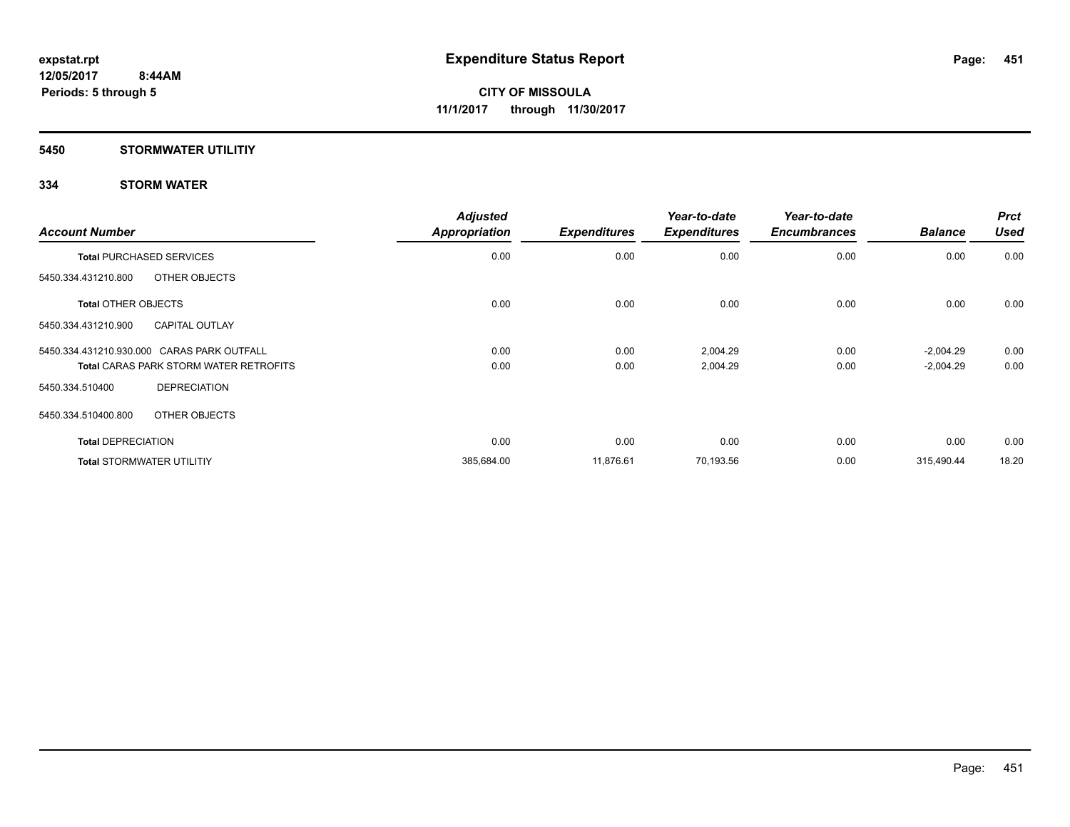**expstat.rpt**
**12/05/2017 8:44AM**
**Periods: 5 through 5**

# Expenditure Status Report

**CITY OF MISSOULA**
**11/1/2017 through 11/30/2017**

## 5450 STORMWATER UTILITIY

### 334 STORM WATER

| Account Number | | Adjusted Appropriation | Expenditures | Year-to-date Expenditures | Year-to-date Encumbrances | Balance | Prct Used |
|---|---|---|---|---|---|---|---|
| **Total** PURCHASED SERVICES | | 0.00 | 0.00 | 0.00 | 0.00 | 0.00 | 0.00 |
| 5450.334.431210.800 | OTHER OBJECTS | | | | | | |
| **Total** OTHER OBJECTS | | 0.00 | 0.00 | 0.00 | 0.00 | 0.00 | 0.00 |
| 5450.334.431210.900 | CAPITAL OUTLAY | | | | | | |
| 5450.334.431210.930.000 | CARAS PARK OUTFALL | 0.00 | 0.00 | 2,004.29 | 0.00 | -2,004.29 | 0.00 |
| **Total** CARAS PARK STORM WATER RETROFITS | | 0.00 | 0.00 | 2,004.29 | 0.00 | -2,004.29 | 0.00 |
| 5450.334.510400 | DEPRECIATION | | | | | | |
| 5450.334.510400.800 | OTHER OBJECTS | | | | | | |
| **Total** DEPRECIATION | | 0.00 | 0.00 | 0.00 | 0.00 | 0.00 | 0.00 |
| **Total** STORMWATER UTILITIY | | 385,684.00 | 11,876.61 | 70,193.56 | 0.00 | 315,490.44 | 18.20 |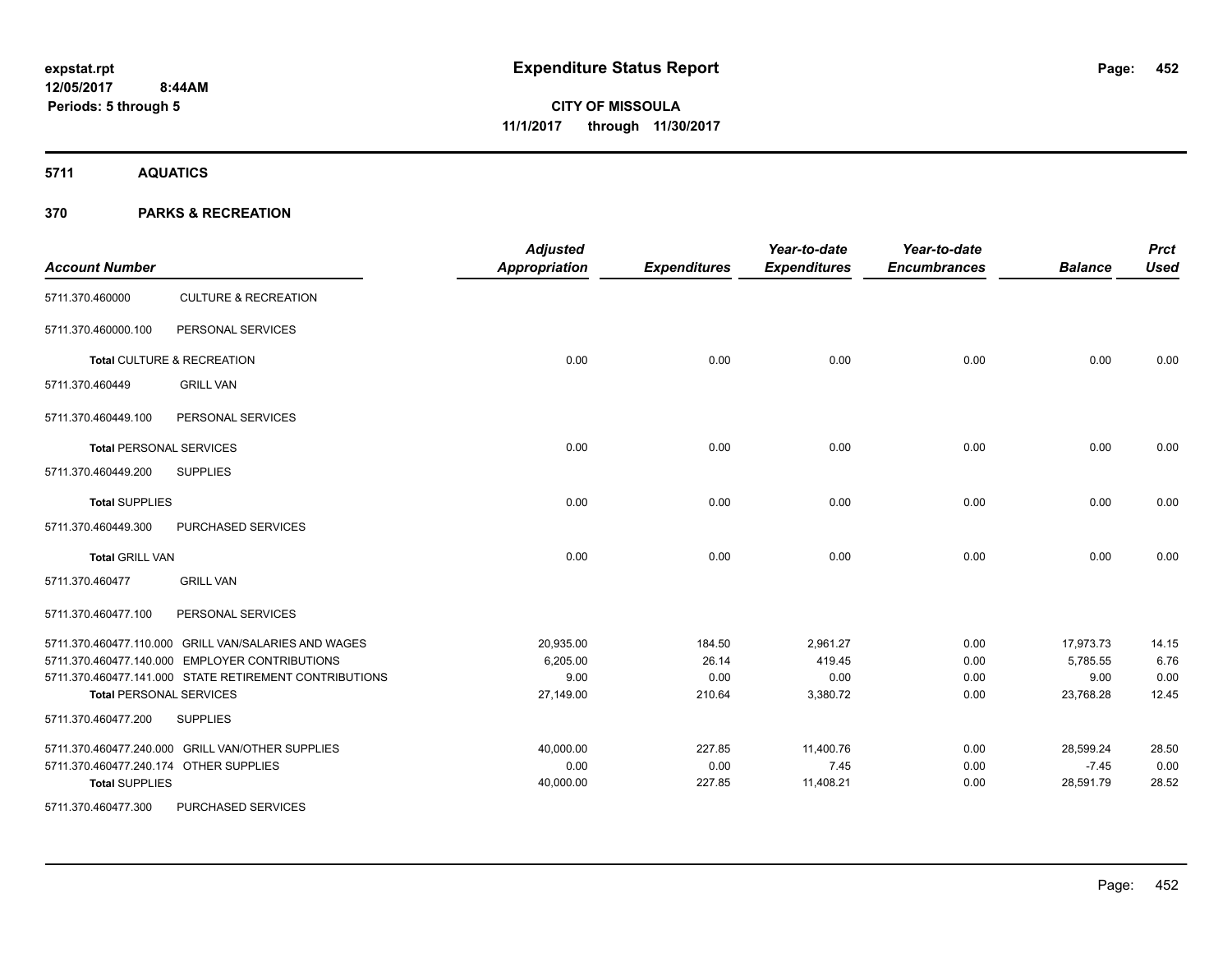# Expenditure Status Report

expstat.rpt
12/05/2017 8:44AM
Periods: 5 through 5

**CITY OF MISSOULA**
**11/1/2017 through 11/30/2017**

## 5711 AQUATICS

## 370 PARKS & RECREATION

| Account Number | | Adjusted Appropriation | Expenditures | Year-to-date Expenditures | Year-to-date Encumbrances | Balance | Prct Used |
|---|---|---|---|---|---|---|---|
| 5711.370.460000 | CULTURE & RECREATION | | | | | | |
| 5711.370.460000.100 | PERSONAL SERVICES | | | | | | |
| **Total** CULTURE & RECREATION | | 0.00 | 0.00 | 0.00 | 0.00 | 0.00 | 0.00 |
| 5711.370.460449 | GRILL VAN | | | | | | |
| 5711.370.460449.100 | PERSONAL SERVICES | | | | | | |
| **Total** PERSONAL SERVICES | | 0.00 | 0.00 | 0.00 | 0.00 | 0.00 | 0.00 |
| 5711.370.460449.200 | SUPPLIES | | | | | | |
| **Total** SUPPLIES | | 0.00 | 0.00 | 0.00 | 0.00 | 0.00 | 0.00 |
| 5711.370.460449.300 | PURCHASED SERVICES | | | | | | |
| **Total** GRILL VAN | | 0.00 | 0.00 | 0.00 | 0.00 | 0.00 | 0.00 |
| 5711.370.460477 | GRILL VAN | | | | | | |
| 5711.370.460477.100 | PERSONAL SERVICES | | | | | | |
| 5711.370.460477.110.000 | GRILL VAN/SALARIES AND WAGES | 20,935.00 | 184.50 | 2,961.27 | 0.00 | 17,973.73 | 14.15 |
| 5711.370.460477.140.000 | EMPLOYER CONTRIBUTIONS | 6,205.00 | 26.14 | 419.45 | 0.00 | 5,785.55 | 6.76 |
| 5711.370.460477.141.000 | STATE RETIREMENT CONTRIBUTIONS | 9.00 | 0.00 | 0.00 | 0.00 | 9.00 | 0.00 |
| **Total** PERSONAL SERVICES | | 27,149.00 | 210.64 | 3,380.72 | 0.00 | 23,768.28 | 12.45 |
| 5711.370.460477.200 | SUPPLIES | | | | | | |
| 5711.370.460477.240.000 | GRILL VAN/OTHER SUPPLIES | 40,000.00 | 227.85 | 11,400.76 | 0.00 | 28,599.24 | 28.50 |
| 5711.370.460477.240.174 | OTHER SUPPLIES | 0.00 | 0.00 | 7.45 | 0.00 | -7.45 | 0.00 |
| **Total** SUPPLIES | | 40,000.00 | 227.85 | 11,408.21 | 0.00 | 28,591.79 | 28.52 |
| 5711.370.460477.300 | PURCHASED SERVICES | | | | | | |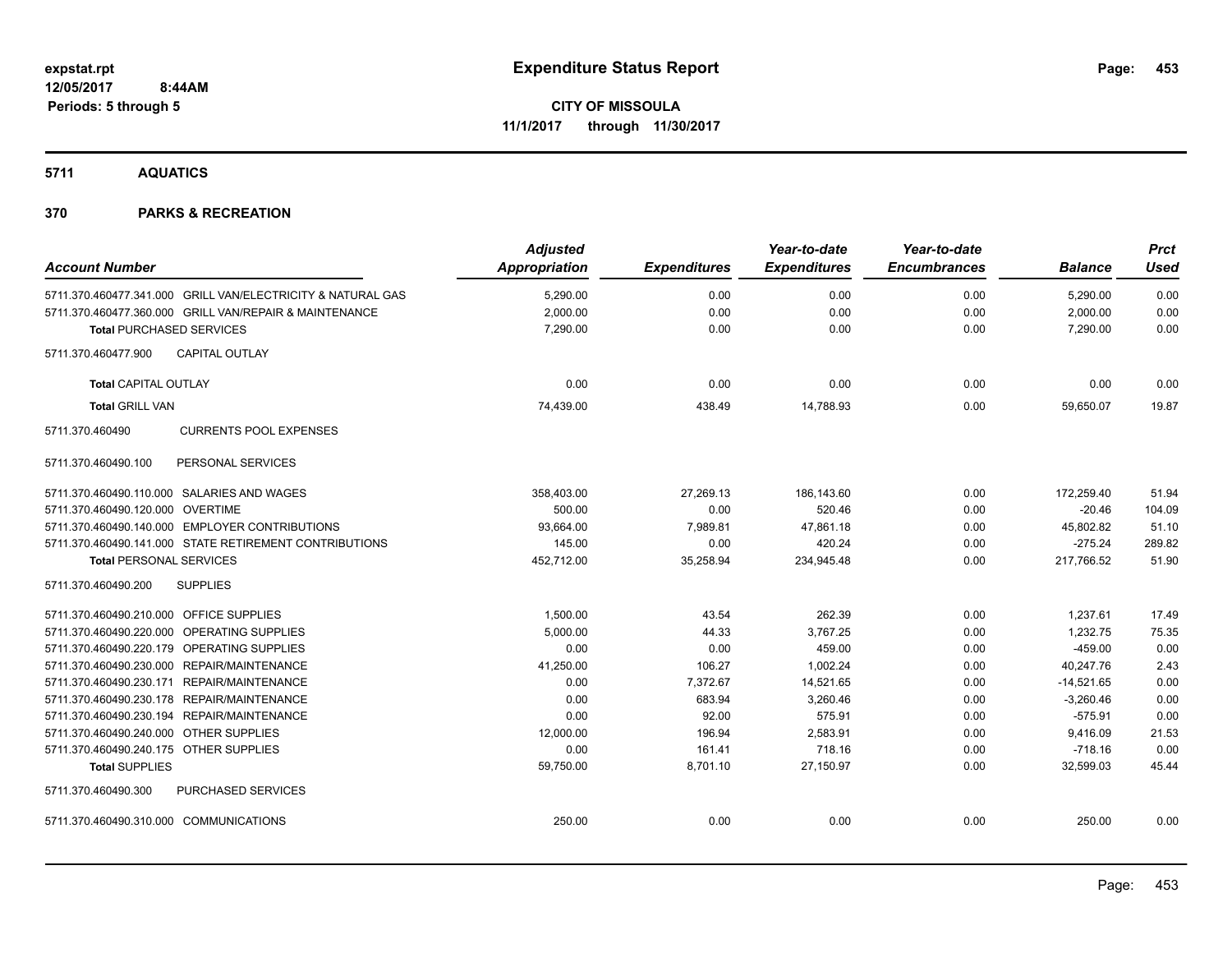**expstat.rpt**
**12/05/2017 8:44AM**
**Periods: 5 through 5**

# Expenditure Status Report

**CITY OF MISSOULA**
**11/1/2017 through 11/30/2017**

## 5711 AQUATICS

## 370 PARKS & RECREATION

| Account Number | Adjusted Appropriation | Expenditures | Year-to-date Expenditures | Year-to-date Encumbrances | Balance | Prct Used |
|---|---|---|---|---|---|---|
| 5711.370.460477.341.000 GRILL VAN/ELECTRICITY & NATURAL GAS | 5,290.00 | 0.00 | 0.00 | 0.00 | 5,290.00 | 0.00 |
| 5711.370.460477.360.000 GRILL VAN/REPAIR & MAINTENANCE | 2,000.00 | 0.00 | 0.00 | 0.00 | 2,000.00 | 0.00 |
| **Total** PURCHASED SERVICES | 7,290.00 | 0.00 | 0.00 | 0.00 | 7,290.00 | 0.00 |
| 5711.370.460477.900 CAPITAL OUTLAY | | | | | | |
| **Total** CAPITAL OUTLAY | 0.00 | 0.00 | 0.00 | 0.00 | 0.00 | 0.00 |
| **Total** GRILL VAN | 74,439.00 | 438.49 | 14,788.93 | 0.00 | 59,650.07 | 19.87 |
| 5711.370.460490 CURRENTS POOL EXPENSES | | | | | | |
| 5711.370.460490.100 PERSONAL SERVICES | | | | | | |
| 5711.370.460490.110.000 SALARIES AND WAGES | 358,403.00 | 27,269.13 | 186,143.60 | 0.00 | 172,259.40 | 51.94 |
| 5711.370.460490.120.000 OVERTIME | 500.00 | 0.00 | 520.46 | 0.00 | -20.46 | 104.09 |
| 5711.370.460490.140.000 EMPLOYER CONTRIBUTIONS | 93,664.00 | 7,989.81 | 47,861.18 | 0.00 | 45,802.82 | 51.10 |
| 5711.370.460490.141.000 STATE RETIREMENT CONTRIBUTIONS | 145.00 | 0.00 | 420.24 | 0.00 | -275.24 | 289.82 |
| **Total** PERSONAL SERVICES | 452,712.00 | 35,258.94 | 234,945.48 | 0.00 | 217,766.52 | 51.90 |
| 5711.370.460490.200 SUPPLIES | | | | | | |
| 5711.370.460490.210.000 OFFICE SUPPLIES | 1,500.00 | 43.54 | 262.39 | 0.00 | 1,237.61 | 17.49 |
| 5711.370.460490.220.000 OPERATING SUPPLIES | 5,000.00 | 44.33 | 3,767.25 | 0.00 | 1,232.75 | 75.35 |
| 5711.370.460490.220.179 OPERATING SUPPLIES | 0.00 | 0.00 | 459.00 | 0.00 | -459.00 | 0.00 |
| 5711.370.460490.230.000 REPAIR/MAINTENANCE | 41,250.00 | 106.27 | 1,002.24 | 0.00 | 40,247.76 | 2.43 |
| 5711.370.460490.230.171 REPAIR/MAINTENANCE | 0.00 | 7,372.67 | 14,521.65 | 0.00 | -14,521.65 | 0.00 |
| 5711.370.460490.230.178 REPAIR/MAINTENANCE | 0.00 | 683.94 | 3,260.46 | 0.00 | -3,260.46 | 0.00 |
| 5711.370.460490.230.194 REPAIR/MAINTENANCE | 0.00 | 92.00 | 575.91 | 0.00 | -575.91 | 0.00 |
| 5711.370.460490.240.000 OTHER SUPPLIES | 12,000.00 | 196.94 | 2,583.91 | 0.00 | 9,416.09 | 21.53 |
| 5711.370.460490.240.175 OTHER SUPPLIES | 0.00 | 161.41 | 718.16 | 0.00 | -718.16 | 0.00 |
| **Total** SUPPLIES | 59,750.00 | 8,701.10 | 27,150.97 | 0.00 | 32,599.03 | 45.44 |
| 5711.370.460490.300 PURCHASED SERVICES | | | | | | |
| 5711.370.460490.310.000 COMMUNICATIONS | 250.00 | 0.00 | 0.00 | 0.00 | 250.00 | 0.00 |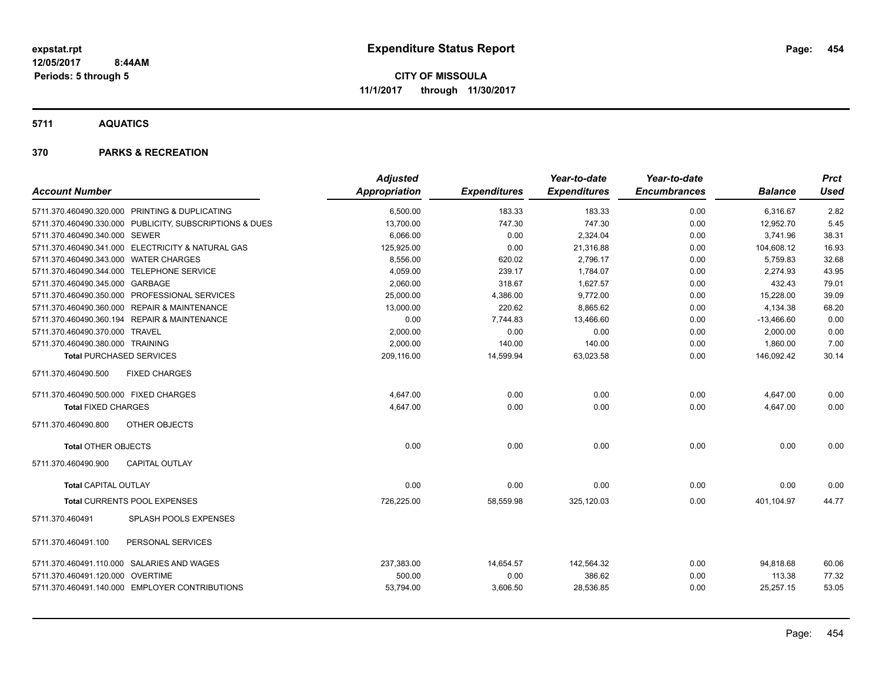**expstat.rpt**
**12/05/2017 8:44AM**
**Periods: 5 through 5**

# Expenditure Status Report

**CITY OF MISSOULA**
**11/1/2017 through 11/30/2017**

## 5711 AQUATICS

## 370 PARKS & RECREATION

| Account Number | Adjusted Appropriation | Expenditures | Year-to-date Expenditures | Year-to-date Encumbrances | Balance | Prct Used |
|---|---|---|---|---|---|---|
| 5711.370.460490.320.000 PRINTING & DUPLICATING | 6,500.00 | 183.33 | 183.33 | 0.00 | 6,316.67 | 2.82 |
| 5711.370.460490.330.000 PUBLICITY, SUBSCRIPTIONS & DUES | 13,700.00 | 747.30 | 747.30 | 0.00 | 12,952.70 | 5.45 |
| 5711.370.460490.340.000 SEWER | 6,066.00 | 0.00 | 2,324.04 | 0.00 | 3,741.96 | 38.31 |
| 5711.370.460490.341.000 ELECTRICITY & NATURAL GAS | 125,925.00 | 0.00 | 21,316.88 | 0.00 | 104,608.12 | 16.93 |
| 5711.370.460490.343.000 WATER CHARGES | 8,556.00 | 620.02 | 2,796.17 | 0.00 | 5,759.83 | 32.68 |
| 5711.370.460490.344.000 TELEPHONE SERVICE | 4,059.00 | 239.17 | 1,784.07 | 0.00 | 2,274.93 | 43.95 |
| 5711.370.460490.345.000 GARBAGE | 2,060.00 | 318.67 | 1,627.57 | 0.00 | 432.43 | 79.01 |
| 5711.370.460490.350.000 PROFESSIONAL SERVICES | 25,000.00 | 4,386.00 | 9,772.00 | 0.00 | 15,228.00 | 39.09 |
| 5711.370.460490.360.000 REPAIR & MAINTENANCE | 13,000.00 | 220.62 | 8,865.62 | 0.00 | 4,134.38 | 68.20 |
| 5711.370.460490.360.194 REPAIR & MAINTENANCE | 0.00 | 7,744.83 | 13,466.60 | 0.00 | -13,466.60 | 0.00 |
| 5711.370.460490.370.000 TRAVEL | 2,000.00 | 0.00 | 0.00 | 0.00 | 2,000.00 | 0.00 |
| 5711.370.460490.380.000 TRAINING | 2,000.00 | 140.00 | 140.00 | 0.00 | 1,860.00 | 7.00 |
| **Total** PURCHASED SERVICES | 209,116.00 | 14,599.94 | 63,023.58 | 0.00 | 146,092.42 | 30.14 |
| 5711.370.460490.500 FIXED CHARGES | | | | | | |
| 5711.370.460490.500.000 FIXED CHARGES | 4,647.00 | 0.00 | 0.00 | 0.00 | 4,647.00 | 0.00 |
| **Total** FIXED CHARGES | 4,647.00 | 0.00 | 0.00 | 0.00 | 4,647.00 | 0.00 |
| 5711.370.460490.800 OTHER OBJECTS | | | | | | |
| **Total** OTHER OBJECTS | 0.00 | 0.00 | 0.00 | 0.00 | 0.00 | 0.00 |
| 5711.370.460490.900 CAPITAL OUTLAY | | | | | | |
| **Total** CAPITAL OUTLAY | 0.00 | 0.00 | 0.00 | 0.00 | 0.00 | 0.00 |
| **Total** CURRENTS POOL EXPENSES | 726,225.00 | 58,559.98 | 325,120.03 | 0.00 | 401,104.97 | 44.77 |
| 5711.370.460491 SPLASH POOLS EXPENSES | | | | | | |
| 5711.370.460491.100 PERSONAL SERVICES | | | | | | |
| 5711.370.460491.110.000 SALARIES AND WAGES | 237,383.00 | 14,654.57 | 142,564.32 | 0.00 | 94,818.68 | 60.06 |
| 5711.370.460491.120.000 OVERTIME | 500.00 | 0.00 | 386.62 | 0.00 | 113.38 | 77.32 |
| 5711.370.460491.140.000 EMPLOYER CONTRIBUTIONS | 53,794.00 | 3,606.50 | 28,536.85 | 0.00 | 25,257.15 | 53.05 |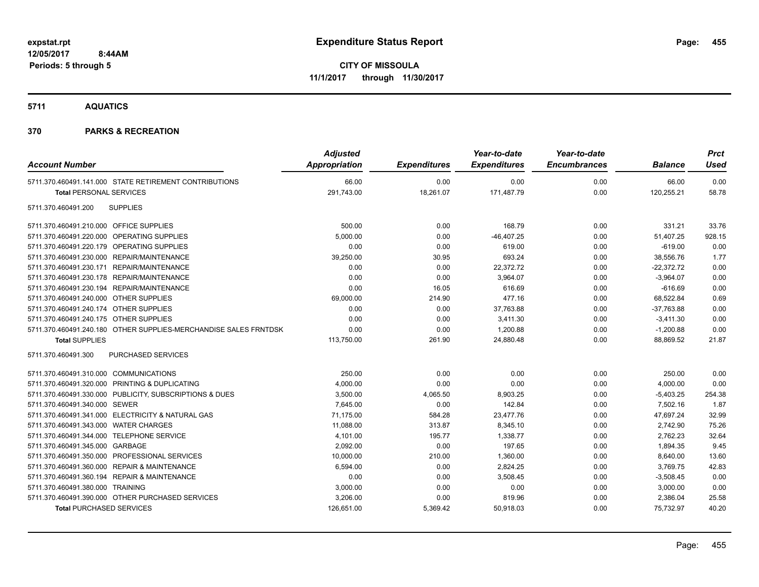expstat.rpt
12/05/2017 8:44AM
Periods: 5 through 5

# Expenditure Status Report

**CITY OF MISSOULA**
**11/1/2017 through 11/30/2017**

## 5711 AQUATICS

## 370 PARKS & RECREATION

| Account Number | Adjusted Appropriation | Expenditures | Year-to-date Expenditures | Year-to-date Encumbrances | Balance | Prct Used |
|---|---|---|---|---|---|---|
| 5711.370.460491.141.000 STATE RETIREMENT CONTRIBUTIONS | 66.00 | 0.00 | 0.00 | 0.00 | 66.00 | 0.00 |
| **Total** PERSONAL SERVICES | 291,743.00 | 18,261.07 | 171,487.79 | 0.00 | 120,255.21 | 58.78 |
| 5711.370.460491.200 SUPPLIES | | | | | | |
| 5711.370.460491.210.000 OFFICE SUPPLIES | 500.00 | 0.00 | 168.79 | 0.00 | 331.21 | 33.76 |
| 5711.370.460491.220.000 OPERATING SUPPLIES | 5,000.00 | 0.00 | -46,407.25 | 0.00 | 51,407.25 | 928.15 |
| 5711.370.460491.220.179 OPERATING SUPPLIES | 0.00 | 0.00 | 619.00 | 0.00 | -619.00 | 0.00 |
| 5711.370.460491.230.000 REPAIR/MAINTENANCE | 39,250.00 | 30.95 | 693.24 | 0.00 | 38,556.76 | 1.77 |
| 5711.370.460491.230.171 REPAIR/MAINTENANCE | 0.00 | 0.00 | 22,372.72 | 0.00 | -22,372.72 | 0.00 |
| 5711.370.460491.230.178 REPAIR/MAINTENANCE | 0.00 | 0.00 | 3,964.07 | 0.00 | -3,964.07 | 0.00 |
| 5711.370.460491.230.194 REPAIR/MAINTENANCE | 0.00 | 16.05 | 616.69 | 0.00 | -616.69 | 0.00 |
| 5711.370.460491.240.000 OTHER SUPPLIES | 69,000.00 | 214.90 | 477.16 | 0.00 | 68,522.84 | 0.69 |
| 5711.370.460491.240.174 OTHER SUPPLIES | 0.00 | 0.00 | 37,763.88 | 0.00 | -37,763.88 | 0.00 |
| 5711.370.460491.240.175 OTHER SUPPLIES | 0.00 | 0.00 | 3,411.30 | 0.00 | -3,411.30 | 0.00 |
| 5711.370.460491.240.180 OTHER SUPPLIES-MERCHANDISE SALES FRNTDSK | 0.00 | 0.00 | 1,200.88 | 0.00 | -1,200.88 | 0.00 |
| **Total** SUPPLIES | 113,750.00 | 261.90 | 24,880.48 | 0.00 | 88,869.52 | 21.87 |
| 5711.370.460491.300 PURCHASED SERVICES | | | | | | |
| 5711.370.460491.310.000 COMMUNICATIONS | 250.00 | 0.00 | 0.00 | 0.00 | 250.00 | 0.00 |
| 5711.370.460491.320.000 PRINTING & DUPLICATING | 4,000.00 | 0.00 | 0.00 | 0.00 | 4,000.00 | 0.00 |
| 5711.370.460491.330.000 PUBLICITY, SUBSCRIPTIONS & DUES | 3,500.00 | 4,065.50 | 8,903.25 | 0.00 | -5,403.25 | 254.38 |
| 5711.370.460491.340.000 SEWER | 7,645.00 | 0.00 | 142.84 | 0.00 | 7,502.16 | 1.87 |
| 5711.370.460491.341.000 ELECTRICITY & NATURAL GAS | 71,175.00 | 584.28 | 23,477.76 | 0.00 | 47,697.24 | 32.99 |
| 5711.370.460491.343.000 WATER CHARGES | 11,088.00 | 313.87 | 8,345.10 | 0.00 | 2,742.90 | 75.26 |
| 5711.370.460491.344.000 TELEPHONE SERVICE | 4,101.00 | 195.77 | 1,338.77 | 0.00 | 2,762.23 | 32.64 |
| 5711.370.460491.345.000 GARBAGE | 2,092.00 | 0.00 | 197.65 | 0.00 | 1,894.35 | 9.45 |
| 5711.370.460491.350.000 PROFESSIONAL SERVICES | 10,000.00 | 210.00 | 1,360.00 | 0.00 | 8,640.00 | 13.60 |
| 5711.370.460491.360.000 REPAIR & MAINTENANCE | 6,594.00 | 0.00 | 2,824.25 | 0.00 | 3,769.75 | 42.83 |
| 5711.370.460491.360.194 REPAIR & MAINTENANCE | 0.00 | 0.00 | 3,508.45 | 0.00 | -3,508.45 | 0.00 |
| 5711.370.460491.380.000 TRAINING | 3,000.00 | 0.00 | 0.00 | 0.00 | 3,000.00 | 0.00 |
| 5711.370.460491.390.000 OTHER PURCHASED SERVICES | 3,206.00 | 0.00 | 819.96 | 0.00 | 2,386.04 | 25.58 |
| **Total** PURCHASED SERVICES | 126,651.00 | 5,369.42 | 50,918.03 | 0.00 | 75,732.97 | 40.20 |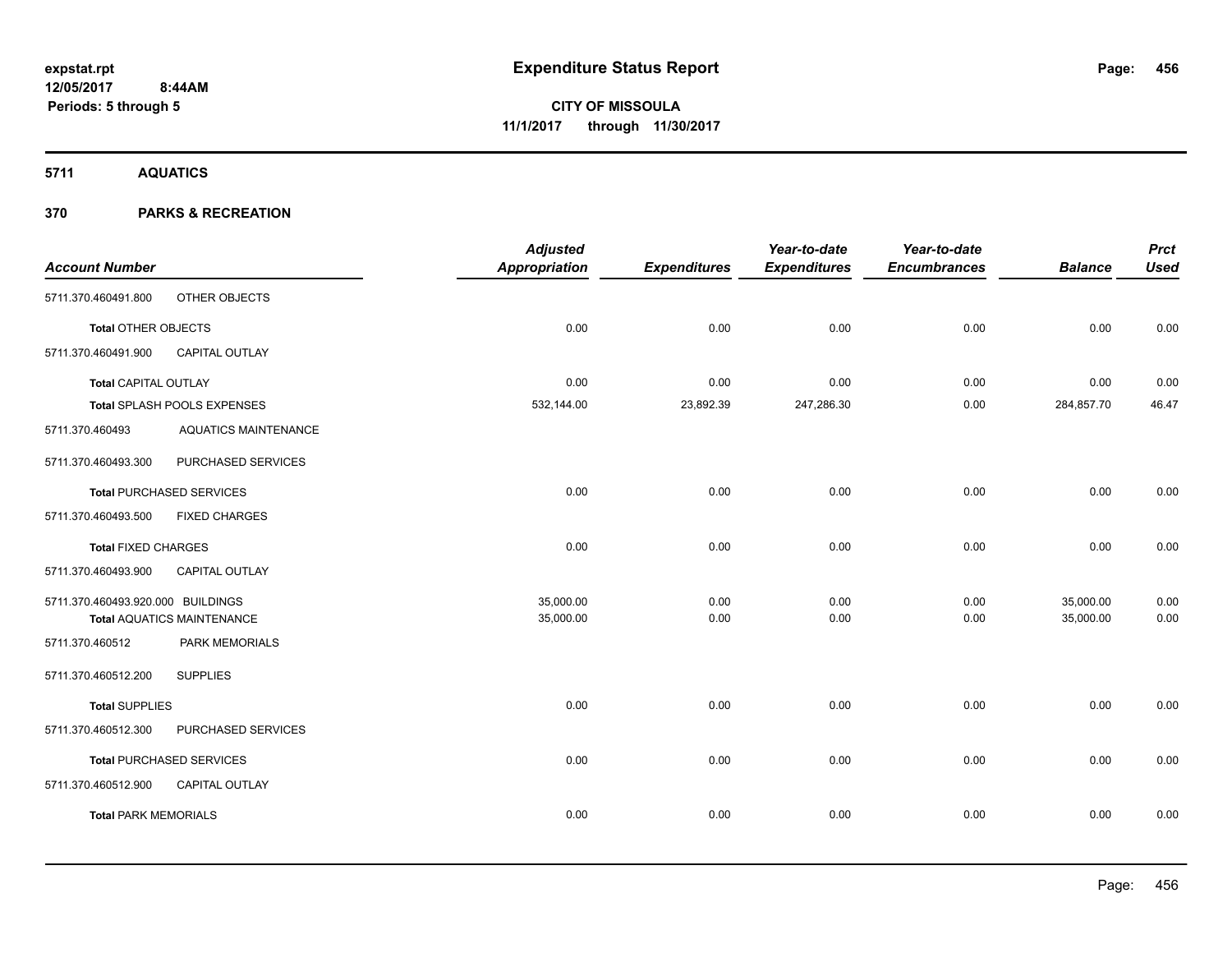**expstat.rpt**
**12/05/2017 8:44AM**
**Periods: 5 through 5**

# Expenditure Status Report

**CITY OF MISSOULA**
**11/1/2017 through 11/30/2017**

## 5711 AQUATICS

## 370 PARKS & RECREATION

| Account Number | | Adjusted Appropriation | Expenditures | Year-to-date Expenditures | Year-to-date Encumbrances | Balance | Prct Used |
|---|---|---|---|---|---|---|---|
| 5711.370.460491.800 | OTHER OBJECTS | | | | | | |
| **Total** OTHER OBJECTS | | 0.00 | 0.00 | 0.00 | 0.00 | 0.00 | 0.00 |
| 5711.370.460491.900 | CAPITAL OUTLAY | | | | | | |
| **Total** CAPITAL OUTLAY | | 0.00 | 0.00 | 0.00 | 0.00 | 0.00 | 0.00 |
| **Total** SPLASH POOLS EXPENSES | | 532,144.00 | 23,892.39 | 247,286.30 | 0.00 | 284,857.70 | 46.47 |
| 5711.370.460493 | AQUATICS MAINTENANCE | | | | | | |
| 5711.370.460493.300 | PURCHASED SERVICES | | | | | | |
| **Total** PURCHASED SERVICES | | 0.00 | 0.00 | 0.00 | 0.00 | 0.00 | 0.00 |
| 5711.370.460493.500 | FIXED CHARGES | | | | | | |
| **Total** FIXED CHARGES | | 0.00 | 0.00 | 0.00 | 0.00 | 0.00 | 0.00 |
| 5711.370.460493.900 | CAPITAL OUTLAY | | | | | | |
| 5711.370.460493.920.000 | BUILDINGS | 35,000.00 | 0.00 | 0.00 | 0.00 | 35,000.00 | 0.00 |
| **Total** AQUATICS MAINTENANCE | | 35,000.00 | 0.00 | 0.00 | 0.00 | 35,000.00 | 0.00 |
| 5711.370.460512 | PARK MEMORIALS | | | | | | |
| 5711.370.460512.200 | SUPPLIES | | | | | | |
| **Total** SUPPLIES | | 0.00 | 0.00 | 0.00 | 0.00 | 0.00 | 0.00 |
| 5711.370.460512.300 | PURCHASED SERVICES | | | | | | |
| **Total** PURCHASED SERVICES | | 0.00 | 0.00 | 0.00 | 0.00 | 0.00 | 0.00 |
| 5711.370.460512.900 | CAPITAL OUTLAY | | | | | | |
| **Total** PARK MEMORIALS | | 0.00 | 0.00 | 0.00 | 0.00 | 0.00 | 0.00 |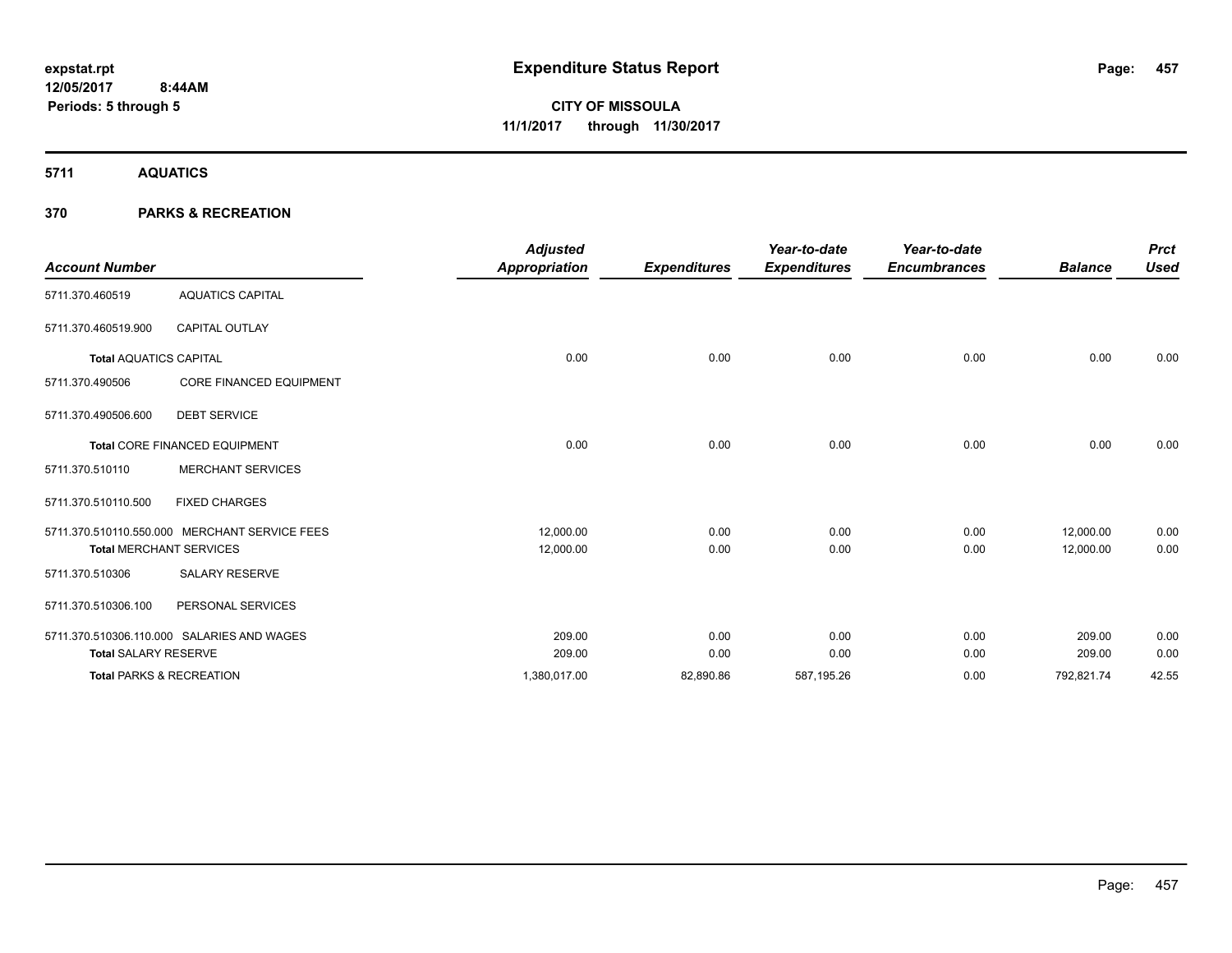**expstat.rpt**
**12/05/2017 8:44AM**
**Periods: 5 through 5**

# Expenditure Status Report

**CITY OF MISSOULA**
**11/1/2017 through 11/30/2017**

## 5711 AQUATICS

## 370 PARKS & RECREATION

| Account Number | | Adjusted Appropriation | Expenditures | Year-to-date Expenditures | Year-to-date Encumbrances | Balance | Prct Used |
|---|---|---|---|---|---|---|---|
| 5711.370.460519 | AQUATICS CAPITAL | | | | | | |
| 5711.370.460519.900 | CAPITAL OUTLAY | | | | | | |
| **Total** AQUATICS CAPITAL | | 0.00 | 0.00 | 0.00 | 0.00 | 0.00 | 0.00 |
| 5711.370.490506 | CORE FINANCED EQUIPMENT | | | | | | |
| 5711.370.490506.600 | DEBT SERVICE | | | | | | |
| **Total** CORE FINANCED EQUIPMENT | | 0.00 | 0.00 | 0.00 | 0.00 | 0.00 | 0.00 |
| 5711.370.510110 | MERCHANT SERVICES | | | | | | |
| 5711.370.510110.500 | FIXED CHARGES | | | | | | |
| 5711.370.510110.550.000 | MERCHANT SERVICE FEES | 12,000.00 | 0.00 | 0.00 | 0.00 | 12,000.00 | 0.00 |
| **Total** MERCHANT SERVICES | | 12,000.00 | 0.00 | 0.00 | 0.00 | 12,000.00 | 0.00 |
| 5711.370.510306 | SALARY RESERVE | | | | | | |
| 5711.370.510306.100 | PERSONAL SERVICES | | | | | | |
| 5711.370.510306.110.000 | SALARIES AND WAGES | 209.00 | 0.00 | 0.00 | 0.00 | 209.00 | 0.00 |
| **Total** SALARY RESERVE | | 209.00 | 0.00 | 0.00 | 0.00 | 209.00 | 0.00 |
| **Total** PARKS & RECREATION | | 1,380,017.00 | 82,890.86 | 587,195.26 | 0.00 | 792,821.74 | 42.55 |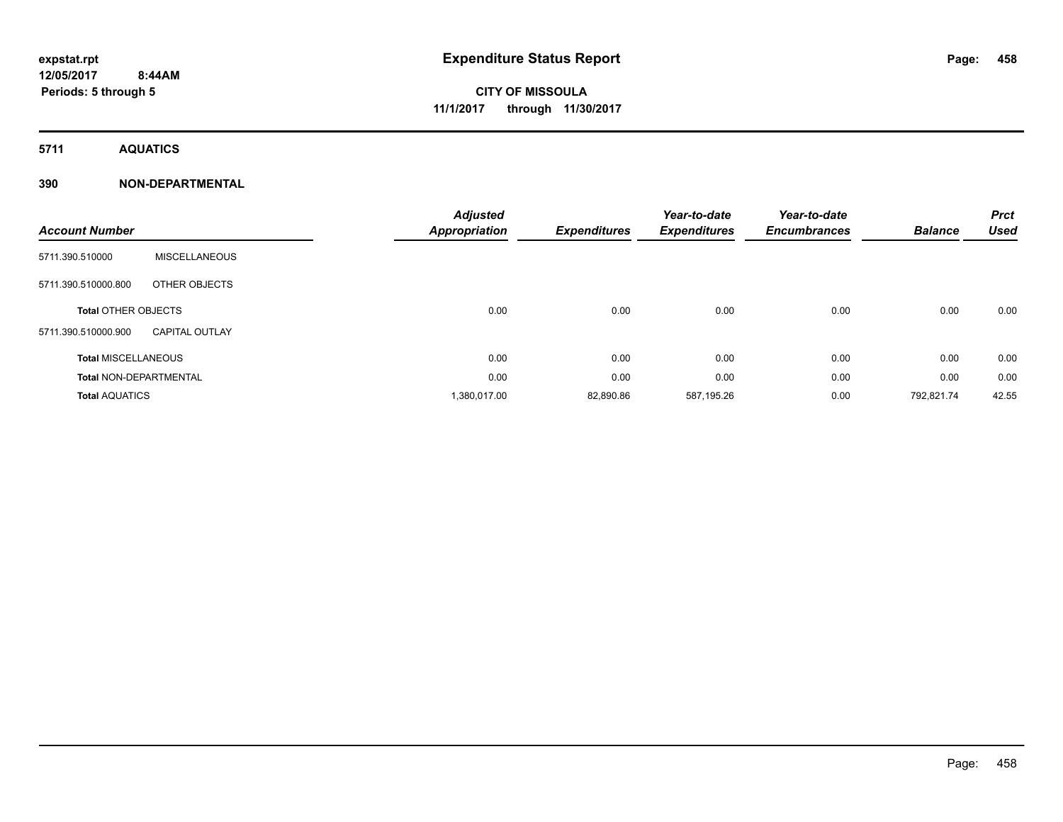**expstat.rpt**
**12/05/2017 8:44AM**
**Periods: 5 through 5**

# Expenditure Status Report

**CITY OF MISSOULA**
**11/1/2017 through 11/30/2017**

**5711 AQUATICS**

**390 NON-DEPARTMENTAL**

| Account Number | | Adjusted Appropriation | Expenditures | Year-to-date Expenditures | Year-to-date Encumbrances | Balance | Prct Used |
|---|---|---|---|---|---|---|---|
| 5711.390.510000 | MISCELLANEOUS | | | | | | |
| 5711.390.510000.800 | OTHER OBJECTS | | | | | | |
| **Total** OTHER OBJECTS | | 0.00 | 0.00 | 0.00 | 0.00 | 0.00 | 0.00 |
| 5711.390.510000.900 | CAPITAL OUTLAY | | | | | | |
| **Total** MISCELLANEOUS | | 0.00 | 0.00 | 0.00 | 0.00 | 0.00 | 0.00 |
| **Total** NON-DEPARTMENTAL | | 0.00 | 0.00 | 0.00 | 0.00 | 0.00 | 0.00 |
| **Total** AQUATICS | | 1,380,017.00 | 82,890.86 | 587,195.26 | 0.00 | 792,821.74 | 42.55 |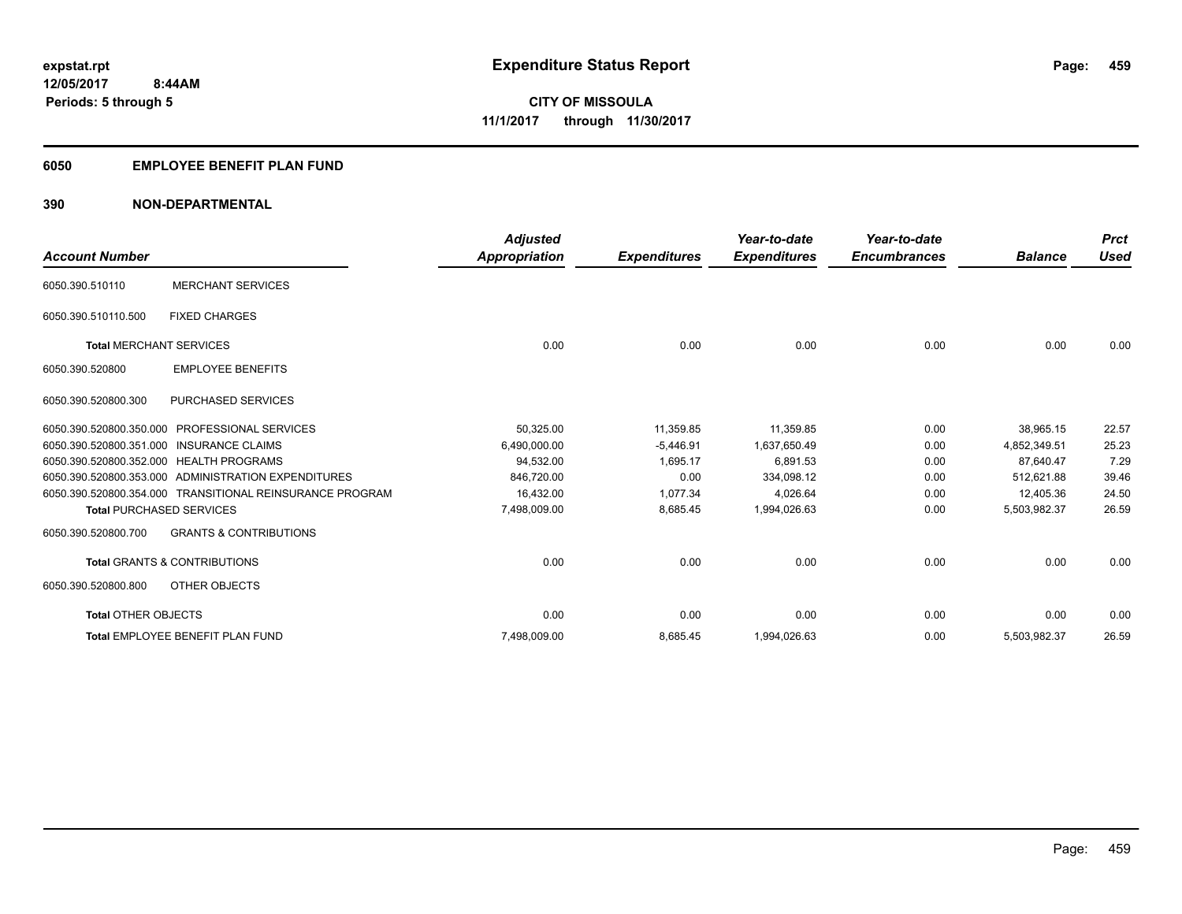expstat.rpt
12/05/2017 8:44AM
Periods: 5 through 5

# Expenditure Status Report

**CITY OF MISSOULA**
**11/1/2017 through 11/30/2017**

## 6050 EMPLOYEE BENEFIT PLAN FUND

## 390 NON-DEPARTMENTAL

| Account Number | | Adjusted Appropriation | Expenditures | Year-to-date Expenditures | Year-to-date Encumbrances | Balance | Prct Used |
|---|---|---|---|---|---|---|---|
| 6050.390.510110 | MERCHANT SERVICES | | | | | | |
| 6050.390.510110.500 | FIXED CHARGES | | | | | | |
| **Total** MERCHANT SERVICES | | 0.00 | 0.00 | 0.00 | 0.00 | 0.00 | 0.00 |
| 6050.390.520800 | EMPLOYEE BENEFITS | | | | | | |
| 6050.390.520800.300 | PURCHASED SERVICES | | | | | | |
| 6050.390.520800.350.000 | PROFESSIONAL SERVICES | 50,325.00 | 11,359.85 | 11,359.85 | 0.00 | 38,965.15 | 22.57 |
| 6050.390.520800.351.000 | INSURANCE CLAIMS | 6,490,000.00 | -5,446.91 | 1,637,650.49 | 0.00 | 4,852,349.51 | 25.23 |
| 6050.390.520800.352.000 | HEALTH PROGRAMS | 94,532.00 | 1,695.17 | 6,891.53 | 0.00 | 87,640.47 | 7.29 |
| 6050.390.520800.353.000 | ADMINISTRATION EXPENDITURES | 846,720.00 | 0.00 | 334,098.12 | 0.00 | 512,621.88 | 39.46 |
| 6050.390.520800.354.000 | TRANSITIONAL REINSURANCE PROGRAM | 16,432.00 | 1,077.34 | 4,026.64 | 0.00 | 12,405.36 | 24.50 |
| **Total** PURCHASED SERVICES | | 7,498,009.00 | 8,685.45 | 1,994,026.63 | 0.00 | 5,503,982.37 | 26.59 |
| 6050.390.520800.700 | GRANTS & CONTRIBUTIONS | | | | | | |
| **Total** GRANTS & CONTRIBUTIONS | | 0.00 | 0.00 | 0.00 | 0.00 | 0.00 | 0.00 |
| 6050.390.520800.800 | OTHER OBJECTS | | | | | | |
| **Total** OTHER OBJECTS | | 0.00 | 0.00 | 0.00 | 0.00 | 0.00 | 0.00 |
| **Total** EMPLOYEE BENEFIT PLAN FUND | | 7,498,009.00 | 8,685.45 | 1,994,026.63 | 0.00 | 5,503,982.37 | 26.59 |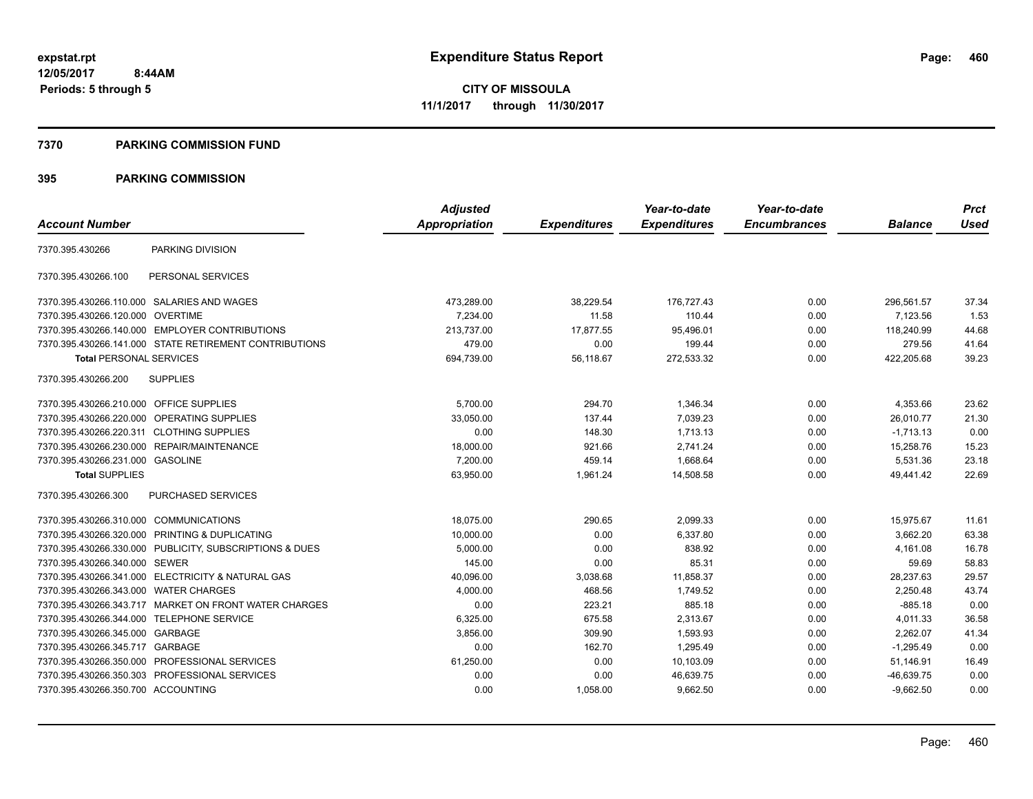**expstat.rpt**
**12/05/2017 8:44AM**
**Periods: 5 through 5**

# Expenditure Status Report

**CITY OF MISSOULA**
**11/1/2017 through 11/30/2017**

## 7370 PARKING COMMISSION FUND

## 395 PARKING COMMISSION

| Account Number | | Adjusted Appropriation | Expenditures | Year-to-date Expenditures | Year-to-date Encumbrances | Balance | Prct Used |
|---|---|---|---|---|---|---|---|
| 7370.395.430266 | PARKING DIVISION | | | | | | |
| 7370.395.430266.100 | PERSONAL SERVICES | | | | | | |
| 7370.395.430266.110.000 | SALARIES AND WAGES | 473,289.00 | 38,229.54 | 176,727.43 | 0.00 | 296,561.57 | 37.34 |
| 7370.395.430266.120.000 | OVERTIME | 7,234.00 | 11.58 | 110.44 | 0.00 | 7,123.56 | 1.53 |
| 7370.395.430266.140.000 | EMPLOYER CONTRIBUTIONS | 213,737.00 | 17,877.55 | 95,496.01 | 0.00 | 118,240.99 | 44.68 |
| 7370.395.430266.141.000 | STATE RETIREMENT CONTRIBUTIONS | 479.00 | 0.00 | 199.44 | 0.00 | 279.56 | 41.64 |
| **Total** PERSONAL SERVICES | | 694,739.00 | 56,118.67 | 272,533.32 | 0.00 | 422,205.68 | 39.23 |
| 7370.395.430266.200 | SUPPLIES | | | | | | |
| 7370.395.430266.210.000 | OFFICE SUPPLIES | 5,700.00 | 294.70 | 1,346.34 | 0.00 | 4,353.66 | 23.62 |
| 7370.395.430266.220.000 | OPERATING SUPPLIES | 33,050.00 | 137.44 | 7,039.23 | 0.00 | 26,010.77 | 21.30 |
| 7370.395.430266.220.311 | CLOTHING SUPPLIES | 0.00 | 148.30 | 1,713.13 | 0.00 | -1,713.13 | 0.00 |
| 7370.395.430266.230.000 | REPAIR/MAINTENANCE | 18,000.00 | 921.66 | 2,741.24 | 0.00 | 15,258.76 | 15.23 |
| 7370.395.430266.231.000 | GASOLINE | 7,200.00 | 459.14 | 1,668.64 | 0.00 | 5,531.36 | 23.18 |
| **Total** SUPPLIES | | 63,950.00 | 1,961.24 | 14,508.58 | 0.00 | 49,441.42 | 22.69 |
| 7370.395.430266.300 | PURCHASED SERVICES | | | | | | |
| 7370.395.430266.310.000 | COMMUNICATIONS | 18,075.00 | 290.65 | 2,099.33 | 0.00 | 15,975.67 | 11.61 |
| 7370.395.430266.320.000 | PRINTING & DUPLICATING | 10,000.00 | 0.00 | 6,337.80 | 0.00 | 3,662.20 | 63.38 |
| 7370.395.430266.330.000 | PUBLICITY, SUBSCRIPTIONS & DUES | 5,000.00 | 0.00 | 838.92 | 0.00 | 4,161.08 | 16.78 |
| 7370.395.430266.340.000 | SEWER | 145.00 | 0.00 | 85.31 | 0.00 | 59.69 | 58.83 |
| 7370.395.430266.341.000 | ELECTRICITY & NATURAL GAS | 40,096.00 | 3,038.68 | 11,858.37 | 0.00 | 28,237.63 | 29.57 |
| 7370.395.430266.343.000 | WATER CHARGES | 4,000.00 | 468.56 | 1,749.52 | 0.00 | 2,250.48 | 43.74 |
| 7370.395.430266.343.717 | MARKET ON FRONT WATER CHARGES | 0.00 | 223.21 | 885.18 | 0.00 | -885.18 | 0.00 |
| 7370.395.430266.344.000 | TELEPHONE SERVICE | 6,325.00 | 675.58 | 2,313.67 | 0.00 | 4,011.33 | 36.58 |
| 7370.395.430266.345.000 | GARBAGE | 3,856.00 | 309.90 | 1,593.93 | 0.00 | 2,262.07 | 41.34 |
| 7370.395.430266.345.717 | GARBAGE | 0.00 | 162.70 | 1,295.49 | 0.00 | -1,295.49 | 0.00 |
| 7370.395.430266.350.000 | PROFESSIONAL SERVICES | 61,250.00 | 0.00 | 10,103.09 | 0.00 | 51,146.91 | 16.49 |
| 7370.395.430266.350.303 | PROFESSIONAL SERVICES | 0.00 | 0.00 | 46,639.75 | 0.00 | -46,639.75 | 0.00 |
| 7370.395.430266.350.700 | ACCOUNTING | 0.00 | 1,058.00 | 9,662.50 | 0.00 | -9,662.50 | 0.00 |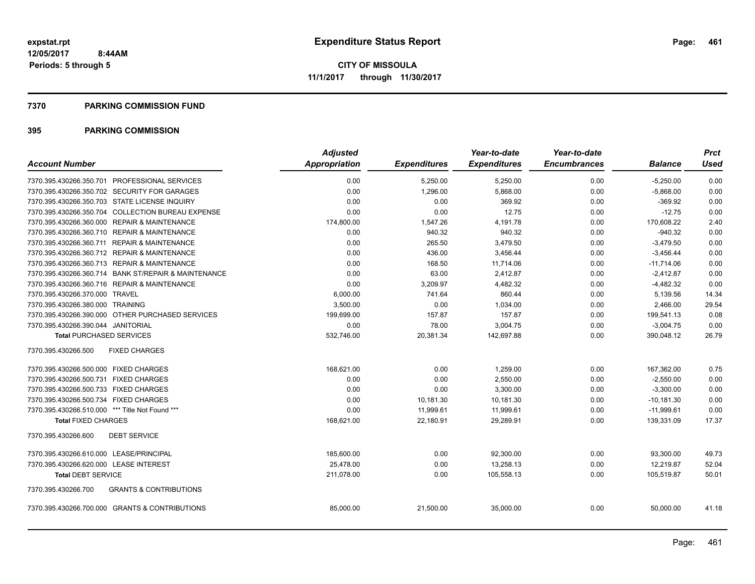# Expenditure Status Report

expstat.rpt
12/05/2017 8:44AM
Periods: 5 through 5

**CITY OF MISSOULA**
**11/1/2017 through 11/30/2017**

## 7370 PARKING COMMISSION FUND

## 395 PARKING COMMISSION

| Account Number | Adjusted Appropriation | Expenditures | Year-to-date Expenditures | Year-to-date Encumbrances | Balance | Prct Used |
|---|---|---|---|---|---|---|
| 7370.395.430266.350.701 PROFESSIONAL SERVICES | 0.00 | 5,250.00 | 5,250.00 | 0.00 | -5,250.00 | 0.00 |
| 7370.395.430266.350.702 SECURITY FOR GARAGES | 0.00 | 1,296.00 | 5,868.00 | 0.00 | -5,868.00 | 0.00 |
| 7370.395.430266.350.703 STATE LICENSE INQUIRY | 0.00 | 0.00 | 369.92 | 0.00 | -369.92 | 0.00 |
| 7370.395.430266.350.704 COLLECTION BUREAU EXPENSE | 0.00 | 0.00 | 12.75 | 0.00 | -12.75 | 0.00 |
| 7370.395.430266.360.000 REPAIR & MAINTENANCE | 174,800.00 | 1,547.26 | 4,191.78 | 0.00 | 170,608.22 | 2.40 |
| 7370.395.430266.360.710 REPAIR & MAINTENANCE | 0.00 | 940.32 | 940.32 | 0.00 | -940.32 | 0.00 |
| 7370.395.430266.360.711 REPAIR & MAINTENANCE | 0.00 | 265.50 | 3,479.50 | 0.00 | -3,479.50 | 0.00 |
| 7370.395.430266.360.712 REPAIR & MAINTENANCE | 0.00 | 436.00 | 3,456.44 | 0.00 | -3,456.44 | 0.00 |
| 7370.395.430266.360.713 REPAIR & MAINTENANCE | 0.00 | 168.50 | 11,714.06 | 0.00 | -11,714.06 | 0.00 |
| 7370.395.430266.360.714 BANK ST/REPAIR & MAINTENANCE | 0.00 | 63.00 | 2,412.87 | 0.00 | -2,412.87 | 0.00 |
| 7370.395.430266.360.716 REPAIR & MAINTENANCE | 0.00 | 3,209.97 | 4,482.32 | 0.00 | -4,482.32 | 0.00 |
| 7370.395.430266.370.000 TRAVEL | 6,000.00 | 741.64 | 860.44 | 0.00 | 5,139.56 | 14.34 |
| 7370.395.430266.380.000 TRAINING | 3,500.00 | 0.00 | 1,034.00 | 0.00 | 2,466.00 | 29.54 |
| 7370.395.430266.390.000 OTHER PURCHASED SERVICES | 199,699.00 | 157.87 | 157.87 | 0.00 | 199,541.13 | 0.08 |
| 7370.395.430266.390.044 JANITORIAL | 0.00 | 78.00 | 3,004.75 | 0.00 | -3,004.75 | 0.00 |
| **Total** PURCHASED SERVICES | 532,746.00 | 20,381.34 | 142,697.88 | 0.00 | 390,048.12 | 26.79 |
| 7370.395.430266.500 FIXED CHARGES | | | | | | |
| 7370.395.430266.500.000 FIXED CHARGES | 168,621.00 | 0.00 | 1,259.00 | 0.00 | 167,362.00 | 0.75 |
| 7370.395.430266.500.731 FIXED CHARGES | 0.00 | 0.00 | 2,550.00 | 0.00 | -2,550.00 | 0.00 |
| 7370.395.430266.500.733 FIXED CHARGES | 0.00 | 0.00 | 3,300.00 | 0.00 | -3,300.00 | 0.00 |
| 7370.395.430266.500.734 FIXED CHARGES | 0.00 | 10,181.30 | 10,181.30 | 0.00 | -10,181.30 | 0.00 |
| 7370.395.430266.510.000 *** Title Not Found *** | 0.00 | 11,999.61 | 11,999.61 | 0.00 | -11,999.61 | 0.00 |
| **Total** FIXED CHARGES | 168,621.00 | 22,180.91 | 29,289.91 | 0.00 | 139,331.09 | 17.37 |
| 7370.395.430266.600 DEBT SERVICE | | | | | | |
| 7370.395.430266.610.000 LEASE/PRINCIPAL | 185,600.00 | 0.00 | 92,300.00 | 0.00 | 93,300.00 | 49.73 |
| 7370.395.430266.620.000 LEASE INTEREST | 25,478.00 | 0.00 | 13,258.13 | 0.00 | 12,219.87 | 52.04 |
| **Total** DEBT SERVICE | 211,078.00 | 0.00 | 105,558.13 | 0.00 | 105,519.87 | 50.01 |
| 7370.395.430266.700 GRANTS & CONTRIBUTIONS | | | | | | |
| 7370.395.430266.700.000 GRANTS & CONTRIBUTIONS | 85,000.00 | 21,500.00 | 35,000.00 | 0.00 | 50,000.00 | 41.18 |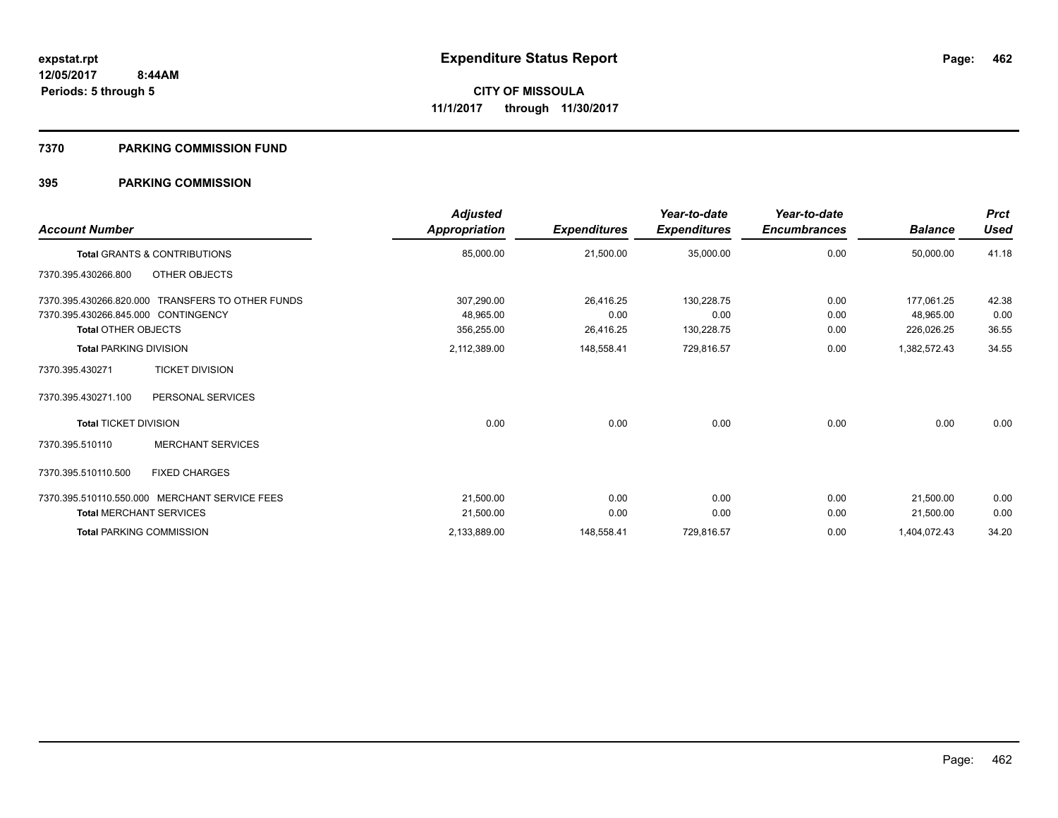**expstat.rpt**
**12/05/2017 8:44AM**
**Periods: 5 through 5**

# Expenditure Status Report

**CITY OF MISSOULA**
**11/1/2017 through 11/30/2017**

## 7370 PARKING COMMISSION FUND

## 395 PARKING COMMISSION

| Account Number | | Adjusted Appropriation | Expenditures | Year-to-date Expenditures | Year-to-date Encumbrances | Balance | Prct Used |
|---|---|---|---|---|---|---|---|
| **Total** GRANTS & CONTRIBUTIONS | | 85,000.00 | 21,500.00 | 35,000.00 | 0.00 | 50,000.00 | 41.18 |
| 7370.395.430266.800 | OTHER OBJECTS | | | | | | |
| 7370.395.430266.820.000 | TRANSFERS TO OTHER FUNDS | 307,290.00 | 26,416.25 | 130,228.75 | 0.00 | 177,061.25 | 42.38 |
| 7370.395.430266.845.000 | CONTINGENCY | 48,965.00 | 0.00 | 0.00 | 0.00 | 48,965.00 | 0.00 |
| **Total** OTHER OBJECTS | | 356,255.00 | 26,416.25 | 130,228.75 | 0.00 | 226,026.25 | 36.55 |
| **Total** PARKING DIVISION | | 2,112,389.00 | 148,558.41 | 729,816.57 | 0.00 | 1,382,572.43 | 34.55 |
| 7370.395.430271 | TICKET DIVISION | | | | | | |
| 7370.395.430271.100 | PERSONAL SERVICES | | | | | | |
| **Total** TICKET DIVISION | | 0.00 | 0.00 | 0.00 | 0.00 | 0.00 | 0.00 |
| 7370.395.510110 | MERCHANT SERVICES | | | | | | |
| 7370.395.510110.500 | FIXED CHARGES | | | | | | |
| 7370.395.510110.550.000 | MERCHANT SERVICE FEES | 21,500.00 | 0.00 | 0.00 | 0.00 | 21,500.00 | 0.00 |
| **Total** MERCHANT SERVICES | | 21,500.00 | 0.00 | 0.00 | 0.00 | 21,500.00 | 0.00 |
| **Total** PARKING COMMISSION | | 2,133,889.00 | 148,558.41 | 729,816.57 | 0.00 | 1,404,072.43 | 34.20 |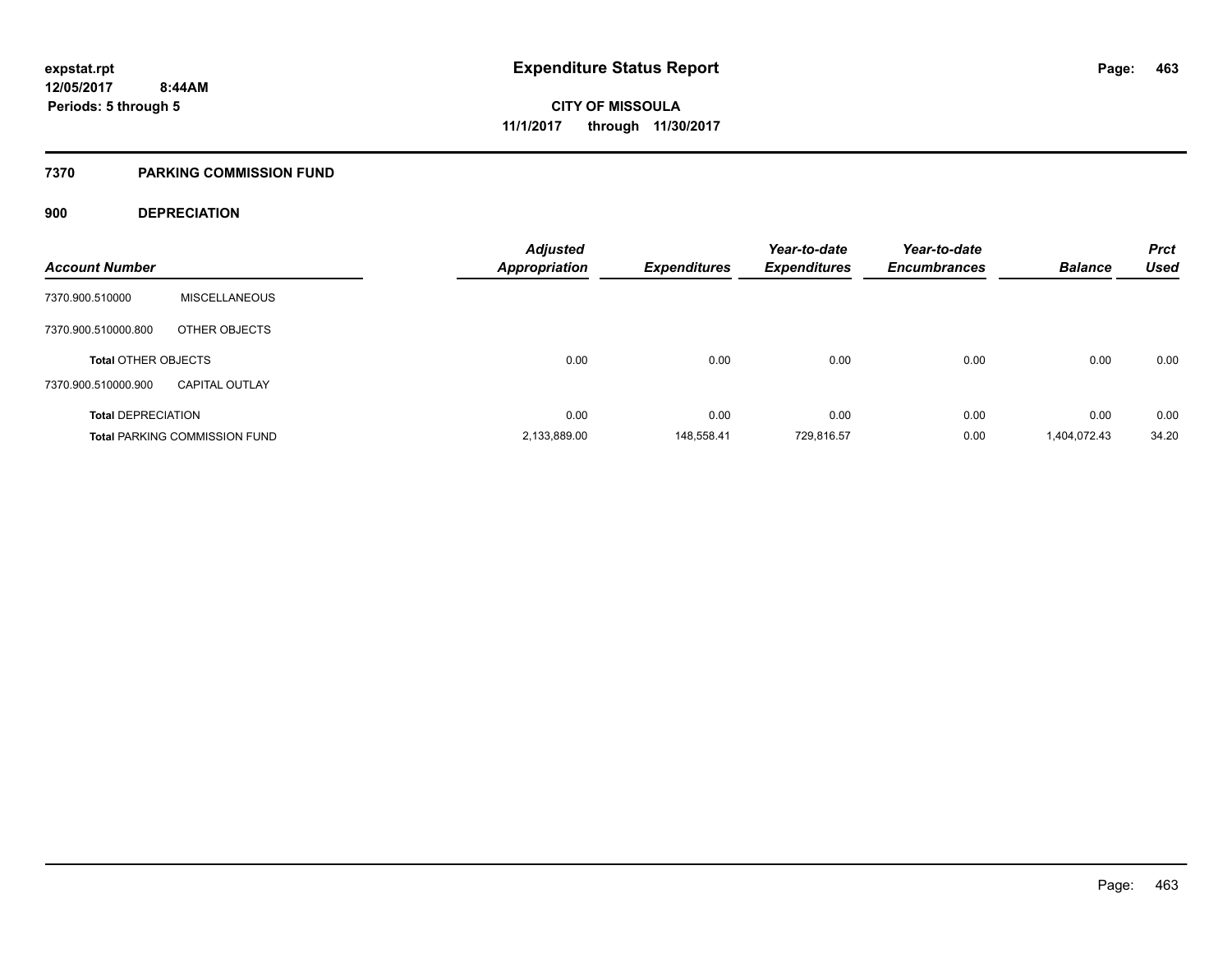# Expenditure Status Report

expstat.rpt
12/05/2017 8:44AM
Periods: 5 through 5

**CITY OF MISSOULA**
**11/1/2017 through 11/30/2017**

## 7370 PARKING COMMISSION FUND

### 900 DEPRECIATION

| Account Number | | Adjusted Appropriation | Expenditures | Year-to-date Expenditures | Year-to-date Encumbrances | Balance | Prct Used |
|---|---|---|---|---|---|---|---|
| 7370.900.510000 | MISCELLANEOUS | | | | | | |
| 7370.900.510000.800 | OTHER OBJECTS | | | | | | |
| **Total** OTHER OBJECTS | | 0.00 | 0.00 | 0.00 | 0.00 | 0.00 | 0.00 |
| 7370.900.510000.900 | CAPITAL OUTLAY | | | | | | |
| **Total** DEPRECIATION | | 0.00 | 0.00 | 0.00 | 0.00 | 0.00 | 0.00 |
| **Total** PARKING COMMISSION FUND | | 2,133,889.00 | 148,558.41 | 729,816.57 | 0.00 | 1,404,072.43 | 34.20 |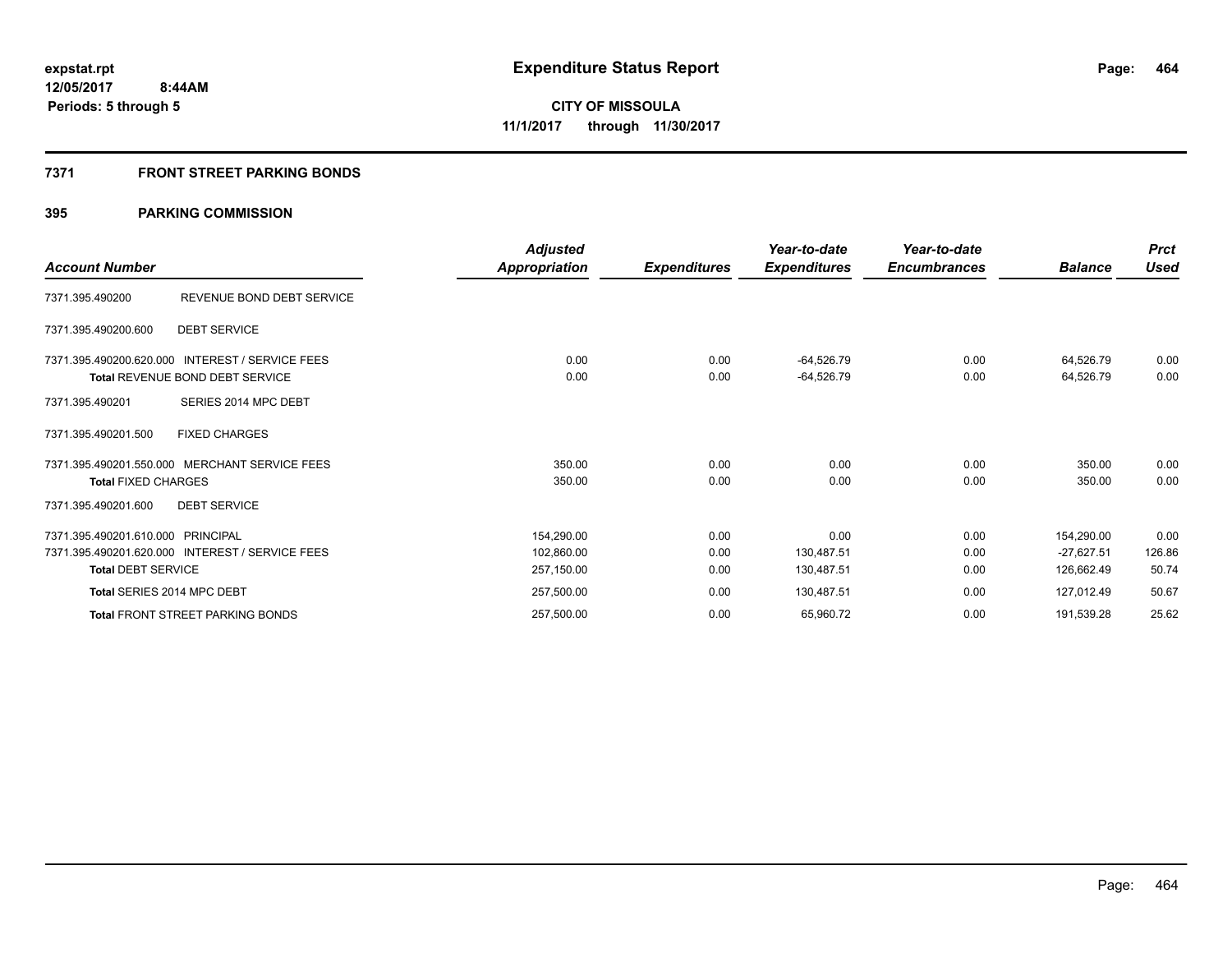**expstat.rpt**
**12/05/2017 8:44AM**
**Periods: 5 through 5**

# Expenditure Status Report

**CITY OF MISSOULA**
**11/1/2017 through 11/30/2017**

## 7371 FRONT STREET PARKING BONDS

### 395 PARKING COMMISSION

| Account Number | | Adjusted Appropriation | Expenditures | Year-to-date Expenditures | Year-to-date Encumbrances | Balance | Prct Used |
|---|---|---|---|---|---|---|---|
| 7371.395.490200 | REVENUE BOND DEBT SERVICE | | | | | | |
| 7371.395.490200.600 | DEBT SERVICE | | | | | | |
| 7371.395.490200.620.000 | INTEREST / SERVICE FEES | 0.00 | 0.00 | -64,526.79 | 0.00 | 64,526.79 | 0.00 |
| **Total** REVENUE BOND DEBT SERVICE | | 0.00 | 0.00 | -64,526.79 | 0.00 | 64,526.79 | 0.00 |
| 7371.395.490201 | SERIES 2014 MPC DEBT | | | | | | |
| 7371.395.490201.500 | FIXED CHARGES | | | | | | |
| 7371.395.490201.550.000 | MERCHANT SERVICE FEES | 350.00 | 0.00 | 0.00 | 0.00 | 350.00 | 0.00 |
| **Total** FIXED CHARGES | | 350.00 | 0.00 | 0.00 | 0.00 | 350.00 | 0.00 |
| 7371.395.490201.600 | DEBT SERVICE | | | | | | |
| 7371.395.490201.610.000 | PRINCIPAL | 154,290.00 | 0.00 | 0.00 | 0.00 | 154,290.00 | 0.00 |
| 7371.395.490201.620.000 | INTEREST / SERVICE FEES | 102,860.00 | 0.00 | 130,487.51 | 0.00 | -27,627.51 | 126.86 |
| **Total** DEBT SERVICE | | 257,150.00 | 0.00 | 130,487.51 | 0.00 | 126,662.49 | 50.74 |
| **Total** SERIES 2014 MPC DEBT | | 257,500.00 | 0.00 | 130,487.51 | 0.00 | 127,012.49 | 50.67 |
| **Total** FRONT STREET PARKING BONDS | | 257,500.00 | 0.00 | 65,960.72 | 0.00 | 191,539.28 | 25.62 |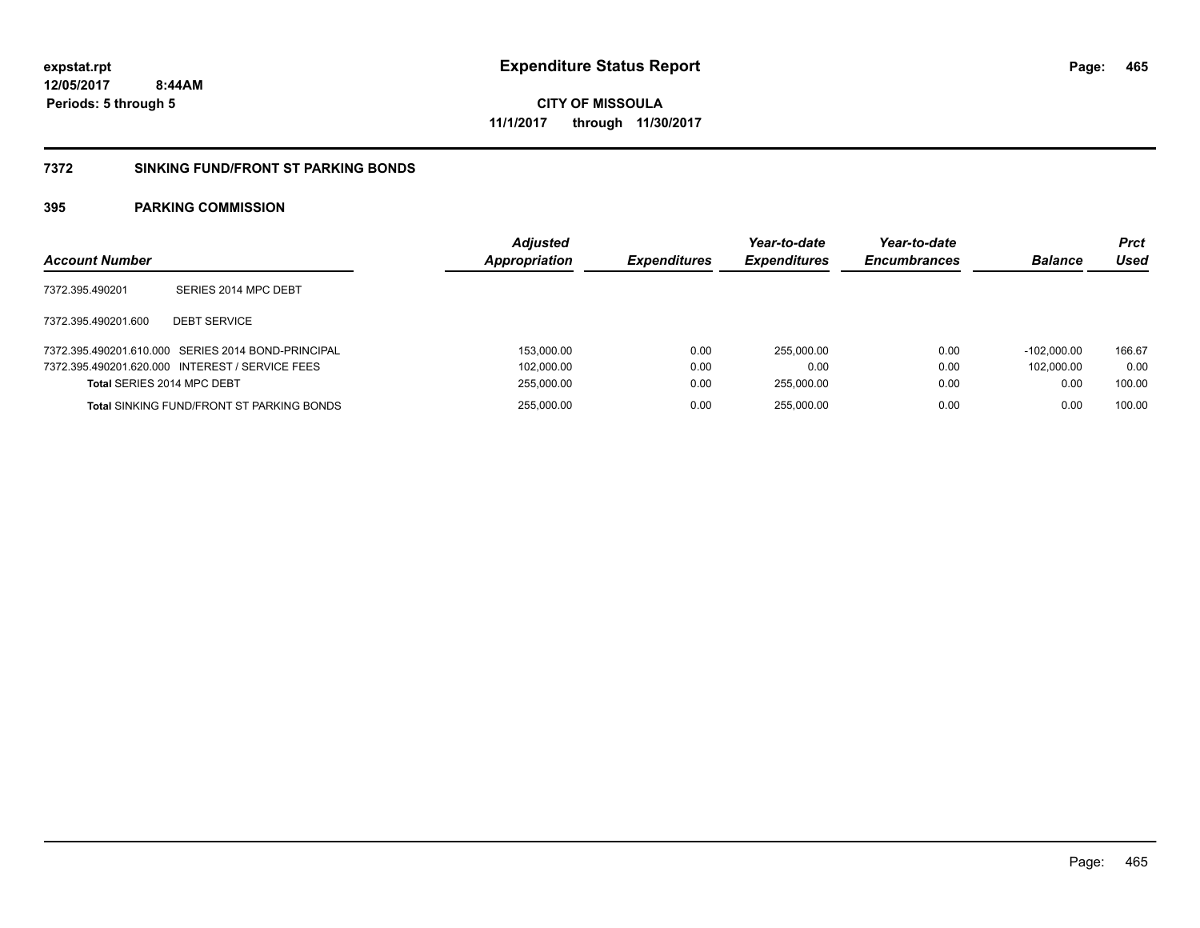**expstat.rpt**
**12/05/2017 8:44AM**
**Periods: 5 through 5**

# Expenditure Status Report

**CITY OF MISSOULA**
**11/1/2017 through 11/30/2017**

## 7372 SINKING FUND/FRONT ST PARKING BONDS

### 395 PARKING COMMISSION

| Account Number | | Adjusted Appropriation | Expenditures | Year-to-date Expenditures | Year-to-date Encumbrances | Balance | Prct Used |
|---|---|---|---|---|---|---|---|
| 7372.395.490201 | SERIES 2014 MPC DEBT | | | | | | |
| 7372.395.490201.600 | DEBT SERVICE | | | | | | |
| 7372.395.490201.610.000 | SERIES 2014 BOND-PRINCIPAL | 153,000.00 | 0.00 | 255,000.00 | 0.00 | -102,000.00 | 166.67 |
| 7372.395.490201.620.000 | INTEREST / SERVICE FEES | 102,000.00 | 0.00 | 0.00 | 0.00 | 102,000.00 | 0.00 |
| **Total** SERIES 2014 MPC DEBT | | 255,000.00 | 0.00 | 255,000.00 | 0.00 | 0.00 | 100.00 |
| **Total** SINKING FUND/FRONT ST PARKING BONDS | | 255,000.00 | 0.00 | 255,000.00 | 0.00 | 0.00 | 100.00 |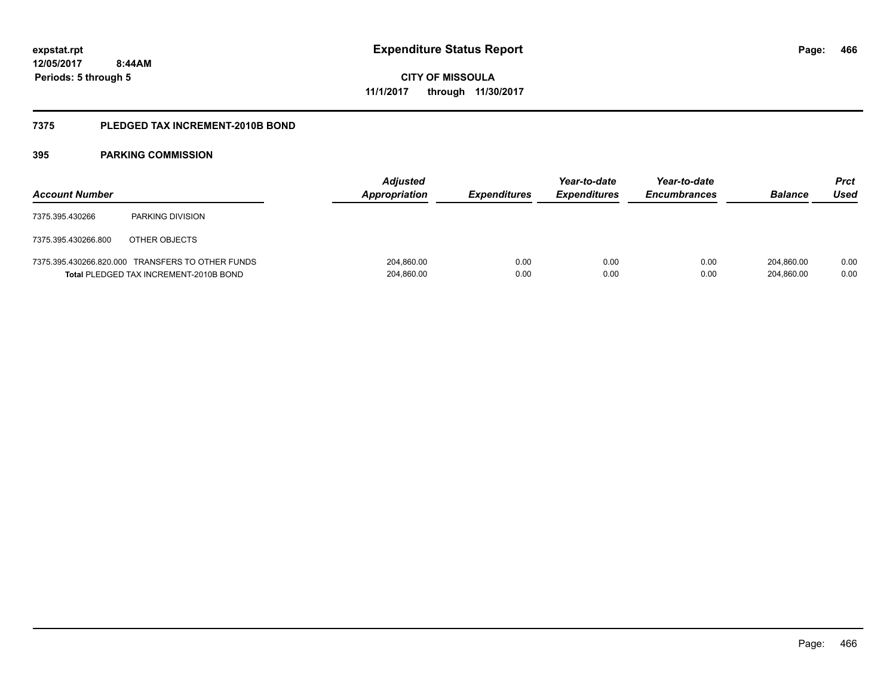# Expenditure Status Report

expstat.rpt
12/05/2017 8:44AM
Periods: 5 through 5

**CITY OF MISSOULA**
**11/1/2017 through 11/30/2017**

## 7375 PLEDGED TAX INCREMENT-2010B BOND

### 395 PARKING COMMISSION

| Account Number | | Adjusted Appropriation | Expenditures | Year-to-date Expenditures | Year-to-date Encumbrances | Balance | Prct Used |
|---|---|---|---|---|---|---|---|
| 7375.395.430266 | PARKING DIVISION | | | | | | |
| 7375.395.430266.800 | OTHER OBJECTS | | | | | | |
| 7375.395.430266.820.000 | TRANSFERS TO OTHER FUNDS | 204,860.00 | 0.00 | 0.00 | 0.00 | 204,860.00 | 0.00 |
| **Total** PLEDGED TAX INCREMENT-2010B BOND | | 204,860.00 | 0.00 | 0.00 | 0.00 | 204,860.00 | 0.00 |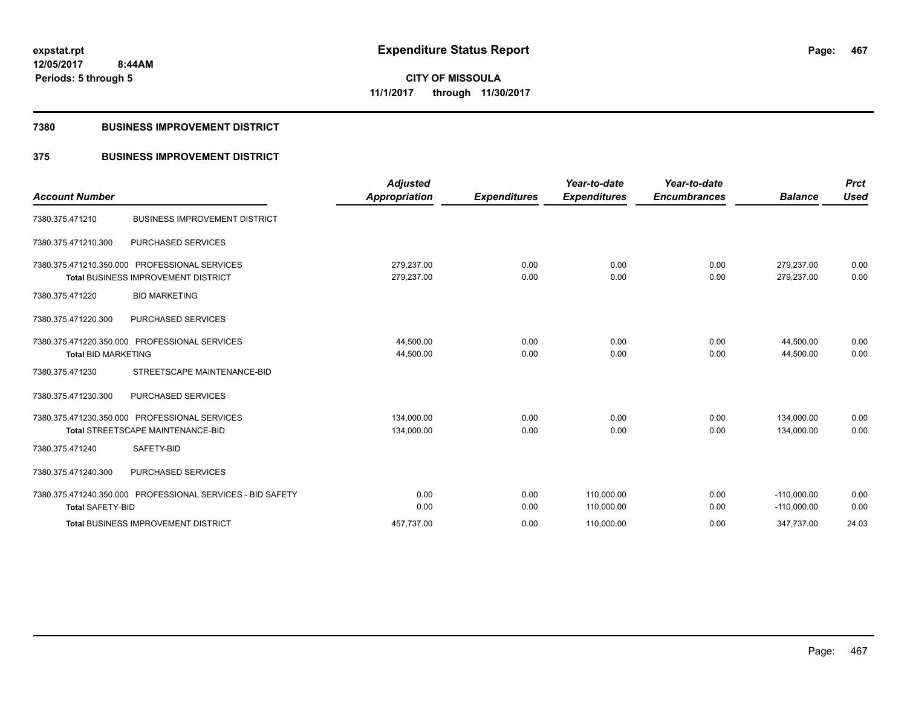expstat.rpt
12/05/2017 8:44AM
Periods: 5 through 5

# Expenditure Status Report

**CITY OF MISSOULA**
**11/1/2017 through 11/30/2017**

## 7380 BUSINESS IMPROVEMENT DISTRICT

## 375 BUSINESS IMPROVEMENT DISTRICT

| Account Number | | Adjusted Appropriation | Expenditures | Year-to-date Expenditures | Year-to-date Encumbrances | Balance | Prct Used |
|---|---|---|---|---|---|---|---|
| 7380.375.471210 | BUSINESS IMPROVEMENT DISTRICT | | | | | | |
| 7380.375.471210.300 | PURCHASED SERVICES | | | | | | |
| 7380.375.471210.350.000 | PROFESSIONAL SERVICES | 279,237.00 | 0.00 | 0.00 | 0.00 | 279,237.00 | 0.00 |
| **Total** BUSINESS IMPROVEMENT DISTRICT | | 279,237.00 | 0.00 | 0.00 | 0.00 | 279,237.00 | 0.00 |
| 7380.375.471220 | BID MARKETING | | | | | | |
| 7380.375.471220.300 | PURCHASED SERVICES | | | | | | |
| 7380.375.471220.350.000 | PROFESSIONAL SERVICES | 44,500.00 | 0.00 | 0.00 | 0.00 | 44,500.00 | 0.00 |
| **Total** BID MARKETING | | 44,500.00 | 0.00 | 0.00 | 0.00 | 44,500.00 | 0.00 |
| 7380.375.471230 | STREETSCAPE MAINTENANCE-BID | | | | | | |
| 7380.375.471230.300 | PURCHASED SERVICES | | | | | | |
| 7380.375.471230.350.000 | PROFESSIONAL SERVICES | 134,000.00 | 0.00 | 0.00 | 0.00 | 134,000.00 | 0.00 |
| **Total** STREETSCAPE MAINTENANCE-BID | | 134,000.00 | 0.00 | 0.00 | 0.00 | 134,000.00 | 0.00 |
| 7380.375.471240 | SAFETY-BID | | | | | | |
| 7380.375.471240.300 | PURCHASED SERVICES | | | | | | |
| 7380.375.471240.350.000 | PROFESSIONAL SERVICES - BID SAFETY | 0.00 | 0.00 | 110,000.00 | 0.00 | -110,000.00 | 0.00 |
| **Total** SAFETY-BID | | 0.00 | 0.00 | 110,000.00 | 0.00 | -110,000.00 | 0.00 |
| **Total** BUSINESS IMPROVEMENT DISTRICT | | 457,737.00 | 0.00 | 110,000.00 | 0.00 | 347,737.00 | 24.03 |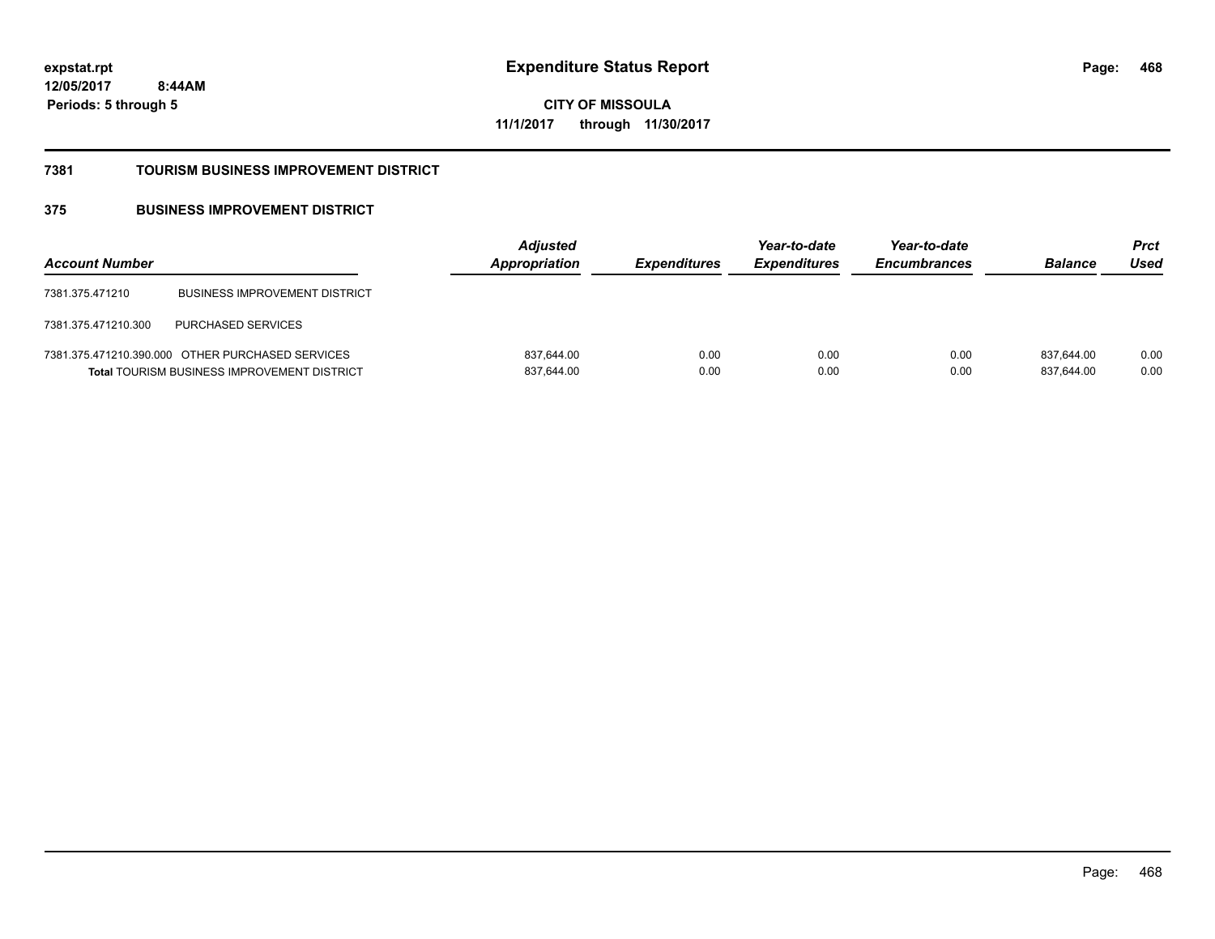**expstat.rpt**
**12/05/2017 8:44AM**
**Periods: 5 through 5**

# Expenditure Status Report

**CITY OF MISSOULA**
**11/1/2017 through 11/30/2017**

## 7381 TOURISM BUSINESS IMPROVEMENT DISTRICT

### 375 BUSINESS IMPROVEMENT DISTRICT

| Account Number | | Adjusted Appropriation | Expenditures | Year-to-date Expenditures | Year-to-date Encumbrances | Balance | Prct Used |
|---|---|---|---|---|---|---|---|
| 7381.375.471210 | BUSINESS IMPROVEMENT DISTRICT | | | | | | |
| 7381.375.471210.300 | PURCHASED SERVICES | | | | | | |
| 7381.375.471210.390.000 | OTHER PURCHASED SERVICES | 837,644.00 | 0.00 | 0.00 | 0.00 | 837,644.00 | 0.00 |
| **Total** TOURISM BUSINESS IMPROVEMENT DISTRICT | | 837,644.00 | 0.00 | 0.00 | 0.00 | 837,644.00 | 0.00 |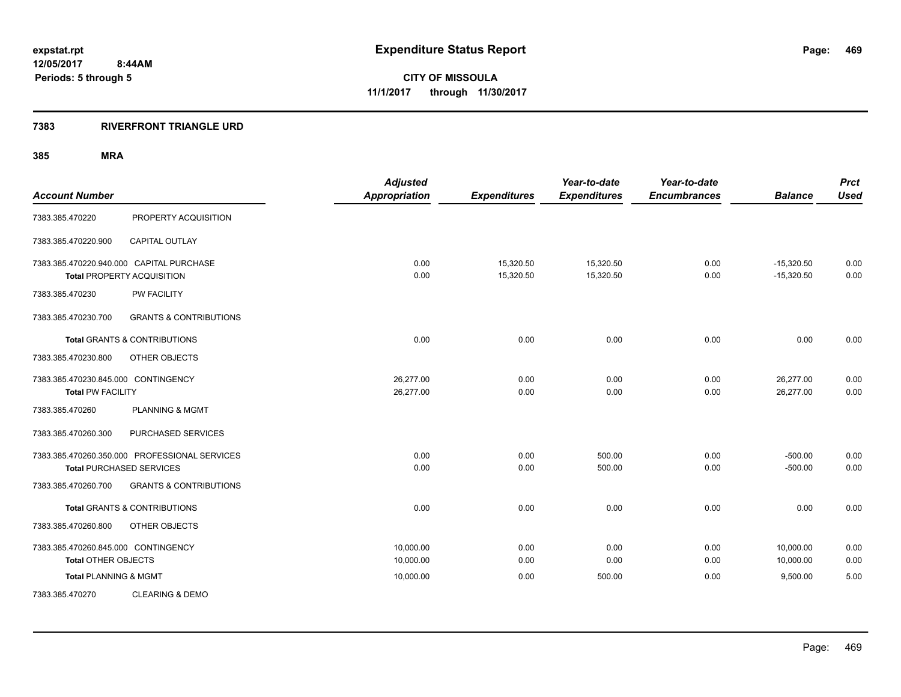expstat.rpt
12/05/2017 8:44AM
Periods: 5 through 5

# Expenditure Status Report

**CITY OF MISSOULA**
**11/1/2017 through 11/30/2017**

## 7383 RIVERFRONT TRIANGLE URD

### 385 MRA

| Account Number | | Adjusted Appropriation | Expenditures | Year-to-date Expenditures | Year-to-date Encumbrances | Balance | Prct Used |
|---|---|---|---|---|---|---|---|
| 7383.385.470220 | PROPERTY ACQUISITION | | | | | | |
| 7383.385.470220.900 | CAPITAL OUTLAY | | | | | | |
| 7383.385.470220.940.000 | CAPITAL PURCHASE | 0.00 | 15,320.50 | 15,320.50 | 0.00 | -15,320.50 | 0.00 |
| **Total** PROPERTY ACQUISITION | | 0.00 | 15,320.50 | 15,320.50 | 0.00 | -15,320.50 | 0.00 |
| 7383.385.470230 | PW FACILITY | | | | | | |
| 7383.385.470230.700 | GRANTS & CONTRIBUTIONS | | | | | | |
| **Total** GRANTS & CONTRIBUTIONS | | 0.00 | 0.00 | 0.00 | 0.00 | 0.00 | 0.00 |
| 7383.385.470230.800 | OTHER OBJECTS | | | | | | |
| 7383.385.470230.845.000 | CONTINGENCY | 26,277.00 | 0.00 | 0.00 | 0.00 | 26,277.00 | 0.00 |
| **Total** PW FACILITY | | 26,277.00 | 0.00 | 0.00 | 0.00 | 26,277.00 | 0.00 |
| 7383.385.470260 | PLANNING & MGMT | | | | | | |
| 7383.385.470260.300 | PURCHASED SERVICES | | | | | | |
| 7383.385.470260.350.000 | PROFESSIONAL SERVICES | 0.00 | 0.00 | 500.00 | 0.00 | -500.00 | 0.00 |
| **Total** PURCHASED SERVICES | | 0.00 | 0.00 | 500.00 | 0.00 | -500.00 | 0.00 |
| 7383.385.470260.700 | GRANTS & CONTRIBUTIONS | | | | | | |
| **Total** GRANTS & CONTRIBUTIONS | | 0.00 | 0.00 | 0.00 | 0.00 | 0.00 | 0.00 |
| 7383.385.470260.800 | OTHER OBJECTS | | | | | | |
| 7383.385.470260.845.000 | CONTINGENCY | 10,000.00 | 0.00 | 0.00 | 0.00 | 10,000.00 | 0.00 |
| **Total** OTHER OBJECTS | | 10,000.00 | 0.00 | 0.00 | 0.00 | 10,000.00 | 0.00 |
| **Total** PLANNING & MGMT | | 10,000.00 | 0.00 | 500.00 | 0.00 | 9,500.00 | 5.00 |
| 7383.385.470270 | CLEARING & DEMO | | | | | | |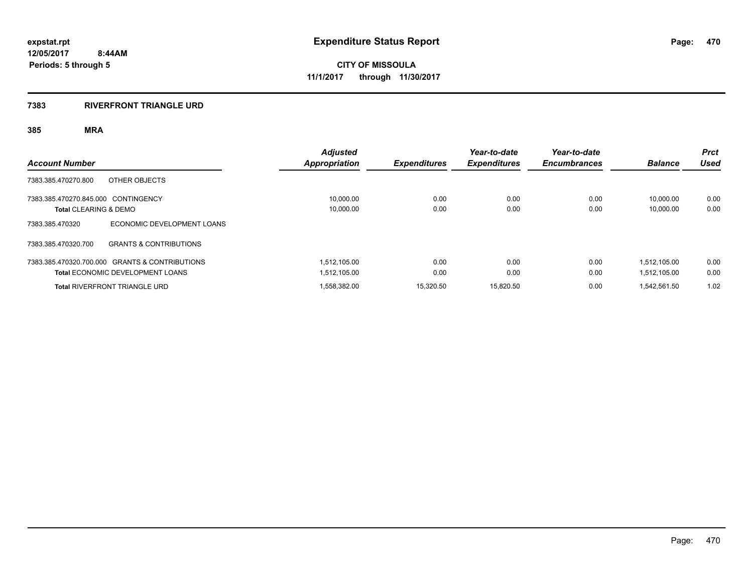**expstat.rpt**
**12/05/2017 8:44AM**
**Periods: 5 through 5**

# Expenditure Status Report

**CITY OF MISSOULA**
**11/1/2017 through 11/30/2017**

## 7383 RIVERFRONT TRIANGLE URD

### 385 MRA

| Account Number | | Adjusted Appropriation | Expenditures | Year-to-date Expenditures | Year-to-date Encumbrances | Balance | Prct Used |
|---|---|---|---|---|---|---|---|
| 7383.385.470270.800 | OTHER OBJECTS | | | | | | |
| 7383.385.470270.845.000 | CONTINGENCY | 10,000.00 | 0.00 | 0.00 | 0.00 | 10,000.00 | 0.00 |
| **Total** CLEARING & DEMO | | 10,000.00 | 0.00 | 0.00 | 0.00 | 10,000.00 | 0.00 |
| 7383.385.470320 | ECONOMIC DEVELOPMENT LOANS | | | | | | |
| 7383.385.470320.700 | GRANTS & CONTRIBUTIONS | | | | | | |
| 7383.385.470320.700.000 | GRANTS & CONTRIBUTIONS | 1,512,105.00 | 0.00 | 0.00 | 0.00 | 1,512,105.00 | 0.00 |
| **Total** ECONOMIC DEVELOPMENT LOANS | | 1,512,105.00 | 0.00 | 0.00 | 0.00 | 1,512,105.00 | 0.00 |
| **Total** RIVERFRONT TRIANGLE URD | | 1,558,382.00 | 15,320.50 | 15,820.50 | 0.00 | 1,542,561.50 | 1.02 |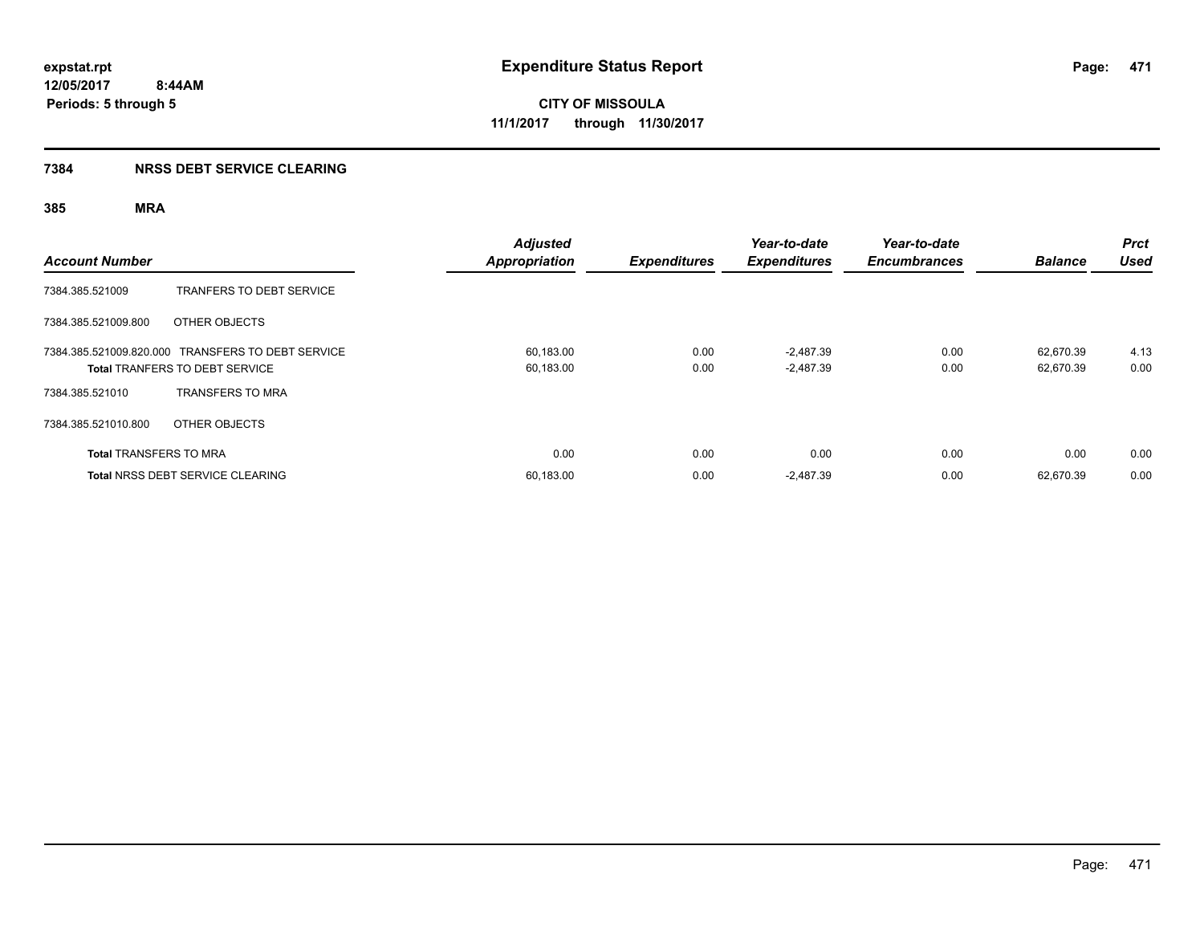expstat.rpt
12/05/2017 8:44AM
Periods: 5 through 5

# Expenditure Status Report

**CITY OF MISSOULA**
**11/1/2017 through 11/30/2017**

## 7384 NRSS DEBT SERVICE CLEARING

### 385 MRA

| Account Number | | Adjusted Appropriation | Expenditures | Year-to-date Expenditures | Year-to-date Encumbrances | Balance | Prct Used |
|---|---|---|---|---|---|---|---|
| 7384.385.521009 | TRANFERS TO DEBT SERVICE | | | | | | |
| 7384.385.521009.800 | OTHER OBJECTS | | | | | | |
| 7384.385.521009.820.000 | TRANSFERS TO DEBT SERVICE | 60,183.00 | 0.00 | -2,487.39 | 0.00 | 62,670.39 | 4.13 |
| **Total** TRANFERS TO DEBT SERVICE | | 60,183.00 | 0.00 | -2,487.39 | 0.00 | 62,670.39 | 0.00 |
| 7384.385.521010 | TRANSFERS TO MRA | | | | | | |
| 7384.385.521010.800 | OTHER OBJECTS | | | | | | |
| **Total** TRANSFERS TO MRA | | 0.00 | 0.00 | 0.00 | 0.00 | 0.00 | 0.00 |
| **Total** NRSS DEBT SERVICE CLEARING | | 60,183.00 | 0.00 | -2,487.39 | 0.00 | 62,670.39 | 0.00 |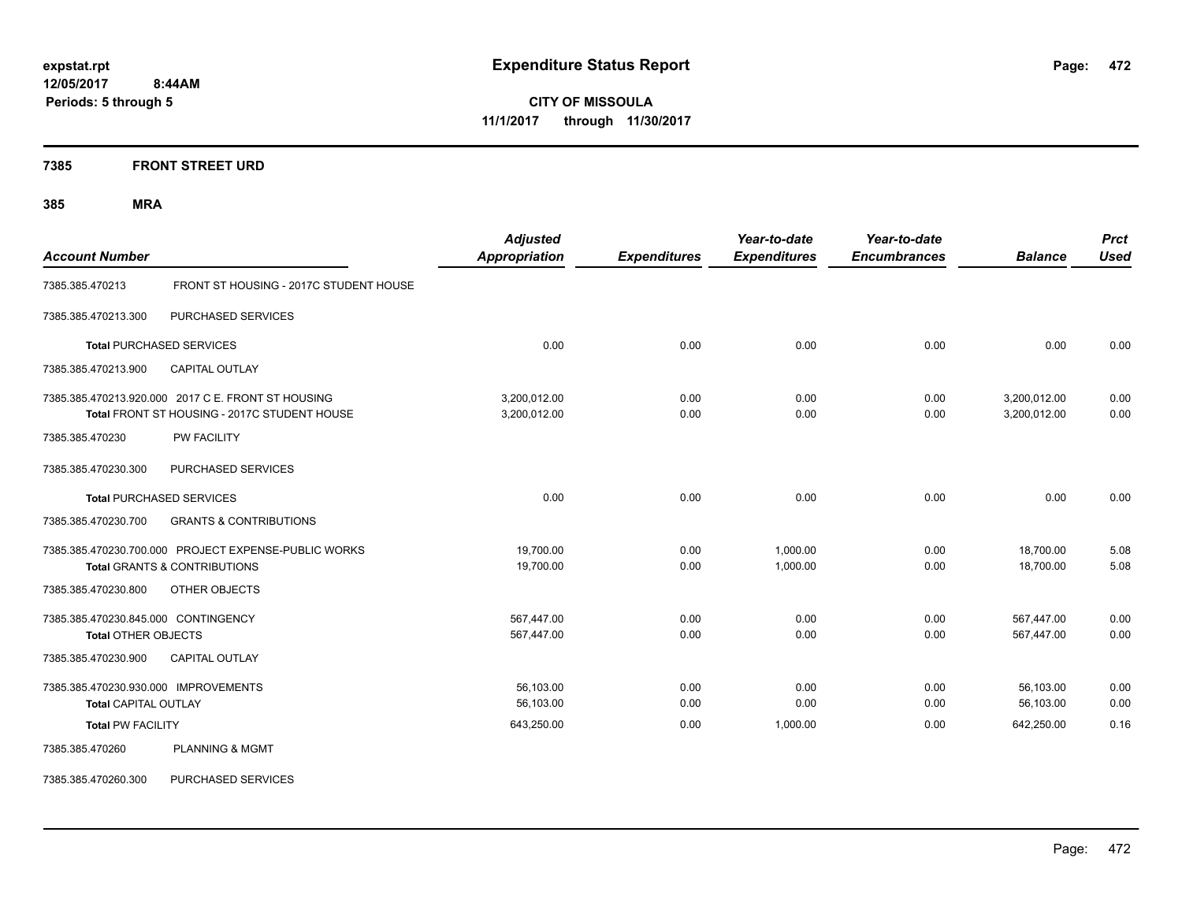**expstat.rpt**
**12/05/2017 8:44AM**
**Periods: 5 through 5**

# Expenditure Status Report

**CITY OF MISSOULA**
**11/1/2017 through 11/30/2017**

## 7385 FRONT STREET URD

## 385 MRA

| Account Number | | Adjusted Appropriation | Expenditures | Year-to-date Expenditures | Year-to-date Encumbrances | Balance | Prct Used |
|---|---|---|---|---|---|---|---|
| 7385.385.470213 | FRONT ST HOUSING - 2017C STUDENT HOUSE | | | | | | |
| 7385.385.470213.300 | PURCHASED SERVICES | | | | | | |
| **Total** PURCHASED SERVICES | | 0.00 | 0.00 | 0.00 | 0.00 | 0.00 | 0.00 |
| 7385.385.470213.900 | CAPITAL OUTLAY | | | | | | |
| 7385.385.470213.920.000 | 2017 C E. FRONT ST HOUSING | 3,200,012.00 | 0.00 | 0.00 | 0.00 | 3,200,012.00 | 0.00 |
| **Total** FRONT ST HOUSING - 2017C STUDENT HOUSE | | 3,200,012.00 | 0.00 | 0.00 | 0.00 | 3,200,012.00 | 0.00 |
| 7385.385.470230 | PW FACILITY | | | | | | |
| 7385.385.470230.300 | PURCHASED SERVICES | | | | | | |
| **Total** PURCHASED SERVICES | | 0.00 | 0.00 | 0.00 | 0.00 | 0.00 | 0.00 |
| 7385.385.470230.700 | GRANTS & CONTRIBUTIONS | | | | | | |
| 7385.385.470230.700.000 | PROJECT EXPENSE-PUBLIC WORKS | 19,700.00 | 0.00 | 1,000.00 | 0.00 | 18,700.00 | 5.08 |
| **Total** GRANTS & CONTRIBUTIONS | | 19,700.00 | 0.00 | 1,000.00 | 0.00 | 18,700.00 | 5.08 |
| 7385.385.470230.800 | OTHER OBJECTS | | | | | | |
| 7385.385.470230.845.000 | CONTINGENCY | 567,447.00 | 0.00 | 0.00 | 0.00 | 567,447.00 | 0.00 |
| **Total** OTHER OBJECTS | | 567,447.00 | 0.00 | 0.00 | 0.00 | 567,447.00 | 0.00 |
| 7385.385.470230.900 | CAPITAL OUTLAY | | | | | | |
| 7385.385.470230.930.000 | IMPROVEMENTS | 56,103.00 | 0.00 | 0.00 | 0.00 | 56,103.00 | 0.00 |
| **Total** CAPITAL OUTLAY | | 56,103.00 | 0.00 | 0.00 | 0.00 | 56,103.00 | 0.00 |
| **Total** PW FACILITY | | 643,250.00 | 0.00 | 1,000.00 | 0.00 | 642,250.00 | 0.16 |
| 7385.385.470260 | PLANNING & MGMT | | | | | | |
| 7385.385.470260.300 | PURCHASED SERVICES | | | | | | |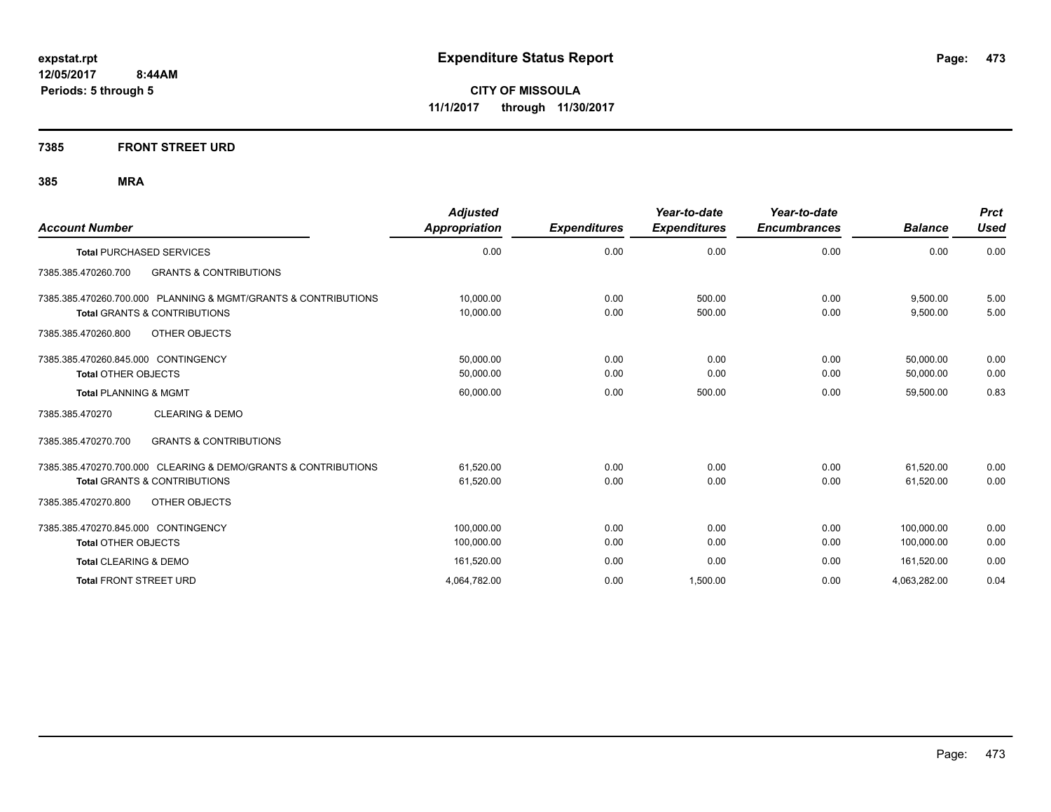**expstat.rpt**
**12/05/2017 8:44AM**
**Periods: 5 through 5**

# Expenditure Status Report

**CITY OF MISSOULA**
**11/1/2017 through 11/30/2017**

## 7385 FRONT STREET URD

### 385 MRA

| Account Number | Adjusted Appropriation | Expenditures | Year-to-date Expenditures | Year-to-date Encumbrances | Balance | Prct Used |
|---|---|---|---|---|---|---|
| **Total** PURCHASED SERVICES | 0.00 | 0.00 | 0.00 | 0.00 | 0.00 | 0.00 |
| 7385.385.470260.700 GRANTS & CONTRIBUTIONS | | | | | | |
| 7385.385.470260.700.000 PLANNING & MGMT/GRANTS & CONTRIBUTIONS | 10,000.00 | 0.00 | 500.00 | 0.00 | 9,500.00 | 5.00 |
| **Total** GRANTS & CONTRIBUTIONS | 10,000.00 | 0.00 | 500.00 | 0.00 | 9,500.00 | 5.00 |
| 7385.385.470260.800 OTHER OBJECTS | | | | | | |
| 7385.385.470260.845.000 CONTINGENCY | 50,000.00 | 0.00 | 0.00 | 0.00 | 50,000.00 | 0.00 |
| **Total** OTHER OBJECTS | 50,000.00 | 0.00 | 0.00 | 0.00 | 50,000.00 | 0.00 |
| **Total** PLANNING & MGMT | 60,000.00 | 0.00 | 500.00 | 0.00 | 59,500.00 | 0.83 |
| 7385.385.470270 CLEARING & DEMO | | | | | | |
| 7385.385.470270.700 GRANTS & CONTRIBUTIONS | | | | | | |
| 7385.385.470270.700.000 CLEARING & DEMO/GRANTS & CONTRIBUTIONS | 61,520.00 | 0.00 | 0.00 | 0.00 | 61,520.00 | 0.00 |
| **Total** GRANTS & CONTRIBUTIONS | 61,520.00 | 0.00 | 0.00 | 0.00 | 61,520.00 | 0.00 |
| 7385.385.470270.800 OTHER OBJECTS | | | | | | |
| 7385.385.470270.845.000 CONTINGENCY | 100,000.00 | 0.00 | 0.00 | 0.00 | 100,000.00 | 0.00 |
| **Total** OTHER OBJECTS | 100,000.00 | 0.00 | 0.00 | 0.00 | 100,000.00 | 0.00 |
| **Total** CLEARING & DEMO | 161,520.00 | 0.00 | 0.00 | 0.00 | 161,520.00 | 0.00 |
| **Total** FRONT STREET URD | 4,064,782.00 | 0.00 | 1,500.00 | 0.00 | 4,063,282.00 | 0.04 |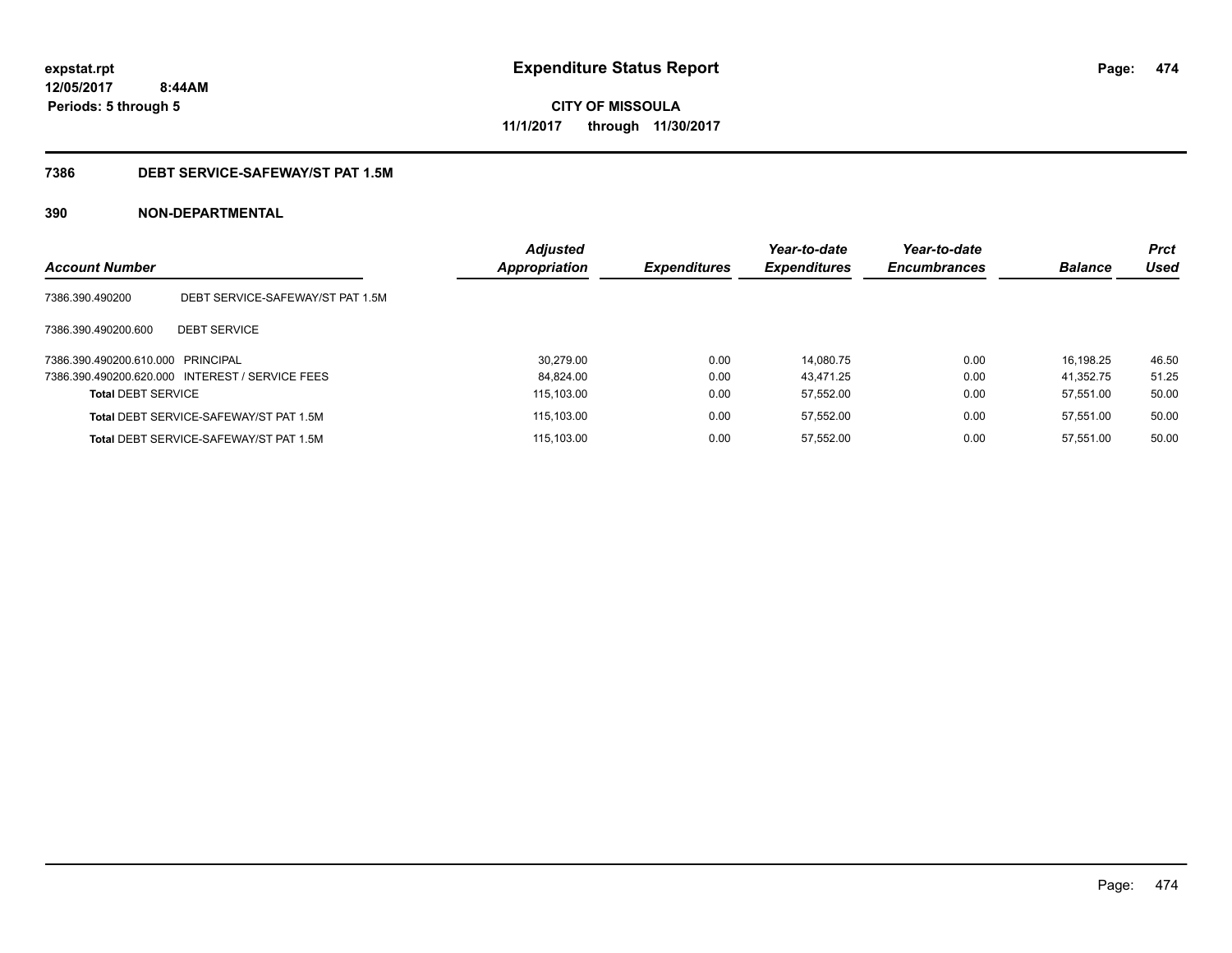**expstat.rpt**
**12/05/2017 8:44AM**
**Periods: 5 through 5**

# Expenditure Status Report

**CITY OF MISSOULA**
**11/1/2017 through 11/30/2017**

## 7386 DEBT SERVICE-SAFEWAY/ST PAT 1.5M

### 390 NON-DEPARTMENTAL

| Account Number | | Adjusted Appropriation | Expenditures | Year-to-date Expenditures | Year-to-date Encumbrances | Balance | Prct Used |
|---|---|---|---|---|---|---|---|
| 7386.390.490200 | DEBT SERVICE-SAFEWAY/ST PAT 1.5M | | | | | | |
| 7386.390.490200.600 | DEBT SERVICE | | | | | | |
| 7386.390.490200.610.000 | PRINCIPAL | 30,279.00 | 0.00 | 14,080.75 | 0.00 | 16,198.25 | 46.50 |
| 7386.390.490200.620.000 | INTEREST / SERVICE FEES | 84,824.00 | 0.00 | 43,471.25 | 0.00 | 41,352.75 | 51.25 |
| **Total** DEBT SERVICE | | 115,103.00 | 0.00 | 57,552.00 | 0.00 | 57,551.00 | 50.00 |
| **Total** DEBT SERVICE-SAFEWAY/ST PAT 1.5M | | 115,103.00 | 0.00 | 57,552.00 | 0.00 | 57,551.00 | 50.00 |
| **Total** DEBT SERVICE-SAFEWAY/ST PAT 1.5M | | 115,103.00 | 0.00 | 57,552.00 | 0.00 | 57,551.00 | 50.00 |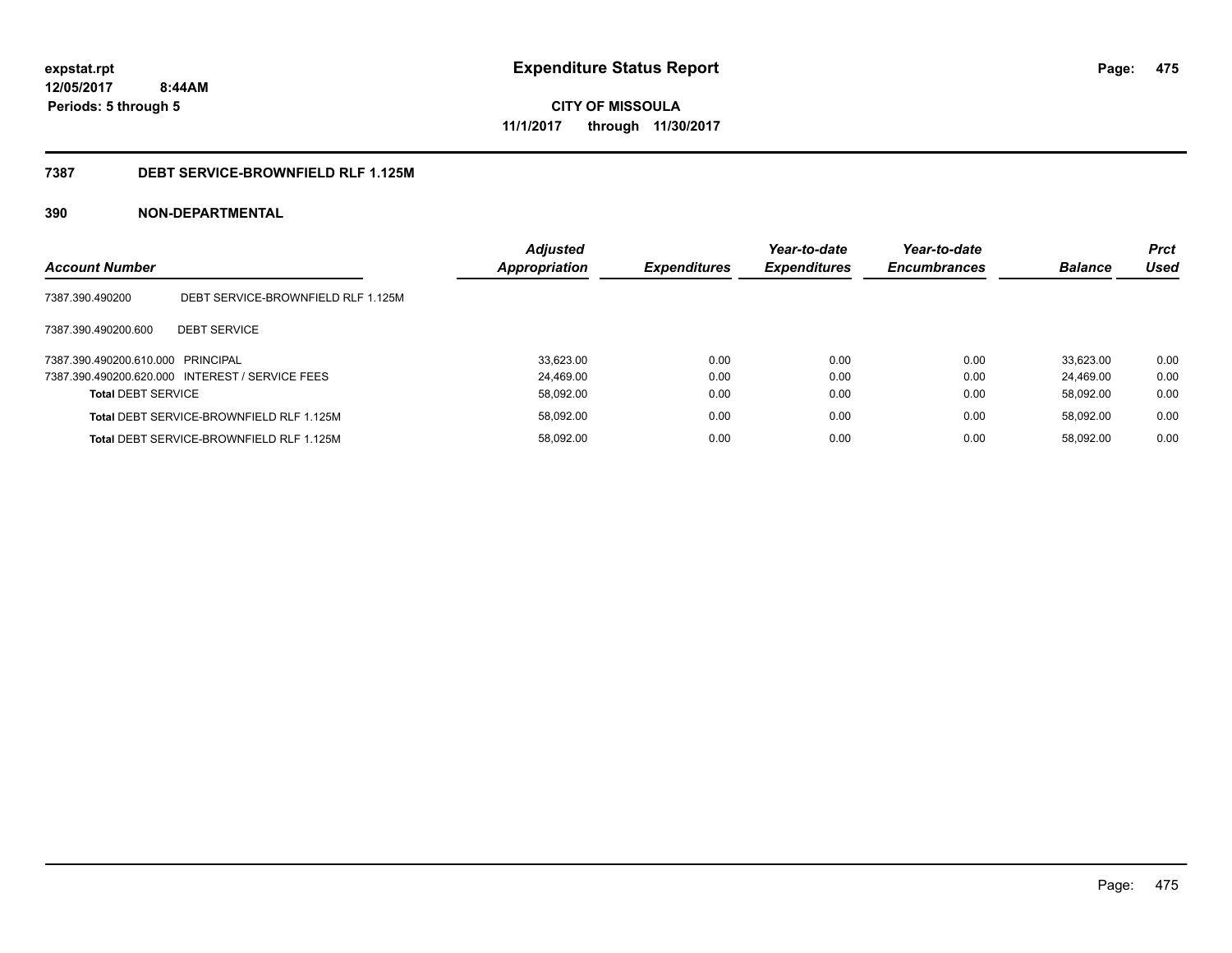**expstat.rpt**
**12/05/2017 8:44AM**
**Periods: 5 through 5**

# Expenditure Status Report

**CITY OF MISSOULA**
**11/1/2017 through 11/30/2017**

## 7387 DEBT SERVICE-BROWNFIELD RLF 1.125M

### 390 NON-DEPARTMENTAL

| Account Number | | Adjusted Appropriation | Expenditures | Year-to-date Expenditures | Year-to-date Encumbrances | Balance | Prct Used |
|---|---|---|---|---|---|---|---|
| 7387.390.490200 | DEBT SERVICE-BROWNFIELD RLF 1.125M | | | | | | |
| 7387.390.490200.600 | DEBT SERVICE | | | | | | |
| 7387.390.490200.610.000 | PRINCIPAL | 33,623.00 | 0.00 | 0.00 | 0.00 | 33,623.00 | 0.00 |
| 7387.390.490200.620.000 | INTEREST / SERVICE FEES | 24,469.00 | 0.00 | 0.00 | 0.00 | 24,469.00 | 0.00 |
| **Total** DEBT SERVICE | | 58,092.00 | 0.00 | 0.00 | 0.00 | 58,092.00 | 0.00 |
| **Total** DEBT SERVICE-BROWNFIELD RLF 1.125M | | 58,092.00 | 0.00 | 0.00 | 0.00 | 58,092.00 | 0.00 |
| **Total** DEBT SERVICE-BROWNFIELD RLF 1.125M | | 58,092.00 | 0.00 | 0.00 | 0.00 | 58,092.00 | 0.00 |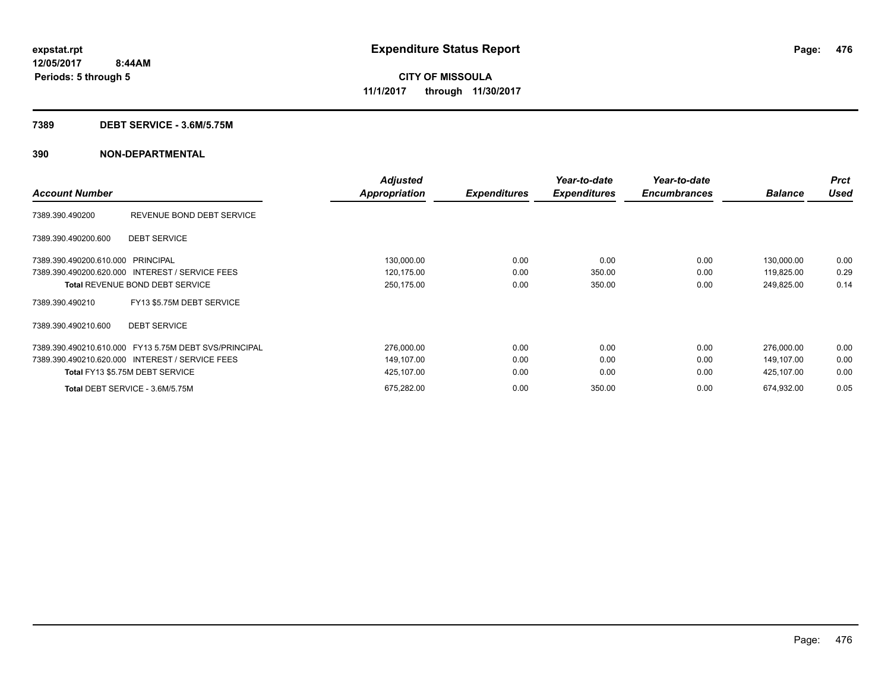**expstat.rpt**
**12/05/2017 8:44AM**
**Periods: 5 through 5**

# Expenditure Status Report

**CITY OF MISSOULA**
**11/1/2017 through 11/30/2017**

## 7389 DEBT SERVICE - 3.6M/5.75M

## 390 NON-DEPARTMENTAL

| Account Number | | Adjusted Appropriation | Expenditures | Year-to-date Expenditures | Year-to-date Encumbrances | Balance | Prct Used |
|---|---|---|---|---|---|---|---|
| 7389.390.490200 | REVENUE BOND DEBT SERVICE | | | | | | |
| 7389.390.490200.600 | DEBT SERVICE | | | | | | |
| 7389.390.490200.610.000 | PRINCIPAL | 130,000.00 | 0.00 | 0.00 | 0.00 | 130,000.00 | 0.00 |
| 7389.390.490200.620.000 | INTEREST / SERVICE FEES | 120,175.00 | 0.00 | 350.00 | 0.00 | 119,825.00 | 0.29 |
| **Total** REVENUE BOND DEBT SERVICE | | 250,175.00 | 0.00 | 350.00 | 0.00 | 249,825.00 | 0.14 |
| 7389.390.490210 | FY13 $5.75M DEBT SERVICE | | | | | | |
| 7389.390.490210.600 | DEBT SERVICE | | | | | | |
| 7389.390.490210.610.000 | FY13 5.75M DEBT SVS/PRINCIPAL | 276,000.00 | 0.00 | 0.00 | 0.00 | 276,000.00 | 0.00 |
| 7389.390.490210.620.000 | INTEREST / SERVICE FEES | 149,107.00 | 0.00 | 0.00 | 0.00 | 149,107.00 | 0.00 |
| **Total** FY13 $5.75M DEBT SERVICE | | 425,107.00 | 0.00 | 0.00 | 0.00 | 425,107.00 | 0.00 |
| **Total** DEBT SERVICE - 3.6M/5.75M | | 675,282.00 | 0.00 | 350.00 | 0.00 | 674,932.00 | 0.05 |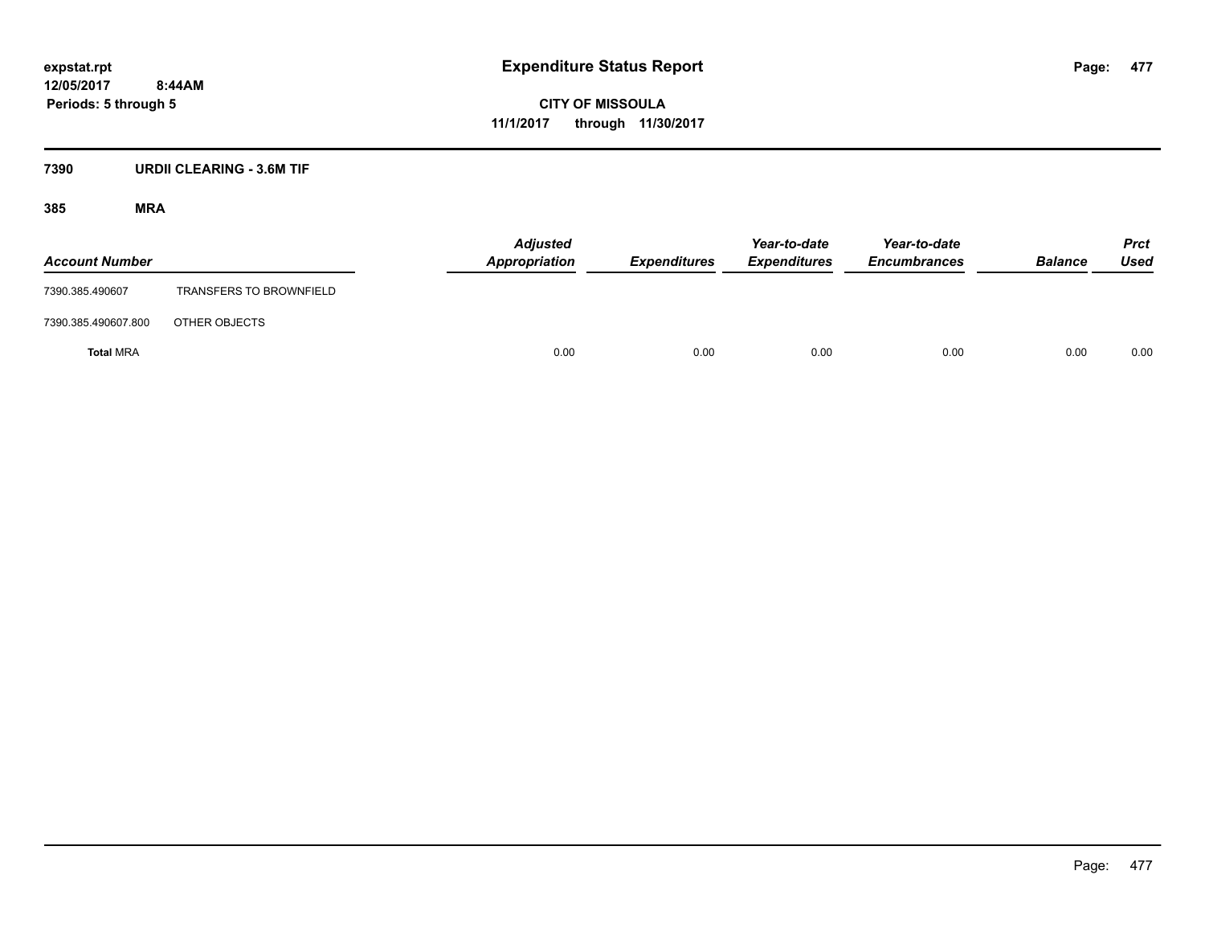expstat.rpt
12/05/2017 8:44AM
Periods: 5 through 5

# Expenditure Status Report

CITY OF MISSOULA
11/1/2017 through 11/30/2017

## 7390 URDII CLEARING - 3.6M TIF

### 385 MRA

| Account Number | | Adjusted Appropriation | Expenditures | Year-to-date Expenditures | Year-to-date Encumbrances | Balance | Prct Used |
|---|---|---|---|---|---|---|---|
| 7390.385.490607 | TRANSFERS TO BROWNFIELD | | | | | | |
| 7390.385.490607.800 | OTHER OBJECTS | | | | | | |
| **Total** MRA | | 0.00 | 0.00 | 0.00 | 0.00 | 0.00 | 0.00 |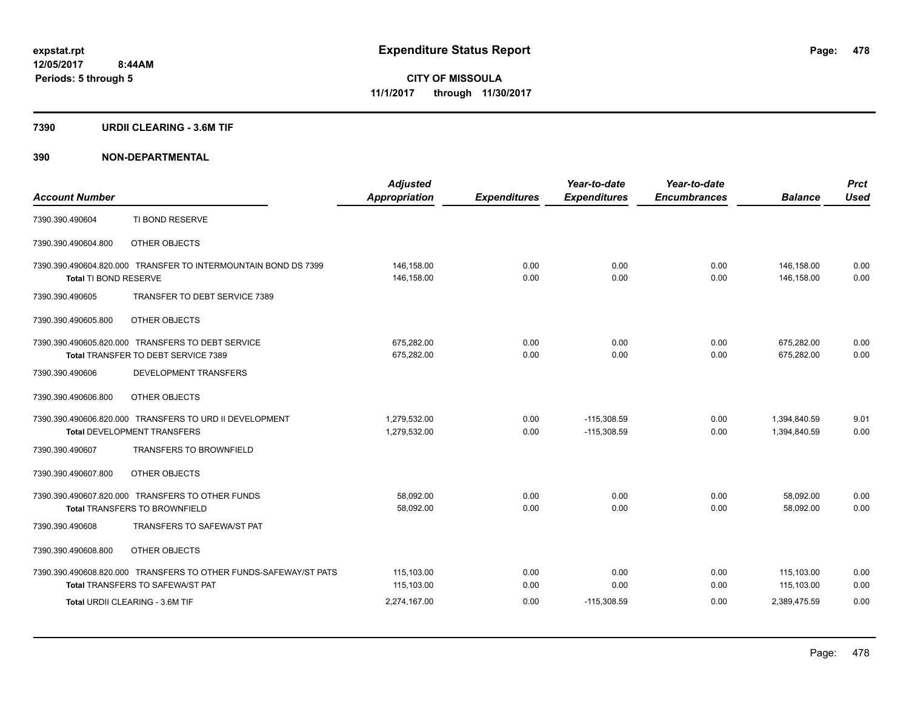**expstat.rpt**
**12/05/2017 8:44AM**
**Periods: 5 through 5**

# Expenditure Status Report

**CITY OF MISSOULA**
**11/1/2017 through 11/30/2017**

## 7390 URDII CLEARING - 3.6M TIF

## 390 NON-DEPARTMENTAL

| Account Number | | Adjusted Appropriation | Expenditures | Year-to-date Expenditures | Year-to-date Encumbrances | Balance | Prct Used |
|---|---|---|---|---|---|---|---|
| 7390.390.490604 | TI BOND RESERVE | | | | | | |
| 7390.390.490604.800 | OTHER OBJECTS | | | | | | |
| 7390.390.490604.820.000 | TRANSFER TO INTERMOUNTAIN BOND DS 7399 | 146,158.00 | 0.00 | 0.00 | 0.00 | 146,158.00 | 0.00 |
| Total TI BOND RESERVE | | 146,158.00 | 0.00 | 0.00 | 0.00 | 146,158.00 | 0.00 |
| 7390.390.490605 | TRANSFER TO DEBT SERVICE 7389 | | | | | | |
| 7390.390.490605.800 | OTHER OBJECTS | | | | | | |
| 7390.390.490605.820.000 | TRANSFERS TO DEBT SERVICE | 675,282.00 | 0.00 | 0.00 | 0.00 | 675,282.00 | 0.00 |
| Total TRANSFER TO DEBT SERVICE 7389 | | 675,282.00 | 0.00 | 0.00 | 0.00 | 675,282.00 | 0.00 |
| 7390.390.490606 | DEVELOPMENT TRANSFERS | | | | | | |
| 7390.390.490606.800 | OTHER OBJECTS | | | | | | |
| 7390.390.490606.820.000 | TRANSFERS TO URD II DEVELOPMENT | 1,279,532.00 | 0.00 | -115,308.59 | 0.00 | 1,394,840.59 | 9.01 |
| Total DEVELOPMENT TRANSFERS | | 1,279,532.00 | 0.00 | -115,308.59 | 0.00 | 1,394,840.59 | 0.00 |
| 7390.390.490607 | TRANSFERS TO BROWNFIELD | | | | | | |
| 7390.390.490607.800 | OTHER OBJECTS | | | | | | |
| 7390.390.490607.820.000 | TRANSFERS TO OTHER FUNDS | 58,092.00 | 0.00 | 0.00 | 0.00 | 58,092.00 | 0.00 |
| Total TRANSFERS TO BROWNFIELD | | 58,092.00 | 0.00 | 0.00 | 0.00 | 58,092.00 | 0.00 |
| 7390.390.490608 | TRANSFERS TO SAFEWA/ST PAT | | | | | | |
| 7390.390.490608.800 | OTHER OBJECTS | | | | | | |
| 7390.390.490608.820.000 | TRANSFERS TO OTHER FUNDS-SAFEWAY/ST PATS | 115,103.00 | 0.00 | 0.00 | 0.00 | 115,103.00 | 0.00 |
| Total TRANSFERS TO SAFEWA/ST PAT | | 115,103.00 | 0.00 | 0.00 | 0.00 | 115,103.00 | 0.00 |
| Total URDII CLEARING - 3.6M TIF | | 2,274,167.00 | 0.00 | -115,308.59 | 0.00 | 2,389,475.59 | 0.00 |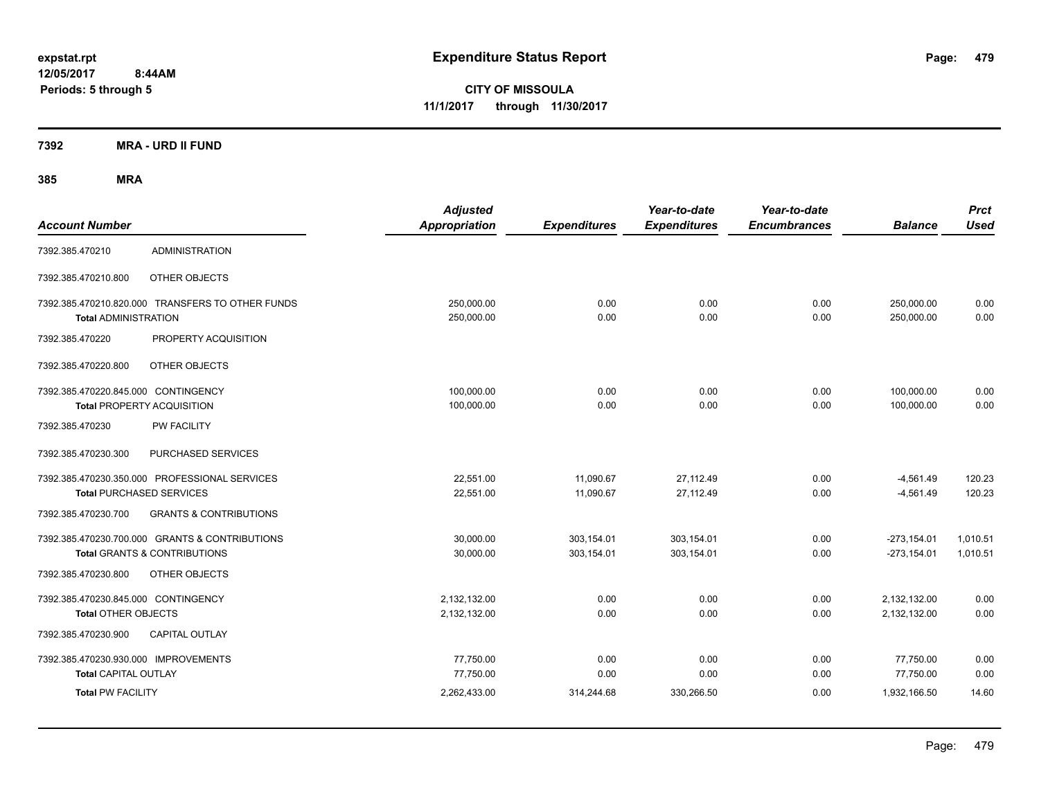# Expenditure Status Report

expstat.rpt
12/05/2017 8:44AM
Periods: 5 through 5

**CITY OF MISSOULA**
**11/1/2017 through 11/30/2017**

**7392 MRA - URD II FUND**

**385 MRA**

| Account Number | | Adjusted Appropriation | Expenditures | Year-to-date Expenditures | Year-to-date Encumbrances | Balance | Prct Used |
|---|---|---|---|---|---|---|---|
| 7392.385.470210 | ADMINISTRATION | | | | | | |
| 7392.385.470210.800 | OTHER OBJECTS | | | | | | |
| 7392.385.470210.820.000 | TRANSFERS TO OTHER FUNDS | 250,000.00 | 0.00 | 0.00 | 0.00 | 250,000.00 | 0.00 |
| **Total ADMINISTRATION** | | 250,000.00 | 0.00 | 0.00 | 0.00 | 250,000.00 | 0.00 |
| 7392.385.470220 | PROPERTY ACQUISITION | | | | | | |
| 7392.385.470220.800 | OTHER OBJECTS | | | | | | |
| 7392.385.470220.845.000 | CONTINGENCY | 100,000.00 | 0.00 | 0.00 | 0.00 | 100,000.00 | 0.00 |
| **Total PROPERTY ACQUISITION** | | 100,000.00 | 0.00 | 0.00 | 0.00 | 100,000.00 | 0.00 |
| 7392.385.470230 | PW FACILITY | | | | | | |
| 7392.385.470230.300 | PURCHASED SERVICES | | | | | | |
| 7392.385.470230.350.000 | PROFESSIONAL SERVICES | 22,551.00 | 11,090.67 | 27,112.49 | 0.00 | -4,561.49 | 120.23 |
| **Total PURCHASED SERVICES** | | 22,551.00 | 11,090.67 | 27,112.49 | 0.00 | -4,561.49 | 120.23 |
| 7392.385.470230.700 | GRANTS & CONTRIBUTIONS | | | | | | |
| 7392.385.470230.700.000 | GRANTS & CONTRIBUTIONS | 30,000.00 | 303,154.01 | 303,154.01 | 0.00 | -273,154.01 | 1,010.51 |
| **Total GRANTS & CONTRIBUTIONS** | | 30,000.00 | 303,154.01 | 303,154.01 | 0.00 | -273,154.01 | 1,010.51 |
| 7392.385.470230.800 | OTHER OBJECTS | | | | | | |
| 7392.385.470230.845.000 | CONTINGENCY | 2,132,132.00 | 0.00 | 0.00 | 0.00 | 2,132,132.00 | 0.00 |
| **Total OTHER OBJECTS** | | 2,132,132.00 | 0.00 | 0.00 | 0.00 | 2,132,132.00 | 0.00 |
| 7392.385.470230.900 | CAPITAL OUTLAY | | | | | | |
| 7392.385.470230.930.000 | IMPROVEMENTS | 77,750.00 | 0.00 | 0.00 | 0.00 | 77,750.00 | 0.00 |
| **Total CAPITAL OUTLAY** | | 77,750.00 | 0.00 | 0.00 | 0.00 | 77,750.00 | 0.00 |
| **Total PW FACILITY** | | 2,262,433.00 | 314,244.68 | 330,266.50 | 0.00 | 1,932,166.50 | 14.60 |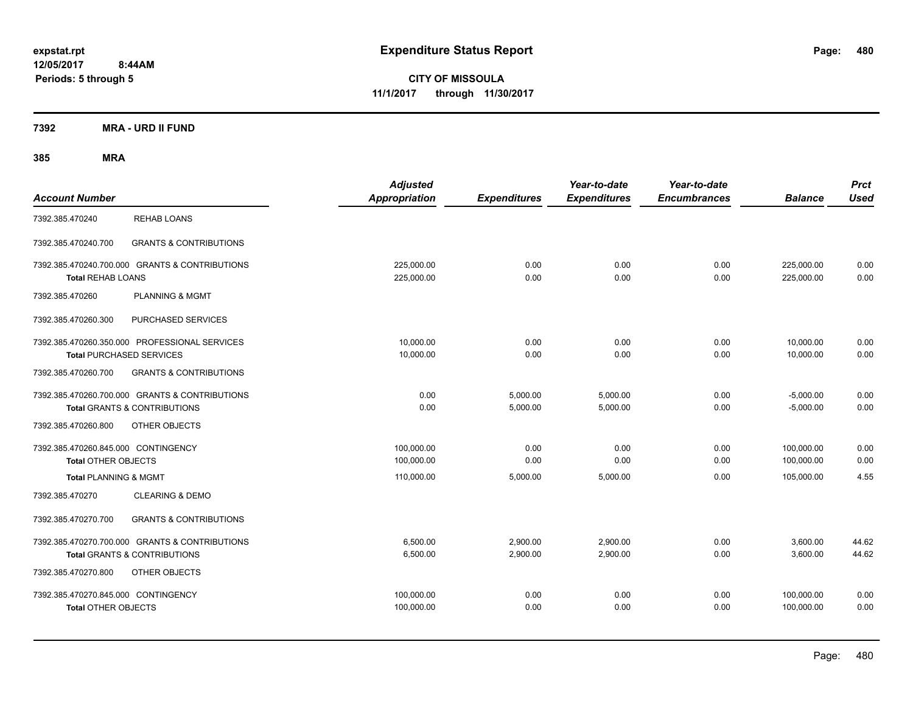**expstat.rpt**
**12/05/2017 8:44AM**
**Periods: 5 through 5**

# Expenditure Status Report

**CITY OF MISSOULA**
**11/1/2017 through 11/30/2017**

## 7392 MRA - URD II FUND

## 385 MRA

| Account Number | | Adjusted Appropriation | Expenditures | Year-to-date Expenditures | Year-to-date Encumbrances | Balance | Prct Used |
|---|---|---|---|---|---|---|---|
| 7392.385.470240 | REHAB LOANS | | | | | | |
| 7392.385.470240.700 | GRANTS & CONTRIBUTIONS | | | | | | |
| 7392.385.470240.700.000 GRANTS & CONTRIBUTIONS | | 225,000.00 | 0.00 | 0.00 | 0.00 | 225,000.00 | 0.00 |
| **Total** REHAB LOANS | | 225,000.00 | 0.00 | 0.00 | 0.00 | 225,000.00 | 0.00 |
| 7392.385.470260 | PLANNING & MGMT | | | | | | |
| 7392.385.470260.300 | PURCHASED SERVICES | | | | | | |
| 7392.385.470260.350.000 PROFESSIONAL SERVICES | | 10,000.00 | 0.00 | 0.00 | 0.00 | 10,000.00 | 0.00 |
| **Total** PURCHASED SERVICES | | 10,000.00 | 0.00 | 0.00 | 0.00 | 10,000.00 | 0.00 |
| 7392.385.470260.700 | GRANTS & CONTRIBUTIONS | | | | | | |
| 7392.385.470260.700.000 GRANTS & CONTRIBUTIONS | | 0.00 | 5,000.00 | 5,000.00 | 0.00 | -5,000.00 | 0.00 |
| **Total** GRANTS & CONTRIBUTIONS | | 0.00 | 5,000.00 | 5,000.00 | 0.00 | -5,000.00 | 0.00 |
| 7392.385.470260.800 | OTHER OBJECTS | | | | | | |
| 7392.385.470260.845.000 CONTINGENCY | | 100,000.00 | 0.00 | 0.00 | 0.00 | 100,000.00 | 0.00 |
| **Total** OTHER OBJECTS | | 100,000.00 | 0.00 | 0.00 | 0.00 | 100,000.00 | 0.00 |
| **Total** PLANNING & MGMT | | 110,000.00 | 5,000.00 | 5,000.00 | 0.00 | 105,000.00 | 4.55 |
| 7392.385.470270 | CLEARING & DEMO | | | | | | |
| 7392.385.470270.700 | GRANTS & CONTRIBUTIONS | | | | | | |
| 7392.385.470270.700.000 GRANTS & CONTRIBUTIONS | | 6,500.00 | 2,900.00 | 2,900.00 | 0.00 | 3,600.00 | 44.62 |
| **Total** GRANTS & CONTRIBUTIONS | | 6,500.00 | 2,900.00 | 2,900.00 | 0.00 | 3,600.00 | 44.62 |
| 7392.385.470270.800 | OTHER OBJECTS | | | | | | |
| 7392.385.470270.845.000 CONTINGENCY | | 100,000.00 | 0.00 | 0.00 | 0.00 | 100,000.00 | 0.00 |
| **Total** OTHER OBJECTS | | 100,000.00 | 0.00 | 0.00 | 0.00 | 100,000.00 | 0.00 |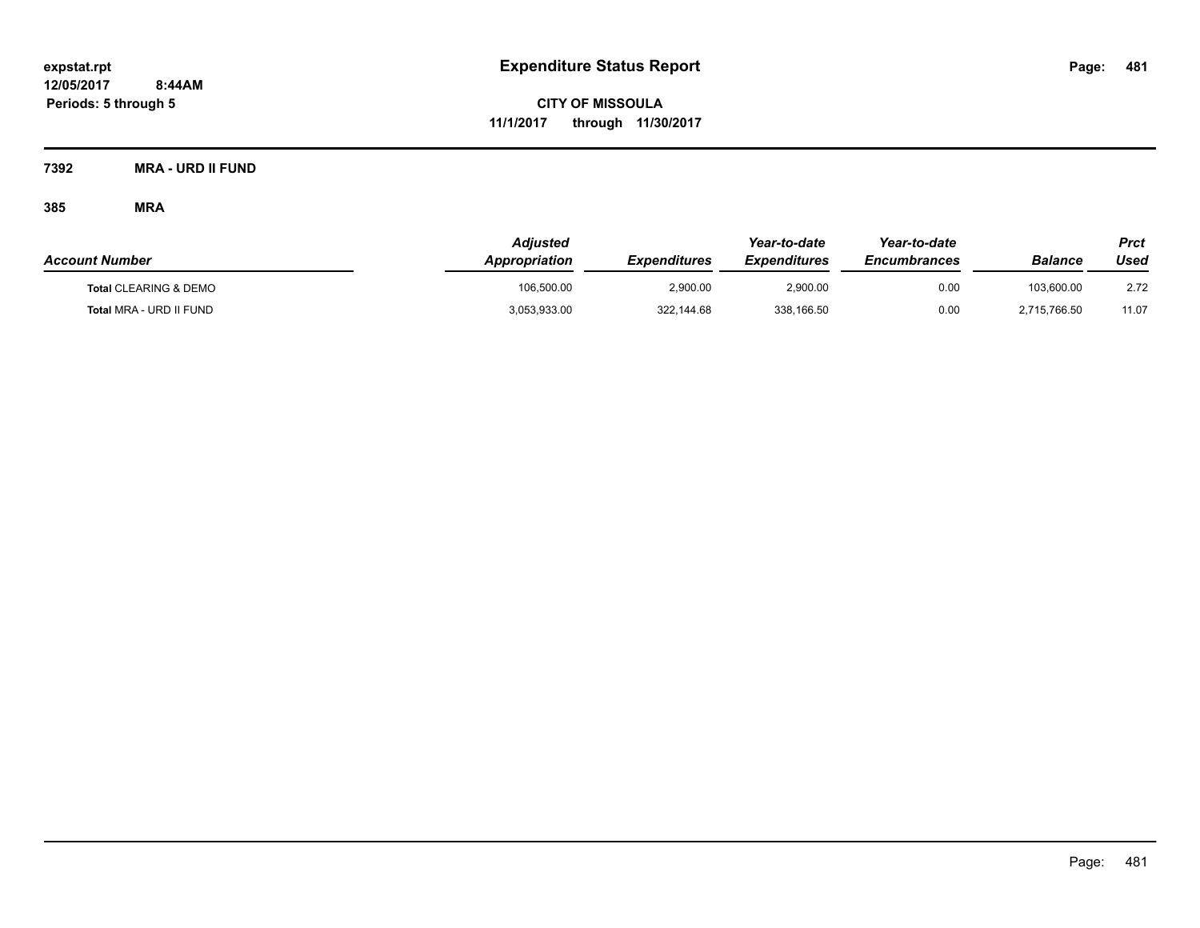expstat.rpt
12/05/2017 8:44AM
Periods: 5 through 5

# Expenditure Status Report

**CITY OF MISSOULA**
**11/1/2017 through 11/30/2017**

**7392 MRA - URD II FUND**

**385 MRA**

| Account Number | Adjusted Appropriation | Expenditures | Year-to-date Expenditures | Year-to-date Encumbrances | Balance | Prct Used |
|---|---|---|---|---|---|---|
| **Total** CLEARING & DEMO | 106,500.00 | 2,900.00 | 2,900.00 | 0.00 | 103,600.00 | 2.72 |
| **Total** MRA - URD II FUND | 3,053,933.00 | 322,144.68 | 338,166.50 | 0.00 | 2,715,766.50 | 11.07 |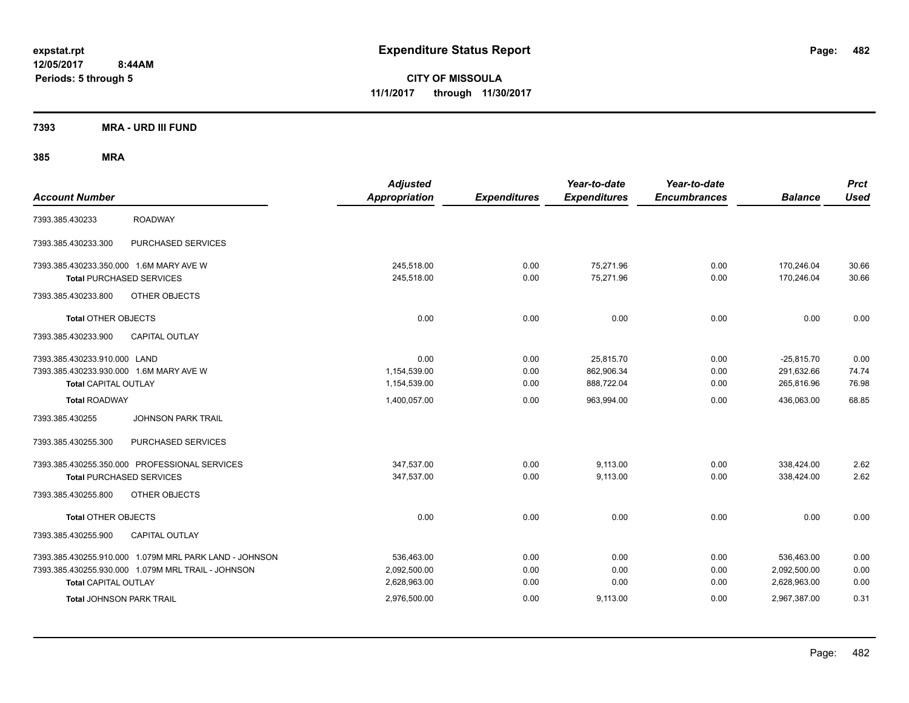# Expenditure Status Report

expstat.rpt
12/05/2017 8:44AM
Periods: 5 through 5

**CITY OF MISSOULA**
**11/1/2017 through 11/30/2017**

**7393 MRA - URD III FUND**

**385 MRA**

| Account Number | | Adjusted Appropriation | Expenditures | Year-to-date Expenditures | Year-to-date Encumbrances | Balance | Prct Used |
|---|---|---|---|---|---|---|---|
| 7393.385.430233 | ROADWAY | | | | | | |
| 7393.385.430233.300 | PURCHASED SERVICES | | | | | | |
| 7393.385.430233.350.000 | 1.6M MARY AVE W | 245,518.00 | 0.00 | 75,271.96 | 0.00 | 170,246.04 | 30.66 |
| **Total** PURCHASED SERVICES | | 245,518.00 | 0.00 | 75,271.96 | 0.00 | 170,246.04 | 30.66 |
| 7393.385.430233.800 | OTHER OBJECTS | | | | | | |
| **Total** OTHER OBJECTS | | 0.00 | 0.00 | 0.00 | 0.00 | 0.00 | 0.00 |
| 7393.385.430233.900 | CAPITAL OUTLAY | | | | | | |
| 7393.385.430233.910.000 | LAND | 0.00 | 0.00 | 25,815.70 | 0.00 | -25,815.70 | 0.00 |
| 7393.385.430233.930.000 | 1.6M MARY AVE W | 1,154,539.00 | 0.00 | 862,906.34 | 0.00 | 291,632.66 | 74.74 |
| **Total** CAPITAL OUTLAY | | 1,154,539.00 | 0.00 | 888,722.04 | 0.00 | 265,816.96 | 76.98 |
| **Total** ROADWAY | | 1,400,057.00 | 0.00 | 963,994.00 | 0.00 | 436,063.00 | 68.85 |
| 7393.385.430255 | JOHNSON PARK TRAIL | | | | | | |
| 7393.385.430255.300 | PURCHASED SERVICES | | | | | | |
| 7393.385.430255.350.000 | PROFESSIONAL SERVICES | 347,537.00 | 0.00 | 9,113.00 | 0.00 | 338,424.00 | 2.62 |
| **Total** PURCHASED SERVICES | | 347,537.00 | 0.00 | 9,113.00 | 0.00 | 338,424.00 | 2.62 |
| 7393.385.430255.800 | OTHER OBJECTS | | | | | | |
| **Total** OTHER OBJECTS | | 0.00 | 0.00 | 0.00 | 0.00 | 0.00 | 0.00 |
| 7393.385.430255.900 | CAPITAL OUTLAY | | | | | | |
| 7393.385.430255.910.000 | 1.079M MRL PARK LAND - JOHNSON | 536,463.00 | 0.00 | 0.00 | 0.00 | 536,463.00 | 0.00 |
| 7393.385.430255.930.000 | 1.079M MRL TRAIL - JOHNSON | 2,092,500.00 | 0.00 | 0.00 | 0.00 | 2,092,500.00 | 0.00 |
| **Total** CAPITAL OUTLAY | | 2,628,963.00 | 0.00 | 0.00 | 0.00 | 2,628,963.00 | 0.00 |
| **Total** JOHNSON PARK TRAIL | | 2,976,500.00 | 0.00 | 9,113.00 | 0.00 | 2,967,387.00 | 0.31 |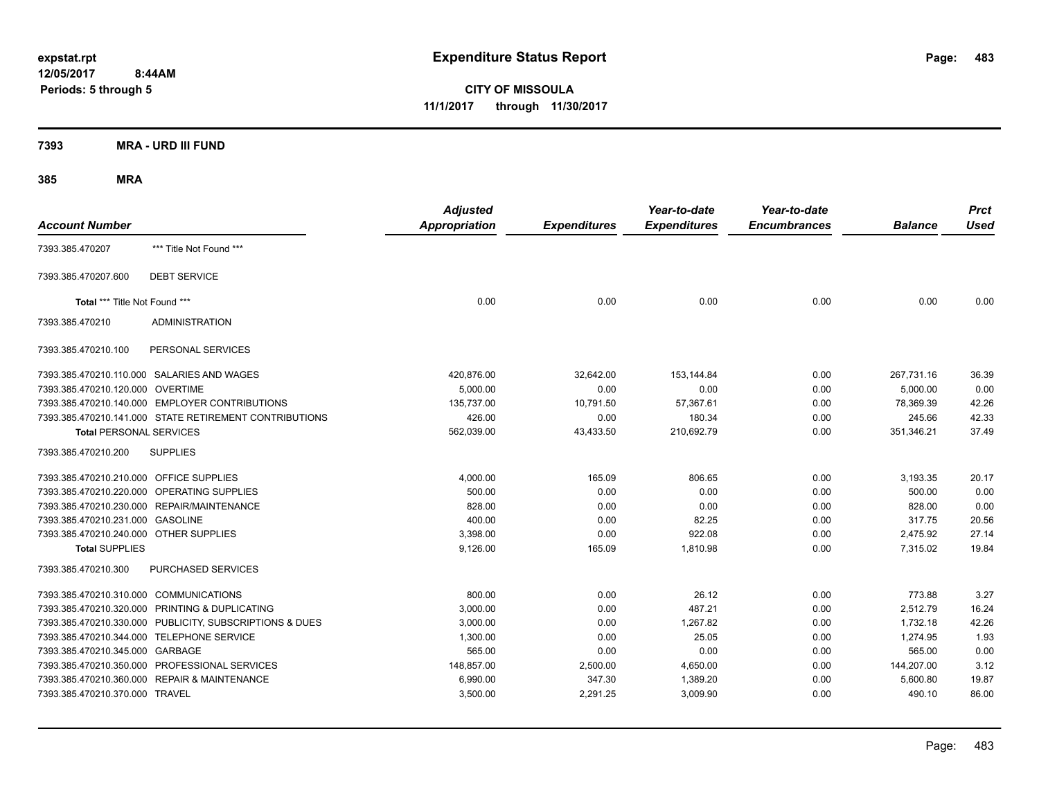**expstat.rpt**
**12/05/2017 8:44AM**
**Periods: 5 through 5**

# Expenditure Status Report

**CITY OF MISSOULA**
**11/1/2017 through 11/30/2017**

## 7393 MRA - URD III FUND

## 385 MRA

| Account Number | | Adjusted Appropriation | Expenditures | Year-to-date Expenditures | Year-to-date Encumbrances | Balance | Prct Used |
|---|---|---|---|---|---|---|---|
| 7393.385.470207 | *** Title Not Found *** | | | | | | |
| 7393.385.470207.600 | DEBT SERVICE | | | | | | |
| **Total** *** Title Not Found *** | | 0.00 | 0.00 | 0.00 | 0.00 | 0.00 | 0.00 |
| 7393.385.470210 | ADMINISTRATION | | | | | | |
| 7393.385.470210.100 | PERSONAL SERVICES | | | | | | |
| 7393.385.470210.110.000 | SALARIES AND WAGES | 420,876.00 | 32,642.00 | 153,144.84 | 0.00 | 267,731.16 | 36.39 |
| 7393.385.470210.120.000 | OVERTIME | 5,000.00 | 0.00 | 0.00 | 0.00 | 5,000.00 | 0.00 |
| 7393.385.470210.140.000 | EMPLOYER CONTRIBUTIONS | 135,737.00 | 10,791.50 | 57,367.61 | 0.00 | 78,369.39 | 42.26 |
| 7393.385.470210.141.000 | STATE RETIREMENT CONTRIBUTIONS | 426.00 | 0.00 | 180.34 | 0.00 | 245.66 | 42.33 |
| **Total** PERSONAL SERVICES | | 562,039.00 | 43,433.50 | 210,692.79 | 0.00 | 351,346.21 | 37.49 |
| 7393.385.470210.200 | SUPPLIES | | | | | | |
| 7393.385.470210.210.000 | OFFICE SUPPLIES | 4,000.00 | 165.09 | 806.65 | 0.00 | 3,193.35 | 20.17 |
| 7393.385.470210.220.000 | OPERATING SUPPLIES | 500.00 | 0.00 | 0.00 | 0.00 | 500.00 | 0.00 |
| 7393.385.470210.230.000 | REPAIR/MAINTENANCE | 828.00 | 0.00 | 0.00 | 0.00 | 828.00 | 0.00 |
| 7393.385.470210.231.000 | GASOLINE | 400.00 | 0.00 | 82.25 | 0.00 | 317.75 | 20.56 |
| 7393.385.470210.240.000 | OTHER SUPPLIES | 3,398.00 | 0.00 | 922.08 | 0.00 | 2,475.92 | 27.14 |
| **Total** SUPPLIES | | 9,126.00 | 165.09 | 1,810.98 | 0.00 | 7,315.02 | 19.84 |
| 7393.385.470210.300 | PURCHASED SERVICES | | | | | | |
| 7393.385.470210.310.000 | COMMUNICATIONS | 800.00 | 0.00 | 26.12 | 0.00 | 773.88 | 3.27 |
| 7393.385.470210.320.000 | PRINTING & DUPLICATING | 3,000.00 | 0.00 | 487.21 | 0.00 | 2,512.79 | 16.24 |
| 7393.385.470210.330.000 | PUBLICITY, SUBSCRIPTIONS & DUES | 3,000.00 | 0.00 | 1,267.82 | 0.00 | 1,732.18 | 42.26 |
| 7393.385.470210.344.000 | TELEPHONE SERVICE | 1,300.00 | 0.00 | 25.05 | 0.00 | 1,274.95 | 1.93 |
| 7393.385.470210.345.000 | GARBAGE | 565.00 | 0.00 | 0.00 | 0.00 | 565.00 | 0.00 |
| 7393.385.470210.350.000 | PROFESSIONAL SERVICES | 148,857.00 | 2,500.00 | 4,650.00 | 0.00 | 144,207.00 | 3.12 |
| 7393.385.470210.360.000 | REPAIR & MAINTENANCE | 6,990.00 | 347.30 | 1,389.20 | 0.00 | 5,600.80 | 19.87 |
| 7393.385.470210.370.000 | TRAVEL | 3,500.00 | 2,291.25 | 3,009.90 | 0.00 | 490.10 | 86.00 |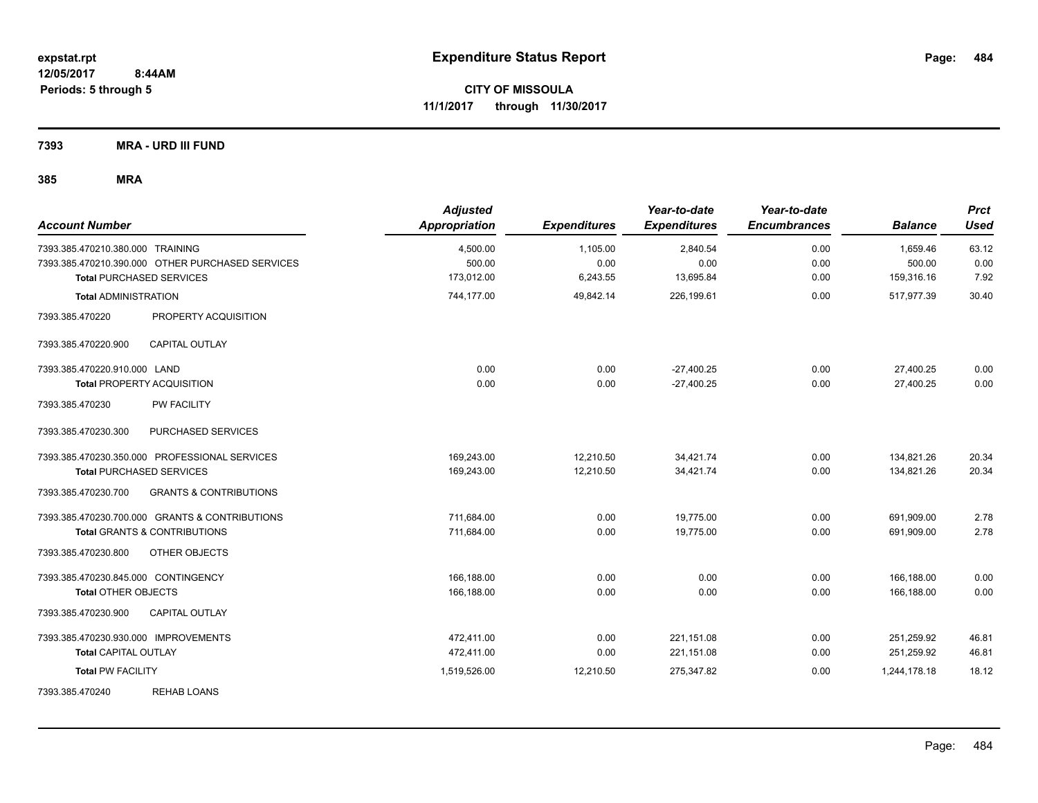# Expenditure Status Report

expstat.rpt
12/05/2017 8:44AM
Periods: 5 through 5

**CITY OF MISSOULA**
**11/1/2017 through 11/30/2017**

**7393 MRA - URD III FUND**

**385 MRA**

| Account Number | Adjusted Appropriation | Expenditures | Year-to-date Expenditures | Year-to-date Encumbrances | Balance | Prct Used |
|---|---|---|---|---|---|---|
| 7393.385.470210.380.000 TRAINING | 4,500.00 | 1,105.00 | 2,840.54 | 0.00 | 1,659.46 | 63.12 |
| 7393.385.470210.390.000 OTHER PURCHASED SERVICES | 500.00 | 0.00 | 0.00 | 0.00 | 500.00 | 0.00 |
| **Total** PURCHASED SERVICES | 173,012.00 | 6,243.55 | 13,695.84 | 0.00 | 159,316.16 | 7.92 |
| **Total** ADMINISTRATION | 744,177.00 | 49,842.14 | 226,199.61 | 0.00 | 517,977.39 | 30.40 |
| 7393.385.470220 PROPERTY ACQUISITION | | | | | | |
| 7393.385.470220.900 CAPITAL OUTLAY | | | | | | |
| 7393.385.470220.910.000 LAND | 0.00 | 0.00 | -27,400.25 | 0.00 | 27,400.25 | 0.00 |
| **Total** PROPERTY ACQUISITION | 0.00 | 0.00 | -27,400.25 | 0.00 | 27,400.25 | 0.00 |
| 7393.385.470230 PW FACILITY | | | | | | |
| 7393.385.470230.300 PURCHASED SERVICES | | | | | | |
| 7393.385.470230.350.000 PROFESSIONAL SERVICES | 169,243.00 | 12,210.50 | 34,421.74 | 0.00 | 134,821.26 | 20.34 |
| **Total** PURCHASED SERVICES | 169,243.00 | 12,210.50 | 34,421.74 | 0.00 | 134,821.26 | 20.34 |
| 7393.385.470230.700 GRANTS & CONTRIBUTIONS | | | | | | |
| 7393.385.470230.700.000 GRANTS & CONTRIBUTIONS | 711,684.00 | 0.00 | 19,775.00 | 0.00 | 691,909.00 | 2.78 |
| **Total** GRANTS & CONTRIBUTIONS | 711,684.00 | 0.00 | 19,775.00 | 0.00 | 691,909.00 | 2.78 |
| 7393.385.470230.800 OTHER OBJECTS | | | | | | |
| 7393.385.470230.845.000 CONTINGENCY | 166,188.00 | 0.00 | 0.00 | 0.00 | 166,188.00 | 0.00 |
| **Total** OTHER OBJECTS | 166,188.00 | 0.00 | 0.00 | 0.00 | 166,188.00 | 0.00 |
| 7393.385.470230.900 CAPITAL OUTLAY | | | | | | |
| 7393.385.470230.930.000 IMPROVEMENTS | 472,411.00 | 0.00 | 221,151.08 | 0.00 | 251,259.92 | 46.81 |
| **Total** CAPITAL OUTLAY | 472,411.00 | 0.00 | 221,151.08 | 0.00 | 251,259.92 | 46.81 |
| **Total** PW FACILITY | 1,519,526.00 | 12,210.50 | 275,347.82 | 0.00 | 1,244,178.18 | 18.12 |
| 7393.385.470240 REHAB LOANS | | | | | | |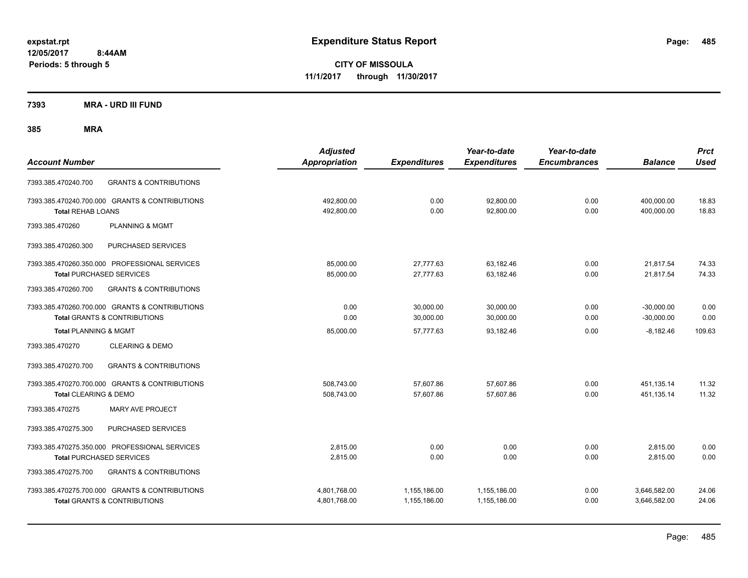# Expenditure Status Report

**CITY OF MISSOULA**
**11/1/2017 through 11/30/2017**

expstat.rpt
12/05/2017 8:44AM
Periods: 5 through 5

**7393 MRA - URD III FUND**

**385 MRA**

| Account Number | | Adjusted Appropriation | Expenditures | Year-to-date Expenditures | Year-to-date Encumbrances | Balance | Prct Used |
|---|---|---|---|---|---|---|---|
| 7393.385.470240.700 | GRANTS & CONTRIBUTIONS | | | | | | |
| 7393.385.470240.700.000 | GRANTS & CONTRIBUTIONS | 492,800.00 | 0.00 | 92,800.00 | 0.00 | 400,000.00 | 18.83 |
| **Total REHAB LOANS** | | 492,800.00 | 0.00 | 92,800.00 | 0.00 | 400,000.00 | 18.83 |
| 7393.385.470260 | PLANNING & MGMT | | | | | | |
| 7393.385.470260.300 | PURCHASED SERVICES | | | | | | |
| 7393.385.470260.350.000 | PROFESSIONAL SERVICES | 85,000.00 | 27,777.63 | 63,182.46 | 0.00 | 21,817.54 | 74.33 |
| **Total PURCHASED SERVICES** | | 85,000.00 | 27,777.63 | 63,182.46 | 0.00 | 21,817.54 | 74.33 |
| 7393.385.470260.700 | GRANTS & CONTRIBUTIONS | | | | | | |
| 7393.385.470260.700.000 | GRANTS & CONTRIBUTIONS | 0.00 | 30,000.00 | 30,000.00 | 0.00 | -30,000.00 | 0.00 |
| **Total GRANTS & CONTRIBUTIONS** | | 0.00 | 30,000.00 | 30,000.00 | 0.00 | -30,000.00 | 0.00 |
| **Total PLANNING & MGMT** | | 85,000.00 | 57,777.63 | 93,182.46 | 0.00 | -8,182.46 | 109.63 |
| 7393.385.470270 | CLEARING & DEMO | | | | | | |
| 7393.385.470270.700 | GRANTS & CONTRIBUTIONS | | | | | | |
| 7393.385.470270.700.000 | GRANTS & CONTRIBUTIONS | 508,743.00 | 57,607.86 | 57,607.86 | 0.00 | 451,135.14 | 11.32 |
| **Total CLEARING & DEMO** | | 508,743.00 | 57,607.86 | 57,607.86 | 0.00 | 451,135.14 | 11.32 |
| 7393.385.470275 | MARY AVE PROJECT | | | | | | |
| 7393.385.470275.300 | PURCHASED SERVICES | | | | | | |
| 7393.385.470275.350.000 | PROFESSIONAL SERVICES | 2,815.00 | 0.00 | 0.00 | 0.00 | 2,815.00 | 0.00 |
| **Total PURCHASED SERVICES** | | 2,815.00 | 0.00 | 0.00 | 0.00 | 2,815.00 | 0.00 |
| 7393.385.470275.700 | GRANTS & CONTRIBUTIONS | | | | | | |
| 7393.385.470275.700.000 | GRANTS & CONTRIBUTIONS | 4,801,768.00 | 1,155,186.00 | 1,155,186.00 | 0.00 | 3,646,582.00 | 24.06 |
| **Total GRANTS & CONTRIBUTIONS** | | 4,801,768.00 | 1,155,186.00 | 1,155,186.00 | 0.00 | 3,646,582.00 | 24.06 |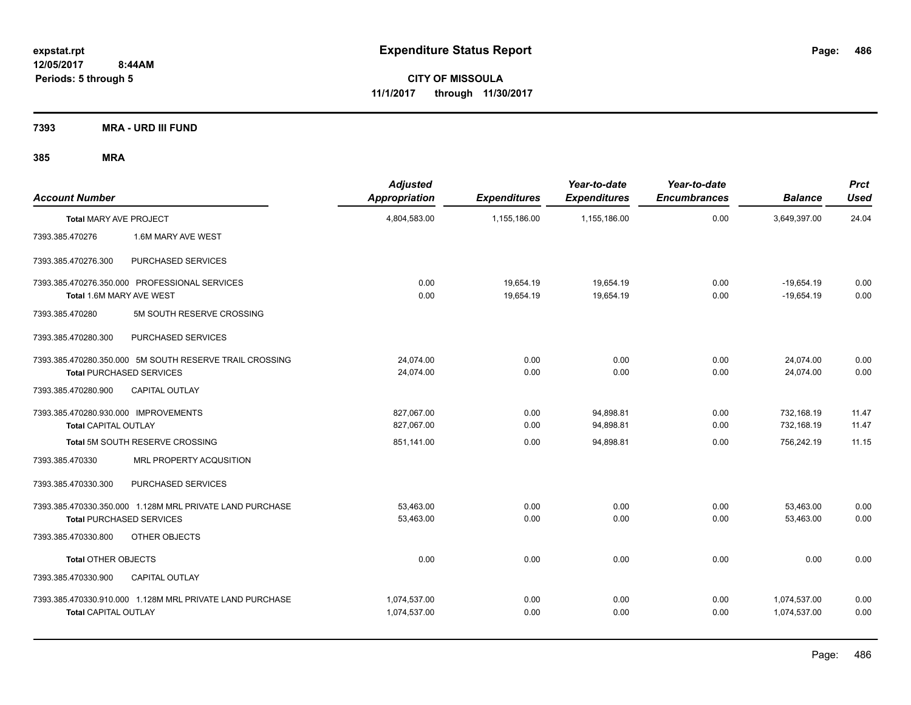**expstat.rpt**
**12/05/2017 8:44AM**
**Periods: 5 through 5**

# Expenditure Status Report

**CITY OF MISSOULA**
**11/1/2017 through 11/30/2017**

**7393 MRA - URD III FUND**

**385 MRA**

| Account Number | | Adjusted Appropriation | Expenditures | Year-to-date Expenditures | Year-to-date Encumbrances | Balance | Prct Used |
|---|---|---|---|---|---|---|---|
| **Total** MARY AVE PROJECT | | 4,804,583.00 | 1,155,186.00 | 1,155,186.00 | 0.00 | 3,649,397.00 | 24.04 |
| 7393.385.470276 | 1.6M MARY AVE WEST | | | | | | |
| 7393.385.470276.300 | PURCHASED SERVICES | | | | | | |
| 7393.385.470276.350.000 | PROFESSIONAL SERVICES | 0.00 | 19,654.19 | 19,654.19 | 0.00 | -19,654.19 | 0.00 |
| **Total** 1.6M MARY AVE WEST | | 0.00 | 19,654.19 | 19,654.19 | 0.00 | -19,654.19 | 0.00 |
| 7393.385.470280 | 5M SOUTH RESERVE CROSSING | | | | | | |
| 7393.385.470280.300 | PURCHASED SERVICES | | | | | | |
| 7393.385.470280.350.000 | 5M SOUTH RESERVE TRAIL CROSSING | 24,074.00 | 0.00 | 0.00 | 0.00 | 24,074.00 | 0.00 |
| **Total** PURCHASED SERVICES | | 24,074.00 | 0.00 | 0.00 | 0.00 | 24,074.00 | 0.00 |
| 7393.385.470280.900 | CAPITAL OUTLAY | | | | | | |
| 7393.385.470280.930.000 | IMPROVEMENTS | 827,067.00 | 0.00 | 94,898.81 | 0.00 | 732,168.19 | 11.47 |
| **Total** CAPITAL OUTLAY | | 827,067.00 | 0.00 | 94,898.81 | 0.00 | 732,168.19 | 11.47 |
| **Total** 5M SOUTH RESERVE CROSSING | | 851,141.00 | 0.00 | 94,898.81 | 0.00 | 756,242.19 | 11.15 |
| 7393.385.470330 | MRL PROPERTY ACQUSITION | | | | | | |
| 7393.385.470330.300 | PURCHASED SERVICES | | | | | | |
| 7393.385.470330.350.000 | 1.128M MRL PRIVATE LAND PURCHASE | 53,463.00 | 0.00 | 0.00 | 0.00 | 53,463.00 | 0.00 |
| **Total** PURCHASED SERVICES | | 53,463.00 | 0.00 | 0.00 | 0.00 | 53,463.00 | 0.00 |
| 7393.385.470330.800 | OTHER OBJECTS | | | | | | |
| **Total** OTHER OBJECTS | | 0.00 | 0.00 | 0.00 | 0.00 | 0.00 | 0.00 |
| 7393.385.470330.900 | CAPITAL OUTLAY | | | | | | |
| 7393.385.470330.910.000 | 1.128M MRL PRIVATE LAND PURCHASE | 1,074,537.00 | 0.00 | 0.00 | 0.00 | 1,074,537.00 | 0.00 |
| **Total** CAPITAL OUTLAY | | 1,074,537.00 | 0.00 | 0.00 | 0.00 | 1,074,537.00 | 0.00 |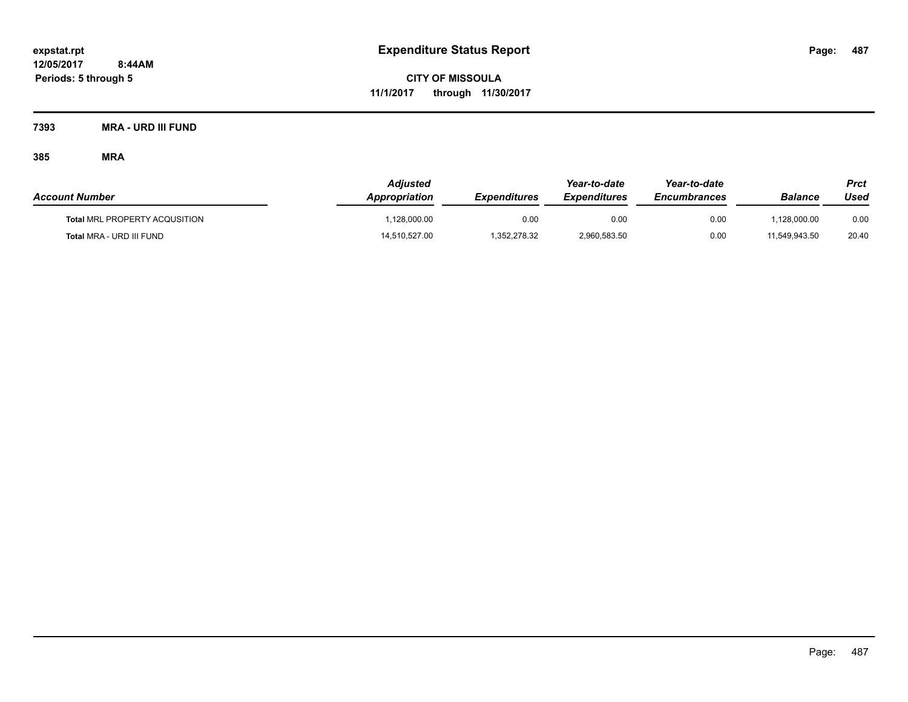# Expenditure Status Report

expstat.rpt
12/05/2017 8:44AM
Periods: 5 through 5

**CITY OF MISSOULA**
**11/1/2017 through 11/30/2017**

**7393 MRA - URD III FUND**

**385 MRA**

| Account Number | Adjusted Appropriation | Expenditures | Year-to-date Expenditures | Year-to-date Encumbrances | Balance | Prct Used |
|---|---|---|---|---|---|---|
| **Total** MRL PROPERTY ACQUSITION | 1,128,000.00 | 0.00 | 0.00 | 0.00 | 1,128,000.00 | 0.00 |
| **Total** MRA - URD III FUND | 14,510,527.00 | 1,352,278.32 | 2,960,583.50 | 0.00 | 11,549,943.50 | 20.40 |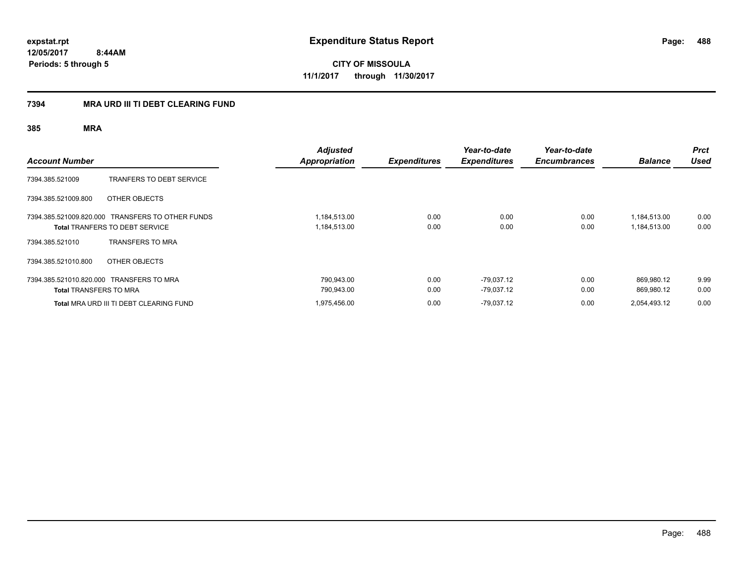**expstat.rpt**
**12/05/2017 8:44AM**
**Periods: 5 through 5**

# Expenditure Status Report

**CITY OF MISSOULA**
**11/1/2017 through 11/30/2017**

## 7394 MRA URD III TI DEBT CLEARING FUND

### 385 MRA

| Account Number | | Adjusted Appropriation | Expenditures | Year-to-date Expenditures | Year-to-date Encumbrances | Balance | Prct Used |
|---|---|---|---|---|---|---|---|
| 7394.385.521009 | TRANFERS TO DEBT SERVICE | | | | | | |
| 7394.385.521009.800 | OTHER OBJECTS | | | | | | |
| 7394.385.521009.820.000 | TRANSFERS TO OTHER FUNDS | 1,184,513.00 | 0.00 | 0.00 | 0.00 | 1,184,513.00 | 0.00 |
| **Total** TRANFERS TO DEBT SERVICE | | 1,184,513.00 | 0.00 | 0.00 | 0.00 | 1,184,513.00 | 0.00 |
| 7394.385.521010 | TRANSFERS TO MRA | | | | | | |
| 7394.385.521010.800 | OTHER OBJECTS | | | | | | |
| 7394.385.521010.820.000 | TRANSFERS TO MRA | 790,943.00 | 0.00 | -79,037.12 | 0.00 | 869,980.12 | 9.99 |
| **Total** TRANSFERS TO MRA | | 790,943.00 | 0.00 | -79,037.12 | 0.00 | 869,980.12 | 0.00 |
| **Total** MRA URD III TI DEBT CLEARING FUND | | 1,975,456.00 | 0.00 | -79,037.12 | 0.00 | 2,054,493.12 | 0.00 |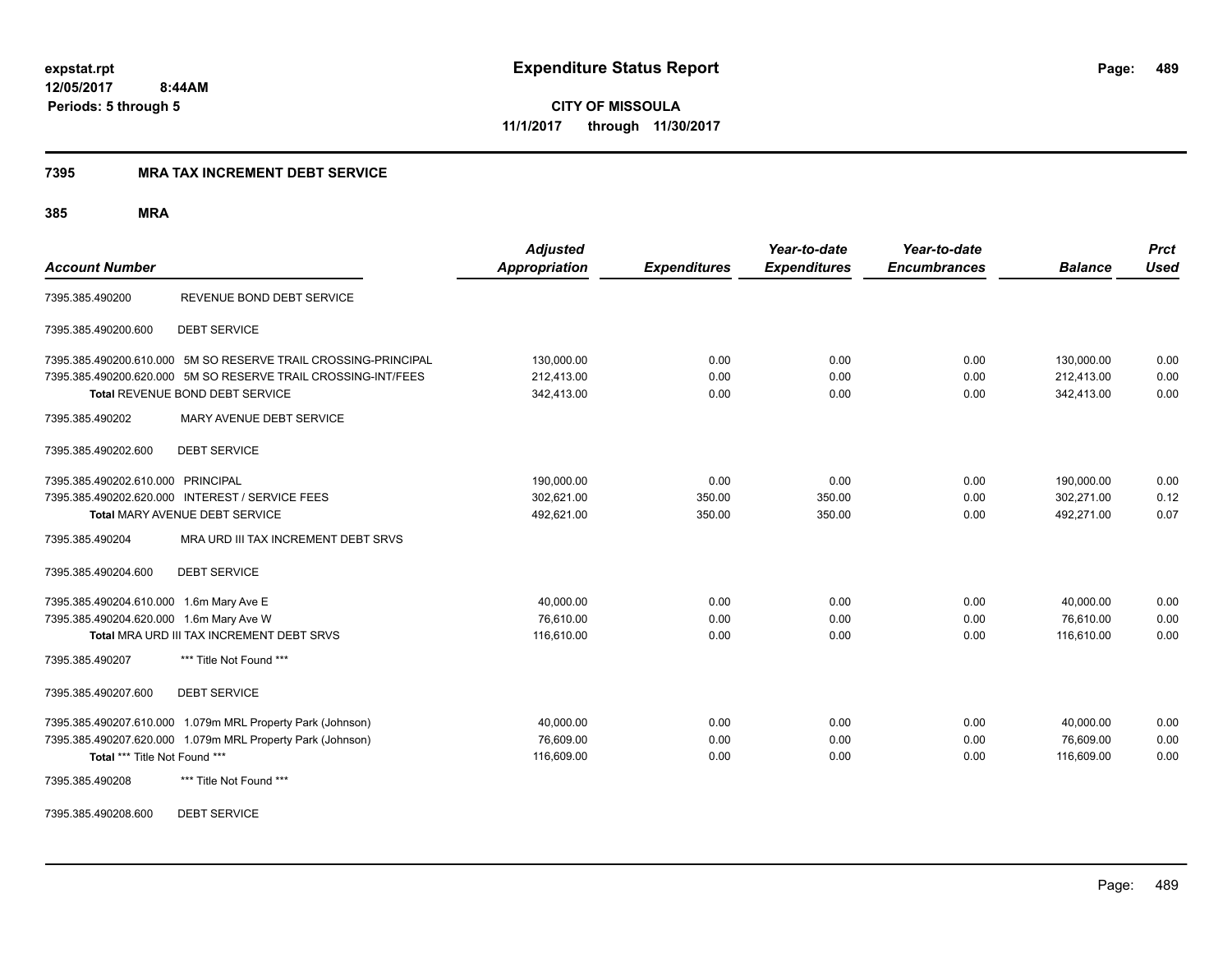**expstat.rpt**
**12/05/2017 8:44AM**
**Periods: 5 through 5**

# Expenditure Status Report

**CITY OF MISSOULA**
**11/1/2017 through 11/30/2017**

## 7395 MRA TAX INCREMENT DEBT SERVICE

### 385 MRA

| Account Number | | Adjusted Appropriation | Expenditures | Year-to-date Expenditures | Year-to-date Encumbrances | Balance | Prct Used |
|---|---|---|---|---|---|---|---|
| 7395.385.490200 | REVENUE BOND DEBT SERVICE | | | | | | |
| 7395.385.490200.600 | DEBT SERVICE | | | | | | |
| 7395.385.490200.610.000 | 5M SO RESERVE TRAIL CROSSING-PRINCIPAL | 130,000.00 | 0.00 | 0.00 | 0.00 | 130,000.00 | 0.00 |
| 7395.385.490200.620.000 | 5M SO RESERVE TRAIL CROSSING-INT/FEES | 212,413.00 | 0.00 | 0.00 | 0.00 | 212,413.00 | 0.00 |
| **Total** REVENUE BOND DEBT SERVICE | | 342,413.00 | 0.00 | 0.00 | 0.00 | 342,413.00 | 0.00 |
| 7395.385.490202 | MARY AVENUE DEBT SERVICE | | | | | | |
| 7395.385.490202.600 | DEBT SERVICE | | | | | | |
| 7395.385.490202.610.000 | PRINCIPAL | 190,000.00 | 0.00 | 0.00 | 0.00 | 190,000.00 | 0.00 |
| 7395.385.490202.620.000 | INTEREST / SERVICE FEES | 302,621.00 | 350.00 | 350.00 | 0.00 | 302,271.00 | 0.12 |
| **Total** MARY AVENUE DEBT SERVICE | | 492,621.00 | 350.00 | 350.00 | 0.00 | 492,271.00 | 0.07 |
| 7395.385.490204 | MRA URD III TAX INCREMENT DEBT SRVS | | | | | | |
| 7395.385.490204.600 | DEBT SERVICE | | | | | | |
| 7395.385.490204.610.000 | 1.6m Mary Ave E | 40,000.00 | 0.00 | 0.00 | 0.00 | 40,000.00 | 0.00 |
| 7395.385.490204.620.000 | 1.6m Mary Ave W | 76,610.00 | 0.00 | 0.00 | 0.00 | 76,610.00 | 0.00 |
| **Total** MRA URD III TAX INCREMENT DEBT SRVS | | 116,610.00 | 0.00 | 0.00 | 0.00 | 116,610.00 | 0.00 |
| 7395.385.490207 | *** Title Not Found *** | | | | | | |
| 7395.385.490207.600 | DEBT SERVICE | | | | | | |
| 7395.385.490207.610.000 | 1.079m MRL Property Park (Johnson) | 40,000.00 | 0.00 | 0.00 | 0.00 | 40,000.00 | 0.00 |
| 7395.385.490207.620.000 | 1.079m MRL Property Park (Johnson) | 76,609.00 | 0.00 | 0.00 | 0.00 | 76,609.00 | 0.00 |
| **Total** *** Title Not Found *** | | 116,609.00 | 0.00 | 0.00 | 0.00 | 116,609.00 | 0.00 |
| 7395.385.490208 | *** Title Not Found *** | | | | | | |
| 7395.385.490208.600 | DEBT SERVICE | | | | | | |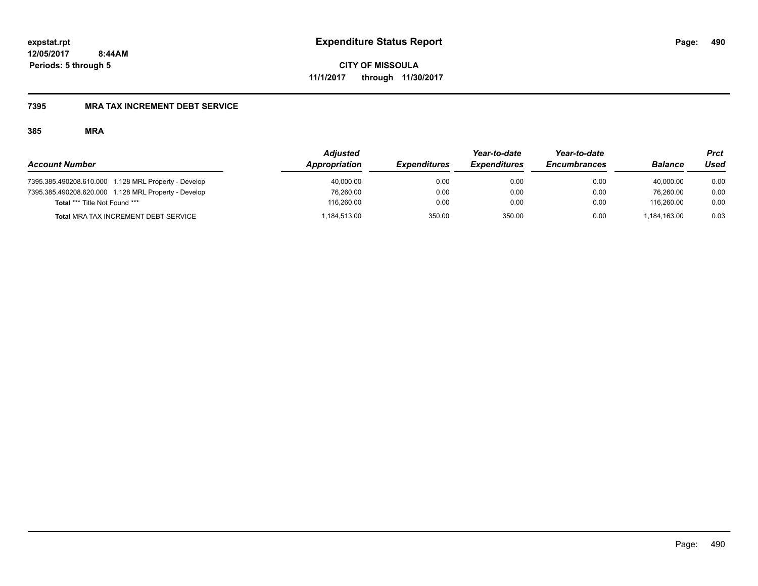expstat.rpt
12/05/2017 8:44AM
Periods: 5 through 5

# Expenditure Status Report

**CITY OF MISSOULA**
**11/1/2017 through 11/30/2017**

## 7395 MRA TAX INCREMENT DEBT SERVICE

### 385 MRA

| Account Number | Adjusted Appropriation | Expenditures | Year-to-date Expenditures | Year-to-date Encumbrances | Balance | Prct Used |
|---|---|---|---|---|---|---|
| 7395.385.490208.610.000 1.128 MRL Property - Develop | 40,000.00 | 0.00 | 0.00 | 0.00 | 40,000.00 | 0.00 |
| 7395.385.490208.620.000 1.128 MRL Property - Develop | 76,260.00 | 0.00 | 0.00 | 0.00 | 76,260.00 | 0.00 |
| **Total** *** Title Not Found *** | 116,260.00 | 0.00 | 0.00 | 0.00 | 116,260.00 | 0.00 |
| **Total** MRA TAX INCREMENT DEBT SERVICE | 1,184,513.00 | 350.00 | 350.00 | 0.00 | 1,184,163.00 | 0.03 |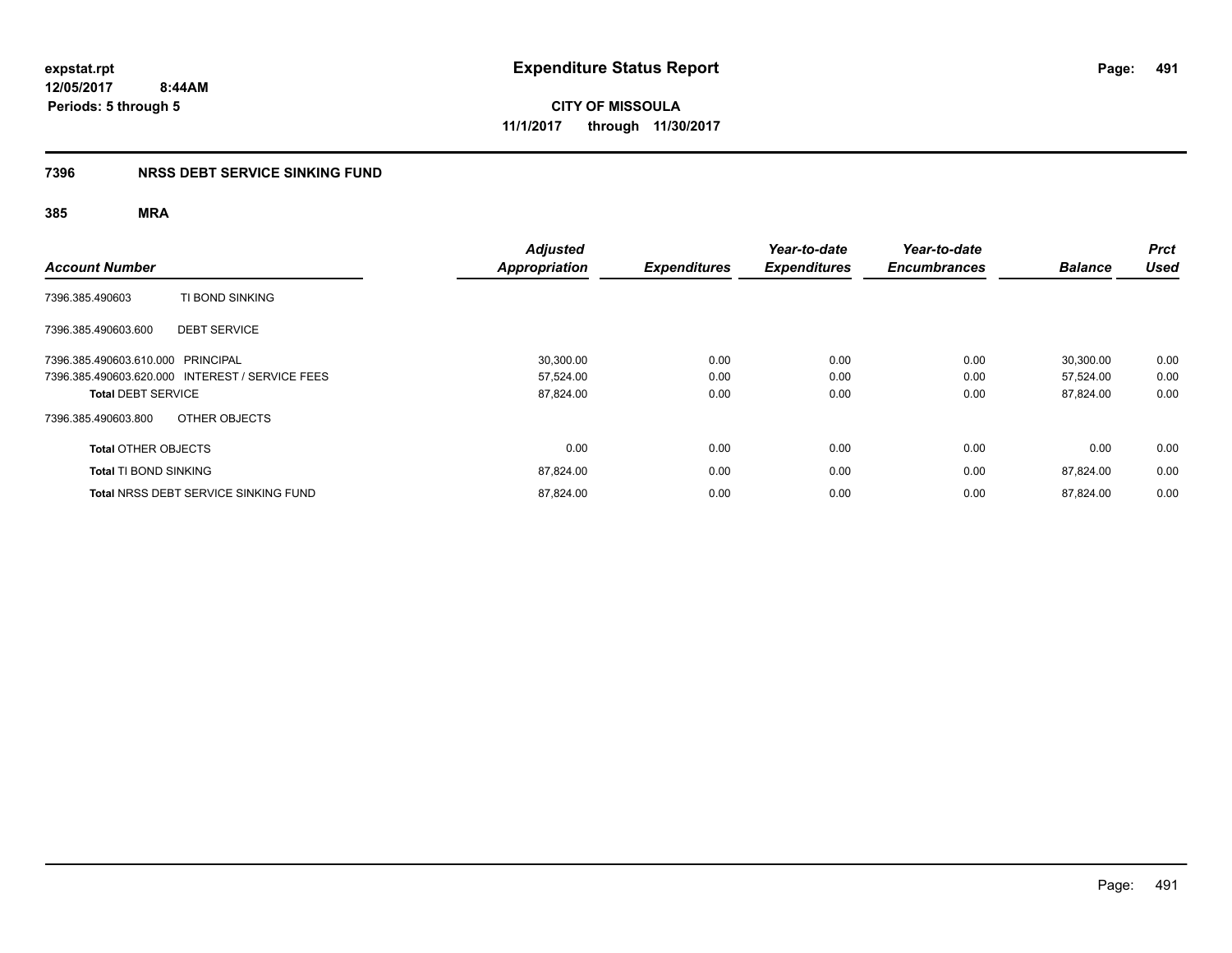expstat.rpt
12/05/2017 8:44AM
Periods: 5 through 5

# Expenditure Status Report

**CITY OF MISSOULA**
**11/1/2017 through 11/30/2017**

## 7396 NRSS DEBT SERVICE SINKING FUND

### 385 MRA

| Account Number | | Adjusted Appropriation | Expenditures | Year-to-date Expenditures | Year-to-date Encumbrances | Balance | Prct Used |
|---|---|---|---|---|---|---|---|
| 7396.385.490603 | TI BOND SINKING | | | | | | |
| 7396.385.490603.600 | DEBT SERVICE | | | | | | |
| 7396.385.490603.610.000 | PRINCIPAL | 30,300.00 | 0.00 | 0.00 | 0.00 | 30,300.00 | 0.00 |
| 7396.385.490603.620.000 | INTEREST / SERVICE FEES | 57,524.00 | 0.00 | 0.00 | 0.00 | 57,524.00 | 0.00 |
| **Total** DEBT SERVICE | | 87,824.00 | 0.00 | 0.00 | 0.00 | 87,824.00 | 0.00 |
| 7396.385.490603.800 | OTHER OBJECTS | | | | | | |
| **Total** OTHER OBJECTS | | 0.00 | 0.00 | 0.00 | 0.00 | 0.00 | 0.00 |
| **Total** TI BOND SINKING | | 87,824.00 | 0.00 | 0.00 | 0.00 | 87,824.00 | 0.00 |
| **Total** NRSS DEBT SERVICE SINKING FUND | | 87,824.00 | 0.00 | 0.00 | 0.00 | 87,824.00 | 0.00 |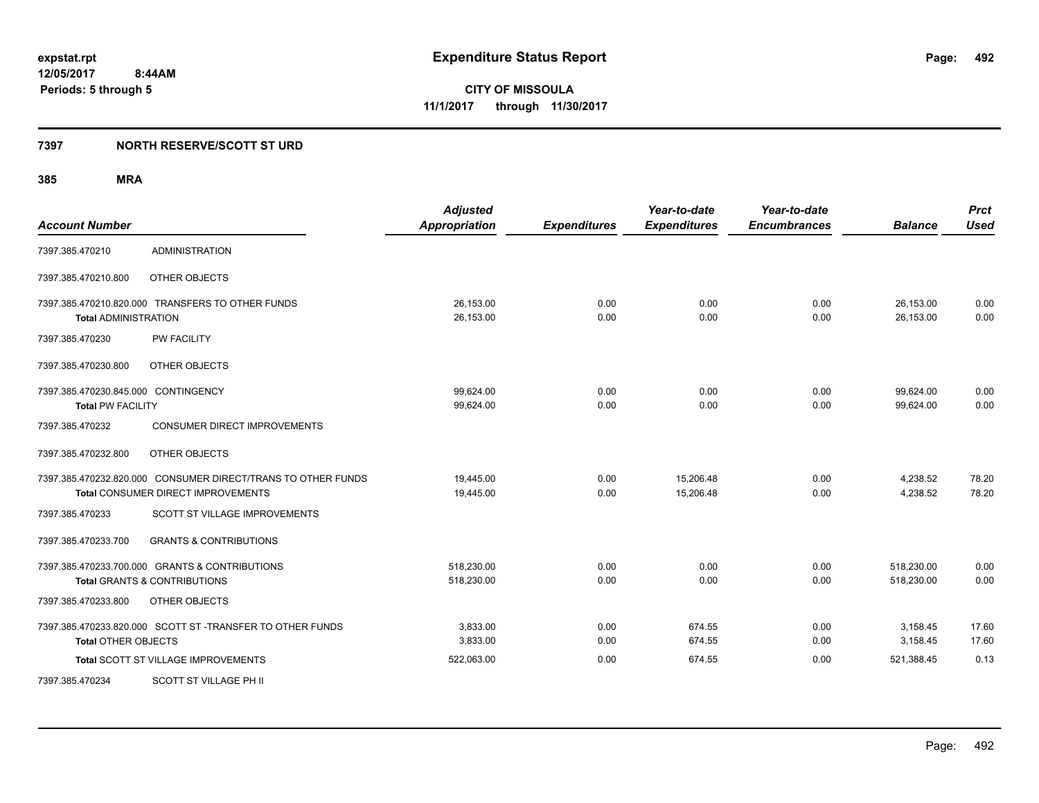# Expenditure Status Report

expstat.rpt
12/05/2017 8:44AM
Periods: 5 through 5

**CITY OF MISSOULA**
11/1/2017 through 11/30/2017

## 7397 NORTH RESERVE/SCOTT ST URD

### 385 MRA

| Account Number | | Adjusted Appropriation | Expenditures | Year-to-date Expenditures | Year-to-date Encumbrances | Balance | Prct Used |
|---|---|---|---|---|---|---|---|
| 7397.385.470210 | ADMINISTRATION | | | | | | |
| 7397.385.470210.800 | OTHER OBJECTS | | | | | | |
| 7397.385.470210.820.000 | TRANSFERS TO OTHER FUNDS | 26,153.00 | 0.00 | 0.00 | 0.00 | 26,153.00 | 0.00 |
| **Total** ADMINISTRATION | | 26,153.00 | 0.00 | 0.00 | 0.00 | 26,153.00 | 0.00 |
| 7397.385.470230 | PW FACILITY | | | | | | |
| 7397.385.470230.800 | OTHER OBJECTS | | | | | | |
| 7397.385.470230.845.000 | CONTINGENCY | 99,624.00 | 0.00 | 0.00 | 0.00 | 99,624.00 | 0.00 |
| **Total** PW FACILITY | | 99,624.00 | 0.00 | 0.00 | 0.00 | 99,624.00 | 0.00 |
| 7397.385.470232 | CONSUMER DIRECT IMPROVEMENTS | | | | | | |
| 7397.385.470232.800 | OTHER OBJECTS | | | | | | |
| 7397.385.470232.820.000 | CONSUMER DIRECT/TRANS TO OTHER FUNDS | 19,445.00 | 0.00 | 15,206.48 | 0.00 | 4,238.52 | 78.20 |
| **Total** CONSUMER DIRECT IMPROVEMENTS | | 19,445.00 | 0.00 | 15,206.48 | 0.00 | 4,238.52 | 78.20 |
| 7397.385.470233 | SCOTT ST VILLAGE IMPROVEMENTS | | | | | | |
| 7397.385.470233.700 | GRANTS & CONTRIBUTIONS | | | | | | |
| 7397.385.470233.700.000 | GRANTS & CONTRIBUTIONS | 518,230.00 | 0.00 | 0.00 | 0.00 | 518,230.00 | 0.00 |
| **Total** GRANTS & CONTRIBUTIONS | | 518,230.00 | 0.00 | 0.00 | 0.00 | 518,230.00 | 0.00 |
| 7397.385.470233.800 | OTHER OBJECTS | | | | | | |
| 7397.385.470233.820.000 | SCOTT ST -TRANSFER TO OTHER FUNDS | 3,833.00 | 0.00 | 674.55 | 0.00 | 3,158.45 | 17.60 |
| **Total** OTHER OBJECTS | | 3,833.00 | 0.00 | 674.55 | 0.00 | 3,158.45 | 17.60 |
| **Total** SCOTT ST VILLAGE IMPROVEMENTS | | 522,063.00 | 0.00 | 674.55 | 0.00 | 521,388.45 | 0.13 |
| 7397.385.470234 | SCOTT ST VILLAGE PH II | | | | | | |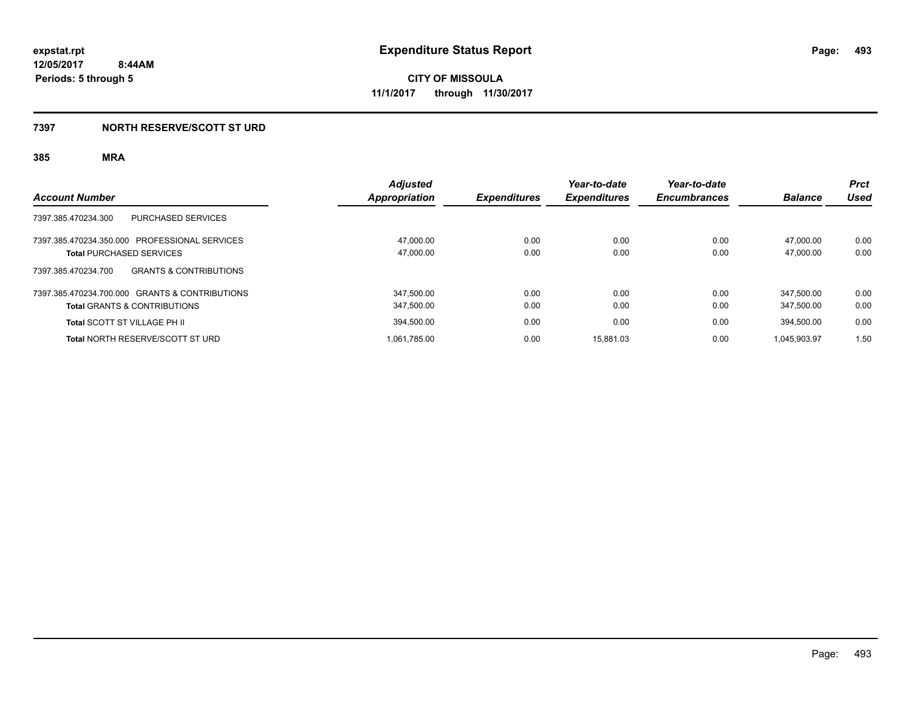**expstat.rpt**
**12/05/2017 8:44AM**
**Periods: 5 through 5**

# Expenditure Status Report

**CITY OF MISSOULA**
**11/1/2017 through 11/30/2017**

## 7397 NORTH RESERVE/SCOTT ST URD

### 385 MRA

| Account Number | Adjusted Appropriation | Expenditures | Year-to-date Expenditures | Year-to-date Encumbrances | Balance | Prct Used |
|---|---|---|---|---|---|---|
| 7397.385.470234.300 PURCHASED SERVICES | | | | | | |
| 7397.385.470234.350.000 PROFESSIONAL SERVICES | 47,000.00 | 0.00 | 0.00 | 0.00 | 47,000.00 | 0.00 |
| **Total** PURCHASED SERVICES | 47,000.00 | 0.00 | 0.00 | 0.00 | 47,000.00 | 0.00 |
| 7397.385.470234.700 GRANTS & CONTRIBUTIONS | | | | | | |
| 7397.385.470234.700.000 GRANTS & CONTRIBUTIONS | 347,500.00 | 0.00 | 0.00 | 0.00 | 347,500.00 | 0.00 |
| **Total** GRANTS & CONTRIBUTIONS | 347,500.00 | 0.00 | 0.00 | 0.00 | 347,500.00 | 0.00 |
| **Total** SCOTT ST VILLAGE PH II | 394,500.00 | 0.00 | 0.00 | 0.00 | 394,500.00 | 0.00 |
| **Total** NORTH RESERVE/SCOTT ST URD | 1,061,785.00 | 0.00 | 15,881.03 | 0.00 | 1,045,903.97 | 1.50 |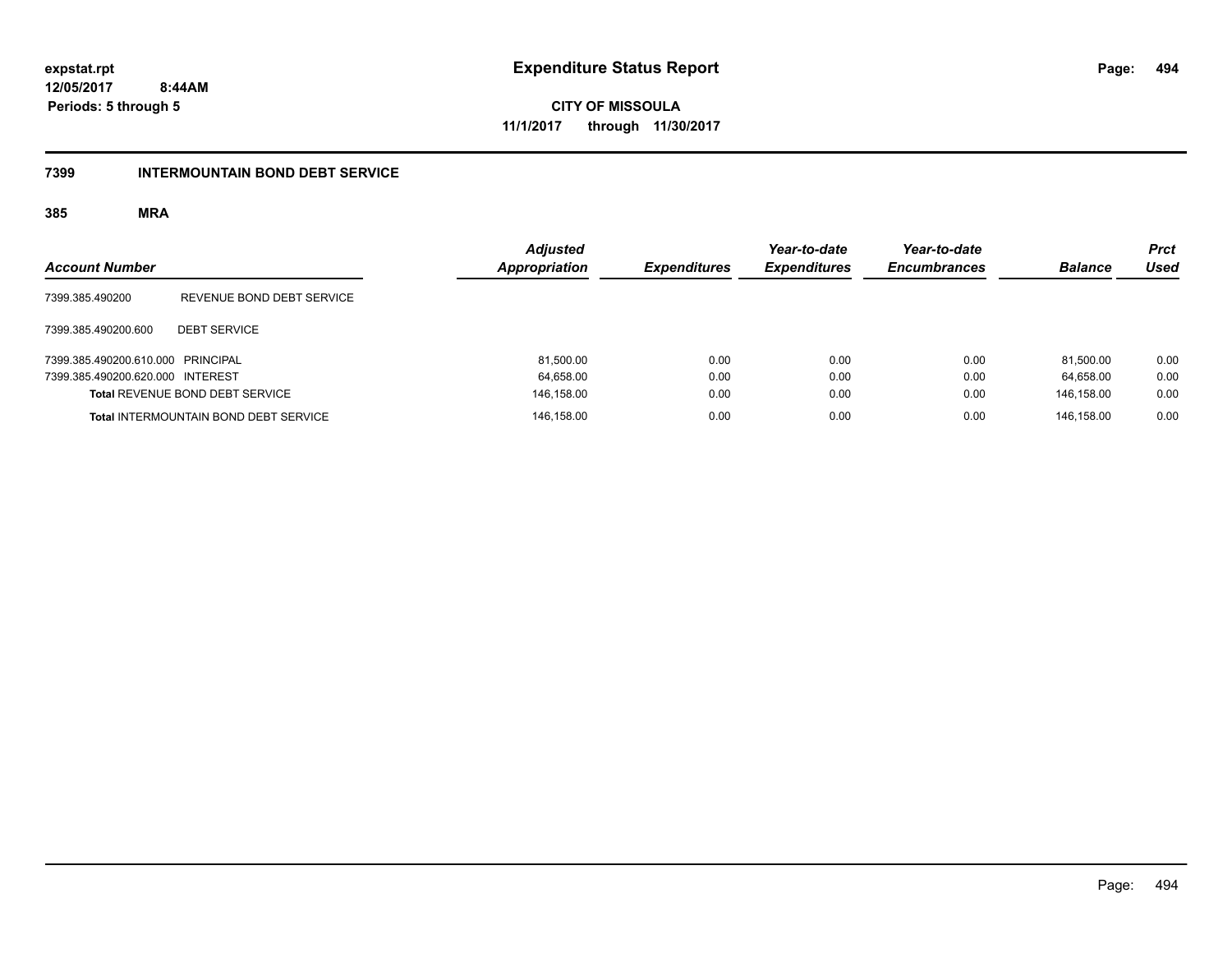expstat.rpt
12/05/2017 8:44AM
Periods: 5 through 5

# Expenditure Status Report

CITY OF MISSOULA
11/1/2017 through 11/30/2017

## 7399 INTERMOUNTAIN BOND DEBT SERVICE

### 385 MRA

| Account Number | | Adjusted Appropriation | Expenditures | Year-to-date Expenditures | Year-to-date Encumbrances | Balance | Prct Used |
|---|---|---|---|---|---|---|---|
| 7399.385.490200 | REVENUE BOND DEBT SERVICE | | | | | | |
| 7399.385.490200.600 | DEBT SERVICE | | | | | | |
| 7399.385.490200.610.000 | PRINCIPAL | 81,500.00 | 0.00 | 0.00 | 0.00 | 81,500.00 | 0.00 |
| 7399.385.490200.620.000 | INTEREST | 64,658.00 | 0.00 | 0.00 | 0.00 | 64,658.00 | 0.00 |
| **Total** REVENUE BOND DEBT SERVICE | | 146,158.00 | 0.00 | 0.00 | 0.00 | 146,158.00 | 0.00 |
| **Total** INTERMOUNTAIN BOND DEBT SERVICE | | 146,158.00 | 0.00 | 0.00 | 0.00 | 146,158.00 | 0.00 |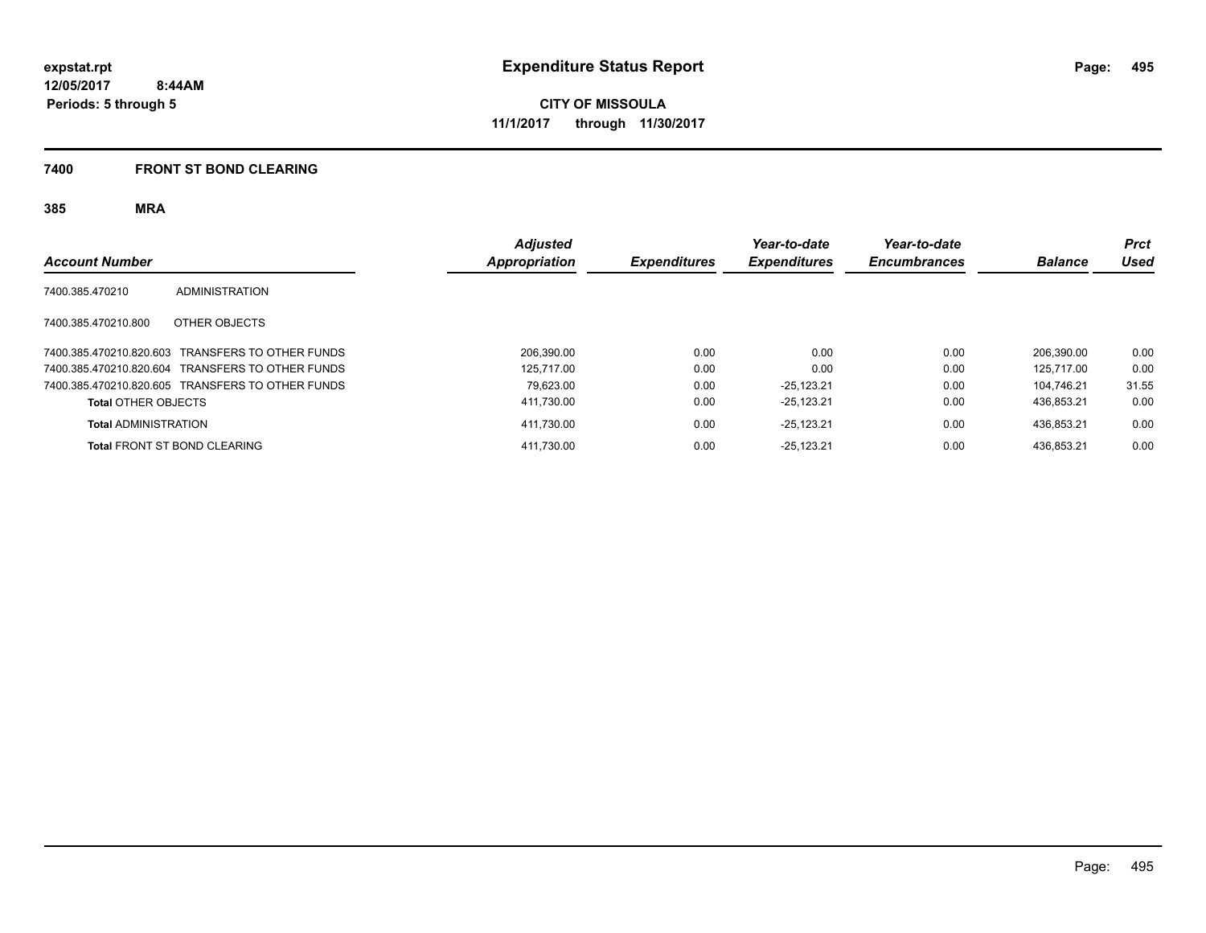expstat.rpt
12/05/2017 8:44AM
Periods: 5 through 5

# Expenditure Status Report

CITY OF MISSOULA
11/1/2017 through 11/30/2017

## 7400 FRONT ST BOND CLEARING

### 385 MRA

| Account Number | | Adjusted Appropriation | Expenditures | Year-to-date Expenditures | Year-to-date Encumbrances | Balance | Prct Used |
|---|---|---|---|---|---|---|---|
| 7400.385.470210 | ADMINISTRATION | | | | | | |
| 7400.385.470210.800 | OTHER OBJECTS | | | | | | |
| 7400.385.470210.820.603 | TRANSFERS TO OTHER FUNDS | 206,390.00 | 0.00 | 0.00 | 0.00 | 206,390.00 | 0.00 |
| 7400.385.470210.820.604 | TRANSFERS TO OTHER FUNDS | 125,717.00 | 0.00 | 0.00 | 0.00 | 125,717.00 | 0.00 |
| 7400.385.470210.820.605 | TRANSFERS TO OTHER FUNDS | 79,623.00 | 0.00 | -25,123.21 | 0.00 | 104,746.21 | 31.55 |
| **Total** OTHER OBJECTS | | 411,730.00 | 0.00 | -25,123.21 | 0.00 | 436,853.21 | 0.00 |
| **Total** ADMINISTRATION | | 411,730.00 | 0.00 | -25,123.21 | 0.00 | 436,853.21 | 0.00 |
| **Total** FRONT ST BOND CLEARING | | 411,730.00 | 0.00 | -25,123.21 | 0.00 | 436,853.21 | 0.00 |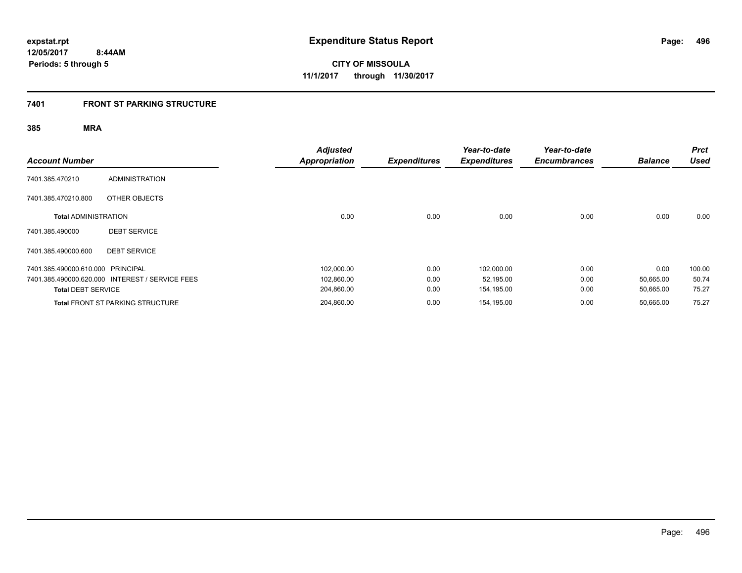expstat.rpt
12/05/2017 8:44AM
Periods: 5 through 5

# Expenditure Status Report

**CITY OF MISSOULA**
**11/1/2017 through 11/30/2017**

## 7401 FRONT ST PARKING STRUCTURE

### 385 MRA

| Account Number | | Adjusted Appropriation | Expenditures | Year-to-date Expenditures | Year-to-date Encumbrances | Balance | Prct Used |
|---|---|---|---|---|---|---|---|
| 7401.385.470210 | ADMINISTRATION | | | | | | |
| 7401.385.470210.800 | OTHER OBJECTS | | | | | | |
| **Total** ADMINISTRATION | | 0.00 | 0.00 | 0.00 | 0.00 | 0.00 | 0.00 |
| 7401.385.490000 | DEBT SERVICE | | | | | | |
| 7401.385.490000.600 | DEBT SERVICE | | | | | | |
| 7401.385.490000.610.000 | PRINCIPAL | 102,000.00 | 0.00 | 102,000.00 | 0.00 | 0.00 | 100.00 |
| 7401.385.490000.620.000 | INTEREST / SERVICE FEES | 102,860.00 | 0.00 | 52,195.00 | 0.00 | 50,665.00 | 50.74 |
| **Total** DEBT SERVICE | | 204,860.00 | 0.00 | 154,195.00 | 0.00 | 50,665.00 | 75.27 |
| **Total** FRONT ST PARKING STRUCTURE | | 204,860.00 | 0.00 | 154,195.00 | 0.00 | 50,665.00 | 75.27 |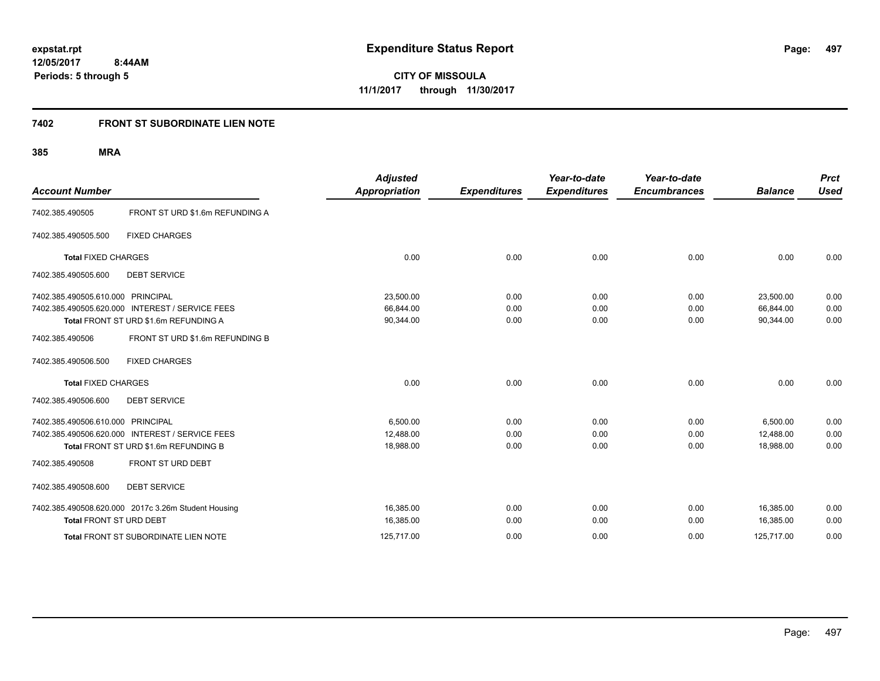**expstat.rpt**
**12/05/2017 8:44AM**
**Periods: 5 through 5**

# Expenditure Status Report

**CITY OF MISSOULA**
**11/1/2017 through 11/30/2017**

## 7402 FRONT ST SUBORDINATE LIEN NOTE

### 385 MRA

| Account Number | | Adjusted Appropriation | Expenditures | Year-to-date Expenditures | Year-to-date Encumbrances | Balance | Prct Used |
|---|---|---|---|---|---|---|---|
| 7402.385.490505 | FRONT ST URD $1.6m REFUNDING A | | | | | | |
| 7402.385.490505.500 | FIXED CHARGES | | | | | | |
| **Total** FIXED CHARGES | | 0.00 | 0.00 | 0.00 | 0.00 | 0.00 | 0.00 |
| 7402.385.490505.600 | DEBT SERVICE | | | | | | |
| 7402.385.490505.610.000 | PRINCIPAL | 23,500.00 | 0.00 | 0.00 | 0.00 | 23,500.00 | 0.00 |
| 7402.385.490505.620.000 | INTEREST / SERVICE FEES | 66,844.00 | 0.00 | 0.00 | 0.00 | 66,844.00 | 0.00 |
| **Total** FRONT ST URD $1.6m REFUNDING A | | 90,344.00 | 0.00 | 0.00 | 0.00 | 90,344.00 | 0.00 |
| 7402.385.490506 | FRONT ST URD $1.6m REFUNDING B | | | | | | |
| 7402.385.490506.500 | FIXED CHARGES | | | | | | |
| **Total** FIXED CHARGES | | 0.00 | 0.00 | 0.00 | 0.00 | 0.00 | 0.00 |
| 7402.385.490506.600 | DEBT SERVICE | | | | | | |
| 7402.385.490506.610.000 | PRINCIPAL | 6,500.00 | 0.00 | 0.00 | 0.00 | 6,500.00 | 0.00 |
| 7402.385.490506.620.000 | INTEREST / SERVICE FEES | 12,488.00 | 0.00 | 0.00 | 0.00 | 12,488.00 | 0.00 |
| **Total** FRONT ST URD $1.6m REFUNDING B | | 18,988.00 | 0.00 | 0.00 | 0.00 | 18,988.00 | 0.00 |
| 7402.385.490508 | FRONT ST URD DEBT | | | | | | |
| 7402.385.490508.600 | DEBT SERVICE | | | | | | |
| 7402.385.490508.620.000 | 2017c 3.26m Student Housing | 16,385.00 | 0.00 | 0.00 | 0.00 | 16,385.00 | 0.00 |
| **Total** FRONT ST URD DEBT | | 16,385.00 | 0.00 | 0.00 | 0.00 | 16,385.00 | 0.00 |
| **Total** FRONT ST SUBORDINATE LIEN NOTE | | 125,717.00 | 0.00 | 0.00 | 0.00 | 125,717.00 | 0.00 |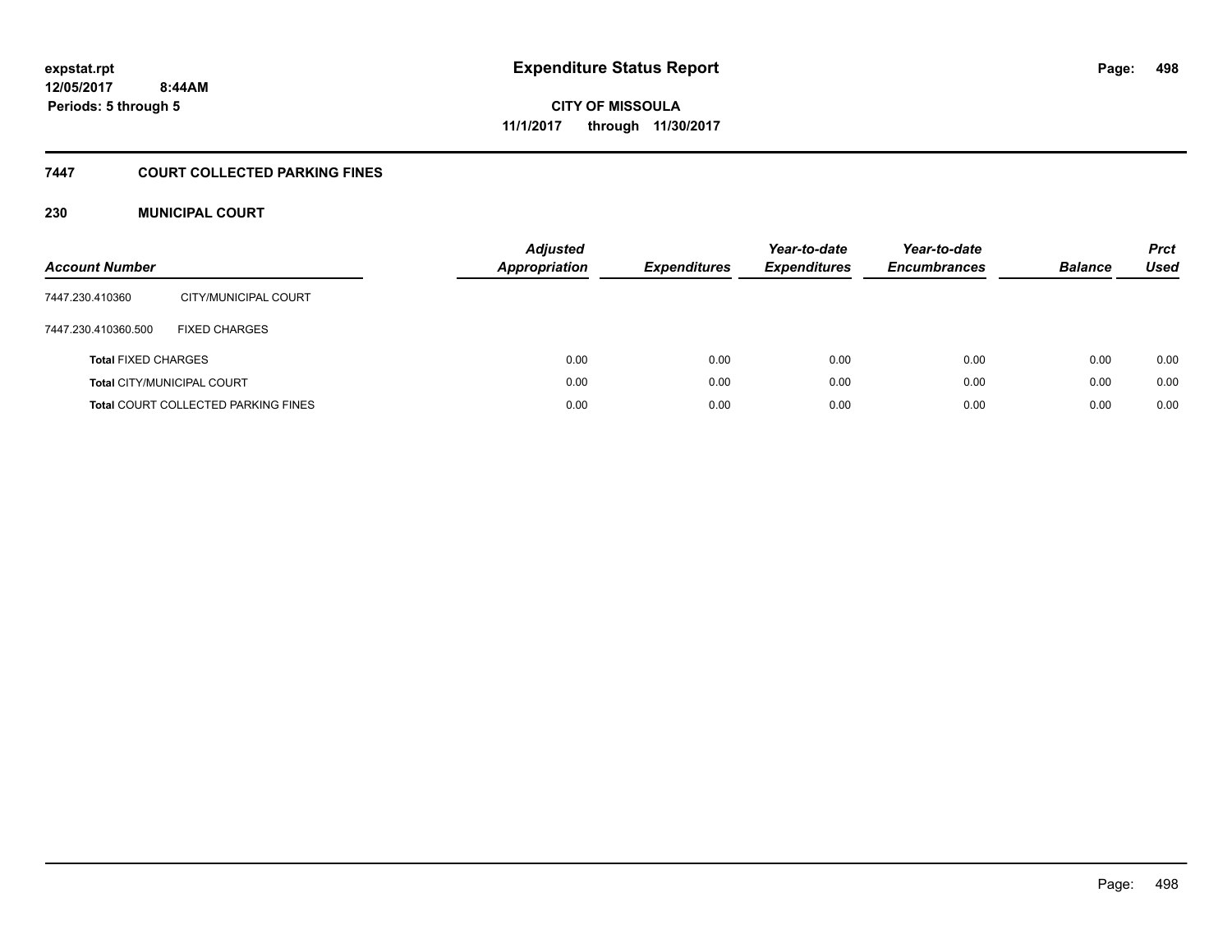**expstat.rpt**
**12/05/2017 8:44AM**
**Periods: 5 through 5**

# Expenditure Status Report

**CITY OF MISSOULA**
**11/1/2017 through 11/30/2017**

## 7447 COURT COLLECTED PARKING FINES

### 230 MUNICIPAL COURT

| Account Number | | Adjusted Appropriation | Expenditures | Year-to-date Expenditures | Year-to-date Encumbrances | Balance | Prct Used |
|---|---|---|---|---|---|---|---|
| 7447.230.410360 | CITY/MUNICIPAL COURT | | | | | | |
| 7447.230.410360.500 | FIXED CHARGES | | | | | | |
| **Total** FIXED CHARGES | | 0.00 | 0.00 | 0.00 | 0.00 | 0.00 | 0.00 |
| **Total** CITY/MUNICIPAL COURT | | 0.00 | 0.00 | 0.00 | 0.00 | 0.00 | 0.00 |
| **Total** COURT COLLECTED PARKING FINES | | 0.00 | 0.00 | 0.00 | 0.00 | 0.00 | 0.00 |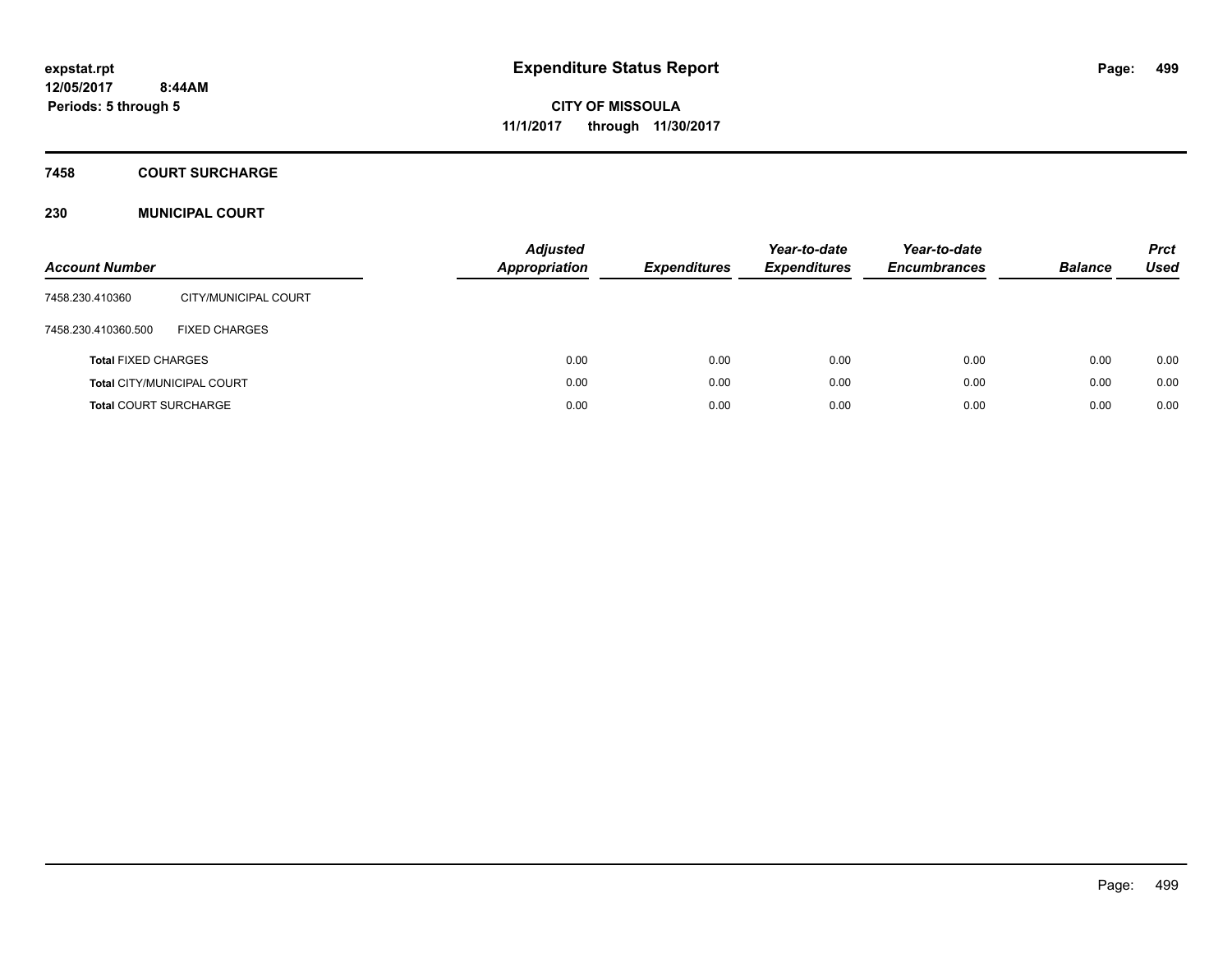expstat.rpt
12/05/2017 8:44AM
Periods: 5 through 5

# Expenditure Status Report

CITY OF MISSOULA
11/1/2017 through 11/30/2017

## 7458 COURT SURCHARGE

## 230 MUNICIPAL COURT

| Account Number | | Adjusted Appropriation | Expenditures | Year-to-date Expenditures | Year-to-date Encumbrances | Balance | Prct Used |
|---|---|---|---|---|---|---|---|
| 7458.230.410360 | CITY/MUNICIPAL COURT | | | | | | |
| 7458.230.410360.500 | FIXED CHARGES | | | | | | |
| **Total** FIXED CHARGES | | 0.00 | 0.00 | 0.00 | 0.00 | 0.00 | 0.00 |
| **Total** CITY/MUNICIPAL COURT | | 0.00 | 0.00 | 0.00 | 0.00 | 0.00 | 0.00 |
| **Total** COURT SURCHARGE | | 0.00 | 0.00 | 0.00 | 0.00 | 0.00 | 0.00 |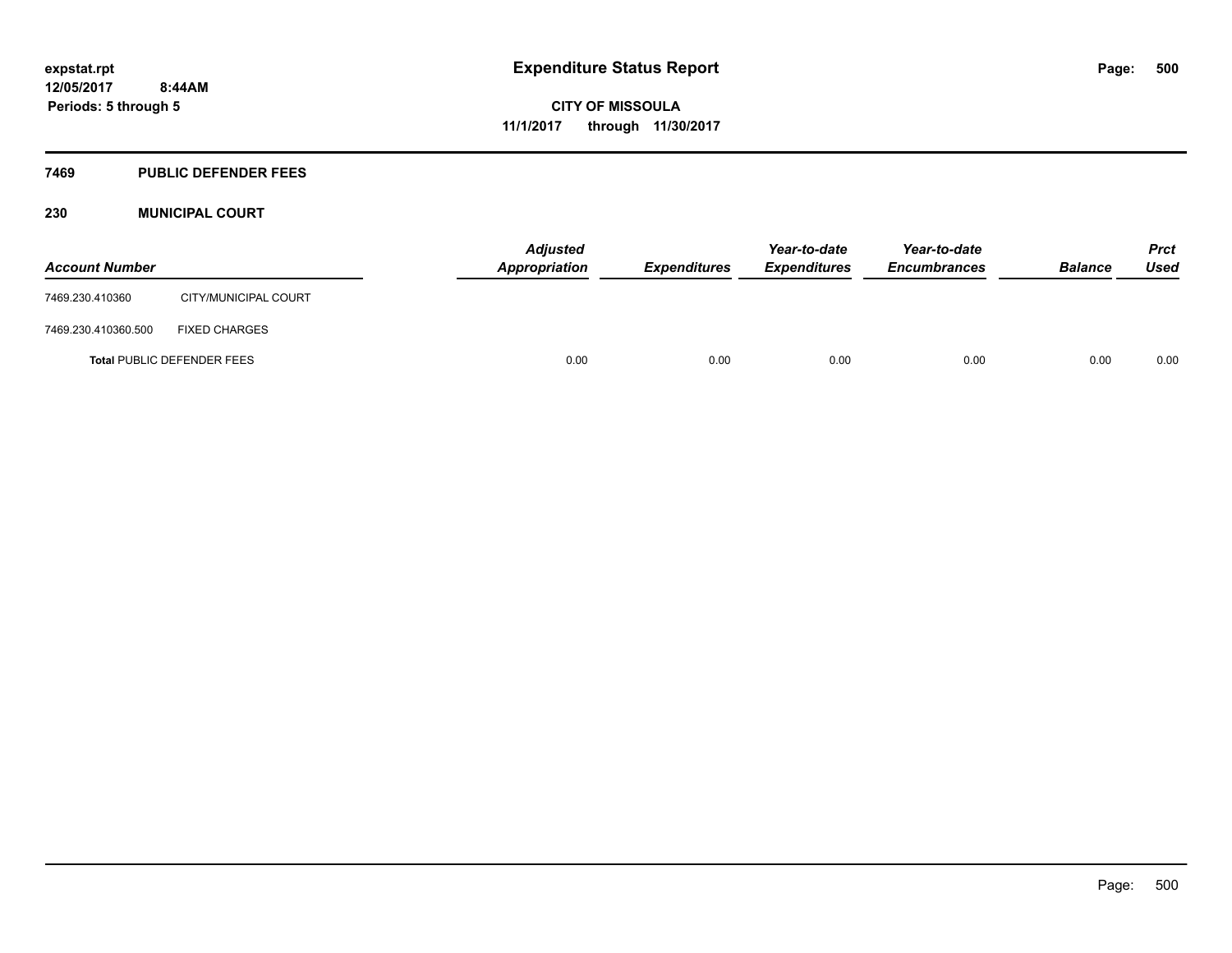# Expenditure Status Report

**expstat.rpt**
**12/05/2017 8:44AM**
**Periods: 5 through 5**

**CITY OF MISSOULA**
**11/1/2017 through 11/30/2017**

## 7469 PUBLIC DEFENDER FEES

### 230 MUNICIPAL COURT

| Account Number | | *Adjusted Appropriation* | *Expenditures* | *Year-to-date Expenditures* | *Year-to-date Encumbrances* | *Balance* | *Prct Used* |
|---|---|---|---|---|---|---|---|
| 7469.230.410360 | CITY/MUNICIPAL COURT | | | | | | |
| 7469.230.410360.500 | FIXED CHARGES | | | | | | |
| **Total** PUBLIC DEFENDER FEES | | 0.00 | 0.00 | 0.00 | 0.00 | 0.00 | 0.00 |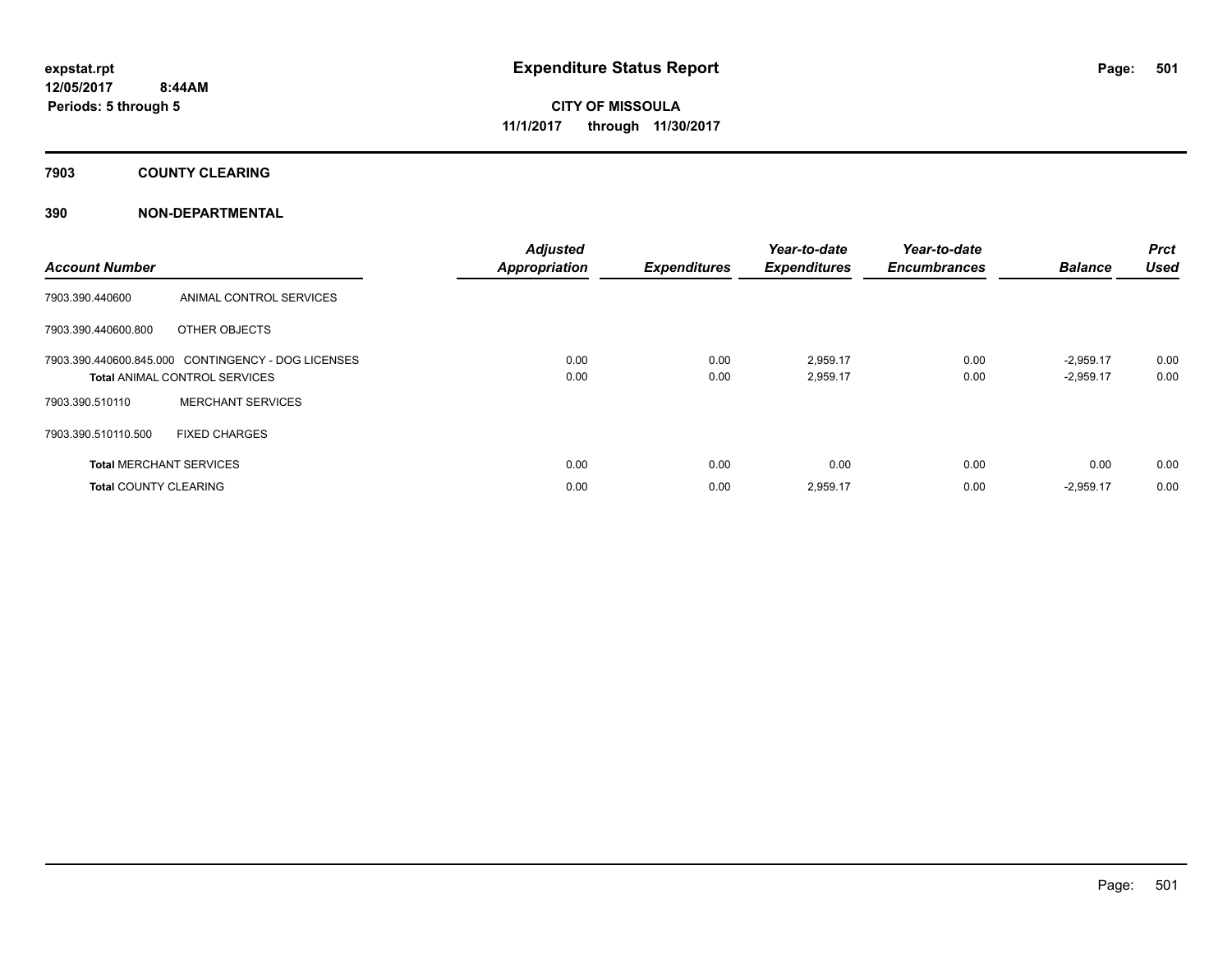**expstat.rpt**
**12/05/2017 8:44AM**
**Periods: 5 through 5**

# Expenditure Status Report

**CITY OF MISSOULA**
**11/1/2017 through 11/30/2017**

## 7903 COUNTY CLEARING

## 390 NON-DEPARTMENTAL

| Account Number | | Adjusted Appropriation | Expenditures | Year-to-date Expenditures | Year-to-date Encumbrances | Balance | Prct Used |
|---|---|---|---|---|---|---|---|
| 7903.390.440600 | ANIMAL CONTROL SERVICES | | | | | | |
| 7903.390.440600.800 | OTHER OBJECTS | | | | | | |
| 7903.390.440600.845.000 | CONTINGENCY - DOG LICENSES | 0.00 | 0.00 | 2,959.17 | 0.00 | -2,959.17 | 0.00 |
| **Total** ANIMAL CONTROL SERVICES | | 0.00 | 0.00 | 2,959.17 | 0.00 | -2,959.17 | 0.00 |
| 7903.390.510110 | MERCHANT SERVICES | | | | | | |
| 7903.390.510110.500 | FIXED CHARGES | | | | | | |
| **Total** MERCHANT SERVICES | | 0.00 | 0.00 | 0.00 | 0.00 | 0.00 | 0.00 |
| **Total** COUNTY CLEARING | | 0.00 | 0.00 | 2,959.17 | 0.00 | -2,959.17 | 0.00 |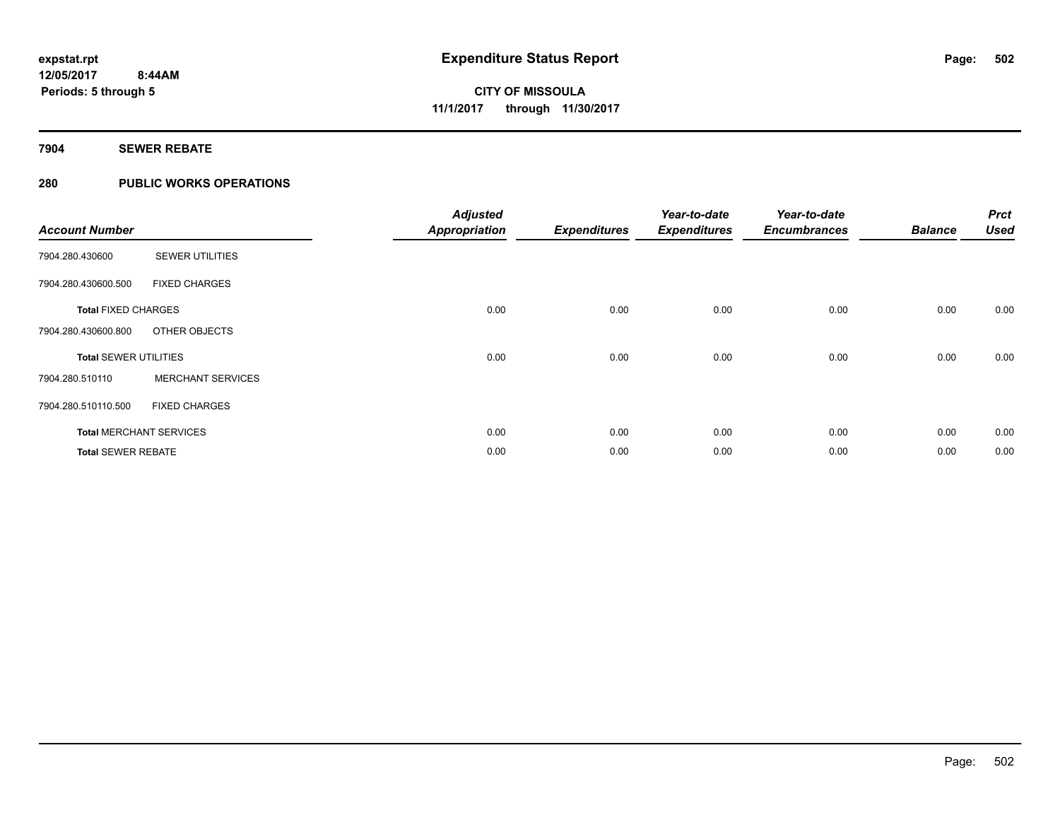# Expenditure Status Report

**CITY OF MISSOULA**
**11/1/2017 through 11/30/2017**

expstat.rpt
12/05/2017 8:44AM
Periods: 5 through 5

## 7904 SEWER REBATE

## 280 PUBLIC WORKS OPERATIONS

| Account Number | | Adjusted Appropriation | Expenditures | Year-to-date Expenditures | Year-to-date Encumbrances | Balance | Prct Used |
|---|---|---|---|---|---|---|---|
| 7904.280.430600 | SEWER UTILITIES | | | | | | |
| 7904.280.430600.500 | FIXED CHARGES | | | | | | |
| **Total** FIXED CHARGES | | 0.00 | 0.00 | 0.00 | 0.00 | 0.00 | 0.00 |
| 7904.280.430600.800 | OTHER OBJECTS | | | | | | |
| **Total** SEWER UTILITIES | | 0.00 | 0.00 | 0.00 | 0.00 | 0.00 | 0.00 |
| 7904.280.510110 | MERCHANT SERVICES | | | | | | |
| 7904.280.510110.500 | FIXED CHARGES | | | | | | |
| **Total** MERCHANT SERVICES | | 0.00 | 0.00 | 0.00 | 0.00 | 0.00 | 0.00 |
| **Total** SEWER REBATE | | 0.00 | 0.00 | 0.00 | 0.00 | 0.00 | 0.00 |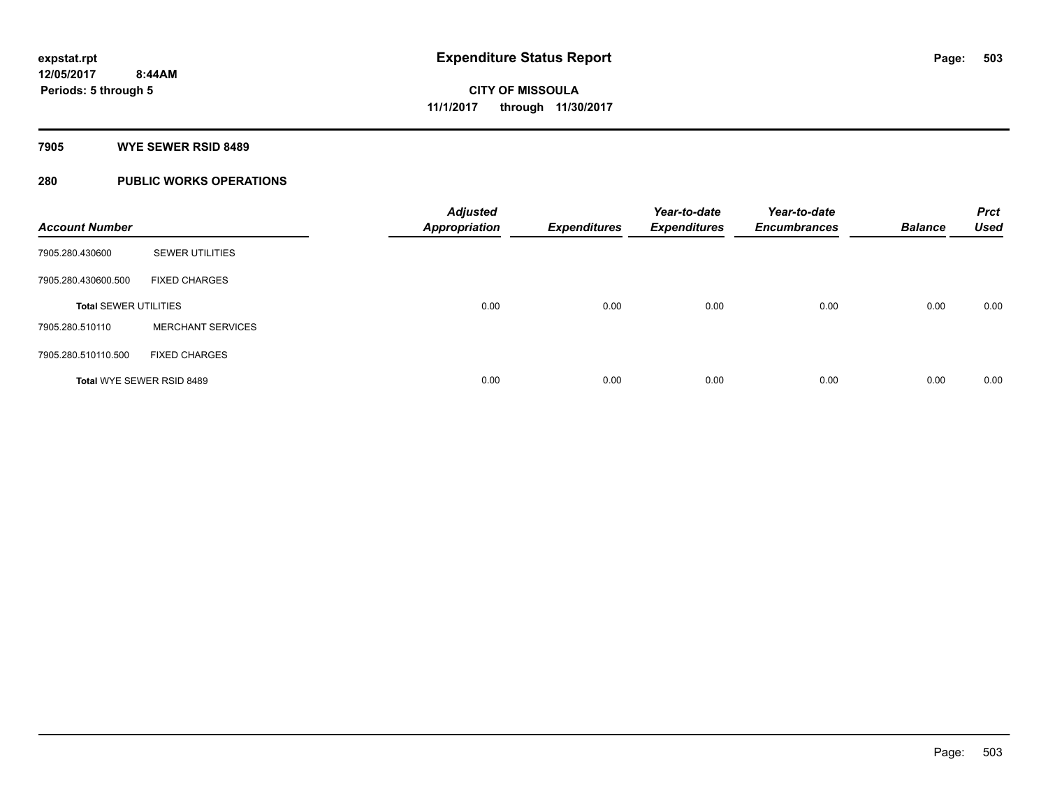expstat.rpt
12/05/2017 8:44AM
Periods: 5 through 5

# Expenditure Status Report

CITY OF MISSOULA
11/1/2017 through 11/30/2017

## 7905 WYE SEWER RSID 8489

## 280 PUBLIC WORKS OPERATIONS

| Account Number | | Adjusted Appropriation | Expenditures | Year-to-date Expenditures | Year-to-date Encumbrances | Balance | Prct Used |
|---|---|---|---|---|---|---|---|
| 7905.280.430600 | SEWER UTILITIES | | | | | | |
| 7905.280.430600.500 | FIXED CHARGES | | | | | | |
| **Total** SEWER UTILITIES | | 0.00 | 0.00 | 0.00 | 0.00 | 0.00 | 0.00 |
| 7905.280.510110 | MERCHANT SERVICES | | | | | | |
| 7905.280.510110.500 | FIXED CHARGES | | | | | | |
| **Total** WYE SEWER RSID 8489 | | 0.00 | 0.00 | 0.00 | 0.00 | 0.00 | 0.00 |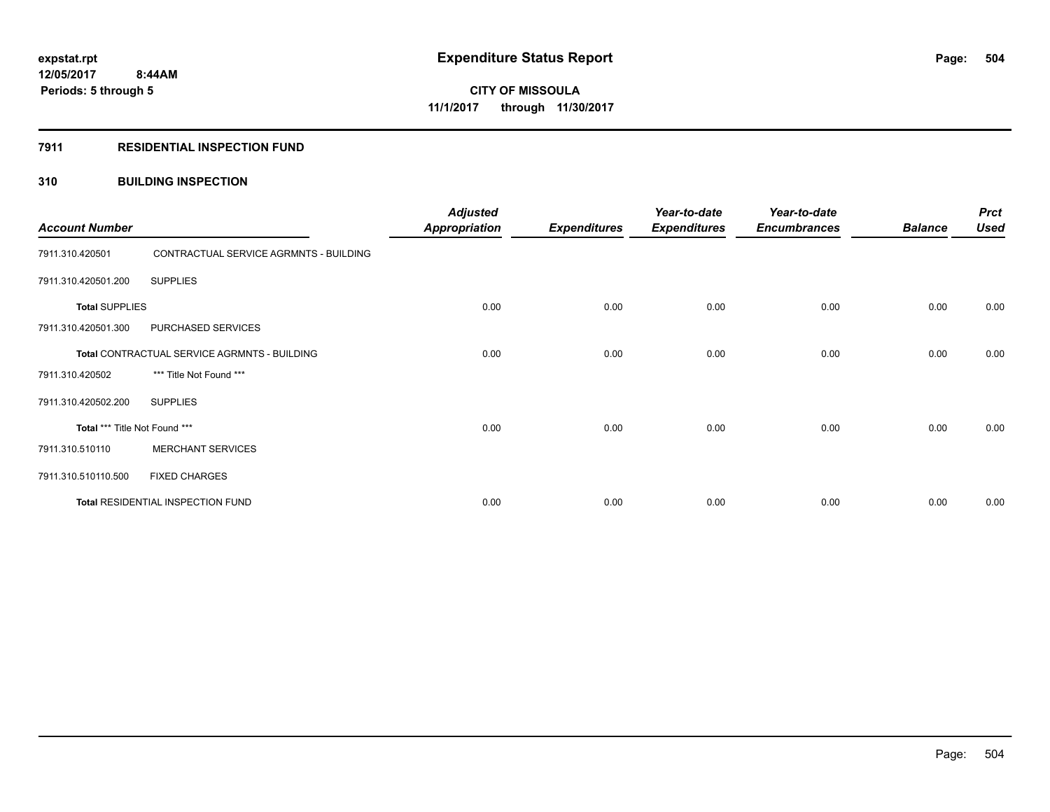**expstat.rpt**
**12/05/2017 8:44AM**
**Periods: 5 through 5**

# Expenditure Status Report

**CITY OF MISSOULA**
**11/1/2017 through 11/30/2017**

## 7911 RESIDENTIAL INSPECTION FUND

### 310 BUILDING INSPECTION

| Account Number | | Adjusted Appropriation | Expenditures | Year-to-date Expenditures | Year-to-date Encumbrances | Balance | Prct Used |
|---|---|---|---|---|---|---|---|
| 7911.310.420501 | CONTRACTUAL SERVICE AGRMNTS - BUILDING | | | | | | |
| 7911.310.420501.200 | SUPPLIES | | | | | | |
| **Total** SUPPLIES | | 0.00 | 0.00 | 0.00 | 0.00 | 0.00 | 0.00 |
| 7911.310.420501.300 | PURCHASED SERVICES | | | | | | |
| **Total** CONTRACTUAL SERVICE AGRMNTS - BUILDING | | 0.00 | 0.00 | 0.00 | 0.00 | 0.00 | 0.00 |
| 7911.310.420502 | *** Title Not Found *** | | | | | | |
| 7911.310.420502.200 | SUPPLIES | | | | | | |
| **Total** *** Title Not Found *** | | 0.00 | 0.00 | 0.00 | 0.00 | 0.00 | 0.00 |
| 7911.310.510110 | MERCHANT SERVICES | | | | | | |
| 7911.310.510110.500 | FIXED CHARGES | | | | | | |
| **Total** RESIDENTIAL INSPECTION FUND | | 0.00 | 0.00 | 0.00 | 0.00 | 0.00 | 0.00 |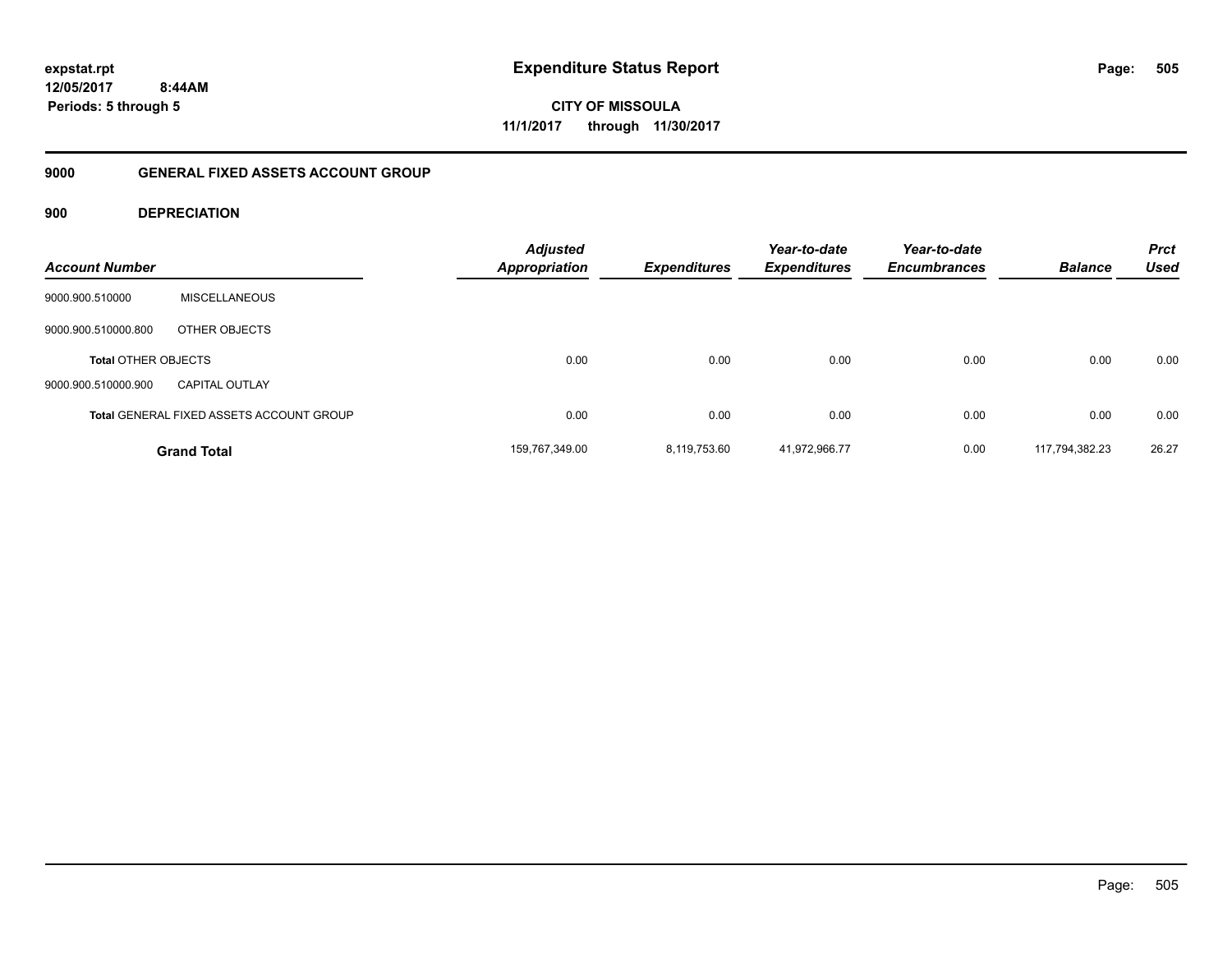**expstat.rpt**
**12/05/2017 8:44AM**
**Periods: 5 through 5**

# Expenditure Status Report

**CITY OF MISSOULA**
**11/1/2017 through 11/30/2017**

## 9000 GENERAL FIXED ASSETS ACCOUNT GROUP

### 900 DEPRECIATION

| Account Number | | Adjusted Appropriation | Expenditures | Year-to-date Expenditures | Year-to-date Encumbrances | Balance | Prct Used |
|---|---|---|---|---|---|---|---|
| 9000.900.510000 | MISCELLANEOUS | | | | | | |
| 9000.900.510000.800 | OTHER OBJECTS | | | | | | |
| **Total** OTHER OBJECTS | | 0.00 | 0.00 | 0.00 | 0.00 | 0.00 | 0.00 |
| 9000.900.510000.900 | CAPITAL OUTLAY | | | | | | |
| **Total** GENERAL FIXED ASSETS ACCOUNT GROUP | | 0.00 | 0.00 | 0.00 | 0.00 | 0.00 | 0.00 |
| **Grand Total** | | 159,767,349.00 | 8,119,753.60 | 41,972,966.77 | 0.00 | 117,794,382.23 | 26.27 |